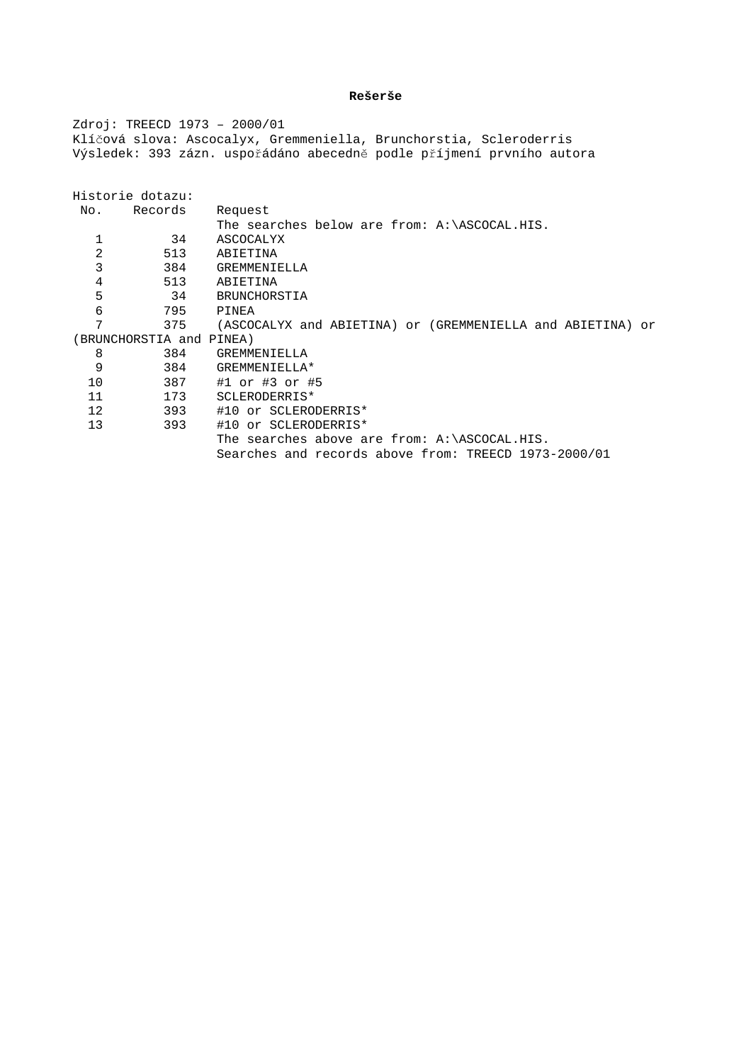**Rešerše**

Zdroj: TREECD 1973 – 2000/01
Klíčová slova: Ascocalyx, Gremmeniella, Brunchorstia, Scleroderris
Výsledek: 393 zázn. uspořádáno abecedně podle příjmení prvního autora

Historie dotazu:

| No. | Records | Request |
|---|---|---|
| | | The searches below are from: A:\ASCOCAL.HIS. |
| 1 | 34 | ASCOCALYX |
| 2 | 513 | ABIETINA |
| 3 | 384 | GREMMENIELLA |
| 4 | 513 | ABIETINA |
| 5 | 34 | BRUNCHORSTIA |
| 6 | 795 | PINEA |
| 7 | 375 | (ASCOCALYX and ABIETINA) or (GREMMENIELLA and ABIETINA) or (BRUNCHORSTIA and PINEA) |
| 8 | 384 | GREMMENIELLA |
| 9 | 384 | GREMMENIELLA* |
| 10 | 387 | #1 or #3 or #5 |
| 11 | 173 | SCLERODERRIS* |
| 12 | 393 | #10 or SCLERODERRIS* |
| 13 | 393 | #10 or SCLERODERRIS* |
| | | The searches above are from: A:\ASCOCAL.HIS. |
| | | Searches and records above from: TREECD 1973-2000/01 |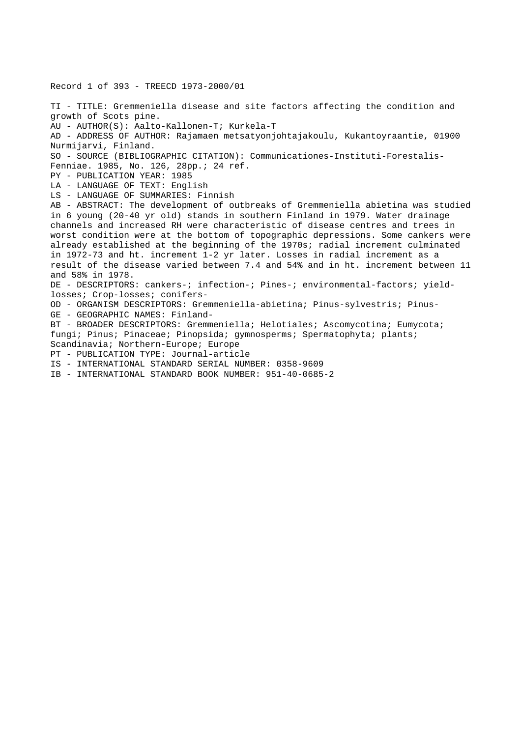Record 1 of 393 - TREECD 1973-2000/01

TI - TITLE: Gremmeniella disease and site factors affecting the condition and growth of Scots pine.
AU - AUTHOR(S): Aalto-Kallonen-T; Kurkela-T
AD - ADDRESS OF AUTHOR: Rajamaen metsatyonjohtajakoulu, Kukantoyraantie, 01900 Nurmijarvi, Finland.
SO - SOURCE (BIBLIOGRAPHIC CITATION): Communicationes-Instituti-Forestalis-Fenniae. 1985, No. 126, 28pp.; 24 ref.
PY - PUBLICATION YEAR: 1985
LA - LANGUAGE OF TEXT: English
LS - LANGUAGE OF SUMMARIES: Finnish
AB - ABSTRACT: The development of outbreaks of Gremmeniella abietina was studied in 6 young (20-40 yr old) stands in southern Finland in 1979. Water drainage channels and increased RH were characteristic of disease centres and trees in worst condition were at the bottom of topographic depressions. Some cankers were already established at the beginning of the 1970s; radial increment culminated in 1972-73 and ht. increment 1-2 yr later. Losses in radial increment as a result of the disease varied between 7.4 and 54% and in ht. increment between 11 and 58% in 1978.
DE - DESCRIPTORS: cankers-; infection-; Pines-; environmental-factors; yield-losses; Crop-losses; conifers-
OD - ORGANISM DESCRIPTORS: Gremmeniella-abietina; Pinus-sylvestris; Pinus-
GE - GEOGRAPHIC NAMES: Finland-
BT - BROADER DESCRIPTORS: Gremmeniella; Helotiales; Ascomycotina; Eumycota; fungi; Pinus; Pinaceae; Pinopsida; gymnosperms; Spermatophyta; plants; Scandinavia; Northern-Europe; Europe
PT - PUBLICATION TYPE: Journal-article
IS - INTERNATIONAL STANDARD SERIAL NUMBER: 0358-9609
IB - INTERNATIONAL STANDARD BOOK NUMBER: 951-40-0685-2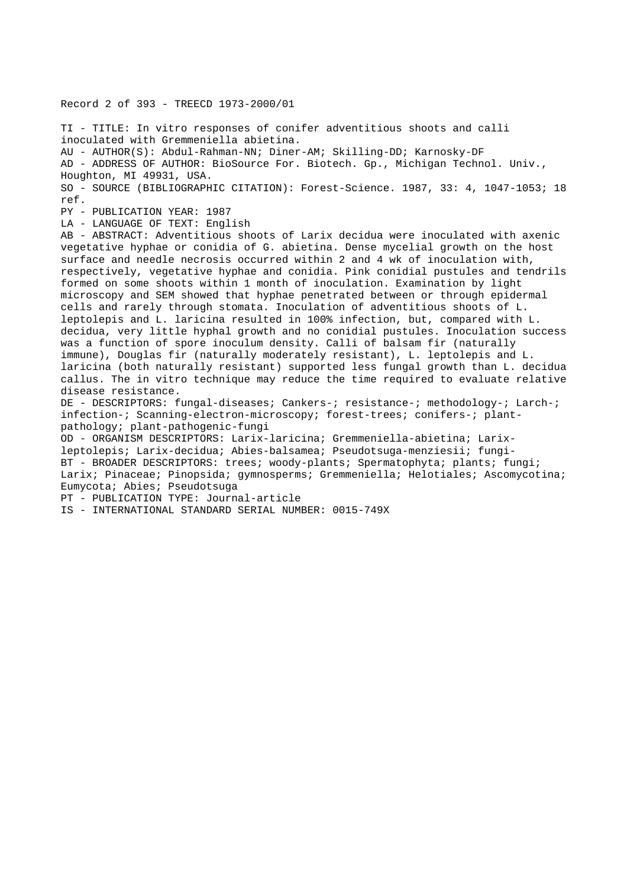Record 2 of 393 - TREECD 1973-2000/01

TI - TITLE: In vitro responses of conifer adventitious shoots and calli inoculated with Gremmeniella abietina.

AU - AUTHOR(S): Abdul-Rahman-NN; Diner-AM; Skilling-DD; Karnosky-DF

AD - ADDRESS OF AUTHOR: BioSource For. Biotech. Gp., Michigan Technol. Univ., Houghton, MI 49931, USA.

SO - SOURCE (BIBLIOGRAPHIC CITATION): Forest-Science. 1987, 33: 4, 1047-1053; 18 ref.

PY - PUBLICATION YEAR: 1987

LA - LANGUAGE OF TEXT: English

AB - ABSTRACT: Adventitious shoots of Larix decidua were inoculated with axenic vegetative hyphae or conidia of G. abietina. Dense mycelial growth on the host surface and needle necrosis occurred within 2 and 4 wk of inoculation with, respectively, vegetative hyphae and conidia. Pink conidial pustules and tendrils formed on some shoots within 1 month of inoculation. Examination by light microscopy and SEM showed that hyphae penetrated between or through epidermal cells and rarely through stomata. Inoculation of adventitious shoots of L. leptolepis and L. laricina resulted in 100% infection, but, compared with L. decidua, very little hyphal growth and no conidial pustules. Inoculation success was a function of spore inoculum density. Calli of balsam fir (naturally immune), Douglas fir (naturally moderately resistant), L. leptolepis and L. laricina (both naturally resistant) supported less fungal growth than L. decidua callus. The in vitro technique may reduce the time required to evaluate relative disease resistance.

DE - DESCRIPTORS: fungal-diseases; Cankers-; resistance-; methodology-; Larch-; infection-; Scanning-electron-microscopy; forest-trees; conifers-; plant-pathology; plant-pathogenic-fungi

OD - ORGANISM DESCRIPTORS: Larix-laricina; Gremmeniella-abietina; Larix-leptolepis; Larix-decidua; Abies-balsamea; Pseudotsuga-menziesii; fungi-

BT - BROADER DESCRIPTORS: trees; woody-plants; Spermatophyta; plants; fungi; Larix; Pinaceae; Pinopsida; gymnosperms; Gremmeniella; Helotiales; Ascomycotina; Eumycota; Abies; Pseudotsuga

PT - PUBLICATION TYPE: Journal-article

IS - INTERNATIONAL STANDARD SERIAL NUMBER: 0015-749X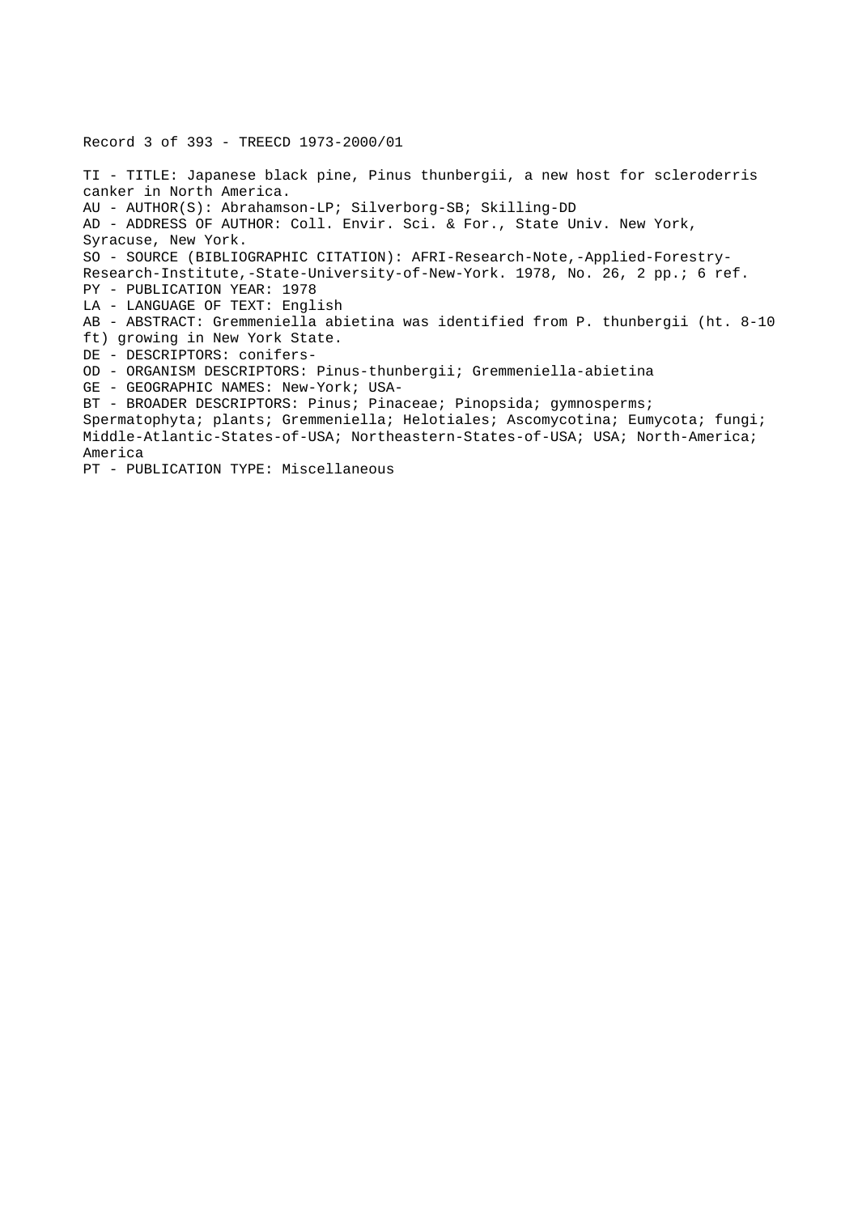Record 3 of 393 - TREECD 1973-2000/01

TI - TITLE: Japanese black pine, Pinus thunbergii, a new host for scleroderris canker in North America.
AU - AUTHOR(S): Abrahamson-LP; Silverborg-SB; Skilling-DD
AD - ADDRESS OF AUTHOR: Coll. Envir. Sci. & For., State Univ. New York, Syracuse, New York.
SO - SOURCE (BIBLIOGRAPHIC CITATION): AFRI-Research-Note,-Applied-Forestry-Research-Institute,-State-University-of-New-York. 1978, No. 26, 2 pp.; 6 ref.
PY - PUBLICATION YEAR: 1978
LA - LANGUAGE OF TEXT: English
AB - ABSTRACT: Gremmeniella abietina was identified from P. thunbergii (ht. 8-10 ft) growing in New York State.
DE - DESCRIPTORS: conifers-
OD - ORGANISM DESCRIPTORS: Pinus-thunbergii; Gremmeniella-abietina
GE - GEOGRAPHIC NAMES: New-York; USA-
BT - BROADER DESCRIPTORS: Pinus; Pinaceae; Pinopsida; gymnosperms; Spermatophyta; plants; Gremmeniella; Helotiales; Ascomycotina; Eumycota; fungi; Middle-Atlantic-States-of-USA; Northeastern-States-of-USA; USA; North-America; America
PT - PUBLICATION TYPE: Miscellaneous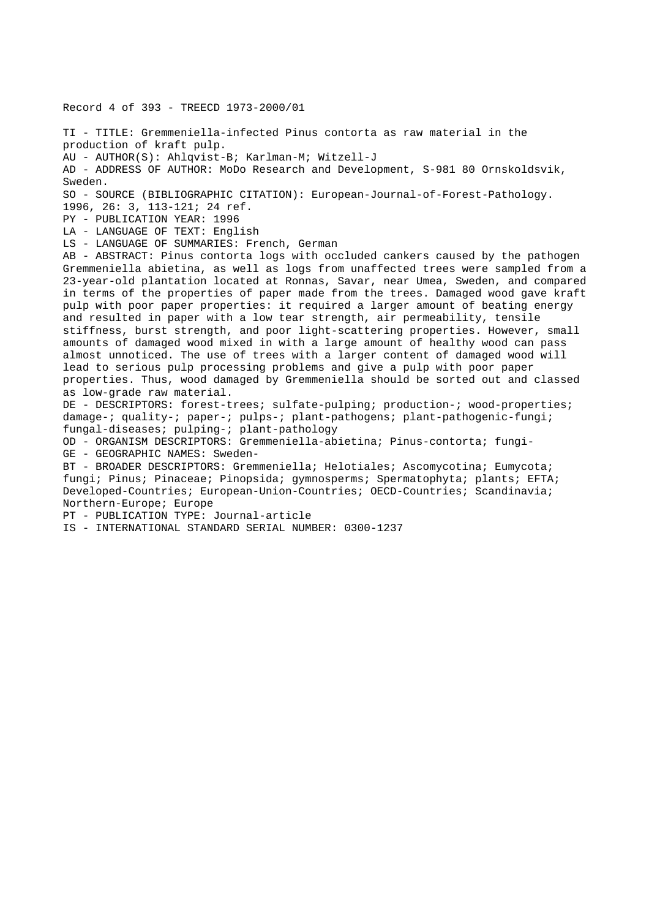Record 4 of 393 - TREECD 1973-2000/01

TI - TITLE: Gremmeniella-infected Pinus contorta as raw material in the production of kraft pulp.
AU - AUTHOR(S): Ahlqvist-B; Karlman-M; Witzell-J
AD - ADDRESS OF AUTHOR: MoDo Research and Development, S-981 80 Ornskoldsvik, Sweden.
SO - SOURCE (BIBLIOGRAPHIC CITATION): European-Journal-of-Forest-Pathology. 1996, 26: 3, 113-121; 24 ref.
PY - PUBLICATION YEAR: 1996
LA - LANGUAGE OF TEXT: English
LS - LANGUAGE OF SUMMARIES: French, German
AB - ABSTRACT: Pinus contorta logs with occluded cankers caused by the pathogen Gremmeniella abietina, as well as logs from unaffected trees were sampled from a 23-year-old plantation located at Ronnas, Savar, near Umea, Sweden, and compared in terms of the properties of paper made from the trees. Damaged wood gave kraft pulp with poor paper properties: it required a larger amount of beating energy and resulted in paper with a low tear strength, air permeability, tensile stiffness, burst strength, and poor light-scattering properties. However, small amounts of damaged wood mixed in with a large amount of healthy wood can pass almost unnoticed. The use of trees with a larger content of damaged wood will lead to serious pulp processing problems and give a pulp with poor paper properties. Thus, wood damaged by Gremmeniella should be sorted out and classed as low-grade raw material.
DE - DESCRIPTORS: forest-trees; sulfate-pulping; production-; wood-properties; damage-; quality-; paper-; pulps-; plant-pathogens; plant-pathogenic-fungi; fungal-diseases; pulping-; plant-pathology
OD - ORGANISM DESCRIPTORS: Gremmeniella-abietina; Pinus-contorta; fungi-
GE - GEOGRAPHIC NAMES: Sweden-
BT - BROADER DESCRIPTORS: Gremmeniella; Helotiales; Ascomycotina; Eumycota; fungi; Pinus; Pinaceae; Pinopsida; gymnosperms; Spermatophyta; plants; EFTA; Developed-Countries; European-Union-Countries; OECD-Countries; Scandinavia; Northern-Europe; Europe
PT - PUBLICATION TYPE: Journal-article
IS - INTERNATIONAL STANDARD SERIAL NUMBER: 0300-1237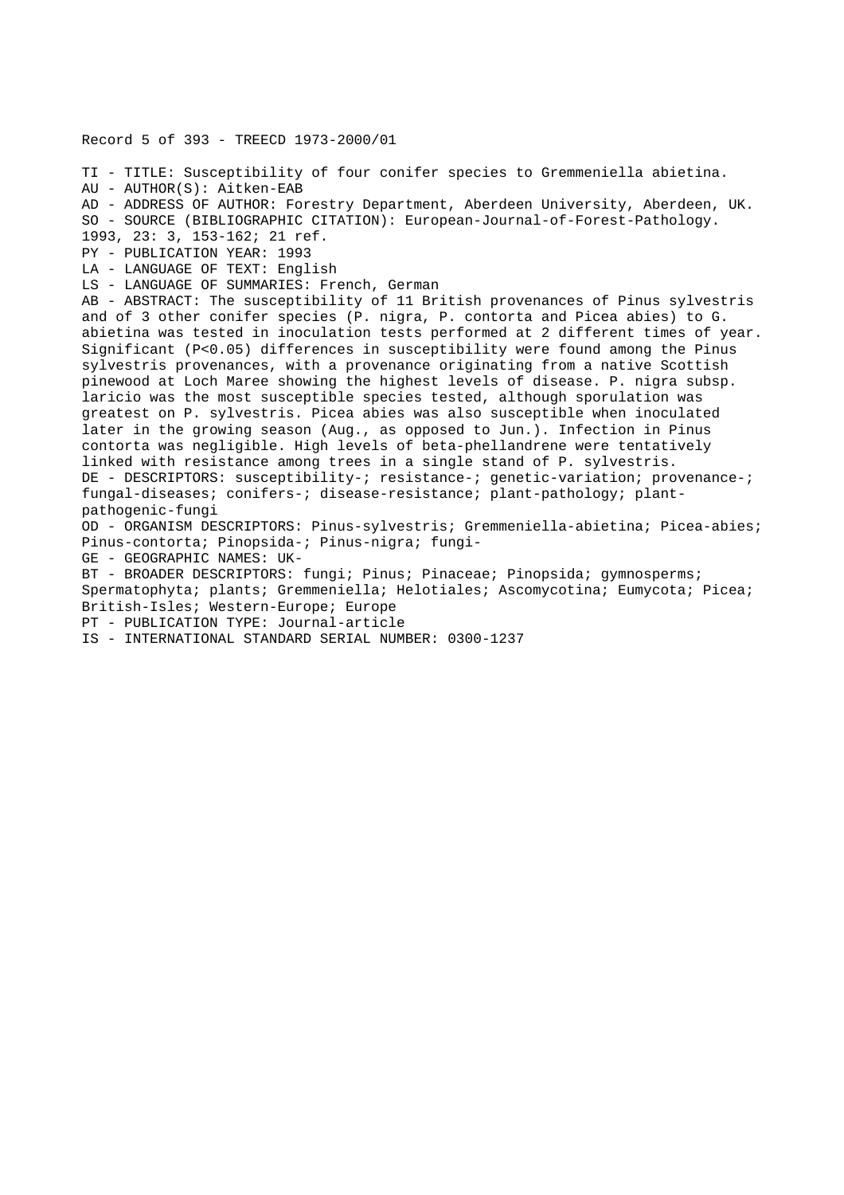Record 5 of 393 - TREECD 1973-2000/01

TI - TITLE: Susceptibility of four conifer species to Gremmeniella abietina.
AU - AUTHOR(S): Aitken-EAB
AD - ADDRESS OF AUTHOR: Forestry Department, Aberdeen University, Aberdeen, UK.
SO - SOURCE (BIBLIOGRAPHIC CITATION): European-Journal-of-Forest-Pathology. 1993, 23: 3, 153-162; 21 ref.
PY - PUBLICATION YEAR: 1993
LA - LANGUAGE OF TEXT: English
LS - LANGUAGE OF SUMMARIES: French, German
AB - ABSTRACT: The susceptibility of 11 British provenances of Pinus sylvestris and of 3 other conifer species (P. nigra, P. contorta and Picea abies) to G. abietina was tested in inoculation tests performed at 2 different times of year. Significant ($P<0.05$) differences in susceptibility were found among the Pinus sylvestris provenances, with a provenance originating from a native Scottish pinewood at Loch Maree showing the highest levels of disease. P. nigra subsp. laricio was the most susceptible species tested, although sporulation was greatest on P. sylvestris. Picea abies was also susceptible when inoculated later in the growing season (Aug., as opposed to Jun.). Infection in Pinus contorta was negligible. High levels of beta-phellandrene were tentatively linked with resistance among trees in a single stand of P. sylvestris.
DE - DESCRIPTORS: susceptibility-; resistance-; genetic-variation; provenance-; fungal-diseases; conifers-; disease-resistance; plant-pathology; plant-pathogenic-fungi
OD - ORGANISM DESCRIPTORS: Pinus-sylvestris; Gremmeniella-abietina; Picea-abies; Pinus-contorta; Pinopsida-; Pinus-nigra; fungi-
GE - GEOGRAPHIC NAMES: UK-
BT - BROADER DESCRIPTORS: fungi; Pinus; Pinaceae; Pinopsida; gymnosperms; Spermatophyta; plants; Gremmeniella; Helotiales; Ascomycotina; Eumycota; Picea; British-Isles; Western-Europe; Europe
PT - PUBLICATION TYPE: Journal-article
IS - INTERNATIONAL STANDARD SERIAL NUMBER: 0300-1237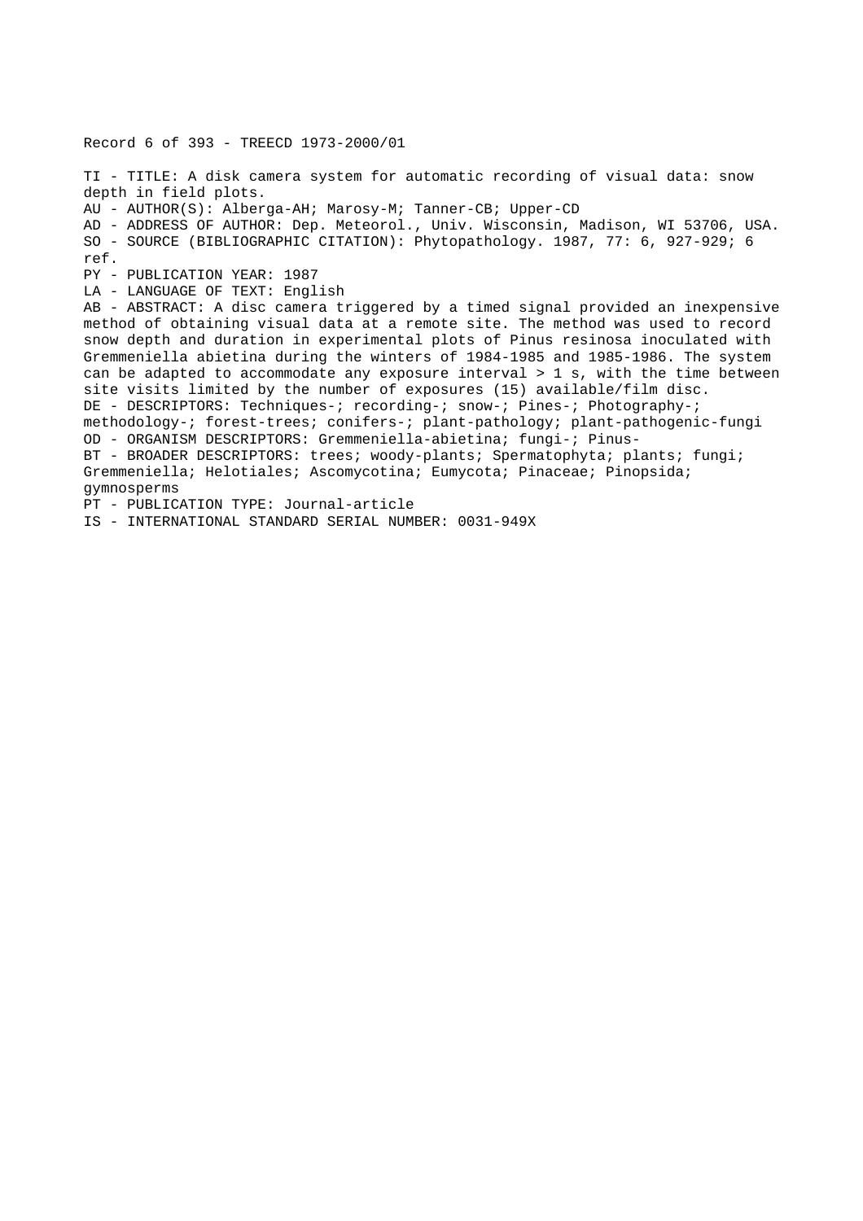Record 6 of 393 - TREECD 1973-2000/01

TI - TITLE: A disk camera system for automatic recording of visual data: snow depth in field plots.
AU - AUTHOR(S): Alberga-AH; Marosy-M; Tanner-CB; Upper-CD
AD - ADDRESS OF AUTHOR: Dep. Meteorol., Univ. Wisconsin, Madison, WI 53706, USA.
SO - SOURCE (BIBLIOGRAPHIC CITATION): Phytopathology. 1987, 77: 6, 927-929; 6 ref.
PY - PUBLICATION YEAR: 1987
LA - LANGUAGE OF TEXT: English
AB - ABSTRACT: A disc camera triggered by a timed signal provided an inexpensive method of obtaining visual data at a remote site. The method was used to record snow depth and duration in experimental plots of Pinus resinosa inoculated with Gremmeniella abietina during the winters of 1984-1985 and 1985-1986. The system can be adapted to accommodate any exposure interval > 1 s, with the time between site visits limited by the number of exposures (15) available/film disc.
DE - DESCRIPTORS: Techniques-; recording-; snow-; Pines-; Photography-; methodology-; forest-trees; conifers-; plant-pathology; plant-pathogenic-fungi
OD - ORGANISM DESCRIPTORS: Gremmeniella-abietina; fungi-; Pinus-
BT - BROADER DESCRIPTORS: trees; woody-plants; Spermatophyta; plants; fungi; Gremmeniella; Helotiales; Ascomycotina; Eumycota; Pinaceae; Pinopsida; gymnosperms
PT - PUBLICATION TYPE: Journal-article
IS - INTERNATIONAL STANDARD SERIAL NUMBER: 0031-949X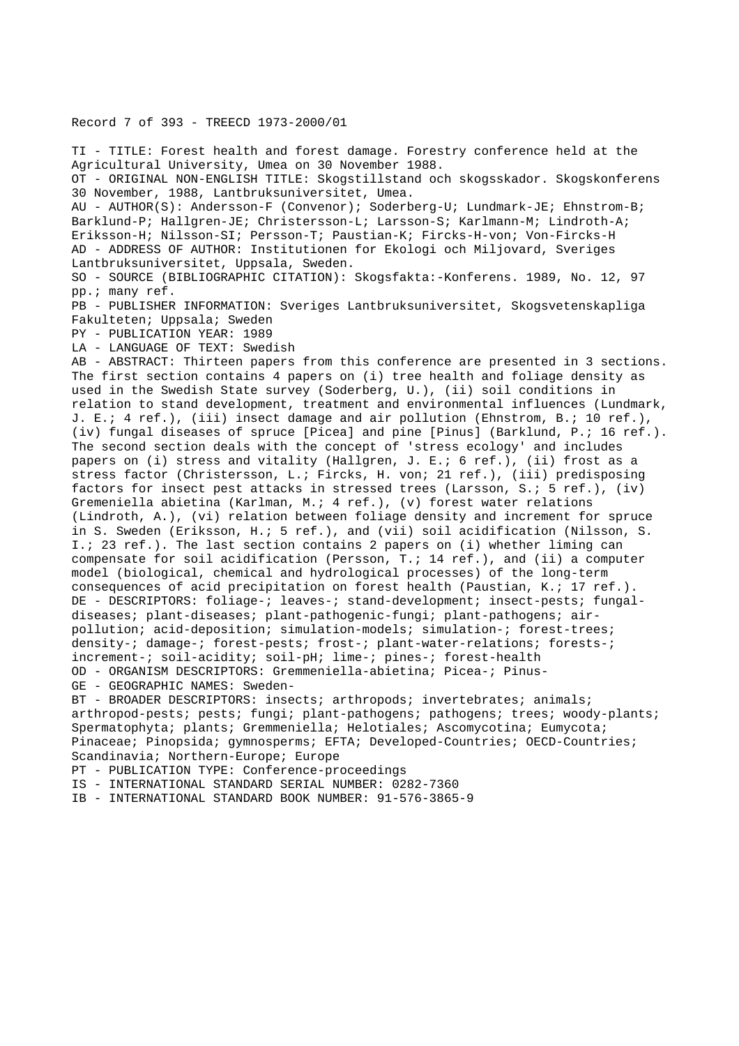Record 7 of 393 - TREECD 1973-2000/01

TI - TITLE: Forest health and forest damage. Forestry conference held at the Agricultural University, Umea on 30 November 1988.
OT - ORIGINAL NON-ENGLISH TITLE: Skogstillstand och skogsskador. Skogskonferens 30 November, 1988, Lantbruksuniversitet, Umea.
AU - AUTHOR(S): Andersson-F (Convenor); Soderberg-U; Lundmark-JE; Ehnstrom-B; Barklund-P; Hallgren-JE; Christersson-L; Larsson-S; Karlmann-M; Lindroth-A; Eriksson-H; Nilsson-SI; Persson-T; Paustian-K; Fircks-H-von; Von-Fircks-H
AD - ADDRESS OF AUTHOR: Institutionen for Ekologi och Miljovard, Sveriges Lantbruksuniversitet, Uppsala, Sweden.
SO - SOURCE (BIBLIOGRAPHIC CITATION): Skogsfakta:-Konferens. 1989, No. 12, 97 pp.; many ref.
PB - PUBLISHER INFORMATION: Sveriges Lantbruksuniversitet, Skogsvetenskapliga Fakulteten; Uppsala; Sweden
PY - PUBLICATION YEAR: 1989
LA - LANGUAGE OF TEXT: Swedish
AB - ABSTRACT: Thirteen papers from this conference are presented in 3 sections. The first section contains 4 papers on (i) tree health and foliage density as used in the Swedish State survey (Soderberg, U.), (ii) soil conditions in relation to stand development, treatment and environmental influences (Lundmark, J. E.; 4 ref.), (iii) insect damage and air pollution (Ehnstrom, B.; 10 ref.), (iv) fungal diseases of spruce [Picea] and pine [Pinus] (Barklund, P.; 16 ref.). The second section deals with the concept of 'stress ecology' and includes papers on (i) stress and vitality (Hallgren, J. E.; 6 ref.), (ii) frost as a stress factor (Christersson, L.; Fircks, H. von; 21 ref.), (iii) predisposing factors for insect pest attacks in stressed trees (Larsson, S.; 5 ref.), (iv) Gremeniella abietina (Karlman, M.; 4 ref.), (v) forest water relations (Lindroth, A.), (vi) relation between foliage density and increment for spruce in S. Sweden (Eriksson, H.; 5 ref.), and (vii) soil acidification (Nilsson, S. I.; 23 ref.). The last section contains 2 papers on (i) whether liming can compensate for soil acidification (Persson, T.; 14 ref.), and (ii) a computer model (biological, chemical and hydrological processes) of the long-term consequences of acid precipitation on forest health (Paustian, K.; 17 ref.).
DE - DESCRIPTORS: foliage-; leaves-; stand-development; insect-pests; fungal-diseases; plant-diseases; plant-pathogenic-fungi; plant-pathogens; air-pollution; acid-deposition; simulation-models; simulation-; forest-trees; density-; damage-; forest-pests; frost-; plant-water-relations; forests-; increment-; soil-acidity; soil-pH; lime-; pines-; forest-health
OD - ORGANISM DESCRIPTORS: Gremmeniella-abietina; Picea-; Pinus-
GE - GEOGRAPHIC NAMES: Sweden-
BT - BROADER DESCRIPTORS: insects; arthropods; invertebrates; animals; arthropod-pests; pests; fungi; plant-pathogens; pathogens; trees; woody-plants; Spermatophyta; plants; Gremmeniella; Helotiales; Ascomycotina; Eumycota; Pinaceae; Pinopsida; gymnosperms; EFTA; Developed-Countries; OECD-Countries; Scandinavia; Northern-Europe; Europe
PT - PUBLICATION TYPE: Conference-proceedings
IS - INTERNATIONAL STANDARD SERIAL NUMBER: 0282-7360
IB - INTERNATIONAL STANDARD BOOK NUMBER: 91-576-3865-9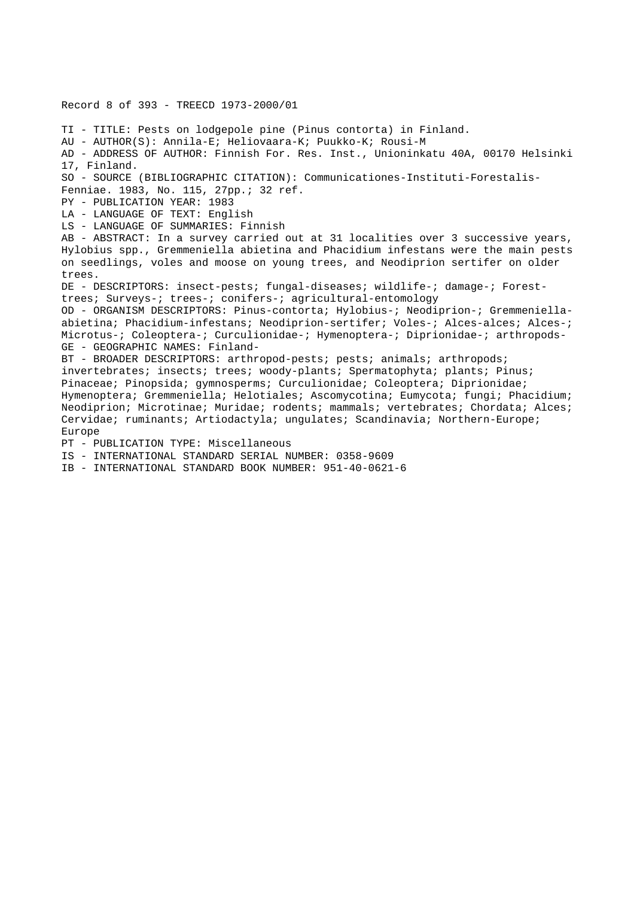Record 8 of 393 - TREECD 1973-2000/01

TI - TITLE: Pests on lodgepole pine (Pinus contorta) in Finland.
AU - AUTHOR(S): Annila-E; Heliovaara-K; Puukko-K; Rousi-M
AD - ADDRESS OF AUTHOR: Finnish For. Res. Inst., Unioninkatu 40A, 00170 Helsinki 17, Finland.
SO - SOURCE (BIBLIOGRAPHIC CITATION): Communicationes-Instituti-Forestalis-Fenniae. 1983, No. 115, 27pp.; 32 ref.
PY - PUBLICATION YEAR: 1983
LA - LANGUAGE OF TEXT: English
LS - LANGUAGE OF SUMMARIES: Finnish
AB - ABSTRACT: In a survey carried out at 31 localities over 3 successive years, Hylobius spp., Gremmeniella abietina and Phacidium infestans were the main pests on seedlings, voles and moose on young trees, and Neodiprion sertifer on older trees.
DE - DESCRIPTORS: insect-pests; fungal-diseases; wildlife-; damage-; Forest-trees; Surveys-; trees-; conifers-; agricultural-entomology
OD - ORGANISM DESCRIPTORS: Pinus-contorta; Hylobius-; Neodiprion-; Gremmeniella-abietina; Phacidium-infestans; Neodiprion-sertifer; Voles-; Alces-alces; Alces-; Microtus-; Coleoptera-; Curculionidae-; Hymenoptera-; Diprionidae-; arthropods-
GE - GEOGRAPHIC NAMES: Finland-
BT - BROADER DESCRIPTORS: arthropod-pests; pests; animals; arthropods; invertebrates; insects; trees; woody-plants; Spermatophyta; plants; Pinus; Pinaceae; Pinopsida; gymnosperms; Curculionidae; Coleoptera; Diprionidae; Hymenoptera; Gremmeniella; Helotiales; Ascomycotina; Eumycota; fungi; Phacidium; Neodiprion; Microtinae; Muridae; rodents; mammals; vertebrates; Chordata; Alces; Cervidae; ruminants; Artiodactyla; ungulates; Scandinavia; Northern-Europe; Europe
PT - PUBLICATION TYPE: Miscellaneous
IS - INTERNATIONAL STANDARD SERIAL NUMBER: 0358-9609
IB - INTERNATIONAL STANDARD BOOK NUMBER: 951-40-0621-6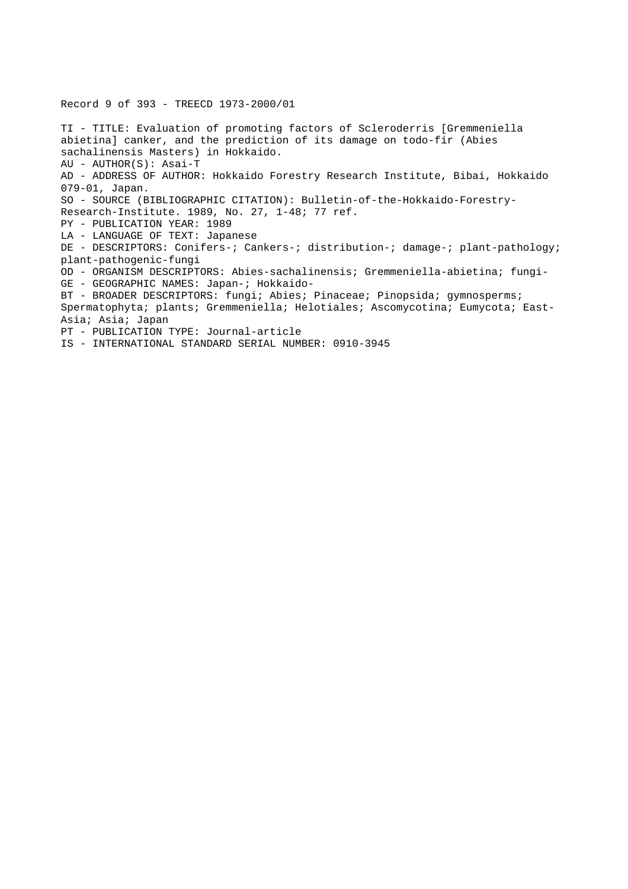Record 9 of 393 - TREECD 1973-2000/01

TI - TITLE: Evaluation of promoting factors of Scleroderris [Gremmeniella abietina] canker, and the prediction of its damage on todo-fir (Abies sachalinensis Masters) in Hokkaido.
AU - AUTHOR(S): Asai-T
AD - ADDRESS OF AUTHOR: Hokkaido Forestry Research Institute, Bibai, Hokkaido 079-01, Japan.
SO - SOURCE (BIBLIOGRAPHIC CITATION): Bulletin-of-the-Hokkaido-Forestry-Research-Institute. 1989, No. 27, 1-48; 77 ref.
PY - PUBLICATION YEAR: 1989
LA - LANGUAGE OF TEXT: Japanese
DE - DESCRIPTORS: Conifers-; Cankers-; distribution-; damage-; plant-pathology; plant-pathogenic-fungi
OD - ORGANISM DESCRIPTORS: Abies-sachalinensis; Gremmeniella-abietina; fungi-
GE - GEOGRAPHIC NAMES: Japan-; Hokkaido-
BT - BROADER DESCRIPTORS: fungi; Abies; Pinaceae; Pinopsida; gymnosperms; Spermatophyta; plants; Gremmeniella; Helotiales; Ascomycotina; Eumycota; East-Asia; Asia; Japan
PT - PUBLICATION TYPE: Journal-article
IS - INTERNATIONAL STANDARD SERIAL NUMBER: 0910-3945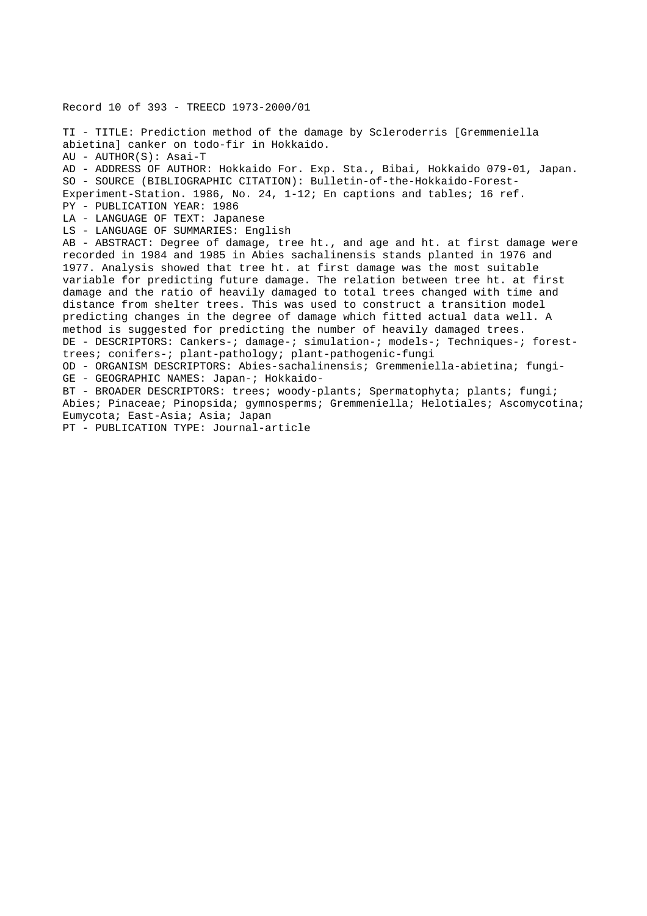Record 10 of 393 - TREECD 1973-2000/01

TI - TITLE: Prediction method of the damage by Scleroderris [Gremmeniella abietina] canker on todo-fir in Hokkaido.
AU - AUTHOR(S): Asai-T
AD - ADDRESS OF AUTHOR: Hokkaido For. Exp. Sta., Bibai, Hokkaido 079-01, Japan.
SO - SOURCE (BIBLIOGRAPHIC CITATION): Bulletin-of-the-Hokkaido-Forest-Experiment-Station. 1986, No. 24, 1-12; En captions and tables; 16 ref.
PY - PUBLICATION YEAR: 1986
LA - LANGUAGE OF TEXT: Japanese
LS - LANGUAGE OF SUMMARIES: English
AB - ABSTRACT: Degree of damage, tree ht., and age and ht. at first damage were recorded in 1984 and 1985 in Abies sachalinensis stands planted in 1976 and 1977. Analysis showed that tree ht. at first damage was the most suitable variable for predicting future damage. The relation between tree ht. at first damage and the ratio of heavily damaged to total trees changed with time and distance from shelter trees. This was used to construct a transition model predicting changes in the degree of damage which fitted actual data well. A method is suggested for predicting the number of heavily damaged trees.
DE - DESCRIPTORS: Cankers-; damage-; simulation-; models-; Techniques-; forest-trees; conifers-; plant-pathology; plant-pathogenic-fungi
OD - ORGANISM DESCRIPTORS: Abies-sachalinensis; Gremmeniella-abietina; fungi-
GE - GEOGRAPHIC NAMES: Japan-; Hokkaido-
BT - BROADER DESCRIPTORS: trees; woody-plants; Spermatophyta; plants; fungi; Abies; Pinaceae; Pinopsida; gymnosperms; Gremmeniella; Helotiales; Ascomycotina; Eumycota; East-Asia; Asia; Japan
PT - PUBLICATION TYPE: Journal-article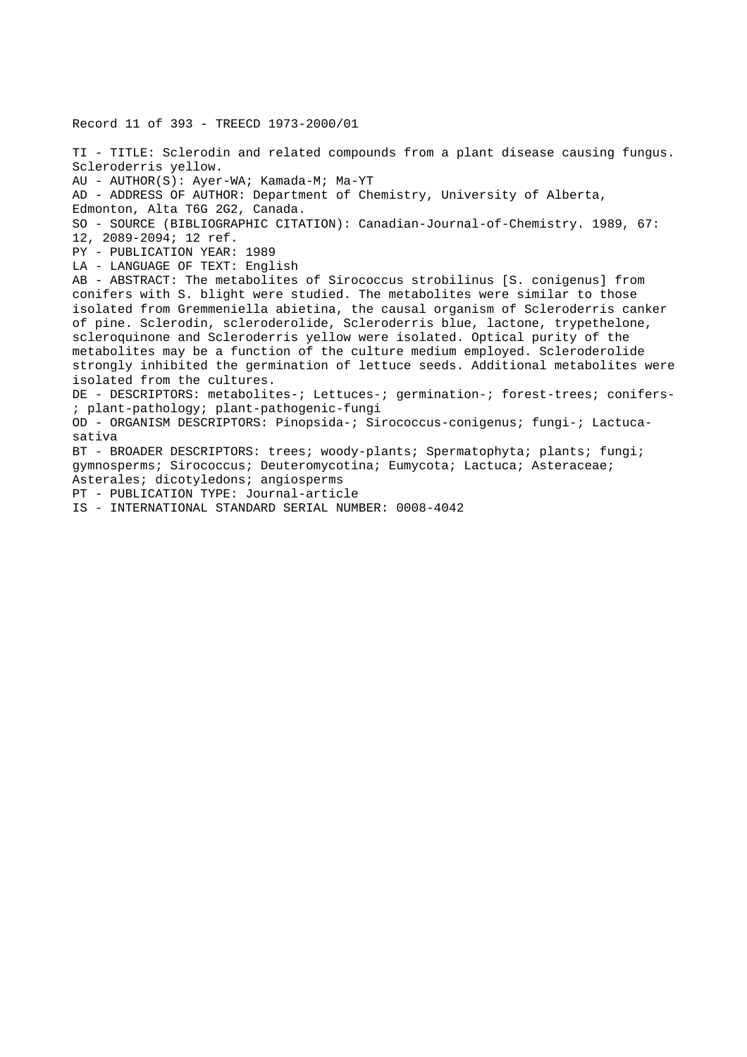Record 11 of 393 - TREECD 1973-2000/01

TI - TITLE: Sclerodin and related compounds from a plant disease causing fungus. Scleroderris yellow.
AU - AUTHOR(S): Ayer-WA; Kamada-M; Ma-YT
AD - ADDRESS OF AUTHOR: Department of Chemistry, University of Alberta, Edmonton, Alta T6G 2G2, Canada.
SO - SOURCE (BIBLIOGRAPHIC CITATION): Canadian-Journal-of-Chemistry. 1989, 67: 12, 2089-2094; 12 ref.
PY - PUBLICATION YEAR: 1989
LA - LANGUAGE OF TEXT: English
AB - ABSTRACT: The metabolites of Sirococcus strobilinus [S. conigenus] from conifers with S. blight were studied. The metabolites were similar to those isolated from Gremmeniella abietina, the causal organism of Scleroderris canker of pine. Sclerodin, scleroderolide, Scleroderris blue, lactone, trypethelone, scleroquinone and Scleroderris yellow were isolated. Optical purity of the metabolites may be a function of the culture medium employed. Scleroderolide strongly inhibited the germination of lettuce seeds. Additional metabolites were isolated from the cultures.
DE - DESCRIPTORS: metabolites-; Lettuces-; germination-; forest-trees; conifers-; plant-pathology; plant-pathogenic-fungi
OD - ORGANISM DESCRIPTORS: Pinopsida-; Sirococcus-conigenus; fungi-; Lactuca-sativa
BT - BROADER DESCRIPTORS: trees; woody-plants; Spermatophyta; plants; fungi; gymnosperms; Sirococcus; Deuteromycotina; Eumycota; Lactuca; Asteraceae; Asterales; dicotyledons; angiosperms
PT - PUBLICATION TYPE: Journal-article
IS - INTERNATIONAL STANDARD SERIAL NUMBER: 0008-4042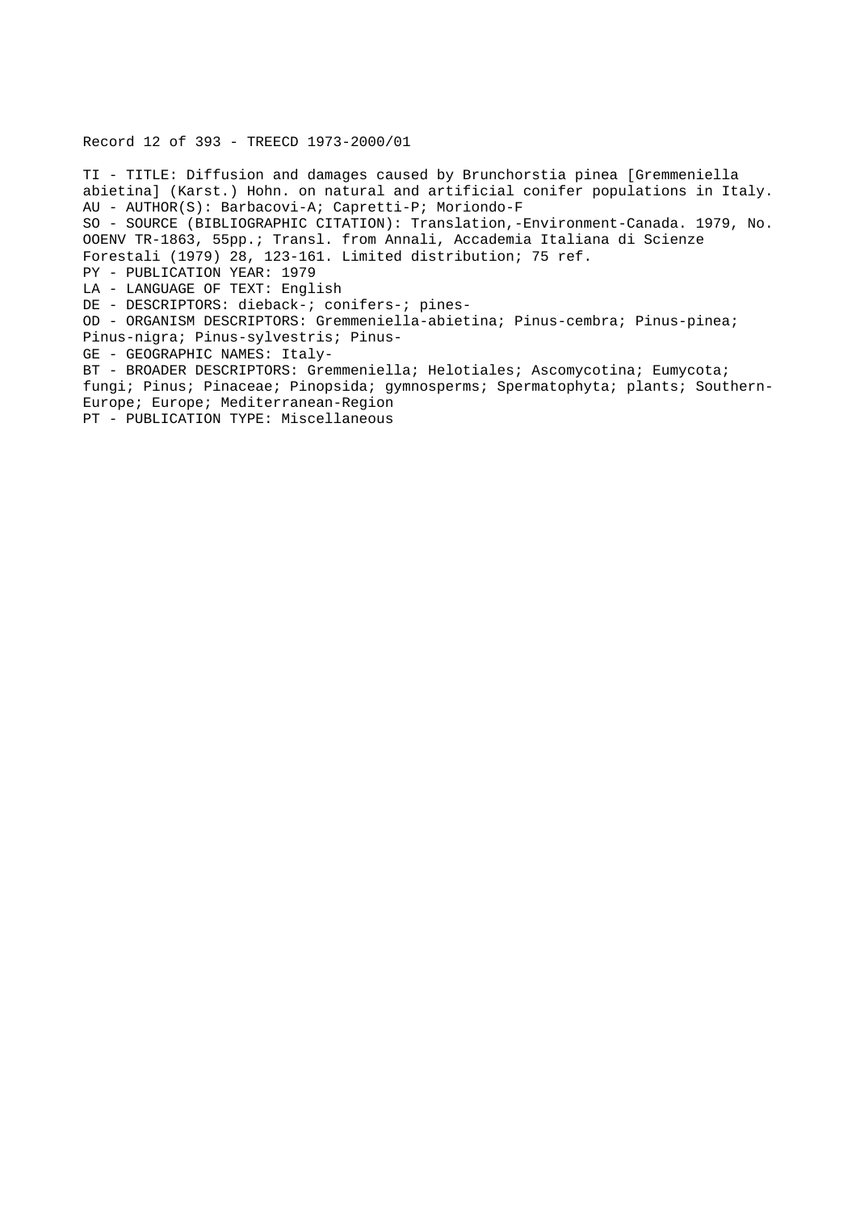Record 12 of 393 - TREECD 1973-2000/01

TI - TITLE: Diffusion and damages caused by Brunchorstia pinea [Gremmeniella abietina] (Karst.) Hohn. on natural and artificial conifer populations in Italy.
AU - AUTHOR(S): Barbacovi-A; Capretti-P; Moriondo-F
SO - SOURCE (BIBLIOGRAPHIC CITATION): Translation,-Environment-Canada. 1979, No. OOENV TR-1863, 55pp.; Transl. from Annali, Accademia Italiana di Scienze Forestali (1979) 28, 123-161. Limited distribution; 75 ref.
PY - PUBLICATION YEAR: 1979
LA - LANGUAGE OF TEXT: English
DE - DESCRIPTORS: dieback-; conifers-; pines-
OD - ORGANISM DESCRIPTORS: Gremmeniella-abietina; Pinus-cembra; Pinus-pinea; Pinus-nigra; Pinus-sylvestris; Pinus-
GE - GEOGRAPHIC NAMES: Italy-
BT - BROADER DESCRIPTORS: Gremmeniella; Helotiales; Ascomycotina; Eumycota; fungi; Pinus; Pinaceae; Pinopsida; gymnosperms; Spermatophyta; plants; Southern-Europe; Europe; Mediterranean-Region
PT - PUBLICATION TYPE: Miscellaneous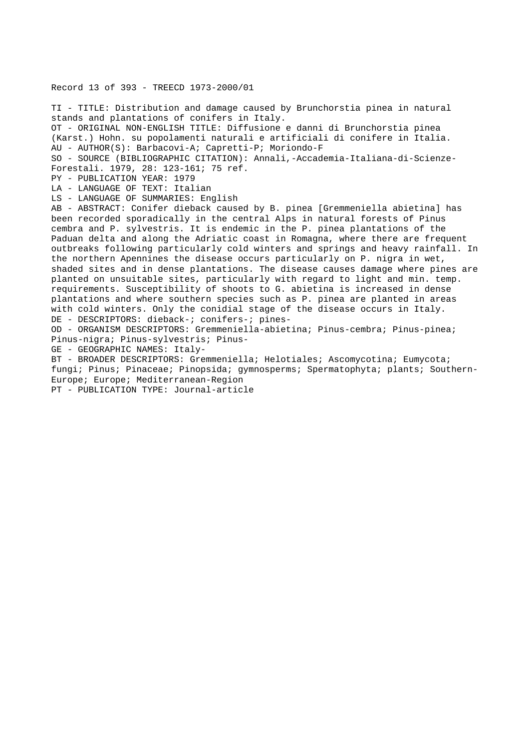Record 13 of 393 - TREECD 1973-2000/01

TI - TITLE: Distribution and damage caused by Brunchorstia pinea in natural stands and plantations of conifers in Italy.
OT - ORIGINAL NON-ENGLISH TITLE: Diffusione e danni di Brunchorstia pinea (Karst.) Hohn. su popolamenti naturali e artificiali di conifere in Italia.
AU - AUTHOR(S): Barbacovi-A; Capretti-P; Moriondo-F
SO - SOURCE (BIBLIOGRAPHIC CITATION): Annali,-Accademia-Italiana-di-Scienze-Forestali. 1979, 28: 123-161; 75 ref.
PY - PUBLICATION YEAR: 1979
LA - LANGUAGE OF TEXT: Italian
LS - LANGUAGE OF SUMMARIES: English
AB - ABSTRACT: Conifer dieback caused by B. pinea [Gremmeniella abietina] has been recorded sporadically in the central Alps in natural forests of Pinus cembra and P. sylvestris. It is endemic in the P. pinea plantations of the Paduan delta and along the Adriatic coast in Romagna, where there are frequent outbreaks following particularly cold winters and springs and heavy rainfall. In the northern Apennines the disease occurs particularly on P. nigra in wet, shaded sites and in dense plantations. The disease causes damage where pines are planted on unsuitable sites, particularly with regard to light and min. temp. requirements. Susceptibility of shoots to G. abietina is increased in dense plantations and where southern species such as P. pinea are planted in areas with cold winters. Only the conidial stage of the disease occurs in Italy.
DE - DESCRIPTORS: dieback-; conifers-; pines-
OD - ORGANISM DESCRIPTORS: Gremmeniella-abietina; Pinus-cembra; Pinus-pinea; Pinus-nigra; Pinus-sylvestris; Pinus-
GE - GEOGRAPHIC NAMES: Italy-
BT - BROADER DESCRIPTORS: Gremmeniella; Helotiales; Ascomycotina; Eumycota; fungi; Pinus; Pinaceae; Pinopsida; gymnosperms; Spermatophyta; plants; Southern-Europe; Europe; Mediterranean-Region
PT - PUBLICATION TYPE: Journal-article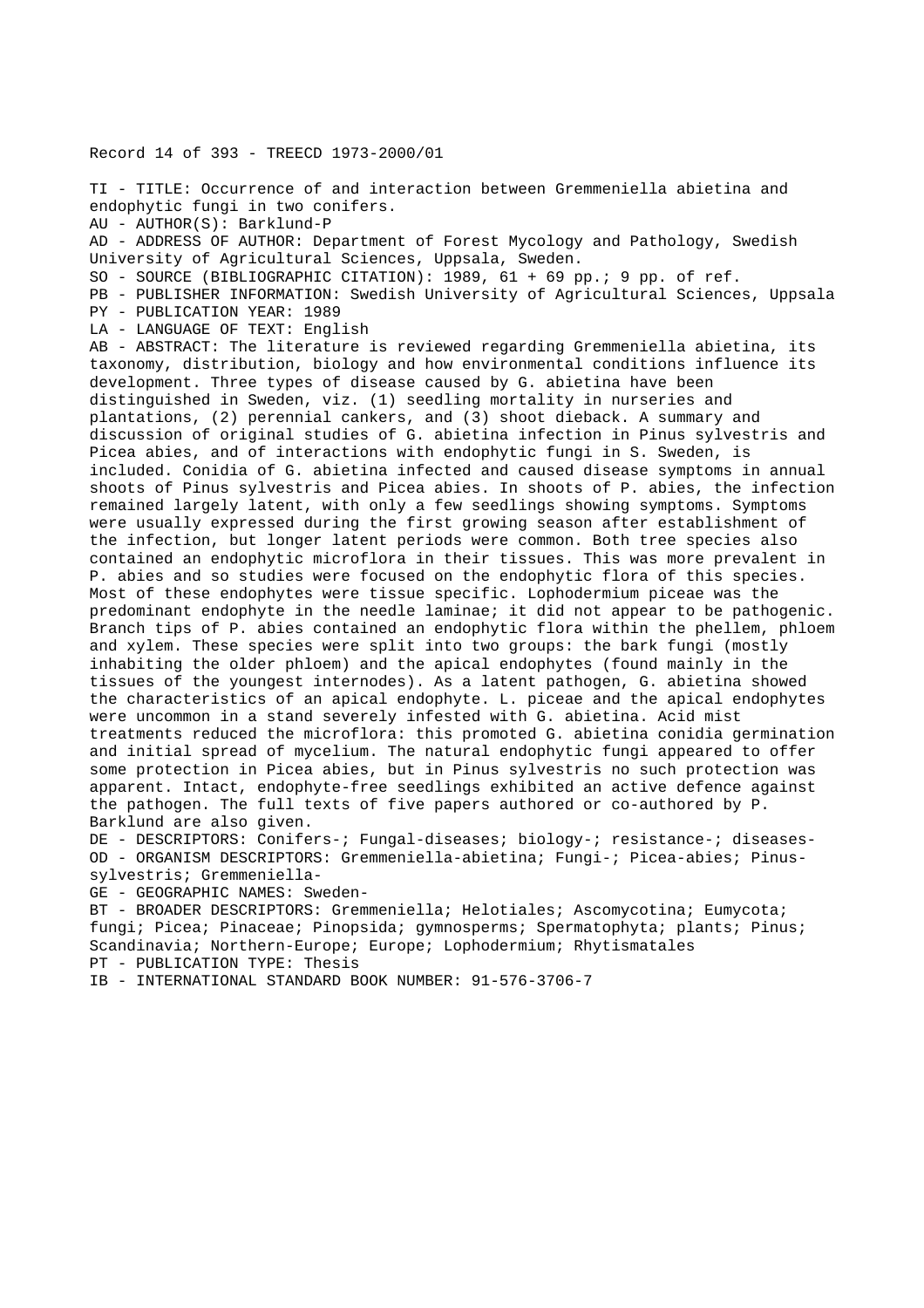Record 14 of 393 - TREECD 1973-2000/01

TI - TITLE: Occurrence of and interaction between Gremmeniella abietina and endophytic fungi in two conifers.
AU - AUTHOR(S): Barklund-P
AD - ADDRESS OF AUTHOR: Department of Forest Mycology and Pathology, Swedish University of Agricultural Sciences, Uppsala, Sweden.
SO - SOURCE (BIBLIOGRAPHIC CITATION): 1989, 61 + 69 pp.; 9 pp. of ref.
PB - PUBLISHER INFORMATION: Swedish University of Agricultural Sciences, Uppsala
PY - PUBLICATION YEAR: 1989
LA - LANGUAGE OF TEXT: English
AB - ABSTRACT: The literature is reviewed regarding Gremmeniella abietina, its taxonomy, distribution, biology and how environmental conditions influence its development. Three types of disease caused by G. abietina have been distinguished in Sweden, viz. (1) seedling mortality in nurseries and plantations, (2) perennial cankers, and (3) shoot dieback. A summary and discussion of original studies of G. abietina infection in Pinus sylvestris and Picea abies, and of interactions with endophytic fungi in S. Sweden, is included. Conidia of G. abietina infected and caused disease symptoms in annual shoots of Pinus sylvestris and Picea abies. In shoots of P. abies, the infection remained largely latent, with only a few seedlings showing symptoms. Symptoms were usually expressed during the first growing season after establishment of the infection, but longer latent periods were common. Both tree species also contained an endophytic microflora in their tissues. This was more prevalent in P. abies and so studies were focused on the endophytic flora of this species. Most of these endophytes were tissue specific. Lophodermium piceae was the predominant endophyte in the needle laminae; it did not appear to be pathogenic. Branch tips of P. abies contained an endophytic flora within the phellem, phloem and xylem. These species were split into two groups: the bark fungi (mostly inhabiting the older phloem) and the apical endophytes (found mainly in the tissues of the youngest internodes). As a latent pathogen, G. abietina showed the characteristics of an apical endophyte. L. piceae and the apical endophytes were uncommon in a stand severely infested with G. abietina. Acid mist treatments reduced the microflora: this promoted G. abietina conidia germination and initial spread of mycelium. The natural endophytic fungi appeared to offer some protection in Picea abies, but in Pinus sylvestris no such protection was apparent. Intact, endophyte-free seedlings exhibited an active defence against the pathogen. The full texts of five papers authored or co-authored by P. Barklund are also given.
DE - DESCRIPTORS: Conifers-; Fungal-diseases; biology-; resistance-; diseases-
OD - ORGANISM DESCRIPTORS: Gremmeniella-abietina; Fungi-; Picea-abies; Pinus-sylvestris; Gremmeniella-
GE - GEOGRAPHIC NAMES: Sweden-
BT - BROADER DESCRIPTORS: Gremmeniella; Helotiales; Ascomycotina; Eumycota; fungi; Picea; Pinaceae; Pinopsida; gymnosperms; Spermatophyta; plants; Pinus; Scandinavia; Northern-Europe; Europe; Lophodermium; Rhytismatales
PT - PUBLICATION TYPE: Thesis
IB - INTERNATIONAL STANDARD BOOK NUMBER: 91-576-3706-7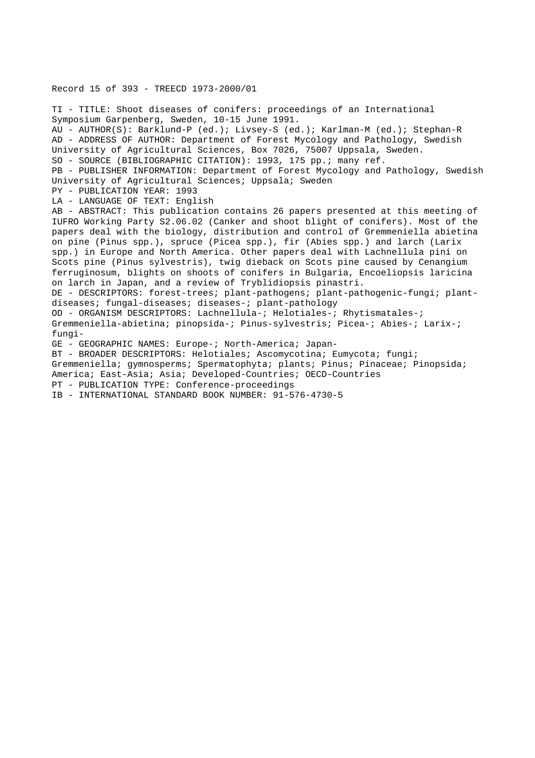Record 15 of 393 - TREECD 1973-2000/01

TI - TITLE: Shoot diseases of conifers: proceedings of an International Symposium Garpenberg, Sweden, 10-15 June 1991.
AU - AUTHOR(S): Barklund-P (ed.); Livsey-S (ed.); Karlman-M (ed.); Stephan-R
AD - ADDRESS OF AUTHOR: Department of Forest Mycology and Pathology, Swedish University of Agricultural Sciences, Box 7026, 75007 Uppsala, Sweden.
SO - SOURCE (BIBLIOGRAPHIC CITATION): 1993, 175 pp.; many ref.
PB - PUBLISHER INFORMATION: Department of Forest Mycology and Pathology, Swedish University of Agricultural Sciences; Uppsala; Sweden
PY - PUBLICATION YEAR: 1993
LA - LANGUAGE OF TEXT: English
AB - ABSTRACT: This publication contains 26 papers presented at this meeting of IUFRO Working Party S2.06.02 (Canker and shoot blight of conifers). Most of the papers deal with the biology, distribution and control of Gremmeniella abietina on pine (Pinus spp.), spruce (Picea spp.), fir (Abies spp.) and larch (Larix spp.) in Europe and North America. Other papers deal with Lachnellula pini on Scots pine (Pinus sylvestris), twig dieback on Scots pine caused by Cenangium ferruginosum, blights on shoots of conifers in Bulgaria, Encoeliopsis laricina on larch in Japan, and a review of Tryblidiopsis pinastri.
DE - DESCRIPTORS: forest-trees; plant-pathogens; plant-pathogenic-fungi; plant-diseases; fungal-diseases; diseases-; plant-pathology
OD - ORGANISM DESCRIPTORS: Lachnellula-; Helotiales-; Rhytismatales-; Gremmeniella-abietina; pinopsida-; Pinus-sylvestris; Picea-; Abies-; Larix-; fungi-
GE - GEOGRAPHIC NAMES: Europe-; North-America; Japan-
BT - BROADER DESCRIPTORS: Helotiales; Ascomycotina; Eumycota; fungi; Gremmeniella; gymnosperms; Spermatophyta; plants; Pinus; Pinaceae; Pinopsida; America; East-Asia; Asia; Developed-Countries; OECD-Countries
PT - PUBLICATION TYPE: Conference-proceedings
IB - INTERNATIONAL STANDARD BOOK NUMBER: 91-576-4730-5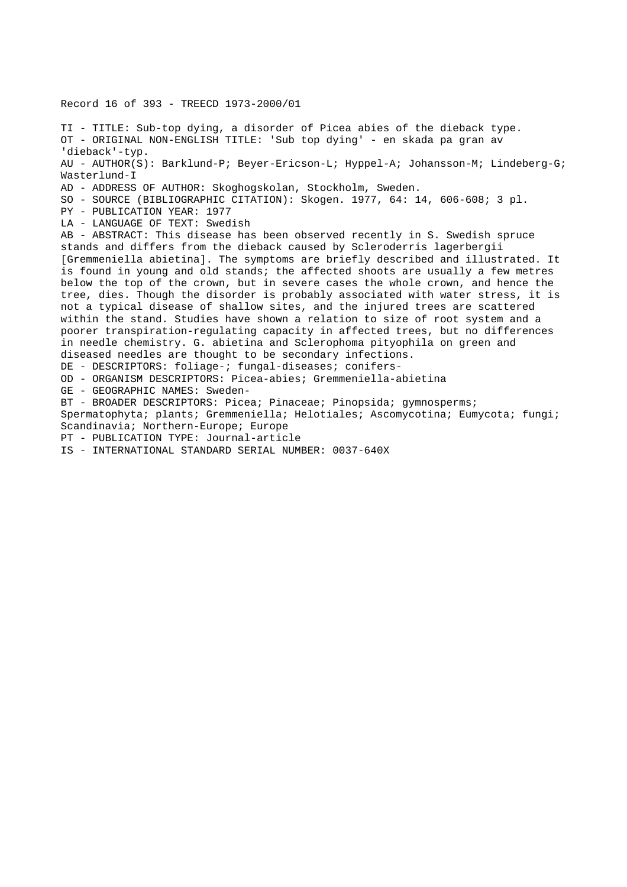Record 16 of 393 - TREECD 1973-2000/01

TI - TITLE: Sub-top dying, a disorder of Picea abies of the dieback type.
OT - ORIGINAL NON-ENGLISH TITLE: 'Sub top dying' - en skada pa gran av 'dieback'-typ.
AU - AUTHOR(S): Barklund-P; Beyer-Ericson-L; Hyppel-A; Johansson-M; Lindeberg-G; Wasterlund-I
AD - ADDRESS OF AUTHOR: Skoghogskolan, Stockholm, Sweden.
SO - SOURCE (BIBLIOGRAPHIC CITATION): Skogen. 1977, 64: 14, 606-608; 3 pl.
PY - PUBLICATION YEAR: 1977
LA - LANGUAGE OF TEXT: Swedish
AB - ABSTRACT: This disease has been observed recently in S. Swedish spruce stands and differs from the dieback caused by Scleroderris lagerbergii [Gremmeniella abietina]. The symptoms are briefly described and illustrated. It is found in young and old stands; the affected shoots are usually a few metres below the top of the crown, but in severe cases the whole crown, and hence the tree, dies. Though the disorder is probably associated with water stress, it is not a typical disease of shallow sites, and the injured trees are scattered within the stand. Studies have shown a relation to size of root system and a poorer transpiration-regulating capacity in affected trees, but no differences in needle chemistry. G. abietina and Sclerophoma pityophila on green and diseased needles are thought to be secondary infections.
DE - DESCRIPTORS: foliage-; fungal-diseases; conifers-
OD - ORGANISM DESCRIPTORS: Picea-abies; Gremmeniella-abietina
GE - GEOGRAPHIC NAMES: Sweden-
BT - BROADER DESCRIPTORS: Picea; Pinaceae; Pinopsida; gymnosperms; Spermatophyta; plants; Gremmeniella; Helotiales; Ascomycotina; Eumycota; fungi; Scandinavia; Northern-Europe; Europe
PT - PUBLICATION TYPE: Journal-article
IS - INTERNATIONAL STANDARD SERIAL NUMBER: 0037-640X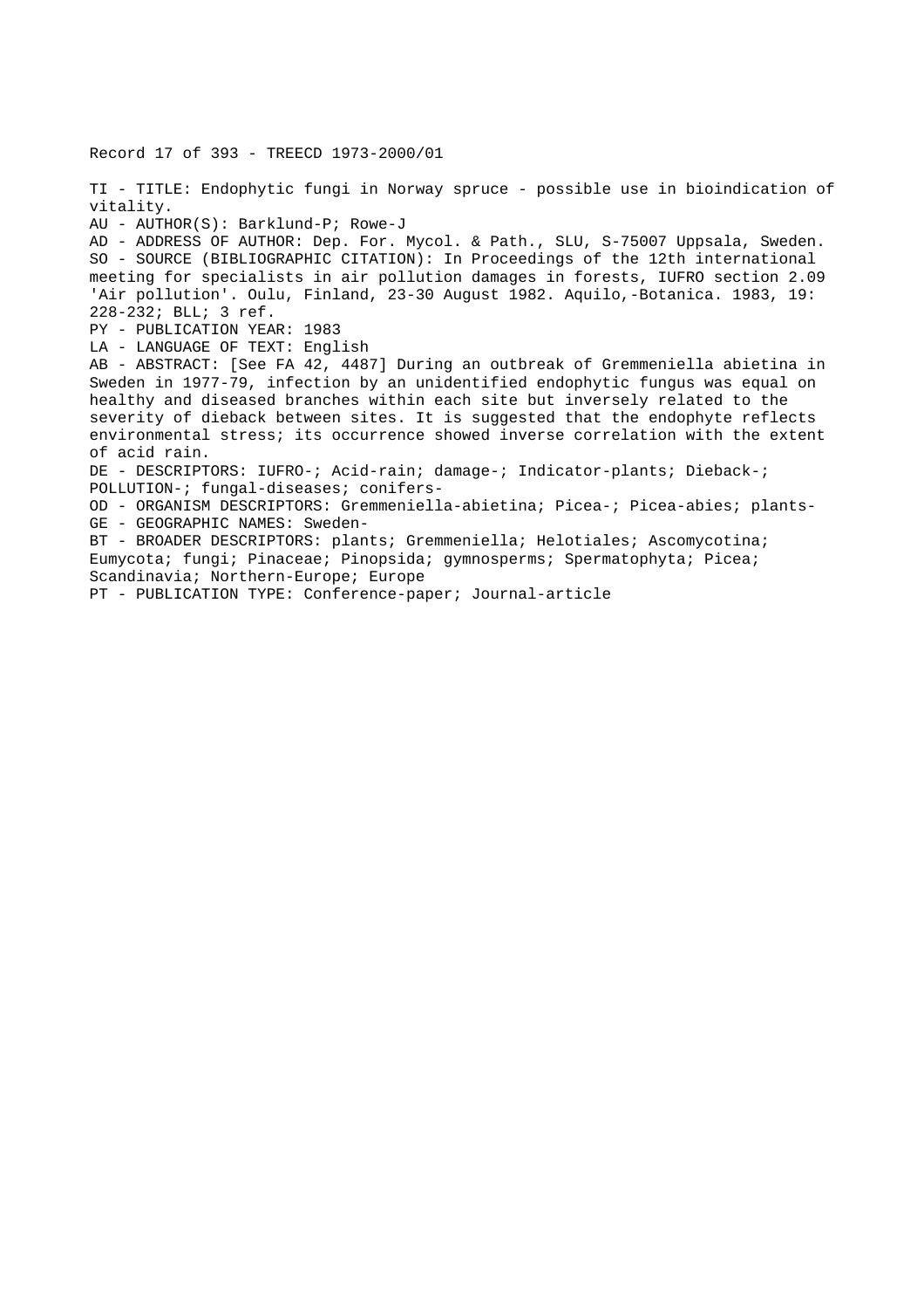Record 17 of 393 - TREECD 1973-2000/01

TI - TITLE: Endophytic fungi in Norway spruce - possible use in bioindication of vitality.

AU - AUTHOR(S): Barklund-P; Rowe-J

AD - ADDRESS OF AUTHOR: Dep. For. Mycol. & Path., SLU, S-75007 Uppsala, Sweden.

SO - SOURCE (BIBLIOGRAPHIC CITATION): In Proceedings of the 12th international meeting for specialists in air pollution damages in forests, IUFRO section 2.09 'Air pollution'. Oulu, Finland, 23-30 August 1982. Aquilo,-Botanica. 1983, 19: 228-232; BLL; 3 ref.

PY - PUBLICATION YEAR: 1983

LA - LANGUAGE OF TEXT: English

AB - ABSTRACT: [See FA 42, 4487] During an outbreak of Gremmeniella abietina in Sweden in 1977-79, infection by an unidentified endophytic fungus was equal on healthy and diseased branches within each site but inversely related to the severity of dieback between sites. It is suggested that the endophyte reflects environmental stress; its occurrence showed inverse correlation with the extent of acid rain.

DE - DESCRIPTORS: IUFRO-; Acid-rain; damage-; Indicator-plants; Dieback-; POLLUTION-; fungal-diseases; conifers-

OD - ORGANISM DESCRIPTORS: Gremmeniella-abietina; Picea-; Picea-abies; plants-

GE - GEOGRAPHIC NAMES: Sweden-

BT - BROADER DESCRIPTORS: plants; Gremmeniella; Helotiales; Ascomycotina; Eumycota; fungi; Pinaceae; Pinopsida; gymnosperms; Spermatophyta; Picea; Scandinavia; Northern-Europe; Europe

PT - PUBLICATION TYPE: Conference-paper; Journal-article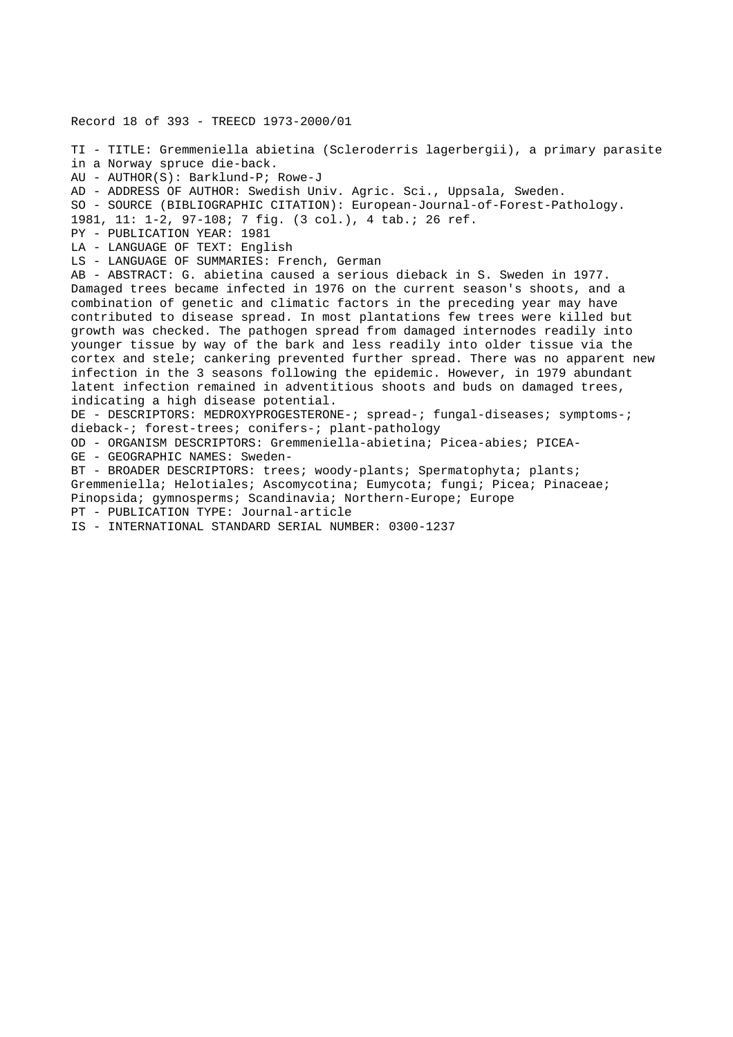Record 18 of 393 - TREECD 1973-2000/01

TI - TITLE: Gremmeniella abietina (Scleroderris lagerbergii), a primary parasite in a Norway spruce die-back.
AU - AUTHOR(S): Barklund-P; Rowe-J
AD - ADDRESS OF AUTHOR: Swedish Univ. Agric. Sci., Uppsala, Sweden.
SO - SOURCE (BIBLIOGRAPHIC CITATION): European-Journal-of-Forest-Pathology. 1981, 11: 1-2, 97-108; 7 fig. (3 col.), 4 tab.; 26 ref.
PY - PUBLICATION YEAR: 1981
LA - LANGUAGE OF TEXT: English
LS - LANGUAGE OF SUMMARIES: French, German
AB - ABSTRACT: G. abietina caused a serious dieback in S. Sweden in 1977. Damaged trees became infected in 1976 on the current season's shoots, and a combination of genetic and climatic factors in the preceding year may have contributed to disease spread. In most plantations few trees were killed but growth was checked. The pathogen spread from damaged internodes readily into younger tissue by way of the bark and less readily into older tissue via the cortex and stele; cankering prevented further spread. There was no apparent new infection in the 3 seasons following the epidemic. However, in 1979 abundant latent infection remained in adventitious shoots and buds on damaged trees, indicating a high disease potential.
DE - DESCRIPTORS: MEDROXYPROGESTERONE-; spread-; fungal-diseases; symptoms-; dieback-; forest-trees; conifers-; plant-pathology
OD - ORGANISM DESCRIPTORS: Gremmeniella-abietina; Picea-abies; PICEA-
GE - GEOGRAPHIC NAMES: Sweden-
BT - BROADER DESCRIPTORS: trees; woody-plants; Spermatophyta; plants; Gremmeniella; Helotiales; Ascomycotina; Eumycota; fungi; Picea; Pinaceae; Pinopsida; gymnosperms; Scandinavia; Northern-Europe; Europe
PT - PUBLICATION TYPE: Journal-article
IS - INTERNATIONAL STANDARD SERIAL NUMBER: 0300-1237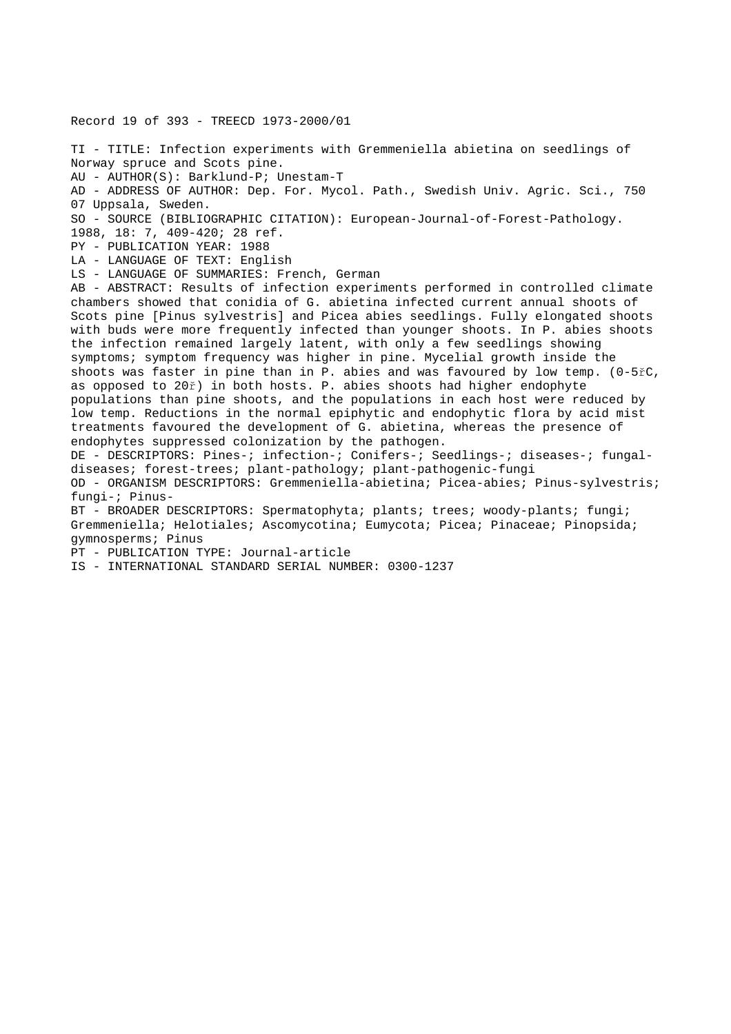Record 19 of 393 - TREECD 1973-2000/01

TI - TITLE: Infection experiments with Gremmeniella abietina on seedlings of Norway spruce and Scots pine.
AU - AUTHOR(S): Barklund-P; Unestam-T
AD - ADDRESS OF AUTHOR: Dep. For. Mycol. Path., Swedish Univ. Agric. Sci., 750 07 Uppsala, Sweden.
SO - SOURCE (BIBLIOGRAPHIC CITATION): European-Journal-of-Forest-Pathology. 1988, 18: 7, 409-420; 28 ref.
PY - PUBLICATION YEAR: 1988
LA - LANGUAGE OF TEXT: English
LS - LANGUAGE OF SUMMARIES: French, German
AB - ABSTRACT: Results of infection experiments performed in controlled climate chambers showed that conidia of G. abietina infected current annual shoots of Scots pine [Pinus sylvestris] and Picea abies seedlings. Fully elongated shoots with buds were more frequently infected than younger shoots. In P. abies shoots the infection remained largely latent, with only a few seedlings showing symptoms; symptom frequency was higher in pine. Mycelial growth inside the shoots was faster in pine than in P. abies and was favoured by low temp. (0-5řC, as opposed to 20ř) in both hosts. P. abies shoots had higher endophyte populations than pine shoots, and the populations in each host were reduced by low temp. Reductions in the normal epiphytic and endophytic flora by acid mist treatments favoured the development of G. abietina, whereas the presence of endophytes suppressed colonization by the pathogen.
DE - DESCRIPTORS: Pines-; infection-; Conifers-; Seedlings-; diseases-; fungal-diseases; forest-trees; plant-pathology; plant-pathogenic-fungi
OD - ORGANISM DESCRIPTORS: Gremmeniella-abietina; Picea-abies; Pinus-sylvestris; fungi-; Pinus-
BT - BROADER DESCRIPTORS: Spermatophyta; plants; trees; woody-plants; fungi; Gremmeniella; Helotiales; Ascomycotina; Eumycota; Picea; Pinaceae; Pinopsida; gymnosperms; Pinus
PT - PUBLICATION TYPE: Journal-article
IS - INTERNATIONAL STANDARD SERIAL NUMBER: 0300-1237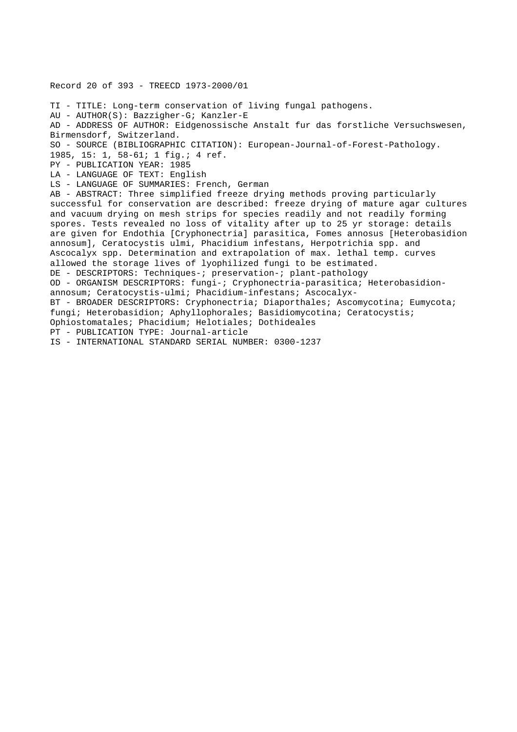Record 20 of 393 - TREECD 1973-2000/01

TI - TITLE: Long-term conservation of living fungal pathogens.
AU - AUTHOR(S): Bazzigher-G; Kanzler-E
AD - ADDRESS OF AUTHOR: Eidgenossische Anstalt fur das forstliche Versuchswesen, Birmensdorf, Switzerland.
SO - SOURCE (BIBLIOGRAPHIC CITATION): European-Journal-of-Forest-Pathology. 1985, 15: 1, 58-61; 1 fig.; 4 ref.
PY - PUBLICATION YEAR: 1985
LA - LANGUAGE OF TEXT: English
LS - LANGUAGE OF SUMMARIES: French, German
AB - ABSTRACT: Three simplified freeze drying methods proving particularly successful for conservation are described: freeze drying of mature agar cultures and vacuum drying on mesh strips for species readily and not readily forming spores. Tests revealed no loss of vitality after up to 25 yr storage: details are given for Endothia [Cryphonectria] parasitica, Fomes annosus [Heterobasidion annosum], Ceratocystis ulmi, Phacidium infestans, Herpotrichia spp. and Ascocalyx spp. Determination and extrapolation of max. lethal temp. curves allowed the storage lives of lyophilized fungi to be estimated.
DE - DESCRIPTORS: Techniques-; preservation-; plant-pathology
OD - ORGANISM DESCRIPTORS: fungi-; Cryphonectria-parasitica; Heterobasidion-annosum; Ceratocystis-ulmi; Phacidium-infestans; Ascocalyx-
BT - BROADER DESCRIPTORS: Cryphonectria; Diaporthales; Ascomycotina; Eumycota; fungi; Heterobasidion; Aphyllophorales; Basidiomycotina; Ceratocystis; Ophiostomatales; Phacidium; Helotiales; Dothideales
PT - PUBLICATION TYPE: Journal-article
IS - INTERNATIONAL STANDARD SERIAL NUMBER: 0300-1237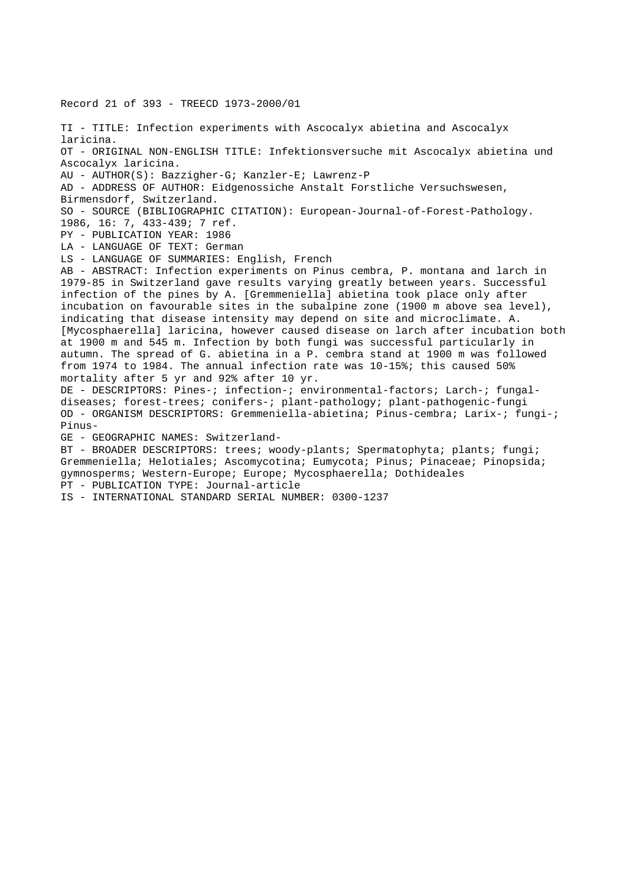Record 21 of 393 - TREECD 1973-2000/01

TI - TITLE: Infection experiments with Ascocalyx abietina and Ascocalyx laricina.
OT - ORIGINAL NON-ENGLISH TITLE: Infektionsversuche mit Ascocalyx abietina und Ascocalyx laricina.
AU - AUTHOR(S): Bazzigher-G; Kanzler-E; Lawrenz-P
AD - ADDRESS OF AUTHOR: Eidgenossiche Anstalt Forstliche Versuchswesen, Birmensdorf, Switzerland.
SO - SOURCE (BIBLIOGRAPHIC CITATION): European-Journal-of-Forest-Pathology. 1986, 16: 7, 433-439; 7 ref.
PY - PUBLICATION YEAR: 1986
LA - LANGUAGE OF TEXT: German
LS - LANGUAGE OF SUMMARIES: English, French
AB - ABSTRACT: Infection experiments on Pinus cembra, P. montana and larch in 1979-85 in Switzerland gave results varying greatly between years. Successful infection of the pines by A. [Gremmeniella] abietina took place only after incubation on favourable sites in the subalpine zone (1900 m above sea level), indicating that disease intensity may depend on site and microclimate. A. [Mycosphaerella] laricina, however caused disease on larch after incubation both at 1900 m and 545 m. Infection by both fungi was successful particularly in autumn. The spread of G. abietina in a P. cembra stand at 1900 m was followed from 1974 to 1984. The annual infection rate was 10-15%; this caused 50% mortality after 5 yr and 92% after 10 yr.
DE - DESCRIPTORS: Pines-; infection-; environmental-factors; Larch-; fungal-diseases; forest-trees; conifers-; plant-pathology; plant-pathogenic-fungi
OD - ORGANISM DESCRIPTORS: Gremmeniella-abietina; Pinus-cembra; Larix-; fungi-; Pinus-
GE - GEOGRAPHIC NAMES: Switzerland-
BT - BROADER DESCRIPTORS: trees; woody-plants; Spermatophyta; plants; fungi; Gremmeniella; Helotiales; Ascomycotina; Eumycota; Pinus; Pinaceae; Pinopsida; gymnosperms; Western-Europe; Europe; Mycosphaerella; Dothideales
PT - PUBLICATION TYPE: Journal-article
IS - INTERNATIONAL STANDARD SERIAL NUMBER: 0300-1237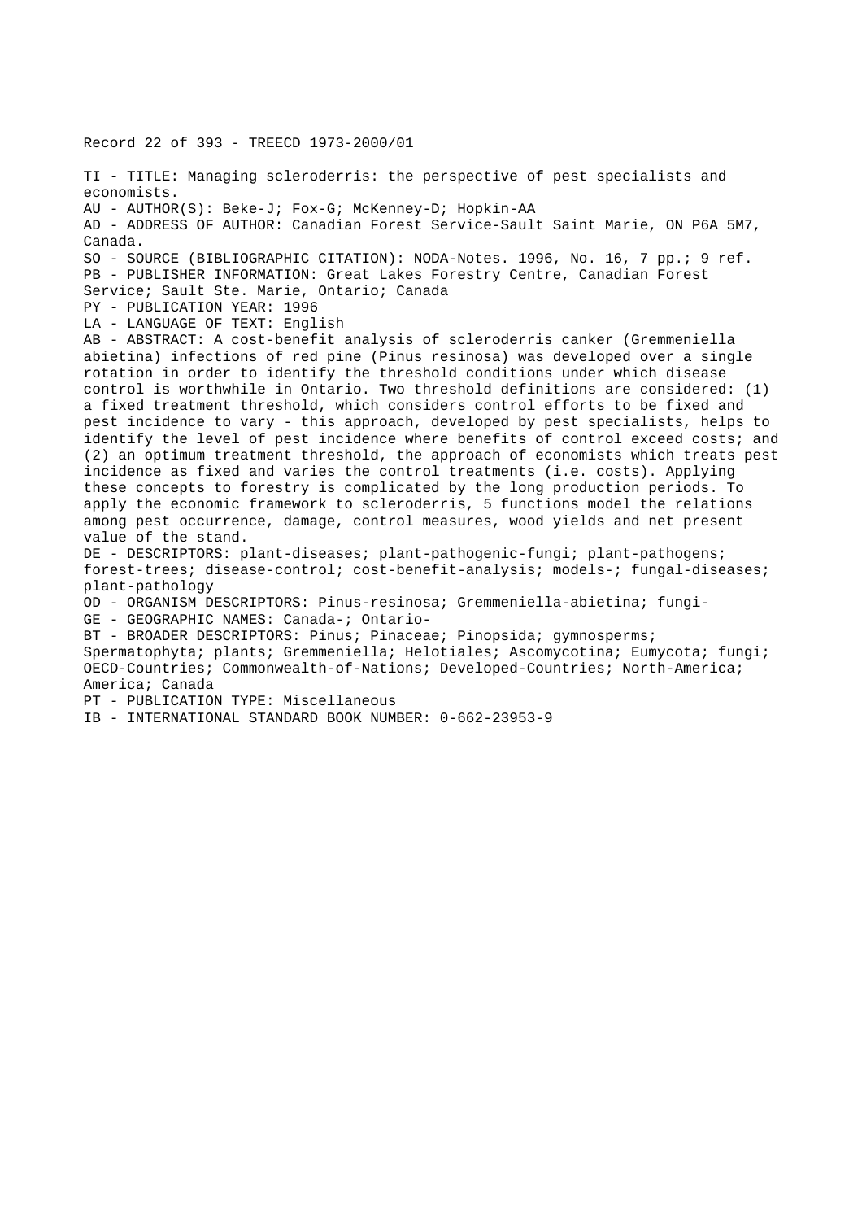Record 22 of 393 - TREECD 1973-2000/01

TI - TITLE: Managing scleroderris: the perspective of pest specialists and economists.
AU - AUTHOR(S): Beke-J; Fox-G; McKenney-D; Hopkin-AA
AD - ADDRESS OF AUTHOR: Canadian Forest Service-Sault Saint Marie, ON P6A 5M7, Canada.
SO - SOURCE (BIBLIOGRAPHIC CITATION): NODA-Notes. 1996, No. 16, 7 pp.; 9 ref.
PB - PUBLISHER INFORMATION: Great Lakes Forestry Centre, Canadian Forest Service; Sault Ste. Marie, Ontario; Canada
PY - PUBLICATION YEAR: 1996
LA - LANGUAGE OF TEXT: English
AB - ABSTRACT: A cost-benefit analysis of scleroderris canker (Gremmeniella abietina) infections of red pine (Pinus resinosa) was developed over a single rotation in order to identify the threshold conditions under which disease control is worthwhile in Ontario. Two threshold definitions are considered: (1) a fixed treatment threshold, which considers control efforts to be fixed and pest incidence to vary - this approach, developed by pest specialists, helps to identify the level of pest incidence where benefits of control exceed costs; and (2) an optimum treatment threshold, the approach of economists which treats pest incidence as fixed and varies the control treatments (i.e. costs). Applying these concepts to forestry is complicated by the long production periods. To apply the economic framework to scleroderris, 5 functions model the relations among pest occurrence, damage, control measures, wood yields and net present value of the stand.
DE - DESCRIPTORS: plant-diseases; plant-pathogenic-fungi; plant-pathogens; forest-trees; disease-control; cost-benefit-analysis; models-; fungal-diseases; plant-pathology
OD - ORGANISM DESCRIPTORS: Pinus-resinosa; Gremmeniella-abietina; fungi-
GE - GEOGRAPHIC NAMES: Canada-; Ontario-
BT - BROADER DESCRIPTORS: Pinus; Pinaceae; Pinopsida; gymnosperms; Spermatophyta; plants; Gremmeniella; Helotiales; Ascomycotina; Eumycota; fungi; OECD-Countries; Commonwealth-of-Nations; Developed-Countries; North-America; America; Canada
PT - PUBLICATION TYPE: Miscellaneous
IB - INTERNATIONAL STANDARD BOOK NUMBER: 0-662-23953-9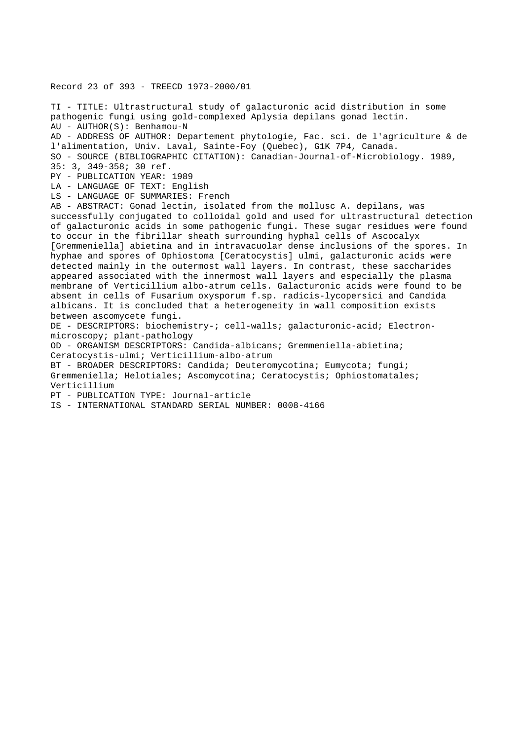Record 23 of 393 - TREECD 1973-2000/01

TI - TITLE: Ultrastructural study of galacturonic acid distribution in some pathogenic fungi using gold-complexed Aplysia depilans gonad lectin.
AU - AUTHOR(S): Benhamou-N
AD - ADDRESS OF AUTHOR: Departement phytologie, Fac. sci. de l'agriculture & de l'alimentation, Univ. Laval, Sainte-Foy (Quebec), G1K 7P4, Canada.
SO - SOURCE (BIBLIOGRAPHIC CITATION): Canadian-Journal-of-Microbiology. 1989, 35: 3, 349-358; 30 ref.
PY - PUBLICATION YEAR: 1989
LA - LANGUAGE OF TEXT: English
LS - LANGUAGE OF SUMMARIES: French
AB - ABSTRACT: Gonad lectin, isolated from the mollusc A. depilans, was successfully conjugated to colloidal gold and used for ultrastructural detection of galacturonic acids in some pathogenic fungi. These sugar residues were found to occur in the fibrillar sheath surrounding hyphal cells of Ascocalyx [Gremmeniella] abietina and in intravacuolar dense inclusions of the spores. In hyphae and spores of Ophiostoma [Ceratocystis] ulmi, galacturonic acids were detected mainly in the outermost wall layers. In contrast, these saccharides appeared associated with the innermost wall layers and especially the plasma membrane of Verticillium albo-atrum cells. Galacturonic acids were found to be absent in cells of Fusarium oxysporum f.sp. radicis-lycopersici and Candida albicans. It is concluded that a heterogeneity in wall composition exists between ascomycete fungi.
DE - DESCRIPTORS: biochemistry-; cell-walls; galacturonic-acid; Electron-microscopy; plant-pathology
OD - ORGANISM DESCRIPTORS: Candida-albicans; Gremmeniella-abietina; Ceratocystis-ulmi; Verticillium-albo-atrum
BT - BROADER DESCRIPTORS: Candida; Deuteromycotina; Eumycota; fungi; Gremmeniella; Helotiales; Ascomycotina; Ceratocystis; Ophiostomatales; Verticillium
PT - PUBLICATION TYPE: Journal-article
IS - INTERNATIONAL STANDARD SERIAL NUMBER: 0008-4166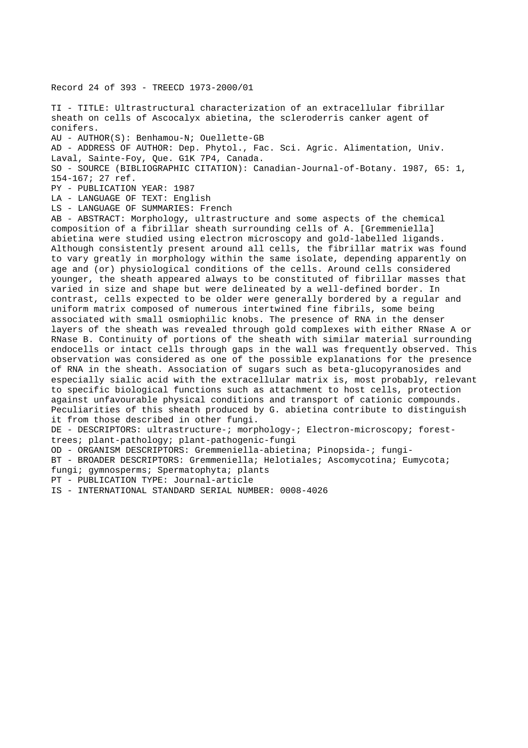Record 24 of 393 - TREECD 1973-2000/01

TI - TITLE: Ultrastructural characterization of an extracellular fibrillar sheath on cells of Ascocalyx abietina, the scleroderris canker agent of conifers.

AU - AUTHOR(S): Benhamou-N; Ouellette-GB

AD - ADDRESS OF AUTHOR: Dep. Phytol., Fac. Sci. Agric. Alimentation, Univ. Laval, Sainte-Foy, Que. G1K 7P4, Canada.

SO - SOURCE (BIBLIOGRAPHIC CITATION): Canadian-Journal-of-Botany. 1987, 65: 1, 154-167; 27 ref.

PY - PUBLICATION YEAR: 1987

LA - LANGUAGE OF TEXT: English

LS - LANGUAGE OF SUMMARIES: French

AB - ABSTRACT: Morphology, ultrastructure and some aspects of the chemical composition of a fibrillar sheath surrounding cells of A. [Gremmeniella] abietina were studied using electron microscopy and gold-labelled ligands. Although consistently present around all cells, the fibrillar matrix was found to vary greatly in morphology within the same isolate, depending apparently on age and (or) physiological conditions of the cells. Around cells considered younger, the sheath appeared always to be constituted of fibrillar masses that varied in size and shape but were delineated by a well-defined border. In contrast, cells expected to be older were generally bordered by a regular and uniform matrix composed of numerous intertwined fine fibrils, some being associated with small osmiophilic knobs. The presence of RNA in the denser layers of the sheath was revealed through gold complexes with either RNase A or RNase B. Continuity of portions of the sheath with similar material surrounding endocells or intact cells through gaps in the wall was frequently observed. This observation was considered as one of the possible explanations for the presence of RNA in the sheath. Association of sugars such as beta-glucopyranosides and especially sialic acid with the extracellular matrix is, most probably, relevant to specific biological functions such as attachment to host cells, protection against unfavourable physical conditions and transport of cationic compounds. Peculiarities of this sheath produced by G. abietina contribute to distinguish it from those described in other fungi.

DE - DESCRIPTORS: ultrastructure-; morphology-; Electron-microscopy; forest-trees; plant-pathology; plant-pathogenic-fungi

OD - ORGANISM DESCRIPTORS: Gremmeniella-abietina; Pinopsida-; fungi-

BT - BROADER DESCRIPTORS: Gremmeniella; Helotiales; Ascomycotina; Eumycota; fungi; gymnosperms; Spermatophyta; plants

PT - PUBLICATION TYPE: Journal-article

IS - INTERNATIONAL STANDARD SERIAL NUMBER: 0008-4026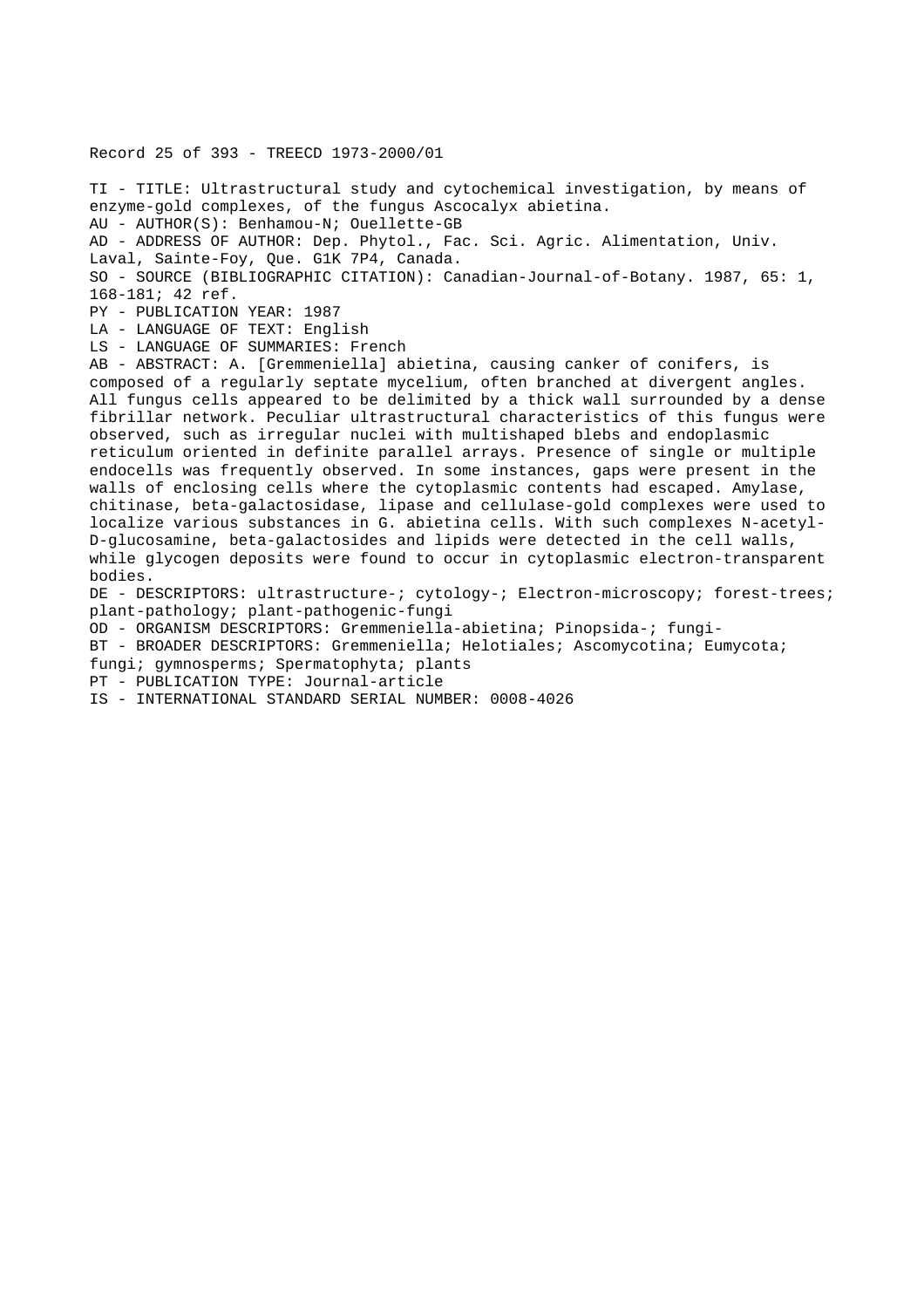Record 25 of 393 - TREECD 1973-2000/01

TI - TITLE: Ultrastructural study and cytochemical investigation, by means of enzyme-gold complexes, of the fungus Ascocalyx abietina.
AU - AUTHOR(S): Benhamou-N; Ouellette-GB
AD - ADDRESS OF AUTHOR: Dep. Phytol., Fac. Sci. Agric. Alimentation, Univ. Laval, Sainte-Foy, Que. G1K 7P4, Canada.
SO - SOURCE (BIBLIOGRAPHIC CITATION): Canadian-Journal-of-Botany. 1987, 65: 1, 168-181; 42 ref.
PY - PUBLICATION YEAR: 1987
LA - LANGUAGE OF TEXT: English
LS - LANGUAGE OF SUMMARIES: French
AB - ABSTRACT: A. [Gremmeniella] abietina, causing canker of conifers, is composed of a regularly septate mycelium, often branched at divergent angles. All fungus cells appeared to be delimited by a thick wall surrounded by a dense fibrillar network. Peculiar ultrastructural characteristics of this fungus were observed, such as irregular nuclei with multishaped blebs and endoplasmic reticulum oriented in definite parallel arrays. Presence of single or multiple endocells was frequently observed. In some instances, gaps were present in the walls of enclosing cells where the cytoplasmic contents had escaped. Amylase, chitinase, beta-galactosidase, lipase and cellulase-gold complexes were used to localize various substances in G. abietina cells. With such complexes N-acetyl-D-glucosamine, beta-galactosides and lipids were detected in the cell walls, while glycogen deposits were found to occur in cytoplasmic electron-transparent bodies.
DE - DESCRIPTORS: ultrastructure-; cytology-; Electron-microscopy; forest-trees; plant-pathology; plant-pathogenic-fungi
OD - ORGANISM DESCRIPTORS: Gremmeniella-abietina; Pinopsida-; fungi-
BT - BROADER DESCRIPTORS: Gremmeniella; Helotiales; Ascomycotina; Eumycota; fungi; gymnosperms; Spermatophyta; plants
PT - PUBLICATION TYPE: Journal-article
IS - INTERNATIONAL STANDARD SERIAL NUMBER: 0008-4026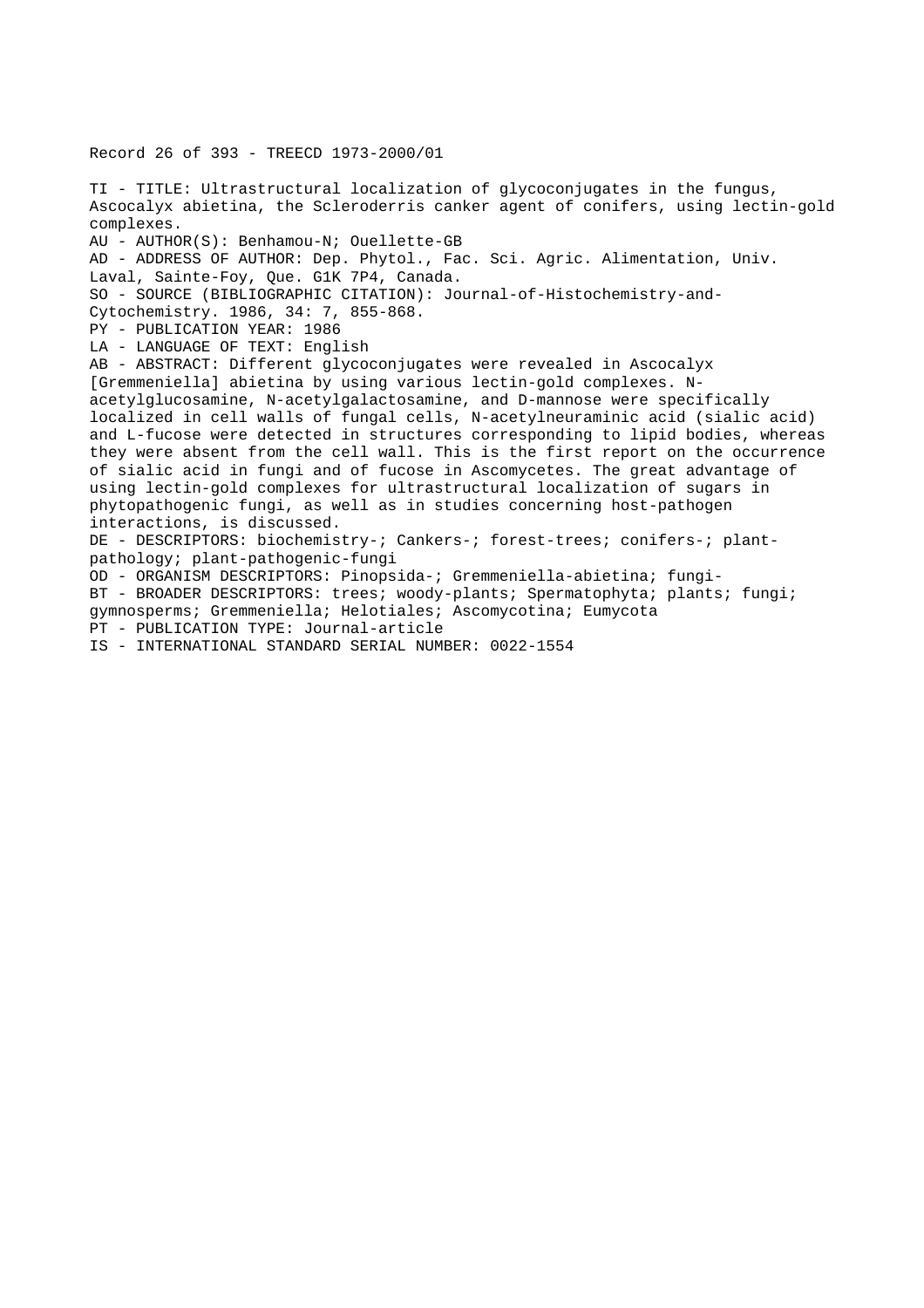Record 26 of 393 - TREECD 1973-2000/01

TI - TITLE: Ultrastructural localization of glycoconjugates in the fungus, Ascocalyx abietina, the Scleroderris canker agent of conifers, using lectin-gold complexes.

AU - AUTHOR(S): Benhamou-N; Ouellette-GB

AD - ADDRESS OF AUTHOR: Dep. Phytol., Fac. Sci. Agric. Alimentation, Univ. Laval, Sainte-Foy, Que. G1K 7P4, Canada.

SO - SOURCE (BIBLIOGRAPHIC CITATION): Journal-of-Histochemistry-and-Cytochemistry. 1986, 34: 7, 855-868.

PY - PUBLICATION YEAR: 1986

LA - LANGUAGE OF TEXT: English

AB - ABSTRACT: Different glycoconjugates were revealed in Ascocalyx [Gremmeniella] abietina by using various lectin-gold complexes. N-acetylglucosamine, N-acetylgalactosamine, and D-mannose were specifically localized in cell walls of fungal cells, N-acetylneuraminic acid (sialic acid) and L-fucose were detected in structures corresponding to lipid bodies, whereas they were absent from the cell wall. This is the first report on the occurrence of sialic acid in fungi and of fucose in Ascomycetes. The great advantage of using lectin-gold complexes for ultrastructural localization of sugars in phytopathogenic fungi, as well as in studies concerning host-pathogen interactions, is discussed.

DE - DESCRIPTORS: biochemistry-; Cankers-; forest-trees; conifers-; plant-pathology; plant-pathogenic-fungi

OD - ORGANISM DESCRIPTORS: Pinopsida-; Gremmeniella-abietina; fungi-

BT - BROADER DESCRIPTORS: trees; woody-plants; Spermatophyta; plants; fungi; gymnosperms; Gremmeniella; Helotiales; Ascomycotina; Eumycota

PT - PUBLICATION TYPE: Journal-article

IS - INTERNATIONAL STANDARD SERIAL NUMBER: 0022-1554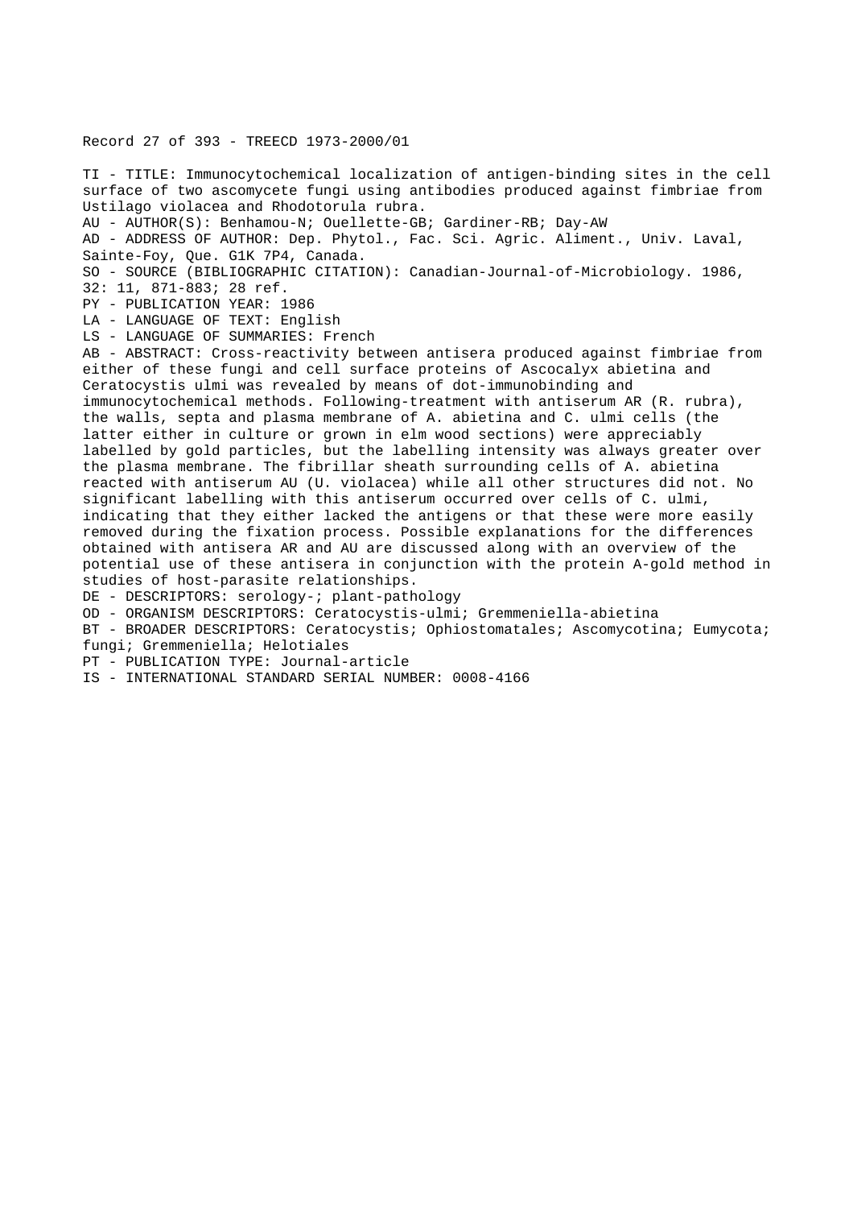Record 27 of 393 - TREECD 1973-2000/01

TI - TITLE: Immunocytochemical localization of antigen-binding sites in the cell surface of two ascomycete fungi using antibodies produced against fimbriae from Ustilago violacea and Rhodotorula rubra.

AU - AUTHOR(S): Benhamou-N; Ouellette-GB; Gardiner-RB; Day-AW

AD - ADDRESS OF AUTHOR: Dep. Phytol., Fac. Sci. Agric. Aliment., Univ. Laval, Sainte-Foy, Que. G1K 7P4, Canada.

SO - SOURCE (BIBLIOGRAPHIC CITATION): Canadian-Journal-of-Microbiology. 1986, 32: 11, 871-883; 28 ref.

PY - PUBLICATION YEAR: 1986

LA - LANGUAGE OF TEXT: English

LS - LANGUAGE OF SUMMARIES: French

AB - ABSTRACT: Cross-reactivity between antisera produced against fimbriae from either of these fungi and cell surface proteins of Ascocalyx abietina and Ceratocystis ulmi was revealed by means of dot-immunobinding and immunocytochemical methods. Following-treatment with antiserum AR (R. rubra), the walls, septa and plasma membrane of A. abietina and C. ulmi cells (the latter either in culture or grown in elm wood sections) were appreciably labelled by gold particles, but the labelling intensity was always greater over the plasma membrane. The fibrillar sheath surrounding cells of A. abietina reacted with antiserum AU (U. violacea) while all other structures did not. No significant labelling with this antiserum occurred over cells of C. ulmi, indicating that they either lacked the antigens or that these were more easily removed during the fixation process. Possible explanations for the differences obtained with antisera AR and AU are discussed along with an overview of the potential use of these antisera in conjunction with the protein A-gold method in studies of host-parasite relationships.

DE - DESCRIPTORS: serology-; plant-pathology

OD - ORGANISM DESCRIPTORS: Ceratocystis-ulmi; Gremmeniella-abietina

BT - BROADER DESCRIPTORS: Ceratocystis; Ophiostomatales; Ascomycotina; Eumycota; fungi; Gremmeniella; Helotiales

PT - PUBLICATION TYPE: Journal-article

IS - INTERNATIONAL STANDARD SERIAL NUMBER: 0008-4166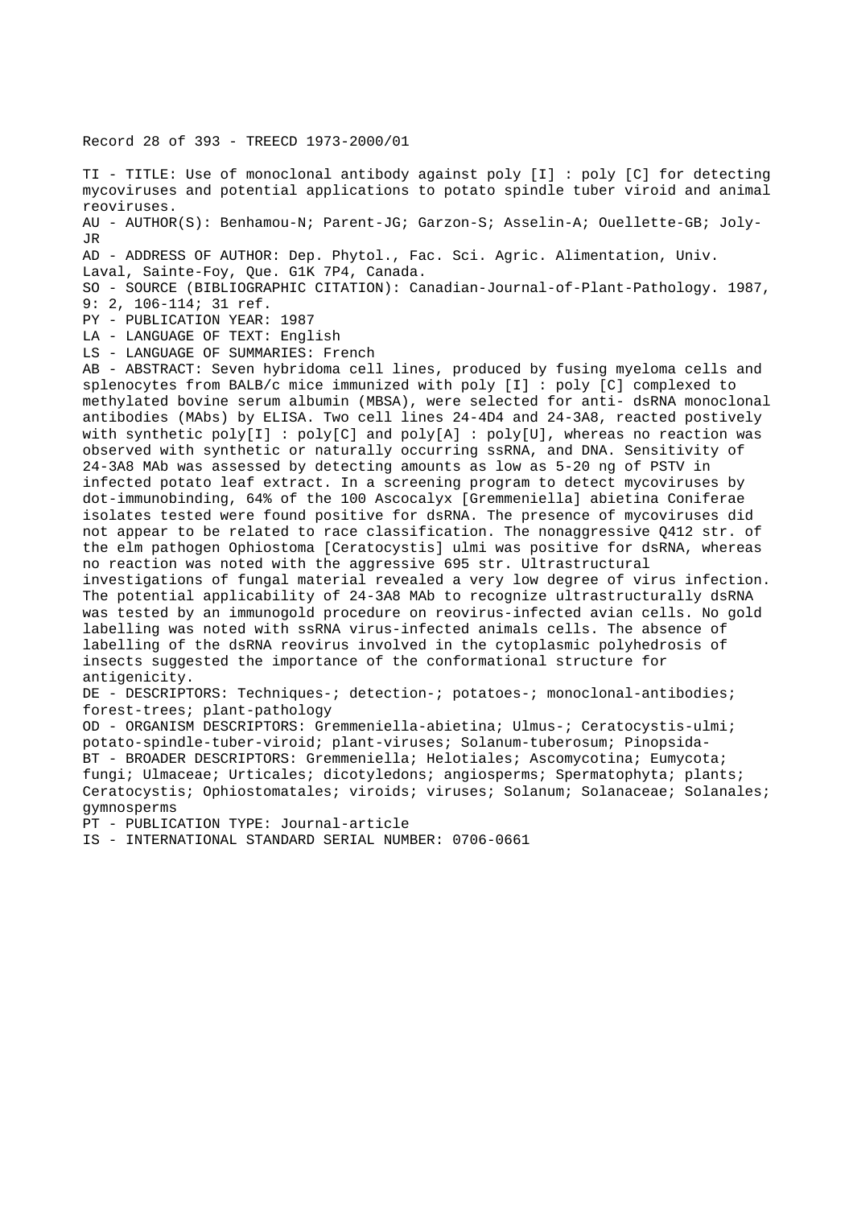Record 28 of 393 - TREECD 1973-2000/01

TI - TITLE: Use of monoclonal antibody against poly [I] : poly [C] for detecting mycoviruses and potential applications to potato spindle tuber viroid and animal reoviruses.

AU - AUTHOR(S): Benhamou-N; Parent-JG; Garzon-S; Asselin-A; Ouellette-GB; Joly-JR

AD - ADDRESS OF AUTHOR: Dep. Phytol., Fac. Sci. Agric. Alimentation, Univ. Laval, Sainte-Foy, Que. G1K 7P4, Canada.

SO - SOURCE (BIBLIOGRAPHIC CITATION): Canadian-Journal-of-Plant-Pathology. 1987, 9: 2, 106-114; 31 ref.

PY - PUBLICATION YEAR: 1987

LA - LANGUAGE OF TEXT: English

LS - LANGUAGE OF SUMMARIES: French

AB - ABSTRACT: Seven hybridoma cell lines, produced by fusing myeloma cells and splenocytes from BALB/c mice immunized with poly [I] : poly [C] complexed to methylated bovine serum albumin (MBSA), were selected for anti- dsRNA monoclonal antibodies (MAbs) by ELISA. Two cell lines 24-4D4 and 24-3A8, reacted postively with synthetic poly[I] : poly[C] and poly[A] : poly[U], whereas no reaction was observed with synthetic or naturally occurring ssRNA, and DNA. Sensitivity of 24-3A8 MAb was assessed by detecting amounts as low as 5-20 ng of PSTV in infected potato leaf extract. In a screening program to detect mycoviruses by dot-immunobinding, 64% of the 100 Ascocalyx [Gremmeniella] abietina Coniferae isolates tested were found positive for dsRNA. The presence of mycoviruses did not appear to be related to race classification. The nonaggressive Q412 str. of the elm pathogen Ophiostoma [Ceratocystis] ulmi was positive for dsRNA, whereas no reaction was noted with the aggressive 695 str. Ultrastructural investigations of fungal material revealed a very low degree of virus infection. The potential applicability of 24-3A8 MAb to recognize ultrastructurally dsRNA was tested by an immunogold procedure on reovirus-infected avian cells. No gold labelling was noted with ssRNA virus-infected animals cells. The absence of labelling of the dsRNA reovirus involved in the cytoplasmic polyhedrosis of insects suggested the importance of the conformational structure for antigenicity.

DE - DESCRIPTORS: Techniques-; detection-; potatoes-; monoclonal-antibodies; forest-trees; plant-pathology

OD - ORGANISM DESCRIPTORS: Gremmeniella-abietina; Ulmus-; Ceratocystis-ulmi; potato-spindle-tuber-viroid; plant-viruses; Solanum-tuberosum; Pinopsida-

BT - BROADER DESCRIPTORS: Gremmeniella; Helotiales; Ascomycotina; Eumycota; fungi; Ulmaceae; Urticales; dicotyledons; angiosperms; Spermatophyta; plants; Ceratocystis; Ophiostomatales; viroids; viruses; Solanum; Solanaceae; Solanales; gymnosperms

PT - PUBLICATION TYPE: Journal-article

IS - INTERNATIONAL STANDARD SERIAL NUMBER: 0706-0661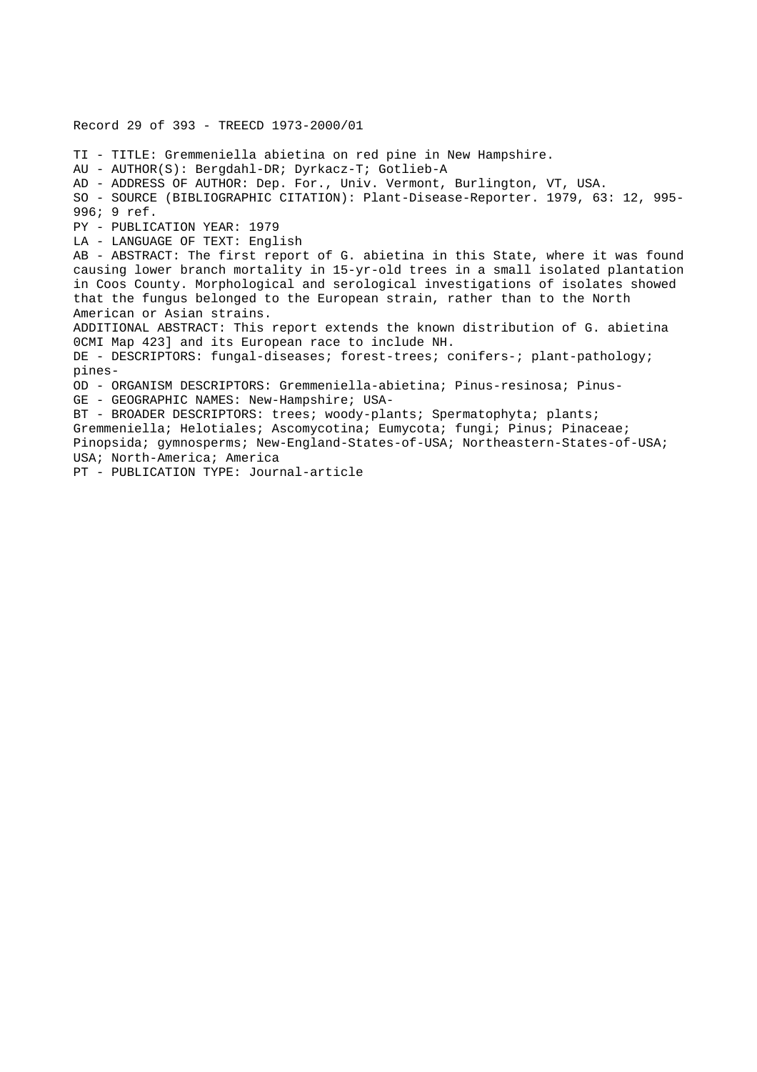Record 29 of 393 - TREECD 1973-2000/01

TI - TITLE: Gremmeniella abietina on red pine in New Hampshire.
AU - AUTHOR(S): Bergdahl-DR; Dyrkacz-T; Gotlieb-A
AD - ADDRESS OF AUTHOR: Dep. For., Univ. Vermont, Burlington, VT, USA.
SO - SOURCE (BIBLIOGRAPHIC CITATION): Plant-Disease-Reporter. 1979, 63: 12, 995-996; 9 ref.
PY - PUBLICATION YEAR: 1979
LA - LANGUAGE OF TEXT: English
AB - ABSTRACT: The first report of G. abietina in this State, where it was found causing lower branch mortality in 15-yr-old trees in a small isolated plantation in Coos County. Morphological and serological investigations of isolates showed that the fungus belonged to the European strain, rather than to the North American or Asian strains.
ADDITIONAL ABSTRACT: This report extends the known distribution of G. abietina 0CMI Map 423] and its European race to include NH.
DE - DESCRIPTORS: fungal-diseases; forest-trees; conifers-; plant-pathology; pines-
OD - ORGANISM DESCRIPTORS: Gremmeniella-abietina; Pinus-resinosa; Pinus-
GE - GEOGRAPHIC NAMES: New-Hampshire; USA-
BT - BROADER DESCRIPTORS: trees; woody-plants; Spermatophyta; plants; Gremmeniella; Helotiales; Ascomycotina; Eumycota; fungi; Pinus; Pinaceae; Pinopsida; gymnosperms; New-England-States-of-USA; Northeastern-States-of-USA; USA; North-America; America
PT - PUBLICATION TYPE: Journal-article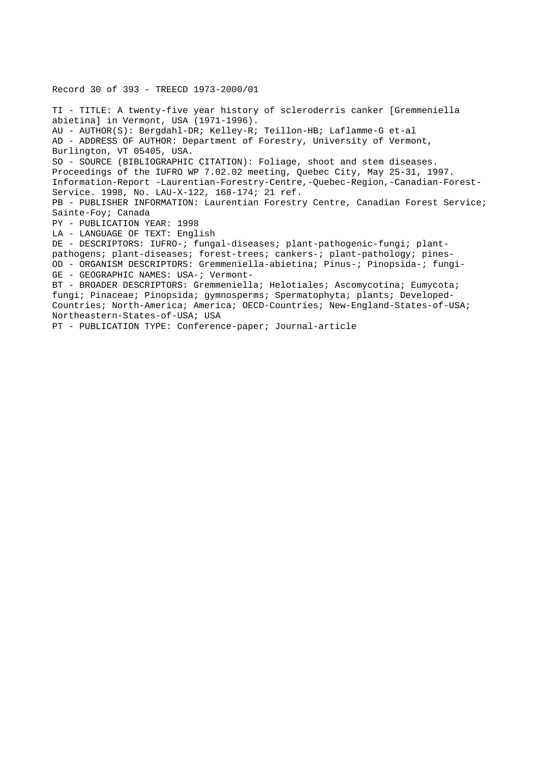Record 30 of 393 - TREECD 1973-2000/01

TI - TITLE: A twenty-five year history of scleroderris canker [Gremmeniella abietina] in Vermont, USA (1971-1996).
AU - AUTHOR(S): Bergdahl-DR; Kelley-R; Teillon-HB; Laflamme-G et-al
AD - ADDRESS OF AUTHOR: Department of Forestry, University of Vermont, Burlington, VT 05405, USA.
SO - SOURCE (BIBLIOGRAPHIC CITATION): Foliage, shoot and stem diseases. Proceedings of the IUFRO WP 7.02.02 meeting, Quebec City, May 25-31, 1997. Information-Report -Laurentian-Forestry-Centre,-Quebec-Region,-Canadian-Forest-Service. 1998, No. LAU-X-122, 168-174; 21 ref.
PB - PUBLISHER INFORMATION: Laurentian Forestry Centre, Canadian Forest Service; Sainte-Foy; Canada
PY - PUBLICATION YEAR: 1998
LA - LANGUAGE OF TEXT: English
DE - DESCRIPTORS: IUFRO-; fungal-diseases; plant-pathogenic-fungi; plant-pathogens; plant-diseases; forest-trees; cankers-; plant-pathology; pines-
OD - ORGANISM DESCRIPTORS: Gremmeniella-abietina; Pinus-; Pinopsida-; fungi-
GE - GEOGRAPHIC NAMES: USA-; Vermont-
BT - BROADER DESCRIPTORS: Gremmeniella; Helotiales; Ascomycotina; Eumycota; fungi; Pinaceae; Pinopsida; gymnosperms; Spermatophyta; plants; Developed-Countries; North-America; America; OECD-Countries; New-England-States-of-USA; Northeastern-States-of-USA; USA
PT - PUBLICATION TYPE: Conference-paper; Journal-article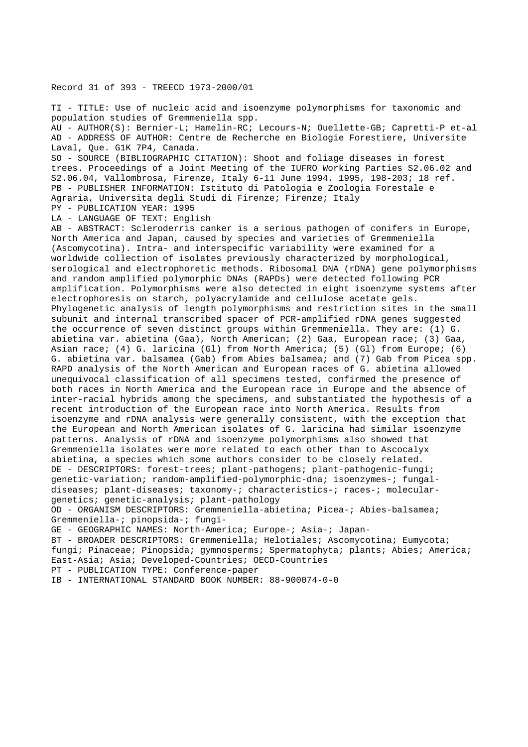Record 31 of 393 - TREECD 1973-2000/01

TI - TITLE: Use of nucleic acid and isoenzyme polymorphisms for taxonomic and population studies of Gremmeniella spp.
AU - AUTHOR(S): Bernier-L; Hamelin-RC; Lecours-N; Ouellette-GB; Capretti-P et-al
AD - ADDRESS OF AUTHOR: Centre de Recherche en Biologie Forestiere, Universite Laval, Que. G1K 7P4, Canada.
SO - SOURCE (BIBLIOGRAPHIC CITATION): Shoot and foliage diseases in forest trees. Proceedings of a Joint Meeting of the IUFRO Working Parties S2.06.02 and S2.06.04, Vallombrosa, Firenze, Italy 6-11 June 1994. 1995, 198-203; 18 ref.
PB - PUBLISHER INFORMATION: Istituto di Patologia e Zoologia Forestale e Agraria, Universita degli Studi di Firenze; Firenze; Italy
PY - PUBLICATION YEAR: 1995
LA - LANGUAGE OF TEXT: English
AB - ABSTRACT: Scleroderris canker is a serious pathogen of conifers in Europe, North America and Japan, caused by species and varieties of Gremmeniella (Ascomycotina). Intra- and interspecific variability were examined for a worldwide collection of isolates previously characterized by morphological, serological and electrophoretic methods. Ribosomal DNA (rDNA) gene polymorphisms and random amplified polymorphic DNAs (RAPDs) were detected following PCR amplification. Polymorphisms were also detected in eight isoenzyme systems after electrophoresis on starch, polyacrylamide and cellulose acetate gels. Phylogenetic analysis of length polymorphisms and restriction sites in the small subunit and internal transcribed spacer of PCR-amplified rDNA genes suggested the occurrence of seven distinct groups within Gremmeniella. They are: (1) G. abietina var. abietina (Gaa), North American; (2) Gaa, European race; (3) Gaa, Asian race; (4) G. laricina (Gl) from North America; (5) (Gl) from Europe; (6) G. abietina var. balsamea (Gab) from Abies balsamea; and (7) Gab from Picea spp. RAPD analysis of the North American and European races of G. abietina allowed unequivocal classification of all specimens tested, confirmed the presence of both races in North America and the European race in Europe and the absence of inter-racial hybrids among the specimens, and substantiated the hypothesis of a recent introduction of the European race into North America. Results from isoenzyme and rDNA analysis were generally consistent, with the exception that the European and North American isolates of G. laricina had similar isoenzyme patterns. Analysis of rDNA and isoenzyme polymorphisms also showed that Gremmeniella isolates were more related to each other than to Ascocalyx abietina, a species which some authors consider to be closely related.
DE - DESCRIPTORS: forest-trees; plant-pathogens; plant-pathogenic-fungi; genetic-variation; random-amplified-polymorphic-dna; isoenzymes-; fungal-diseases; plant-diseases; taxonomy-; characteristics-; races-; molecular-genetics; genetic-analysis; plant-pathology
OD - ORGANISM DESCRIPTORS: Gremmeniella-abietina; Picea-; Abies-balsamea; Gremmeniella-; pinopsida-; fungi-
GE - GEOGRAPHIC NAMES: North-America; Europe-; Asia-; Japan-
BT - BROADER DESCRIPTORS: Gremmeniella; Helotiales; Ascomycotina; Eumycota; fungi; Pinaceae; Pinopsida; gymnosperms; Spermatophyta; plants; Abies; America; East-Asia; Asia; Developed-Countries; OECD-Countries
PT - PUBLICATION TYPE: Conference-paper
IB - INTERNATIONAL STANDARD BOOK NUMBER: 88-900074-0-0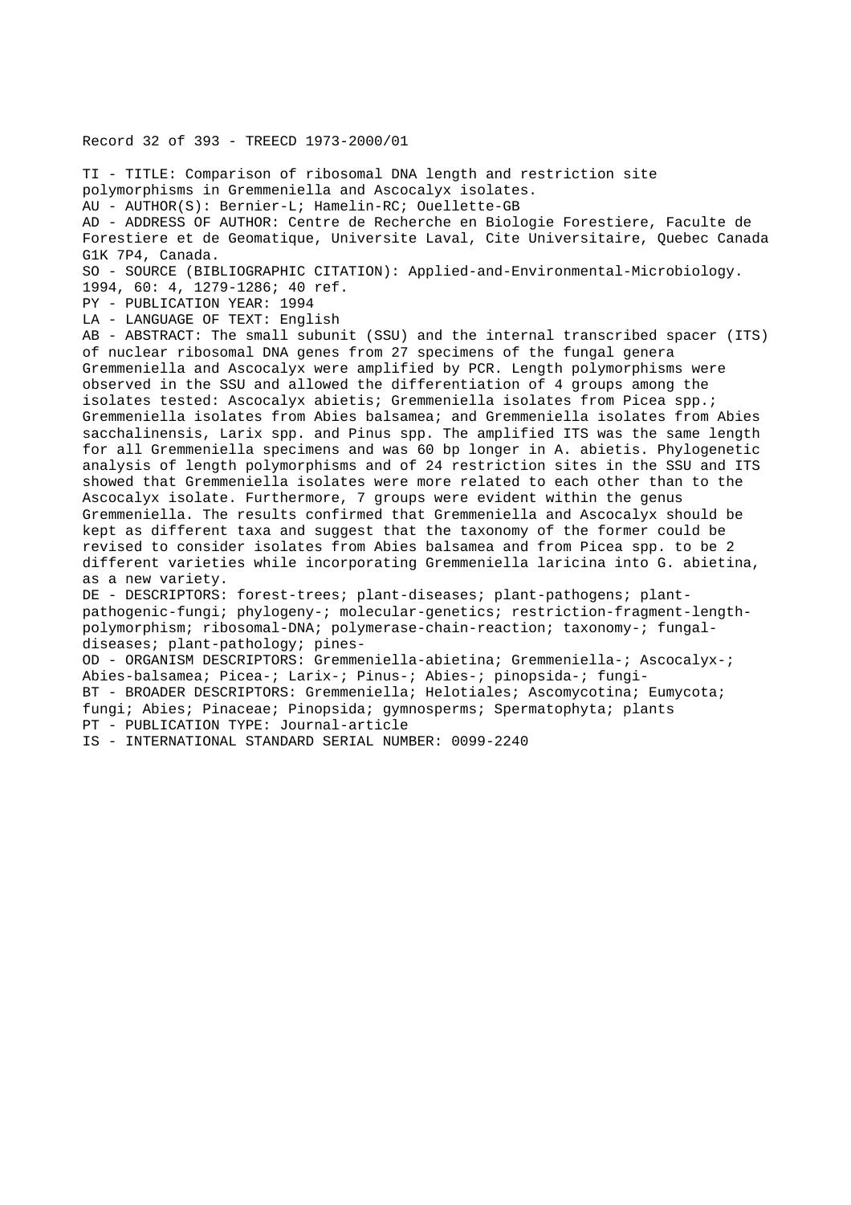Record 32 of 393 - TREECD 1973-2000/01

TI - TITLE: Comparison of ribosomal DNA length and restriction site polymorphisms in Gremmeniella and Ascocalyx isolates.
AU - AUTHOR(S): Bernier-L; Hamelin-RC; Ouellette-GB
AD - ADDRESS OF AUTHOR: Centre de Recherche en Biologie Forestiere, Faculte de Forestiere et de Geomatique, Universite Laval, Cite Universitaire, Quebec Canada G1K 7P4, Canada.
SO - SOURCE (BIBLIOGRAPHIC CITATION): Applied-and-Environmental-Microbiology. 1994, 60: 4, 1279-1286; 40 ref.
PY - PUBLICATION YEAR: 1994
LA - LANGUAGE OF TEXT: English
AB - ABSTRACT: The small subunit (SSU) and the internal transcribed spacer (ITS) of nuclear ribosomal DNA genes from 27 specimens of the fungal genera Gremmeniella and Ascocalyx were amplified by PCR. Length polymorphisms were observed in the SSU and allowed the differentiation of 4 groups among the isolates tested: Ascocalyx abietis; Gremmeniella isolates from Picea spp.; Gremmeniella isolates from Abies balsamea; and Gremmeniella isolates from Abies sacchalinensis, Larix spp. and Pinus spp. The amplified ITS was the same length for all Gremmeniella specimens and was 60 bp longer in A. abietis. Phylogenetic analysis of length polymorphisms and of 24 restriction sites in the SSU and ITS showed that Gremmeniella isolates were more related to each other than to the Ascocalyx isolate. Furthermore, 7 groups were evident within the genus Gremmeniella. The results confirmed that Gremmeniella and Ascocalyx should be kept as different taxa and suggest that the taxonomy of the former could be revised to consider isolates from Abies balsamea and from Picea spp. to be 2 different varieties while incorporating Gremmeniella laricina into G. abietina, as a new variety.
DE - DESCRIPTORS: forest-trees; plant-diseases; plant-pathogens; plant-pathogenic-fungi; phylogeny-; molecular-genetics; restriction-fragment-length-polymorphism; ribosomal-DNA; polymerase-chain-reaction; taxonomy-; fungal-diseases; plant-pathology; pines-
OD - ORGANISM DESCRIPTORS: Gremmeniella-abietina; Gremmeniella-; Ascocalyx-; Abies-balsamea; Picea-; Larix-; Pinus-; Abies-; pinopsida-; fungi-
BT - BROADER DESCRIPTORS: Gremmeniella; Helotiales; Ascomycotina; Eumycota; fungi; Abies; Pinaceae; Pinopsida; gymnosperms; Spermatophyta; plants
PT - PUBLICATION TYPE: Journal-article
IS - INTERNATIONAL STANDARD SERIAL NUMBER: 0099-2240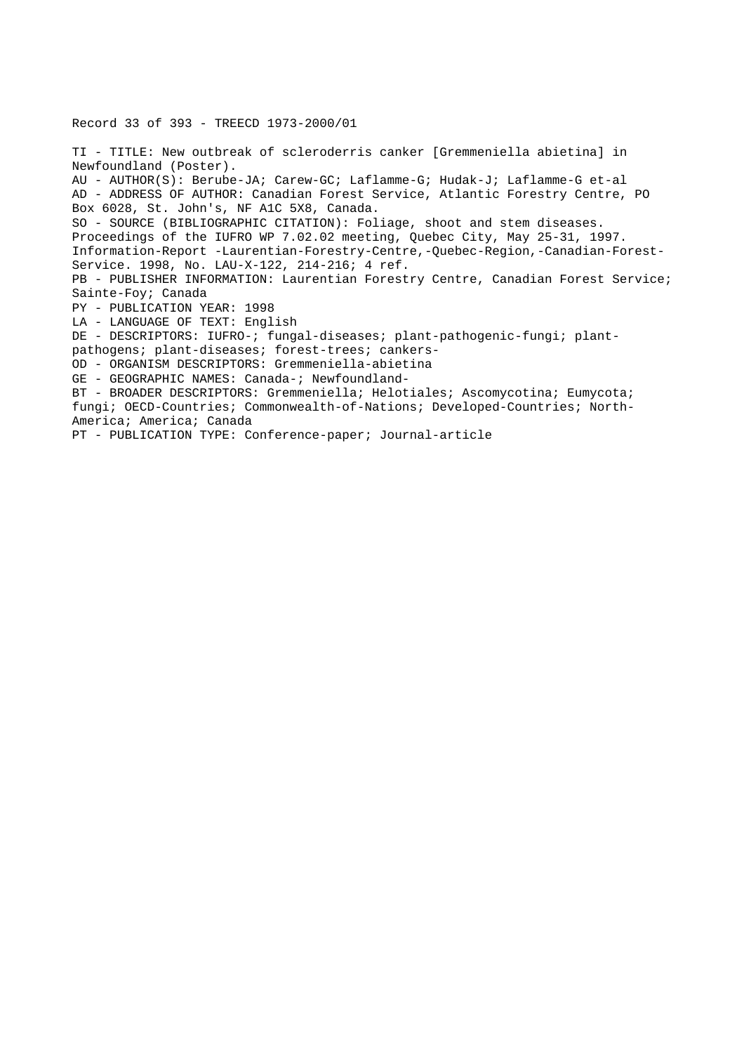Record 33 of 393 - TREECD 1973-2000/01

TI - TITLE: New outbreak of scleroderris canker [Gremmeniella abietina] in Newfoundland (Poster).
AU - AUTHOR(S): Berube-JA; Carew-GC; Laflamme-G; Hudak-J; Laflamme-G et-al
AD - ADDRESS OF AUTHOR: Canadian Forest Service, Atlantic Forestry Centre, PO Box 6028, St. John's, NF A1C 5X8, Canada.
SO - SOURCE (BIBLIOGRAPHIC CITATION): Foliage, shoot and stem diseases. Proceedings of the IUFRO WP 7.02.02 meeting, Quebec City, May 25-31, 1997. Information-Report -Laurentian-Forestry-Centre,-Quebec-Region,-Canadian-Forest-Service. 1998, No. LAU-X-122, 214-216; 4 ref.
PB - PUBLISHER INFORMATION: Laurentian Forestry Centre, Canadian Forest Service; Sainte-Foy; Canada
PY - PUBLICATION YEAR: 1998
LA - LANGUAGE OF TEXT: English
DE - DESCRIPTORS: IUFRO-; fungal-diseases; plant-pathogenic-fungi; plant-pathogens; plant-diseases; forest-trees; cankers-
OD - ORGANISM DESCRIPTORS: Gremmeniella-abietina
GE - GEOGRAPHIC NAMES: Canada-; Newfoundland-
BT - BROADER DESCRIPTORS: Gremmeniella; Helotiales; Ascomycotina; Eumycota; fungi; OECD-Countries; Commonwealth-of-Nations; Developed-Countries; North-America; America; Canada
PT - PUBLICATION TYPE: Conference-paper; Journal-article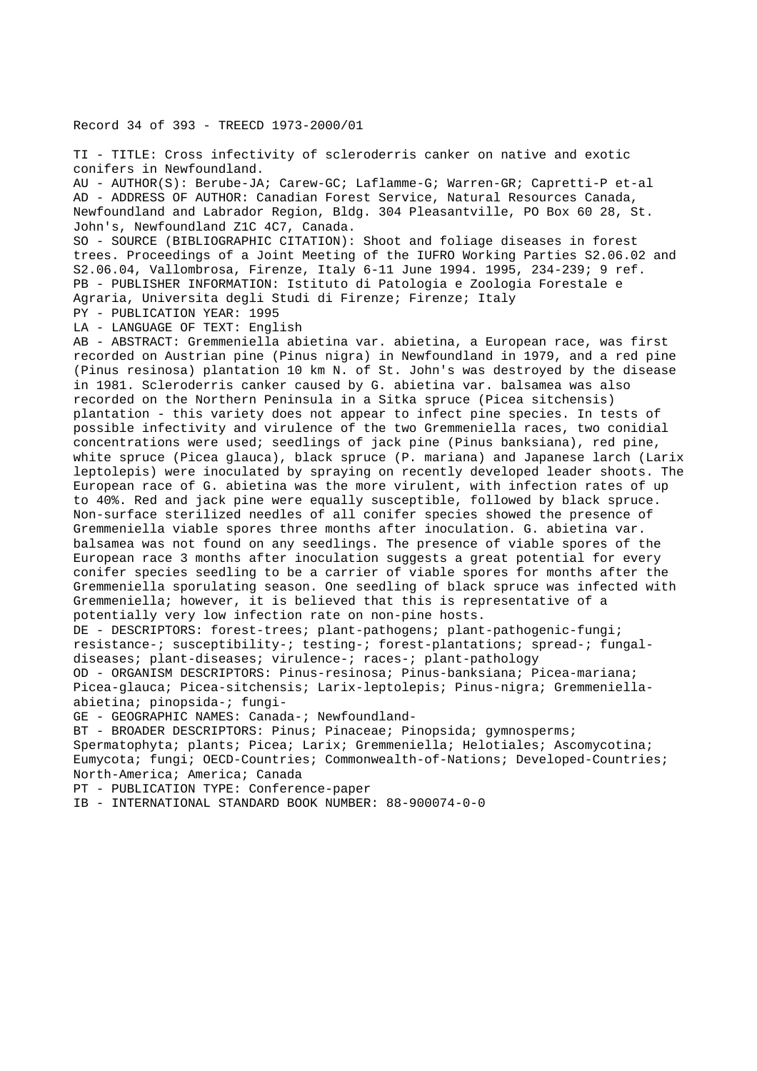Record 34 of 393 - TREECD 1973-2000/01

TI - TITLE: Cross infectivity of scleroderris canker on native and exotic conifers in Newfoundland.

AU - AUTHOR(S): Berube-JA; Carew-GC; Laflamme-G; Warren-GR; Capretti-P et-al

AD - ADDRESS OF AUTHOR: Canadian Forest Service, Natural Resources Canada, Newfoundland and Labrador Region, Bldg. 304 Pleasantville, PO Box 60 28, St. John's, Newfoundland Z1C 4C7, Canada.

SO - SOURCE (BIBLIOGRAPHIC CITATION): Shoot and foliage diseases in forest trees. Proceedings of a Joint Meeting of the IUFRO Working Parties S2.06.02 and S2.06.04, Vallombrosa, Firenze, Italy 6-11 June 1994. 1995, 234-239; 9 ref.

PB - PUBLISHER INFORMATION: Istituto di Patologia e Zoologia Forestale e Agraria, Universita degli Studi di Firenze; Firenze; Italy

PY - PUBLICATION YEAR: 1995

LA - LANGUAGE OF TEXT: English

AB - ABSTRACT: Gremmeniella abietina var. abietina, a European race, was first recorded on Austrian pine (Pinus nigra) in Newfoundland in 1979, and a red pine (Pinus resinosa) plantation 10 km N. of St. John's was destroyed by the disease in 1981. Scleroderris canker caused by G. abietina var. balsamea was also recorded on the Northern Peninsula in a Sitka spruce (Picea sitchensis) plantation - this variety does not appear to infect pine species. In tests of possible infectivity and virulence of the two Gremmeniella races, two conidial concentrations were used; seedlings of jack pine (Pinus banksiana), red pine, white spruce (Picea glauca), black spruce (P. mariana) and Japanese larch (Larix leptolepis) were inoculated by spraying on recently developed leader shoots. The European race of G. abietina was the more virulent, with infection rates of up to 40%. Red and jack pine were equally susceptible, followed by black spruce. Non-surface sterilized needles of all conifer species showed the presence of Gremmeniella viable spores three months after inoculation. G. abietina var. balsamea was not found on any seedlings. The presence of viable spores of the European race 3 months after inoculation suggests a great potential for every conifer species seedling to be a carrier of viable spores for months after the Gremmeniella sporulating season. One seedling of black spruce was infected with Gremmeniella; however, it is believed that this is representative of a potentially very low infection rate on non-pine hosts.

DE - DESCRIPTORS: forest-trees; plant-pathogens; plant-pathogenic-fungi; resistance-; susceptibility-; testing-; forest-plantations; spread-; fungal-diseases; plant-diseases; virulence-; races-; plant-pathology

OD - ORGANISM DESCRIPTORS: Pinus-resinosa; Pinus-banksiana; Picea-mariana; Picea-glauca; Picea-sitchensis; Larix-leptolepis; Pinus-nigra; Gremmeniella-abietina; pinopsida-; fungi-

GE - GEOGRAPHIC NAMES: Canada-; Newfoundland-

BT - BROADER DESCRIPTORS: Pinus; Pinaceae; Pinopsida; gymnosperms; Spermatophyta; plants; Picea; Larix; Gremmeniella; Helotiales; Ascomycotina; Eumycota; fungi; OECD-Countries; Commonwealth-of-Nations; Developed-Countries; North-America; America; Canada

PT - PUBLICATION TYPE: Conference-paper

IB - INTERNATIONAL STANDARD BOOK NUMBER: 88-900074-0-0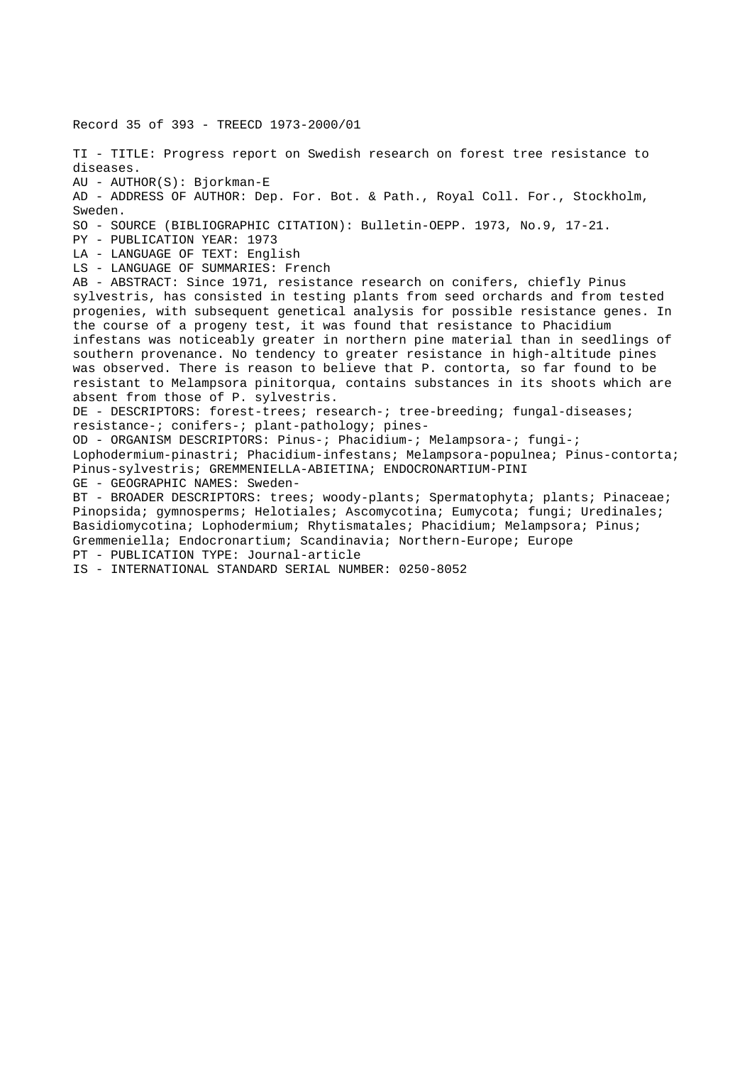Record 35 of 393 - TREECD 1973-2000/01

TI - TITLE: Progress report on Swedish research on forest tree resistance to diseases.
AU - AUTHOR(S): Bjorkman-E
AD - ADDRESS OF AUTHOR: Dep. For. Bot. & Path., Royal Coll. For., Stockholm, Sweden.
SO - SOURCE (BIBLIOGRAPHIC CITATION): Bulletin-OEPP. 1973, No.9, 17-21.
PY - PUBLICATION YEAR: 1973
LA - LANGUAGE OF TEXT: English
LS - LANGUAGE OF SUMMARIES: French
AB - ABSTRACT: Since 1971, resistance research on conifers, chiefly Pinus sylvestris, has consisted in testing plants from seed orchards and from tested progenies, with subsequent genetical analysis for possible resistance genes. In the course of a progeny test, it was found that resistance to Phacidium infestans was noticeably greater in northern pine material than in seedlings of southern provenance. No tendency to greater resistance in high-altitude pines was observed. There is reason to believe that P. contorta, so far found to be resistant to Melampsora pinitorqua, contains substances in its shoots which are absent from those of P. sylvestris.
DE - DESCRIPTORS: forest-trees; research-; tree-breeding; fungal-diseases; resistance-; conifers-; plant-pathology; pines-
OD - ORGANISM DESCRIPTORS: Pinus-; Phacidium-; Melampsora-; fungi-; Lophodermium-pinastri; Phacidium-infestans; Melampsora-populnea; Pinus-contorta; Pinus-sylvestris; GREMMENIELLA-ABIETINA; ENDOCRONARTIUM-PINI
GE - GEOGRAPHIC NAMES: Sweden-
BT - BROADER DESCRIPTORS: trees; woody-plants; Spermatophyta; plants; Pinaceae; Pinopsida; gymnosperms; Helotiales; Ascomycotina; Eumycota; fungi; Uredinales; Basidiomycotina; Lophodermium; Rhytismatales; Phacidium; Melampsora; Pinus; Gremmeniella; Endocronartium; Scandinavia; Northern-Europe; Europe
PT - PUBLICATION TYPE: Journal-article
IS - INTERNATIONAL STANDARD SERIAL NUMBER: 0250-8052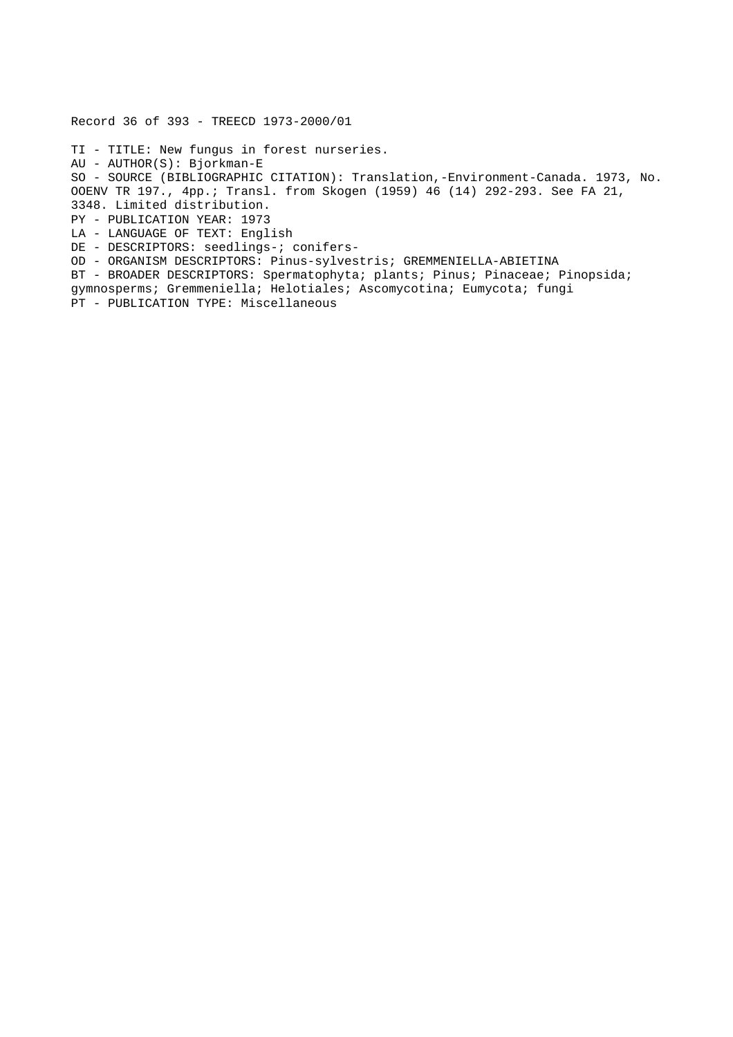Record 36 of 393 - TREECD 1973-2000/01

TI - TITLE: New fungus in forest nurseries.
AU - AUTHOR(S): Bjorkman-E
SO - SOURCE (BIBLIOGRAPHIC CITATION): Translation,-Environment-Canada. 1973, No. OOENV TR 197., 4pp.; Transl. from Skogen (1959) 46 (14) 292-293. See FA 21, 3348. Limited distribution.
PY - PUBLICATION YEAR: 1973
LA - LANGUAGE OF TEXT: English
DE - DESCRIPTORS: seedlings-; conifers-
OD - ORGANISM DESCRIPTORS: Pinus-sylvestris; GREMMENIELLA-ABIETINA
BT - BROADER DESCRIPTORS: Spermatophyta; plants; Pinus; Pinaceae; Pinopsida; gymnosperms; Gremmeniella; Helotiales; Ascomycotina; Eumycota; fungi
PT - PUBLICATION TYPE: Miscellaneous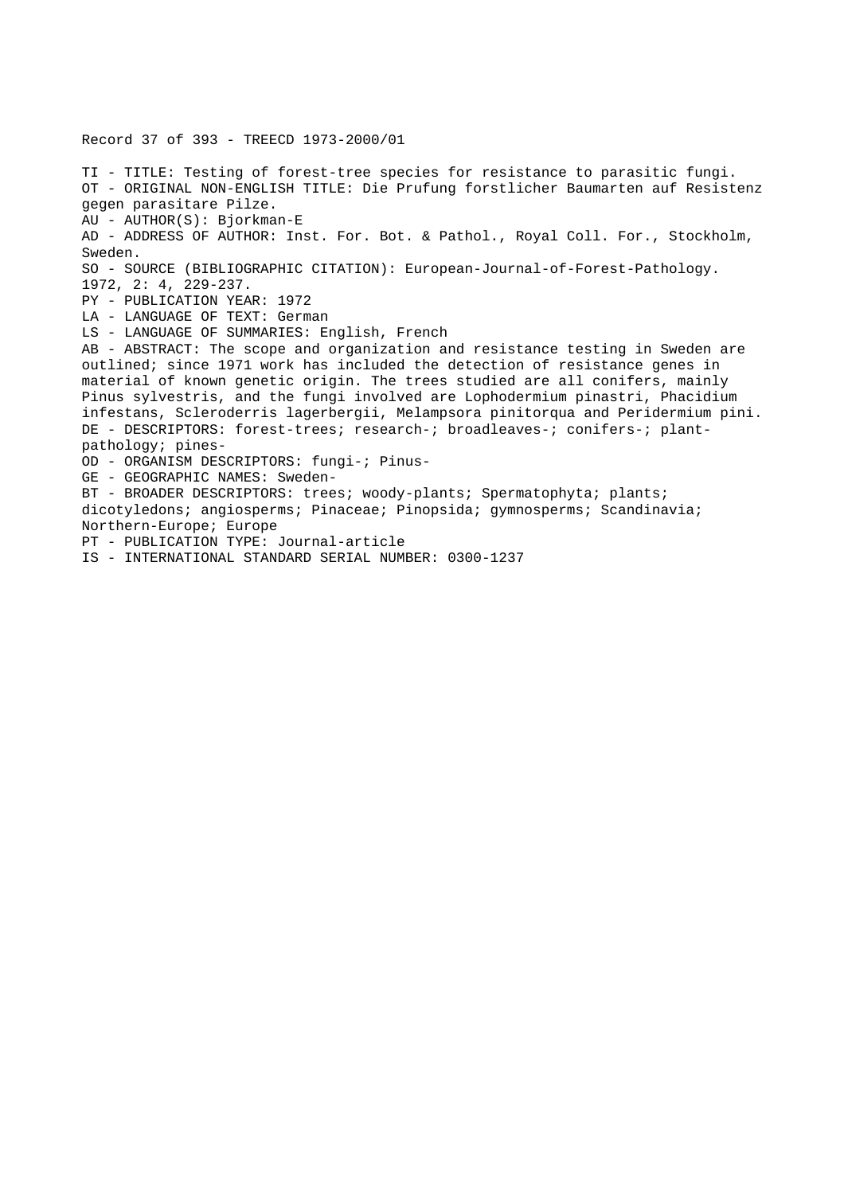Record 37 of 393 - TREECD 1973-2000/01

TI - TITLE: Testing of forest-tree species for resistance to parasitic fungi.
OT - ORIGINAL NON-ENGLISH TITLE: Die Prufung forstlicher Baumarten auf Resistenz gegen parasitare Pilze.
AU - AUTHOR(S): Bjorkman-E
AD - ADDRESS OF AUTHOR: Inst. For. Bot. & Pathol., Royal Coll. For., Stockholm, Sweden.
SO - SOURCE (BIBLIOGRAPHIC CITATION): European-Journal-of-Forest-Pathology. 1972, 2: 4, 229-237.
PY - PUBLICATION YEAR: 1972
LA - LANGUAGE OF TEXT: German
LS - LANGUAGE OF SUMMARIES: English, French
AB - ABSTRACT: The scope and organization and resistance testing in Sweden are outlined; since 1971 work has included the detection of resistance genes in material of known genetic origin. The trees studied are all conifers, mainly Pinus sylvestris, and the fungi involved are Lophodermium pinastri, Phacidium infestans, Scleroderris lagerbergii, Melampsora pinitorqua and Peridermium pini.
DE - DESCRIPTORS: forest-trees; research-; broadleaves-; conifers-; plant-pathology; pines-
OD - ORGANISM DESCRIPTORS: fungi-; Pinus-
GE - GEOGRAPHIC NAMES: Sweden-
BT - BROADER DESCRIPTORS: trees; woody-plants; Spermatophyta; plants; dicotyledons; angiosperms; Pinaceae; Pinopsida; gymnosperms; Scandinavia; Northern-Europe; Europe
PT - PUBLICATION TYPE: Journal-article
IS - INTERNATIONAL STANDARD SERIAL NUMBER: 0300-1237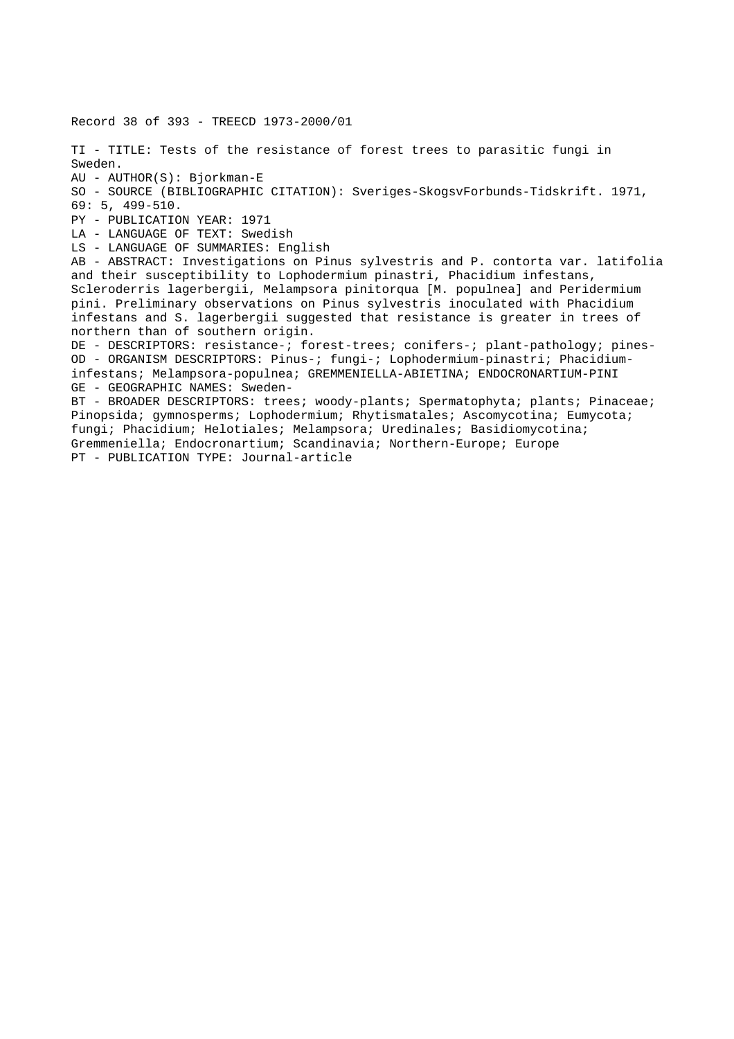Record 38 of 393 - TREECD 1973-2000/01

TI - TITLE: Tests of the resistance of forest trees to parasitic fungi in Sweden.
AU - AUTHOR(S): Bjorkman-E
SO - SOURCE (BIBLIOGRAPHIC CITATION): Sveriges-SkogsvForbunds-Tidskrift. 1971, 69: 5, 499-510.
PY - PUBLICATION YEAR: 1971
LA - LANGUAGE OF TEXT: Swedish
LS - LANGUAGE OF SUMMARIES: English
AB - ABSTRACT: Investigations on Pinus sylvestris and P. contorta var. latifolia and their susceptibility to Lophodermium pinastri, Phacidium infestans, Scleroderris lagerbergii, Melampsora pinitorqua [M. populnea] and Peridermium pini. Preliminary observations on Pinus sylvestris inoculated with Phacidium infestans and S. lagerbergii suggested that resistance is greater in trees of northern than of southern origin.
DE - DESCRIPTORS: resistance-; forest-trees; conifers-; plant-pathology; pines-
OD - ORGANISM DESCRIPTORS: Pinus-; fungi-; Lophodermium-pinastri; Phacidium-infestans; Melampsora-populnea; GREMMENIELLA-ABIETINA; ENDOCRONARTIUM-PINI
GE - GEOGRAPHIC NAMES: Sweden-
BT - BROADER DESCRIPTORS: trees; woody-plants; Spermatophyta; plants; Pinaceae; Pinopsida; gymnosperms; Lophodermium; Rhytismatales; Ascomycotina; Eumycota; fungi; Phacidium; Helotiales; Melampsora; Uredinales; Basidiomycotina; Gremmeniella; Endocronartium; Scandinavia; Northern-Europe; Europe
PT - PUBLICATION TYPE: Journal-article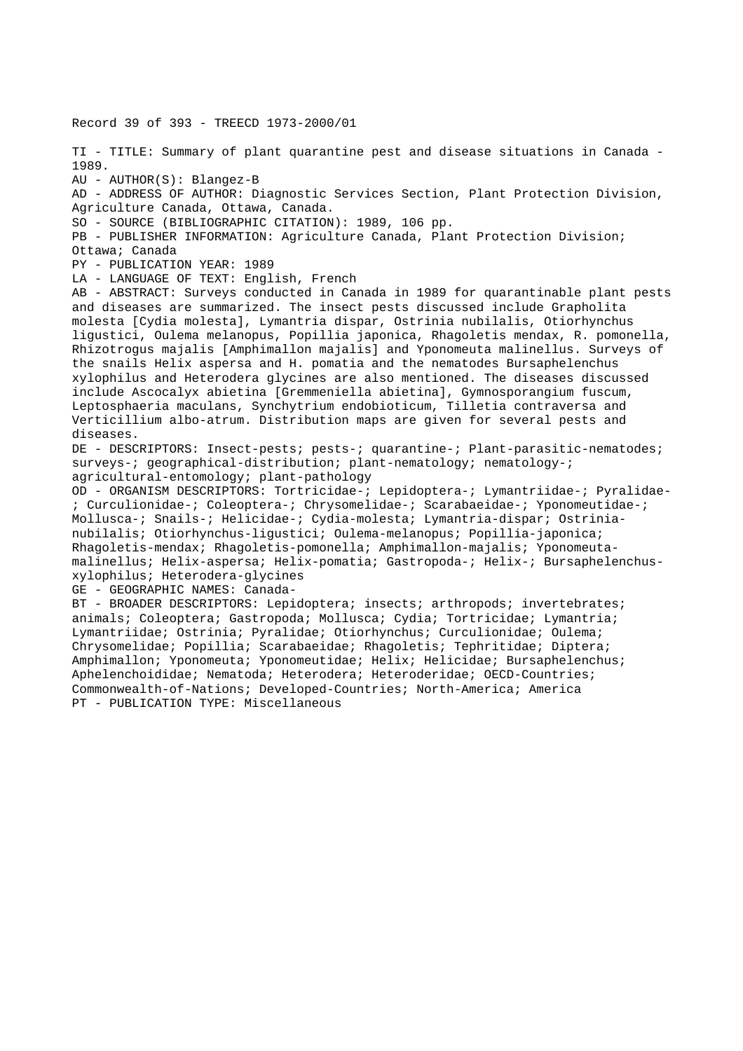Record 39 of 393 - TREECD 1973-2000/01

TI - TITLE: Summary of plant quarantine pest and disease situations in Canada - 1989.
AU - AUTHOR(S): Blangez-B
AD - ADDRESS OF AUTHOR: Diagnostic Services Section, Plant Protection Division, Agriculture Canada, Ottawa, Canada.
SO - SOURCE (BIBLIOGRAPHIC CITATION): 1989, 106 pp.
PB - PUBLISHER INFORMATION: Agriculture Canada, Plant Protection Division; Ottawa; Canada
PY - PUBLICATION YEAR: 1989
LA - LANGUAGE OF TEXT: English, French
AB - ABSTRACT: Surveys conducted in Canada in 1989 for quarantinable plant pests and diseases are summarized. The insect pests discussed include Grapholita molesta [Cydia molesta], Lymantria dispar, Ostrinia nubilalis, Otiorhynchus ligustici, Oulema melanopus, Popillia japonica, Rhagoletis mendax, R. pomonella, Rhizotrogus majalis [Amphimallon majalis] and Yponomeuta malinellus. Surveys of the snails Helix aspersa and H. pomatia and the nematodes Bursaphelenchus xylophilus and Heterodera glycines are also mentioned. The diseases discussed include Ascocalyx abietina [Gremmeniella abietina], Gymnosporangium fuscum, Leptosphaeria maculans, Synchytrium endobioticum, Tilletia contraversa and Verticillium albo-atrum. Distribution maps are given for several pests and diseases.
DE - DESCRIPTORS: Insect-pests; pests-; quarantine-; Plant-parasitic-nematodes; surveys-; geographical-distribution; plant-nematology; nematology-; agricultural-entomology; plant-pathology
OD - ORGANISM DESCRIPTORS: Tortricidae-; Lepidoptera-; Lymantriidae-; Pyralidae-; Curculionidae-; Coleoptera-; Chrysomelidae-; Scarabaeidae-; Yponomeutidae-; Mollusca-; Snails-; Helicidae-; Cydia-molesta; Lymantria-dispar; Ostrinia-nubilalis; Otiorhynchus-ligustici; Oulema-melanopus; Popillia-japonica; Rhagoletis-mendax; Rhagoletis-pomonella; Amphimallon-majalis; Yponomeuta-malinellus; Helix-aspersa; Helix-pomatia; Gastropoda-; Helix-; Bursaphelenchus-xylophilus; Heterodera-glycines
GE - GEOGRAPHIC NAMES: Canada-
BT - BROADER DESCRIPTORS: Lepidoptera; insects; arthropods; invertebrates; animals; Coleoptera; Gastropoda; Mollusca; Cydia; Tortricidae; Lymantria; Lymantriidae; Ostrinia; Pyralidae; Otiorhynchus; Curculionidae; Oulema; Chrysomelidae; Popillia; Scarabaeidae; Rhagoletis; Tephritidae; Diptera; Amphimallon; Yponomeuta; Yponomeutidae; Helix; Helicidae; Bursaphelenchus; Aphelenchoididae; Nematoda; Heterodera; Heteroderidae; OECD-Countries; Commonwealth-of-Nations; Developed-Countries; North-America; America
PT - PUBLICATION TYPE: Miscellaneous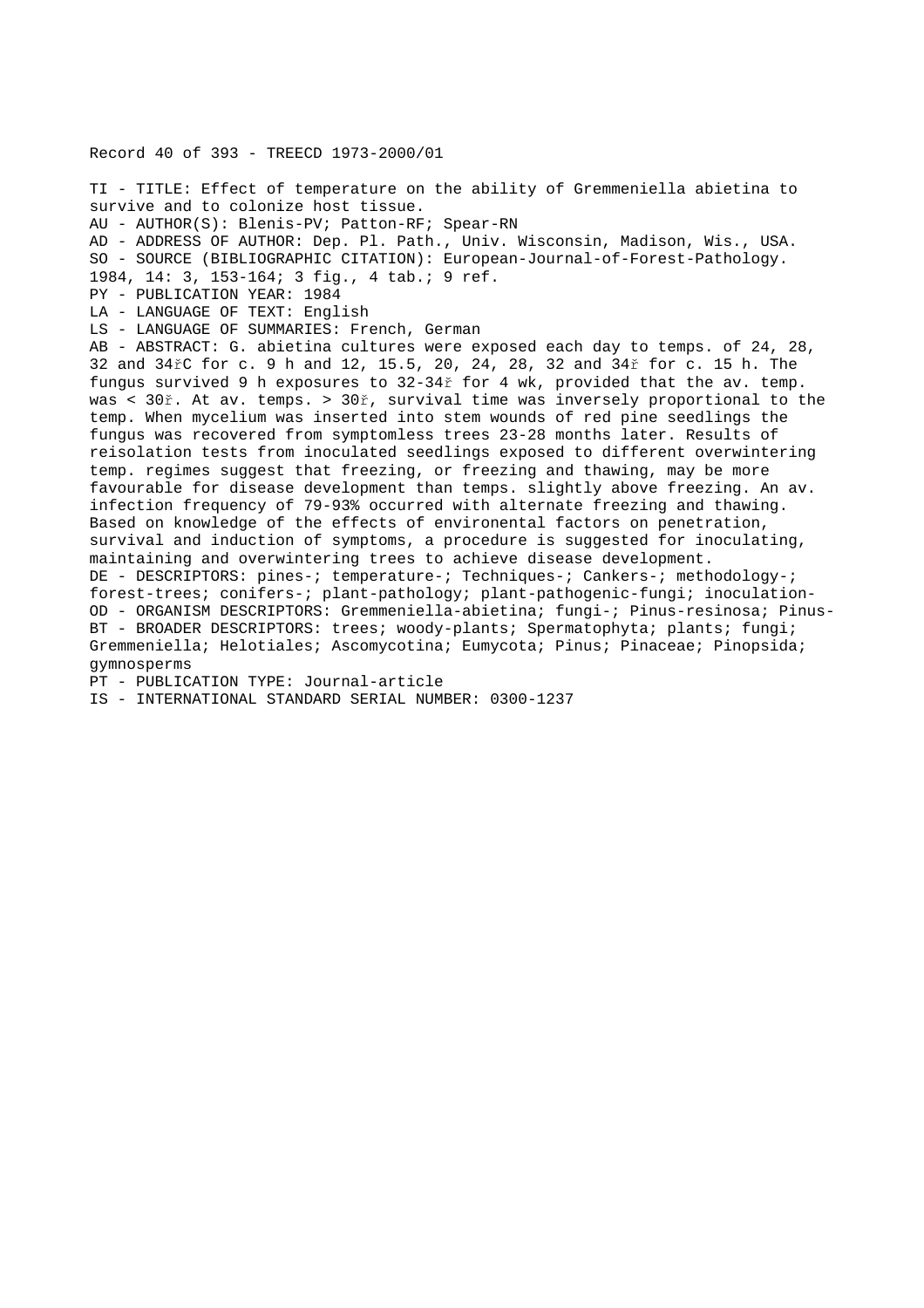Record 40 of 393 - TREECD 1973-2000/01

TI - TITLE: Effect of temperature on the ability of Gremmeniella abietina to survive and to colonize host tissue.
AU - AUTHOR(S): Blenis-PV; Patton-RF; Spear-RN
AD - ADDRESS OF AUTHOR: Dep. Pl. Path., Univ. Wisconsin, Madison, Wis., USA.
SO - SOURCE (BIBLIOGRAPHIC CITATION): European-Journal-of-Forest-Pathology. 1984, 14: 3, 153-164; 3 fig., 4 tab.; 9 ref.
PY - PUBLICATION YEAR: 1984
LA - LANGUAGE OF TEXT: English
LS - LANGUAGE OF SUMMARIES: French, German
AB - ABSTRACT: G. abietina cultures were exposed each day to temps. of 24, 28, 32 and 34řC for c. 9 h and 12, 15.5, 20, 24, 28, 32 and 34ř for c. 15 h. The fungus survived 9 h exposures to 32-34ř for 4 wk, provided that the av. temp. was < 30ř. At av. temps. > 30ř, survival time was inversely proportional to the temp. When mycelium was inserted into stem wounds of red pine seedlings the fungus was recovered from symptomless trees 23-28 months later. Results of reisolation tests from inoculated seedlings exposed to different overwintering temp. regimes suggest that freezing, or freezing and thawing, may be more favourable for disease development than temps. slightly above freezing. An av. infection frequency of 79-93% occurred with alternate freezing and thawing. Based on knowledge of the effects of environental factors on penetration, survival and induction of symptoms, a procedure is suggested for inoculating, maintaining and overwintering trees to achieve disease development.
DE - DESCRIPTORS: pines-; temperature-; Techniques-; Cankers-; methodology-; forest-trees; conifers-; plant-pathology; plant-pathogenic-fungi; inoculation-
OD - ORGANISM DESCRIPTORS: Gremmeniella-abietina; fungi-; Pinus-resinosa; Pinus-
BT - BROADER DESCRIPTORS: trees; woody-plants; Spermatophyta; plants; fungi; Gremmeniella; Helotiales; Ascomycotina; Eumycota; Pinus; Pinaceae; Pinopsida; gymnosperms
PT - PUBLICATION TYPE: Journal-article
IS - INTERNATIONAL STANDARD SERIAL NUMBER: 0300-1237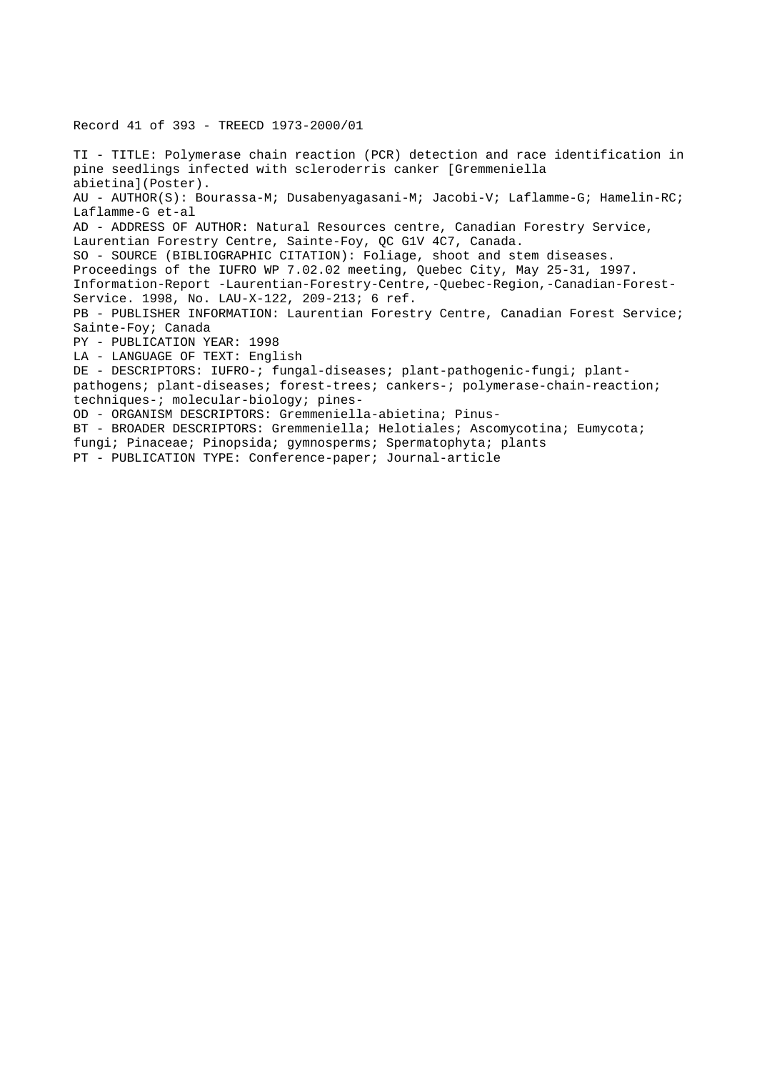Record 41 of 393 - TREECD 1973-2000/01

TI - TITLE: Polymerase chain reaction (PCR) detection and race identification in pine seedlings infected with scleroderris canker [Gremmeniella abietina](Poster).
AU - AUTHOR(S): Bourassa-M; Dusabenyagasani-M; Jacobi-V; Laflamme-G; Hamelin-RC; Laflamme-G et-al
AD - ADDRESS OF AUTHOR: Natural Resources centre, Canadian Forestry Service, Laurentian Forestry Centre, Sainte-Foy, QC G1V 4C7, Canada.
SO - SOURCE (BIBLIOGRAPHIC CITATION): Foliage, shoot and stem diseases. Proceedings of the IUFRO WP 7.02.02 meeting, Quebec City, May 25-31, 1997. Information-Report -Laurentian-Forestry-Centre,-Quebec-Region,-Canadian-Forest-Service. 1998, No. LAU-X-122, 209-213; 6 ref.
PB - PUBLISHER INFORMATION: Laurentian Forestry Centre, Canadian Forest Service; Sainte-Foy; Canada
PY - PUBLICATION YEAR: 1998
LA - LANGUAGE OF TEXT: English
DE - DESCRIPTORS: IUFRO-; fungal-diseases; plant-pathogenic-fungi; plant-pathogens; plant-diseases; forest-trees; cankers-; polymerase-chain-reaction; techniques-; molecular-biology; pines-
OD - ORGANISM DESCRIPTORS: Gremmeniella-abietina; Pinus-
BT - BROADER DESCRIPTORS: Gremmeniella; Helotiales; Ascomycotina; Eumycota; fungi; Pinaceae; Pinopsida; gymnosperms; Spermatophyta; plants
PT - PUBLICATION TYPE: Conference-paper; Journal-article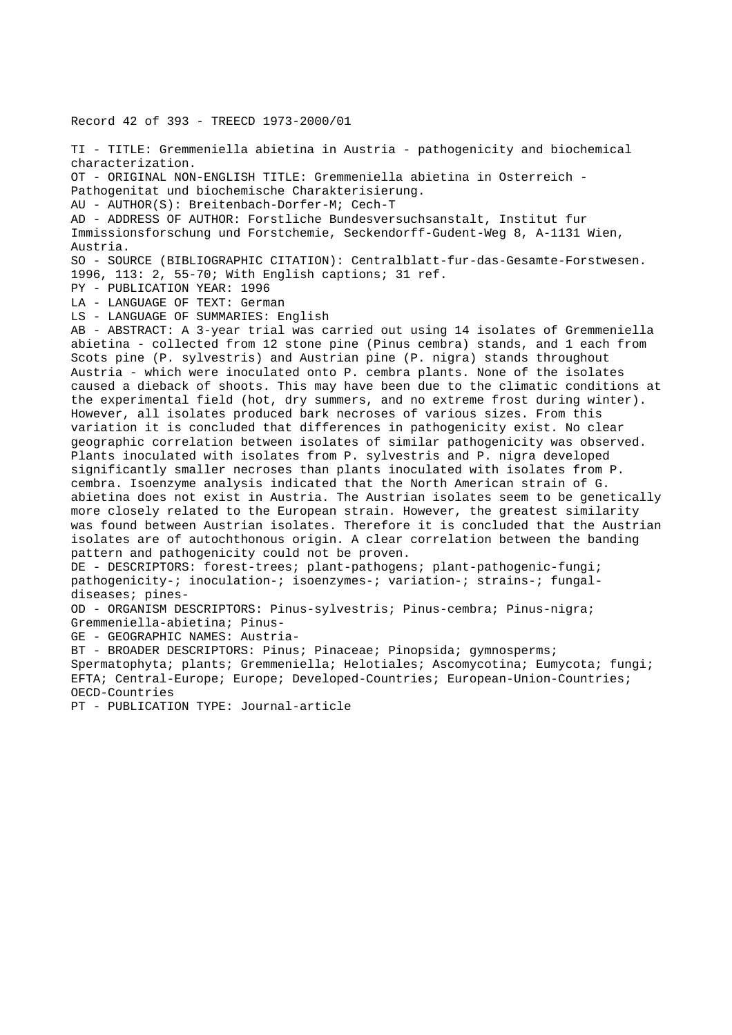Record 42 of 393 - TREECD 1973-2000/01

TI - TITLE: Gremmeniella abietina in Austria - pathogenicity and biochemical characterization.

OT - ORIGINAL NON-ENGLISH TITLE: Gremmeniella abietina in Osterreich - Pathogenitat und biochemische Charakterisierung.

AU - AUTHOR(S): Breitenbach-Dorfer-M; Cech-T

AD - ADDRESS OF AUTHOR: Forstliche Bundesversuchsanstalt, Institut fur Immissionsforschung und Forstchemie, Seckendorff-Gudent-Weg 8, A-1131 Wien, Austria.

SO - SOURCE (BIBLIOGRAPHIC CITATION): Centralblatt-fur-das-Gesamte-Forstwesen. 1996, 113: 2, 55-70; With English captions; 31 ref.

PY - PUBLICATION YEAR: 1996

LA - LANGUAGE OF TEXT: German

LS - LANGUAGE OF SUMMARIES: English

AB - ABSTRACT: A 3-year trial was carried out using 14 isolates of Gremmeniella abietina - collected from 12 stone pine (Pinus cembra) stands, and 1 each from Scots pine (P. sylvestris) and Austrian pine (P. nigra) stands throughout Austria - which were inoculated onto P. cembra plants. None of the isolates caused a dieback of shoots. This may have been due to the climatic conditions at the experimental field (hot, dry summers, and no extreme frost during winter). However, all isolates produced bark necroses of various sizes. From this variation it is concluded that differences in pathogenicity exist. No clear geographic correlation between isolates of similar pathogenicity was observed. Plants inoculated with isolates from P. sylvestris and P. nigra developed significantly smaller necroses than plants inoculated with isolates from P. cembra. Isoenzyme analysis indicated that the North American strain of G. abietina does not exist in Austria. The Austrian isolates seem to be genetically more closely related to the European strain. However, the greatest similarity was found between Austrian isolates. Therefore it is concluded that the Austrian isolates are of autochthonous origin. A clear correlation between the banding pattern and pathogenicity could not be proven.

DE - DESCRIPTORS: forest-trees; plant-pathogens; plant-pathogenic-fungi; pathogenicity-; inoculation-; isoenzymes-; variation-; strains-; fungal-diseases; pines-

OD - ORGANISM DESCRIPTORS: Pinus-sylvestris; Pinus-cembra; Pinus-nigra; Gremmeniella-abietina; Pinus-

GE - GEOGRAPHIC NAMES: Austria-

BT - BROADER DESCRIPTORS: Pinus; Pinaceae; Pinopsida; gymnosperms; Spermatophyta; plants; Gremmeniella; Helotiales; Ascomycotina; Eumycota; fungi; EFTA; Central-Europe; Europe; Developed-Countries; European-Union-Countries; OECD-Countries

PT - PUBLICATION TYPE: Journal-article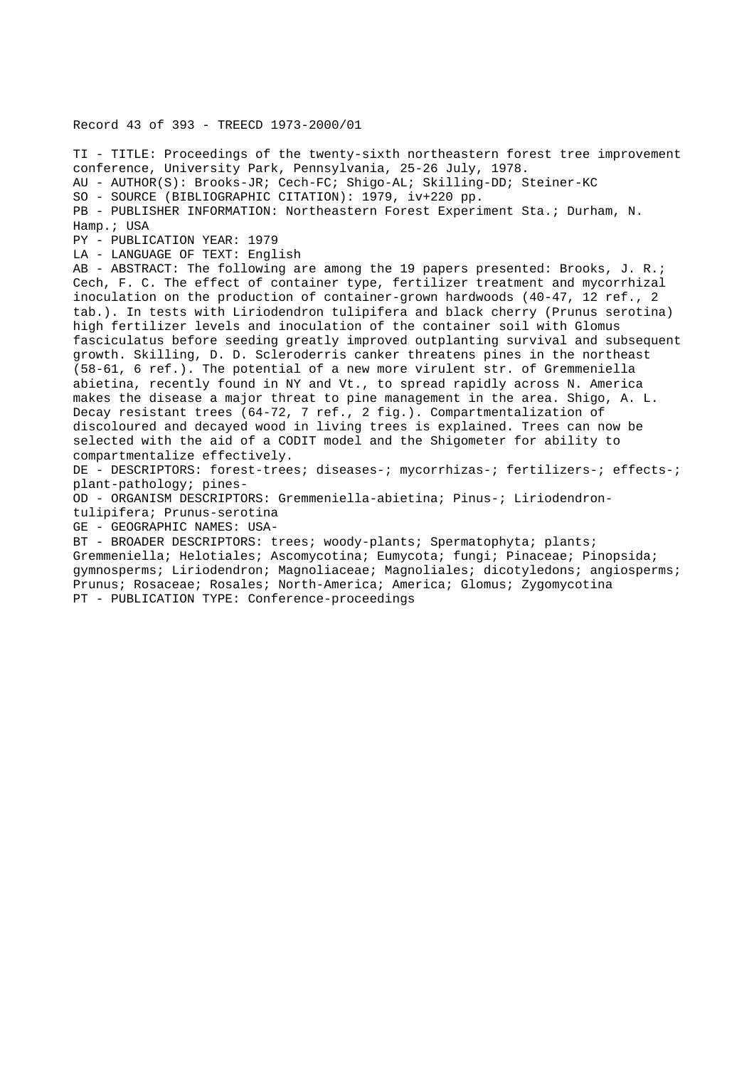Record 43 of 393 - TREECD 1973-2000/01

TI - TITLE: Proceedings of the twenty-sixth northeastern forest tree improvement conference, University Park, Pennsylvania, 25-26 July, 1978.
AU - AUTHOR(S): Brooks-JR; Cech-FC; Shigo-AL; Skilling-DD; Steiner-KC
SO - SOURCE (BIBLIOGRAPHIC CITATION): 1979, iv+220 pp.
PB - PUBLISHER INFORMATION: Northeastern Forest Experiment Sta.; Durham, N. Hamp.; USA
PY - PUBLICATION YEAR: 1979
LA - LANGUAGE OF TEXT: English
AB - ABSTRACT: The following are among the 19 papers presented: Brooks, J. R.; Cech, F. C. The effect of container type, fertilizer treatment and mycorrhizal inoculation on the production of container-grown hardwoods (40-47, 12 ref., 2 tab.). In tests with Liriodendron tulipifera and black cherry (Prunus serotina) high fertilizer levels and inoculation of the container soil with Glomus fasciculatus before seeding greatly improved outplanting survival and subsequent growth. Skilling, D. D. Scleroderris canker threatens pines in the northeast (58-61, 6 ref.). The potential of a new more virulent str. of Gremmeniella abietina, recently found in NY and Vt., to spread rapidly across N. America makes the disease a major threat to pine management in the area. Shigo, A. L. Decay resistant trees (64-72, 7 ref., 2 fig.). Compartmentalization of discoloured and decayed wood in living trees is explained. Trees can now be selected with the aid of a CODIT model and the Shigometer for ability to compartmentalize effectively.
DE - DESCRIPTORS: forest-trees; diseases-; mycorrhizas-; fertilizers-; effects-; plant-pathology; pines-
OD - ORGANISM DESCRIPTORS: Gremmeniella-abietina; Pinus-; Liriodendron-tulipifera; Prunus-serotina
GE - GEOGRAPHIC NAMES: USA-
BT - BROADER DESCRIPTORS: trees; woody-plants; Spermatophyta; plants; Gremmeniella; Helotiales; Ascomycotina; Eumycota; fungi; Pinaceae; Pinopsida; gymnosperms; Liriodendron; Magnoliaceae; Magnoliales; dicotyledons; angiosperms; Prunus; Rosaceae; Rosales; North-America; America; Glomus; Zygomycotina
PT - PUBLICATION TYPE: Conference-proceedings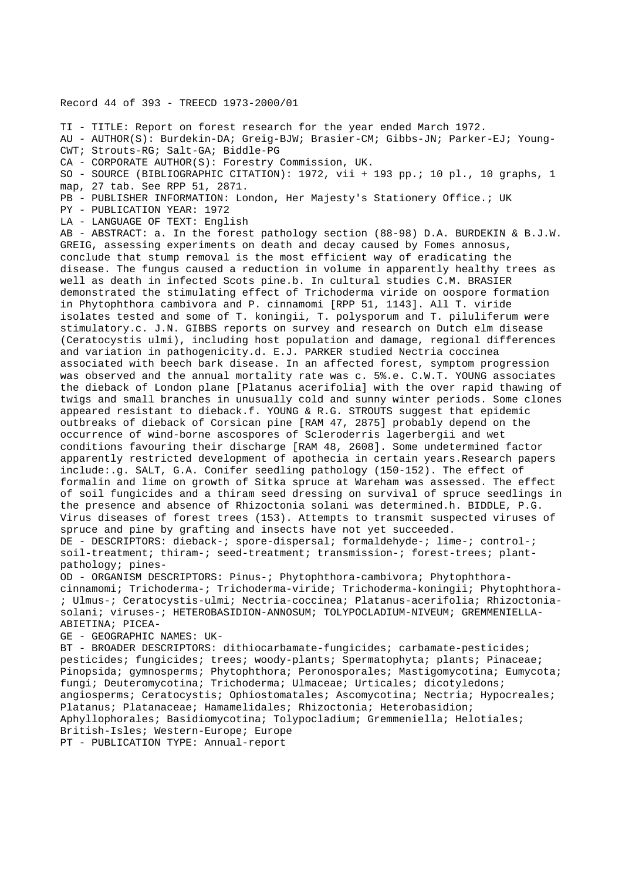Record 44 of 393 - TREECD 1973-2000/01

TI - TITLE: Report on forest research for the year ended March 1972.
AU - AUTHOR(S): Burdekin-DA; Greig-BJW; Brasier-CM; Gibbs-JN; Parker-EJ; Young-CWT; Strouts-RG; Salt-GA; Biddle-PG
CA - CORPORATE AUTHOR(S): Forestry Commission, UK.
SO - SOURCE (BIBLIOGRAPHIC CITATION): 1972, vii + 193 pp.; 10 pl., 10 graphs, 1 map, 27 tab. See RPP 51, 2871.
PB - PUBLISHER INFORMATION: London, Her Majesty's Stationery Office.; UK
PY - PUBLICATION YEAR: 1972
LA - LANGUAGE OF TEXT: English
AB - ABSTRACT: a. In the forest pathology section (88-98) D.A. BURDEKIN & B.J.W. GREIG, assessing experiments on death and decay caused by Fomes annosus, conclude that stump removal is the most efficient way of eradicating the disease. The fungus caused a reduction in volume in apparently healthy trees as well as death in infected Scots pine.b. In cultural studies C.M. BRASIER demonstrated the stimulating effect of Trichoderma viride on oospore formation in Phytophthora cambivora and P. cinnamomi [RPP 51, 1143]. All T. viride isolates tested and some of T. koningii, T. polysporum and T. piluliferum were stimulatory.c. J.N. GIBBS reports on survey and research on Dutch elm disease (Ceratocystis ulmi), including host population and damage, regional differences and variation in pathogenicity.d. E.J. PARKER studied Nectria coccinea associated with beech bark disease. In an affected forest, symptom progression was observed and the annual mortality rate was c. 5%.e. C.W.T. YOUNG associates the dieback of London plane [Platanus acerifolia] with the over rapid thawing of twigs and small branches in unusually cold and sunny winter periods. Some clones appeared resistant to dieback.f. YOUNG & R.G. STROUTS suggest that epidemic outbreaks of dieback of Corsican pine [RAM 47, 2875] probably depend on the occurrence of wind-borne ascospores of Scleroderris lagerbergii and wet conditions favouring their discharge [RAM 48, 2608]. Some undetermined factor apparently restricted development of apothecia in certain years.Research papers include:.g. SALT, G.A. Conifer seedling pathology (150-152). The effect of formalin and lime on growth of Sitka spruce at Wareham was assessed. The effect of soil fungicides and a thiram seed dressing on survival of spruce seedlings in the presence and absence of Rhizoctonia solani was determined.h. BIDDLE, P.G. Virus diseases of forest trees (153). Attempts to transmit suspected viruses of spruce and pine by grafting and insects have not yet succeeded.
DE - DESCRIPTORS: dieback-; spore-dispersal; formaldehyde-; lime-; control-; soil-treatment; thiram-; seed-treatment; transmission-; forest-trees; plant-pathology; pines-
OD - ORGANISM DESCRIPTORS: Pinus-; Phytophthora-cambivora; Phytophthora-cinnamomi; Trichoderma-; Trichoderma-viride; Trichoderma-koningii; Phytophthora-; Ulmus-; Ceratocystis-ulmi; Nectria-coccinea; Platanus-acerifolia; Rhizoctonia-solani; viruses-; HETEROBASIDION-ANNOSUM; TOLYPOCLADIUM-NIVEUM; GREMMENIELLA-ABIETINA; PICEA-
GE - GEOGRAPHIC NAMES: UK-
BT - BROADER DESCRIPTORS: dithiocarbamate-fungicides; carbamate-pesticides; pesticides; fungicides; trees; woody-plants; Spermatophyta; plants; Pinaceae; Pinopsida; gymnosperms; Phytophthora; Peronosporales; Mastigomycotina; Eumycota; fungi; Deuteromycotina; Trichoderma; Ulmaceae; Urticales; dicotyledons; angiosperms; Ceratocystis; Ophiostomatales; Ascomycotina; Nectria; Hypocreales; Platanus; Platanaceae; Hamamelidales; Rhizoctonia; Heterobasidion; Aphyllophorales; Basidiomycotina; Tolypocladium; Gremmeniella; Helotiales; British-Isles; Western-Europe; Europe
PT - PUBLICATION TYPE: Annual-report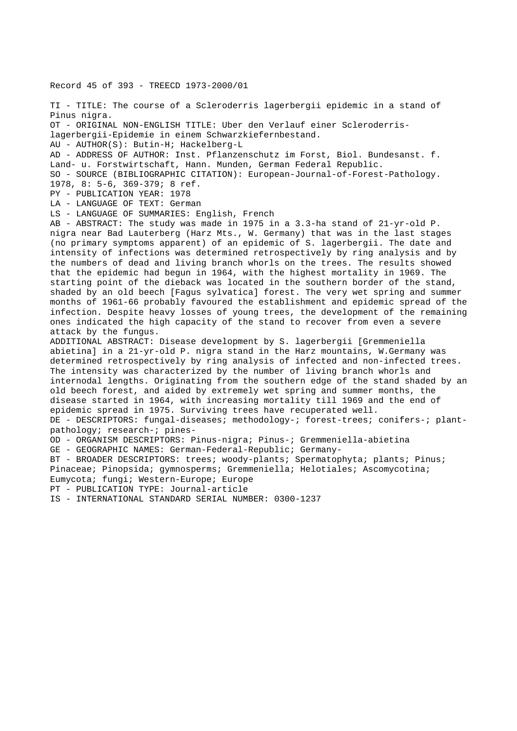Record 45 of 393 - TREECD 1973-2000/01

TI - TITLE: The course of a Scleroderris lagerbergii epidemic in a stand of Pinus nigra.

OT - ORIGINAL NON-ENGLISH TITLE: Uber den Verlauf einer Scleroderris-lagerbergii-Epidemie in einem Schwarzkiefernbestand.

AU - AUTHOR(S): Butin-H; Hackelberg-L

AD - ADDRESS OF AUTHOR: Inst. Pflanzenschutz im Forst, Biol. Bundesanst. f. Land- u. Forstwirtschaft, Hann. Munden, German Federal Republic.

SO - SOURCE (BIBLIOGRAPHIC CITATION): European-Journal-of-Forest-Pathology. 1978, 8: 5-6, 369-379; 8 ref.

PY - PUBLICATION YEAR: 1978

LA - LANGUAGE OF TEXT: German

LS - LANGUAGE OF SUMMARIES: English, French

AB - ABSTRACT: The study was made in 1975 in a 3.3-ha stand of 21-yr-old P. nigra near Bad Lauterberg (Harz Mts., W. Germany) that was in the last stages (no primary symptoms apparent) of an epidemic of S. lagerbergii. The date and intensity of infections was determined retrospectively by ring analysis and by the numbers of dead and living branch whorls on the trees. The results showed that the epidemic had begun in 1964, with the highest mortality in 1969. The starting point of the dieback was located in the southern border of the stand, shaded by an old beech [Fagus sylvatica] forest. The very wet spring and summer months of 1961-66 probably favoured the establishment and epidemic spread of the infection. Despite heavy losses of young trees, the development of the remaining ones indicated the high capacity of the stand to recover from even a severe attack by the fungus.

ADDITIONAL ABSTRACT: Disease development by S. lagerbergii [Gremmeniella abietina] in a 21-yr-old P. nigra stand in the Harz mountains, W.Germany was determined retrospectively by ring analysis of infected and non-infected trees. The intensity was characterized by the number of living branch whorls and internodal lengths. Originating from the southern edge of the stand shaded by an old beech forest, and aided by extremely wet spring and summer months, the disease started in 1964, with increasing mortality till 1969 and the end of epidemic spread in 1975. Surviving trees have recuperated well.

DE - DESCRIPTORS: fungal-diseases; methodology-; forest-trees; conifers-; plant-pathology; research-; pines-

OD - ORGANISM DESCRIPTORS: Pinus-nigra; Pinus-; Gremmeniella-abietina

GE - GEOGRAPHIC NAMES: German-Federal-Republic; Germany-

BT - BROADER DESCRIPTORS: trees; woody-plants; Spermatophyta; plants; Pinus; Pinaceae; Pinopsida; gymnosperms; Gremmeniella; Helotiales; Ascomycotina; Eumycota; fungi; Western-Europe; Europe

PT - PUBLICATION TYPE: Journal-article

IS - INTERNATIONAL STANDARD SERIAL NUMBER: 0300-1237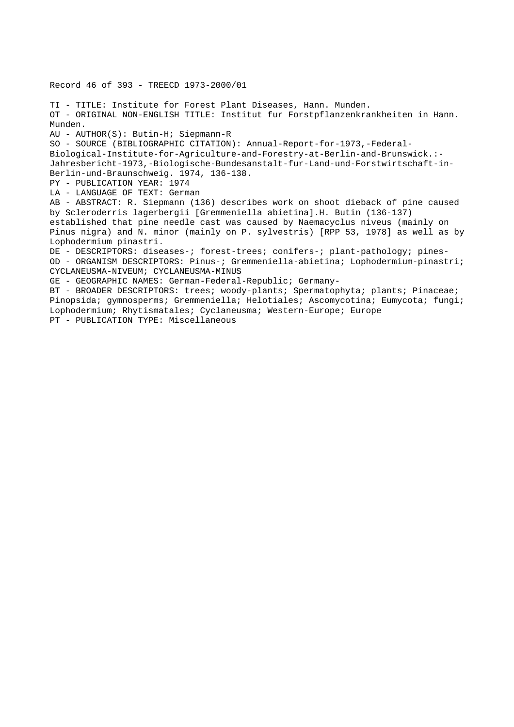Record 46 of 393 - TREECD 1973-2000/01

TI - TITLE: Institute for Forest Plant Diseases, Hann. Munden.
OT - ORIGINAL NON-ENGLISH TITLE: Institut fur Forstpflanzenkrankheiten in Hann. Munden.
AU - AUTHOR(S): Butin-H; Siepmann-R
SO - SOURCE (BIBLIOGRAPHIC CITATION): Annual-Report-for-1973,-Federal-Biological-Institute-for-Agriculture-and-Forestry-at-Berlin-and-Brunswick.:-Jahresbericht-1973,-Biologische-Bundesanstalt-fur-Land-und-Forstwirtschaft-in-Berlin-und-Braunschweig. 1974, 136-138.
PY - PUBLICATION YEAR: 1974
LA - LANGUAGE OF TEXT: German
AB - ABSTRACT: R. Siepmann (136) describes work on shoot dieback of pine caused by Scleroderris lagerbergii [Gremmeniella abietina].H. Butin (136-137) established that pine needle cast was caused by Naemacyclus niveus (mainly on Pinus nigra) and N. minor (mainly on P. sylvestris) [RPP 53, 1978] as well as by Lophodermium pinastri.
DE - DESCRIPTORS: diseases-; forest-trees; conifers-; plant-pathology; pines-
OD - ORGANISM DESCRIPTORS: Pinus-; Gremmeniella-abietina; Lophodermium-pinastri; CYCLANEUSMA-NIVEUM; CYCLANEUSMA-MINUS
GE - GEOGRAPHIC NAMES: German-Federal-Republic; Germany-
BT - BROADER DESCRIPTORS: trees; woody-plants; Spermatophyta; plants; Pinaceae; Pinopsida; gymnosperms; Gremmeniella; Helotiales; Ascomycotina; Eumycota; fungi; Lophodermium; Rhytismatales; Cyclaneusma; Western-Europe; Europe
PT - PUBLICATION TYPE: Miscellaneous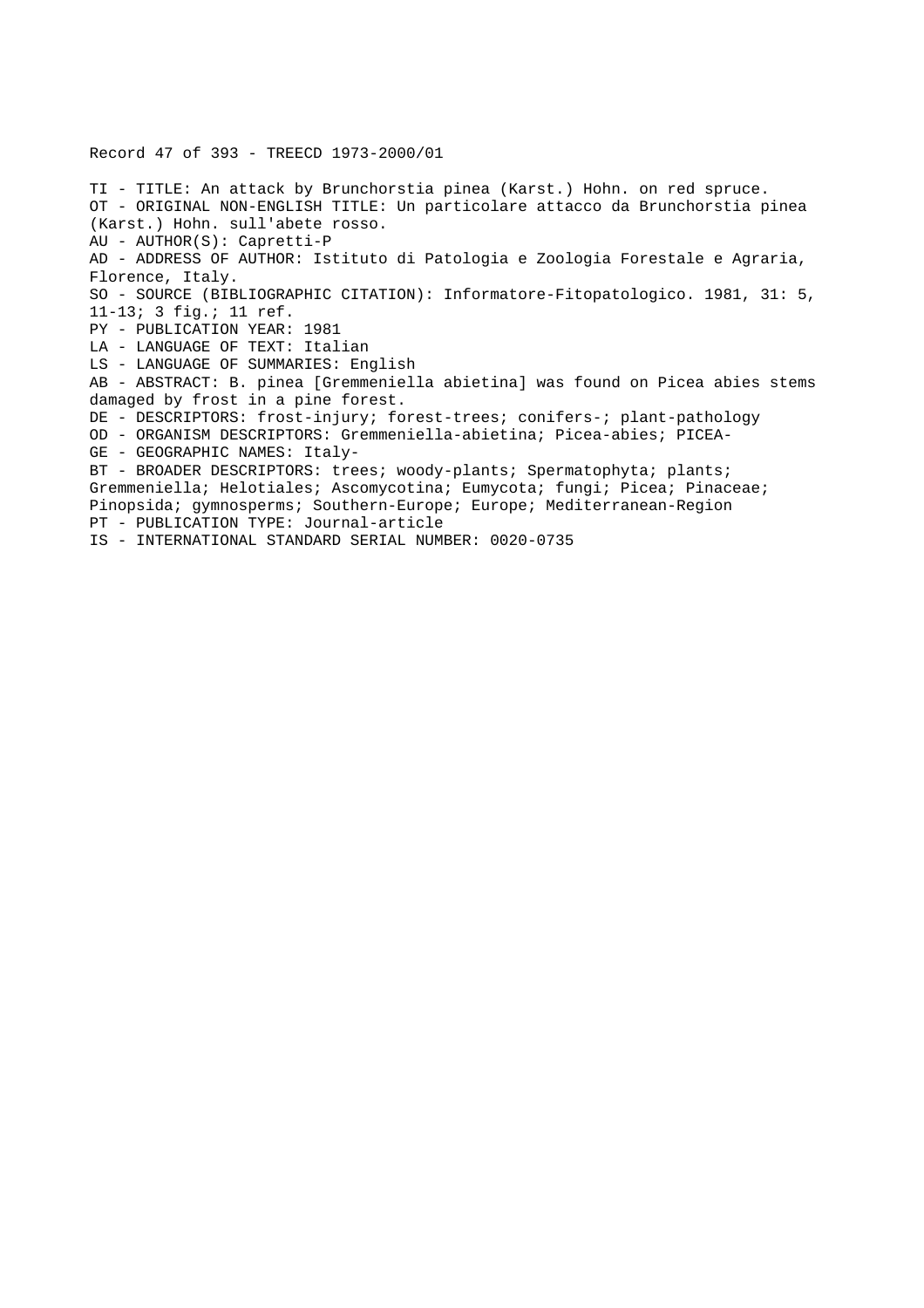Record 47 of 393 - TREECD 1973-2000/01

TI - TITLE: An attack by Brunchorstia pinea (Karst.) Hohn. on red spruce.
OT - ORIGINAL NON-ENGLISH TITLE: Un particolare attacco da Brunchorstia pinea (Karst.) Hohn. sull'abete rosso.
AU - AUTHOR(S): Capretti-P
AD - ADDRESS OF AUTHOR: Istituto di Patologia e Zoologia Forestale e Agraria, Florence, Italy.
SO - SOURCE (BIBLIOGRAPHIC CITATION): Informatore-Fitopatologico. 1981, 31: 5, 11-13; 3 fig.; 11 ref.
PY - PUBLICATION YEAR: 1981
LA - LANGUAGE OF TEXT: Italian
LS - LANGUAGE OF SUMMARIES: English
AB - ABSTRACT: B. pinea [Gremmeniella abietina] was found on Picea abies stems damaged by frost in a pine forest.
DE - DESCRIPTORS: frost-injury; forest-trees; conifers-; plant-pathology
OD - ORGANISM DESCRIPTORS: Gremmeniella-abietina; Picea-abies; PICEA-
GE - GEOGRAPHIC NAMES: Italy-
BT - BROADER DESCRIPTORS: trees; woody-plants; Spermatophyta; plants; Gremmeniella; Helotiales; Ascomycotina; Eumycota; fungi; Picea; Pinaceae; Pinopsida; gymnosperms; Southern-Europe; Europe; Mediterranean-Region
PT - PUBLICATION TYPE: Journal-article
IS - INTERNATIONAL STANDARD SERIAL NUMBER: 0020-0735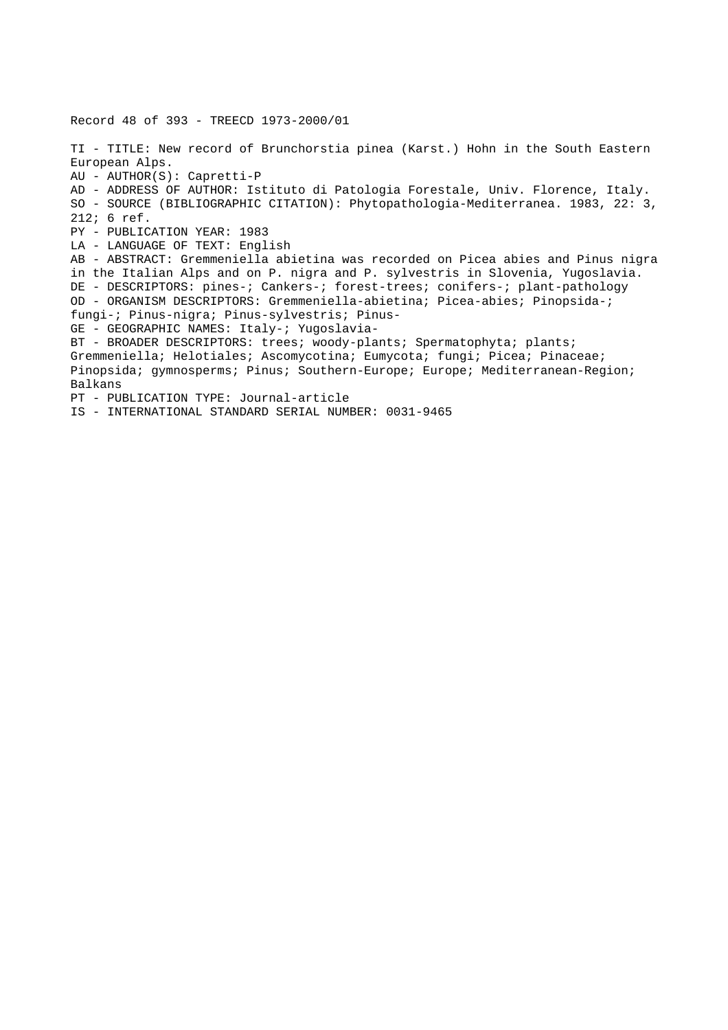Record 48 of 393 - TREECD 1973-2000/01

TI - TITLE: New record of Brunchorstia pinea (Karst.) Hohn in the South Eastern European Alps.
AU - AUTHOR(S): Capretti-P
AD - ADDRESS OF AUTHOR: Istituto di Patologia Forestale, Univ. Florence, Italy.
SO - SOURCE (BIBLIOGRAPHIC CITATION): Phytopathologia-Mediterranea. 1983, 22: 3, 212; 6 ref.
PY - PUBLICATION YEAR: 1983
LA - LANGUAGE OF TEXT: English
AB - ABSTRACT: Gremmeniella abietina was recorded on Picea abies and Pinus nigra in the Italian Alps and on P. nigra and P. sylvestris in Slovenia, Yugoslavia.
DE - DESCRIPTORS: pines-; Cankers-; forest-trees; conifers-; plant-pathology
OD - ORGANISM DESCRIPTORS: Gremmeniella-abietina; Picea-abies; Pinopsida-; fungi-; Pinus-nigra; Pinus-sylvestris; Pinus-
GE - GEOGRAPHIC NAMES: Italy-; Yugoslavia-
BT - BROADER DESCRIPTORS: trees; woody-plants; Spermatophyta; plants; Gremmeniella; Helotiales; Ascomycotina; Eumycota; fungi; Picea; Pinaceae; Pinopsida; gymnosperms; Pinus; Southern-Europe; Europe; Mediterranean-Region; Balkans
PT - PUBLICATION TYPE: Journal-article
IS - INTERNATIONAL STANDARD SERIAL NUMBER: 0031-9465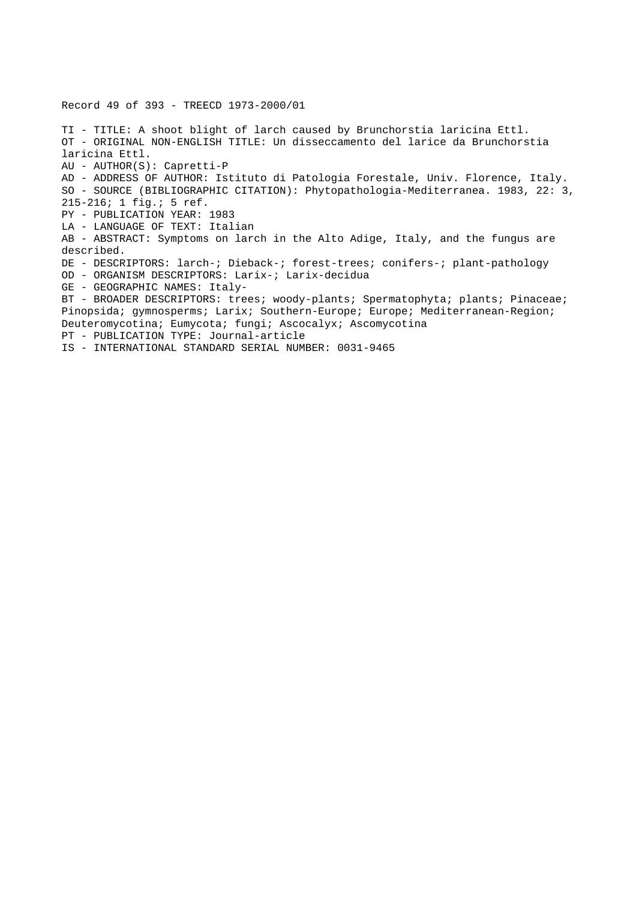Record 49 of 393 - TREECD 1973-2000/01

TI - TITLE: A shoot blight of larch caused by Brunchorstia laricina Ettl.
OT - ORIGINAL NON-ENGLISH TITLE: Un disseccamento del larice da Brunchorstia laricina Ettl.
AU - AUTHOR(S): Capretti-P
AD - ADDRESS OF AUTHOR: Istituto di Patologia Forestale, Univ. Florence, Italy.
SO - SOURCE (BIBLIOGRAPHIC CITATION): Phytopathologia-Mediterranea. 1983, 22: 3, 215-216; 1 fig.; 5 ref.
PY - PUBLICATION YEAR: 1983
LA - LANGUAGE OF TEXT: Italian
AB - ABSTRACT: Symptoms on larch in the Alto Adige, Italy, and the fungus are described.
DE - DESCRIPTORS: larch-; Dieback-; forest-trees; conifers-; plant-pathology
OD - ORGANISM DESCRIPTORS: Larix-; Larix-decidua
GE - GEOGRAPHIC NAMES: Italy-
BT - BROADER DESCRIPTORS: trees; woody-plants; Spermatophyta; plants; Pinaceae; Pinopsida; gymnosperms; Larix; Southern-Europe; Europe; Mediterranean-Region; Deuteromycotina; Eumycota; fungi; Ascocalyx; Ascomycotina
PT - PUBLICATION TYPE: Journal-article
IS - INTERNATIONAL STANDARD SERIAL NUMBER: 0031-9465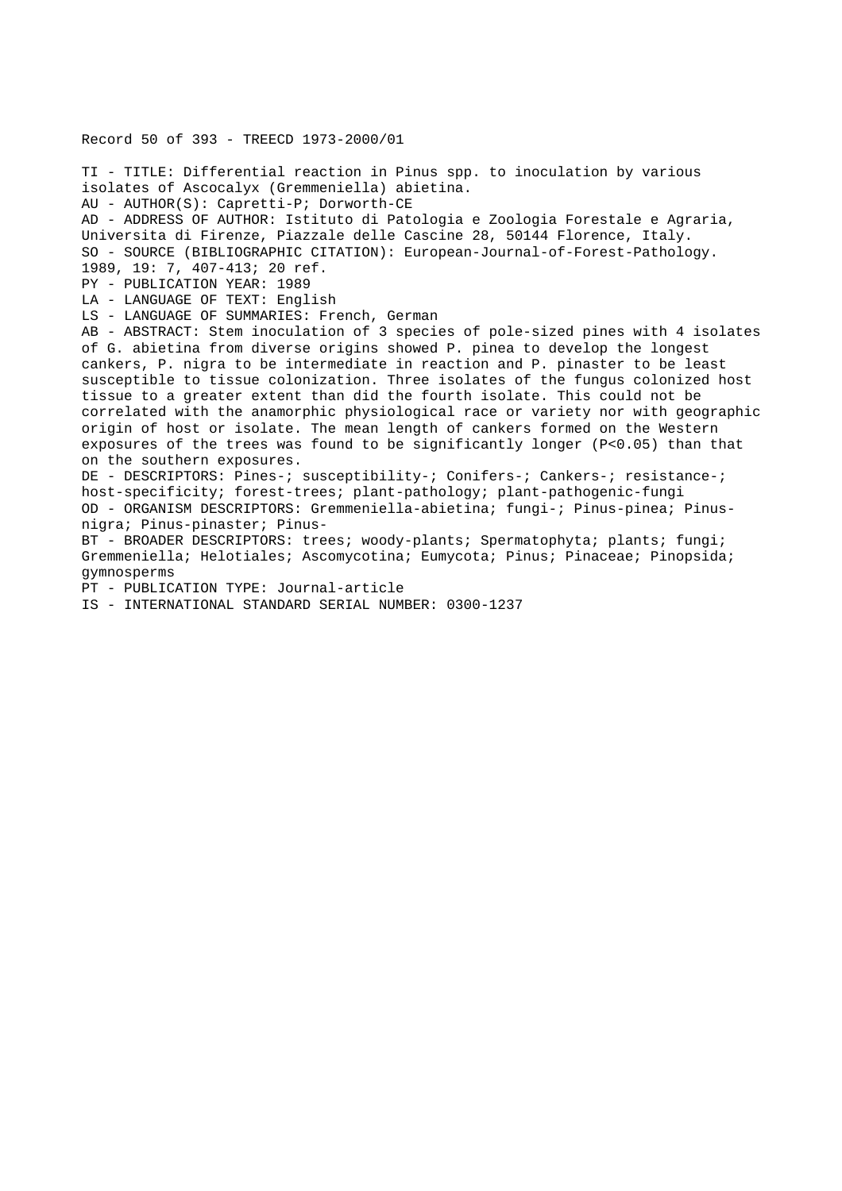Record 50 of 393 - TREECD 1973-2000/01

TI - TITLE: Differential reaction in Pinus spp. to inoculation by various isolates of Ascocalyx (Gremmeniella) abietina.
AU - AUTHOR(S): Capretti-P; Dorworth-CE
AD - ADDRESS OF AUTHOR: Istituto di Patologia e Zoologia Forestale e Agraria, Universita di Firenze, Piazzale delle Cascine 28, 50144 Florence, Italy.
SO - SOURCE (BIBLIOGRAPHIC CITATION): European-Journal-of-Forest-Pathology. 1989, 19: 7, 407-413; 20 ref.
PY - PUBLICATION YEAR: 1989
LA - LANGUAGE OF TEXT: English
LS - LANGUAGE OF SUMMARIES: French, German
AB - ABSTRACT: Stem inoculation of 3 species of pole-sized pines with 4 isolates of G. abietina from diverse origins showed P. pinea to develop the longest cankers, P. nigra to be intermediate in reaction and P. pinaster to be least susceptible to tissue colonization. Three isolates of the fungus colonized host tissue to a greater extent than did the fourth isolate. This could not be correlated with the anamorphic physiological race or variety nor with geographic origin of host or isolate. The mean length of cankers formed on the Western exposures of the trees was found to be significantly longer ($P<0.05$) than that on the southern exposures.
DE - DESCRIPTORS: Pines-; susceptibility-; Conifers-; Cankers-; resistance-; host-specificity; forest-trees; plant-pathology; plant-pathogenic-fungi
OD - ORGANISM DESCRIPTORS: Gremmeniella-abietina; fungi-; Pinus-pinea; Pinus-nigra; Pinus-pinaster; Pinus-
BT - BROADER DESCRIPTORS: trees; woody-plants; Spermatophyta; plants; fungi; Gremmeniella; Helotiales; Ascomycotina; Eumycota; Pinus; Pinaceae; Pinopsida; gymnosperms
PT - PUBLICATION TYPE: Journal-article
IS - INTERNATIONAL STANDARD SERIAL NUMBER: 0300-1237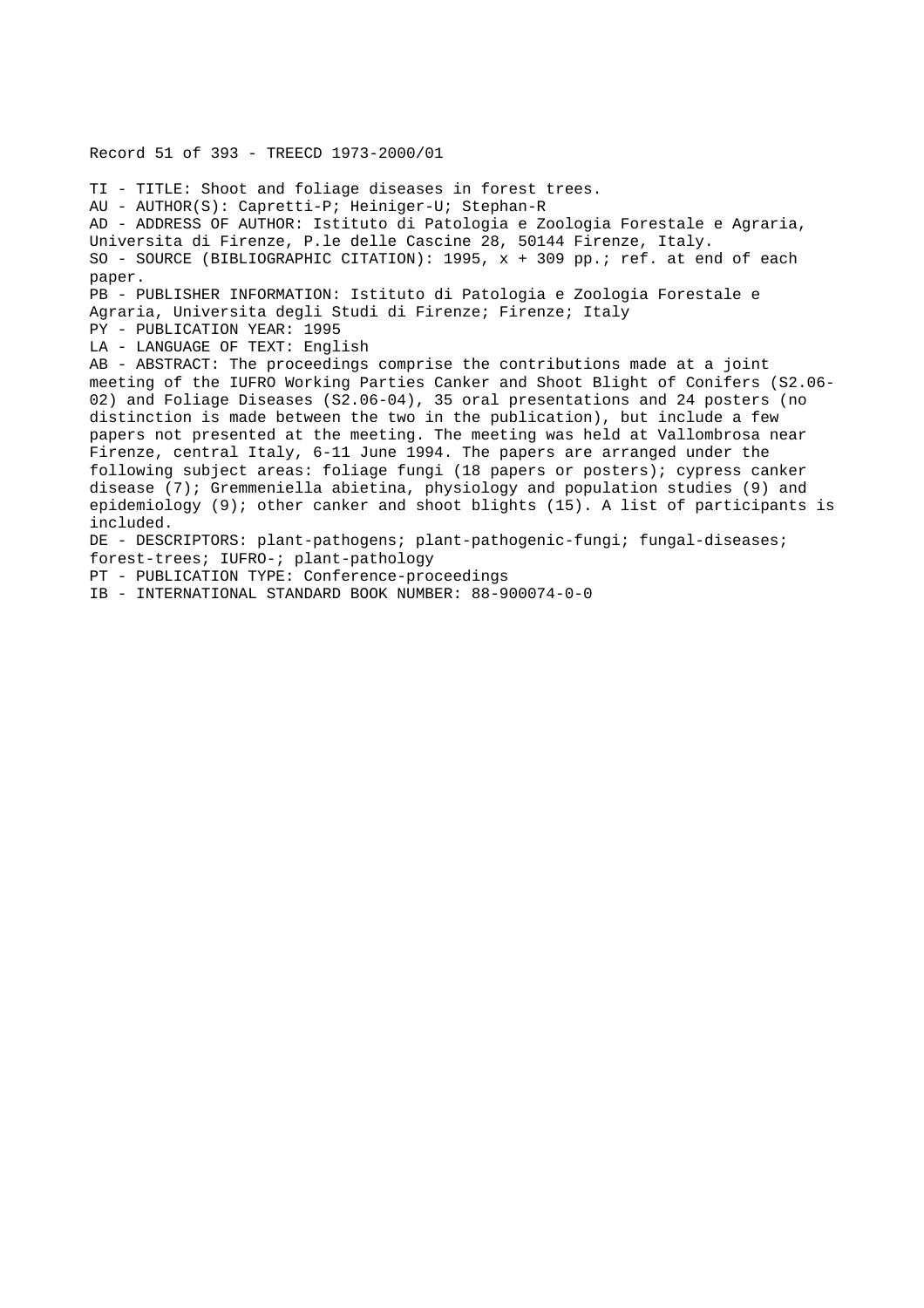Record 51 of 393 - TREECD 1973-2000/01

TI - TITLE: Shoot and foliage diseases in forest trees.
AU - AUTHOR(S): Capretti-P; Heiniger-U; Stephan-R
AD - ADDRESS OF AUTHOR: Istituto di Patologia e Zoologia Forestale e Agraria, Universita di Firenze, P.le delle Cascine 28, 50144 Firenze, Italy.
SO - SOURCE (BIBLIOGRAPHIC CITATION): 1995, x + 309 pp.; ref. at end of each paper.
PB - PUBLISHER INFORMATION: Istituto di Patologia e Zoologia Forestale e Agraria, Universita degli Studi di Firenze; Firenze; Italy
PY - PUBLICATION YEAR: 1995
LA - LANGUAGE OF TEXT: English
AB - ABSTRACT: The proceedings comprise the contributions made at a joint meeting of the IUFRO Working Parties Canker and Shoot Blight of Conifers (S2.06-02) and Foliage Diseases (S2.06-04), 35 oral presentations and 24 posters (no distinction is made between the two in the publication), but include a few papers not presented at the meeting. The meeting was held at Vallombrosa near Firenze, central Italy, 6-11 June 1994. The papers are arranged under the following subject areas: foliage fungi (18 papers or posters); cypress canker disease (7); Gremmeniella abietina, physiology and population studies (9) and epidemiology (9); other canker and shoot blights (15). A list of participants is included.
DE - DESCRIPTORS: plant-pathogens; plant-pathogenic-fungi; fungal-diseases; forest-trees; IUFRO-; plant-pathology
PT - PUBLICATION TYPE: Conference-proceedings
IB - INTERNATIONAL STANDARD BOOK NUMBER: 88-900074-0-0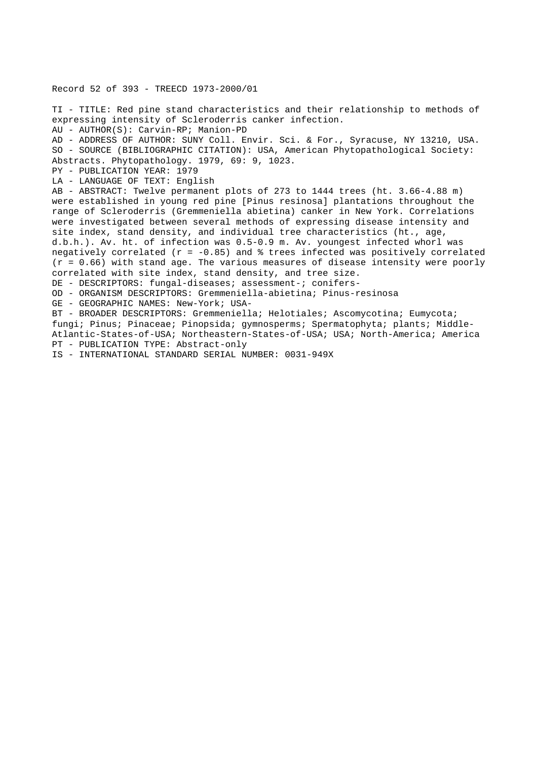Record 52 of 393 - TREECD 1973-2000/01

TI - TITLE: Red pine stand characteristics and their relationship to methods of expressing intensity of Scleroderris canker infection.

AU - AUTHOR(S): Carvin-RP; Manion-PD

AD - ADDRESS OF AUTHOR: SUNY Coll. Envir. Sci. & For., Syracuse, NY 13210, USA.

SO - SOURCE (BIBLIOGRAPHIC CITATION): USA, American Phytopathological Society: Abstracts. Phytopathology. 1979, 69: 9, 1023.

PY - PUBLICATION YEAR: 1979

LA - LANGUAGE OF TEXT: English

AB - ABSTRACT: Twelve permanent plots of 273 to 1444 trees (ht. 3.66-4.88 m) were established in young red pine [Pinus resinosa] plantations throughout the range of Scleroderris (Gremmeniella abietina) canker in New York. Correlations were investigated between several methods of expressing disease intensity and site index, stand density, and individual tree characteristics (ht., age, d.b.h.). Av. ht. of infection was 0.5-0.9 m. Av. youngest infected whorl was negatively correlated ($r = -0.85$) and % trees infected was positively correlated ($r = 0.66$) with stand age. The various measures of disease intensity were poorly correlated with site index, stand density, and tree size.

DE - DESCRIPTORS: fungal-diseases; assessment-; conifers-

OD - ORGANISM DESCRIPTORS: Gremmeniella-abietina; Pinus-resinosa

GE - GEOGRAPHIC NAMES: New-York; USA-

BT - BROADER DESCRIPTORS: Gremmeniella; Helotiales; Ascomycotina; Eumycota; fungi; Pinus; Pinaceae; Pinopsida; gymnosperms; Spermatophyta; plants; Middle-Atlantic-States-of-USA; Northeastern-States-of-USA; USA; North-America; America

PT - PUBLICATION TYPE: Abstract-only

IS - INTERNATIONAL STANDARD SERIAL NUMBER: 0031-949X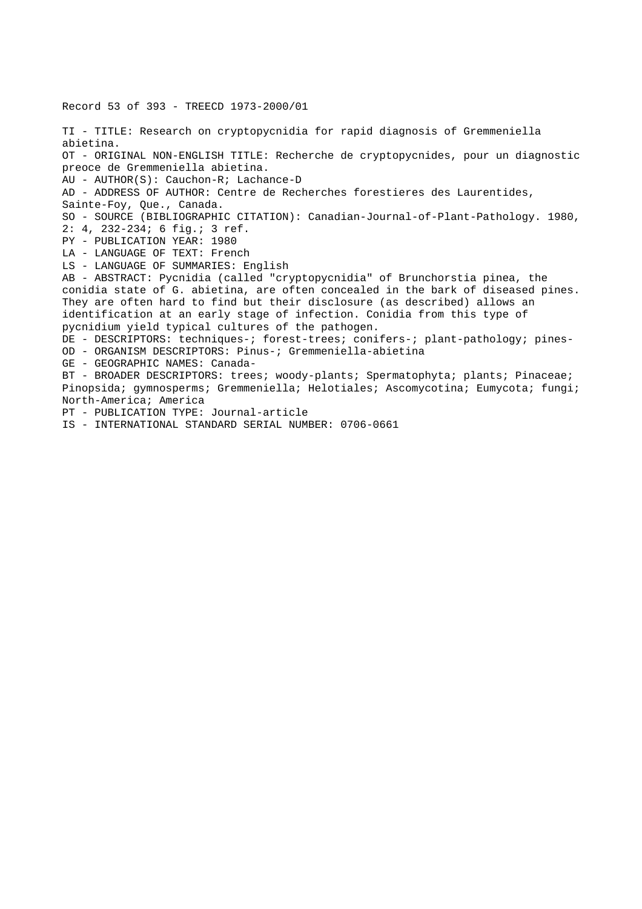Record 53 of 393 - TREECD 1973-2000/01

TI - TITLE: Research on cryptopycnidia for rapid diagnosis of Gremmeniella abietina.
OT - ORIGINAL NON-ENGLISH TITLE: Recherche de cryptopycnides, pour un diagnostic preoce de Gremmeniella abietina.
AU - AUTHOR(S): Cauchon-R; Lachance-D
AD - ADDRESS OF AUTHOR: Centre de Recherches forestieres des Laurentides, Sainte-Foy, Que., Canada.
SO - SOURCE (BIBLIOGRAPHIC CITATION): Canadian-Journal-of-Plant-Pathology. 1980, 2: 4, 232-234; 6 fig.; 3 ref.
PY - PUBLICATION YEAR: 1980
LA - LANGUAGE OF TEXT: French
LS - LANGUAGE OF SUMMARIES: English
AB - ABSTRACT: Pycnidia (called "cryptopycnidia" of Brunchorstia pinea, the conidia state of G. abietina, are often concealed in the bark of diseased pines. They are often hard to find but their disclosure (as described) allows an identification at an early stage of infection. Conidia from this type of pycnidium yield typical cultures of the pathogen.
DE - DESCRIPTORS: techniques-; forest-trees; conifers-; plant-pathology; pines-
OD - ORGANISM DESCRIPTORS: Pinus-; Gremmeniella-abietina
GE - GEOGRAPHIC NAMES: Canada-
BT - BROADER DESCRIPTORS: trees; woody-plants; Spermatophyta; plants; Pinaceae; Pinopsida; gymnosperms; Gremmeniella; Helotiales; Ascomycotina; Eumycota; fungi; North-America; America
PT - PUBLICATION TYPE: Journal-article
IS - INTERNATIONAL STANDARD SERIAL NUMBER: 0706-0661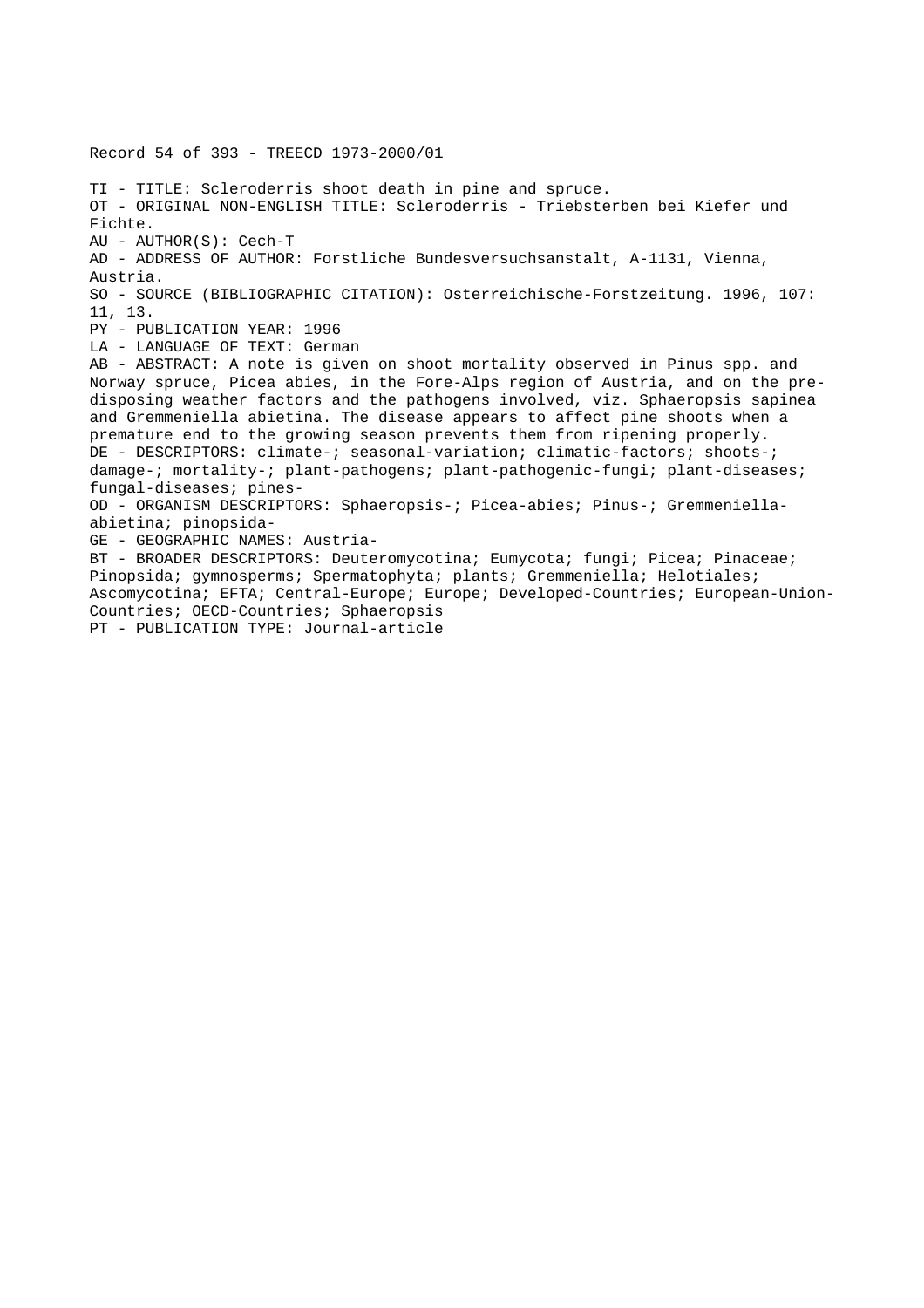Record 54 of 393 - TREECD 1973-2000/01

TI - TITLE: Scleroderris shoot death in pine and spruce.
OT - ORIGINAL NON-ENGLISH TITLE: Scleroderris - Triebsterben bei Kiefer und Fichte.
AU - AUTHOR(S): Cech-T
AD - ADDRESS OF AUTHOR: Forstliche Bundesversuchsanstalt, A-1131, Vienna, Austria.
SO - SOURCE (BIBLIOGRAPHIC CITATION): Osterreichische-Forstzeitung. 1996, 107: 11, 13.
PY - PUBLICATION YEAR: 1996
LA - LANGUAGE OF TEXT: German
AB - ABSTRACT: A note is given on shoot mortality observed in Pinus spp. and Norway spruce, Picea abies, in the Fore-Alps region of Austria, and on the pre-disposing weather factors and the pathogens involved, viz. Sphaeropsis sapinea and Gremmeniella abietina. The disease appears to affect pine shoots when a premature end to the growing season prevents them from ripening properly.
DE - DESCRIPTORS: climate-; seasonal-variation; climatic-factors; shoots-; damage-; mortality-; plant-pathogens; plant-pathogenic-fungi; plant-diseases; fungal-diseases; pines-
OD - ORGANISM DESCRIPTORS: Sphaeropsis-; Picea-abies; Pinus-; Gremmeniella-abietina; pinopsida-
GE - GEOGRAPHIC NAMES: Austria-
BT - BROADER DESCRIPTORS: Deuteromycotina; Eumycota; fungi; Picea; Pinaceae; Pinopsida; gymnosperms; Spermatophyta; plants; Gremmeniella; Helotiales; Ascomycotina; EFTA; Central-Europe; Europe; Developed-Countries; European-Union-Countries; OECD-Countries; Sphaeropsis
PT - PUBLICATION TYPE: Journal-article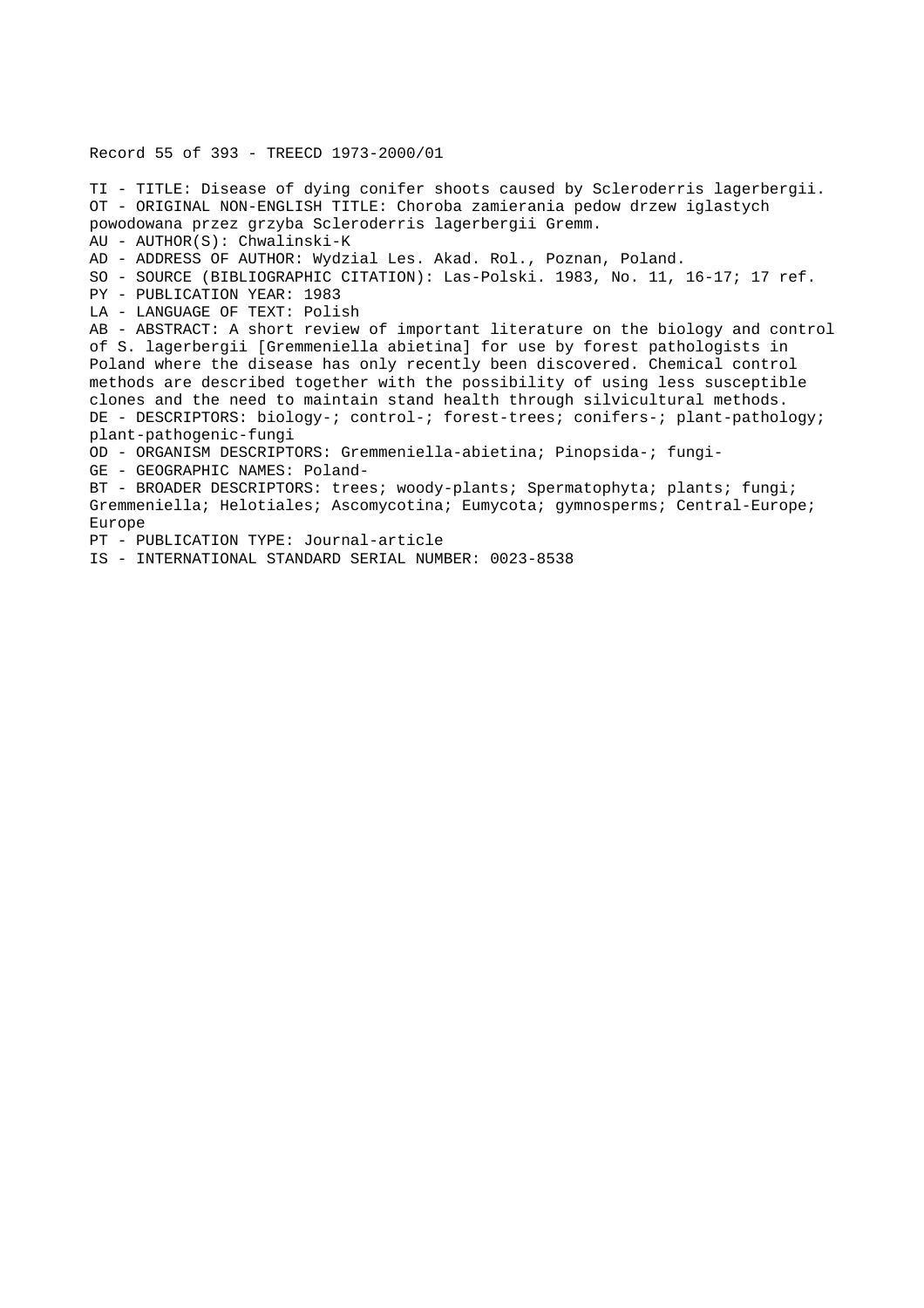Record 55 of 393 - TREECD 1973-2000/01

TI - TITLE: Disease of dying conifer shoots caused by Scleroderris lagerbergii.
OT - ORIGINAL NON-ENGLISH TITLE: Choroba zamierania pedow drzew iglastych powodowana przez grzyba Scleroderris lagerbergii Gremm.
AU - AUTHOR(S): Chwalinski-K
AD - ADDRESS OF AUTHOR: Wydzial Les. Akad. Rol., Poznan, Poland.
SO - SOURCE (BIBLIOGRAPHIC CITATION): Las-Polski. 1983, No. 11, 16-17; 17 ref.
PY - PUBLICATION YEAR: 1983
LA - LANGUAGE OF TEXT: Polish
AB - ABSTRACT: A short review of important literature on the biology and control of S. lagerbergii [Gremmeniella abietina] for use by forest pathologists in Poland where the disease has only recently been discovered. Chemical control methods are described together with the possibility of using less susceptible clones and the need to maintain stand health through silvicultural methods.
DE - DESCRIPTORS: biology-; control-; forest-trees; conifers-; plant-pathology; plant-pathogenic-fungi
OD - ORGANISM DESCRIPTORS: Gremmeniella-abietina; Pinopsida-; fungi-
GE - GEOGRAPHIC NAMES: Poland-
BT - BROADER DESCRIPTORS: trees; woody-plants; Spermatophyta; plants; fungi; Gremmeniella; Helotiales; Ascomycotina; Eumycota; gymnosperms; Central-Europe; Europe
PT - PUBLICATION TYPE: Journal-article
IS - INTERNATIONAL STANDARD SERIAL NUMBER: 0023-8538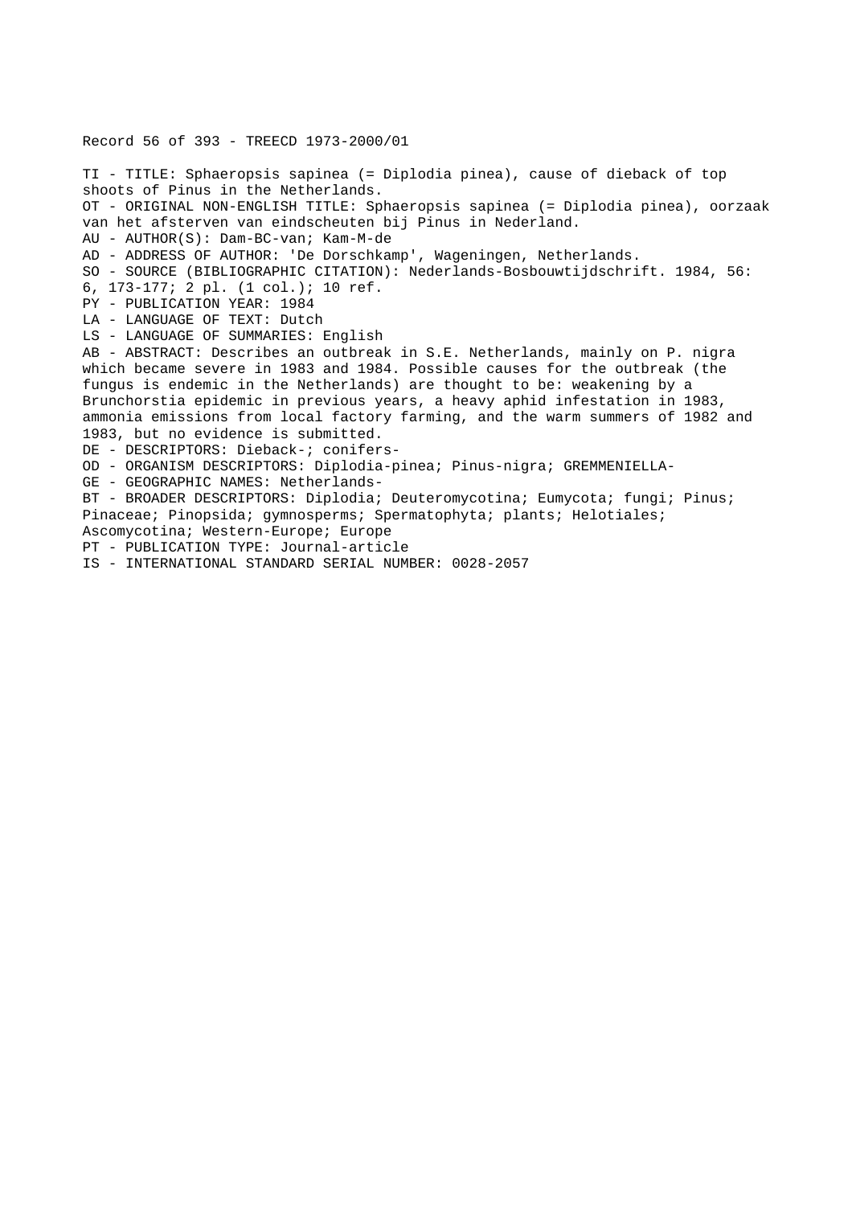Record 56 of 393 - TREECD 1973-2000/01

TI - TITLE: Sphaeropsis sapinea (= Diplodia pinea), cause of dieback of top shoots of Pinus in the Netherlands.
OT - ORIGINAL NON-ENGLISH TITLE: Sphaeropsis sapinea (= Diplodia pinea), oorzaak van het afsterven van eindscheuten bij Pinus in Nederland.
AU - AUTHOR(S): Dam-BC-van; Kam-M-de
AD - ADDRESS OF AUTHOR: 'De Dorschkamp', Wageningen, Netherlands.
SO - SOURCE (BIBLIOGRAPHIC CITATION): Nederlands-Bosbouwtijdschrift. 1984, 56: 6, 173-177; 2 pl. (1 col.); 10 ref.
PY - PUBLICATION YEAR: 1984
LA - LANGUAGE OF TEXT: Dutch
LS - LANGUAGE OF SUMMARIES: English
AB - ABSTRACT: Describes an outbreak in S.E. Netherlands, mainly on P. nigra which became severe in 1983 and 1984. Possible causes for the outbreak (the fungus is endemic in the Netherlands) are thought to be: weakening by a Brunchorstia epidemic in previous years, a heavy aphid infestation in 1983, ammonia emissions from local factory farming, and the warm summers of 1982 and 1983, but no evidence is submitted.
DE - DESCRIPTORS: Dieback-; conifers-
OD - ORGANISM DESCRIPTORS: Diplodia-pinea; Pinus-nigra; GREMMENIELLA-
GE - GEOGRAPHIC NAMES: Netherlands-
BT - BROADER DESCRIPTORS: Diplodia; Deuteromycotina; Eumycota; fungi; Pinus; Pinaceae; Pinopsida; gymnosperms; Spermatophyta; plants; Helotiales; Ascomycotina; Western-Europe; Europe
PT - PUBLICATION TYPE: Journal-article
IS - INTERNATIONAL STANDARD SERIAL NUMBER: 0028-2057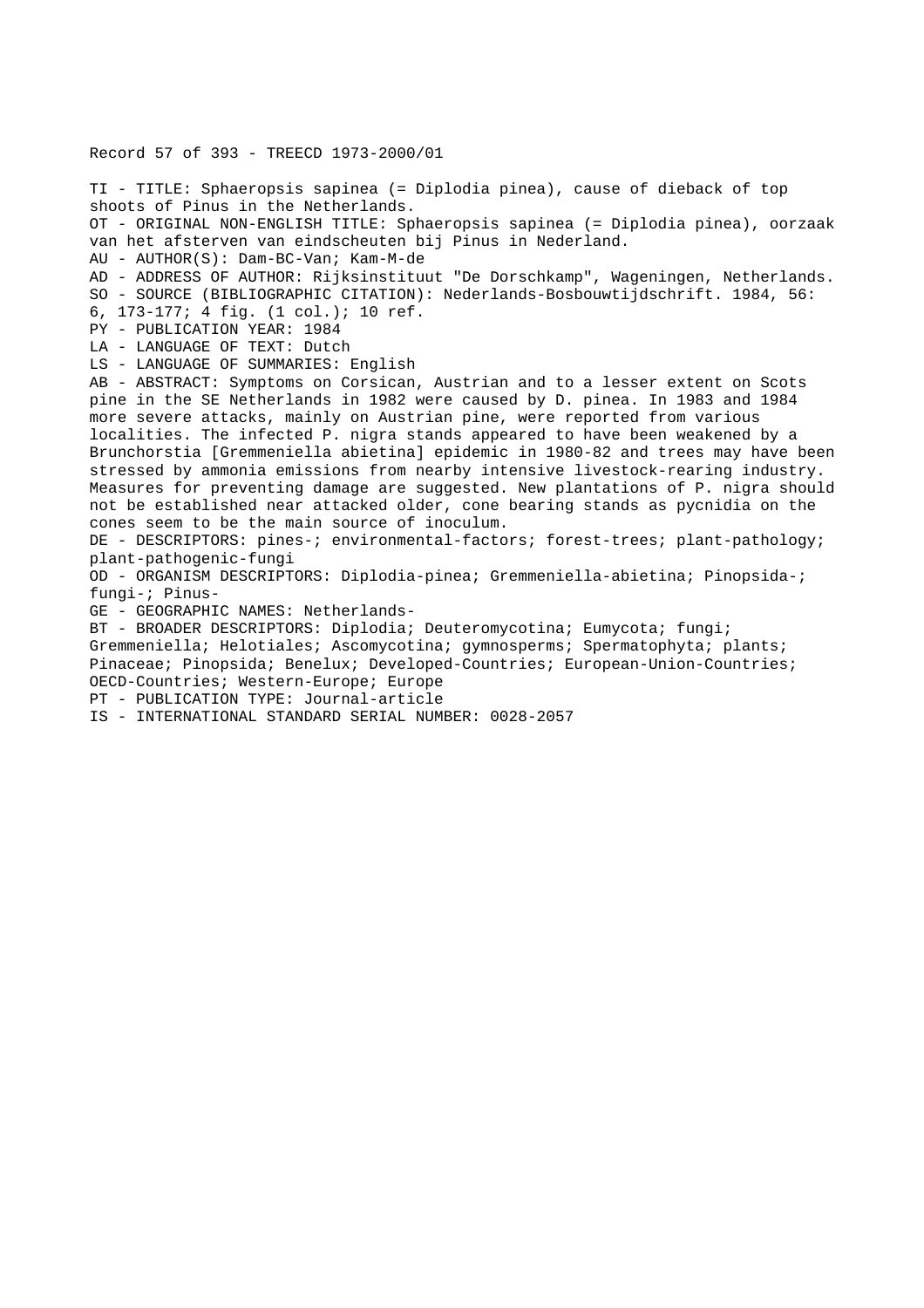Record 57 of 393 - TREECD 1973-2000/01

TI - TITLE: Sphaeropsis sapinea (= Diplodia pinea), cause of dieback of top shoots of Pinus in the Netherlands.
OT - ORIGINAL NON-ENGLISH TITLE: Sphaeropsis sapinea (= Diplodia pinea), oorzaak van het afsterven van eindscheuten bij Pinus in Nederland.
AU - AUTHOR(S): Dam-BC-Van; Kam-M-de
AD - ADDRESS OF AUTHOR: Rijksinstituut "De Dorschkamp", Wageningen, Netherlands.
SO - SOURCE (BIBLIOGRAPHIC CITATION): Nederlands-Bosbouwtijdschrift. 1984, 56: 6, 173-177; 4 fig. (1 col.); 10 ref.
PY - PUBLICATION YEAR: 1984
LA - LANGUAGE OF TEXT: Dutch
LS - LANGUAGE OF SUMMARIES: English
AB - ABSTRACT: Symptoms on Corsican, Austrian and to a lesser extent on Scots pine in the SE Netherlands in 1982 were caused by D. pinea. In 1983 and 1984 more severe attacks, mainly on Austrian pine, were reported from various localities. The infected P. nigra stands appeared to have been weakened by a Brunchorstia [Gremmeniella abietina] epidemic in 1980-82 and trees may have been stressed by ammonia emissions from nearby intensive livestock-rearing industry. Measures for preventing damage are suggested. New plantations of P. nigra should not be established near attacked older, cone bearing stands as pycnidia on the cones seem to be the main source of inoculum.
DE - DESCRIPTORS: pines-; environmental-factors; forest-trees; plant-pathology; plant-pathogenic-fungi
OD - ORGANISM DESCRIPTORS: Diplodia-pinea; Gremmeniella-abietina; Pinopsida-; fungi-; Pinus-
GE - GEOGRAPHIC NAMES: Netherlands-
BT - BROADER DESCRIPTORS: Diplodia; Deuteromycotina; Eumycota; fungi; Gremmeniella; Helotiales; Ascomycotina; gymnosperms; Spermatophyta; plants; Pinaceae; Pinopsida; Benelux; Developed-Countries; European-Union-Countries; OECD-Countries; Western-Europe; Europe
PT - PUBLICATION TYPE: Journal-article
IS - INTERNATIONAL STANDARD SERIAL NUMBER: 0028-2057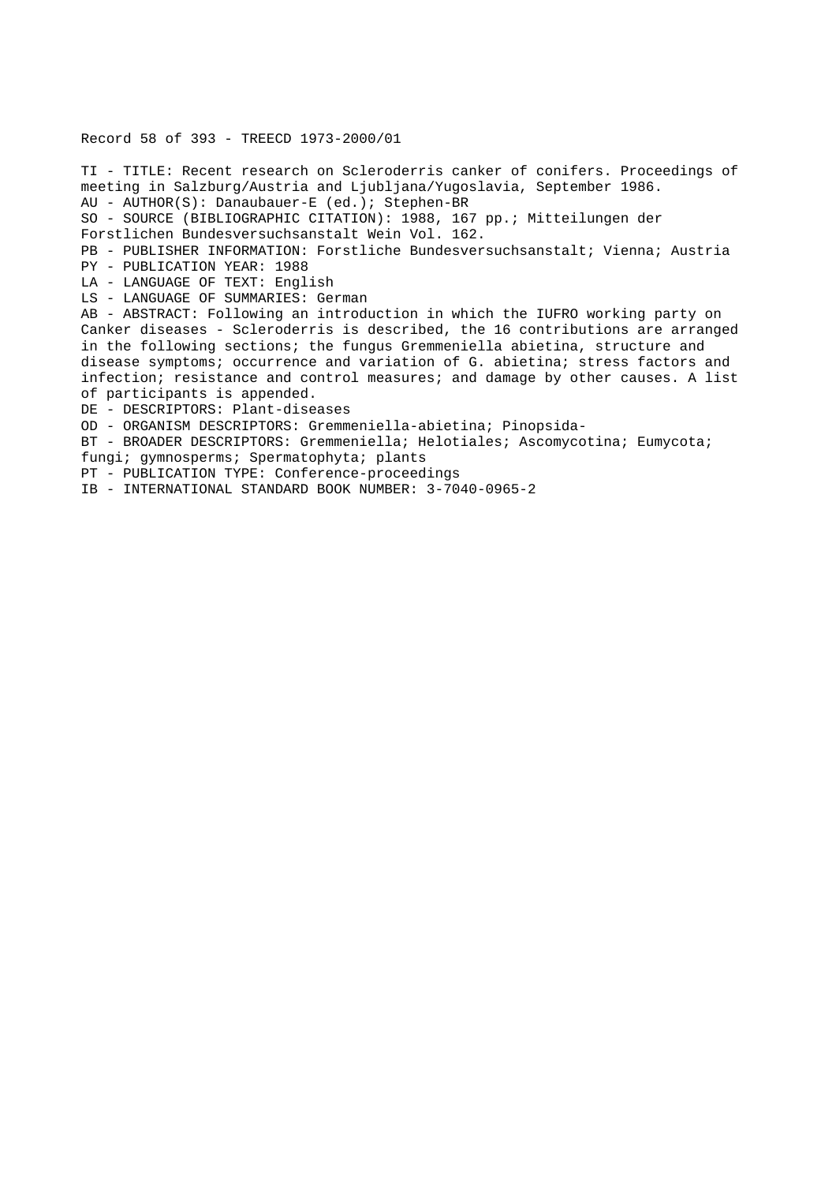Record 58 of 393 - TREECD 1973-2000/01

TI - TITLE: Recent research on Scleroderris canker of conifers. Proceedings of meeting in Salzburg/Austria and Ljubljana/Yugoslavia, September 1986.
AU - AUTHOR(S): Danaubauer-E (ed.); Stephen-BR
SO - SOURCE (BIBLIOGRAPHIC CITATION): 1988, 167 pp.; Mitteilungen der Forstlichen Bundesversuchsanstalt Wein Vol. 162.
PB - PUBLISHER INFORMATION: Forstliche Bundesversuchsanstalt; Vienna; Austria
PY - PUBLICATION YEAR: 1988
LA - LANGUAGE OF TEXT: English
LS - LANGUAGE OF SUMMARIES: German
AB - ABSTRACT: Following an introduction in which the IUFRO working party on Canker diseases - Scleroderris is described, the 16 contributions are arranged in the following sections; the fungus Gremmeniella abietina, structure and disease symptoms; occurrence and variation of G. abietina; stress factors and infection; resistance and control measures; and damage by other causes. A list of participants is appended.
DE - DESCRIPTORS: Plant-diseases
OD - ORGANISM DESCRIPTORS: Gremmeniella-abietina; Pinopsida-
BT - BROADER DESCRIPTORS: Gremmeniella; Helotiales; Ascomycotina; Eumycota; fungi; gymnosperms; Spermatophyta; plants
PT - PUBLICATION TYPE: Conference-proceedings
IB - INTERNATIONAL STANDARD BOOK NUMBER: 3-7040-0965-2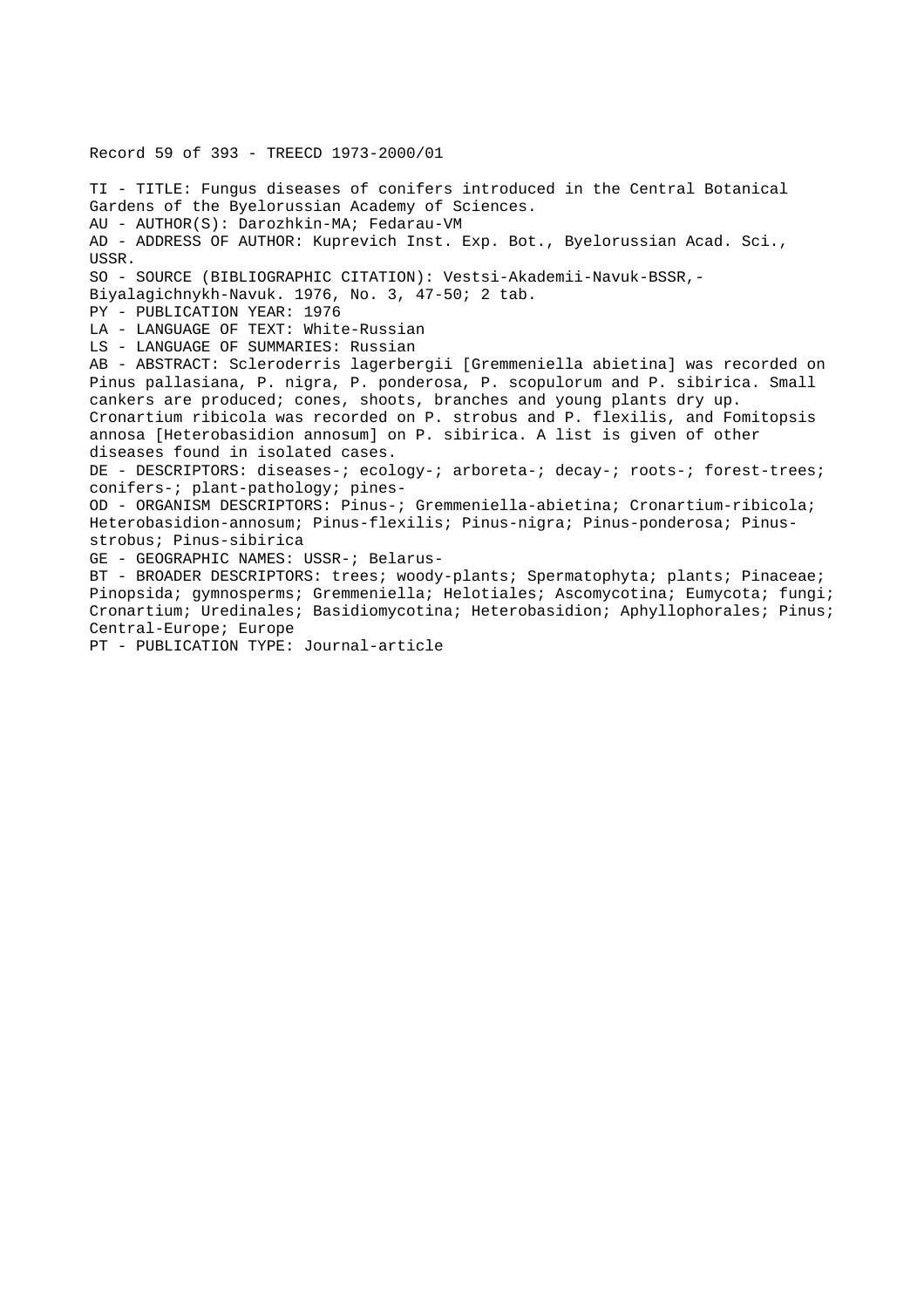Record 59 of 393 - TREECD 1973-2000/01

TI - TITLE: Fungus diseases of conifers introduced in the Central Botanical Gardens of the Byelorussian Academy of Sciences.
AU - AUTHOR(S): Darozhkin-MA; Fedarau-VM
AD - ADDRESS OF AUTHOR: Kuprevich Inst. Exp. Bot., Byelorussian Acad. Sci., USSR.
SO - SOURCE (BIBLIOGRAPHIC CITATION): Vestsi-Akademii-Navuk-BSSR,-Biyalagichnykh-Navuk. 1976, No. 3, 47-50; 2 tab.
PY - PUBLICATION YEAR: 1976
LA - LANGUAGE OF TEXT: White-Russian
LS - LANGUAGE OF SUMMARIES: Russian
AB - ABSTRACT: Scleroderris lagerbergii [Gremmeniella abietina] was recorded on Pinus pallasiana, P. nigra, P. ponderosa, P. scopulorum and P. sibirica. Small cankers are produced; cones, shoots, branches and young plants dry up. Cronartium ribicola was recorded on P. strobus and P. flexilis, and Fomitopsis annosa [Heterobasidion annosum] on P. sibirica. A list is given of other diseases found in isolated cases.
DE - DESCRIPTORS: diseases-; ecology-; arboreta-; decay-; roots-; forest-trees; conifers-; plant-pathology; pines-
OD - ORGANISM DESCRIPTORS: Pinus-; Gremmeniella-abietina; Cronartium-ribicola; Heterobasidion-annosum; Pinus-flexilis; Pinus-nigra; Pinus-ponderosa; Pinus-strobus; Pinus-sibirica
GE - GEOGRAPHIC NAMES: USSR-; Belarus-
BT - BROADER DESCRIPTORS: trees; woody-plants; Spermatophyta; plants; Pinaceae; Pinopsida; gymnosperms; Gremmeniella; Helotiales; Ascomycotina; Eumycota; fungi; Cronartium; Uredinales; Basidiomycotina; Heterobasidion; Aphyllophorales; Pinus; Central-Europe; Europe
PT - PUBLICATION TYPE: Journal-article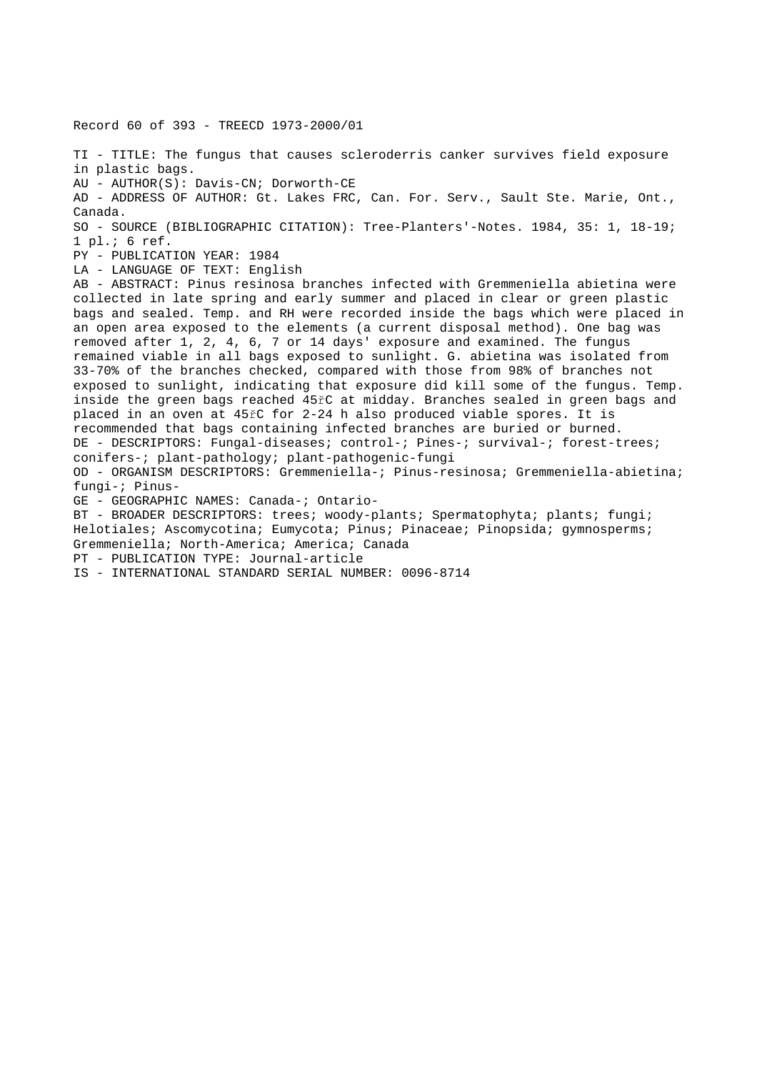Record 60 of 393 - TREECD 1973-2000/01

TI - TITLE: The fungus that causes scleroderris canker survives field exposure in plastic bags.
AU - AUTHOR(S): Davis-CN; Dorworth-CE
AD - ADDRESS OF AUTHOR: Gt. Lakes FRC, Can. For. Serv., Sault Ste. Marie, Ont., Canada.
SO - SOURCE (BIBLIOGRAPHIC CITATION): Tree-Planters'-Notes. 1984, 35: 1, 18-19; 1 pl.; 6 ref.
PY - PUBLICATION YEAR: 1984
LA - LANGUAGE OF TEXT: English
AB - ABSTRACT: Pinus resinosa branches infected with Gremmeniella abietina were collected in late spring and early summer and placed in clear or green plastic bags and sealed. Temp. and RH were recorded inside the bags which were placed in an open area exposed to the elements (a current disposal method). One bag was removed after 1, 2, 4, 6, 7 or 14 days' exposure and examined. The fungus remained viable in all bags exposed to sunlight. G. abietina was isolated from 33-70% of the branches checked, compared with those from 98% of branches not exposed to sunlight, indicating that exposure did kill some of the fungus. Temp. inside the green bags reached 45řC at midday. Branches sealed in green bags and placed in an oven at 45řC for 2-24 h also produced viable spores. It is recommended that bags containing infected branches are buried or burned.
DE - DESCRIPTORS: Fungal-diseases; control-; Pines-; survival-; forest-trees; conifers-; plant-pathology; plant-pathogenic-fungi
OD - ORGANISM DESCRIPTORS: Gremmeniella-; Pinus-resinosa; Gremmeniella-abietina; fungi-; Pinus-
GE - GEOGRAPHIC NAMES: Canada-; Ontario-
BT - BROADER DESCRIPTORS: trees; woody-plants; Spermatophyta; plants; fungi; Helotiales; Ascomycotina; Eumycota; Pinus; Pinaceae; Pinopsida; gymnosperms; Gremmeniella; North-America; America; Canada
PT - PUBLICATION TYPE: Journal-article
IS - INTERNATIONAL STANDARD SERIAL NUMBER: 0096-8714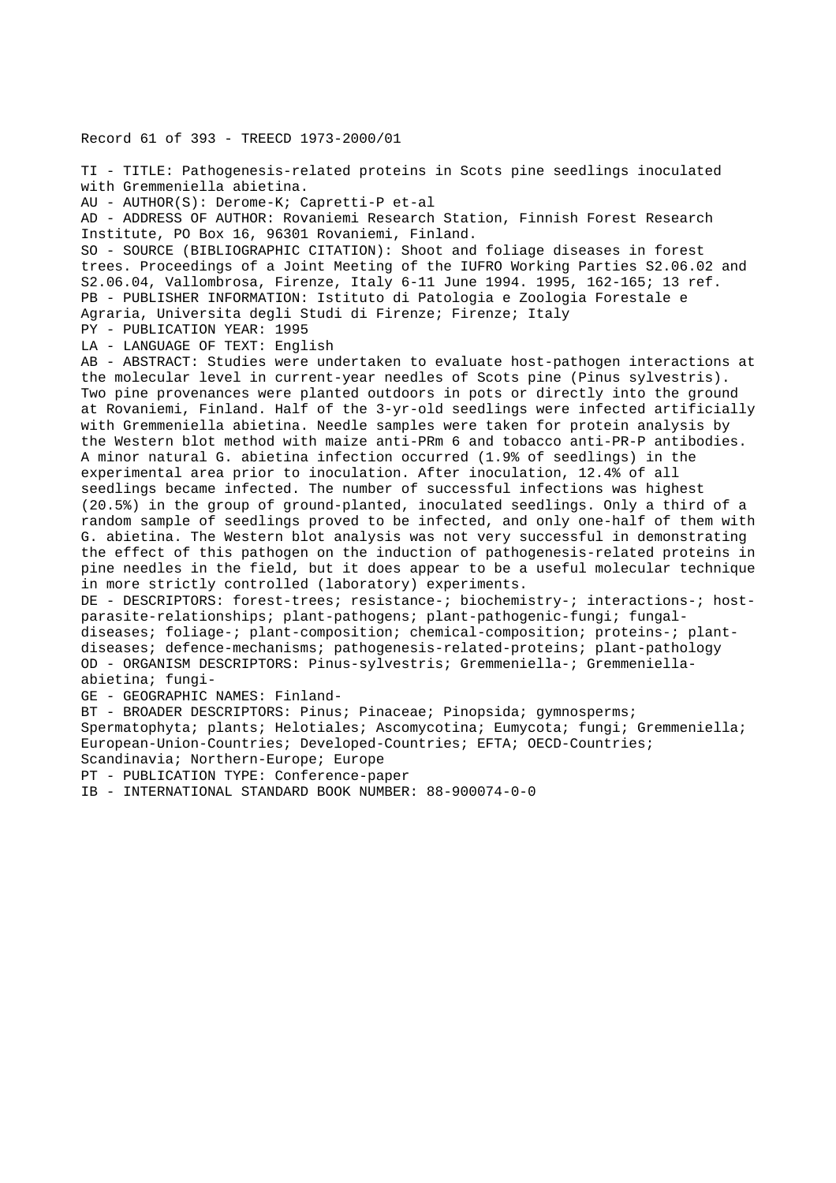Record 61 of 393 - TREECD 1973-2000/01

TI - TITLE: Pathogenesis-related proteins in Scots pine seedlings inoculated with Gremmeniella abietina.

AU - AUTHOR(S): Derome-K; Capretti-P et-al

AD - ADDRESS OF AUTHOR: Rovaniemi Research Station, Finnish Forest Research Institute, PO Box 16, 96301 Rovaniemi, Finland.

SO - SOURCE (BIBLIOGRAPHIC CITATION): Shoot and foliage diseases in forest trees. Proceedings of a Joint Meeting of the IUFRO Working Parties S2.06.02 and S2.06.04, Vallombrosa, Firenze, Italy 6-11 June 1994. 1995, 162-165; 13 ref.

PB - PUBLISHER INFORMATION: Istituto di Patologia e Zoologia Forestale e Agraria, Universita degli Studi di Firenze; Firenze; Italy

PY - PUBLICATION YEAR: 1995

LA - LANGUAGE OF TEXT: English

AB - ABSTRACT: Studies were undertaken to evaluate host-pathogen interactions at the molecular level in current-year needles of Scots pine (Pinus sylvestris). Two pine provenances were planted outdoors in pots or directly into the ground at Rovaniemi, Finland. Half of the 3-yr-old seedlings were infected artificially with Gremmeniella abietina. Needle samples were taken for protein analysis by the Western blot method with maize anti-PRm 6 and tobacco anti-PR-P antibodies. A minor natural G. abietina infection occurred (1.9% of seedlings) in the experimental area prior to inoculation. After inoculation, 12.4% of all seedlings became infected. The number of successful infections was highest (20.5%) in the group of ground-planted, inoculated seedlings. Only a third of a random sample of seedlings proved to be infected, and only one-half of them with G. abietina. The Western blot analysis was not very successful in demonstrating the effect of this pathogen on the induction of pathogenesis-related proteins in pine needles in the field, but it does appear to be a useful molecular technique in more strictly controlled (laboratory) experiments.

DE - DESCRIPTORS: forest-trees; resistance-; biochemistry-; interactions-; host-parasite-relationships; plant-pathogens; plant-pathogenic-fungi; fungal-diseases; foliage-; plant-composition; chemical-composition; proteins-; plant-diseases; defence-mechanisms; pathogenesis-related-proteins; plant-pathology

OD - ORGANISM DESCRIPTORS: Pinus-sylvestris; Gremmeniella-; Gremmeniella-abietina; fungi-

GE - GEOGRAPHIC NAMES: Finland-

BT - BROADER DESCRIPTORS: Pinus; Pinaceae; Pinopsida; gymnosperms; Spermatophyta; plants; Helotiales; Ascomycotina; Eumycota; fungi; Gremmeniella; European-Union-Countries; Developed-Countries; EFTA; OECD-Countries; Scandinavia; Northern-Europe; Europe

PT - PUBLICATION TYPE: Conference-paper

IB - INTERNATIONAL STANDARD BOOK NUMBER: 88-900074-0-0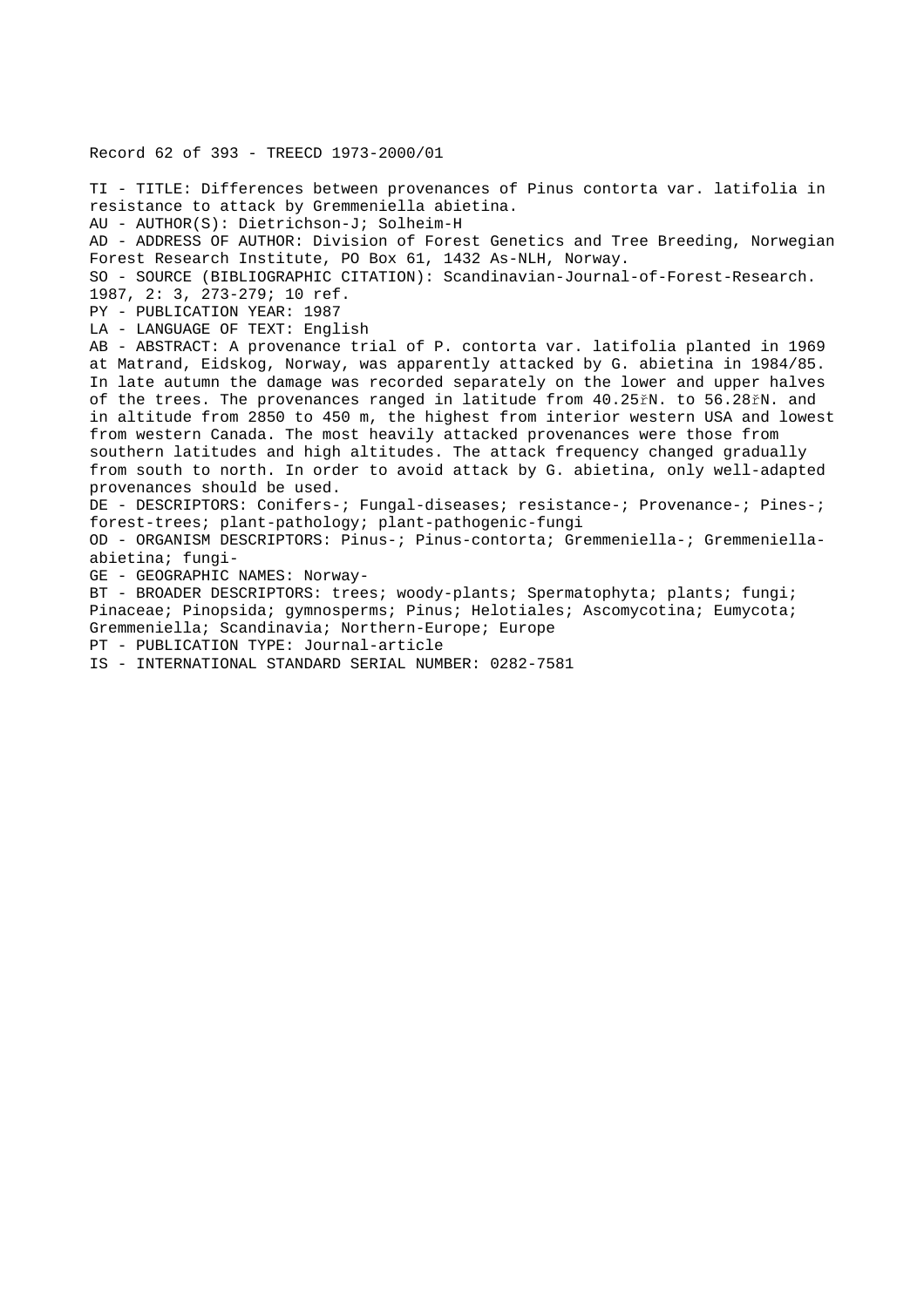Record 62 of 393 - TREECD 1973-2000/01

TI - TITLE: Differences between provenances of Pinus contorta var. latifolia in resistance to attack by Gremmeniella abietina.
AU - AUTHOR(S): Dietrichson-J; Solheim-H
AD - ADDRESS OF AUTHOR: Division of Forest Genetics and Tree Breeding, Norwegian Forest Research Institute, PO Box 61, 1432 As-NLH, Norway.
SO - SOURCE (BIBLIOGRAPHIC CITATION): Scandinavian-Journal-of-Forest-Research. 1987, 2: 3, 273-279; 10 ref.
PY - PUBLICATION YEAR: 1987
LA - LANGUAGE OF TEXT: English
AB - ABSTRACT: A provenance trial of P. contorta var. latifolia planted in 1969 at Matrand, Eidskog, Norway, was apparently attacked by G. abietina in 1984/85. In late autumn the damage was recorded separately on the lower and upper halves of the trees. The provenances ranged in latitude from 40.25řN. to 56.28řN. and in altitude from 2850 to 450 m, the highest from interior western USA and lowest from western Canada. The most heavily attacked provenances were those from southern latitudes and high altitudes. The attack frequency changed gradually from south to north. In order to avoid attack by G. abietina, only well-adapted provenances should be used.
DE - DESCRIPTORS: Conifers-; Fungal-diseases; resistance-; Provenance-; Pines-; forest-trees; plant-pathology; plant-pathogenic-fungi
OD - ORGANISM DESCRIPTORS: Pinus-; Pinus-contorta; Gremmeniella-; Gremmeniella-abietina; fungi-
GE - GEOGRAPHIC NAMES: Norway-
BT - BROADER DESCRIPTORS: trees; woody-plants; Spermatophyta; plants; fungi; Pinaceae; Pinopsida; gymnosperms; Pinus; Helotiales; Ascomycotina; Eumycota; Gremmeniella; Scandinavia; Northern-Europe; Europe
PT - PUBLICATION TYPE: Journal-article
IS - INTERNATIONAL STANDARD SERIAL NUMBER: 0282-7581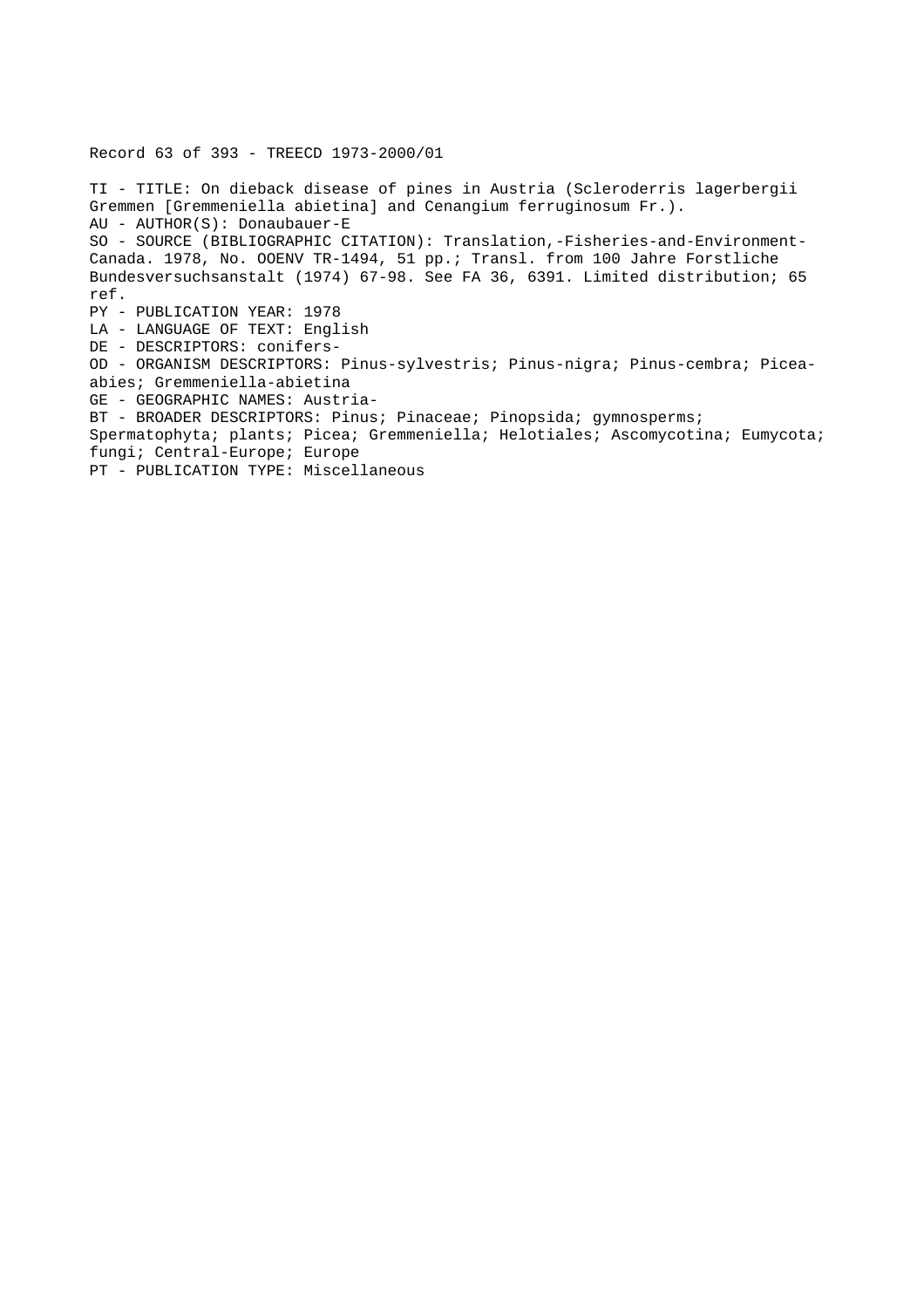Record 63 of 393 - TREECD 1973-2000/01

TI - TITLE: On dieback disease of pines in Austria (Scleroderris lagerbergii Gremmen [Gremmeniella abietina] and Cenangium ferruginosum Fr.).
AU - AUTHOR(S): Donaubauer-E
SO - SOURCE (BIBLIOGRAPHIC CITATION): Translation,-Fisheries-and-Environment-Canada. 1978, No. OOENV TR-1494, 51 pp.; Transl. from 100 Jahre Forstliche Bundesversuchsanstalt (1974) 67-98. See FA 36, 6391. Limited distribution; 65 ref.
PY - PUBLICATION YEAR: 1978
LA - LANGUAGE OF TEXT: English
DE - DESCRIPTORS: conifers-
OD - ORGANISM DESCRIPTORS: Pinus-sylvestris; Pinus-nigra; Pinus-cembra; Picea-abies; Gremmeniella-abietina
GE - GEOGRAPHIC NAMES: Austria-
BT - BROADER DESCRIPTORS: Pinus; Pinaceae; Pinopsida; gymnosperms; Spermatophyta; plants; Picea; Gremmeniella; Helotiales; Ascomycotina; Eumycota; fungi; Central-Europe; Europe
PT - PUBLICATION TYPE: Miscellaneous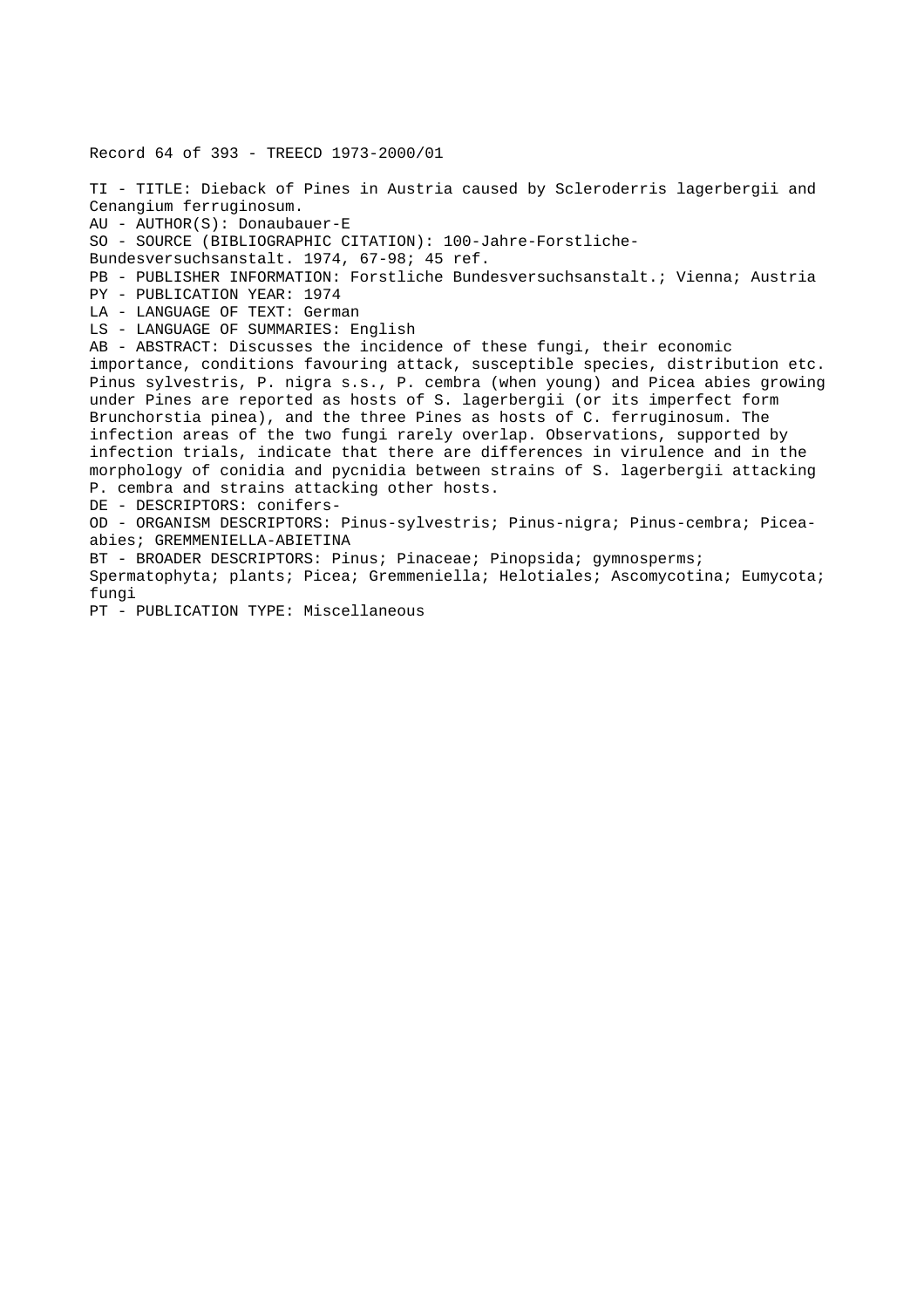Record 64 of 393 - TREECD 1973-2000/01

TI - TITLE: Dieback of Pines in Austria caused by Scleroderris lagerbergii and Cenangium ferruginosum.
AU - AUTHOR(S): Donaubauer-E
SO - SOURCE (BIBLIOGRAPHIC CITATION): 100-Jahre-Forstliche-Bundesversuchsanstalt. 1974, 67-98; 45 ref.
PB - PUBLISHER INFORMATION: Forstliche Bundesversuchsanstalt.; Vienna; Austria
PY - PUBLICATION YEAR: 1974
LA - LANGUAGE OF TEXT: German
LS - LANGUAGE OF SUMMARIES: English
AB - ABSTRACT: Discusses the incidence of these fungi, their economic importance, conditions favouring attack, susceptible species, distribution etc. Pinus sylvestris, P. nigra s.s., P. cembra (when young) and Picea abies growing under Pines are reported as hosts of S. lagerbergii (or its imperfect form Brunchorstia pinea), and the three Pines as hosts of C. ferruginosum. The infection areas of the two fungi rarely overlap. Observations, supported by infection trials, indicate that there are differences in virulence and in the morphology of conidia and pycnidia between strains of S. lagerbergii attacking P. cembra and strains attacking other hosts.
DE - DESCRIPTORS: conifers-
OD - ORGANISM DESCRIPTORS: Pinus-sylvestris; Pinus-nigra; Pinus-cembra; Picea-abies; GREMMENIELLA-ABIETINA
BT - BROADER DESCRIPTORS: Pinus; Pinaceae; Pinopsida; gymnosperms; Spermatophyta; plants; Picea; Gremmeniella; Helotiales; Ascomycotina; Eumycota; fungi
PT - PUBLICATION TYPE: Miscellaneous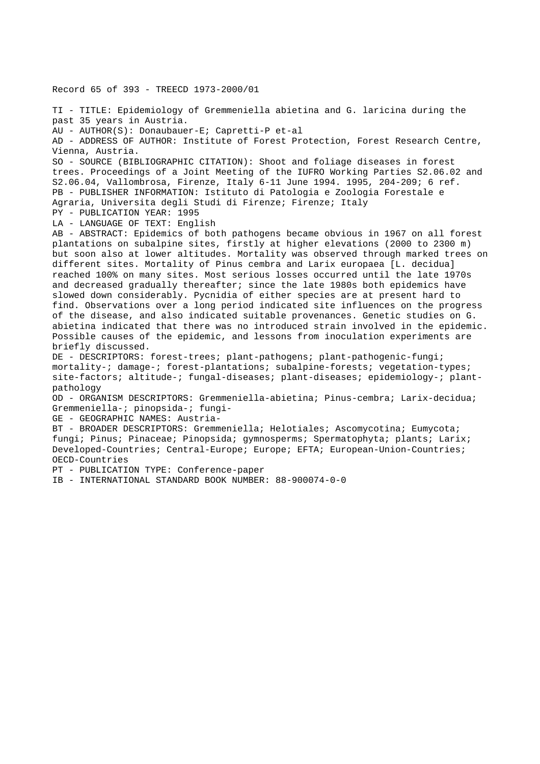Record 65 of 393 - TREECD 1973-2000/01

TI - TITLE: Epidemiology of Gremmeniella abietina and G. laricina during the past 35 years in Austria.
AU - AUTHOR(S): Donaubauer-E; Capretti-P et-al
AD - ADDRESS OF AUTHOR: Institute of Forest Protection, Forest Research Centre, Vienna, Austria.
SO - SOURCE (BIBLIOGRAPHIC CITATION): Shoot and foliage diseases in forest trees. Proceedings of a Joint Meeting of the IUFRO Working Parties S2.06.02 and S2.06.04, Vallombrosa, Firenze, Italy 6-11 June 1994. 1995, 204-209; 6 ref.
PB - PUBLISHER INFORMATION: Istituto di Patologia e Zoologia Forestale e Agraria, Universita degli Studi di Firenze; Firenze; Italy
PY - PUBLICATION YEAR: 1995
LA - LANGUAGE OF TEXT: English
AB - ABSTRACT: Epidemics of both pathogens became obvious in 1967 on all forest plantations on subalpine sites, firstly at higher elevations (2000 to 2300 m) but soon also at lower altitudes. Mortality was observed through marked trees on different sites. Mortality of Pinus cembra and Larix europaea [L. decidua] reached 100% on many sites. Most serious losses occurred until the late 1970s and decreased gradually thereafter; since the late 1980s both epidemics have slowed down considerably. Pycnidia of either species are at present hard to find. Observations over a long period indicated site influences on the progress of the disease, and also indicated suitable provenances. Genetic studies on G. abietina indicated that there was no introduced strain involved in the epidemic. Possible causes of the epidemic, and lessons from inoculation experiments are briefly discussed.
DE - DESCRIPTORS: forest-trees; plant-pathogens; plant-pathogenic-fungi; mortality-; damage-; forest-plantations; subalpine-forests; vegetation-types; site-factors; altitude-; fungal-diseases; plant-diseases; epidemiology-; plant-pathology
OD - ORGANISM DESCRIPTORS: Gremmeniella-abietina; Pinus-cembra; Larix-decidua; Gremmeniella-; pinopsida-; fungi-
GE - GEOGRAPHIC NAMES: Austria-
BT - BROADER DESCRIPTORS: Gremmeniella; Helotiales; Ascomycotina; Eumycota; fungi; Pinus; Pinaceae; Pinopsida; gymnosperms; Spermatophyta; plants; Larix; Developed-Countries; Central-Europe; Europe; EFTA; European-Union-Countries; OECD-Countries
PT - PUBLICATION TYPE: Conference-paper
IB - INTERNATIONAL STANDARD BOOK NUMBER: 88-900074-0-0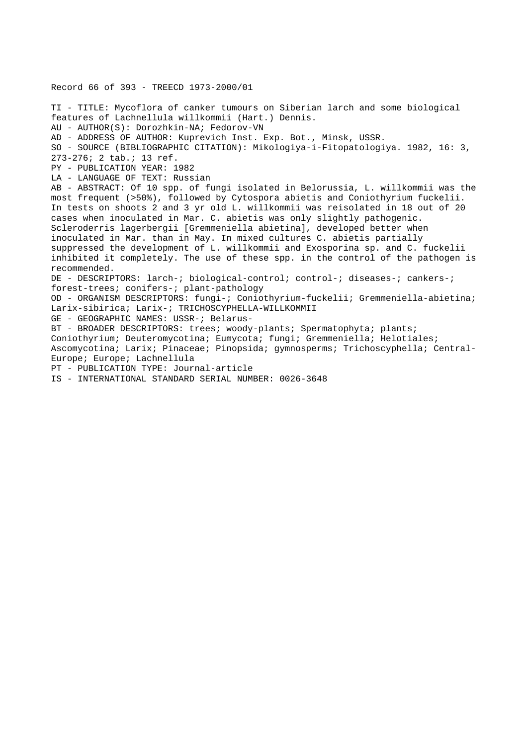Record 66 of 393 - TREECD 1973-2000/01

TI - TITLE: Mycoflora of canker tumours on Siberian larch and some biological features of Lachnellula willkommii (Hart.) Dennis.

AU - AUTHOR(S): Dorozhkin-NA; Fedorov-VN

AD - ADDRESS OF AUTHOR: Kuprevich Inst. Exp. Bot., Minsk, USSR.

SO - SOURCE (BIBLIOGRAPHIC CITATION): Mikologiya-i-Fitopatologiya. 1982, 16: 3, 273-276; 2 tab.; 13 ref.

PY - PUBLICATION YEAR: 1982

LA - LANGUAGE OF TEXT: Russian

AB - ABSTRACT: Of 10 spp. of fungi isolated in Belorussia, L. willkommii was the most frequent (>50%), followed by Cytospora abietis and Coniothyrium fuckelii. In tests on shoots 2 and 3 yr old L. willkommii was reisolated in 18 out of 20 cases when inoculated in Mar. C. abietis was only slightly pathogenic. Scleroderris lagerbergii [Gremmeniella abietina], developed better when inoculated in Mar. than in May. In mixed cultures C. abietis partially suppressed the development of L. willkommii and Exosporina sp. and C. fuckelii inhibited it completely. The use of these spp. in the control of the pathogen is recommended.

DE - DESCRIPTORS: larch-; biological-control; control-; diseases-; cankers-; forest-trees; conifers-; plant-pathology

OD - ORGANISM DESCRIPTORS: fungi-; Coniothyrium-fuckelii; Gremmeniella-abietina; Larix-sibirica; Larix-; TRICHOSCYPHELLA-WILLKOMMII

GE - GEOGRAPHIC NAMES: USSR-; Belarus-

BT - BROADER DESCRIPTORS: trees; woody-plants; Spermatophyta; plants; Coniothyrium; Deuteromycotina; Eumycota; fungi; Gremmeniella; Helotiales; Ascomycotina; Larix; Pinaceae; Pinopsida; gymnosperms; Trichoscyphella; Central-Europe; Europe; Lachnellula

PT - PUBLICATION TYPE: Journal-article

IS - INTERNATIONAL STANDARD SERIAL NUMBER: 0026-3648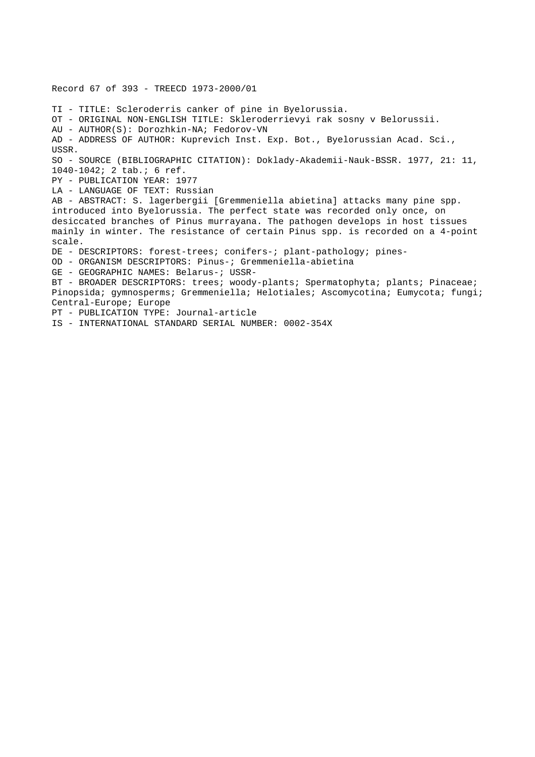Record 67 of 393 - TREECD 1973-2000/01

TI - TITLE: Scleroderris canker of pine in Byelorussia.
OT - ORIGINAL NON-ENGLISH TITLE: Skleroderrievyi rak sosny v Belorussii.
AU - AUTHOR(S): Dorozhkin-NA; Fedorov-VN
AD - ADDRESS OF AUTHOR: Kuprevich Inst. Exp. Bot., Byelorussian Acad. Sci., USSR.
SO - SOURCE (BIBLIOGRAPHIC CITATION): Doklady-Akademii-Nauk-BSSR. 1977, 21: 11, 1040-1042; 2 tab.; 6 ref.
PY - PUBLICATION YEAR: 1977
LA - LANGUAGE OF TEXT: Russian
AB - ABSTRACT: S. lagerbergii [Gremmeniella abietina] attacks many pine spp. introduced into Byelorussia. The perfect state was recorded only once, on desiccated branches of Pinus murrayana. The pathogen develops in host tissues mainly in winter. The resistance of certain Pinus spp. is recorded on a 4-point scale.
DE - DESCRIPTORS: forest-trees; conifers-; plant-pathology; pines-
OD - ORGANISM DESCRIPTORS: Pinus-; Gremmeniella-abietina
GE - GEOGRAPHIC NAMES: Belarus-; USSR-
BT - BROADER DESCRIPTORS: trees; woody-plants; Spermatophyta; plants; Pinaceae; Pinopsida; gymnosperms; Gremmeniella; Helotiales; Ascomycotina; Eumycota; fungi; Central-Europe; Europe
PT - PUBLICATION TYPE: Journal-article
IS - INTERNATIONAL STANDARD SERIAL NUMBER: 0002-354X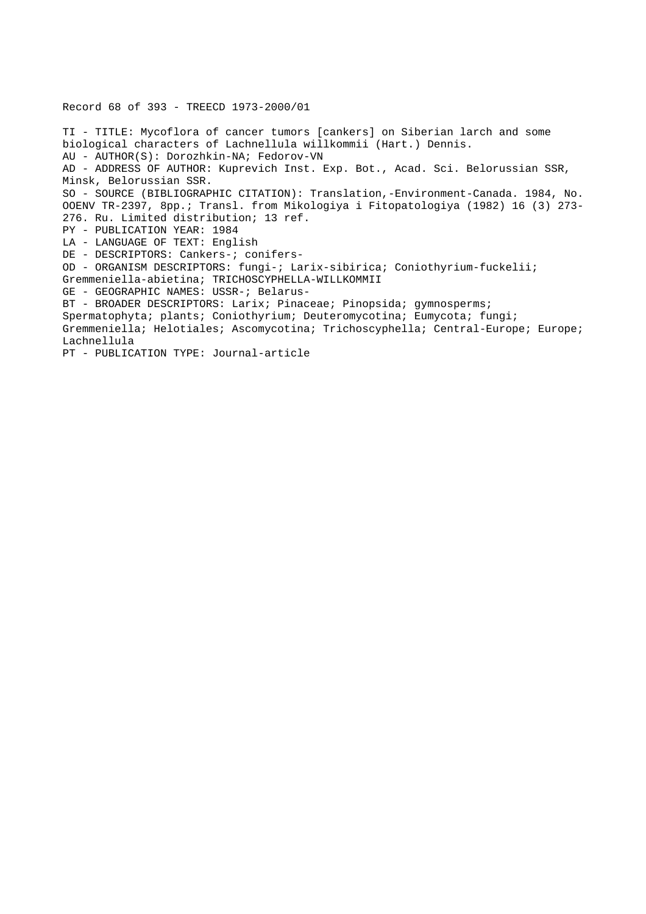Record 68 of 393 - TREECD 1973-2000/01

TI - TITLE: Mycoflora of cancer tumors [cankers] on Siberian larch and some biological characters of Lachnellula willkommii (Hart.) Dennis.
AU - AUTHOR(S): Dorozhkin-NA; Fedorov-VN
AD - ADDRESS OF AUTHOR: Kuprevich Inst. Exp. Bot., Acad. Sci. Belorussian SSR, Minsk, Belorussian SSR.
SO - SOURCE (BIBLIOGRAPHIC CITATION): Translation,-Environment-Canada. 1984, No. OOENV TR-2397, 8pp.; Transl. from Mikologiya i Fitopatologiya (1982) 16 (3) 273-276. Ru. Limited distribution; 13 ref.
PY - PUBLICATION YEAR: 1984
LA - LANGUAGE OF TEXT: English
DE - DESCRIPTORS: Cankers-; conifers-
OD - ORGANISM DESCRIPTORS: fungi-; Larix-sibirica; Coniothyrium-fuckelii; Gremmeniella-abietina; TRICHOSCYPHELLA-WILLKOMMII
GE - GEOGRAPHIC NAMES: USSR-; Belarus-
BT - BROADER DESCRIPTORS: Larix; Pinaceae; Pinopsida; gymnosperms; Spermatophyta; plants; Coniothyrium; Deuteromycotina; Eumycota; fungi; Gremmeniella; Helotiales; Ascomycotina; Trichoscyphella; Central-Europe; Europe; Lachnellula
PT - PUBLICATION TYPE: Journal-article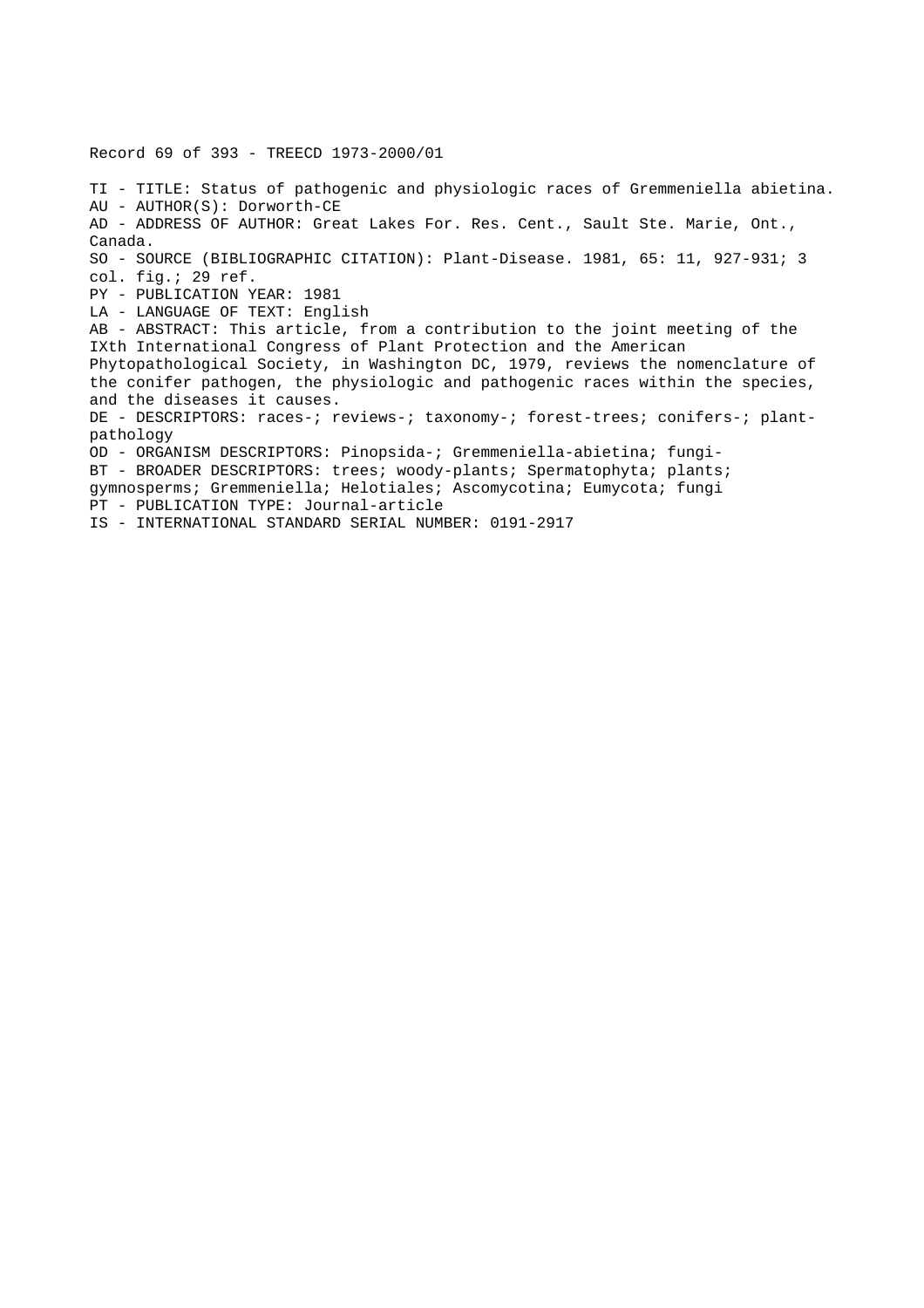Record 69 of 393 - TREECD 1973-2000/01

TI - TITLE: Status of pathogenic and physiologic races of Gremmeniella abietina.
AU - AUTHOR(S): Dorworth-CE
AD - ADDRESS OF AUTHOR: Great Lakes For. Res. Cent., Sault Ste. Marie, Ont., Canada.
SO - SOURCE (BIBLIOGRAPHIC CITATION): Plant-Disease. 1981, 65: 11, 927-931; 3 col. fig.; 29 ref.
PY - PUBLICATION YEAR: 1981
LA - LANGUAGE OF TEXT: English
AB - ABSTRACT: This article, from a contribution to the joint meeting of the IXth International Congress of Plant Protection and the American Phytopathological Society, in Washington DC, 1979, reviews the nomenclature of the conifer pathogen, the physiologic and pathogenic races within the species, and the diseases it causes.
DE - DESCRIPTORS: races-; reviews-; taxonomy-; forest-trees; conifers-; plant-pathology
OD - ORGANISM DESCRIPTORS: Pinopsida-; Gremmeniella-abietina; fungi-
BT - BROADER DESCRIPTORS: trees; woody-plants; Spermatophyta; plants; gymnosperms; Gremmeniella; Helotiales; Ascomycotina; Eumycota; fungi
PT - PUBLICATION TYPE: Journal-article
IS - INTERNATIONAL STANDARD SERIAL NUMBER: 0191-2917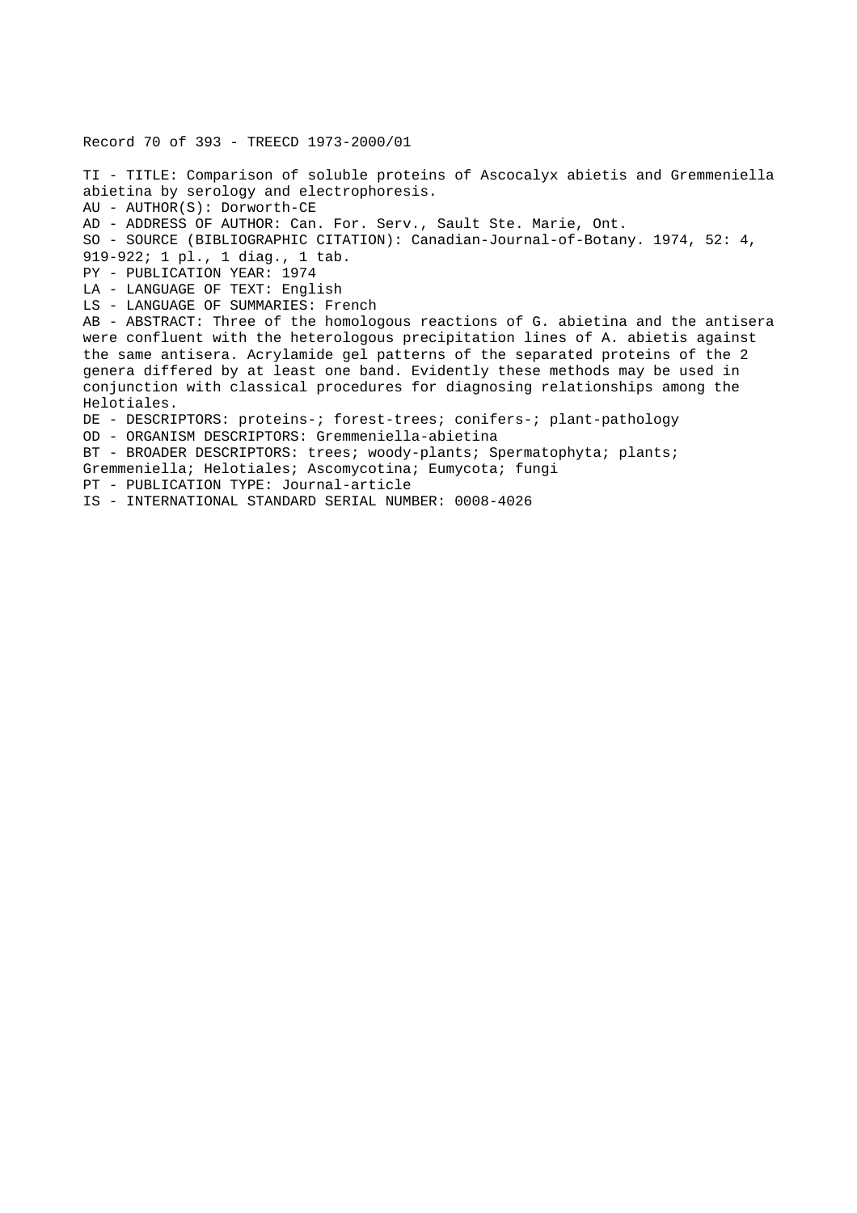Record 70 of 393 - TREECD 1973-2000/01

TI - TITLE: Comparison of soluble proteins of Ascocalyx abietis and Gremmeniella abietina by serology and electrophoresis.
AU - AUTHOR(S): Dorworth-CE
AD - ADDRESS OF AUTHOR: Can. For. Serv., Sault Ste. Marie, Ont.
SO - SOURCE (BIBLIOGRAPHIC CITATION): Canadian-Journal-of-Botany. 1974, 52: 4, 919-922; 1 pl., 1 diag., 1 tab.
PY - PUBLICATION YEAR: 1974
LA - LANGUAGE OF TEXT: English
LS - LANGUAGE OF SUMMARIES: French
AB - ABSTRACT: Three of the homologous reactions of G. abietina and the antisera were confluent with the heterologous precipitation lines of A. abietis against the same antisera. Acrylamide gel patterns of the separated proteins of the 2 genera differed by at least one band. Evidently these methods may be used in conjunction with classical procedures for diagnosing relationships among the Helotiales.
DE - DESCRIPTORS: proteins-; forest-trees; conifers-; plant-pathology
OD - ORGANISM DESCRIPTORS: Gremmeniella-abietina
BT - BROADER DESCRIPTORS: trees; woody-plants; Spermatophyta; plants; Gremmeniella; Helotiales; Ascomycotina; Eumycota; fungi
PT - PUBLICATION TYPE: Journal-article
IS - INTERNATIONAL STANDARD SERIAL NUMBER: 0008-4026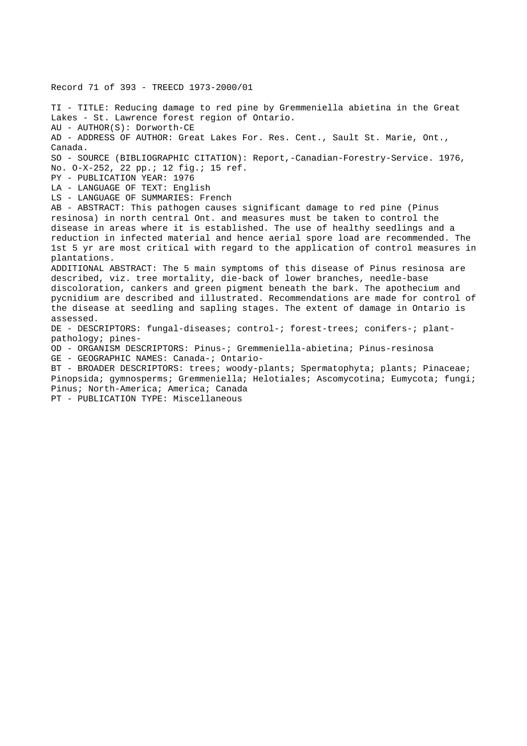Record 71 of 393 - TREECD 1973-2000/01

TI - TITLE: Reducing damage to red pine by Gremmeniella abietina in the Great Lakes - St. Lawrence forest region of Ontario.
AU - AUTHOR(S): Dorworth-CE
AD - ADDRESS OF AUTHOR: Great Lakes For. Res. Cent., Sault St. Marie, Ont., Canada.
SO - SOURCE (BIBLIOGRAPHIC CITATION): Report,-Canadian-Forestry-Service. 1976, No. O-X-252, 22 pp.; 12 fig.; 15 ref.
PY - PUBLICATION YEAR: 1976
LA - LANGUAGE OF TEXT: English
LS - LANGUAGE OF SUMMARIES: French
AB - ABSTRACT: This pathogen causes significant damage to red pine (Pinus resinosa) in north central Ont. and measures must be taken to control the disease in areas where it is established. The use of healthy seedlings and a reduction in infected material and hence aerial spore load are recommended. The 1st 5 yr are most critical with regard to the application of control measures in plantations.
ADDITIONAL ABSTRACT: The 5 main symptoms of this disease of Pinus resinosa are described, viz. tree mortality, die-back of lower branches, needle-base discoloration, cankers and green pigment beneath the bark. The apothecium and pycnidium are described and illustrated. Recommendations are made for control of the disease at seedling and sapling stages. The extent of damage in Ontario is assessed.
DE - DESCRIPTORS: fungal-diseases; control-; forest-trees; conifers-; plant-pathology; pines-
OD - ORGANISM DESCRIPTORS: Pinus-; Gremmeniella-abietina; Pinus-resinosa
GE - GEOGRAPHIC NAMES: Canada-; Ontario-
BT - BROADER DESCRIPTORS: trees; woody-plants; Spermatophyta; plants; Pinaceae; Pinopsida; gymnosperms; Gremmeniella; Helotiales; Ascomycotina; Eumycota; fungi; Pinus; North-America; America; Canada
PT - PUBLICATION TYPE: Miscellaneous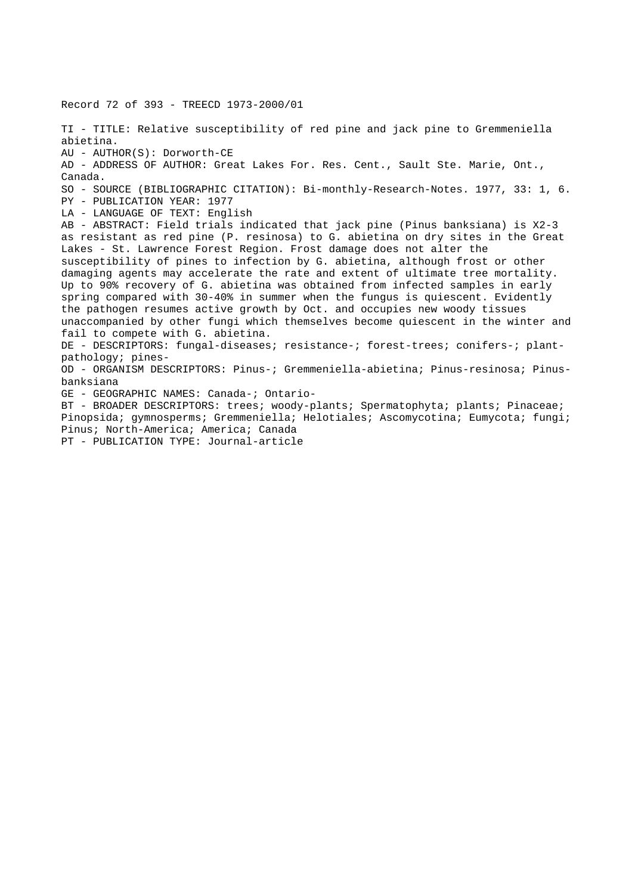Record 72 of 393 - TREECD 1973-2000/01

TI - TITLE: Relative susceptibility of red pine and jack pine to Gremmeniella abietina.
AU - AUTHOR(S): Dorworth-CE
AD - ADDRESS OF AUTHOR: Great Lakes For. Res. Cent., Sault Ste. Marie, Ont., Canada.
SO - SOURCE (BIBLIOGRAPHIC CITATION): Bi-monthly-Research-Notes. 1977, 33: 1, 6.
PY - PUBLICATION YEAR: 1977
LA - LANGUAGE OF TEXT: English
AB - ABSTRACT: Field trials indicated that jack pine (Pinus banksiana) is X2-3 as resistant as red pine (P. resinosa) to G. abietina on dry sites in the Great Lakes - St. Lawrence Forest Region. Frost damage does not alter the susceptibility of pines to infection by G. abietina, although frost or other damaging agents may accelerate the rate and extent of ultimate tree mortality. Up to 90% recovery of G. abietina was obtained from infected samples in early spring compared with 30-40% in summer when the fungus is quiescent. Evidently the pathogen resumes active growth by Oct. and occupies new woody tissues unaccompanied by other fungi which themselves become quiescent in the winter and fail to compete with G. abietina.
DE - DESCRIPTORS: fungal-diseases; resistance-; forest-trees; conifers-; plant-pathology; pines-
OD - ORGANISM DESCRIPTORS: Pinus-; Gremmeniella-abietina; Pinus-resinosa; Pinus-banksiana
GE - GEOGRAPHIC NAMES: Canada-; Ontario-
BT - BROADER DESCRIPTORS: trees; woody-plants; Spermatophyta; plants; Pinaceae; Pinopsida; gymnosperms; Gremmeniella; Helotiales; Ascomycotina; Eumycota; fungi; Pinus; North-America; America; Canada
PT - PUBLICATION TYPE: Journal-article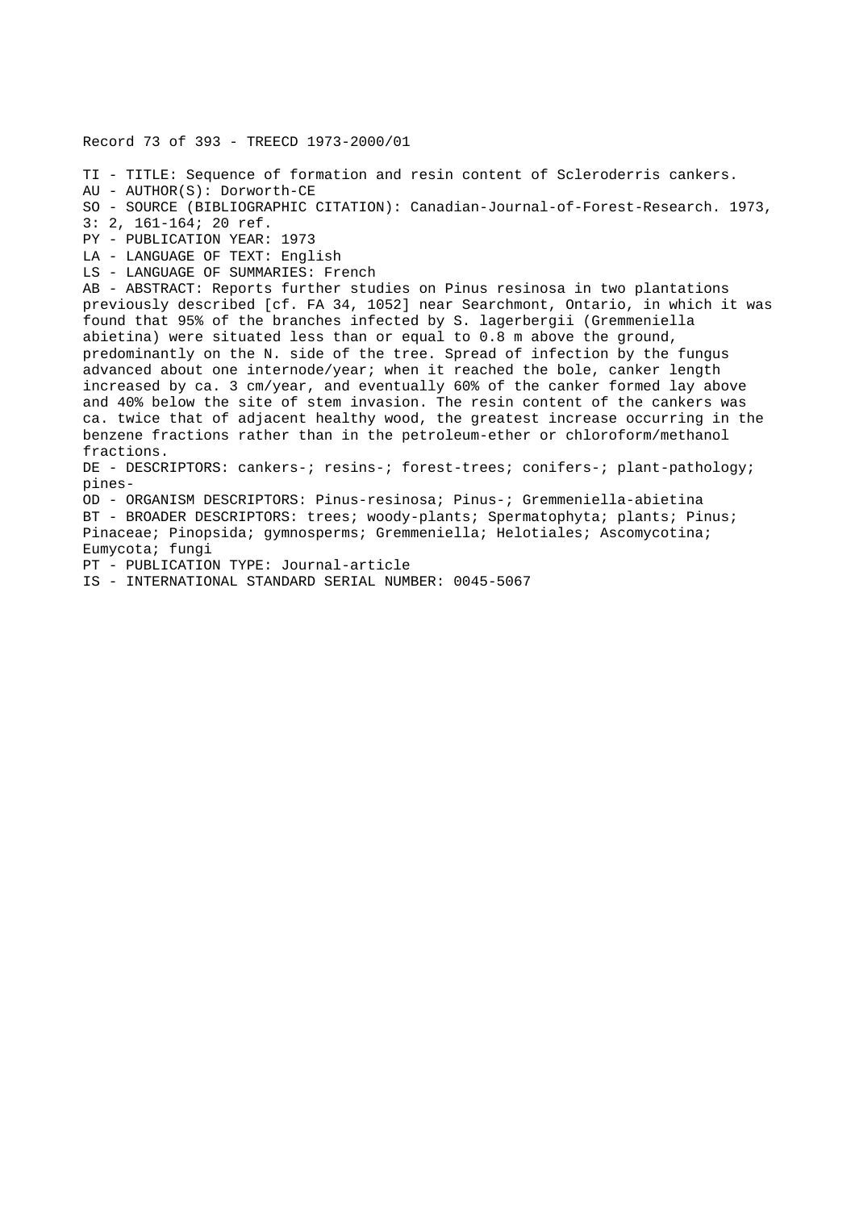Record 73 of 393 - TREECD 1973-2000/01

TI - TITLE: Sequence of formation and resin content of Scleroderris cankers.
AU - AUTHOR(S): Dorworth-CE
SO - SOURCE (BIBLIOGRAPHIC CITATION): Canadian-Journal-of-Forest-Research. 1973, 3: 2, 161-164; 20 ref.
PY - PUBLICATION YEAR: 1973
LA - LANGUAGE OF TEXT: English
LS - LANGUAGE OF SUMMARIES: French
AB - ABSTRACT: Reports further studies on Pinus resinosa in two plantations previously described [cf. FA 34, 1052] near Searchmont, Ontario, in which it was found that 95% of the branches infected by S. lagerbergii (Gremmeniella abietina) were situated less than or equal to 0.8 m above the ground, predominantly on the N. side of the tree. Spread of infection by the fungus advanced about one internode/year; when it reached the bole, canker length increased by ca. 3 cm/year, and eventually 60% of the canker formed lay above and 40% below the site of stem invasion. The resin content of the cankers was ca. twice that of adjacent healthy wood, the greatest increase occurring in the benzene fractions rather than in the petroleum-ether or chloroform/methanol fractions.
DE - DESCRIPTORS: cankers-; resins-; forest-trees; conifers-; plant-pathology; pines-
OD - ORGANISM DESCRIPTORS: Pinus-resinosa; Pinus-; Gremmeniella-abietina
BT - BROADER DESCRIPTORS: trees; woody-plants; Spermatophyta; plants; Pinus; Pinaceae; Pinopsida; gymnosperms; Gremmeniella; Helotiales; Ascomycotina; Eumycota; fungi
PT - PUBLICATION TYPE: Journal-article
IS - INTERNATIONAL STANDARD SERIAL NUMBER: 0045-5067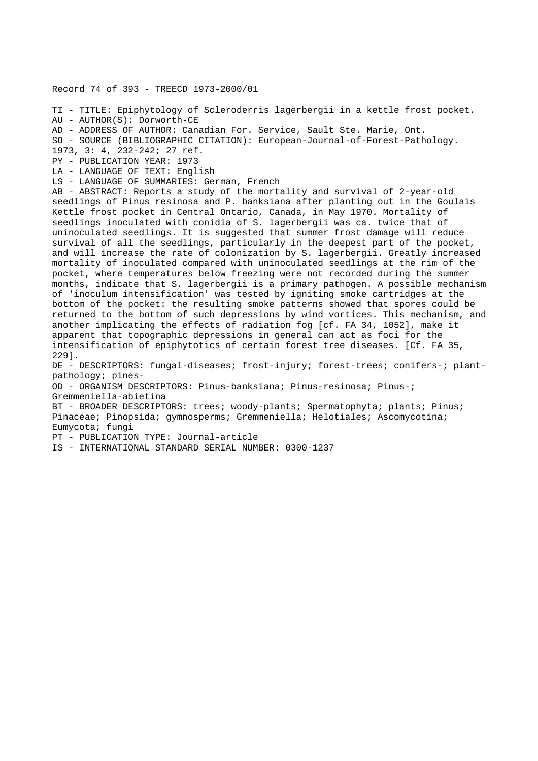Record 74 of 393 - TREECD 1973-2000/01

TI - TITLE: Epiphytology of Scleroderris lagerbergii in a kettle frost pocket.
AU - AUTHOR(S): Dorworth-CE
AD - ADDRESS OF AUTHOR: Canadian For. Service, Sault Ste. Marie, Ont.
SO - SOURCE (BIBLIOGRAPHIC CITATION): European-Journal-of-Forest-Pathology. 1973, 3: 4, 232-242; 27 ref.
PY - PUBLICATION YEAR: 1973
LA - LANGUAGE OF TEXT: English
LS - LANGUAGE OF SUMMARIES: German, French
AB - ABSTRACT: Reports a study of the mortality and survival of 2-year-old seedlings of Pinus resinosa and P. banksiana after planting out in the Goulais Kettle frost pocket in Central Ontario, Canada, in May 1970. Mortality of seedlings inoculated with conidia of S. lagerbergii was ca. twice that of uninoculated seedlings. It is suggested that summer frost damage will reduce survival of all the seedlings, particularly in the deepest part of the pocket, and will increase the rate of colonization by S. lagerbergii. Greatly increased mortality of inoculated compared with uninoculated seedlings at the rim of the pocket, where temperatures below freezing were not recorded during the summer months, indicate that S. lagerbergii is a primary pathogen. A possible mechanism of 'inoculum intensification' was tested by igniting smoke cartridges at the bottom of the pocket: the resulting smoke patterns showed that spores could be returned to the bottom of such depressions by wind vortices. This mechanism, and another implicating the effects of radiation fog [cf. FA 34, 1052], make it apparent that topographic depressions in general can act as foci for the intensification of epiphytotics of certain forest tree diseases. [Cf. FA 35, 229].
DE - DESCRIPTORS: fungal-diseases; frost-injury; forest-trees; conifers-; plant-pathology; pines-
OD - ORGANISM DESCRIPTORS: Pinus-banksiana; Pinus-resinosa; Pinus-; Gremmeniella-abietina
BT - BROADER DESCRIPTORS: trees; woody-plants; Spermatophyta; plants; Pinus; Pinaceae; Pinopsida; gymnosperms; Gremmeniella; Helotiales; Ascomycotina; Eumycota; fungi
PT - PUBLICATION TYPE: Journal-article
IS - INTERNATIONAL STANDARD SERIAL NUMBER: 0300-1237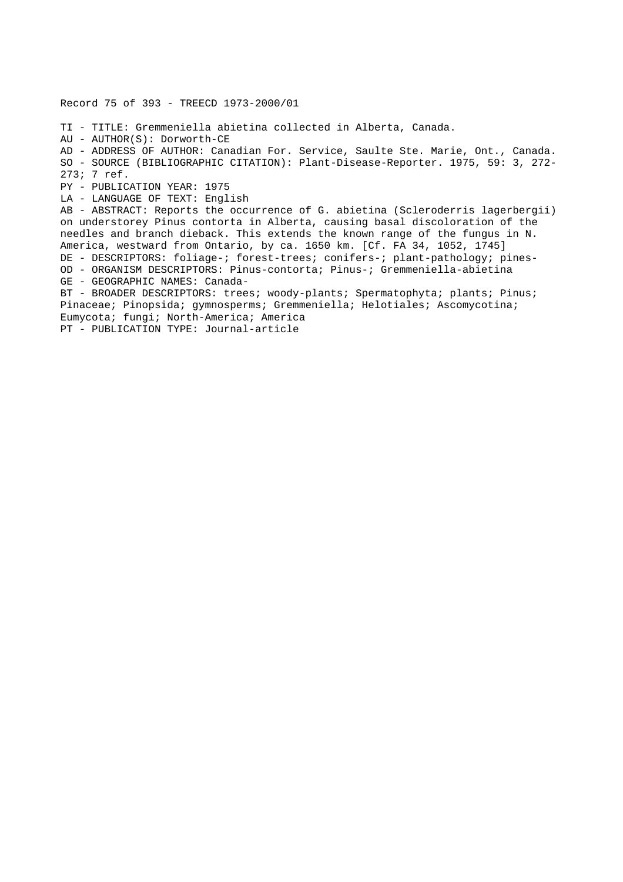Record 75 of 393 - TREECD 1973-2000/01

TI - TITLE: Gremmeniella abietina collected in Alberta, Canada.
AU - AUTHOR(S): Dorworth-CE
AD - ADDRESS OF AUTHOR: Canadian For. Service, Saulte Ste. Marie, Ont., Canada.
SO - SOURCE (BIBLIOGRAPHIC CITATION): Plant-Disease-Reporter. 1975, 59: 3, 272-273; 7 ref.
PY - PUBLICATION YEAR: 1975
LA - LANGUAGE OF TEXT: English
AB - ABSTRACT: Reports the occurrence of G. abietina (Scleroderris lagerbergii) on understorey Pinus contorta in Alberta, causing basal discoloration of the needles and branch dieback. This extends the known range of the fungus in N. America, westward from Ontario, by ca. 1650 km. [Cf. FA 34, 1052, 1745]
DE - DESCRIPTORS: foliage-; forest-trees; conifers-; plant-pathology; pines-
OD - ORGANISM DESCRIPTORS: Pinus-contorta; Pinus-; Gremmeniella-abietina
GE - GEOGRAPHIC NAMES: Canada-
BT - BROADER DESCRIPTORS: trees; woody-plants; Spermatophyta; plants; Pinus; Pinaceae; Pinopsida; gymnosperms; Gremmeniella; Helotiales; Ascomycotina; Eumycota; fungi; North-America; America
PT - PUBLICATION TYPE: Journal-article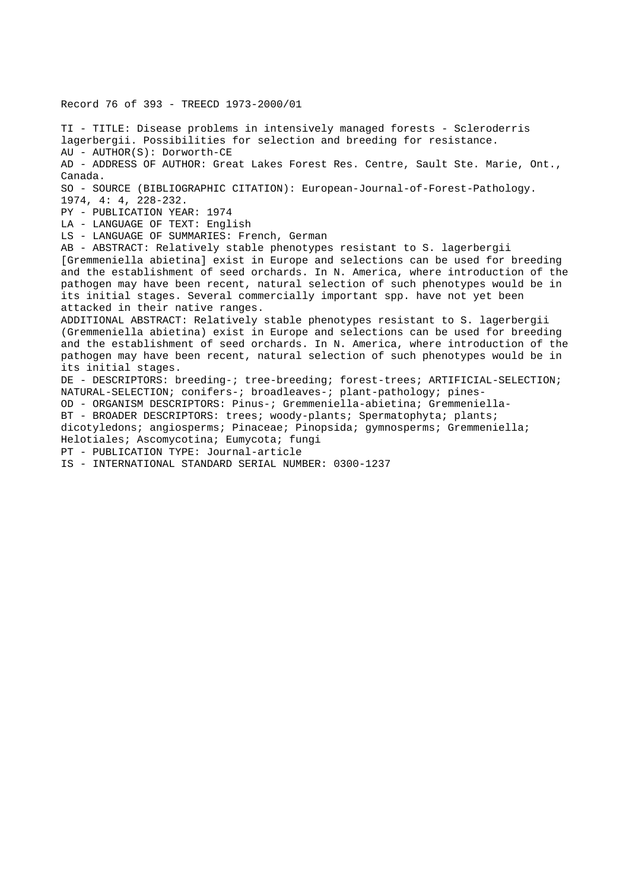Record 76 of 393 - TREECD 1973-2000/01

TI - TITLE: Disease problems in intensively managed forests - Scleroderris lagerbergii. Possibilities for selection and breeding for resistance.
AU - AUTHOR(S): Dorworth-CE
AD - ADDRESS OF AUTHOR: Great Lakes Forest Res. Centre, Sault Ste. Marie, Ont., Canada.
SO - SOURCE (BIBLIOGRAPHIC CITATION): European-Journal-of-Forest-Pathology. 1974, 4: 4, 228-232.
PY - PUBLICATION YEAR: 1974
LA - LANGUAGE OF TEXT: English
LS - LANGUAGE OF SUMMARIES: French, German
AB - ABSTRACT: Relatively stable phenotypes resistant to S. lagerbergii [Gremmeniella abietina] exist in Europe and selections can be used for breeding and the establishment of seed orchards. In N. America, where introduction of the pathogen may have been recent, natural selection of such phenotypes would be in its initial stages. Several commercially important spp. have not yet been attacked in their native ranges.
ADDITIONAL ABSTRACT: Relatively stable phenotypes resistant to S. lagerbergii (Gremmeniella abietina) exist in Europe and selections can be used for breeding and the establishment of seed orchards. In N. America, where introduction of the pathogen may have been recent, natural selection of such phenotypes would be in its initial stages.
DE - DESCRIPTORS: breeding-; tree-breeding; forest-trees; ARTIFICIAL-SELECTION; NATURAL-SELECTION; conifers-; broadleaves-; plant-pathology; pines-
OD - ORGANISM DESCRIPTORS: Pinus-; Gremmeniella-abietina; Gremmeniella-
BT - BROADER DESCRIPTORS: trees; woody-plants; Spermatophyta; plants; dicotyledons; angiosperms; Pinaceae; Pinopsida; gymnosperms; Gremmeniella; Helotiales; Ascomycotina; Eumycota; fungi
PT - PUBLICATION TYPE: Journal-article
IS - INTERNATIONAL STANDARD SERIAL NUMBER: 0300-1237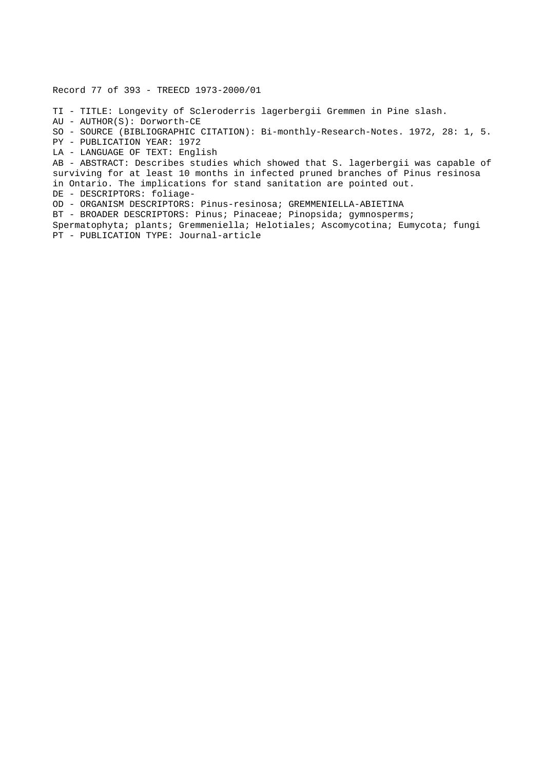Record 77 of 393 - TREECD 1973-2000/01

TI - TITLE: Longevity of Scleroderris lagerbergii Gremmen in Pine slash.
AU - AUTHOR(S): Dorworth-CE
SO - SOURCE (BIBLIOGRAPHIC CITATION): Bi-monthly-Research-Notes. 1972, 28: 1, 5.
PY - PUBLICATION YEAR: 1972
LA - LANGUAGE OF TEXT: English
AB - ABSTRACT: Describes studies which showed that S. lagerbergii was capable of surviving for at least 10 months in infected pruned branches of Pinus resinosa in Ontario. The implications for stand sanitation are pointed out.
DE - DESCRIPTORS: foliage-
OD - ORGANISM DESCRIPTORS: Pinus-resinosa; GREMMENIELLA-ABIETINA
BT - BROADER DESCRIPTORS: Pinus; Pinaceae; Pinopsida; gymnosperms; Spermatophyta; plants; Gremmeniella; Helotiales; Ascomycotina; Eumycota; fungi
PT - PUBLICATION TYPE: Journal-article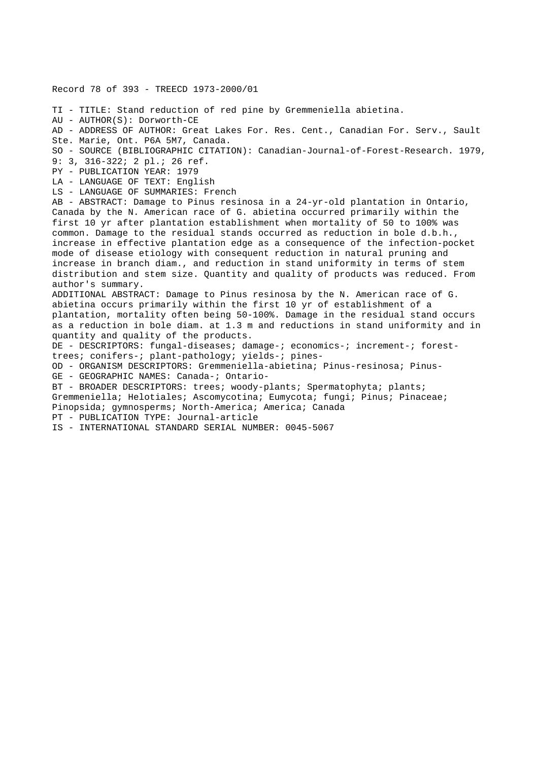Record 78 of 393 - TREECD 1973-2000/01

TI - TITLE: Stand reduction of red pine by Gremmeniella abietina.
AU - AUTHOR(S): Dorworth-CE
AD - ADDRESS OF AUTHOR: Great Lakes For. Res. Cent., Canadian For. Serv., Sault Ste. Marie, Ont. P6A 5M7, Canada.
SO - SOURCE (BIBLIOGRAPHIC CITATION): Canadian-Journal-of-Forest-Research. 1979, 9: 3, 316-322; 2 pl.; 26 ref.
PY - PUBLICATION YEAR: 1979
LA - LANGUAGE OF TEXT: English
LS - LANGUAGE OF SUMMARIES: French
AB - ABSTRACT: Damage to Pinus resinosa in a 24-yr-old plantation in Ontario, Canada by the N. American race of G. abietina occurred primarily within the first 10 yr after plantation establishment when mortality of 50 to 100% was common. Damage to the residual stands occurred as reduction in bole d.b.h., increase in effective plantation edge as a consequence of the infection-pocket mode of disease etiology with consequent reduction in natural pruning and increase in branch diam., and reduction in stand uniformity in terms of stem distribution and stem size. Quantity and quality of products was reduced. From author's summary.
ADDITIONAL ABSTRACT: Damage to Pinus resinosa by the N. American race of G. abietina occurs primarily within the first 10 yr of establishment of a plantation, mortality often being 50-100%. Damage in the residual stand occurs as a reduction in bole diam. at 1.3 m and reductions in stand uniformity and in quantity and quality of the products.
DE - DESCRIPTORS: fungal-diseases; damage-; economics-; increment-; forest-trees; conifers-; plant-pathology; yields-; pines-
OD - ORGANISM DESCRIPTORS: Gremmeniella-abietina; Pinus-resinosa; Pinus-
GE - GEOGRAPHIC NAMES: Canada-; Ontario-
BT - BROADER DESCRIPTORS: trees; woody-plants; Spermatophyta; plants; Gremmeniella; Helotiales; Ascomycotina; Eumycota; fungi; Pinus; Pinaceae; Pinopsida; gymnosperms; North-America; America; Canada
PT - PUBLICATION TYPE: Journal-article
IS - INTERNATIONAL STANDARD SERIAL NUMBER: 0045-5067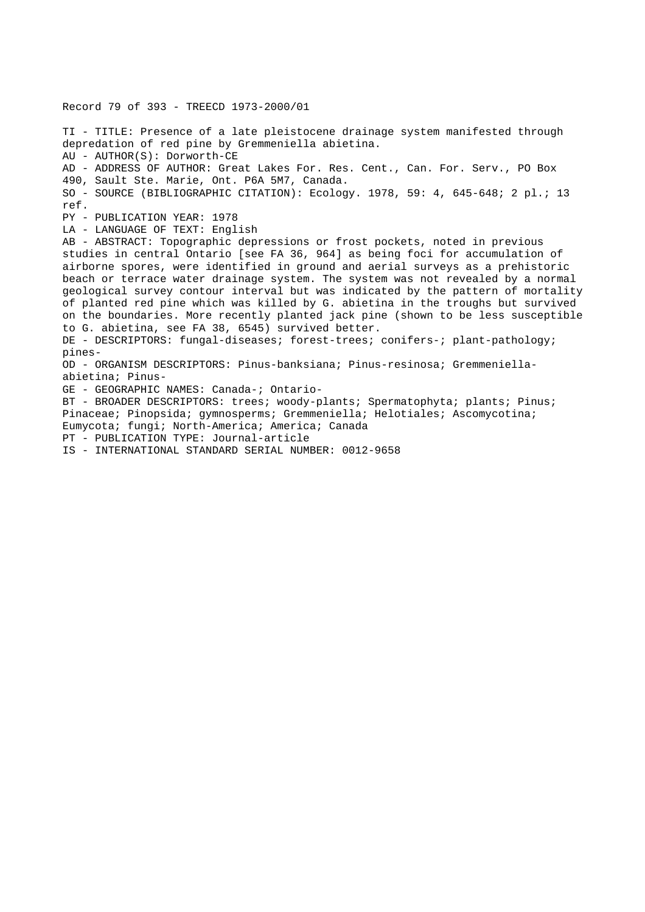Record 79 of 393 - TREECD 1973-2000/01

TI - TITLE: Presence of a late pleistocene drainage system manifested through depredation of red pine by Gremmeniella abietina.
AU - AUTHOR(S): Dorworth-CE
AD - ADDRESS OF AUTHOR: Great Lakes For. Res. Cent., Can. For. Serv., PO Box 490, Sault Ste. Marie, Ont. P6A 5M7, Canada.
SO - SOURCE (BIBLIOGRAPHIC CITATION): Ecology. 1978, 59: 4, 645-648; 2 pl.; 13 ref.
PY - PUBLICATION YEAR: 1978
LA - LANGUAGE OF TEXT: English
AB - ABSTRACT: Topographic depressions or frost pockets, noted in previous studies in central Ontario [see FA 36, 964] as being foci for accumulation of airborne spores, were identified in ground and aerial surveys as a prehistoric beach or terrace water drainage system. The system was not revealed by a normal geological survey contour interval but was indicated by the pattern of mortality of planted red pine which was killed by G. abietina in the troughs but survived on the boundaries. More recently planted jack pine (shown to be less susceptible to G. abietina, see FA 38, 6545) survived better.
DE - DESCRIPTORS: fungal-diseases; forest-trees; conifers-; plant-pathology; pines-
OD - ORGANISM DESCRIPTORS: Pinus-banksiana; Pinus-resinosa; Gremmeniella-abietina; Pinus-
GE - GEOGRAPHIC NAMES: Canada-; Ontario-
BT - BROADER DESCRIPTORS: trees; woody-plants; Spermatophyta; plants; Pinus; Pinaceae; Pinopsida; gymnosperms; Gremmeniella; Helotiales; Ascomycotina; Eumycota; fungi; North-America; America; Canada
PT - PUBLICATION TYPE: Journal-article
IS - INTERNATIONAL STANDARD SERIAL NUMBER: 0012-9658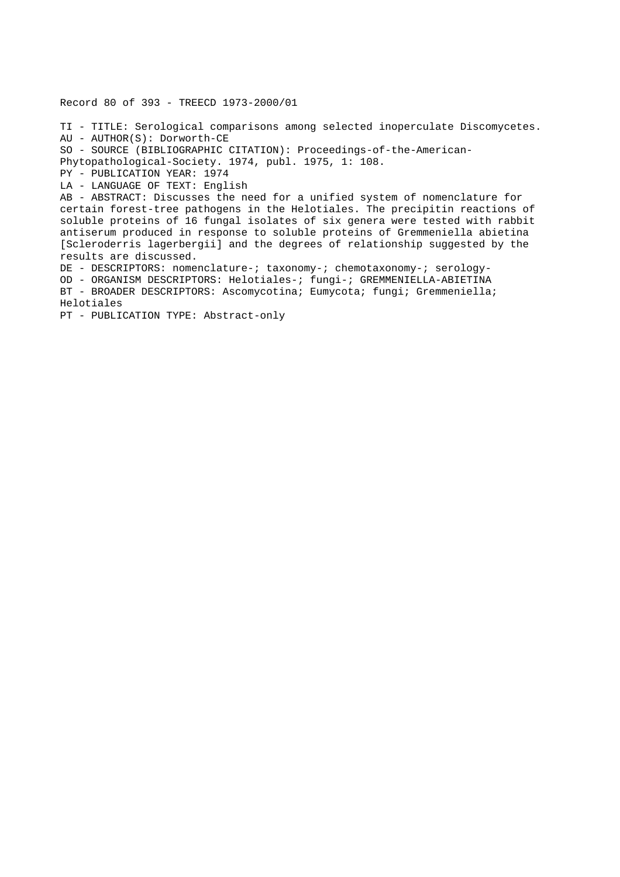Record 80 of 393 - TREECD 1973-2000/01

TI - TITLE: Serological comparisons among selected inoperculate Discomycetes.
AU - AUTHOR(S): Dorworth-CE
SO - SOURCE (BIBLIOGRAPHIC CITATION): Proceedings-of-the-American-Phytopathological-Society. 1974, publ. 1975, 1: 108.
PY - PUBLICATION YEAR: 1974
LA - LANGUAGE OF TEXT: English
AB - ABSTRACT: Discusses the need for a unified system of nomenclature for certain forest-tree pathogens in the Helotiales. The precipitin reactions of soluble proteins of 16 fungal isolates of six genera were tested with rabbit antiserum produced in response to soluble proteins of Gremmeniella abietina [Scleroderris lagerbergii] and the degrees of relationship suggested by the results are discussed.
DE - DESCRIPTORS: nomenclature-; taxonomy-; chemotaxonomy-; serology-
OD - ORGANISM DESCRIPTORS: Helotiales-; fungi-; GREMMENIELLA-ABIETINA
BT - BROADER DESCRIPTORS: Ascomycotina; Eumycota; fungi; Gremmeniella; Helotiales
PT - PUBLICATION TYPE: Abstract-only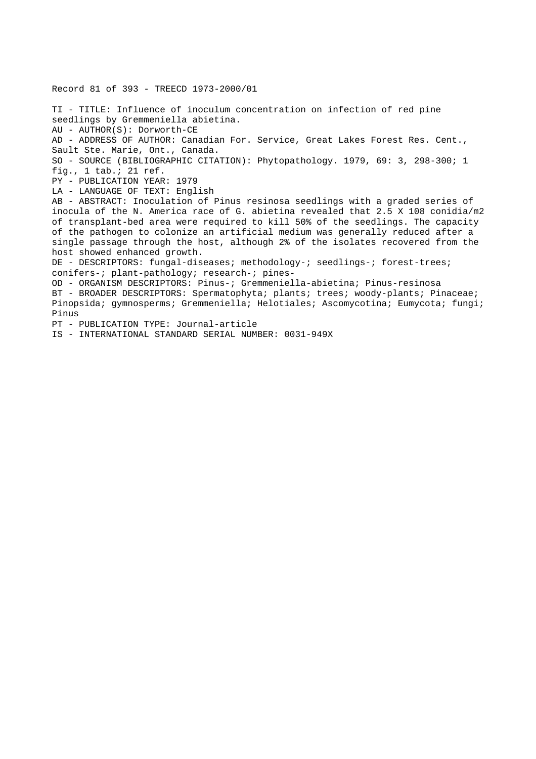Record 81 of 393 - TREECD 1973-2000/01

TI - TITLE: Influence of inoculum concentration on infection of red pine seedlings by Gremmeniella abietina.
AU - AUTHOR(S): Dorworth-CE
AD - ADDRESS OF AUTHOR: Canadian For. Service, Great Lakes Forest Res. Cent., Sault Ste. Marie, Ont., Canada.
SO - SOURCE (BIBLIOGRAPHIC CITATION): Phytopathology. 1979, 69: 3, 298-300; 1 fig., 1 tab.; 21 ref.
PY - PUBLICATION YEAR: 1979
LA - LANGUAGE OF TEXT: English
AB - ABSTRACT: Inoculation of Pinus resinosa seedlings with a graded series of inocula of the N. America race of G. abietina revealed that 2.5 X 108 conidia/m2 of transplant-bed area were required to kill 50% of the seedlings. The capacity of the pathogen to colonize an artificial medium was generally reduced after a single passage through the host, although 2% of the isolates recovered from the host showed enhanced growth.
DE - DESCRIPTORS: fungal-diseases; methodology-; seedlings-; forest-trees; conifers-; plant-pathology; research-; pines-
OD - ORGANISM DESCRIPTORS: Pinus-; Gremmeniella-abietina; Pinus-resinosa
BT - BROADER DESCRIPTORS: Spermatophyta; plants; trees; woody-plants; Pinaceae; Pinopsida; gymnosperms; Gremmeniella; Helotiales; Ascomycotina; Eumycota; fungi; Pinus
PT - PUBLICATION TYPE: Journal-article
IS - INTERNATIONAL STANDARD SERIAL NUMBER: 0031-949X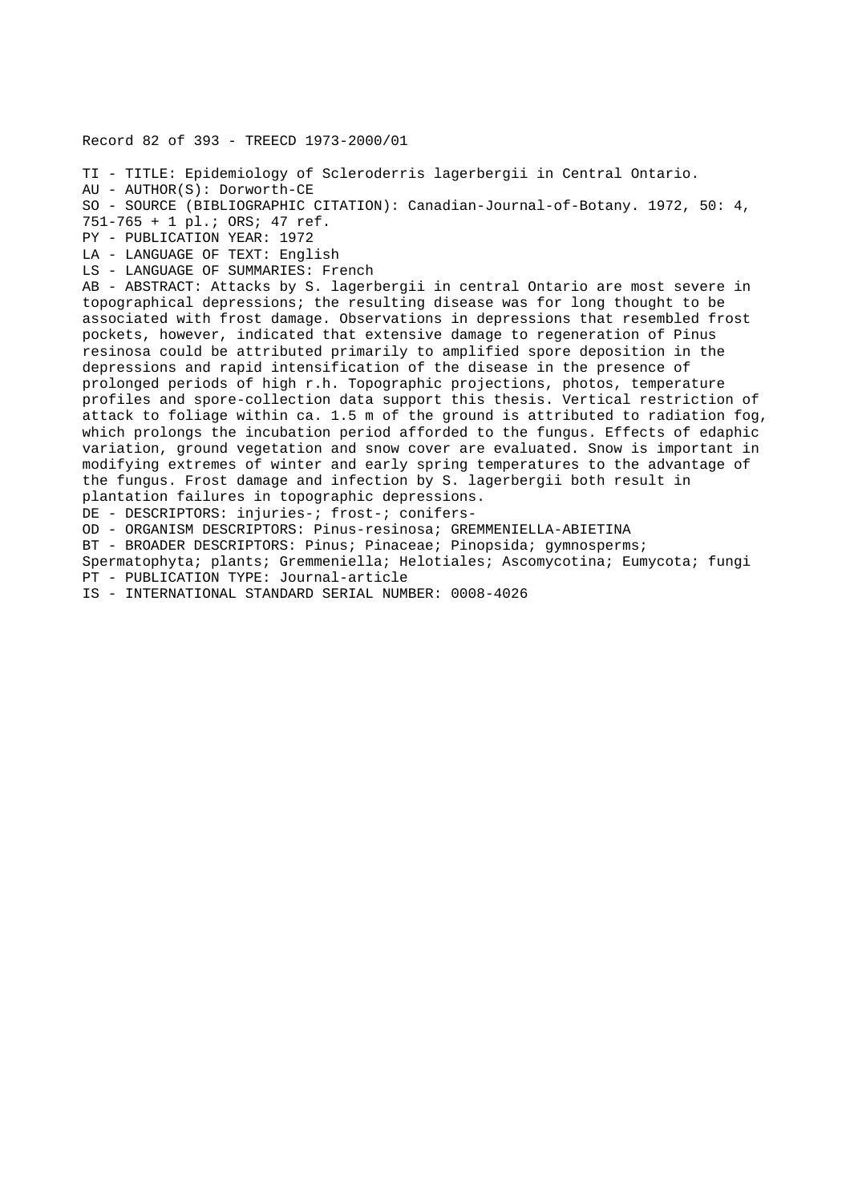Record 82 of 393 - TREECD 1973-2000/01

TI - TITLE: Epidemiology of Scleroderris lagerbergii in Central Ontario.
AU - AUTHOR(S): Dorworth-CE
SO - SOURCE (BIBLIOGRAPHIC CITATION): Canadian-Journal-of-Botany. 1972, 50: 4, 751-765 + 1 pl.; ORS; 47 ref.
PY - PUBLICATION YEAR: 1972
LA - LANGUAGE OF TEXT: English
LS - LANGUAGE OF SUMMARIES: French
AB - ABSTRACT: Attacks by S. lagerbergii in central Ontario are most severe in topographical depressions; the resulting disease was for long thought to be associated with frost damage. Observations in depressions that resembled frost pockets, however, indicated that extensive damage to regeneration of Pinus resinosa could be attributed primarily to amplified spore deposition in the depressions and rapid intensification of the disease in the presence of prolonged periods of high r.h. Topographic projections, photos, temperature profiles and spore-collection data support this thesis. Vertical restriction of attack to foliage within ca. 1.5 m of the ground is attributed to radiation fog, which prolongs the incubation period afforded to the fungus. Effects of edaphic variation, ground vegetation and snow cover are evaluated. Snow is important in modifying extremes of winter and early spring temperatures to the advantage of the fungus. Frost damage and infection by S. lagerbergii both result in plantation failures in topographic depressions.
DE - DESCRIPTORS: injuries-; frost-; conifers-
OD - ORGANISM DESCRIPTORS: Pinus-resinosa; GREMMENIELLA-ABIETINA
BT - BROADER DESCRIPTORS: Pinus; Pinaceae; Pinopsida; gymnosperms; Spermatophyta; plants; Gremmeniella; Helotiales; Ascomycotina; Eumycota; fungi
PT - PUBLICATION TYPE: Journal-article
IS - INTERNATIONAL STANDARD SERIAL NUMBER: 0008-4026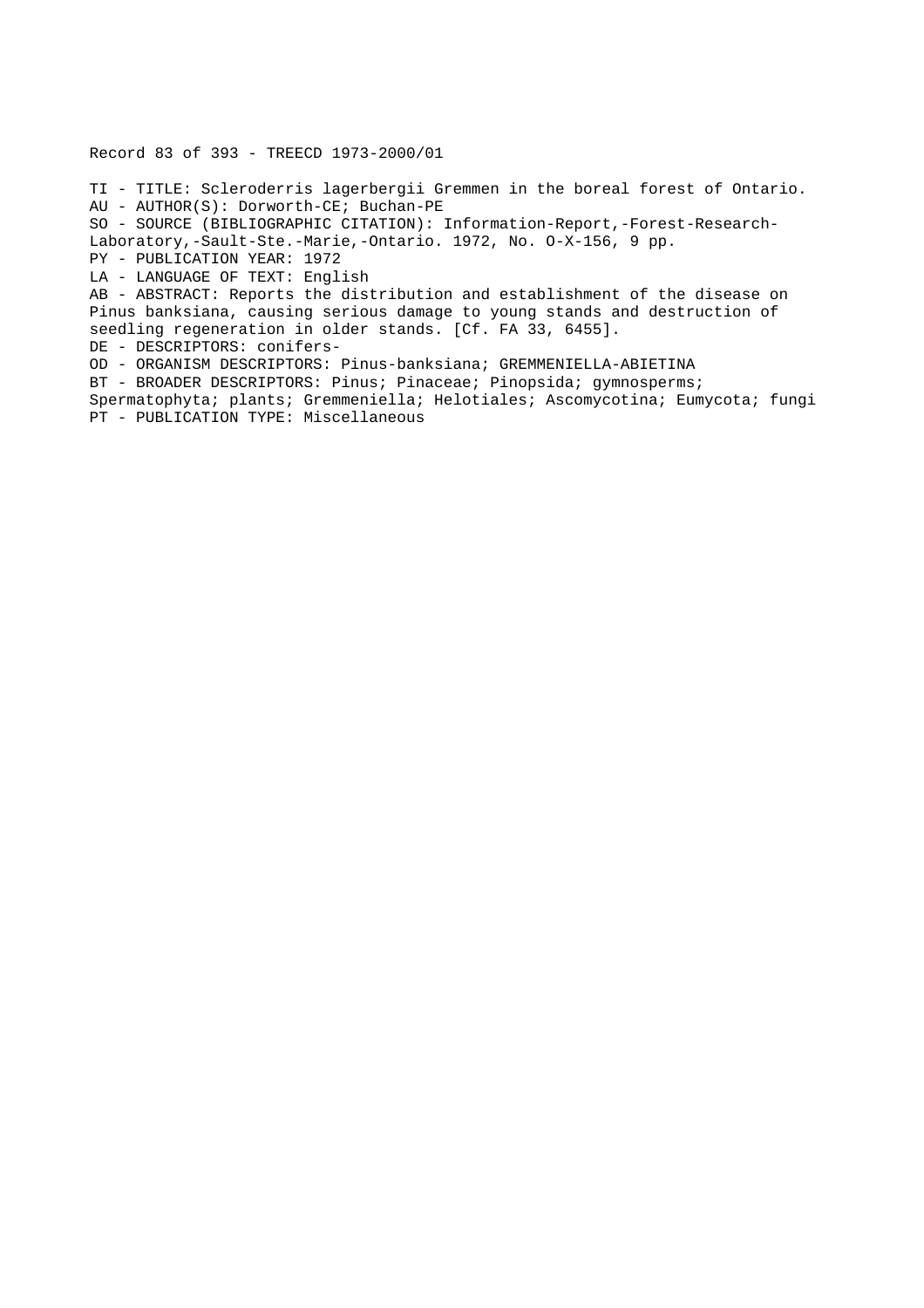Record 83 of 393 - TREECD 1973-2000/01

TI - TITLE: Scleroderris lagerbergii Gremmen in the boreal forest of Ontario.
AU - AUTHOR(S): Dorworth-CE; Buchan-PE
SO - SOURCE (BIBLIOGRAPHIC CITATION): Information-Report,-Forest-Research-Laboratory,-Sault-Ste.-Marie,-Ontario. 1972, No. O-X-156, 9 pp.
PY - PUBLICATION YEAR: 1972
LA - LANGUAGE OF TEXT: English
AB - ABSTRACT: Reports the distribution and establishment of the disease on Pinus banksiana, causing serious damage to young stands and destruction of seedling regeneration in older stands. [Cf. FA 33, 6455].
DE - DESCRIPTORS: conifers-
OD - ORGANISM DESCRIPTORS: Pinus-banksiana; GREMMENIELLA-ABIETINA
BT - BROADER DESCRIPTORS: Pinus; Pinaceae; Pinopsida; gymnosperms; Spermatophyta; plants; Gremmeniella; Helotiales; Ascomycotina; Eumycota; fungi
PT - PUBLICATION TYPE: Miscellaneous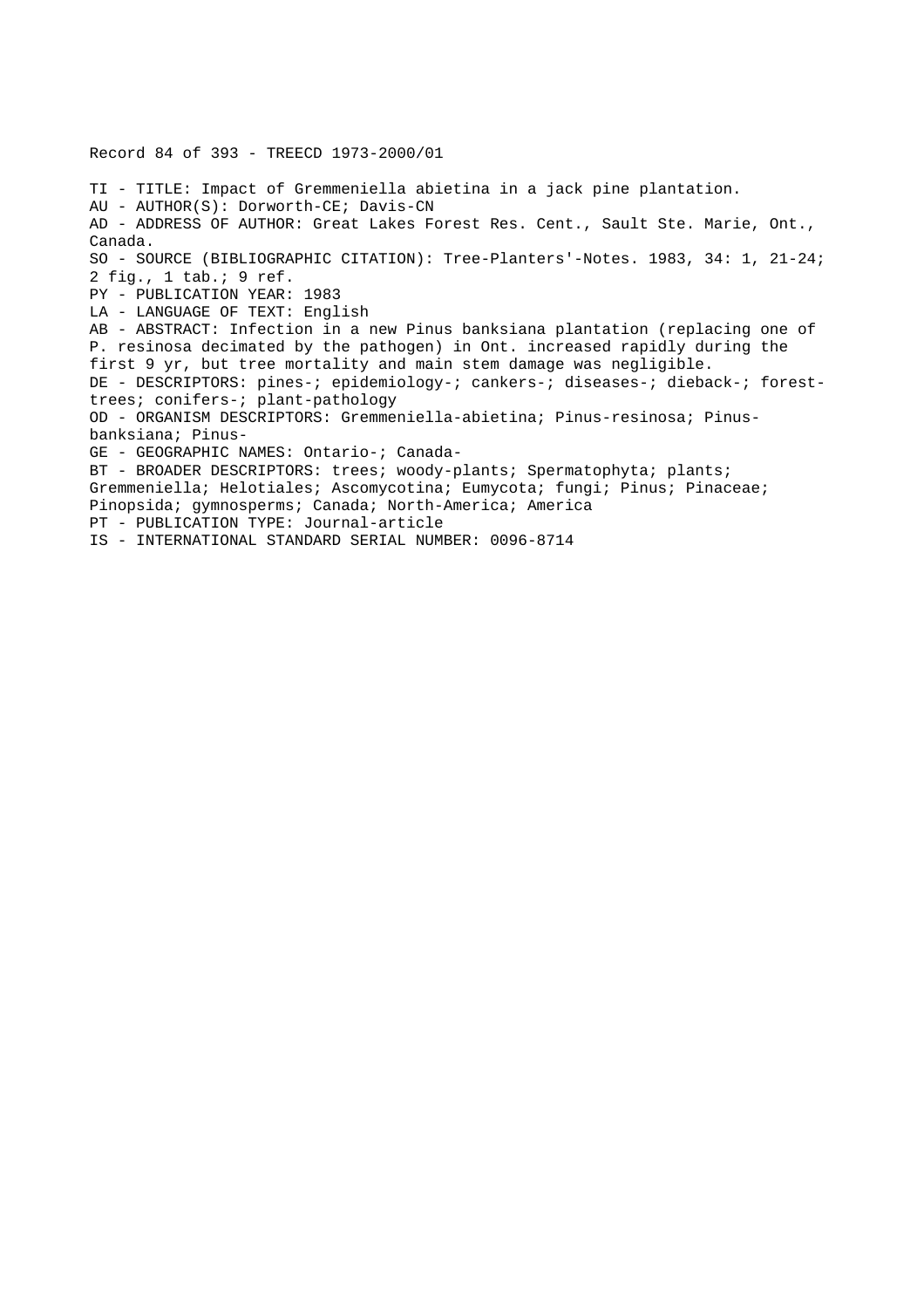Record 84 of 393 - TREECD 1973-2000/01

TI - TITLE: Impact of Gremmeniella abietina in a jack pine plantation.
AU - AUTHOR(S): Dorworth-CE; Davis-CN
AD - ADDRESS OF AUTHOR: Great Lakes Forest Res. Cent., Sault Ste. Marie, Ont., Canada.
SO - SOURCE (BIBLIOGRAPHIC CITATION): Tree-Planters'-Notes. 1983, 34: 1, 21-24; 2 fig., 1 tab.; 9 ref.
PY - PUBLICATION YEAR: 1983
LA - LANGUAGE OF TEXT: English
AB - ABSTRACT: Infection in a new Pinus banksiana plantation (replacing one of P. resinosa decimated by the pathogen) in Ont. increased rapidly during the first 9 yr, but tree mortality and main stem damage was negligible.
DE - DESCRIPTORS: pines-; epidemiology-; cankers-; diseases-; dieback-; forest-trees; conifers-; plant-pathology
OD - ORGANISM DESCRIPTORS: Gremmeniella-abietina; Pinus-resinosa; Pinus-banksiana; Pinus-
GE - GEOGRAPHIC NAMES: Ontario-; Canada-
BT - BROADER DESCRIPTORS: trees; woody-plants; Spermatophyta; plants; Gremmeniella; Helotiales; Ascomycotina; Eumycota; fungi; Pinus; Pinaceae; Pinopsida; gymnosperms; Canada; North-America; America
PT - PUBLICATION TYPE: Journal-article
IS - INTERNATIONAL STANDARD SERIAL NUMBER: 0096-8714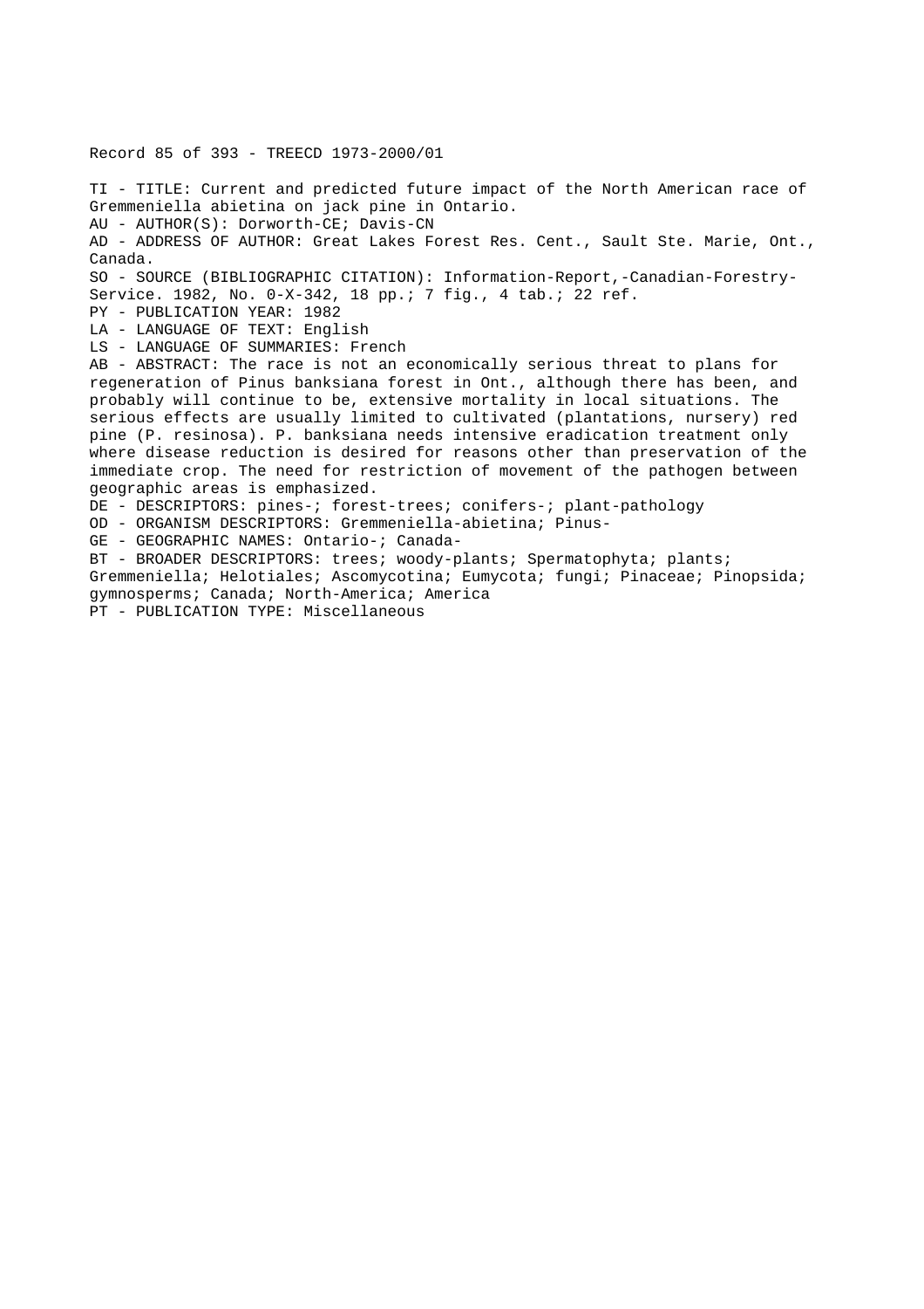Record 85 of 393 - TREECD 1973-2000/01

TI - TITLE: Current and predicted future impact of the North American race of Gremmeniella abietina on jack pine in Ontario.
AU - AUTHOR(S): Dorworth-CE; Davis-CN
AD - ADDRESS OF AUTHOR: Great Lakes Forest Res. Cent., Sault Ste. Marie, Ont., Canada.
SO - SOURCE (BIBLIOGRAPHIC CITATION): Information-Report,-Canadian-Forestry-Service. 1982, No. 0-X-342, 18 pp.; 7 fig., 4 tab.; 22 ref.
PY - PUBLICATION YEAR: 1982
LA - LANGUAGE OF TEXT: English
LS - LANGUAGE OF SUMMARIES: French
AB - ABSTRACT: The race is not an economically serious threat to plans for regeneration of Pinus banksiana forest in Ont., although there has been, and probably will continue to be, extensive mortality in local situations. The serious effects are usually limited to cultivated (plantations, nursery) red pine (P. resinosa). P. banksiana needs intensive eradication treatment only where disease reduction is desired for reasons other than preservation of the immediate crop. The need for restriction of movement of the pathogen between geographic areas is emphasized.
DE - DESCRIPTORS: pines-; forest-trees; conifers-; plant-pathology
OD - ORGANISM DESCRIPTORS: Gremmeniella-abietina; Pinus-
GE - GEOGRAPHIC NAMES: Ontario-; Canada-
BT - BROADER DESCRIPTORS: trees; woody-plants; Spermatophyta; plants; Gremmeniella; Helotiales; Ascomycotina; Eumycota; fungi; Pinaceae; Pinopsida; gymnosperms; Canada; North-America; America
PT - PUBLICATION TYPE: Miscellaneous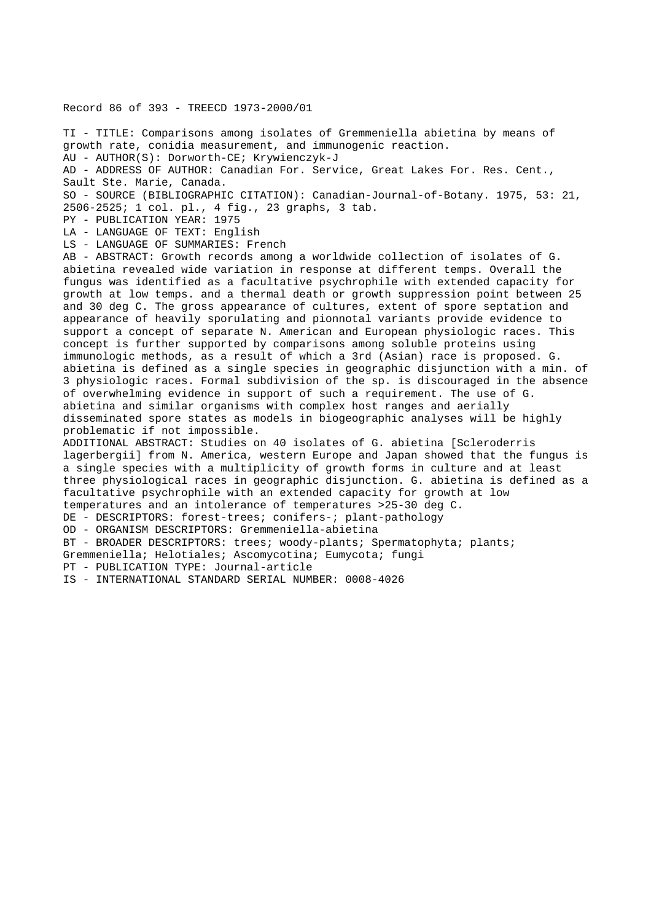Record 86 of 393 - TREECD 1973-2000/01

TI - TITLE: Comparisons among isolates of Gremmeniella abietina by means of growth rate, conidia measurement, and immunogenic reaction.
AU - AUTHOR(S): Dorworth-CE; Krywienczyk-J
AD - ADDRESS OF AUTHOR: Canadian For. Service, Great Lakes For. Res. Cent., Sault Ste. Marie, Canada.
SO - SOURCE (BIBLIOGRAPHIC CITATION): Canadian-Journal-of-Botany. 1975, 53: 21, 2506-2525; 1 col. pl., 4 fig., 23 graphs, 3 tab.
PY - PUBLICATION YEAR: 1975
LA - LANGUAGE OF TEXT: English
LS - LANGUAGE OF SUMMARIES: French
AB - ABSTRACT: Growth records among a worldwide collection of isolates of G. abietina revealed wide variation in response at different temps. Overall the fungus was identified as a facultative psychrophile with extended capacity for growth at low temps. and a thermal death or growth suppression point between 25 and 30 deg C. The gross appearance of cultures, extent of spore septation and appearance of heavily sporulating and pionnotal variants provide evidence to support a concept of separate N. American and European physiologic races. This concept is further supported by comparisons among soluble proteins using immunologic methods, as a result of which a 3rd (Asian) race is proposed. G. abietina is defined as a single species in geographic disjunction with a min. of 3 physiologic races. Formal subdivision of the sp. is discouraged in the absence of overwhelming evidence in support of such a requirement. The use of G. abietina and similar organisms with complex host ranges and aerially disseminated spore states as models in biogeographic analyses will be highly problematic if not impossible.
ADDITIONAL ABSTRACT: Studies on 40 isolates of G. abietina [Scleroderris lagerbergii] from N. America, western Europe and Japan showed that the fungus is a single species with a multiplicity of growth forms in culture and at least three physiological races in geographic disjunction. G. abietina is defined as a facultative psychrophile with an extended capacity for growth at low temperatures and an intolerance of temperatures >25-30 deg C.
DE - DESCRIPTORS: forest-trees; conifers-; plant-pathology
OD - ORGANISM DESCRIPTORS: Gremmeniella-abietina
BT - BROADER DESCRIPTORS: trees; woody-plants; Spermatophyta; plants; Gremmeniella; Helotiales; Ascomycotina; Eumycota; fungi
PT - PUBLICATION TYPE: Journal-article
IS - INTERNATIONAL STANDARD SERIAL NUMBER: 0008-4026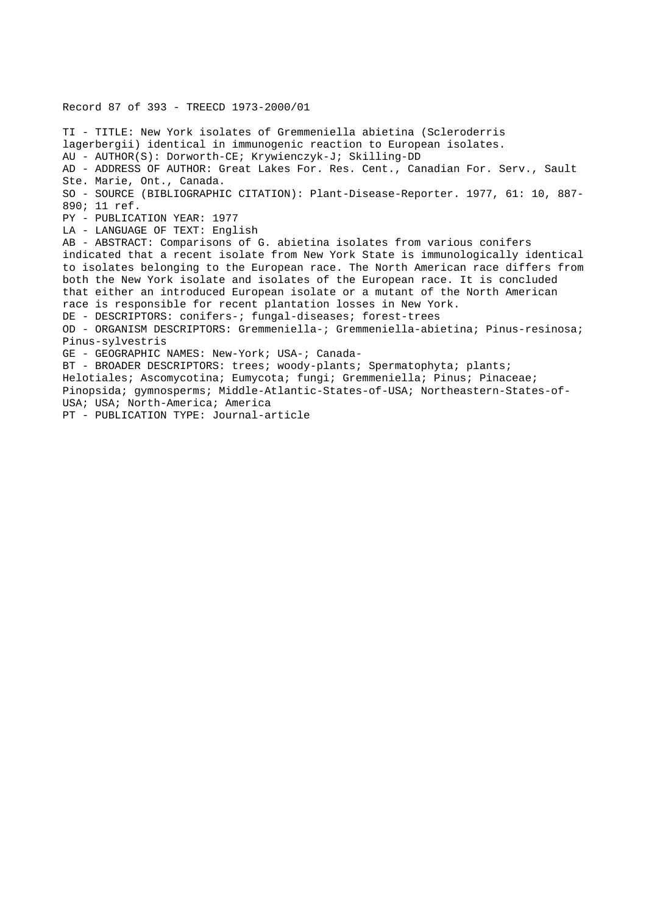Record 87 of 393 - TREECD 1973-2000/01

TI - TITLE: New York isolates of Gremmeniella abietina (Scleroderris lagerbergii) identical in immunogenic reaction to European isolates.
AU - AUTHOR(S): Dorworth-CE; Krywienczyk-J; Skilling-DD
AD - ADDRESS OF AUTHOR: Great Lakes For. Res. Cent., Canadian For. Serv., Sault Ste. Marie, Ont., Canada.
SO - SOURCE (BIBLIOGRAPHIC CITATION): Plant-Disease-Reporter. 1977, 61: 10, 887-890; 11 ref.
PY - PUBLICATION YEAR: 1977
LA - LANGUAGE OF TEXT: English
AB - ABSTRACT: Comparisons of G. abietina isolates from various conifers indicated that a recent isolate from New York State is immunologically identical to isolates belonging to the European race. The North American race differs from both the New York isolate and isolates of the European race. It is concluded that either an introduced European isolate or a mutant of the North American race is responsible for recent plantation losses in New York.
DE - DESCRIPTORS: conifers-; fungal-diseases; forest-trees
OD - ORGANISM DESCRIPTORS: Gremmeniella-; Gremmeniella-abietina; Pinus-resinosa; Pinus-sylvestris
GE - GEOGRAPHIC NAMES: New-York; USA-; Canada-
BT - BROADER DESCRIPTORS: trees; woody-plants; Spermatophyta; plants; Helotiales; Ascomycotina; Eumycota; fungi; Gremmeniella; Pinus; Pinaceae; Pinopsida; gymnosperms; Middle-Atlantic-States-of-USA; Northeastern-States-of-USA; USA; North-America; America
PT - PUBLICATION TYPE: Journal-article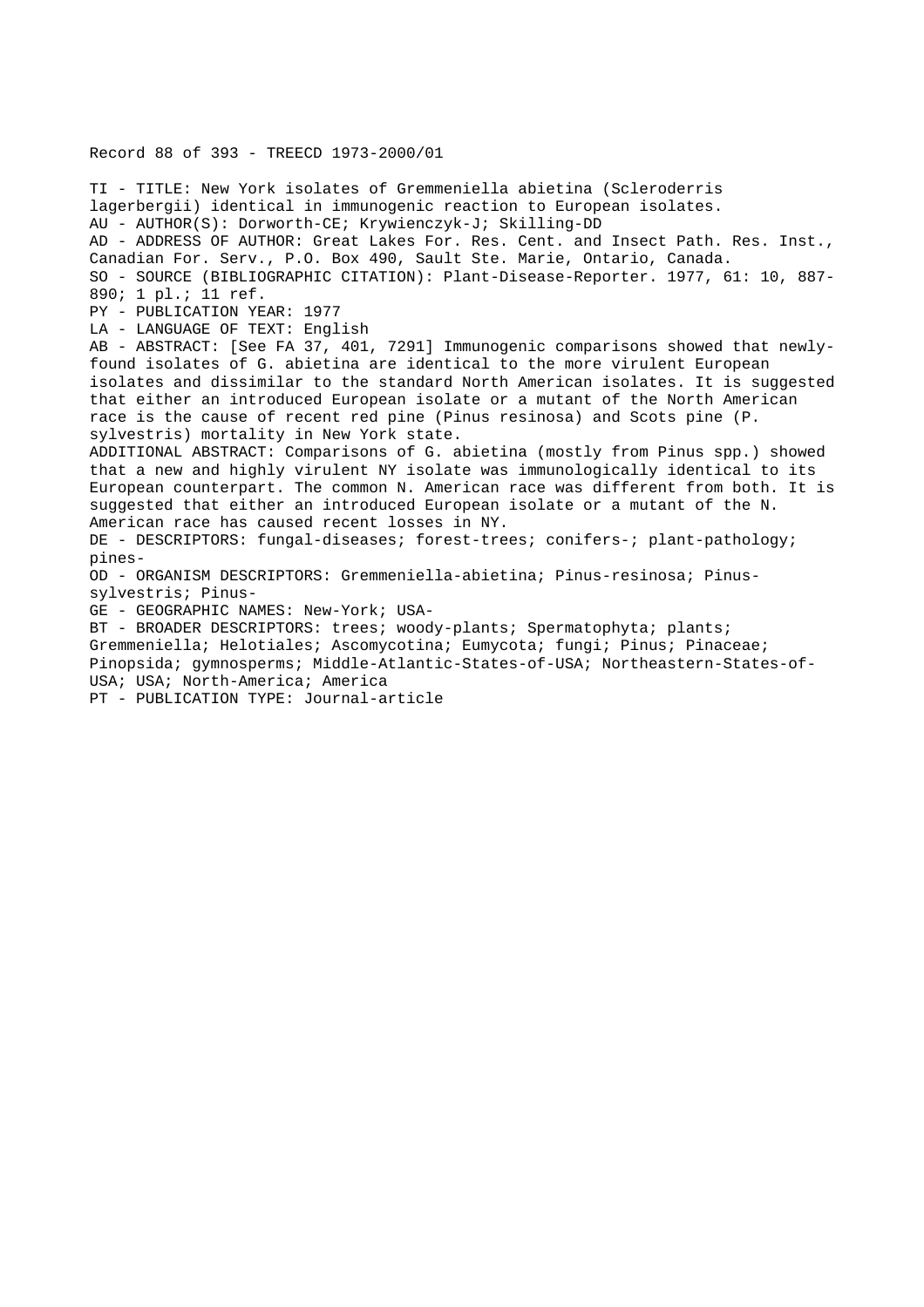Record 88 of 393 - TREECD 1973-2000/01

TI - TITLE: New York isolates of Gremmeniella abietina (Scleroderris lagerbergii) identical in immunogenic reaction to European isolates.
AU - AUTHOR(S): Dorworth-CE; Krywienczyk-J; Skilling-DD
AD - ADDRESS OF AUTHOR: Great Lakes For. Res. Cent. and Insect Path. Res. Inst., Canadian For. Serv., P.O. Box 490, Sault Ste. Marie, Ontario, Canada.
SO - SOURCE (BIBLIOGRAPHIC CITATION): Plant-Disease-Reporter. 1977, 61: 10, 887-890; 1 pl.; 11 ref.
PY - PUBLICATION YEAR: 1977
LA - LANGUAGE OF TEXT: English
AB - ABSTRACT: [See FA 37, 401, 7291] Immunogenic comparisons showed that newly-found isolates of G. abietina are identical to the more virulent European isolates and dissimilar to the standard North American isolates. It is suggested that either an introduced European isolate or a mutant of the North American race is the cause of recent red pine (Pinus resinosa) and Scots pine (P. sylvestris) mortality in New York state.
ADDITIONAL ABSTRACT: Comparisons of G. abietina (mostly from Pinus spp.) showed that a new and highly virulent NY isolate was immunologically identical to its European counterpart. The common N. American race was different from both. It is suggested that either an introduced European isolate or a mutant of the N. American race has caused recent losses in NY.
DE - DESCRIPTORS: fungal-diseases; forest-trees; conifers-; plant-pathology; pines-
OD - ORGANISM DESCRIPTORS: Gremmeniella-abietina; Pinus-resinosa; Pinus-sylvestris; Pinus-
GE - GEOGRAPHIC NAMES: New-York; USA-
BT - BROADER DESCRIPTORS: trees; woody-plants; Spermatophyta; plants; Gremmeniella; Helotiales; Ascomycotina; Eumycota; fungi; Pinus; Pinaceae; Pinopsida; gymnosperms; Middle-Atlantic-States-of-USA; Northeastern-States-of-USA; USA; North-America; America
PT - PUBLICATION TYPE: Journal-article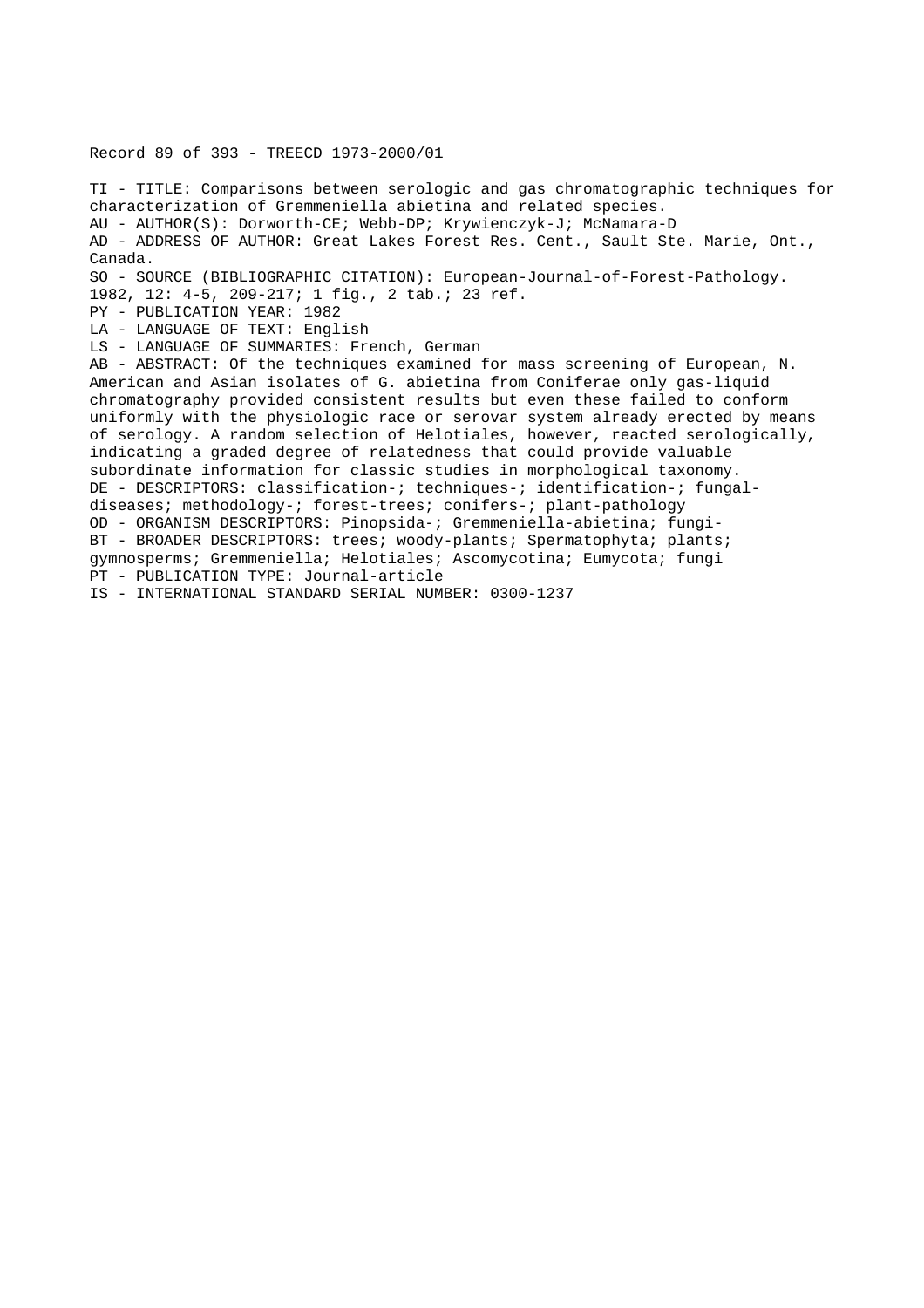Record 89 of 393 - TREECD 1973-2000/01

TI - TITLE: Comparisons between serologic and gas chromatographic techniques for characterization of Gremmeniella abietina and related species.
AU - AUTHOR(S): Dorworth-CE; Webb-DP; Krywienczyk-J; McNamara-D
AD - ADDRESS OF AUTHOR: Great Lakes Forest Res. Cent., Sault Ste. Marie, Ont., Canada.
SO - SOURCE (BIBLIOGRAPHIC CITATION): European-Journal-of-Forest-Pathology. 1982, 12: 4-5, 209-217; 1 fig., 2 tab.; 23 ref.
PY - PUBLICATION YEAR: 1982
LA - LANGUAGE OF TEXT: English
LS - LANGUAGE OF SUMMARIES: French, German
AB - ABSTRACT: Of the techniques examined for mass screening of European, N. American and Asian isolates of G. abietina from Coniferae only gas-liquid chromatography provided consistent results but even these failed to conform uniformly with the physiologic race or serovar system already erected by means of serology. A random selection of Helotiales, however, reacted serologically, indicating a graded degree of relatedness that could provide valuable subordinate information for classic studies in morphological taxonomy.
DE - DESCRIPTORS: classification-; techniques-; identification-; fungal-diseases; methodology-; forest-trees; conifers-; plant-pathology
OD - ORGANISM DESCRIPTORS: Pinopsida-; Gremmeniella-abietina; fungi-
BT - BROADER DESCRIPTORS: trees; woody-plants; Spermatophyta; plants; gymnosperms; Gremmeniella; Helotiales; Ascomycotina; Eumycota; fungi
PT - PUBLICATION TYPE: Journal-article
IS - INTERNATIONAL STANDARD SERIAL NUMBER: 0300-1237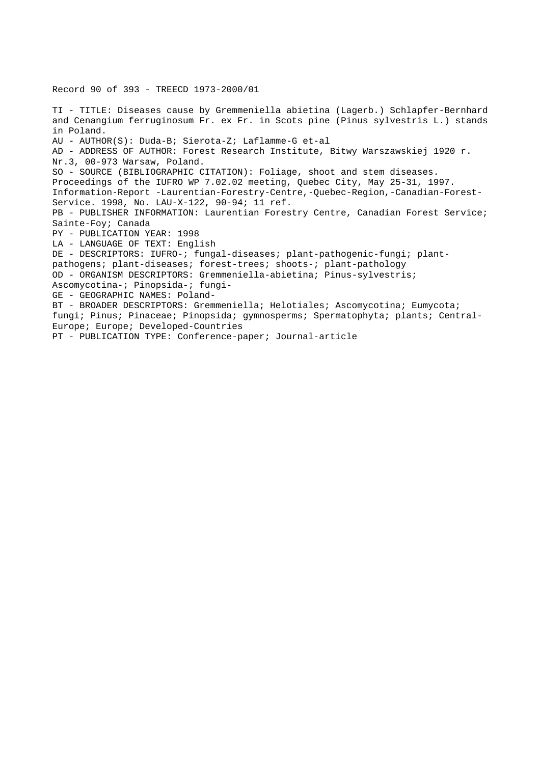Record 90 of 393 - TREECD 1973-2000/01

TI - TITLE: Diseases cause by Gremmeniella abietina (Lagerb.) Schlapfer-Bernhard and Cenangium ferruginosum Fr. ex Fr. in Scots pine (Pinus sylvestris L.) stands in Poland.
AU - AUTHOR(S): Duda-B; Sierota-Z; Laflamme-G et-al
AD - ADDRESS OF AUTHOR: Forest Research Institute, Bitwy Warszawskiej 1920 r. Nr.3, 00-973 Warsaw, Poland.
SO - SOURCE (BIBLIOGRAPHIC CITATION): Foliage, shoot and stem diseases. Proceedings of the IUFRO WP 7.02.02 meeting, Quebec City, May 25-31, 1997. Information-Report -Laurentian-Forestry-Centre,-Quebec-Region,-Canadian-Forest-Service. 1998, No. LAU-X-122, 90-94; 11 ref.
PB - PUBLISHER INFORMATION: Laurentian Forestry Centre, Canadian Forest Service; Sainte-Foy; Canada
PY - PUBLICATION YEAR: 1998
LA - LANGUAGE OF TEXT: English
DE - DESCRIPTORS: IUFRO-; fungal-diseases; plant-pathogenic-fungi; plant-pathogens; plant-diseases; forest-trees; shoots-; plant-pathology
OD - ORGANISM DESCRIPTORS: Gremmeniella-abietina; Pinus-sylvestris; Ascomycotina-; Pinopsida-; fungi-
GE - GEOGRAPHIC NAMES: Poland-
BT - BROADER DESCRIPTORS: Gremmeniella; Helotiales; Ascomycotina; Eumycota; fungi; Pinus; Pinaceae; Pinopsida; gymnosperms; Spermatophyta; plants; Central-Europe; Europe; Developed-Countries
PT - PUBLICATION TYPE: Conference-paper; Journal-article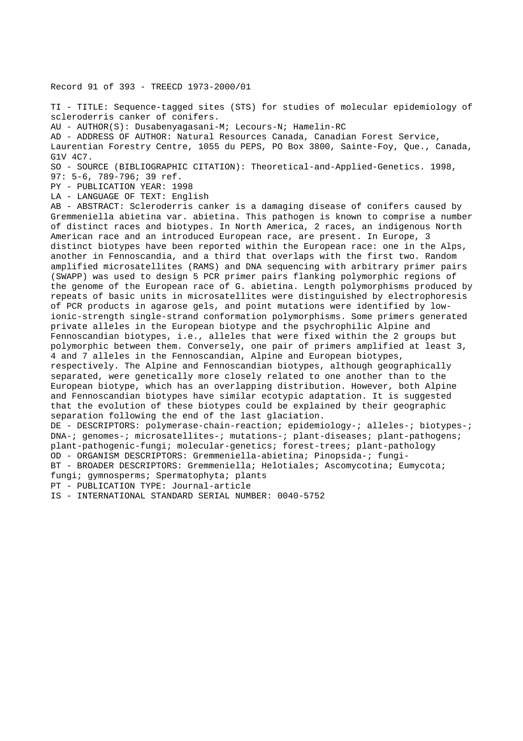Record 91 of 393 - TREECD 1973-2000/01

TI - TITLE: Sequence-tagged sites (STS) for studies of molecular epidemiology of scleroderris canker of conifers.

AU - AUTHOR(S): Dusabenyagasani-M; Lecours-N; Hamelin-RC

AD - ADDRESS OF AUTHOR: Natural Resources Canada, Canadian Forest Service, Laurentian Forestry Centre, 1055 du PEPS, PO Box 3800, Sainte-Foy, Que., Canada, G1V 4C7.

SO - SOURCE (BIBLIOGRAPHIC CITATION): Theoretical-and-Applied-Genetics. 1998, 97: 5-6, 789-796; 39 ref.

PY - PUBLICATION YEAR: 1998

LA - LANGUAGE OF TEXT: English

AB - ABSTRACT: Scleroderris canker is a damaging disease of conifers caused by Gremmeniella abietina var. abietina. This pathogen is known to comprise a number of distinct races and biotypes. In North America, 2 races, an indigenous North American race and an introduced European race, are present. In Europe, 3 distinct biotypes have been reported within the European race: one in the Alps, another in Fennoscandia, and a third that overlaps with the first two. Random amplified microsatellites (RAMS) and DNA sequencing with arbitrary primer pairs (SWAPP) was used to design 5 PCR primer pairs flanking polymorphic regions of the genome of the European race of G. abietina. Length polymorphisms produced by repeats of basic units in microsatellites were distinguished by electrophoresis of PCR products in agarose gels, and point mutations were identified by low-ionic-strength single-strand conformation polymorphisms. Some primers generated private alleles in the European biotype and the psychrophilic Alpine and Fennoscandian biotypes, i.e., alleles that were fixed within the 2 groups but polymorphic between them. Conversely, one pair of primers amplified at least 3, 4 and 7 alleles in the Fennoscandian, Alpine and European biotypes, respectively. The Alpine and Fennoscandian biotypes, although geographically separated, were genetically more closely related to one another than to the European biotype, which has an overlapping distribution. However, both Alpine and Fennoscandian biotypes have similar ecotypic adaptation. It is suggested that the evolution of these biotypes could be explained by their geographic separation following the end of the last glaciation.

DE - DESCRIPTORS: polymerase-chain-reaction; epidemiology-; alleles-; biotypes-; DNA-; genomes-; microsatellites-; mutations-; plant-diseases; plant-pathogens; plant-pathogenic-fungi; molecular-genetics; forest-trees; plant-pathology

OD - ORGANISM DESCRIPTORS: Gremmeniella-abietina; Pinopsida-; fungi-

BT - BROADER DESCRIPTORS: Gremmeniella; Helotiales; Ascomycotina; Eumycota; fungi; gymnosperms; Spermatophyta; plants

PT - PUBLICATION TYPE: Journal-article

IS - INTERNATIONAL STANDARD SERIAL NUMBER: 0040-5752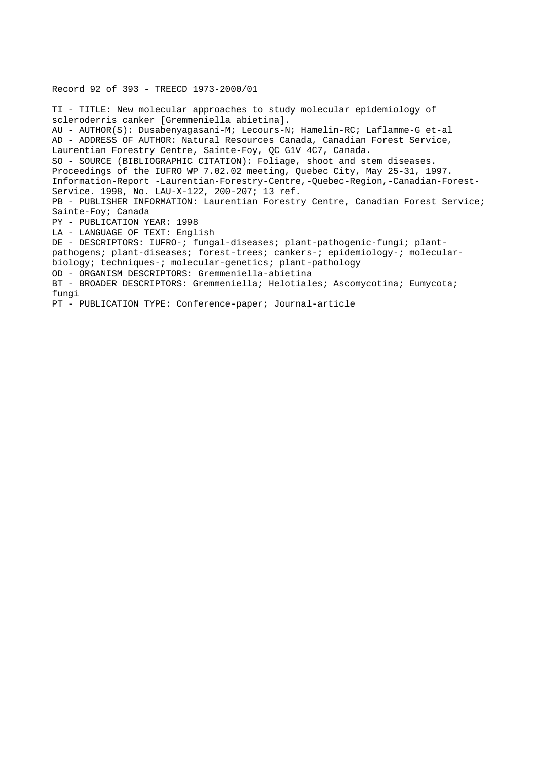Record 92 of 393 - TREECD 1973-2000/01

TI - TITLE: New molecular approaches to study molecular epidemiology of scleroderris canker [Gremmeniella abietina].
AU - AUTHOR(S): Dusabenyagasani-M; Lecours-N; Hamelin-RC; Laflamme-G et-al
AD - ADDRESS OF AUTHOR: Natural Resources Canada, Canadian Forest Service, Laurentian Forestry Centre, Sainte-Foy, QC G1V 4C7, Canada.
SO - SOURCE (BIBLIOGRAPHIC CITATION): Foliage, shoot and stem diseases. Proceedings of the IUFRO WP 7.02.02 meeting, Quebec City, May 25-31, 1997. Information-Report -Laurentian-Forestry-Centre,-Quebec-Region,-Canadian-Forest-Service. 1998, No. LAU-X-122, 200-207; 13 ref.
PB - PUBLISHER INFORMATION: Laurentian Forestry Centre, Canadian Forest Service; Sainte-Foy; Canada
PY - PUBLICATION YEAR: 1998
LA - LANGUAGE OF TEXT: English
DE - DESCRIPTORS: IUFRO-; fungal-diseases; plant-pathogenic-fungi; plant-pathogens; plant-diseases; forest-trees; cankers-; epidemiology-; molecular-biology; techniques-; molecular-genetics; plant-pathology
OD - ORGANISM DESCRIPTORS: Gremmeniella-abietina
BT - BROADER DESCRIPTORS: Gremmeniella; Helotiales; Ascomycotina; Eumycota; fungi
PT - PUBLICATION TYPE: Conference-paper; Journal-article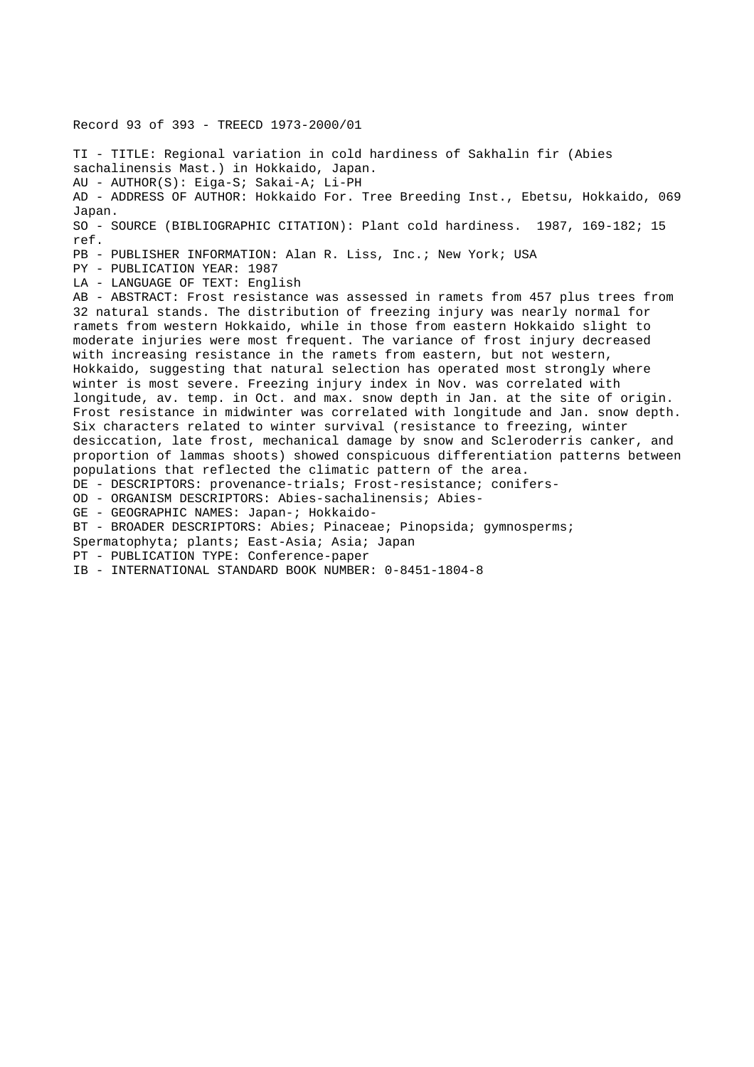Record 93 of 393 - TREECD 1973-2000/01

TI - TITLE: Regional variation in cold hardiness of Sakhalin fir (Abies sachalinensis Mast.) in Hokkaido, Japan.
AU - AUTHOR(S): Eiga-S; Sakai-A; Li-PH
AD - ADDRESS OF AUTHOR: Hokkaido For. Tree Breeding Inst., Ebetsu, Hokkaido, 069 Japan.
SO - SOURCE (BIBLIOGRAPHIC CITATION): Plant cold hardiness. 1987, 169-182; 15 ref.
PB - PUBLISHER INFORMATION: Alan R. Liss, Inc.; New York; USA
PY - PUBLICATION YEAR: 1987
LA - LANGUAGE OF TEXT: English
AB - ABSTRACT: Frost resistance was assessed in ramets from 457 plus trees from 32 natural stands. The distribution of freezing injury was nearly normal for ramets from western Hokkaido, while in those from eastern Hokkaido slight to moderate injuries were most frequent. The variance of frost injury decreased with increasing resistance in the ramets from eastern, but not western, Hokkaido, suggesting that natural selection has operated most strongly where winter is most severe. Freezing injury index in Nov. was correlated with longitude, av. temp. in Oct. and max. snow depth in Jan. at the site of origin. Frost resistance in midwinter was correlated with longitude and Jan. snow depth. Six characters related to winter survival (resistance to freezing, winter desiccation, late frost, mechanical damage by snow and Scleroderris canker, and proportion of lammas shoots) showed conspicuous differentiation patterns between populations that reflected the climatic pattern of the area.
DE - DESCRIPTORS: provenance-trials; Frost-resistance; conifers-
OD - ORGANISM DESCRIPTORS: Abies-sachalinensis; Abies-
GE - GEOGRAPHIC NAMES: Japan-; Hokkaido-
BT - BROADER DESCRIPTORS: Abies; Pinaceae; Pinopsida; gymnosperms; Spermatophyta; plants; East-Asia; Asia; Japan
PT - PUBLICATION TYPE: Conference-paper
IB - INTERNATIONAL STANDARD BOOK NUMBER: 0-8451-1804-8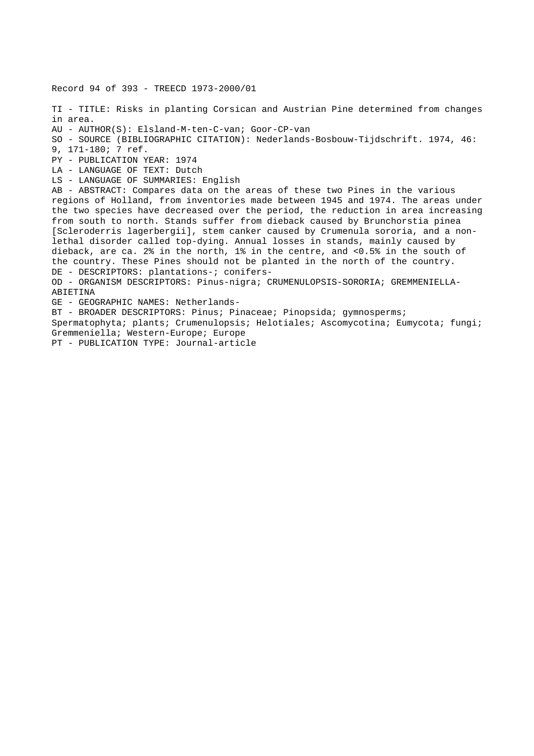Record 94 of 393 - TREECD 1973-2000/01

TI - TITLE: Risks in planting Corsican and Austrian Pine determined from changes in area.
AU - AUTHOR(S): Elsland-M-ten-C-van; Goor-CP-van
SO - SOURCE (BIBLIOGRAPHIC CITATION): Nederlands-Bosbouw-Tijdschrift. 1974, 46: 9, 171-180; 7 ref.
PY - PUBLICATION YEAR: 1974
LA - LANGUAGE OF TEXT: Dutch
LS - LANGUAGE OF SUMMARIES: English
AB - ABSTRACT: Compares data on the areas of these two Pines in the various regions of Holland, from inventories made between 1945 and 1974. The areas under the two species have decreased over the period, the reduction in area increasing from south to north. Stands suffer from dieback caused by Brunchorstia pinea [Scleroderris lagerbergii], stem canker caused by Crumenula sororia, and a non-lethal disorder called top-dying. Annual losses in stands, mainly caused by dieback, are ca. 2% in the north, 1% in the centre, and <0.5% in the south of the country. These Pines should not be planted in the north of the country.
DE - DESCRIPTORS: plantations-; conifers-
OD - ORGANISM DESCRIPTORS: Pinus-nigra; CRUMENULOPSIS-SORORIA; GREMMENIELLA-ABIETINA
GE - GEOGRAPHIC NAMES: Netherlands-
BT - BROADER DESCRIPTORS: Pinus; Pinaceae; Pinopsida; gymnosperms; Spermatophyta; plants; Crumenulopsis; Helotiales; Ascomycotina; Eumycota; fungi; Gremmeniella; Western-Europe; Europe
PT - PUBLICATION TYPE: Journal-article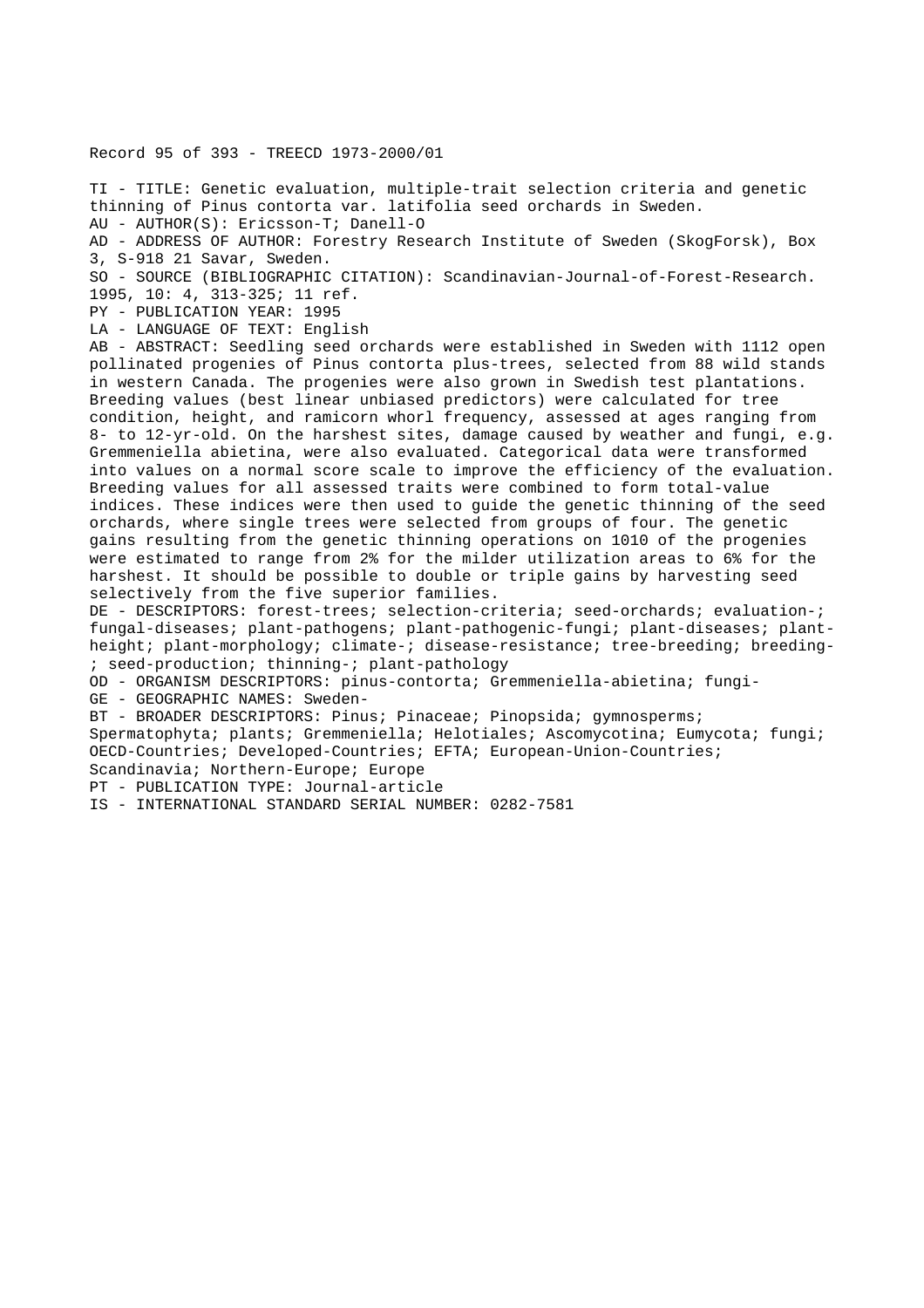Record 95 of 393 - TREECD 1973-2000/01

TI - TITLE: Genetic evaluation, multiple-trait selection criteria and genetic thinning of Pinus contorta var. latifolia seed orchards in Sweden.
AU - AUTHOR(S): Ericsson-T; Danell-O
AD - ADDRESS OF AUTHOR: Forestry Research Institute of Sweden (SkogForsk), Box 3, S-918 21 Savar, Sweden.
SO - SOURCE (BIBLIOGRAPHIC CITATION): Scandinavian-Journal-of-Forest-Research. 1995, 10: 4, 313-325; 11 ref.
PY - PUBLICATION YEAR: 1995
LA - LANGUAGE OF TEXT: English
AB - ABSTRACT: Seedling seed orchards were established in Sweden with 1112 open pollinated progenies of Pinus contorta plus-trees, selected from 88 wild stands in western Canada. The progenies were also grown in Swedish test plantations. Breeding values (best linear unbiased predictors) were calculated for tree condition, height, and ramicorn whorl frequency, assessed at ages ranging from 8- to 12-yr-old. On the harshest sites, damage caused by weather and fungi, e.g. Gremmeniella abietina, were also evaluated. Categorical data were transformed into values on a normal score scale to improve the efficiency of the evaluation. Breeding values for all assessed traits were combined to form total-value indices. These indices were then used to guide the genetic thinning of the seed orchards, where single trees were selected from groups of four. The genetic gains resulting from the genetic thinning operations on 1010 of the progenies were estimated to range from 2% for the milder utilization areas to 6% for the harshest. It should be possible to double or triple gains by harvesting seed selectively from the five superior families.
DE - DESCRIPTORS: forest-trees; selection-criteria; seed-orchards; evaluation-; fungal-diseases; plant-pathogens; plant-pathogenic-fungi; plant-diseases; plant-height; plant-morphology; climate-; disease-resistance; tree-breeding; breeding-; seed-production; thinning-; plant-pathology
OD - ORGANISM DESCRIPTORS: pinus-contorta; Gremmeniella-abietina; fungi-
GE - GEOGRAPHIC NAMES: Sweden-
BT - BROADER DESCRIPTORS: Pinus; Pinaceae; Pinopsida; gymnosperms; Spermatophyta; plants; Gremmeniella; Helotiales; Ascomycotina; Eumycota; fungi; OECD-Countries; Developed-Countries; EFTA; European-Union-Countries; Scandinavia; Northern-Europe; Europe
PT - PUBLICATION TYPE: Journal-article
IS - INTERNATIONAL STANDARD SERIAL NUMBER: 0282-7581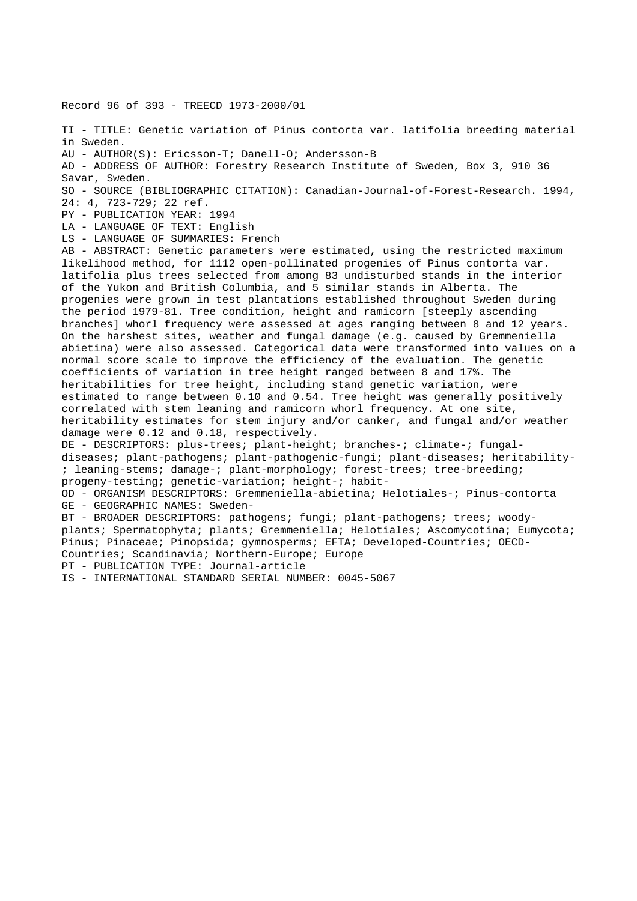Record 96 of 393 - TREECD 1973-2000/01

TI - TITLE: Genetic variation of Pinus contorta var. latifolia breeding material in Sweden.
AU - AUTHOR(S): Ericsson-T; Danell-O; Andersson-B
AD - ADDRESS OF AUTHOR: Forestry Research Institute of Sweden, Box 3, 910 36 Savar, Sweden.
SO - SOURCE (BIBLIOGRAPHIC CITATION): Canadian-Journal-of-Forest-Research. 1994, 24: 4, 723-729; 22 ref.
PY - PUBLICATION YEAR: 1994
LA - LANGUAGE OF TEXT: English
LS - LANGUAGE OF SUMMARIES: French
AB - ABSTRACT: Genetic parameters were estimated, using the restricted maximum likelihood method, for 1112 open-pollinated progenies of Pinus contorta var. latifolia plus trees selected from among 83 undisturbed stands in the interior of the Yukon and British Columbia, and 5 similar stands in Alberta. The progenies were grown in test plantations established throughout Sweden during the period 1979-81. Tree condition, height and ramicorn [steeply ascending branches] whorl frequency were assessed at ages ranging between 8 and 12 years. On the harshest sites, weather and fungal damage (e.g. caused by Gremmeniella abietina) were also assessed. Categorical data were transformed into values on a normal score scale to improve the efficiency of the evaluation. The genetic coefficients of variation in tree height ranged between 8 and 17%. The heritabilities for tree height, including stand genetic variation, were estimated to range between 0.10 and 0.54. Tree height was generally positively correlated with stem leaning and ramicorn whorl frequency. At one site, heritability estimates for stem injury and/or canker, and fungal and/or weather damage were 0.12 and 0.18, respectively.
DE - DESCRIPTORS: plus-trees; plant-height; branches-; climate-; fungal-diseases; plant-pathogens; plant-pathogenic-fungi; plant-diseases; heritability-; leaning-stems; damage-; plant-morphology; forest-trees; tree-breeding; progeny-testing; genetic-variation; height-; habit-
OD - ORGANISM DESCRIPTORS: Gremmeniella-abietina; Helotiales-; Pinus-contorta
GE - GEOGRAPHIC NAMES: Sweden-
BT - BROADER DESCRIPTORS: pathogens; fungi; plant-pathogens; trees; woody-plants; Spermatophyta; plants; Gremmeniella; Helotiales; Ascomycotina; Eumycota; Pinus; Pinaceae; Pinopsida; gymnosperms; EFTA; Developed-Countries; OECD-Countries; Scandinavia; Northern-Europe; Europe
PT - PUBLICATION TYPE: Journal-article
IS - INTERNATIONAL STANDARD SERIAL NUMBER: 0045-5067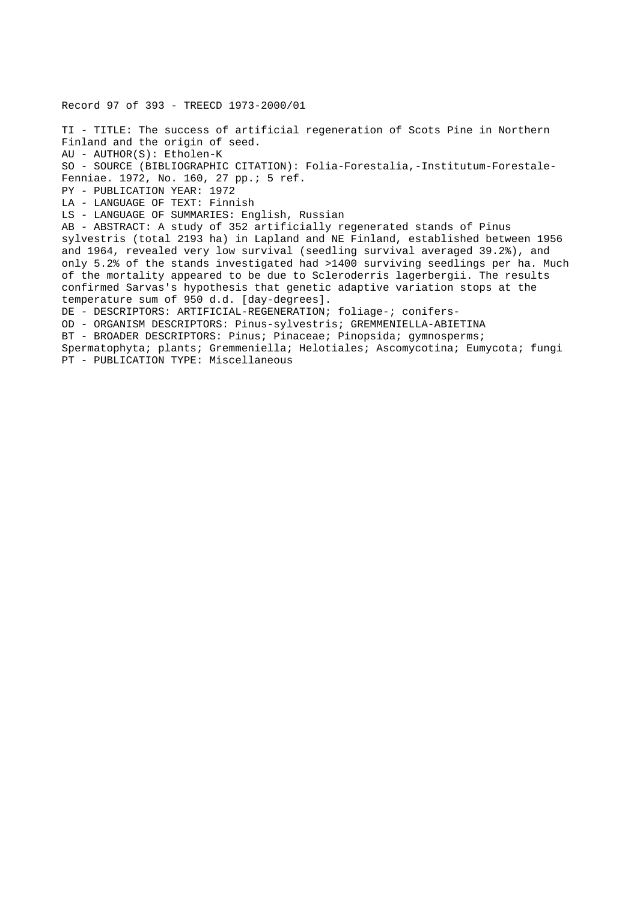Record 97 of 393 - TREECD 1973-2000/01

TI - TITLE: The success of artificial regeneration of Scots Pine in Northern Finland and the origin of seed.
AU - AUTHOR(S): Etholen-K
SO - SOURCE (BIBLIOGRAPHIC CITATION): Folia-Forestalia,-Institutum-Forestale-Fenniae. 1972, No. 160, 27 pp.; 5 ref.
PY - PUBLICATION YEAR: 1972
LA - LANGUAGE OF TEXT: Finnish
LS - LANGUAGE OF SUMMARIES: English, Russian
AB - ABSTRACT: A study of 352 artificially regenerated stands of Pinus sylvestris (total 2193 ha) in Lapland and NE Finland, established between 1956 and 1964, revealed very low survival (seedling survival averaged 39.2%), and only 5.2% of the stands investigated had >1400 surviving seedlings per ha. Much of the mortality appeared to be due to Scleroderris lagerbergii. The results confirmed Sarvas's hypothesis that genetic adaptive variation stops at the temperature sum of 950 d.d. [day-degrees].
DE - DESCRIPTORS: ARTIFICIAL-REGENERATION; foliage-; conifers-
OD - ORGANISM DESCRIPTORS: Pinus-sylvestris; GREMMENIELLA-ABIETINA
BT - BROADER DESCRIPTORS: Pinus; Pinaceae; Pinopsida; gymnosperms; Spermatophyta; plants; Gremmeniella; Helotiales; Ascomycotina; Eumycota; fungi
PT - PUBLICATION TYPE: Miscellaneous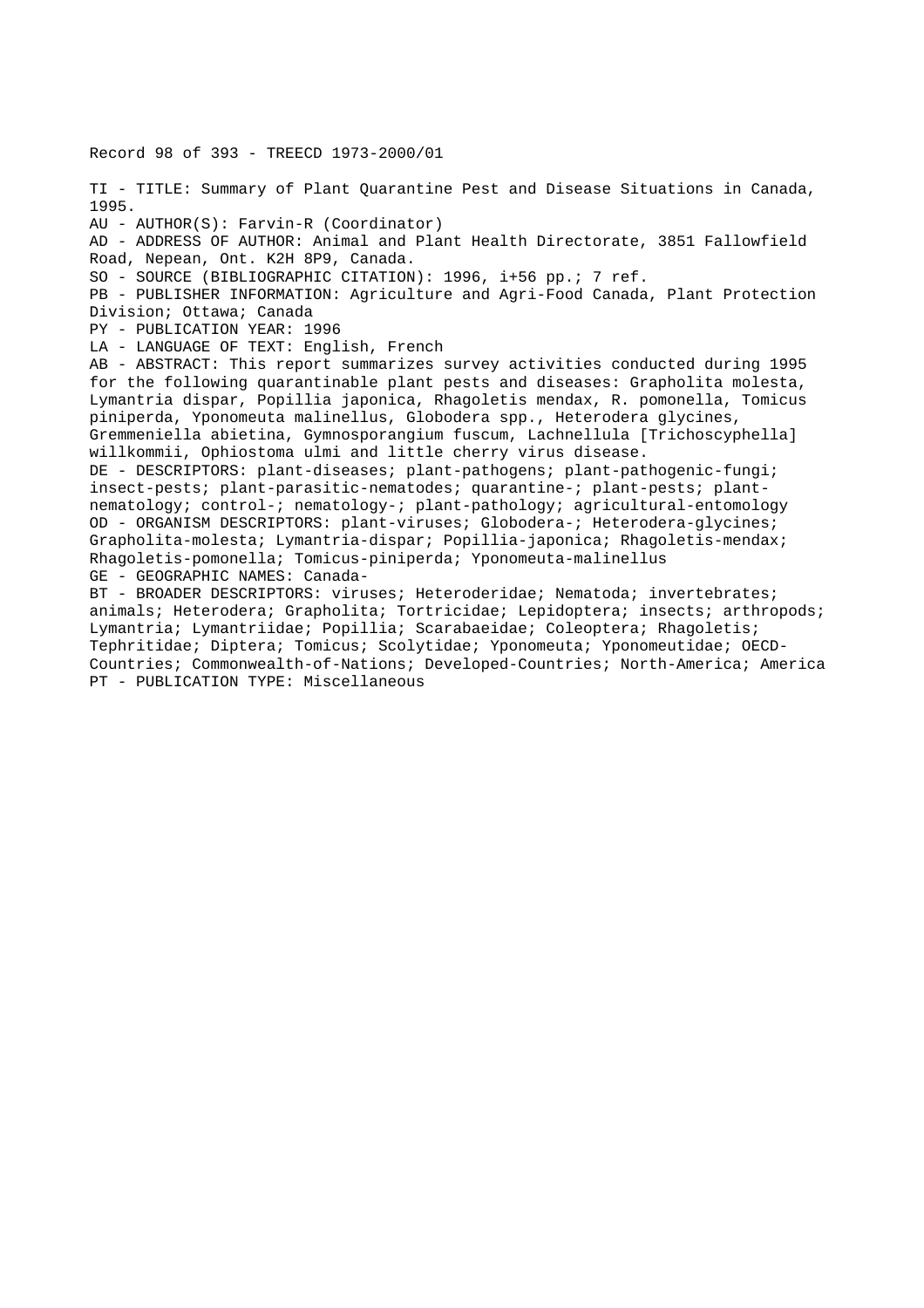Record 98 of 393 - TREECD 1973-2000/01

TI - TITLE: Summary of Plant Quarantine Pest and Disease Situations in Canada, 1995.
AU - AUTHOR(S): Farvin-R (Coordinator)
AD - ADDRESS OF AUTHOR: Animal and Plant Health Directorate, 3851 Fallowfield Road, Nepean, Ont. K2H 8P9, Canada.
SO - SOURCE (BIBLIOGRAPHIC CITATION): 1996, i+56 pp.; 7 ref.
PB - PUBLISHER INFORMATION: Agriculture and Agri-Food Canada, Plant Protection Division; Ottawa; Canada
PY - PUBLICATION YEAR: 1996
LA - LANGUAGE OF TEXT: English, French
AB - ABSTRACT: This report summarizes survey activities conducted during 1995 for the following quarantinable plant pests and diseases: Grapholita molesta, Lymantria dispar, Popillia japonica, Rhagoletis mendax, R. pomonella, Tomicus piniperda, Yponomeuta malinellus, Globodera spp., Heterodera glycines, Gremmeniella abietina, Gymnosporangium fuscum, Lachnellula [Trichoscyphella] willkommii, Ophiostoma ulmi and little cherry virus disease.
DE - DESCRIPTORS: plant-diseases; plant-pathogens; plant-pathogenic-fungi; insect-pests; plant-parasitic-nematodes; quarantine-; plant-pests; plant-nematology; control-; nematology-; plant-pathology; agricultural-entomology
OD - ORGANISM DESCRIPTORS: plant-viruses; Globodera-; Heterodera-glycines; Grapholita-molesta; Lymantria-dispar; Popillia-japonica; Rhagoletis-mendax; Rhagoletis-pomonella; Tomicus-piniperda; Yponomeuta-malinellus
GE - GEOGRAPHIC NAMES: Canada-
BT - BROADER DESCRIPTORS: viruses; Heteroderidae; Nematoda; invertebrates; animals; Heterodera; Grapholita; Tortricidae; Lepidoptera; insects; arthropods; Lymantria; Lymantriidae; Popillia; Scarabaeidae; Coleoptera; Rhagoletis; Tephritidae; Diptera; Tomicus; Scolytidae; Yponomeuta; Yponomeutidae; OECD-Countries; Commonwealth-of-Nations; Developed-Countries; North-America; America
PT - PUBLICATION TYPE: Miscellaneous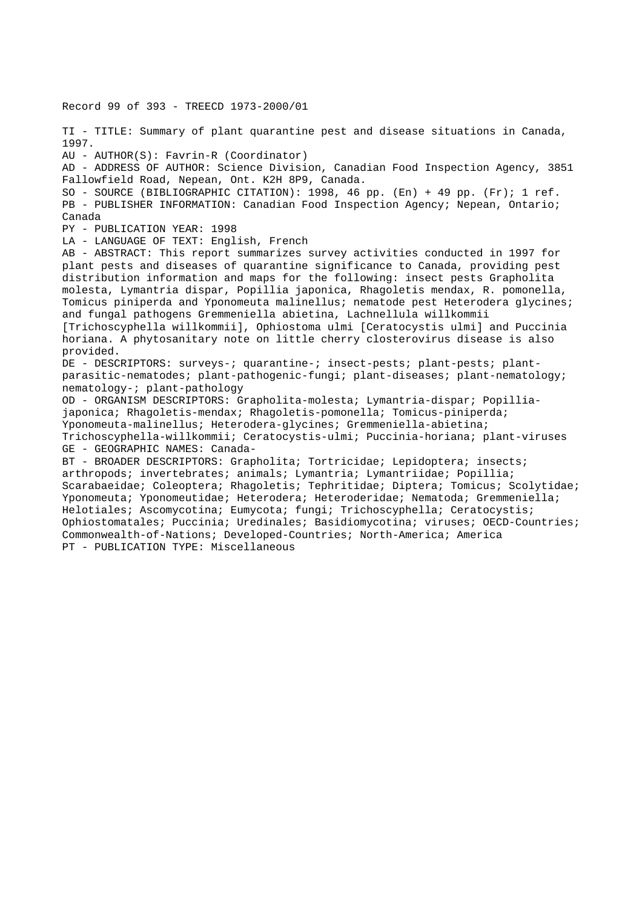Record 99 of 393 - TREECD 1973-2000/01

TI - TITLE: Summary of plant quarantine pest and disease situations in Canada, 1997.
AU - AUTHOR(S): Favrin-R (Coordinator)
AD - ADDRESS OF AUTHOR: Science Division, Canadian Food Inspection Agency, 3851 Fallowfield Road, Nepean, Ont. K2H 8P9, Canada.
SO - SOURCE (BIBLIOGRAPHIC CITATION): 1998, 46 pp. (En) + 49 pp. (Fr); 1 ref.
PB - PUBLISHER INFORMATION: Canadian Food Inspection Agency; Nepean, Ontario; Canada
PY - PUBLICATION YEAR: 1998
LA - LANGUAGE OF TEXT: English, French
AB - ABSTRACT: This report summarizes survey activities conducted in 1997 for plant pests and diseases of quarantine significance to Canada, providing pest distribution information and maps for the following: insect pests Grapholita molesta, Lymantria dispar, Popillia japonica, Rhagoletis mendax, R. pomonella, Tomicus piniperda and Yponomeuta malinellus; nematode pest Heterodera glycines; and fungal pathogens Gremmeniella abietina, Lachnellula willkommii [Trichoscyphella willkommii], Ophiostoma ulmi [Ceratocystis ulmi] and Puccinia horiana. A phytosanitary note on little cherry closterovirus disease is also provided.
DE - DESCRIPTORS: surveys-; quarantine-; insect-pests; plant-pests; plant-parasitic-nematodes; plant-pathogenic-fungi; plant-diseases; plant-nematology; nematology-; plant-pathology
OD - ORGANISM DESCRIPTORS: Grapholita-molesta; Lymantria-dispar; Popillia-japonica; Rhagoletis-mendax; Rhagoletis-pomonella; Tomicus-piniperda; Yponomeuta-malinellus; Heterodera-glycines; Gremmeniella-abietina; Trichoscyphella-willkommii; Ceratocystis-ulmi; Puccinia-horiana; plant-viruses
GE - GEOGRAPHIC NAMES: Canada-
BT - BROADER DESCRIPTORS: Grapholita; Tortricidae; Lepidoptera; insects; arthropods; invertebrates; animals; Lymantria; Lymantriidae; Popillia; Scarabaeidae; Coleoptera; Rhagoletis; Tephritidae; Diptera; Tomicus; Scolytidae; Yponomeuta; Yponomeutidae; Heterodera; Heteroderidae; Nematoda; Gremmeniella; Helotiales; Ascomycotina; Eumycota; fungi; Trichoscyphella; Ceratocystis; Ophiostomatales; Puccinia; Uredinales; Basidiomycotina; viruses; OECD-Countries; Commonwealth-of-Nations; Developed-Countries; North-America; America
PT - PUBLICATION TYPE: Miscellaneous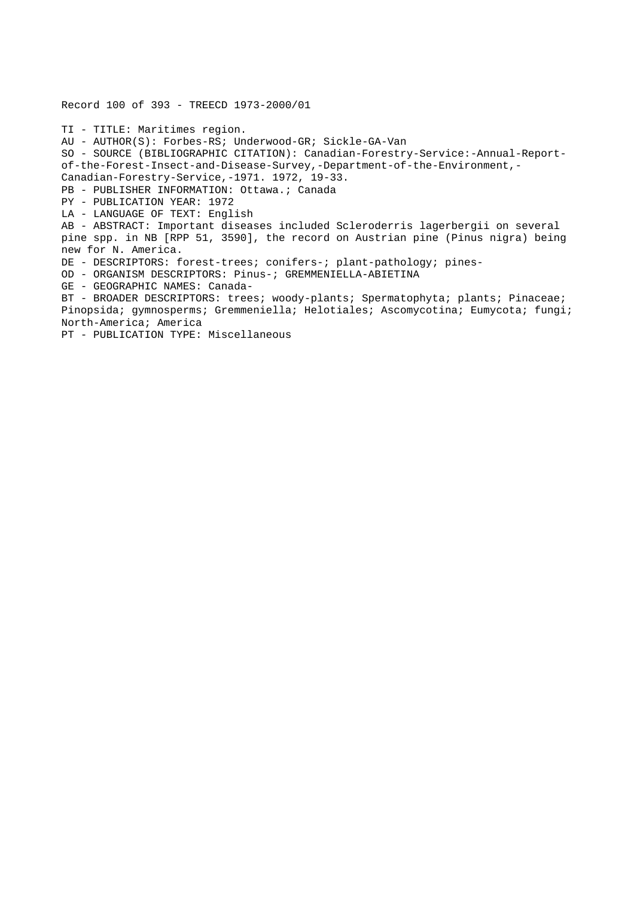Record 100 of 393 - TREECD 1973-2000/01

TI - TITLE: Maritimes region.
AU - AUTHOR(S): Forbes-RS; Underwood-GR; Sickle-GA-Van
SO - SOURCE (BIBLIOGRAPHIC CITATION): Canadian-Forestry-Service:-Annual-Report-of-the-Forest-Insect-and-Disease-Survey,-Department-of-the-Environment,-Canadian-Forestry-Service,-1971. 1972, 19-33.
PB - PUBLISHER INFORMATION: Ottawa.; Canada
PY - PUBLICATION YEAR: 1972
LA - LANGUAGE OF TEXT: English
AB - ABSTRACT: Important diseases included Scleroderris lagerbergii on several pine spp. in NB [RPP 51, 3590], the record on Austrian pine (Pinus nigra) being new for N. America.
DE - DESCRIPTORS: forest-trees; conifers-; plant-pathology; pines-
OD - ORGANISM DESCRIPTORS: Pinus-; GREMMENIELLA-ABIETINA
GE - GEOGRAPHIC NAMES: Canada-
BT - BROADER DESCRIPTORS: trees; woody-plants; Spermatophyta; plants; Pinaceae; Pinopsida; gymnosperms; Gremmeniella; Helotiales; Ascomycotina; Eumycota; fungi; North-America; America
PT - PUBLICATION TYPE: Miscellaneous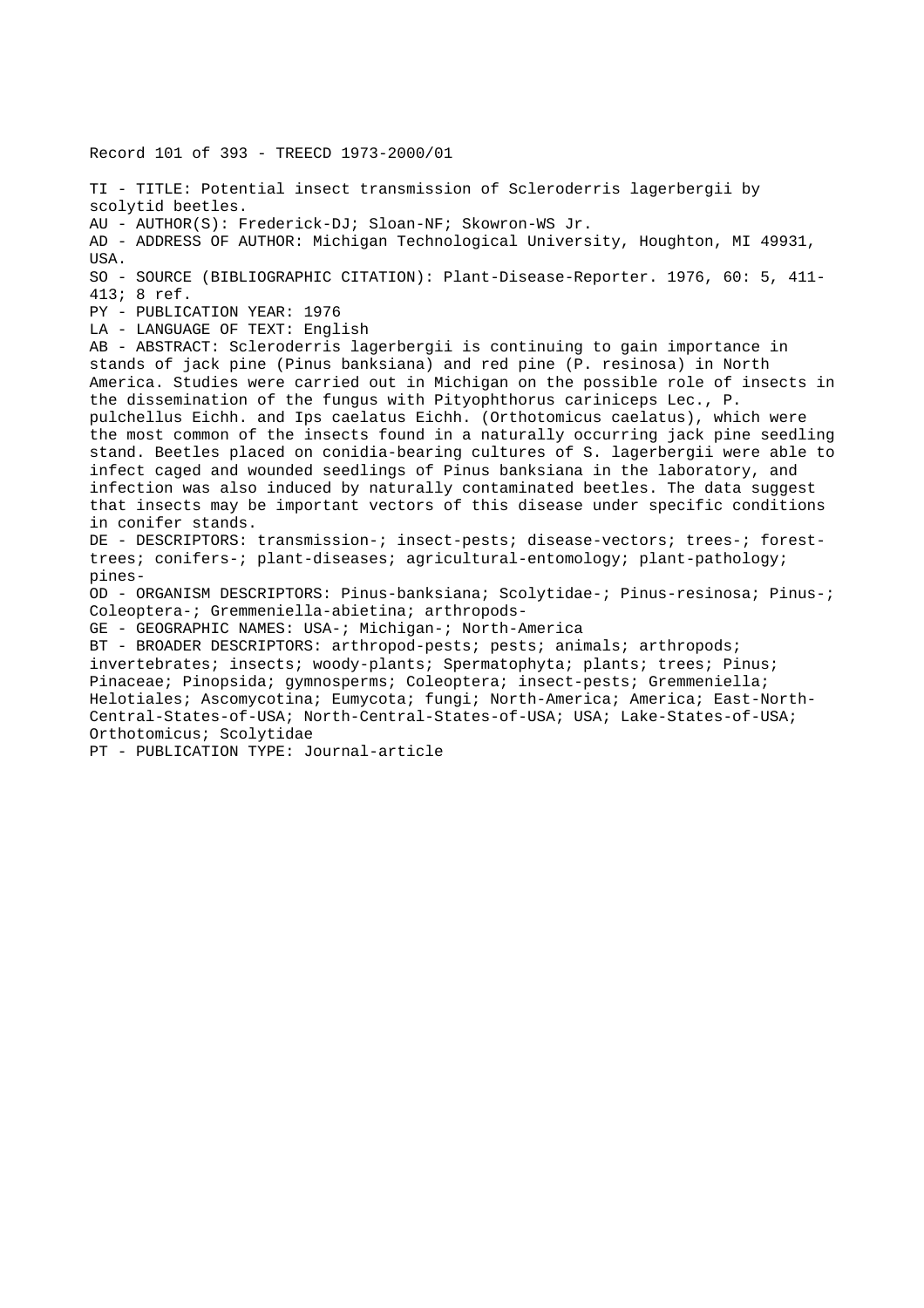Record 101 of 393 - TREECD 1973-2000/01

TI - TITLE: Potential insect transmission of Scleroderris lagerbergii by scolytid beetles.

AU - AUTHOR(S): Frederick-DJ; Sloan-NF; Skowron-WS Jr.

AD - ADDRESS OF AUTHOR: Michigan Technological University, Houghton, MI 49931, USA.

SO - SOURCE (BIBLIOGRAPHIC CITATION): Plant-Disease-Reporter. 1976, 60: 5, 411-413; 8 ref.

PY - PUBLICATION YEAR: 1976

LA - LANGUAGE OF TEXT: English

AB - ABSTRACT: Scleroderris lagerbergii is continuing to gain importance in stands of jack pine (Pinus banksiana) and red pine (P. resinosa) in North America. Studies were carried out in Michigan on the possible role of insects in the dissemination of the fungus with Pityophthorus cariniceps Lec., P. pulchellus Eichh. and Ips caelatus Eichh. (Orthotomicus caelatus), which were the most common of the insects found in a naturally occurring jack pine seedling stand. Beetles placed on conidia-bearing cultures of S. lagerbergii were able to infect caged and wounded seedlings of Pinus banksiana in the laboratory, and infection was also induced by naturally contaminated beetles. The data suggest that insects may be important vectors of this disease under specific conditions in conifer stands.

DE - DESCRIPTORS: transmission-; insect-pests; disease-vectors; trees-; forest-trees; conifers-; plant-diseases; agricultural-entomology; plant-pathology; pines-

OD - ORGANISM DESCRIPTORS: Pinus-banksiana; Scolytidae-; Pinus-resinosa; Pinus-; Coleoptera-; Gremmeniella-abietina; arthropods-

GE - GEOGRAPHIC NAMES: USA-; Michigan-; North-America

BT - BROADER DESCRIPTORS: arthropod-pests; pests; animals; arthropods; invertebrates; insects; woody-plants; Spermatophyta; plants; trees; Pinus; Pinaceae; Pinopsida; gymnosperms; Coleoptera; insect-pests; Gremmeniella; Helotiales; Ascomycotina; Eumycota; fungi; North-America; America; East-North-Central-States-of-USA; North-Central-States-of-USA; USA; Lake-States-of-USA; Orthotomicus; Scolytidae

PT - PUBLICATION TYPE: Journal-article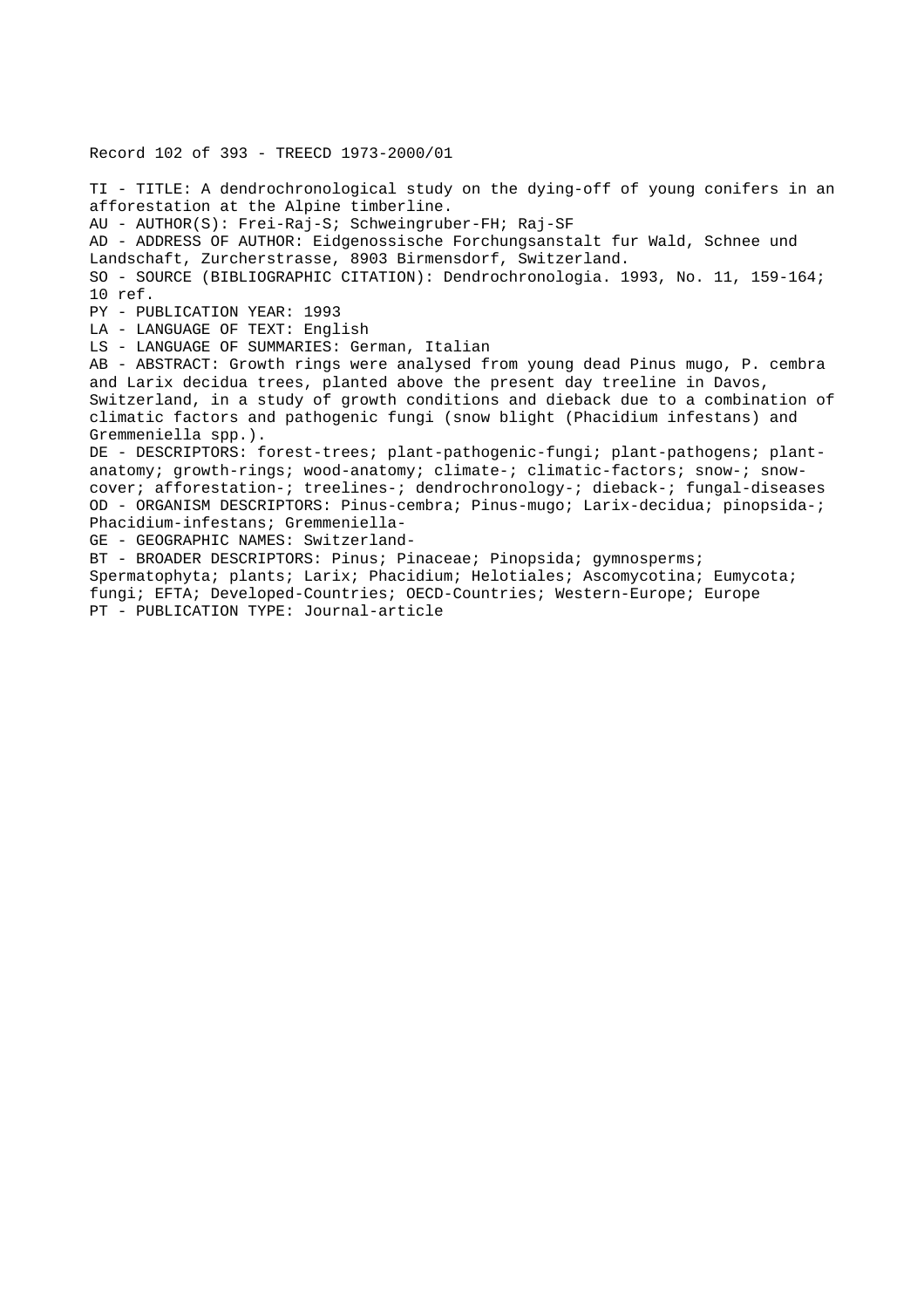Record 102 of 393 - TREECD 1973-2000/01

TI - TITLE: A dendrochronological study on the dying-off of young conifers in an afforestation at the Alpine timberline.
AU - AUTHOR(S): Frei-Raj-S; Schweingruber-FH; Raj-SF
AD - ADDRESS OF AUTHOR: Eidgenossische Forchungsanstalt fur Wald, Schnee und Landschaft, Zurcherstrasse, 8903 Birmensdorf, Switzerland.
SO - SOURCE (BIBLIOGRAPHIC CITATION): Dendrochronologia. 1993, No. 11, 159-164; 10 ref.
PY - PUBLICATION YEAR: 1993
LA - LANGUAGE OF TEXT: English
LS - LANGUAGE OF SUMMARIES: German, Italian
AB - ABSTRACT: Growth rings were analysed from young dead Pinus mugo, P. cembra and Larix decidua trees, planted above the present day treeline in Davos, Switzerland, in a study of growth conditions and dieback due to a combination of climatic factors and pathogenic fungi (snow blight (Phacidium infestans) and Gremmeniella spp.).
DE - DESCRIPTORS: forest-trees; plant-pathogenic-fungi; plant-pathogens; plant-anatomy; growth-rings; wood-anatomy; climate-; climatic-factors; snow-; snow-cover; afforestation-; treelines-; dendrochronology-; dieback-; fungal-diseases
OD - ORGANISM DESCRIPTORS: Pinus-cembra; Pinus-mugo; Larix-decidua; pinopsida-; Phacidium-infestans; Gremmeniella-
GE - GEOGRAPHIC NAMES: Switzerland-
BT - BROADER DESCRIPTORS: Pinus; Pinaceae; Pinopsida; gymnosperms; Spermatophyta; plants; Larix; Phacidium; Helotiales; Ascomycotina; Eumycota; fungi; EFTA; Developed-Countries; OECD-Countries; Western-Europe; Europe
PT - PUBLICATION TYPE: Journal-article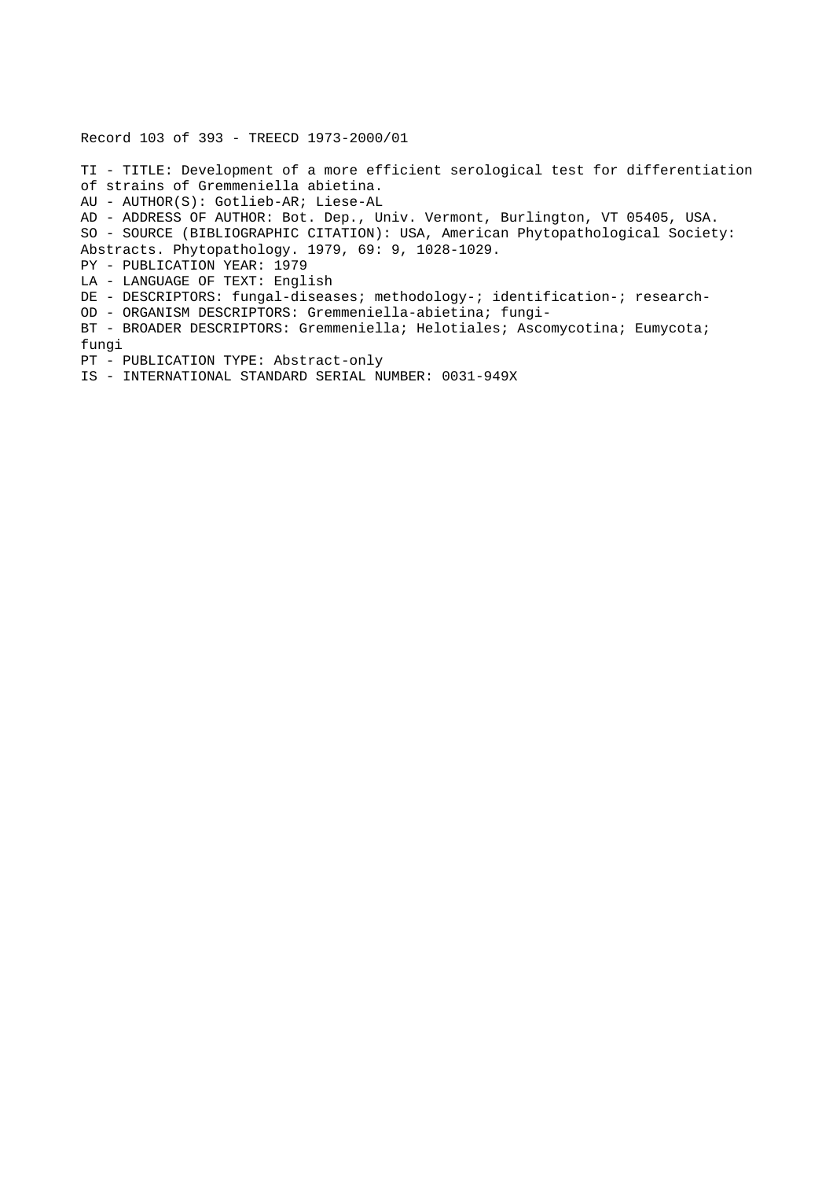Record 103 of 393 - TREECD 1973-2000/01

TI - TITLE: Development of a more efficient serological test for differentiation of strains of Gremmeniella abietina.
AU - AUTHOR(S): Gotlieb-AR; Liese-AL
AD - ADDRESS OF AUTHOR: Bot. Dep., Univ. Vermont, Burlington, VT 05405, USA.
SO - SOURCE (BIBLIOGRAPHIC CITATION): USA, American Phytopathological Society: Abstracts. Phytopathology. 1979, 69: 9, 1028-1029.
PY - PUBLICATION YEAR: 1979
LA - LANGUAGE OF TEXT: English
DE - DESCRIPTORS: fungal-diseases; methodology-; identification-; research-
OD - ORGANISM DESCRIPTORS: Gremmeniella-abietina; fungi-
BT - BROADER DESCRIPTORS: Gremmeniella; Helotiales; Ascomycotina; Eumycota; fungi
PT - PUBLICATION TYPE: Abstract-only
IS - INTERNATIONAL STANDARD SERIAL NUMBER: 0031-949X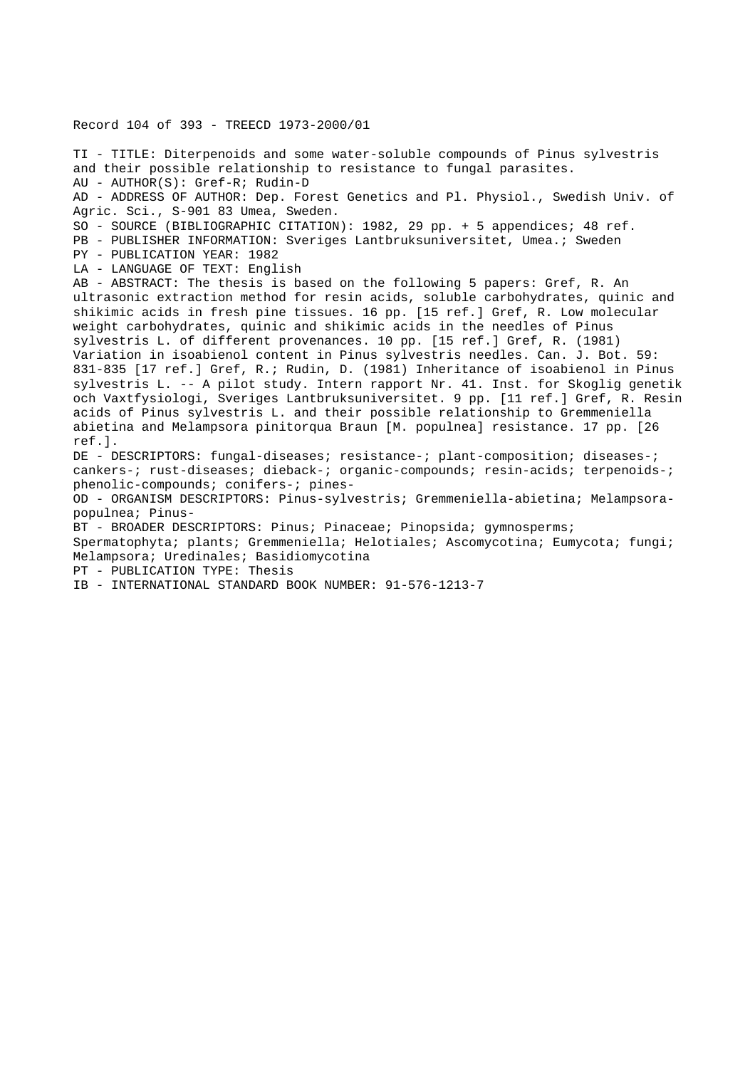Record 104 of 393 - TREECD 1973-2000/01

TI - TITLE: Diterpenoids and some water-soluble compounds of Pinus sylvestris and their possible relationship to resistance to fungal parasites.
AU - AUTHOR(S): Gref-R; Rudin-D
AD - ADDRESS OF AUTHOR: Dep. Forest Genetics and Pl. Physiol., Swedish Univ. of Agric. Sci., S-901 83 Umea, Sweden.
SO - SOURCE (BIBLIOGRAPHIC CITATION): 1982, 29 pp. + 5 appendices; 48 ref.
PB - PUBLISHER INFORMATION: Sveriges Lantbruksuniversitet, Umea.; Sweden
PY - PUBLICATION YEAR: 1982
LA - LANGUAGE OF TEXT: English
AB - ABSTRACT: The thesis is based on the following 5 papers: Gref, R. An ultrasonic extraction method for resin acids, soluble carbohydrates, quinic and shikimic acids in fresh pine tissues. 16 pp. [15 ref.] Gref, R. Low molecular weight carbohydrates, quinic and shikimic acids in the needles of Pinus sylvestris L. of different provenances. 10 pp. [15 ref.] Gref, R. (1981) Variation in isoabienol content in Pinus sylvestris needles. Can. J. Bot. 59: 831-835 [17 ref.] Gref, R.; Rudin, D. (1981) Inheritance of isoabienol in Pinus sylvestris L. -- A pilot study. Intern rapport Nr. 41. Inst. for Skoglig genetik och Vaxtfysiologi, Sveriges Lantbruksuniversitet. 9 pp. [11 ref.] Gref, R. Resin acids of Pinus sylvestris L. and their possible relationship to Gremmeniella abietina and Melampsora pinitorqua Braun [M. populnea] resistance. 17 pp. [26 ref.].
DE - DESCRIPTORS: fungal-diseases; resistance-; plant-composition; diseases-; cankers-; rust-diseases; dieback-; organic-compounds; resin-acids; terpenoids-; phenolic-compounds; conifers-; pines-
OD - ORGANISM DESCRIPTORS: Pinus-sylvestris; Gremmeniella-abietina; Melampsora-populnea; Pinus-
BT - BROADER DESCRIPTORS: Pinus; Pinaceae; Pinopsida; gymnosperms; Spermatophyta; plants; Gremmeniella; Helotiales; Ascomycotina; Eumycota; fungi; Melampsora; Uredinales; Basidiomycotina
PT - PUBLICATION TYPE: Thesis
IB - INTERNATIONAL STANDARD BOOK NUMBER: 91-576-1213-7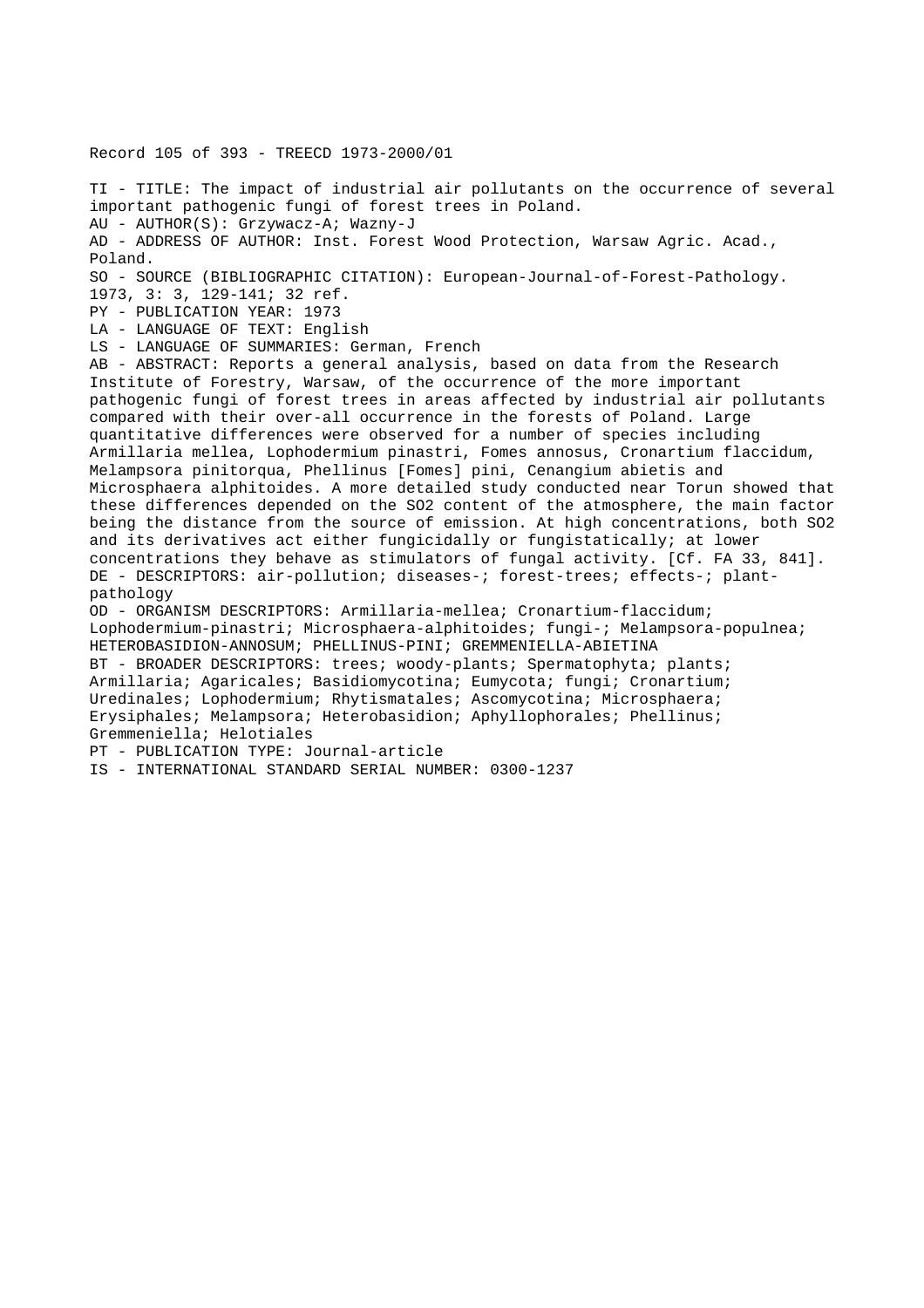Record 105 of 393 - TREECD 1973-2000/01

TI - TITLE: The impact of industrial air pollutants on the occurrence of several important pathogenic fungi of forest trees in Poland.
AU - AUTHOR(S): Grzywacz-A; Wazny-J
AD - ADDRESS OF AUTHOR: Inst. Forest Wood Protection, Warsaw Agric. Acad., Poland.
SO - SOURCE (BIBLIOGRAPHIC CITATION): European-Journal-of-Forest-Pathology. 1973, 3: 3, 129-141; 32 ref.
PY - PUBLICATION YEAR: 1973
LA - LANGUAGE OF TEXT: English
LS - LANGUAGE OF SUMMARIES: German, French
AB - ABSTRACT: Reports a general analysis, based on data from the Research Institute of Forestry, Warsaw, of the occurrence of the more important pathogenic fungi of forest trees in areas affected by industrial air pollutants compared with their over-all occurrence in the forests of Poland. Large quantitative differences were observed for a number of species including Armillaria mellea, Lophodermium pinastri, Fomes annosus, Cronartium flaccidum, Melampsora pinitorqua, Phellinus [Fomes] pini, Cenangium abietis and Microsphaera alphitoides. A more detailed study conducted near Torun showed that these differences depended on the $SO_2$ content of the atmosphere, the main factor being the distance from the source of emission. At high concentrations, both $SO_2$ and its derivatives act either fungicidally or fungistatically; at lower concentrations they behave as stimulators of fungal activity. [Cf. FA 33, 841].
DE - DESCRIPTORS: air-pollution; diseases-; forest-trees; effects-; plant-pathology
OD - ORGANISM DESCRIPTORS: Armillaria-mellea; Cronartium-flaccidum; Lophodermium-pinastri; Microsphaera-alphitoides; fungi-; Melampsora-populnea; HETEROBASIDION-ANNOSUM; PHELLINUS-PINI; GREMMENIELLA-ABIETINA
BT - BROADER DESCRIPTORS: trees; woody-plants; Spermatophyta; plants; Armillaria; Agaricales; Basidiomycotina; Eumycota; fungi; Cronartium; Uredinales; Lophodermium; Rhytismatales; Ascomycotina; Microsphaera; Erysiphales; Melampsora; Heterobasidion; Aphyllophorales; Phellinus; Gremmeniella; Helotiales
PT - PUBLICATION TYPE: Journal-article
IS - INTERNATIONAL STANDARD SERIAL NUMBER: 0300-1237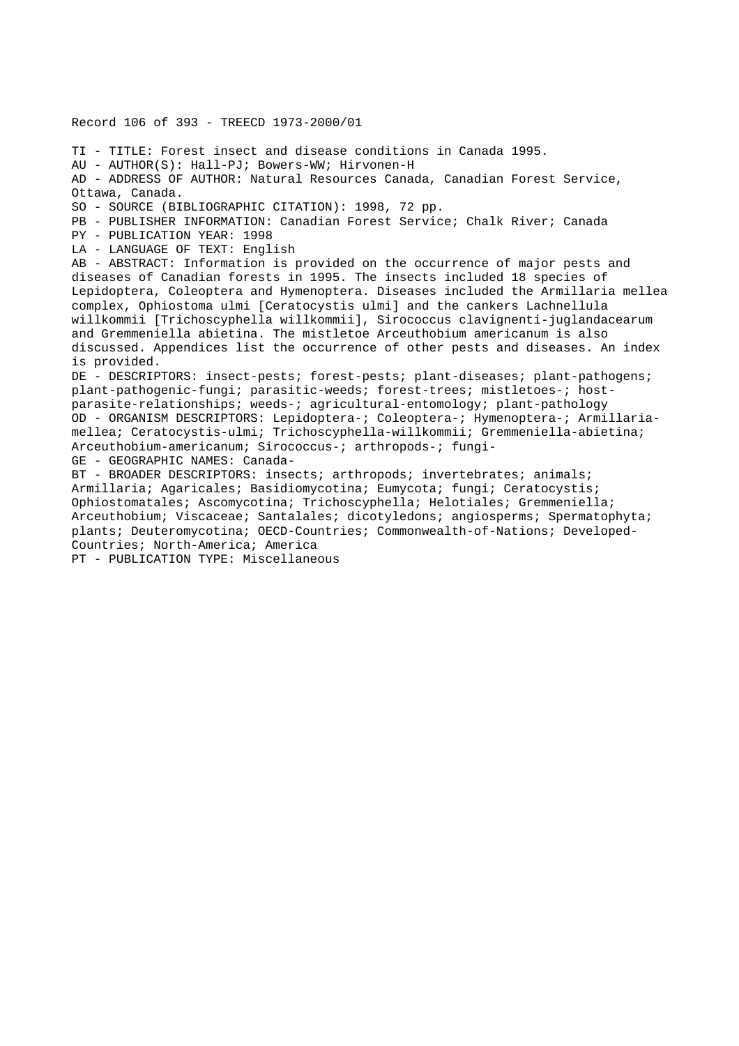Record 106 of 393 - TREECD 1973-2000/01

TI - TITLE: Forest insect and disease conditions in Canada 1995.
AU - AUTHOR(S): Hall-PJ; Bowers-WW; Hirvonen-H
AD - ADDRESS OF AUTHOR: Natural Resources Canada, Canadian Forest Service, Ottawa, Canada.
SO - SOURCE (BIBLIOGRAPHIC CITATION): 1998, 72 pp.
PB - PUBLISHER INFORMATION: Canadian Forest Service; Chalk River; Canada
PY - PUBLICATION YEAR: 1998
LA - LANGUAGE OF TEXT: English
AB - ABSTRACT: Information is provided on the occurrence of major pests and diseases of Canadian forests in 1995. The insects included 18 species of Lepidoptera, Coleoptera and Hymenoptera. Diseases included the Armillaria mellea complex, Ophiostoma ulmi [Ceratocystis ulmi] and the cankers Lachnellula willkommii [Trichoscyphella willkommii], Sirococcus clavignenti-juglandacearum and Gremmeniella abietina. The mistletoe Arceuthobium americanum is also discussed. Appendices list the occurrence of other pests and diseases. An index is provided.
DE - DESCRIPTORS: insect-pests; forest-pests; plant-diseases; plant-pathogens; plant-pathogenic-fungi; parasitic-weeds; forest-trees; mistletoes-; host-parasite-relationships; weeds-; agricultural-entomology; plant-pathology
OD - ORGANISM DESCRIPTORS: Lepidoptera-; Coleoptera-; Hymenoptera-; Armillaria-mellea; Ceratocystis-ulmi; Trichoscyphella-willkommii; Gremmeniella-abietina; Arceuthobium-americanum; Sirococcus-; arthropods-; fungi-
GE - GEOGRAPHIC NAMES: Canada-
BT - BROADER DESCRIPTORS: insects; arthropods; invertebrates; animals; Armillaria; Agaricales; Basidiomycotina; Eumycota; fungi; Ceratocystis; Ophiostomatales; Ascomycotina; Trichoscyphella; Helotiales; Gremmeniella; Arceuthobium; Viscaceae; Santalales; dicotyledons; angiosperms; Spermatophyta; plants; Deuteromycotina; OECD-Countries; Commonwealth-of-Nations; Developed-Countries; North-America; America
PT - PUBLICATION TYPE: Miscellaneous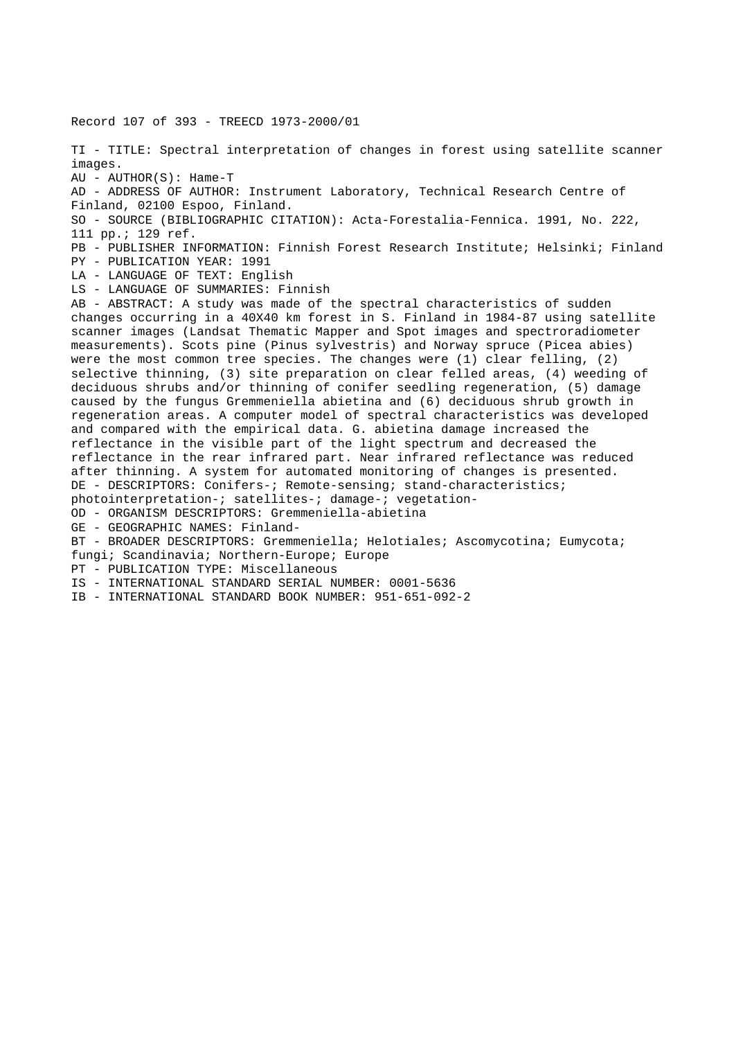Record 107 of 393 - TREECD 1973-2000/01

TI - TITLE: Spectral interpretation of changes in forest using satellite scanner images.
AU - AUTHOR(S): Hame-T
AD - ADDRESS OF AUTHOR: Instrument Laboratory, Technical Research Centre of Finland, 02100 Espoo, Finland.
SO - SOURCE (BIBLIOGRAPHIC CITATION): Acta-Forestalia-Fennica. 1991, No. 222, 111 pp.; 129 ref.
PB - PUBLISHER INFORMATION: Finnish Forest Research Institute; Helsinki; Finland
PY - PUBLICATION YEAR: 1991
LA - LANGUAGE OF TEXT: English
LS - LANGUAGE OF SUMMARIES: Finnish
AB - ABSTRACT: A study was made of the spectral characteristics of sudden changes occurring in a 40X40 km forest in S. Finland in 1984-87 using satellite scanner images (Landsat Thematic Mapper and Spot images and spectroradiometer measurements). Scots pine (Pinus sylvestris) and Norway spruce (Picea abies) were the most common tree species. The changes were (1) clear felling, (2) selective thinning, (3) site preparation on clear felled areas, (4) weeding of deciduous shrubs and/or thinning of conifer seedling regeneration, (5) damage caused by the fungus Gremmeniella abietina and (6) deciduous shrub growth in regeneration areas. A computer model of spectral characteristics was developed and compared with the empirical data. G. abietina damage increased the reflectance in the visible part of the light spectrum and decreased the reflectance in the rear infrared part. Near infrared reflectance was reduced after thinning. A system for automated monitoring of changes is presented.
DE - DESCRIPTORS: Conifers-; Remote-sensing; stand-characteristics; photointerpretation-; satellites-; damage-; vegetation-
OD - ORGANISM DESCRIPTORS: Gremmeniella-abietina
GE - GEOGRAPHIC NAMES: Finland-
BT - BROADER DESCRIPTORS: Gremmeniella; Helotiales; Ascomycotina; Eumycota; fungi; Scandinavia; Northern-Europe; Europe
PT - PUBLICATION TYPE: Miscellaneous
IS - INTERNATIONAL STANDARD SERIAL NUMBER: 0001-5636
IB - INTERNATIONAL STANDARD BOOK NUMBER: 951-651-092-2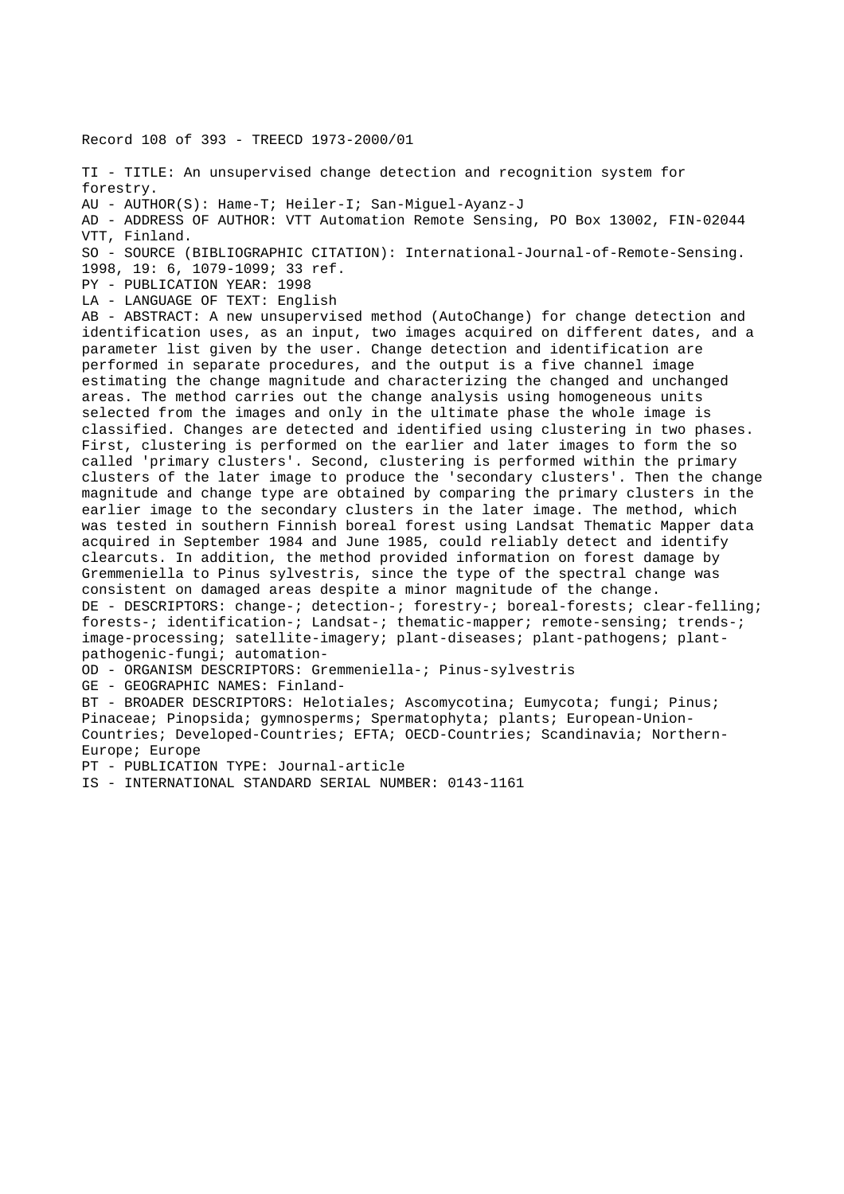Record 108 of 393 - TREECD 1973-2000/01

TI - TITLE: An unsupervised change detection and recognition system for forestry.
AU - AUTHOR(S): Hame-T; Heiler-I; San-Miguel-Ayanz-J
AD - ADDRESS OF AUTHOR: VTT Automation Remote Sensing, PO Box 13002, FIN-02044 VTT, Finland.
SO - SOURCE (BIBLIOGRAPHIC CITATION): International-Journal-of-Remote-Sensing. 1998, 19: 6, 1079-1099; 33 ref.
PY - PUBLICATION YEAR: 1998
LA - LANGUAGE OF TEXT: English
AB - ABSTRACT: A new unsupervised method (AutoChange) for change detection and identification uses, as an input, two images acquired on different dates, and a parameter list given by the user. Change detection and identification are performed in separate procedures, and the output is a five channel image estimating the change magnitude and characterizing the changed and unchanged areas. The method carries out the change analysis using homogeneous units selected from the images and only in the ultimate phase the whole image is classified. Changes are detected and identified using clustering in two phases. First, clustering is performed on the earlier and later images to form the so called 'primary clusters'. Second, clustering is performed within the primary clusters of the later image to produce the 'secondary clusters'. Then the change magnitude and change type are obtained by comparing the primary clusters in the earlier image to the secondary clusters in the later image. The method, which was tested in southern Finnish boreal forest using Landsat Thematic Mapper data acquired in September 1984 and June 1985, could reliably detect and identify clearcuts. In addition, the method provided information on forest damage by Gremmeniella to Pinus sylvestris, since the type of the spectral change was consistent on damaged areas despite a minor magnitude of the change.
DE - DESCRIPTORS: change-; detection-; forestry-; boreal-forests; clear-felling; forests-; identification-; Landsat-; thematic-mapper; remote-sensing; trends-; image-processing; satellite-imagery; plant-diseases; plant-pathogens; plant-pathogenic-fungi; automation-
OD - ORGANISM DESCRIPTORS: Gremmeniella-; Pinus-sylvestris
GE - GEOGRAPHIC NAMES: Finland-
BT - BROADER DESCRIPTORS: Helotiales; Ascomycotina; Eumycota; fungi; Pinus; Pinaceae; Pinopsida; gymnosperms; Spermatophyta; plants; European-Union-Countries; Developed-Countries; EFTA; OECD-Countries; Scandinavia; Northern-Europe; Europe
PT - PUBLICATION TYPE: Journal-article
IS - INTERNATIONAL STANDARD SERIAL NUMBER: 0143-1161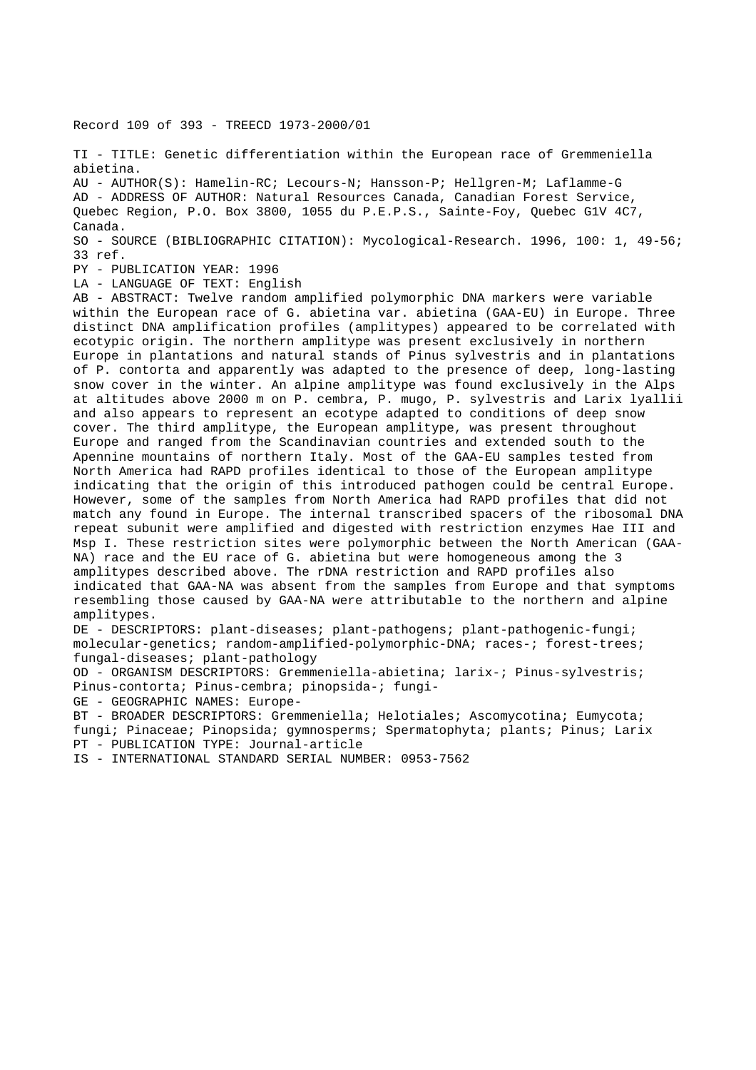Record 109 of 393 - TREECD 1973-2000/01

TI - TITLE: Genetic differentiation within the European race of Gremmeniella abietina.

AU - AUTHOR(S): Hamelin-RC; Lecours-N; Hansson-P; Hellgren-M; Laflamme-G

AD - ADDRESS OF AUTHOR: Natural Resources Canada, Canadian Forest Service, Quebec Region, P.O. Box 3800, 1055 du P.E.P.S., Sainte-Foy, Quebec G1V 4C7, Canada.

SO - SOURCE (BIBLIOGRAPHIC CITATION): Mycological-Research. 1996, 100: 1, 49-56; 33 ref.

PY - PUBLICATION YEAR: 1996

LA - LANGUAGE OF TEXT: English

AB - ABSTRACT: Twelve random amplified polymorphic DNA markers were variable within the European race of G. abietina var. abietina (GAA-EU) in Europe. Three distinct DNA amplification profiles (amplitypes) appeared to be correlated with ecotypic origin. The northern amplitype was present exclusively in northern Europe in plantations and natural stands of Pinus sylvestris and in plantations of P. contorta and apparently was adapted to the presence of deep, long-lasting snow cover in the winter. An alpine amplitype was found exclusively in the Alps at altitudes above 2000 m on P. cembra, P. mugo, P. sylvestris and Larix lyallii and also appears to represent an ecotype adapted to conditions of deep snow cover. The third amplitype, the European amplitype, was present throughout Europe and ranged from the Scandinavian countries and extended south to the Apennine mountains of northern Italy. Most of the GAA-EU samples tested from North America had RAPD profiles identical to those of the European amplitype indicating that the origin of this introduced pathogen could be central Europe. However, some of the samples from North America had RAPD profiles that did not match any found in Europe. The internal transcribed spacers of the ribosomal DNA repeat subunit were amplified and digested with restriction enzymes Hae III and Msp I. These restriction sites were polymorphic between the North American (GAA-NA) race and the EU race of G. abietina but were homogeneous among the 3 amplitypes described above. The rDNA restriction and RAPD profiles also indicated that GAA-NA was absent from the samples from Europe and that symptoms resembling those caused by GAA-NA were attributable to the northern and alpine amplitypes.

DE - DESCRIPTORS: plant-diseases; plant-pathogens; plant-pathogenic-fungi; molecular-genetics; random-amplified-polymorphic-DNA; races-; forest-trees; fungal-diseases; plant-pathology

OD - ORGANISM DESCRIPTORS: Gremmeniella-abietina; larix-; Pinus-sylvestris; Pinus-contorta; Pinus-cembra; pinopsida-; fungi-

GE - GEOGRAPHIC NAMES: Europe-

BT - BROADER DESCRIPTORS: Gremmeniella; Helotiales; Ascomycotina; Eumycota; fungi; Pinaceae; Pinopsida; gymnosperms; Spermatophyta; plants; Pinus; Larix

PT - PUBLICATION TYPE: Journal-article

IS - INTERNATIONAL STANDARD SERIAL NUMBER: 0953-7562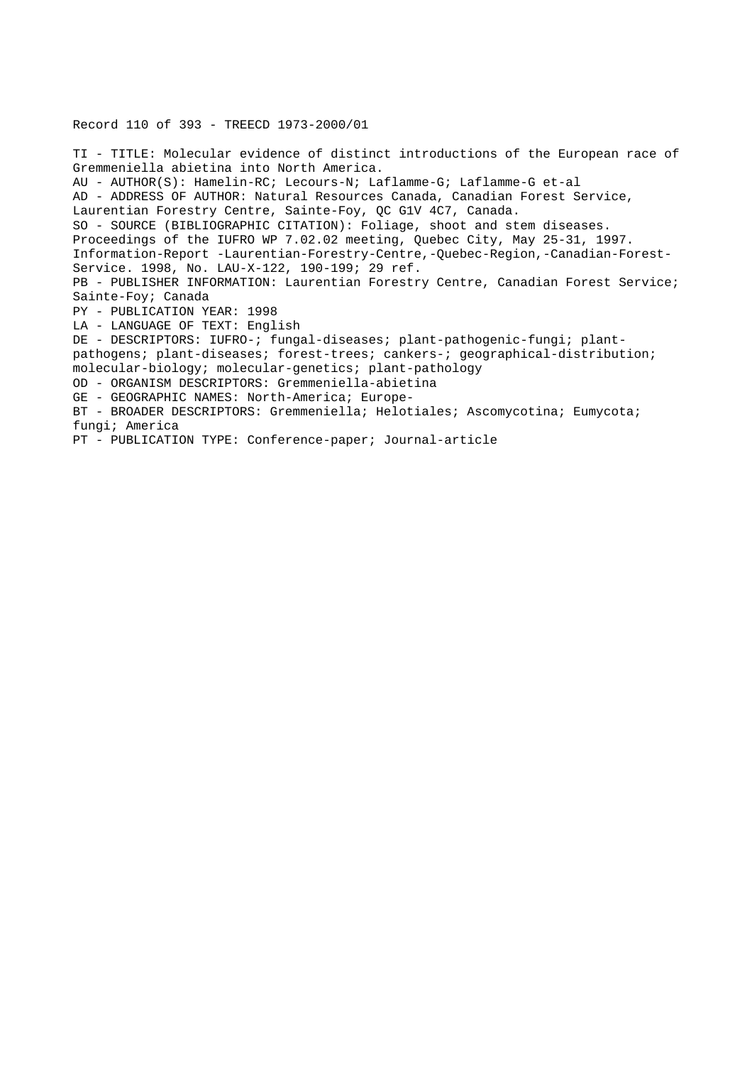Record 110 of 393 - TREECD 1973-2000/01

TI - TITLE: Molecular evidence of distinct introductions of the European race of Gremmeniella abietina into North America.
AU - AUTHOR(S): Hamelin-RC; Lecours-N; Laflamme-G; Laflamme-G et-al
AD - ADDRESS OF AUTHOR: Natural Resources Canada, Canadian Forest Service, Laurentian Forestry Centre, Sainte-Foy, QC G1V 4C7, Canada.
SO - SOURCE (BIBLIOGRAPHIC CITATION): Foliage, shoot and stem diseases. Proceedings of the IUFRO WP 7.02.02 meeting, Quebec City, May 25-31, 1997. Information-Report -Laurentian-Forestry-Centre,-Quebec-Region,-Canadian-Forest-Service. 1998, No. LAU-X-122, 190-199; 29 ref.
PB - PUBLISHER INFORMATION: Laurentian Forestry Centre, Canadian Forest Service; Sainte-Foy; Canada
PY - PUBLICATION YEAR: 1998
LA - LANGUAGE OF TEXT: English
DE - DESCRIPTORS: IUFRO-; fungal-diseases; plant-pathogenic-fungi; plant-pathogens; plant-diseases; forest-trees; cankers-; geographical-distribution; molecular-biology; molecular-genetics; plant-pathology
OD - ORGANISM DESCRIPTORS: Gremmeniella-abietina
GE - GEOGRAPHIC NAMES: North-America; Europe-
BT - BROADER DESCRIPTORS: Gremmeniella; Helotiales; Ascomycotina; Eumycota; fungi; America
PT - PUBLICATION TYPE: Conference-paper; Journal-article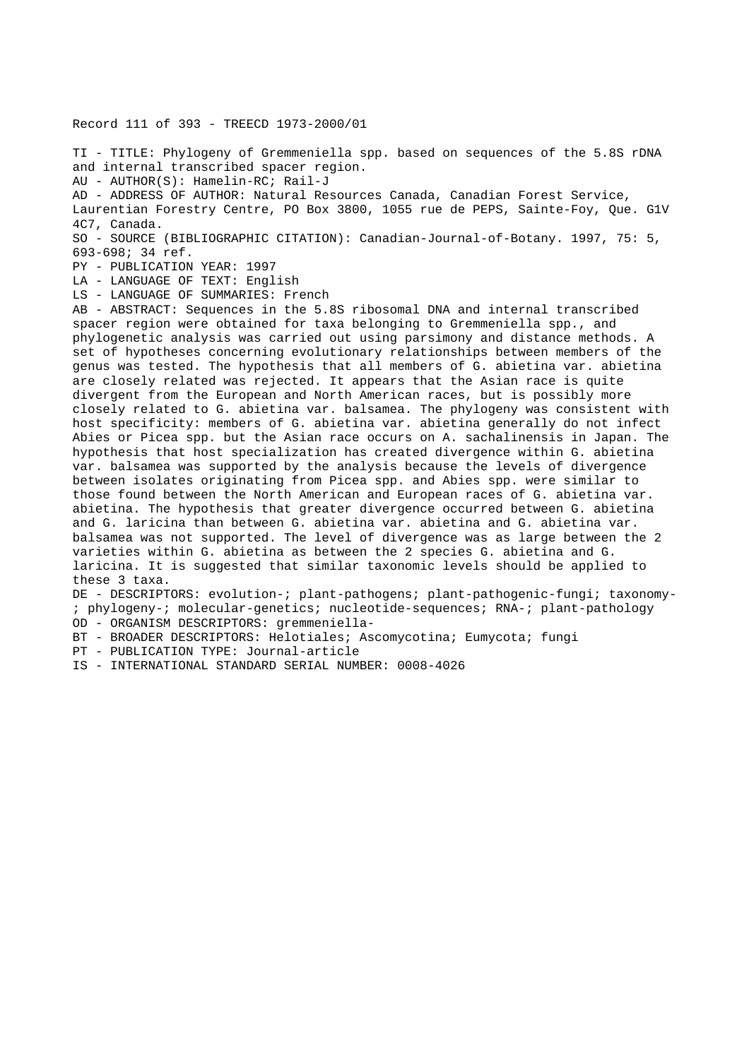Record 111 of 393 - TREECD 1973-2000/01

TI - TITLE: Phylogeny of Gremmeniella spp. based on sequences of the 5.8S rDNA and internal transcribed spacer region.
AU - AUTHOR(S): Hamelin-RC; Rail-J
AD - ADDRESS OF AUTHOR: Natural Resources Canada, Canadian Forest Service, Laurentian Forestry Centre, PO Box 3800, 1055 rue de PEPS, Sainte-Foy, Que. G1V 4C7, Canada.
SO - SOURCE (BIBLIOGRAPHIC CITATION): Canadian-Journal-of-Botany. 1997, 75: 5, 693-698; 34 ref.
PY - PUBLICATION YEAR: 1997
LA - LANGUAGE OF TEXT: English
LS - LANGUAGE OF SUMMARIES: French
AB - ABSTRACT: Sequences in the 5.8S ribosomal DNA and internal transcribed spacer region were obtained for taxa belonging to Gremmeniella spp., and phylogenetic analysis was carried out using parsimony and distance methods. A set of hypotheses concerning evolutionary relationships between members of the genus was tested. The hypothesis that all members of G. abietina var. abietina are closely related was rejected. It appears that the Asian race is quite divergent from the European and North American races, but is possibly more closely related to G. abietina var. balsamea. The phylogeny was consistent with host specificity: members of G. abietina var. abietina generally do not infect Abies or Picea spp. but the Asian race occurs on A. sachalinensis in Japan. The hypothesis that host specialization has created divergence within G. abietina var. balsamea was supported by the analysis because the levels of divergence between isolates originating from Picea spp. and Abies spp. were similar to those found between the North American and European races of G. abietina var. abietina. The hypothesis that greater divergence occurred between G. abietina and G. laricina than between G. abietina var. abietina and G. abietina var. balsamea was not supported. The level of divergence was as large between the 2 varieties within G. abietina as between the 2 species G. abietina and G. laricina. It is suggested that similar taxonomic levels should be applied to these 3 taxa.
DE - DESCRIPTORS: evolution-; plant-pathogens; plant-pathogenic-fungi; taxonomy-; phylogeny-; molecular-genetics; nucleotide-sequences; RNA-; plant-pathology
OD - ORGANISM DESCRIPTORS: gremmeniella-
BT - BROADER DESCRIPTORS: Helotiales; Ascomycotina; Eumycota; fungi
PT - PUBLICATION TYPE: Journal-article
IS - INTERNATIONAL STANDARD SERIAL NUMBER: 0008-4026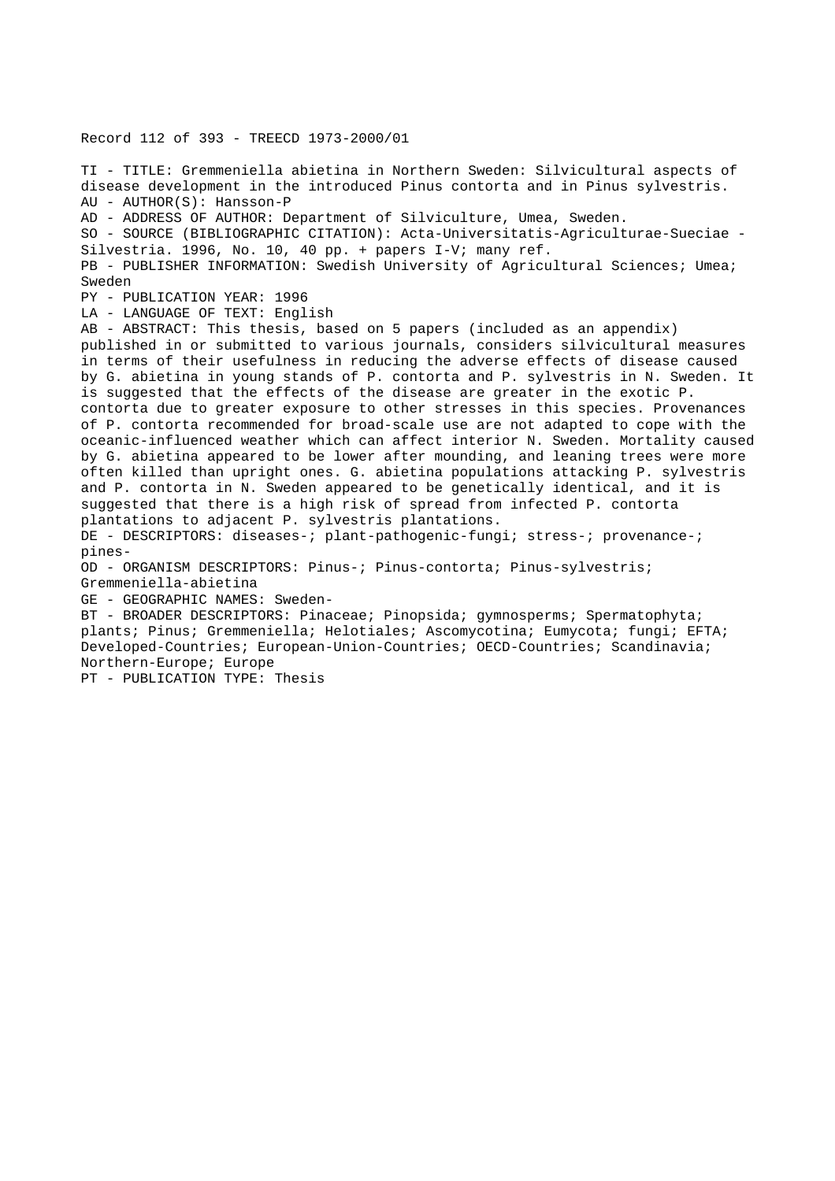Record 112 of 393 - TREECD 1973-2000/01

TI - TITLE: Gremmeniella abietina in Northern Sweden: Silvicultural aspects of disease development in the introduced Pinus contorta and in Pinus sylvestris.
AU - AUTHOR(S): Hansson-P
AD - ADDRESS OF AUTHOR: Department of Silviculture, Umea, Sweden.
SO - SOURCE (BIBLIOGRAPHIC CITATION): Acta-Universitatis-Agriculturae-Sueciae - Silvestria. 1996, No. 10, 40 pp. + papers I-V; many ref.
PB - PUBLISHER INFORMATION: Swedish University of Agricultural Sciences; Umea; Sweden
PY - PUBLICATION YEAR: 1996
LA - LANGUAGE OF TEXT: English
AB - ABSTRACT: This thesis, based on 5 papers (included as an appendix) published in or submitted to various journals, considers silvicultural measures in terms of their usefulness in reducing the adverse effects of disease caused by G. abietina in young stands of P. contorta and P. sylvestris in N. Sweden. It is suggested that the effects of the disease are greater in the exotic P. contorta due to greater exposure to other stresses in this species. Provenances of P. contorta recommended for broad-scale use are not adapted to cope with the oceanic-influenced weather which can affect interior N. Sweden. Mortality caused by G. abietina appeared to be lower after mounding, and leaning trees were more often killed than upright ones. G. abietina populations attacking P. sylvestris and P. contorta in N. Sweden appeared to be genetically identical, and it is suggested that there is a high risk of spread from infected P. contorta plantations to adjacent P. sylvestris plantations.
DE - DESCRIPTORS: diseases-; plant-pathogenic-fungi; stress-; provenance-; pines-
OD - ORGANISM DESCRIPTORS: Pinus-; Pinus-contorta; Pinus-sylvestris; Gremmeniella-abietina
GE - GEOGRAPHIC NAMES: Sweden-
BT - BROADER DESCRIPTORS: Pinaceae; Pinopsida; gymnosperms; Spermatophyta; plants; Pinus; Gremmeniella; Helotiales; Ascomycotina; Eumycota; fungi; EFTA; Developed-Countries; European-Union-Countries; OECD-Countries; Scandinavia; Northern-Europe; Europe
PT - PUBLICATION TYPE: Thesis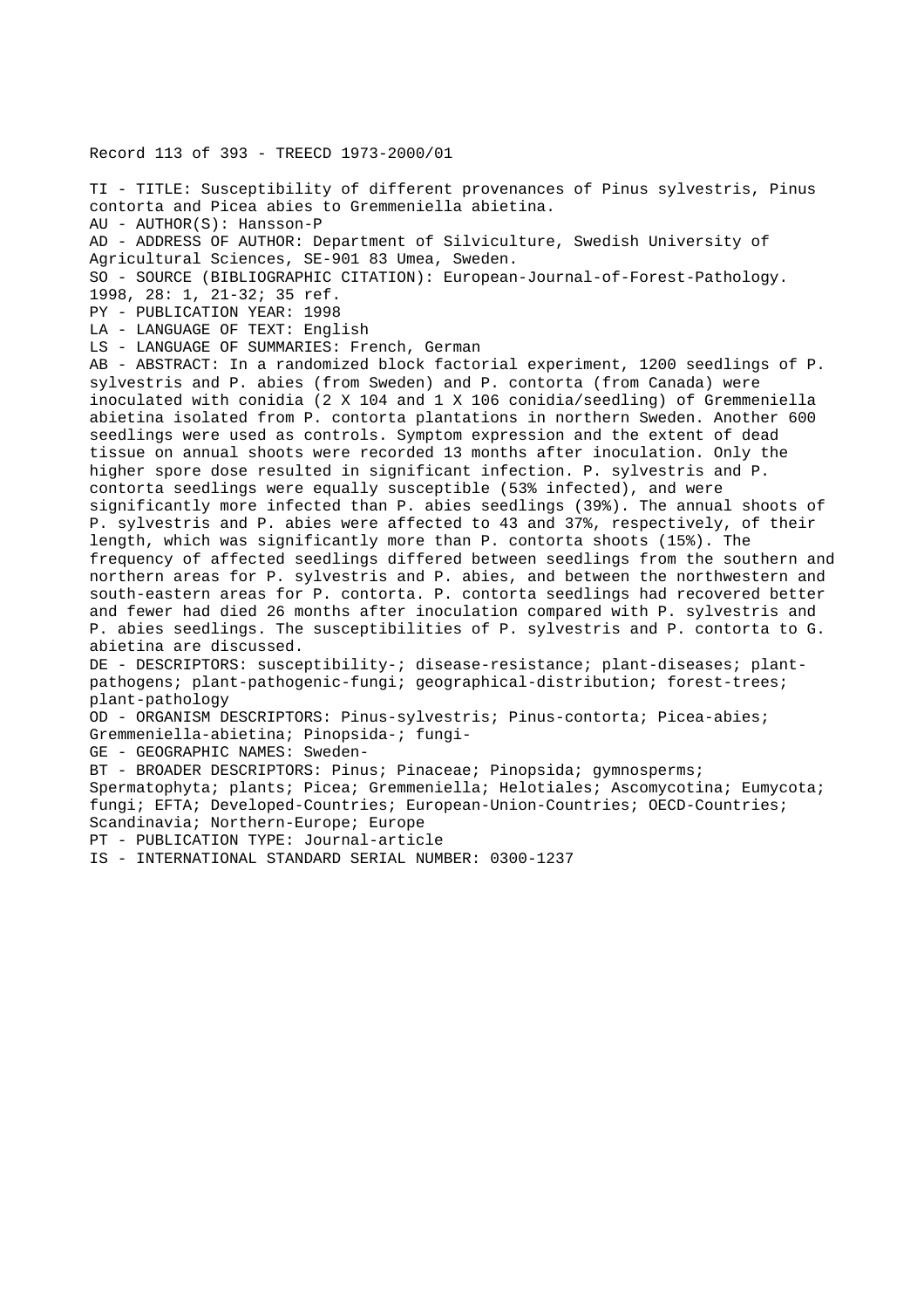Record 113 of 393 - TREECD 1973-2000/01

TI - TITLE: Susceptibility of different provenances of Pinus sylvestris, Pinus contorta and Picea abies to Gremmeniella abietina.

AU - AUTHOR(S): Hansson-P

AD - ADDRESS OF AUTHOR: Department of Silviculture, Swedish University of Agricultural Sciences, SE-901 83 Umea, Sweden.

SO - SOURCE (BIBLIOGRAPHIC CITATION): European-Journal-of-Forest-Pathology. 1998, 28: 1, 21-32; 35 ref.

PY - PUBLICATION YEAR: 1998

LA - LANGUAGE OF TEXT: English

LS - LANGUAGE OF SUMMARIES: French, German

AB - ABSTRACT: In a randomized block factorial experiment, 1200 seedlings of P. sylvestris and P. abies (from Sweden) and P. contorta (from Canada) were inoculated with conidia (2 X 104 and 1 X 106 conidia/seedling) of Gremmeniella abietina isolated from P. contorta plantations in northern Sweden. Another 600 seedlings were used as controls. Symptom expression and the extent of dead tissue on annual shoots were recorded 13 months after inoculation. Only the higher spore dose resulted in significant infection. P. sylvestris and P. contorta seedlings were equally susceptible (53% infected), and were significantly more infected than P. abies seedlings (39%). The annual shoots of P. sylvestris and P. abies were affected to 43 and 37%, respectively, of their length, which was significantly more than P. contorta shoots (15%). The frequency of affected seedlings differed between seedlings from the southern and northern areas for P. sylvestris and P. abies, and between the northwestern and south-eastern areas for P. contorta. P. contorta seedlings had recovered better and fewer had died 26 months after inoculation compared with P. sylvestris and P. abies seedlings. The susceptibilities of P. sylvestris and P. contorta to G. abietina are discussed.

DE - DESCRIPTORS: susceptibility-; disease-resistance; plant-diseases; plant-pathogens; plant-pathogenic-fungi; geographical-distribution; forest-trees; plant-pathology

OD - ORGANISM DESCRIPTORS: Pinus-sylvestris; Pinus-contorta; Picea-abies; Gremmeniella-abietina; Pinopsida-; fungi-

GE - GEOGRAPHIC NAMES: Sweden-

BT - BROADER DESCRIPTORS: Pinus; Pinaceae; Pinopsida; gymnosperms; Spermatophyta; plants; Picea; Gremmeniella; Helotiales; Ascomycotina; Eumycota; fungi; EFTA; Developed-Countries; European-Union-Countries; OECD-Countries; Scandinavia; Northern-Europe; Europe

PT - PUBLICATION TYPE: Journal-article

IS - INTERNATIONAL STANDARD SERIAL NUMBER: 0300-1237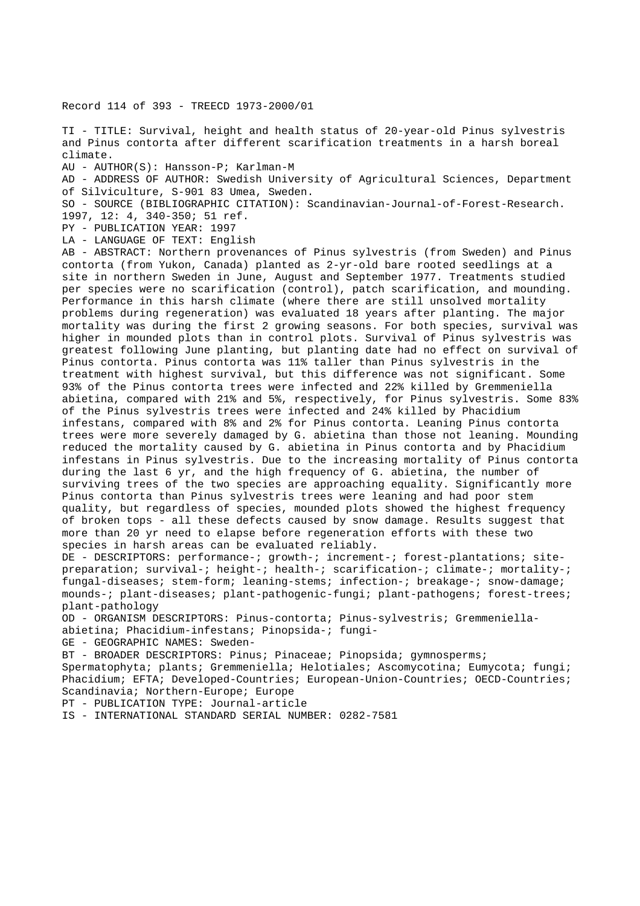Record 114 of 393 - TREECD 1973-2000/01

TI - TITLE: Survival, height and health status of 20-year-old Pinus sylvestris and Pinus contorta after different scarification treatments in a harsh boreal climate.

AU - AUTHOR(S): Hansson-P; Karlman-M

AD - ADDRESS OF AUTHOR: Swedish University of Agricultural Sciences, Department of Silviculture, S-901 83 Umea, Sweden.

SO - SOURCE (BIBLIOGRAPHIC CITATION): Scandinavian-Journal-of-Forest-Research. 1997, 12: 4, 340-350; 51 ref.

PY - PUBLICATION YEAR: 1997

LA - LANGUAGE OF TEXT: English

AB - ABSTRACT: Northern provenances of Pinus sylvestris (from Sweden) and Pinus contorta (from Yukon, Canada) planted as 2-yr-old bare rooted seedlings at a site in northern Sweden in June, August and September 1977. Treatments studied per species were no scarification (control), patch scarification, and mounding. Performance in this harsh climate (where there are still unsolved mortality problems during regeneration) was evaluated 18 years after planting. The major mortality was during the first 2 growing seasons. For both species, survival was higher in mounded plots than in control plots. Survival of Pinus sylvestris was greatest following June planting, but planting date had no effect on survival of Pinus contorta. Pinus contorta was 11% taller than Pinus sylvestris in the treatment with highest survival, but this difference was not significant. Some 93% of the Pinus contorta trees were infected and 22% killed by Gremmeniella abietina, compared with 21% and 5%, respectively, for Pinus sylvestris. Some 83% of the Pinus sylvestris trees were infected and 24% killed by Phacidium infestans, compared with 8% and 2% for Pinus contorta. Leaning Pinus contorta trees were more severely damaged by G. abietina than those not leaning. Mounding reduced the mortality caused by G. abietina in Pinus contorta and by Phacidium infestans in Pinus sylvestris. Due to the increasing mortality of Pinus contorta during the last 6 yr, and the high frequency of G. abietina, the number of surviving trees of the two species are approaching equality. Significantly more Pinus contorta than Pinus sylvestris trees were leaning and had poor stem quality, but regardless of species, mounded plots showed the highest frequency of broken tops - all these defects caused by snow damage. Results suggest that more than 20 yr need to elapse before regeneration efforts with these two species in harsh areas can be evaluated reliably.

DE - DESCRIPTORS: performance-; growth-; increment-; forest-plantations; site-preparation; survival-; height-; health-; scarification-; climate-; mortality-; fungal-diseases; stem-form; leaning-stems; infection-; breakage-; snow-damage; mounds-; plant-diseases; plant-pathogenic-fungi; plant-pathogens; forest-trees; plant-pathology

OD - ORGANISM DESCRIPTORS: Pinus-contorta; Pinus-sylvestris; Gremmeniella-abietina; Phacidium-infestans; Pinopsida-; fungi-

GE - GEOGRAPHIC NAMES: Sweden-

BT - BROADER DESCRIPTORS: Pinus; Pinaceae; Pinopsida; gymnosperms; Spermatophyta; plants; Gremmeniella; Helotiales; Ascomycotina; Eumycota; fungi; Phacidium; EFTA; Developed-Countries; European-Union-Countries; OECD-Countries; Scandinavia; Northern-Europe; Europe

PT - PUBLICATION TYPE: Journal-article

IS - INTERNATIONAL STANDARD SERIAL NUMBER: 0282-7581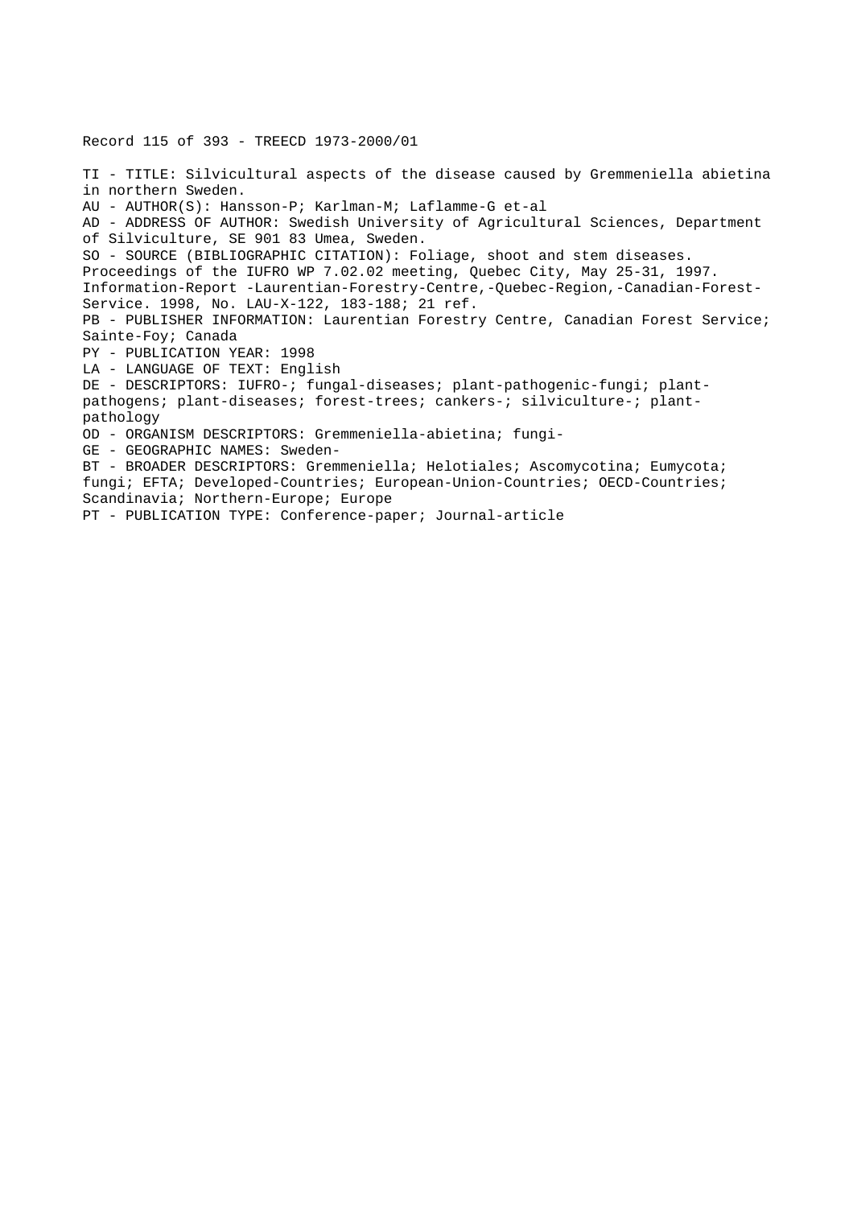Record 115 of 393 - TREECD 1973-2000/01

TI - TITLE: Silvicultural aspects of the disease caused by Gremmeniella abietina in northern Sweden.
AU - AUTHOR(S): Hansson-P; Karlman-M; Laflamme-G et-al
AD - ADDRESS OF AUTHOR: Swedish University of Agricultural Sciences, Department of Silviculture, SE 901 83 Umea, Sweden.
SO - SOURCE (BIBLIOGRAPHIC CITATION): Foliage, shoot and stem diseases. Proceedings of the IUFRO WP 7.02.02 meeting, Quebec City, May 25-31, 1997. Information-Report -Laurentian-Forestry-Centre,-Quebec-Region,-Canadian-Forest-Service. 1998, No. LAU-X-122, 183-188; 21 ref.
PB - PUBLISHER INFORMATION: Laurentian Forestry Centre, Canadian Forest Service; Sainte-Foy; Canada
PY - PUBLICATION YEAR: 1998
LA - LANGUAGE OF TEXT: English
DE - DESCRIPTORS: IUFRO-; fungal-diseases; plant-pathogenic-fungi; plant-pathogens; plant-diseases; forest-trees; cankers-; silviculture-; plant-pathology
OD - ORGANISM DESCRIPTORS: Gremmeniella-abietina; fungi-
GE - GEOGRAPHIC NAMES: Sweden-
BT - BROADER DESCRIPTORS: Gremmeniella; Helotiales; Ascomycotina; Eumycota; fungi; EFTA; Developed-Countries; European-Union-Countries; OECD-Countries; Scandinavia; Northern-Europe; Europe
PT - PUBLICATION TYPE: Conference-paper; Journal-article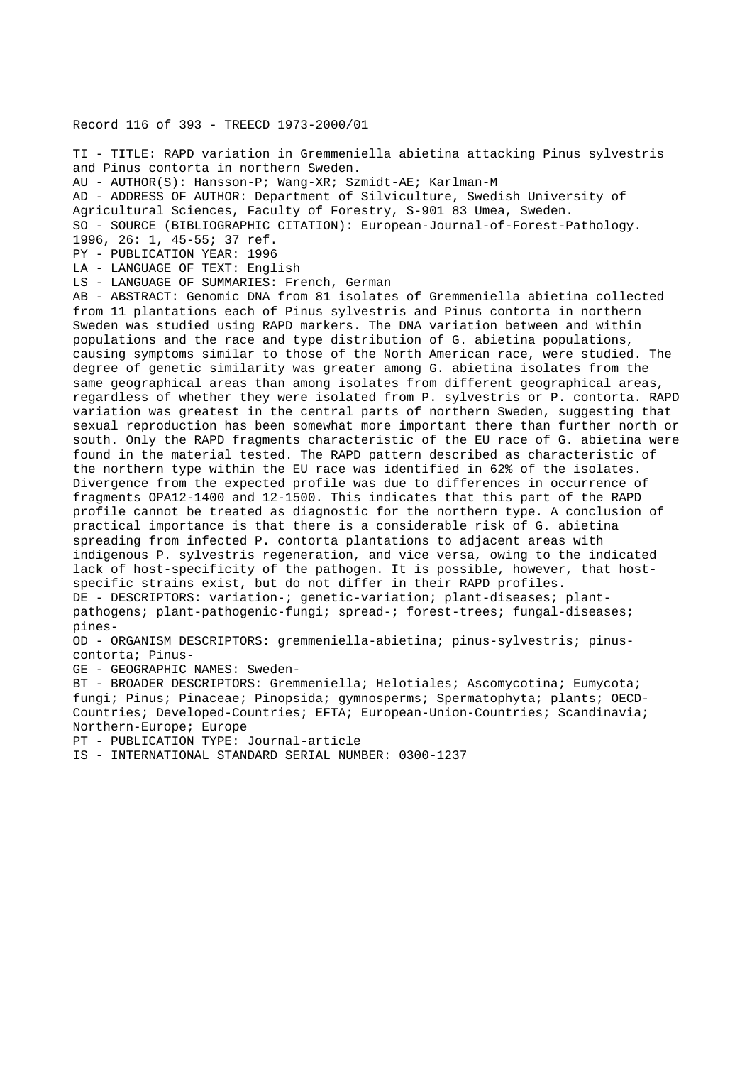Record 116 of 393 - TREECD 1973-2000/01

TI - TITLE: RAPD variation in Gremmeniella abietina attacking Pinus sylvestris and Pinus contorta in northern Sweden.
AU - AUTHOR(S): Hansson-P; Wang-XR; Szmidt-AE; Karlman-M
AD - ADDRESS OF AUTHOR: Department of Silviculture, Swedish University of Agricultural Sciences, Faculty of Forestry, S-901 83 Umea, Sweden.
SO - SOURCE (BIBLIOGRAPHIC CITATION): European-Journal-of-Forest-Pathology. 1996, 26: 1, 45-55; 37 ref.
PY - PUBLICATION YEAR: 1996
LA - LANGUAGE OF TEXT: English
LS - LANGUAGE OF SUMMARIES: French, German
AB - ABSTRACT: Genomic DNA from 81 isolates of Gremmeniella abietina collected from 11 plantations each of Pinus sylvestris and Pinus contorta in northern Sweden was studied using RAPD markers. The DNA variation between and within populations and the race and type distribution of G. abietina populations, causing symptoms similar to those of the North American race, were studied. The degree of genetic similarity was greater among G. abietina isolates from the same geographical areas than among isolates from different geographical areas, regardless of whether they were isolated from P. sylvestris or P. contorta. RAPD variation was greatest in the central parts of northern Sweden, suggesting that sexual reproduction has been somewhat more important there than further north or south. Only the RAPD fragments characteristic of the EU race of G. abietina were found in the material tested. The RAPD pattern described as characteristic of the northern type within the EU race was identified in 62% of the isolates. Divergence from the expected profile was due to differences in occurrence of fragments OPA12-1400 and 12-1500. This indicates that this part of the RAPD profile cannot be treated as diagnostic for the northern type. A conclusion of practical importance is that there is a considerable risk of G. abietina spreading from infected P. contorta plantations to adjacent areas with indigenous P. sylvestris regeneration, and vice versa, owing to the indicated lack of host-specificity of the pathogen. It is possible, however, that host-specific strains exist, but do not differ in their RAPD profiles.
DE - DESCRIPTORS: variation-; genetic-variation; plant-diseases; plant-pathogens; plant-pathogenic-fungi; spread-; forest-trees; fungal-diseases; pines-
OD - ORGANISM DESCRIPTORS: gremmeniella-abietina; pinus-sylvestris; pinus-contorta; Pinus-
GE - GEOGRAPHIC NAMES: Sweden-
BT - BROADER DESCRIPTORS: Gremmeniella; Helotiales; Ascomycotina; Eumycota; fungi; Pinus; Pinaceae; Pinopsida; gymnosperms; Spermatophyta; plants; OECD-Countries; Developed-Countries; EFTA; European-Union-Countries; Scandinavia; Northern-Europe; Europe
PT - PUBLICATION TYPE: Journal-article
IS - INTERNATIONAL STANDARD SERIAL NUMBER: 0300-1237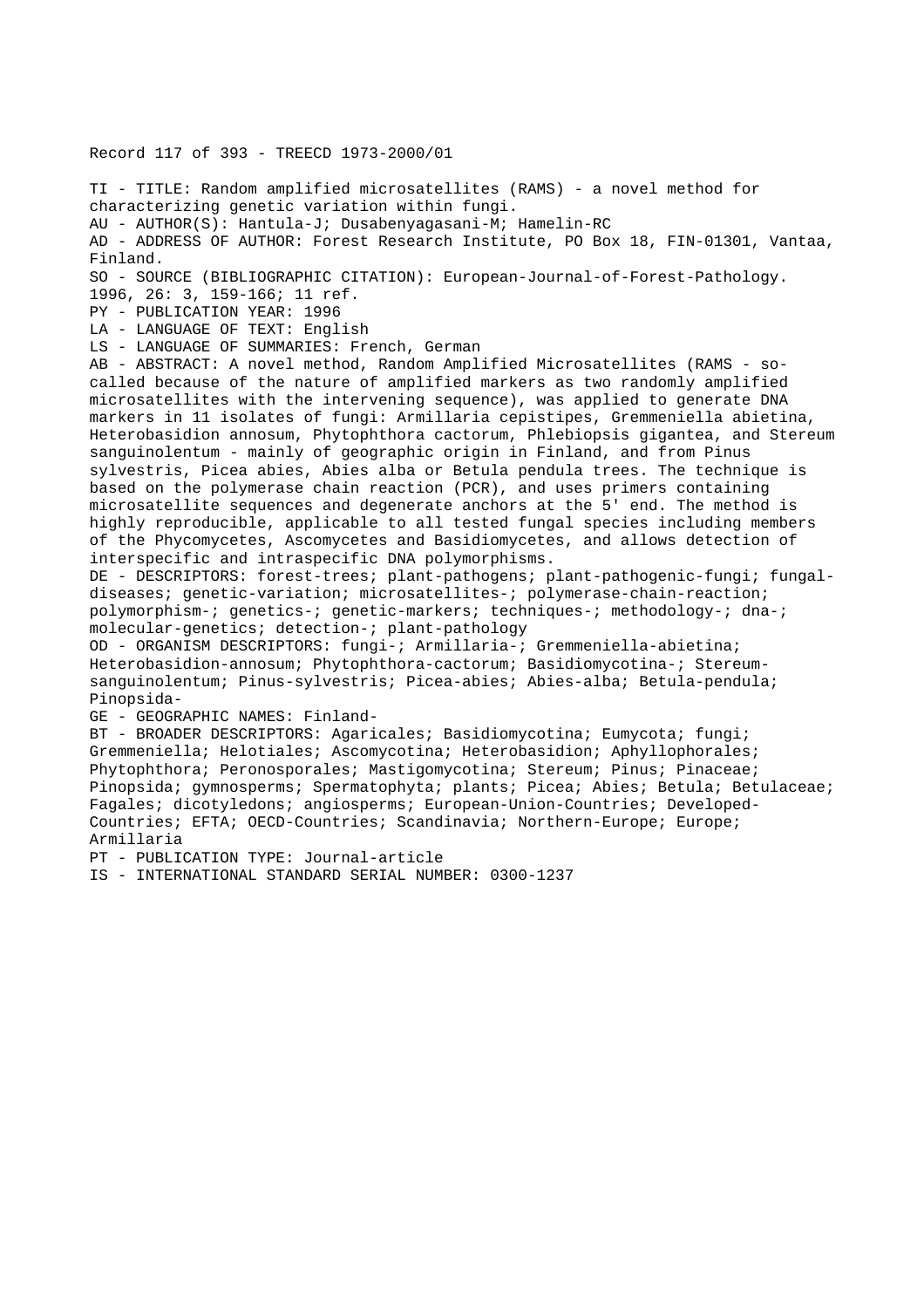Record 117 of 393 - TREECD 1973-2000/01

TI - TITLE: Random amplified microsatellites (RAMS) - a novel method for characterizing genetic variation within fungi.
AU - AUTHOR(S): Hantula-J; Dusabenyagasani-M; Hamelin-RC
AD - ADDRESS OF AUTHOR: Forest Research Institute, PO Box 18, FIN-01301, Vantaa, Finland.
SO - SOURCE (BIBLIOGRAPHIC CITATION): European-Journal-of-Forest-Pathology. 1996, 26: 3, 159-166; 11 ref.
PY - PUBLICATION YEAR: 1996
LA - LANGUAGE OF TEXT: English
LS - LANGUAGE OF SUMMARIES: French, German
AB - ABSTRACT: A novel method, Random Amplified Microsatellites (RAMS - so-called because of the nature of amplified markers as two randomly amplified microsatellites with the intervening sequence), was applied to generate DNA markers in 11 isolates of fungi: Armillaria cepistipes, Gremmeniella abietina, Heterobasidion annosum, Phytophthora cactorum, Phlebiopsis gigantea, and Stereum sanguinolentum - mainly of geographic origin in Finland, and from Pinus sylvestris, Picea abies, Abies alba or Betula pendula trees. The technique is based on the polymerase chain reaction (PCR), and uses primers containing microsatellite sequences and degenerate anchors at the 5' end. The method is highly reproducible, applicable to all tested fungal species including members of the Phycomycetes, Ascomycetes and Basidiomycetes, and allows detection of interspecific and intraspecific DNA polymorphisms.
DE - DESCRIPTORS: forest-trees; plant-pathogens; plant-pathogenic-fungi; fungal-diseases; genetic-variation; microsatellites-; polymerase-chain-reaction; polymorphism-; genetics-; genetic-markers; techniques-; methodology-; dna-; molecular-genetics; detection-; plant-pathology
OD - ORGANISM DESCRIPTORS: fungi-; Armillaria-; Gremmeniella-abietina; Heterobasidion-annosum; Phytophthora-cactorum; Basidiomycotina-; Stereum-sanguinolentum; Pinus-sylvestris; Picea-abies; Abies-alba; Betula-pendula; Pinopsida-
GE - GEOGRAPHIC NAMES: Finland-
BT - BROADER DESCRIPTORS: Agaricales; Basidiomycotina; Eumycota; fungi; Gremmeniella; Helotiales; Ascomycotina; Heterobasidion; Aphyllophorales; Phytophthora; Peronosporales; Mastigomycotina; Stereum; Pinus; Pinaceae; Pinopsida; gymnosperms; Spermatophyta; plants; Picea; Abies; Betula; Betulaceae; Fagales; dicotyledons; angiosperms; European-Union-Countries; Developed-Countries; EFTA; OECD-Countries; Scandinavia; Northern-Europe; Europe; Armillaria
PT - PUBLICATION TYPE: Journal-article
IS - INTERNATIONAL STANDARD SERIAL NUMBER: 0300-1237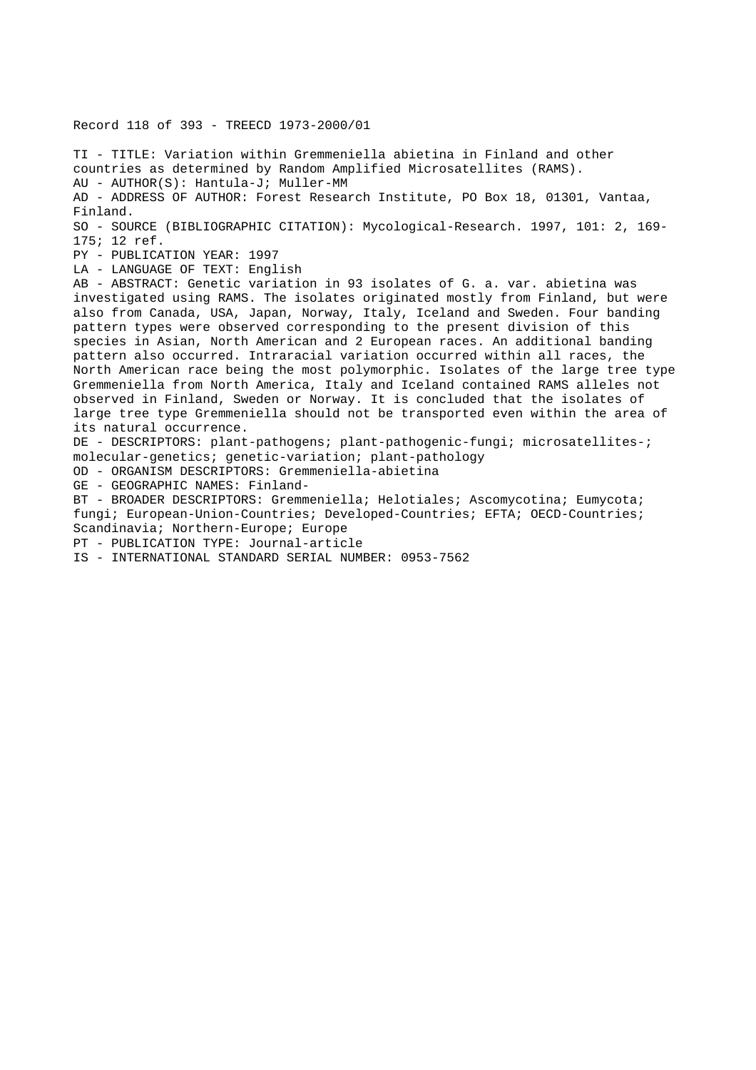Record 118 of 393 - TREECD 1973-2000/01

TI - TITLE: Variation within Gremmeniella abietina in Finland and other countries as determined by Random Amplified Microsatellites (RAMS).
AU - AUTHOR(S): Hantula-J; Muller-MM
AD - ADDRESS OF AUTHOR: Forest Research Institute, PO Box 18, 01301, Vantaa, Finland.
SO - SOURCE (BIBLIOGRAPHIC CITATION): Mycological-Research. 1997, 101: 2, 169-175; 12 ref.
PY - PUBLICATION YEAR: 1997
LA - LANGUAGE OF TEXT: English
AB - ABSTRACT: Genetic variation in 93 isolates of G. a. var. abietina was investigated using RAMS. The isolates originated mostly from Finland, but were also from Canada, USA, Japan, Norway, Italy, Iceland and Sweden. Four banding pattern types were observed corresponding to the present division of this species in Asian, North American and 2 European races. An additional banding pattern also occurred. Intraracial variation occurred within all races, the North American race being the most polymorphic. Isolates of the large tree type Gremmeniella from North America, Italy and Iceland contained RAMS alleles not observed in Finland, Sweden or Norway. It is concluded that the isolates of large tree type Gremmeniella should not be transported even within the area of its natural occurrence.
DE - DESCRIPTORS: plant-pathogens; plant-pathogenic-fungi; microsatellites-; molecular-genetics; genetic-variation; plant-pathology
OD - ORGANISM DESCRIPTORS: Gremmeniella-abietina
GE - GEOGRAPHIC NAMES: Finland-
BT - BROADER DESCRIPTORS: Gremmeniella; Helotiales; Ascomycotina; Eumycota; fungi; European-Union-Countries; Developed-Countries; EFTA; OECD-Countries; Scandinavia; Northern-Europe; Europe
PT - PUBLICATION TYPE: Journal-article
IS - INTERNATIONAL STANDARD SERIAL NUMBER: 0953-7562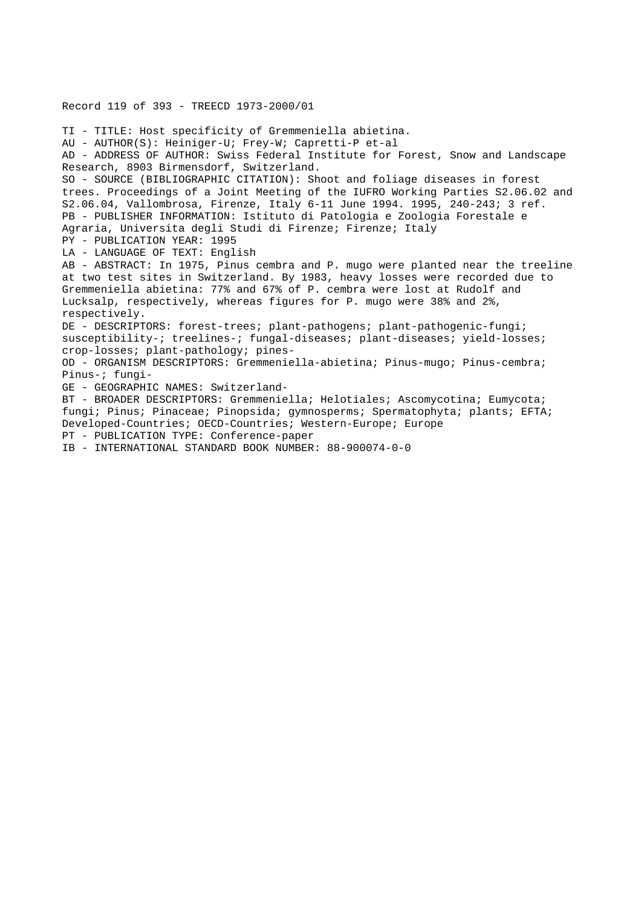Record 119 of 393 - TREECD 1973-2000/01

TI - TITLE: Host specificity of Gremmeniella abietina.
AU - AUTHOR(S): Heiniger-U; Frey-W; Capretti-P et-al
AD - ADDRESS OF AUTHOR: Swiss Federal Institute for Forest, Snow and Landscape Research, 8903 Birmensdorf, Switzerland.
SO - SOURCE (BIBLIOGRAPHIC CITATION): Shoot and foliage diseases in forest trees. Proceedings of a Joint Meeting of the IUFRO Working Parties S2.06.02 and S2.06.04, Vallombrosa, Firenze, Italy 6-11 June 1994. 1995, 240-243; 3 ref.
PB - PUBLISHER INFORMATION: Istituto di Patologia e Zoologia Forestale e Agraria, Universita degli Studi di Firenze; Firenze; Italy
PY - PUBLICATION YEAR: 1995
LA - LANGUAGE OF TEXT: English
AB - ABSTRACT: In 1975, Pinus cembra and P. mugo were planted near the treeline at two test sites in Switzerland. By 1983, heavy losses were recorded due to Gremmeniella abietina: 77% and 67% of P. cembra were lost at Rudolf and Lucksalp, respectively, whereas figures for P. mugo were 38% and 2%, respectively.
DE - DESCRIPTORS: forest-trees; plant-pathogens; plant-pathogenic-fungi; susceptibility-; treelines-; fungal-diseases; plant-diseases; yield-losses; crop-losses; plant-pathology; pines-
OD - ORGANISM DESCRIPTORS: Gremmeniella-abietina; Pinus-mugo; Pinus-cembra; Pinus-; fungi-
GE - GEOGRAPHIC NAMES: Switzerland-
BT - BROADER DESCRIPTORS: Gremmeniella; Helotiales; Ascomycotina; Eumycota; fungi; Pinus; Pinaceae; Pinopsida; gymnosperms; Spermatophyta; plants; EFTA; Developed-Countries; OECD-Countries; Western-Europe; Europe
PT - PUBLICATION TYPE: Conference-paper
IB - INTERNATIONAL STANDARD BOOK NUMBER: 88-900074-0-0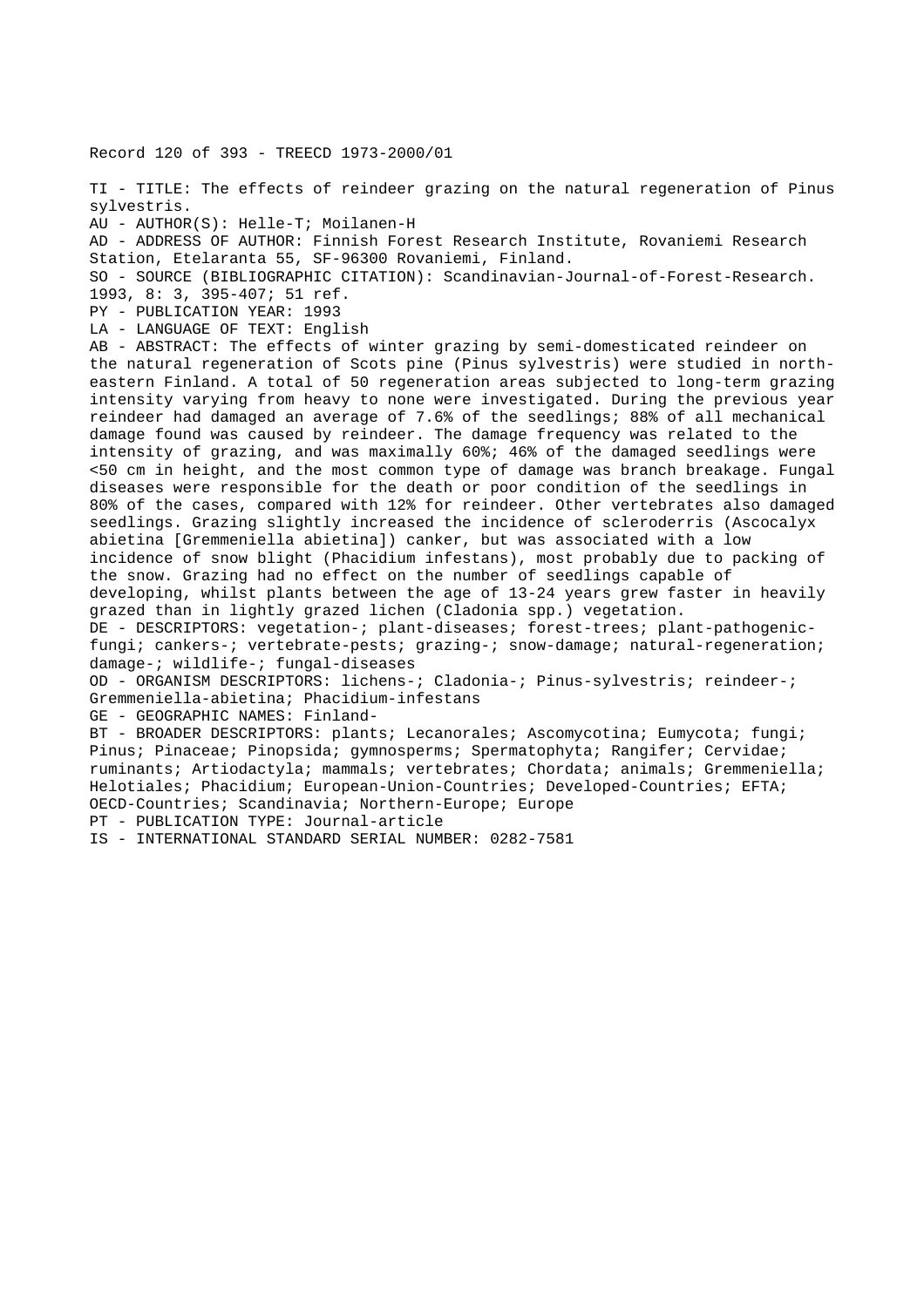Record 120 of 393 - TREECD 1973-2000/01

TI - TITLE: The effects of reindeer grazing on the natural regeneration of Pinus sylvestris.

AU - AUTHOR(S): Helle-T; Moilanen-H

AD - ADDRESS OF AUTHOR: Finnish Forest Research Institute, Rovaniemi Research Station, Etelaranta 55, SF-96300 Rovaniemi, Finland.

SO - SOURCE (BIBLIOGRAPHIC CITATION): Scandinavian-Journal-of-Forest-Research. 1993, 8: 3, 395-407; 51 ref.

PY - PUBLICATION YEAR: 1993

LA - LANGUAGE OF TEXT: English

AB - ABSTRACT: The effects of winter grazing by semi-domesticated reindeer on the natural regeneration of Scots pine (Pinus sylvestris) were studied in north-eastern Finland. A total of 50 regeneration areas subjected to long-term grazing intensity varying from heavy to none were investigated. During the previous year reindeer had damaged an average of 7.6% of the seedlings; 88% of all mechanical damage found was caused by reindeer. The damage frequency was related to the intensity of grazing, and was maximally 60%; 46% of the damaged seedlings were <50 cm in height, and the most common type of damage was branch breakage. Fungal diseases were responsible for the death or poor condition of the seedlings in 80% of the cases, compared with 12% for reindeer. Other vertebrates also damaged seedlings. Grazing slightly increased the incidence of scleroderris (Ascocalyx abietina [Gremmeniella abietina]) canker, but was associated with a low incidence of snow blight (Phacidium infestans), most probably due to packing of the snow. Grazing had no effect on the number of seedlings capable of developing, whilst plants between the age of 13-24 years grew faster in heavily grazed than in lightly grazed lichen (Cladonia spp.) vegetation.

DE - DESCRIPTORS: vegetation-; plant-diseases; forest-trees; plant-pathogenic-fungi; cankers-; vertebrate-pests; grazing-; snow-damage; natural-regeneration; damage-; wildlife-; fungal-diseases

OD - ORGANISM DESCRIPTORS: lichens-; Cladonia-; Pinus-sylvestris; reindeer-; Gremmeniella-abietina; Phacidium-infestans

GE - GEOGRAPHIC NAMES: Finland-

BT - BROADER DESCRIPTORS: plants; Lecanorales; Ascomycotina; Eumycota; fungi; Pinus; Pinaceae; Pinopsida; gymnosperms; Spermatophyta; Rangifer; Cervidae; ruminants; Artiodactyla; mammals; vertebrates; Chordata; animals; Gremmeniella; Helotiales; Phacidium; European-Union-Countries; Developed-Countries; EFTA; OECD-Countries; Scandinavia; Northern-Europe; Europe

PT - PUBLICATION TYPE: Journal-article

IS - INTERNATIONAL STANDARD SERIAL NUMBER: 0282-7581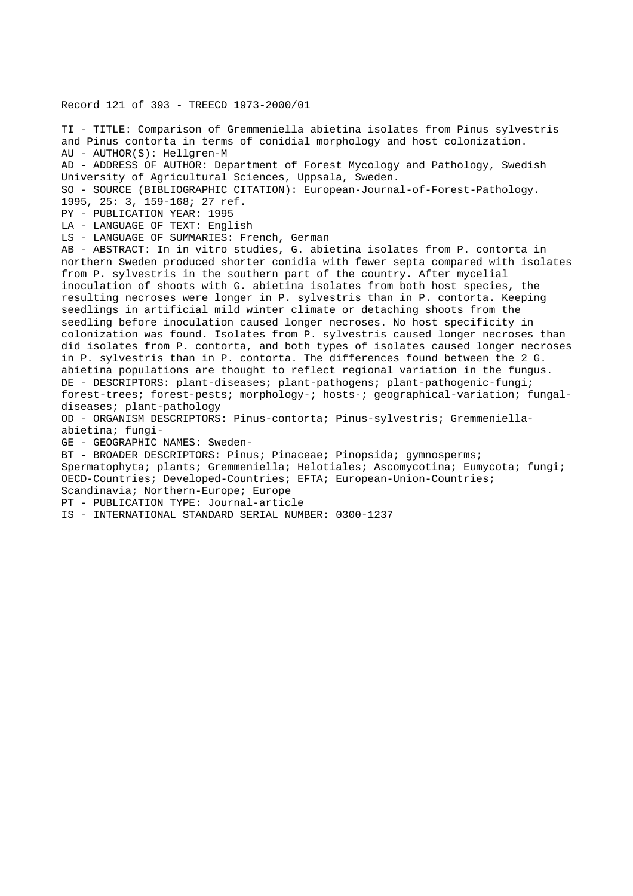Record 121 of 393 - TREECD 1973-2000/01

TI - TITLE: Comparison of Gremmeniella abietina isolates from Pinus sylvestris and Pinus contorta in terms of conidial morphology and host colonization.
AU - AUTHOR(S): Hellgren-M
AD - ADDRESS OF AUTHOR: Department of Forest Mycology and Pathology, Swedish University of Agricultural Sciences, Uppsala, Sweden.
SO - SOURCE (BIBLIOGRAPHIC CITATION): European-Journal-of-Forest-Pathology. 1995, 25: 3, 159-168; 27 ref.
PY - PUBLICATION YEAR: 1995
LA - LANGUAGE OF TEXT: English
LS - LANGUAGE OF SUMMARIES: French, German
AB - ABSTRACT: In in vitro studies, G. abietina isolates from P. contorta in northern Sweden produced shorter conidia with fewer septa compared with isolates from P. sylvestris in the southern part of the country. After mycelial inoculation of shoots with G. abietina isolates from both host species, the resulting necroses were longer in P. sylvestris than in P. contorta. Keeping seedlings in artificial mild winter climate or detaching shoots from the seedling before inoculation caused longer necroses. No host specificity in colonization was found. Isolates from P. sylvestris caused longer necroses than did isolates from P. contorta, and both types of isolates caused longer necroses in P. sylvestris than in P. contorta. The differences found between the 2 G. abietina populations are thought to reflect regional variation in the fungus.
DE - DESCRIPTORS: plant-diseases; plant-pathogens; plant-pathogenic-fungi; forest-trees; forest-pests; morphology-; hosts-; geographical-variation; fungal-diseases; plant-pathology
OD - ORGANISM DESCRIPTORS: Pinus-contorta; Pinus-sylvestris; Gremmeniella-abietina; fungi-
GE - GEOGRAPHIC NAMES: Sweden-
BT - BROADER DESCRIPTORS: Pinus; Pinaceae; Pinopsida; gymnosperms; Spermatophyta; plants; Gremmeniella; Helotiales; Ascomycotina; Eumycota; fungi; OECD-Countries; Developed-Countries; EFTA; European-Union-Countries; Scandinavia; Northern-Europe; Europe
PT - PUBLICATION TYPE: Journal-article
IS - INTERNATIONAL STANDARD SERIAL NUMBER: 0300-1237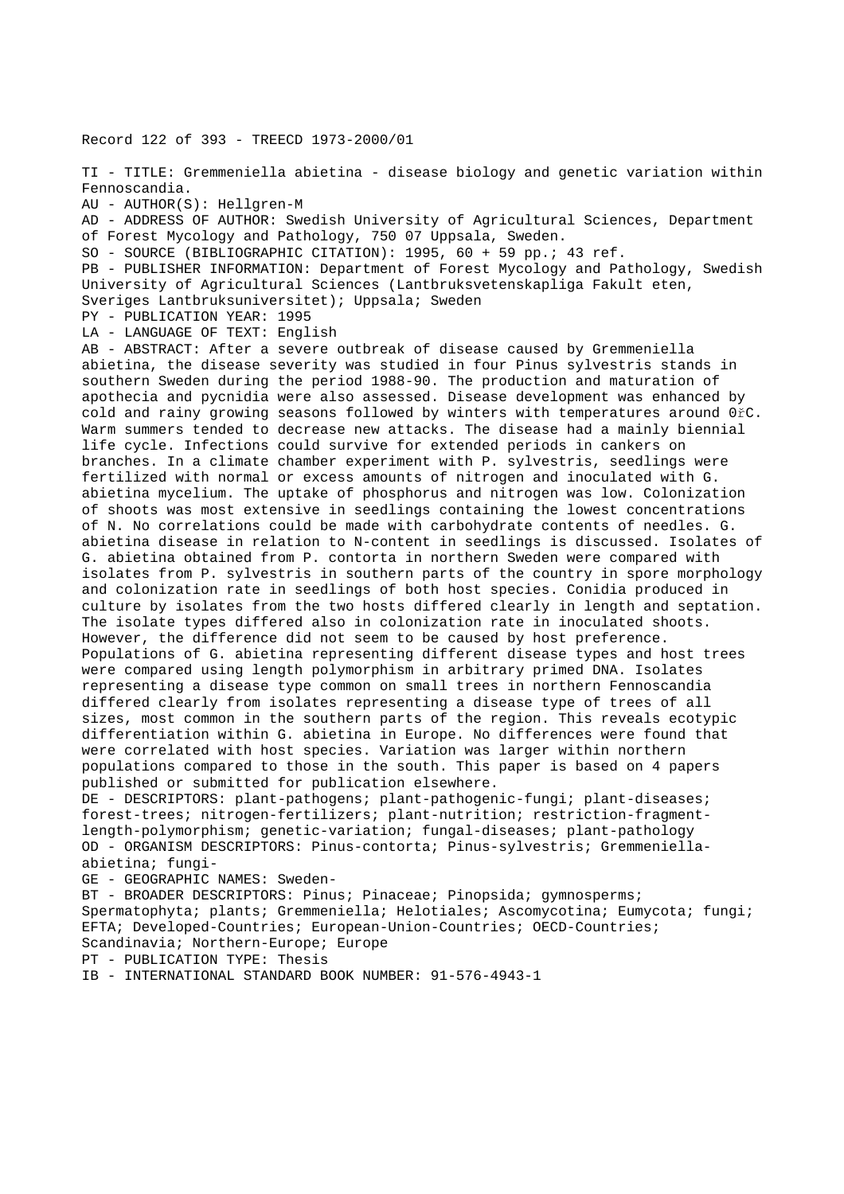Record 122 of 393 - TREECD 1973-2000/01

TI - TITLE: Gremmeniella abietina - disease biology and genetic variation within Fennoscandia.
AU - AUTHOR(S): Hellgren-M
AD - ADDRESS OF AUTHOR: Swedish University of Agricultural Sciences, Department of Forest Mycology and Pathology, 750 07 Uppsala, Sweden.
SO - SOURCE (BIBLIOGRAPHIC CITATION): 1995, 60 + 59 pp.; 43 ref.
PB - PUBLISHER INFORMATION: Department of Forest Mycology and Pathology, Swedish University of Agricultural Sciences (Lantbruksvetenskapliga Fakult eten, Sveriges Lantbruksuniversitet); Uppsala; Sweden
PY - PUBLICATION YEAR: 1995
LA - LANGUAGE OF TEXT: English
AB - ABSTRACT: After a severe outbreak of disease caused by Gremmeniella abietina, the disease severity was studied in four Pinus sylvestris stands in southern Sweden during the period 1988-90. The production and maturation of apothecia and pycnidia were also assessed. Disease development was enhanced by cold and rainy growing seasons followed by winters with temperatures around 0řC. Warm summers tended to decrease new attacks. The disease had a mainly biennial life cycle. Infections could survive for extended periods in cankers on branches. In a climate chamber experiment with P. sylvestris, seedlings were fertilized with normal or excess amounts of nitrogen and inoculated with G. abietina mycelium. The uptake of phosphorus and nitrogen was low. Colonization of shoots was most extensive in seedlings containing the lowest concentrations of N. No correlations could be made with carbohydrate contents of needles. G. abietina disease in relation to N-content in seedlings is discussed. Isolates of G. abietina obtained from P. contorta in northern Sweden were compared with isolates from P. sylvestris in southern parts of the country in spore morphology and colonization rate in seedlings of both host species. Conidia produced in culture by isolates from the two hosts differed clearly in length and septation. The isolate types differed also in colonization rate in inoculated shoots. However, the difference did not seem to be caused by host preference. Populations of G. abietina representing different disease types and host trees were compared using length polymorphism in arbitrary primed DNA. Isolates representing a disease type common on small trees in northern Fennoscandia differed clearly from isolates representing a disease type of trees of all sizes, most common in the southern parts of the region. This reveals ecotypic differentiation within G. abietina in Europe. No differences were found that were correlated with host species. Variation was larger within northern populations compared to those in the south. This paper is based on 4 papers published or submitted for publication elsewhere.
DE - DESCRIPTORS: plant-pathogens; plant-pathogenic-fungi; plant-diseases; forest-trees; nitrogen-fertilizers; plant-nutrition; restriction-fragment-length-polymorphism; genetic-variation; fungal-diseases; plant-pathology
OD - ORGANISM DESCRIPTORS: Pinus-contorta; Pinus-sylvestris; Gremmeniella-abietina; fungi-
GE - GEOGRAPHIC NAMES: Sweden-
BT - BROADER DESCRIPTORS: Pinus; Pinaceae; Pinopsida; gymnosperms; Spermatophyta; plants; Gremmeniella; Helotiales; Ascomycotina; Eumycota; fungi; EFTA; Developed-Countries; European-Union-Countries; OECD-Countries; Scandinavia; Northern-Europe; Europe
PT - PUBLICATION TYPE: Thesis
IB - INTERNATIONAL STANDARD BOOK NUMBER: 91-576-4943-1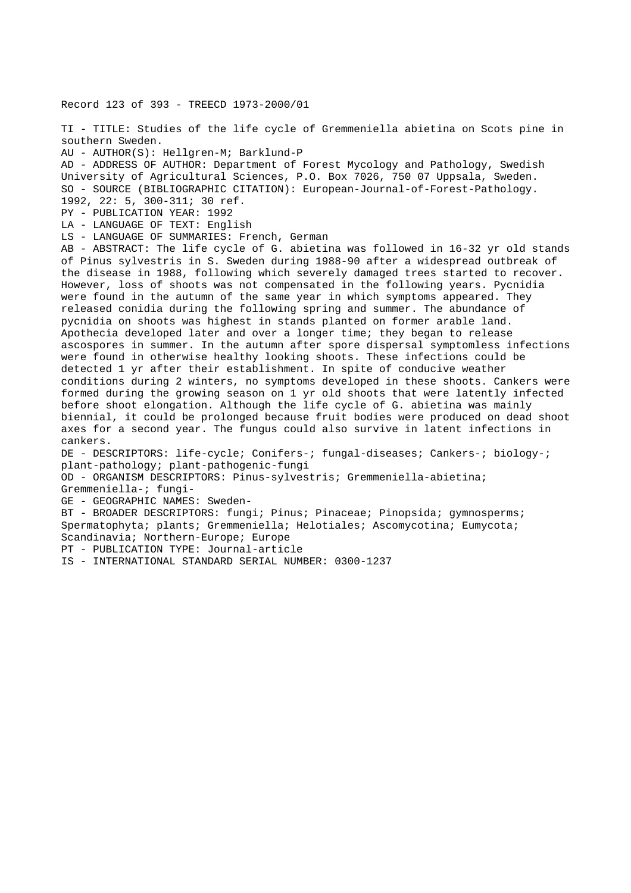Record 123 of 393 - TREECD 1973-2000/01

TI - TITLE: Studies of the life cycle of Gremmeniella abietina on Scots pine in southern Sweden.

AU - AUTHOR(S): Hellgren-M; Barklund-P

AD - ADDRESS OF AUTHOR: Department of Forest Mycology and Pathology, Swedish University of Agricultural Sciences, P.O. Box 7026, 750 07 Uppsala, Sweden.

SO - SOURCE (BIBLIOGRAPHIC CITATION): European-Journal-of-Forest-Pathology. 1992, 22: 5, 300-311; 30 ref.

PY - PUBLICATION YEAR: 1992

LA - LANGUAGE OF TEXT: English

LS - LANGUAGE OF SUMMARIES: French, German

AB - ABSTRACT: The life cycle of G. abietina was followed in 16-32 yr old stands of Pinus sylvestris in S. Sweden during 1988-90 after a widespread outbreak of the disease in 1988, following which severely damaged trees started to recover. However, loss of shoots was not compensated in the following years. Pycnidia were found in the autumn of the same year in which symptoms appeared. They released conidia during the following spring and summer. The abundance of pycnidia on shoots was highest in stands planted on former arable land. Apothecia developed later and over a longer time; they began to release ascospores in summer. In the autumn after spore dispersal symptomless infections were found in otherwise healthy looking shoots. These infections could be detected 1 yr after their establishment. In spite of conducive weather conditions during 2 winters, no symptoms developed in these shoots. Cankers were formed during the growing season on 1 yr old shoots that were latently infected before shoot elongation. Although the life cycle of G. abietina was mainly biennial, it could be prolonged because fruit bodies were produced on dead shoot axes for a second year. The fungus could also survive in latent infections in cankers.

DE - DESCRIPTORS: life-cycle; Conifers-; fungal-diseases; Cankers-; biology-; plant-pathology; plant-pathogenic-fungi

OD - ORGANISM DESCRIPTORS: Pinus-sylvestris; Gremmeniella-abietina; Gremmeniella-; fungi-

GE - GEOGRAPHIC NAMES: Sweden-

BT - BROADER DESCRIPTORS: fungi; Pinus; Pinaceae; Pinopsida; gymnosperms; Spermatophyta; plants; Gremmeniella; Helotiales; Ascomycotina; Eumycota; Scandinavia; Northern-Europe; Europe

PT - PUBLICATION TYPE: Journal-article

IS - INTERNATIONAL STANDARD SERIAL NUMBER: 0300-1237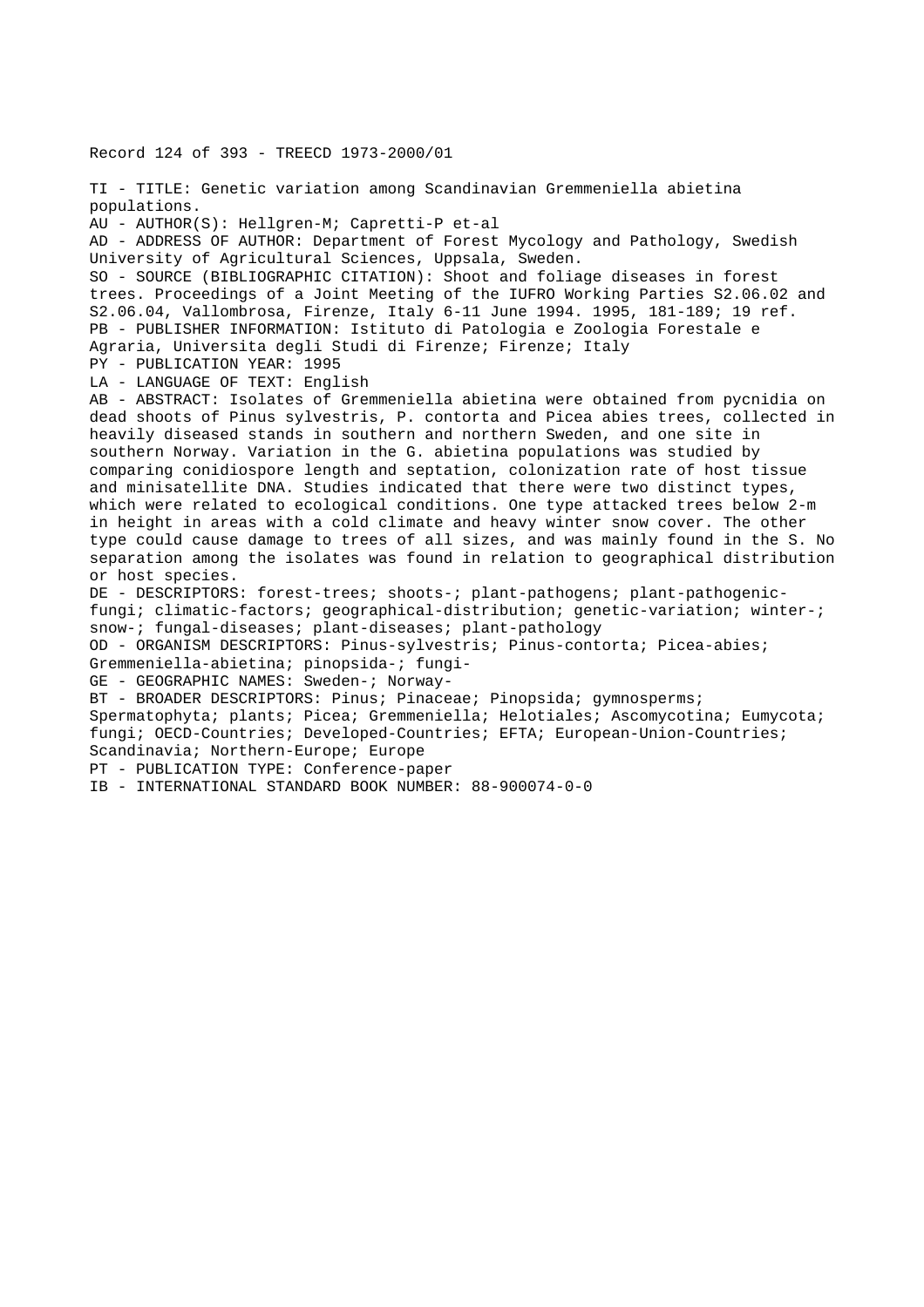Record 124 of 393 - TREECD 1973-2000/01

TI - TITLE: Genetic variation among Scandinavian Gremmeniella abietina populations.
AU - AUTHOR(S): Hellgren-M; Capretti-P et-al
AD - ADDRESS OF AUTHOR: Department of Forest Mycology and Pathology, Swedish University of Agricultural Sciences, Uppsala, Sweden.
SO - SOURCE (BIBLIOGRAPHIC CITATION): Shoot and foliage diseases in forest trees. Proceedings of a Joint Meeting of the IUFRO Working Parties S2.06.02 and S2.06.04, Vallombrosa, Firenze, Italy 6-11 June 1994. 1995, 181-189; 19 ref.
PB - PUBLISHER INFORMATION: Istituto di Patologia e Zoologia Forestale e Agraria, Universita degli Studi di Firenze; Firenze; Italy
PY - PUBLICATION YEAR: 1995
LA - LANGUAGE OF TEXT: English
AB - ABSTRACT: Isolates of Gremmeniella abietina were obtained from pycnidia on dead shoots of Pinus sylvestris, P. contorta and Picea abies trees, collected in heavily diseased stands in southern and northern Sweden, and one site in southern Norway. Variation in the G. abietina populations was studied by comparing conidiospore length and septation, colonization rate of host tissue and minisatellite DNA. Studies indicated that there were two distinct types, which were related to ecological conditions. One type attacked trees below 2-m in height in areas with a cold climate and heavy winter snow cover. The other type could cause damage to trees of all sizes, and was mainly found in the S. No separation among the isolates was found in relation to geographical distribution or host species.
DE - DESCRIPTORS: forest-trees; shoots-; plant-pathogens; plant-pathogenic-fungi; climatic-factors; geographical-distribution; genetic-variation; winter-; snow-; fungal-diseases; plant-diseases; plant-pathology
OD - ORGANISM DESCRIPTORS: Pinus-sylvestris; Pinus-contorta; Picea-abies; Gremmeniella-abietina; pinopsida-; fungi-
GE - GEOGRAPHIC NAMES: Sweden-; Norway-
BT - BROADER DESCRIPTORS: Pinus; Pinaceae; Pinopsida; gymnosperms; Spermatophyta; plants; Picea; Gremmeniella; Helotiales; Ascomycotina; Eumycota; fungi; OECD-Countries; Developed-Countries; EFTA; European-Union-Countries; Scandinavia; Northern-Europe; Europe
PT - PUBLICATION TYPE: Conference-paper
IB - INTERNATIONAL STANDARD BOOK NUMBER: 88-900074-0-0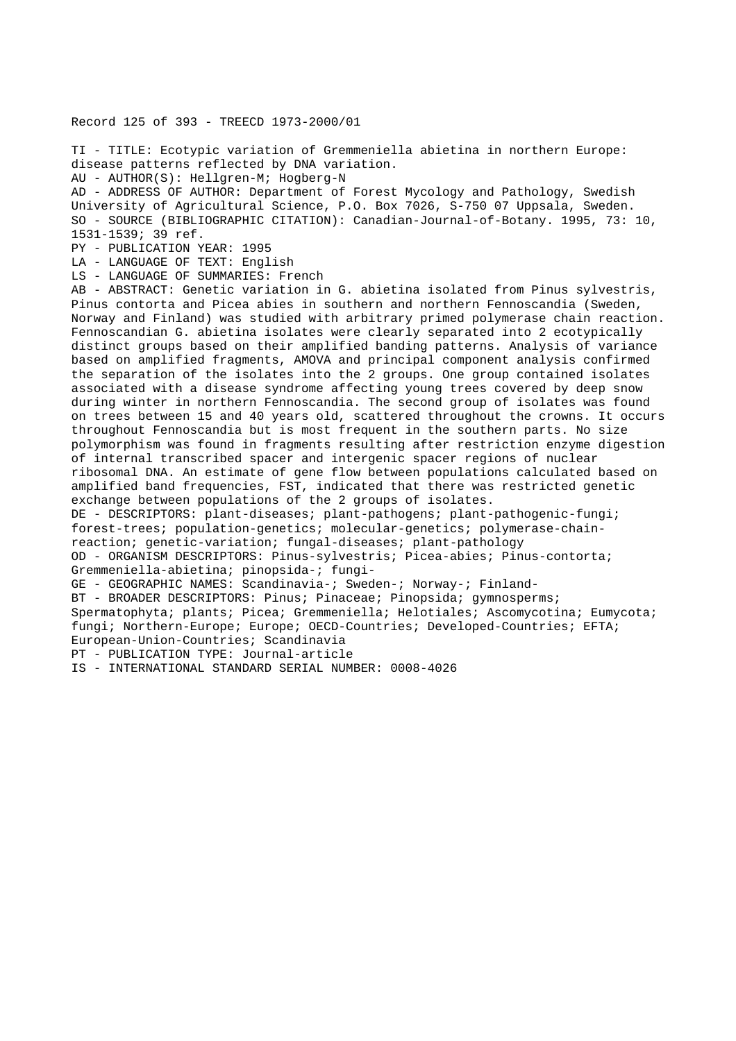Record 125 of 393 - TREECD 1973-2000/01

TI - TITLE: Ecotypic variation of Gremmeniella abietina in northern Europe: disease patterns reflected by DNA variation.
AU - AUTHOR(S): Hellgren-M; Hogberg-N
AD - ADDRESS OF AUTHOR: Department of Forest Mycology and Pathology, Swedish University of Agricultural Science, P.O. Box 7026, S-750 07 Uppsala, Sweden.
SO - SOURCE (BIBLIOGRAPHIC CITATION): Canadian-Journal-of-Botany. 1995, 73: 10, 1531-1539; 39 ref.
PY - PUBLICATION YEAR: 1995
LA - LANGUAGE OF TEXT: English
LS - LANGUAGE OF SUMMARIES: French
AB - ABSTRACT: Genetic variation in G. abietina isolated from Pinus sylvestris, Pinus contorta and Picea abies in southern and northern Fennoscandia (Sweden, Norway and Finland) was studied with arbitrary primed polymerase chain reaction. Fennoscandian G. abietina isolates were clearly separated into 2 ecotypically distinct groups based on their amplified banding patterns. Analysis of variance based on amplified fragments, AMOVA and principal component analysis confirmed the separation of the isolates into the 2 groups. One group contained isolates associated with a disease syndrome affecting young trees covered by deep snow during winter in northern Fennoscandia. The second group of isolates was found on trees between 15 and 40 years old, scattered throughout the crowns. It occurs throughout Fennoscandia but is most frequent in the southern parts. No size polymorphism was found in fragments resulting after restriction enzyme digestion of internal transcribed spacer and intergenic spacer regions of nuclear ribosomal DNA. An estimate of gene flow between populations calculated based on amplified band frequencies, FST, indicated that there was restricted genetic exchange between populations of the 2 groups of isolates.
DE - DESCRIPTORS: plant-diseases; plant-pathogens; plant-pathogenic-fungi; forest-trees; population-genetics; molecular-genetics; polymerase-chain-reaction; genetic-variation; fungal-diseases; plant-pathology
OD - ORGANISM DESCRIPTORS: Pinus-sylvestris; Picea-abies; Pinus-contorta; Gremmeniella-abietina; pinopsida-; fungi-
GE - GEOGRAPHIC NAMES: Scandinavia-; Sweden-; Norway-; Finland-
BT - BROADER DESCRIPTORS: Pinus; Pinaceae; Pinopsida; gymnosperms; Spermatophyta; plants; Picea; Gremmeniella; Helotiales; Ascomycotina; Eumycota; fungi; Northern-Europe; Europe; OECD-Countries; Developed-Countries; EFTA; European-Union-Countries; Scandinavia
PT - PUBLICATION TYPE: Journal-article
IS - INTERNATIONAL STANDARD SERIAL NUMBER: 0008-4026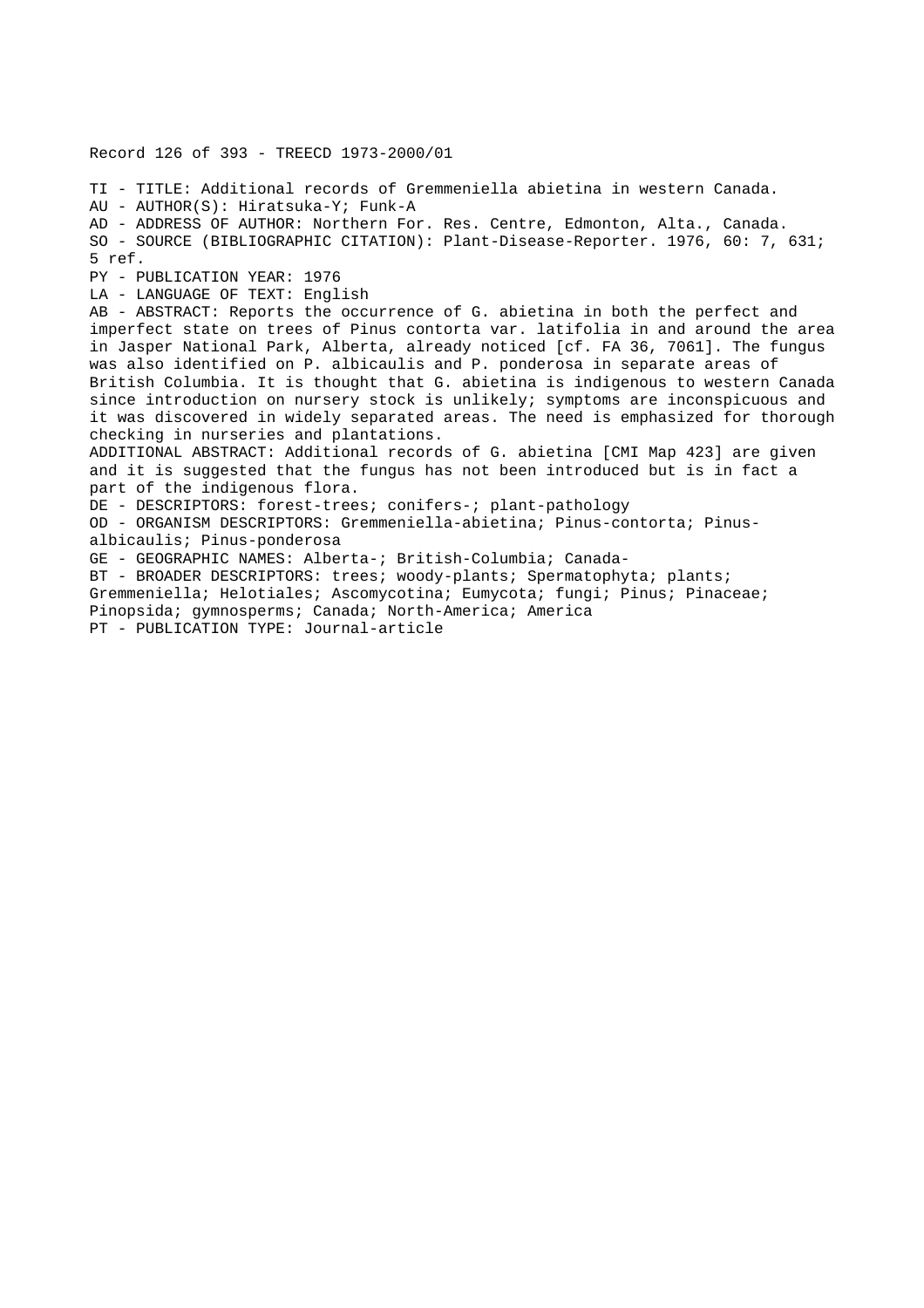Record 126 of 393 - TREECD 1973-2000/01

TI - TITLE: Additional records of Gremmeniella abietina in western Canada.
AU - AUTHOR(S): Hiratsuka-Y; Funk-A
AD - ADDRESS OF AUTHOR: Northern For. Res. Centre, Edmonton, Alta., Canada.
SO - SOURCE (BIBLIOGRAPHIC CITATION): Plant-Disease-Reporter. 1976, 60: 7, 631; 5 ref.
PY - PUBLICATION YEAR: 1976
LA - LANGUAGE OF TEXT: English
AB - ABSTRACT: Reports the occurrence of G. abietina in both the perfect and imperfect state on trees of Pinus contorta var. latifolia in and around the area in Jasper National Park, Alberta, already noticed [cf. FA 36, 7061]. The fungus was also identified on P. albicaulis and P. ponderosa in separate areas of British Columbia. It is thought that G. abietina is indigenous to western Canada since introduction on nursery stock is unlikely; symptoms are inconspicuous and it was discovered in widely separated areas. The need is emphasized for thorough checking in nurseries and plantations.
ADDITIONAL ABSTRACT: Additional records of G. abietina [CMI Map 423] are given and it is suggested that the fungus has not been introduced but is in fact a part of the indigenous flora.
DE - DESCRIPTORS: forest-trees; conifers-; plant-pathology
OD - ORGANISM DESCRIPTORS: Gremmeniella-abietina; Pinus-contorta; Pinus-albicaulis; Pinus-ponderosa
GE - GEOGRAPHIC NAMES: Alberta-; British-Columbia; Canada-
BT - BROADER DESCRIPTORS: trees; woody-plants; Spermatophyta; plants; Gremmeniella; Helotiales; Ascomycotina; Eumycota; fungi; Pinus; Pinaceae; Pinopsida; gymnosperms; Canada; North-America; America
PT - PUBLICATION TYPE: Journal-article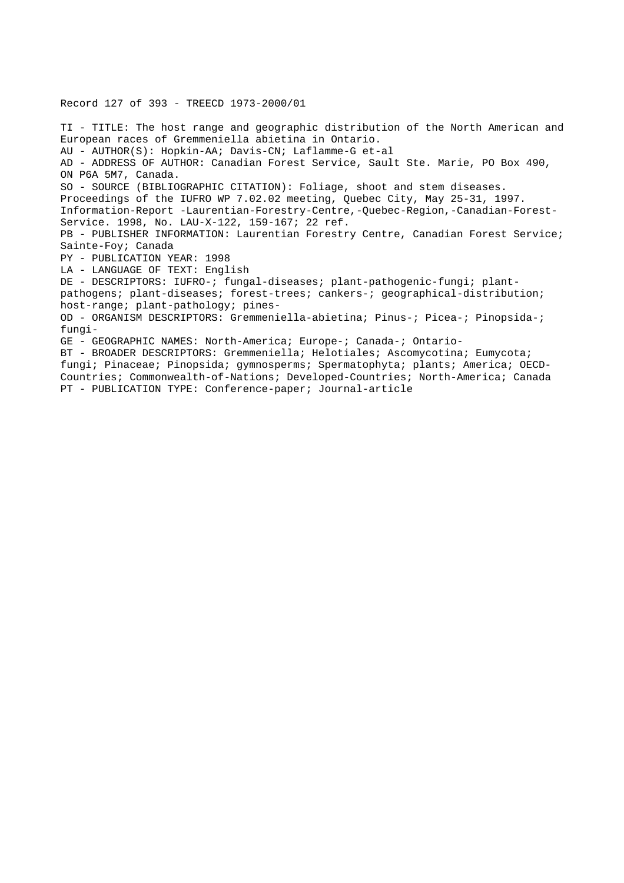Record 127 of 393 - TREECD 1973-2000/01

TI - TITLE: The host range and geographic distribution of the North American and European races of Gremmeniella abietina in Ontario.
AU - AUTHOR(S): Hopkin-AA; Davis-CN; Laflamme-G et-al
AD - ADDRESS OF AUTHOR: Canadian Forest Service, Sault Ste. Marie, PO Box 490, ON P6A 5M7, Canada.
SO - SOURCE (BIBLIOGRAPHIC CITATION): Foliage, shoot and stem diseases. Proceedings of the IUFRO WP 7.02.02 meeting, Quebec City, May 25-31, 1997. Information-Report -Laurentian-Forestry-Centre,-Quebec-Region,-Canadian-Forest-Service. 1998, No. LAU-X-122, 159-167; 22 ref.
PB - PUBLISHER INFORMATION: Laurentian Forestry Centre, Canadian Forest Service; Sainte-Foy; Canada
PY - PUBLICATION YEAR: 1998
LA - LANGUAGE OF TEXT: English
DE - DESCRIPTORS: IUFRO-; fungal-diseases; plant-pathogenic-fungi; plant-pathogens; plant-diseases; forest-trees; cankers-; geographical-distribution; host-range; plant-pathology; pines-
OD - ORGANISM DESCRIPTORS: Gremmeniella-abietina; Pinus-; Picea-; Pinopsida-; fungi-
GE - GEOGRAPHIC NAMES: North-America; Europe-; Canada-; Ontario-
BT - BROADER DESCRIPTORS: Gremmeniella; Helotiales; Ascomycotina; Eumycota; fungi; Pinaceae; Pinopsida; gymnosperms; Spermatophyta; plants; America; OECD-Countries; Commonwealth-of-Nations; Developed-Countries; North-America; Canada
PT - PUBLICATION TYPE: Conference-paper; Journal-article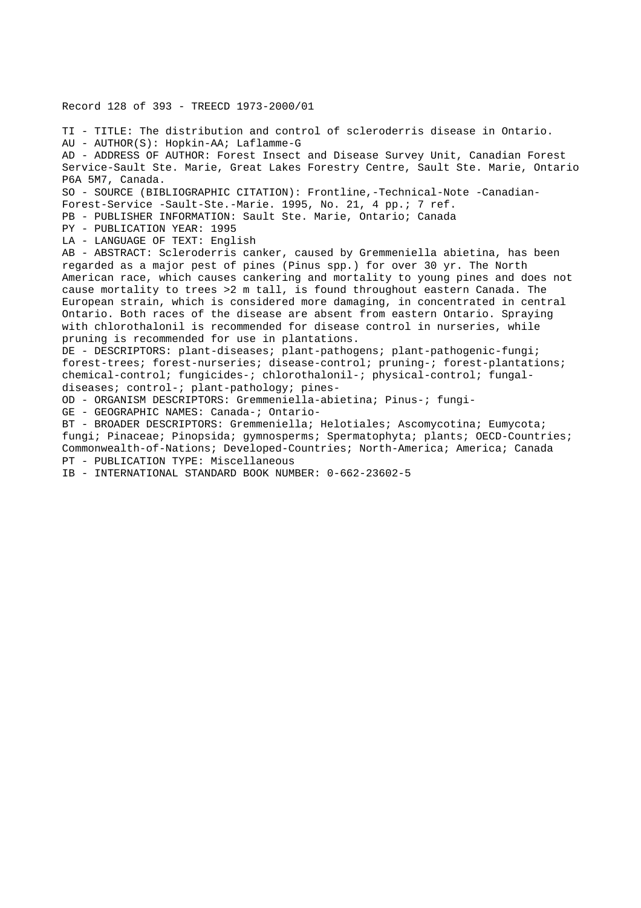Record 128 of 393 - TREECD 1973-2000/01

TI - TITLE: The distribution and control of scleroderris disease in Ontario.
AU - AUTHOR(S): Hopkin-AA; Laflamme-G
AD - ADDRESS OF AUTHOR: Forest Insect and Disease Survey Unit, Canadian Forest Service-Sault Ste. Marie, Great Lakes Forestry Centre, Sault Ste. Marie, Ontario P6A 5M7, Canada.
SO - SOURCE (BIBLIOGRAPHIC CITATION): Frontline,-Technical-Note -Canadian-Forest-Service -Sault-Ste.-Marie. 1995, No. 21, 4 pp.; 7 ref.
PB - PUBLISHER INFORMATION: Sault Ste. Marie, Ontario; Canada
PY - PUBLICATION YEAR: 1995
LA - LANGUAGE OF TEXT: English
AB - ABSTRACT: Scleroderris canker, caused by Gremmeniella abietina, has been regarded as a major pest of pines (Pinus spp.) for over 30 yr. The North American race, which causes cankering and mortality to young pines and does not cause mortality to trees >2 m tall, is found throughout eastern Canada. The European strain, which is considered more damaging, in concentrated in central Ontario. Both races of the disease are absent from eastern Ontario. Spraying with chlorothalonil is recommended for disease control in nurseries, while pruning is recommended for use in plantations.
DE - DESCRIPTORS: plant-diseases; plant-pathogens; plant-pathogenic-fungi; forest-trees; forest-nurseries; disease-control; pruning-; forest-plantations; chemical-control; fungicides-; chlorothalonil-; physical-control; fungal-diseases; control-; plant-pathology; pines-
OD - ORGANISM DESCRIPTORS: Gremmeniella-abietina; Pinus-; fungi-
GE - GEOGRAPHIC NAMES: Canada-; Ontario-
BT - BROADER DESCRIPTORS: Gremmeniella; Helotiales; Ascomycotina; Eumycota; fungi; Pinaceae; Pinopsida; gymnosperms; Spermatophyta; plants; OECD-Countries; Commonwealth-of-Nations; Developed-Countries; North-America; America; Canada
PT - PUBLICATION TYPE: Miscellaneous
IB - INTERNATIONAL STANDARD BOOK NUMBER: 0-662-23602-5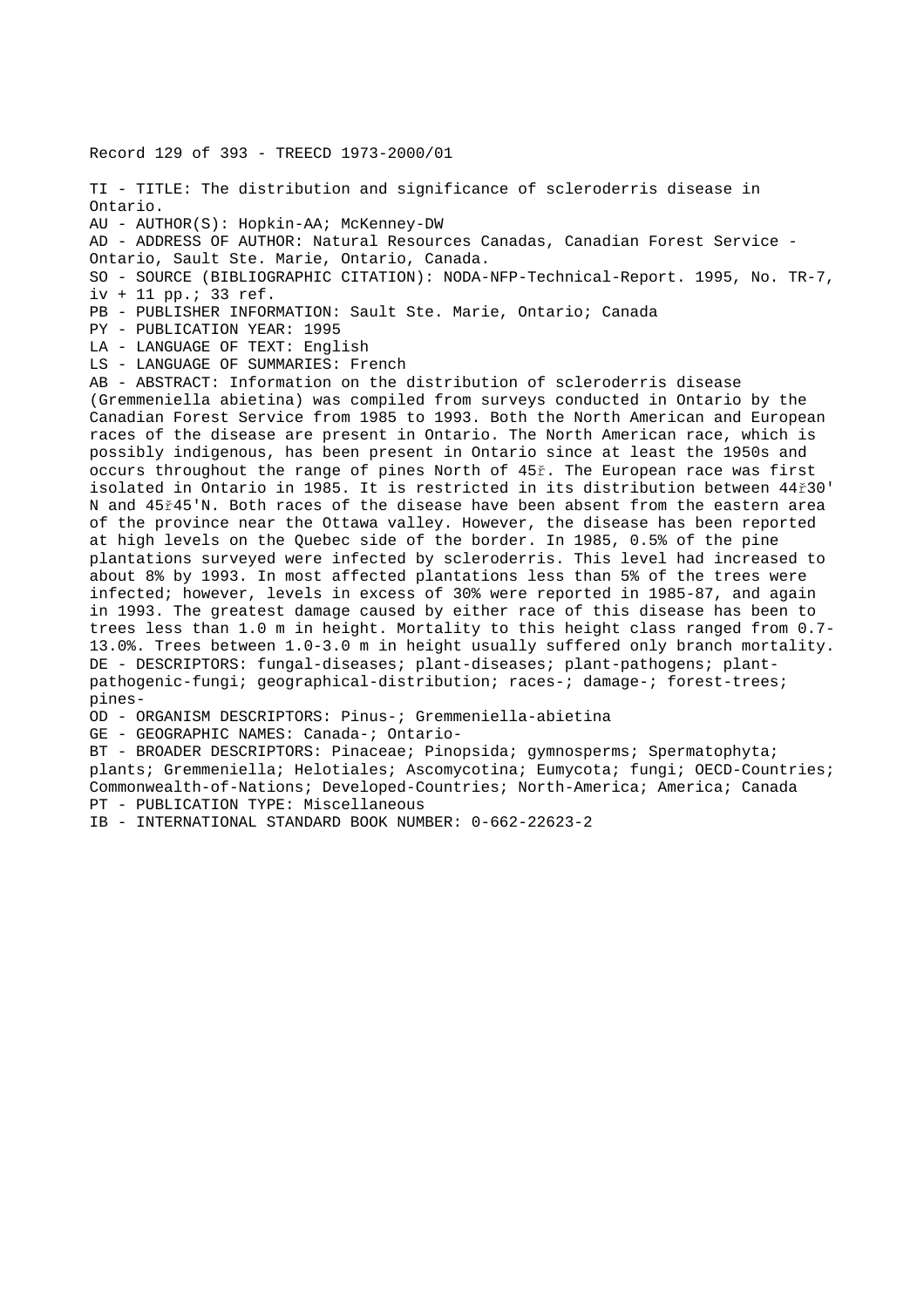Record 129 of 393 - TREECD 1973-2000/01

TI - TITLE: The distribution and significance of scleroderris disease in Ontario.
AU - AUTHOR(S): Hopkin-AA; McKenney-DW
AD - ADDRESS OF AUTHOR: Natural Resources Canadas, Canadian Forest Service - Ontario, Sault Ste. Marie, Ontario, Canada.
SO - SOURCE (BIBLIOGRAPHIC CITATION): NODA-NFP-Technical-Report. 1995, No. TR-7, iv + 11 pp.; 33 ref.
PB - PUBLISHER INFORMATION: Sault Ste. Marie, Ontario; Canada
PY - PUBLICATION YEAR: 1995
LA - LANGUAGE OF TEXT: English
LS - LANGUAGE OF SUMMARIES: French
AB - ABSTRACT: Information on the distribution of scleroderris disease (Gremmeniella abietina) was compiled from surveys conducted in Ontario by the Canadian Forest Service from 1985 to 1993. Both the North American and European races of the disease are present in Ontario. The North American race, which is possibly indigenous, has been present in Ontario since at least the 1950s and occurs throughout the range of pines North of 45ř. The European race was first isolated in Ontario in 1985. It is restricted in its distribution between 44ř30' N and 45ř45'N. Both races of the disease have been absent from the eastern area of the province near the Ottawa valley. However, the disease has been reported at high levels on the Quebec side of the border. In 1985, 0.5% of the pine plantations surveyed were infected by scleroderris. This level had increased to about 8% by 1993. In most affected plantations less than 5% of the trees were infected; however, levels in excess of 30% were reported in 1985-87, and again in 1993. The greatest damage caused by either race of this disease has been to trees less than 1.0 m in height. Mortality to this height class ranged from 0.7-13.0%. Trees between 1.0-3.0 m in height usually suffered only branch mortality.
DE - DESCRIPTORS: fungal-diseases; plant-diseases; plant-pathogens; plant-pathogenic-fungi; geographical-distribution; races-; damage-; forest-trees; pines-
OD - ORGANISM DESCRIPTORS: Pinus-; Gremmeniella-abietina
GE - GEOGRAPHIC NAMES: Canada-; Ontario-
BT - BROADER DESCRIPTORS: Pinaceae; Pinopsida; gymnosperms; Spermatophyta; plants; Gremmeniella; Helotiales; Ascomycotina; Eumycota; fungi; OECD-Countries; Commonwealth-of-Nations; Developed-Countries; North-America; America; Canada
PT - PUBLICATION TYPE: Miscellaneous
IB - INTERNATIONAL STANDARD BOOK NUMBER: 0-662-22623-2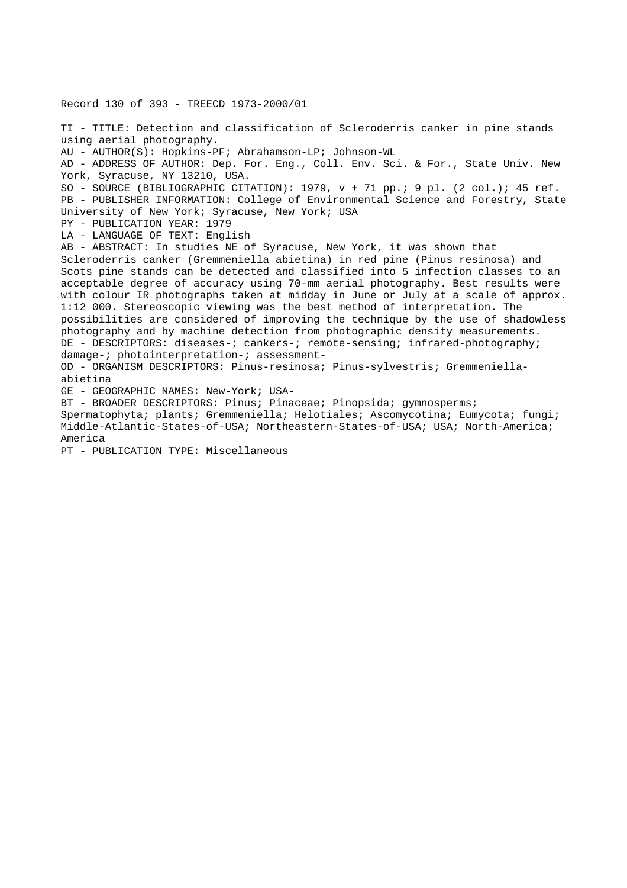Record 130 of 393 - TREECD 1973-2000/01

TI - TITLE: Detection and classification of Scleroderris canker in pine stands using aerial photography.
AU - AUTHOR(S): Hopkins-PF; Abrahamson-LP; Johnson-WL
AD - ADDRESS OF AUTHOR: Dep. For. Eng., Coll. Env. Sci. & For., State Univ. New York, Syracuse, NY 13210, USA.
SO - SOURCE (BIBLIOGRAPHIC CITATION): 1979, v + 71 pp.; 9 pl. (2 col.); 45 ref.
PB - PUBLISHER INFORMATION: College of Environmental Science and Forestry, State University of New York; Syracuse, New York; USA
PY - PUBLICATION YEAR: 1979
LA - LANGUAGE OF TEXT: English
AB - ABSTRACT: In studies NE of Syracuse, New York, it was shown that Scleroderris canker (Gremmeniella abietina) in red pine (Pinus resinosa) and Scots pine stands can be detected and classified into 5 infection classes to an acceptable degree of accuracy using 70-mm aerial photography. Best results were with colour IR photographs taken at midday in June or July at a scale of approx. 1:12 000. Stereoscopic viewing was the best method of interpretation. The possibilities are considered of improving the technique by the use of shadowless photography and by machine detection from photographic density measurements.
DE - DESCRIPTORS: diseases-; cankers-; remote-sensing; infrared-photography; damage-; photointerpretation-; assessment-
OD - ORGANISM DESCRIPTORS: Pinus-resinosa; Pinus-sylvestris; Gremmeniella-abietina
GE - GEOGRAPHIC NAMES: New-York; USA-
BT - BROADER DESCRIPTORS: Pinus; Pinaceae; Pinopsida; gymnosperms; Spermatophyta; plants; Gremmeniella; Helotiales; Ascomycotina; Eumycota; fungi; Middle-Atlantic-States-of-USA; Northeastern-States-of-USA; USA; North-America; America
PT - PUBLICATION TYPE: Miscellaneous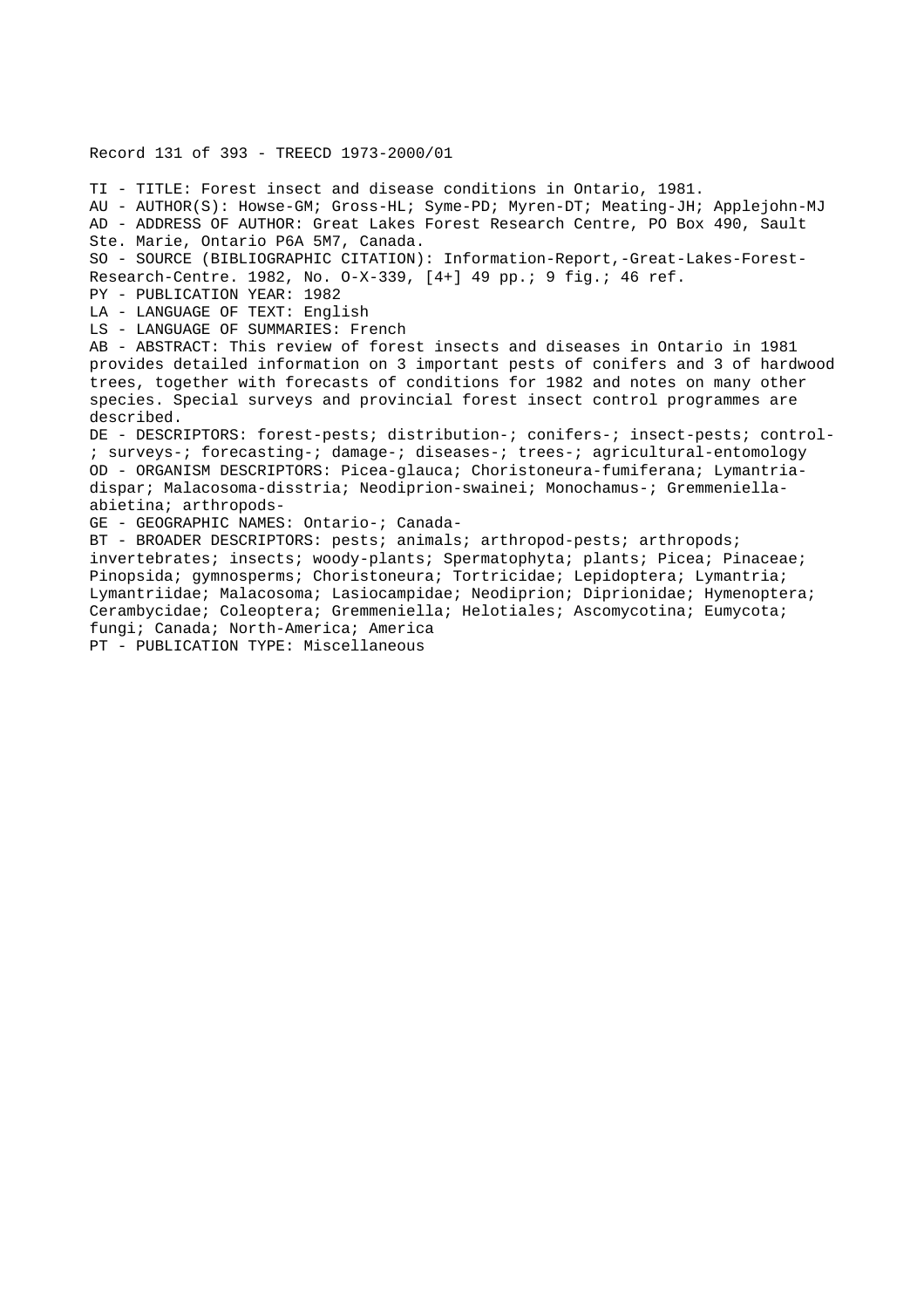Record 131 of 393 - TREECD 1973-2000/01

TI - TITLE: Forest insect and disease conditions in Ontario, 1981.
AU - AUTHOR(S): Howse-GM; Gross-HL; Syme-PD; Myren-DT; Meating-JH; Applejohn-MJ
AD - ADDRESS OF AUTHOR: Great Lakes Forest Research Centre, PO Box 490, Sault Ste. Marie, Ontario P6A 5M7, Canada.
SO - SOURCE (BIBLIOGRAPHIC CITATION): Information-Report,-Great-Lakes-Forest-Research-Centre. 1982, No. O-X-339, [4+] 49 pp.; 9 fig.; 46 ref.
PY - PUBLICATION YEAR: 1982
LA - LANGUAGE OF TEXT: English
LS - LANGUAGE OF SUMMARIES: French
AB - ABSTRACT: This review of forest insects and diseases in Ontario in 1981 provides detailed information on 3 important pests of conifers and 3 of hardwood trees, together with forecasts of conditions for 1982 and notes on many other species. Special surveys and provincial forest insect control programmes are described.
DE - DESCRIPTORS: forest-pests; distribution-; conifers-; insect-pests; control-; surveys-; forecasting-; damage-; diseases-; trees-; agricultural-entomology
OD - ORGANISM DESCRIPTORS: Picea-glauca; Choristoneura-fumiferana; Lymantria-dispar; Malacosoma-disstria; Neodiprion-swainei; Monochamus-; Gremmeniella-abietina; arthropods-
GE - GEOGRAPHIC NAMES: Ontario-; Canada-
BT - BROADER DESCRIPTORS: pests; animals; arthropod-pests; arthropods; invertebrates; insects; woody-plants; Spermatophyta; plants; Picea; Pinaceae; Pinopsida; gymnosperms; Choristoneura; Tortricidae; Lepidoptera; Lymantria; Lymantriidae; Malacosoma; Lasiocampidae; Neodiprion; Diprionidae; Hymenoptera; Cerambycidae; Coleoptera; Gremmeniella; Helotiales; Ascomycotina; Eumycota; fungi; Canada; North-America; America
PT - PUBLICATION TYPE: Miscellaneous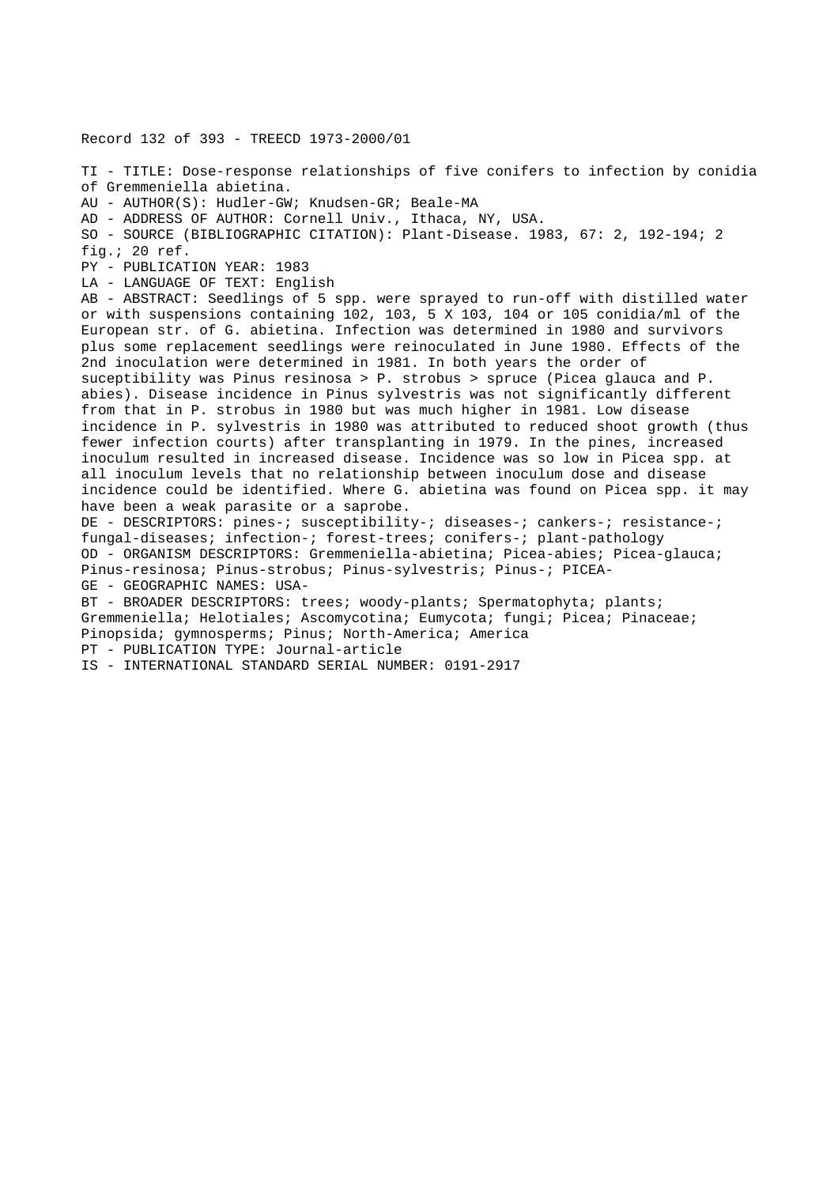Record 132 of 393 - TREECD 1973-2000/01

TI - TITLE: Dose-response relationships of five conifers to infection by conidia of Gremmeniella abietina.
AU - AUTHOR(S): Hudler-GW; Knudsen-GR; Beale-MA
AD - ADDRESS OF AUTHOR: Cornell Univ., Ithaca, NY, USA.
SO - SOURCE (BIBLIOGRAPHIC CITATION): Plant-Disease. 1983, 67: 2, 192-194; 2 fig.; 20 ref.
PY - PUBLICATION YEAR: 1983
LA - LANGUAGE OF TEXT: English
AB - ABSTRACT: Seedlings of 5 spp. were sprayed to run-off with distilled water or with suspensions containing 102, 103, 5 X 103, 104 or 105 conidia/ml of the European str. of G. abietina. Infection was determined in 1980 and survivors plus some replacement seedlings were reinoculated in June 1980. Effects of the 2nd inoculation were determined in 1981. In both years the order of suceptibility was Pinus resinosa > P. strobus > spruce (Picea glauca and P. abies). Disease incidence in Pinus sylvestris was not significantly different from that in P. strobus in 1980 but was much higher in 1981. Low disease incidence in P. sylvestris in 1980 was attributed to reduced shoot growth (thus fewer infection courts) after transplanting in 1979. In the pines, increased inoculum resulted in increased disease. Incidence was so low in Picea spp. at all inoculum levels that no relationship between inoculum dose and disease incidence could be identified. Where G. abietina was found on Picea spp. it may have been a weak parasite or a saprobe.
DE - DESCRIPTORS: pines-; susceptibility-; diseases-; cankers-; resistance-; fungal-diseases; infection-; forest-trees; conifers-; plant-pathology
OD - ORGANISM DESCRIPTORS: Gremmeniella-abietina; Picea-abies; Picea-glauca; Pinus-resinosa; Pinus-strobus; Pinus-sylvestris; Pinus-; PICEA-
GE - GEOGRAPHIC NAMES: USA-
BT - BROADER DESCRIPTORS: trees; woody-plants; Spermatophyta; plants; Gremmeniella; Helotiales; Ascomycotina; Eumycota; fungi; Picea; Pinaceae; Pinopsida; gymnosperms; Pinus; North-America; America
PT - PUBLICATION TYPE: Journal-article
IS - INTERNATIONAL STANDARD SERIAL NUMBER: 0191-2917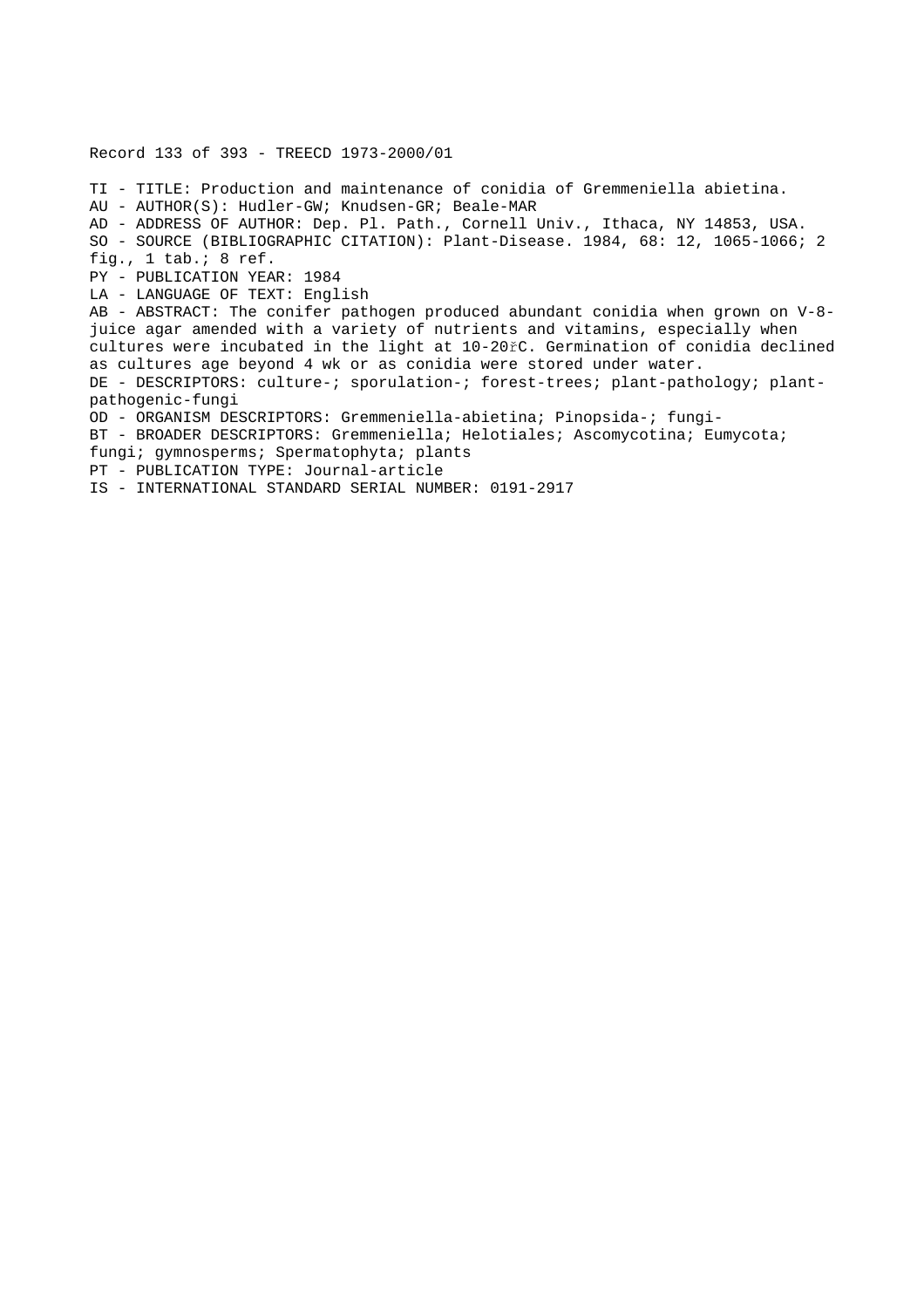Record 133 of 393 - TREECD 1973-2000/01

TI - TITLE: Production and maintenance of conidia of Gremmeniella abietina.
AU - AUTHOR(S): Hudler-GW; Knudsen-GR; Beale-MAR
AD - ADDRESS OF AUTHOR: Dep. Pl. Path., Cornell Univ., Ithaca, NY 14853, USA.
SO - SOURCE (BIBLIOGRAPHIC CITATION): Plant-Disease. 1984, 68: 12, 1065-1066; 2 fig., 1 tab.; 8 ref.
PY - PUBLICATION YEAR: 1984
LA - LANGUAGE OF TEXT: English
AB - ABSTRACT: The conifer pathogen produced abundant conidia when grown on V-8-juice agar amended with a variety of nutrients and vitamins, especially when cultures were incubated in the light at 10-20řC. Germination of conidia declined as cultures age beyond 4 wk or as conidia were stored under water.
DE - DESCRIPTORS: culture-; sporulation-; forest-trees; plant-pathology; plant-pathogenic-fungi
OD - ORGANISM DESCRIPTORS: Gremmeniella-abietina; Pinopsida-; fungi-
BT - BROADER DESCRIPTORS: Gremmeniella; Helotiales; Ascomycotina; Eumycota; fungi; gymnosperms; Spermatophyta; plants
PT - PUBLICATION TYPE: Journal-article
IS - INTERNATIONAL STANDARD SERIAL NUMBER: 0191-2917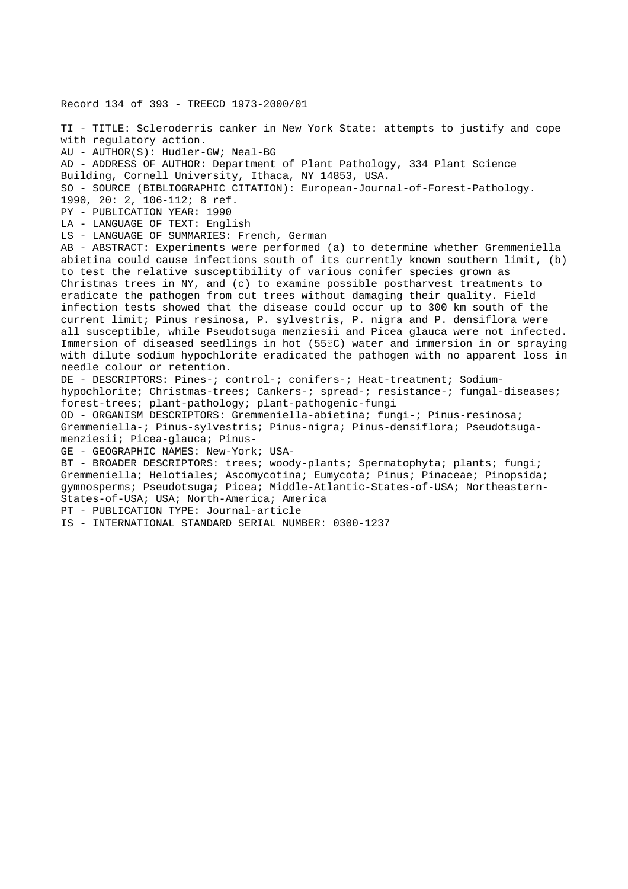Record 134 of 393 - TREECD 1973-2000/01

TI - TITLE: Scleroderris canker in New York State: attempts to justify and cope with regulatory action.
AU - AUTHOR(S): Hudler-GW; Neal-BG
AD - ADDRESS OF AUTHOR: Department of Plant Pathology, 334 Plant Science Building, Cornell University, Ithaca, NY 14853, USA.
SO - SOURCE (BIBLIOGRAPHIC CITATION): European-Journal-of-Forest-Pathology. 1990, 20: 2, 106-112; 8 ref.
PY - PUBLICATION YEAR: 1990
LA - LANGUAGE OF TEXT: English
LS - LANGUAGE OF SUMMARIES: French, German
AB - ABSTRACT: Experiments were performed (a) to determine whether Gremmeniella abietina could cause infections south of its currently known southern limit, (b) to test the relative susceptibility of various conifer species grown as Christmas trees in NY, and (c) to examine possible postharvest treatments to eradicate the pathogen from cut trees without damaging their quality. Field infection tests showed that the disease could occur up to 300 km south of the current limit; Pinus resinosa, P. sylvestris, P. nigra and P. densiflora were all susceptible, while Pseudotsuga menziesii and Picea glauca were not infected. Immersion of diseased seedlings in hot (55řC) water and immersion in or spraying with dilute sodium hypochlorite eradicated the pathogen with no apparent loss in needle colour or retention.
DE - DESCRIPTORS: Pines-; control-; conifers-; Heat-treatment; Sodium-hypochlorite; Christmas-trees; Cankers-; spread-; resistance-; fungal-diseases; forest-trees; plant-pathology; plant-pathogenic-fungi
OD - ORGANISM DESCRIPTORS: Gremmeniella-abietina; fungi-; Pinus-resinosa; Gremmeniella-; Pinus-sylvestris; Pinus-nigra; Pinus-densiflora; Pseudotsuga-menziesii; Picea-glauca; Pinus-
GE - GEOGRAPHIC NAMES: New-York; USA-
BT - BROADER DESCRIPTORS: trees; woody-plants; Spermatophyta; plants; fungi; Gremmeniella; Helotiales; Ascomycotina; Eumycota; Pinus; Pinaceae; Pinopsida; gymnosperms; Pseudotsuga; Picea; Middle-Atlantic-States-of-USA; Northeastern-States-of-USA; USA; North-America; America
PT - PUBLICATION TYPE: Journal-article
IS - INTERNATIONAL STANDARD SERIAL NUMBER: 0300-1237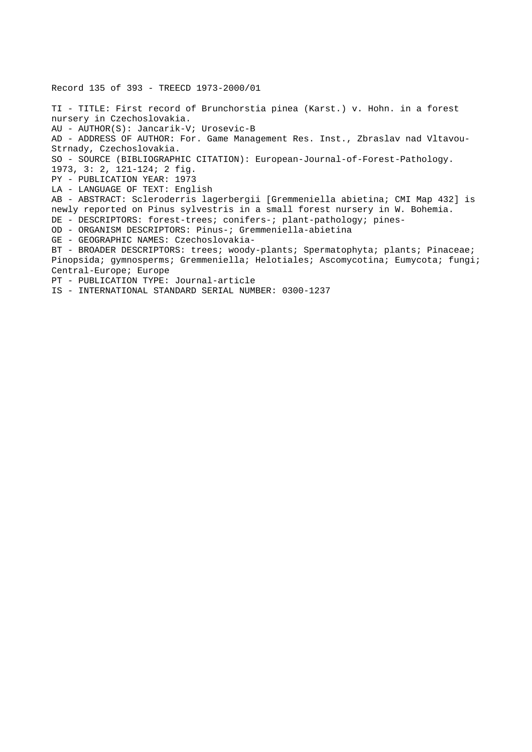Record 135 of 393 - TREECD 1973-2000/01

TI - TITLE: First record of Brunchorstia pinea (Karst.) v. Hohn. in a forest nursery in Czechoslovakia.
AU - AUTHOR(S): Jancarik-V; Urosevic-B
AD - ADDRESS OF AUTHOR: For. Game Management Res. Inst., Zbraslav nad Vltavou-Strnady, Czechoslovakia.
SO - SOURCE (BIBLIOGRAPHIC CITATION): European-Journal-of-Forest-Pathology. 1973, 3: 2, 121-124; 2 fig.
PY - PUBLICATION YEAR: 1973
LA - LANGUAGE OF TEXT: English
AB - ABSTRACT: Scleroderris lagerbergii [Gremmeniella abietina; CMI Map 432] is newly reported on Pinus sylvestris in a small forest nursery in W. Bohemia.
DE - DESCRIPTORS: forest-trees; conifers-; plant-pathology; pines-
OD - ORGANISM DESCRIPTORS: Pinus-; Gremmeniella-abietina
GE - GEOGRAPHIC NAMES: Czechoslovakia-
BT - BROADER DESCRIPTORS: trees; woody-plants; Spermatophyta; plants; Pinaceae; Pinopsida; gymnosperms; Gremmeniella; Helotiales; Ascomycotina; Eumycota; fungi; Central-Europe; Europe
PT - PUBLICATION TYPE: Journal-article
IS - INTERNATIONAL STANDARD SERIAL NUMBER: 0300-1237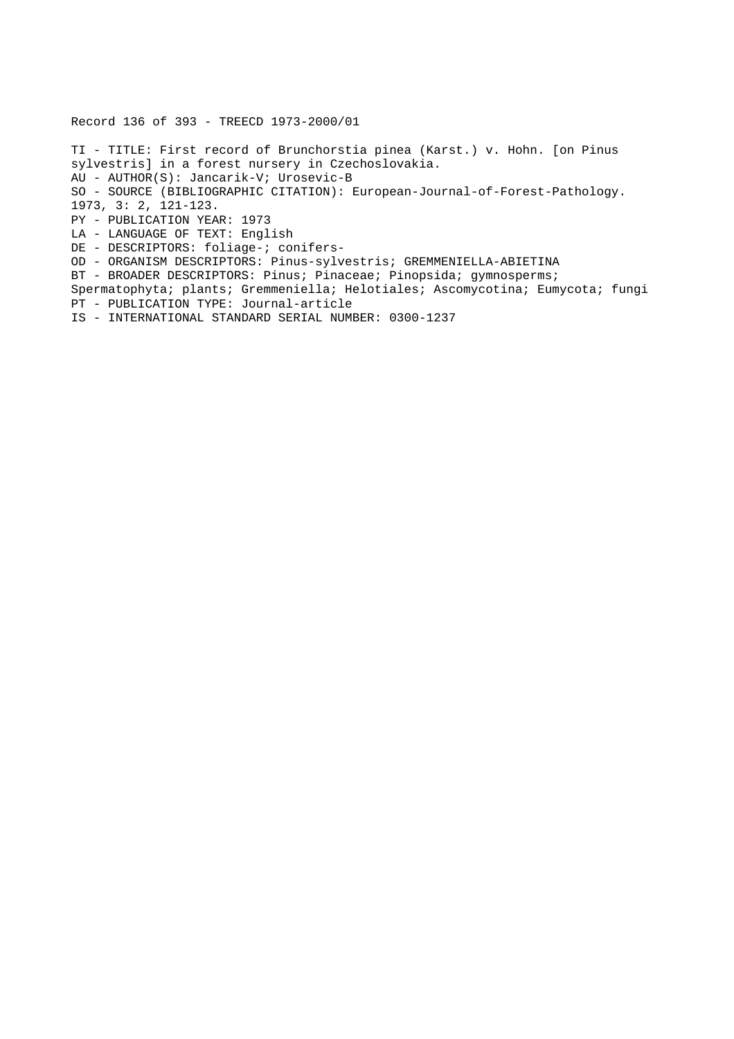Record 136 of 393 - TREECD 1973-2000/01

TI - TITLE: First record of Brunchorstia pinea (Karst.) v. Hohn. [on Pinus sylvestris] in a forest nursery in Czechoslovakia.
AU - AUTHOR(S): Jancarik-V; Urosevic-B
SO - SOURCE (BIBLIOGRAPHIC CITATION): European-Journal-of-Forest-Pathology. 1973, 3: 2, 121-123.
PY - PUBLICATION YEAR: 1973
LA - LANGUAGE OF TEXT: English
DE - DESCRIPTORS: foliage-; conifers-
OD - ORGANISM DESCRIPTORS: Pinus-sylvestris; GREMMENIELLA-ABIETINA
BT - BROADER DESCRIPTORS: Pinus; Pinaceae; Pinopsida; gymnosperms; Spermatophyta; plants; Gremmeniella; Helotiales; Ascomycotina; Eumycota; fungi
PT - PUBLICATION TYPE: Journal-article
IS - INTERNATIONAL STANDARD SERIAL NUMBER: 0300-1237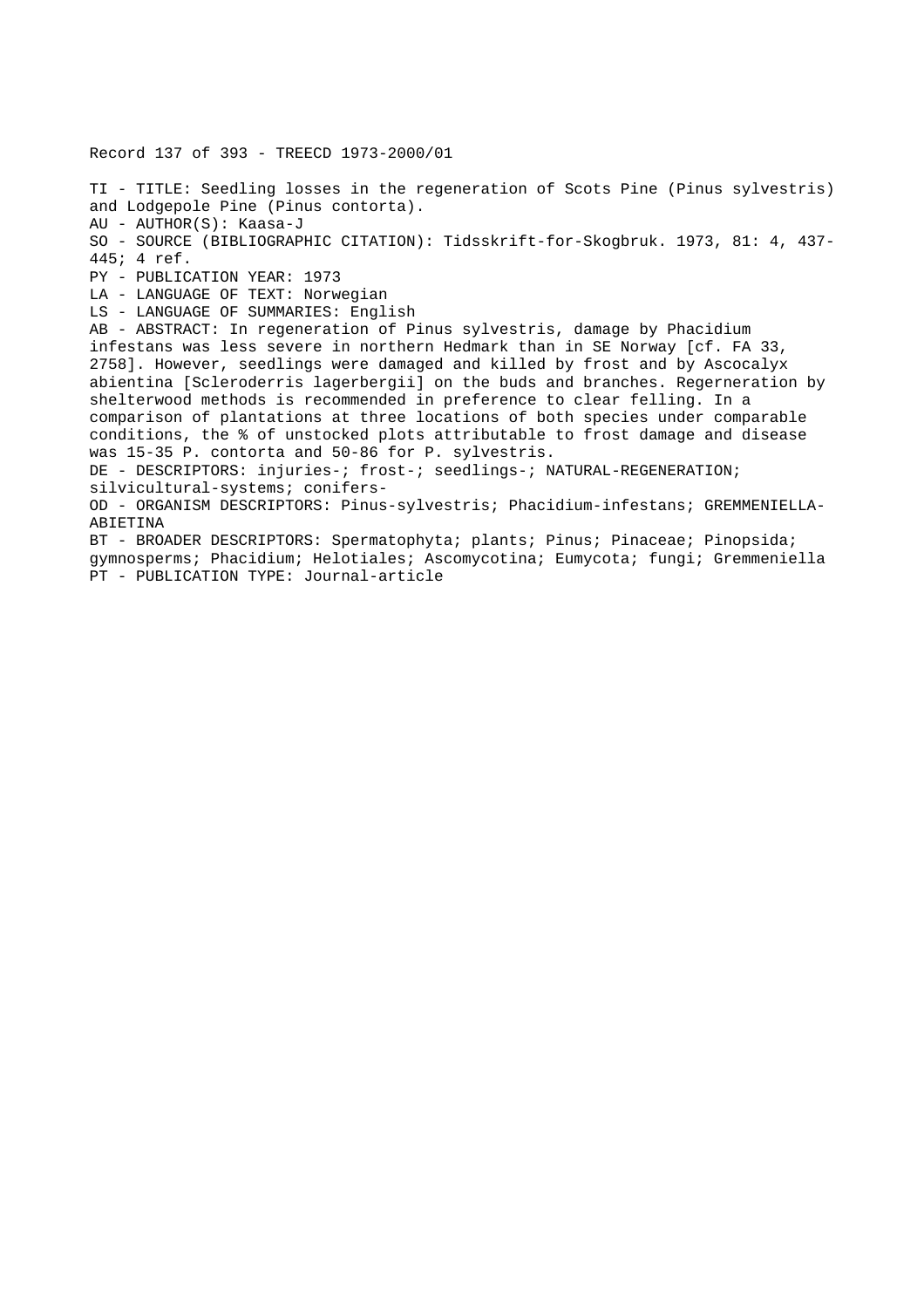Record 137 of 393 - TREECD 1973-2000/01

TI - TITLE: Seedling losses in the regeneration of Scots Pine (Pinus sylvestris) and Lodgepole Pine (Pinus contorta).
AU - AUTHOR(S): Kaasa-J
SO - SOURCE (BIBLIOGRAPHIC CITATION): Tidsskrift-for-Skogbruk. 1973, 81: 4, 437-445; 4 ref.
PY - PUBLICATION YEAR: 1973
LA - LANGUAGE OF TEXT: Norwegian
LS - LANGUAGE OF SUMMARIES: English
AB - ABSTRACT: In regeneration of Pinus sylvestris, damage by Phacidium infestans was less severe in northern Hedmark than in SE Norway [cf. FA 33, 2758]. However, seedlings were damaged and killed by frost and by Ascocalyx abientina [Scleroderris lagerbergii] on the buds and branches. Regerneration by shelterwood methods is recommended in preference to clear felling. In a comparison of plantations at three locations of both species under comparable conditions, the % of unstocked plots attributable to frost damage and disease was 15-35 P. contorta and 50-86 for P. sylvestris.
DE - DESCRIPTORS: injuries-; frost-; seedlings-; NATURAL-REGENERATION; silvicultural-systems; conifers-
OD - ORGANISM DESCRIPTORS: Pinus-sylvestris; Phacidium-infestans; GREMMENIELLA-ABIETINA
BT - BROADER DESCRIPTORS: Spermatophyta; plants; Pinus; Pinaceae; Pinopsida; gymnosperms; Phacidium; Helotiales; Ascomycotina; Eumycota; fungi; Gremmeniella
PT - PUBLICATION TYPE: Journal-article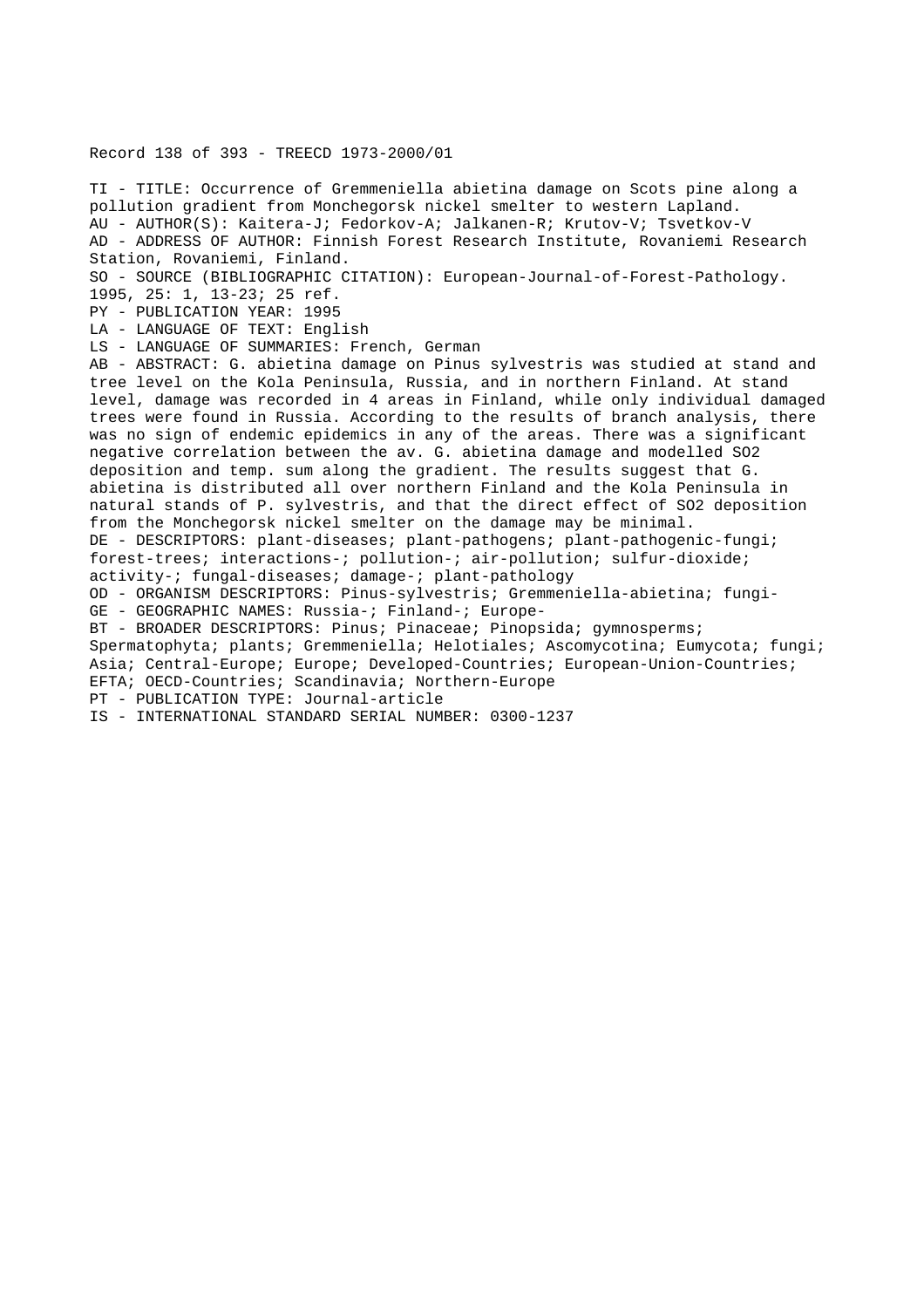Record 138 of 393 - TREECD 1973-2000/01

TI - TITLE: Occurrence of Gremmeniella abietina damage on Scots pine along a pollution gradient from Monchegorsk nickel smelter to western Lapland.
AU - AUTHOR(S): Kaitera-J; Fedorkov-A; Jalkanen-R; Krutov-V; Tsvetkov-V
AD - ADDRESS OF AUTHOR: Finnish Forest Research Institute, Rovaniemi Research Station, Rovaniemi, Finland.
SO - SOURCE (BIBLIOGRAPHIC CITATION): European-Journal-of-Forest-Pathology. 1995, 25: 1, 13-23; 25 ref.
PY - PUBLICATION YEAR: 1995
LA - LANGUAGE OF TEXT: English
LS - LANGUAGE OF SUMMARIES: French, German
AB - ABSTRACT: G. abietina damage on Pinus sylvestris was studied at stand and tree level on the Kola Peninsula, Russia, and in northern Finland. At stand level, damage was recorded in 4 areas in Finland, while only individual damaged trees were found in Russia. According to the results of branch analysis, there was no sign of endemic epidemics in any of the areas. There was a significant negative correlation between the av. G. abietina damage and modelled $SO_2$ deposition and temp. sum along the gradient. The results suggest that G. abietina is distributed all over northern Finland and the Kola Peninsula in natural stands of P. sylvestris, and that the direct effect of $SO_2$ deposition from the Monchegorsk nickel smelter on the damage may be minimal.
DE - DESCRIPTORS: plant-diseases; plant-pathogens; plant-pathogenic-fungi; forest-trees; interactions-; pollution-; air-pollution; sulfur-dioxide; activity-; fungal-diseases; damage-; plant-pathology
OD - ORGANISM DESCRIPTORS: Pinus-sylvestris; Gremmeniella-abietina; fungi-
GE - GEOGRAPHIC NAMES: Russia-; Finland-; Europe-
BT - BROADER DESCRIPTORS: Pinus; Pinaceae; Pinopsida; gymnosperms; Spermatophyta; plants; Gremmeniella; Helotiales; Ascomycotina; Eumycota; fungi; Asia; Central-Europe; Europe; Developed-Countries; European-Union-Countries; EFTA; OECD-Countries; Scandinavia; Northern-Europe
PT - PUBLICATION TYPE: Journal-article
IS - INTERNATIONAL STANDARD SERIAL NUMBER: 0300-1237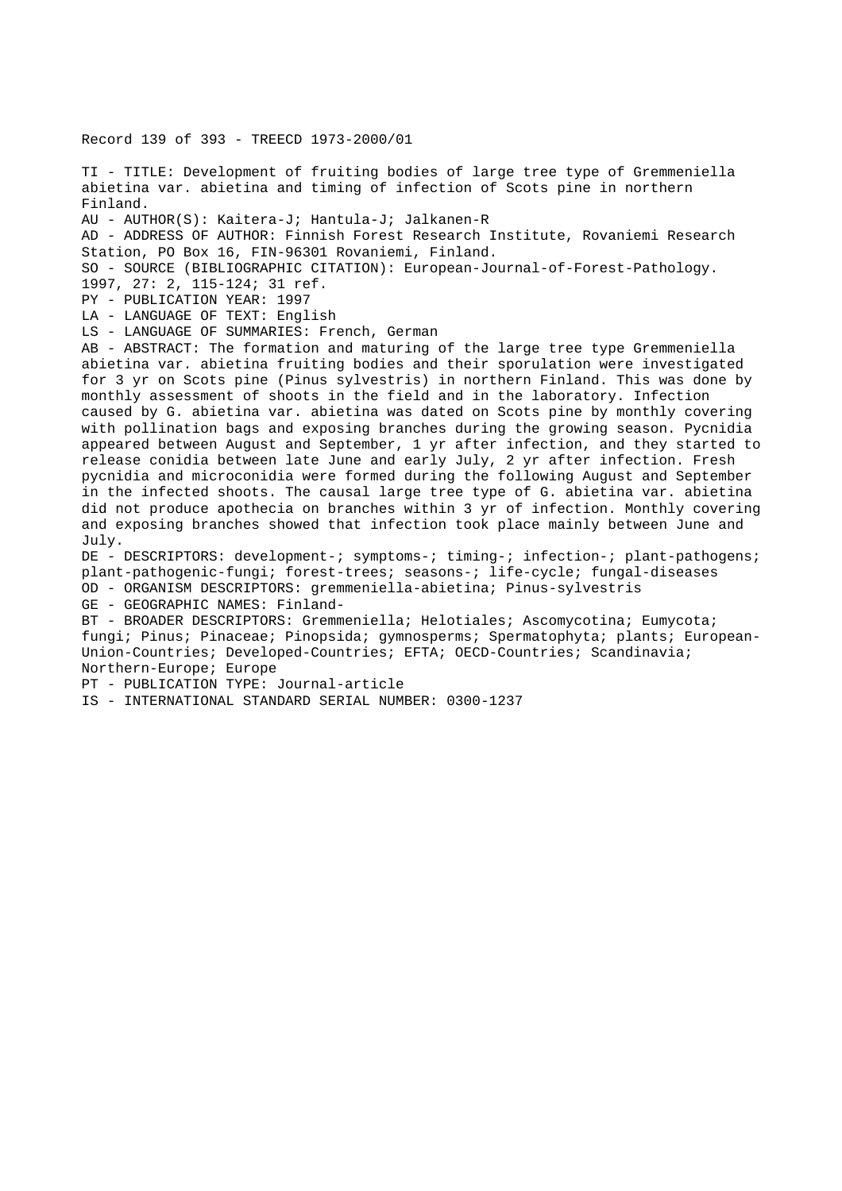Record 139 of 393 - TREECD 1973-2000/01

TI - TITLE: Development of fruiting bodies of large tree type of Gremmeniella abietina var. abietina and timing of infection of Scots pine in northern Finland.

AU - AUTHOR(S): Kaitera-J; Hantula-J; Jalkanen-R

AD - ADDRESS OF AUTHOR: Finnish Forest Research Institute, Rovaniemi Research Station, PO Box 16, FIN-96301 Rovaniemi, Finland.

SO - SOURCE (BIBLIOGRAPHIC CITATION): European-Journal-of-Forest-Pathology. 1997, 27: 2, 115-124; 31 ref.

PY - PUBLICATION YEAR: 1997

LA - LANGUAGE OF TEXT: English

LS - LANGUAGE OF SUMMARIES: French, German

AB - ABSTRACT: The formation and maturing of the large tree type Gremmeniella abietina var. abietina fruiting bodies and their sporulation were investigated for 3 yr on Scots pine (Pinus sylvestris) in northern Finland. This was done by monthly assessment of shoots in the field and in the laboratory. Infection caused by G. abietina var. abietina was dated on Scots pine by monthly covering with pollination bags and exposing branches during the growing season. Pycnidia appeared between August and September, 1 yr after infection, and they started to release conidia between late June and early July, 2 yr after infection. Fresh pycnidia and microconidia were formed during the following August and September in the infected shoots. The causal large tree type of G. abietina var. abietina did not produce apothecia on branches within 3 yr of infection. Monthly covering and exposing branches showed that infection took place mainly between June and July.

DE - DESCRIPTORS: development-; symptoms-; timing-; infection-; plant-pathogens; plant-pathogenic-fungi; forest-trees; seasons-; life-cycle; fungal-diseases

OD - ORGANISM DESCRIPTORS: gremmeniella-abietina; Pinus-sylvestris

GE - GEOGRAPHIC NAMES: Finland-

BT - BROADER DESCRIPTORS: Gremmeniella; Helotiales; Ascomycotina; Eumycota; fungi; Pinus; Pinaceae; Pinopsida; gymnosperms; Spermatophyta; plants; European-Union-Countries; Developed-Countries; EFTA; OECD-Countries; Scandinavia; Northern-Europe; Europe

PT - PUBLICATION TYPE: Journal-article

IS - INTERNATIONAL STANDARD SERIAL NUMBER: 0300-1237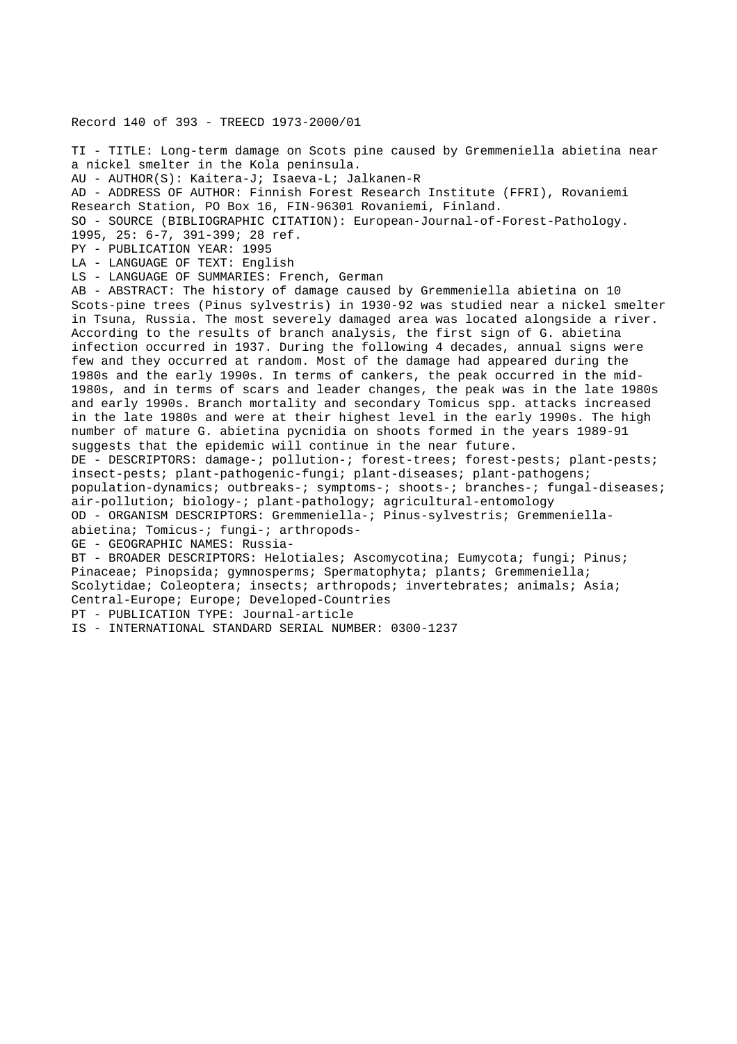Record 140 of 393 - TREECD 1973-2000/01

TI - TITLE: Long-term damage on Scots pine caused by Gremmeniella abietina near a nickel smelter in the Kola peninsula.
AU - AUTHOR(S): Kaitera-J; Isaeva-L; Jalkanen-R
AD - ADDRESS OF AUTHOR: Finnish Forest Research Institute (FFRI), Rovaniemi Research Station, PO Box 16, FIN-96301 Rovaniemi, Finland.
SO - SOURCE (BIBLIOGRAPHIC CITATION): European-Journal-of-Forest-Pathology. 1995, 25: 6-7, 391-399; 28 ref.
PY - PUBLICATION YEAR: 1995
LA - LANGUAGE OF TEXT: English
LS - LANGUAGE OF SUMMARIES: French, German
AB - ABSTRACT: The history of damage caused by Gremmeniella abietina on 10 Scots-pine trees (Pinus sylvestris) in 1930-92 was studied near a nickel smelter in Tsuna, Russia. The most severely damaged area was located alongside a river. According to the results of branch analysis, the first sign of G. abietina infection occurred in 1937. During the following 4 decades, annual signs were few and they occurred at random. Most of the damage had appeared during the 1980s and the early 1990s. In terms of cankers, the peak occurred in the mid-1980s, and in terms of scars and leader changes, the peak was in the late 1980s and early 1990s. Branch mortality and secondary Tomicus spp. attacks increased in the late 1980s and were at their highest level in the early 1990s. The high number of mature G. abietina pycnidia on shoots formed in the years 1989-91 suggests that the epidemic will continue in the near future.
DE - DESCRIPTORS: damage-; pollution-; forest-trees; forest-pests; plant-pests; insect-pests; plant-pathogenic-fungi; plant-diseases; plant-pathogens; population-dynamics; outbreaks-; symptoms-; shoots-; branches-; fungal-diseases; air-pollution; biology-; plant-pathology; agricultural-entomology
OD - ORGANISM DESCRIPTORS: Gremmeniella-; Pinus-sylvestris; Gremmeniella-abietina; Tomicus-; fungi-; arthropods-
GE - GEOGRAPHIC NAMES: Russia-
BT - BROADER DESCRIPTORS: Helotiales; Ascomycotina; Eumycota; fungi; Pinus; Pinaceae; Pinopsida; gymnosperms; Spermatophyta; plants; Gremmeniella; Scolytidae; Coleoptera; insects; arthropods; invertebrates; animals; Asia; Central-Europe; Europe; Developed-Countries
PT - PUBLICATION TYPE: Journal-article
IS - INTERNATIONAL STANDARD SERIAL NUMBER: 0300-1237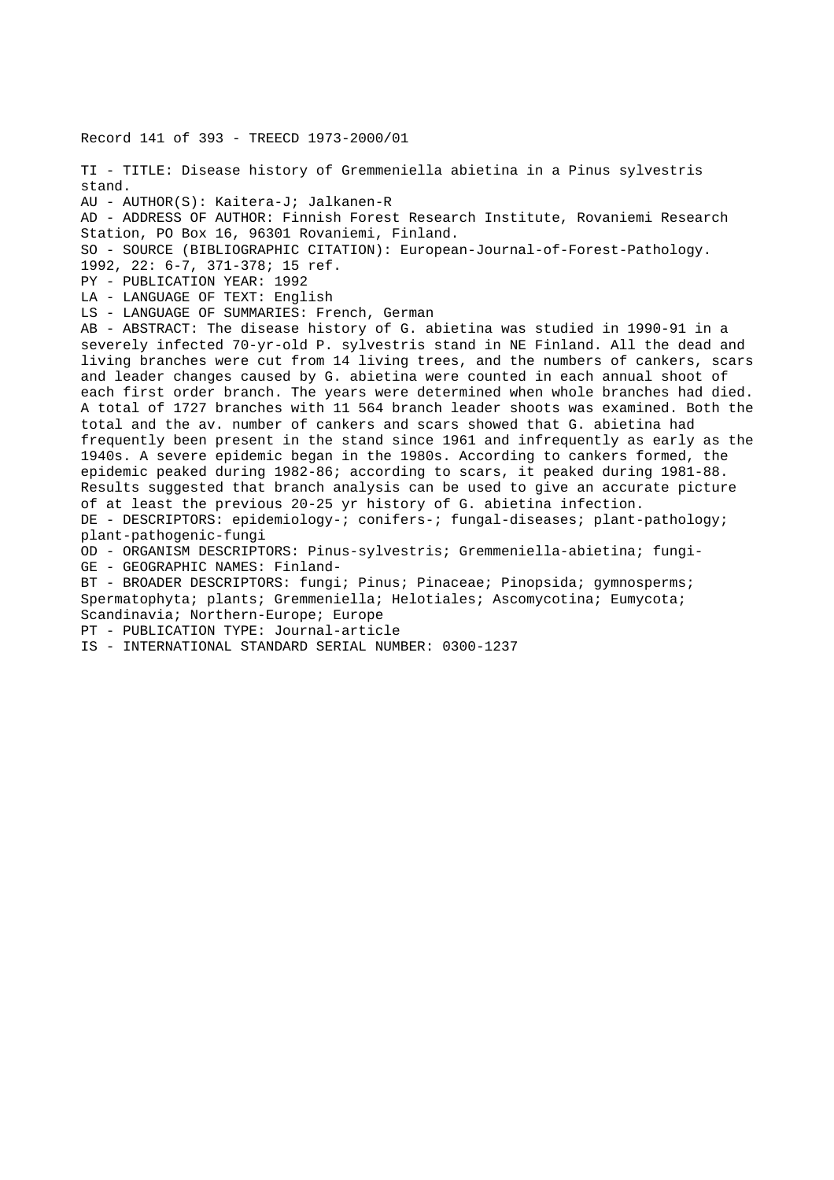Record 141 of 393 - TREECD 1973-2000/01

TI - TITLE: Disease history of Gremmeniella abietina in a Pinus sylvestris stand.

AU - AUTHOR(S): Kaitera-J; Jalkanen-R

AD - ADDRESS OF AUTHOR: Finnish Forest Research Institute, Rovaniemi Research Station, PO Box 16, 96301 Rovaniemi, Finland.

SO - SOURCE (BIBLIOGRAPHIC CITATION): European-Journal-of-Forest-Pathology. 1992, 22: 6-7, 371-378; 15 ref.

PY - PUBLICATION YEAR: 1992

LA - LANGUAGE OF TEXT: English

LS - LANGUAGE OF SUMMARIES: French, German

AB - ABSTRACT: The disease history of G. abietina was studied in 1990-91 in a severely infected 70-yr-old P. sylvestris stand in NE Finland. All the dead and living branches were cut from 14 living trees, and the numbers of cankers, scars and leader changes caused by G. abietina were counted in each annual shoot of each first order branch. The years were determined when whole branches had died. A total of 1727 branches with 11 564 branch leader shoots was examined. Both the total and the av. number of cankers and scars showed that G. abietina had frequently been present in the stand since 1961 and infrequently as early as the 1940s. A severe epidemic began in the 1980s. According to cankers formed, the epidemic peaked during 1982-86; according to scars, it peaked during 1981-88. Results suggested that branch analysis can be used to give an accurate picture of at least the previous 20-25 yr history of G. abietina infection.

DE - DESCRIPTORS: epidemiology-; conifers-; fungal-diseases; plant-pathology; plant-pathogenic-fungi

OD - ORGANISM DESCRIPTORS: Pinus-sylvestris; Gremmeniella-abietina; fungi-

GE - GEOGRAPHIC NAMES: Finland-

BT - BROADER DESCRIPTORS: fungi; Pinus; Pinaceae; Pinopsida; gymnosperms; Spermatophyta; plants; Gremmeniella; Helotiales; Ascomycotina; Eumycota; Scandinavia; Northern-Europe; Europe

PT - PUBLICATION TYPE: Journal-article

IS - INTERNATIONAL STANDARD SERIAL NUMBER: 0300-1237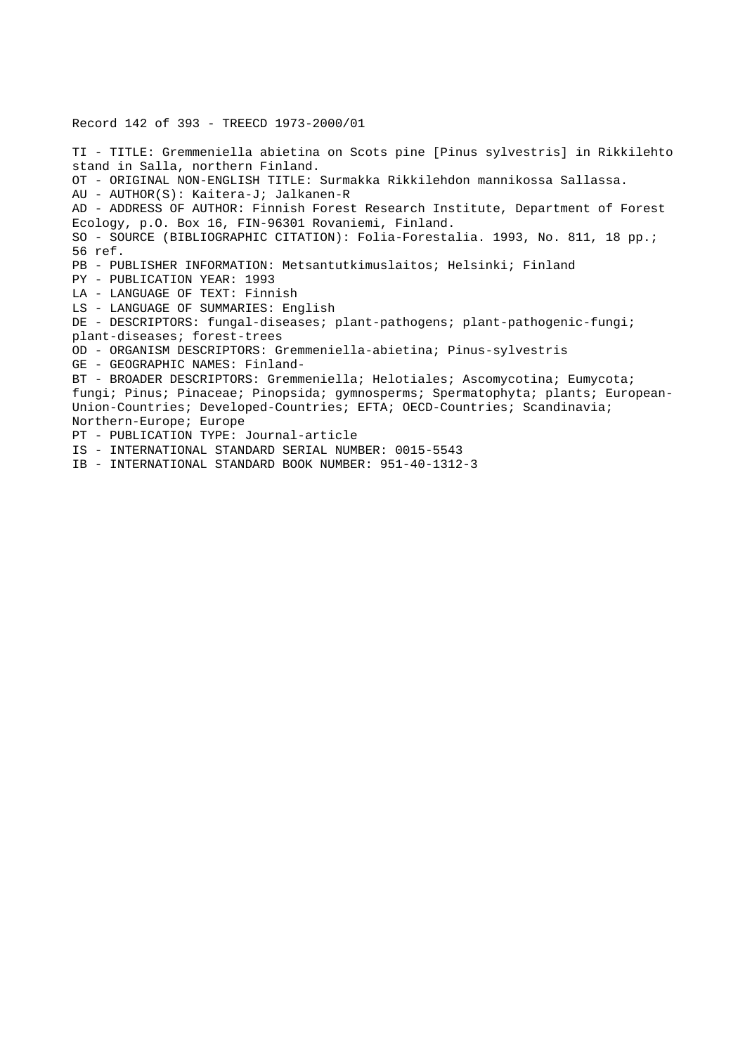Record 142 of 393 - TREECD 1973-2000/01

TI - TITLE: Gremmeniella abietina on Scots pine [Pinus sylvestris] in Rikkilehto stand in Salla, northern Finland.
OT - ORIGINAL NON-ENGLISH TITLE: Surmakka Rikkilehdon mannikossa Sallassa.
AU - AUTHOR(S): Kaitera-J; Jalkanen-R
AD - ADDRESS OF AUTHOR: Finnish Forest Research Institute, Department of Forest Ecology, p.O. Box 16, FIN-96301 Rovaniemi, Finland.
SO - SOURCE (BIBLIOGRAPHIC CITATION): Folia-Forestalia. 1993, No. 811, 18 pp.; 56 ref.
PB - PUBLISHER INFORMATION: Metsantutkimuslaitos; Helsinki; Finland
PY - PUBLICATION YEAR: 1993
LA - LANGUAGE OF TEXT: Finnish
LS - LANGUAGE OF SUMMARIES: English
DE - DESCRIPTORS: fungal-diseases; plant-pathogens; plant-pathogenic-fungi; plant-diseases; forest-trees
OD - ORGANISM DESCRIPTORS: Gremmeniella-abietina; Pinus-sylvestris
GE - GEOGRAPHIC NAMES: Finland-
BT - BROADER DESCRIPTORS: Gremmeniella; Helotiales; Ascomycotina; Eumycota; fungi; Pinus; Pinaceae; Pinopsida; gymnosperms; Spermatophyta; plants; European-Union-Countries; Developed-Countries; EFTA; OECD-Countries; Scandinavia; Northern-Europe; Europe
PT - PUBLICATION TYPE: Journal-article
IS - INTERNATIONAL STANDARD SERIAL NUMBER: 0015-5543
IB - INTERNATIONAL STANDARD BOOK NUMBER: 951-40-1312-3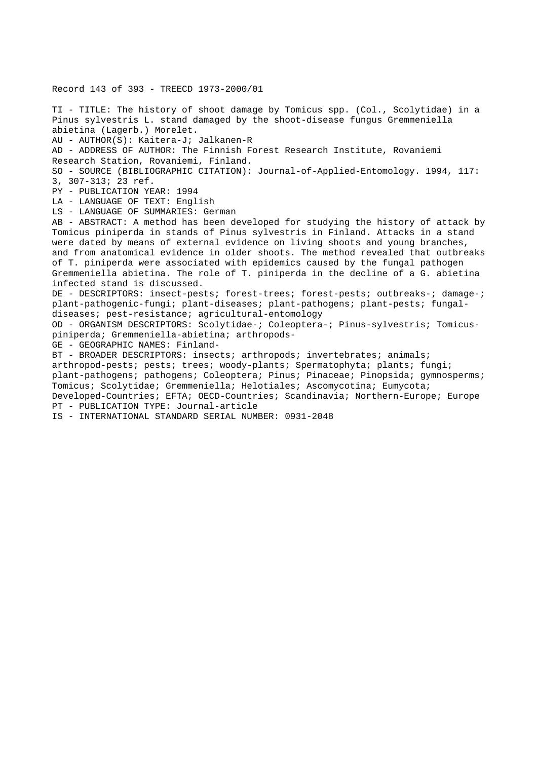Record 143 of 393 - TREECD 1973-2000/01

TI - TITLE: The history of shoot damage by Tomicus spp. (Col., Scolytidae) in a Pinus sylvestris L. stand damaged by the shoot-disease fungus Gremmeniella abietina (Lagerb.) Morelet.
AU - AUTHOR(S): Kaitera-J; Jalkanen-R
AD - ADDRESS OF AUTHOR: The Finnish Forest Research Institute, Rovaniemi Research Station, Rovaniemi, Finland.
SO - SOURCE (BIBLIOGRAPHIC CITATION): Journal-of-Applied-Entomology. 1994, 117: 3, 307-313; 23 ref.
PY - PUBLICATION YEAR: 1994
LA - LANGUAGE OF TEXT: English
LS - LANGUAGE OF SUMMARIES: German
AB - ABSTRACT: A method has been developed for studying the history of attack by Tomicus piniperda in stands of Pinus sylvestris in Finland. Attacks in a stand were dated by means of external evidence on living shoots and young branches, and from anatomical evidence in older shoots. The method revealed that outbreaks of T. piniperda were associated with epidemics caused by the fungal pathogen Gremmeniella abietina. The role of T. piniperda in the decline of a G. abietina infected stand is discussed.
DE - DESCRIPTORS: insect-pests; forest-trees; forest-pests; outbreaks-; damage-; plant-pathogenic-fungi; plant-diseases; plant-pathogens; plant-pests; fungal-diseases; pest-resistance; agricultural-entomology
OD - ORGANISM DESCRIPTORS: Scolytidae-; Coleoptera-; Pinus-sylvestris; Tomicus-piniperda; Gremmeniella-abietina; arthropods-
GE - GEOGRAPHIC NAMES: Finland-
BT - BROADER DESCRIPTORS: insects; arthropods; invertebrates; animals; arthropod-pests; pests; trees; woody-plants; Spermatophyta; plants; fungi; plant-pathogens; pathogens; Coleoptera; Pinus; Pinaceae; Pinopsida; gymnosperms; Tomicus; Scolytidae; Gremmeniella; Helotiales; Ascomycotina; Eumycota; Developed-Countries; EFTA; OECD-Countries; Scandinavia; Northern-Europe; Europe
PT - PUBLICATION TYPE: Journal-article
IS - INTERNATIONAL STANDARD SERIAL NUMBER: 0931-2048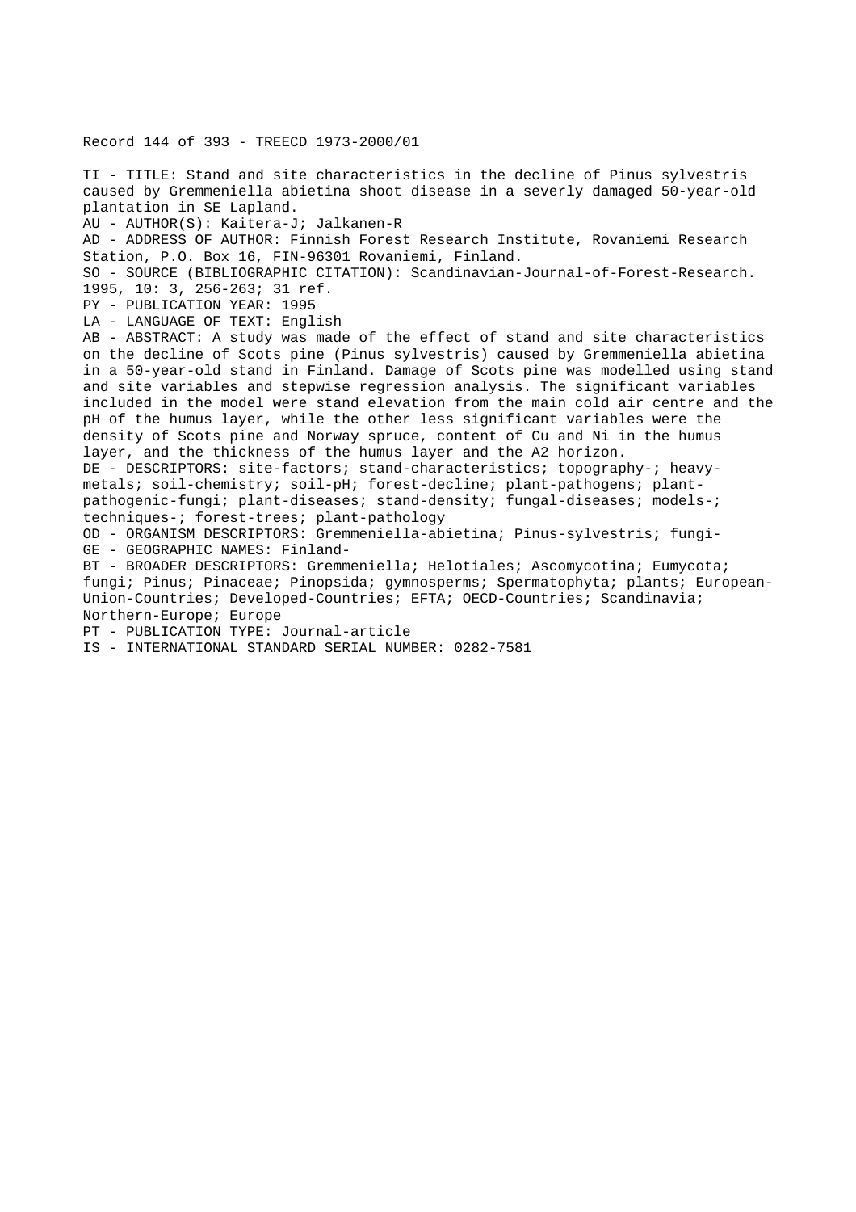Record 144 of 393 - TREECD 1973-2000/01

TI - TITLE: Stand and site characteristics in the decline of Pinus sylvestris caused by Gremmeniella abietina shoot disease in a severly damaged 50-year-old plantation in SE Lapland.

AU - AUTHOR(S): Kaitera-J; Jalkanen-R

AD - ADDRESS OF AUTHOR: Finnish Forest Research Institute, Rovaniemi Research Station, P.O. Box 16, FIN-96301 Rovaniemi, Finland.

SO - SOURCE (BIBLIOGRAPHIC CITATION): Scandinavian-Journal-of-Forest-Research. 1995, 10: 3, 256-263; 31 ref.

PY - PUBLICATION YEAR: 1995

LA - LANGUAGE OF TEXT: English

AB - ABSTRACT: A study was made of the effect of stand and site characteristics on the decline of Scots pine (Pinus sylvestris) caused by Gremmeniella abietina in a 50-year-old stand in Finland. Damage of Scots pine was modelled using stand and site variables and stepwise regression analysis. The significant variables included in the model were stand elevation from the main cold air centre and the pH of the humus layer, while the other less significant variables were the density of Scots pine and Norway spruce, content of Cu and Ni in the humus layer, and the thickness of the humus layer and the A2 horizon.

DE - DESCRIPTORS: site-factors; stand-characteristics; topography-; heavy-metals; soil-chemistry; soil-pH; forest-decline; plant-pathogens; plant-pathogenic-fungi; plant-diseases; stand-density; fungal-diseases; models-; techniques-; forest-trees; plant-pathology

OD - ORGANISM DESCRIPTORS: Gremmeniella-abietina; Pinus-sylvestris; fungi-

GE - GEOGRAPHIC NAMES: Finland-

BT - BROADER DESCRIPTORS: Gremmeniella; Helotiales; Ascomycotina; Eumycota; fungi; Pinus; Pinaceae; Pinopsida; gymnosperms; Spermatophyta; plants; European-Union-Countries; Developed-Countries; EFTA; OECD-Countries; Scandinavia; Northern-Europe; Europe

PT - PUBLICATION TYPE: Journal-article

IS - INTERNATIONAL STANDARD SERIAL NUMBER: 0282-7581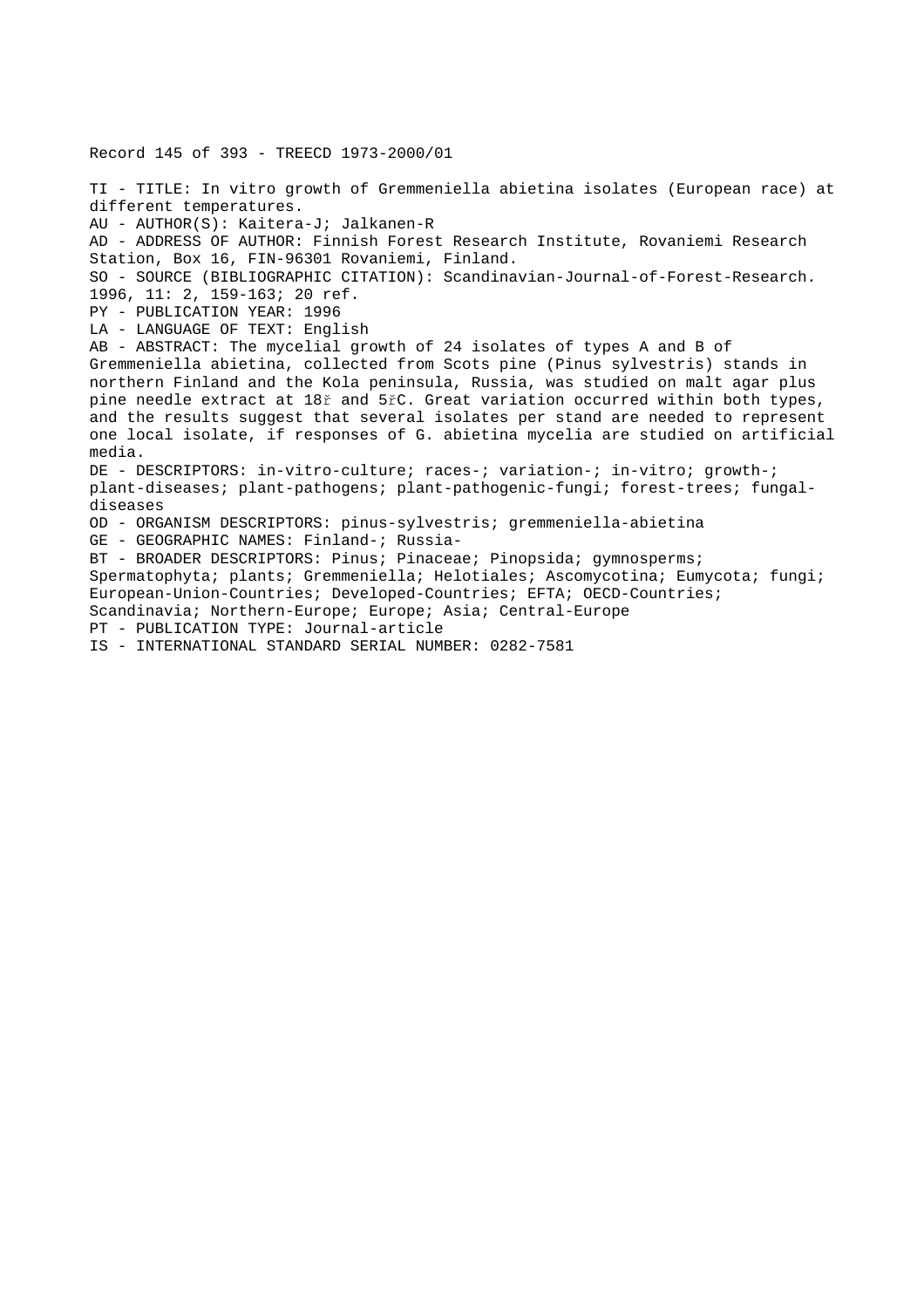Record 145 of 393 - TREECD 1973-2000/01

TI - TITLE: In vitro growth of Gremmeniella abietina isolates (European race) at different temperatures.
AU - AUTHOR(S): Kaitera-J; Jalkanen-R
AD - ADDRESS OF AUTHOR: Finnish Forest Research Institute, Rovaniemi Research Station, Box 16, FIN-96301 Rovaniemi, Finland.
SO - SOURCE (BIBLIOGRAPHIC CITATION): Scandinavian-Journal-of-Forest-Research. 1996, 11: 2, 159-163; 20 ref.
PY - PUBLICATION YEAR: 1996
LA - LANGUAGE OF TEXT: English
AB - ABSTRACT: The mycelial growth of 24 isolates of types A and B of Gremmeniella abietina, collected from Scots pine (Pinus sylvestris) stands in northern Finland and the Kola peninsula, Russia, was studied on malt agar plus pine needle extract at 18ř and 5řC. Great variation occurred within both types, and the results suggest that several isolates per stand are needed to represent one local isolate, if responses of G. abietina mycelia are studied on artificial media.
DE - DESCRIPTORS: in-vitro-culture; races-; variation-; in-vitro; growth-; plant-diseases; plant-pathogens; plant-pathogenic-fungi; forest-trees; fungal-diseases
OD - ORGANISM DESCRIPTORS: pinus-sylvestris; gremmeniella-abietina
GE - GEOGRAPHIC NAMES: Finland-; Russia-
BT - BROADER DESCRIPTORS: Pinus; Pinaceae; Pinopsida; gymnosperms; Spermatophyta; plants; Gremmeniella; Helotiales; Ascomycotina; Eumycota; fungi; European-Union-Countries; Developed-Countries; EFTA; OECD-Countries; Scandinavia; Northern-Europe; Europe; Asia; Central-Europe
PT - PUBLICATION TYPE: Journal-article
IS - INTERNATIONAL STANDARD SERIAL NUMBER: 0282-7581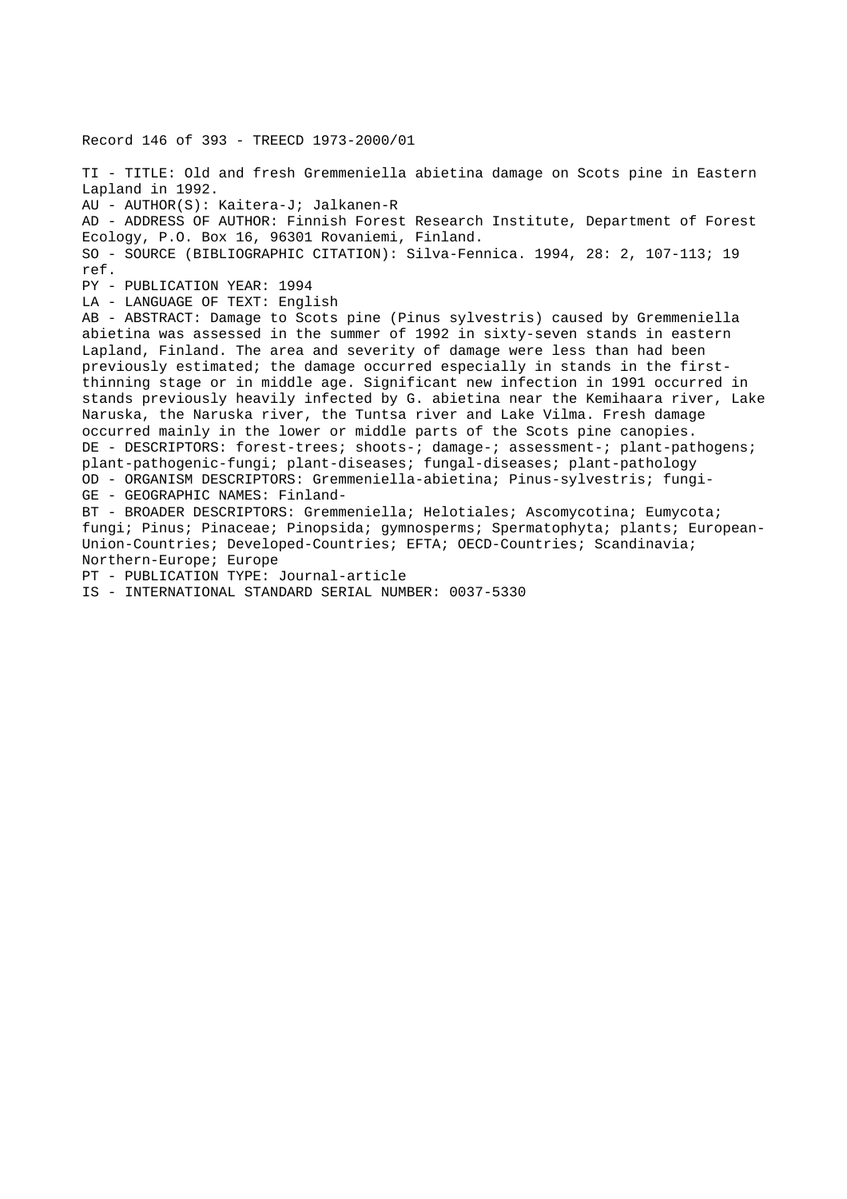Record 146 of 393 - TREECD 1973-2000/01

TI - TITLE: Old and fresh Gremmeniella abietina damage on Scots pine in Eastern Lapland in 1992.
AU - AUTHOR(S): Kaitera-J; Jalkanen-R
AD - ADDRESS OF AUTHOR: Finnish Forest Research Institute, Department of Forest Ecology, P.O. Box 16, 96301 Rovaniemi, Finland.
SO - SOURCE (BIBLIOGRAPHIC CITATION): Silva-Fennica. 1994, 28: 2, 107-113; 19 ref.
PY - PUBLICATION YEAR: 1994
LA - LANGUAGE OF TEXT: English
AB - ABSTRACT: Damage to Scots pine (Pinus sylvestris) caused by Gremmeniella abietina was assessed in the summer of 1992 in sixty-seven stands in eastern Lapland, Finland. The area and severity of damage were less than had been previously estimated; the damage occurred especially in stands in the first-thinning stage or in middle age. Significant new infection in 1991 occurred in stands previously heavily infected by G. abietina near the Kemihaara river, Lake Naruska, the Naruska river, the Tuntsa river and Lake Vilma. Fresh damage occurred mainly in the lower or middle parts of the Scots pine canopies.
DE - DESCRIPTORS: forest-trees; shoots-; damage-; assessment-; plant-pathogens; plant-pathogenic-fungi; plant-diseases; fungal-diseases; plant-pathology
OD - ORGANISM DESCRIPTORS: Gremmeniella-abietina; Pinus-sylvestris; fungi-
GE - GEOGRAPHIC NAMES: Finland-
BT - BROADER DESCRIPTORS: Gremmeniella; Helotiales; Ascomycotina; Eumycota; fungi; Pinus; Pinaceae; Pinopsida; gymnosperms; Spermatophyta; plants; European-Union-Countries; Developed-Countries; EFTA; OECD-Countries; Scandinavia; Northern-Europe; Europe
PT - PUBLICATION TYPE: Journal-article
IS - INTERNATIONAL STANDARD SERIAL NUMBER: 0037-5330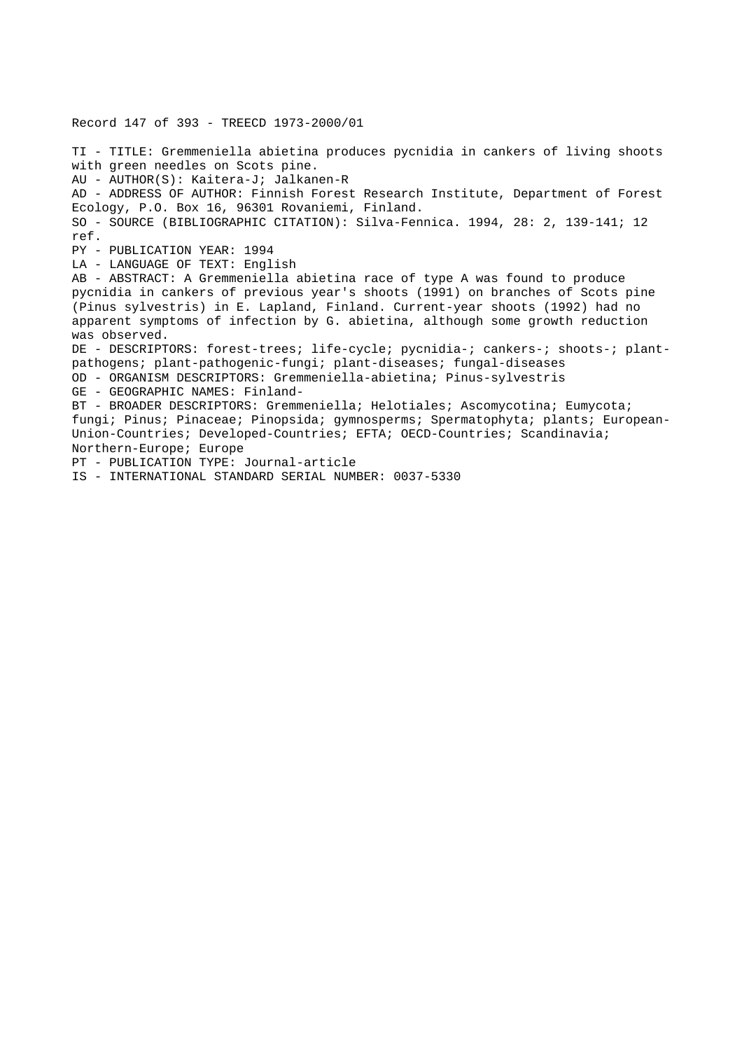Record 147 of 393 - TREECD 1973-2000/01

TI - TITLE: Gremmeniella abietina produces pycnidia in cankers of living shoots with green needles on Scots pine.
AU - AUTHOR(S): Kaitera-J; Jalkanen-R
AD - ADDRESS OF AUTHOR: Finnish Forest Research Institute, Department of Forest Ecology, P.O. Box 16, 96301 Rovaniemi, Finland.
SO - SOURCE (BIBLIOGRAPHIC CITATION): Silva-Fennica. 1994, 28: 2, 139-141; 12 ref.
PY - PUBLICATION YEAR: 1994
LA - LANGUAGE OF TEXT: English
AB - ABSTRACT: A Gremmeniella abietina race of type A was found to produce pycnidia in cankers of previous year's shoots (1991) on branches of Scots pine (Pinus sylvestris) in E. Lapland, Finland. Current-year shoots (1992) had no apparent symptoms of infection by G. abietina, although some growth reduction was observed.
DE - DESCRIPTORS: forest-trees; life-cycle; pycnidia-; cankers-; shoots-; plant-pathogens; plant-pathogenic-fungi; plant-diseases; fungal-diseases
OD - ORGANISM DESCRIPTORS: Gremmeniella-abietina; Pinus-sylvestris
GE - GEOGRAPHIC NAMES: Finland-
BT - BROADER DESCRIPTORS: Gremmeniella; Helotiales; Ascomycotina; Eumycota; fungi; Pinus; Pinaceae; Pinopsida; gymnosperms; Spermatophyta; plants; European-Union-Countries; Developed-Countries; EFTA; OECD-Countries; Scandinavia; Northern-Europe; Europe
PT - PUBLICATION TYPE: Journal-article
IS - INTERNATIONAL STANDARD SERIAL NUMBER: 0037-5330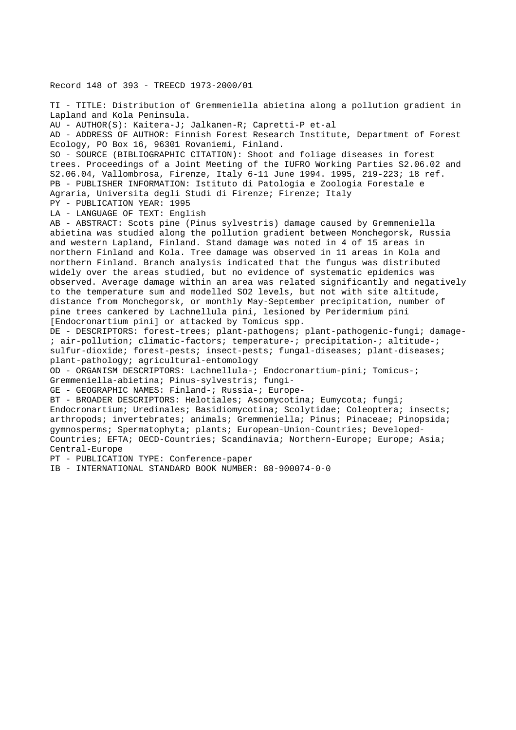Record 148 of 393 - TREECD 1973-2000/01

TI - TITLE: Distribution of Gremmeniella abietina along a pollution gradient in Lapland and Kola Peninsula.
AU - AUTHOR(S): Kaitera-J; Jalkanen-R; Capretti-P et-al
AD - ADDRESS OF AUTHOR: Finnish Forest Research Institute, Department of Forest Ecology, PO Box 16, 96301 Rovaniemi, Finland.
SO - SOURCE (BIBLIOGRAPHIC CITATION): Shoot and foliage diseases in forest trees. Proceedings of a Joint Meeting of the IUFRO Working Parties S2.06.02 and S2.06.04, Vallombrosa, Firenze, Italy 6-11 June 1994. 1995, 219-223; 18 ref.
PB - PUBLISHER INFORMATION: Istituto di Patologia e Zoologia Forestale e Agraria, Universita degli Studi di Firenze; Firenze; Italy
PY - PUBLICATION YEAR: 1995
LA - LANGUAGE OF TEXT: English
AB - ABSTRACT: Scots pine (Pinus sylvestris) damage caused by Gremmeniella abietina was studied along the pollution gradient between Monchegorsk, Russia and western Lapland, Finland. Stand damage was noted in 4 of 15 areas in northern Finland and Kola. Tree damage was observed in 11 areas in Kola and northern Finland. Branch analysis indicated that the fungus was distributed widely over the areas studied, but no evidence of systematic epidemics was observed. Average damage within an area was related significantly and negatively to the temperature sum and modelled $SO_2$ levels, but not with site altitude, distance from Monchegorsk, or monthly May-September precipitation, number of pine trees cankered by Lachnellula pini, lesioned by Peridermium pini [Endocronartium pini] or attacked by Tomicus spp.
DE - DESCRIPTORS: forest-trees; plant-pathogens; plant-pathogenic-fungi; damage-; air-pollution; climatic-factors; temperature-; precipitation-; altitude-; sulfur-dioxide; forest-pests; insect-pests; fungal-diseases; plant-diseases; plant-pathology; agricultural-entomology
OD - ORGANISM DESCRIPTORS: Lachnellula-; Endocronartium-pini; Tomicus-; Gremmeniella-abietina; Pinus-sylvestris; fungi-
GE - GEOGRAPHIC NAMES: Finland-; Russia-; Europe-
BT - BROADER DESCRIPTORS: Helotiales; Ascomycotina; Eumycota; fungi; Endocronartium; Uredinales; Basidiomycotina; Scolytidae; Coleoptera; insects; arthropods; invertebrates; animals; Gremmeniella; Pinus; Pinaceae; Pinopsida; gymnosperms; Spermatophyta; plants; European-Union-Countries; Developed-Countries; EFTA; OECD-Countries; Scandinavia; Northern-Europe; Europe; Asia; Central-Europe
PT - PUBLICATION TYPE: Conference-paper
IB - INTERNATIONAL STANDARD BOOK NUMBER: 88-900074-0-0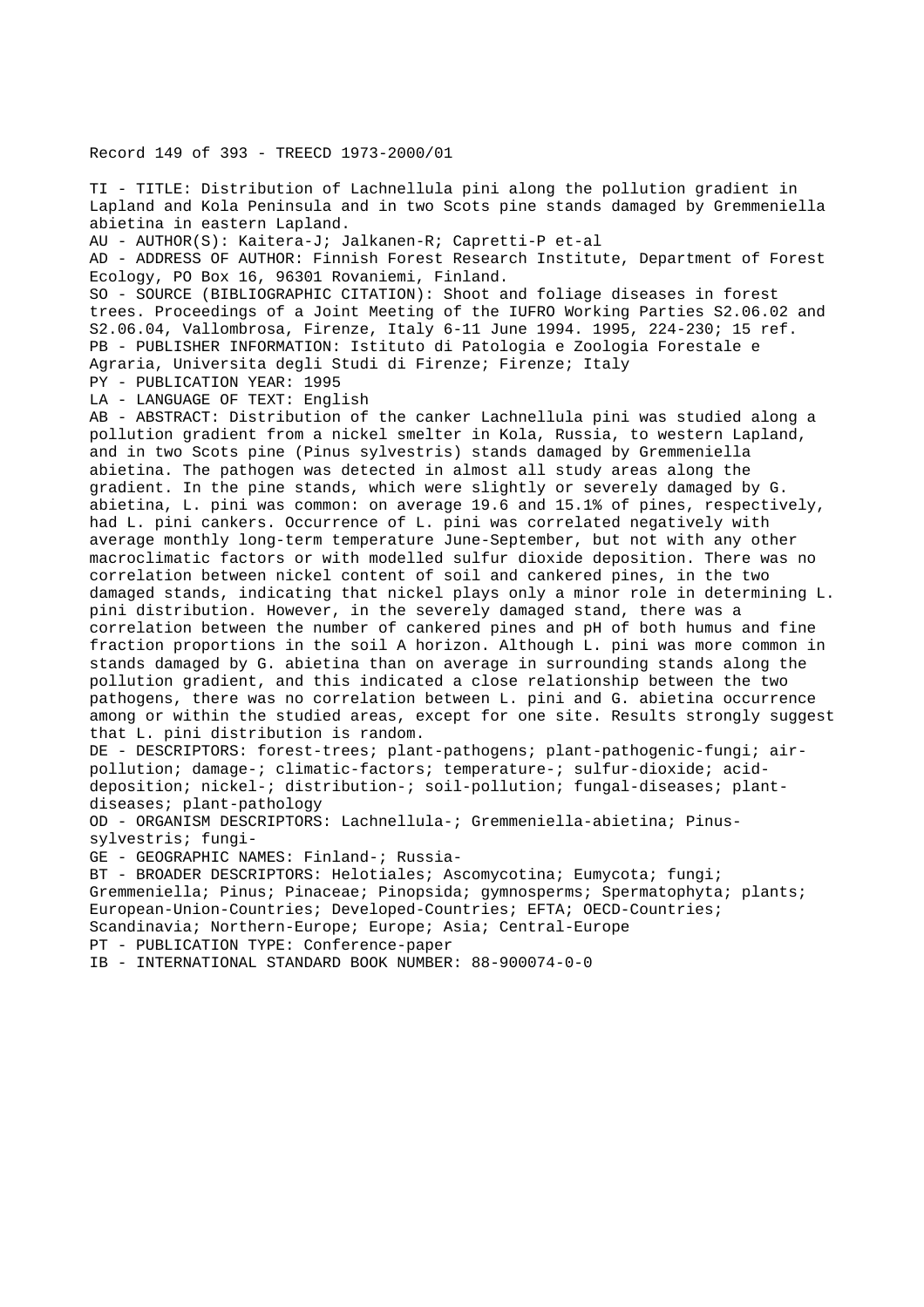Record 149 of 393 - TREECD 1973-2000/01

TI - TITLE: Distribution of Lachnellula pini along the pollution gradient in Lapland and Kola Peninsula and in two Scots pine stands damaged by Gremmeniella abietina in eastern Lapland.
AU - AUTHOR(S): Kaitera-J; Jalkanen-R; Capretti-P et-al
AD - ADDRESS OF AUTHOR: Finnish Forest Research Institute, Department of Forest Ecology, PO Box 16, 96301 Rovaniemi, Finland.
SO - SOURCE (BIBLIOGRAPHIC CITATION): Shoot and foliage diseases in forest trees. Proceedings of a Joint Meeting of the IUFRO Working Parties S2.06.02 and S2.06.04, Vallombrosa, Firenze, Italy 6-11 June 1994. 1995, 224-230; 15 ref.
PB - PUBLISHER INFORMATION: Istituto di Patologia e Zoologia Forestale e Agraria, Universita degli Studi di Firenze; Firenze; Italy
PY - PUBLICATION YEAR: 1995
LA - LANGUAGE OF TEXT: English
AB - ABSTRACT: Distribution of the canker Lachnellula pini was studied along a pollution gradient from a nickel smelter in Kola, Russia, to western Lapland, and in two Scots pine (Pinus sylvestris) stands damaged by Gremmeniella abietina. The pathogen was detected in almost all study areas along the gradient. In the pine stands, which were slightly or severely damaged by G. abietina, L. pini was common: on average 19.6 and 15.1% of pines, respectively, had L. pini cankers. Occurrence of L. pini was correlated negatively with average monthly long-term temperature June-September, but not with any other macroclimatic factors or with modelled sulfur dioxide deposition. There was no correlation between nickel content of soil and cankered pines, in the two damaged stands, indicating that nickel plays only a minor role in determining L. pini distribution. However, in the severely damaged stand, there was a correlation between the number of cankered pines and pH of both humus and fine fraction proportions in the soil A horizon. Although L. pini was more common in stands damaged by G. abietina than on average in surrounding stands along the pollution gradient, and this indicated a close relationship between the two pathogens, there was no correlation between L. pini and G. abietina occurrence among or within the studied areas, except for one site. Results strongly suggest that L. pini distribution is random.
DE - DESCRIPTORS: forest-trees; plant-pathogens; plant-pathogenic-fungi; air-pollution; damage-; climatic-factors; temperature-; sulfur-dioxide; acid-deposition; nickel-; distribution-; soil-pollution; fungal-diseases; plant-diseases; plant-pathology
OD - ORGANISM DESCRIPTORS: Lachnellula-; Gremmeniella-abietina; Pinus-sylvestris; fungi-
GE - GEOGRAPHIC NAMES: Finland-; Russia-
BT - BROADER DESCRIPTORS: Helotiales; Ascomycotina; Eumycota; fungi; Gremmeniella; Pinus; Pinaceae; Pinopsida; gymnosperms; Spermatophyta; plants; European-Union-Countries; Developed-Countries; EFTA; OECD-Countries; Scandinavia; Northern-Europe; Europe; Asia; Central-Europe
PT - PUBLICATION TYPE: Conference-paper
IB - INTERNATIONAL STANDARD BOOK NUMBER: 88-900074-0-0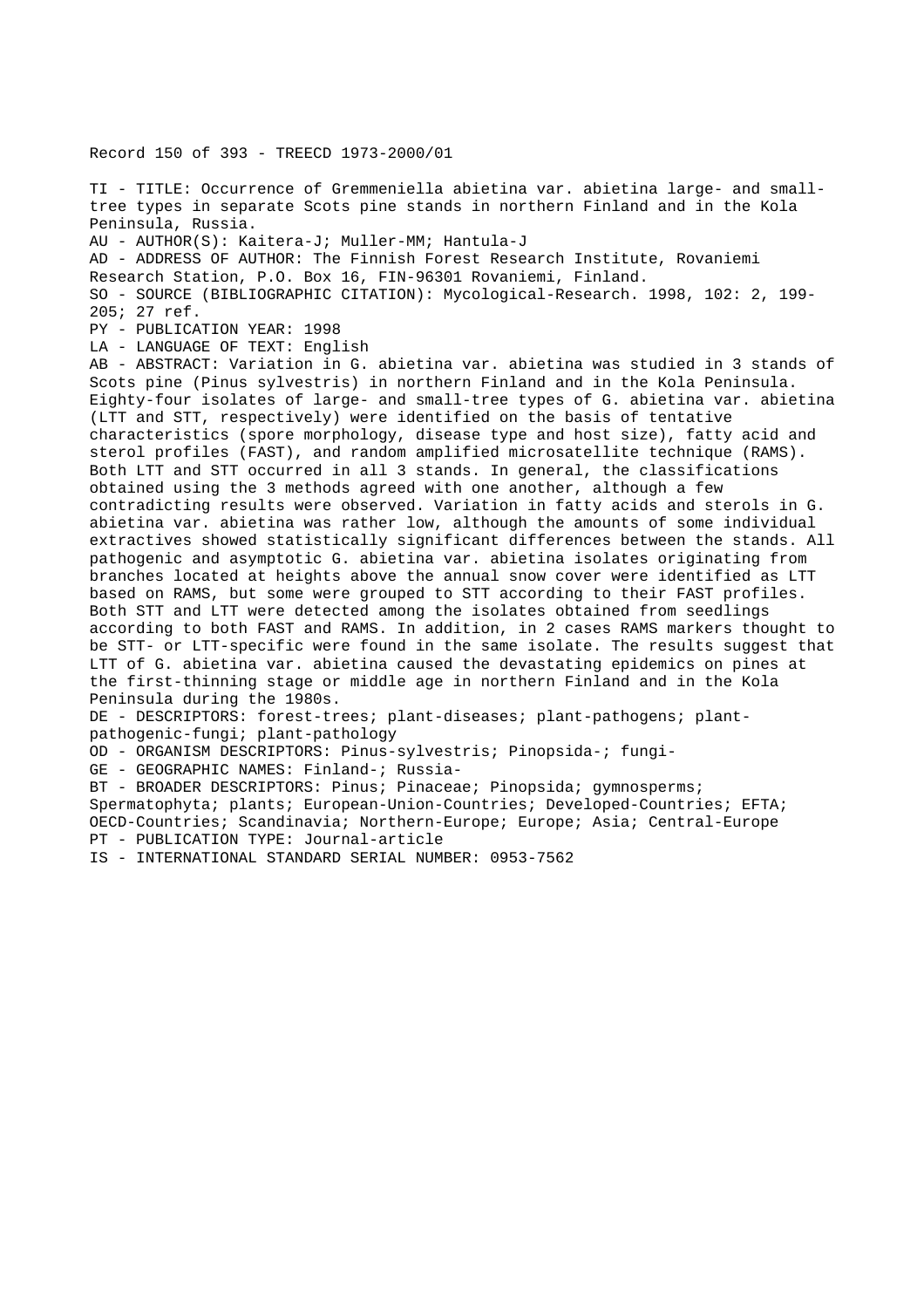Record 150 of 393 - TREECD 1973-2000/01

TI - TITLE: Occurrence of Gremmeniella abietina var. abietina large- and small-tree types in separate Scots pine stands in northern Finland and in the Kola Peninsula, Russia.
AU - AUTHOR(S): Kaitera-J; Muller-MM; Hantula-J
AD - ADDRESS OF AUTHOR: The Finnish Forest Research Institute, Rovaniemi Research Station, P.O. Box 16, FIN-96301 Rovaniemi, Finland.
SO - SOURCE (BIBLIOGRAPHIC CITATION): Mycological-Research. 1998, 102: 2, 199-205; 27 ref.
PY - PUBLICATION YEAR: 1998
LA - LANGUAGE OF TEXT: English
AB - ABSTRACT: Variation in G. abietina var. abietina was studied in 3 stands of Scots pine (Pinus sylvestris) in northern Finland and in the Kola Peninsula. Eighty-four isolates of large- and small-tree types of G. abietina var. abietina (LTT and STT, respectively) were identified on the basis of tentative characteristics (spore morphology, disease type and host size), fatty acid and sterol profiles (FAST), and random amplified microsatellite technique (RAMS). Both LTT and STT occurred in all 3 stands. In general, the classifications obtained using the 3 methods agreed with one another, although a few contradicting results were observed. Variation in fatty acids and sterols in G. abietina var. abietina was rather low, although the amounts of some individual extractives showed statistically significant differences between the stands. All pathogenic and asymptotic G. abietina var. abietina isolates originating from branches located at heights above the annual snow cover were identified as LTT based on RAMS, but some were grouped to STT according to their FAST profiles. Both STT and LTT were detected among the isolates obtained from seedlings according to both FAST and RAMS. In addition, in 2 cases RAMS markers thought to be STT- or LTT-specific were found in the same isolate. The results suggest that LTT of G. abietina var. abietina caused the devastating epidemics on pines at the first-thinning stage or middle age in northern Finland and in the Kola Peninsula during the 1980s.
DE - DESCRIPTORS: forest-trees; plant-diseases; plant-pathogens; plant-pathogenic-fungi; plant-pathology
OD - ORGANISM DESCRIPTORS: Pinus-sylvestris; Pinopsida-; fungi-
GE - GEOGRAPHIC NAMES: Finland-; Russia-
BT - BROADER DESCRIPTORS: Pinus; Pinaceae; Pinopsida; gymnosperms; Spermatophyta; plants; European-Union-Countries; Developed-Countries; EFTA; OECD-Countries; Scandinavia; Northern-Europe; Europe; Asia; Central-Europe
PT - PUBLICATION TYPE: Journal-article
IS - INTERNATIONAL STANDARD SERIAL NUMBER: 0953-7562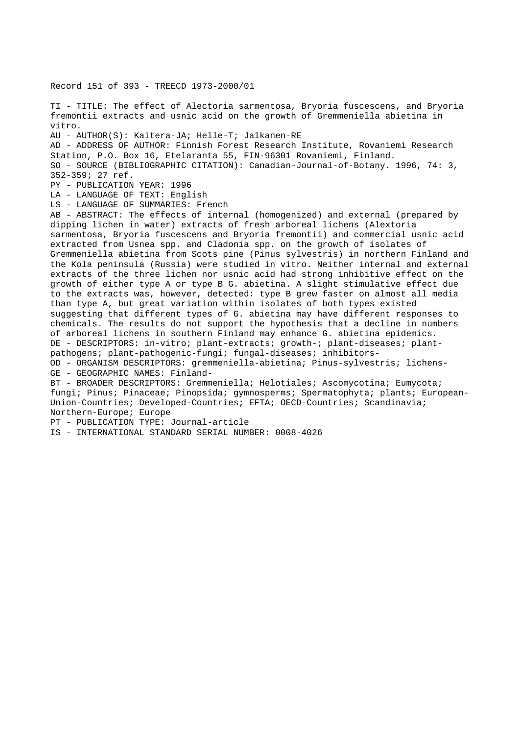Record 151 of 393 - TREECD 1973-2000/01

TI - TITLE: The effect of Alectoria sarmentosa, Bryoria fuscescens, and Bryoria fremontii extracts and usnic acid on the growth of Gremmeniella abietina in vitro.

AU - AUTHOR(S): Kaitera-JA; Helle-T; Jalkanen-RE

AD - ADDRESS OF AUTHOR: Finnish Forest Research Institute, Rovaniemi Research Station, P.O. Box 16, Etelaranta 55, FIN-96301 Rovaniemi, Finland.

SO - SOURCE (BIBLIOGRAPHIC CITATION): Canadian-Journal-of-Botany. 1996, 74: 3, 352-359; 27 ref.

PY - PUBLICATION YEAR: 1996

LA - LANGUAGE OF TEXT: English

LS - LANGUAGE OF SUMMARIES: French

AB - ABSTRACT: The effects of internal (homogenized) and external (prepared by dipping lichen in water) extracts of fresh arboreal lichens (Alextoria sarmentosa, Bryoria fuscescens and Bryoria fremontii) and commercial usnic acid extracted from Usnea spp. and Cladonia spp. on the growth of isolates of Gremmeniella abietina from Scots pine (Pinus sylvestris) in northern Finland and the Kola peninsula (Russia) were studied in vitro. Neither internal and external extracts of the three lichen nor usnic acid had strong inhibitive effect on the growth of either type A or type B G. abietina. A slight stimulative effect due to the extracts was, however, detected: type B grew faster on almost all media than type A, but great variation within isolates of both types existed suggesting that different types of G. abietina may have different responses to chemicals. The results do not support the hypothesis that a decline in numbers of arboreal lichens in southern Finland may enhance G. abietina epidemics.

DE - DESCRIPTORS: in-vitro; plant-extracts; growth-; plant-diseases; plant-pathogens; plant-pathogenic-fungi; fungal-diseases; inhibitors-

OD - ORGANISM DESCRIPTORS: gremmeniella-abietina; Pinus-sylvestris; lichens-

GE - GEOGRAPHIC NAMES: Finland-

BT - BROADER DESCRIPTORS: Gremmeniella; Helotiales; Ascomycotina; Eumycota; fungi; Pinus; Pinaceae; Pinopsida; gymnosperms; Spermatophyta; plants; European-Union-Countries; Developed-Countries; EFTA; OECD-Countries; Scandinavia; Northern-Europe; Europe

PT - PUBLICATION TYPE: Journal-article

IS - INTERNATIONAL STANDARD SERIAL NUMBER: 0008-4026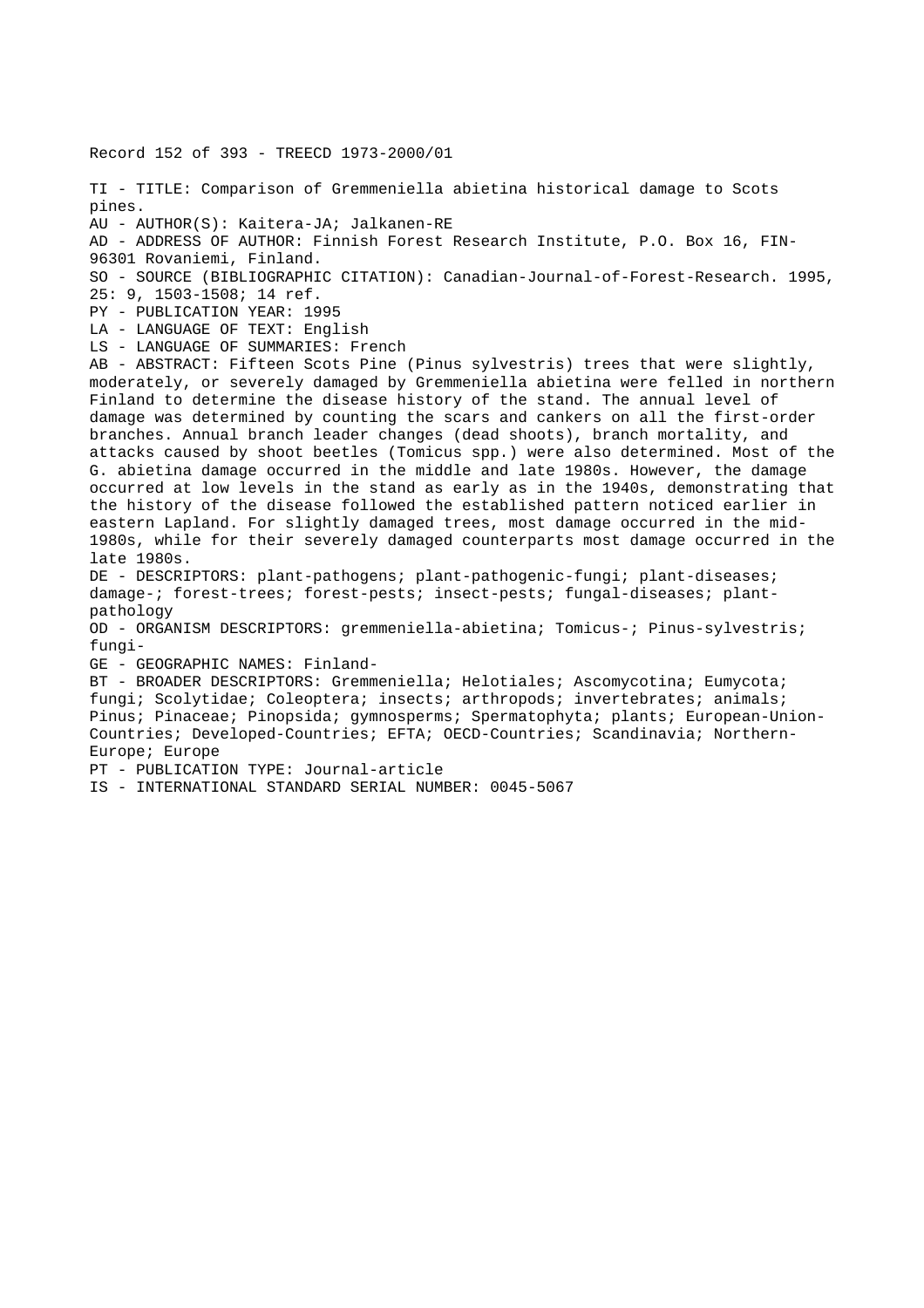Record 152 of 393 - TREECD 1973-2000/01

TI - TITLE: Comparison of Gremmeniella abietina historical damage to Scots pines.
AU - AUTHOR(S): Kaitera-JA; Jalkanen-RE
AD - ADDRESS OF AUTHOR: Finnish Forest Research Institute, P.O. Box 16, FIN-96301 Rovaniemi, Finland.
SO - SOURCE (BIBLIOGRAPHIC CITATION): Canadian-Journal-of-Forest-Research. 1995, 25: 9, 1503-1508; 14 ref.
PY - PUBLICATION YEAR: 1995
LA - LANGUAGE OF TEXT: English
LS - LANGUAGE OF SUMMARIES: French
AB - ABSTRACT: Fifteen Scots Pine (Pinus sylvestris) trees that were slightly, moderately, or severely damaged by Gremmeniella abietina were felled in northern Finland to determine the disease history of the stand. The annual level of damage was determined by counting the scars and cankers on all the first-order branches. Annual branch leader changes (dead shoots), branch mortality, and attacks caused by shoot beetles (Tomicus spp.) were also determined. Most of the G. abietina damage occurred in the middle and late 1980s. However, the damage occurred at low levels in the stand as early as in the 1940s, demonstrating that the history of the disease followed the established pattern noticed earlier in eastern Lapland. For slightly damaged trees, most damage occurred in the mid-1980s, while for their severely damaged counterparts most damage occurred in the late 1980s.
DE - DESCRIPTORS: plant-pathogens; plant-pathogenic-fungi; plant-diseases; damage-; forest-trees; forest-pests; insect-pests; fungal-diseases; plant-pathology
OD - ORGANISM DESCRIPTORS: gremmeniella-abietina; Tomicus-; Pinus-sylvestris; fungi-
GE - GEOGRAPHIC NAMES: Finland-
BT - BROADER DESCRIPTORS: Gremmeniella; Helotiales; Ascomycotina; Eumycota; fungi; Scolytidae; Coleoptera; insects; arthropods; invertebrates; animals; Pinus; Pinaceae; Pinopsida; gymnosperms; Spermatophyta; plants; European-Union-Countries; Developed-Countries; EFTA; OECD-Countries; Scandinavia; Northern-Europe; Europe
PT - PUBLICATION TYPE: Journal-article
IS - INTERNATIONAL STANDARD SERIAL NUMBER: 0045-5067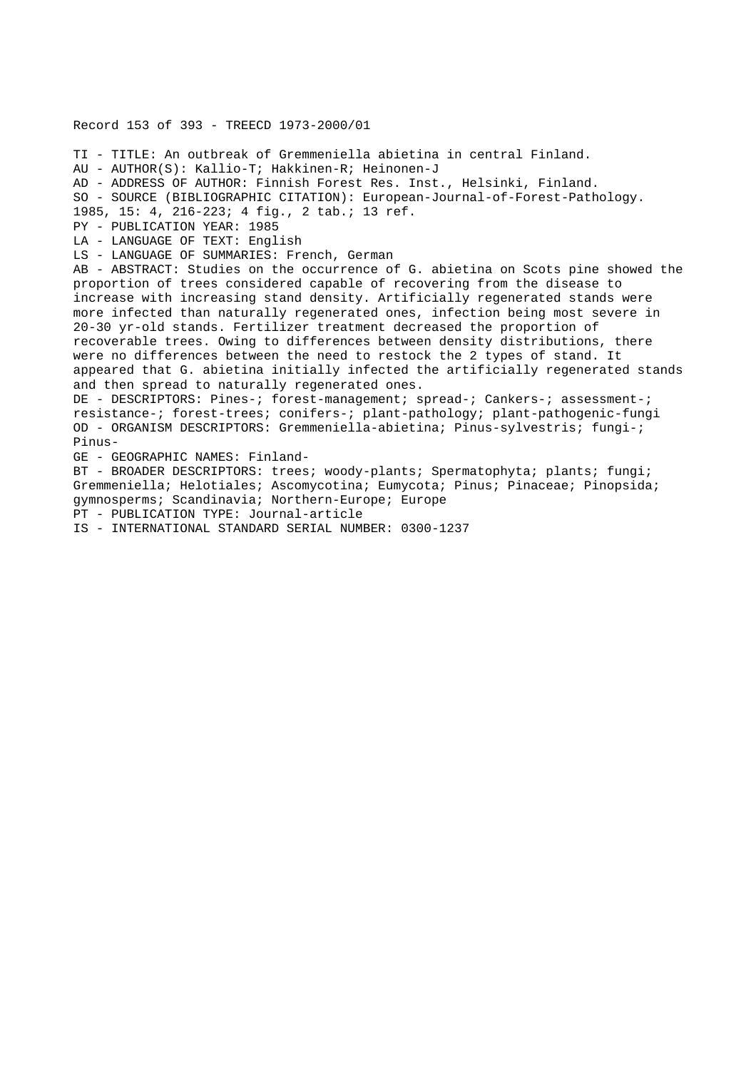Record 153 of 393 - TREECD 1973-2000/01

TI - TITLE: An outbreak of Gremmeniella abietina in central Finland.
AU - AUTHOR(S): Kallio-T; Hakkinen-R; Heinonen-J
AD - ADDRESS OF AUTHOR: Finnish Forest Res. Inst., Helsinki, Finland.
SO - SOURCE (BIBLIOGRAPHIC CITATION): European-Journal-of-Forest-Pathology. 1985, 15: 4, 216-223; 4 fig., 2 tab.; 13 ref.
PY - PUBLICATION YEAR: 1985
LA - LANGUAGE OF TEXT: English
LS - LANGUAGE OF SUMMARIES: French, German
AB - ABSTRACT: Studies on the occurrence of G. abietina on Scots pine showed the proportion of trees considered capable of recovering from the disease to increase with increasing stand density. Artificially regenerated stands were more infected than naturally regenerated ones, infection being most severe in 20-30 yr-old stands. Fertilizer treatment decreased the proportion of recoverable trees. Owing to differences between density distributions, there were no differences between the need to restock the 2 types of stand. It appeared that G. abietina initially infected the artificially regenerated stands and then spread to naturally regenerated ones.
DE - DESCRIPTORS: Pines-; forest-management; spread-; Cankers-; assessment-; resistance-; forest-trees; conifers-; plant-pathology; plant-pathogenic-fungi
OD - ORGANISM DESCRIPTORS: Gremmeniella-abietina; Pinus-sylvestris; fungi-; Pinus-
GE - GEOGRAPHIC NAMES: Finland-
BT - BROADER DESCRIPTORS: trees; woody-plants; Spermatophyta; plants; fungi; Gremmeniella; Helotiales; Ascomycotina; Eumycota; Pinus; Pinaceae; Pinopsida; gymnosperms; Scandinavia; Northern-Europe; Europe
PT - PUBLICATION TYPE: Journal-article
IS - INTERNATIONAL STANDARD SERIAL NUMBER: 0300-1237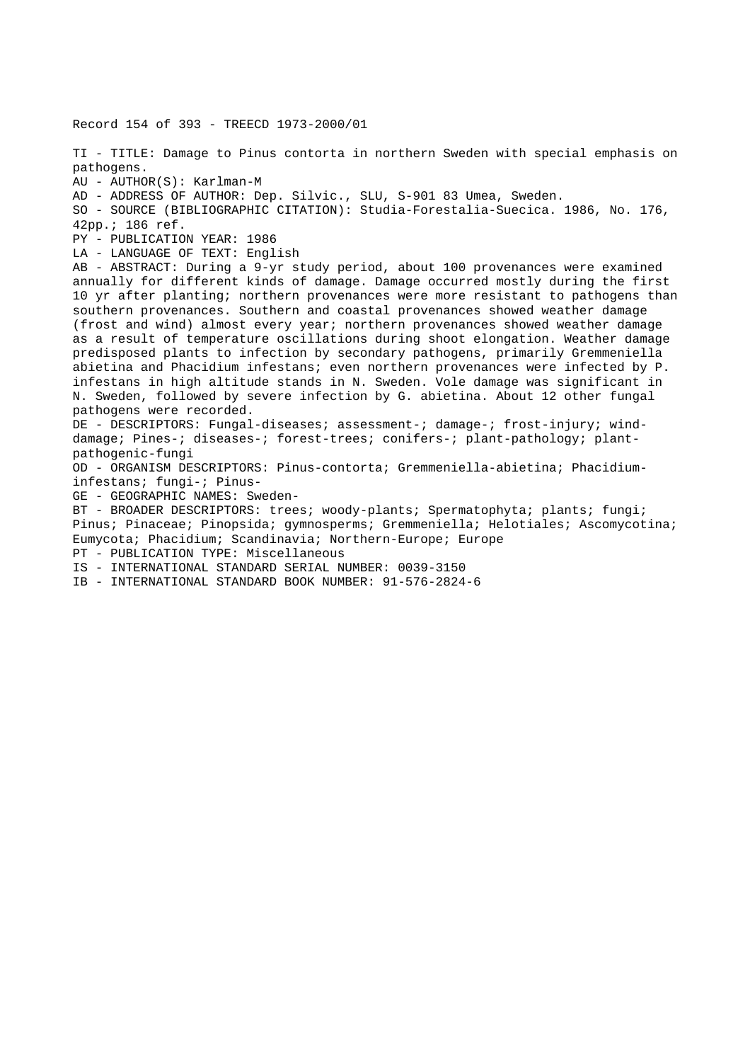Record 154 of 393 - TREECD 1973-2000/01

TI - TITLE: Damage to Pinus contorta in northern Sweden with special emphasis on pathogens.

AU - AUTHOR(S): Karlman-M

AD - ADDRESS OF AUTHOR: Dep. Silvic., SLU, S-901 83 Umea, Sweden.

SO - SOURCE (BIBLIOGRAPHIC CITATION): Studia-Forestalia-Suecica. 1986, No. 176, 42pp.; 186 ref.

PY - PUBLICATION YEAR: 1986

LA - LANGUAGE OF TEXT: English

AB - ABSTRACT: During a 9-yr study period, about 100 provenances were examined annually for different kinds of damage. Damage occurred mostly during the first 10 yr after planting; northern provenances were more resistant to pathogens than southern provenances. Southern and coastal provenances showed weather damage (frost and wind) almost every year; northern provenances showed weather damage as a result of temperature oscillations during shoot elongation. Weather damage predisposed plants to infection by secondary pathogens, primarily Gremmeniella abietina and Phacidium infestans; even northern provenances were infected by P. infestans in high altitude stands in N. Sweden. Vole damage was significant in N. Sweden, followed by severe infection by G. abietina. About 12 other fungal pathogens were recorded.

DE - DESCRIPTORS: Fungal-diseases; assessment-; damage-; frost-injury; wind-damage; Pines-; diseases-; forest-trees; conifers-; plant-pathology; plant-pathogenic-fungi

OD - ORGANISM DESCRIPTORS: Pinus-contorta; Gremmeniella-abietina; Phacidium-infestans; fungi-; Pinus-

GE - GEOGRAPHIC NAMES: Sweden-

BT - BROADER DESCRIPTORS: trees; woody-plants; Spermatophyta; plants; fungi; Pinus; Pinaceae; Pinopsida; gymnosperms; Gremmeniella; Helotiales; Ascomycotina; Eumycota; Phacidium; Scandinavia; Northern-Europe; Europe

PT - PUBLICATION TYPE: Miscellaneous

IS - INTERNATIONAL STANDARD SERIAL NUMBER: 0039-3150

IB - INTERNATIONAL STANDARD BOOK NUMBER: 91-576-2824-6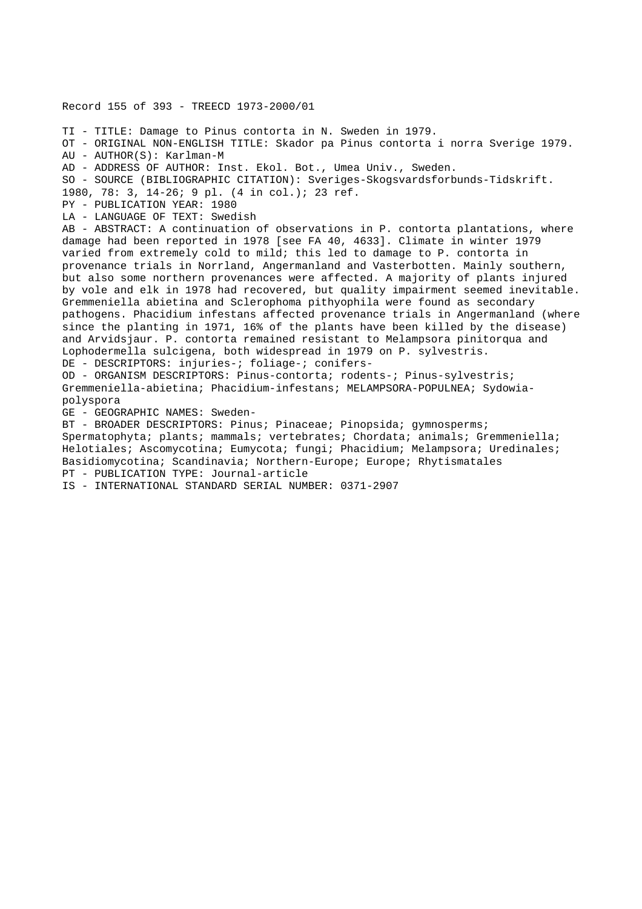Record 155 of 393 - TREECD 1973-2000/01

TI - TITLE: Damage to Pinus contorta in N. Sweden in 1979.
OT - ORIGINAL NON-ENGLISH TITLE: Skador pa Pinus contorta i norra Sverige 1979.
AU - AUTHOR(S): Karlman-M
AD - ADDRESS OF AUTHOR: Inst. Ekol. Bot., Umea Univ., Sweden.
SO - SOURCE (BIBLIOGRAPHIC CITATION): Sveriges-Skogsvardsforbunds-Tidskrift. 1980, 78: 3, 14-26; 9 pl. (4 in col.); 23 ref.
PY - PUBLICATION YEAR: 1980
LA - LANGUAGE OF TEXT: Swedish
AB - ABSTRACT: A continuation of observations in P. contorta plantations, where damage had been reported in 1978 [see FA 40, 4633]. Climate in winter 1979 varied from extremely cold to mild; this led to damage to P. contorta in provenance trials in Norrland, Angermanland and Vasterbotten. Mainly southern, but also some northern provenances were affected. A majority of plants injured by vole and elk in 1978 had recovered, but quality impairment seemed inevitable. Gremmeniella abietina and Sclerophoma pithyophila were found as secondary pathogens. Phacidium infestans affected provenance trials in Angermanland (where since the planting in 1971, 16% of the plants have been killed by the disease) and Arvidsjaur. P. contorta remained resistant to Melampsora pinitorqua and Lophodermella sulcigena, both widespread in 1979 on P. sylvestris.
DE - DESCRIPTORS: injuries-; foliage-; conifers-
OD - ORGANISM DESCRIPTORS: Pinus-contorta; rodents-; Pinus-sylvestris; Gremmeniella-abietina; Phacidium-infestans; MELAMPSORA-POPULNEA; Sydowia-polyspora
GE - GEOGRAPHIC NAMES: Sweden-
BT - BROADER DESCRIPTORS: Pinus; Pinaceae; Pinopsida; gymnosperms; Spermatophyta; plants; mammals; vertebrates; Chordata; animals; Gremmeniella; Helotiales; Ascomycotina; Eumycota; fungi; Phacidium; Melampsora; Uredinales; Basidiomycotina; Scandinavia; Northern-Europe; Europe; Rhytismatales
PT - PUBLICATION TYPE: Journal-article
IS - INTERNATIONAL STANDARD SERIAL NUMBER: 0371-2907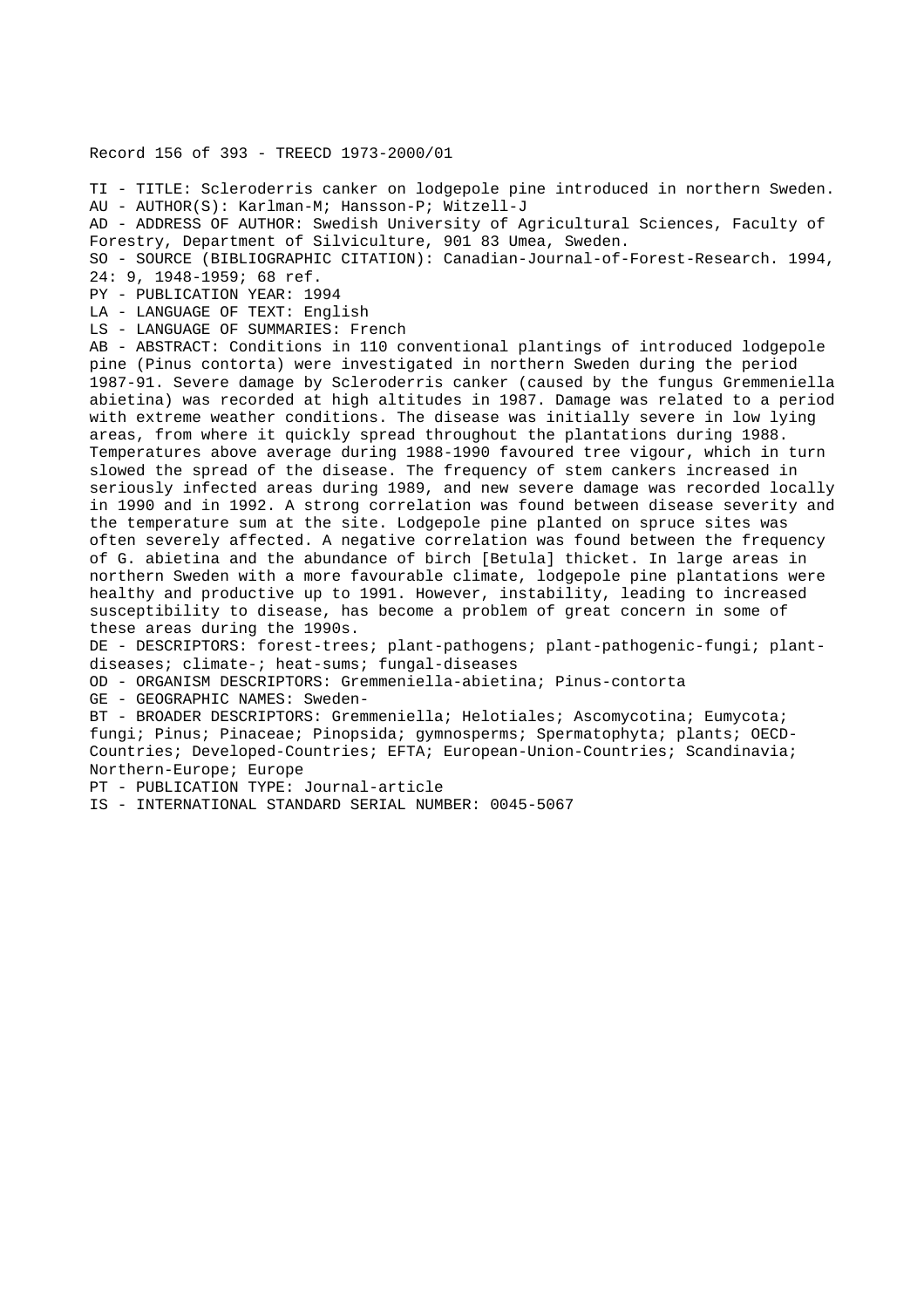Record 156 of 393 - TREECD 1973-2000/01

TI - TITLE: Scleroderris canker on lodgepole pine introduced in northern Sweden.
AU - AUTHOR(S): Karlman-M; Hansson-P; Witzell-J
AD - ADDRESS OF AUTHOR: Swedish University of Agricultural Sciences, Faculty of Forestry, Department of Silviculture, 901 83 Umea, Sweden.
SO - SOURCE (BIBLIOGRAPHIC CITATION): Canadian-Journal-of-Forest-Research. 1994, 24: 9, 1948-1959; 68 ref.
PY - PUBLICATION YEAR: 1994
LA - LANGUAGE OF TEXT: English
LS - LANGUAGE OF SUMMARIES: French
AB - ABSTRACT: Conditions in 110 conventional plantings of introduced lodgepole pine (Pinus contorta) were investigated in northern Sweden during the period 1987-91. Severe damage by Scleroderris canker (caused by the fungus Gremmeniella abietina) was recorded at high altitudes in 1987. Damage was related to a period with extreme weather conditions. The disease was initially severe in low lying areas, from where it quickly spread throughout the plantations during 1988. Temperatures above average during 1988-1990 favoured tree vigour, which in turn slowed the spread of the disease. The frequency of stem cankers increased in seriously infected areas during 1989, and new severe damage was recorded locally in 1990 and in 1992. A strong correlation was found between disease severity and the temperature sum at the site. Lodgepole pine planted on spruce sites was often severely affected. A negative correlation was found between the frequency of G. abietina and the abundance of birch [Betula] thicket. In large areas in northern Sweden with a more favourable climate, lodgepole pine plantations were healthy and productive up to 1991. However, instability, leading to increased susceptibility to disease, has become a problem of great concern in some of these areas during the 1990s.
DE - DESCRIPTORS: forest-trees; plant-pathogens; plant-pathogenic-fungi; plant-diseases; climate-; heat-sums; fungal-diseases
OD - ORGANISM DESCRIPTORS: Gremmeniella-abietina; Pinus-contorta
GE - GEOGRAPHIC NAMES: Sweden-
BT - BROADER DESCRIPTORS: Gremmeniella; Helotiales; Ascomycotina; Eumycota; fungi; Pinus; Pinaceae; Pinopsida; gymnosperms; Spermatophyta; plants; OECD-Countries; Developed-Countries; EFTA; European-Union-Countries; Scandinavia; Northern-Europe; Europe
PT - PUBLICATION TYPE: Journal-article
IS - INTERNATIONAL STANDARD SERIAL NUMBER: 0045-5067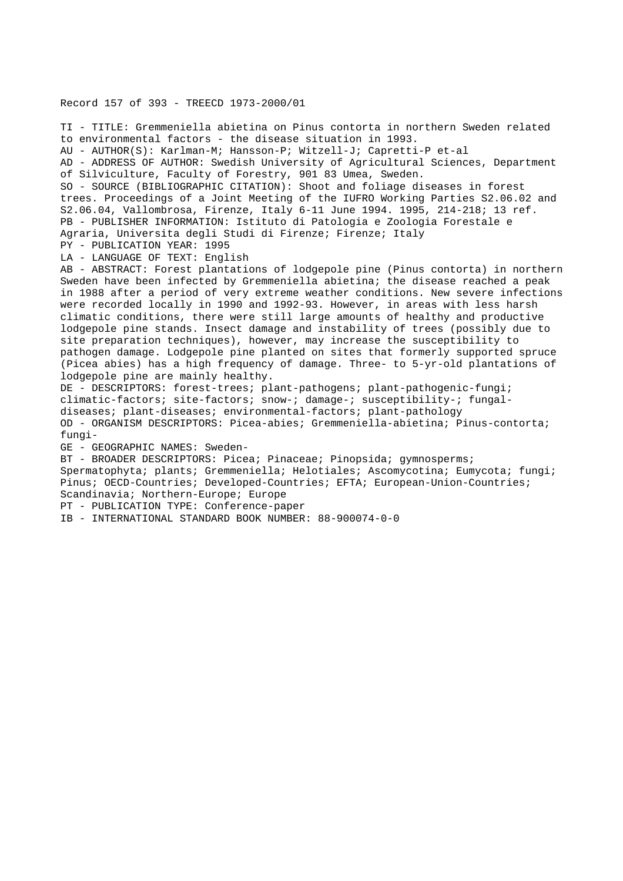Record 157 of 393 - TREECD 1973-2000/01

TI - TITLE: Gremmeniella abietina on Pinus contorta in northern Sweden related to environmental factors - the disease situation in 1993.
AU - AUTHOR(S): Karlman-M; Hansson-P; Witzell-J; Capretti-P et-al
AD - ADDRESS OF AUTHOR: Swedish University of Agricultural Sciences, Department of Silviculture, Faculty of Forestry, 901 83 Umea, Sweden.
SO - SOURCE (BIBLIOGRAPHIC CITATION): Shoot and foliage diseases in forest trees. Proceedings of a Joint Meeting of the IUFRO Working Parties S2.06.02 and S2.06.04, Vallombrosa, Firenze, Italy 6-11 June 1994. 1995, 214-218; 13 ref.
PB - PUBLISHER INFORMATION: Istituto di Patologia e Zoologia Forestale e Agraria, Universita degli Studi di Firenze; Firenze; Italy
PY - PUBLICATION YEAR: 1995
LA - LANGUAGE OF TEXT: English
AB - ABSTRACT: Forest plantations of lodgepole pine (Pinus contorta) in northern Sweden have been infected by Gremmeniella abietina; the disease reached a peak in 1988 after a period of very extreme weather conditions. New severe infections were recorded locally in 1990 and 1992-93. However, in areas with less harsh climatic conditions, there were still large amounts of healthy and productive lodgepole pine stands. Insect damage and instability of trees (possibly due to site preparation techniques), however, may increase the susceptibility to pathogen damage. Lodgepole pine planted on sites that formerly supported spruce (Picea abies) has a high frequency of damage. Three- to 5-yr-old plantations of lodgepole pine are mainly healthy.
DE - DESCRIPTORS: forest-trees; plant-pathogens; plant-pathogenic-fungi; climatic-factors; site-factors; snow-; damage-; susceptibility-; fungal-diseases; plant-diseases; environmental-factors; plant-pathology
OD - ORGANISM DESCRIPTORS: Picea-abies; Gremmeniella-abietina; Pinus-contorta; fungi-
GE - GEOGRAPHIC NAMES: Sweden-
BT - BROADER DESCRIPTORS: Picea; Pinaceae; Pinopsida; gymnosperms; Spermatophyta; plants; Gremmeniella; Helotiales; Ascomycotina; Eumycota; fungi; Pinus; OECD-Countries; Developed-Countries; EFTA; European-Union-Countries; Scandinavia; Northern-Europe; Europe
PT - PUBLICATION TYPE: Conference-paper
IB - INTERNATIONAL STANDARD BOOK NUMBER: 88-900074-0-0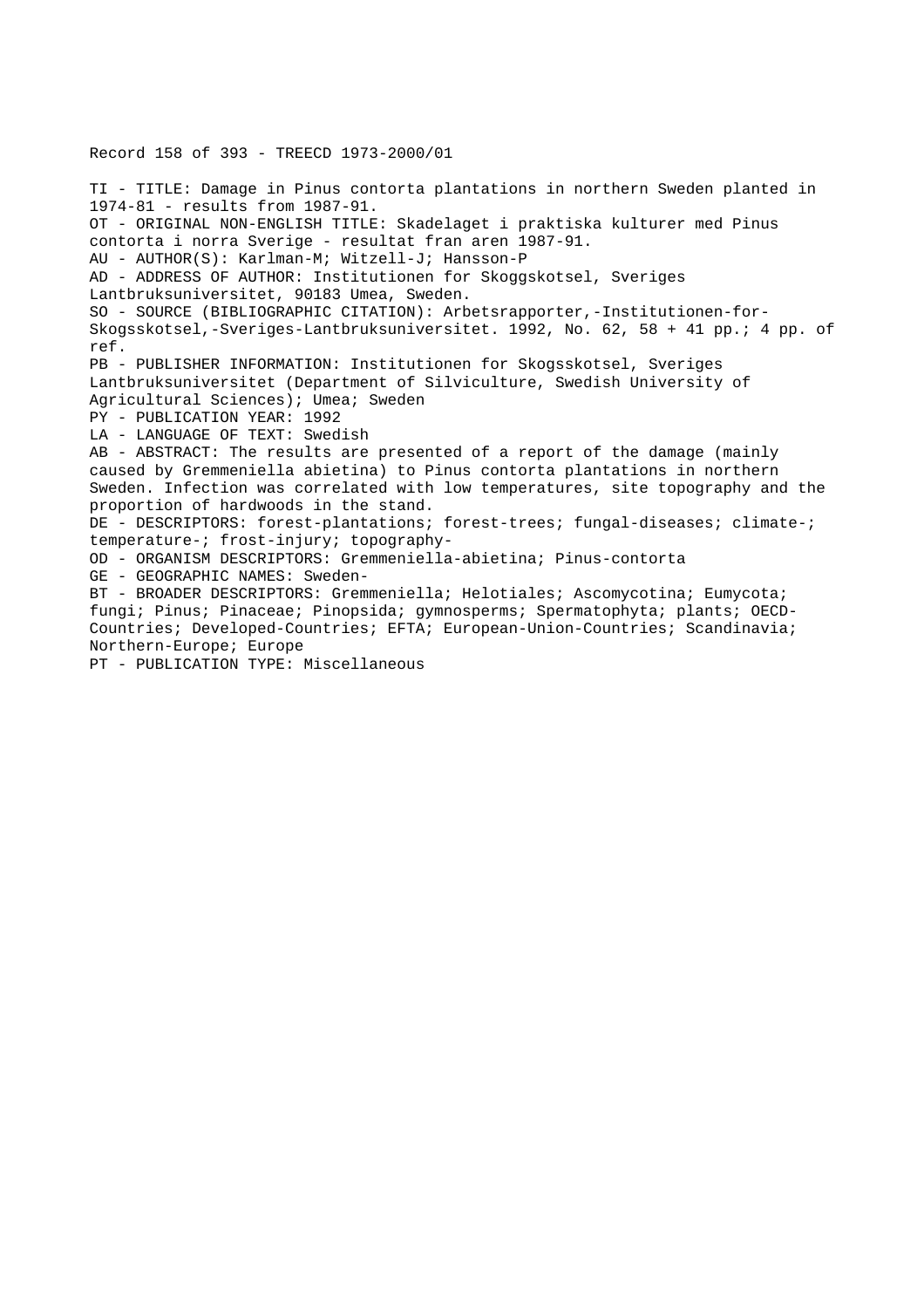Record 158 of 393 - TREECD 1973-2000/01

TI - TITLE: Damage in Pinus contorta plantations in northern Sweden planted in 1974-81 - results from 1987-91.
OT - ORIGINAL NON-ENGLISH TITLE: Skadelaget i praktiska kulturer med Pinus contorta i norra Sverige - resultat fran aren 1987-91.
AU - AUTHOR(S): Karlman-M; Witzell-J; Hansson-P
AD - ADDRESS OF AUTHOR: Institutionen for Skoggskotsel, Sveriges Lantbruksuniversitet, 90183 Umea, Sweden.
SO - SOURCE (BIBLIOGRAPHIC CITATION): Arbetsrapporter,-Institutionen-for-Skogsskotsel,-Sveriges-Lantbruksuniversitet. 1992, No. 62, 58 + 41 pp.; 4 pp. of ref.
PB - PUBLISHER INFORMATION: Institutionen for Skogsskotsel, Sveriges Lantbruksuniversitet (Department of Silviculture, Swedish University of Agricultural Sciences); Umea; Sweden
PY - PUBLICATION YEAR: 1992
LA - LANGUAGE OF TEXT: Swedish
AB - ABSTRACT: The results are presented of a report of the damage (mainly caused by Gremmeniella abietina) to Pinus contorta plantations in northern Sweden. Infection was correlated with low temperatures, site topography and the proportion of hardwoods in the stand.
DE - DESCRIPTORS: forest-plantations; forest-trees; fungal-diseases; climate-; temperature-; frost-injury; topography-
OD - ORGANISM DESCRIPTORS: Gremmeniella-abietina; Pinus-contorta
GE - GEOGRAPHIC NAMES: Sweden-
BT - BROADER DESCRIPTORS: Gremmeniella; Helotiales; Ascomycotina; Eumycota; fungi; Pinus; Pinaceae; Pinopsida; gymnosperms; Spermatophyta; plants; OECD-Countries; Developed-Countries; EFTA; European-Union-Countries; Scandinavia; Northern-Europe; Europe
PT - PUBLICATION TYPE: Miscellaneous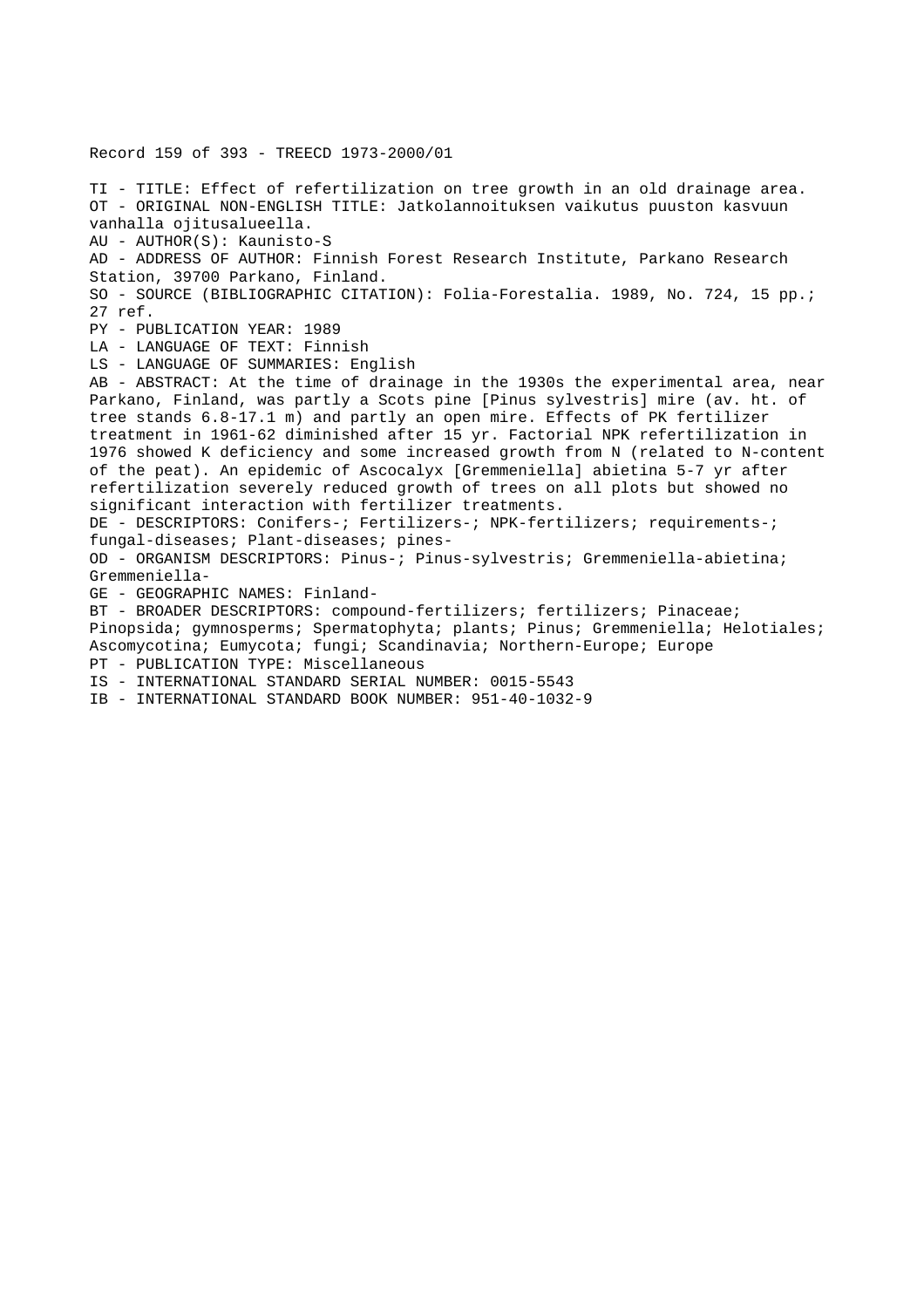Record 159 of 393 - TREECD 1973-2000/01

TI - TITLE: Effect of refertilization on tree growth in an old drainage area.
OT - ORIGINAL NON-ENGLISH TITLE: Jatkolannoituksen vaikutus puuston kasvuun vanhalla ojitusalueella.
AU - AUTHOR(S): Kaunisto-S
AD - ADDRESS OF AUTHOR: Finnish Forest Research Institute, Parkano Research Station, 39700 Parkano, Finland.
SO - SOURCE (BIBLIOGRAPHIC CITATION): Folia-Forestalia. 1989, No. 724, 15 pp.; 27 ref.
PY - PUBLICATION YEAR: 1989
LA - LANGUAGE OF TEXT: Finnish
LS - LANGUAGE OF SUMMARIES: English
AB - ABSTRACT: At the time of drainage in the 1930s the experimental area, near Parkano, Finland, was partly a Scots pine [Pinus sylvestris] mire (av. ht. of tree stands 6.8-17.1 m) and partly an open mire. Effects of PK fertilizer treatment in 1961-62 diminished after 15 yr. Factorial NPK refertilization in 1976 showed K deficiency and some increased growth from N (related to N-content of the peat). An epidemic of Ascocalyx [Gremmeniella] abietina 5-7 yr after refertilization severely reduced growth of trees on all plots but showed no significant interaction with fertilizer treatments.
DE - DESCRIPTORS: Conifers-; Fertilizers-; NPK-fertilizers; requirements-; fungal-diseases; Plant-diseases; pines-
OD - ORGANISM DESCRIPTORS: Pinus-; Pinus-sylvestris; Gremmeniella-abietina; Gremmeniella-
GE - GEOGRAPHIC NAMES: Finland-
BT - BROADER DESCRIPTORS: compound-fertilizers; fertilizers; Pinaceae; Pinopsida; gymnosperms; Spermatophyta; plants; Pinus; Gremmeniella; Helotiales; Ascomycotina; Eumycota; fungi; Scandinavia; Northern-Europe; Europe
PT - PUBLICATION TYPE: Miscellaneous
IS - INTERNATIONAL STANDARD SERIAL NUMBER: 0015-5543
IB - INTERNATIONAL STANDARD BOOK NUMBER: 951-40-1032-9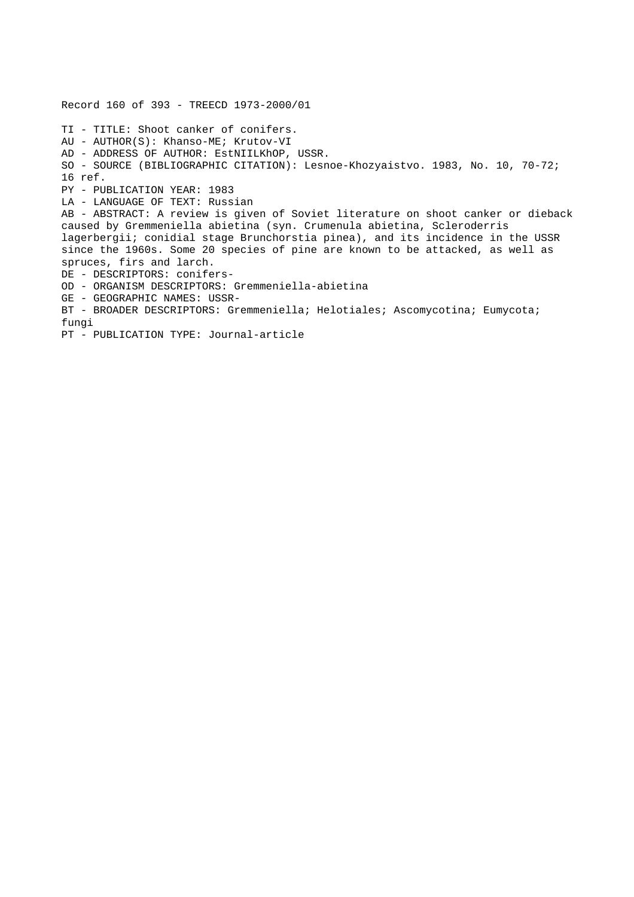Record 160 of 393 - TREECD 1973-2000/01

TI - TITLE: Shoot canker of conifers.
AU - AUTHOR(S): Khanso-ME; Krutov-VI
AD - ADDRESS OF AUTHOR: EstNIILKhOP, USSR.
SO - SOURCE (BIBLIOGRAPHIC CITATION): Lesnoe-Khozyaistvo. 1983, No. 10, 70-72; 16 ref.
PY - PUBLICATION YEAR: 1983
LA - LANGUAGE OF TEXT: Russian
AB - ABSTRACT: A review is given of Soviet literature on shoot canker or dieback caused by Gremmeniella abietina (syn. Crumenula abietina, Scleroderris lagerbergii; conidial stage Brunchorstia pinea), and its incidence in the USSR since the 1960s. Some 20 species of pine are known to be attacked, as well as spruces, firs and larch.
DE - DESCRIPTORS: conifers-
OD - ORGANISM DESCRIPTORS: Gremmeniella-abietina
GE - GEOGRAPHIC NAMES: USSR-
BT - BROADER DESCRIPTORS: Gremmeniella; Helotiales; Ascomycotina; Eumycota; fungi
PT - PUBLICATION TYPE: Journal-article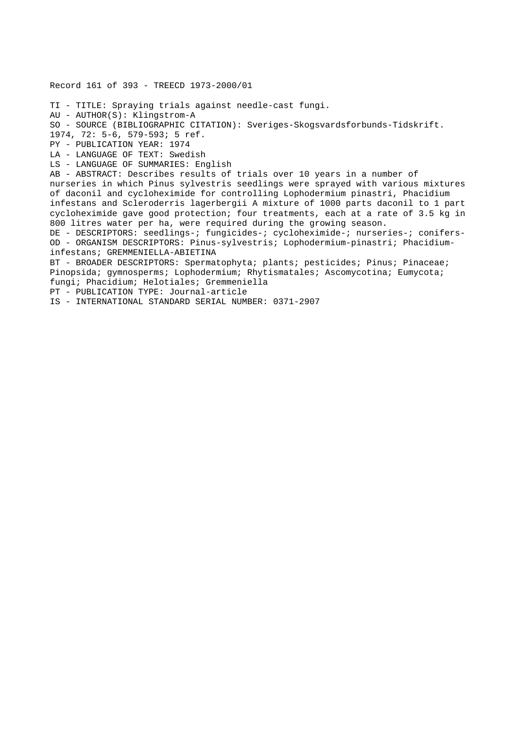Record 161 of 393 - TREECD 1973-2000/01

TI - TITLE: Spraying trials against needle-cast fungi.

AU - AUTHOR(S): Klingstrom-A

SO - SOURCE (BIBLIOGRAPHIC CITATION): Sveriges-Skogsvardsforbunds-Tidskrift. 1974, 72: 5-6, 579-593; 5 ref.

PY - PUBLICATION YEAR: 1974

LA - LANGUAGE OF TEXT: Swedish

LS - LANGUAGE OF SUMMARIES: English

AB - ABSTRACT: Describes results of trials over 10 years in a number of nurseries in which Pinus sylvestris seedlings were sprayed with various mixtures of daconil and cycloheximide for controlling Lophodermium pinastri, Phacidium infestans and Scleroderris lagerbergii A mixture of 1000 parts daconil to 1 part cycloheximide gave good protection; four treatments, each at a rate of 3.5 kg in 800 litres water per ha, were required during the growing season.

DE - DESCRIPTORS: seedlings-; fungicides-; cycloheximide-; nurseries-; conifers-

OD - ORGANISM DESCRIPTORS: Pinus-sylvestris; Lophodermium-pinastri; Phacidium-infestans; GREMMENIELLA-ABIETINA

BT - BROADER DESCRIPTORS: Spermatophyta; plants; pesticides; Pinus; Pinaceae; Pinopsida; gymnosperms; Lophodermium; Rhytismatales; Ascomycotina; Eumycota; fungi; Phacidium; Helotiales; Gremmeniella

PT - PUBLICATION TYPE: Journal-article

IS - INTERNATIONAL STANDARD SERIAL NUMBER: 0371-2907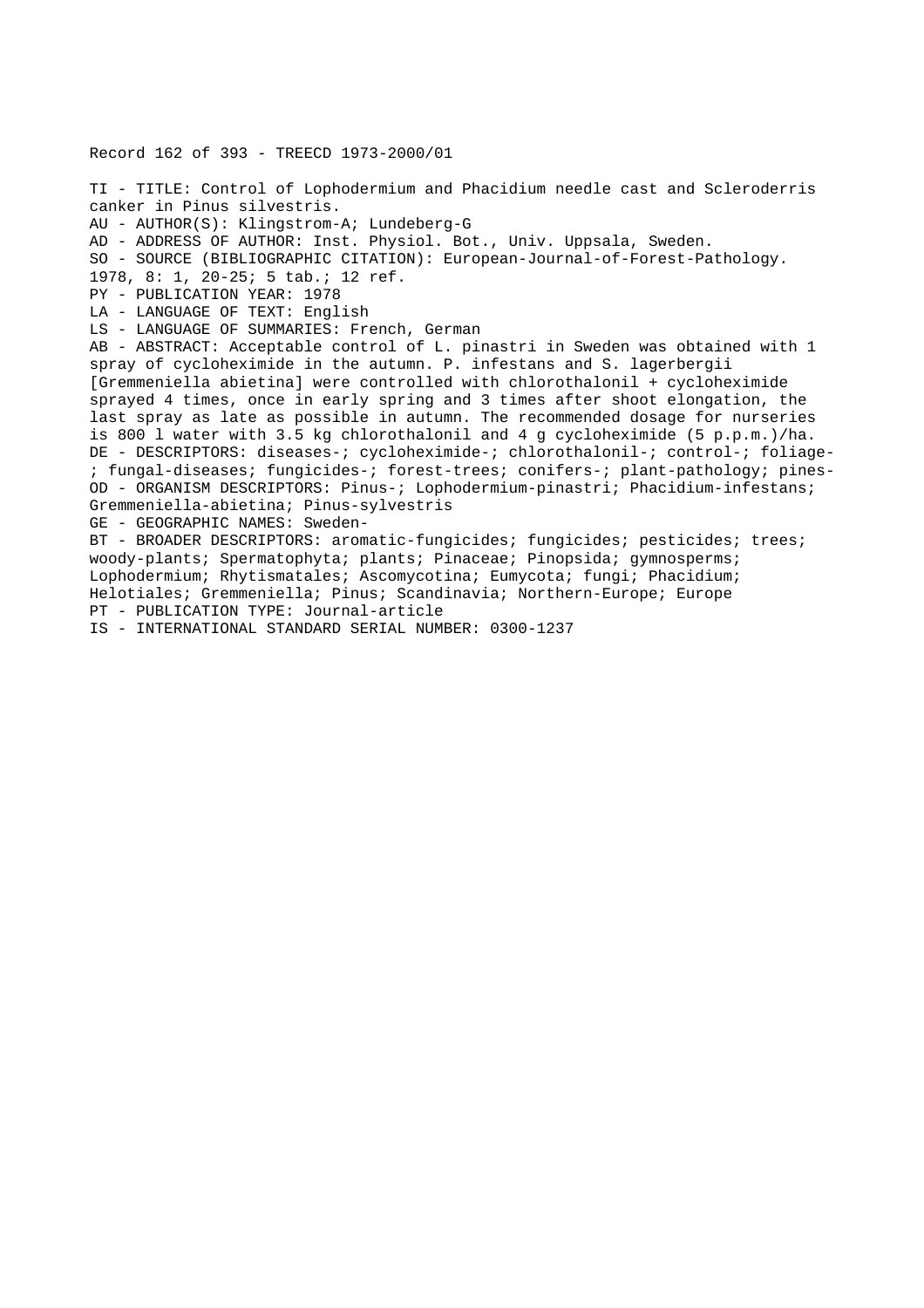Record 162 of 393 - TREECD 1973-2000/01

TI - TITLE: Control of Lophodermium and Phacidium needle cast and Scleroderris canker in Pinus silvestris.
AU - AUTHOR(S): Klingstrom-A; Lundeberg-G
AD - ADDRESS OF AUTHOR: Inst. Physiol. Bot., Univ. Uppsala, Sweden.
SO - SOURCE (BIBLIOGRAPHIC CITATION): European-Journal-of-Forest-Pathology. 1978, 8: 1, 20-25; 5 tab.; 12 ref.
PY - PUBLICATION YEAR: 1978
LA - LANGUAGE OF TEXT: English
LS - LANGUAGE OF SUMMARIES: French, German
AB - ABSTRACT: Acceptable control of L. pinastri in Sweden was obtained with 1 spray of cycloheximide in the autumn. P. infestans and S. lagerbergii [Gremmeniella abietina] were controlled with chlorothalonil + cycloheximide sprayed 4 times, once in early spring and 3 times after shoot elongation, the last spray as late as possible in autumn. The recommended dosage for nurseries is 800 l water with 3.5 kg chlorothalonil and 4 g cycloheximide (5 p.p.m.)/ha.
DE - DESCRIPTORS: diseases-; cycloheximide-; chlorothalonil-; control-; foliage-; fungal-diseases; fungicides-; forest-trees; conifers-; plant-pathology; pines-
OD - ORGANISM DESCRIPTORS: Pinus-; Lophodermium-pinastri; Phacidium-infestans; Gremmeniella-abietina; Pinus-sylvestris
GE - GEOGRAPHIC NAMES: Sweden-
BT - BROADER DESCRIPTORS: aromatic-fungicides; fungicides; pesticides; trees; woody-plants; Spermatophyta; plants; Pinaceae; Pinopsida; gymnosperms; Lophodermium; Rhytismatales; Ascomycotina; Eumycota; fungi; Phacidium; Helotiales; Gremmeniella; Pinus; Scandinavia; Northern-Europe; Europe
PT - PUBLICATION TYPE: Journal-article
IS - INTERNATIONAL STANDARD SERIAL NUMBER: 0300-1237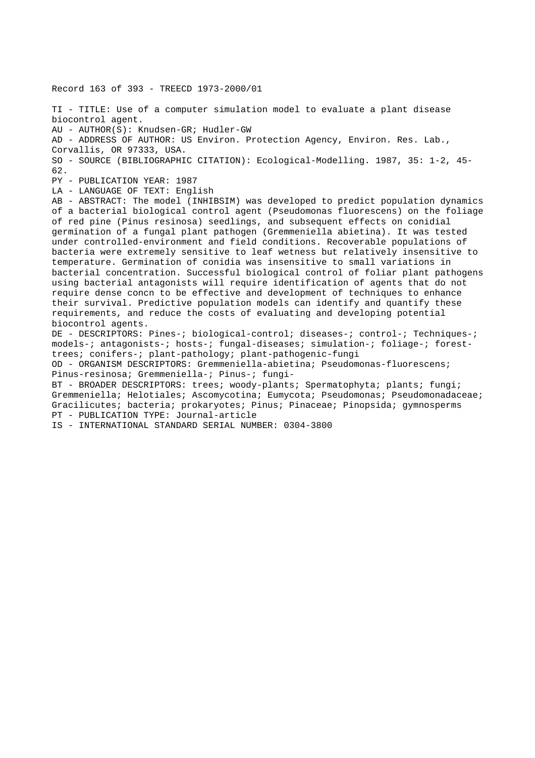Record 163 of 393 - TREECD 1973-2000/01

TI - TITLE: Use of a computer simulation model to evaluate a plant disease biocontrol agent.
AU - AUTHOR(S): Knudsen-GR; Hudler-GW
AD - ADDRESS OF AUTHOR: US Environ. Protection Agency, Environ. Res. Lab., Corvallis, OR 97333, USA.
SO - SOURCE (BIBLIOGRAPHIC CITATION): Ecological-Modelling. 1987, 35: 1-2, 45-62.
PY - PUBLICATION YEAR: 1987
LA - LANGUAGE OF TEXT: English
AB - ABSTRACT: The model (INHIBSIM) was developed to predict population dynamics of a bacterial biological control agent (Pseudomonas fluorescens) on the foliage of red pine (Pinus resinosa) seedlings, and subsequent effects on conidial germination of a fungal plant pathogen (Gremmeniella abietina). It was tested under controlled-environment and field conditions. Recoverable populations of bacteria were extremely sensitive to leaf wetness but relatively insensitive to temperature. Germination of conidia was insensitive to small variations in bacterial concentration. Successful biological control of foliar plant pathogens using bacterial antagonists will require identification of agents that do not require dense concn to be effective and development of techniques to enhance their survival. Predictive population models can identify and quantify these requirements, and reduce the costs of evaluating and developing potential biocontrol agents.
DE - DESCRIPTORS: Pines-; biological-control; diseases-; control-; Techniques-; models-; antagonists-; hosts-; fungal-diseases; simulation-; foliage-; forest-trees; conifers-; plant-pathology; plant-pathogenic-fungi
OD - ORGANISM DESCRIPTORS: Gremmeniella-abietina; Pseudomonas-fluorescens; Pinus-resinosa; Gremmeniella-; Pinus-; fungi-
BT - BROADER DESCRIPTORS: trees; woody-plants; Spermatophyta; plants; fungi; Gremmeniella; Helotiales; Ascomycotina; Eumycota; Pseudomonas; Pseudomonadaceae; Gracilicutes; bacteria; prokaryotes; Pinus; Pinaceae; Pinopsida; gymnosperms
PT - PUBLICATION TYPE: Journal-article
IS - INTERNATIONAL STANDARD SERIAL NUMBER: 0304-3800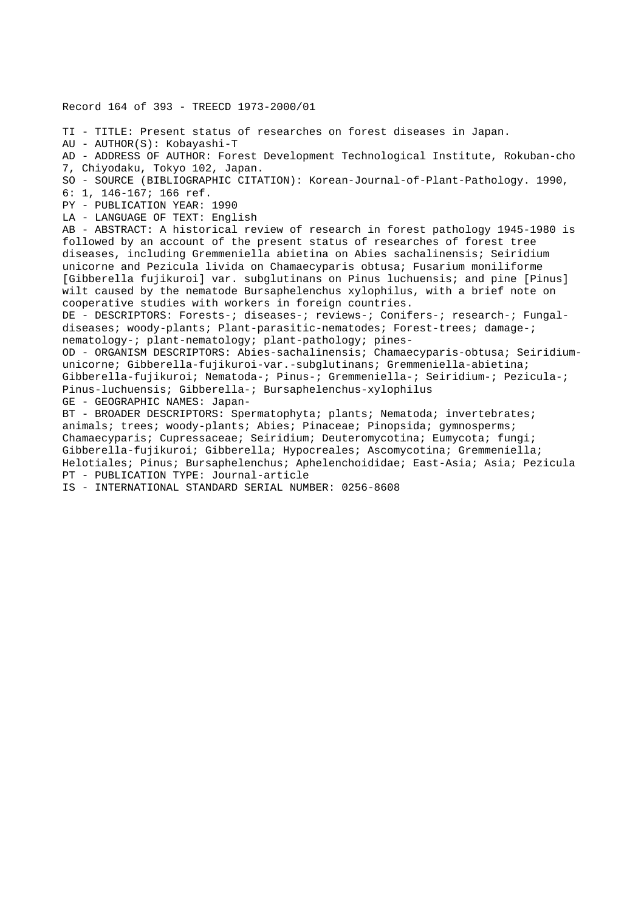Record 164 of 393 - TREECD 1973-2000/01

TI - TITLE: Present status of researches on forest diseases in Japan.
AU - AUTHOR(S): Kobayashi-T
AD - ADDRESS OF AUTHOR: Forest Development Technological Institute, Rokuban-cho 7, Chiyodaku, Tokyo 102, Japan.
SO - SOURCE (BIBLIOGRAPHIC CITATION): Korean-Journal-of-Plant-Pathology. 1990, 6: 1, 146-167; 166 ref.
PY - PUBLICATION YEAR: 1990
LA - LANGUAGE OF TEXT: English
AB - ABSTRACT: A historical review of research in forest pathology 1945-1980 is followed by an account of the present status of researches of forest tree diseases, including Gremmeniella abietina on Abies sachalinensis; Seiridium unicorne and Pezicula livida on Chamaecyparis obtusa; Fusarium moniliforme [Gibberella fujikuroi] var. subglutinans on Pinus luchuensis; and pine [Pinus] wilt caused by the nematode Bursaphelenchus xylophilus, with a brief note on cooperative studies with workers in foreign countries.
DE - DESCRIPTORS: Forests-; diseases-; reviews-; Conifers-; research-; Fungal-diseases; woody-plants; Plant-parasitic-nematodes; Forest-trees; damage-; nematology-; plant-nematology; plant-pathology; pines-
OD - ORGANISM DESCRIPTORS: Abies-sachalinensis; Chamaecyparis-obtusa; Seiridium-unicorne; Gibberella-fujikuroi-var.-subglutinans; Gremmeniella-abietina; Gibberella-fujikuroi; Nematoda-; Pinus-; Gremmeniella-; Seiridium-; Pezicula-; Pinus-luchuensis; Gibberella-; Bursaphelenchus-xylophilus
GE - GEOGRAPHIC NAMES: Japan-
BT - BROADER DESCRIPTORS: Spermatophyta; plants; Nematoda; invertebrates; animals; trees; woody-plants; Abies; Pinaceae; Pinopsida; gymnosperms; Chamaecyparis; Cupressaceae; Seiridium; Deuteromycotina; Eumycota; fungi; Gibberella-fujikuroi; Gibberella; Hypocreales; Ascomycotina; Gremmeniella; Helotiales; Pinus; Bursaphelenchus; Aphelenchoididae; East-Asia; Asia; Pezicula
PT - PUBLICATION TYPE: Journal-article
IS - INTERNATIONAL STANDARD SERIAL NUMBER: 0256-8608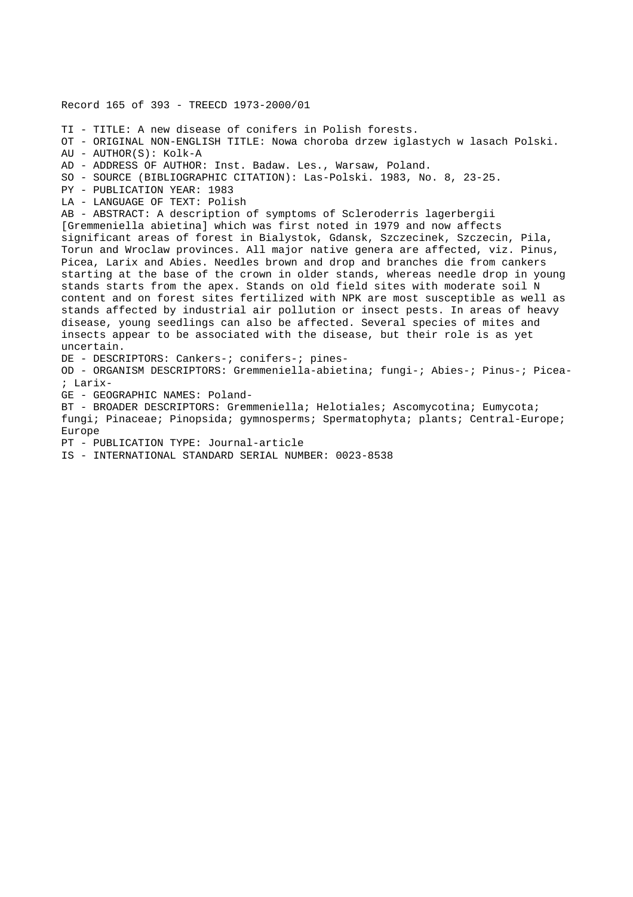Record 165 of 393 - TREECD 1973-2000/01

TI - TITLE: A new disease of conifers in Polish forests.
OT - ORIGINAL NON-ENGLISH TITLE: Nowa choroba drzew iglastych w lasach Polski.
AU - AUTHOR(S): Kolk-A
AD - ADDRESS OF AUTHOR: Inst. Badaw. Les., Warsaw, Poland.
SO - SOURCE (BIBLIOGRAPHIC CITATION): Las-Polski. 1983, No. 8, 23-25.
PY - PUBLICATION YEAR: 1983
LA - LANGUAGE OF TEXT: Polish
AB - ABSTRACT: A description of symptoms of Scleroderris lagerbergii [Gremmeniella abietina] which was first noted in 1979 and now affects significant areas of forest in Bialystok, Gdansk, Szczecinek, Szczecin, Pila, Torun and Wroclaw provinces. All major native genera are affected, viz. Pinus, Picea, Larix and Abies. Needles brown and drop and branches die from cankers starting at the base of the crown in older stands, whereas needle drop in young stands starts from the apex. Stands on old field sites with moderate soil N content and on forest sites fertilized with NPK are most susceptible as well as stands affected by industrial air pollution or insect pests. In areas of heavy disease, young seedlings can also be affected. Several species of mites and insects appear to be associated with the disease, but their role is as yet uncertain.
DE - DESCRIPTORS: Cankers-; conifers-; pines-
OD - ORGANISM DESCRIPTORS: Gremmeniella-abietina; fungi-; Abies-; Pinus-; Picea-; Larix-
GE - GEOGRAPHIC NAMES: Poland-
BT - BROADER DESCRIPTORS: Gremmeniella; Helotiales; Ascomycotina; Eumycota; fungi; Pinaceae; Pinopsida; gymnosperms; Spermatophyta; plants; Central-Europe; Europe
PT - PUBLICATION TYPE: Journal-article
IS - INTERNATIONAL STANDARD SERIAL NUMBER: 0023-8538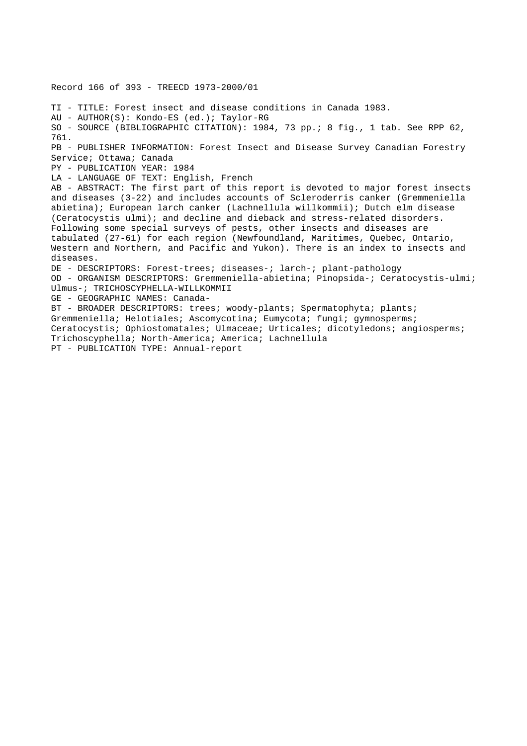Record 166 of 393 - TREECD 1973-2000/01

TI - TITLE: Forest insect and disease conditions in Canada 1983.
AU - AUTHOR(S): Kondo-ES (ed.); Taylor-RG
SO - SOURCE (BIBLIOGRAPHIC CITATION): 1984, 73 pp.; 8 fig., 1 tab. See RPP 62, 761.
PB - PUBLISHER INFORMATION: Forest Insect and Disease Survey Canadian Forestry Service; Ottawa; Canada
PY - PUBLICATION YEAR: 1984
LA - LANGUAGE OF TEXT: English, French
AB - ABSTRACT: The first part of this report is devoted to major forest insects and diseases (3-22) and includes accounts of Scleroderris canker (Gremmeniella abietina); European larch canker (Lachnellula willkommii); Dutch elm disease (Ceratocystis ulmi); and decline and dieback and stress-related disorders. Following some special surveys of pests, other insects and diseases are tabulated (27-61) for each region (Newfoundland, Maritimes, Quebec, Ontario, Western and Northern, and Pacific and Yukon). There is an index to insects and diseases.
DE - DESCRIPTORS: Forest-trees; diseases-; larch-; plant-pathology
OD - ORGANISM DESCRIPTORS: Gremmeniella-abietina; Pinopsida-; Ceratocystis-ulmi; Ulmus-; TRICHOSCYPHELLA-WILLKOMMII
GE - GEOGRAPHIC NAMES: Canada-
BT - BROADER DESCRIPTORS: trees; woody-plants; Spermatophyta; plants; Gremmeniella; Helotiales; Ascomycotina; Eumycota; fungi; gymnosperms; Ceratocystis; Ophiostomatales; Ulmaceae; Urticales; dicotyledons; angiosperms; Trichoscyphella; North-America; America; Lachnellula
PT - PUBLICATION TYPE: Annual-report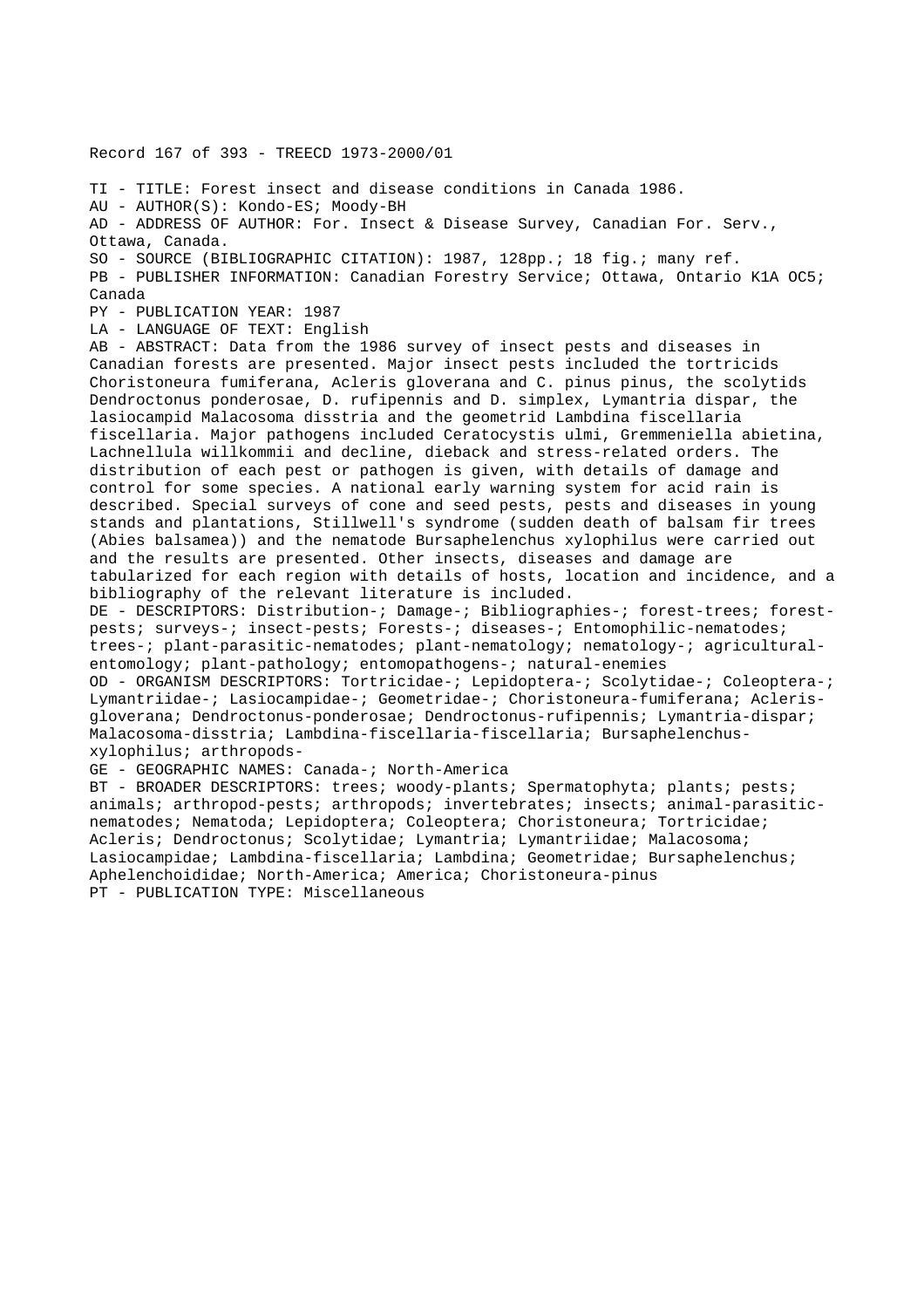Record 167 of 393 - TREECD 1973-2000/01

TI - TITLE: Forest insect and disease conditions in Canada 1986.
AU - AUTHOR(S): Kondo-ES; Moody-BH
AD - ADDRESS OF AUTHOR: For. Insect & Disease Survey, Canadian For. Serv., Ottawa, Canada.
SO - SOURCE (BIBLIOGRAPHIC CITATION): 1987, 128pp.; 18 fig.; many ref.
PB - PUBLISHER INFORMATION: Canadian Forestry Service; Ottawa, Ontario K1A OC5; Canada
PY - PUBLICATION YEAR: 1987
LA - LANGUAGE OF TEXT: English
AB - ABSTRACT: Data from the 1986 survey of insect pests and diseases in Canadian forests are presented. Major insect pests included the tortricids Choristoneura fumiferana, Acleris gloverana and C. pinus pinus, the scolytids Dendroctonus ponderosae, D. rufipennis and D. simplex, Lymantria dispar, the lasiocampid Malacosoma disstria and the geometrid Lambdina fiscellaria fiscellaria. Major pathogens included Ceratocystis ulmi, Gremmeniella abietina, Lachnellula willkommii and decline, dieback and stress-related orders. The distribution of each pest or pathogen is given, with details of damage and control for some species. A national early warning system for acid rain is described. Special surveys of cone and seed pests, pests and diseases in young stands and plantations, Stillwell's syndrome (sudden death of balsam fir trees (Abies balsamea)) and the nematode Bursaphelenchus xylophilus were carried out and the results are presented. Other insects, diseases and damage are tabularized for each region with details of hosts, location and incidence, and a bibliography of the relevant literature is included.
DE - DESCRIPTORS: Distribution-; Damage-; Bibliographies-; forest-trees; forest-pests; surveys-; insect-pests; Forests-; diseases-; Entomophilic-nematodes; trees-; plant-parasitic-nematodes; plant-nematology; nematology-; agricultural-entomology; plant-pathology; entomopathogens-; natural-enemies
OD - ORGANISM DESCRIPTORS: Tortricidae-; Lepidoptera-; Scolytidae-; Coleoptera-; Lymantriidae-; Lasiocampidae-; Geometridae-; Choristoneura-fumiferana; Acleris-gloverana; Dendroctonus-ponderosae; Dendroctonus-rufipennis; Lymantria-dispar; Malacosoma-disstria; Lambdina-fiscellaria-fiscellaria; Bursaphelenchus-xylophilus; arthropods-
GE - GEOGRAPHIC NAMES: Canada-; North-America
BT - BROADER DESCRIPTORS: trees; woody-plants; Spermatophyta; plants; pests; animals; arthropod-pests; arthropods; invertebrates; insects; animal-parasitic-nematodes; Nematoda; Lepidoptera; Coleoptera; Choristoneura; Tortricidae; Acleris; Dendroctonus; Scolytidae; Lymantria; Lymantriidae; Malacosoma; Lasiocampidae; Lambdina-fiscellaria; Lambdina; Geometridae; Bursaphelenchus; Aphelenchoididae; North-America; America; Choristoneura-pinus
PT - PUBLICATION TYPE: Miscellaneous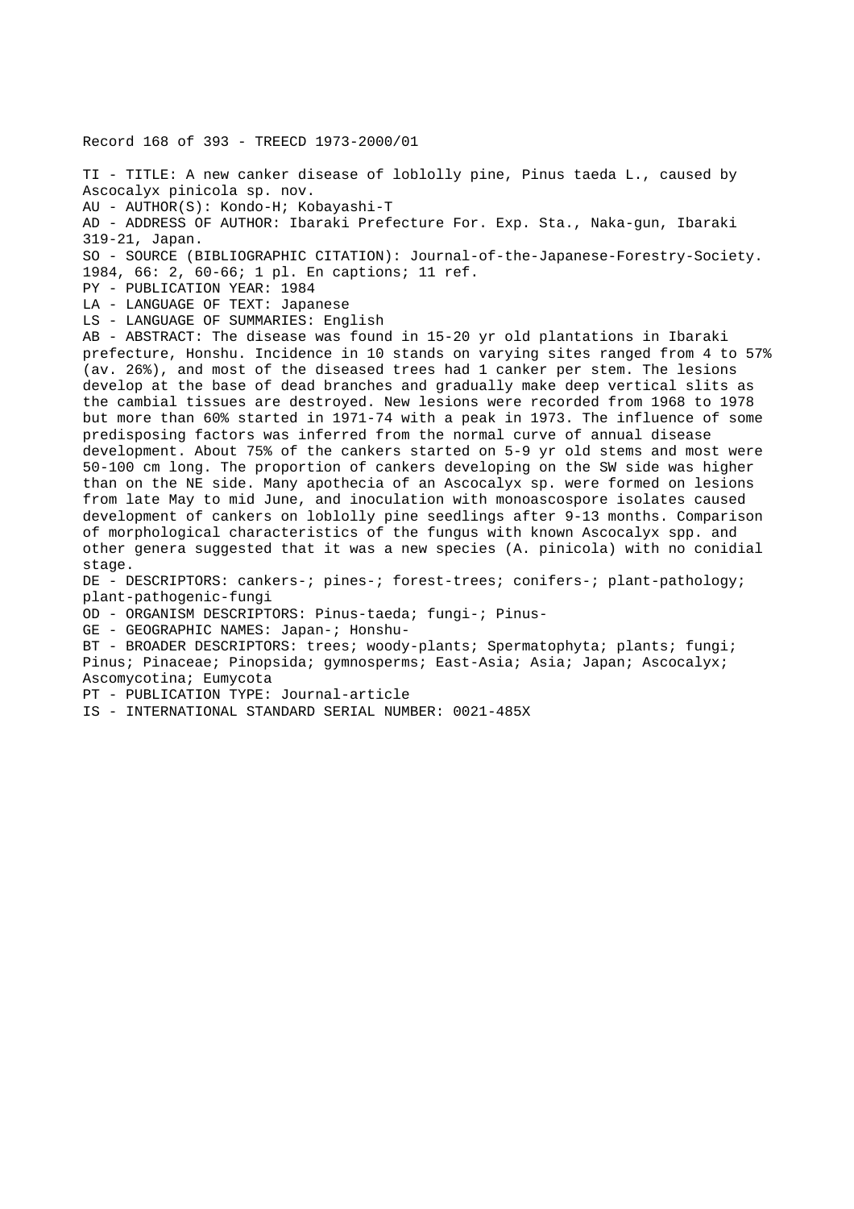Record 168 of 393 - TREECD 1973-2000/01

TI - TITLE: A new canker disease of loblolly pine, Pinus taeda L., caused by Ascocalyx pinicola sp. nov.
AU - AUTHOR(S): Kondo-H; Kobayashi-T
AD - ADDRESS OF AUTHOR: Ibaraki Prefecture For. Exp. Sta., Naka-gun, Ibaraki 319-21, Japan.
SO - SOURCE (BIBLIOGRAPHIC CITATION): Journal-of-the-Japanese-Forestry-Society. 1984, 66: 2, 60-66; 1 pl. En captions; 11 ref.
PY - PUBLICATION YEAR: 1984
LA - LANGUAGE OF TEXT: Japanese
LS - LANGUAGE OF SUMMARIES: English
AB - ABSTRACT: The disease was found in 15-20 yr old plantations in Ibaraki prefecture, Honshu. Incidence in 10 stands on varying sites ranged from 4 to 57% (av. 26%), and most of the diseased trees had 1 canker per stem. The lesions develop at the base of dead branches and gradually make deep vertical slits as the cambial tissues are destroyed. New lesions were recorded from 1968 to 1978 but more than 60% started in 1971-74 with a peak in 1973. The influence of some predisposing factors was inferred from the normal curve of annual disease development. About 75% of the cankers started on 5-9 yr old stems and most were 50-100 cm long. The proportion of cankers developing on the SW side was higher than on the NE side. Many apothecia of an Ascocalyx sp. were formed on lesions from late May to mid June, and inoculation with monoascospore isolates caused development of cankers on loblolly pine seedlings after 9-13 months. Comparison of morphological characteristics of the fungus with known Ascocalyx spp. and other genera suggested that it was a new species (A. pinicola) with no conidial stage.
DE - DESCRIPTORS: cankers-; pines-; forest-trees; conifers-; plant-pathology; plant-pathogenic-fungi
OD - ORGANISM DESCRIPTORS: Pinus-taeda; fungi-; Pinus-
GE - GEOGRAPHIC NAMES: Japan-; Honshu-
BT - BROADER DESCRIPTORS: trees; woody-plants; Spermatophyta; plants; fungi; Pinus; Pinaceae; Pinopsida; gymnosperms; East-Asia; Asia; Japan; Ascocalyx; Ascomycotina; Eumycota
PT - PUBLICATION TYPE: Journal-article
IS - INTERNATIONAL STANDARD SERIAL NUMBER: 0021-485X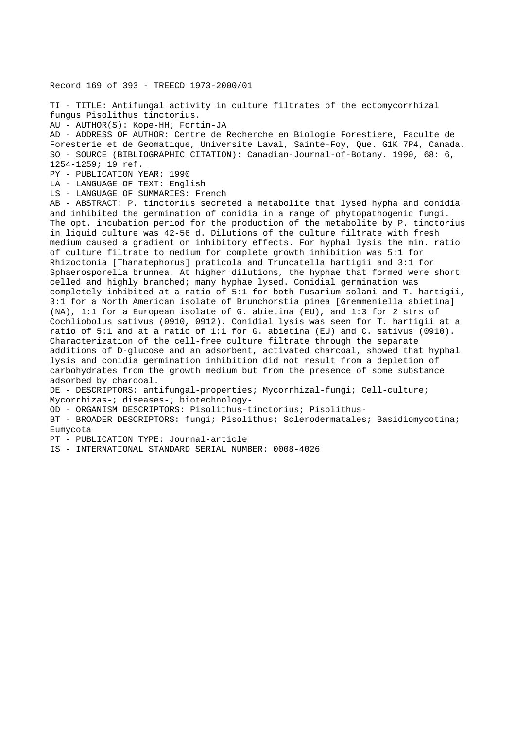Record 169 of 393 - TREECD 1973-2000/01

TI - TITLE: Antifungal activity in culture filtrates of the ectomycorrhizal fungus Pisolithus tinctorius.
AU - AUTHOR(S): Kope-HH; Fortin-JA
AD - ADDRESS OF AUTHOR: Centre de Recherche en Biologie Forestiere, Faculte de Foresterie et de Geomatique, Universite Laval, Sainte-Foy, Que. G1K 7P4, Canada.
SO - SOURCE (BIBLIOGRAPHIC CITATION): Canadian-Journal-of-Botany. 1990, 68: 6, 1254-1259; 19 ref.
PY - PUBLICATION YEAR: 1990
LA - LANGUAGE OF TEXT: English
LS - LANGUAGE OF SUMMARIES: French
AB - ABSTRACT: P. tinctorius secreted a metabolite that lysed hypha and conidia and inhibited the germination of conidia in a range of phytopathogenic fungi. The opt. incubation period for the production of the metabolite by P. tinctorius in liquid culture was 42-56 d. Dilutions of the culture filtrate with fresh medium caused a gradient on inhibitory effects. For hyphal lysis the min. ratio of culture filtrate to medium for complete growth inhibition was 5:1 for Rhizoctonia [Thanatephorus] praticola and Truncatella hartigii and 3:1 for Sphaerosporella brunnea. At higher dilutions, the hyphae that formed were short celled and highly branched; many hyphae lysed. Conidial germination was completely inhibited at a ratio of 5:1 for both Fusarium solani and T. hartigii, 3:1 for a North American isolate of Brunchorstia pinea [Gremmeniella abietina] (NA), 1:1 for a European isolate of G. abietina (EU), and 1:3 for 2 strs of Cochliobolus sativus (0910, 0912). Conidial lysis was seen for T. hartigii at a ratio of 5:1 and at a ratio of 1:1 for G. abietina (EU) and C. sativus (0910). Characterization of the cell-free culture filtrate through the separate additions of D-glucose and an adsorbent, activated charcoal, showed that hyphal lysis and conidia germination inhibition did not result from a depletion of carbohydrates from the growth medium but from the presence of some substance adsorbed by charcoal.
DE - DESCRIPTORS: antifungal-properties; Mycorrhizal-fungi; Cell-culture; Mycorrhizas-; diseases-; biotechnology-
OD - ORGANISM DESCRIPTORS: Pisolithus-tinctorius; Pisolithus-
BT - BROADER DESCRIPTORS: fungi; Pisolithus; Sclerodermatales; Basidiomycotina; Eumycota
PT - PUBLICATION TYPE: Journal-article
IS - INTERNATIONAL STANDARD SERIAL NUMBER: 0008-4026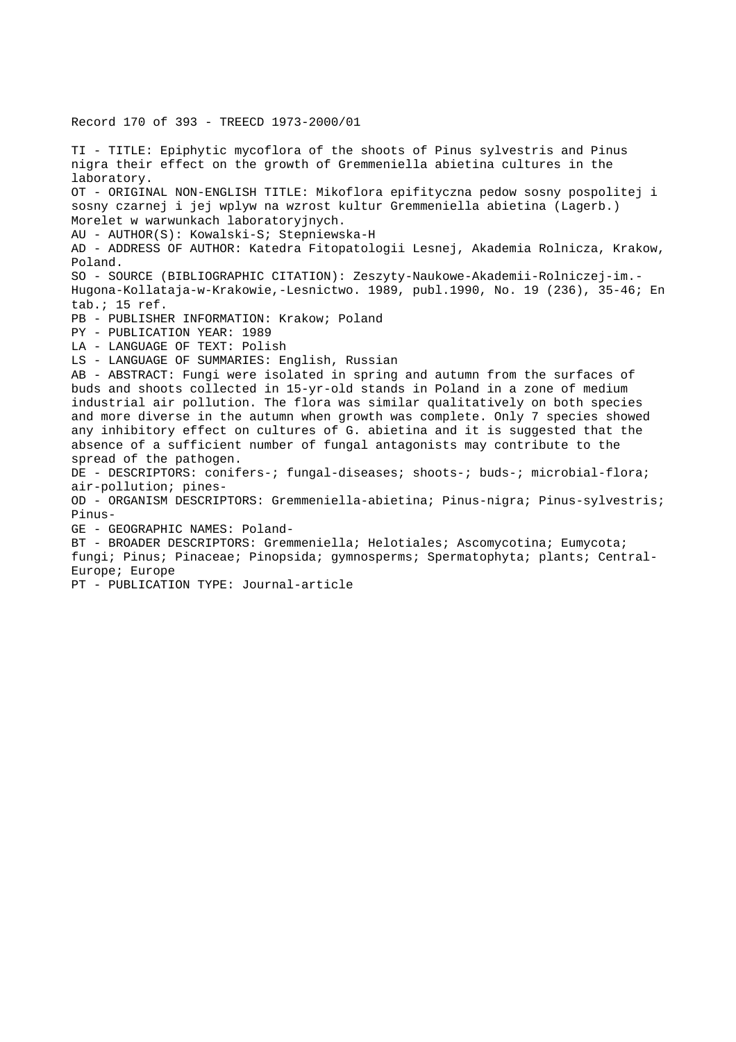Record 170 of 393 - TREECD 1973-2000/01

TI - TITLE: Epiphytic mycoflora of the shoots of Pinus sylvestris and Pinus nigra their effect on the growth of Gremmeniella abietina cultures in the laboratory.

OT - ORIGINAL NON-ENGLISH TITLE: Mikoflora epifityczna pedow sosny pospolitej i sosny czarnej i jej wplyw na wzrost kultur Gremmeniella abietina (Lagerb.) Morelet w warwunkach laboratoryjnych.

AU - AUTHOR(S): Kowalski-S; Stepniewska-H

AD - ADDRESS OF AUTHOR: Katedra Fitopatologii Lesnej, Akademia Rolnicza, Krakow, Poland.

SO - SOURCE (BIBLIOGRAPHIC CITATION): Zeszyty-Naukowe-Akademii-Rolniczej-im.-Hugona-Kollataja-w-Krakowie,-Lesnictwo. 1989, publ.1990, No. 19 (236), 35-46; En tab.; 15 ref.

PB - PUBLISHER INFORMATION: Krakow; Poland

PY - PUBLICATION YEAR: 1989

LA - LANGUAGE OF TEXT: Polish

LS - LANGUAGE OF SUMMARIES: English, Russian

AB - ABSTRACT: Fungi were isolated in spring and autumn from the surfaces of buds and shoots collected in 15-yr-old stands in Poland in a zone of medium industrial air pollution. The flora was similar qualitatively on both species and more diverse in the autumn when growth was complete. Only 7 species showed any inhibitory effect on cultures of G. abietina and it is suggested that the absence of a sufficient number of fungal antagonists may contribute to the spread of the pathogen.

DE - DESCRIPTORS: conifers-; fungal-diseases; shoots-; buds-; microbial-flora; air-pollution; pines-

OD - ORGANISM DESCRIPTORS: Gremmeniella-abietina; Pinus-nigra; Pinus-sylvestris; Pinus-

GE - GEOGRAPHIC NAMES: Poland-

BT - BROADER DESCRIPTORS: Gremmeniella; Helotiales; Ascomycotina; Eumycota; fungi; Pinus; Pinaceae; Pinopsida; gymnosperms; Spermatophyta; plants; Central-Europe; Europe

PT - PUBLICATION TYPE: Journal-article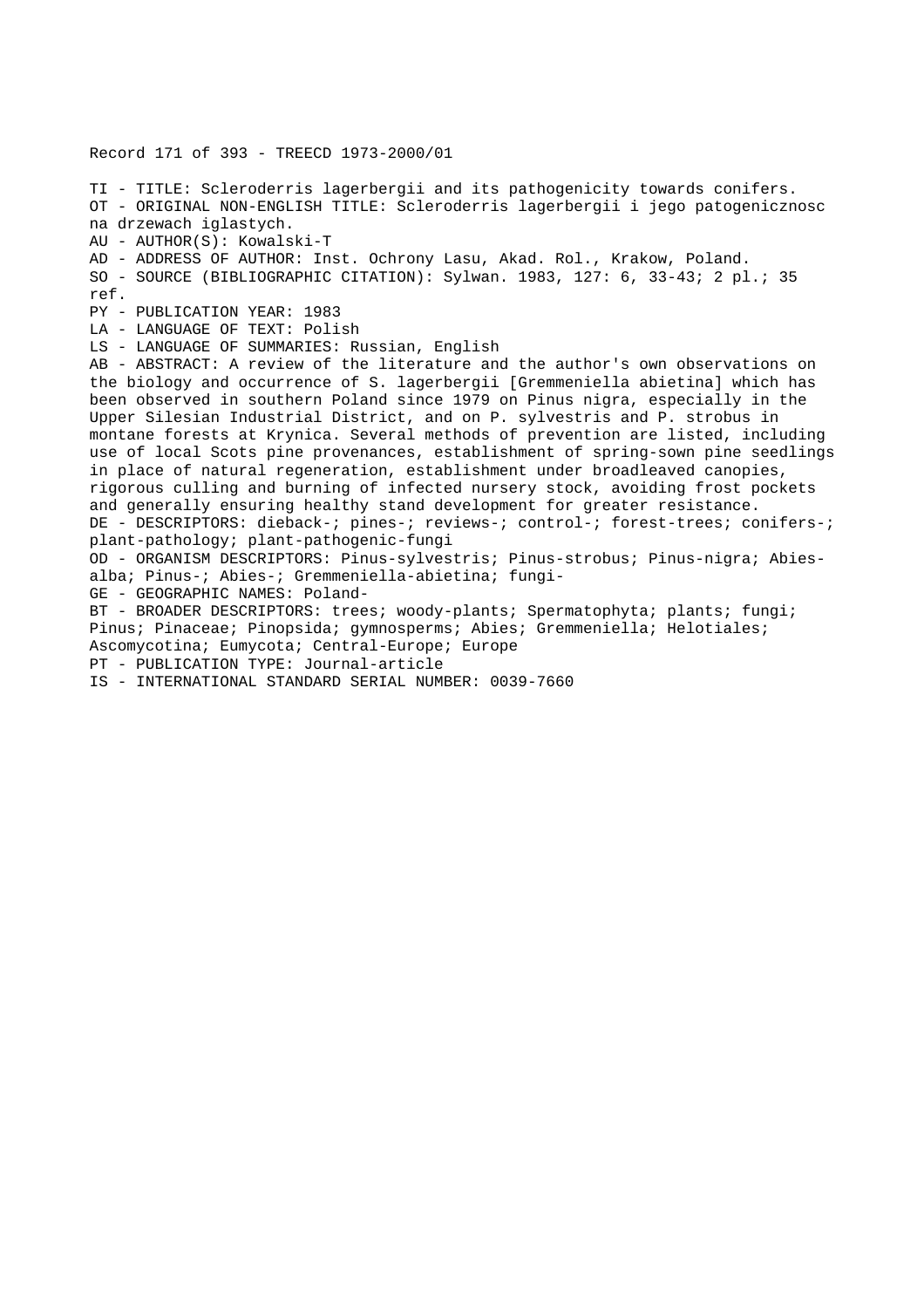Record 171 of 393 - TREECD 1973-2000/01

TI - TITLE: Scleroderris lagerbergii and its pathogenicity towards conifers.
OT - ORIGINAL NON-ENGLISH TITLE: Scleroderris lagerbergii i jego patogenicznosc na drzewach iglastych.
AU - AUTHOR(S): Kowalski-T
AD - ADDRESS OF AUTHOR: Inst. Ochrony Lasu, Akad. Rol., Krakow, Poland.
SO - SOURCE (BIBLIOGRAPHIC CITATION): Sylwan. 1983, 127: 6, 33-43; 2 pl.; 35 ref.
PY - PUBLICATION YEAR: 1983
LA - LANGUAGE OF TEXT: Polish
LS - LANGUAGE OF SUMMARIES: Russian, English
AB - ABSTRACT: A review of the literature and the author's own observations on the biology and occurrence of S. lagerbergii [Gremmeniella abietina] which has been observed in southern Poland since 1979 on Pinus nigra, especially in the Upper Silesian Industrial District, and on P. sylvestris and P. strobus in montane forests at Krynica. Several methods of prevention are listed, including use of local Scots pine provenances, establishment of spring-sown pine seedlings in place of natural regeneration, establishment under broadleaved canopies, rigorous culling and burning of infected nursery stock, avoiding frost pockets and generally ensuring healthy stand development for greater resistance.
DE - DESCRIPTORS: dieback-; pines-; reviews-; control-; forest-trees; conifers-; plant-pathology; plant-pathogenic-fungi
OD - ORGANISM DESCRIPTORS: Pinus-sylvestris; Pinus-strobus; Pinus-nigra; Abies-alba; Pinus-; Abies-; Gremmeniella-abietina; fungi-
GE - GEOGRAPHIC NAMES: Poland-
BT - BROADER DESCRIPTORS: trees; woody-plants; Spermatophyta; plants; fungi; Pinus; Pinaceae; Pinopsida; gymnosperms; Abies; Gremmeniella; Helotiales; Ascomycotina; Eumycota; Central-Europe; Europe
PT - PUBLICATION TYPE: Journal-article
IS - INTERNATIONAL STANDARD SERIAL NUMBER: 0039-7660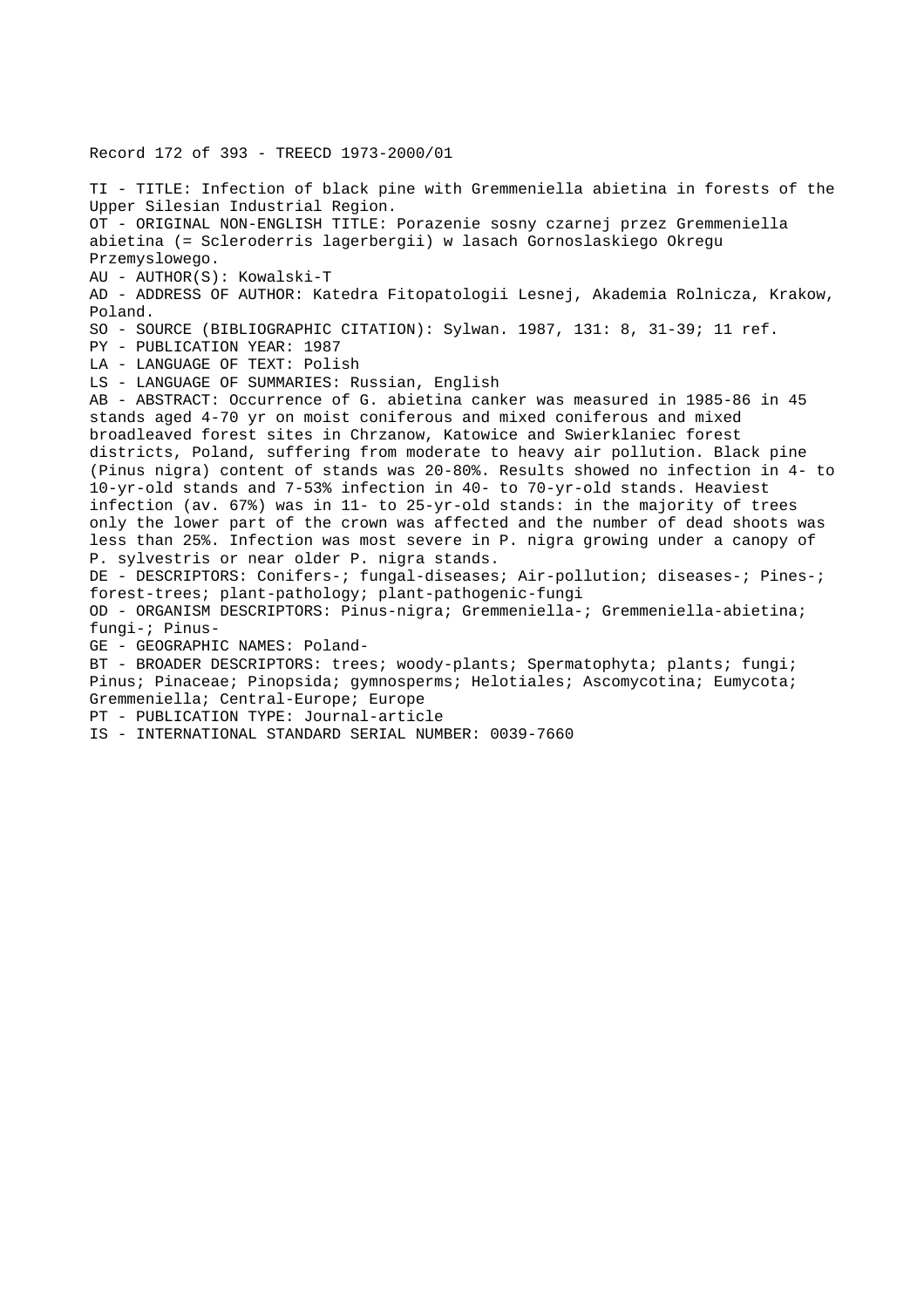Record 172 of 393 - TREECD 1973-2000/01

TI - TITLE: Infection of black pine with Gremmeniella abietina in forests of the Upper Silesian Industrial Region.
OT - ORIGINAL NON-ENGLISH TITLE: Porazenie sosny czarnej przez Gremmeniella abietina (= Scleroderris lagerbergii) w lasach Gornoslaskiego Okregu Przemyslowego.
AU - AUTHOR(S): Kowalski-T
AD - ADDRESS OF AUTHOR: Katedra Fitopatologii Lesnej, Akademia Rolnicza, Krakow, Poland.
SO - SOURCE (BIBLIOGRAPHIC CITATION): Sylwan. 1987, 131: 8, 31-39; 11 ref.
PY - PUBLICATION YEAR: 1987
LA - LANGUAGE OF TEXT: Polish
LS - LANGUAGE OF SUMMARIES: Russian, English
AB - ABSTRACT: Occurrence of G. abietina canker was measured in 1985-86 in 45 stands aged 4-70 yr on moist coniferous and mixed coniferous and mixed broadleaved forest sites in Chrzanow, Katowice and Swierklaniec forest districts, Poland, suffering from moderate to heavy air pollution. Black pine (Pinus nigra) content of stands was 20-80%. Results showed no infection in 4- to 10-yr-old stands and 7-53% infection in 40- to 70-yr-old stands. Heaviest infection (av. 67%) was in 11- to 25-yr-old stands: in the majority of trees only the lower part of the crown was affected and the number of dead shoots was less than 25%. Infection was most severe in P. nigra growing under a canopy of P. sylvestris or near older P. nigra stands.
DE - DESCRIPTORS: Conifers-; fungal-diseases; Air-pollution; diseases-; Pines-; forest-trees; plant-pathology; plant-pathogenic-fungi
OD - ORGANISM DESCRIPTORS: Pinus-nigra; Gremmeniella-; Gremmeniella-abietina; fungi-; Pinus-
GE - GEOGRAPHIC NAMES: Poland-
BT - BROADER DESCRIPTORS: trees; woody-plants; Spermatophyta; plants; fungi; Pinus; Pinaceae; Pinopsida; gymnosperms; Helotiales; Ascomycotina; Eumycota; Gremmeniella; Central-Europe; Europe
PT - PUBLICATION TYPE: Journal-article
IS - INTERNATIONAL STANDARD SERIAL NUMBER: 0039-7660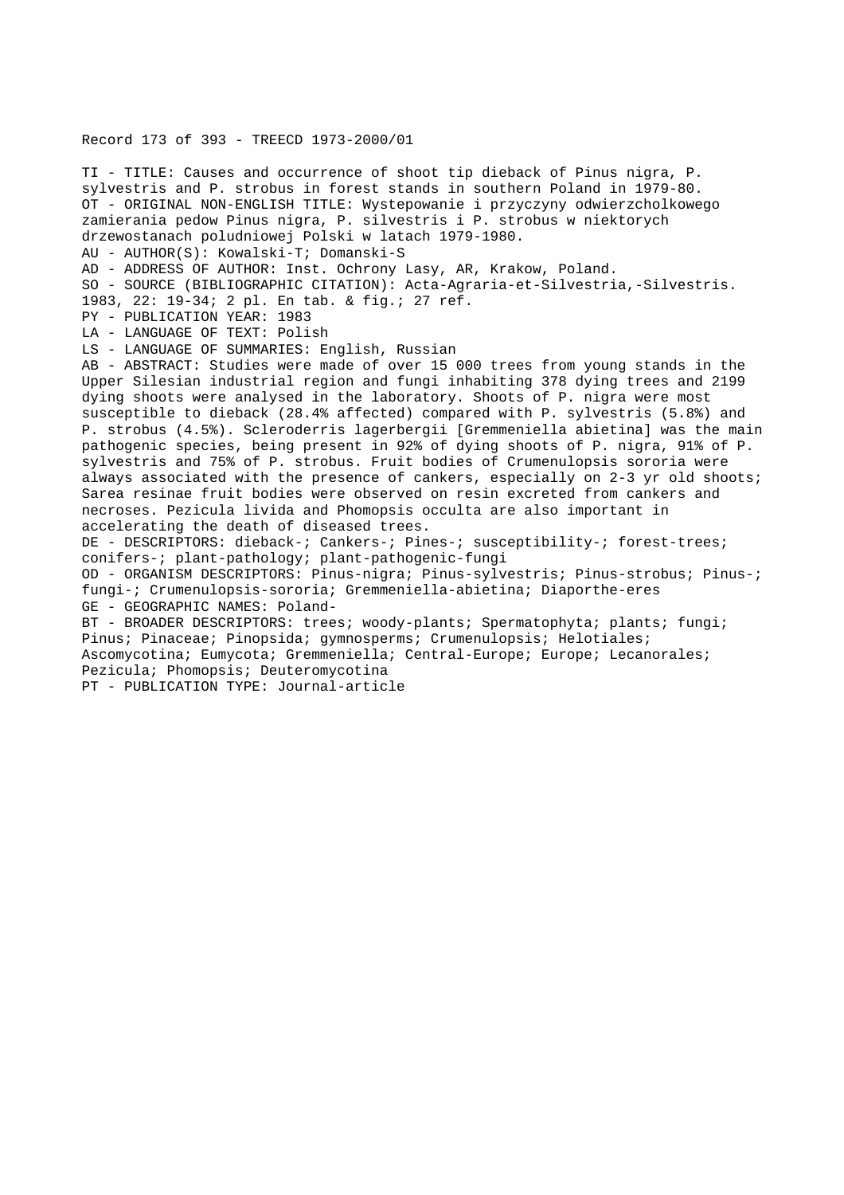Record 173 of 393 - TREECD 1973-2000/01

TI - TITLE: Causes and occurrence of shoot tip dieback of Pinus nigra, P. sylvestris and P. strobus in forest stands in southern Poland in 1979-80.
OT - ORIGINAL NON-ENGLISH TITLE: Wystepowanie i przyczyny odwierzcholkowego zamierania pedow Pinus nigra, P. silvestris i P. strobus w niektorych drzewostanach poludniowej Polski w latach 1979-1980.
AU - AUTHOR(S): Kowalski-T; Domanski-S
AD - ADDRESS OF AUTHOR: Inst. Ochrony Lasy, AR, Krakow, Poland.
SO - SOURCE (BIBLIOGRAPHIC CITATION): Acta-Agraria-et-Silvestria,-Silvestris. 1983, 22: 19-34; 2 pl. En tab. & fig.; 27 ref.
PY - PUBLICATION YEAR: 1983
LA - LANGUAGE OF TEXT: Polish
LS - LANGUAGE OF SUMMARIES: English, Russian
AB - ABSTRACT: Studies were made of over 15 000 trees from young stands in the Upper Silesian industrial region and fungi inhabiting 378 dying trees and 2199 dying shoots were analysed in the laboratory. Shoots of P. nigra were most susceptible to dieback (28.4% affected) compared with P. sylvestris (5.8%) and P. strobus (4.5%). Scleroderris lagerbergii [Gremmeniella abietina] was the main pathogenic species, being present in 92% of dying shoots of P. nigra, 91% of P. sylvestris and 75% of P. strobus. Fruit bodies of Crumenulopsis sororia were always associated with the presence of cankers, especially on 2-3 yr old shoots; Sarea resinae fruit bodies were observed on resin excreted from cankers and necroses. Pezicula livida and Phomopsis occulta are also important in accelerating the death of diseased trees.
DE - DESCRIPTORS: dieback-; Cankers-; Pines-; susceptibility-; forest-trees; conifers-; plant-pathology; plant-pathogenic-fungi
OD - ORGANISM DESCRIPTORS: Pinus-nigra; Pinus-sylvestris; Pinus-strobus; Pinus-; fungi-; Crumenulopsis-sororia; Gremmeniella-abietina; Diaporthe-eres
GE - GEOGRAPHIC NAMES: Poland-
BT - BROADER DESCRIPTORS: trees; woody-plants; Spermatophyta; plants; fungi; Pinus; Pinaceae; Pinopsida; gymnosperms; Crumenulopsis; Helotiales; Ascomycotina; Eumycota; Gremmeniella; Central-Europe; Europe; Lecanorales; Pezicula; Phomopsis; Deuteromycotina
PT - PUBLICATION TYPE: Journal-article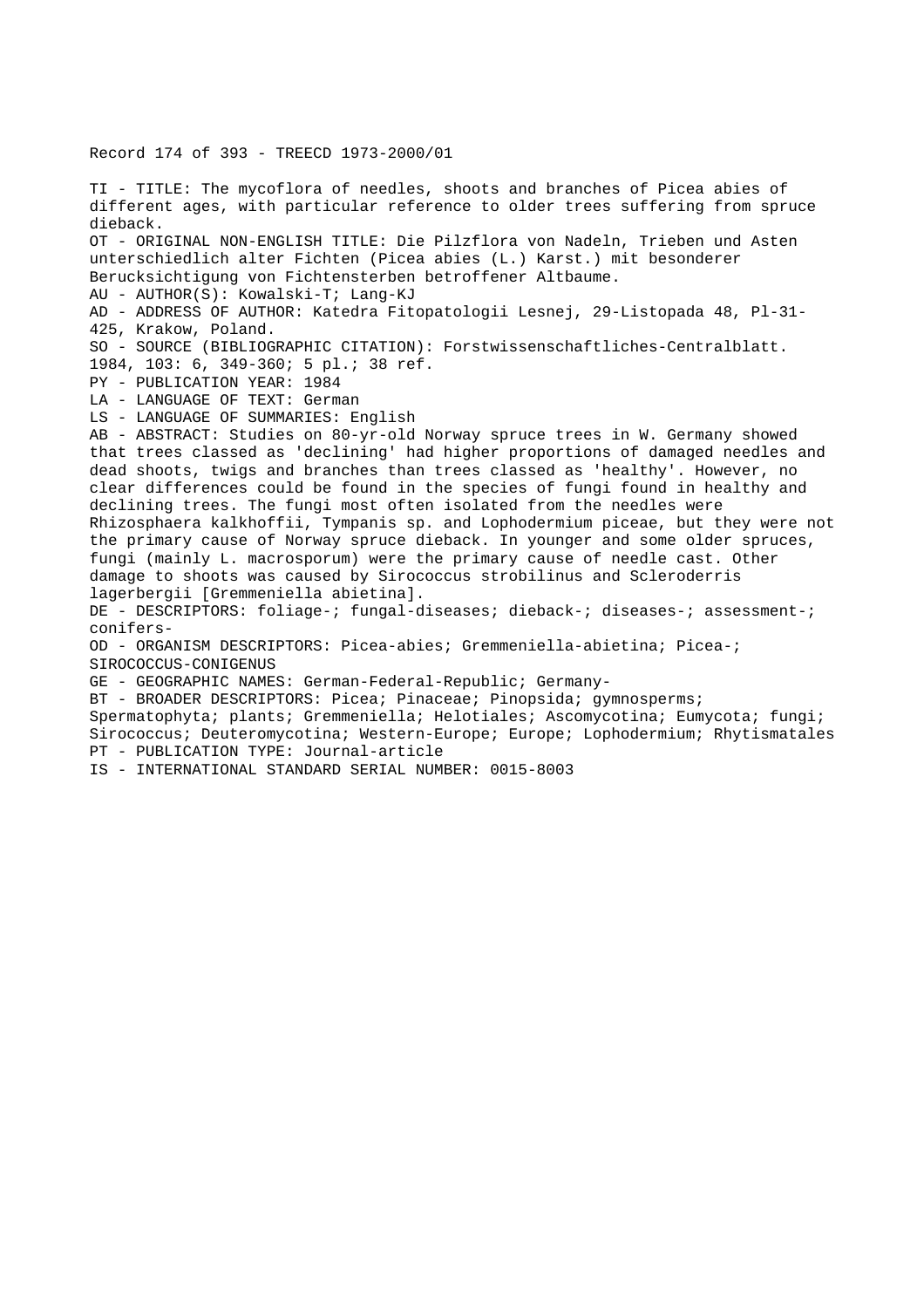Record 174 of 393 - TREECD 1973-2000/01

TI - TITLE: The mycoflora of needles, shoots and branches of Picea abies of different ages, with particular reference to older trees suffering from spruce dieback.
OT - ORIGINAL NON-ENGLISH TITLE: Die Pilzflora von Nadeln, Trieben und Asten unterschiedlich alter Fichten (Picea abies (L.) Karst.) mit besonderer Berucksichtigung von Fichtensterben betroffener Altbaume.
AU - AUTHOR(S): Kowalski-T; Lang-KJ
AD - ADDRESS OF AUTHOR: Katedra Fitopatologii Lesnej, 29-Listopada 48, Pl-31-425, Krakow, Poland.
SO - SOURCE (BIBLIOGRAPHIC CITATION): Forstwissenschaftliches-Centralblatt. 1984, 103: 6, 349-360; 5 pl.; 38 ref.
PY - PUBLICATION YEAR: 1984
LA - LANGUAGE OF TEXT: German
LS - LANGUAGE OF SUMMARIES: English
AB - ABSTRACT: Studies on 80-yr-old Norway spruce trees in W. Germany showed that trees classed as 'declining' had higher proportions of damaged needles and dead shoots, twigs and branches than trees classed as 'healthy'. However, no clear differences could be found in the species of fungi found in healthy and declining trees. The fungi most often isolated from the needles were Rhizosphaera kalkhoffii, Tympanis sp. and Lophodermium piceae, but they were not the primary cause of Norway spruce dieback. In younger and some older spruces, fungi (mainly L. macrosporum) were the primary cause of needle cast. Other damage to shoots was caused by Sirococcus strobilinus and Scleroderris lagerbergii [Gremmeniella abietina].
DE - DESCRIPTORS: foliage-; fungal-diseases; dieback-; diseases-; assessment-; conifers-
OD - ORGANISM DESCRIPTORS: Picea-abies; Gremmeniella-abietina; Picea-; SIROCOCCUS-CONIGENUS
GE - GEOGRAPHIC NAMES: German-Federal-Republic; Germany-
BT - BROADER DESCRIPTORS: Picea; Pinaceae; Pinopsida; gymnosperms; Spermatophyta; plants; Gremmeniella; Helotiales; Ascomycotina; Eumycota; fungi; Sirococcus; Deuteromycotina; Western-Europe; Europe; Lophodermium; Rhytismatales
PT - PUBLICATION TYPE: Journal-article
IS - INTERNATIONAL STANDARD SERIAL NUMBER: 0015-8003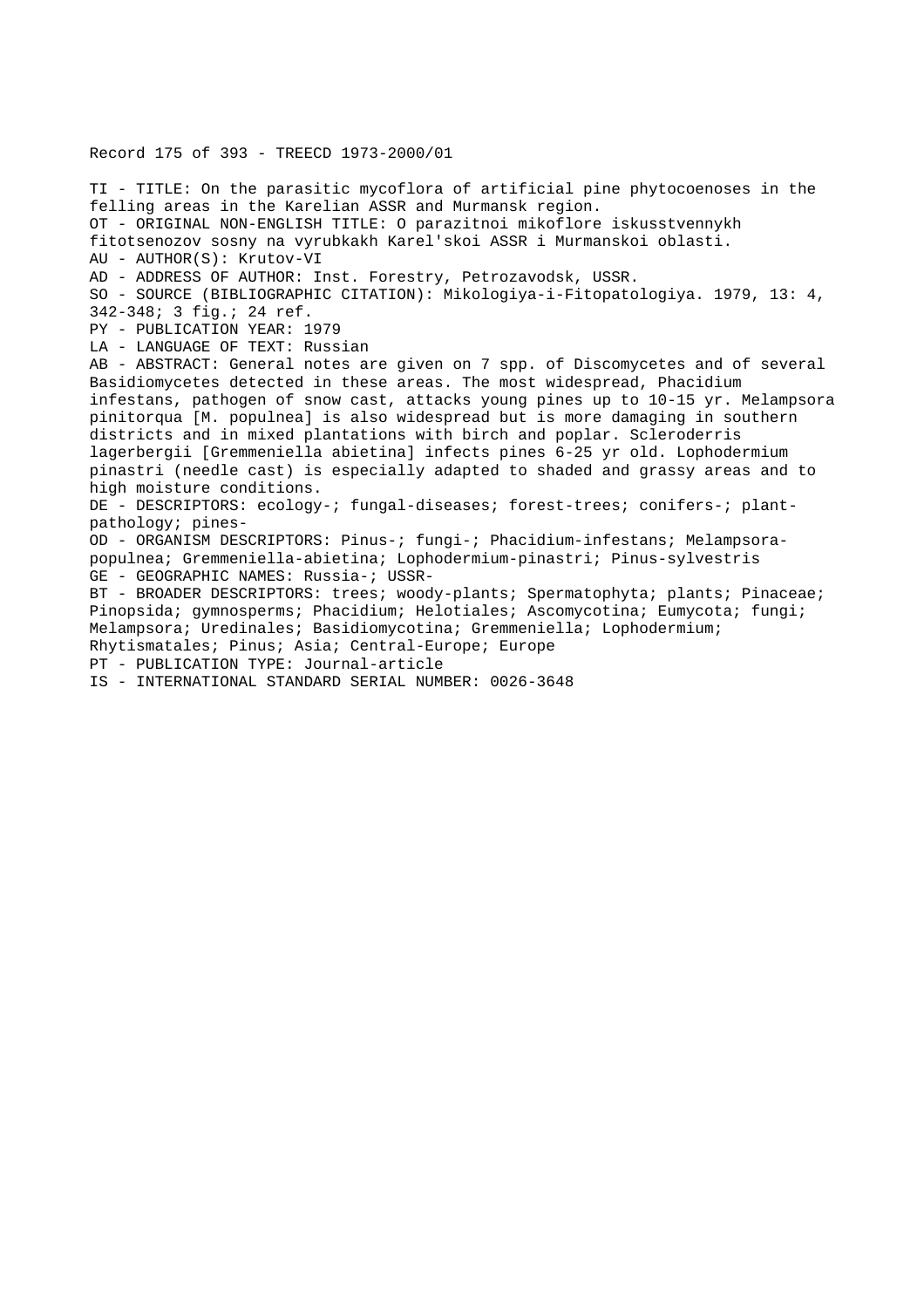Record 175 of 393 - TREECD 1973-2000/01

TI - TITLE: On the parasitic mycoflora of artificial pine phytocoenoses in the felling areas in the Karelian ASSR and Murmansk region.
OT - ORIGINAL NON-ENGLISH TITLE: O parazitnoi mikoflore iskusstvennykh fitotsenozov sosny na vyrubkakh Karel'skoi ASSR i Murmanskoi oblasti.
AU - AUTHOR(S): Krutov-VI
AD - ADDRESS OF AUTHOR: Inst. Forestry, Petrozavodsk, USSR.
SO - SOURCE (BIBLIOGRAPHIC CITATION): Mikologiya-i-Fitopatologiya. 1979, 13: 4, 342-348; 3 fig.; 24 ref.
PY - PUBLICATION YEAR: 1979
LA - LANGUAGE OF TEXT: Russian
AB - ABSTRACT: General notes are given on 7 spp. of Discomycetes and of several Basidiomycetes detected in these areas. The most widespread, Phacidium infestans, pathogen of snow cast, attacks young pines up to 10-15 yr. Melampsora pinitorqua [M. populnea] is also widespread but is more damaging in southern districts and in mixed plantations with birch and poplar. Scleroderris lagerbergii [Gremmeniella abietina] infects pines 6-25 yr old. Lophodermium pinastri (needle cast) is especially adapted to shaded and grassy areas and to high moisture conditions.
DE - DESCRIPTORS: ecology-; fungal-diseases; forest-trees; conifers-; plant-pathology; pines-
OD - ORGANISM DESCRIPTORS: Pinus-; fungi-; Phacidium-infestans; Melampsora-populnea; Gremmeniella-abietina; Lophodermium-pinastri; Pinus-sylvestris
GE - GEOGRAPHIC NAMES: Russia-; USSR-
BT - BROADER DESCRIPTORS: trees; woody-plants; Spermatophyta; plants; Pinaceae; Pinopsida; gymnosperms; Phacidium; Helotiales; Ascomycotina; Eumycota; fungi; Melampsora; Uredinales; Basidiomycotina; Gremmeniella; Lophodermium; Rhytismatales; Pinus; Asia; Central-Europe; Europe
PT - PUBLICATION TYPE: Journal-article
IS - INTERNATIONAL STANDARD SERIAL NUMBER: 0026-3648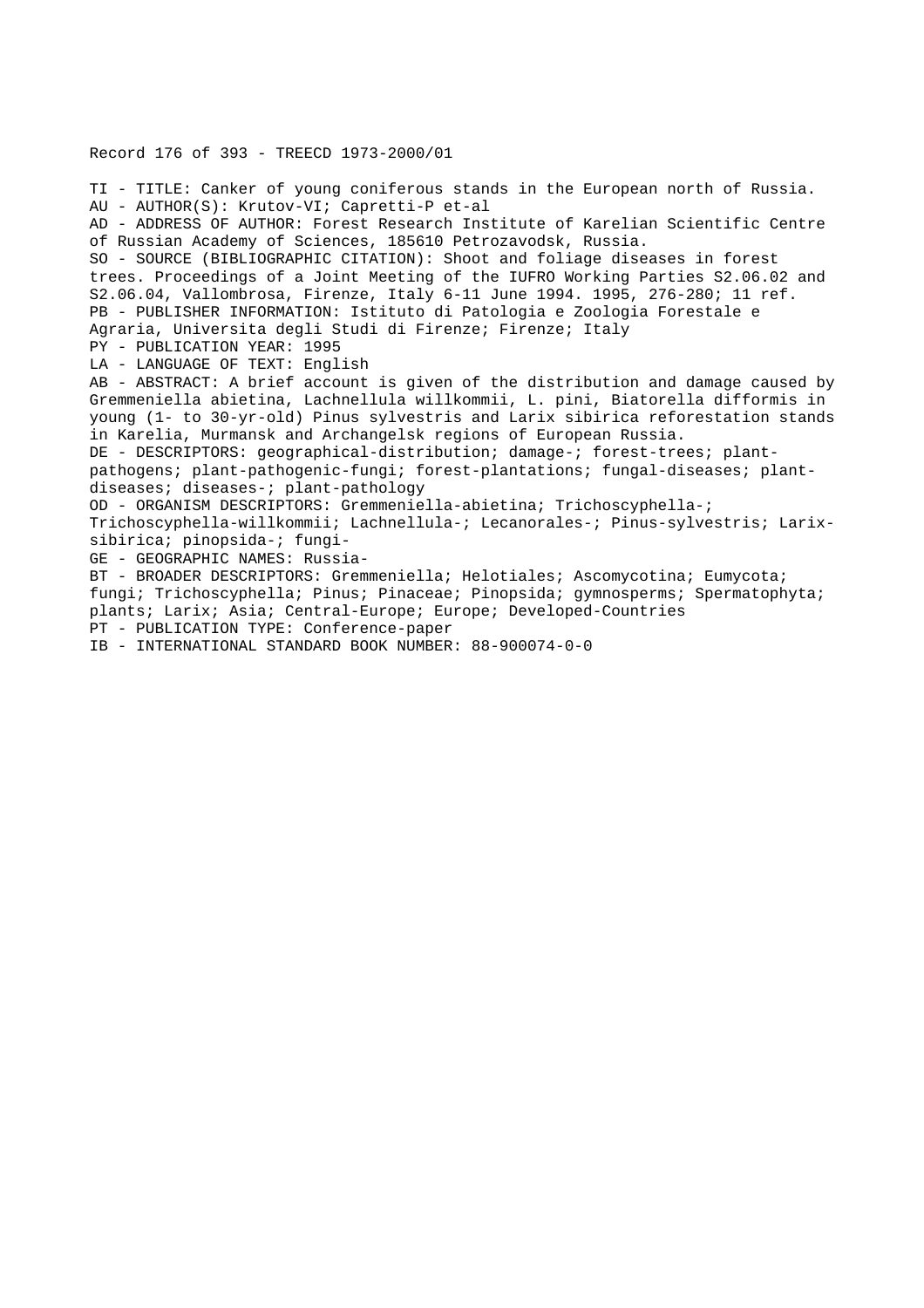Record 176 of 393 - TREECD 1973-2000/01

TI - TITLE: Canker of young coniferous stands in the European north of Russia.
AU - AUTHOR(S): Krutov-VI; Capretti-P et-al
AD - ADDRESS OF AUTHOR: Forest Research Institute of Karelian Scientific Centre of Russian Academy of Sciences, 185610 Petrozavodsk, Russia.
SO - SOURCE (BIBLIOGRAPHIC CITATION): Shoot and foliage diseases in forest trees. Proceedings of a Joint Meeting of the IUFRO Working Parties S2.06.02 and S2.06.04, Vallombrosa, Firenze, Italy 6-11 June 1994. 1995, 276-280; 11 ref.
PB - PUBLISHER INFORMATION: Istituto di Patologia e Zoologia Forestale e Agraria, Universita degli Studi di Firenze; Firenze; Italy
PY - PUBLICATION YEAR: 1995
LA - LANGUAGE OF TEXT: English
AB - ABSTRACT: A brief account is given of the distribution and damage caused by Gremmeniella abietina, Lachnellula willkommii, L. pini, Biatorella difformis in young (1- to 30-yr-old) Pinus sylvestris and Larix sibirica reforestation stands in Karelia, Murmansk and Archangelsk regions of European Russia.
DE - DESCRIPTORS: geographical-distribution; damage-; forest-trees; plant-pathogens; plant-pathogenic-fungi; forest-plantations; fungal-diseases; plant-diseases; diseases-; plant-pathology
OD - ORGANISM DESCRIPTORS: Gremmeniella-abietina; Trichoscyphella-; Trichoscyphella-willkommii; Lachnellula-; Lecanorales-; Pinus-sylvestris; Larix-sibirica; pinopsida-; fungi-
GE - GEOGRAPHIC NAMES: Russia-
BT - BROADER DESCRIPTORS: Gremmeniella; Helotiales; Ascomycotina; Eumycota; fungi; Trichoscyphella; Pinus; Pinaceae; Pinopsida; gymnosperms; Spermatophyta; plants; Larix; Asia; Central-Europe; Europe; Developed-Countries
PT - PUBLICATION TYPE: Conference-paper
IB - INTERNATIONAL STANDARD BOOK NUMBER: 88-900074-0-0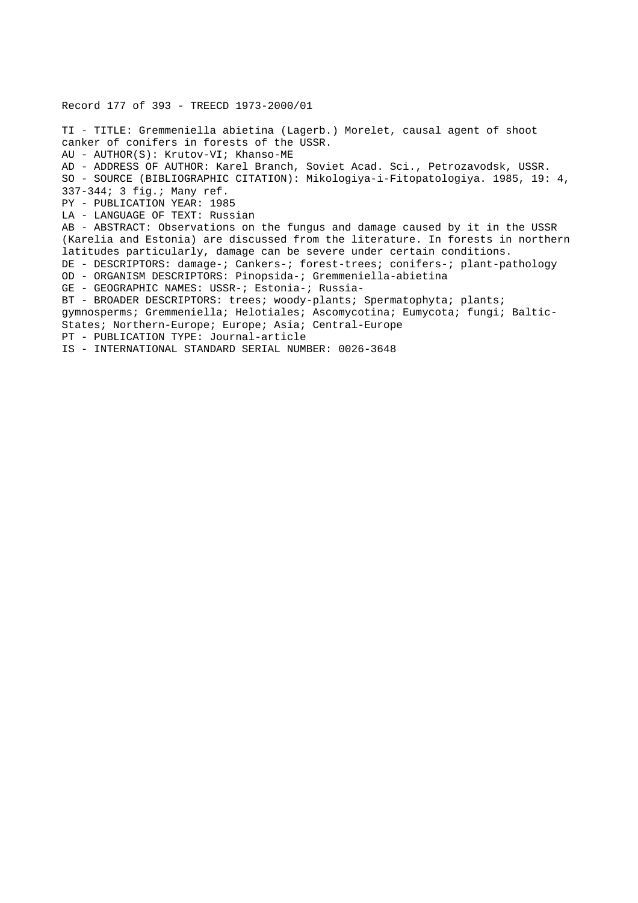Record 177 of 393 - TREECD 1973-2000/01

TI - TITLE: Gremmeniella abietina (Lagerb.) Morelet, causal agent of shoot canker of conifers in forests of the USSR.

AU - AUTHOR(S): Krutov-VI; Khanso-ME

AD - ADDRESS OF AUTHOR: Karel Branch, Soviet Acad. Sci., Petrozavodsk, USSR.

SO - SOURCE (BIBLIOGRAPHIC CITATION): Mikologiya-i-Fitopatologiya. 1985, 19: 4, 337-344; 3 fig.; Many ref.

PY - PUBLICATION YEAR: 1985

LA - LANGUAGE OF TEXT: Russian

AB - ABSTRACT: Observations on the fungus and damage caused by it in the USSR (Karelia and Estonia) are discussed from the literature. In forests in northern latitudes particularly, damage can be severe under certain conditions.

DE - DESCRIPTORS: damage-; Cankers-; forest-trees; conifers-; plant-pathology

OD - ORGANISM DESCRIPTORS: Pinopsida-; Gremmeniella-abietina

GE - GEOGRAPHIC NAMES: USSR-; Estonia-; Russia-

BT - BROADER DESCRIPTORS: trees; woody-plants; Spermatophyta; plants; gymnosperms; Gremmeniella; Helotiales; Ascomycotina; Eumycota; fungi; Baltic-States; Northern-Europe; Europe; Asia; Central-Europe

PT - PUBLICATION TYPE: Journal-article

IS - INTERNATIONAL STANDARD SERIAL NUMBER: 0026-3648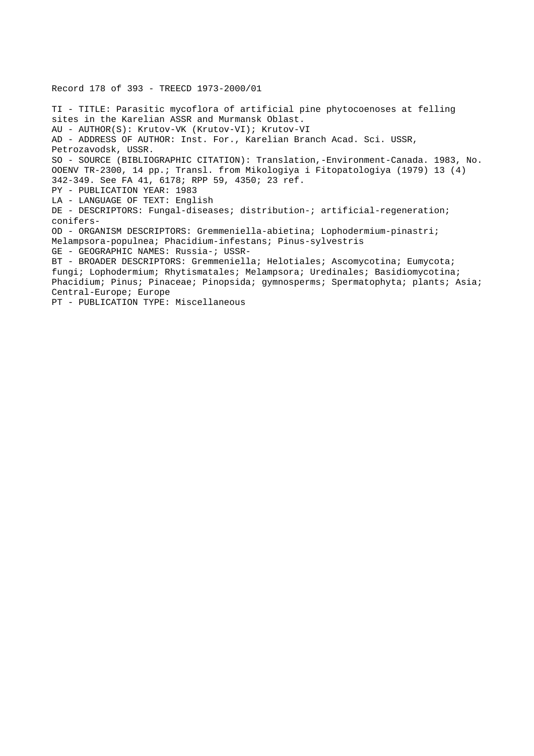Record 178 of 393 - TREECD 1973-2000/01

TI - TITLE: Parasitic mycoflora of artificial pine phytocoenoses at felling sites in the Karelian ASSR and Murmansk Oblast.
AU - AUTHOR(S): Krutov-VK (Krutov-VI); Krutov-VI
AD - ADDRESS OF AUTHOR: Inst. For., Karelian Branch Acad. Sci. USSR, Petrozavodsk, USSR.
SO - SOURCE (BIBLIOGRAPHIC CITATION): Translation,-Environment-Canada. 1983, No. OOENV TR-2300, 14 pp.; Transl. from Mikologiya i Fitopatologiya (1979) 13 (4) 342-349. See FA 41, 6178; RPP 59, 4350; 23 ref.
PY - PUBLICATION YEAR: 1983
LA - LANGUAGE OF TEXT: English
DE - DESCRIPTORS: Fungal-diseases; distribution-; artificial-regeneration; conifers-
OD - ORGANISM DESCRIPTORS: Gremmeniella-abietina; Lophodermium-pinastri; Melampsora-populnea; Phacidium-infestans; Pinus-sylvestris
GE - GEOGRAPHIC NAMES: Russia-; USSR-
BT - BROADER DESCRIPTORS: Gremmeniella; Helotiales; Ascomycotina; Eumycota; fungi; Lophodermium; Rhytismatales; Melampsora; Uredinales; Basidiomycotina; Phacidium; Pinus; Pinaceae; Pinopsida; gymnosperms; Spermatophyta; plants; Asia; Central-Europe; Europe
PT - PUBLICATION TYPE: Miscellaneous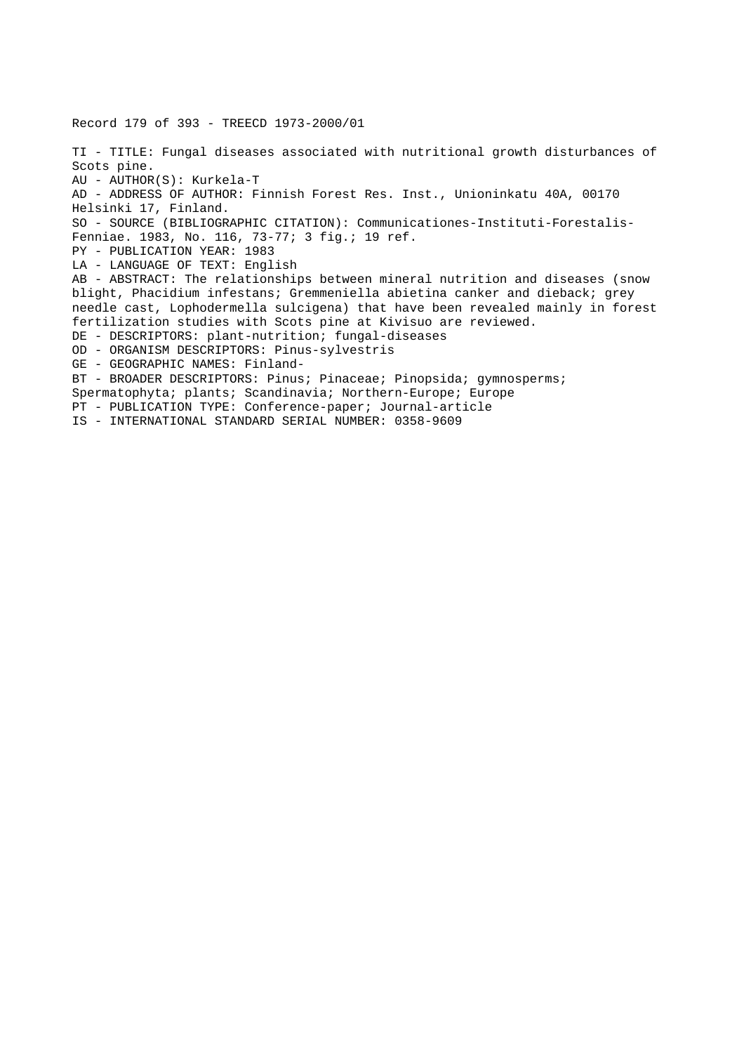Record 179 of 393 - TREECD 1973-2000/01

TI - TITLE: Fungal diseases associated with nutritional growth disturbances of Scots pine.
AU - AUTHOR(S): Kurkela-T
AD - ADDRESS OF AUTHOR: Finnish Forest Res. Inst., Unioninkatu 40A, 00170 Helsinki 17, Finland.
SO - SOURCE (BIBLIOGRAPHIC CITATION): Communicationes-Instituti-Forestalis-Fenniae. 1983, No. 116, 73-77; 3 fig.; 19 ref.
PY - PUBLICATION YEAR: 1983
LA - LANGUAGE OF TEXT: English
AB - ABSTRACT: The relationships between mineral nutrition and diseases (snow blight, Phacidium infestans; Gremmeniella abietina canker and dieback; grey needle cast, Lophodermella sulcigena) that have been revealed mainly in forest fertilization studies with Scots pine at Kivisuo are reviewed.
DE - DESCRIPTORS: plant-nutrition; fungal-diseases
OD - ORGANISM DESCRIPTORS: Pinus-sylvestris
GE - GEOGRAPHIC NAMES: Finland-
BT - BROADER DESCRIPTORS: Pinus; Pinaceae; Pinopsida; gymnosperms; Spermatophyta; plants; Scandinavia; Northern-Europe; Europe
PT - PUBLICATION TYPE: Conference-paper; Journal-article
IS - INTERNATIONAL STANDARD SERIAL NUMBER: 0358-9609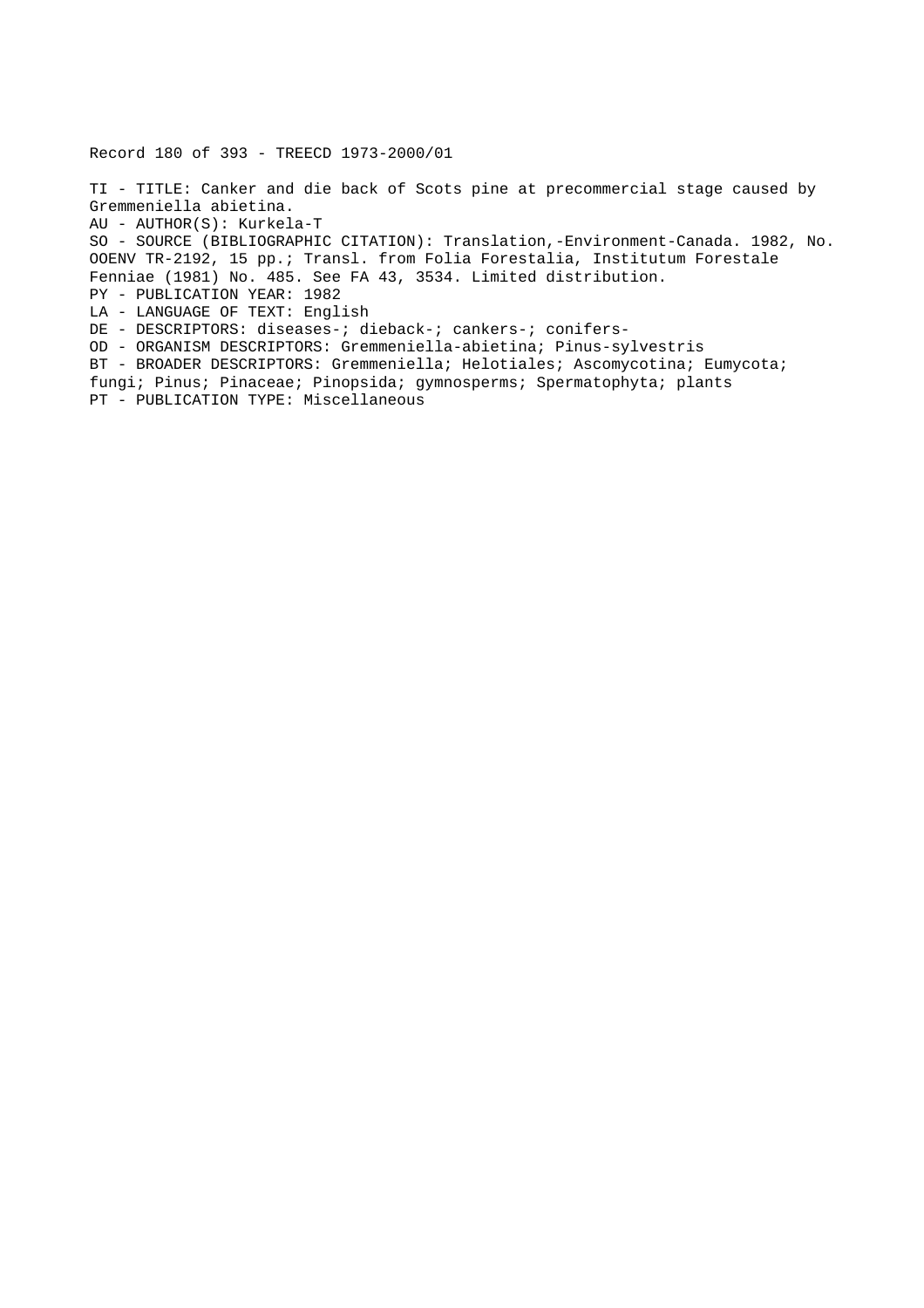Record 180 of 393 - TREECD 1973-2000/01

TI - TITLE: Canker and die back of Scots pine at precommercial stage caused by Gremmeniella abietina.
AU - AUTHOR(S): Kurkela-T
SO - SOURCE (BIBLIOGRAPHIC CITATION): Translation,-Environment-Canada. 1982, No. OOENV TR-2192, 15 pp.; Transl. from Folia Forestalia, Institutum Forestale Fenniae (1981) No. 485. See FA 43, 3534. Limited distribution.
PY - PUBLICATION YEAR: 1982
LA - LANGUAGE OF TEXT: English
DE - DESCRIPTORS: diseases-; dieback-; cankers-; conifers-
OD - ORGANISM DESCRIPTORS: Gremmeniella-abietina; Pinus-sylvestris
BT - BROADER DESCRIPTORS: Gremmeniella; Helotiales; Ascomycotina; Eumycota; fungi; Pinus; Pinaceae; Pinopsida; gymnosperms; Spermatophyta; plants
PT - PUBLICATION TYPE: Miscellaneous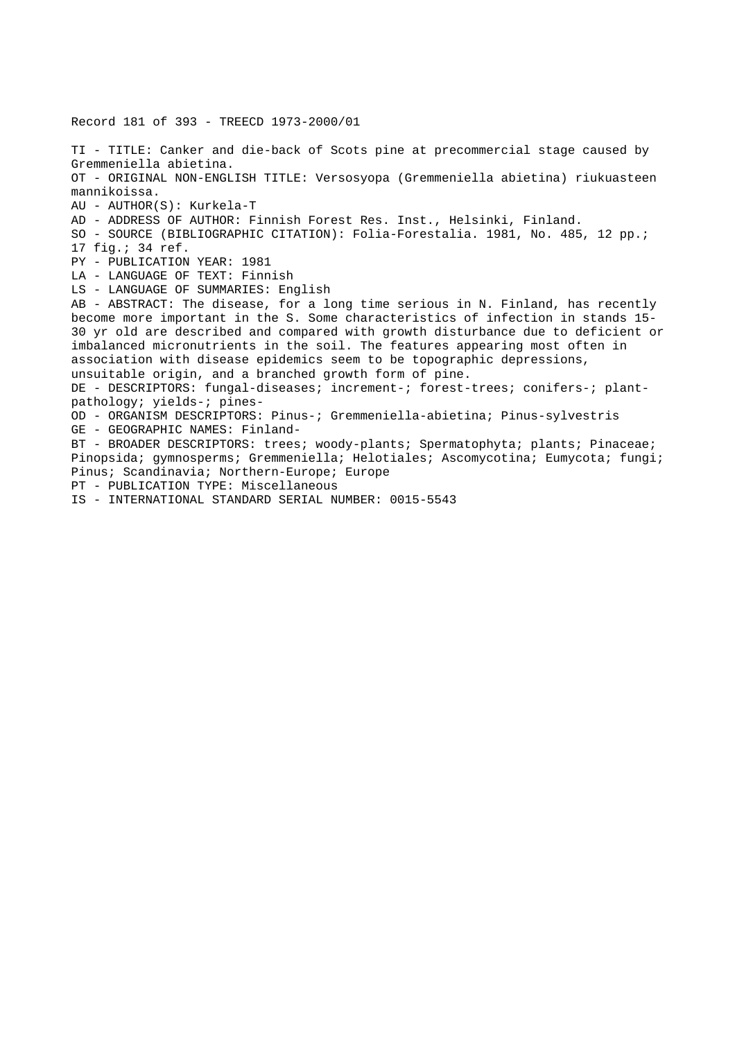Record 181 of 393 - TREECD 1973-2000/01

TI - TITLE: Canker and die-back of Scots pine at precommercial stage caused by Gremmeniella abietina.
OT - ORIGINAL NON-ENGLISH TITLE: Versosyopa (Gremmeniella abietina) riukuasteen mannikoissa.
AU - AUTHOR(S): Kurkela-T
AD - ADDRESS OF AUTHOR: Finnish Forest Res. Inst., Helsinki, Finland.
SO - SOURCE (BIBLIOGRAPHIC CITATION): Folia-Forestalia. 1981, No. 485, 12 pp.; 17 fig.; 34 ref.
PY - PUBLICATION YEAR: 1981
LA - LANGUAGE OF TEXT: Finnish
LS - LANGUAGE OF SUMMARIES: English
AB - ABSTRACT: The disease, for a long time serious in N. Finland, has recently become more important in the S. Some characteristics of infection in stands 15-30 yr old are described and compared with growth disturbance due to deficient or imbalanced micronutrients in the soil. The features appearing most often in association with disease epidemics seem to be topographic depressions, unsuitable origin, and a branched growth form of pine.
DE - DESCRIPTORS: fungal-diseases; increment-; forest-trees; conifers-; plant-pathology; yields-; pines-
OD - ORGANISM DESCRIPTORS: Pinus-; Gremmeniella-abietina; Pinus-sylvestris
GE - GEOGRAPHIC NAMES: Finland-
BT - BROADER DESCRIPTORS: trees; woody-plants; Spermatophyta; plants; Pinaceae; Pinopsida; gymnosperms; Gremmeniella; Helotiales; Ascomycotina; Eumycota; fungi; Pinus; Scandinavia; Northern-Europe; Europe
PT - PUBLICATION TYPE: Miscellaneous
IS - INTERNATIONAL STANDARD SERIAL NUMBER: 0015-5543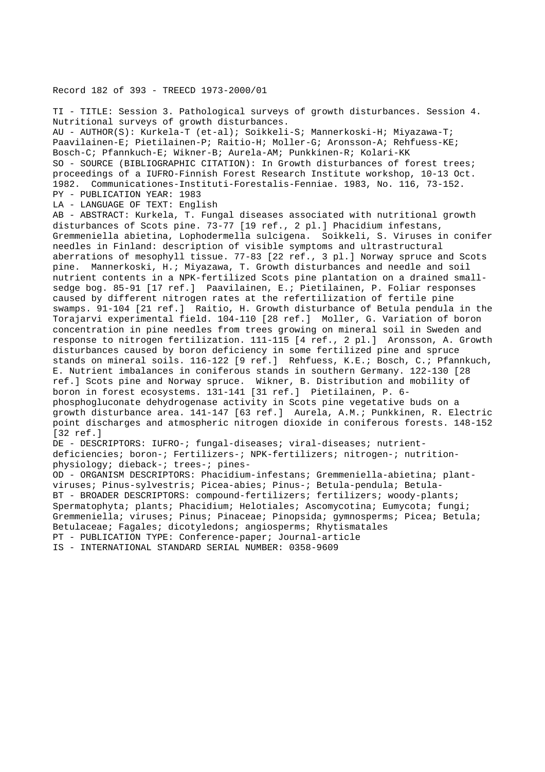Record 182 of 393 - TREECD 1973-2000/01

TI - TITLE: Session 3. Pathological surveys of growth disturbances. Session 4. Nutritional surveys of growth disturbances.
AU - AUTHOR(S): Kurkela-T (et-al); Soikkeli-S; Mannerkoski-H; Miyazawa-T; Paavilainen-E; Pietilainen-P; Raitio-H; Moller-G; Aronsson-A; Rehfuess-KE; Bosch-C; Pfannkuch-E; Wikner-B; Aurela-AM; Punkkinen-R; Kolari-KK
SO - SOURCE (BIBLIOGRAPHIC CITATION): In Growth disturbances of forest trees; proceedings of a IUFRO-Finnish Forest Research Institute workshop, 10-13 Oct. 1982. Communicationes-Instituti-Forestalis-Fenniae. 1983, No. 116, 73-152.
PY - PUBLICATION YEAR: 1983
LA - LANGUAGE OF TEXT: English
AB - ABSTRACT: Kurkela, T. Fungal diseases associated with nutritional growth disturbances of Scots pine. 73-77 [19 ref., 2 pl.] Phacidium infestans, Gremmeniella abietina, Lophodermella sulcigena. Soikkeli, S. Viruses in conifer needles in Finland: description of visible symptoms and ultrastructural aberrations of mesophyll tissue. 77-83 [22 ref., 3 pl.] Norway spruce and Scots pine. Mannerkoski, H.; Miyazawa, T. Growth disturbances and needle and soil nutrient contents in a NPK-fertilized Scots pine plantation on a drained small-sedge bog. 85-91 [17 ref.] Paavilainen, E.; Pietilainen, P. Foliar responses caused by different nitrogen rates at the refertilization of fertile pine swamps. 91-104 [21 ref.] Raitio, H. Growth disturbance of Betula pendula in the Torajarvi experimental field. 104-110 [28 ref.] Moller, G. Variation of boron concentration in pine needles from trees growing on mineral soil in Sweden and response to nitrogen fertilization. 111-115 [4 ref., 2 pl.] Aronsson, A. Growth disturbances caused by boron deficiency in some fertilized pine and spruce stands on mineral soils. 116-122 [9 ref.] Rehfuess, K.E.; Bosch, C.; Pfannkuch, E. Nutrient imbalances in coniferous stands in southern Germany. 122-130 [28 ref.] Scots pine and Norway spruce. Wikner, B. Distribution and mobility of boron in forest ecosystems. 131-141 [31 ref.] Pietilainen, P. 6-phosphogluconate dehydrogenase activity in Scots pine vegetative buds on a growth disturbance area. 141-147 [63 ref.] Aurela, A.M.; Punkkinen, R. Electric point discharges and atmospheric nitrogen dioxide in coniferous forests. 148-152 [32 ref.]
DE - DESCRIPTORS: IUFRO-; fungal-diseases; viral-diseases; nutrient-deficiencies; boron-; Fertilizers-; NPK-fertilizers; nitrogen-; nutrition-physiology; dieback-; trees-; pines-
OD - ORGANISM DESCRIPTORS: Phacidium-infestans; Gremmeniella-abietina; plant-viruses; Pinus-sylvestris; Picea-abies; Pinus-; Betula-pendula; Betula-
BT - BROADER DESCRIPTORS: compound-fertilizers; fertilizers; woody-plants; Spermatophyta; plants; Phacidium; Helotiales; Ascomycotina; Eumycota; fungi; Gremmeniella; viruses; Pinus; Pinaceae; Pinopsida; gymnosperms; Picea; Betula; Betulaceae; Fagales; dicotyledons; angiosperms; Rhytismatales
PT - PUBLICATION TYPE: Conference-paper; Journal-article
IS - INTERNATIONAL STANDARD SERIAL NUMBER: 0358-9609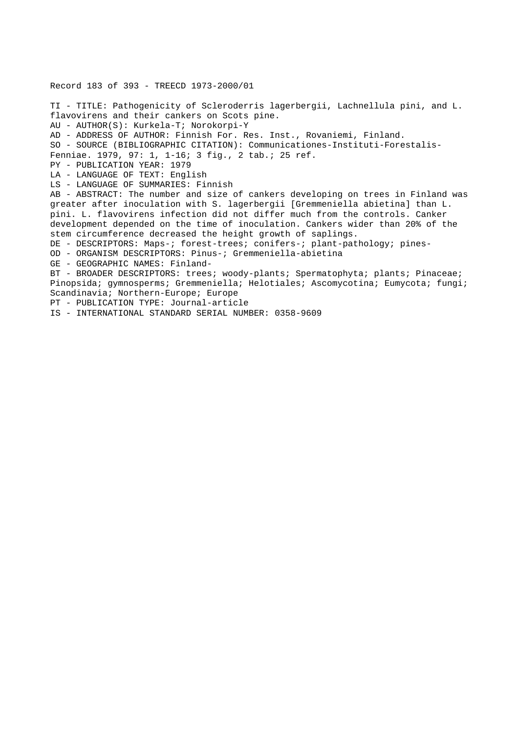Record 183 of 393 - TREECD 1973-2000/01

TI - TITLE: Pathogenicity of Scleroderris lagerbergii, Lachnellula pini, and L. flavovirens and their cankers on Scots pine.
AU - AUTHOR(S): Kurkela-T; Norokorpi-Y
AD - ADDRESS OF AUTHOR: Finnish For. Res. Inst., Rovaniemi, Finland.
SO - SOURCE (BIBLIOGRAPHIC CITATION): Communicationes-Instituti-Forestalis-Fenniae. 1979, 97: 1, 1-16; 3 fig., 2 tab.; 25 ref.
PY - PUBLICATION YEAR: 1979
LA - LANGUAGE OF TEXT: English
LS - LANGUAGE OF SUMMARIES: Finnish
AB - ABSTRACT: The number and size of cankers developing on trees in Finland was greater after inoculation with S. lagerbergii [Gremmeniella abietina] than L. pini. L. flavovirens infection did not differ much from the controls. Canker development depended on the time of inoculation. Cankers wider than 20% of the stem circumference decreased the height growth of saplings.
DE - DESCRIPTORS: Maps-; forest-trees; conifers-; plant-pathology; pines-
OD - ORGANISM DESCRIPTORS: Pinus-; Gremmeniella-abietina
GE - GEOGRAPHIC NAMES: Finland-
BT - BROADER DESCRIPTORS: trees; woody-plants; Spermatophyta; plants; Pinaceae; Pinopsida; gymnosperms; Gremmeniella; Helotiales; Ascomycotina; Eumycota; fungi; Scandinavia; Northern-Europe; Europe
PT - PUBLICATION TYPE: Journal-article
IS - INTERNATIONAL STANDARD SERIAL NUMBER: 0358-9609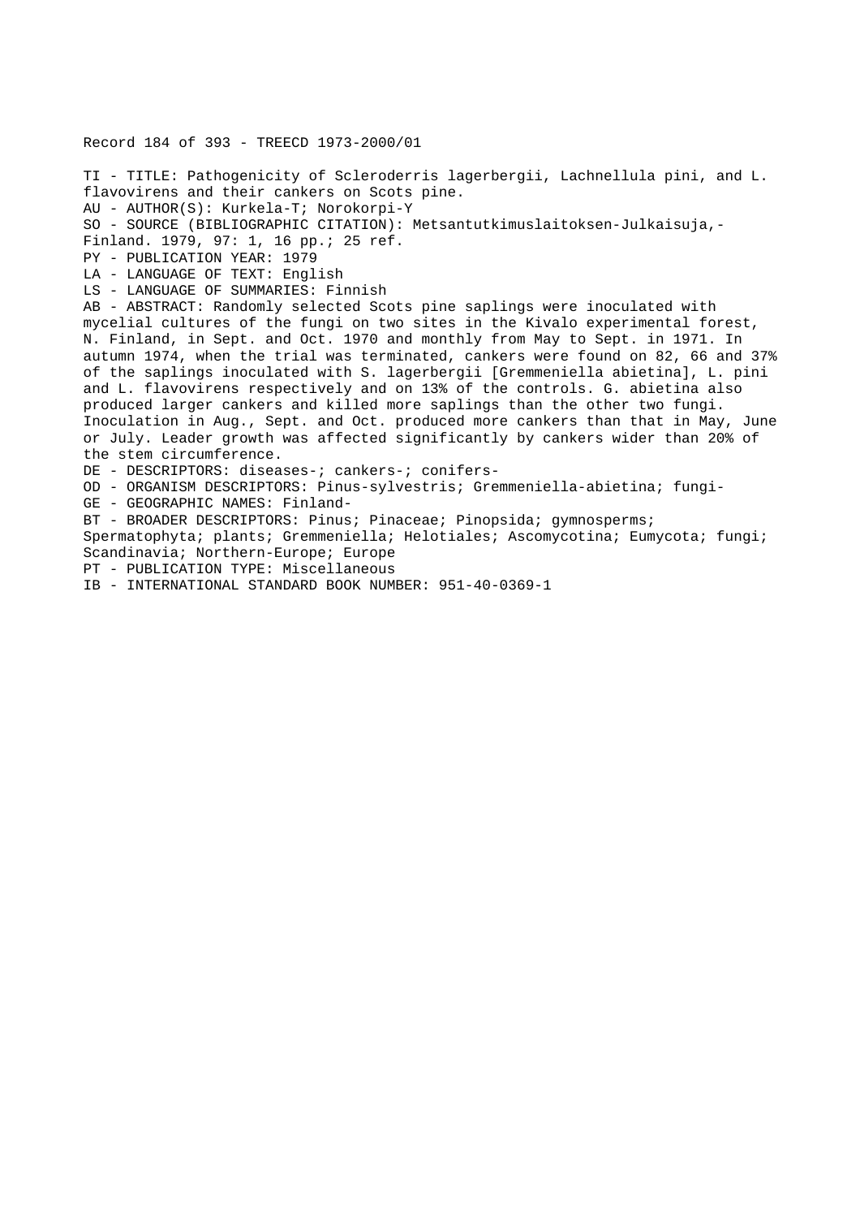Record 184 of 393 - TREECD 1973-2000/01

TI - TITLE: Pathogenicity of Scleroderris lagerbergii, Lachnellula pini, and L. flavovirens and their cankers on Scots pine.
AU - AUTHOR(S): Kurkela-T; Norokorpi-Y
SO - SOURCE (BIBLIOGRAPHIC CITATION): Metsantutkimuslaitoksen-Julkaisuja,-Finland. 1979, 97: 1, 16 pp.; 25 ref.
PY - PUBLICATION YEAR: 1979
LA - LANGUAGE OF TEXT: English
LS - LANGUAGE OF SUMMARIES: Finnish
AB - ABSTRACT: Randomly selected Scots pine saplings were inoculated with mycelial cultures of the fungi on two sites in the Kivalo experimental forest, N. Finland, in Sept. and Oct. 1970 and monthly from May to Sept. in 1971. In autumn 1974, when the trial was terminated, cankers were found on 82, 66 and 37% of the saplings inoculated with S. lagerbergii [Gremmeniella abietina], L. pini and L. flavovirens respectively and on 13% of the controls. G. abietina also produced larger cankers and killed more saplings than the other two fungi. Inoculation in Aug., Sept. and Oct. produced more cankers than that in May, June or July. Leader growth was affected significantly by cankers wider than 20% of the stem circumference.
DE - DESCRIPTORS: diseases-; cankers-; conifers-
OD - ORGANISM DESCRIPTORS: Pinus-sylvestris; Gremmeniella-abietina; fungi-
GE - GEOGRAPHIC NAMES: Finland-
BT - BROADER DESCRIPTORS: Pinus; Pinaceae; Pinopsida; gymnosperms; Spermatophyta; plants; Gremmeniella; Helotiales; Ascomycotina; Eumycota; fungi; Scandinavia; Northern-Europe; Europe
PT - PUBLICATION TYPE: Miscellaneous
IB - INTERNATIONAL STANDARD BOOK NUMBER: 951-40-0369-1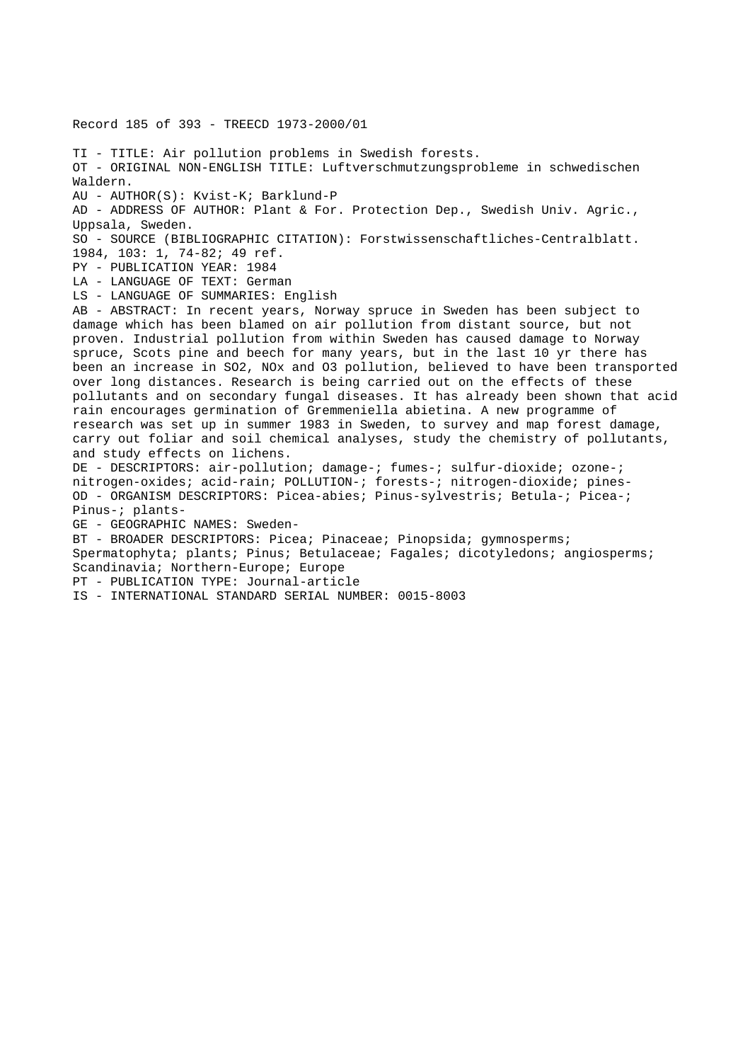Record 185 of 393 - TREECD 1973-2000/01

TI - TITLE: Air pollution problems in Swedish forests.
OT - ORIGINAL NON-ENGLISH TITLE: Luftverschmutzungsprobleme in schwedischen Waldern.
AU - AUTHOR(S): Kvist-K; Barklund-P
AD - ADDRESS OF AUTHOR: Plant & For. Protection Dep., Swedish Univ. Agric., Uppsala, Sweden.
SO - SOURCE (BIBLIOGRAPHIC CITATION): Forstwissenschaftliches-Centralblatt. 1984, 103: 1, 74-82; 49 ref.
PY - PUBLICATION YEAR: 1984
LA - LANGUAGE OF TEXT: German
LS - LANGUAGE OF SUMMARIES: English
AB - ABSTRACT: In recent years, Norway spruce in Sweden has been subject to damage which has been blamed on air pollution from distant source, but not proven. Industrial pollution from within Sweden has caused damage to Norway spruce, Scots pine and beech for many years, but in the last 10 yr there has been an increase in $SO_2$, $NO_x$ and $O_3$ pollution, believed to have been transported over long distances. Research is being carried out on the effects of these pollutants and on secondary fungal diseases. It has already been shown that acid rain encourages germination of Gremmeniella abietina. A new programme of research was set up in summer 1983 in Sweden, to survey and map forest damage, carry out foliar and soil chemical analyses, study the chemistry of pollutants, and study effects on lichens.
DE - DESCRIPTORS: air-pollution; damage-; fumes-; sulfur-dioxide; ozone-; nitrogen-oxides; acid-rain; POLLUTION-; forests-; nitrogen-dioxide; pines-
OD - ORGANISM DESCRIPTORS: Picea-abies; Pinus-sylvestris; Betula-; Picea-; Pinus-; plants-
GE - GEOGRAPHIC NAMES: Sweden-
BT - BROADER DESCRIPTORS: Picea; Pinaceae; Pinopsida; gymnosperms; Spermatophyta; plants; Pinus; Betulaceae; Fagales; dicotyledons; angiosperms; Scandinavia; Northern-Europe; Europe
PT - PUBLICATION TYPE: Journal-article
IS - INTERNATIONAL STANDARD SERIAL NUMBER: 0015-8003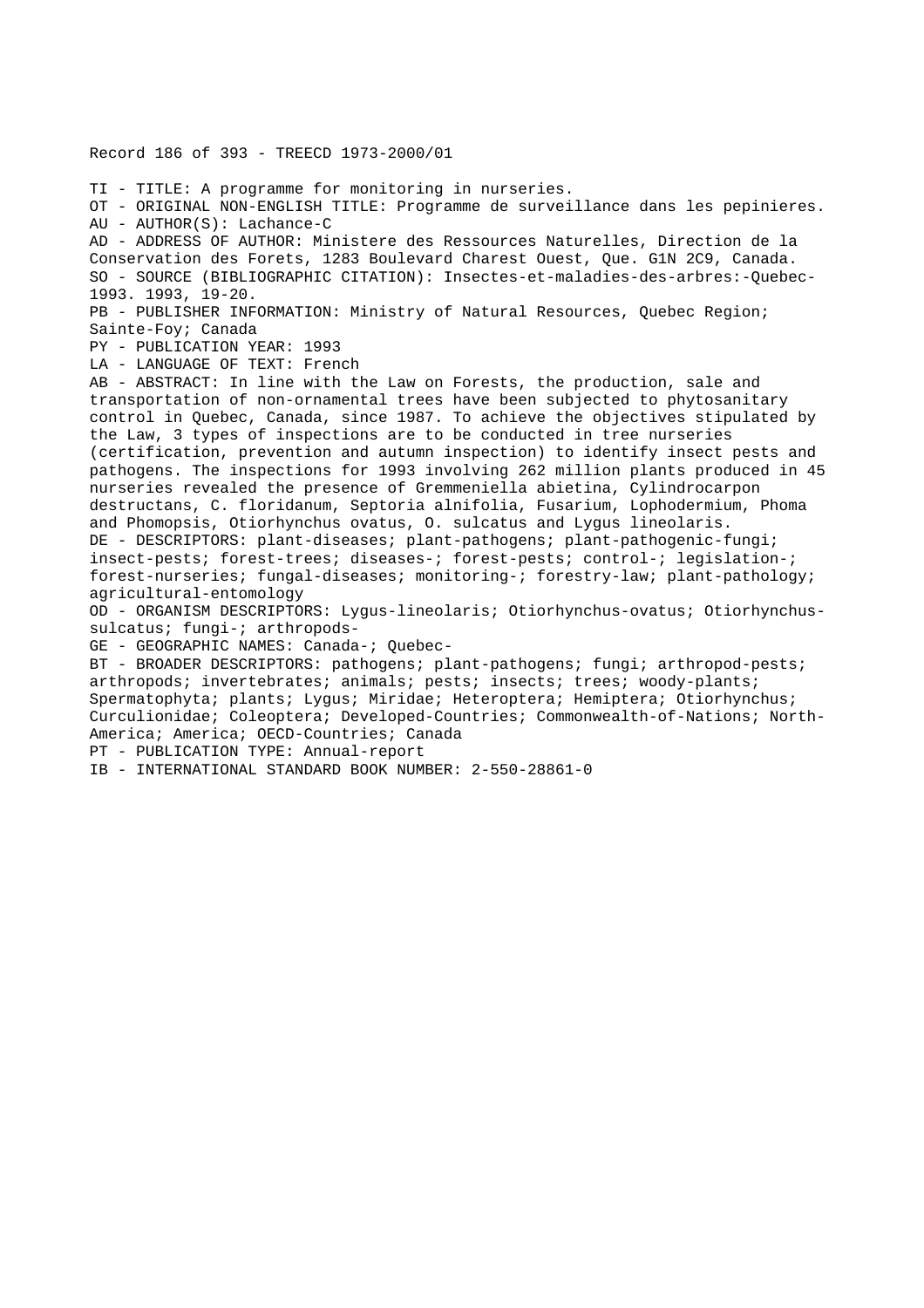Record 186 of 393 - TREECD 1973-2000/01

TI - TITLE: A programme for monitoring in nurseries.
OT - ORIGINAL NON-ENGLISH TITLE: Programme de surveillance dans les pepinieres.
AU - AUTHOR(S): Lachance-C
AD - ADDRESS OF AUTHOR: Ministere des Ressources Naturelles, Direction de la Conservation des Forets, 1283 Boulevard Charest Ouest, Que. G1N 2C9, Canada.
SO - SOURCE (BIBLIOGRAPHIC CITATION): Insectes-et-maladies-des-arbres:-Quebec-1993. 1993, 19-20.
PB - PUBLISHER INFORMATION: Ministry of Natural Resources, Quebec Region; Sainte-Foy; Canada
PY - PUBLICATION YEAR: 1993
LA - LANGUAGE OF TEXT: French
AB - ABSTRACT: In line with the Law on Forests, the production, sale and transportation of non-ornamental trees have been subjected to phytosanitary control in Quebec, Canada, since 1987. To achieve the objectives stipulated by the Law, 3 types of inspections are to be conducted in tree nurseries (certification, prevention and autumn inspection) to identify insect pests and pathogens. The inspections for 1993 involving 262 million plants produced in 45 nurseries revealed the presence of Gremmeniella abietina, Cylindrocarpon destructans, C. floridanum, Septoria alnifolia, Fusarium, Lophodermium, Phoma and Phomopsis, Otiorhynchus ovatus, O. sulcatus and Lygus lineolaris.
DE - DESCRIPTORS: plant-diseases; plant-pathogens; plant-pathogenic-fungi; insect-pests; forest-trees; diseases-; forest-pests; control-; legislation-; forest-nurseries; fungal-diseases; monitoring-; forestry-law; plant-pathology; agricultural-entomology
OD - ORGANISM DESCRIPTORS: Lygus-lineolaris; Otiorhynchus-ovatus; Otiorhynchus-sulcatus; fungi-; arthropods-
GE - GEOGRAPHIC NAMES: Canada-; Quebec-
BT - BROADER DESCRIPTORS: pathogens; plant-pathogens; fungi; arthropod-pests; arthropods; invertebrates; animals; pests; insects; trees; woody-plants; Spermatophyta; plants; Lygus; Miridae; Heteroptera; Hemiptera; Otiorhynchus; Curculionidae; Coleoptera; Developed-Countries; Commonwealth-of-Nations; North-America; America; OECD-Countries; Canada
PT - PUBLICATION TYPE: Annual-report
IB - INTERNATIONAL STANDARD BOOK NUMBER: 2-550-28861-0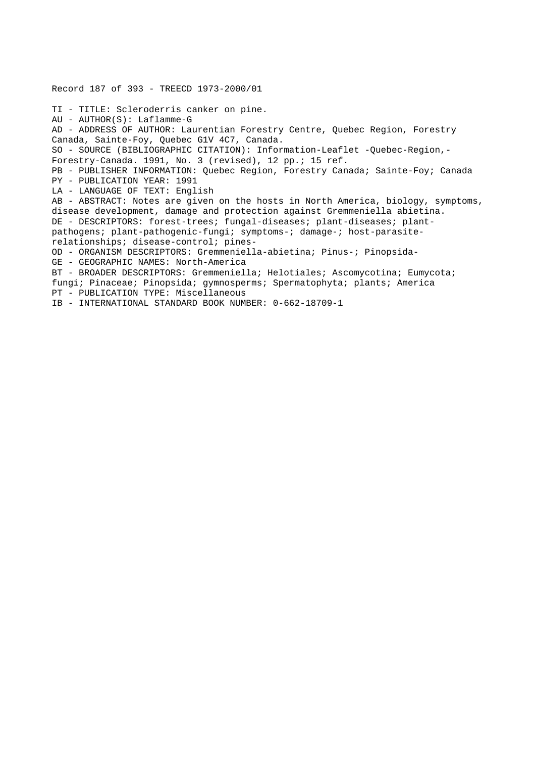Record 187 of 393 - TREECD 1973-2000/01

TI - TITLE: Scleroderris canker on pine.
AU - AUTHOR(S): Laflamme-G
AD - ADDRESS OF AUTHOR: Laurentian Forestry Centre, Quebec Region, Forestry Canada, Sainte-Foy, Quebec G1V 4C7, Canada.
SO - SOURCE (BIBLIOGRAPHIC CITATION): Information-Leaflet -Quebec-Region,-Forestry-Canada. 1991, No. 3 (revised), 12 pp.; 15 ref.
PB - PUBLISHER INFORMATION: Quebec Region, Forestry Canada; Sainte-Foy; Canada
PY - PUBLICATION YEAR: 1991
LA - LANGUAGE OF TEXT: English
AB - ABSTRACT: Notes are given on the hosts in North America, biology, symptoms, disease development, damage and protection against Gremmeniella abietina.
DE - DESCRIPTORS: forest-trees; fungal-diseases; plant-diseases; plant-pathogens; plant-pathogenic-fungi; symptoms-; damage-; host-parasite-relationships; disease-control; pines-
OD - ORGANISM DESCRIPTORS: Gremmeniella-abietina; Pinus-; Pinopsida-
GE - GEOGRAPHIC NAMES: North-America
BT - BROADER DESCRIPTORS: Gremmeniella; Helotiales; Ascomycotina; Eumycota; fungi; Pinaceae; Pinopsida; gymnosperms; Spermatophyta; plants; America
PT - PUBLICATION TYPE: Miscellaneous
IB - INTERNATIONAL STANDARD BOOK NUMBER: 0-662-18709-1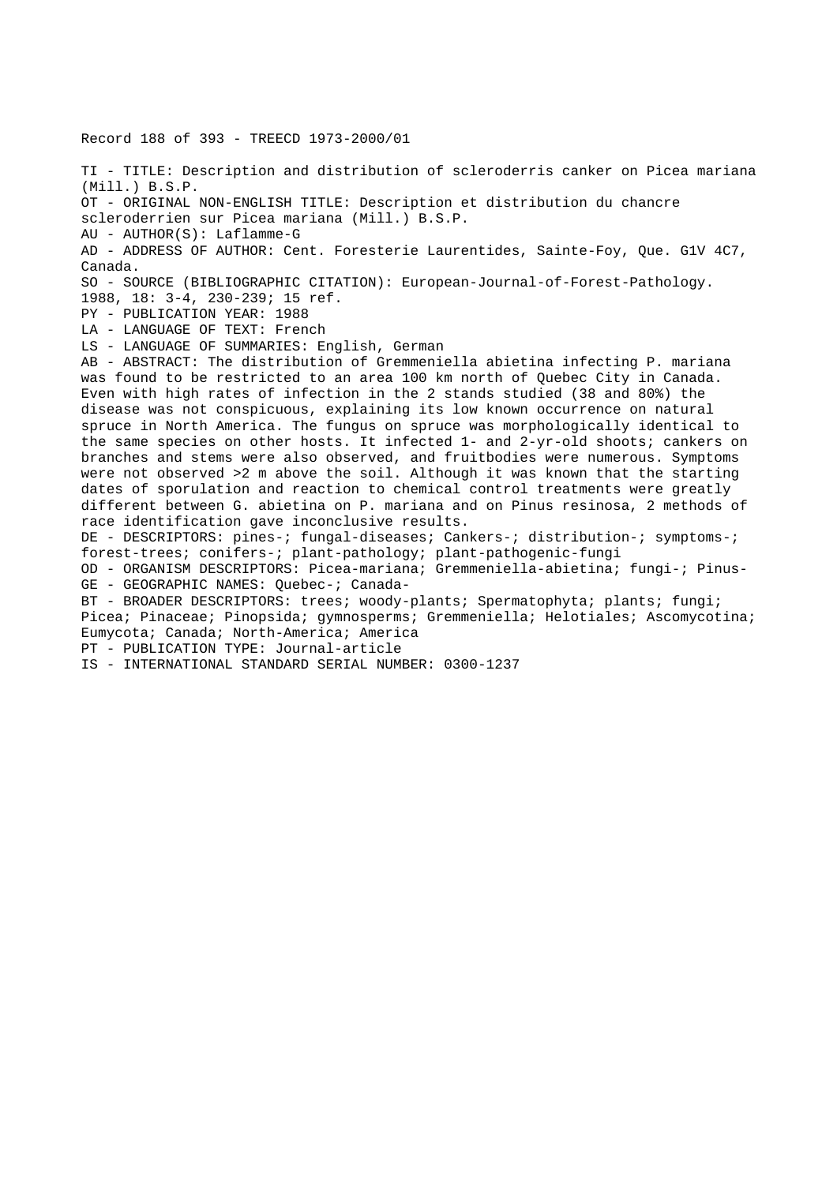Record 188 of 393 - TREECD 1973-2000/01

TI - TITLE: Description and distribution of scleroderris canker on Picea mariana (Mill.) B.S.P.
OT - ORIGINAL NON-ENGLISH TITLE: Description et distribution du chancre scleroderrien sur Picea mariana (Mill.) B.S.P.
AU - AUTHOR(S): Laflamme-G
AD - ADDRESS OF AUTHOR: Cent. Foresterie Laurentides, Sainte-Foy, Que. G1V 4C7, Canada.
SO - SOURCE (BIBLIOGRAPHIC CITATION): European-Journal-of-Forest-Pathology. 1988, 18: 3-4, 230-239; 15 ref.
PY - PUBLICATION YEAR: 1988
LA - LANGUAGE OF TEXT: French
LS - LANGUAGE OF SUMMARIES: English, German
AB - ABSTRACT: The distribution of Gremmeniella abietina infecting P. mariana was found to be restricted to an area 100 km north of Quebec City in Canada. Even with high rates of infection in the 2 stands studied (38 and 80%) the disease was not conspicuous, explaining its low known occurrence on natural spruce in North America. The fungus on spruce was morphologically identical to the same species on other hosts. It infected 1- and 2-yr-old shoots; cankers on branches and stems were also observed, and fruitbodies were numerous. Symptoms were not observed >2 m above the soil. Although it was known that the starting dates of sporulation and reaction to chemical control treatments were greatly different between G. abietina on P. mariana and on Pinus resinosa, 2 methods of race identification gave inconclusive results.
DE - DESCRIPTORS: pines-; fungal-diseases; Cankers-; distribution-; symptoms-; forest-trees; conifers-; plant-pathology; plant-pathogenic-fungi
OD - ORGANISM DESCRIPTORS: Picea-mariana; Gremmeniella-abietina; fungi-; Pinus-
GE - GEOGRAPHIC NAMES: Quebec-; Canada-
BT - BROADER DESCRIPTORS: trees; woody-plants; Spermatophyta; plants; fungi; Picea; Pinaceae; Pinopsida; gymnosperms; Gremmeniella; Helotiales; Ascomycotina; Eumycota; Canada; North-America; America
PT - PUBLICATION TYPE: Journal-article
IS - INTERNATIONAL STANDARD SERIAL NUMBER: 0300-1237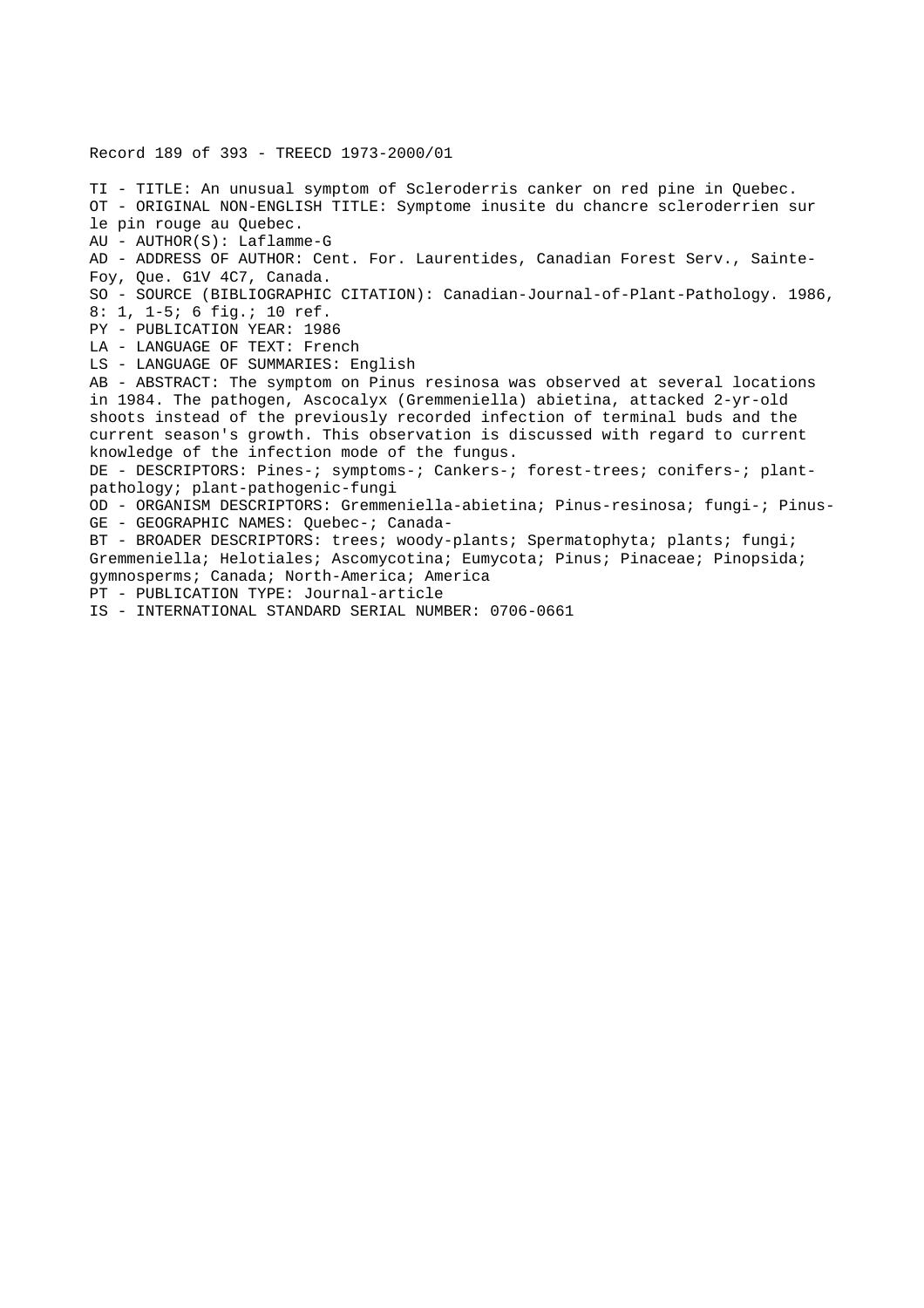Record 189 of 393 - TREECD 1973-2000/01

TI - TITLE: An unusual symptom of Scleroderris canker on red pine in Quebec.
OT - ORIGINAL NON-ENGLISH TITLE: Symptome inusite du chancre scleroderrien sur le pin rouge au Quebec.
AU - AUTHOR(S): Laflamme-G
AD - ADDRESS OF AUTHOR: Cent. For. Laurentides, Canadian Forest Serv., Sainte-Foy, Que. G1V 4C7, Canada.
SO - SOURCE (BIBLIOGRAPHIC CITATION): Canadian-Journal-of-Plant-Pathology. 1986, 8: 1, 1-5; 6 fig.; 10 ref.
PY - PUBLICATION YEAR: 1986
LA - LANGUAGE OF TEXT: French
LS - LANGUAGE OF SUMMARIES: English
AB - ABSTRACT: The symptom on Pinus resinosa was observed at several locations in 1984. The pathogen, Ascocalyx (Gremmeniella) abietina, attacked 2-yr-old shoots instead of the previously recorded infection of terminal buds and the current season's growth. This observation is discussed with regard to current knowledge of the infection mode of the fungus.
DE - DESCRIPTORS: Pines-; symptoms-; Cankers-; forest-trees; conifers-; plant-pathology; plant-pathogenic-fungi
OD - ORGANISM DESCRIPTORS: Gremmeniella-abietina; Pinus-resinosa; fungi-; Pinus-
GE - GEOGRAPHIC NAMES: Quebec-; Canada-
BT - BROADER DESCRIPTORS: trees; woody-plants; Spermatophyta; plants; fungi; Gremmeniella; Helotiales; Ascomycotina; Eumycota; Pinus; Pinaceae; Pinopsida; gymnosperms; Canada; North-America; America
PT - PUBLICATION TYPE: Journal-article
IS - INTERNATIONAL STANDARD SERIAL NUMBER: 0706-0661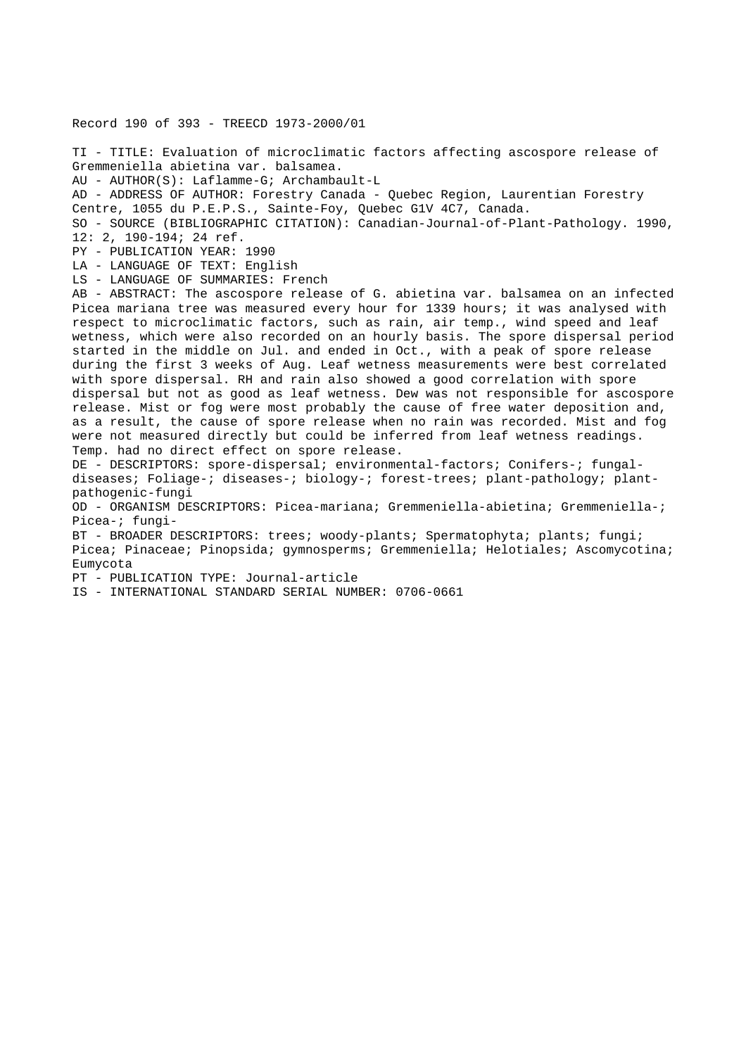Record 190 of 393 - TREECD 1973-2000/01

TI - TITLE: Evaluation of microclimatic factors affecting ascospore release of Gremmeniella abietina var. balsamea.
AU - AUTHOR(S): Laflamme-G; Archambault-L
AD - ADDRESS OF AUTHOR: Forestry Canada - Quebec Region, Laurentian Forestry Centre, 1055 du P.E.P.S., Sainte-Foy, Quebec G1V 4C7, Canada.
SO - SOURCE (BIBLIOGRAPHIC CITATION): Canadian-Journal-of-Plant-Pathology. 1990, 12: 2, 190-194; 24 ref.
PY - PUBLICATION YEAR: 1990
LA - LANGUAGE OF TEXT: English
LS - LANGUAGE OF SUMMARIES: French
AB - ABSTRACT: The ascospore release of G. abietina var. balsamea on an infected Picea mariana tree was measured every hour for 1339 hours; it was analysed with respect to microclimatic factors, such as rain, air temp., wind speed and leaf wetness, which were also recorded on an hourly basis. The spore dispersal period started in the middle on Jul. and ended in Oct., with a peak of spore release during the first 3 weeks of Aug. Leaf wetness measurements were best correlated with spore dispersal. RH and rain also showed a good correlation with spore dispersal but not as good as leaf wetness. Dew was not responsible for ascospore release. Mist or fog were most probably the cause of free water deposition and, as a result, the cause of spore release when no rain was recorded. Mist and fog were not measured directly but could be inferred from leaf wetness readings. Temp. had no direct effect on spore release.
DE - DESCRIPTORS: spore-dispersal; environmental-factors; Conifers-; fungal-diseases; Foliage-; diseases-; biology-; forest-trees; plant-pathology; plant-pathogenic-fungi
OD - ORGANISM DESCRIPTORS: Picea-mariana; Gremmeniella-abietina; Gremmeniella-; Picea-; fungi-
BT - BROADER DESCRIPTORS: trees; woody-plants; Spermatophyta; plants; fungi; Picea; Pinaceae; Pinopsida; gymnosperms; Gremmeniella; Helotiales; Ascomycotina; Eumycota
PT - PUBLICATION TYPE: Journal-article
IS - INTERNATIONAL STANDARD SERIAL NUMBER: 0706-0661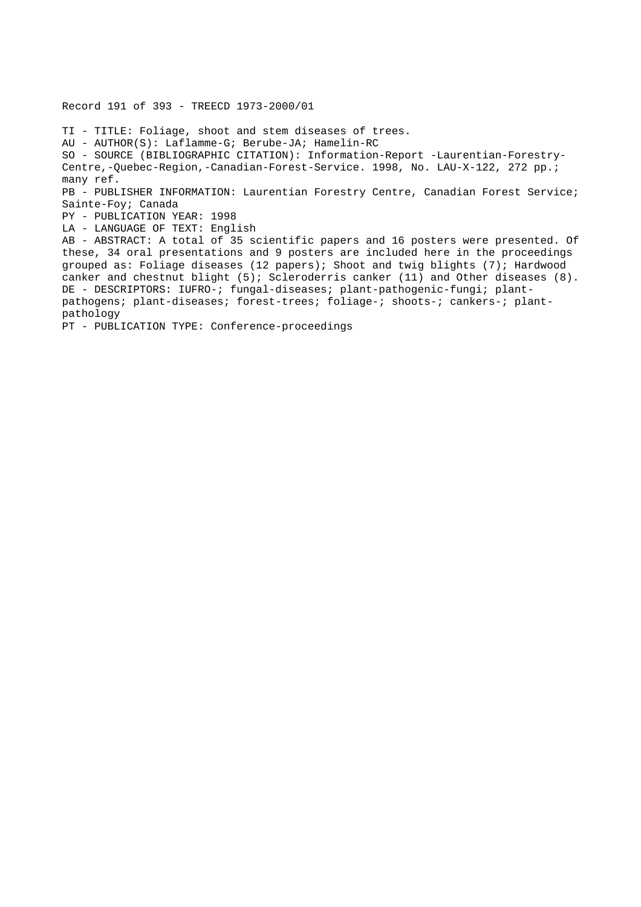Record 191 of 393 - TREECD 1973-2000/01

TI - TITLE: Foliage, shoot and stem diseases of trees.
AU - AUTHOR(S): Laflamme-G; Berube-JA; Hamelin-RC
SO - SOURCE (BIBLIOGRAPHIC CITATION): Information-Report -Laurentian-Forestry-Centre,-Quebec-Region,-Canadian-Forest-Service. 1998, No. LAU-X-122, 272 pp.; many ref.
PB - PUBLISHER INFORMATION: Laurentian Forestry Centre, Canadian Forest Service; Sainte-Foy; Canada
PY - PUBLICATION YEAR: 1998
LA - LANGUAGE OF TEXT: English
AB - ABSTRACT: A total of 35 scientific papers and 16 posters were presented. Of these, 34 oral presentations and 9 posters are included here in the proceedings grouped as: Foliage diseases (12 papers); Shoot and twig blights (7); Hardwood canker and chestnut blight (5); Scleroderris canker (11) and Other diseases (8).
DE - DESCRIPTORS: IUFRO-; fungal-diseases; plant-pathogenic-fungi; plant-pathogens; plant-diseases; forest-trees; foliage-; shoots-; cankers-; plant-pathology
PT - PUBLICATION TYPE: Conference-proceedings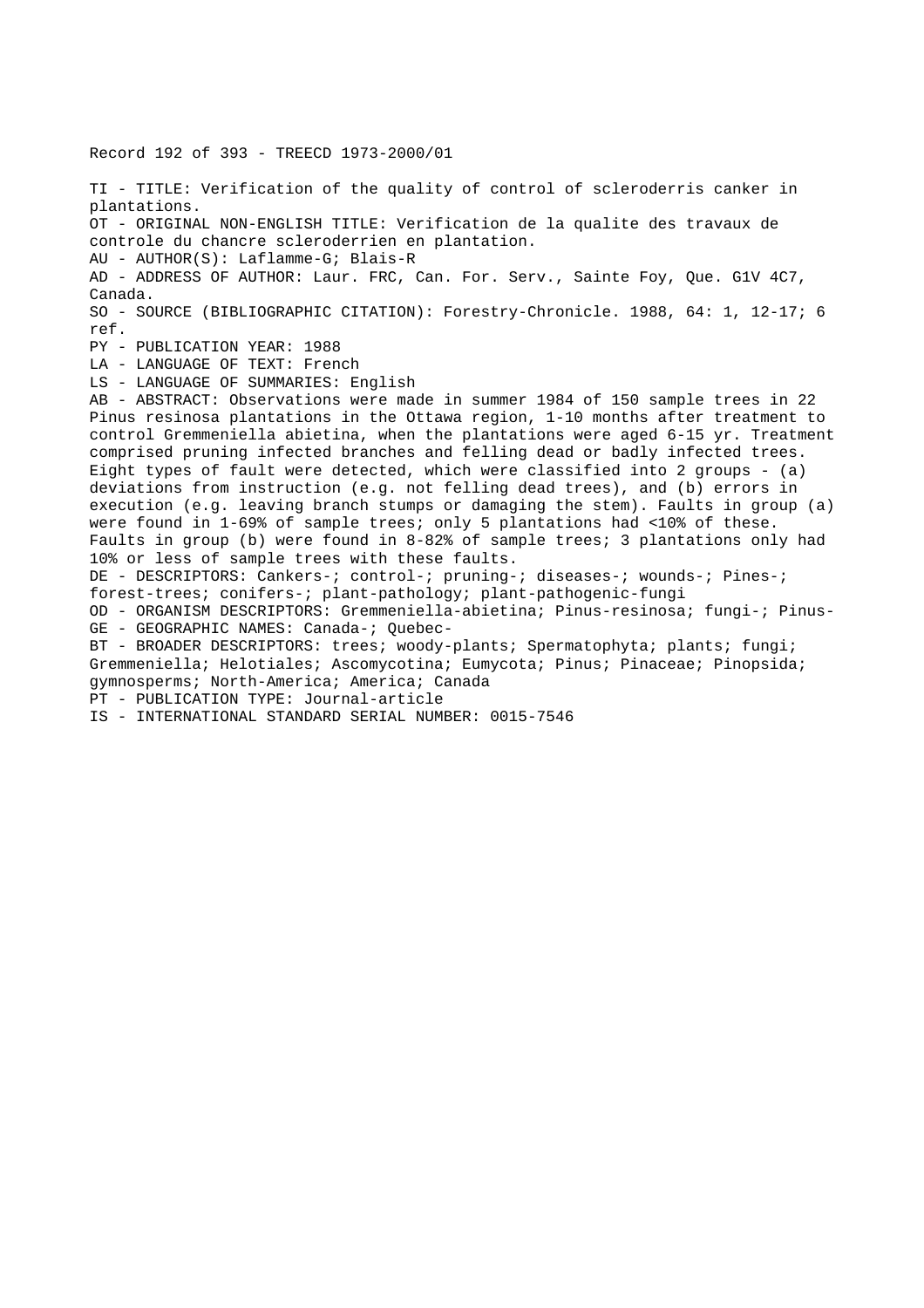Record 192 of 393 - TREECD 1973-2000/01

TI - TITLE: Verification of the quality of control of scleroderris canker in plantations.

OT - ORIGINAL NON-ENGLISH TITLE: Verification de la qualite des travaux de controle du chancre scleroderrien en plantation.

AU - AUTHOR(S): Laflamme-G; Blais-R

AD - ADDRESS OF AUTHOR: Laur. FRC, Can. For. Serv., Sainte Foy, Que. G1V 4C7, Canada.

SO - SOURCE (BIBLIOGRAPHIC CITATION): Forestry-Chronicle. 1988, 64: 1, 12-17; 6 ref.

PY - PUBLICATION YEAR: 1988

LA - LANGUAGE OF TEXT: French

LS - LANGUAGE OF SUMMARIES: English

AB - ABSTRACT: Observations were made in summer 1984 of 150 sample trees in 22 Pinus resinosa plantations in the Ottawa region, 1-10 months after treatment to control Gremmeniella abietina, when the plantations were aged 6-15 yr. Treatment comprised pruning infected branches and felling dead or badly infected trees. Eight types of fault were detected, which were classified into 2 groups - (a) deviations from instruction (e.g. not felling dead trees), and (b) errors in execution (e.g. leaving branch stumps or damaging the stem). Faults in group (a) were found in 1-69% of sample trees; only 5 plantations had <10% of these. Faults in group (b) were found in 8-82% of sample trees; 3 plantations only had 10% or less of sample trees with these faults.

DE - DESCRIPTORS: Cankers-; control-; pruning-; diseases-; wounds-; Pines-; forest-trees; conifers-; plant-pathology; plant-pathogenic-fungi

OD - ORGANISM DESCRIPTORS: Gremmeniella-abietina; Pinus-resinosa; fungi-; Pinus-

GE - GEOGRAPHIC NAMES: Canada-; Quebec-

BT - BROADER DESCRIPTORS: trees; woody-plants; Spermatophyta; plants; fungi; Gremmeniella; Helotiales; Ascomycotina; Eumycota; Pinus; Pinaceae; Pinopsida; gymnosperms; North-America; America; Canada

PT - PUBLICATION TYPE: Journal-article

IS - INTERNATIONAL STANDARD SERIAL NUMBER: 0015-7546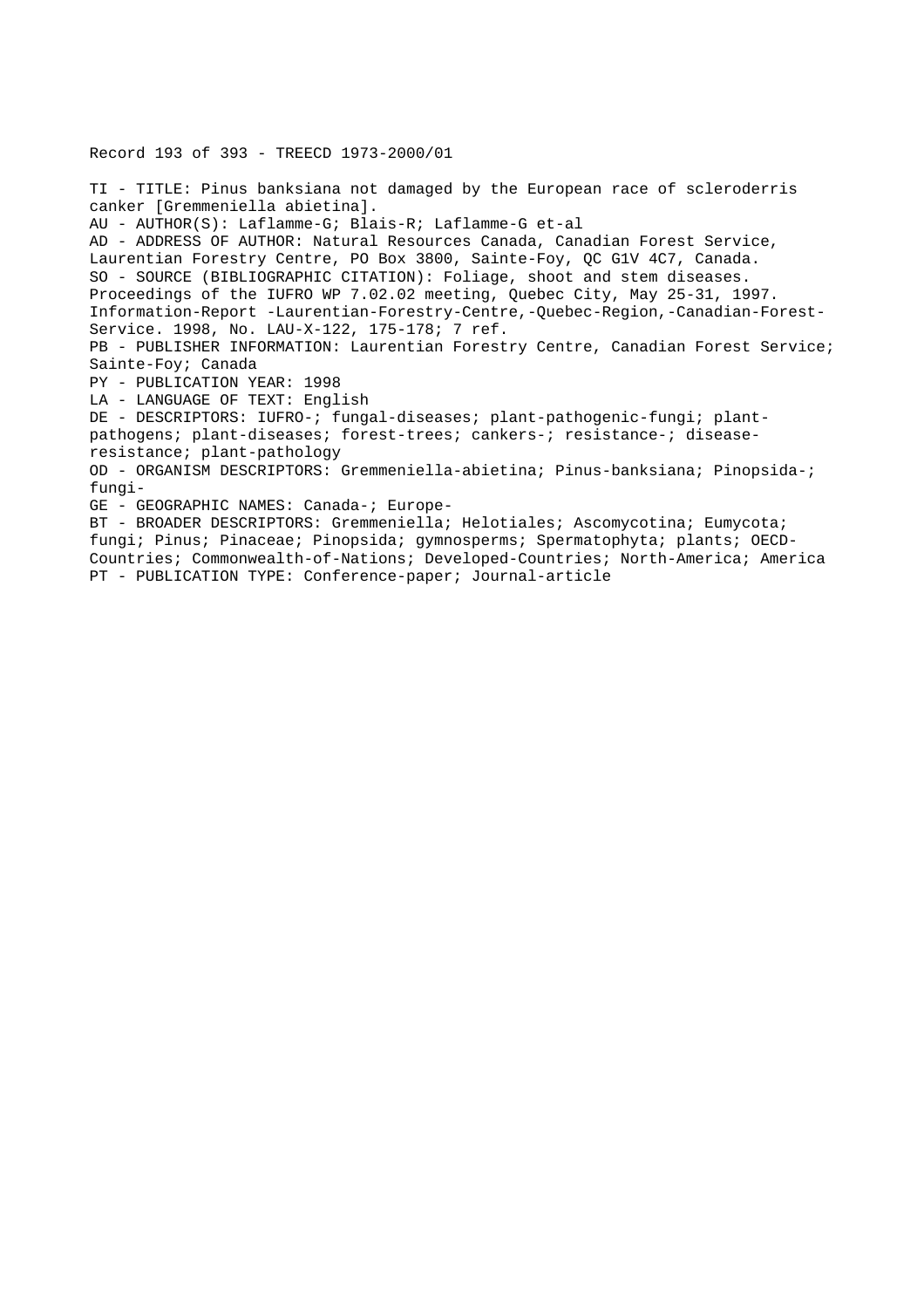Record 193 of 393 - TREECD 1973-2000/01

TI - TITLE: Pinus banksiana not damaged by the European race of scleroderris canker [Gremmeniella abietina].
AU - AUTHOR(S): Laflamme-G; Blais-R; Laflamme-G et-al
AD - ADDRESS OF AUTHOR: Natural Resources Canada, Canadian Forest Service, Laurentian Forestry Centre, PO Box 3800, Sainte-Foy, QC G1V 4C7, Canada.
SO - SOURCE (BIBLIOGRAPHIC CITATION): Foliage, shoot and stem diseases. Proceedings of the IUFRO WP 7.02.02 meeting, Quebec City, May 25-31, 1997. Information-Report -Laurentian-Forestry-Centre,-Quebec-Region,-Canadian-Forest-Service. 1998, No. LAU-X-122, 175-178; 7 ref.
PB - PUBLISHER INFORMATION: Laurentian Forestry Centre, Canadian Forest Service; Sainte-Foy; Canada
PY - PUBLICATION YEAR: 1998
LA - LANGUAGE OF TEXT: English
DE - DESCRIPTORS: IUFRO-; fungal-diseases; plant-pathogenic-fungi; plant-pathogens; plant-diseases; forest-trees; cankers-; resistance-; disease-resistance; plant-pathology
OD - ORGANISM DESCRIPTORS: Gremmeniella-abietina; Pinus-banksiana; Pinopsida-; fungi-
GE - GEOGRAPHIC NAMES: Canada-; Europe-
BT - BROADER DESCRIPTORS: Gremmeniella; Helotiales; Ascomycotina; Eumycota; fungi; Pinus; Pinaceae; Pinopsida; gymnosperms; Spermatophyta; plants; OECD-Countries; Commonwealth-of-Nations; Developed-Countries; North-America; America
PT - PUBLICATION TYPE: Conference-paper; Journal-article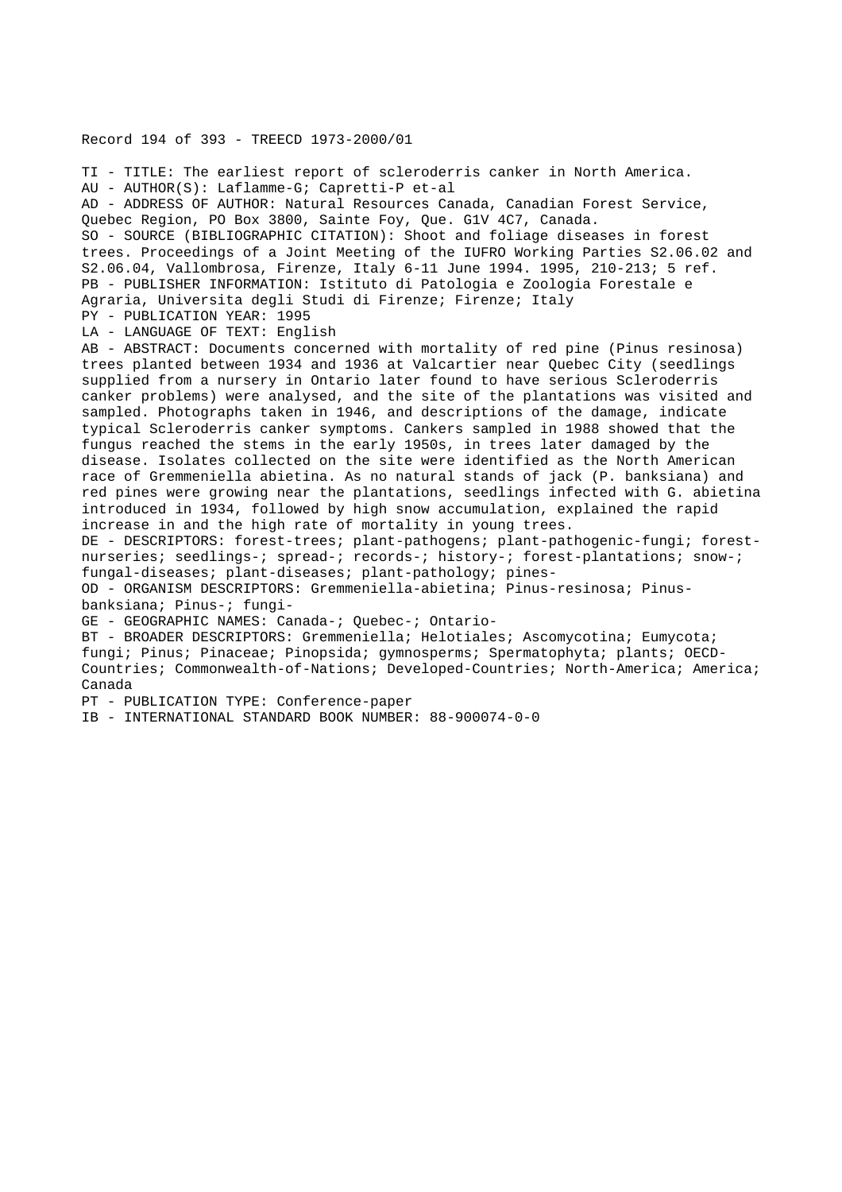Record 194 of 393 - TREECD 1973-2000/01

TI - TITLE: The earliest report of scleroderris canker in North America.
AU - AUTHOR(S): Laflamme-G; Capretti-P et-al
AD - ADDRESS OF AUTHOR: Natural Resources Canada, Canadian Forest Service, Quebec Region, PO Box 3800, Sainte Foy, Que. G1V 4C7, Canada.
SO - SOURCE (BIBLIOGRAPHIC CITATION): Shoot and foliage diseases in forest trees. Proceedings of a Joint Meeting of the IUFRO Working Parties S2.06.02 and S2.06.04, Vallombrosa, Firenze, Italy 6-11 June 1994. 1995, 210-213; 5 ref.
PB - PUBLISHER INFORMATION: Istituto di Patologia e Zoologia Forestale e Agraria, Universita degli Studi di Firenze; Firenze; Italy
PY - PUBLICATION YEAR: 1995
LA - LANGUAGE OF TEXT: English
AB - ABSTRACT: Documents concerned with mortality of red pine (Pinus resinosa) trees planted between 1934 and 1936 at Valcartier near Quebec City (seedlings supplied from a nursery in Ontario later found to have serious Scleroderris canker problems) were analysed, and the site of the plantations was visited and sampled. Photographs taken in 1946, and descriptions of the damage, indicate typical Scleroderris canker symptoms. Cankers sampled in 1988 showed that the fungus reached the stems in the early 1950s, in trees later damaged by the disease. Isolates collected on the site were identified as the North American race of Gremmeniella abietina. As no natural stands of jack (P. banksiana) and red pines were growing near the plantations, seedlings infected with G. abietina introduced in 1934, followed by high snow accumulation, explained the rapid increase in and the high rate of mortality in young trees.
DE - DESCRIPTORS: forest-trees; plant-pathogens; plant-pathogenic-fungi; forest-nurseries; seedlings-; spread-; records-; history-; forest-plantations; snow-; fungal-diseases; plant-diseases; plant-pathology; pines-
OD - ORGANISM DESCRIPTORS: Gremmeniella-abietina; Pinus-resinosa; Pinus-banksiana; Pinus-; fungi-
GE - GEOGRAPHIC NAMES: Canada-; Quebec-; Ontario-
BT - BROADER DESCRIPTORS: Gremmeniella; Helotiales; Ascomycotina; Eumycota; fungi; Pinus; Pinaceae; Pinopsida; gymnosperms; Spermatophyta; plants; OECD-Countries; Commonwealth-of-Nations; Developed-Countries; North-America; America; Canada
PT - PUBLICATION TYPE: Conference-paper
IB - INTERNATIONAL STANDARD BOOK NUMBER: 88-900074-0-0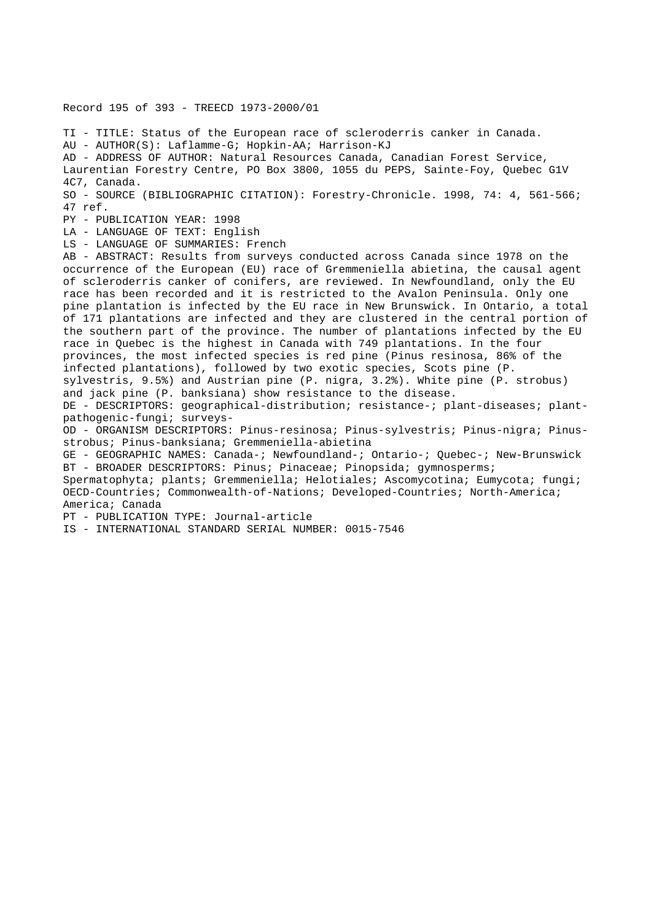Record 195 of 393 - TREECD 1973-2000/01

TI - TITLE: Status of the European race of scleroderris canker in Canada.
AU - AUTHOR(S): Laflamme-G; Hopkin-AA; Harrison-KJ
AD - ADDRESS OF AUTHOR: Natural Resources Canada, Canadian Forest Service, Laurentian Forestry Centre, PO Box 3800, 1055 du PEPS, Sainte-Foy, Quebec G1V 4C7, Canada.
SO - SOURCE (BIBLIOGRAPHIC CITATION): Forestry-Chronicle. 1998, 74: 4, 561-566; 47 ref.
PY - PUBLICATION YEAR: 1998
LA - LANGUAGE OF TEXT: English
LS - LANGUAGE OF SUMMARIES: French
AB - ABSTRACT: Results from surveys conducted across Canada since 1978 on the occurrence of the European (EU) race of Gremmeniella abietina, the causal agent of scleroderris canker of conifers, are reviewed. In Newfoundland, only the EU race has been recorded and it is restricted to the Avalon Peninsula. Only one pine plantation is infected by the EU race in New Brunswick. In Ontario, a total of 171 plantations are infected and they are clustered in the central portion of the southern part of the province. The number of plantations infected by the EU race in Quebec is the highest in Canada with 749 plantations. In the four provinces, the most infected species is red pine (Pinus resinosa, 86% of the infected plantations), followed by two exotic species, Scots pine (P. sylvestris, 9.5%) and Austrian pine (P. nigra, 3.2%). White pine (P. strobus) and jack pine (P. banksiana) show resistance to the disease.
DE - DESCRIPTORS: geographical-distribution; resistance-; plant-diseases; plant-pathogenic-fungi; surveys-
OD - ORGANISM DESCRIPTORS: Pinus-resinosa; Pinus-sylvestris; Pinus-nigra; Pinus-strobus; Pinus-banksiana; Gremmeniella-abietina
GE - GEOGRAPHIC NAMES: Canada-; Newfoundland-; Ontario-; Quebec-; New-Brunswick
BT - BROADER DESCRIPTORS: Pinus; Pinaceae; Pinopsida; gymnosperms; Spermatophyta; plants; Gremmeniella; Helotiales; Ascomycotina; Eumycota; fungi; OECD-Countries; Commonwealth-of-Nations; Developed-Countries; North-America; America; Canada
PT - PUBLICATION TYPE: Journal-article
IS - INTERNATIONAL STANDARD SERIAL NUMBER: 0015-7546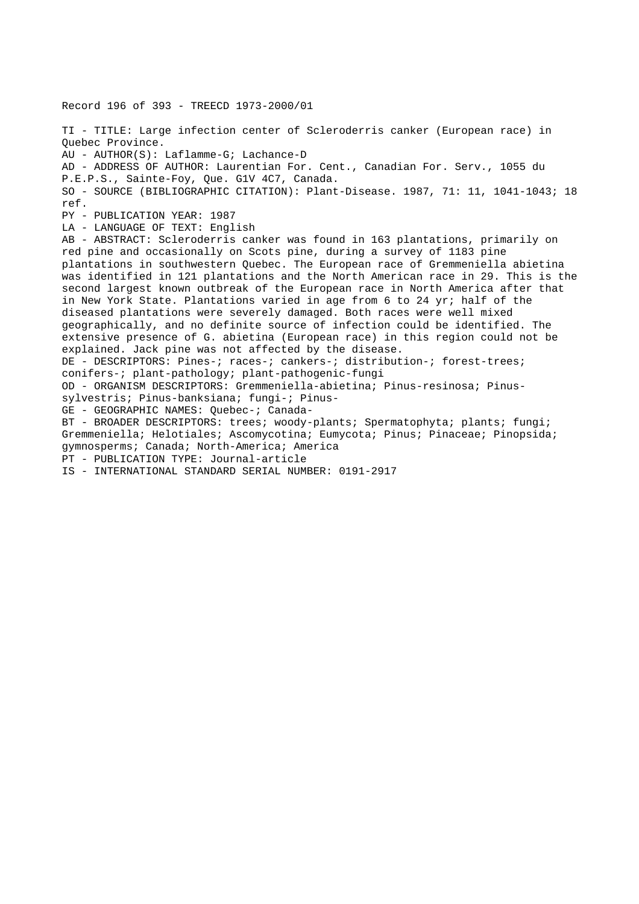Record 196 of 393 - TREECD 1973-2000/01

TI - TITLE: Large infection center of Scleroderris canker (European race) in Quebec Province.
AU - AUTHOR(S): Laflamme-G; Lachance-D
AD - ADDRESS OF AUTHOR: Laurentian For. Cent., Canadian For. Serv., 1055 du P.E.P.S., Sainte-Foy, Que. G1V 4C7, Canada.
SO - SOURCE (BIBLIOGRAPHIC CITATION): Plant-Disease. 1987, 71: 11, 1041-1043; 18 ref.
PY - PUBLICATION YEAR: 1987
LA - LANGUAGE OF TEXT: English
AB - ABSTRACT: Scleroderris canker was found in 163 plantations, primarily on red pine and occasionally on Scots pine, during a survey of 1183 pine plantations in southwestern Quebec. The European race of Gremmeniella abietina was identified in 121 plantations and the North American race in 29. This is the second largest known outbreak of the European race in North America after that in New York State. Plantations varied in age from 6 to 24 yr; half of the diseased plantations were severely damaged. Both races were well mixed geographically, and no definite source of infection could be identified. The extensive presence of G. abietina (European race) in this region could not be explained. Jack pine was not affected by the disease.
DE - DESCRIPTORS: Pines-; races-; cankers-; distribution-; forest-trees; conifers-; plant-pathology; plant-pathogenic-fungi
OD - ORGANISM DESCRIPTORS: Gremmeniella-abietina; Pinus-resinosa; Pinus-sylvestris; Pinus-banksiana; fungi-; Pinus-
GE - GEOGRAPHIC NAMES: Quebec-; Canada-
BT - BROADER DESCRIPTORS: trees; woody-plants; Spermatophyta; plants; fungi; Gremmeniella; Helotiales; Ascomycotina; Eumycota; Pinus; Pinaceae; Pinopsida; gymnosperms; Canada; North-America; America
PT - PUBLICATION TYPE: Journal-article
IS - INTERNATIONAL STANDARD SERIAL NUMBER: 0191-2917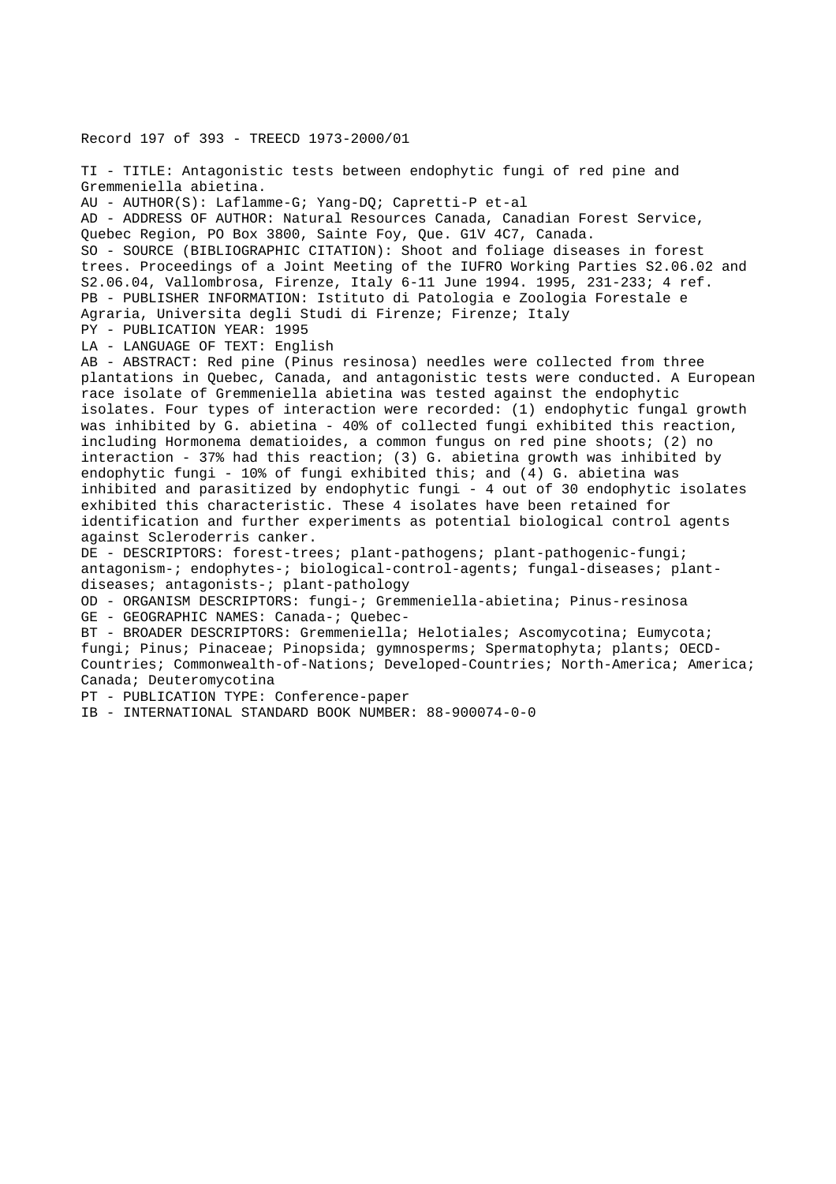Record 197 of 393 - TREECD 1973-2000/01

TI - TITLE: Antagonistic tests between endophytic fungi of red pine and Gremmeniella abietina.
AU - AUTHOR(S): Laflamme-G; Yang-DQ; Capretti-P et-al
AD - ADDRESS OF AUTHOR: Natural Resources Canada, Canadian Forest Service, Quebec Region, PO Box 3800, Sainte Foy, Que. G1V 4C7, Canada.
SO - SOURCE (BIBLIOGRAPHIC CITATION): Shoot and foliage diseases in forest trees. Proceedings of a Joint Meeting of the IUFRO Working Parties S2.06.02 and S2.06.04, Vallombrosa, Firenze, Italy 6-11 June 1994. 1995, 231-233; 4 ref.
PB - PUBLISHER INFORMATION: Istituto di Patologia e Zoologia Forestale e Agraria, Universita degli Studi di Firenze; Firenze; Italy
PY - PUBLICATION YEAR: 1995
LA - LANGUAGE OF TEXT: English
AB - ABSTRACT: Red pine (Pinus resinosa) needles were collected from three plantations in Quebec, Canada, and antagonistic tests were conducted. A European race isolate of Gremmeniella abietina was tested against the endophytic isolates. Four types of interaction were recorded: (1) endophytic fungal growth was inhibited by G. abietina - 40% of collected fungi exhibited this reaction, including Hormonema dematioides, a common fungus on red pine shoots; (2) no interaction - 37% had this reaction; (3) G. abietina growth was inhibited by endophytic fungi - 10% of fungi exhibited this; and (4) G. abietina was inhibited and parasitized by endophytic fungi - 4 out of 30 endophytic isolates exhibited this characteristic. These 4 isolates have been retained for identification and further experiments as potential biological control agents against Scleroderris canker.
DE - DESCRIPTORS: forest-trees; plant-pathogens; plant-pathogenic-fungi; antagonism-; endophytes-; biological-control-agents; fungal-diseases; plant-diseases; antagonists-; plant-pathology
OD - ORGANISM DESCRIPTORS: fungi-; Gremmeniella-abietina; Pinus-resinosa
GE - GEOGRAPHIC NAMES: Canada-; Quebec-
BT - BROADER DESCRIPTORS: Gremmeniella; Helotiales; Ascomycotina; Eumycota; fungi; Pinus; Pinaceae; Pinopsida; gymnosperms; Spermatophyta; plants; OECD-Countries; Commonwealth-of-Nations; Developed-Countries; North-America; America; Canada; Deuteromycotina
PT - PUBLICATION TYPE: Conference-paper
IB - INTERNATIONAL STANDARD BOOK NUMBER: 88-900074-0-0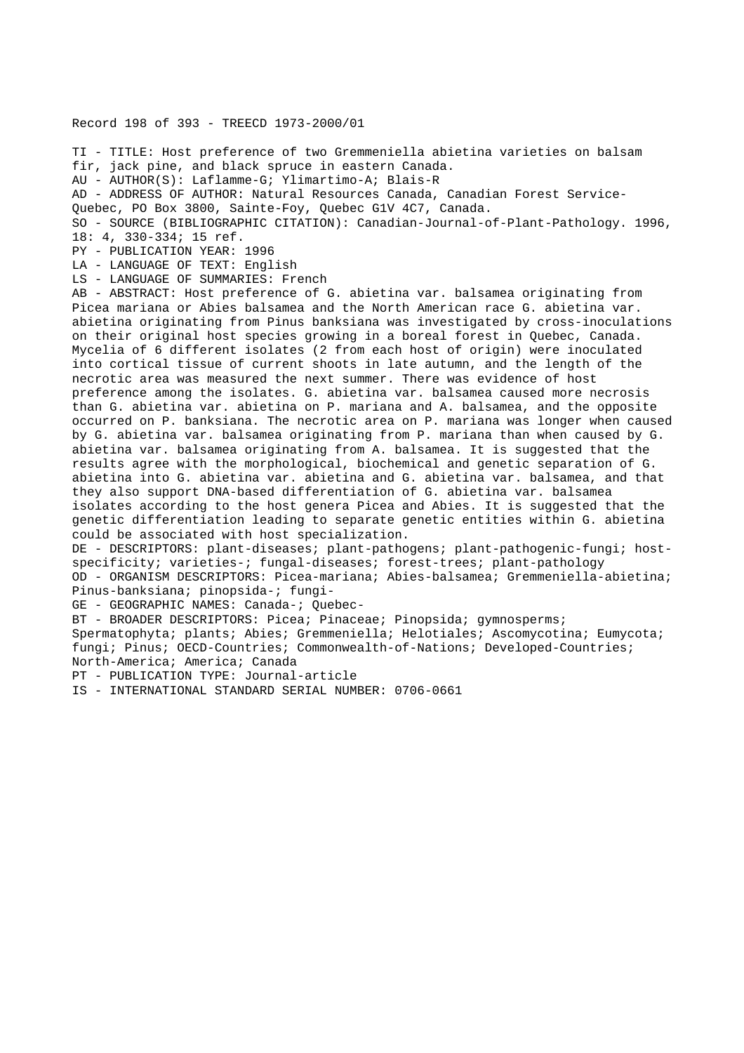Record 198 of 393 - TREECD 1973-2000/01

TI - TITLE: Host preference of two Gremmeniella abietina varieties on balsam fir, jack pine, and black spruce in eastern Canada.
AU - AUTHOR(S): Laflamme-G; Ylimartimo-A; Blais-R
AD - ADDRESS OF AUTHOR: Natural Resources Canada, Canadian Forest Service-Quebec, PO Box 3800, Sainte-Foy, Quebec G1V 4C7, Canada.
SO - SOURCE (BIBLIOGRAPHIC CITATION): Canadian-Journal-of-Plant-Pathology. 1996, 18: 4, 330-334; 15 ref.
PY - PUBLICATION YEAR: 1996
LA - LANGUAGE OF TEXT: English
LS - LANGUAGE OF SUMMARIES: French
AB - ABSTRACT: Host preference of G. abietina var. balsamea originating from Picea mariana or Abies balsamea and the North American race G. abietina var. abietina originating from Pinus banksiana was investigated by cross-inoculations on their original host species growing in a boreal forest in Quebec, Canada. Mycelia of 6 different isolates (2 from each host of origin) were inoculated into cortical tissue of current shoots in late autumn, and the length of the necrotic area was measured the next summer. There was evidence of host preference among the isolates. G. abietina var. balsamea caused more necrosis than G. abietina var. abietina on P. mariana and A. balsamea, and the opposite occurred on P. banksiana. The necrotic area on P. mariana was longer when caused by G. abietina var. balsamea originating from P. mariana than when caused by G. abietina var. balsamea originating from A. balsamea. It is suggested that the results agree with the morphological, biochemical and genetic separation of G. abietina into G. abietina var. abietina and G. abietina var. balsamea, and that they also support DNA-based differentiation of G. abietina var. balsamea isolates according to the host genera Picea and Abies. It is suggested that the genetic differentiation leading to separate genetic entities within G. abietina could be associated with host specialization.
DE - DESCRIPTORS: plant-diseases; plant-pathogens; plant-pathogenic-fungi; host-specificity; varieties-; fungal-diseases; forest-trees; plant-pathology
OD - ORGANISM DESCRIPTORS: Picea-mariana; Abies-balsamea; Gremmeniella-abietina; Pinus-banksiana; pinopsida-; fungi-
GE - GEOGRAPHIC NAMES: Canada-; Quebec-
BT - BROADER DESCRIPTORS: Picea; Pinaceae; Pinopsida; gymnosperms; Spermatophyta; plants; Abies; Gremmeniella; Helotiales; Ascomycotina; Eumycota; fungi; Pinus; OECD-Countries; Commonwealth-of-Nations; Developed-Countries; North-America; America; Canada
PT - PUBLICATION TYPE: Journal-article
IS - INTERNATIONAL STANDARD SERIAL NUMBER: 0706-0661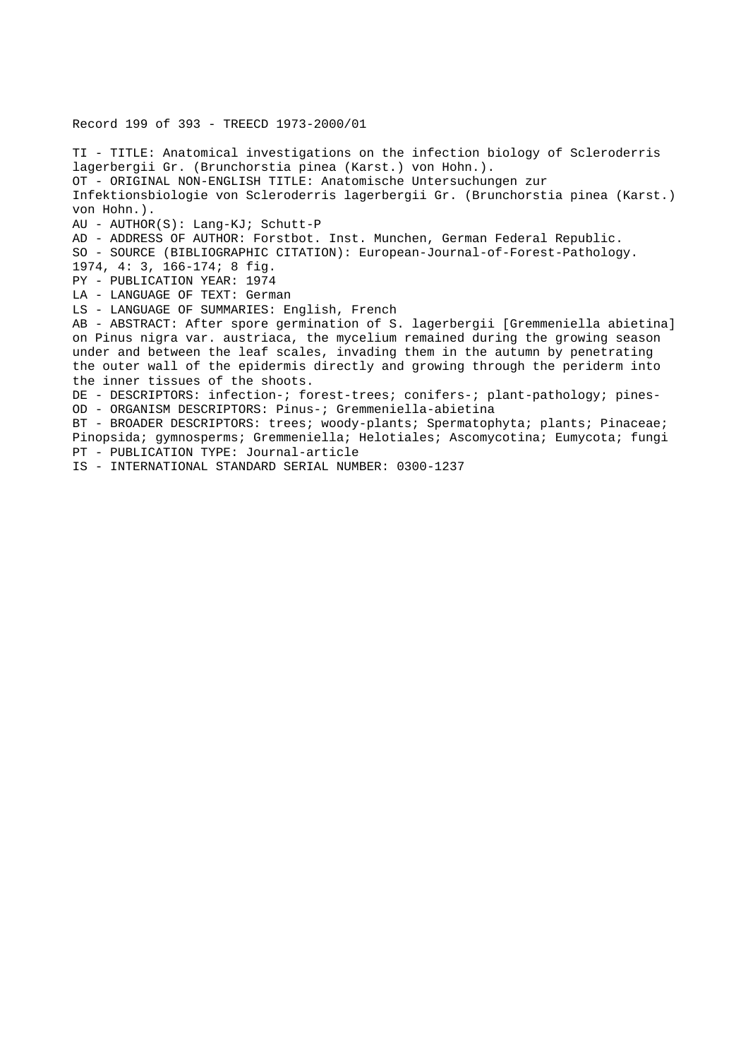Record 199 of 393 - TREECD 1973-2000/01

TI - TITLE: Anatomical investigations on the infection biology of Scleroderris lagerbergii Gr. (Brunchorstia pinea (Karst.) von Hohn.).
OT - ORIGINAL NON-ENGLISH TITLE: Anatomische Untersuchungen zur Infektionsbiologie von Scleroderris lagerbergii Gr. (Brunchorstia pinea (Karst.) von Hohn.).
AU - AUTHOR(S): Lang-KJ; Schutt-P
AD - ADDRESS OF AUTHOR: Forstbot. Inst. Munchen, German Federal Republic.
SO - SOURCE (BIBLIOGRAPHIC CITATION): European-Journal-of-Forest-Pathology. 1974, 4: 3, 166-174; 8 fig.
PY - PUBLICATION YEAR: 1974
LA - LANGUAGE OF TEXT: German
LS - LANGUAGE OF SUMMARIES: English, French
AB - ABSTRACT: After spore germination of S. lagerbergii [Gremmeniella abietina] on Pinus nigra var. austriaca, the mycelium remained during the growing season under and between the leaf scales, invading them in the autumn by penetrating the outer wall of the epidermis directly and growing through the periderm into the inner tissues of the shoots.
DE - DESCRIPTORS: infection-; forest-trees; conifers-; plant-pathology; pines-
OD - ORGANISM DESCRIPTORS: Pinus-; Gremmeniella-abietina
BT - BROADER DESCRIPTORS: trees; woody-plants; Spermatophyta; plants; Pinaceae; Pinopsida; gymnosperms; Gremmeniella; Helotiales; Ascomycotina; Eumycota; fungi
PT - PUBLICATION TYPE: Journal-article
IS - INTERNATIONAL STANDARD SERIAL NUMBER: 0300-1237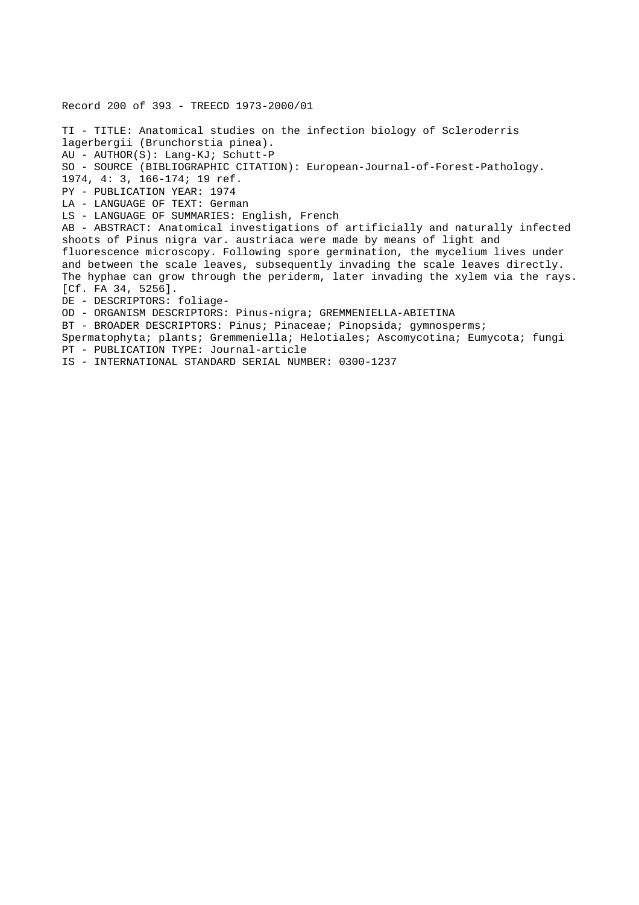Record 200 of 393 - TREECD 1973-2000/01

TI - TITLE: Anatomical studies on the infection biology of Scleroderris lagerbergii (Brunchorstia pinea).
AU - AUTHOR(S): Lang-KJ; Schutt-P
SO - SOURCE (BIBLIOGRAPHIC CITATION): European-Journal-of-Forest-Pathology. 1974, 4: 3, 166-174; 19 ref.
PY - PUBLICATION YEAR: 1974
LA - LANGUAGE OF TEXT: German
LS - LANGUAGE OF SUMMARIES: English, French
AB - ABSTRACT: Anatomical investigations of artificially and naturally infected shoots of Pinus nigra var. austriaca were made by means of light and fluorescence microscopy. Following spore germination, the mycelium lives under and between the scale leaves, subsequently invading the scale leaves directly. The hyphae can grow through the periderm, later invading the xylem via the rays. [Cf. FA 34, 5256].
DE - DESCRIPTORS: foliage-
OD - ORGANISM DESCRIPTORS: Pinus-nigra; GREMMENIELLA-ABIETINA
BT - BROADER DESCRIPTORS: Pinus; Pinaceae; Pinopsida; gymnosperms; Spermatophyta; plants; Gremmeniella; Helotiales; Ascomycotina; Eumycota; fungi
PT - PUBLICATION TYPE: Journal-article
IS - INTERNATIONAL STANDARD SERIAL NUMBER: 0300-1237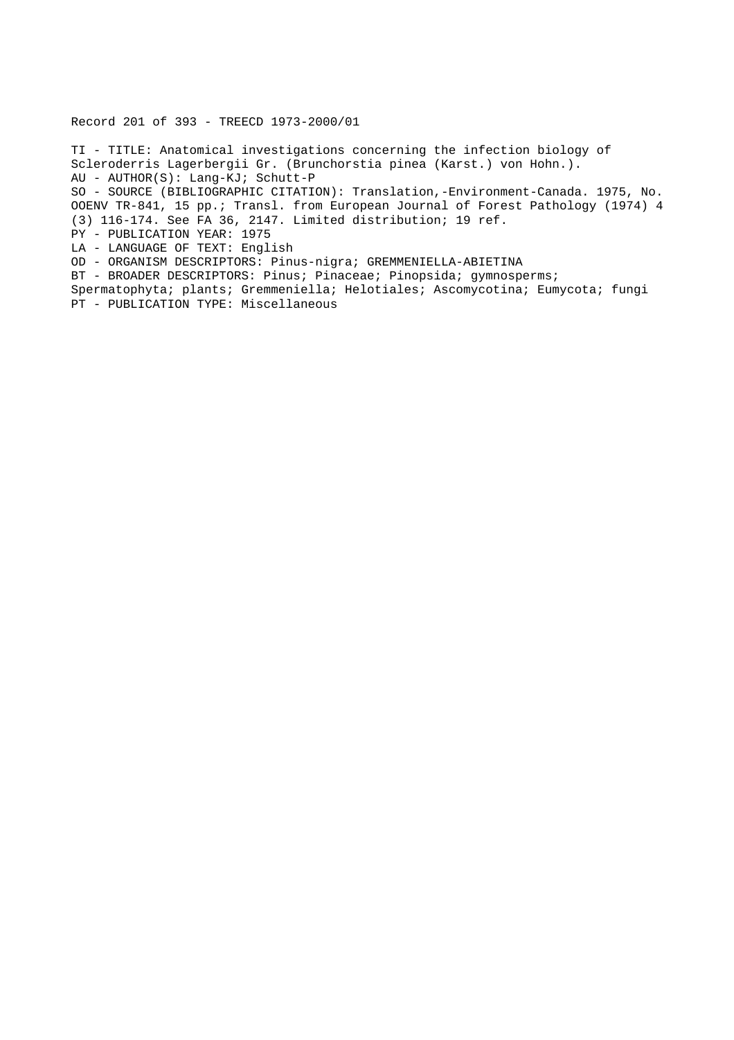Record 201 of 393 - TREECD 1973-2000/01

TI - TITLE: Anatomical investigations concerning the infection biology of Scleroderris Lagerbergii Gr. (Brunchorstia pinea (Karst.) von Hohn.).
AU - AUTHOR(S): Lang-KJ; Schutt-P
SO - SOURCE (BIBLIOGRAPHIC CITATION): Translation,-Environment-Canada. 1975, No. OOENV TR-841, 15 pp.; Transl. from European Journal of Forest Pathology (1974) 4 (3) 116-174. See FA 36, 2147. Limited distribution; 19 ref.
PY - PUBLICATION YEAR: 1975
LA - LANGUAGE OF TEXT: English
OD - ORGANISM DESCRIPTORS: Pinus-nigra; GREMMENIELLA-ABIETINA
BT - BROADER DESCRIPTORS: Pinus; Pinaceae; Pinopsida; gymnosperms; Spermatophyta; plants; Gremmeniella; Helotiales; Ascomycotina; Eumycota; fungi
PT - PUBLICATION TYPE: Miscellaneous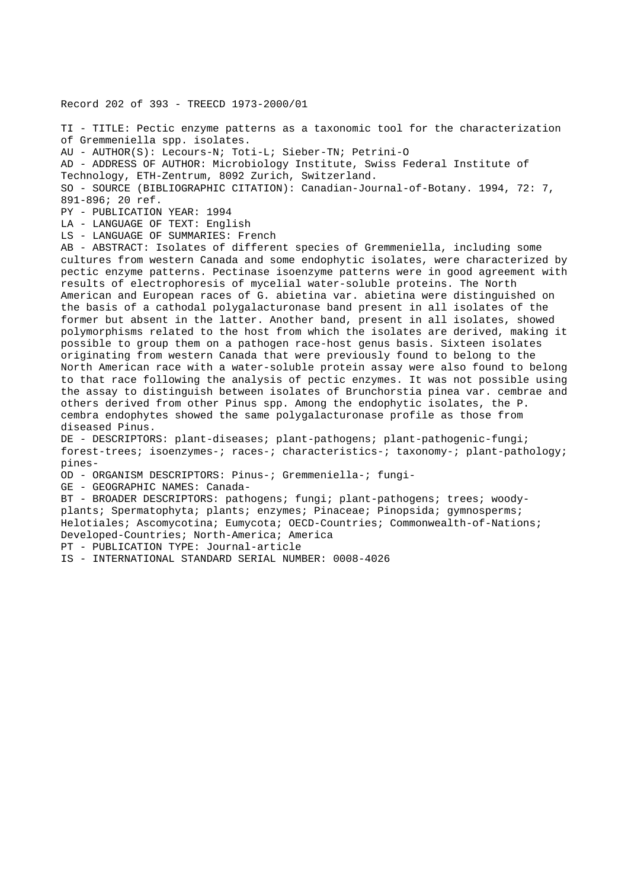Record 202 of 393 - TREECD 1973-2000/01

TI - TITLE: Pectic enzyme patterns as a taxonomic tool for the characterization of Gremmeniella spp. isolates.
AU - AUTHOR(S): Lecours-N; Toti-L; Sieber-TN; Petrini-O
AD - ADDRESS OF AUTHOR: Microbiology Institute, Swiss Federal Institute of Technology, ETH-Zentrum, 8092 Zurich, Switzerland.
SO - SOURCE (BIBLIOGRAPHIC CITATION): Canadian-Journal-of-Botany. 1994, 72: 7, 891-896; 20 ref.
PY - PUBLICATION YEAR: 1994
LA - LANGUAGE OF TEXT: English
LS - LANGUAGE OF SUMMARIES: French
AB - ABSTRACT: Isolates of different species of Gremmeniella, including some cultures from western Canada and some endophytic isolates, were characterized by pectic enzyme patterns. Pectinase isoenzyme patterns were in good agreement with results of electrophoresis of mycelial water-soluble proteins. The North American and European races of G. abietina var. abietina were distinguished on the basis of a cathodal polygalacturonase band present in all isolates of the former but absent in the latter. Another band, present in all isolates, showed polymorphisms related to the host from which the isolates are derived, making it possible to group them on a pathogen race-host genus basis. Sixteen isolates originating from western Canada that were previously found to belong to the North American race with a water-soluble protein assay were also found to belong to that race following the analysis of pectic enzymes. It was not possible using the assay to distinguish between isolates of Brunchorstia pinea var. cembrae and others derived from other Pinus spp. Among the endophytic isolates, the P. cembra endophytes showed the same polygalacturonase profile as those from diseased Pinus.
DE - DESCRIPTORS: plant-diseases; plant-pathogens; plant-pathogenic-fungi; forest-trees; isoenzymes-; races-; characteristics-; taxonomy-; plant-pathology; pines-
OD - ORGANISM DESCRIPTORS: Pinus-; Gremmeniella-; fungi-
GE - GEOGRAPHIC NAMES: Canada-
BT - BROADER DESCRIPTORS: pathogens; fungi; plant-pathogens; trees; woody-plants; Spermatophyta; plants; enzymes; Pinaceae; Pinopsida; gymnosperms; Helotiales; Ascomycotina; Eumycota; OECD-Countries; Commonwealth-of-Nations; Developed-Countries; North-America; America
PT - PUBLICATION TYPE: Journal-article
IS - INTERNATIONAL STANDARD SERIAL NUMBER: 0008-4026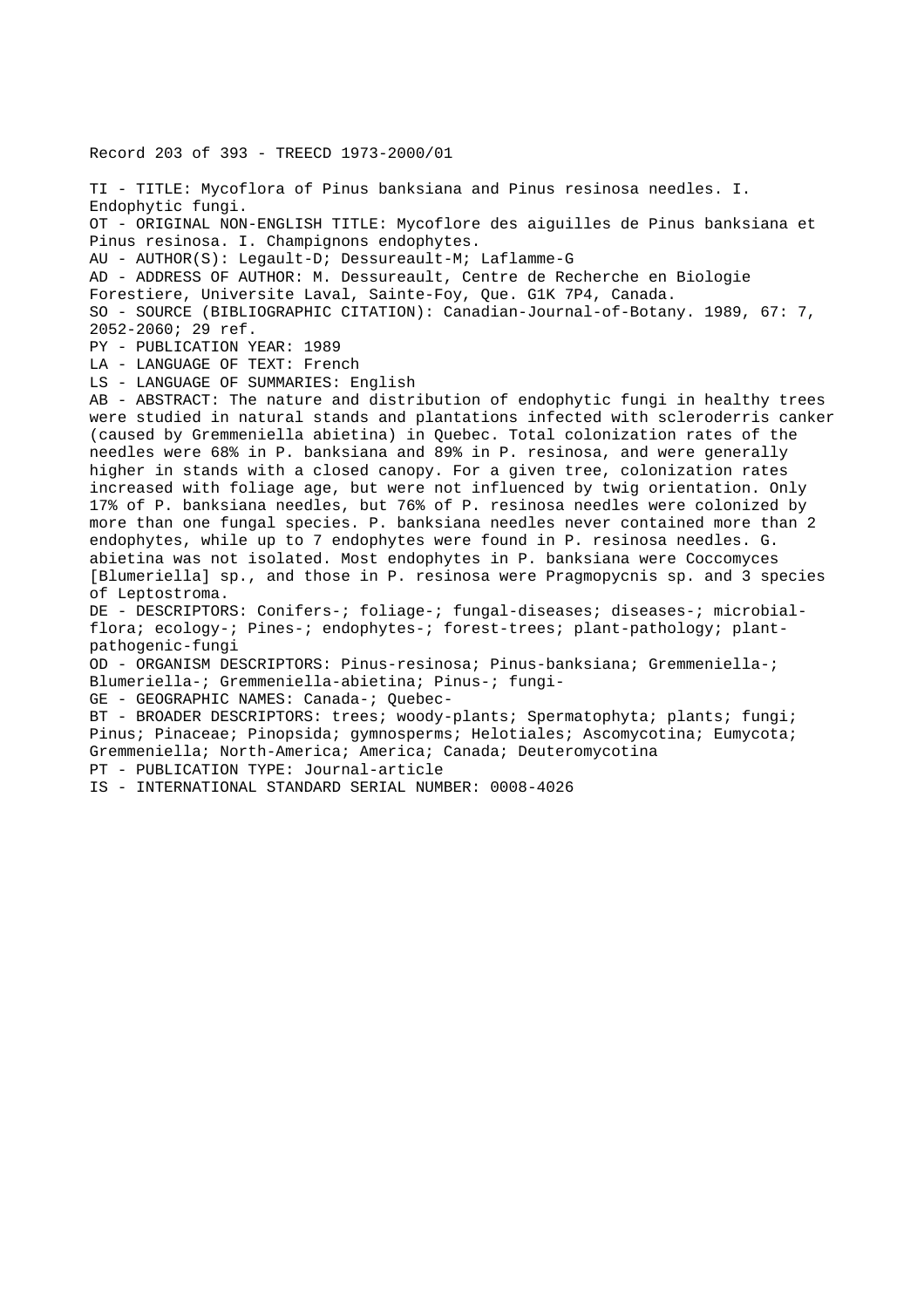Record 203 of 393 - TREECD 1973-2000/01

TI - TITLE: Mycoflora of Pinus banksiana and Pinus resinosa needles. I. Endophytic fungi.
OT - ORIGINAL NON-ENGLISH TITLE: Mycoflore des aiguilles de Pinus banksiana et Pinus resinosa. I. Champignons endophytes.
AU - AUTHOR(S): Legault-D; Dessureault-M; Laflamme-G
AD - ADDRESS OF AUTHOR: M. Dessureault, Centre de Recherche en Biologie Forestiere, Universite Laval, Sainte-Foy, Que. G1K 7P4, Canada.
SO - SOURCE (BIBLIOGRAPHIC CITATION): Canadian-Journal-of-Botany. 1989, 67: 7, 2052-2060; 29 ref.
PY - PUBLICATION YEAR: 1989
LA - LANGUAGE OF TEXT: French
LS - LANGUAGE OF SUMMARIES: English
AB - ABSTRACT: The nature and distribution of endophytic fungi in healthy trees were studied in natural stands and plantations infected with scleroderris canker (caused by Gremmeniella abietina) in Quebec. Total colonization rates of the needles were 68% in P. banksiana and 89% in P. resinosa, and were generally higher in stands with a closed canopy. For a given tree, colonization rates increased with foliage age, but were not influenced by twig orientation. Only 17% of P. banksiana needles, but 76% of P. resinosa needles were colonized by more than one fungal species. P. banksiana needles never contained more than 2 endophytes, while up to 7 endophytes were found in P. resinosa needles. G. abietina was not isolated. Most endophytes in P. banksiana were Coccomyces [Blumeriella] sp., and those in P. resinosa were Pragmopycnis sp. and 3 species of Leptostroma.
DE - DESCRIPTORS: Conifers-; foliage-; fungal-diseases; diseases-; microbial-flora; ecology-; Pines-; endophytes-; forest-trees; plant-pathology; plant-pathogenic-fungi
OD - ORGANISM DESCRIPTORS: Pinus-resinosa; Pinus-banksiana; Gremmeniella-; Blumeriella-; Gremmeniella-abietina; Pinus-; fungi-
GE - GEOGRAPHIC NAMES: Canada-; Quebec-
BT - BROADER DESCRIPTORS: trees; woody-plants; Spermatophyta; plants; fungi; Pinus; Pinaceae; Pinopsida; gymnosperms; Helotiales; Ascomycotina; Eumycota; Gremmeniella; North-America; America; Canada; Deuteromycotina
PT - PUBLICATION TYPE: Journal-article
IS - INTERNATIONAL STANDARD SERIAL NUMBER: 0008-4026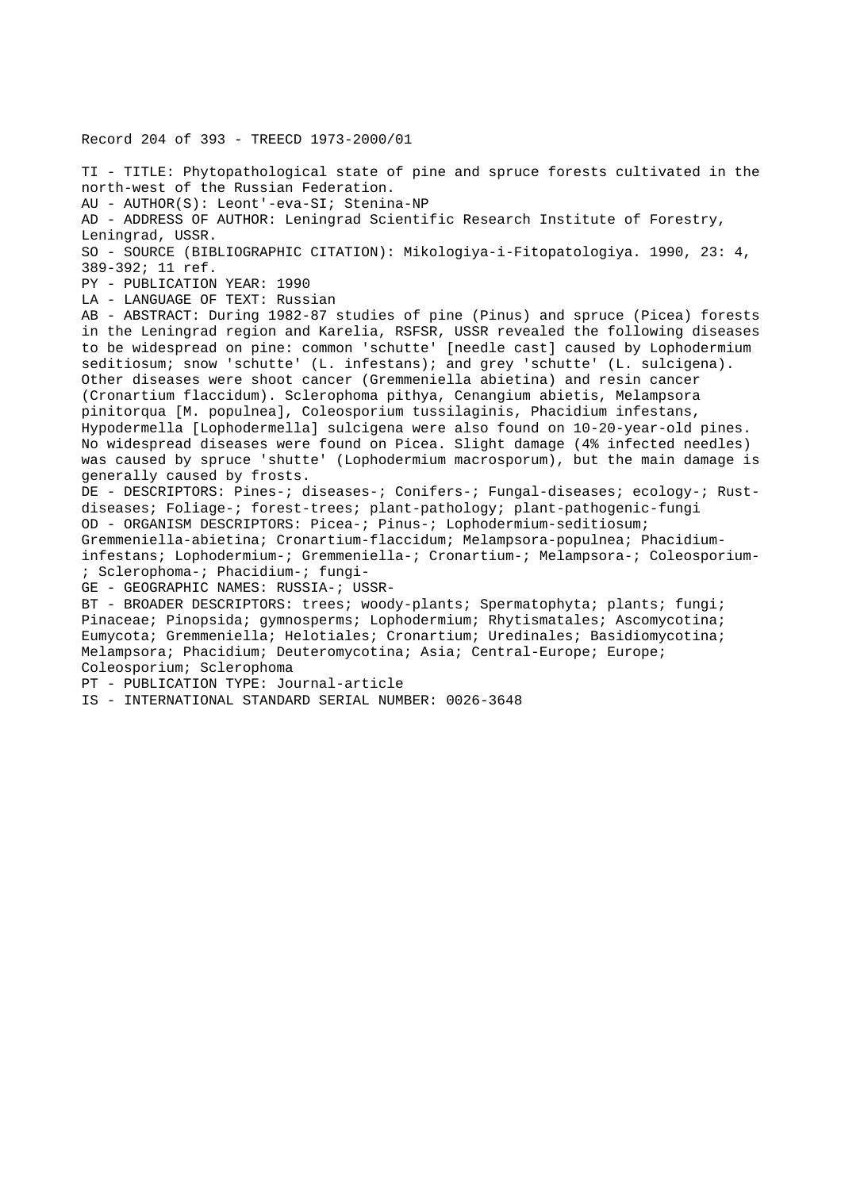Record 204 of 393 - TREECD 1973-2000/01

TI - TITLE: Phytopathological state of pine and spruce forests cultivated in the north-west of the Russian Federation.
AU - AUTHOR(S): Leont'-eva-SI; Stenina-NP
AD - ADDRESS OF AUTHOR: Leningrad Scientific Research Institute of Forestry, Leningrad, USSR.
SO - SOURCE (BIBLIOGRAPHIC CITATION): Mikologiya-i-Fitopatologiya. 1990, 23: 4, 389-392; 11 ref.
PY - PUBLICATION YEAR: 1990
LA - LANGUAGE OF TEXT: Russian
AB - ABSTRACT: During 1982-87 studies of pine (Pinus) and spruce (Picea) forests in the Leningrad region and Karelia, RSFSR, USSR revealed the following diseases to be widespread on pine: common 'schutte' [needle cast] caused by Lophodermium seditiosum; snow 'schutte' (L. infestans); and grey 'schutte' (L. sulcigena). Other diseases were shoot cancer (Gremmeniella abietina) and resin cancer (Cronartium flaccidum). Sclerophoma pithya, Cenangium abietis, Melampsora pinitorqua [M. populnea], Coleosporium tussilaginis, Phacidium infestans, Hypodermella [Lophodermella] sulcigena were also found on 10-20-year-old pines. No widespread diseases were found on Picea. Slight damage (4% infected needles) was caused by spruce 'shutte' (Lophodermium macrosporum), but the main damage is generally caused by frosts.
DE - DESCRIPTORS: Pines-; diseases-; Conifers-; Fungal-diseases; ecology-; Rust-diseases; Foliage-; forest-trees; plant-pathology; plant-pathogenic-fungi
OD - ORGANISM DESCRIPTORS: Picea-; Pinus-; Lophodermium-seditiosum; Gremmeniella-abietina; Cronartium-flaccidum; Melampsora-populnea; Phacidium-infestans; Lophodermium-; Gremmeniella-; Cronartium-; Melampsora-; Coleosporium-; Sclerophoma-; Phacidium-; fungi-
GE - GEOGRAPHIC NAMES: RUSSIA-; USSR-
BT - BROADER DESCRIPTORS: trees; woody-plants; Spermatophyta; plants; fungi; Pinaceae; Pinopsida; gymnosperms; Lophodermium; Rhytismatales; Ascomycotina; Eumycota; Gremmeniella; Helotiales; Cronartium; Uredinales; Basidiomycotina; Melampsora; Phacidium; Deuteromycotina; Asia; Central-Europe; Europe; Coleosporium; Sclerophoma
PT - PUBLICATION TYPE: Journal-article
IS - INTERNATIONAL STANDARD SERIAL NUMBER: 0026-3648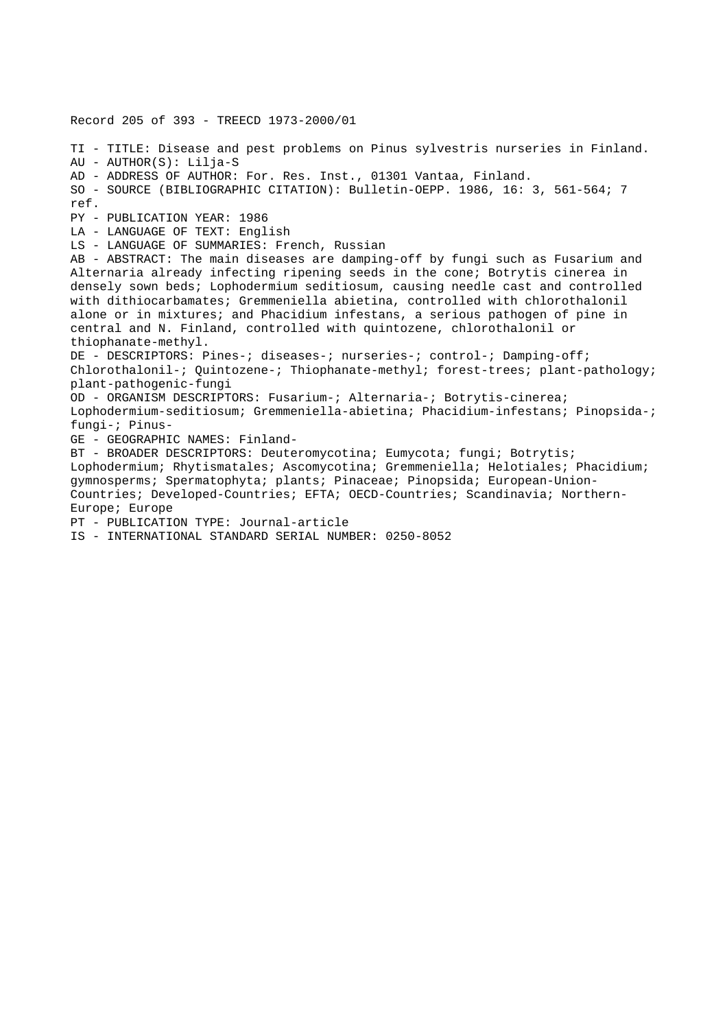Record 205 of 393 - TREECD 1973-2000/01

TI - TITLE: Disease and pest problems on Pinus sylvestris nurseries in Finland.
AU - AUTHOR(S): Lilja-S
AD - ADDRESS OF AUTHOR: For. Res. Inst., 01301 Vantaa, Finland.
SO - SOURCE (BIBLIOGRAPHIC CITATION): Bulletin-OEPP. 1986, 16: 3, 561-564; 7 ref.
PY - PUBLICATION YEAR: 1986
LA - LANGUAGE OF TEXT: English
LS - LANGUAGE OF SUMMARIES: French, Russian
AB - ABSTRACT: The main diseases are damping-off by fungi such as Fusarium and Alternaria already infecting ripening seeds in the cone; Botrytis cinerea in densely sown beds; Lophodermium seditiosum, causing needle cast and controlled with dithiocarbamates; Gremmeniella abietina, controlled with chlorothalonil alone or in mixtures; and Phacidium infestans, a serious pathogen of pine in central and N. Finland, controlled with quintozene, chlorothalonil or thiophanate-methyl.
DE - DESCRIPTORS: Pines-; diseases-; nurseries-; control-; Damping-off; Chlorothalonil-; Quintozene-; Thiophanate-methyl; forest-trees; plant-pathology; plant-pathogenic-fungi
OD - ORGANISM DESCRIPTORS: Fusarium-; Alternaria-; Botrytis-cinerea; Lophodermium-seditiosum; Gremmeniella-abietina; Phacidium-infestans; Pinopsida-; fungi-; Pinus-
GE - GEOGRAPHIC NAMES: Finland-
BT - BROADER DESCRIPTORS: Deuteromycotina; Eumycota; fungi; Botrytis; Lophodermium; Rhytismatales; Ascomycotina; Gremmeniella; Helotiales; Phacidium; gymnosperms; Spermatophyta; plants; Pinaceae; Pinopsida; European-Union-Countries; Developed-Countries; EFTA; OECD-Countries; Scandinavia; Northern-Europe; Europe
PT - PUBLICATION TYPE: Journal-article
IS - INTERNATIONAL STANDARD SERIAL NUMBER: 0250-8052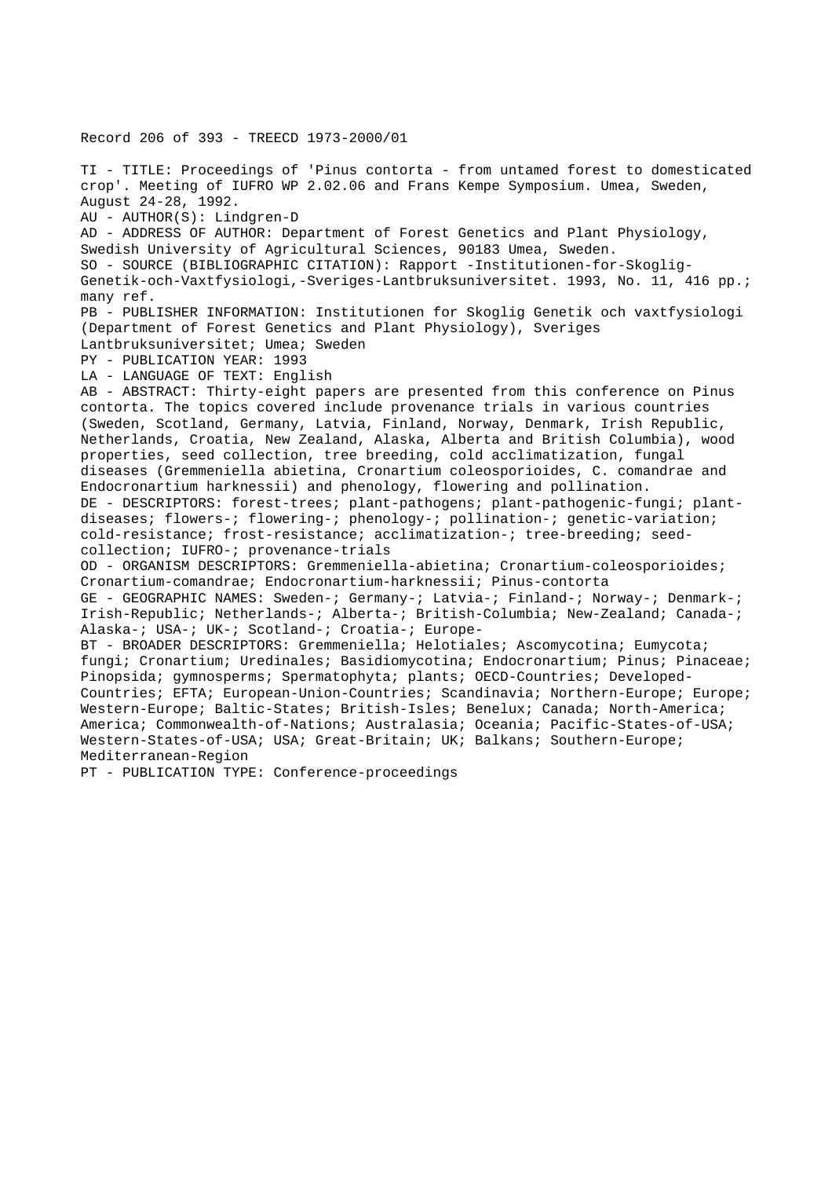Record 206 of 393 - TREECD 1973-2000/01

TI - TITLE: Proceedings of 'Pinus contorta - from untamed forest to domesticated crop'. Meeting of IUFRO WP 2.02.06 and Frans Kempe Symposium. Umea, Sweden, August 24-28, 1992.

AU - AUTHOR(S): Lindgren-D

AD - ADDRESS OF AUTHOR: Department of Forest Genetics and Plant Physiology, Swedish University of Agricultural Sciences, 90183 Umea, Sweden.

SO - SOURCE (BIBLIOGRAPHIC CITATION): Rapport -Institutionen-for-Skoglig-Genetik-och-Vaxtfysiologi,-Sveriges-Lantbruksuniversitet. 1993, No. 11, 416 pp.; many ref.

PB - PUBLISHER INFORMATION: Institutionen for Skoglig Genetik och vaxtfysiologi (Department of Forest Genetics and Plant Physiology), Sveriges Lantbruksuniversitet; Umea; Sweden

PY - PUBLICATION YEAR: 1993

LA - LANGUAGE OF TEXT: English

AB - ABSTRACT: Thirty-eight papers are presented from this conference on Pinus contorta. The topics covered include provenance trials in various countries (Sweden, Scotland, Germany, Latvia, Finland, Norway, Denmark, Irish Republic, Netherlands, Croatia, New Zealand, Alaska, Alberta and British Columbia), wood properties, seed collection, tree breeding, cold acclimatization, fungal diseases (Gremmeniella abietina, Cronartium coleosporioides, C. comandrae and Endocronartium harknessii) and phenology, flowering and pollination.

DE - DESCRIPTORS: forest-trees; plant-pathogens; plant-pathogenic-fungi; plant-diseases; flowers-; flowering-; phenology-; pollination-; genetic-variation; cold-resistance; frost-resistance; acclimatization-; tree-breeding; seed-collection; IUFRO-; provenance-trials

OD - ORGANISM DESCRIPTORS: Gremmeniella-abietina; Cronartium-coleosporioides; Cronartium-comandrae; Endocronartium-harknessii; Pinus-contorta

GE - GEOGRAPHIC NAMES: Sweden-; Germany-; Latvia-; Finland-; Norway-; Denmark-; Irish-Republic; Netherlands-; Alberta-; British-Columbia; New-Zealand; Canada-; Alaska-; USA-; UK-; Scotland-; Croatia-; Europe-

BT - BROADER DESCRIPTORS: Gremmeniella; Helotiales; Ascomycotina; Eumycota; fungi; Cronartium; Uredinales; Basidiomycotina; Endocronartium; Pinus; Pinaceae; Pinopsida; gymnosperms; Spermatophyta; plants; OECD-Countries; Developed-Countries; EFTA; European-Union-Countries; Scandinavia; Northern-Europe; Europe; Western-Europe; Baltic-States; British-Isles; Benelux; Canada; North-America; America; Commonwealth-of-Nations; Australasia; Oceania; Pacific-States-of-USA; Western-States-of-USA; USA; Great-Britain; UK; Balkans; Southern-Europe; Mediterranean-Region

PT - PUBLICATION TYPE: Conference-proceedings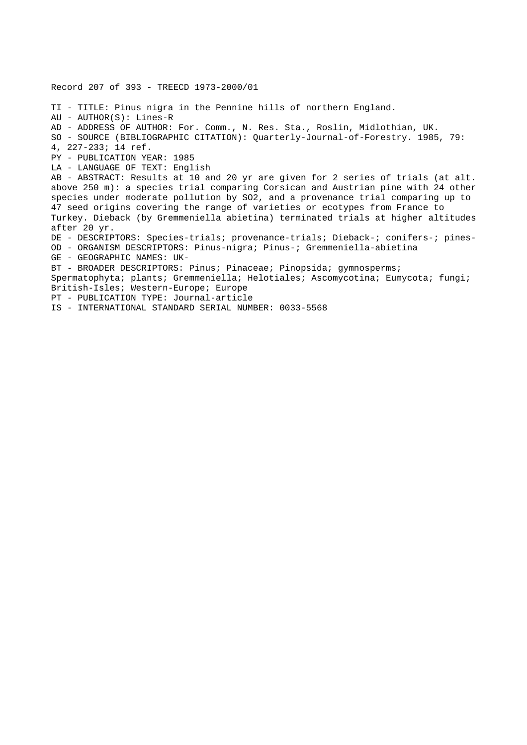Record 207 of 393 - TREECD 1973-2000/01

TI - TITLE: Pinus nigra in the Pennine hills of northern England.
AU - AUTHOR(S): Lines-R
AD - ADDRESS OF AUTHOR: For. Comm., N. Res. Sta., Roslin, Midlothian, UK.
SO - SOURCE (BIBLIOGRAPHIC CITATION): Quarterly-Journal-of-Forestry. 1985, 79: 4, 227-233; 14 ref.
PY - PUBLICATION YEAR: 1985
LA - LANGUAGE OF TEXT: English
AB - ABSTRACT: Results at 10 and 20 yr are given for 2 series of trials (at alt. above 250 m): a species trial comparing Corsican and Austrian pine with 24 other species under moderate pollution by $SO_2$, and a provenance trial comparing up to 47 seed origins covering the range of varieties or ecotypes from France to Turkey. Dieback (by Gremmeniella abietina) terminated trials at higher altitudes after 20 yr.
DE - DESCRIPTORS: Species-trials; provenance-trials; Dieback-; conifers-; pines-
OD - ORGANISM DESCRIPTORS: Pinus-nigra; Pinus-; Gremmeniella-abietina
GE - GEOGRAPHIC NAMES: UK-
BT - BROADER DESCRIPTORS: Pinus; Pinaceae; Pinopsida; gymnosperms; Spermatophyta; plants; Gremmeniella; Helotiales; Ascomycotina; Eumycota; fungi; British-Isles; Western-Europe; Europe
PT - PUBLICATION TYPE: Journal-article
IS - INTERNATIONAL STANDARD SERIAL NUMBER: 0033-5568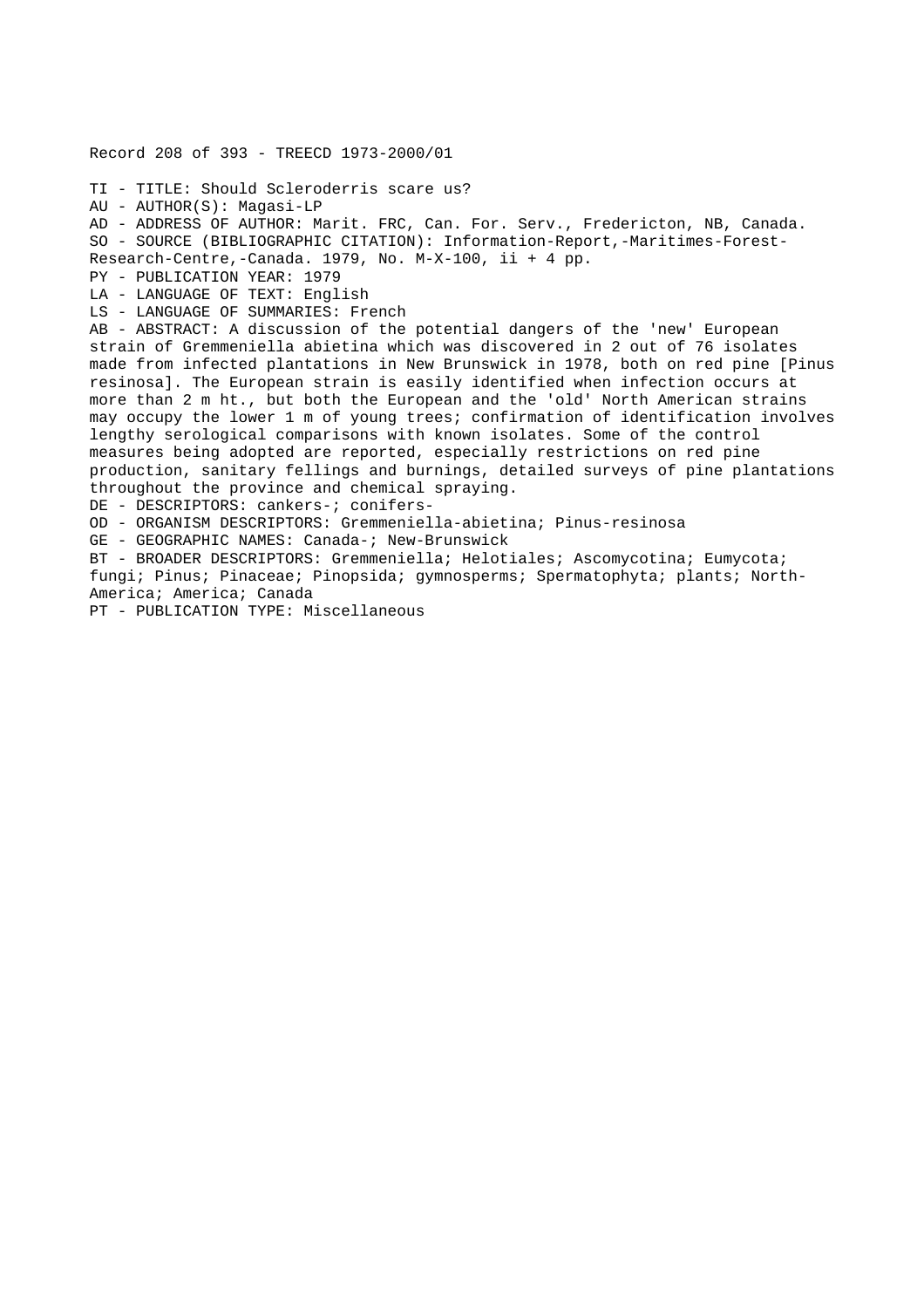Record 208 of 393 - TREECD 1973-2000/01

TI - TITLE: Should Scleroderris scare us?
AU - AUTHOR(S): Magasi-LP
AD - ADDRESS OF AUTHOR: Marit. FRC, Can. For. Serv., Fredericton, NB, Canada.
SO - SOURCE (BIBLIOGRAPHIC CITATION): Information-Report,-Maritimes-Forest-Research-Centre,-Canada. 1979, No. M-X-100, ii + 4 pp.
PY - PUBLICATION YEAR: 1979
LA - LANGUAGE OF TEXT: English
LS - LANGUAGE OF SUMMARIES: French
AB - ABSTRACT: A discussion of the potential dangers of the 'new' European strain of Gremmeniella abietina which was discovered in 2 out of 76 isolates made from infected plantations in New Brunswick in 1978, both on red pine [Pinus resinosa]. The European strain is easily identified when infection occurs at more than 2 m ht., but both the European and the 'old' North American strains may occupy the lower 1 m of young trees; confirmation of identification involves lengthy serological comparisons with known isolates. Some of the control measures being adopted are reported, especially restrictions on red pine production, sanitary fellings and burnings, detailed surveys of pine plantations throughout the province and chemical spraying.
DE - DESCRIPTORS: cankers-; conifers-
OD - ORGANISM DESCRIPTORS: Gremmeniella-abietina; Pinus-resinosa
GE - GEOGRAPHIC NAMES: Canada-; New-Brunswick
BT - BROADER DESCRIPTORS: Gremmeniella; Helotiales; Ascomycotina; Eumycota; fungi; Pinus; Pinaceae; Pinopsida; gymnosperms; Spermatophyta; plants; North-America; America; Canada
PT - PUBLICATION TYPE: Miscellaneous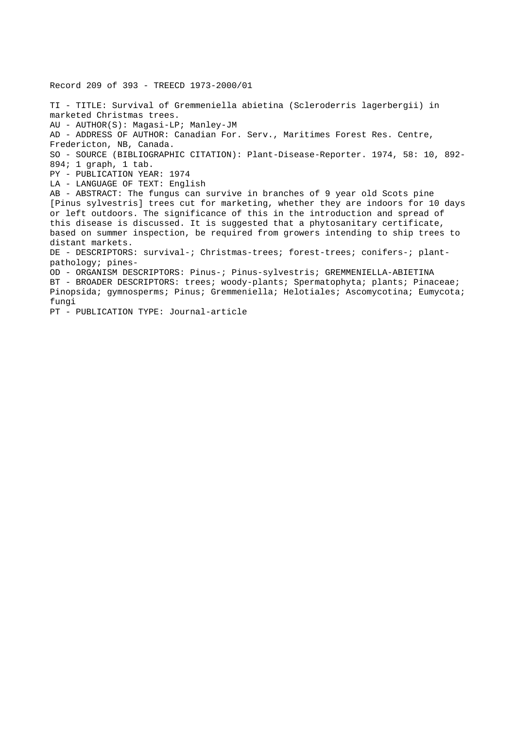Record 209 of 393 - TREECD 1973-2000/01

TI - TITLE: Survival of Gremmeniella abietina (Scleroderris lagerbergii) in marketed Christmas trees.
AU - AUTHOR(S): Magasi-LP; Manley-JM
AD - ADDRESS OF AUTHOR: Canadian For. Serv., Maritimes Forest Res. Centre, Fredericton, NB, Canada.
SO - SOURCE (BIBLIOGRAPHIC CITATION): Plant-Disease-Reporter. 1974, 58: 10, 892-894; 1 graph, 1 tab.
PY - PUBLICATION YEAR: 1974
LA - LANGUAGE OF TEXT: English
AB - ABSTRACT: The fungus can survive in branches of 9 year old Scots pine [Pinus sylvestris] trees cut for marketing, whether they are indoors for 10 days or left outdoors. The significance of this in the introduction and spread of this disease is discussed. It is suggested that a phytosanitary certificate, based on summer inspection, be required from growers intending to ship trees to distant markets.
DE - DESCRIPTORS: survival-; Christmas-trees; forest-trees; conifers-; plant-pathology; pines-
OD - ORGANISM DESCRIPTORS: Pinus-; Pinus-sylvestris; GREMMENIELLA-ABIETINA
BT - BROADER DESCRIPTORS: trees; woody-plants; Spermatophyta; plants; Pinaceae; Pinopsida; gymnosperms; Pinus; Gremmeniella; Helotiales; Ascomycotina; Eumycota; fungi
PT - PUBLICATION TYPE: Journal-article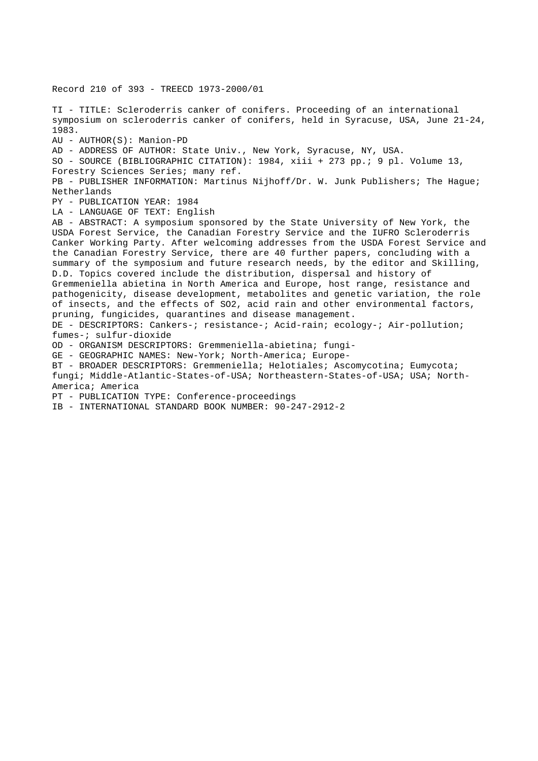Record 210 of 393 - TREECD 1973-2000/01

TI - TITLE: Scleroderris canker of conifers. Proceeding of an international symposium on scleroderris canker of conifers, held in Syracuse, USA, June 21-24, 1983.
AU - AUTHOR(S): Manion-PD
AD - ADDRESS OF AUTHOR: State Univ., New York, Syracuse, NY, USA.
SO - SOURCE (BIBLIOGRAPHIC CITATION): 1984, xiii + 273 pp.; 9 pl. Volume 13, Forestry Sciences Series; many ref.
PB - PUBLISHER INFORMATION: Martinus Nijhoff/Dr. W. Junk Publishers; The Hague; Netherlands
PY - PUBLICATION YEAR: 1984
LA - LANGUAGE OF TEXT: English
AB - ABSTRACT: A symposium sponsored by the State University of New York, the USDA Forest Service, the Canadian Forestry Service and the IUFRO Scleroderris Canker Working Party. After welcoming addresses from the USDA Forest Service and the Canadian Forestry Service, there are 40 further papers, concluding with a summary of the symposium and future research needs, by the editor and Skilling, D.D. Topics covered include the distribution, dispersal and history of Gremmeniella abietina in North America and Europe, host range, resistance and pathogenicity, disease development, metabolites and genetic variation, the role of insects, and the effects of SO2, acid rain and other environmental factors, pruning, fungicides, quarantines and disease management.
DE - DESCRIPTORS: Cankers-; resistance-; Acid-rain; ecology-; Air-pollution; fumes-; sulfur-dioxide
OD - ORGANISM DESCRIPTORS: Gremmeniella-abietina; fungi-
GE - GEOGRAPHIC NAMES: New-York; North-America; Europe-
BT - BROADER DESCRIPTORS: Gremmeniella; Helotiales; Ascomycotina; Eumycota; fungi; Middle-Atlantic-States-of-USA; Northeastern-States-of-USA; USA; North-America; America
PT - PUBLICATION TYPE: Conference-proceedings
IB - INTERNATIONAL STANDARD BOOK NUMBER: 90-247-2912-2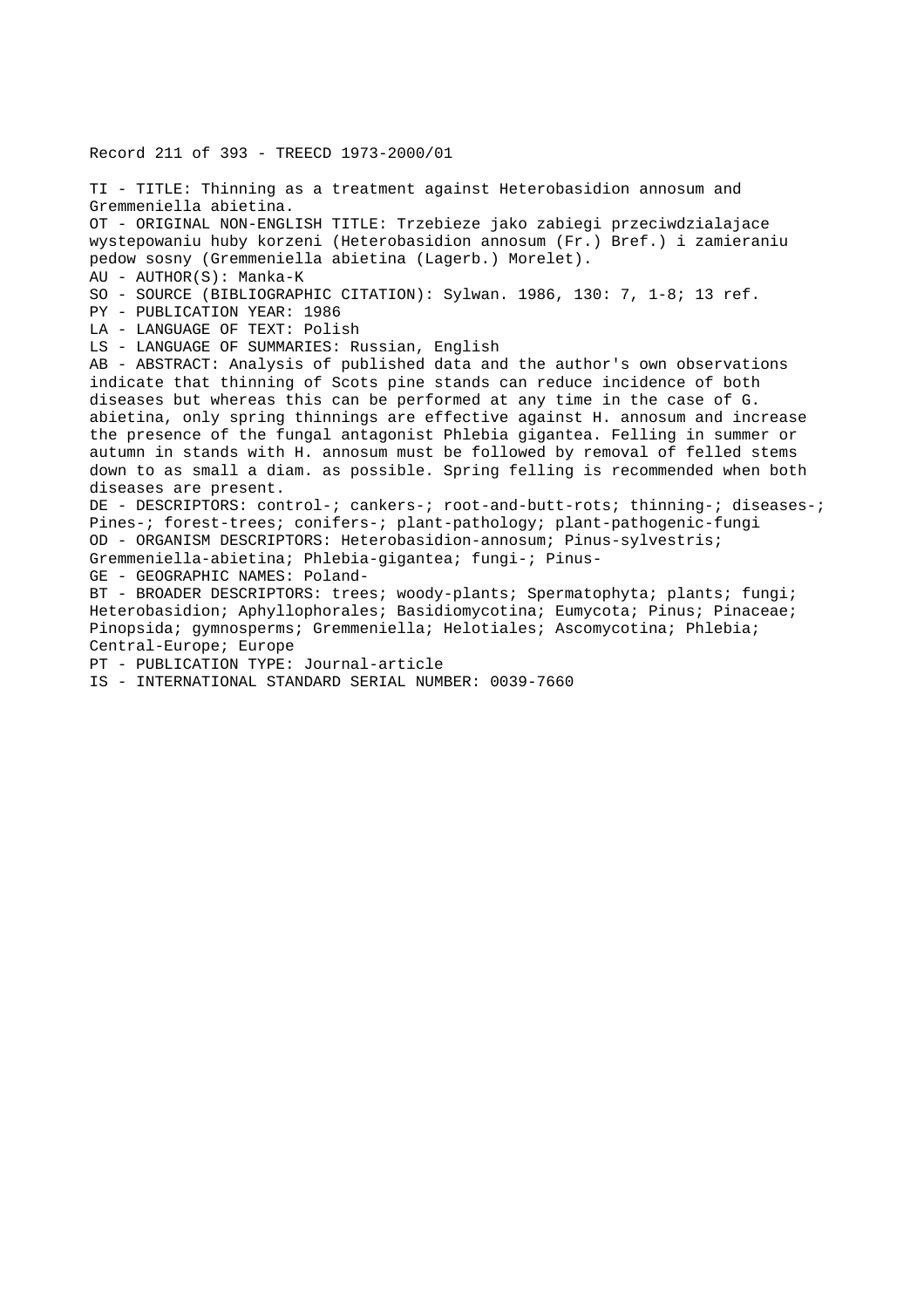Record 211 of 393 - TREECD 1973-2000/01

TI - TITLE: Thinning as a treatment against Heterobasidion annosum and Gremmeniella abietina.
OT - ORIGINAL NON-ENGLISH TITLE: Trzebieze jako zabiegi przeciwdzialajace wystepowaniu huby korzeni (Heterobasidion annosum (Fr.) Bref.) i zamieraniu pedow sosny (Gremmeniella abietina (Lagerb.) Morelet).
AU - AUTHOR(S): Manka-K
SO - SOURCE (BIBLIOGRAPHIC CITATION): Sylwan. 1986, 130: 7, 1-8; 13 ref.
PY - PUBLICATION YEAR: 1986
LA - LANGUAGE OF TEXT: Polish
LS - LANGUAGE OF SUMMARIES: Russian, English
AB - ABSTRACT: Analysis of published data and the author's own observations indicate that thinning of Scots pine stands can reduce incidence of both diseases but whereas this can be performed at any time in the case of G. abietina, only spring thinnings are effective against H. annosum and increase the presence of the fungal antagonist Phlebia gigantea. Felling in summer or autumn in stands with H. annosum must be followed by removal of felled stems down to as small a diam. as possible. Spring felling is recommended when both diseases are present.
DE - DESCRIPTORS: control-; cankers-; root-and-butt-rots; thinning-; diseases-; Pines-; forest-trees; conifers-; plant-pathology; plant-pathogenic-fungi
OD - ORGANISM DESCRIPTORS: Heterobasidion-annosum; Pinus-sylvestris; Gremmeniella-abietina; Phlebia-gigantea; fungi-; Pinus-
GE - GEOGRAPHIC NAMES: Poland-
BT - BROADER DESCRIPTORS: trees; woody-plants; Spermatophyta; plants; fungi; Heterobasidion; Aphyllophorales; Basidiomycotina; Eumycota; Pinus; Pinaceae; Pinopsida; gymnosperms; Gremmeniella; Helotiales; Ascomycotina; Phlebia; Central-Europe; Europe
PT - PUBLICATION TYPE: Journal-article
IS - INTERNATIONAL STANDARD SERIAL NUMBER: 0039-7660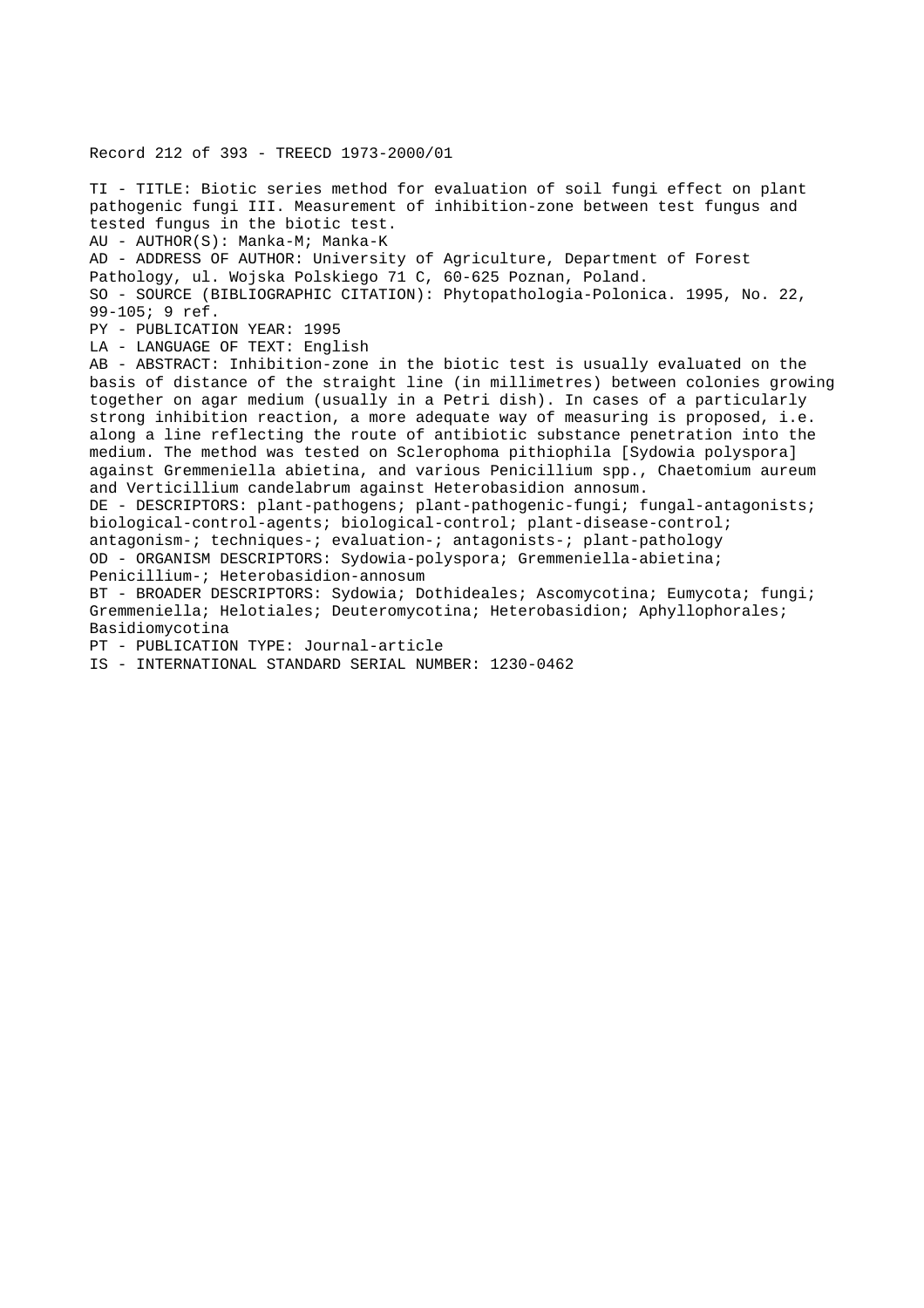Record 212 of 393 - TREECD 1973-2000/01

TI - TITLE: Biotic series method for evaluation of soil fungi effect on plant pathogenic fungi III. Measurement of inhibition-zone between test fungus and tested fungus in the biotic test.
AU - AUTHOR(S): Manka-M; Manka-K
AD - ADDRESS OF AUTHOR: University of Agriculture, Department of Forest Pathology, ul. Wojska Polskiego 71 C, 60-625 Poznan, Poland.
SO - SOURCE (BIBLIOGRAPHIC CITATION): Phytopathologia-Polonica. 1995, No. 22, 99-105; 9 ref.
PY - PUBLICATION YEAR: 1995
LA - LANGUAGE OF TEXT: English
AB - ABSTRACT: Inhibition-zone in the biotic test is usually evaluated on the basis of distance of the straight line (in millimetres) between colonies growing together on agar medium (usually in a Petri dish). In cases of a particularly strong inhibition reaction, a more adequate way of measuring is proposed, i.e. along a line reflecting the route of antibiotic substance penetration into the medium. The method was tested on Sclerophoma pithiophila [Sydowia polyspora] against Gremmeniella abietina, and various Penicillium spp., Chaetomium aureum and Verticillium candelabrum against Heterobasidion annosum.
DE - DESCRIPTORS: plant-pathogens; plant-pathogenic-fungi; fungal-antagonists; biological-control-agents; biological-control; plant-disease-control; antagonism-; techniques-; evaluation-; antagonists-; plant-pathology
OD - ORGANISM DESCRIPTORS: Sydowia-polyspora; Gremmeniella-abietina; Penicillium-; Heterobasidion-annosum
BT - BROADER DESCRIPTORS: Sydowia; Dothideales; Ascomycotina; Eumycota; fungi; Gremmeniella; Helotiales; Deuteromycotina; Heterobasidion; Aphyllophorales; Basidiomycotina
PT - PUBLICATION TYPE: Journal-article
IS - INTERNATIONAL STANDARD SERIAL NUMBER: 1230-0462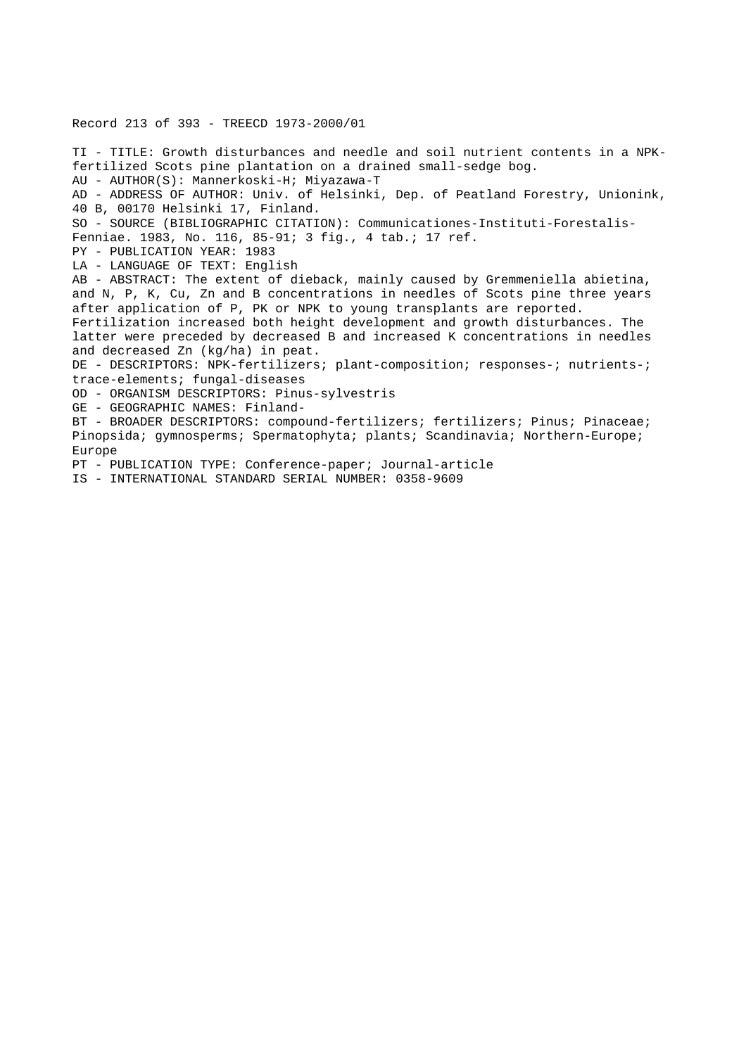Record 213 of 393 - TREECD 1973-2000/01

TI - TITLE: Growth disturbances and needle and soil nutrient contents in a NPK-fertilized Scots pine plantation on a drained small-sedge bog.
AU - AUTHOR(S): Mannerkoski-H; Miyazawa-T
AD - ADDRESS OF AUTHOR: Univ. of Helsinki, Dep. of Peatland Forestry, Unionink, 40 B, 00170 Helsinki 17, Finland.
SO - SOURCE (BIBLIOGRAPHIC CITATION): Communicationes-Instituti-Forestalis-Fenniae. 1983, No. 116, 85-91; 3 fig., 4 tab.; 17 ref.
PY - PUBLICATION YEAR: 1983
LA - LANGUAGE OF TEXT: English
AB - ABSTRACT: The extent of dieback, mainly caused by Gremmeniella abietina, and N, P, K, Cu, Zn and B concentrations in needles of Scots pine three years after application of P, PK or NPK to young transplants are reported. Fertilization increased both height development and growth disturbances. The latter were preceded by decreased B and increased K concentrations in needles and decreased Zn (kg/ha) in peat.
DE - DESCRIPTORS: NPK-fertilizers; plant-composition; responses-; nutrients-; trace-elements; fungal-diseases
OD - ORGANISM DESCRIPTORS: Pinus-sylvestris
GE - GEOGRAPHIC NAMES: Finland-
BT - BROADER DESCRIPTORS: compound-fertilizers; fertilizers; Pinus; Pinaceae; Pinopsida; gymnosperms; Spermatophyta; plants; Scandinavia; Northern-Europe; Europe
PT - PUBLICATION TYPE: Conference-paper; Journal-article
IS - INTERNATIONAL STANDARD SERIAL NUMBER: 0358-9609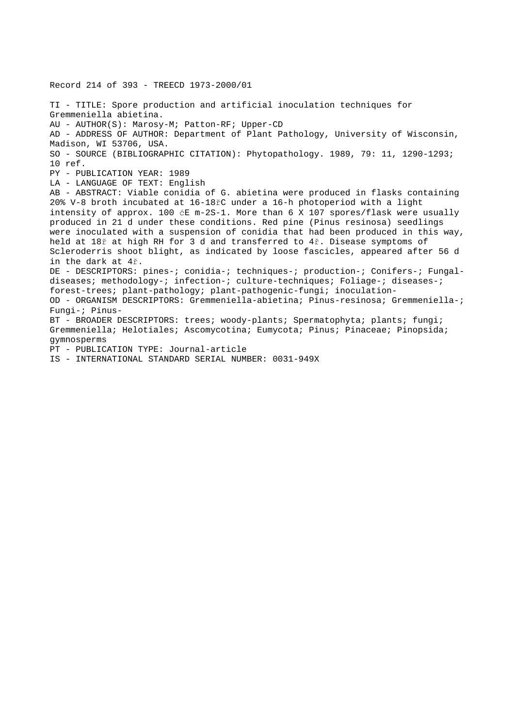Record 214 of 393 - TREECD 1973-2000/01

TI - TITLE: Spore production and artificial inoculation techniques for Gremmeniella abietina.
AU - AUTHOR(S): Marosy-M; Patton-RF; Upper-CD
AD - ADDRESS OF AUTHOR: Department of Plant Pathology, University of Wisconsin, Madison, WI 53706, USA.
SO - SOURCE (BIBLIOGRAPHIC CITATION): Phytopathology. 1989, 79: 11, 1290-1293; 10 ref.
PY - PUBLICATION YEAR: 1989
LA - LANGUAGE OF TEXT: English
AB - ABSTRACT: Viable conidia of G. abietina were produced in flasks containing 20% V-8 broth incubated at 16-18řC under a 16-h photoperiod with a light intensity of approx. 100 ćE m-2S-1. More than 6 X 107 spores/flask were usually produced in 21 d under these conditions. Red pine (Pinus resinosa) seedlings were inoculated with a suspension of conidia that had been produced in this way, held at 18ř at high RH for 3 d and transferred to 4ř. Disease symptoms of Scleroderris shoot blight, as indicated by loose fascicles, appeared after 56 d in the dark at 4ř.
DE - DESCRIPTORS: pines-; conidia-; techniques-; production-; Conifers-; Fungal-diseases; methodology-; infection-; culture-techniques; Foliage-; diseases-; forest-trees; plant-pathology; plant-pathogenic-fungi; inoculation-
OD - ORGANISM DESCRIPTORS: Gremmeniella-abietina; Pinus-resinosa; Gremmeniella-; Fungi-; Pinus-
BT - BROADER DESCRIPTORS: trees; woody-plants; Spermatophyta; plants; fungi; Gremmeniella; Helotiales; Ascomycotina; Eumycota; Pinus; Pinaceae; Pinopsida; gymnosperms
PT - PUBLICATION TYPE: Journal-article
IS - INTERNATIONAL STANDARD SERIAL NUMBER: 0031-949X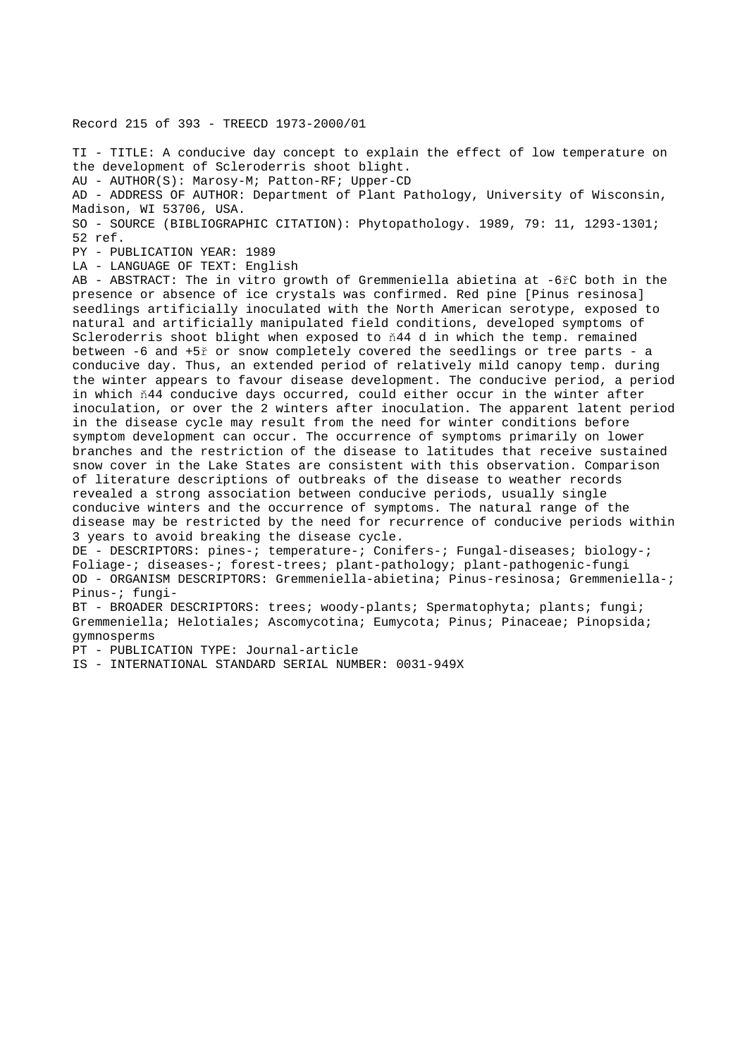Record 215 of 393 - TREECD 1973-2000/01

TI - TITLE: A conducive day concept to explain the effect of low temperature on the development of Scleroderris shoot blight.
AU - AUTHOR(S): Marosy-M; Patton-RF; Upper-CD
AD - ADDRESS OF AUTHOR: Department of Plant Pathology, University of Wisconsin, Madison, WI 53706, USA.
SO - SOURCE (BIBLIOGRAPHIC CITATION): Phytopathology. 1989, 79: 11, 1293-1301; 52 ref.
PY - PUBLICATION YEAR: 1989
LA - LANGUAGE OF TEXT: English
AB - ABSTRACT: The in vitro growth of Gremmeniella abietina at -6řC both in the presence or absence of ice crystals was confirmed. Red pine [Pinus resinosa] seedlings artificially inoculated with the North American serotype, exposed to natural and artificially manipulated field conditions, developed symptoms of Scleroderris shoot blight when exposed to ň44 d in which the temp. remained between -6 and +5ř or snow completely covered the seedlings or tree parts - a conducive day. Thus, an extended period of relatively mild canopy temp. during the winter appears to favour disease development. The conducive period, a period in which ň44 conducive days occurred, could either occur in the winter after inoculation, or over the 2 winters after inoculation. The apparent latent period in the disease cycle may result from the need for winter conditions before symptom development can occur. The occurrence of symptoms primarily on lower branches and the restriction of the disease to latitudes that receive sustained snow cover in the Lake States are consistent with this observation. Comparison of literature descriptions of outbreaks of the disease to weather records revealed a strong association between conducive periods, usually single conducive winters and the occurrence of symptoms. The natural range of the disease may be restricted by the need for recurrence of conducive periods within 3 years to avoid breaking the disease cycle.
DE - DESCRIPTORS: pines-; temperature-; Conifers-; Fungal-diseases; biology-; Foliage-; diseases-; forest-trees; plant-pathology; plant-pathogenic-fungi
OD - ORGANISM DESCRIPTORS: Gremmeniella-abietina; Pinus-resinosa; Gremmeniella-; Pinus-; fungi-
BT - BROADER DESCRIPTORS: trees; woody-plants; Spermatophyta; plants; fungi; Gremmeniella; Helotiales; Ascomycotina; Eumycota; Pinus; Pinaceae; Pinopsida; gymnosperms
PT - PUBLICATION TYPE: Journal-article
IS - INTERNATIONAL STANDARD SERIAL NUMBER: 0031-949X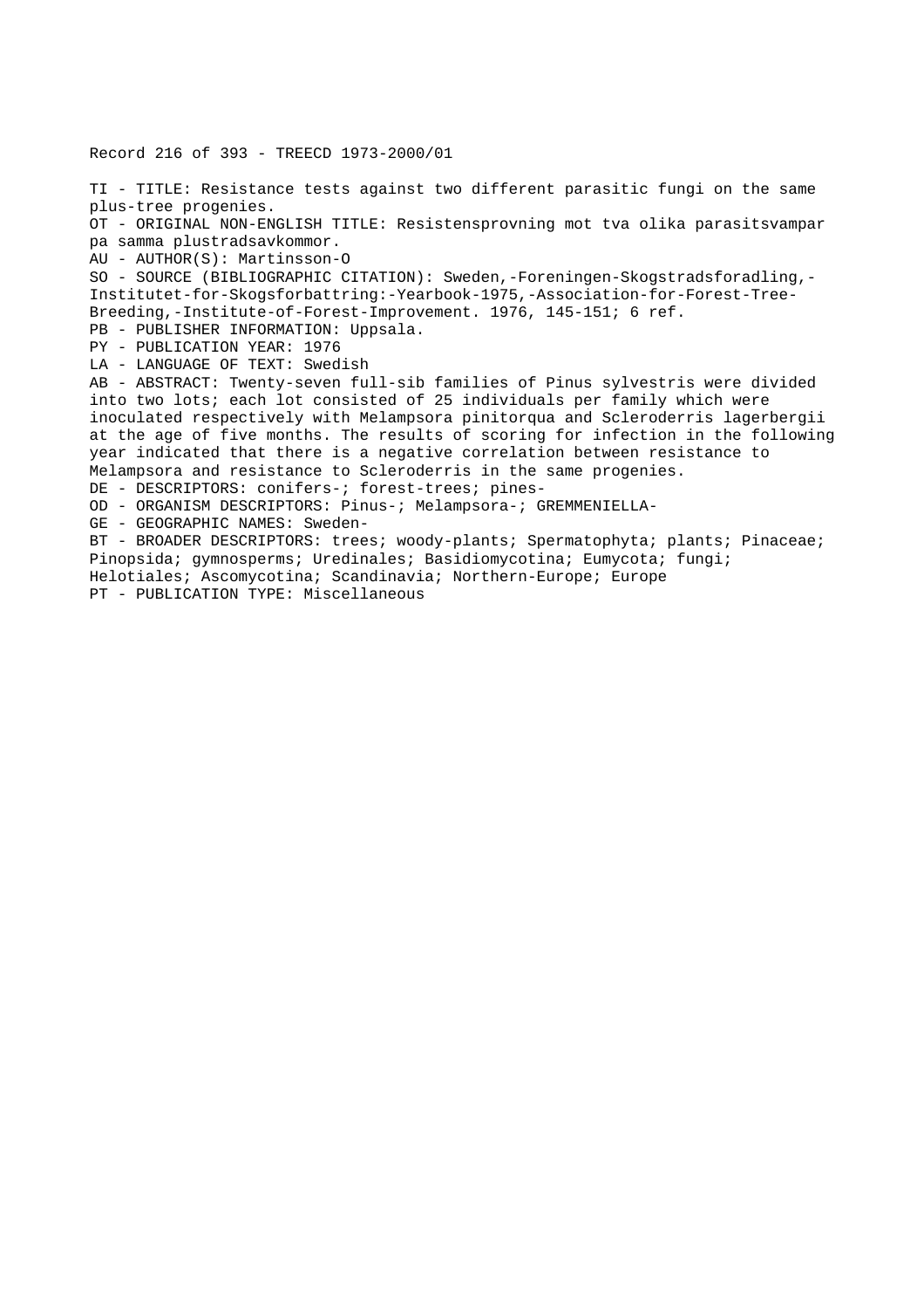Record 216 of 393 - TREECD 1973-2000/01

TI - TITLE: Resistance tests against two different parasitic fungi on the same plus-tree progenies.
OT - ORIGINAL NON-ENGLISH TITLE: Resistensprovning mot tva olika parasitsvampar pa samma plustradsavkommor.
AU - AUTHOR(S): Martinsson-O
SO - SOURCE (BIBLIOGRAPHIC CITATION): Sweden,-Foreningen-Skogstradsforadling,-Institutet-for-Skogsforbattring:-Yearbook-1975,-Association-for-Forest-Tree-Breeding,-Institute-of-Forest-Improvement. 1976, 145-151; 6 ref.
PB - PUBLISHER INFORMATION: Uppsala.
PY - PUBLICATION YEAR: 1976
LA - LANGUAGE OF TEXT: Swedish
AB - ABSTRACT: Twenty-seven full-sib families of Pinus sylvestris were divided into two lots; each lot consisted of 25 individuals per family which were inoculated respectively with Melampsora pinitorqua and Scleroderris lagerbergii at the age of five months. The results of scoring for infection in the following year indicated that there is a negative correlation between resistance to Melampsora and resistance to Scleroderris in the same progenies.
DE - DESCRIPTORS: conifers-; forest-trees; pines-
OD - ORGANISM DESCRIPTORS: Pinus-; Melampsora-; GREMMENIELLA-
GE - GEOGRAPHIC NAMES: Sweden-
BT - BROADER DESCRIPTORS: trees; woody-plants; Spermatophyta; plants; Pinaceae; Pinopsida; gymnosperms; Uredinales; Basidiomycotina; Eumycota; fungi; Helotiales; Ascomycotina; Scandinavia; Northern-Europe; Europe
PT - PUBLICATION TYPE: Miscellaneous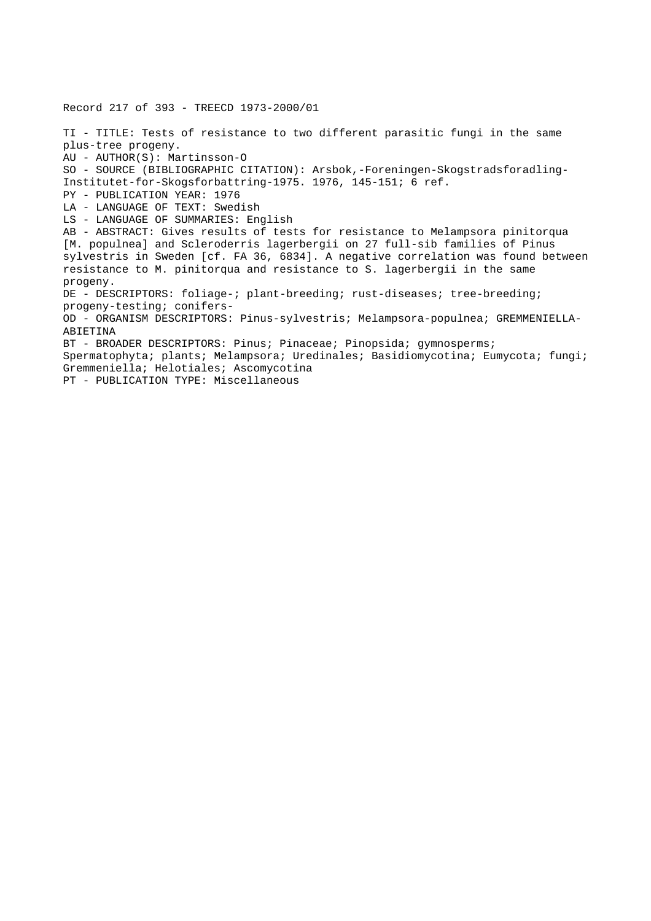Record 217 of 393 - TREECD 1973-2000/01

TI - TITLE: Tests of resistance to two different parasitic fungi in the same plus-tree progeny.
AU - AUTHOR(S): Martinsson-O
SO - SOURCE (BIBLIOGRAPHIC CITATION): Arsbok,-Foreningen-Skogstradsforadling-Institutet-for-Skogsforbattring-1975. 1976, 145-151; 6 ref.
PY - PUBLICATION YEAR: 1976
LA - LANGUAGE OF TEXT: Swedish
LS - LANGUAGE OF SUMMARIES: English
AB - ABSTRACT: Gives results of tests for resistance to Melampsora pinitorqua [M. populnea] and Scleroderris lagerbergii on 27 full-sib families of Pinus sylvestris in Sweden [cf. FA 36, 6834]. A negative correlation was found between resistance to M. pinitorqua and resistance to S. lagerbergii in the same progeny.
DE - DESCRIPTORS: foliage-; plant-breeding; rust-diseases; tree-breeding; progeny-testing; conifers-
OD - ORGANISM DESCRIPTORS: Pinus-sylvestris; Melampsora-populnea; GREMMENIELLA-ABIETINA
BT - BROADER DESCRIPTORS: Pinus; Pinaceae; Pinopsida; gymnosperms; Spermatophyta; plants; Melampsora; Uredinales; Basidiomycotina; Eumycota; fungi; Gremmeniella; Helotiales; Ascomycotina
PT - PUBLICATION TYPE: Miscellaneous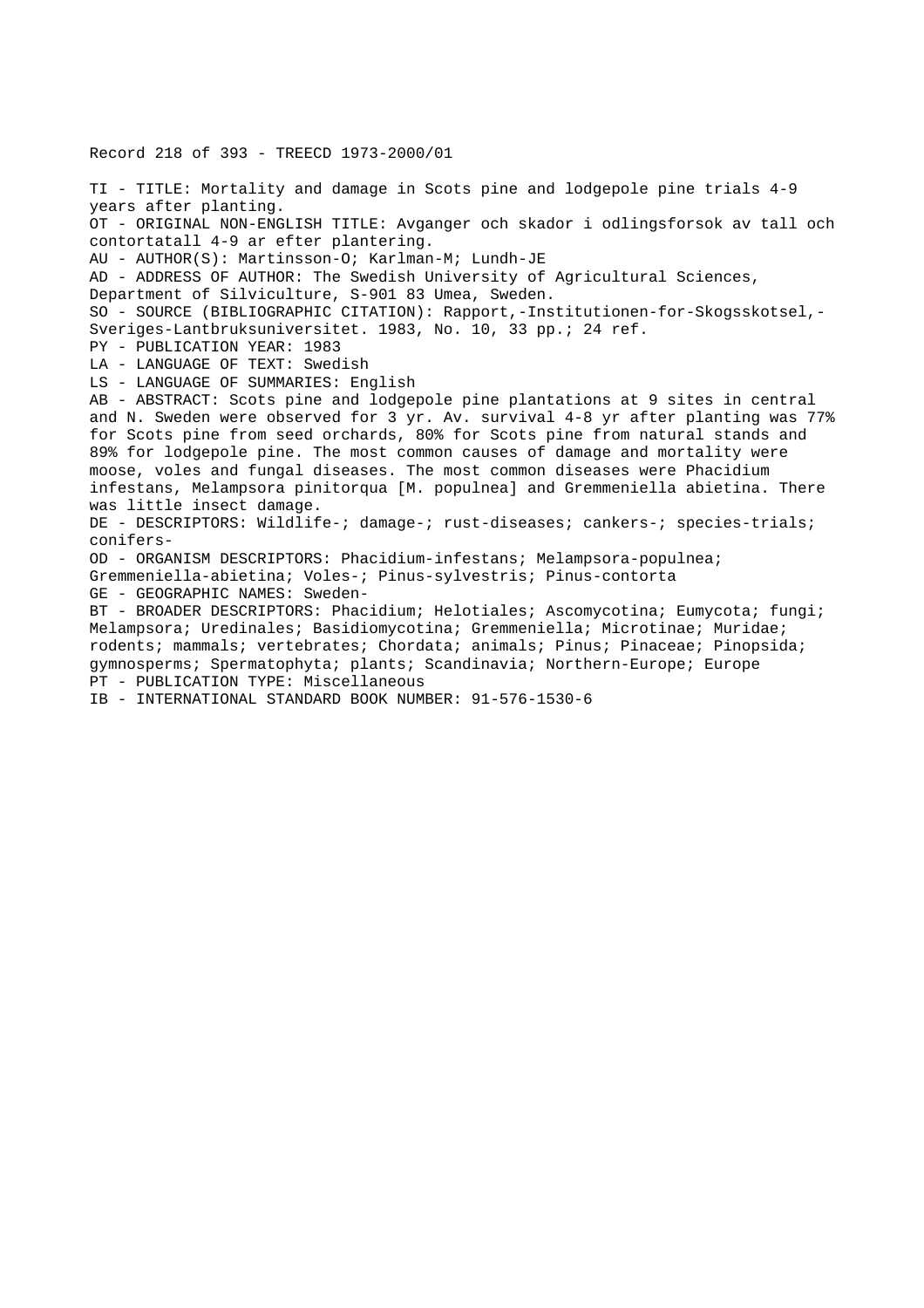Record 218 of 393 - TREECD 1973-2000/01

TI - TITLE: Mortality and damage in Scots pine and lodgepole pine trials 4-9 years after planting.

OT - ORIGINAL NON-ENGLISH TITLE: Avganger och skador i odlingsforsok av tall och contortatall 4-9 ar efter plantering.

AU - AUTHOR(S): Martinsson-O; Karlman-M; Lundh-JE

AD - ADDRESS OF AUTHOR: The Swedish University of Agricultural Sciences, Department of Silviculture, S-901 83 Umea, Sweden.

SO - SOURCE (BIBLIOGRAPHIC CITATION): Rapport,-Institutionen-for-Skogsskotsel,-Sveriges-Lantbruksuniversitet. 1983, No. 10, 33 pp.; 24 ref.

PY - PUBLICATION YEAR: 1983

LA - LANGUAGE OF TEXT: Swedish

LS - LANGUAGE OF SUMMARIES: English

AB - ABSTRACT: Scots pine and lodgepole pine plantations at 9 sites in central and N. Sweden were observed for 3 yr. Av. survival 4-8 yr after planting was 77% for Scots pine from seed orchards, 80% for Scots pine from natural stands and 89% for lodgepole pine. The most common causes of damage and mortality were moose, voles and fungal diseases. The most common diseases were Phacidium infestans, Melampsora pinitorqua [M. populnea] and Gremmeniella abietina. There was little insect damage.

DE - DESCRIPTORS: Wildlife-; damage-; rust-diseases; cankers-; species-trials; conifers-

OD - ORGANISM DESCRIPTORS: Phacidium-infestans; Melampsora-populnea; Gremmeniella-abietina; Voles-; Pinus-sylvestris; Pinus-contorta

GE - GEOGRAPHIC NAMES: Sweden-

BT - BROADER DESCRIPTORS: Phacidium; Helotiales; Ascomycotina; Eumycota; fungi; Melampsora; Uredinales; Basidiomycotina; Gremmeniella; Microtinae; Muridae; rodents; mammals; vertebrates; Chordata; animals; Pinus; Pinaceae; Pinopsida; gymnosperms; Spermatophyta; plants; Scandinavia; Northern-Europe; Europe

PT - PUBLICATION TYPE: Miscellaneous

IB - INTERNATIONAL STANDARD BOOK NUMBER: 91-576-1530-6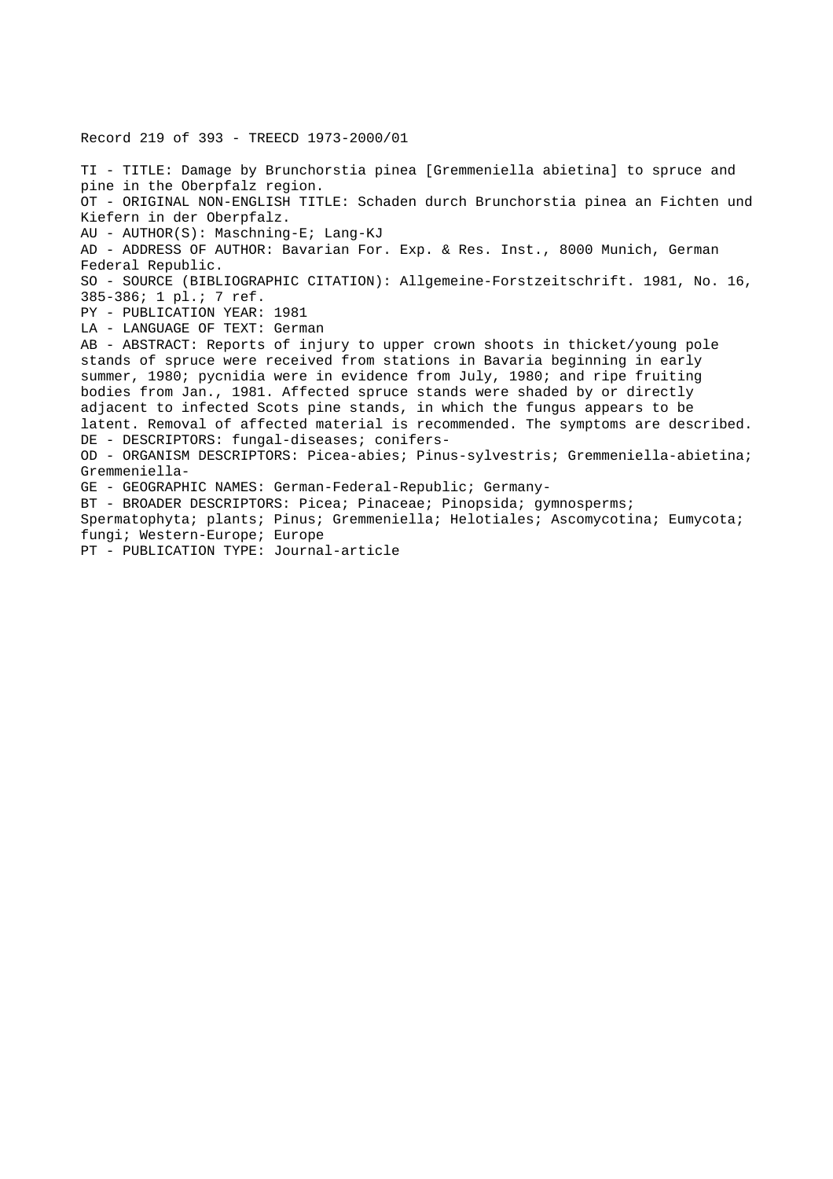Record 219 of 393 - TREECD 1973-2000/01

TI - TITLE: Damage by Brunchorstia pinea [Gremmeniella abietina] to spruce and pine in the Oberpfalz region.
OT - ORIGINAL NON-ENGLISH TITLE: Schaden durch Brunchorstia pinea an Fichten und Kiefern in der Oberpfalz.
AU - AUTHOR(S): Maschning-E; Lang-KJ
AD - ADDRESS OF AUTHOR: Bavarian For. Exp. & Res. Inst., 8000 Munich, German Federal Republic.
SO - SOURCE (BIBLIOGRAPHIC CITATION): Allgemeine-Forstzeitschrift. 1981, No. 16, 385-386; 1 pl.; 7 ref.
PY - PUBLICATION YEAR: 1981
LA - LANGUAGE OF TEXT: German
AB - ABSTRACT: Reports of injury to upper crown shoots in thicket/young pole stands of spruce were received from stations in Bavaria beginning in early summer, 1980; pycnidia were in evidence from July, 1980; and ripe fruiting bodies from Jan., 1981. Affected spruce stands were shaded by or directly adjacent to infected Scots pine stands, in which the fungus appears to be latent. Removal of affected material is recommended. The symptoms are described.
DE - DESCRIPTORS: fungal-diseases; conifers-
OD - ORGANISM DESCRIPTORS: Picea-abies; Pinus-sylvestris; Gremmeniella-abietina; Gremmeniella-
GE - GEOGRAPHIC NAMES: German-Federal-Republic; Germany-
BT - BROADER DESCRIPTORS: Picea; Pinaceae; Pinopsida; gymnosperms; Spermatophyta; plants; Pinus; Gremmeniella; Helotiales; Ascomycotina; Eumycota; fungi; Western-Europe; Europe
PT - PUBLICATION TYPE: Journal-article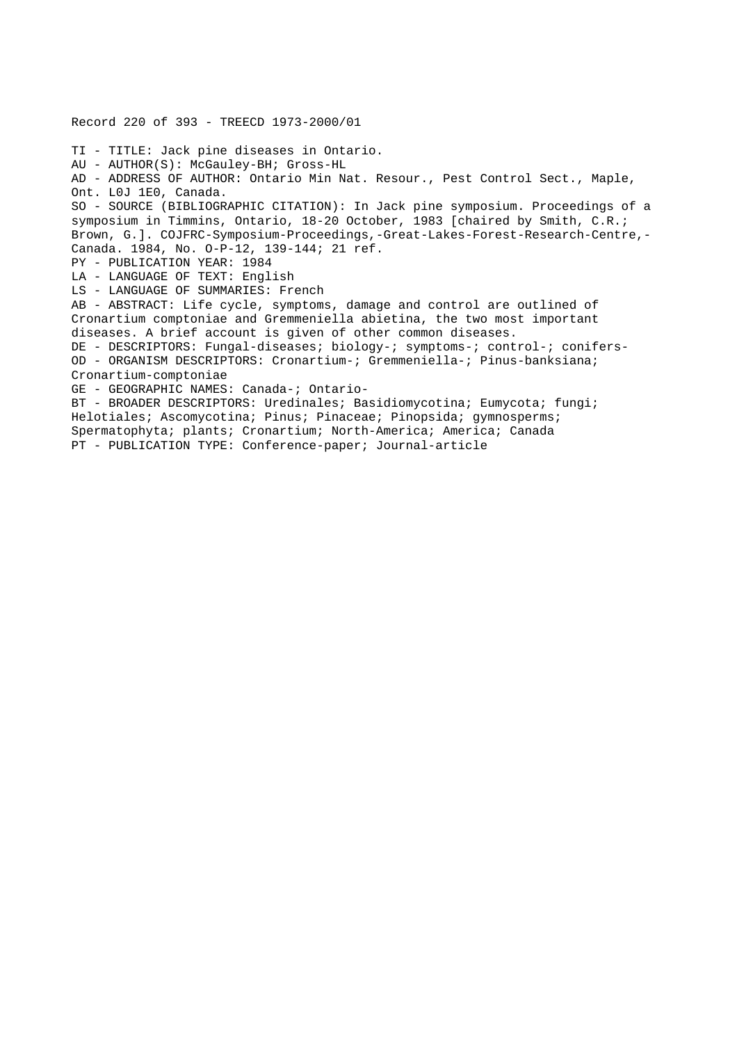Record 220 of 393 - TREECD 1973-2000/01

TI - TITLE: Jack pine diseases in Ontario.
AU - AUTHOR(S): McGauley-BH; Gross-HL
AD - ADDRESS OF AUTHOR: Ontario Min Nat. Resour., Pest Control Sect., Maple, Ont. L0J 1E0, Canada.
SO - SOURCE (BIBLIOGRAPHIC CITATION): In Jack pine symposium. Proceedings of a symposium in Timmins, Ontario, 18-20 October, 1983 [chaired by Smith, C.R.; Brown, G.]. COJFRC-Symposium-Proceedings,-Great-Lakes-Forest-Research-Centre,-Canada. 1984, No. O-P-12, 139-144; 21 ref.
PY - PUBLICATION YEAR: 1984
LA - LANGUAGE OF TEXT: English
LS - LANGUAGE OF SUMMARIES: French
AB - ABSTRACT: Life cycle, symptoms, damage and control are outlined of Cronartium comptoniae and Gremmeniella abietina, the two most important diseases. A brief account is given of other common diseases.
DE - DESCRIPTORS: Fungal-diseases; biology-; symptoms-; control-; conifers-
OD - ORGANISM DESCRIPTORS: Cronartium-; Gremmeniella-; Pinus-banksiana; Cronartium-comptoniae
GE - GEOGRAPHIC NAMES: Canada-; Ontario-
BT - BROADER DESCRIPTORS: Uredinales; Basidiomycotina; Eumycota; fungi; Helotiales; Ascomycotina; Pinus; Pinaceae; Pinopsida; gymnosperms; Spermatophyta; plants; Cronartium; North-America; America; Canada
PT - PUBLICATION TYPE: Conference-paper; Journal-article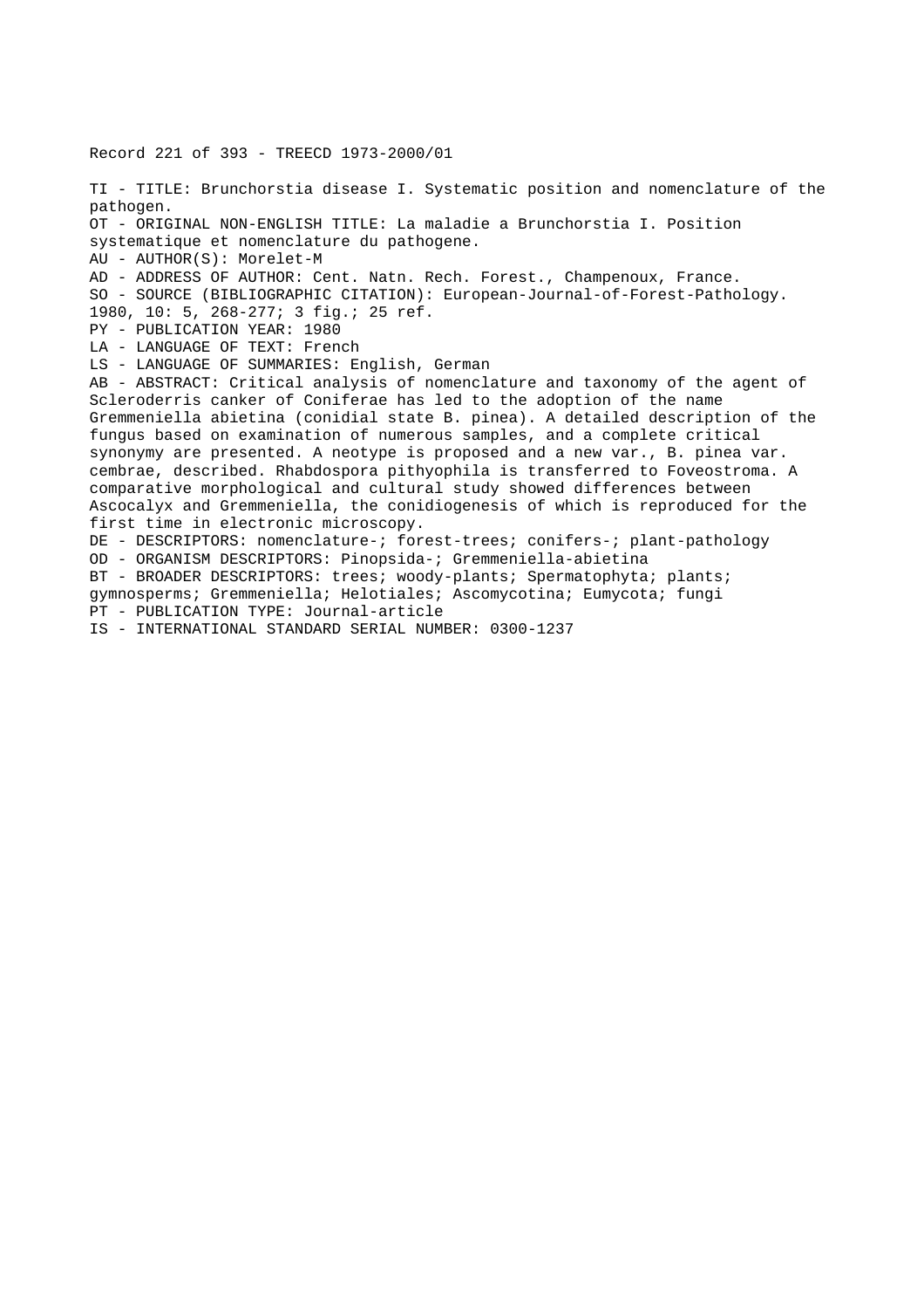Record 221 of 393 - TREECD 1973-2000/01

TI - TITLE: Brunchorstia disease I. Systematic position and nomenclature of the pathogen.
OT - ORIGINAL NON-ENGLISH TITLE: La maladie a Brunchorstia I. Position systematique et nomenclature du pathogene.
AU - AUTHOR(S): Morelet-M
AD - ADDRESS OF AUTHOR: Cent. Natn. Rech. Forest., Champenoux, France.
SO - SOURCE (BIBLIOGRAPHIC CITATION): European-Journal-of-Forest-Pathology. 1980, 10: 5, 268-277; 3 fig.; 25 ref.
PY - PUBLICATION YEAR: 1980
LA - LANGUAGE OF TEXT: French
LS - LANGUAGE OF SUMMARIES: English, German
AB - ABSTRACT: Critical analysis of nomenclature and taxonomy of the agent of Scleroderris canker of Coniferae has led to the adoption of the name Gremmeniella abietina (conidial state B. pinea). A detailed description of the fungus based on examination of numerous samples, and a complete critical synonymy are presented. A neotype is proposed and a new var., B. pinea var. cembrae, described. Rhabdospora pithyophila is transferred to Foveostroma. A comparative morphological and cultural study showed differences between Ascocalyx and Gremmeniella, the conidiogenesis of which is reproduced for the first time in electronic microscopy.
DE - DESCRIPTORS: nomenclature-; forest-trees; conifers-; plant-pathology
OD - ORGANISM DESCRIPTORS: Pinopsida-; Gremmeniella-abietina
BT - BROADER DESCRIPTORS: trees; woody-plants; Spermatophyta; plants; gymnosperms; Gremmeniella; Helotiales; Ascomycotina; Eumycota; fungi
PT - PUBLICATION TYPE: Journal-article
IS - INTERNATIONAL STANDARD SERIAL NUMBER: 0300-1237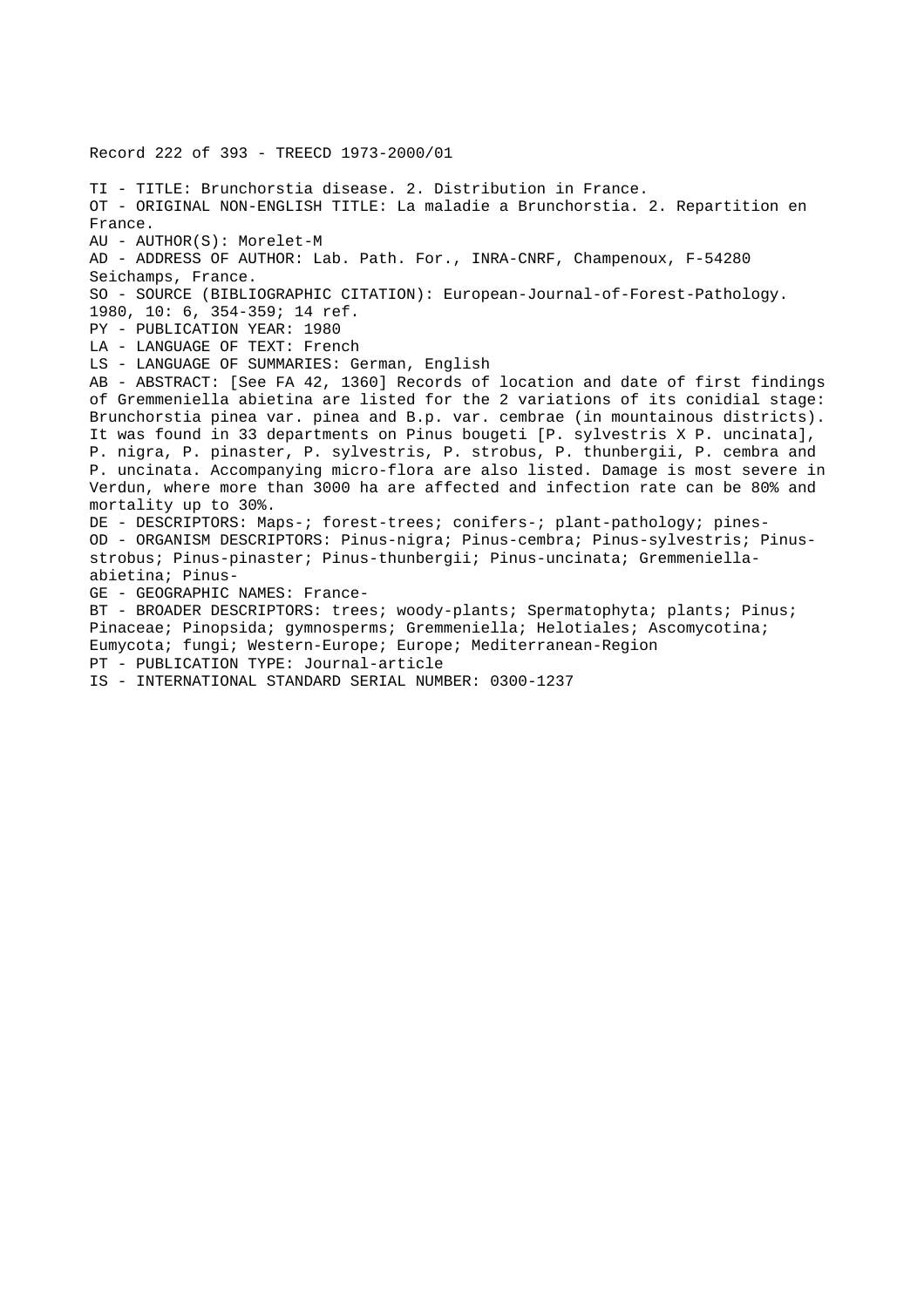Record 222 of 393 - TREECD 1973-2000/01

TI - TITLE: Brunchorstia disease. 2. Distribution in France.
OT - ORIGINAL NON-ENGLISH TITLE: La maladie a Brunchorstia. 2. Repartition en France.
AU - AUTHOR(S): Morelet-M
AD - ADDRESS OF AUTHOR: Lab. Path. For., INRA-CNRF, Champenoux, F-54280 Seichamps, France.
SO - SOURCE (BIBLIOGRAPHIC CITATION): European-Journal-of-Forest-Pathology. 1980, 10: 6, 354-359; 14 ref.
PY - PUBLICATION YEAR: 1980
LA - LANGUAGE OF TEXT: French
LS - LANGUAGE OF SUMMARIES: German, English
AB - ABSTRACT: [See FA 42, 1360] Records of location and date of first findings of Gremmeniella abietina are listed for the 2 variations of its conidial stage: Brunchorstia pinea var. pinea and B.p. var. cembrae (in mountainous districts). It was found in 33 departments on Pinus bougeti [P. sylvestris X P. uncinata], P. nigra, P. pinaster, P. sylvestris, P. strobus, P. thunbergii, P. cembra and P. uncinata. Accompanying micro-flora are also listed. Damage is most severe in Verdun, where more than 3000 ha are affected and infection rate can be 80% and mortality up to 30%.
DE - DESCRIPTORS: Maps-; forest-trees; conifers-; plant-pathology; pines-
OD - ORGANISM DESCRIPTORS: Pinus-nigra; Pinus-cembra; Pinus-sylvestris; Pinus-strobus; Pinus-pinaster; Pinus-thunbergii; Pinus-uncinata; Gremmeniella-abietina; Pinus-
GE - GEOGRAPHIC NAMES: France-
BT - BROADER DESCRIPTORS: trees; woody-plants; Spermatophyta; plants; Pinus; Pinaceae; Pinopsida; gymnosperms; Gremmeniella; Helotiales; Ascomycotina; Eumycota; fungi; Western-Europe; Europe; Mediterranean-Region
PT - PUBLICATION TYPE: Journal-article
IS - INTERNATIONAL STANDARD SERIAL NUMBER: 0300-1237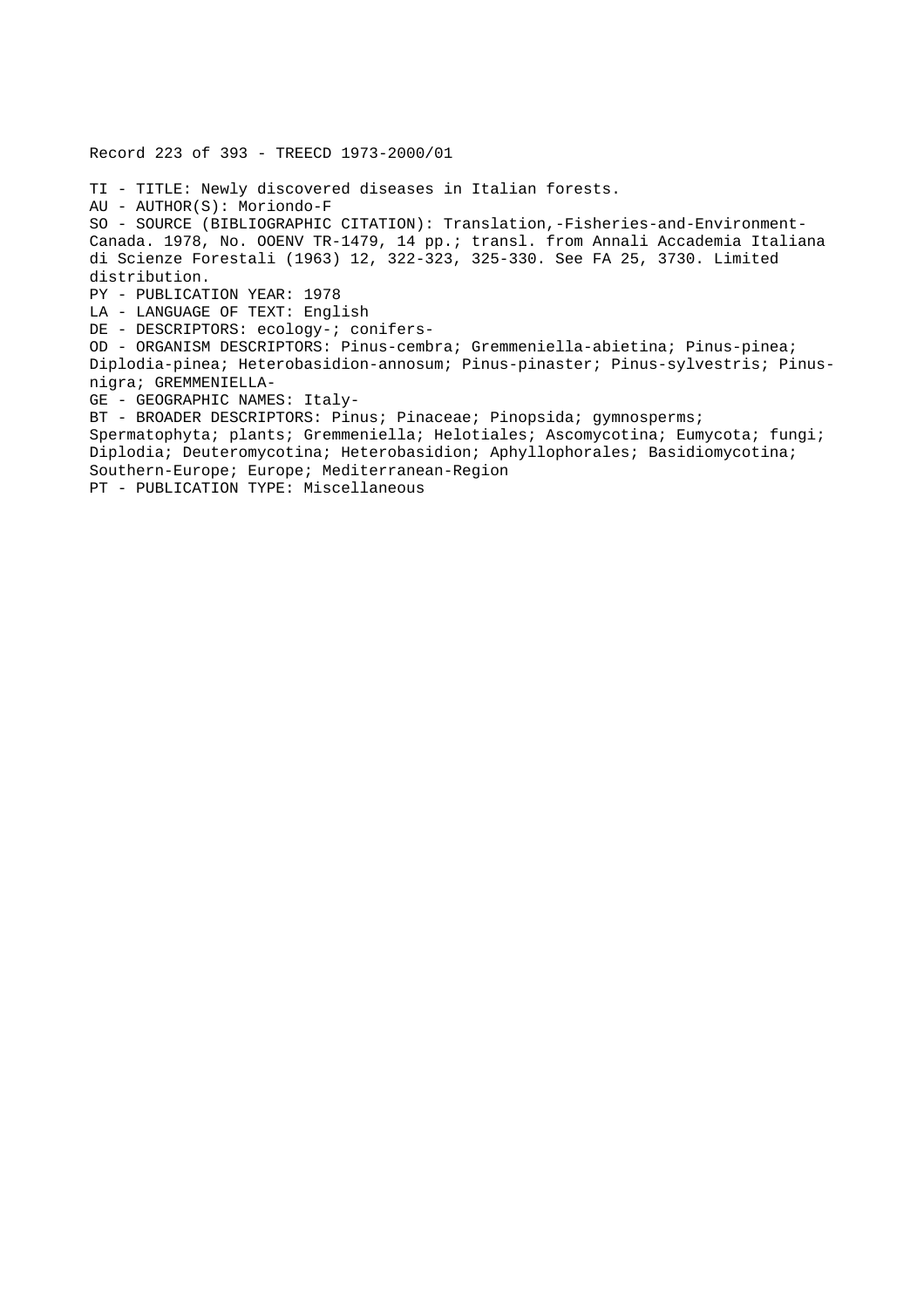Record 223 of 393 - TREECD 1973-2000/01

TI - TITLE: Newly discovered diseases in Italian forests.
AU - AUTHOR(S): Moriondo-F
SO - SOURCE (BIBLIOGRAPHIC CITATION): Translation,-Fisheries-and-Environment-Canada. 1978, No. OOENV TR-1479, 14 pp.; transl. from Annali Accademia Italiana di Scienze Forestali (1963) 12, 322-323, 325-330. See FA 25, 3730. Limited distribution.
PY - PUBLICATION YEAR: 1978
LA - LANGUAGE OF TEXT: English
DE - DESCRIPTORS: ecology-; conifers-
OD - ORGANISM DESCRIPTORS: Pinus-cembra; Gremmeniella-abietina; Pinus-pinea; Diplodia-pinea; Heterobasidion-annosum; Pinus-pinaster; Pinus-sylvestris; Pinus-nigra; GREMMENIELLA-
GE - GEOGRAPHIC NAMES: Italy-
BT - BROADER DESCRIPTORS: Pinus; Pinaceae; Pinopsida; gymnosperms; Spermatophyta; plants; Gremmeniella; Helotiales; Ascomycotina; Eumycota; fungi; Diplodia; Deuteromycotina; Heterobasidion; Aphyllophorales; Basidiomycotina; Southern-Europe; Europe; Mediterranean-Region
PT - PUBLICATION TYPE: Miscellaneous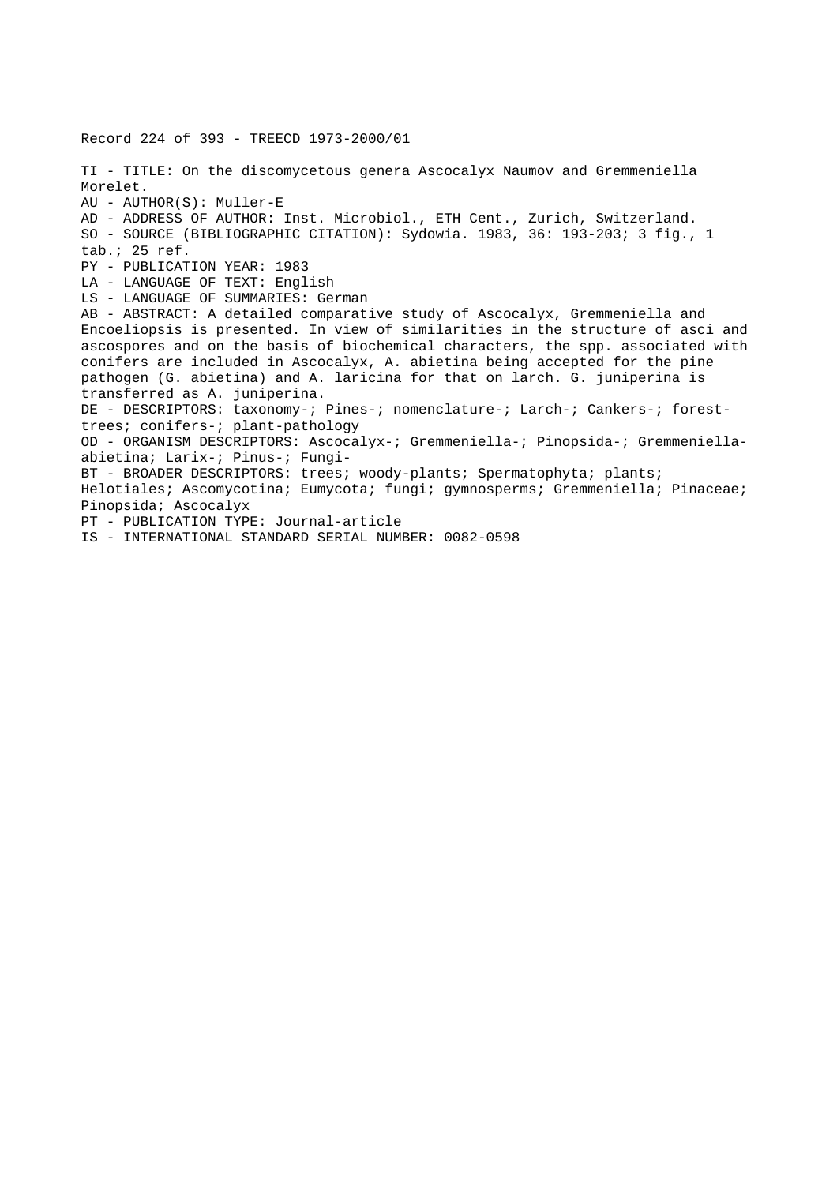Record 224 of 393 - TREECD 1973-2000/01

TI - TITLE: On the discomycetous genera Ascocalyx Naumov and Gremmeniella Morelet.
AU - AUTHOR(S): Muller-E
AD - ADDRESS OF AUTHOR: Inst. Microbiol., ETH Cent., Zurich, Switzerland.
SO - SOURCE (BIBLIOGRAPHIC CITATION): Sydowia. 1983, 36: 193-203; 3 fig., 1 tab.; 25 ref.
PY - PUBLICATION YEAR: 1983
LA - LANGUAGE OF TEXT: English
LS - LANGUAGE OF SUMMARIES: German
AB - ABSTRACT: A detailed comparative study of Ascocalyx, Gremmeniella and Encoeliopsis is presented. In view of similarities in the structure of asci and ascospores and on the basis of biochemical characters, the spp. associated with conifers are included in Ascocalyx, A. abietina being accepted for the pine pathogen (G. abietina) and A. laricina for that on larch. G. juniperina is transferred as A. juniperina.
DE - DESCRIPTORS: taxonomy-; Pines-; nomenclature-; Larch-; Cankers-; forest-trees; conifers-; plant-pathology
OD - ORGANISM DESCRIPTORS: Ascocalyx-; Gremmeniella-; Pinopsida-; Gremmeniella-abietina; Larix-; Pinus-; Fungi-
BT - BROADER DESCRIPTORS: trees; woody-plants; Spermatophyta; plants; Helotiales; Ascomycotina; Eumycota; fungi; gymnosperms; Gremmeniella; Pinaceae; Pinopsida; Ascocalyx
PT - PUBLICATION TYPE: Journal-article
IS - INTERNATIONAL STANDARD SERIAL NUMBER: 0082-0598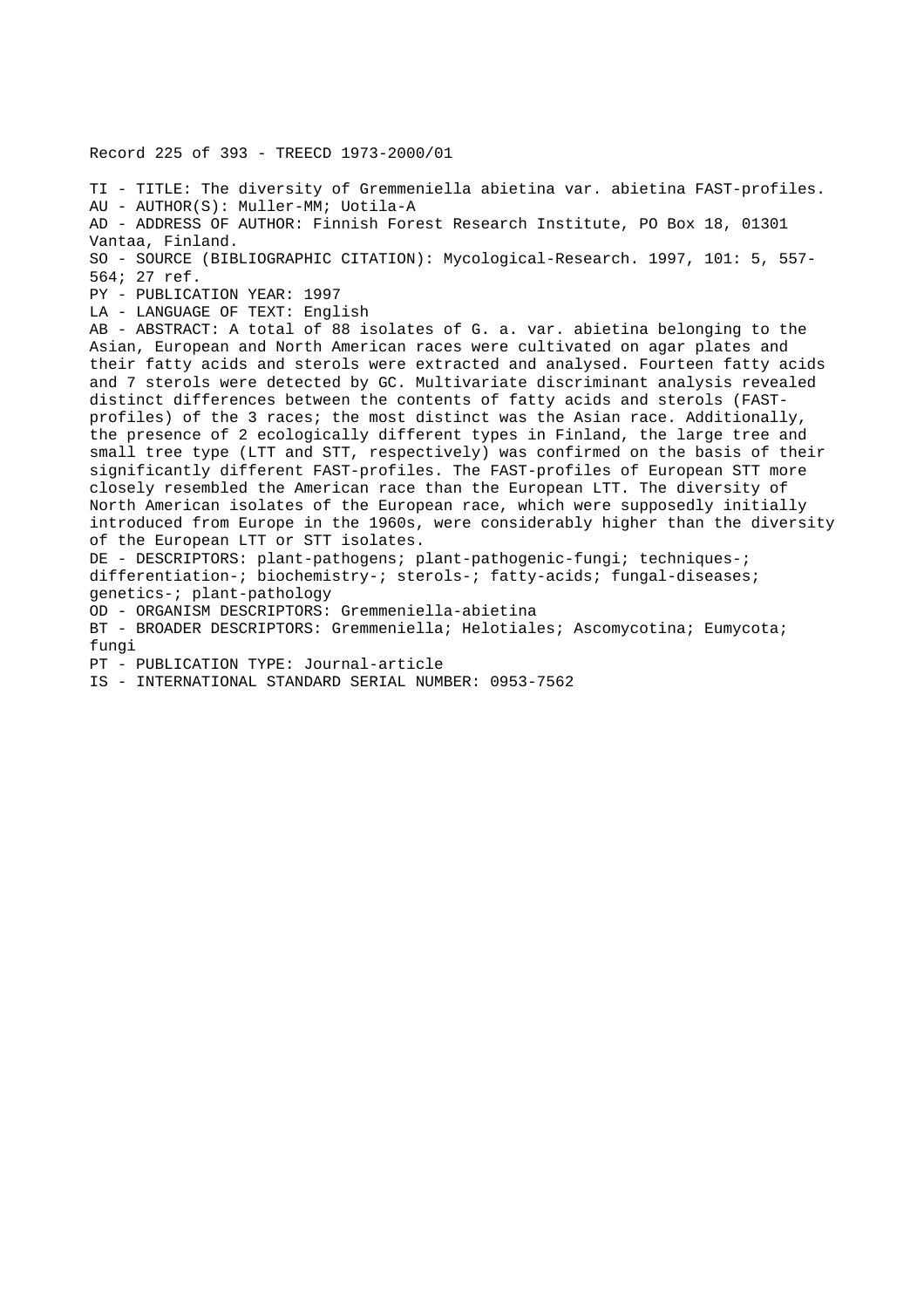Record 225 of 393 - TREECD 1973-2000/01

TI - TITLE: The diversity of Gremmeniella abietina var. abietina FAST-profiles.
AU - AUTHOR(S): Muller-MM; Uotila-A
AD - ADDRESS OF AUTHOR: Finnish Forest Research Institute, PO Box 18, 01301 Vantaa, Finland.
SO - SOURCE (BIBLIOGRAPHIC CITATION): Mycological-Research. 1997, 101: 5, 557-564; 27 ref.
PY - PUBLICATION YEAR: 1997
LA - LANGUAGE OF TEXT: English
AB - ABSTRACT: A total of 88 isolates of G. a. var. abietina belonging to the Asian, European and North American races were cultivated on agar plates and their fatty acids and sterols were extracted and analysed. Fourteen fatty acids and 7 sterols were detected by GC. Multivariate discriminant analysis revealed distinct differences between the contents of fatty acids and sterols (FAST-profiles) of the 3 races; the most distinct was the Asian race. Additionally, the presence of 2 ecologically different types in Finland, the large tree and small tree type (LTT and STT, respectively) was confirmed on the basis of their significantly different FAST-profiles. The FAST-profiles of European STT more closely resembled the American race than the European LTT. The diversity of North American isolates of the European race, which were supposedly initially introduced from Europe in the 1960s, were considerably higher than the diversity of the European LTT or STT isolates.
DE - DESCRIPTORS: plant-pathogens; plant-pathogenic-fungi; techniques-; differentiation-; biochemistry-; sterols-; fatty-acids; fungal-diseases; genetics-; plant-pathology
OD - ORGANISM DESCRIPTORS: Gremmeniella-abietina
BT - BROADER DESCRIPTORS: Gremmeniella; Helotiales; Ascomycotina; Eumycota; fungi
PT - PUBLICATION TYPE: Journal-article
IS - INTERNATIONAL STANDARD SERIAL NUMBER: 0953-7562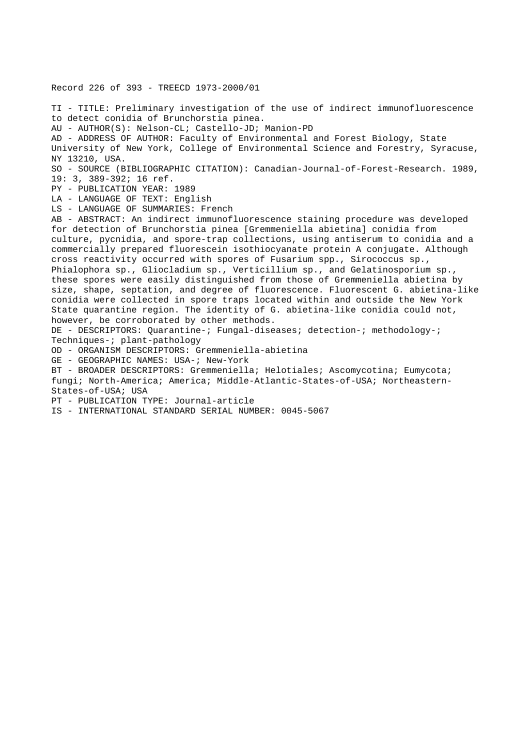Record 226 of 393 - TREECD 1973-2000/01

TI - TITLE: Preliminary investigation of the use of indirect immunofluorescence to detect conidia of Brunchorstia pinea.

AU - AUTHOR(S): Nelson-CL; Castello-JD; Manion-PD

AD - ADDRESS OF AUTHOR: Faculty of Environmental and Forest Biology, State University of New York, College of Environmental Science and Forestry, Syracuse, NY 13210, USA.

SO - SOURCE (BIBLIOGRAPHIC CITATION): Canadian-Journal-of-Forest-Research. 1989, 19: 3, 389-392; 16 ref.

PY - PUBLICATION YEAR: 1989

LA - LANGUAGE OF TEXT: English

LS - LANGUAGE OF SUMMARIES: French

AB - ABSTRACT: An indirect immunofluorescence staining procedure was developed for detection of Brunchorstia pinea [Gremmeniella abietina] conidia from culture, pycnidia, and spore-trap collections, using antiserum to conidia and a commercially prepared fluorescein isothiocyanate protein A conjugate. Although cross reactivity occurred with spores of Fusarium spp., Sirococcus sp., Phialophora sp., Gliocladium sp., Verticillium sp., and Gelatinosporium sp., these spores were easily distinguished from those of Gremmeniella abietina by size, shape, septation, and degree of fluorescence. Fluorescent G. abietina-like conidia were collected in spore traps located within and outside the New York State quarantine region. The identity of G. abietina-like conidia could not, however, be corroborated by other methods.

DE - DESCRIPTORS: Quarantine-; Fungal-diseases; detection-; methodology-; Techniques-; plant-pathology

OD - ORGANISM DESCRIPTORS: Gremmeniella-abietina

GE - GEOGRAPHIC NAMES: USA-; New-York

BT - BROADER DESCRIPTORS: Gremmeniella; Helotiales; Ascomycotina; Eumycota; fungi; North-America; America; Middle-Atlantic-States-of-USA; Northeastern-States-of-USA; USA

PT - PUBLICATION TYPE: Journal-article

IS - INTERNATIONAL STANDARD SERIAL NUMBER: 0045-5067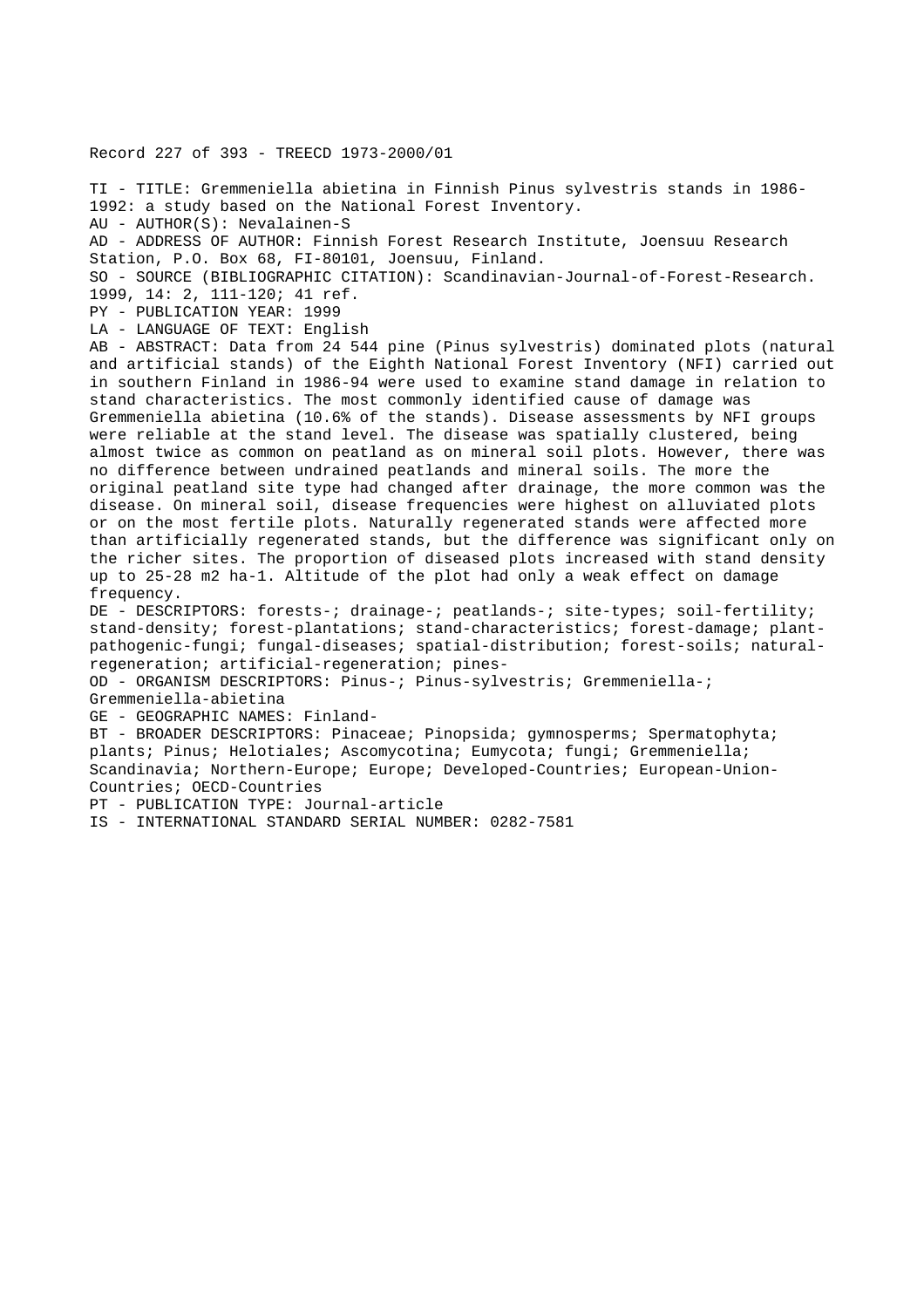Record 227 of 393 - TREECD 1973-2000/01

TI - TITLE: Gremmeniella abietina in Finnish Pinus sylvestris stands in 1986-1992: a study based on the National Forest Inventory.
AU - AUTHOR(S): Nevalainen-S
AD - ADDRESS OF AUTHOR: Finnish Forest Research Institute, Joensuu Research Station, P.O. Box 68, FI-80101, Joensuu, Finland.
SO - SOURCE (BIBLIOGRAPHIC CITATION): Scandinavian-Journal-of-Forest-Research. 1999, 14: 2, 111-120; 41 ref.
PY - PUBLICATION YEAR: 1999
LA - LANGUAGE OF TEXT: English
AB - ABSTRACT: Data from 24 544 pine (Pinus sylvestris) dominated plots (natural and artificial stands) of the Eighth National Forest Inventory (NFI) carried out in southern Finland in 1986-94 were used to examine stand damage in relation to stand characteristics. The most commonly identified cause of damage was Gremmeniella abietina (10.6% of the stands). Disease assessments by NFI groups were reliable at the stand level. The disease was spatially clustered, being almost twice as common on peatland as on mineral soil plots. However, there was no difference between undrained peatlands and mineral soils. The more the original peatland site type had changed after drainage, the more common was the disease. On mineral soil, disease frequencies were highest on alluviated plots or on the most fertile plots. Naturally regenerated stands were affected more than artificially regenerated stands, but the difference was significant only on the richer sites. The proportion of diseased plots increased with stand density up to 25-28 m2 ha-1. Altitude of the plot had only a weak effect on damage frequency.
DE - DESCRIPTORS: forests-; drainage-; peatlands-; site-types; soil-fertility; stand-density; forest-plantations; stand-characteristics; forest-damage; plant-pathogenic-fungi; fungal-diseases; spatial-distribution; forest-soils; natural-regeneration; artificial-regeneration; pines-
OD - ORGANISM DESCRIPTORS: Pinus-; Pinus-sylvestris; Gremmeniella-; Gremmeniella-abietina
GE - GEOGRAPHIC NAMES: Finland-
BT - BROADER DESCRIPTORS: Pinaceae; Pinopsida; gymnosperms; Spermatophyta; plants; Pinus; Helotiales; Ascomycotina; Eumycota; fungi; Gremmeniella; Scandinavia; Northern-Europe; Europe; Developed-Countries; European-Union-Countries; OECD-Countries
PT - PUBLICATION TYPE: Journal-article
IS - INTERNATIONAL STANDARD SERIAL NUMBER: 0282-7581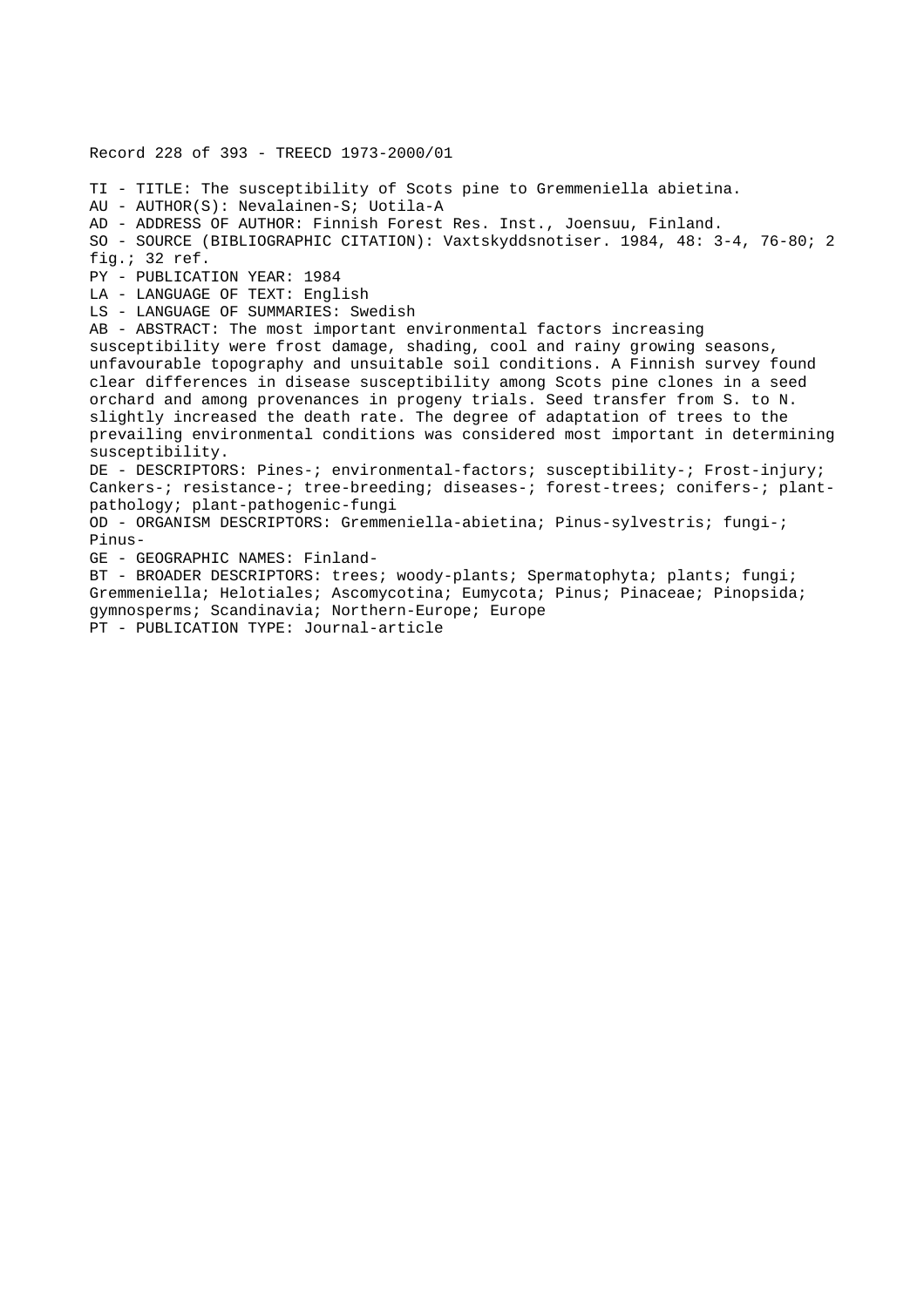Record 228 of 393 - TREECD 1973-2000/01

TI - TITLE: The susceptibility of Scots pine to Gremmeniella abietina.
AU - AUTHOR(S): Nevalainen-S; Uotila-A
AD - ADDRESS OF AUTHOR: Finnish Forest Res. Inst., Joensuu, Finland.
SO - SOURCE (BIBLIOGRAPHIC CITATION): Vaxtskyddsnotiser. 1984, 48: 3-4, 76-80; 2 fig.; 32 ref.
PY - PUBLICATION YEAR: 1984
LA - LANGUAGE OF TEXT: English
LS - LANGUAGE OF SUMMARIES: Swedish
AB - ABSTRACT: The most important environmental factors increasing susceptibility were frost damage, shading, cool and rainy growing seasons, unfavourable topography and unsuitable soil conditions. A Finnish survey found clear differences in disease susceptibility among Scots pine clones in a seed orchard and among provenances in progeny trials. Seed transfer from S. to N. slightly increased the death rate. The degree of adaptation of trees to the prevailing environmental conditions was considered most important in determining susceptibility.
DE - DESCRIPTORS: Pines-; environmental-factors; susceptibility-; Frost-injury; Cankers-; resistance-; tree-breeding; diseases-; forest-trees; conifers-; plant-pathology; plant-pathogenic-fungi
OD - ORGANISM DESCRIPTORS: Gremmeniella-abietina; Pinus-sylvestris; fungi-; Pinus-
GE - GEOGRAPHIC NAMES: Finland-
BT - BROADER DESCRIPTORS: trees; woody-plants; Spermatophyta; plants; fungi; Gremmeniella; Helotiales; Ascomycotina; Eumycota; Pinus; Pinaceae; Pinopsida; gymnosperms; Scandinavia; Northern-Europe; Europe
PT - PUBLICATION TYPE: Journal-article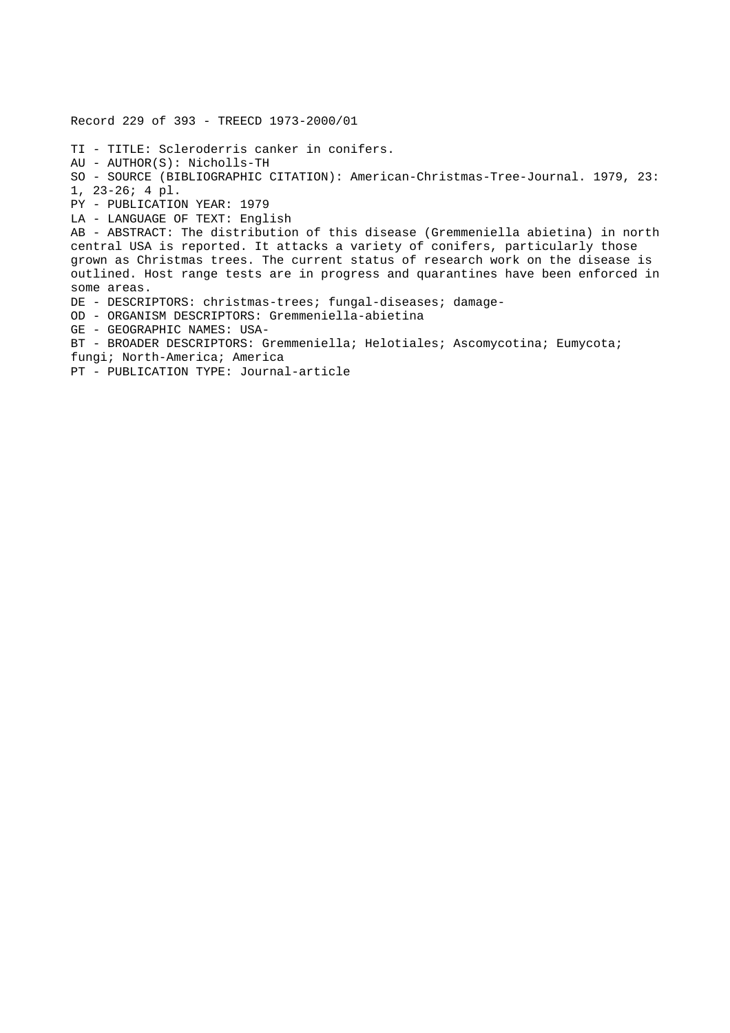Record 229 of 393 - TREECD 1973-2000/01

TI - TITLE: Scleroderris canker in conifers.
AU - AUTHOR(S): Nicholls-TH
SO - SOURCE (BIBLIOGRAPHIC CITATION): American-Christmas-Tree-Journal. 1979, 23: 1, 23-26; 4 pl.
PY - PUBLICATION YEAR: 1979
LA - LANGUAGE OF TEXT: English
AB - ABSTRACT: The distribution of this disease (Gremmeniella abietina) in north central USA is reported. It attacks a variety of conifers, particularly those grown as Christmas trees. The current status of research work on the disease is outlined. Host range tests are in progress and quarantines have been enforced in some areas.
DE - DESCRIPTORS: christmas-trees; fungal-diseases; damage-
OD - ORGANISM DESCRIPTORS: Gremmeniella-abietina
GE - GEOGRAPHIC NAMES: USA-
BT - BROADER DESCRIPTORS: Gremmeniella; Helotiales; Ascomycotina; Eumycota; fungi; North-America; America
PT - PUBLICATION TYPE: Journal-article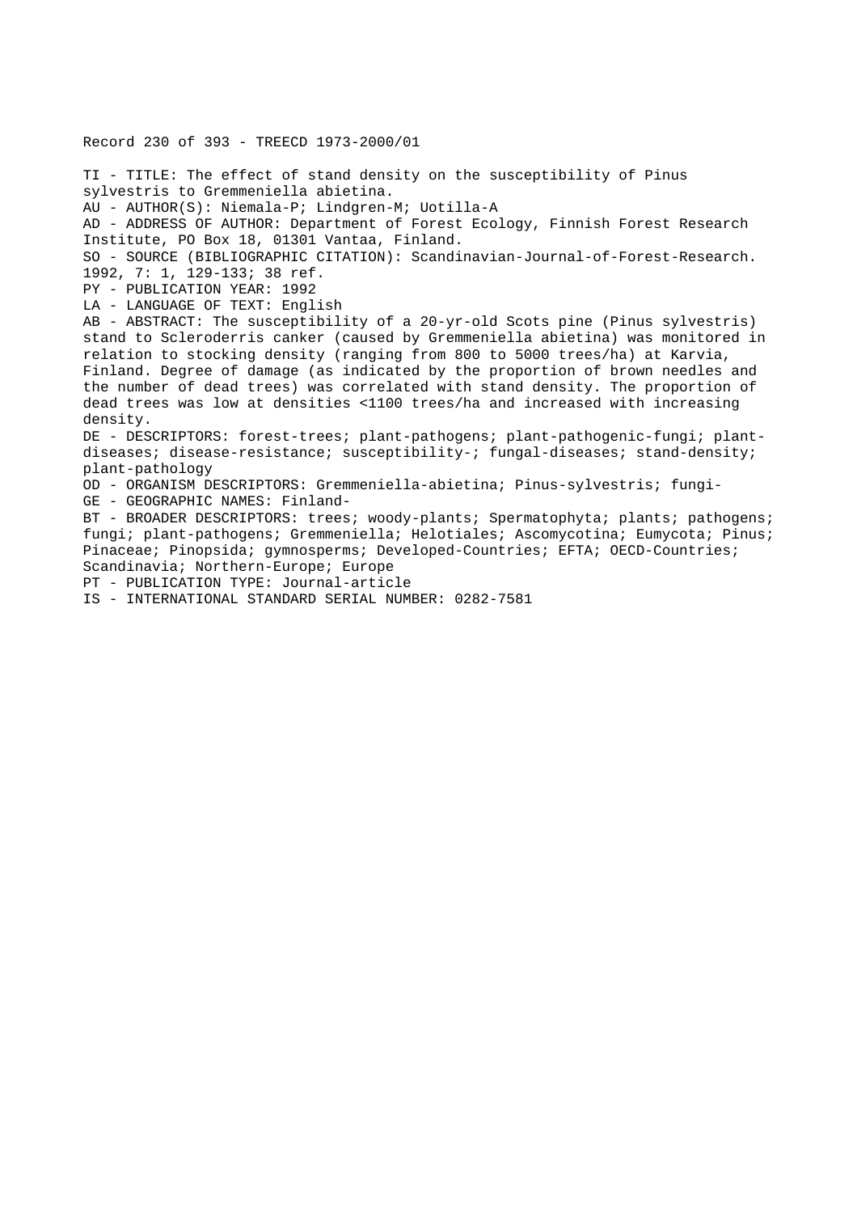Record 230 of 393 - TREECD 1973-2000/01

TI - TITLE: The effect of stand density on the susceptibility of Pinus sylvestris to Gremmeniella abietina.
AU - AUTHOR(S): Niemala-P; Lindgren-M; Uotilla-A
AD - ADDRESS OF AUTHOR: Department of Forest Ecology, Finnish Forest Research Institute, PO Box 18, 01301 Vantaa, Finland.
SO - SOURCE (BIBLIOGRAPHIC CITATION): Scandinavian-Journal-of-Forest-Research. 1992, 7: 1, 129-133; 38 ref.
PY - PUBLICATION YEAR: 1992
LA - LANGUAGE OF TEXT: English
AB - ABSTRACT: The susceptibility of a 20-yr-old Scots pine (Pinus sylvestris) stand to Scleroderris canker (caused by Gremmeniella abietina) was monitored in relation to stocking density (ranging from 800 to 5000 trees/ha) at Karvia, Finland. Degree of damage (as indicated by the proportion of brown needles and the number of dead trees) was correlated with stand density. The proportion of dead trees was low at densities <1100 trees/ha and increased with increasing density.
DE - DESCRIPTORS: forest-trees; plant-pathogens; plant-pathogenic-fungi; plant-diseases; disease-resistance; susceptibility-; fungal-diseases; stand-density; plant-pathology
OD - ORGANISM DESCRIPTORS: Gremmeniella-abietina; Pinus-sylvestris; fungi-
GE - GEOGRAPHIC NAMES: Finland-
BT - BROADER DESCRIPTORS: trees; woody-plants; Spermatophyta; plants; pathogens; fungi; plant-pathogens; Gremmeniella; Helotiales; Ascomycotina; Eumycota; Pinus; Pinaceae; Pinopsida; gymnosperms; Developed-Countries; EFTA; OECD-Countries; Scandinavia; Northern-Europe; Europe
PT - PUBLICATION TYPE: Journal-article
IS - INTERNATIONAL STANDARD SERIAL NUMBER: 0282-7581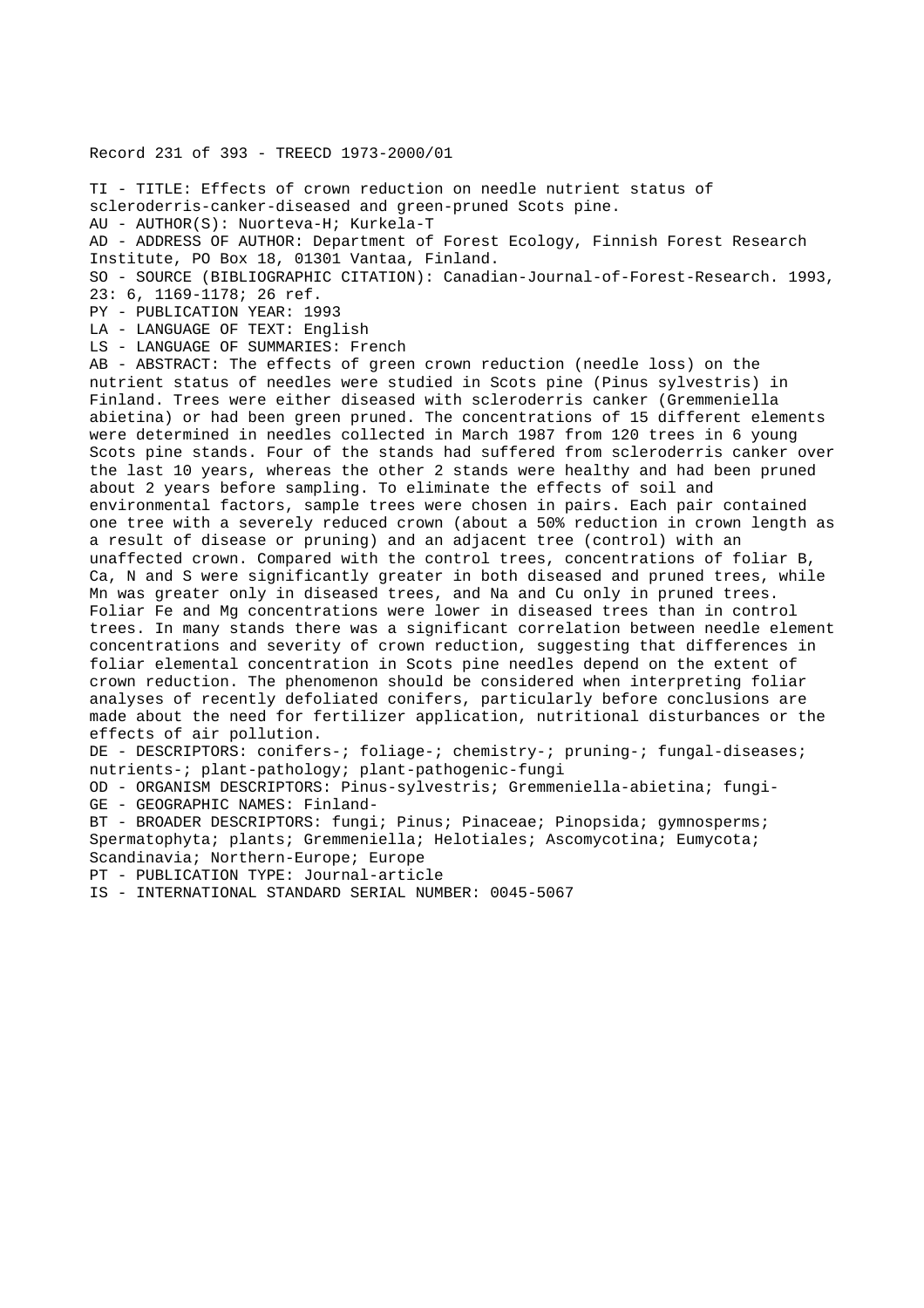Record 231 of 393 - TREECD 1973-2000/01

TI - TITLE: Effects of crown reduction on needle nutrient status of scleroderris-canker-diseased and green-pruned Scots pine.
AU - AUTHOR(S): Nuorteva-H; Kurkela-T
AD - ADDRESS OF AUTHOR: Department of Forest Ecology, Finnish Forest Research Institute, PO Box 18, 01301 Vantaa, Finland.
SO - SOURCE (BIBLIOGRAPHIC CITATION): Canadian-Journal-of-Forest-Research. 1993, 23: 6, 1169-1178; 26 ref.
PY - PUBLICATION YEAR: 1993
LA - LANGUAGE OF TEXT: English
LS - LANGUAGE OF SUMMARIES: French
AB - ABSTRACT: The effects of green crown reduction (needle loss) on the nutrient status of needles were studied in Scots pine (Pinus sylvestris) in Finland. Trees were either diseased with scleroderris canker (Gremmeniella abietina) or had been green pruned. The concentrations of 15 different elements were determined in needles collected in March 1987 from 120 trees in 6 young Scots pine stands. Four of the stands had suffered from scleroderris canker over the last 10 years, whereas the other 2 stands were healthy and had been pruned about 2 years before sampling. To eliminate the effects of soil and environmental factors, sample trees were chosen in pairs. Each pair contained one tree with a severely reduced crown (about a 50% reduction in crown length as a result of disease or pruning) and an adjacent tree (control) with an unaffected crown. Compared with the control trees, concentrations of foliar B, Ca, N and S were significantly greater in both diseased and pruned trees, while Mn was greater only in diseased trees, and Na and Cu only in pruned trees. Foliar Fe and Mg concentrations were lower in diseased trees than in control trees. In many stands there was a significant correlation between needle element concentrations and severity of crown reduction, suggesting that differences in foliar elemental concentration in Scots pine needles depend on the extent of crown reduction. The phenomenon should be considered when interpreting foliar analyses of recently defoliated conifers, particularly before conclusions are made about the need for fertilizer application, nutritional disturbances or the effects of air pollution.
DE - DESCRIPTORS: conifers-; foliage-; chemistry-; pruning-; fungal-diseases; nutrients-; plant-pathology; plant-pathogenic-fungi
OD - ORGANISM DESCRIPTORS: Pinus-sylvestris; Gremmeniella-abietina; fungi-
GE - GEOGRAPHIC NAMES: Finland-
BT - BROADER DESCRIPTORS: fungi; Pinus; Pinaceae; Pinopsida; gymnosperms; Spermatophyta; plants; Gremmeniella; Helotiales; Ascomycotina; Eumycota; Scandinavia; Northern-Europe; Europe
PT - PUBLICATION TYPE: Journal-article
IS - INTERNATIONAL STANDARD SERIAL NUMBER: 0045-5067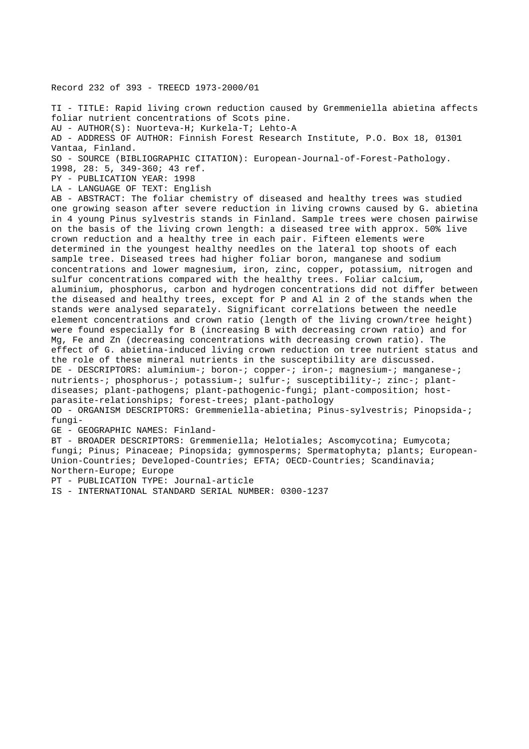Record 232 of 393 - TREECD 1973-2000/01

TI - TITLE: Rapid living crown reduction caused by Gremmeniella abietina affects foliar nutrient concentrations of Scots pine.
AU - AUTHOR(S): Nuorteva-H; Kurkela-T; Lehto-A
AD - ADDRESS OF AUTHOR: Finnish Forest Research Institute, P.O. Box 18, 01301 Vantaa, Finland.
SO - SOURCE (BIBLIOGRAPHIC CITATION): European-Journal-of-Forest-Pathology. 1998, 28: 5, 349-360; 43 ref.
PY - PUBLICATION YEAR: 1998
LA - LANGUAGE OF TEXT: English
AB - ABSTRACT: The foliar chemistry of diseased and healthy trees was studied one growing season after severe reduction in living crowns caused by G. abietina in 4 young Pinus sylvestris stands in Finland. Sample trees were chosen pairwise on the basis of the living crown length: a diseased tree with approx. 50% live crown reduction and a healthy tree in each pair. Fifteen elements were determined in the youngest healthy needles on the lateral top shoots of each sample tree. Diseased trees had higher foliar boron, manganese and sodium concentrations and lower magnesium, iron, zinc, copper, potassium, nitrogen and sulfur concentrations compared with the healthy trees. Foliar calcium, aluminium, phosphorus, carbon and hydrogen concentrations did not differ between the diseased and healthy trees, except for P and Al in 2 of the stands when the stands were analysed separately. Significant correlations between the needle element concentrations and crown ratio (length of the living crown/tree height) were found especially for B (increasing B with decreasing crown ratio) and for Mg, Fe and Zn (decreasing concentrations with decreasing crown ratio). The effect of G. abietina-induced living crown reduction on tree nutrient status and the role of these mineral nutrients in the susceptibility are discussed.
DE - DESCRIPTORS: aluminium-; boron-; copper-; iron-; magnesium-; manganese-; nutrients-; phosphorus-; potassium-; sulfur-; susceptibility-; zinc-; plant-diseases; plant-pathogens; plant-pathogenic-fungi; plant-composition; host-parasite-relationships; forest-trees; plant-pathology
OD - ORGANISM DESCRIPTORS: Gremmeniella-abietina; Pinus-sylvestris; Pinopsida-; fungi-
GE - GEOGRAPHIC NAMES: Finland-
BT - BROADER DESCRIPTORS: Gremmeniella; Helotiales; Ascomycotina; Eumycota; fungi; Pinus; Pinaceae; Pinopsida; gymnosperms; Spermatophyta; plants; European-Union-Countries; Developed-Countries; EFTA; OECD-Countries; Scandinavia; Northern-Europe; Europe
PT - PUBLICATION TYPE: Journal-article
IS - INTERNATIONAL STANDARD SERIAL NUMBER: 0300-1237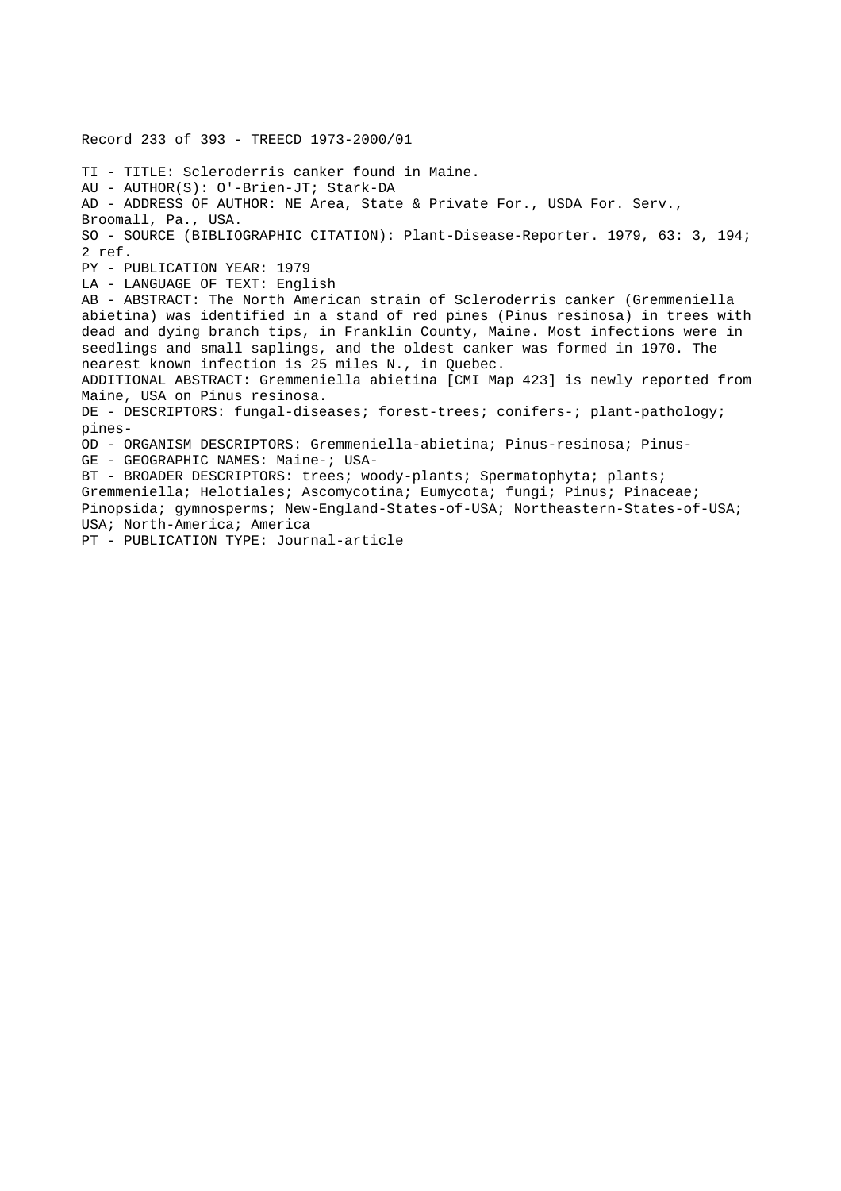Record 233 of 393 - TREECD 1973-2000/01

TI - TITLE: Scleroderris canker found in Maine.
AU - AUTHOR(S): O'-Brien-JT; Stark-DA
AD - ADDRESS OF AUTHOR: NE Area, State & Private For., USDA For. Serv., Broomall, Pa., USA.
SO - SOURCE (BIBLIOGRAPHIC CITATION): Plant-Disease-Reporter. 1979, 63: 3, 194; 2 ref.
PY - PUBLICATION YEAR: 1979
LA - LANGUAGE OF TEXT: English
AB - ABSTRACT: The North American strain of Scleroderris canker (Gremmeniella abietina) was identified in a stand of red pines (Pinus resinosa) in trees with dead and dying branch tips, in Franklin County, Maine. Most infections were in seedlings and small saplings, and the oldest canker was formed in 1970. The nearest known infection is 25 miles N., in Quebec.
ADDITIONAL ABSTRACT: Gremmeniella abietina [CMI Map 423] is newly reported from Maine, USA on Pinus resinosa.
DE - DESCRIPTORS: fungal-diseases; forest-trees; conifers-; plant-pathology; pines-
OD - ORGANISM DESCRIPTORS: Gremmeniella-abietina; Pinus-resinosa; Pinus-
GE - GEOGRAPHIC NAMES: Maine-; USA-
BT - BROADER DESCRIPTORS: trees; woody-plants; Spermatophyta; plants; Gremmeniella; Helotiales; Ascomycotina; Eumycota; fungi; Pinus; Pinaceae; Pinopsida; gymnosperms; New-England-States-of-USA; Northeastern-States-of-USA; USA; North-America; America
PT - PUBLICATION TYPE: Journal-article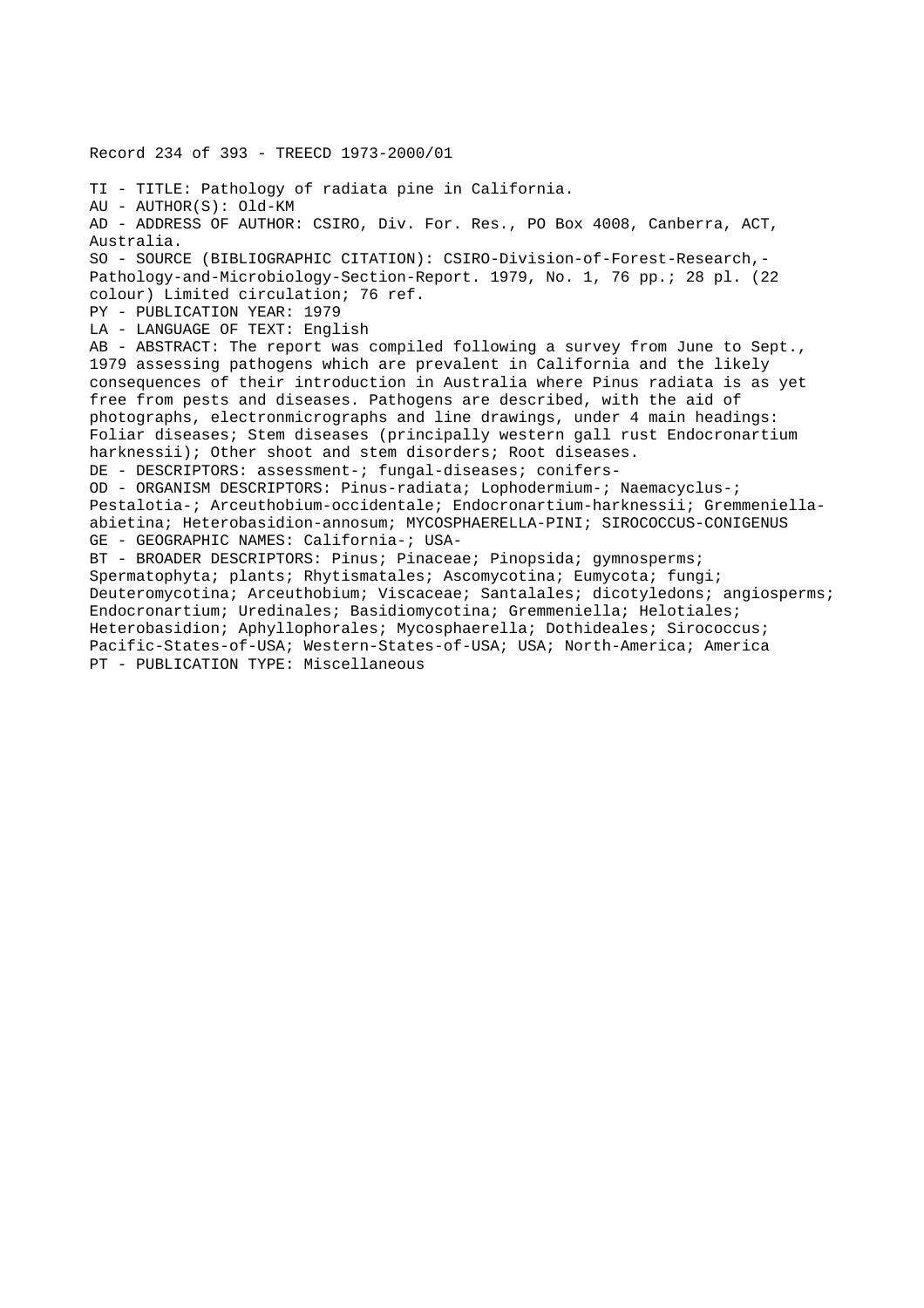Record 234 of 393 - TREECD 1973-2000/01

TI - TITLE: Pathology of radiata pine in California.
AU - AUTHOR(S): Old-KM
AD - ADDRESS OF AUTHOR: CSIRO, Div. For. Res., PO Box 4008, Canberra, ACT, Australia.
SO - SOURCE (BIBLIOGRAPHIC CITATION): CSIRO-Division-of-Forest-Research,-Pathology-and-Microbiology-Section-Report. 1979, No. 1, 76 pp.; 28 pl. (22 colour) Limited circulation; 76 ref.
PY - PUBLICATION YEAR: 1979
LA - LANGUAGE OF TEXT: English
AB - ABSTRACT: The report was compiled following a survey from June to Sept., 1979 assessing pathogens which are prevalent in California and the likely consequences of their introduction in Australia where Pinus radiata is as yet free from pests and diseases. Pathogens are described, with the aid of photographs, electronmicrographs and line drawings, under 4 main headings: Foliar diseases; Stem diseases (principally western gall rust Endocronartium harknessii); Other shoot and stem disorders; Root diseases.
DE - DESCRIPTORS: assessment-; fungal-diseases; conifers-
OD - ORGANISM DESCRIPTORS: Pinus-radiata; Lophodermium-; Naemacyclus-; Pestalotia-; Arceuthobium-occidentale; Endocronartium-harknessii; Gremmeniella-abietina; Heterobasidion-annosum; MYCOSPHAERELLA-PINI; SIROCOCCUS-CONIGENUS
GE - GEOGRAPHIC NAMES: California-; USA-
BT - BROADER DESCRIPTORS: Pinus; Pinaceae; Pinopsida; gymnosperms; Spermatophyta; plants; Rhytismatales; Ascomycotina; Eumycota; fungi; Deuteromycotina; Arceuthobium; Viscaceae; Santalales; dicotyledons; angiosperms; Endocronartium; Uredinales; Basidiomycotina; Gremmeniella; Helotiales; Heterobasidion; Aphyllophorales; Mycosphaerella; Dothideales; Sirococcus; Pacific-States-of-USA; Western-States-of-USA; USA; North-America; America
PT - PUBLICATION TYPE: Miscellaneous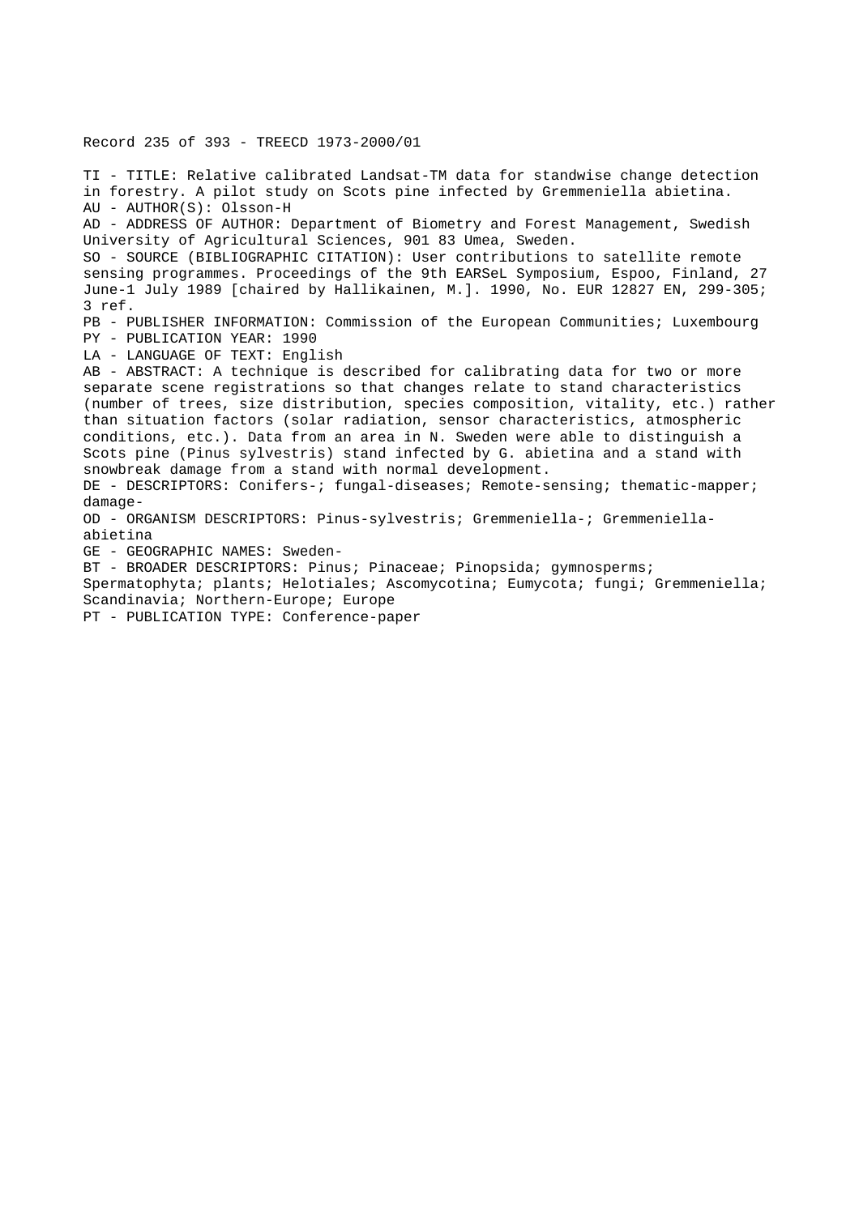Record 235 of 393 - TREECD 1973-2000/01

TI - TITLE: Relative calibrated Landsat-TM data for standwise change detection in forestry. A pilot study on Scots pine infected by Gremmeniella abietina.
AU - AUTHOR(S): Olsson-H
AD - ADDRESS OF AUTHOR: Department of Biometry and Forest Management, Swedish University of Agricultural Sciences, 901 83 Umea, Sweden.
SO - SOURCE (BIBLIOGRAPHIC CITATION): User contributions to satellite remote sensing programmes. Proceedings of the 9th EARSeL Symposium, Espoo, Finland, 27 June-1 July 1989 [chaired by Hallikainen, M.]. 1990, No. EUR 12827 EN, 299-305; 3 ref.
PB - PUBLISHER INFORMATION: Commission of the European Communities; Luxembourg
PY - PUBLICATION YEAR: 1990
LA - LANGUAGE OF TEXT: English
AB - ABSTRACT: A technique is described for calibrating data for two or more separate scene registrations so that changes relate to stand characteristics (number of trees, size distribution, species composition, vitality, etc.) rather than situation factors (solar radiation, sensor characteristics, atmospheric conditions, etc.). Data from an area in N. Sweden were able to distinguish a Scots pine (Pinus sylvestris) stand infected by G. abietina and a stand with snowbreak damage from a stand with normal development.
DE - DESCRIPTORS: Conifers-; fungal-diseases; Remote-sensing; thematic-mapper; damage-
OD - ORGANISM DESCRIPTORS: Pinus-sylvestris; Gremmeniella-; Gremmeniella-abietina
GE - GEOGRAPHIC NAMES: Sweden-
BT - BROADER DESCRIPTORS: Pinus; Pinaceae; Pinopsida; gymnosperms; Spermatophyta; plants; Helotiales; Ascomycotina; Eumycota; fungi; Gremmeniella; Scandinavia; Northern-Europe; Europe
PT - PUBLICATION TYPE: Conference-paper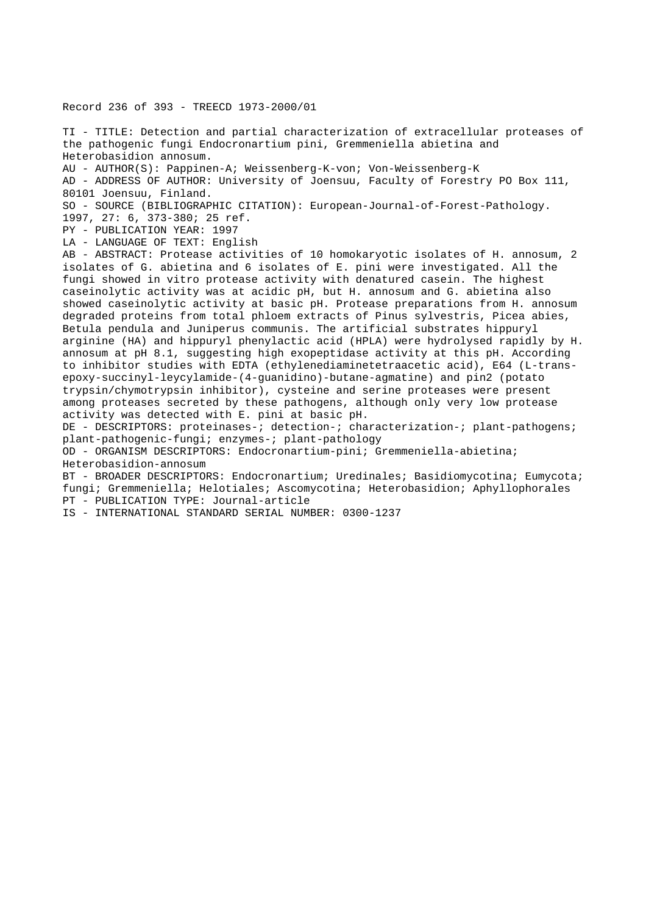Record 236 of 393 - TREECD 1973-2000/01

TI - TITLE: Detection and partial characterization of extracellular proteases of the pathogenic fungi Endocronartium pini, Gremmeniella abietina and Heterobasidion annosum.

AU - AUTHOR(S): Pappinen-A; Weissenberg-K-von; Von-Weissenberg-K

AD - ADDRESS OF AUTHOR: University of Joensuu, Faculty of Forestry PO Box 111, 80101 Joensuu, Finland.

SO - SOURCE (BIBLIOGRAPHIC CITATION): European-Journal-of-Forest-Pathology. 1997, 27: 6, 373-380; 25 ref.

PY - PUBLICATION YEAR: 1997

LA - LANGUAGE OF TEXT: English

AB - ABSTRACT: Protease activities of 10 homokaryotic isolates of H. annosum, 2 isolates of G. abietina and 6 isolates of E. pini were investigated. All the fungi showed in vitro protease activity with denatured casein. The highest caseinolytic activity was at acidic pH, but H. annosum and G. abietina also showed caseinolytic activity at basic pH. Protease preparations from H. annosum degraded proteins from total phloem extracts of Pinus sylvestris, Picea abies, Betula pendula and Juniperus communis. The artificial substrates hippuryl arginine (HA) and hippuryl phenylactic acid (HPLA) were hydrolysed rapidly by H. annosum at pH 8.1, suggesting high exopeptidase activity at this pH. According to inhibitor studies with EDTA (ethylenediaminetetraacetic acid), E64 (L-trans-epoxy-succinyl-leycylamide-(4-guanidino)-butane-agmatine) and pin2 (potato trypsin/chymotrypsin inhibitor), cysteine and serine proteases were present among proteases secreted by these pathogens, although only very low protease activity was detected with E. pini at basic pH.

DE - DESCRIPTORS: proteinases-; detection-; characterization-; plant-pathogens; plant-pathogenic-fungi; enzymes-; plant-pathology

OD - ORGANISM DESCRIPTORS: Endocronartium-pini; Gremmeniella-abietina; Heterobasidion-annosum

BT - BROADER DESCRIPTORS: Endocronartium; Uredinales; Basidiomycotina; Eumycota; fungi; Gremmeniella; Helotiales; Ascomycotina; Heterobasidion; Aphyllophorales

PT - PUBLICATION TYPE: Journal-article

IS - INTERNATIONAL STANDARD SERIAL NUMBER: 0300-1237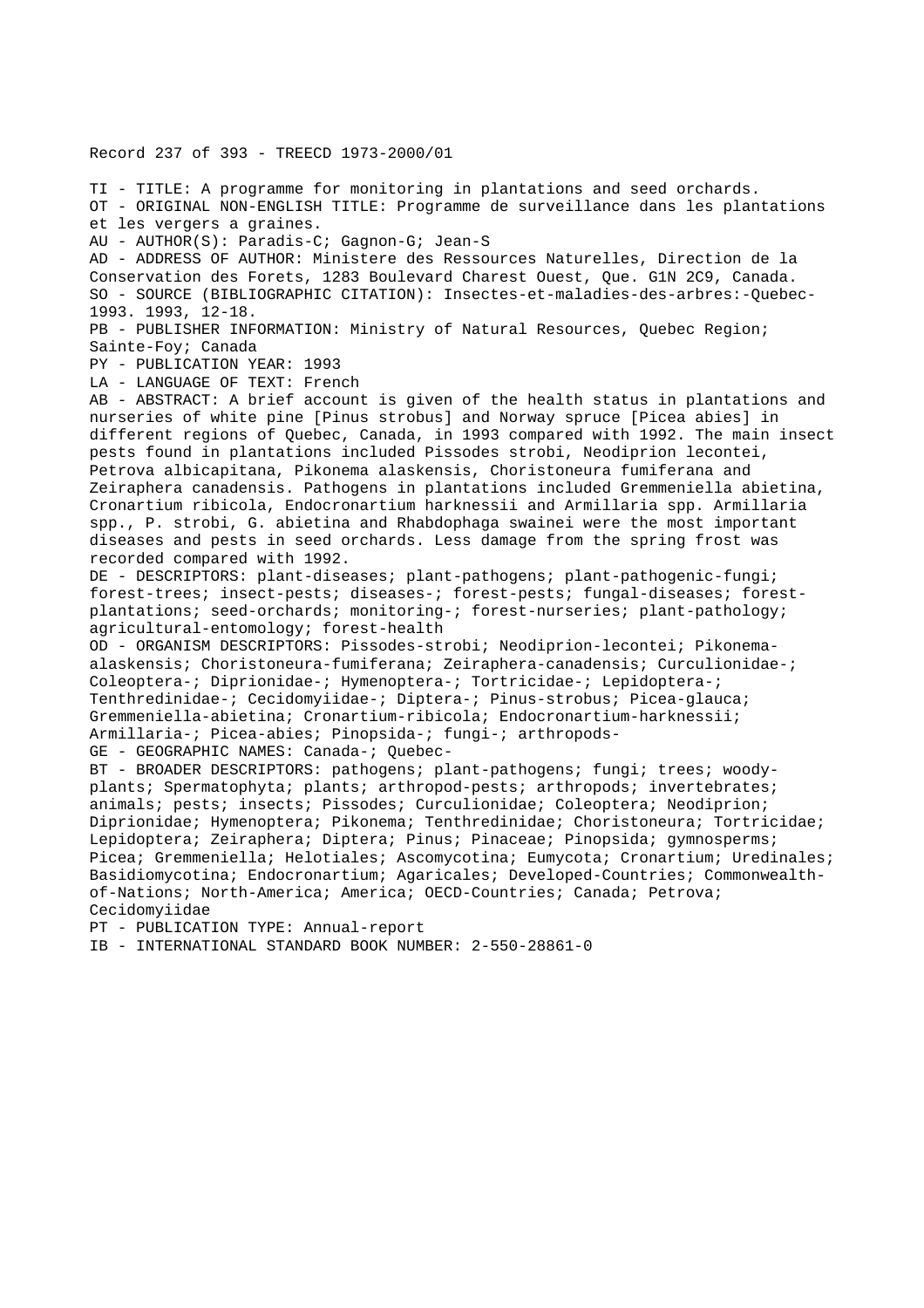Record 237 of 393 - TREECD 1973-2000/01

TI - TITLE: A programme for monitoring in plantations and seed orchards.
OT - ORIGINAL NON-ENGLISH TITLE: Programme de surveillance dans les plantations et les vergers a graines.
AU - AUTHOR(S): Paradis-C; Gagnon-G; Jean-S
AD - ADDRESS OF AUTHOR: Ministere des Ressources Naturelles, Direction de la Conservation des Forets, 1283 Boulevard Charest Ouest, Que. G1N 2C9, Canada.
SO - SOURCE (BIBLIOGRAPHIC CITATION): Insectes-et-maladies-des-arbres:-Quebec-1993. 1993, 12-18.
PB - PUBLISHER INFORMATION: Ministry of Natural Resources, Quebec Region; Sainte-Foy; Canada
PY - PUBLICATION YEAR: 1993
LA - LANGUAGE OF TEXT: French
AB - ABSTRACT: A brief account is given of the health status in plantations and nurseries of white pine [Pinus strobus] and Norway spruce [Picea abies] in different regions of Quebec, Canada, in 1993 compared with 1992. The main insect pests found in plantations included Pissodes strobi, Neodiprion lecontei, Petrova albicapitana, Pikonema alaskensis, Choristoneura fumiferana and Zeiraphera canadensis. Pathogens in plantations included Gremmeniella abietina, Cronartium ribicola, Endocronartium harknessii and Armillaria spp. Armillaria spp., P. strobi, G. abietina and Rhabdophaga swainei were the most important diseases and pests in seed orchards. Less damage from the spring frost was recorded compared with 1992.
DE - DESCRIPTORS: plant-diseases; plant-pathogens; plant-pathogenic-fungi; forest-trees; insect-pests; diseases-; forest-pests; fungal-diseases; forest-plantations; seed-orchards; monitoring-; forest-nurseries; plant-pathology; agricultural-entomology; forest-health
OD - ORGANISM DESCRIPTORS: Pissodes-strobi; Neodiprion-lecontei; Pikonema-alaskensis; Choristoneura-fumiferana; Zeiraphera-canadensis; Curculionidae-; Coleoptera-; Diprionidae-; Hymenoptera-; Tortricidae-; Lepidoptera-; Tenthredinidae-; Cecidomyiidae-; Diptera-; Pinus-strobus; Picea-glauca; Gremmeniella-abietina; Cronartium-ribicola; Endocronartium-harknessii; Armillaria-; Picea-abies; Pinopsida-; fungi-; arthropods-
GE - GEOGRAPHIC NAMES: Canada-; Quebec-
BT - BROADER DESCRIPTORS: pathogens; plant-pathogens; fungi; trees; woody-plants; Spermatophyta; plants; arthropod-pests; arthropods; invertebrates; animals; pests; insects; Pissodes; Curculionidae; Coleoptera; Neodiprion; Diprionidae; Hymenoptera; Pikonema; Tenthredinidae; Choristoneura; Tortricidae; Lepidoptera; Zeiraphera; Diptera; Pinus; Pinaceae; Pinopsida; gymnosperms; Picea; Gremmeniella; Helotiales; Ascomycotina; Eumycota; Cronartium; Uredinales; Basidiomycotina; Endocronartium; Agaricales; Developed-Countries; Commonwealth-of-Nations; North-America; America; OECD-Countries; Canada; Petrova; Cecidomyiidae
PT - PUBLICATION TYPE: Annual-report
IB - INTERNATIONAL STANDARD BOOK NUMBER: 2-550-28861-0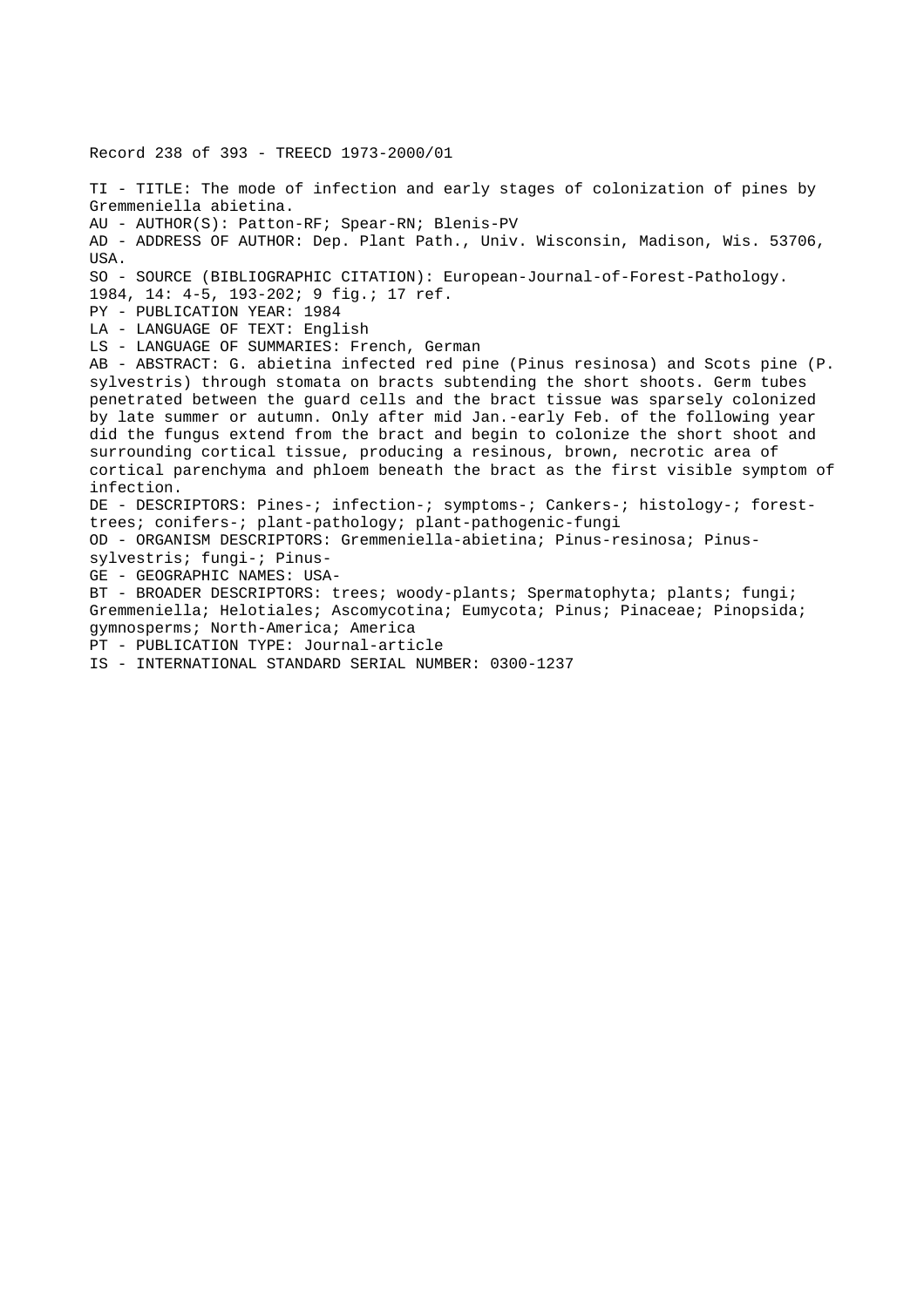Record 238 of 393 - TREECD 1973-2000/01

TI - TITLE: The mode of infection and early stages of colonization of pines by Gremmeniella abietina.
AU - AUTHOR(S): Patton-RF; Spear-RN; Blenis-PV
AD - ADDRESS OF AUTHOR: Dep. Plant Path., Univ. Wisconsin, Madison, Wis. 53706, USA.
SO - SOURCE (BIBLIOGRAPHIC CITATION): European-Journal-of-Forest-Pathology. 1984, 14: 4-5, 193-202; 9 fig.; 17 ref.
PY - PUBLICATION YEAR: 1984
LA - LANGUAGE OF TEXT: English
LS - LANGUAGE OF SUMMARIES: French, German
AB - ABSTRACT: G. abietina infected red pine (Pinus resinosa) and Scots pine (P. sylvestris) through stomata on bracts subtending the short shoots. Germ tubes penetrated between the guard cells and the bract tissue was sparsely colonized by late summer or autumn. Only after mid Jan.-early Feb. of the following year did the fungus extend from the bract and begin to colonize the short shoot and surrounding cortical tissue, producing a resinous, brown, necrotic area of cortical parenchyma and phloem beneath the bract as the first visible symptom of infection.
DE - DESCRIPTORS: Pines-; infection-; symptoms-; Cankers-; histology-; forest-trees; conifers-; plant-pathology; plant-pathogenic-fungi
OD - ORGANISM DESCRIPTORS: Gremmeniella-abietina; Pinus-resinosa; Pinus-sylvestris; fungi-; Pinus-
GE - GEOGRAPHIC NAMES: USA-
BT - BROADER DESCRIPTORS: trees; woody-plants; Spermatophyta; plants; fungi; Gremmeniella; Helotiales; Ascomycotina; Eumycota; Pinus; Pinaceae; Pinopsida; gymnosperms; North-America; America
PT - PUBLICATION TYPE: Journal-article
IS - INTERNATIONAL STANDARD SERIAL NUMBER: 0300-1237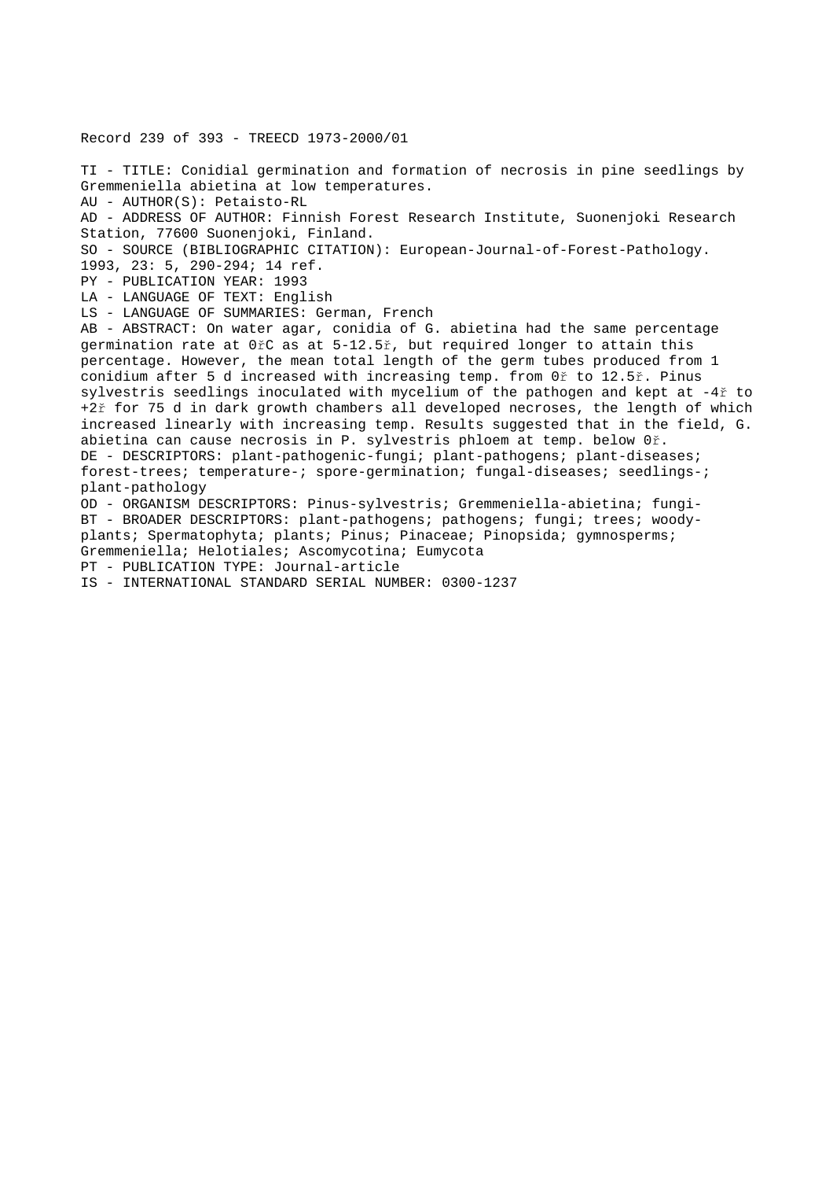Record 239 of 393 - TREECD 1973-2000/01

TI - TITLE: Conidial germination and formation of necrosis in pine seedlings by Gremmeniella abietina at low temperatures.
AU - AUTHOR(S): Petaisto-RL
AD - ADDRESS OF AUTHOR: Finnish Forest Research Institute, Suonenjoki Research Station, 77600 Suonenjoki, Finland.
SO - SOURCE (BIBLIOGRAPHIC CITATION): European-Journal-of-Forest-Pathology. 1993, 23: 5, 290-294; 14 ref.
PY - PUBLICATION YEAR: 1993
LA - LANGUAGE OF TEXT: English
LS - LANGUAGE OF SUMMARIES: German, French
AB - ABSTRACT: On water agar, conidia of G. abietina had the same percentage germination rate at 0řC as at 5-12.5ř, but required longer to attain this percentage. However, the mean total length of the germ tubes produced from 1 conidium after 5 d increased with increasing temp. from 0ř to 12.5ř. Pinus sylvestris seedlings inoculated with mycelium of the pathogen and kept at -4ř to +2ř for 75 d in dark growth chambers all developed necroses, the length of which increased linearly with increasing temp. Results suggested that in the field, G. abietina can cause necrosis in P. sylvestris phloem at temp. below 0ř.
DE - DESCRIPTORS: plant-pathogenic-fungi; plant-pathogens; plant-diseases; forest-trees; temperature-; spore-germination; fungal-diseases; seedlings-; plant-pathology
OD - ORGANISM DESCRIPTORS: Pinus-sylvestris; Gremmeniella-abietina; fungi-
BT - BROADER DESCRIPTORS: plant-pathogens; pathogens; fungi; trees; woody-plants; Spermatophyta; plants; Pinus; Pinaceae; Pinopsida; gymnosperms; Gremmeniella; Helotiales; Ascomycotina; Eumycota
PT - PUBLICATION TYPE: Journal-article
IS - INTERNATIONAL STANDARD SERIAL NUMBER: 0300-1237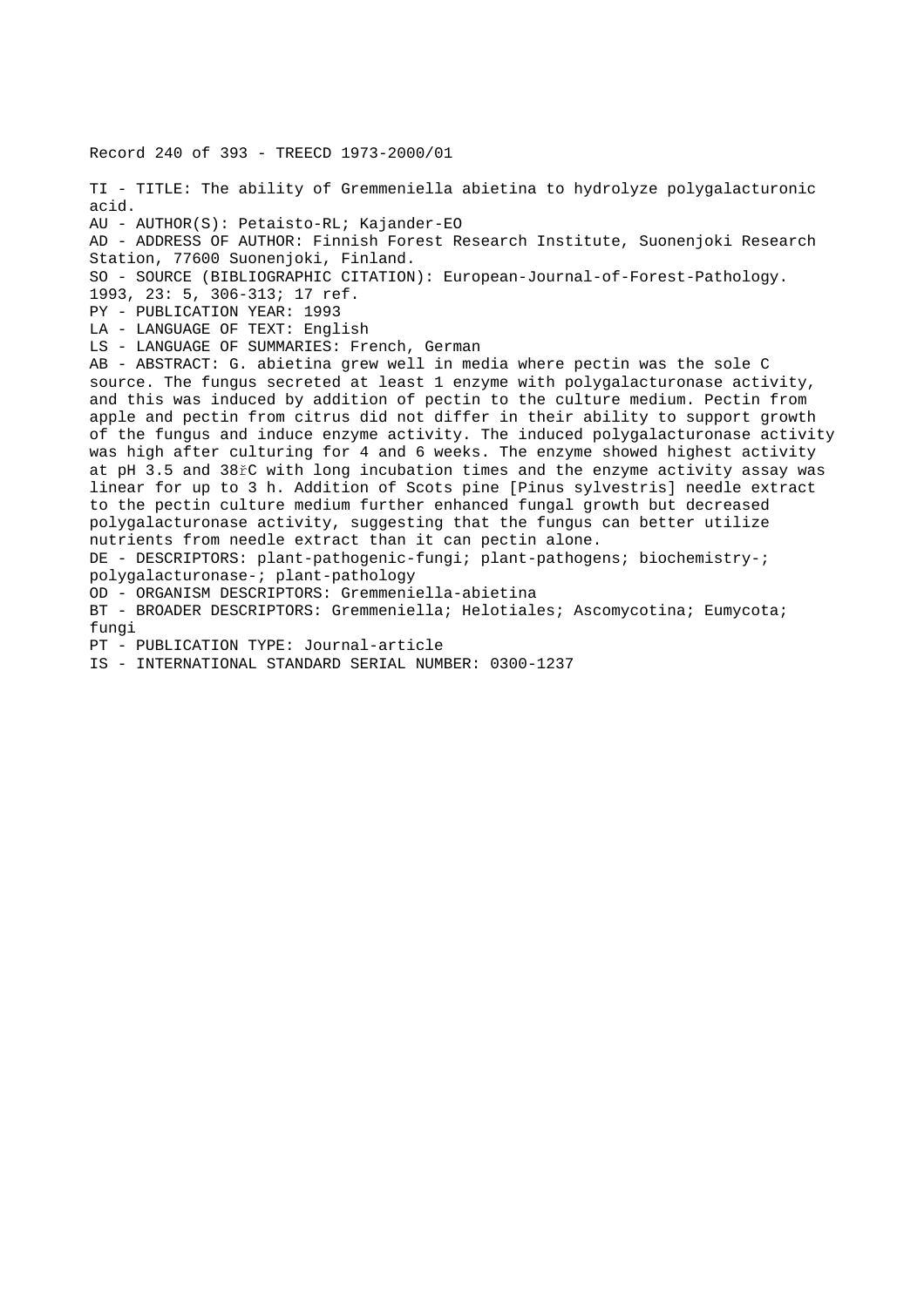Record 240 of 393 - TREECD 1973-2000/01

TI - TITLE: The ability of Gremmeniella abietina to hydrolyze polygalacturonic acid.

AU - AUTHOR(S): Petaisto-RL; Kajander-EO

AD - ADDRESS OF AUTHOR: Finnish Forest Research Institute, Suonenjoki Research Station, 77600 Suonenjoki, Finland.

SO - SOURCE (BIBLIOGRAPHIC CITATION): European-Journal-of-Forest-Pathology. 1993, 23: 5, 306-313; 17 ref.

PY - PUBLICATION YEAR: 1993

LA - LANGUAGE OF TEXT: English

LS - LANGUAGE OF SUMMARIES: French, German

AB - ABSTRACT: G. abietina grew well in media where pectin was the sole C source. The fungus secreted at least 1 enzyme with polygalacturonase activity, and this was induced by addition of pectin to the culture medium. Pectin from apple and pectin from citrus did not differ in their ability to support growth of the fungus and induce enzyme activity. The induced polygalacturonase activity was high after culturing for 4 and 6 weeks. The enzyme showed highest activity at pH 3.5 and 38řC with long incubation times and the enzyme activity assay was linear for up to 3 h. Addition of Scots pine [Pinus sylvestris] needle extract to the pectin culture medium further enhanced fungal growth but decreased polygalacturonase activity, suggesting that the fungus can better utilize nutrients from needle extract than it can pectin alone.

DE - DESCRIPTORS: plant-pathogenic-fungi; plant-pathogens; biochemistry-; polygalacturonase-; plant-pathology

OD - ORGANISM DESCRIPTORS: Gremmeniella-abietina

BT - BROADER DESCRIPTORS: Gremmeniella; Helotiales; Ascomycotina; Eumycota; fungi

PT - PUBLICATION TYPE: Journal-article

IS - INTERNATIONAL STANDARD SERIAL NUMBER: 0300-1237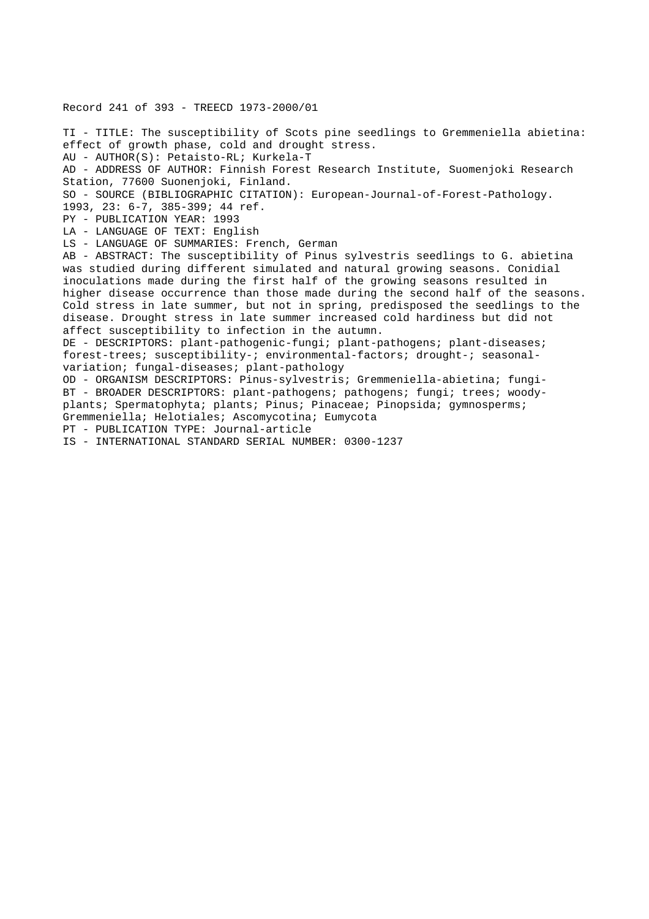Record 241 of 393 - TREECD 1973-2000/01

TI - TITLE: The susceptibility of Scots pine seedlings to Gremmeniella abietina: effect of growth phase, cold and drought stress.
AU - AUTHOR(S): Petaisto-RL; Kurkela-T
AD - ADDRESS OF AUTHOR: Finnish Forest Research Institute, Suomenjoki Research Station, 77600 Suonenjoki, Finland.
SO - SOURCE (BIBLIOGRAPHIC CITATION): European-Journal-of-Forest-Pathology. 1993, 23: 6-7, 385-399; 44 ref.
PY - PUBLICATION YEAR: 1993
LA - LANGUAGE OF TEXT: English
LS - LANGUAGE OF SUMMARIES: French, German
AB - ABSTRACT: The susceptibility of Pinus sylvestris seedlings to G. abietina was studied during different simulated and natural growing seasons. Conidial inoculations made during the first half of the growing seasons resulted in higher disease occurrence than those made during the second half of the seasons. Cold stress in late summer, but not in spring, predisposed the seedlings to the disease. Drought stress in late summer increased cold hardiness but did not affect susceptibility to infection in the autumn.
DE - DESCRIPTORS: plant-pathogenic-fungi; plant-pathogens; plant-diseases; forest-trees; susceptibility-; environmental-factors; drought-; seasonal-variation; fungal-diseases; plant-pathology
OD - ORGANISM DESCRIPTORS: Pinus-sylvestris; Gremmeniella-abietina; fungi-
BT - BROADER DESCRIPTORS: plant-pathogens; pathogens; fungi; trees; woody-plants; Spermatophyta; plants; Pinus; Pinaceae; Pinopsida; gymnosperms; Gremmeniella; Helotiales; Ascomycotina; Eumycota
PT - PUBLICATION TYPE: Journal-article
IS - INTERNATIONAL STANDARD SERIAL NUMBER: 0300-1237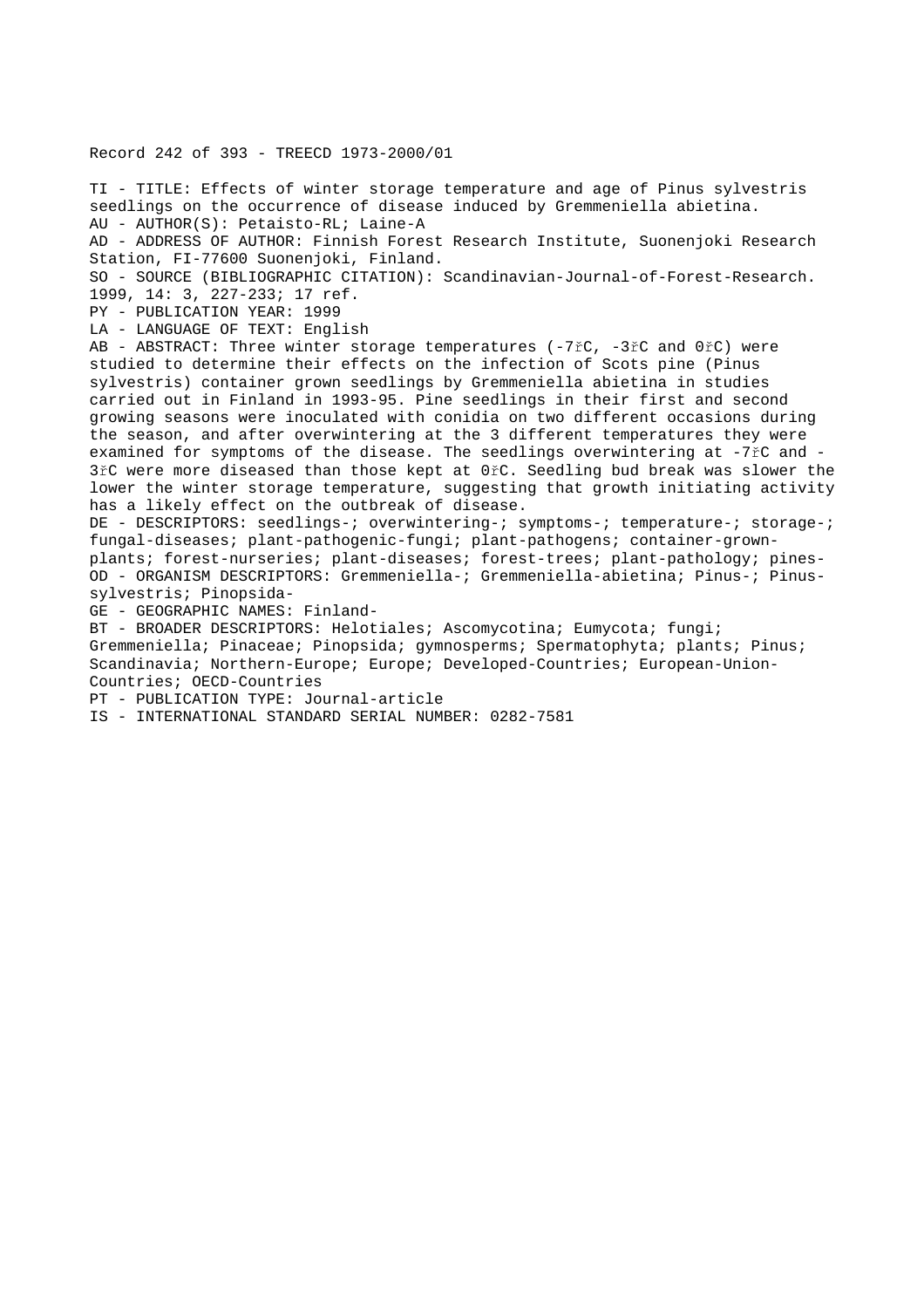Record 242 of 393 - TREECD 1973-2000/01

TI - TITLE: Effects of winter storage temperature and age of Pinus sylvestris seedlings on the occurrence of disease induced by Gremmeniella abietina.
AU - AUTHOR(S): Petaisto-RL; Laine-A
AD - ADDRESS OF AUTHOR: Finnish Forest Research Institute, Suonenjoki Research Station, FI-77600 Suonenjoki, Finland.
SO - SOURCE (BIBLIOGRAPHIC CITATION): Scandinavian-Journal-of-Forest-Research. 1999, 14: 3, 227-233; 17 ref.
PY - PUBLICATION YEAR: 1999
LA - LANGUAGE OF TEXT: English
AB - ABSTRACT: Three winter storage temperatures (-7řC, -3řC and 0řC) were studied to determine their effects on the infection of Scots pine (Pinus sylvestris) container grown seedlings by Gremmeniella abietina in studies carried out in Finland in 1993-95. Pine seedlings in their first and second growing seasons were inoculated with conidia on two different occasions during the season, and after overwintering at the 3 different temperatures they were examined for symptoms of the disease. The seedlings overwintering at -7řC and -3řC were more diseased than those kept at 0řC. Seedling bud break was slower the lower the winter storage temperature, suggesting that growth initiating activity has a likely effect on the outbreak of disease.
DE - DESCRIPTORS: seedlings-; overwintering-; symptoms-; temperature-; storage-; fungal-diseases; plant-pathogenic-fungi; plant-pathogens; container-grown-plants; forest-nurseries; plant-diseases; forest-trees; plant-pathology; pines-
OD - ORGANISM DESCRIPTORS: Gremmeniella-; Gremmeniella-abietina; Pinus-; Pinus-sylvestris; Pinopsida-
GE - GEOGRAPHIC NAMES: Finland-
BT - BROADER DESCRIPTORS: Helotiales; Ascomycotina; Eumycota; fungi; Gremmeniella; Pinaceae; Pinopsida; gymnosperms; Spermatophyta; plants; Pinus; Scandinavia; Northern-Europe; Europe; Developed-Countries; European-Union-Countries; OECD-Countries
PT - PUBLICATION TYPE: Journal-article
IS - INTERNATIONAL STANDARD SERIAL NUMBER: 0282-7581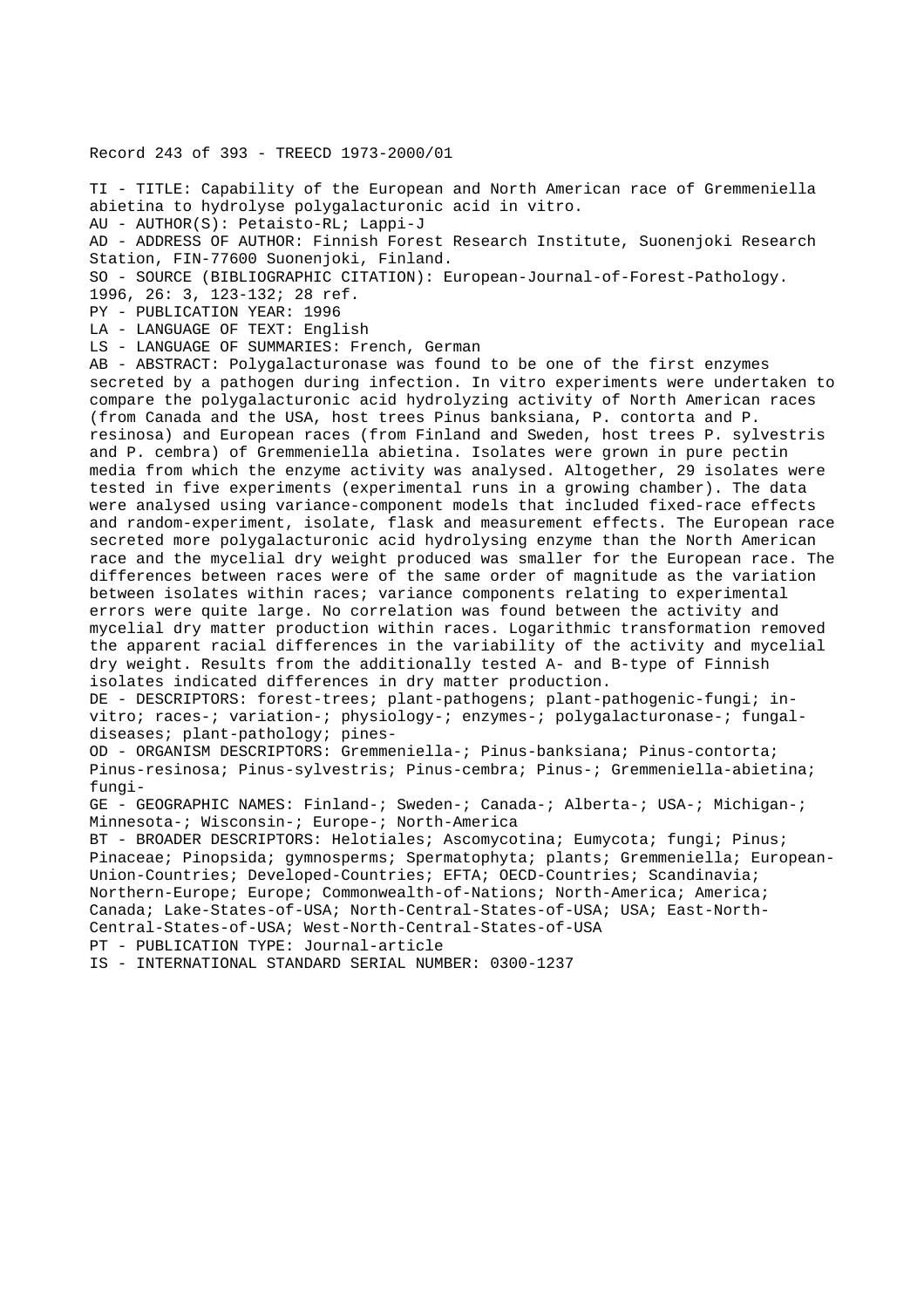Record 243 of 393 - TREECD 1973-2000/01

TI - TITLE: Capability of the European and North American race of Gremmeniella abietina to hydrolyse polygalacturonic acid in vitro.
AU - AUTHOR(S): Petaisto-RL; Lappi-J
AD - ADDRESS OF AUTHOR: Finnish Forest Research Institute, Suonenjoki Research Station, FIN-77600 Suonenjoki, Finland.
SO - SOURCE (BIBLIOGRAPHIC CITATION): European-Journal-of-Forest-Pathology. 1996, 26: 3, 123-132; 28 ref.
PY - PUBLICATION YEAR: 1996
LA - LANGUAGE OF TEXT: English
LS - LANGUAGE OF SUMMARIES: French, German
AB - ABSTRACT: Polygalacturonase was found to be one of the first enzymes secreted by a pathogen during infection. In vitro experiments were undertaken to compare the polygalacturonic acid hydrolyzing activity of North American races (from Canada and the USA, host trees Pinus banksiana, P. contorta and P. resinosa) and European races (from Finland and Sweden, host trees P. sylvestris and P. cembra) of Gremmeniella abietina. Isolates were grown in pure pectin media from which the enzyme activity was analysed. Altogether, 29 isolates were tested in five experiments (experimental runs in a growing chamber). The data were analysed using variance-component models that included fixed-race effects and random-experiment, isolate, flask and measurement effects. The European race secreted more polygalacturonic acid hydrolysing enzyme than the North American race and the mycelial dry weight produced was smaller for the European race. The differences between races were of the same order of magnitude as the variation between isolates within races; variance components relating to experimental errors were quite large. No correlation was found between the activity and mycelial dry matter production within races. Logarithmic transformation removed the apparent racial differences in the variability of the activity and mycelial dry weight. Results from the additionally tested A- and B-type of Finnish isolates indicated differences in dry matter production.
DE - DESCRIPTORS: forest-trees; plant-pathogens; plant-pathogenic-fungi; in-vitro; races-; variation-; physiology-; enzymes-; polygalacturonase-; fungal-diseases; plant-pathology; pines-
OD - ORGANISM DESCRIPTORS: Gremmeniella-; Pinus-banksiana; Pinus-contorta; Pinus-resinosa; Pinus-sylvestris; Pinus-cembra; Pinus-; Gremmeniella-abietina; fungi-
GE - GEOGRAPHIC NAMES: Finland-; Sweden-; Canada-; Alberta-; USA-; Michigan-; Minnesota-; Wisconsin-; Europe-; North-America
BT - BROADER DESCRIPTORS: Helotiales; Ascomycotina; Eumycota; fungi; Pinus; Pinaceae; Pinopsida; gymnosperms; Spermatophyta; plants; Gremmeniella; European-Union-Countries; Developed-Countries; EFTA; OECD-Countries; Scandinavia; Northern-Europe; Europe; Commonwealth-of-Nations; North-America; America; Canada; Lake-States-of-USA; North-Central-States-of-USA; USA; East-North-Central-States-of-USA; West-North-Central-States-of-USA
PT - PUBLICATION TYPE: Journal-article
IS - INTERNATIONAL STANDARD SERIAL NUMBER: 0300-1237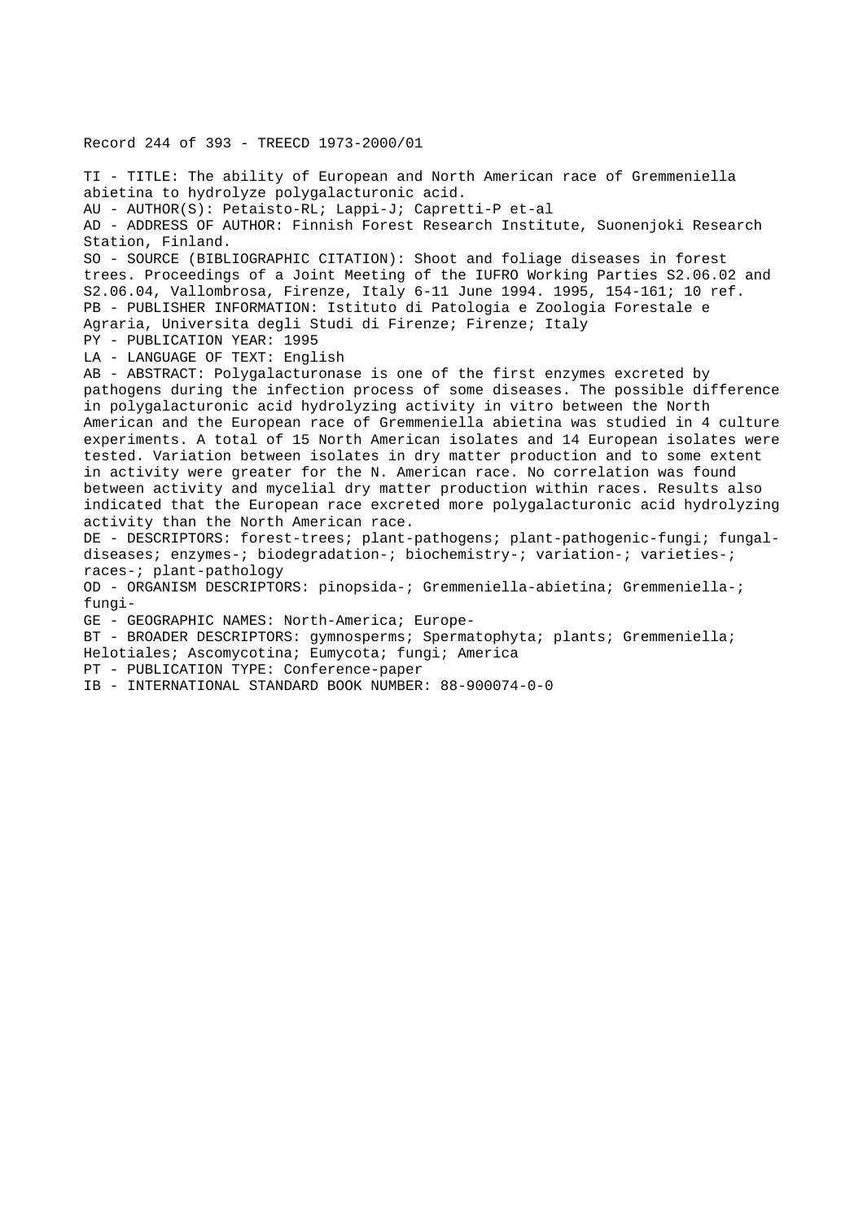Record 244 of 393 - TREECD 1973-2000/01

TI - TITLE: The ability of European and North American race of Gremmeniella abietina to hydrolyze polygalacturonic acid.

AU - AUTHOR(S): Petaisto-RL; Lappi-J; Capretti-P et-al

AD - ADDRESS OF AUTHOR: Finnish Forest Research Institute, Suonenjoki Research Station, Finland.

SO - SOURCE (BIBLIOGRAPHIC CITATION): Shoot and foliage diseases in forest trees. Proceedings of a Joint Meeting of the IUFRO Working Parties S2.06.02 and S2.06.04, Vallombrosa, Firenze, Italy 6-11 June 1994. 1995, 154-161; 10 ref.

PB - PUBLISHER INFORMATION: Istituto di Patologia e Zoologia Forestale e Agraria, Universita degli Studi di Firenze; Firenze; Italy

PY - PUBLICATION YEAR: 1995

LA - LANGUAGE OF TEXT: English

AB - ABSTRACT: Polygalacturonase is one of the first enzymes excreted by pathogens during the infection process of some diseases. The possible difference in polygalacturonic acid hydrolyzing activity in vitro between the North American and the European race of Gremmeniella abietina was studied in 4 culture experiments. A total of 15 North American isolates and 14 European isolates were tested. Variation between isolates in dry matter production and to some extent in activity were greater for the N. American race. No correlation was found between activity and mycelial dry matter production within races. Results also indicated that the European race excreted more polygalacturonic acid hydrolyzing activity than the North American race.

DE - DESCRIPTORS: forest-trees; plant-pathogens; plant-pathogenic-fungi; fungal-diseases; enzymes-; biodegradation-; biochemistry-; variation-; varieties-; races-; plant-pathology

OD - ORGANISM DESCRIPTORS: pinopsida-; Gremmeniella-abietina; Gremmeniella-; fungi-

GE - GEOGRAPHIC NAMES: North-America; Europe-

BT - BROADER DESCRIPTORS: gymnosperms; Spermatophyta; plants; Gremmeniella; Helotiales; Ascomycotina; Eumycota; fungi; America

PT - PUBLICATION TYPE: Conference-paper

IB - INTERNATIONAL STANDARD BOOK NUMBER: 88-900074-0-0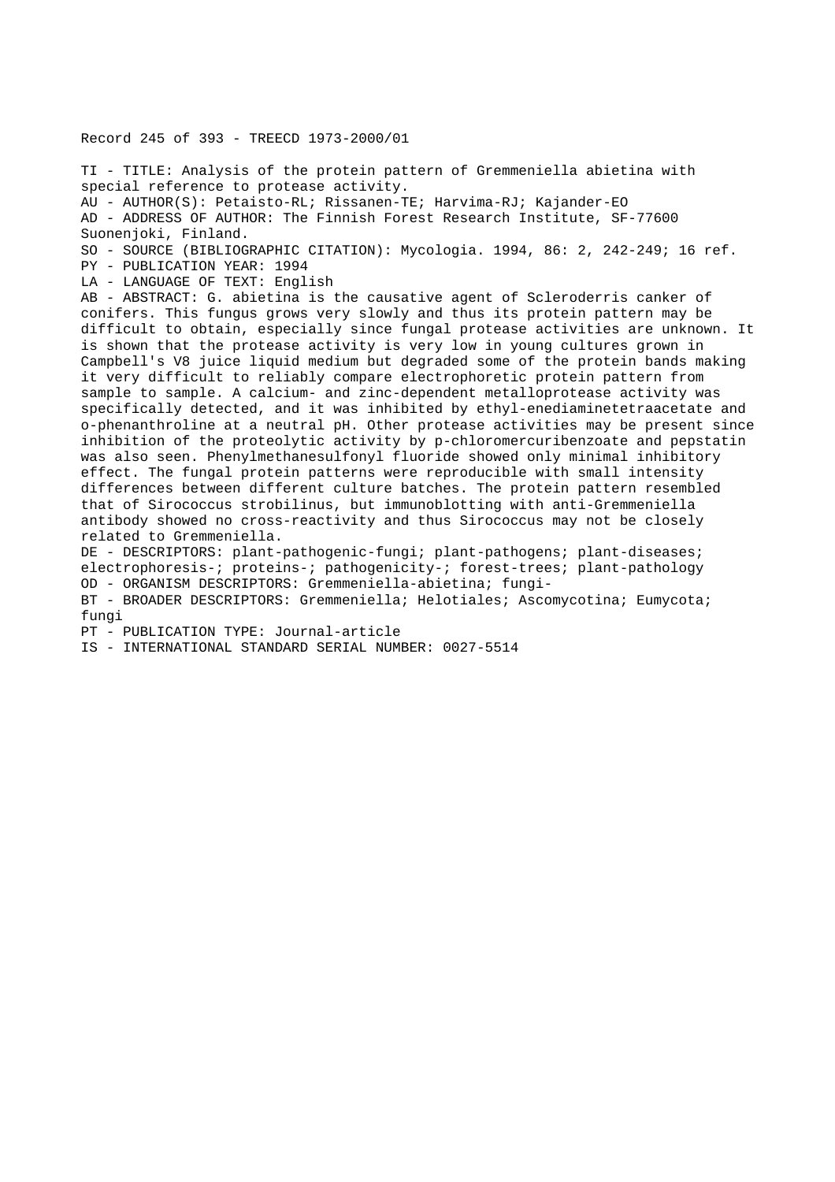Record 245 of 393 - TREECD 1973-2000/01

TI - TITLE: Analysis of the protein pattern of Gremmeniella abietina with special reference to protease activity.
AU - AUTHOR(S): Petaisto-RL; Rissanen-TE; Harvima-RJ; Kajander-EO
AD - ADDRESS OF AUTHOR: The Finnish Forest Research Institute, SF-77600 Suonenjoki, Finland.
SO - SOURCE (BIBLIOGRAPHIC CITATION): Mycologia. 1994, 86: 2, 242-249; 16 ref.
PY - PUBLICATION YEAR: 1994
LA - LANGUAGE OF TEXT: English
AB - ABSTRACT: G. abietina is the causative agent of Scleroderris canker of conifers. This fungus grows very slowly and thus its protein pattern may be difficult to obtain, especially since fungal protease activities are unknown. It is shown that the protease activity is very low in young cultures grown in Campbell's V8 juice liquid medium but degraded some of the protein bands making it very difficult to reliably compare electrophoretic protein pattern from sample to sample. A calcium- and zinc-dependent metalloprotease activity was specifically detected, and it was inhibited by ethyl-enediaminetetraacetate and o-phenanthroline at a neutral pH. Other protease activities may be present since inhibition of the proteolytic activity by p-chloromercuribenzoate and pepstatin was also seen. Phenylmethanesulfonyl fluoride showed only minimal inhibitory effect. The fungal protein patterns were reproducible with small intensity differences between different culture batches. The protein pattern resembled that of Sirococcus strobilinus, but immunoblotting with anti-Gremmeniella antibody showed no cross-reactivity and thus Sirococcus may not be closely related to Gremmeniella.
DE - DESCRIPTORS: plant-pathogenic-fungi; plant-pathogens; plant-diseases; electrophoresis-; proteins-; pathogenicity-; forest-trees; plant-pathology
OD - ORGANISM DESCRIPTORS: Gremmeniella-abietina; fungi-
BT - BROADER DESCRIPTORS: Gremmeniella; Helotiales; Ascomycotina; Eumycota; fungi
PT - PUBLICATION TYPE: Journal-article
IS - INTERNATIONAL STANDARD SERIAL NUMBER: 0027-5514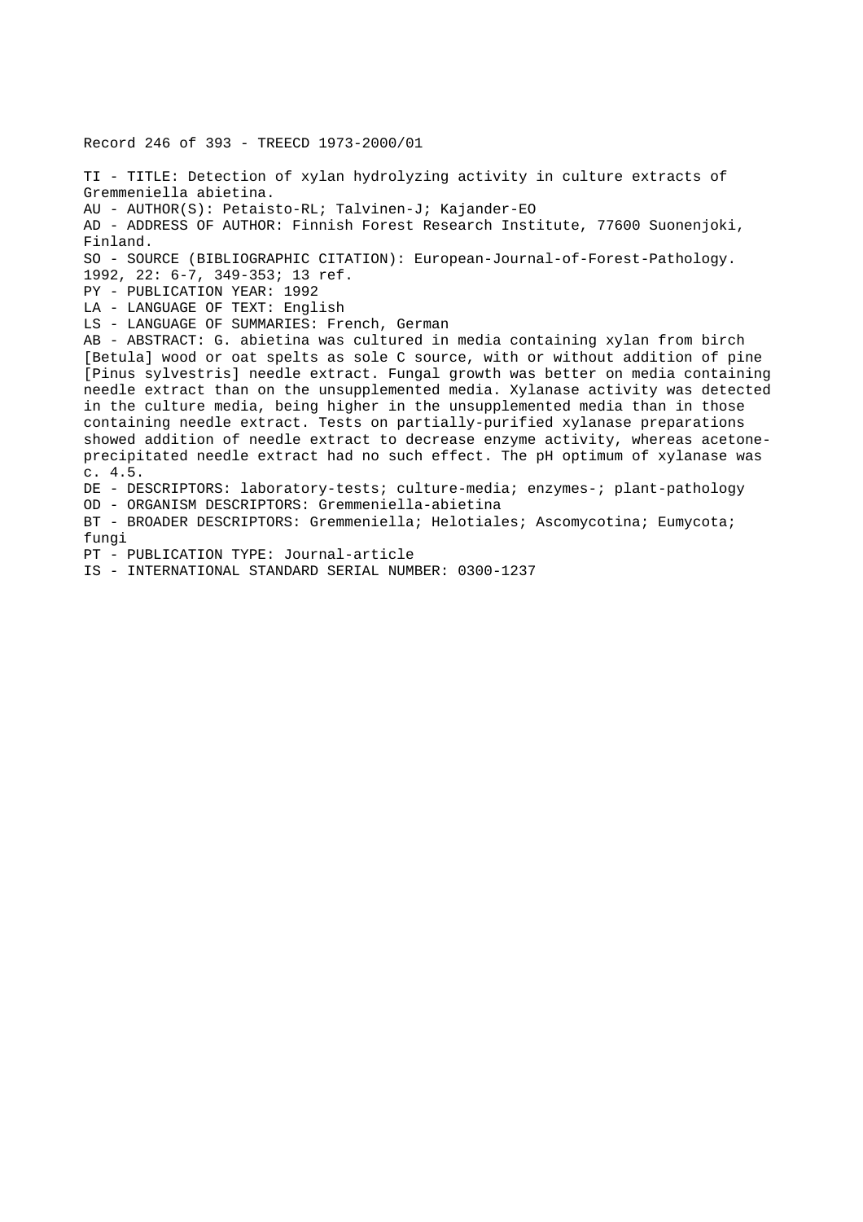Record 246 of 393 - TREECD 1973-2000/01

TI - TITLE: Detection of xylan hydrolyzing activity in culture extracts of Gremmeniella abietina.

AU - AUTHOR(S): Petaisto-RL; Talvinen-J; Kajander-EO

AD - ADDRESS OF AUTHOR: Finnish Forest Research Institute, 77600 Suonenjoki, Finland.

SO - SOURCE (BIBLIOGRAPHIC CITATION): European-Journal-of-Forest-Pathology. 1992, 22: 6-7, 349-353; 13 ref.

PY - PUBLICATION YEAR: 1992

LA - LANGUAGE OF TEXT: English

LS - LANGUAGE OF SUMMARIES: French, German

AB - ABSTRACT: G. abietina was cultured in media containing xylan from birch [Betula] wood or oat spelts as sole C source, with or without addition of pine [Pinus sylvestris] needle extract. Fungal growth was better on media containing needle extract than on the unsupplemented media. Xylanase activity was detected in the culture media, being higher in the unsupplemented media than in those containing needle extract. Tests on partially-purified xylanase preparations showed addition of needle extract to decrease enzyme activity, whereas acetone-precipitated needle extract had no such effect. The pH optimum of xylanase was c. 4.5.

DE - DESCRIPTORS: laboratory-tests; culture-media; enzymes-; plant-pathology

OD - ORGANISM DESCRIPTORS: Gremmeniella-abietina

BT - BROADER DESCRIPTORS: Gremmeniella; Helotiales; Ascomycotina; Eumycota; fungi

PT - PUBLICATION TYPE: Journal-article

IS - INTERNATIONAL STANDARD SERIAL NUMBER: 0300-1237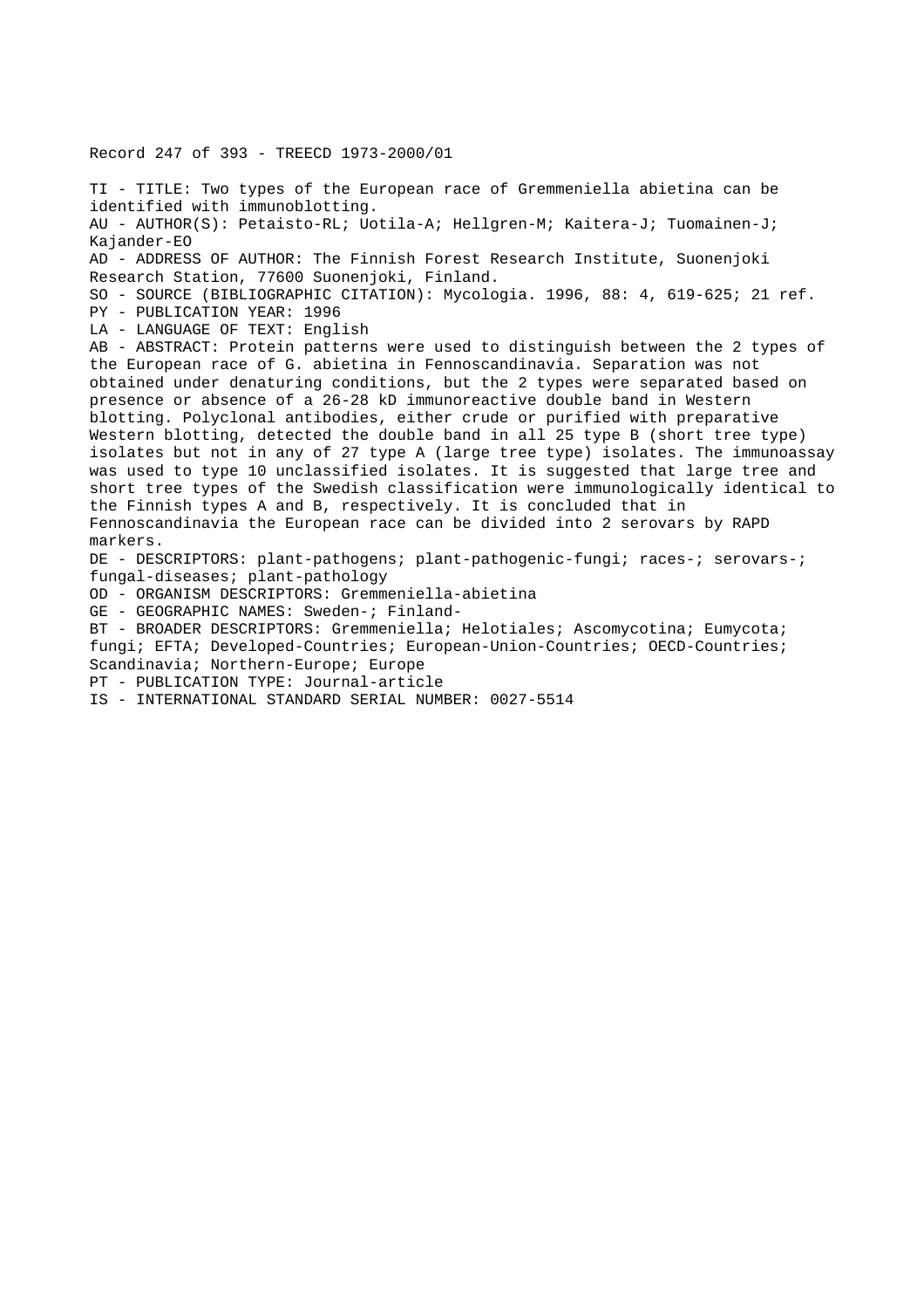Record 247 of 393 - TREECD 1973-2000/01

TI - TITLE: Two types of the European race of Gremmeniella abietina can be identified with immunoblotting.

AU - AUTHOR(S): Petaisto-RL; Uotila-A; Hellgren-M; Kaitera-J; Tuomainen-J; Kajander-EO

AD - ADDRESS OF AUTHOR: The Finnish Forest Research Institute, Suonenjoki Research Station, 77600 Suonenjoki, Finland.

SO - SOURCE (BIBLIOGRAPHIC CITATION): Mycologia. 1996, 88: 4, 619-625; 21 ref.

PY - PUBLICATION YEAR: 1996

LA - LANGUAGE OF TEXT: English

AB - ABSTRACT: Protein patterns were used to distinguish between the 2 types of the European race of G. abietina in Fennoscandinavia. Separation was not obtained under denaturing conditions, but the 2 types were separated based on presence or absence of a 26-28 kD immunoreactive double band in Western blotting. Polyclonal antibodies, either crude or purified with preparative Western blotting, detected the double band in all 25 type B (short tree type) isolates but not in any of 27 type A (large tree type) isolates. The immunoassay was used to type 10 unclassified isolates. It is suggested that large tree and short tree types of the Swedish classification were immunologically identical to the Finnish types A and B, respectively. It is concluded that in Fennoscandinavia the European race can be divided into 2 serovars by RAPD markers.

DE - DESCRIPTORS: plant-pathogens; plant-pathogenic-fungi; races-; serovars-; fungal-diseases; plant-pathology

OD - ORGANISM DESCRIPTORS: Gremmeniella-abietina

GE - GEOGRAPHIC NAMES: Sweden-; Finland-

BT - BROADER DESCRIPTORS: Gremmeniella; Helotiales; Ascomycotina; Eumycota; fungi; EFTA; Developed-Countries; European-Union-Countries; OECD-Countries; Scandinavia; Northern-Europe; Europe

PT - PUBLICATION TYPE: Journal-article

IS - INTERNATIONAL STANDARD SERIAL NUMBER: 0027-5514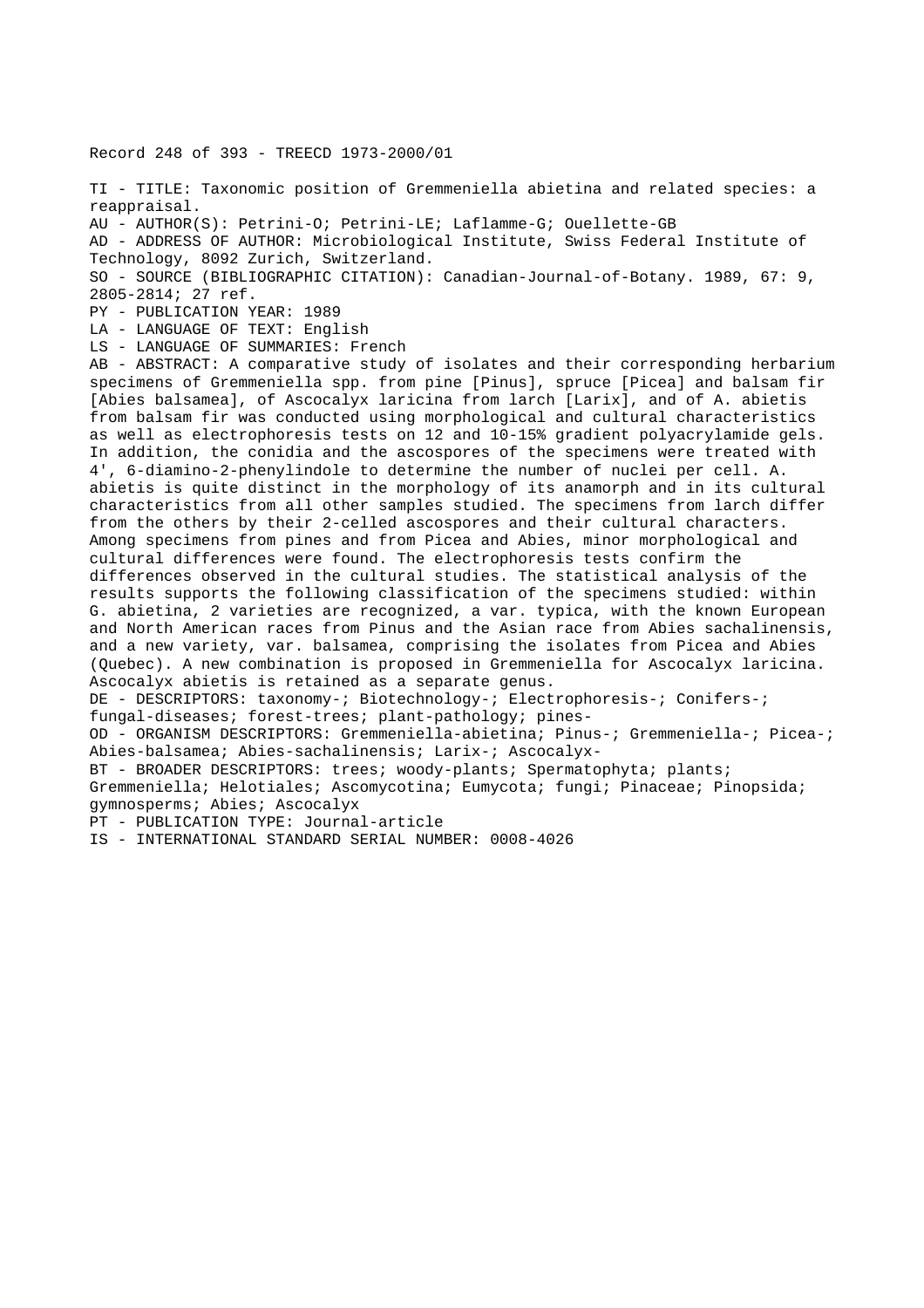Record 248 of 393 - TREECD 1973-2000/01

TI - TITLE: Taxonomic position of Gremmeniella abietina and related species: a reappraisal.
AU - AUTHOR(S): Petrini-O; Petrini-LE; Laflamme-G; Ouellette-GB
AD - ADDRESS OF AUTHOR: Microbiological Institute, Swiss Federal Institute of Technology, 8092 Zurich, Switzerland.
SO - SOURCE (BIBLIOGRAPHIC CITATION): Canadian-Journal-of-Botany. 1989, 67: 9, 2805-2814; 27 ref.
PY - PUBLICATION YEAR: 1989
LA - LANGUAGE OF TEXT: English
LS - LANGUAGE OF SUMMARIES: French
AB - ABSTRACT: A comparative study of isolates and their corresponding herbarium specimens of Gremmeniella spp. from pine [Pinus], spruce [Picea] and balsam fir [Abies balsamea], of Ascocalyx laricina from larch [Larix], and of A. abietis from balsam fir was conducted using morphological and cultural characteristics as well as electrophoresis tests on 12 and 10-15% gradient polyacrylamide gels. In addition, the conidia and the ascospores of the specimens were treated with 4', 6-diamino-2-phenylindole to determine the number of nuclei per cell. A. abietis is quite distinct in the morphology of its anamorph and in its cultural characteristics from all other samples studied. The specimens from larch differ from the others by their 2-celled ascospores and their cultural characters. Among specimens from pines and from Picea and Abies, minor morphological and cultural differences were found. The electrophoresis tests confirm the differences observed in the cultural studies. The statistical analysis of the results supports the following classification of the specimens studied: within G. abietina, 2 varieties are recognized, a var. typica, with the known European and North American races from Pinus and the Asian race from Abies sachalinensis, and a new variety, var. balsamea, comprising the isolates from Picea and Abies (Quebec). A new combination is proposed in Gremmeniella for Ascocalyx laricina. Ascocalyx abietis is retained as a separate genus.
DE - DESCRIPTORS: taxonomy-; Biotechnology-; Electrophoresis-; Conifers-; fungal-diseases; forest-trees; plant-pathology; pines-
OD - ORGANISM DESCRIPTORS: Gremmeniella-abietina; Pinus-; Gremmeniella-; Picea-; Abies-balsamea; Abies-sachalinensis; Larix-; Ascocalyx-
BT - BROADER DESCRIPTORS: trees; woody-plants; Spermatophyta; plants; Gremmeniella; Helotiales; Ascomycotina; Eumycota; fungi; Pinaceae; Pinopsida; gymnosperms; Abies; Ascocalyx
PT - PUBLICATION TYPE: Journal-article
IS - INTERNATIONAL STANDARD SERIAL NUMBER: 0008-4026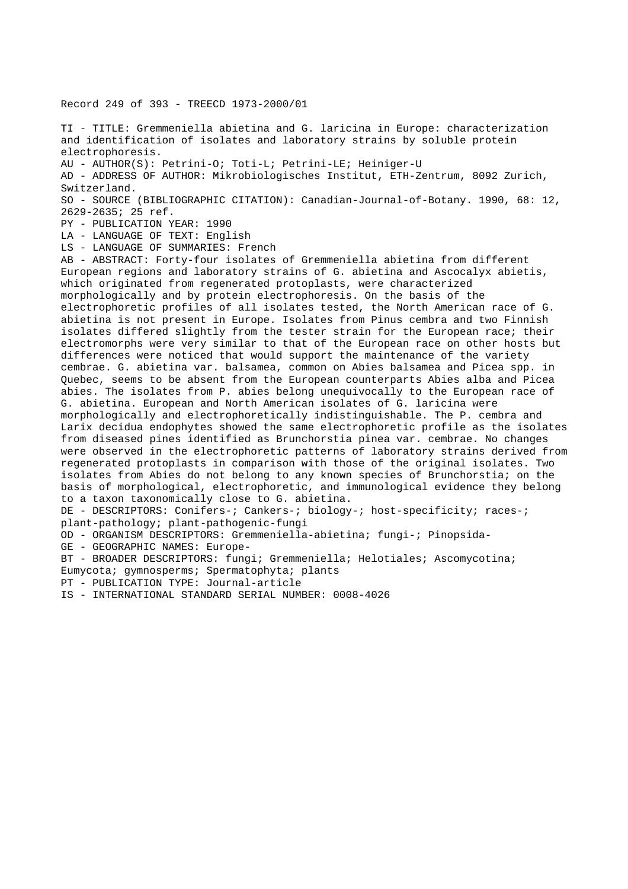Record 249 of 393 - TREECD 1973-2000/01

TI - TITLE: Gremmeniella abietina and G. laricina in Europe: characterization and identification of isolates and laboratory strains by soluble protein electrophoresis.

AU - AUTHOR(S): Petrini-O; Toti-L; Petrini-LE; Heiniger-U

AD - ADDRESS OF AUTHOR: Mikrobiologisches Institut, ETH-Zentrum, 8092 Zurich, Switzerland.

SO - SOURCE (BIBLIOGRAPHIC CITATION): Canadian-Journal-of-Botany. 1990, 68: 12, 2629-2635; 25 ref.

PY - PUBLICATION YEAR: 1990

LA - LANGUAGE OF TEXT: English

LS - LANGUAGE OF SUMMARIES: French

AB - ABSTRACT: Forty-four isolates of Gremmeniella abietina from different European regions and laboratory strains of G. abietina and Ascocalyx abietis, which originated from regenerated protoplasts, were characterized morphologically and by protein electrophoresis. On the basis of the electrophoretic profiles of all isolates tested, the North American race of G. abietina is not present in Europe. Isolates from Pinus cembra and two Finnish isolates differed slightly from the tester strain for the European race; their electromorphs were very similar to that of the European race on other hosts but differences were noticed that would support the maintenance of the variety cembrae. G. abietina var. balsamea, common on Abies balsamea and Picea spp. in Quebec, seems to be absent from the European counterparts Abies alba and Picea abies. The isolates from P. abies belong unequivocally to the European race of G. abietina. European and North American isolates of G. laricina were morphologically and electrophoretically indistinguishable. The P. cembra and Larix decidua endophytes showed the same electrophoretic profile as the isolates from diseased pines identified as Brunchorstia pinea var. cembrae. No changes were observed in the electrophoretic patterns of laboratory strains derived from regenerated protoplasts in comparison with those of the original isolates. Two isolates from Abies do not belong to any known species of Brunchorstia; on the basis of morphological, electrophoretic, and immunological evidence they belong to a taxon taxonomically close to G. abietina.

DE - DESCRIPTORS: Conifers-; Cankers-; biology-; host-specificity; races-; plant-pathology; plant-pathogenic-fungi

OD - ORGANISM DESCRIPTORS: Gremmeniella-abietina; fungi-; Pinopsida-

GE - GEOGRAPHIC NAMES: Europe-

BT - BROADER DESCRIPTORS: fungi; Gremmeniella; Helotiales; Ascomycotina; Eumycota; gymnosperms; Spermatophyta; plants

PT - PUBLICATION TYPE: Journal-article

IS - INTERNATIONAL STANDARD SERIAL NUMBER: 0008-4026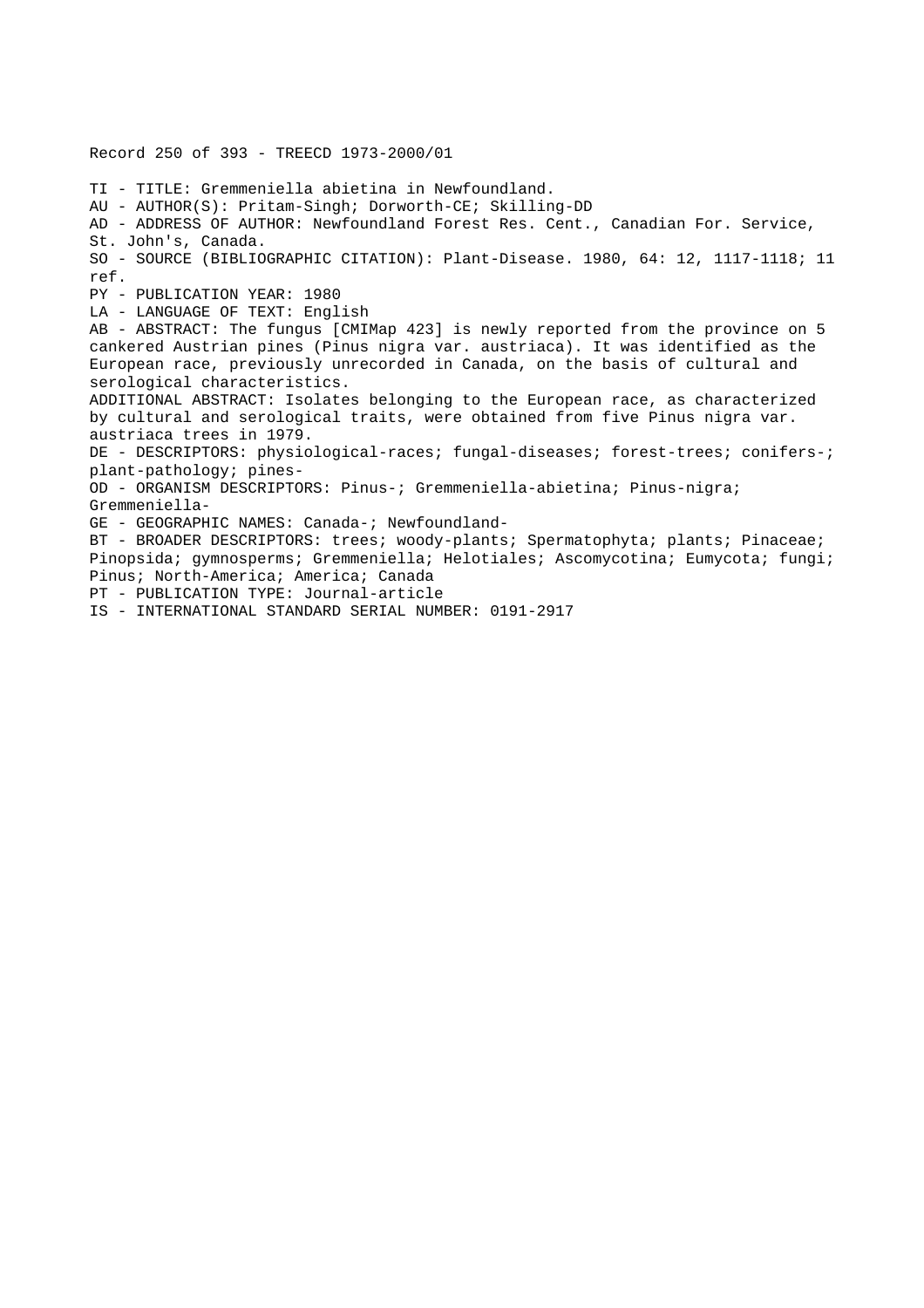Record 250 of 393 - TREECD 1973-2000/01

TI - TITLE: Gremmeniella abietina in Newfoundland.
AU - AUTHOR(S): Pritam-Singh; Dorworth-CE; Skilling-DD
AD - ADDRESS OF AUTHOR: Newfoundland Forest Res. Cent., Canadian For. Service, St. John's, Canada.
SO - SOURCE (BIBLIOGRAPHIC CITATION): Plant-Disease. 1980, 64: 12, 1117-1118; 11 ref.
PY - PUBLICATION YEAR: 1980
LA - LANGUAGE OF TEXT: English
AB - ABSTRACT: The fungus [CMIMap 423] is newly reported from the province on 5 cankered Austrian pines (Pinus nigra var. austriaca). It was identified as the European race, previously unrecorded in Canada, on the basis of cultural and serological characteristics.
ADDITIONAL ABSTRACT: Isolates belonging to the European race, as characterized by cultural and serological traits, were obtained from five Pinus nigra var. austriaca trees in 1979.
DE - DESCRIPTORS: physiological-races; fungal-diseases; forest-trees; conifers-; plant-pathology; pines-
OD - ORGANISM DESCRIPTORS: Pinus-; Gremmeniella-abietina; Pinus-nigra; Gremmeniella-
GE - GEOGRAPHIC NAMES: Canada-; Newfoundland-
BT - BROADER DESCRIPTORS: trees; woody-plants; Spermatophyta; plants; Pinaceae; Pinopsida; gymnosperms; Gremmeniella; Helotiales; Ascomycotina; Eumycota; fungi; Pinus; North-America; America; Canada
PT - PUBLICATION TYPE: Journal-article
IS - INTERNATIONAL STANDARD SERIAL NUMBER: 0191-2917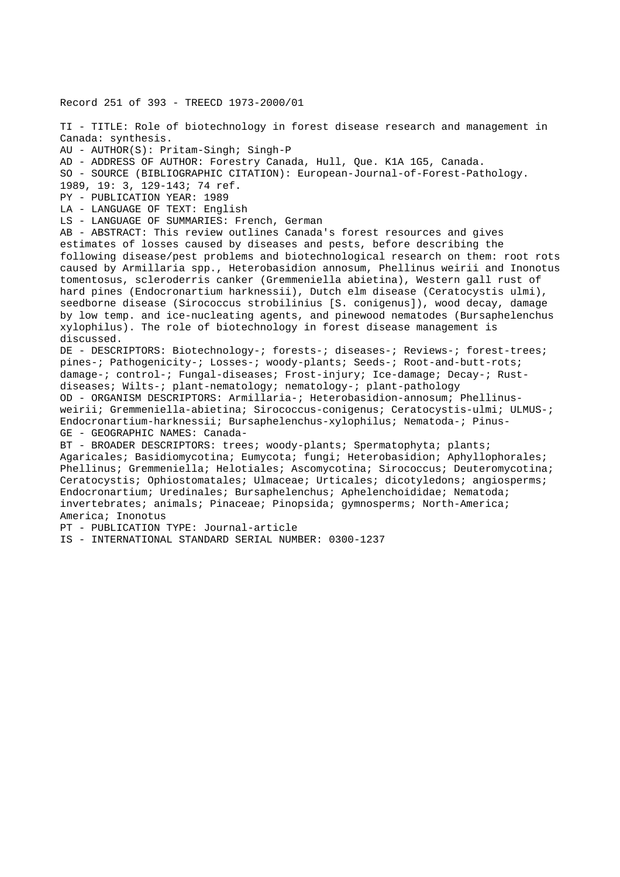Record 251 of 393 - TREECD 1973-2000/01

TI - TITLE: Role of biotechnology in forest disease research and management in Canada: synthesis.
AU - AUTHOR(S): Pritam-Singh; Singh-P
AD - ADDRESS OF AUTHOR: Forestry Canada, Hull, Que. K1A 1G5, Canada.
SO - SOURCE (BIBLIOGRAPHIC CITATION): European-Journal-of-Forest-Pathology. 1989, 19: 3, 129-143; 74 ref.
PY - PUBLICATION YEAR: 1989
LA - LANGUAGE OF TEXT: English
LS - LANGUAGE OF SUMMARIES: French, German
AB - ABSTRACT: This review outlines Canada's forest resources and gives estimates of losses caused by diseases and pests, before describing the following disease/pest problems and biotechnological research on them: root rots caused by Armillaria spp., Heterobasidion annosum, Phellinus weirii and Inonotus tomentosus, scleroderris canker (Gremmeniella abietina), Western gall rust of hard pines (Endocronartium harknessii), Dutch elm disease (Ceratocystis ulmi), seedborne disease (Sirococcus strobilinius [S. conigenus]), wood decay, damage by low temp. and ice-nucleating agents, and pinewood nematodes (Bursaphelenchus xylophilus). The role of biotechnology in forest disease management is discussed.
DE - DESCRIPTORS: Biotechnology-; forests-; diseases-; Reviews-; forest-trees; pines-; Pathogenicity-; Losses-; woody-plants; Seeds-; Root-and-butt-rots; damage-; control-; Fungal-diseases; Frost-injury; Ice-damage; Decay-; Rust-diseases; Wilts-; plant-nematology; nematology-; plant-pathology
OD - ORGANISM DESCRIPTORS: Armillaria-; Heterobasidion-annosum; Phellinus-weirii; Gremmeniella-abietina; Sirococcus-conigenus; Ceratocystis-ulmi; ULMUS-; Endocronartium-harknessii; Bursaphelenchus-xylophilus; Nematoda-; Pinus-
GE - GEOGRAPHIC NAMES: Canada-
BT - BROADER DESCRIPTORS: trees; woody-plants; Spermatophyta; plants; Agaricales; Basidiomycotina; Eumycota; fungi; Heterobasidion; Aphyllophorales; Phellinus; Gremmeniella; Helotiales; Ascomycotina; Sirococcus; Deuteromycotina; Ceratocystis; Ophiostomatales; Ulmaceae; Urticales; dicotyledons; angiosperms; Endocronartium; Uredinales; Bursaphelenchus; Aphelenchoididae; Nematoda; invertebrates; animals; Pinaceae; Pinopsida; gymnosperms; North-America; America; Inonotus
PT - PUBLICATION TYPE: Journal-article
IS - INTERNATIONAL STANDARD SERIAL NUMBER: 0300-1237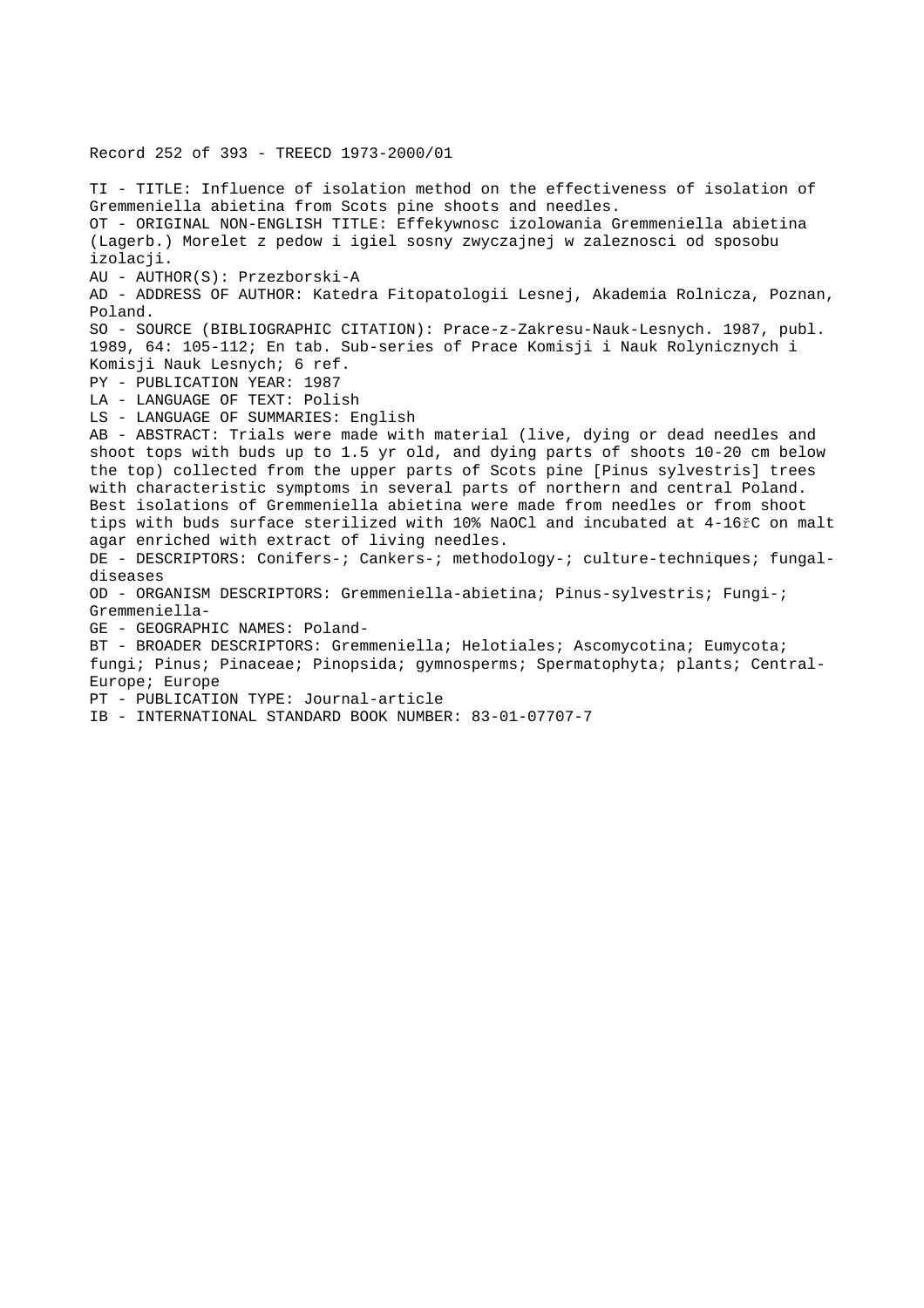Record 252 of 393 - TREECD 1973-2000/01

TI - TITLE: Influence of isolation method on the effectiveness of isolation of Gremmeniella abietina from Scots pine shoots and needles.
OT - ORIGINAL NON-ENGLISH TITLE: Effekywnosc izolowania Gremmeniella abietina (Lagerb.) Morelet z pedow i igiel sosny zwyczajnej w zaleznosci od sposobu izolacji.
AU - AUTHOR(S): Przezborski-A
AD - ADDRESS OF AUTHOR: Katedra Fitopatologii Lesnej, Akademia Rolnicza, Poznan, Poland.
SO - SOURCE (BIBLIOGRAPHIC CITATION): Prace-z-Zakresu-Nauk-Lesnych. 1987, publ. 1989, 64: 105-112; En tab. Sub-series of Prace Komisji i Nauk Rolyniczny ch i Komisji Nauk Lesnych; 6 ref.
PY - PUBLICATION YEAR: 1987
LA - LANGUAGE OF TEXT: Polish
LS - LANGUAGE OF SUMMARIES: English
AB - ABSTRACT: Trials were made with material (live, dying or dead needles and shoot tops with buds up to 1.5 yr old, and dying parts of shoots 10-20 cm below the top) collected from the upper parts of Scots pine [Pinus sylvestris] trees with characteristic symptoms in several parts of northern and central Poland. Best isolations of Gremmeniella abietina were made from needles or from shoot tips with buds surface sterilized with 10% NaOCl and incubated at 4-16řC on malt agar enriched with extract of living needles.
DE - DESCRIPTORS: Conifers-; Cankers-; methodology-; culture-techniques; fungal-diseases
OD - ORGANISM DESCRIPTORS: Gremmeniella-abietina; Pinus-sylvestris; Fungi-; Gremmeniella-
GE - GEOGRAPHIC NAMES: Poland-
BT - BROADER DESCRIPTORS: Gremmeniella; Helotiales; Ascomycotina; Eumycota; fungi; Pinus; Pinaceae; Pinopsida; gymnosperms; Spermatophyta; plants; Central-Europe; Europe
PT - PUBLICATION TYPE: Journal-article
IB - INTERNATIONAL STANDARD BOOK NUMBER: 83-01-07707-7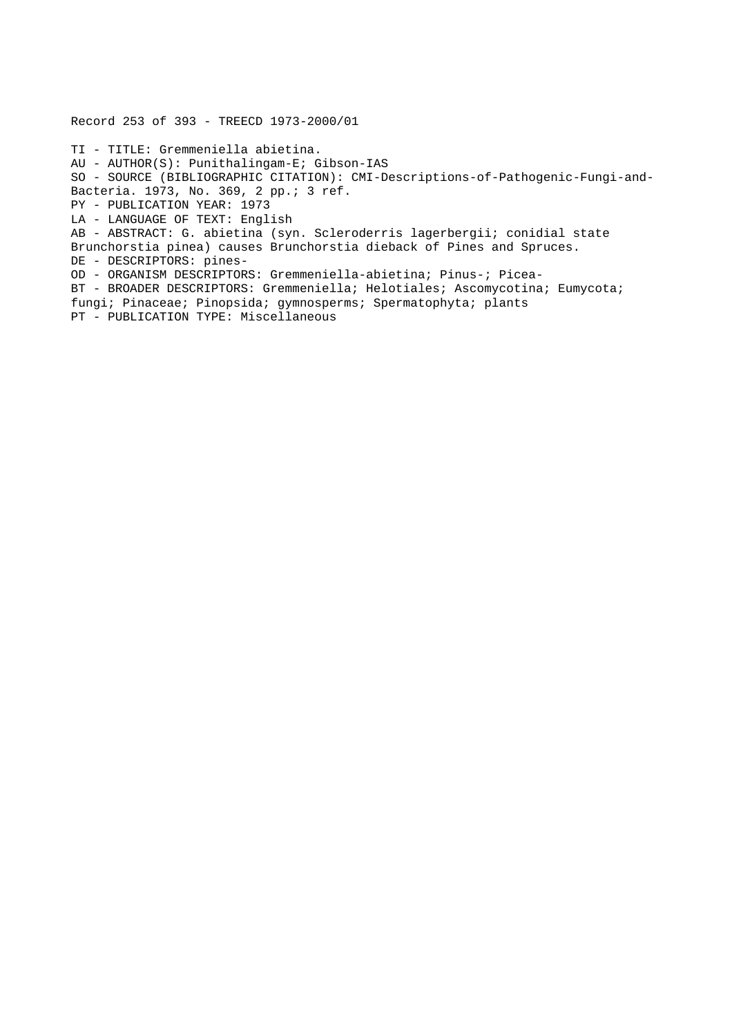Record 253 of 393 - TREECD 1973-2000/01

TI - TITLE: Gremmeniella abietina.
AU - AUTHOR(S): Punithalingam-E; Gibson-IAS
SO - SOURCE (BIBLIOGRAPHIC CITATION): CMI-Descriptions-of-Pathogenic-Fungi-and-Bacteria. 1973, No. 369, 2 pp.; 3 ref.
PY - PUBLICATION YEAR: 1973
LA - LANGUAGE OF TEXT: English
AB - ABSTRACT: G. abietina (syn. Scleroderris lagerbergii; conidial state Brunchorstia pinea) causes Brunchorstia dieback of Pines and Spruces.
DE - DESCRIPTORS: pines-
OD - ORGANISM DESCRIPTORS: Gremmeniella-abietina; Pinus-; Picea-
BT - BROADER DESCRIPTORS: Gremmeniella; Helotiales; Ascomycotina; Eumycota; fungi; Pinaceae; Pinopsida; gymnosperms; Spermatophyta; plants
PT - PUBLICATION TYPE: Miscellaneous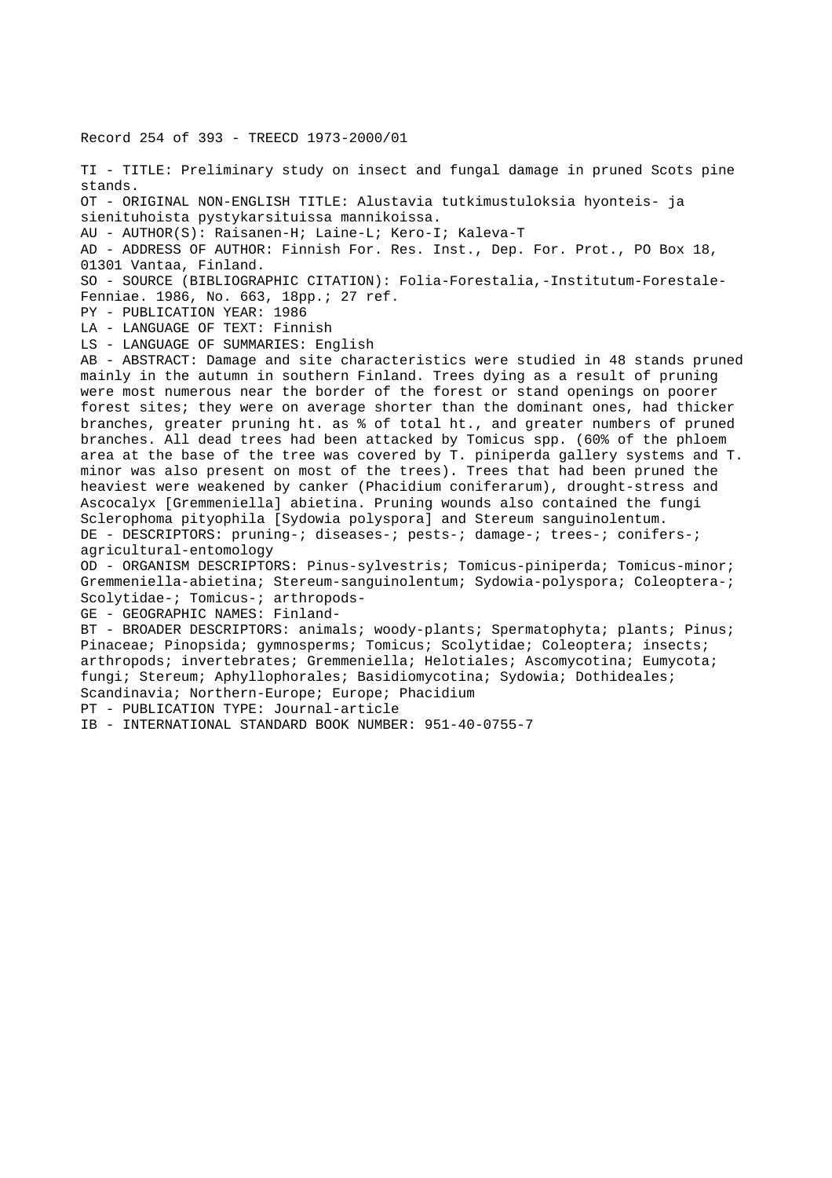Record 254 of 393 - TREECD 1973-2000/01

TI - TITLE: Preliminary study on insect and fungal damage in pruned Scots pine stands.
OT - ORIGINAL NON-ENGLISH TITLE: Alustavia tutkimustuloksia hyonteis- ja sienituhoista pystykarsituissa mannikoissa.
AU - AUTHOR(S): Raisanen-H; Laine-L; Kero-I; Kaleva-T
AD - ADDRESS OF AUTHOR: Finnish For. Res. Inst., Dep. For. Prot., PO Box 18, 01301 Vantaa, Finland.
SO - SOURCE (BIBLIOGRAPHIC CITATION): Folia-Forestalia,-Institutum-Forestale-Fenniae. 1986, No. 663, 18pp.; 27 ref.
PY - PUBLICATION YEAR: 1986
LA - LANGUAGE OF TEXT: Finnish
LS - LANGUAGE OF SUMMARIES: English
AB - ABSTRACT: Damage and site characteristics were studied in 48 stands pruned mainly in the autumn in southern Finland. Trees dying as a result of pruning were most numerous near the border of the forest or stand openings on poorer forest sites; they were on average shorter than the dominant ones, had thicker branches, greater pruning ht. as % of total ht., and greater numbers of pruned branches. All dead trees had been attacked by Tomicus spp. (60% of the phloem area at the base of the tree was covered by T. piniperda gallery systems and T. minor was also present on most of the trees). Trees that had been pruned the heaviest were weakened by canker (Phacidium coniferarum), drought-stress and Ascocalyx [Gremmeniella] abietina. Pruning wounds also contained the fungi Sclerophoma pityophila [Sydowia polyspora] and Stereum sanguinolentum.
DE - DESCRIPTORS: pruning-; diseases-; pests-; damage-; trees-; conifers-; agricultural-entomology
OD - ORGANISM DESCRIPTORS: Pinus-sylvestris; Tomicus-piniperda; Tomicus-minor; Gremmeniella-abietina; Stereum-sanguinolentum; Sydowia-polyspora; Coleoptera-; Scolytidae-; Tomicus-; arthropods-
GE - GEOGRAPHIC NAMES: Finland-
BT - BROADER DESCRIPTORS: animals; woody-plants; Spermatophyta; plants; Pinus; Pinaceae; Pinopsida; gymnosperms; Tomicus; Scolytidae; Coleoptera; insects; arthropods; invertebrates; Gremmeniella; Helotiales; Ascomycotina; Eumycota; fungi; Stereum; Aphyllophorales; Basidiomycotina; Sydowia; Dothideales; Scandinavia; Northern-Europe; Europe; Phacidium
PT - PUBLICATION TYPE: Journal-article
IB - INTERNATIONAL STANDARD BOOK NUMBER: 951-40-0755-7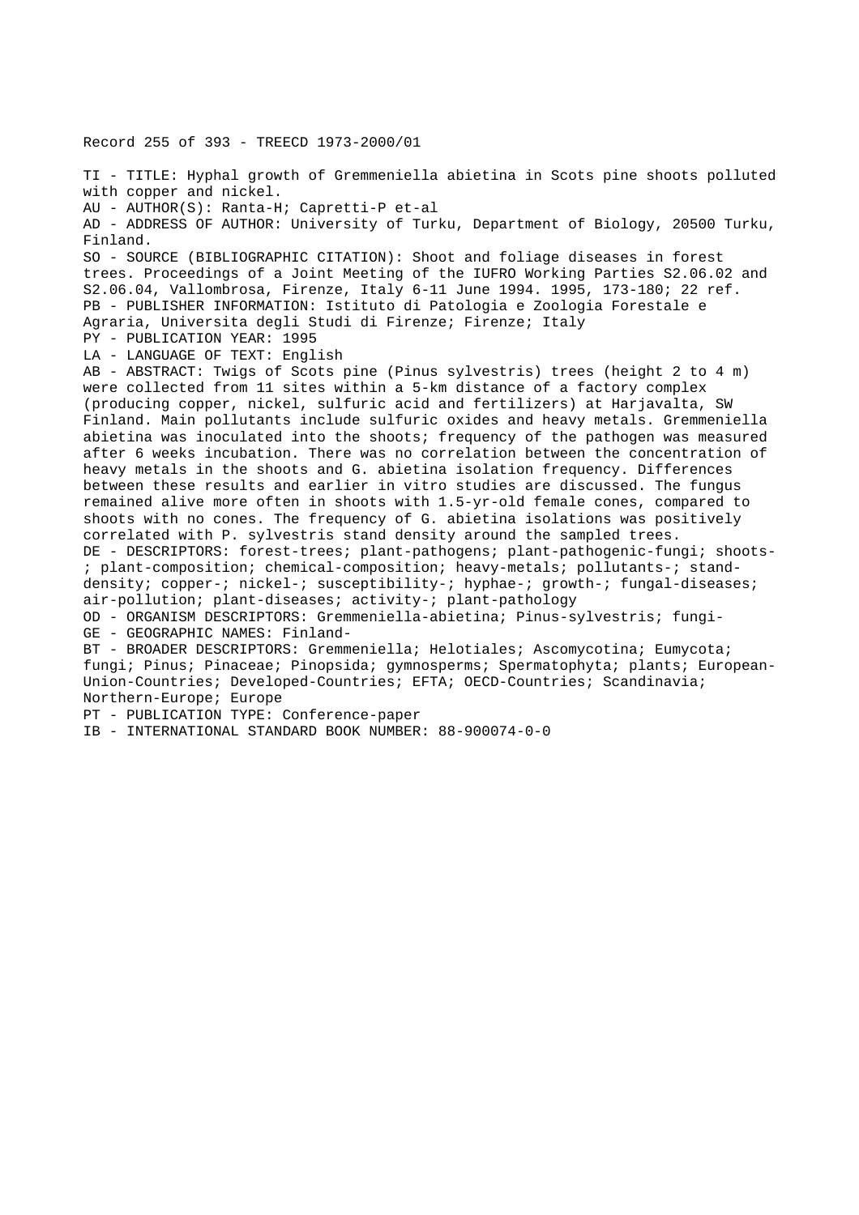Record 255 of 393 - TREECD 1973-2000/01

TI - TITLE: Hyphal growth of Gremmeniella abietina in Scots pine shoots polluted with copper and nickel.
AU - AUTHOR(S): Ranta-H; Capretti-P et-al
AD - ADDRESS OF AUTHOR: University of Turku, Department of Biology, 20500 Turku, Finland.
SO - SOURCE (BIBLIOGRAPHIC CITATION): Shoot and foliage diseases in forest trees. Proceedings of a Joint Meeting of the IUFRO Working Parties S2.06.02 and S2.06.04, Vallombrosa, Firenze, Italy 6-11 June 1994. 1995, 173-180; 22 ref.
PB - PUBLISHER INFORMATION: Istituto di Patologia e Zoologia Forestale e Agraria, Universita degli Studi di Firenze; Firenze; Italy
PY - PUBLICATION YEAR: 1995
LA - LANGUAGE OF TEXT: English
AB - ABSTRACT: Twigs of Scots pine (Pinus sylvestris) trees (height 2 to 4 m) were collected from 11 sites within a 5-km distance of a factory complex (producing copper, nickel, sulfuric acid and fertilizers) at Harjavalta, SW Finland. Main pollutants include sulfuric oxides and heavy metals. Gremmeniella abietina was inoculated into the shoots; frequency of the pathogen was measured after 6 weeks incubation. There was no correlation between the concentration of heavy metals in the shoots and G. abietina isolation frequency. Differences between these results and earlier in vitro studies are discussed. The fungus remained alive more often in shoots with 1.5-yr-old female cones, compared to shoots with no cones. The frequency of G. abietina isolations was positively correlated with P. sylvestris stand density around the sampled trees.
DE - DESCRIPTORS: forest-trees; plant-pathogens; plant-pathogenic-fungi; shoots-; plant-composition; chemical-composition; heavy-metals; pollutants-; stand-density; copper-; nickel-; susceptibility-; hyphae-; growth-; fungal-diseases; air-pollution; plant-diseases; activity-; plant-pathology
OD - ORGANISM DESCRIPTORS: Gremmeniella-abietina; Pinus-sylvestris; fungi-
GE - GEOGRAPHIC NAMES: Finland-
BT - BROADER DESCRIPTORS: Gremmeniella; Helotiales; Ascomycotina; Eumycota; fungi; Pinus; Pinaceae; Pinopsida; gymnosperms; Spermatophyta; plants; European-Union-Countries; Developed-Countries; EFTA; OECD-Countries; Scandinavia; Northern-Europe; Europe
PT - PUBLICATION TYPE: Conference-paper
IB - INTERNATIONAL STANDARD BOOK NUMBER: 88-900074-0-0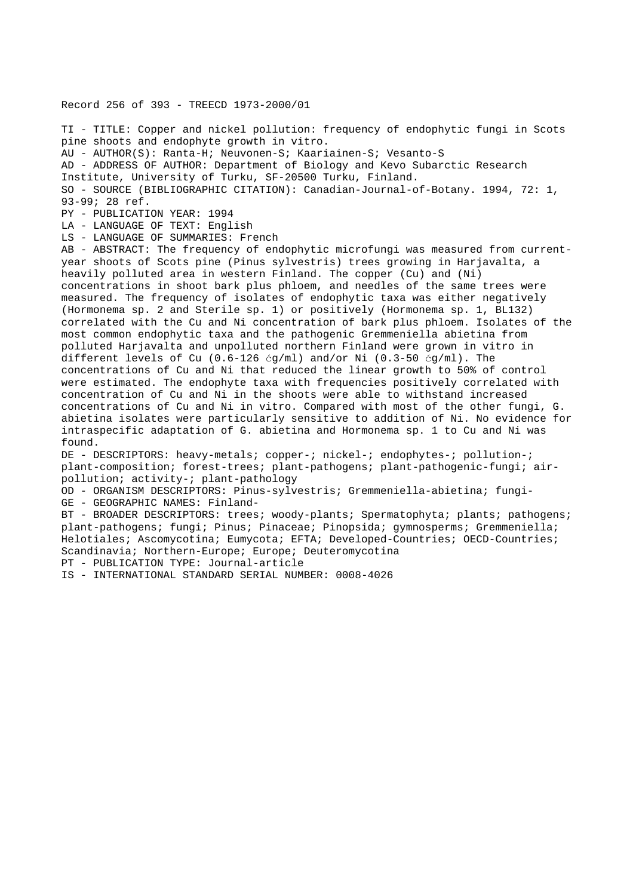Record 256 of 393 - TREECD 1973-2000/01

TI - TITLE: Copper and nickel pollution: frequency of endophytic fungi in Scots pine shoots and endophyte growth in vitro.
AU - AUTHOR(S): Ranta-H; Neuvonen-S; Kaariainen-S; Vesanto-S
AD - ADDRESS OF AUTHOR: Department of Biology and Kevo Subarctic Research Institute, University of Turku, SF-20500 Turku, Finland.
SO - SOURCE (BIBLIOGRAPHIC CITATION): Canadian-Journal-of-Botany. 1994, 72: 1, 93-99; 28 ref.
PY - PUBLICATION YEAR: 1994
LA - LANGUAGE OF TEXT: English
LS - LANGUAGE OF SUMMARIES: French
AB - ABSTRACT: The frequency of endophytic microfungi was measured from current-year shoots of Scots pine (Pinus sylvestris) trees growing in Harjavalta, a heavily polluted area in western Finland. The copper (Cu) and (Ni) concentrations in shoot bark plus phloem, and needles of the same trees were measured. The frequency of isolates of endophytic taxa was either negatively (Hormonema sp. 2 and Sterile sp. 1) or positively (Hormonema sp. 1, BL132) correlated with the Cu and Ni concentration of bark plus phloem. Isolates of the most common endophytic taxa and the pathogenic Gremmeniella abietina from polluted Harjavalta and unpolluted northern Finland were grown in vitro in different levels of Cu (0.6-126 ćg/ml) and/or Ni (0.3-50 ćg/ml). The concentrations of Cu and Ni that reduced the linear growth to 50% of control were estimated. The endophyte taxa with frequencies positively correlated with concentration of Cu and Ni in the shoots were able to withstand increased concentrations of Cu and Ni in vitro. Compared with most of the other fungi, G. abietina isolates were particularly sensitive to addition of Ni. No evidence for intraspecific adaptation of G. abietina and Hormonema sp. 1 to Cu and Ni was found.
DE - DESCRIPTORS: heavy-metals; copper-; nickel-; endophytes-; pollution-; plant-composition; forest-trees; plant-pathogens; plant-pathogenic-fungi; air-pollution; activity-; plant-pathology
OD - ORGANISM DESCRIPTORS: Pinus-sylvestris; Gremmeniella-abietina; fungi-
GE - GEOGRAPHIC NAMES: Finland-
BT - BROADER DESCRIPTORS: trees; woody-plants; Spermatophyta; plants; pathogens; plant-pathogens; fungi; Pinus; Pinaceae; Pinopsida; gymnosperms; Gremmeniella; Helotiales; Ascomycotina; Eumycota; EFTA; Developed-Countries; OECD-Countries; Scandinavia; Northern-Europe; Europe; Deuteromycotina
PT - PUBLICATION TYPE: Journal-article
IS - INTERNATIONAL STANDARD SERIAL NUMBER: 0008-4026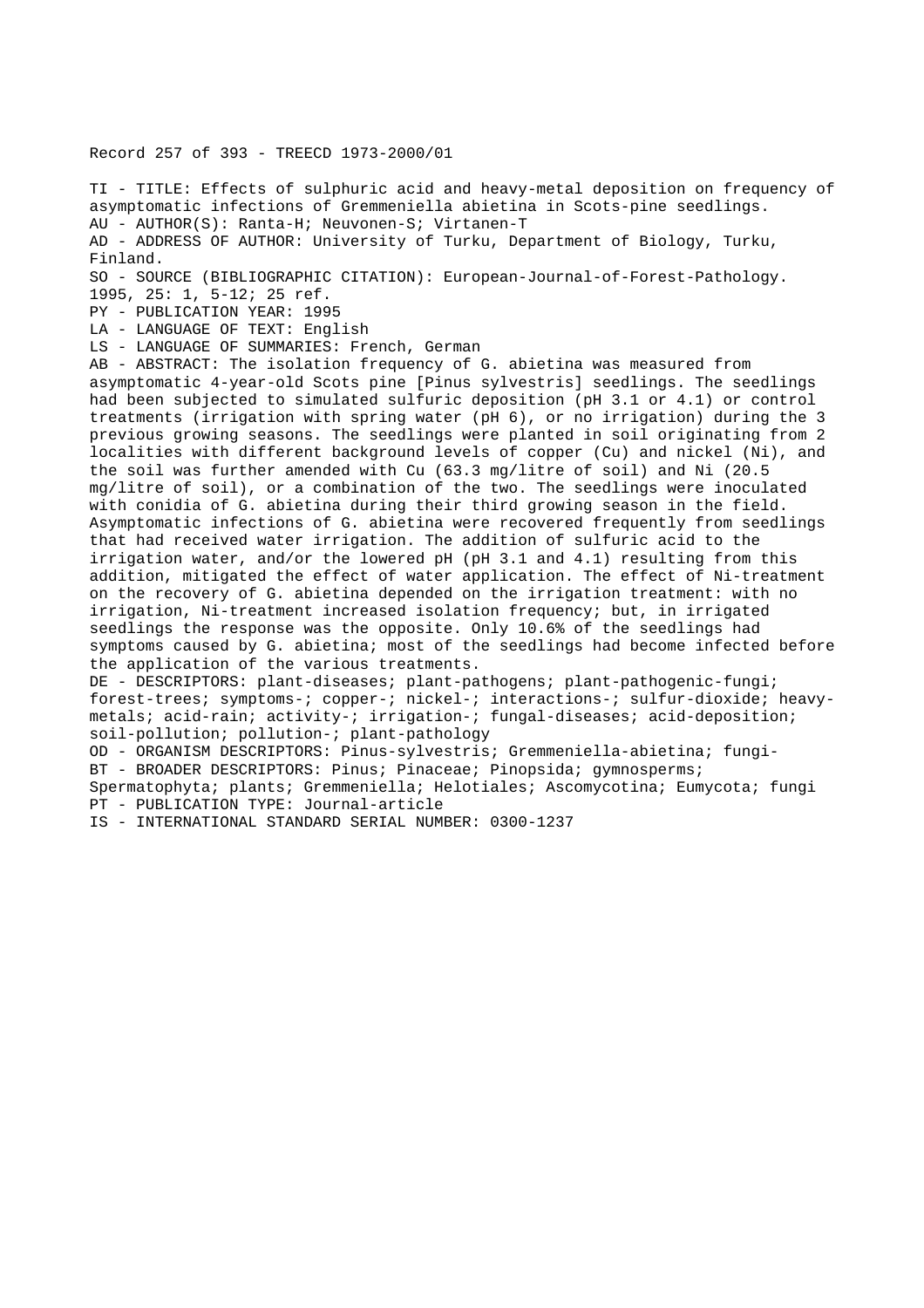Record 257 of 393 - TREECD 1973-2000/01

TI - TITLE: Effects of sulphuric acid and heavy-metal deposition on frequency of asymptomatic infections of Gremmeniella abietina in Scots-pine seedlings.
AU - AUTHOR(S): Ranta-H; Neuvonen-S; Virtanen-T
AD - ADDRESS OF AUTHOR: University of Turku, Department of Biology, Turku, Finland.
SO - SOURCE (BIBLIOGRAPHIC CITATION): European-Journal-of-Forest-Pathology. 1995, 25: 1, 5-12; 25 ref.
PY - PUBLICATION YEAR: 1995
LA - LANGUAGE OF TEXT: English
LS - LANGUAGE OF SUMMARIES: French, German
AB - ABSTRACT: The isolation frequency of G. abietina was measured from asymptomatic 4-year-old Scots pine [Pinus sylvestris] seedlings. The seedlings had been subjected to simulated sulfuric deposition (pH 3.1 or 4.1) or control treatments (irrigation with spring water (pH 6), or no irrigation) during the 3 previous growing seasons. The seedlings were planted in soil originating from 2 localities with different background levels of copper (Cu) and nickel (Ni), and the soil was further amended with Cu (63.3 mg/litre of soil) and Ni (20.5 mg/litre of soil), or a combination of the two. The seedlings were inoculated with conidia of G. abietina during their third growing season in the field. Asymptomatic infections of G. abietina were recovered frequently from seedlings that had received water irrigation. The addition of sulfuric acid to the irrigation water, and/or the lowered pH (pH 3.1 and 4.1) resulting from this addition, mitigated the effect of water application. The effect of Ni-treatment on the recovery of G. abietina depended on the irrigation treatment: with no irrigation, Ni-treatment increased isolation frequency; but, in irrigated seedlings the response was the opposite. Only 10.6% of the seedlings had symptoms caused by G. abietina; most of the seedlings had become infected before the application of the various treatments.
DE - DESCRIPTORS: plant-diseases; plant-pathogens; plant-pathogenic-fungi; forest-trees; symptoms-; copper-; nickel-; interactions-; sulfur-dioxide; heavy-metals; acid-rain; activity-; irrigation-; fungal-diseases; acid-deposition; soil-pollution; pollution-; plant-pathology
OD - ORGANISM DESCRIPTORS: Pinus-sylvestris; Gremmeniella-abietina; fungi-
BT - BROADER DESCRIPTORS: Pinus; Pinaceae; Pinopsida; gymnosperms; Spermatophyta; plants; Gremmeniella; Helotiales; Ascomycotina; Eumycota; fungi
PT - PUBLICATION TYPE: Journal-article
IS - INTERNATIONAL STANDARD SERIAL NUMBER: 0300-1237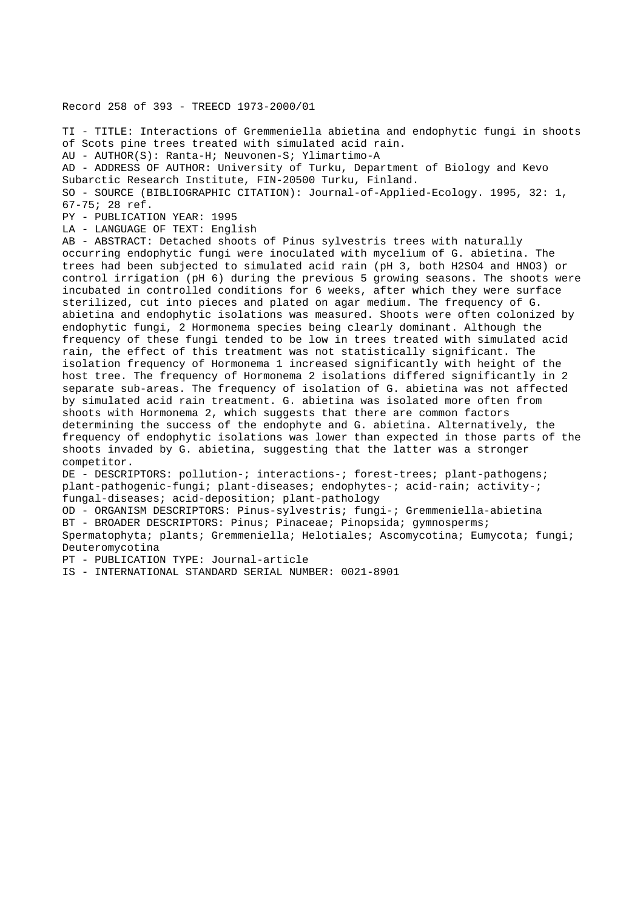Record 258 of 393 - TREECD 1973-2000/01

TI - TITLE: Interactions of Gremmeniella abietina and endophytic fungi in shoots of Scots pine trees treated with simulated acid rain.

AU - AUTHOR(S): Ranta-H; Neuvonen-S; Ylimartimo-A

AD - ADDRESS OF AUTHOR: University of Turku, Department of Biology and Kevo Subarctic Research Institute, FIN-20500 Turku, Finland.

SO - SOURCE (BIBLIOGRAPHIC CITATION): Journal-of-Applied-Ecology. 1995, 32: 1, 67-75; 28 ref.

PY - PUBLICATION YEAR: 1995

LA - LANGUAGE OF TEXT: English

AB - ABSTRACT: Detached shoots of Pinus sylvestris trees with naturally occurring endophytic fungi were inoculated with mycelium of G. abietina. The trees had been subjected to simulated acid rain (pH 3, both $H_2SO_4$ and $HNO_3$) or control irrigation (pH 6) during the previous 5 growing seasons. The shoots were incubated in controlled conditions for 6 weeks, after which they were surface sterilized, cut into pieces and plated on agar medium. The frequency of G. abietina and endophytic isolations was measured. Shoots were often colonized by endophytic fungi, 2 Hormonema species being clearly dominant. Although the frequency of these fungi tended to be low in trees treated with simulated acid rain, the effect of this treatment was not statistically significant. The isolation frequency of Hormonema 1 increased significantly with height of the host tree. The frequency of Hormonema 2 isolations differed significantly in 2 separate sub-areas. The frequency of isolation of G. abietina was not affected by simulated acid rain treatment. G. abietina was isolated more often from shoots with Hormonema 2, which suggests that there are common factors determining the success of the endophyte and G. abietina. Alternatively, the frequency of endophytic isolations was lower than expected in those parts of the shoots invaded by G. abietina, suggesting that the latter was a stronger competitor.

DE - DESCRIPTORS: pollution-; interactions-; forest-trees; plant-pathogens; plant-pathogenic-fungi; plant-diseases; endophytes-; acid-rain; activity-; fungal-diseases; acid-deposition; plant-pathology

OD - ORGANISM DESCRIPTORS: Pinus-sylvestris; fungi-; Gremmeniella-abietina

BT - BROADER DESCRIPTORS: Pinus; Pinaceae; Pinopsida; gymnosperms; Spermatophyta; plants; Gremmeniella; Helotiales; Ascomycotina; Eumycota; fungi; Deuteromycotina

PT - PUBLICATION TYPE: Journal-article

IS - INTERNATIONAL STANDARD SERIAL NUMBER: 0021-8901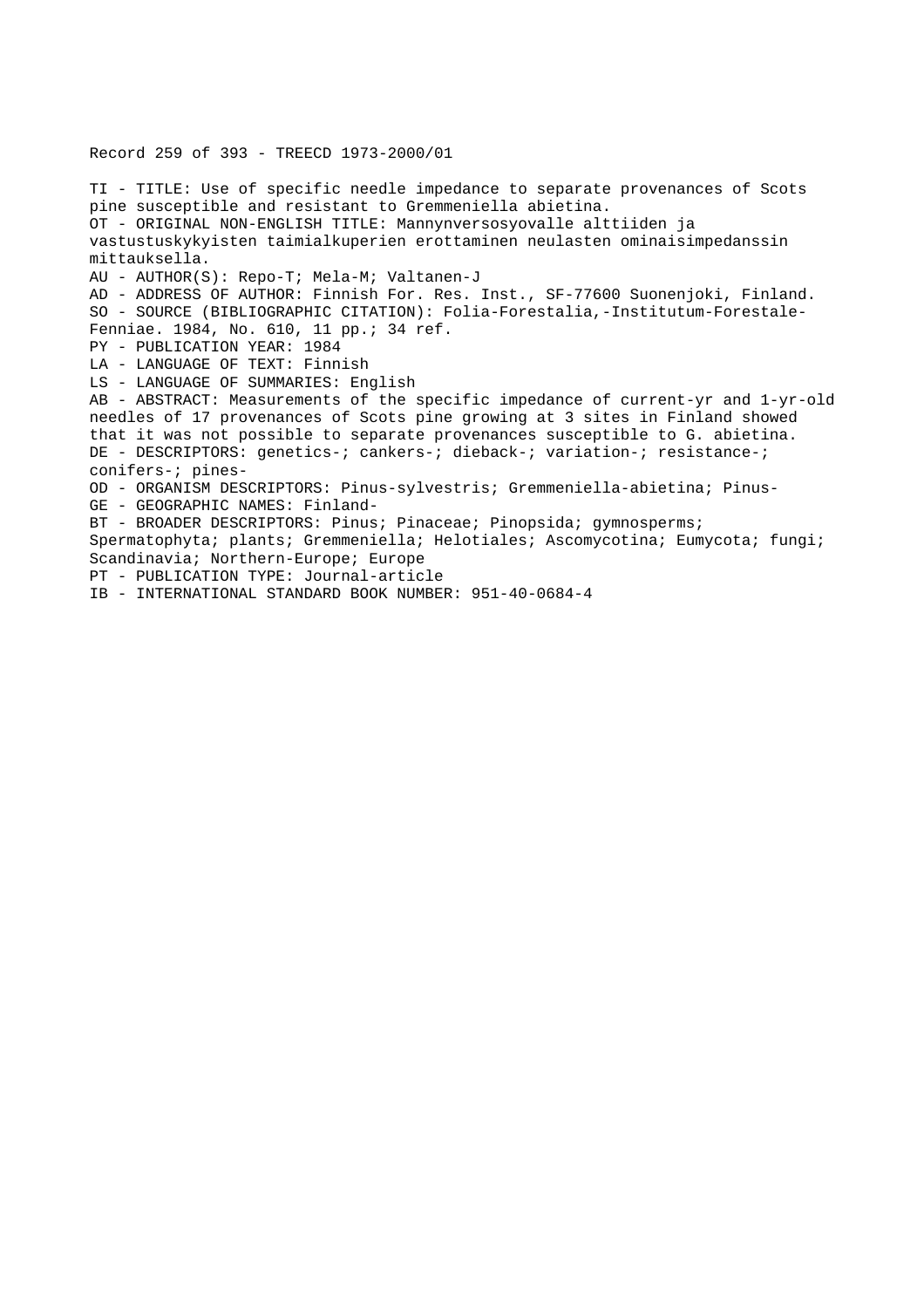Record 259 of 393 - TREECD 1973-2000/01

TI - TITLE: Use of specific needle impedance to separate provenances of Scots pine susceptible and resistant to Gremmeniella abietina.
OT - ORIGINAL NON-ENGLISH TITLE: Mannynversosyovalle alttiiden ja vastustuskykyisten taimialkuperien erottaminen neulasten ominaisimpedanssin mittauksella.
AU - AUTHOR(S): Repo-T; Mela-M; Valtanen-J
AD - ADDRESS OF AUTHOR: Finnish For. Res. Inst., SF-77600 Suonenjoki, Finland.
SO - SOURCE (BIBLIOGRAPHIC CITATION): Folia-Forestalia,-Institutum-Forestale-Fenniae. 1984, No. 610, 11 pp.; 34 ref.
PY - PUBLICATION YEAR: 1984
LA - LANGUAGE OF TEXT: Finnish
LS - LANGUAGE OF SUMMARIES: English
AB - ABSTRACT: Measurements of the specific impedance of current-yr and 1-yr-old needles of 17 provenances of Scots pine growing at 3 sites in Finland showed that it was not possible to separate provenances susceptible to G. abietina.
DE - DESCRIPTORS: genetics-; cankers-; dieback-; variation-; resistance-; conifers-; pines-
OD - ORGANISM DESCRIPTORS: Pinus-sylvestris; Gremmeniella-abietina; Pinus-
GE - GEOGRAPHIC NAMES: Finland-
BT - BROADER DESCRIPTORS: Pinus; Pinaceae; Pinopsida; gymnosperms; Spermatophyta; plants; Gremmeniella; Helotiales; Ascomycotina; Eumycota; fungi; Scandinavia; Northern-Europe; Europe
PT - PUBLICATION TYPE: Journal-article
IB - INTERNATIONAL STANDARD BOOK NUMBER: 951-40-0684-4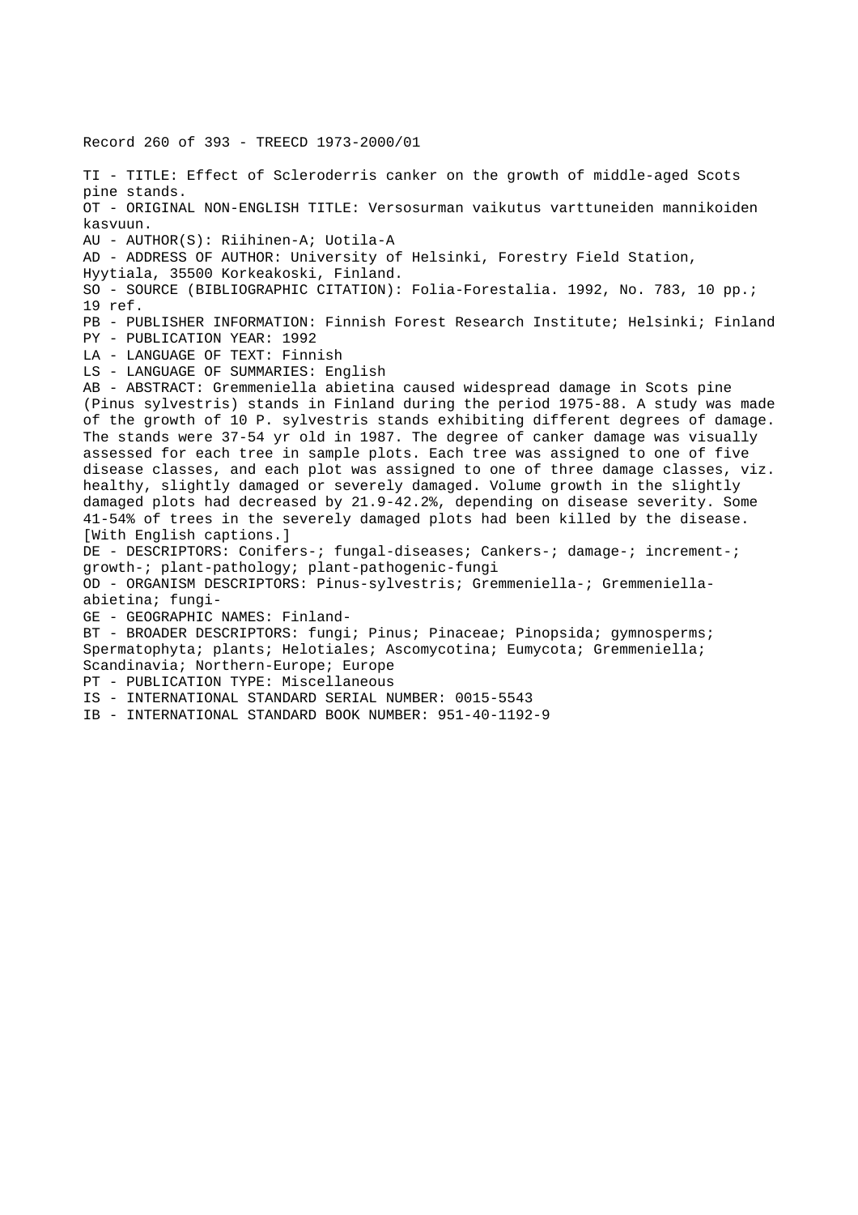Record 260 of 393 - TREECD 1973-2000/01

TI - TITLE: Effect of Scleroderris canker on the growth of middle-aged Scots pine stands.

OT - ORIGINAL NON-ENGLISH TITLE: Versosurman vaikutus varttuneiden mannikoiden kasvuun.

AU - AUTHOR(S): Riihinen-A; Uotila-A

AD - ADDRESS OF AUTHOR: University of Helsinki, Forestry Field Station, Hyytiala, 35500 Korkeakoski, Finland.

SO - SOURCE (BIBLIOGRAPHIC CITATION): Folia-Forestalia. 1992, No. 783, 10 pp.; 19 ref.

PB - PUBLISHER INFORMATION: Finnish Forest Research Institute; Helsinki; Finland

PY - PUBLICATION YEAR: 1992

LA - LANGUAGE OF TEXT: Finnish

LS - LANGUAGE OF SUMMARIES: English

AB - ABSTRACT: Gremmeniella abietina caused widespread damage in Scots pine (Pinus sylvestris) stands in Finland during the period 1975-88. A study was made of the growth of 10 P. sylvestris stands exhibiting different degrees of damage. The stands were 37-54 yr old in 1987. The degree of canker damage was visually assessed for each tree in sample plots. Each tree was assigned to one of five disease classes, and each plot was assigned to one of three damage classes, viz. healthy, slightly damaged or severely damaged. Volume growth in the slightly damaged plots had decreased by 21.9-42.2%, depending on disease severity. Some 41-54% of trees in the severely damaged plots had been killed by the disease. [With English captions.]

DE - DESCRIPTORS: Conifers-; fungal-diseases; Cankers-; damage-; increment-; growth-; plant-pathology; plant-pathogenic-fungi

OD - ORGANISM DESCRIPTORS: Pinus-sylvestris; Gremmeniella-; Gremmeniella-abietina; fungi-

GE - GEOGRAPHIC NAMES: Finland-

BT - BROADER DESCRIPTORS: fungi; Pinus; Pinaceae; Pinopsida; gymnosperms; Spermatophyta; plants; Helotiales; Ascomycotina; Eumycota; Gremmeniella; Scandinavia; Northern-Europe; Europe

PT - PUBLICATION TYPE: Miscellaneous

IS - INTERNATIONAL STANDARD SERIAL NUMBER: 0015-5543

IB - INTERNATIONAL STANDARD BOOK NUMBER: 951-40-1192-9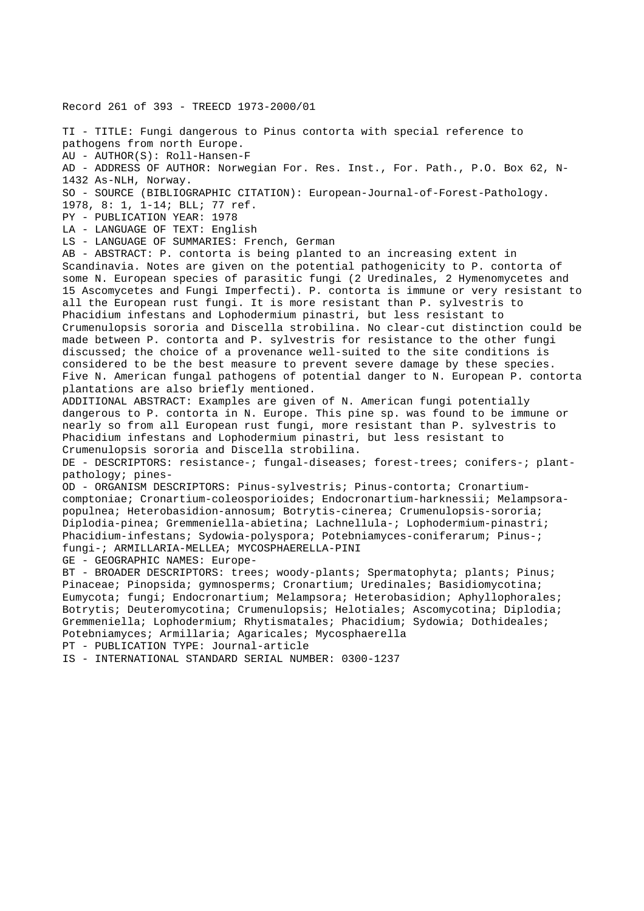Record 261 of 393 - TREECD 1973-2000/01

TI - TITLE: Fungi dangerous to Pinus contorta with special reference to pathogens from north Europe.
AU - AUTHOR(S): Roll-Hansen-F
AD - ADDRESS OF AUTHOR: Norwegian For. Res. Inst., For. Path., P.O. Box 62, N-1432 As-NLH, Norway.
SO - SOURCE (BIBLIOGRAPHIC CITATION): European-Journal-of-Forest-Pathology. 1978, 8: 1, 1-14; BLL; 77 ref.
PY - PUBLICATION YEAR: 1978
LA - LANGUAGE OF TEXT: English
LS - LANGUAGE OF SUMMARIES: French, German
AB - ABSTRACT: P. contorta is being planted to an increasing extent in Scandinavia. Notes are given on the potential pathogenicity to P. contorta of some N. European species of parasitic fungi (2 Uredinales, 2 Hymenomycetes and 15 Ascomycetes and Fungi Imperfecti). P. contorta is immune or very resistant to all the European rust fungi. It is more resistant than P. sylvestris to Phacidium infestans and Lophodermium pinastri, but less resistant to Crumenulopsis sororia and Discella strobilina. No clear-cut distinction could be made between P. contorta and P. sylvestris for resistance to the other fungi discussed; the choice of a provenance well-suited to the site conditions is considered to be the best measure to prevent severe damage by these species. Five N. American fungal pathogens of potential danger to N. European P. contorta plantations are also briefly mentioned.
ADDITIONAL ABSTRACT: Examples are given of N. American fungi potentially dangerous to P. contorta in N. Europe. This pine sp. was found to be immune or nearly so from all European rust fungi, more resistant than P. sylvestris to Phacidium infestans and Lophodermium pinastri, but less resistant to Crumenulopsis sororia and Discella strobilina.
DE - DESCRIPTORS: resistance-; fungal-diseases; forest-trees; conifers-; plant-pathology; pines-
OD - ORGANISM DESCRIPTORS: Pinus-sylvestris; Pinus-contorta; Cronartium-comptoniae; Cronartium-coleosporioides; Endocronartium-harknessii; Melampsora-populnea; Heterobasidion-annosum; Botrytis-cinerea; Crumenulopsis-sororia; Diplodia-pinea; Gremmeniella-abietina; Lachnellula-; Lophodermium-pinastri; Phacidium-infestans; Sydowia-polyspora; Potebniamyces-coniferarum; Pinus-; fungi-; ARMILLARIA-MELLEA; MYCOSPHAERELLA-PINI
GE - GEOGRAPHIC NAMES: Europe-
BT - BROADER DESCRIPTORS: trees; woody-plants; Spermatophyta; plants; Pinus; Pinaceae; Pinopsida; gymnosperms; Cronartium; Uredinales; Basidiomycotina; Eumycota; fungi; Endocronartium; Melampsora; Heterobasidion; Aphyllophorales; Botrytis; Deuteromycotina; Crumenulopsis; Helotiales; Ascomycotina; Diplodia; Gremmeniella; Lophodermium; Rhytismatales; Phacidium; Sydowia; Dothideales; Potebniamyces; Armillaria; Agaricales; Mycosphaerella
PT - PUBLICATION TYPE: Journal-article
IS - INTERNATIONAL STANDARD SERIAL NUMBER: 0300-1237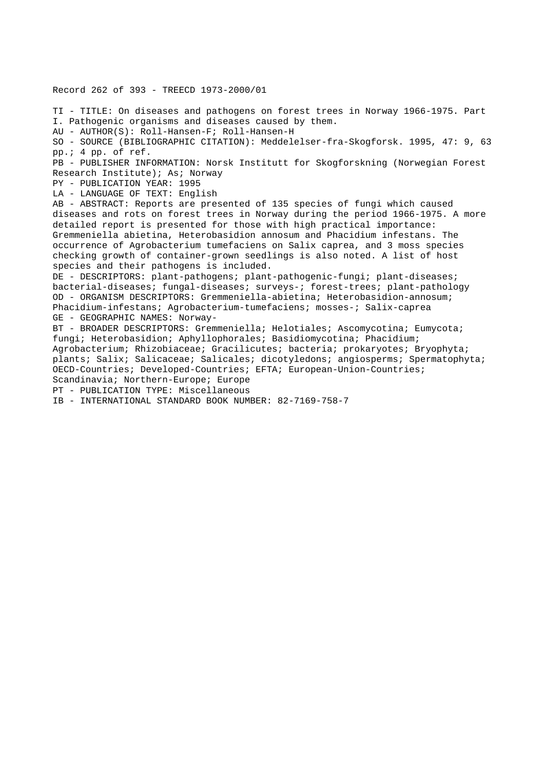Record 262 of 393 - TREECD 1973-2000/01

TI - TITLE: On diseases and pathogens on forest trees in Norway 1966-1975. Part I. Pathogenic organisms and diseases caused by them.
AU - AUTHOR(S): Roll-Hansen-F; Roll-Hansen-H
SO - SOURCE (BIBLIOGRAPHIC CITATION): Meddelelser-fra-Skogforsk. 1995, 47: 9, 63 pp.; 4 pp. of ref.
PB - PUBLISHER INFORMATION: Norsk Institutt for Skogforskning (Norwegian Forest Research Institute); As; Norway
PY - PUBLICATION YEAR: 1995
LA - LANGUAGE OF TEXT: English
AB - ABSTRACT: Reports are presented of 135 species of fungi which caused diseases and rots on forest trees in Norway during the period 1966-1975. A more detailed report is presented for those with high practical importance: Gremmeniella abietina, Heterobasidion annosum and Phacidium infestans. The occurrence of Agrobacterium tumefaciens on Salix caprea, and 3 moss species checking growth of container-grown seedlings is also noted. A list of host species and their pathogens is included.
DE - DESCRIPTORS: plant-pathogens; plant-pathogenic-fungi; plant-diseases; bacterial-diseases; fungal-diseases; surveys-; forest-trees; plant-pathology
OD - ORGANISM DESCRIPTORS: Gremmeniella-abietina; Heterobasidion-annosum; Phacidium-infestans; Agrobacterium-tumefaciens; mosses-; Salix-caprea
GE - GEOGRAPHIC NAMES: Norway-
BT - BROADER DESCRIPTORS: Gremmeniella; Helotiales; Ascomycotina; Eumycota; fungi; Heterobasidion; Aphyllophorales; Basidiomycotina; Phacidium; Agrobacterium; Rhizobiaceae; Gracilicutes; bacteria; prokaryotes; Bryophyta; plants; Salix; Salicaceae; Salicales; dicotyledons; angiosperms; Spermatophyta; OECD-Countries; Developed-Countries; EFTA; European-Union-Countries; Scandinavia; Northern-Europe; Europe
PT - PUBLICATION TYPE: Miscellaneous
IB - INTERNATIONAL STANDARD BOOK NUMBER: 82-7169-758-7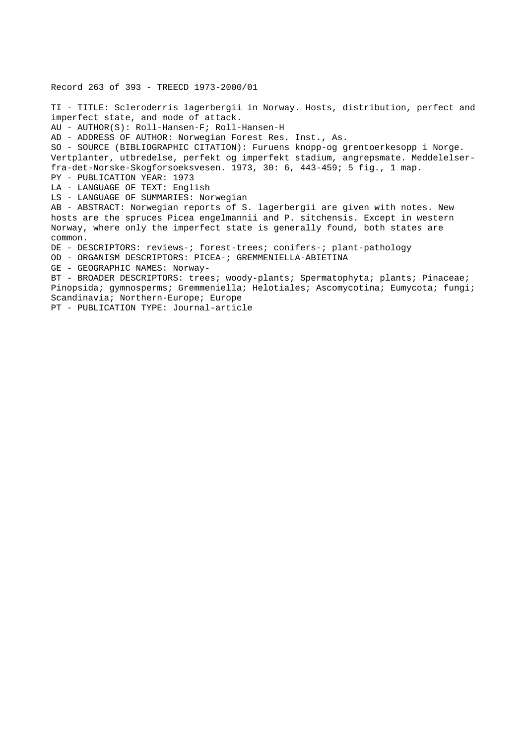Record 263 of 393 - TREECD 1973-2000/01

TI - TITLE: Scleroderris lagerbergii in Norway. Hosts, distribution, perfect and imperfect state, and mode of attack.
AU - AUTHOR(S): Roll-Hansen-F; Roll-Hansen-H
AD - ADDRESS OF AUTHOR: Norwegian Forest Res. Inst., As.
SO - SOURCE (BIBLIOGRAPHIC CITATION): Furuens knopp-og grentoerkesopp i Norge. Vertplanter, utbredelse, perfekt og imperfekt stadium, angrepsmate. Meddelelser-fra-det-Norske-Skogforsoeksvesen. 1973, 30: 6, 443-459; 5 fig., 1 map.
PY - PUBLICATION YEAR: 1973
LA - LANGUAGE OF TEXT: English
LS - LANGUAGE OF SUMMARIES: Norwegian
AB - ABSTRACT: Norwegian reports of S. lagerbergii are given with notes. New hosts are the spruces Picea engelmannii and P. sitchensis. Except in western Norway, where only the imperfect state is generally found, both states are common.
DE - DESCRIPTORS: reviews-; forest-trees; conifers-; plant-pathology
OD - ORGANISM DESCRIPTORS: PICEA-; GREMMENIELLA-ABIETINA
GE - GEOGRAPHIC NAMES: Norway-
BT - BROADER DESCRIPTORS: trees; woody-plants; Spermatophyta; plants; Pinaceae; Pinopsida; gymnosperms; Gremmeniella; Helotiales; Ascomycotina; Eumycota; fungi; Scandinavia; Northern-Europe; Europe
PT - PUBLICATION TYPE: Journal-article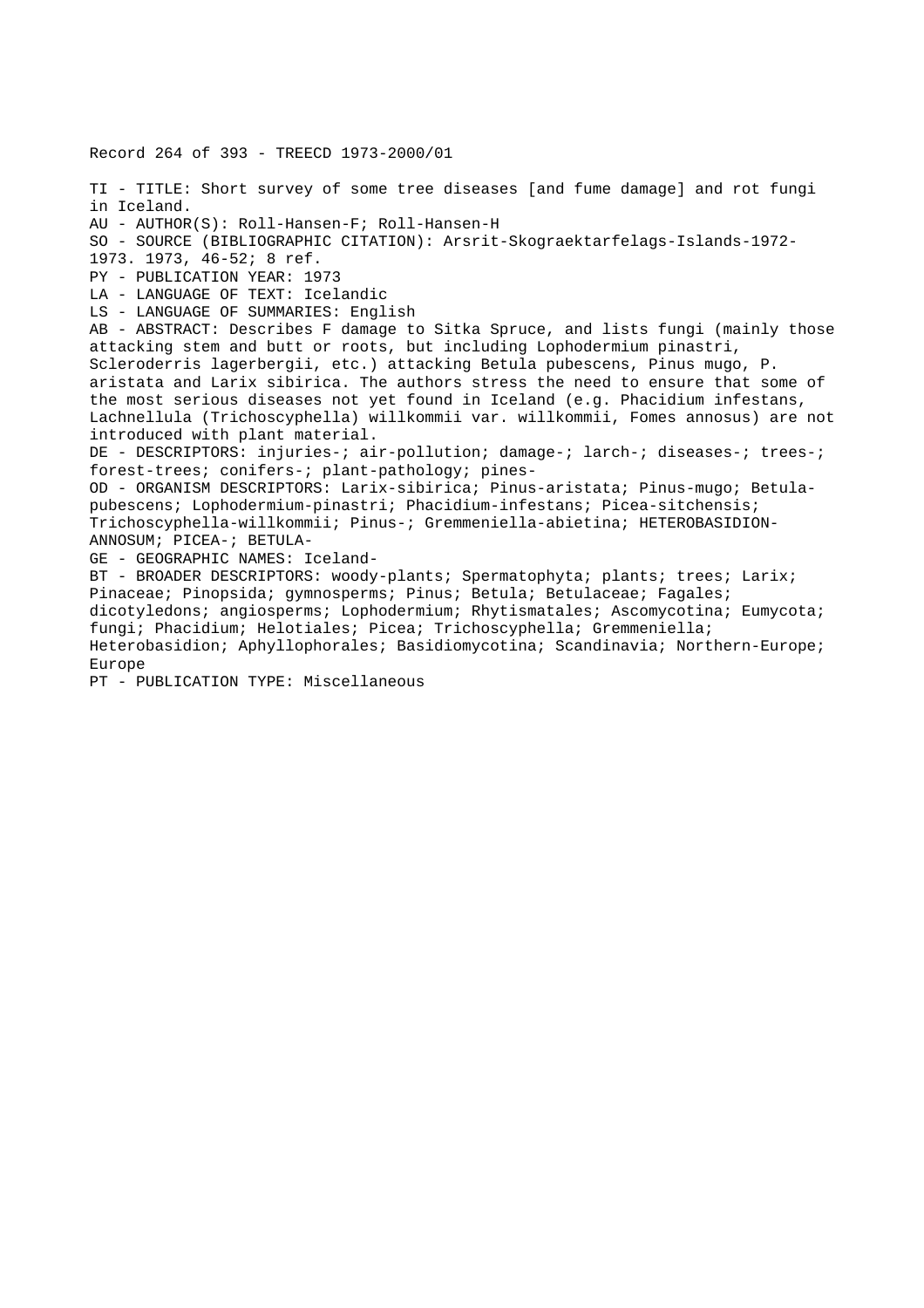Record 264 of 393 - TREECD 1973-2000/01

TI - TITLE: Short survey of some tree diseases [and fume damage] and rot fungi in Iceland.
AU - AUTHOR(S): Roll-Hansen-F; Roll-Hansen-H
SO - SOURCE (BIBLIOGRAPHIC CITATION): Arsrit-Skograektarfelags-Islands-1972-1973. 1973, 46-52; 8 ref.
PY - PUBLICATION YEAR: 1973
LA - LANGUAGE OF TEXT: Icelandic
LS - LANGUAGE OF SUMMARIES: English
AB - ABSTRACT: Describes F damage to Sitka Spruce, and lists fungi (mainly those attacking stem and butt or roots, but including Lophodermium pinastri, Scleroderris lagerbergii, etc.) attacking Betula pubescens, Pinus mugo, P. aristata and Larix sibirica. The authors stress the need to ensure that some of the most serious diseases not yet found in Iceland (e.g. Phacidium infestans, Lachnellula (Trichoscyphella) willkommii var. willkommii, Fomes annosus) are not introduced with plant material.
DE - DESCRIPTORS: injuries-; air-pollution; damage-; larch-; diseases-; trees-; forest-trees; conifers-; plant-pathology; pines-
OD - ORGANISM DESCRIPTORS: Larix-sibirica; Pinus-aristata; Pinus-mugo; Betula-pubescens; Lophodermium-pinastri; Phacidium-infestans; Picea-sitchensis; Trichoscyphella-willkommii; Pinus-; Gremmeniella-abietina; HETEROBASIDION-ANNOSUM; PICEA-; BETULA-
GE - GEOGRAPHIC NAMES: Iceland-
BT - BROADER DESCRIPTORS: woody-plants; Spermatophyta; plants; trees; Larix; Pinaceae; Pinopsida; gymnosperms; Pinus; Betula; Betulaceae; Fagales; dicotyledons; angiosperms; Lophodermium; Rhytismatales; Ascomycotina; Eumycota; fungi; Phacidium; Helotiales; Picea; Trichoscyphella; Gremmeniella; Heterobasidion; Aphyllophorales; Basidiomycotina; Scandinavia; Northern-Europe; Europe
PT - PUBLICATION TYPE: Miscellaneous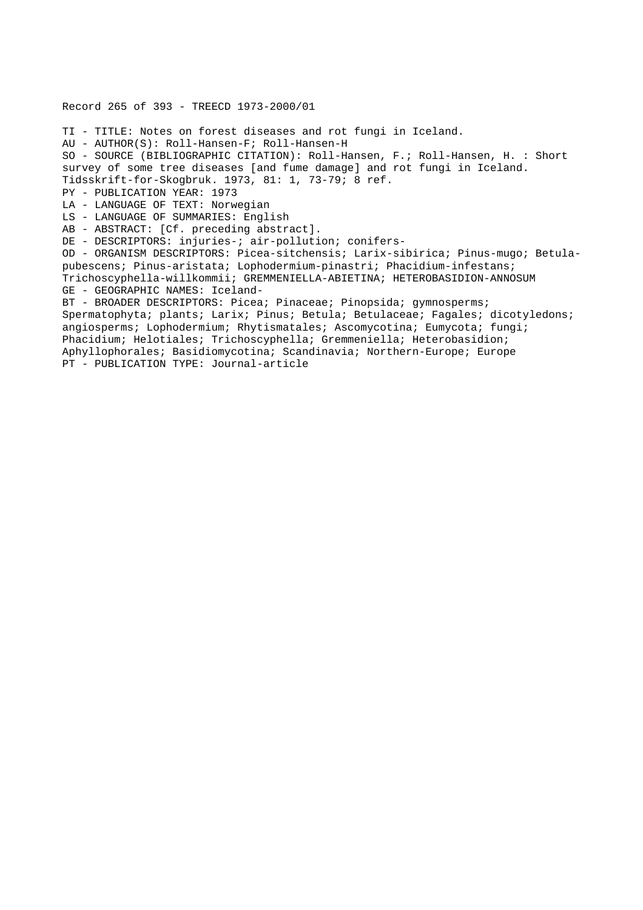Record 265 of 393 - TREECD 1973-2000/01

TI - TITLE: Notes on forest diseases and rot fungi in Iceland.
AU - AUTHOR(S): Roll-Hansen-F; Roll-Hansen-H
SO - SOURCE (BIBLIOGRAPHIC CITATION): Roll-Hansen, F.; Roll-Hansen, H. : Short survey of some tree diseases [and fume damage] and rot fungi in Iceland. Tidsskrift-for-Skogbruk. 1973, 81: 1, 73-79; 8 ref.
PY - PUBLICATION YEAR: 1973
LA - LANGUAGE OF TEXT: Norwegian
LS - LANGUAGE OF SUMMARIES: English
AB - ABSTRACT: [Cf. preceding abstract].
DE - DESCRIPTORS: injuries-; air-pollution; conifers-
OD - ORGANISM DESCRIPTORS: Picea-sitchensis; Larix-sibirica; Pinus-mugo; Betula-pubescens; Pinus-aristata; Lophodermium-pinastri; Phacidium-infestans; Trichoscyphella-willkommii; GREMMENIELLA-ABIETINA; HETEROBASIDION-ANNOSUM
GE - GEOGRAPHIC NAMES: Iceland-
BT - BROADER DESCRIPTORS: Picea; Pinaceae; Pinopsida; gymnosperms; Spermatophyta; plants; Larix; Pinus; Betula; Betulaceae; Fagales; dicotyledons; angiosperms; Lophodermium; Rhytismatales; Ascomycotina; Eumycota; fungi; Phacidium; Helotiales; Trichoscyphella; Gremmeniella; Heterobasidion; Aphyllophorales; Basidiomycotina; Scandinavia; Northern-Europe; Europe
PT - PUBLICATION TYPE: Journal-article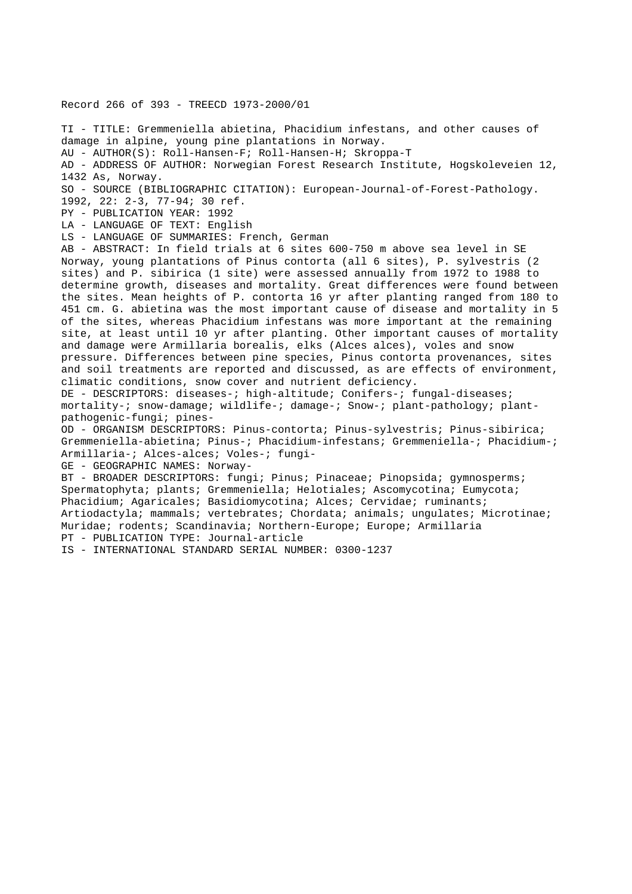Record 266 of 393 - TREECD 1973-2000/01

TI - TITLE: Gremmeniella abietina, Phacidium infestans, and other causes of damage in alpine, young pine plantations in Norway.
AU - AUTHOR(S): Roll-Hansen-F; Roll-Hansen-H; Skroppa-T
AD - ADDRESS OF AUTHOR: Norwegian Forest Research Institute, Hogskoleveien 12, 1432 As, Norway.
SO - SOURCE (BIBLIOGRAPHIC CITATION): European-Journal-of-Forest-Pathology. 1992, 22: 2-3, 77-94; 30 ref.
PY - PUBLICATION YEAR: 1992
LA - LANGUAGE OF TEXT: English
LS - LANGUAGE OF SUMMARIES: French, German
AB - ABSTRACT: In field trials at 6 sites 600-750 m above sea level in SE Norway, young plantations of Pinus contorta (all 6 sites), P. sylvestris (2 sites) and P. sibirica (1 site) were assessed annually from 1972 to 1988 to determine growth, diseases and mortality. Great differences were found between the sites. Mean heights of P. contorta 16 yr after planting ranged from 180 to 451 cm. G. abietina was the most important cause of disease and mortality in 5 of the sites, whereas Phacidium infestans was more important at the remaining site, at least until 10 yr after planting. Other important causes of mortality and damage were Armillaria borealis, elks (Alces alces), voles and snow pressure. Differences between pine species, Pinus contorta provenances, sites and soil treatments are reported and discussed, as are effects of environment, climatic conditions, snow cover and nutrient deficiency.
DE - DESCRIPTORS: diseases-; high-altitude; Conifers-; fungal-diseases; mortality-; snow-damage; wildlife-; damage-; Snow-; plant-pathology; plant-pathogenic-fungi; pines-
OD - ORGANISM DESCRIPTORS: Pinus-contorta; Pinus-sylvestris; Pinus-sibirica; Gremmeniella-abietina; Pinus-; Phacidium-infestans; Gremmeniella-; Phacidium-; Armillaria-; Alces-alces; Voles-; fungi-
GE - GEOGRAPHIC NAMES: Norway-
BT - BROADER DESCRIPTORS: fungi; Pinus; Pinaceae; Pinopsida; gymnosperms; Spermatophyta; plants; Gremmeniella; Helotiales; Ascomycotina; Eumycota; Phacidium; Agaricales; Basidiomycotina; Alces; Cervidae; ruminants; Artiodactyla; mammals; vertebrates; Chordata; animals; ungulates; Microtinae; Muridae; rodents; Scandinavia; Northern-Europe; Europe; Armillaria
PT - PUBLICATION TYPE: Journal-article
IS - INTERNATIONAL STANDARD SERIAL NUMBER: 0300-1237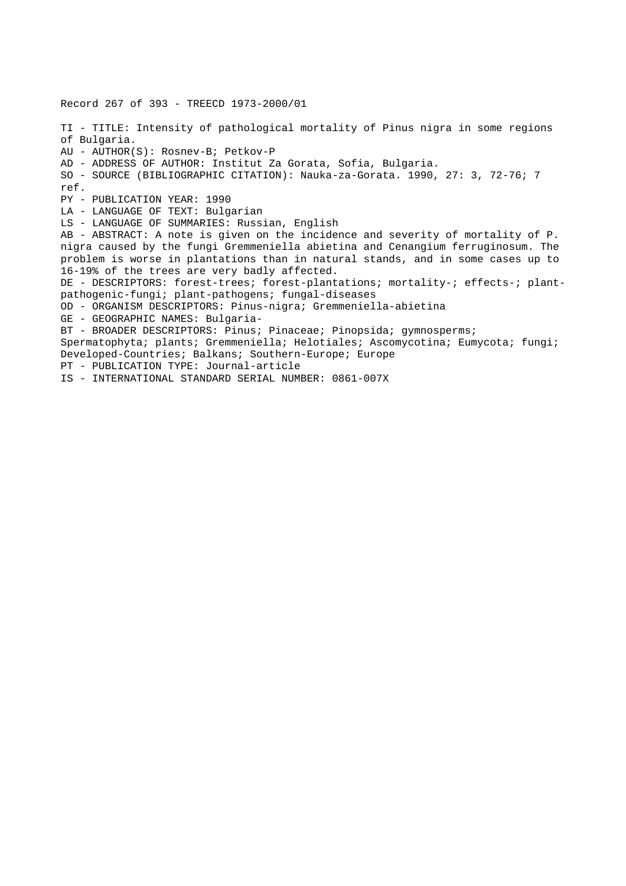Record 267 of 393 - TREECD 1973-2000/01

TI - TITLE: Intensity of pathological mortality of Pinus nigra in some regions of Bulgaria.
AU - AUTHOR(S): Rosnev-B; Petkov-P
AD - ADDRESS OF AUTHOR: Institut Za Gorata, Sofia, Bulgaria.
SO - SOURCE (BIBLIOGRAPHIC CITATION): Nauka-za-Gorata. 1990, 27: 3, 72-76; 7 ref.
PY - PUBLICATION YEAR: 1990
LA - LANGUAGE OF TEXT: Bulgarian
LS - LANGUAGE OF SUMMARIES: Russian, English
AB - ABSTRACT: A note is given on the incidence and severity of mortality of P. nigra caused by the fungi Gremmeniella abietina and Cenangium ferruginosum. The problem is worse in plantations than in natural stands, and in some cases up to 16-19% of the trees are very badly affected.
DE - DESCRIPTORS: forest-trees; forest-plantations; mortality-; effects-; plant-pathogenic-fungi; plant-pathogens; fungal-diseases
OD - ORGANISM DESCRIPTORS: Pinus-nigra; Gremmeniella-abietina
GE - GEOGRAPHIC NAMES: Bulgaria-
BT - BROADER DESCRIPTORS: Pinus; Pinaceae; Pinopsida; gymnosperms; Spermatophyta; plants; Gremmeniella; Helotiales; Ascomycotina; Eumycota; fungi; Developed-Countries; Balkans; Southern-Europe; Europe
PT - PUBLICATION TYPE: Journal-article
IS - INTERNATIONAL STANDARD SERIAL NUMBER: 0861-007X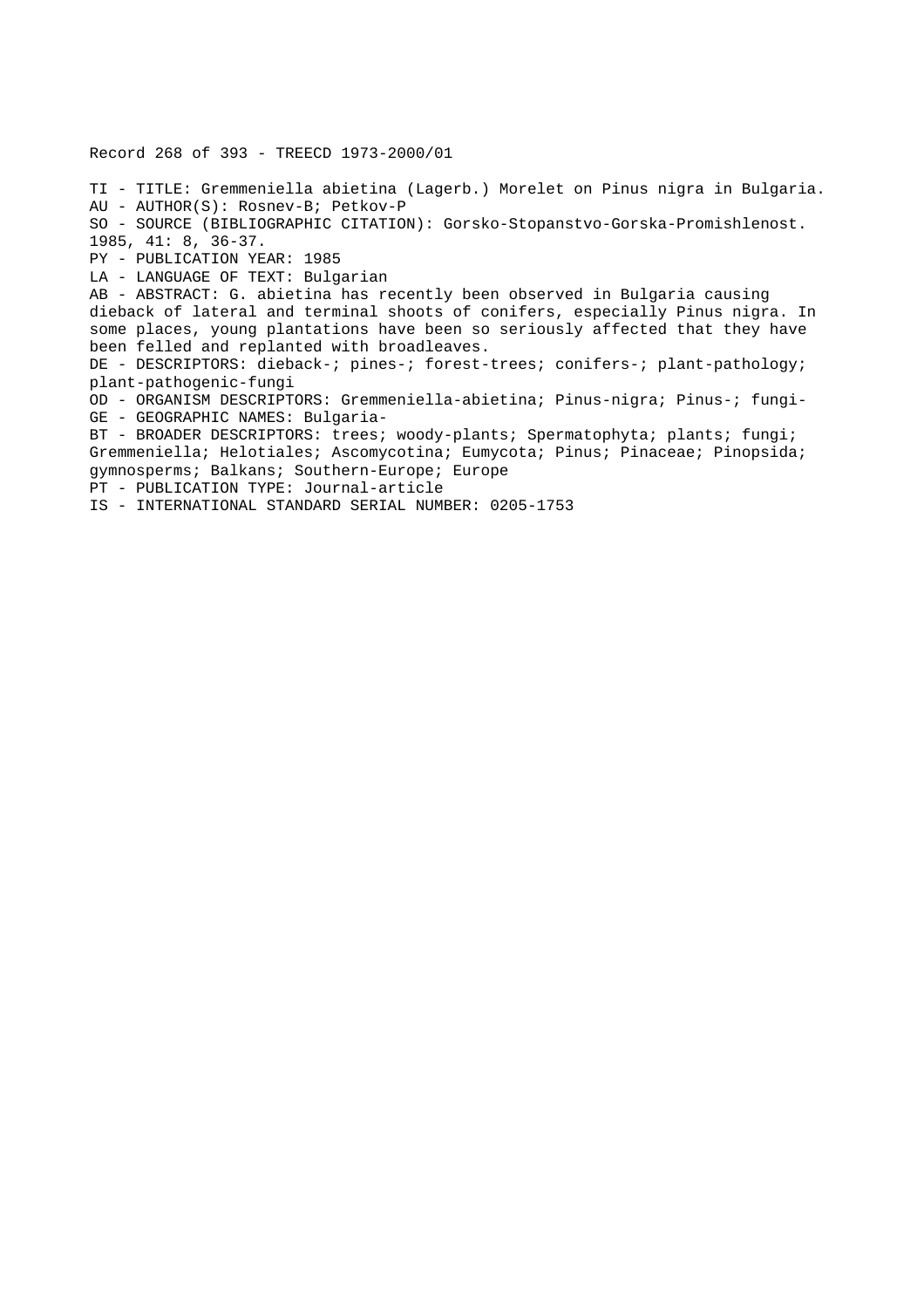Record 268 of 393 - TREECD 1973-2000/01

TI - TITLE: Gremmeniella abietina (Lagerb.) Morelet on Pinus nigra in Bulgaria.
AU - AUTHOR(S): Rosnev-B; Petkov-P
SO - SOURCE (BIBLIOGRAPHIC CITATION): Gorsko-Stopanstvo-Gorska-Promishlenost. 1985, 41: 8, 36-37.
PY - PUBLICATION YEAR: 1985
LA - LANGUAGE OF TEXT: Bulgarian
AB - ABSTRACT: G. abietina has recently been observed in Bulgaria causing dieback of lateral and terminal shoots of conifers, especially Pinus nigra. In some places, young plantations have been so seriously affected that they have been felled and replanted with broadleaves.
DE - DESCRIPTORS: dieback-; pines-; forest-trees; conifers-; plant-pathology; plant-pathogenic-fungi
OD - ORGANISM DESCRIPTORS: Gremmeniella-abietina; Pinus-nigra; Pinus-; fungi-
GE - GEOGRAPHIC NAMES: Bulgaria-
BT - BROADER DESCRIPTORS: trees; woody-plants; Spermatophyta; plants; fungi; Gremmeniella; Helotiales; Ascomycotina; Eumycota; Pinus; Pinaceae; Pinopsida; gymnosperms; Balkans; Southern-Europe; Europe
PT - PUBLICATION TYPE: Journal-article
IS - INTERNATIONAL STANDARD SERIAL NUMBER: 0205-1753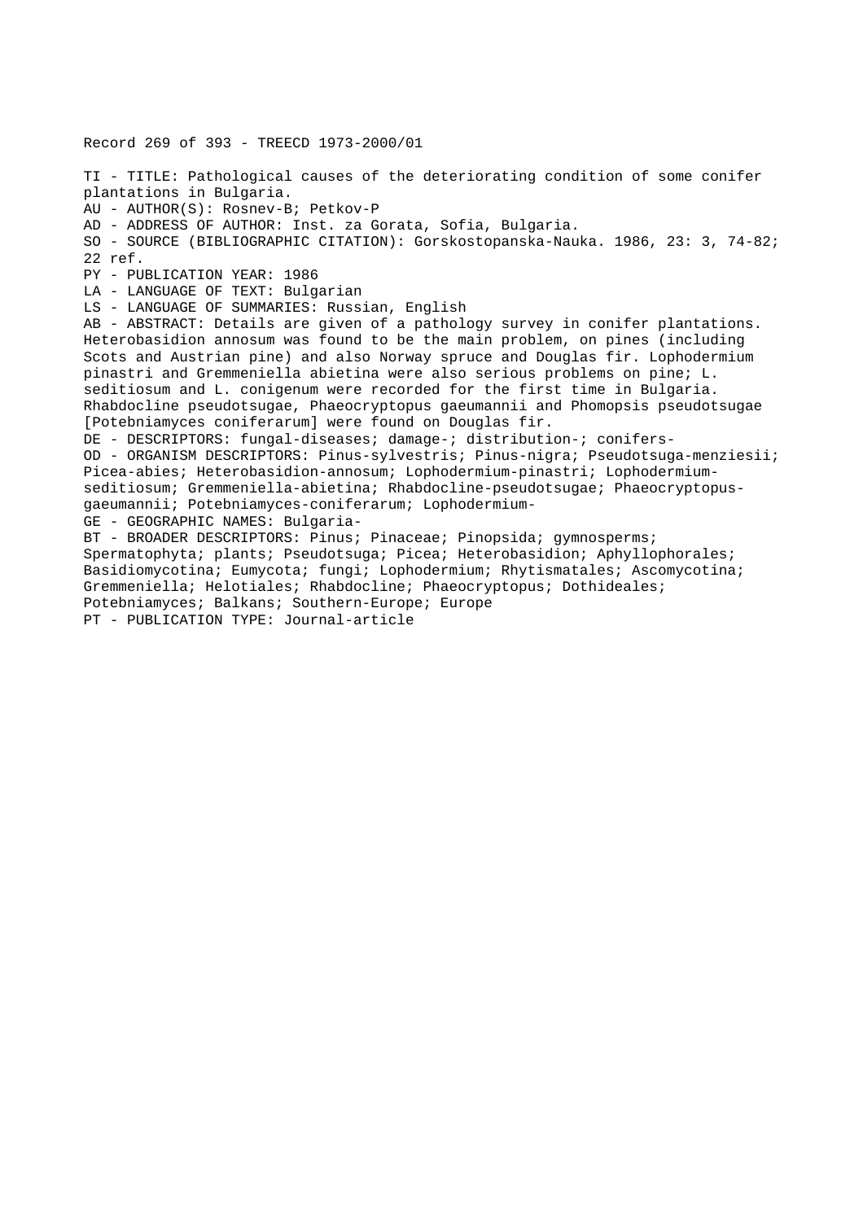Record 269 of 393 - TREECD 1973-2000/01

TI - TITLE: Pathological causes of the deteriorating condition of some conifer plantations in Bulgaria.
AU - AUTHOR(S): Rosnev-B; Petkov-P
AD - ADDRESS OF AUTHOR: Inst. za Gorata, Sofia, Bulgaria.
SO - SOURCE (BIBLIOGRAPHIC CITATION): Gorskostopanska-Nauka. 1986, 23: 3, 74-82; 22 ref.
PY - PUBLICATION YEAR: 1986
LA - LANGUAGE OF TEXT: Bulgarian
LS - LANGUAGE OF SUMMARIES: Russian, English
AB - ABSTRACT: Details are given of a pathology survey in conifer plantations. Heterobasidion annosum was found to be the main problem, on pines (including Scots and Austrian pine) and also Norway spruce and Douglas fir. Lophodermium pinastri and Gremmeniella abietina were also serious problems on pine; L. seditiosum and L. conigenum were recorded for the first time in Bulgaria. Rhabdocline pseudotsugae, Phaeocryptopus gaeumannii and Phomopsis pseudotsugae [Potebniamyces coniferarum] were found on Douglas fir.
DE - DESCRIPTORS: fungal-diseases; damage-; distribution-; conifers-
OD - ORGANISM DESCRIPTORS: Pinus-sylvestris; Pinus-nigra; Pseudotsuga-menziesii; Picea-abies; Heterobasidion-annosum; Lophodermium-pinastri; Lophodermium-seditiosum; Gremmeniella-abietina; Rhabdocline-pseudotsugae; Phaeocryptopus-gaeumannii; Potebniamyces-coniferarum; Lophodermium-
GE - GEOGRAPHIC NAMES: Bulgaria-
BT - BROADER DESCRIPTORS: Pinus; Pinaceae; Pinopsida; gymnosperms; Spermatophyta; plants; Pseudotsuga; Picea; Heterobasidion; Aphyllophorales; Basidiomycotina; Eumycota; fungi; Lophodermium; Rhytismatales; Ascomycotina; Gremmeniella; Helotiales; Rhabdocline; Phaeocryptopus; Dothideales; Potebniamyces; Balkans; Southern-Europe; Europe
PT - PUBLICATION TYPE: Journal-article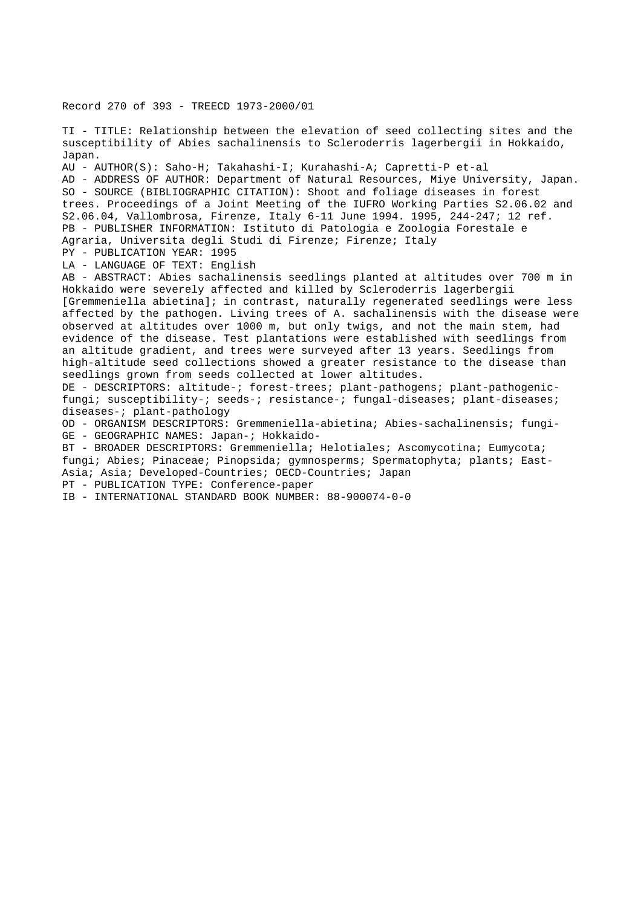Record 270 of 393 - TREECD 1973-2000/01

TI - TITLE: Relationship between the elevation of seed collecting sites and the susceptibility of Abies sachalinensis to Scleroderris lagerbergii in Hokkaido, Japan.

AU - AUTHOR(S): Saho-H; Takahashi-I; Kurahashi-A; Capretti-P et-al

AD - ADDRESS OF AUTHOR: Department of Natural Resources, Miye University, Japan.

SO - SOURCE (BIBLIOGRAPHIC CITATION): Shoot and foliage diseases in forest trees. Proceedings of a Joint Meeting of the IUFRO Working Parties S2.06.02 and S2.06.04, Vallombrosa, Firenze, Italy 6-11 June 1994. 1995, 244-247; 12 ref.

PB - PUBLISHER INFORMATION: Istituto di Patologia e Zoologia Forestale e Agraria, Universita degli Studi di Firenze; Firenze; Italy

PY - PUBLICATION YEAR: 1995

LA - LANGUAGE OF TEXT: English

AB - ABSTRACT: Abies sachalinensis seedlings planted at altitudes over 700 m in Hokkaido were severely affected and killed by Scleroderris lagerbergii [Gremmeniella abietina]; in contrast, naturally regenerated seedlings were less affected by the pathogen. Living trees of A. sachalinensis with the disease were observed at altitudes over 1000 m, but only twigs, and not the main stem, had evidence of the disease. Test plantations were established with seedlings from an altitude gradient, and trees were surveyed after 13 years. Seedlings from high-altitude seed collections showed a greater resistance to the disease than seedlings grown from seeds collected at lower altitudes.

DE - DESCRIPTORS: altitude-; forest-trees; plant-pathogens; plant-pathogenic-fungi; susceptibility-; seeds-; resistance-; fungal-diseases; plant-diseases; diseases-; plant-pathology

OD - ORGANISM DESCRIPTORS: Gremmeniella-abietina; Abies-sachalinensis; fungi-

GE - GEOGRAPHIC NAMES: Japan-; Hokkaido-

BT - BROADER DESCRIPTORS: Gremmeniella; Helotiales; Ascomycotina; Eumycota; fungi; Abies; Pinaceae; Pinopsida; gymnosperms; Spermatophyta; plants; East-Asia; Asia; Developed-Countries; OECD-Countries; Japan

PT - PUBLICATION TYPE: Conference-paper

IB - INTERNATIONAL STANDARD BOOK NUMBER: 88-900074-0-0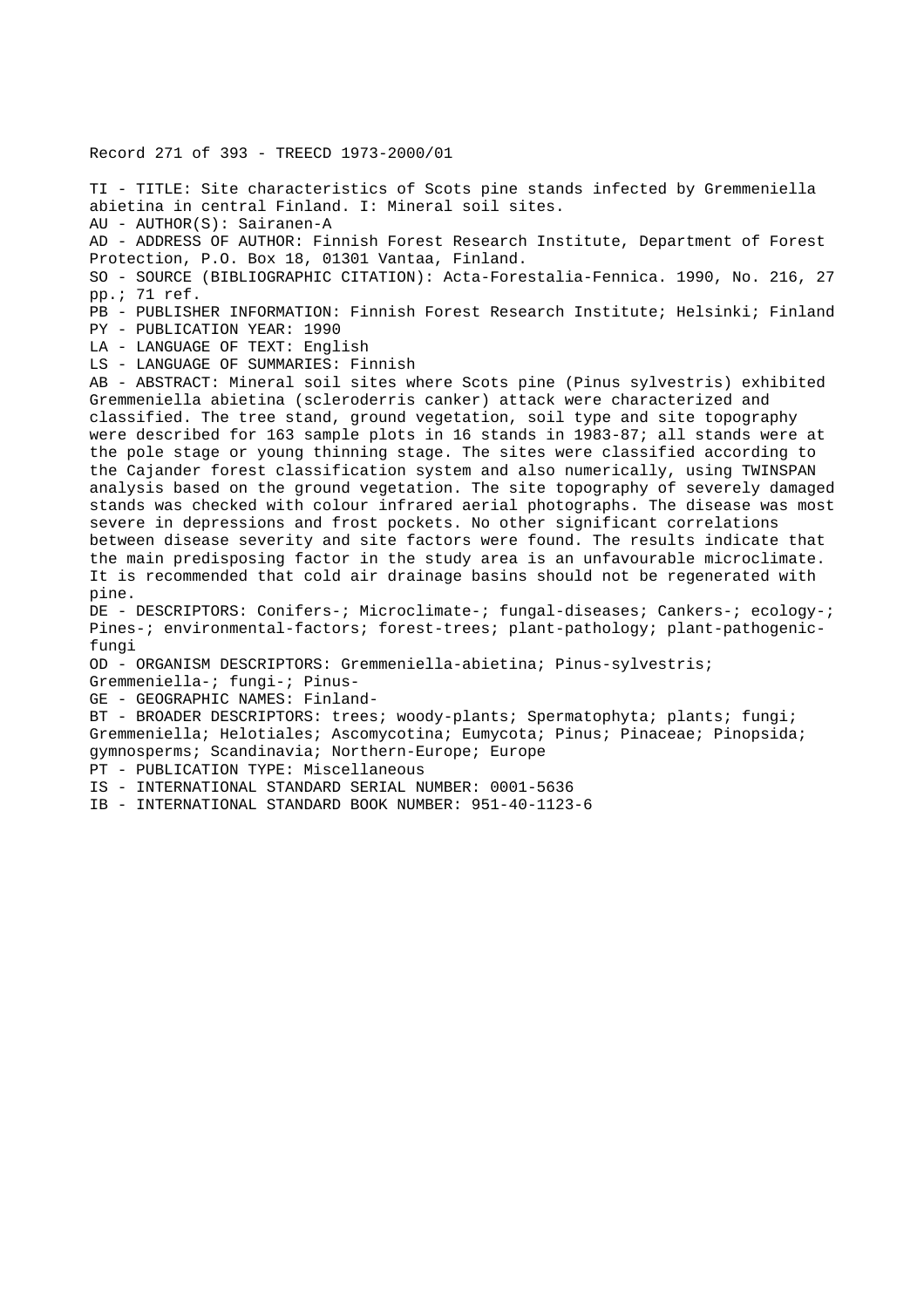Record 271 of 393 - TREECD 1973-2000/01

TI - TITLE: Site characteristics of Scots pine stands infected by Gremmeniella abietina in central Finland. I: Mineral soil sites.
AU - AUTHOR(S): Sairanen-A
AD - ADDRESS OF AUTHOR: Finnish Forest Research Institute, Department of Forest Protection, P.O. Box 18, 01301 Vantaa, Finland.
SO - SOURCE (BIBLIOGRAPHIC CITATION): Acta-Forestalia-Fennica. 1990, No. 216, 27 pp.; 71 ref.
PB - PUBLISHER INFORMATION: Finnish Forest Research Institute; Helsinki; Finland
PY - PUBLICATION YEAR: 1990
LA - LANGUAGE OF TEXT: English
LS - LANGUAGE OF SUMMARIES: Finnish
AB - ABSTRACT: Mineral soil sites where Scots pine (Pinus sylvestris) exhibited Gremmeniella abietina (scleroderris canker) attack were characterized and classified. The tree stand, ground vegetation, soil type and site topography were described for 163 sample plots in 16 stands in 1983-87; all stands were at the pole stage or young thinning stage. The sites were classified according to the Cajander forest classification system and also numerically, using TWINSPAN analysis based on the ground vegetation. The site topography of severely damaged stands was checked with colour infrared aerial photographs. The disease was most severe in depressions and frost pockets. No other significant correlations between disease severity and site factors were found. The results indicate that the main predisposing factor in the study area is an unfavourable microclimate. It is recommended that cold air drainage basins should not be regenerated with pine.
DE - DESCRIPTORS: Conifers-; Microclimate-; fungal-diseases; Cankers-; ecology-; Pines-; environmental-factors; forest-trees; plant-pathology; plant-pathogenic-fungi
OD - ORGANISM DESCRIPTORS: Gremmeniella-abietina; Pinus-sylvestris; Gremmeniella-; fungi-; Pinus-
GE - GEOGRAPHIC NAMES: Finland-
BT - BROADER DESCRIPTORS: trees; woody-plants; Spermatophyta; plants; fungi; Gremmeniella; Helotiales; Ascomycotina; Eumycota; Pinus; Pinaceae; Pinopsida; gymnosperms; Scandinavia; Northern-Europe; Europe
PT - PUBLICATION TYPE: Miscellaneous
IS - INTERNATIONAL STANDARD SERIAL NUMBER: 0001-5636
IB - INTERNATIONAL STANDARD BOOK NUMBER: 951-40-1123-6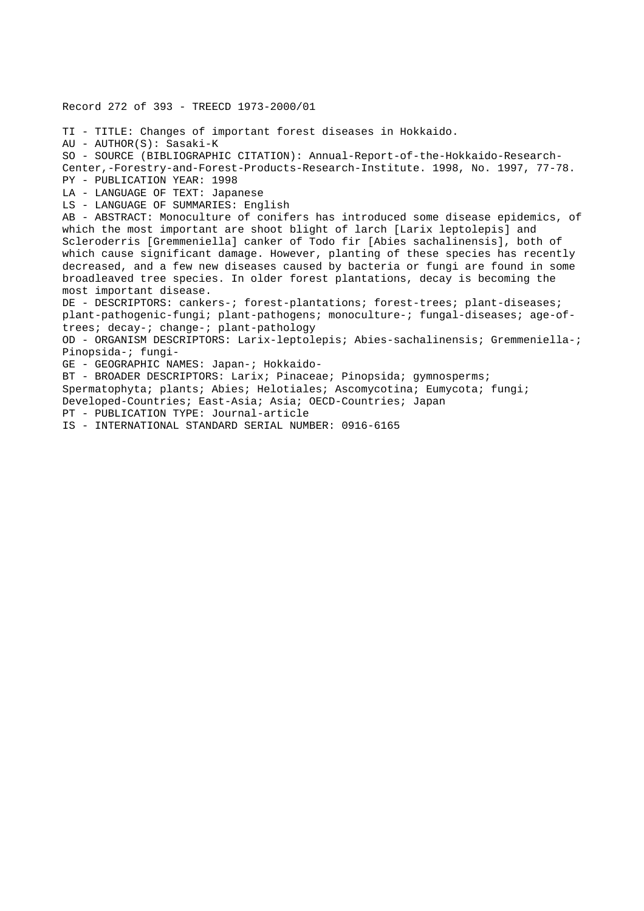Record 272 of 393 - TREECD 1973-2000/01

TI - TITLE: Changes of important forest diseases in Hokkaido.
AU - AUTHOR(S): Sasaki-K
SO - SOURCE (BIBLIOGRAPHIC CITATION): Annual-Report-of-the-Hokkaido-Research-Center,-Forestry-and-Forest-Products-Research-Institute. 1998, No. 1997, 77-78.
PY - PUBLICATION YEAR: 1998
LA - LANGUAGE OF TEXT: Japanese
LS - LANGUAGE OF SUMMARIES: English
AB - ABSTRACT: Monoculture of conifers has introduced some disease epidemics, of which the most important are shoot blight of larch [Larix leptolepis] and Scleroderris [Gremmeniella] canker of Todo fir [Abies sachalinensis], both of which cause significant damage. However, planting of these species has recently decreased, and a few new diseases caused by bacteria or fungi are found in some broadleaved tree species. In older forest plantations, decay is becoming the most important disease.
DE - DESCRIPTORS: cankers-; forest-plantations; forest-trees; plant-diseases; plant-pathogenic-fungi; plant-pathogens; monoculture-; fungal-diseases; age-of-trees; decay-; change-; plant-pathology
OD - ORGANISM DESCRIPTORS: Larix-leptolepis; Abies-sachalinensis; Gremmeniella-; Pinopsida-; fungi-
GE - GEOGRAPHIC NAMES: Japan-; Hokkaido-
BT - BROADER DESCRIPTORS: Larix; Pinaceae; Pinopsida; gymnosperms; Spermatophyta; plants; Abies; Helotiales; Ascomycotina; Eumycota; fungi; Developed-Countries; East-Asia; Asia; OECD-Countries; Japan
PT - PUBLICATION TYPE: Journal-article
IS - INTERNATIONAL STANDARD SERIAL NUMBER: 0916-6165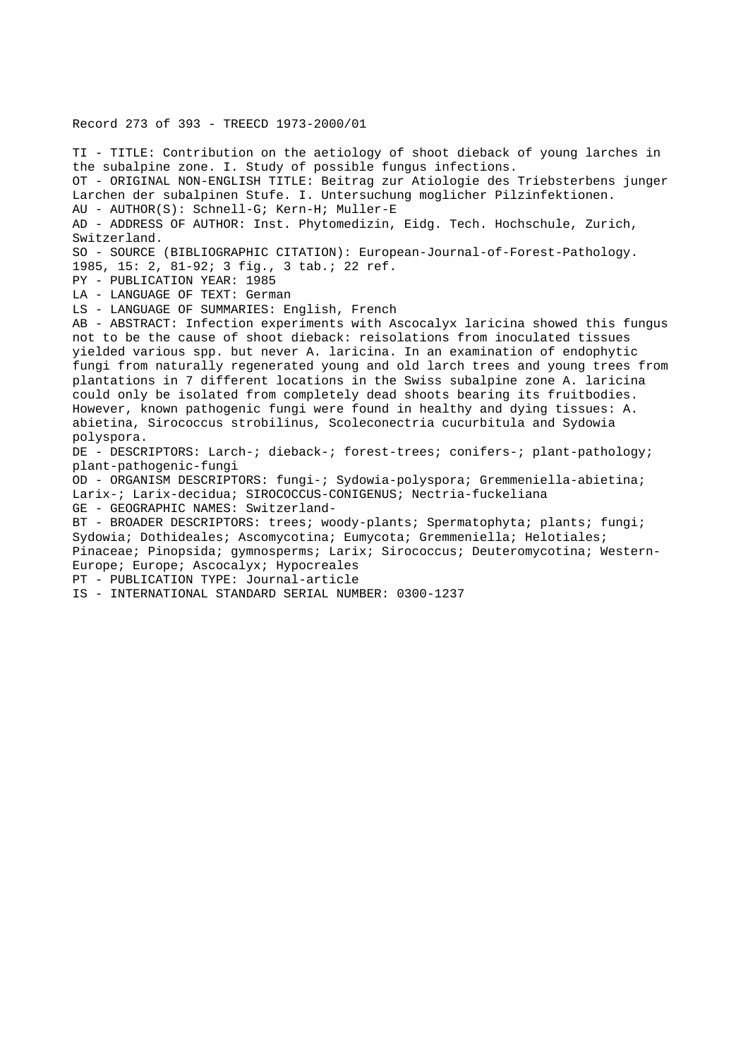Record 273 of 393 - TREECD 1973-2000/01

TI - TITLE: Contribution on the aetiology of shoot dieback of young larches in the subalpine zone. I. Study of possible fungus infections.
OT - ORIGINAL NON-ENGLISH TITLE: Beitrag zur Atiologie des Triebsterbens junger Larchen der subalpinen Stufe. I. Untersuchung moglicher Pilzinfektionen.
AU - AUTHOR(S): Schnell-G; Kern-H; Muller-E
AD - ADDRESS OF AUTHOR: Inst. Phytomedizin, Eidg. Tech. Hochschule, Zurich, Switzerland.
SO - SOURCE (BIBLIOGRAPHIC CITATION): European-Journal-of-Forest-Pathology. 1985, 15: 2, 81-92; 3 fig., 3 tab.; 22 ref.
PY - PUBLICATION YEAR: 1985
LA - LANGUAGE OF TEXT: German
LS - LANGUAGE OF SUMMARIES: English, French
AB - ABSTRACT: Infection experiments with Ascocalyx laricina showed this fungus not to be the cause of shoot dieback: reisolations from inoculated tissues yielded various spp. but never A. laricina. In an examination of endophytic fungi from naturally regenerated young and old larch trees and young trees from plantations in 7 different locations in the Swiss subalpine zone A. laricina could only be isolated from completely dead shoots bearing its fruitbodies. However, known pathogenic fungi were found in healthy and dying tissues: A. abietina, Sirococcus strobilinus, Scoleconectria cucurbitula and Sydowia polyspora.
DE - DESCRIPTORS: Larch-; dieback-; forest-trees; conifers-; plant-pathology; plant-pathogenic-fungi
OD - ORGANISM DESCRIPTORS: fungi-; Sydowia-polyspora; Gremmeniella-abietina; Larix-; Larix-decidua; SIROCOCCUS-CONIGENUS; Nectria-fuckeliana
GE - GEOGRAPHIC NAMES: Switzerland-
BT - BROADER DESCRIPTORS: trees; woody-plants; Spermatophyta; plants; fungi; Sydowia; Dothideales; Ascomycotina; Eumycota; Gremmeniella; Helotiales; Pinaceae; Pinopsida; gymnosperms; Larix; Sirococcus; Deuteromycotina; Western-Europe; Europe; Ascocalyx; Hypocreales
PT - PUBLICATION TYPE: Journal-article
IS - INTERNATIONAL STANDARD SERIAL NUMBER: 0300-1237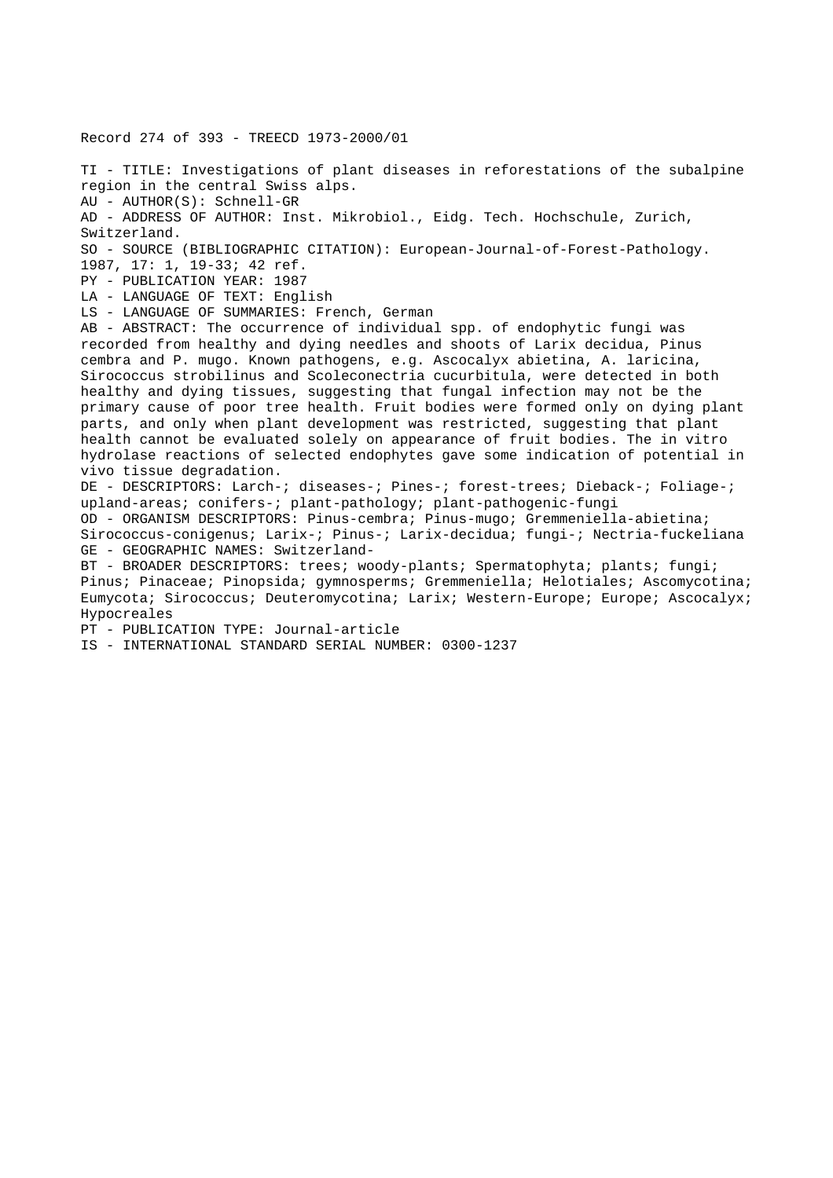Record 274 of 393 - TREECD 1973-2000/01

TI - TITLE: Investigations of plant diseases in reforestations of the subalpine region in the central Swiss alps.
AU - AUTHOR(S): Schnell-GR
AD - ADDRESS OF AUTHOR: Inst. Mikrobiol., Eidg. Tech. Hochschule, Zurich, Switzerland.
SO - SOURCE (BIBLIOGRAPHIC CITATION): European-Journal-of-Forest-Pathology. 1987, 17: 1, 19-33; 42 ref.
PY - PUBLICATION YEAR: 1987
LA - LANGUAGE OF TEXT: English
LS - LANGUAGE OF SUMMARIES: French, German
AB - ABSTRACT: The occurrence of individual spp. of endophytic fungi was recorded from healthy and dying needles and shoots of Larix decidua, Pinus cembra and P. mugo. Known pathogens, e.g. Ascocalyx abietina, A. laricina, Sirococcus strobilinus and Scoleconectria cucurbitula, were detected in both healthy and dying tissues, suggesting that fungal infection may not be the primary cause of poor tree health. Fruit bodies were formed only on dying plant parts, and only when plant development was restricted, suggesting that plant health cannot be evaluated solely on appearance of fruit bodies. The in vitro hydrolase reactions of selected endophytes gave some indication of potential in vivo tissue degradation.
DE - DESCRIPTORS: Larch-; diseases-; Pines-; forest-trees; Dieback-; Foliage-; upland-areas; conifers-; plant-pathology; plant-pathogenic-fungi
OD - ORGANISM DESCRIPTORS: Pinus-cembra; Pinus-mugo; Gremmeniella-abietina; Sirococcus-conigenus; Larix-; Pinus-; Larix-decidua; fungi-; Nectria-fuckeliana
GE - GEOGRAPHIC NAMES: Switzerland-
BT - BROADER DESCRIPTORS: trees; woody-plants; Spermatophyta; plants; fungi; Pinus; Pinaceae; Pinopsida; gymnosperms; Gremmeniella; Helotiales; Ascomycotina; Eumycota; Sirococcus; Deuteromycotina; Larix; Western-Europe; Europe; Ascocalyx; Hypocreales
PT - PUBLICATION TYPE: Journal-article
IS - INTERNATIONAL STANDARD SERIAL NUMBER: 0300-1237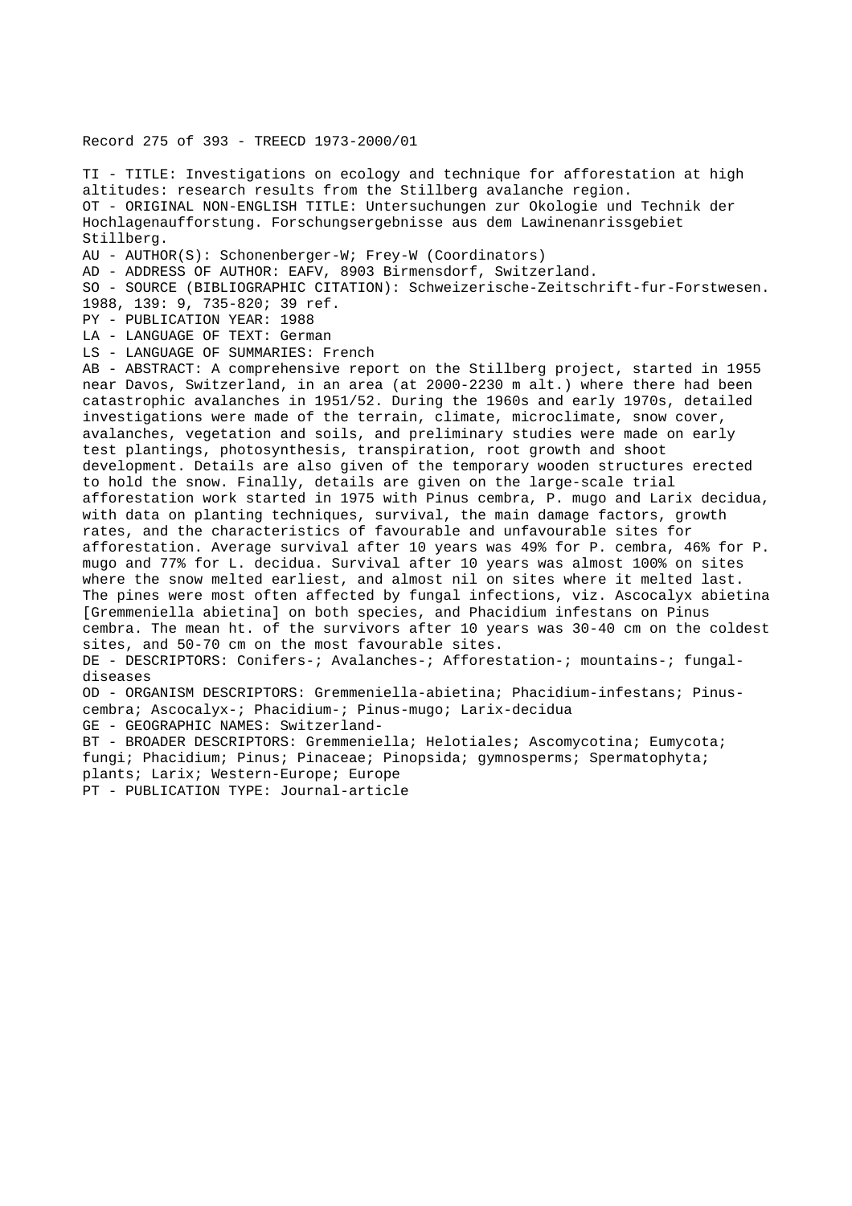Record 275 of 393 - TREECD 1973-2000/01

TI - TITLE: Investigations on ecology and technique for afforestation at high altitudes: research results from the Stillberg avalanche region.
OT - ORIGINAL NON-ENGLISH TITLE: Untersuchungen zur Okologie und Technik der Hochlagenaufforstung. Forschungsergebnisse aus dem Lawinenanrissgebiet Stillberg.
AU - AUTHOR(S): Schonenberger-W; Frey-W (Coordinators)
AD - ADDRESS OF AUTHOR: EAFV, 8903 Birmensdorf, Switzerland.
SO - SOURCE (BIBLIOGRAPHIC CITATION): Schweizerische-Zeitschrift-fur-Forstwesen. 1988, 139: 9, 735-820; 39 ref.
PY - PUBLICATION YEAR: 1988
LA - LANGUAGE OF TEXT: German
LS - LANGUAGE OF SUMMARIES: French
AB - ABSTRACT: A comprehensive report on the Stillberg project, started in 1955 near Davos, Switzerland, in an area (at 2000-2230 m alt.) where there had been catastrophic avalanches in 1951/52. During the 1960s and early 1970s, detailed investigations were made of the terrain, climate, microclimate, snow cover, avalanches, vegetation and soils, and preliminary studies were made on early test plantings, photosynthesis, transpiration, root growth and shoot development. Details are also given of the temporary wooden structures erected to hold the snow. Finally, details are given on the large-scale trial afforestation work started in 1975 with Pinus cembra, P. mugo and Larix decidua, with data on planting techniques, survival, the main damage factors, growth rates, and the characteristics of favourable and unfavourable sites for afforestation. Average survival after 10 years was 49% for P. cembra, 46% for P. mugo and 77% for L. decidua. Survival after 10 years was almost 100% on sites where the snow melted earliest, and almost nil on sites where it melted last. The pines were most often affected by fungal infections, viz. Ascocalyx abietina [Gremmeniella abietina] on both species, and Phacidium infestans on Pinus cembra. The mean ht. of the survivors after 10 years was 30-40 cm on the coldest sites, and 50-70 cm on the most favourable sites.
DE - DESCRIPTORS: Conifers-; Avalanches-; Afforestation-; mountains-; fungal-diseases
OD - ORGANISM DESCRIPTORS: Gremmeniella-abietina; Phacidium-infestans; Pinus-cembra; Ascocalyx-; Phacidium-; Pinus-mugo; Larix-decidua
GE - GEOGRAPHIC NAMES: Switzerland-
BT - BROADER DESCRIPTORS: Gremmeniella; Helotiales; Ascomycotina; Eumycota; fungi; Phacidium; Pinus; Pinaceae; Pinopsida; gymnosperms; Spermatophyta; plants; Larix; Western-Europe; Europe
PT - PUBLICATION TYPE: Journal-article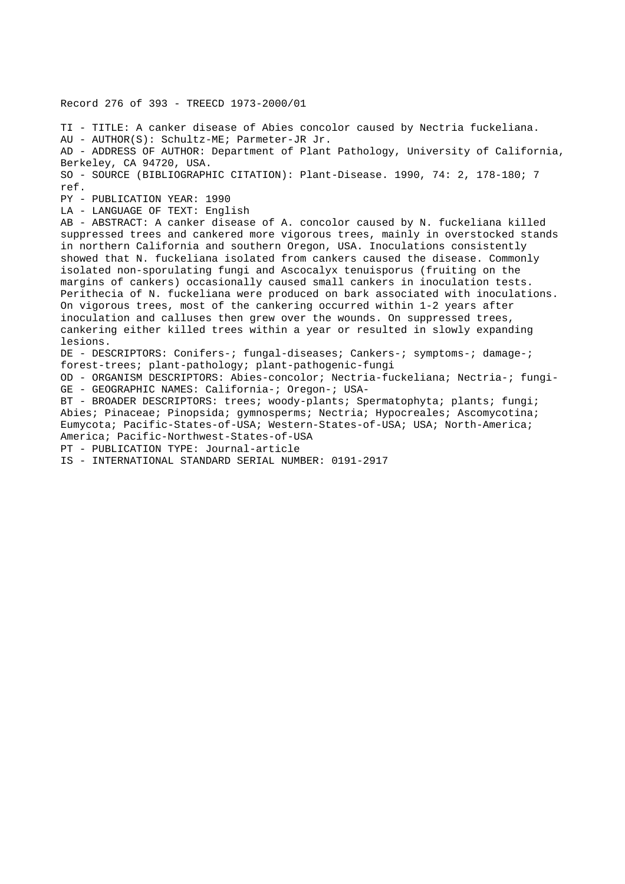Record 276 of 393 - TREECD 1973-2000/01

TI - TITLE: A canker disease of Abies concolor caused by Nectria fuckeliana.
AU - AUTHOR(S): Schultz-ME; Parmeter-JR Jr.
AD - ADDRESS OF AUTHOR: Department of Plant Pathology, University of California, Berkeley, CA 94720, USA.
SO - SOURCE (BIBLIOGRAPHIC CITATION): Plant-Disease. 1990, 74: 2, 178-180; 7 ref.
PY - PUBLICATION YEAR: 1990
LA - LANGUAGE OF TEXT: English
AB - ABSTRACT: A canker disease of A. concolor caused by N. fuckeliana killed suppressed trees and cankered more vigorous trees, mainly in overstocked stands in northern California and southern Oregon, USA. Inoculations consistently showed that N. fuckeliana isolated from cankers caused the disease. Commonly isolated non-sporulating fungi and Ascocalyx tenuisporus (fruiting on the margins of cankers) occasionally caused small cankers in inoculation tests. Perithecia of N. fuckeliana were produced on bark associated with inoculations. On vigorous trees, most of the cankering occurred within 1-2 years after inoculation and calluses then grew over the wounds. On suppressed trees, cankering either killed trees within a year or resulted in slowly expanding lesions.
DE - DESCRIPTORS: Conifers-; fungal-diseases; Cankers-; symptoms-; damage-; forest-trees; plant-pathology; plant-pathogenic-fungi
OD - ORGANISM DESCRIPTORS: Abies-concolor; Nectria-fuckeliana; Nectria-; fungi-
GE - GEOGRAPHIC NAMES: California-; Oregon-; USA-
BT - BROADER DESCRIPTORS: trees; woody-plants; Spermatophyta; plants; fungi; Abies; Pinaceae; Pinopsida; gymnosperms; Nectria; Hypocreales; Ascomycotina; Eumycota; Pacific-States-of-USA; Western-States-of-USA; USA; North-America; America; Pacific-Northwest-States-of-USA
PT - PUBLICATION TYPE: Journal-article
IS - INTERNATIONAL STANDARD SERIAL NUMBER: 0191-2917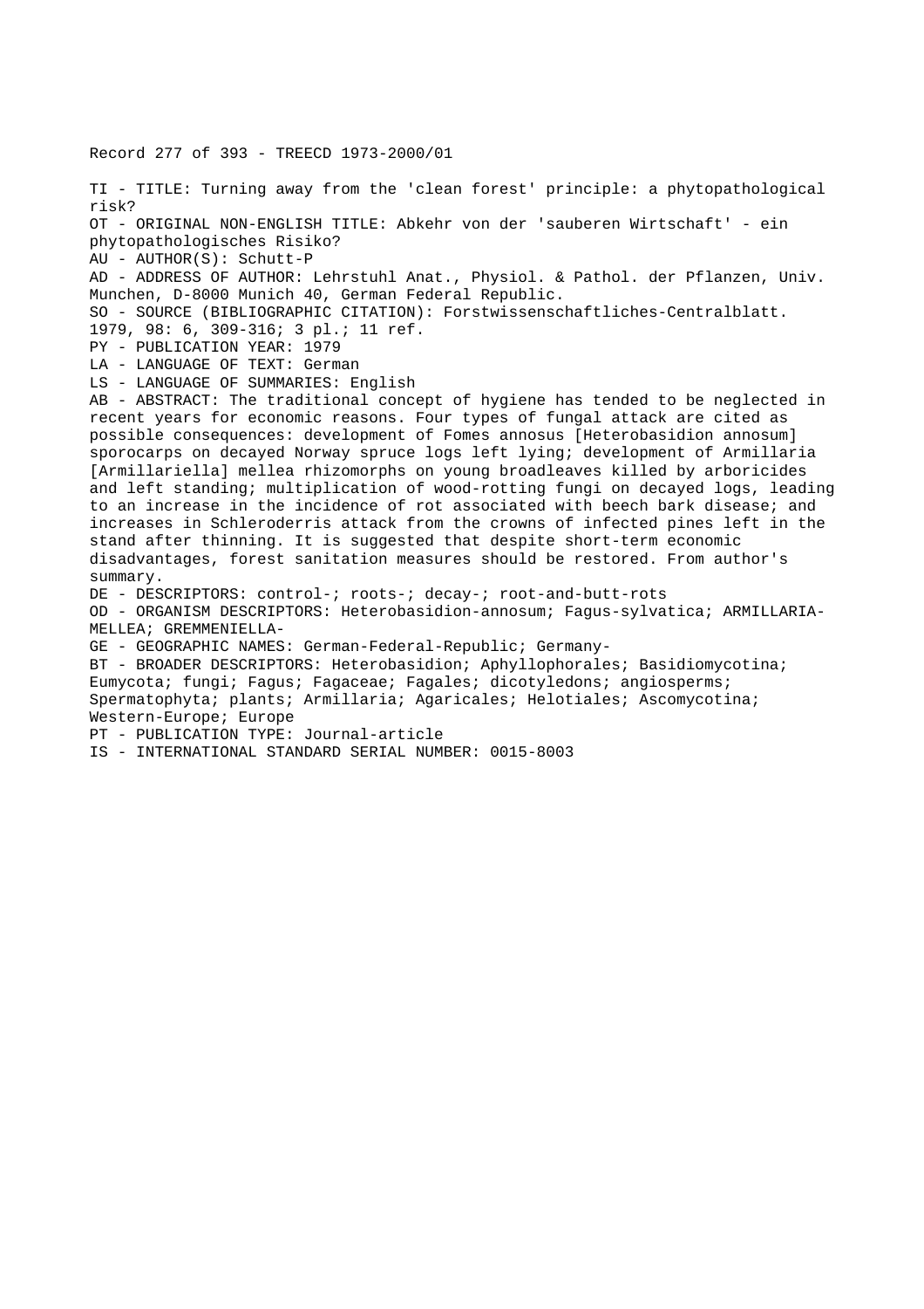Record 277 of 393 - TREECD 1973-2000/01

TI - TITLE: Turning away from the 'clean forest' principle: a phytopathological risk?

OT - ORIGINAL NON-ENGLISH TITLE: Abkehr von der 'sauberen Wirtschaft' - ein phytopathologisches Risiko?

AU - AUTHOR(S): Schutt-P

AD - ADDRESS OF AUTHOR: Lehrstuhl Anat., Physiol. & Pathol. der Pflanzen, Univ. Munchen, D-8000 Munich 40, German Federal Republic.

SO - SOURCE (BIBLIOGRAPHIC CITATION): Forstwissenschaftliches-Centralblatt. 1979, 98: 6, 309-316; 3 pl.; 11 ref.

PY - PUBLICATION YEAR: 1979

LA - LANGUAGE OF TEXT: German

LS - LANGUAGE OF SUMMARIES: English

AB - ABSTRACT: The traditional concept of hygiene has tended to be neglected in recent years for economic reasons. Four types of fungal attack are cited as possible consequences: development of Fomes annosus [Heterobasidion annosum] sporocarps on decayed Norway spruce logs left lying; development of Armillaria [Armillariella] mellea rhizomorphs on young broadleaves killed by arboricides and left standing; multiplication of wood-rotting fungi on decayed logs, leading to an increase in the incidence of rot associated with beech bark disease; and increases in Schleroderris attack from the crowns of infected pines left in the stand after thinning. It is suggested that despite short-term economic disadvantages, forest sanitation measures should be restored. From author's summary.

DE - DESCRIPTORS: control-; roots-; decay-; root-and-butt-rots

OD - ORGANISM DESCRIPTORS: Heterobasidion-annosum; Fagus-sylvatica; ARMILLARIA-MELLEA; GREMMENIELLA-

GE - GEOGRAPHIC NAMES: German-Federal-Republic; Germany-

BT - BROADER DESCRIPTORS: Heterobasidion; Aphyllophorales; Basidiomycotina; Eumycota; fungi; Fagus; Fagaceae; Fagales; dicotyledons; angiosperms; Spermatophyta; plants; Armillaria; Agaricales; Helotiales; Ascomycotina; Western-Europe; Europe

PT - PUBLICATION TYPE: Journal-article

IS - INTERNATIONAL STANDARD SERIAL NUMBER: 0015-8003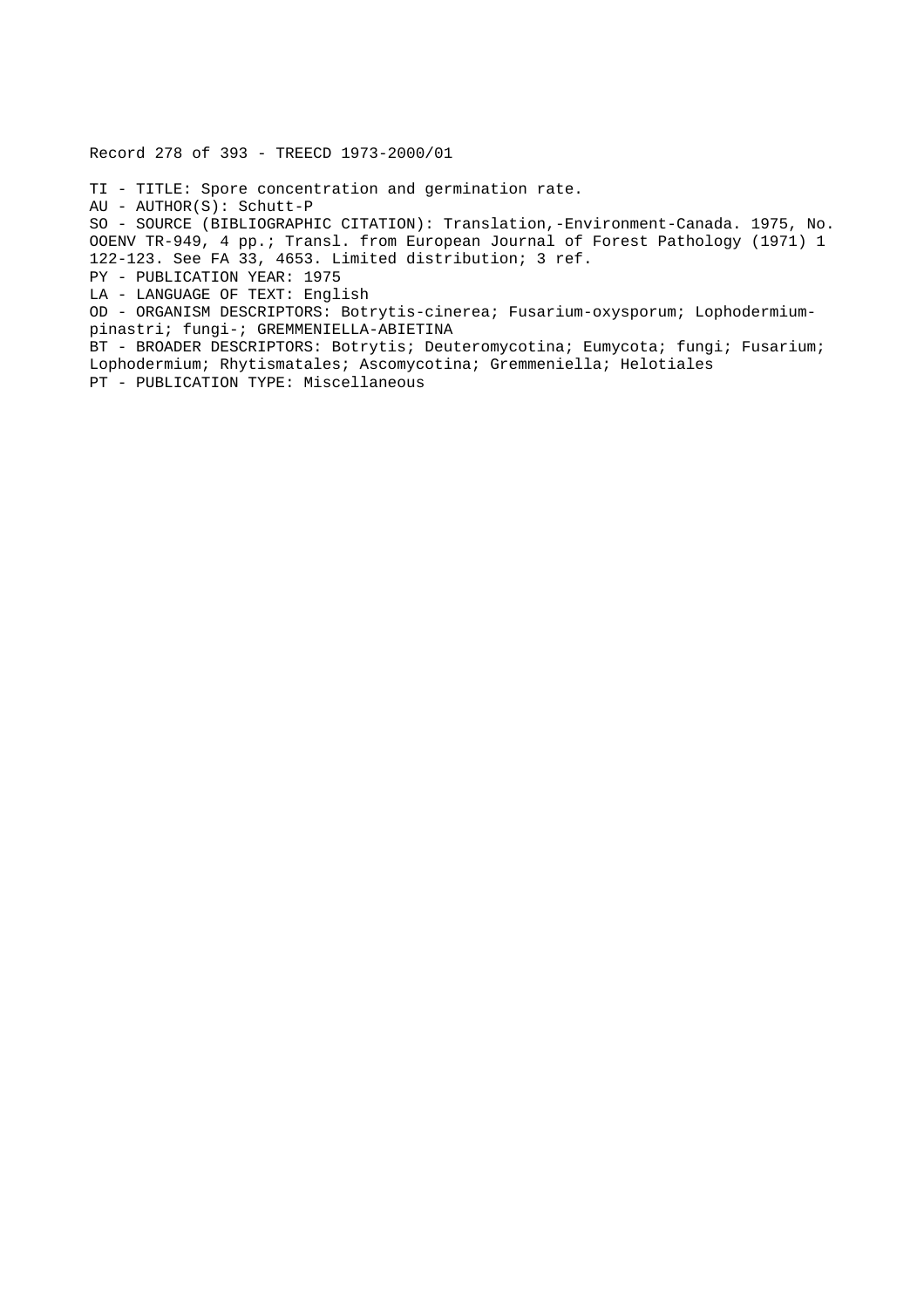Record 278 of 393 - TREECD 1973-2000/01

TI - TITLE: Spore concentration and germination rate.
AU - AUTHOR(S): Schutt-P
SO - SOURCE (BIBLIOGRAPHIC CITATION): Translation,-Environment-Canada. 1975, No. OOENV TR-949, 4 pp.; Transl. from European Journal of Forest Pathology (1971) 1 122-123. See FA 33, 4653. Limited distribution; 3 ref.
PY - PUBLICATION YEAR: 1975
LA - LANGUAGE OF TEXT: English
OD - ORGANISM DESCRIPTORS: Botrytis-cinerea; Fusarium-oxysporum; Lophodermium-pinastri; fungi-; GREMMENIELLA-ABIETINA
BT - BROADER DESCRIPTORS: Botrytis; Deuteromycotina; Eumycota; fungi; Fusarium; Lophodermium; Rhytismatales; Ascomycotina; Gremmeniella; Helotiales
PT - PUBLICATION TYPE: Miscellaneous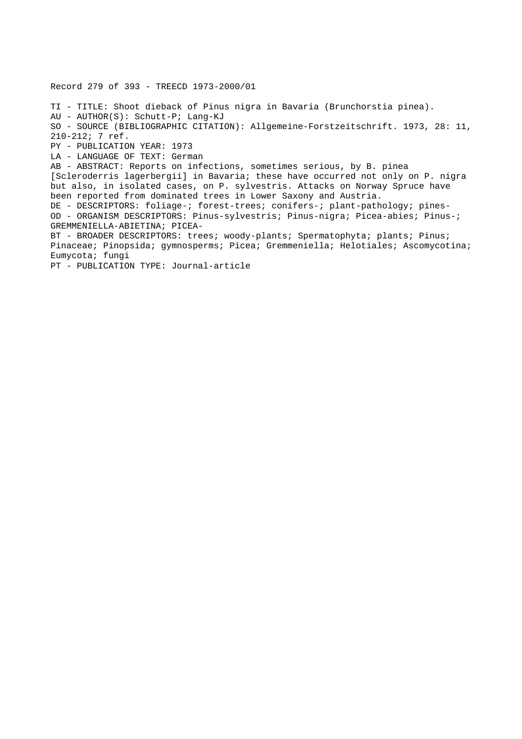Record 279 of 393 - TREECD 1973-2000/01

TI - TITLE: Shoot dieback of Pinus nigra in Bavaria (Brunchorstia pinea).
AU - AUTHOR(S): Schutt-P; Lang-KJ
SO - SOURCE (BIBLIOGRAPHIC CITATION): Allgemeine-Forstzeitschrift. 1973, 28: 11, 210-212; 7 ref.
PY - PUBLICATION YEAR: 1973
LA - LANGUAGE OF TEXT: German
AB - ABSTRACT: Reports on infections, sometimes serious, by B. pinea [Scleroderris lagerbergii] in Bavaria; these have occurred not only on P. nigra but also, in isolated cases, on P. sylvestris. Attacks on Norway Spruce have been reported from dominated trees in Lower Saxony and Austria.
DE - DESCRIPTORS: foliage-; forest-trees; conifers-; plant-pathology; pines-
OD - ORGANISM DESCRIPTORS: Pinus-sylvestris; Pinus-nigra; Picea-abies; Pinus-; GREMMENIELLA-ABIETINA; PICEA-
BT - BROADER DESCRIPTORS: trees; woody-plants; Spermatophyta; plants; Pinus; Pinaceae; Pinopsida; gymnosperms; Picea; Gremmeniella; Helotiales; Ascomycotina; Eumycota; fungi
PT - PUBLICATION TYPE: Journal-article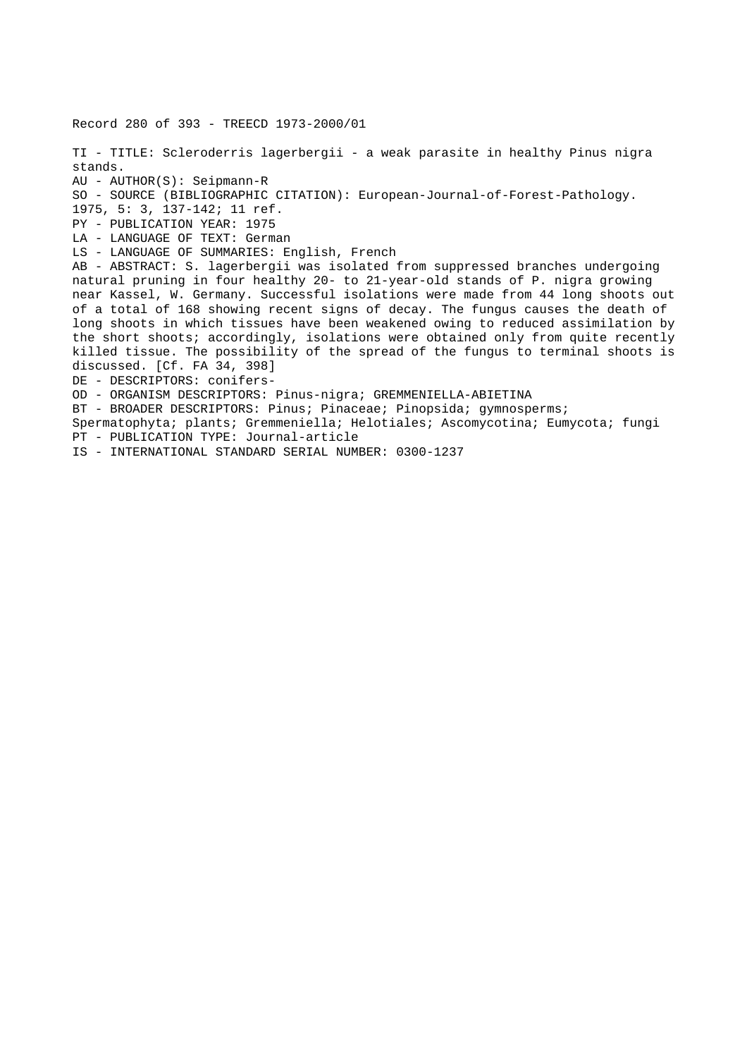Record 280 of 393 - TREECD 1973-2000/01

TI - TITLE: Scleroderris lagerbergii - a weak parasite in healthy Pinus nigra stands.
AU - AUTHOR(S): Seipmann-R
SO - SOURCE (BIBLIOGRAPHIC CITATION): European-Journal-of-Forest-Pathology. 1975, 5: 3, 137-142; 11 ref.
PY - PUBLICATION YEAR: 1975
LA - LANGUAGE OF TEXT: German
LS - LANGUAGE OF SUMMARIES: English, French
AB - ABSTRACT: S. lagerbergii was isolated from suppressed branches undergoing natural pruning in four healthy 20- to 21-year-old stands of P. nigra growing near Kassel, W. Germany. Successful isolations were made from 44 long shoots out of a total of 168 showing recent signs of decay. The fungus causes the death of long shoots in which tissues have been weakened owing to reduced assimilation by the short shoots; accordingly, isolations were obtained only from quite recently killed tissue. The possibility of the spread of the fungus to terminal shoots is discussed. [Cf. FA 34, 398]
DE - DESCRIPTORS: conifers-
OD - ORGANISM DESCRIPTORS: Pinus-nigra; GREMMENIELLA-ABIETINA
BT - BROADER DESCRIPTORS: Pinus; Pinaceae; Pinopsida; gymnosperms; Spermatophyta; plants; Gremmeniella; Helotiales; Ascomycotina; Eumycota; fungi
PT - PUBLICATION TYPE: Journal-article
IS - INTERNATIONAL STANDARD SERIAL NUMBER: 0300-1237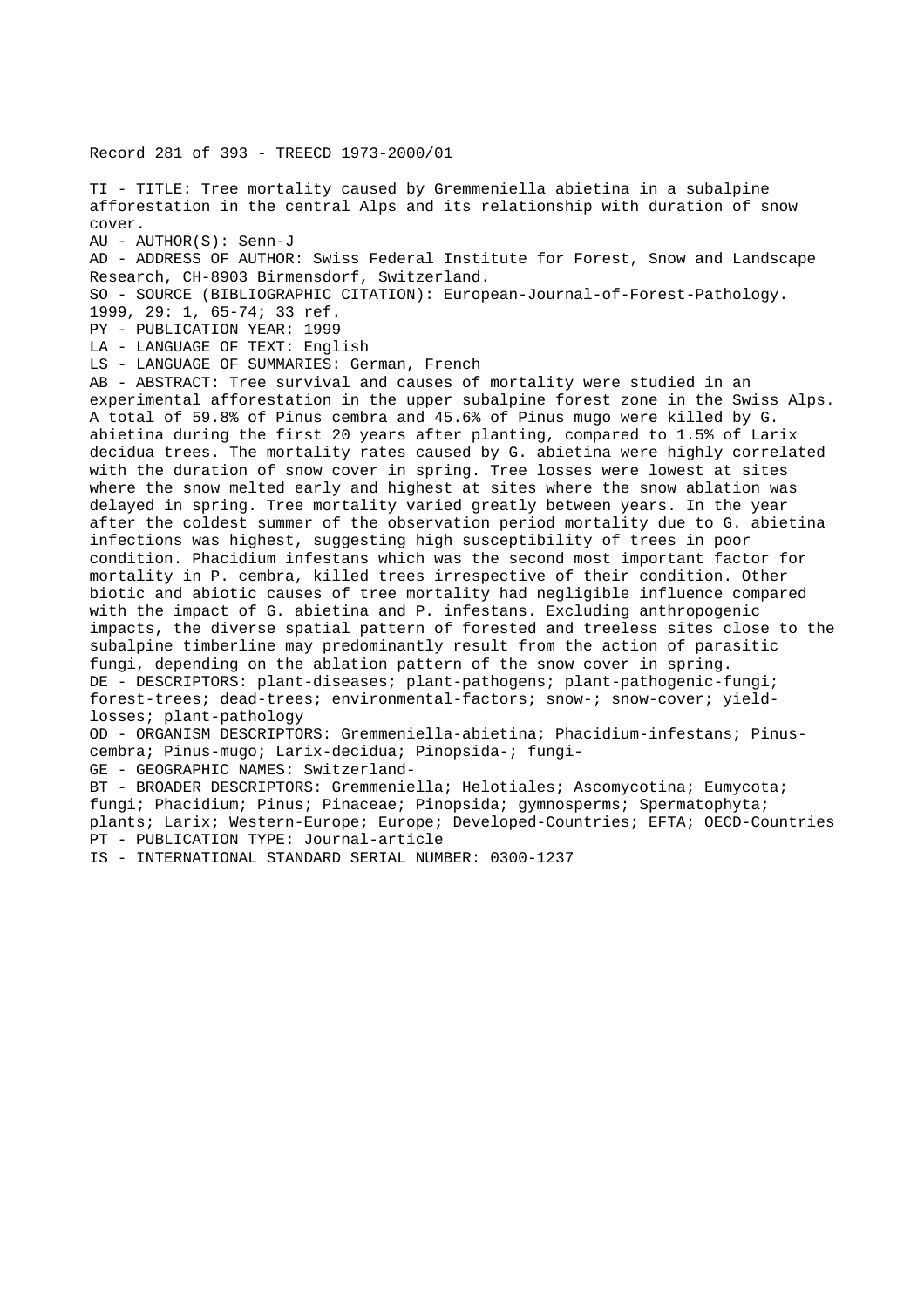Record 281 of 393 - TREECD 1973-2000/01

TI - TITLE: Tree mortality caused by Gremmeniella abietina in a subalpine afforestation in the central Alps and its relationship with duration of snow cover.

AU - AUTHOR(S): Senn-J

AD - ADDRESS OF AUTHOR: Swiss Federal Institute for Forest, Snow and Landscape Research, CH-8903 Birmensdorf, Switzerland.

SO - SOURCE (BIBLIOGRAPHIC CITATION): European-Journal-of-Forest-Pathology. 1999, 29: 1, 65-74; 33 ref.

PY - PUBLICATION YEAR: 1999

LA - LANGUAGE OF TEXT: English

LS - LANGUAGE OF SUMMARIES: German, French

AB - ABSTRACT: Tree survival and causes of mortality were studied in an experimental afforestation in the upper subalpine forest zone in the Swiss Alps. A total of 59.8% of Pinus cembra and 45.6% of Pinus mugo were killed by G. abietina during the first 20 years after planting, compared to 1.5% of Larix decidua trees. The mortality rates caused by G. abietina were highly correlated with the duration of snow cover in spring. Tree losses were lowest at sites where the snow melted early and highest at sites where the snow ablation was delayed in spring. Tree mortality varied greatly between years. In the year after the coldest summer of the observation period mortality due to G. abietina infections was highest, suggesting high susceptibility of trees in poor condition. Phacidium infestans which was the second most important factor for mortality in P. cembra, killed trees irrespective of their condition. Other biotic and abiotic causes of tree mortality had negligible influence compared with the impact of G. abietina and P. infestans. Excluding anthropogenic impacts, the diverse spatial pattern of forested and treeless sites close to the subalpine timberline may predominantly result from the action of parasitic fungi, depending on the ablation pattern of the snow cover in spring.

DE - DESCRIPTORS: plant-diseases; plant-pathogens; plant-pathogenic-fungi; forest-trees; dead-trees; environmental-factors; snow-; snow-cover; yield-losses; plant-pathology

OD - ORGANISM DESCRIPTORS: Gremmeniella-abietina; Phacidium-infestans; Pinus-cembra; Pinus-mugo; Larix-decidua; Pinopsida-; fungi-

GE - GEOGRAPHIC NAMES: Switzerland-

BT - BROADER DESCRIPTORS: Gremmeniella; Helotiales; Ascomycotina; Eumycota; fungi; Phacidium; Pinus; Pinaceae; Pinopsida; gymnosperms; Spermatophyta; plants; Larix; Western-Europe; Europe; Developed-Countries; EFTA; OECD-Countries

PT - PUBLICATION TYPE: Journal-article

IS - INTERNATIONAL STANDARD SERIAL NUMBER: 0300-1237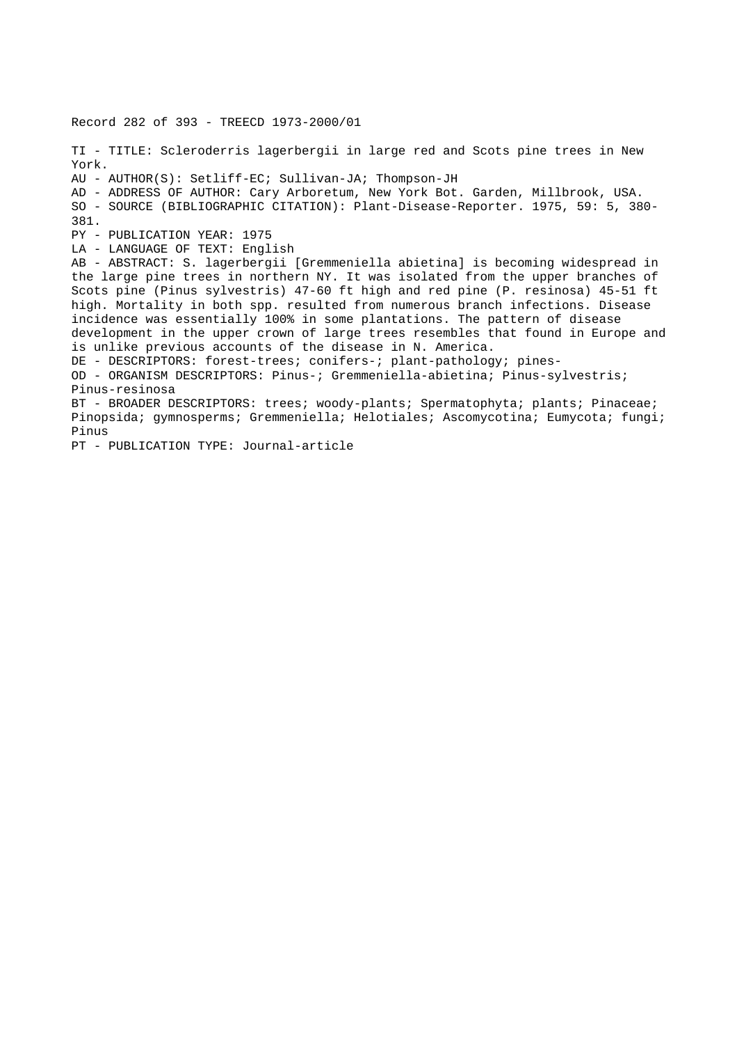Record 282 of 393 - TREECD 1973-2000/01

TI - TITLE: Scleroderris lagerbergii in large red and Scots pine trees in New York.

AU - AUTHOR(S): Setliff-EC; Sullivan-JA; Thompson-JH

AD - ADDRESS OF AUTHOR: Cary Arboretum, New York Bot. Garden, Millbrook, USA.

SO - SOURCE (BIBLIOGRAPHIC CITATION): Plant-Disease-Reporter. 1975, 59: 5, 380-381.

PY - PUBLICATION YEAR: 1975

LA - LANGUAGE OF TEXT: English

AB - ABSTRACT: S. lagerbergii [Gremmeniella abietina] is becoming widespread in the large pine trees in northern NY. It was isolated from the upper branches of Scots pine (Pinus sylvestris) 47-60 ft high and red pine (P. resinosa) 45-51 ft high. Mortality in both spp. resulted from numerous branch infections. Disease incidence was essentially 100% in some plantations. The pattern of disease development in the upper crown of large trees resembles that found in Europe and is unlike previous accounts of the disease in N. America.

DE - DESCRIPTORS: forest-trees; conifers-; plant-pathology; pines-

OD - ORGANISM DESCRIPTORS: Pinus-; Gremmeniella-abietina; Pinus-sylvestris; Pinus-resinosa

BT - BROADER DESCRIPTORS: trees; woody-plants; Spermatophyta; plants; Pinaceae; Pinopsida; gymnosperms; Gremmeniella; Helotiales; Ascomycotina; Eumycota; fungi; Pinus

PT - PUBLICATION TYPE: Journal-article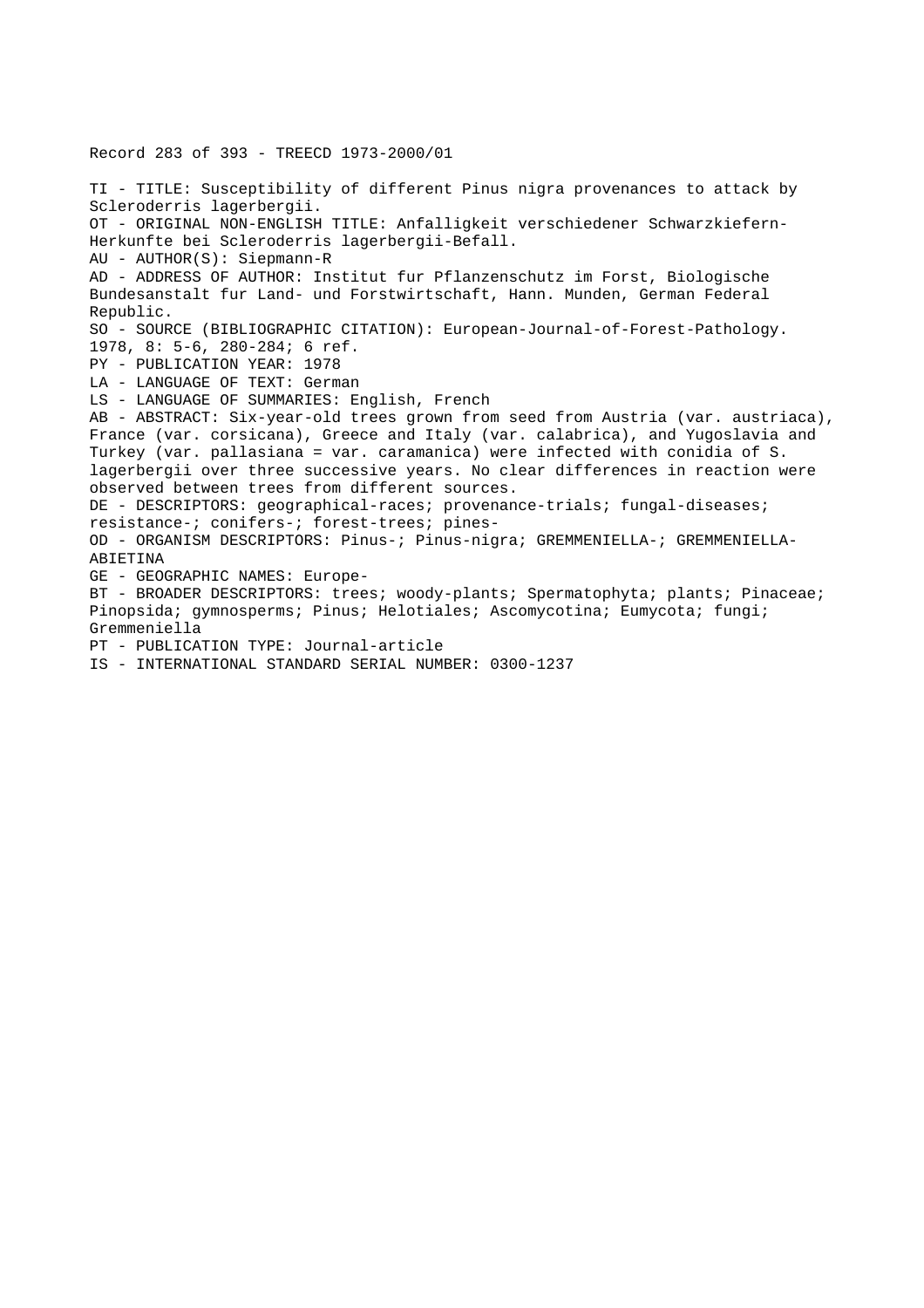Record 283 of 393 - TREECD 1973-2000/01

TI - TITLE: Susceptibility of different Pinus nigra provenances to attack by Scleroderris lagerbergii.
OT - ORIGINAL NON-ENGLISH TITLE: Anfalligkeit verschiedener Schwarzkiefern-Herkunfte bei Scleroderris lagerbergii-Befall.
AU - AUTHOR(S): Siepmann-R
AD - ADDRESS OF AUTHOR: Institut fur Pflanzenschutz im Forst, Biologische Bundesanstalt fur Land- und Forstwirtschaft, Hann. Munden, German Federal Republic.
SO - SOURCE (BIBLIOGRAPHIC CITATION): European-Journal-of-Forest-Pathology. 1978, 8: 5-6, 280-284; 6 ref.
PY - PUBLICATION YEAR: 1978
LA - LANGUAGE OF TEXT: German
LS - LANGUAGE OF SUMMARIES: English, French
AB - ABSTRACT: Six-year-old trees grown from seed from Austria (var. austriaca), France (var. corsicana), Greece and Italy (var. calabrica), and Yugoslavia and Turkey (var. pallasiana = var. caramanica) were infected with conidia of S. lagerbergii over three successive years. No clear differences in reaction were observed between trees from different sources.
DE - DESCRIPTORS: geographical-races; provenance-trials; fungal-diseases; resistance-; conifers-; forest-trees; pines-
OD - ORGANISM DESCRIPTORS: Pinus-; Pinus-nigra; GREMMENIELLA-; GREMMENIELLA-ABIETINA
GE - GEOGRAPHIC NAMES: Europe-
BT - BROADER DESCRIPTORS: trees; woody-plants; Spermatophyta; plants; Pinaceae; Pinopsida; gymnosperms; Pinus; Helotiales; Ascomycotina; Eumycota; fungi; Gremmeniella
PT - PUBLICATION TYPE: Journal-article
IS - INTERNATIONAL STANDARD SERIAL NUMBER: 0300-1237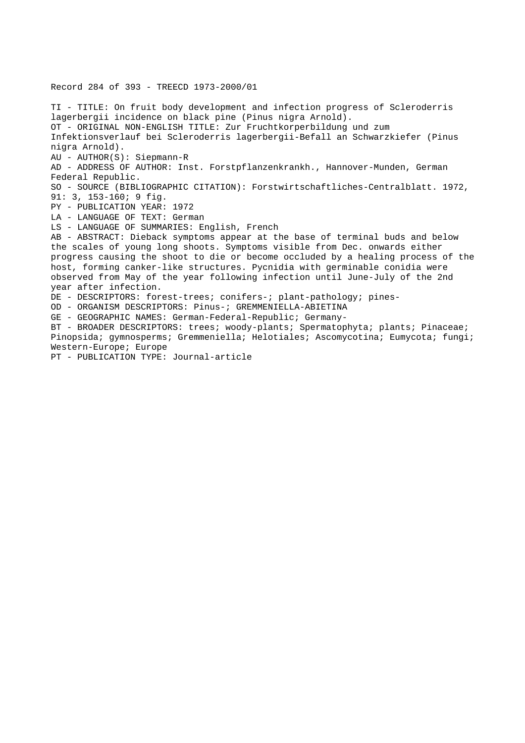Record 284 of 393 - TREECD 1973-2000/01

TI - TITLE: On fruit body development and infection progress of Scleroderris lagerbergii incidence on black pine (Pinus nigra Arnold).
OT - ORIGINAL NON-ENGLISH TITLE: Zur Fruchtkorperbildung und zum Infektionsverlauf bei Scleroderris lagerbergii-Befall an Schwarzkiefer (Pinus nigra Arnold).
AU - AUTHOR(S): Siepmann-R
AD - ADDRESS OF AUTHOR: Inst. Forstpflanzenkrankh., Hannover-Munden, German Federal Republic.
SO - SOURCE (BIBLIOGRAPHIC CITATION): Forstwirtschaftliches-Centralblatt. 1972, 91: 3, 153-160; 9 fig.
PY - PUBLICATION YEAR: 1972
LA - LANGUAGE OF TEXT: German
LS - LANGUAGE OF SUMMARIES: English, French
AB - ABSTRACT: Dieback symptoms appear at the base of terminal buds and below the scales of young long shoots. Symptoms visible from Dec. onwards either progress causing the shoot to die or become occluded by a healing process of the host, forming canker-like structures. Pycnidia with germinable conidia were observed from May of the year following infection until June-July of the 2nd year after infection.
DE - DESCRIPTORS: forest-trees; conifers-; plant-pathology; pines-
OD - ORGANISM DESCRIPTORS: Pinus-; GREMMENIELLA-ABIETINA
GE - GEOGRAPHIC NAMES: German-Federal-Republic; Germany-
BT - BROADER DESCRIPTORS: trees; woody-plants; Spermatophyta; plants; Pinaceae; Pinopsida; gymnosperms; Gremmeniella; Helotiales; Ascomycotina; Eumycota; fungi; Western-Europe; Europe
PT - PUBLICATION TYPE: Journal-article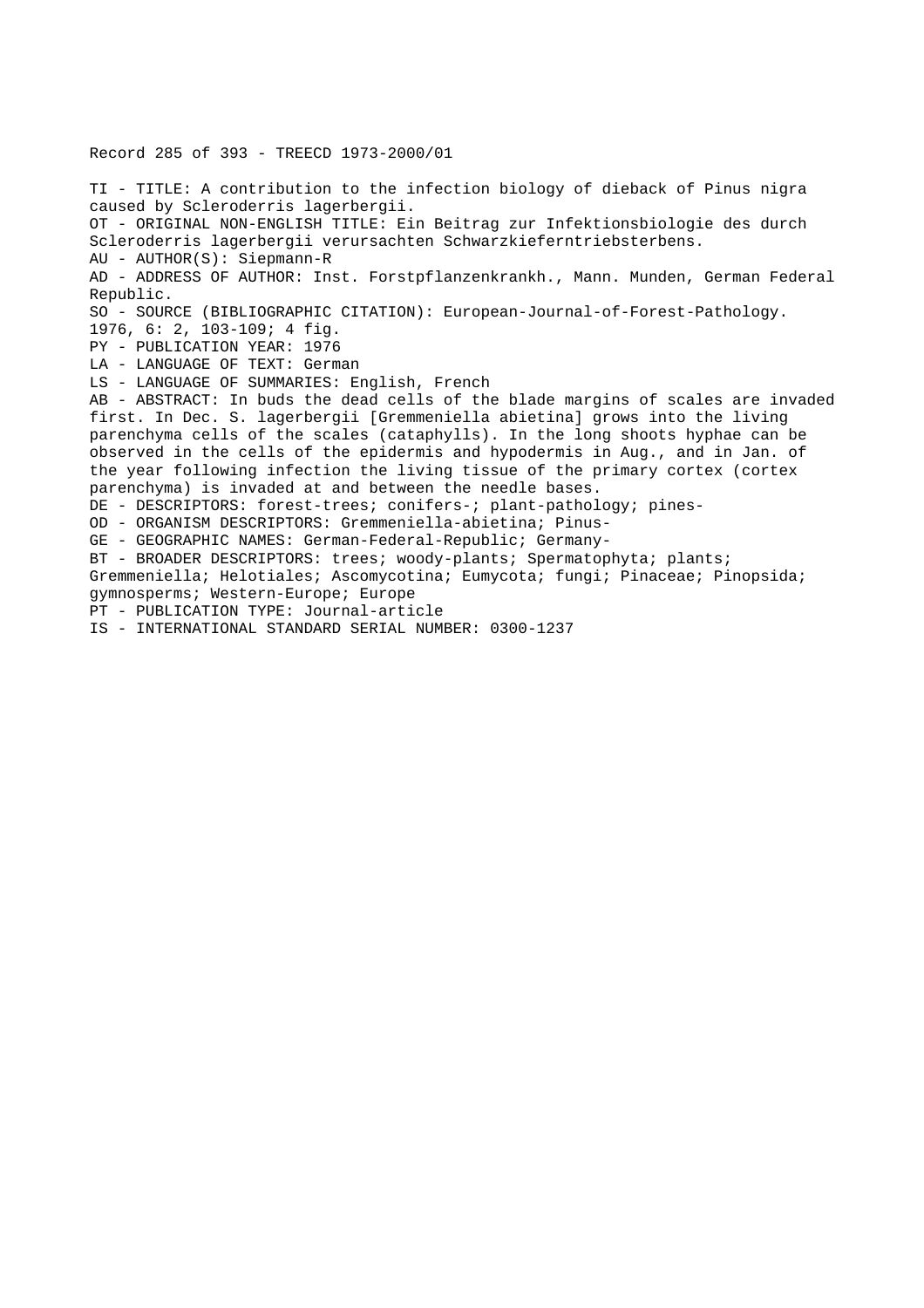Record 285 of 393 - TREECD 1973-2000/01

TI - TITLE: A contribution to the infection biology of dieback of Pinus nigra caused by Scleroderris lagerbergii.
OT - ORIGINAL NON-ENGLISH TITLE: Ein Beitrag zur Infektionsbiologie des durch Scleroderris lagerbergii verursachten Schwarzkieferntriebsterbens.
AU - AUTHOR(S): Siepmann-R
AD - ADDRESS OF AUTHOR: Inst. Forstpflanzenkrankh., Mann. Munden, German Federal Republic.
SO - SOURCE (BIBLIOGRAPHIC CITATION): European-Journal-of-Forest-Pathology. 1976, 6: 2, 103-109; 4 fig.
PY - PUBLICATION YEAR: 1976
LA - LANGUAGE OF TEXT: German
LS - LANGUAGE OF SUMMARIES: English, French
AB - ABSTRACT: In buds the dead cells of the blade margins of scales are invaded first. In Dec. S. lagerbergii [Gremmeniella abietina] grows into the living parenchyma cells of the scales (cataphylls). In the long shoots hyphae can be observed in the cells of the epidermis and hypodermis in Aug., and in Jan. of the year following infection the living tissue of the primary cortex (cortex parenchyma) is invaded at and between the needle bases.
DE - DESCRIPTORS: forest-trees; conifers-; plant-pathology; pines-
OD - ORGANISM DESCRIPTORS: Gremmeniella-abietina; Pinus-
GE - GEOGRAPHIC NAMES: German-Federal-Republic; Germany-
BT - BROADER DESCRIPTORS: trees; woody-plants; Spermatophyta; plants; Gremmeniella; Helotiales; Ascomycotina; Eumycota; fungi; Pinaceae; Pinopsida; gymnosperms; Western-Europe; Europe
PT - PUBLICATION TYPE: Journal-article
IS - INTERNATIONAL STANDARD SERIAL NUMBER: 0300-1237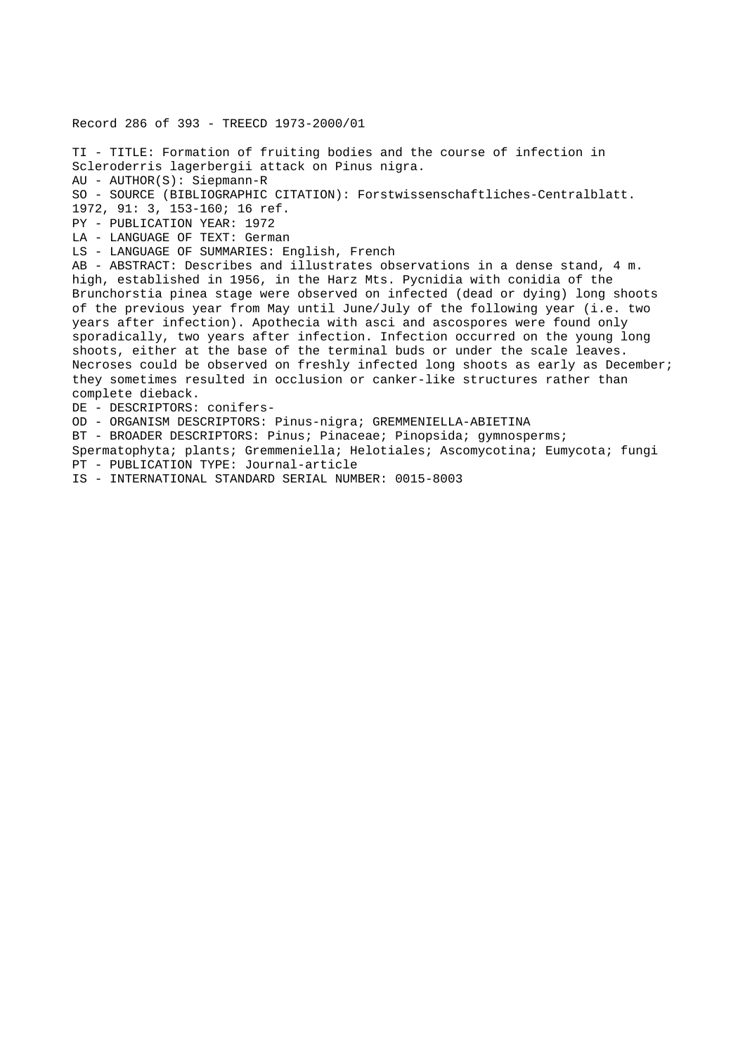Record 286 of 393 - TREECD 1973-2000/01

TI - TITLE: Formation of fruiting bodies and the course of infection in Scleroderris lagerbergii attack on Pinus nigra.
AU - AUTHOR(S): Siepmann-R
SO - SOURCE (BIBLIOGRAPHIC CITATION): Forstwissenschaftliches-Centralblatt. 1972, 91: 3, 153-160; 16 ref.
PY - PUBLICATION YEAR: 1972
LA - LANGUAGE OF TEXT: German
LS - LANGUAGE OF SUMMARIES: English, French
AB - ABSTRACT: Describes and illustrates observations in a dense stand, 4 m. high, established in 1956, in the Harz Mts. Pycnidia with conidia of the Brunchorstia pinea stage were observed on infected (dead or dying) long shoots of the previous year from May until June/July of the following year (i.e. two years after infection). Apothecia with asci and ascospores were found only sporadically, two years after infection. Infection occurred on the young long shoots, either at the base of the terminal buds or under the scale leaves. Necroses could be observed on freshly infected long shoots as early as December; they sometimes resulted in occlusion or canker-like structures rather than complete dieback.
DE - DESCRIPTORS: conifers-
OD - ORGANISM DESCRIPTORS: Pinus-nigra; GREMMENIELLA-ABIETINA
BT - BROADER DESCRIPTORS: Pinus; Pinaceae; Pinopsida; gymnosperms; Spermatophyta; plants; Gremmeniella; Helotiales; Ascomycotina; Eumycota; fungi
PT - PUBLICATION TYPE: Journal-article
IS - INTERNATIONAL STANDARD SERIAL NUMBER: 0015-8003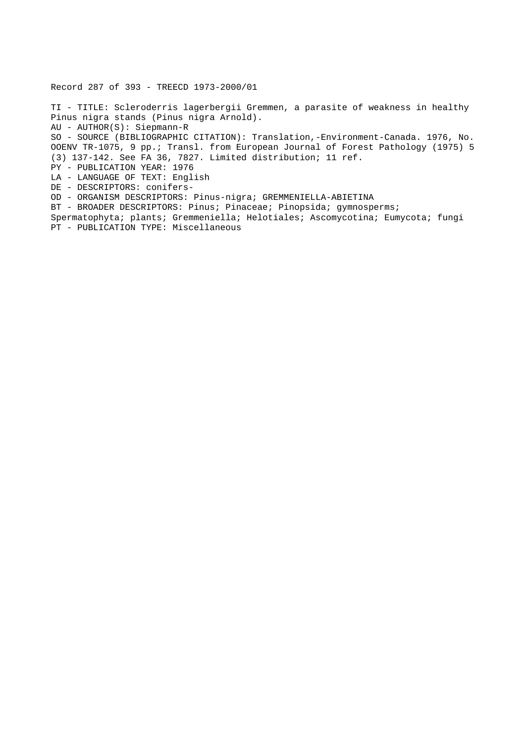Record 287 of 393 - TREECD 1973-2000/01

TI - TITLE: Scleroderris lagerbergii Gremmen, a parasite of weakness in healthy Pinus nigra stands (Pinus nigra Arnold).
AU - AUTHOR(S): Siepmann-R
SO - SOURCE (BIBLIOGRAPHIC CITATION): Translation,-Environment-Canada. 1976, No. OOENV TR-1075, 9 pp.; Transl. from European Journal of Forest Pathology (1975) 5 (3) 137-142. See FA 36, 7827. Limited distribution; 11 ref.
PY - PUBLICATION YEAR: 1976
LA - LANGUAGE OF TEXT: English
DE - DESCRIPTORS: conifers-
OD - ORGANISM DESCRIPTORS: Pinus-nigra; GREMMENIELLA-ABIETINA
BT - BROADER DESCRIPTORS: Pinus; Pinaceae; Pinopsida; gymnosperms; Spermatophyta; plants; Gremmeniella; Helotiales; Ascomycotina; Eumycota; fungi
PT - PUBLICATION TYPE: Miscellaneous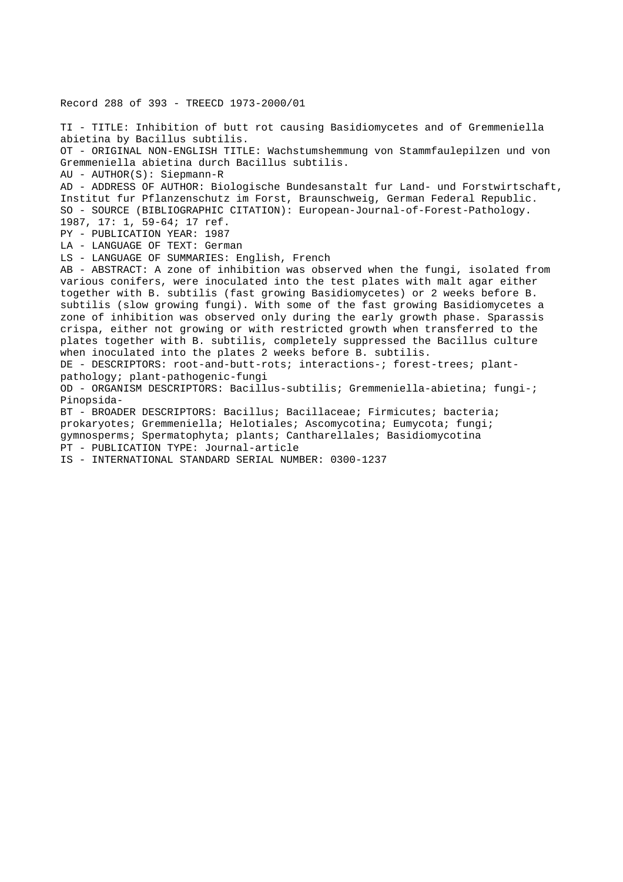Record 288 of 393 - TREECD 1973-2000/01

TI - TITLE: Inhibition of butt rot causing Basidiomycetes and of Gremmeniella abietina by Bacillus subtilis.

OT - ORIGINAL NON-ENGLISH TITLE: Wachstumshemmung von Stammfaulepilzen und von Gremmeniella abietina durch Bacillus subtilis.

AU - AUTHOR(S): Siepmann-R

AD - ADDRESS OF AUTHOR: Biologische Bundesanstalt fur Land- und Forstwirtschaft, Institut fur Pflanzenschutz im Forst, Braunschweig, German Federal Republic.

SO - SOURCE (BIBLIOGRAPHIC CITATION): European-Journal-of-Forest-Pathology. 1987, 17: 1, 59-64; 17 ref.

PY - PUBLICATION YEAR: 1987

LA - LANGUAGE OF TEXT: German

LS - LANGUAGE OF SUMMARIES: English, French

AB - ABSTRACT: A zone of inhibition was observed when the fungi, isolated from various conifers, were inoculated into the test plates with malt agar either together with B. subtilis (fast growing Basidiomycetes) or 2 weeks before B. subtilis (slow growing fungi). With some of the fast growing Basidiomycetes a zone of inhibition was observed only during the early growth phase. Sparassis crispa, either not growing or with restricted growth when transferred to the plates together with B. subtilis, completely suppressed the Bacillus culture when inoculated into the plates 2 weeks before B. subtilis.

DE - DESCRIPTORS: root-and-butt-rots; interactions-; forest-trees; plant-pathology; plant-pathogenic-fungi

OD - ORGANISM DESCRIPTORS: Bacillus-subtilis; Gremmeniella-abietina; fungi-; Pinopsida-

BT - BROADER DESCRIPTORS: Bacillus; Bacillaceae; Firmicutes; bacteria; prokaryotes; Gremmeniella; Helotiales; Ascomycotina; Eumycota; fungi; gymnosperms; Spermatophyta; plants; Cantharellales; Basidiomycotina

PT - PUBLICATION TYPE: Journal-article

IS - INTERNATIONAL STANDARD SERIAL NUMBER: 0300-1237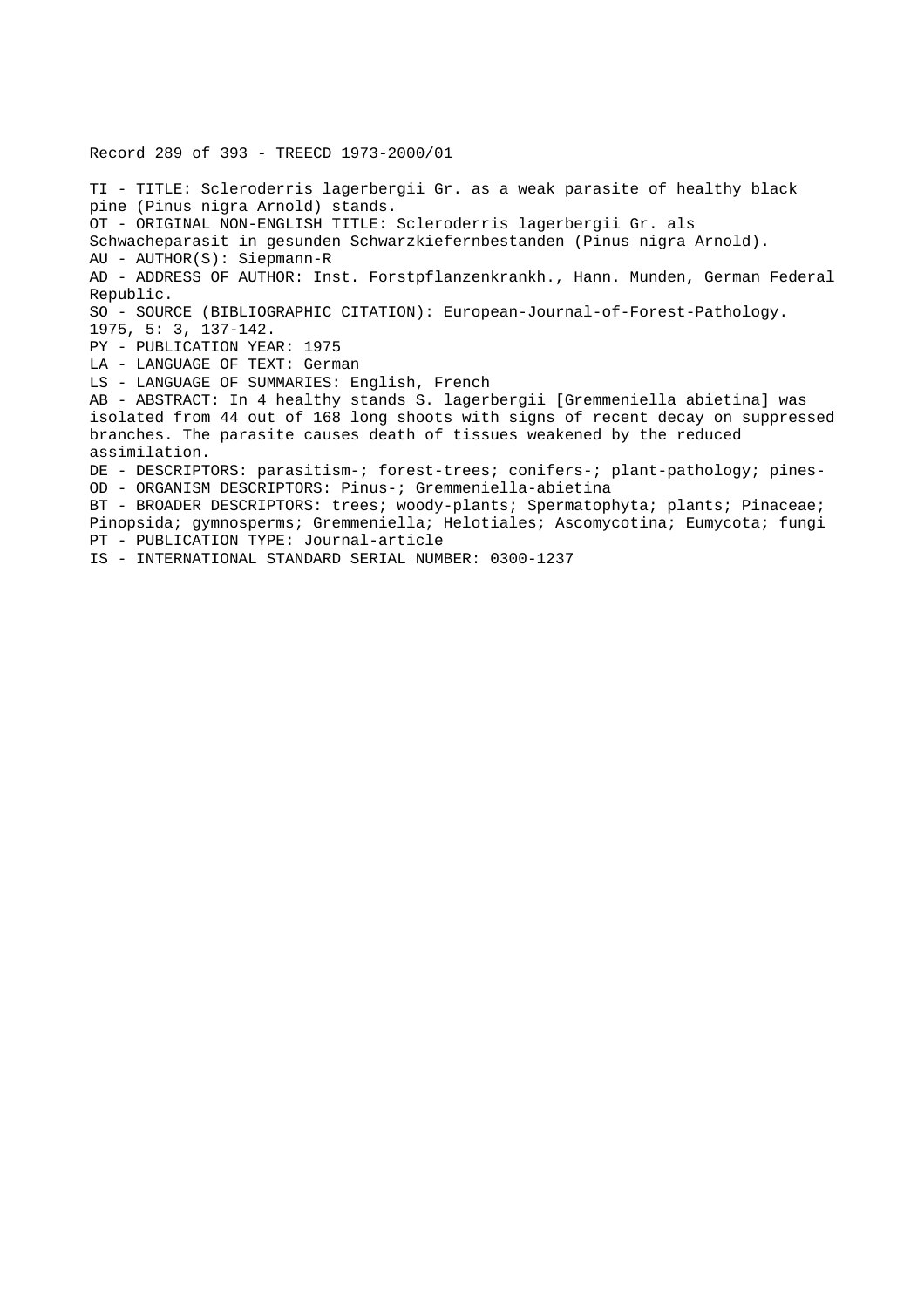Record 289 of 393 - TREECD 1973-2000/01

TI - TITLE: Scleroderris lagerbergii Gr. as a weak parasite of healthy black pine (Pinus nigra Arnold) stands.
OT - ORIGINAL NON-ENGLISH TITLE: Scleroderris lagerbergii Gr. als Schwacheparasit in gesunden Schwarzkiefernbestanden (Pinus nigra Arnold).
AU - AUTHOR(S): Siepmann-R
AD - ADDRESS OF AUTHOR: Inst. Forstpflanzenkrankh., Hann. Munden, German Federal Republic.
SO - SOURCE (BIBLIOGRAPHIC CITATION): European-Journal-of-Forest-Pathology. 1975, 5: 3, 137-142.
PY - PUBLICATION YEAR: 1975
LA - LANGUAGE OF TEXT: German
LS - LANGUAGE OF SUMMARIES: English, French
AB - ABSTRACT: In 4 healthy stands S. lagerbergii [Gremmeniella abietina] was isolated from 44 out of 168 long shoots with signs of recent decay on suppressed branches. The parasite causes death of tissues weakened by the reduced assimilation.
DE - DESCRIPTORS: parasitism-; forest-trees; conifers-; plant-pathology; pines-
OD - ORGANISM DESCRIPTORS: Pinus-; Gremmeniella-abietina
BT - BROADER DESCRIPTORS: trees; woody-plants; Spermatophyta; plants; Pinaceae; Pinopsida; gymnosperms; Gremmeniella; Helotiales; Ascomycotina; Eumycota; fungi
PT - PUBLICATION TYPE: Journal-article
IS - INTERNATIONAL STANDARD SERIAL NUMBER: 0300-1237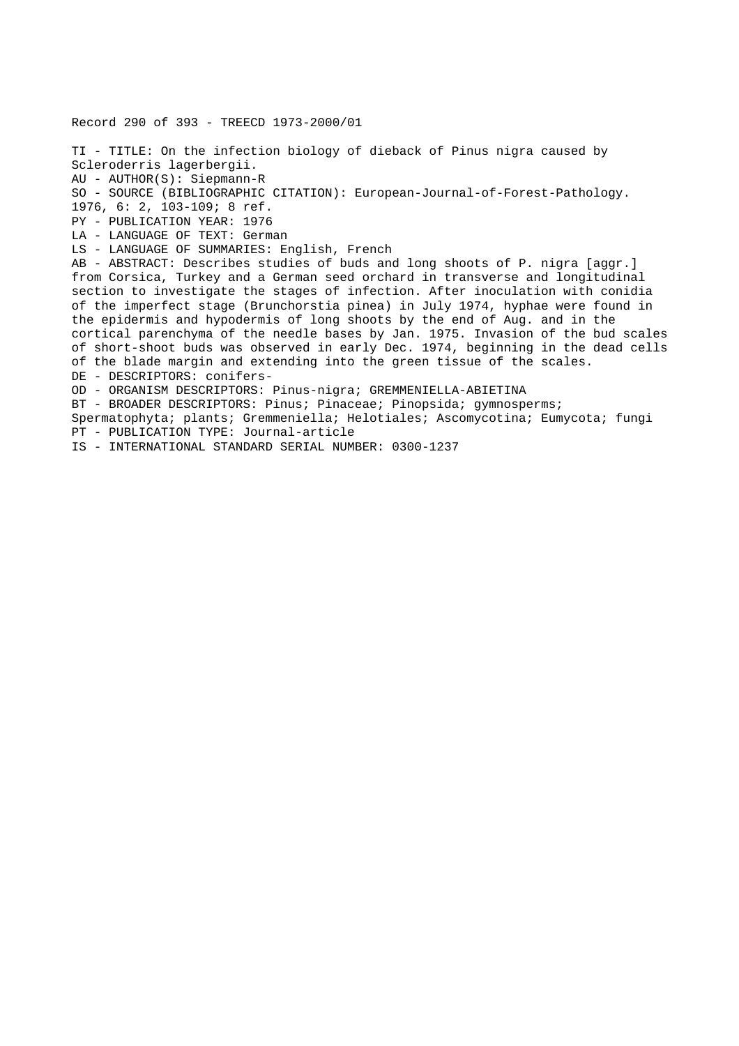Record 290 of 393 - TREECD 1973-2000/01

TI - TITLE: On the infection biology of dieback of Pinus nigra caused by Scleroderris lagerbergii.
AU - AUTHOR(S): Siepmann-R
SO - SOURCE (BIBLIOGRAPHIC CITATION): European-Journal-of-Forest-Pathology. 1976, 6: 2, 103-109; 8 ref.
PY - PUBLICATION YEAR: 1976
LA - LANGUAGE OF TEXT: German
LS - LANGUAGE OF SUMMARIES: English, French
AB - ABSTRACT: Describes studies of buds and long shoots of P. nigra [aggr.] from Corsica, Turkey and a German seed orchard in transverse and longitudinal section to investigate the stages of infection. After inoculation with conidia of the imperfect stage (Brunchorstia pinea) in July 1974, hyphae were found in the epidermis and hypodermis of long shoots by the end of Aug. and in the cortical parenchyma of the needle bases by Jan. 1975. Invasion of the bud scales of short-shoot buds was observed in early Dec. 1974, beginning in the dead cells of the blade margin and extending into the green tissue of the scales.
DE - DESCRIPTORS: conifers-
OD - ORGANISM DESCRIPTORS: Pinus-nigra; GREMMENIELLA-ABIETINA
BT - BROADER DESCRIPTORS: Pinus; Pinaceae; Pinopsida; gymnosperms; Spermatophyta; plants; Gremmeniella; Helotiales; Ascomycotina; Eumycota; fungi
PT - PUBLICATION TYPE: Journal-article
IS - INTERNATIONAL STANDARD SERIAL NUMBER: 0300-1237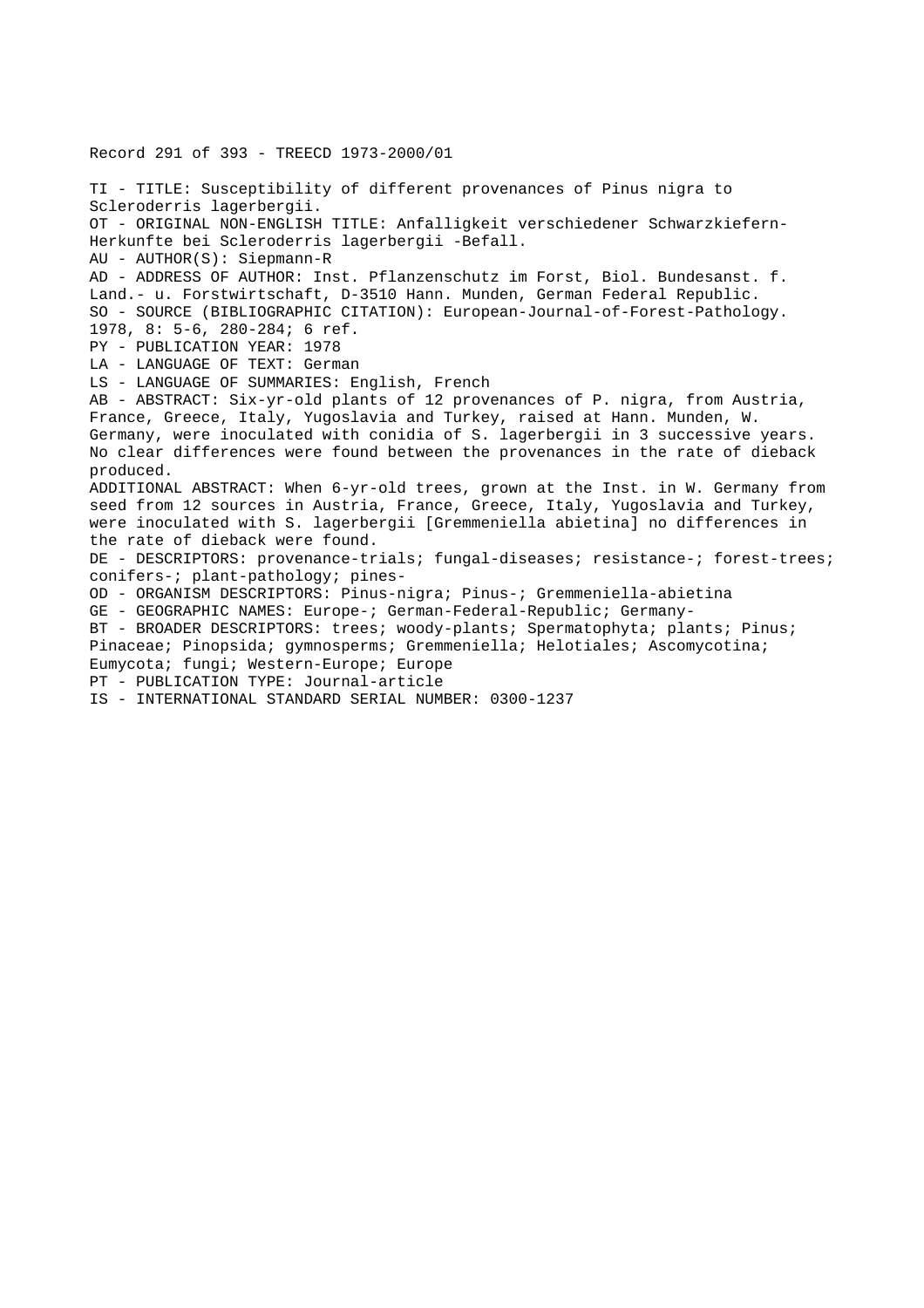Record 291 of 393 - TREECD 1973-2000/01

TI - TITLE: Susceptibility of different provenances of Pinus nigra to Scleroderris lagerbergii.
OT - ORIGINAL NON-ENGLISH TITLE: Anfalligkeit verschiedener Schwarzkiefern-Herkunfte bei Scleroderris lagerbergii -Befall.
AU - AUTHOR(S): Siepmann-R
AD - ADDRESS OF AUTHOR: Inst. Pflanzenschutz im Forst, Biol. Bundesanst. f. Land.- u. Forstwirtschaft, D-3510 Hann. Munden, German Federal Republic.
SO - SOURCE (BIBLIOGRAPHIC CITATION): European-Journal-of-Forest-Pathology. 1978, 8: 5-6, 280-284; 6 ref.
PY - PUBLICATION YEAR: 1978
LA - LANGUAGE OF TEXT: German
LS - LANGUAGE OF SUMMARIES: English, French
AB - ABSTRACT: Six-yr-old plants of 12 provenances of P. nigra, from Austria, France, Greece, Italy, Yugoslavia and Turkey, raised at Hann. Munden, W. Germany, were inoculated with conidia of S. lagerbergii in 3 successive years. No clear differences were found between the provenances in the rate of dieback produced.
ADDITIONAL ABSTRACT: When 6-yr-old trees, grown at the Inst. in W. Germany from seed from 12 sources in Austria, France, Greece, Italy, Yugoslavia and Turkey, were inoculated with S. lagerbergii [Gremmeniella abietina] no differences in the rate of dieback were found.
DE - DESCRIPTORS: provenance-trials; fungal-diseases; resistance-; forest-trees; conifers-; plant-pathology; pines-
OD - ORGANISM DESCRIPTORS: Pinus-nigra; Pinus-; Gremmeniella-abietina
GE - GEOGRAPHIC NAMES: Europe-; German-Federal-Republic; Germany-
BT - BROADER DESCRIPTORS: trees; woody-plants; Spermatophyta; plants; Pinus; Pinaceae; Pinopsida; gymnosperms; Gremmeniella; Helotiales; Ascomycotina; Eumycota; fungi; Western-Europe; Europe
PT - PUBLICATION TYPE: Journal-article
IS - INTERNATIONAL STANDARD SERIAL NUMBER: 0300-1237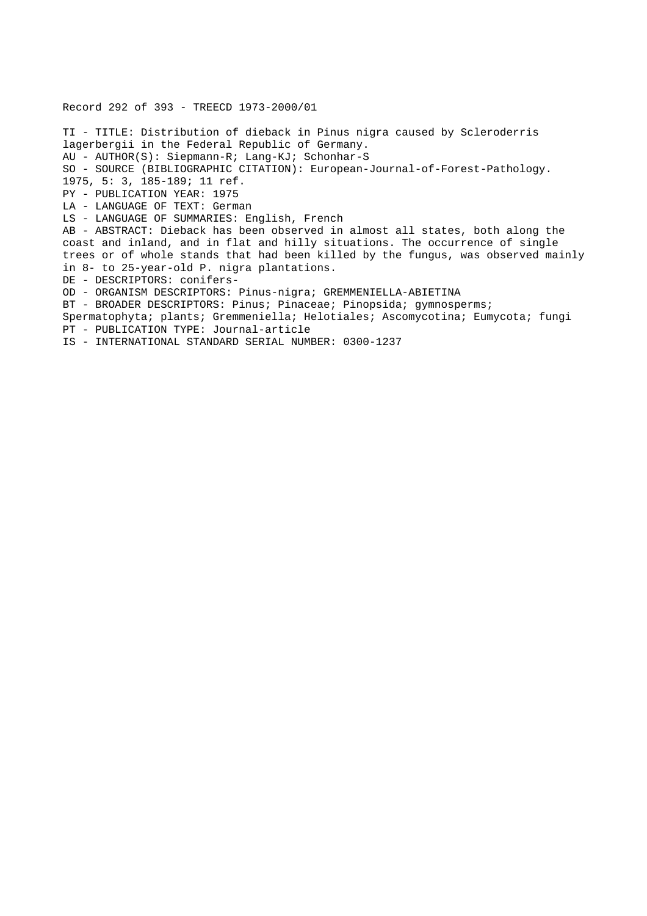Record 292 of 393 - TREECD 1973-2000/01

TI - TITLE: Distribution of dieback in Pinus nigra caused by Scleroderris lagerbergii in the Federal Republic of Germany.
AU - AUTHOR(S): Siepmann-R; Lang-KJ; Schonhar-S
SO - SOURCE (BIBLIOGRAPHIC CITATION): European-Journal-of-Forest-Pathology. 1975, 5: 3, 185-189; 11 ref.
PY - PUBLICATION YEAR: 1975
LA - LANGUAGE OF TEXT: German
LS - LANGUAGE OF SUMMARIES: English, French
AB - ABSTRACT: Dieback has been observed in almost all states, both along the coast and inland, and in flat and hilly situations. The occurrence of single trees or of whole stands that had been killed by the fungus, was observed mainly in 8- to 25-year-old P. nigra plantations.
DE - DESCRIPTORS: conifers-
OD - ORGANISM DESCRIPTORS: Pinus-nigra; GREMMENIELLA-ABIETINA
BT - BROADER DESCRIPTORS: Pinus; Pinaceae; Pinopsida; gymnosperms; Spermatophyta; plants; Gremmeniella; Helotiales; Ascomycotina; Eumycota; fungi
PT - PUBLICATION TYPE: Journal-article
IS - INTERNATIONAL STANDARD SERIAL NUMBER: 0300-1237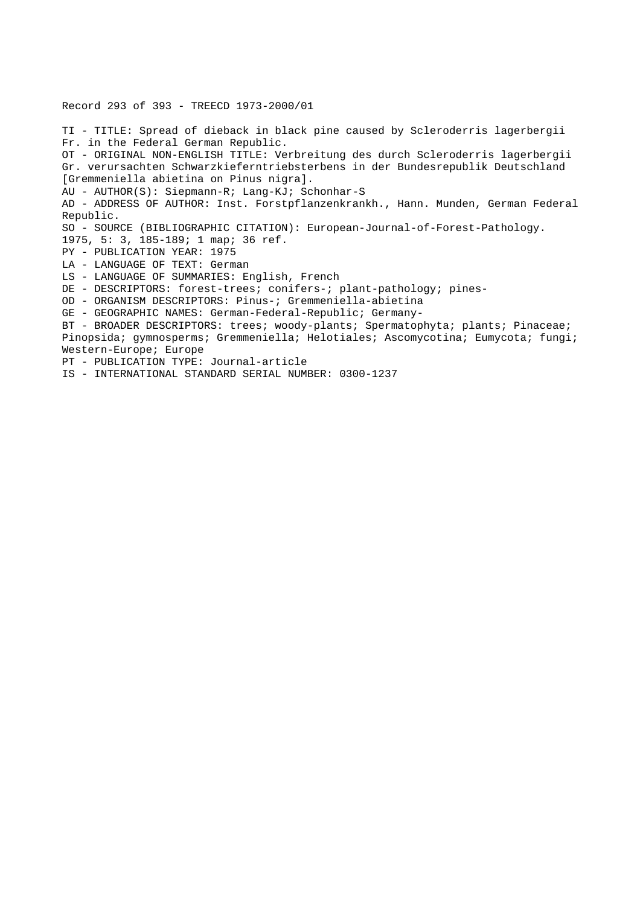Record 293 of 393 - TREECD 1973-2000/01

TI - TITLE: Spread of dieback in black pine caused by Scleroderris lagerbergii Fr. in the Federal German Republic.
OT - ORIGINAL NON-ENGLISH TITLE: Verbreitung des durch Scleroderris lagerbergii Gr. verursachten Schwarzkieferntriebsterbens in der Bundesrepublik Deutschland [Gremmeniella abietina on Pinus nigra].
AU - AUTHOR(S): Siepmann-R; Lang-KJ; Schonhar-S
AD - ADDRESS OF AUTHOR: Inst. Forstpflanzenkrankh., Hann. Munden, German Federal Republic.
SO - SOURCE (BIBLIOGRAPHIC CITATION): European-Journal-of-Forest-Pathology. 1975, 5: 3, 185-189; 1 map; 36 ref.
PY - PUBLICATION YEAR: 1975
LA - LANGUAGE OF TEXT: German
LS - LANGUAGE OF SUMMARIES: English, French
DE - DESCRIPTORS: forest-trees; conifers-; plant-pathology; pines-
OD - ORGANISM DESCRIPTORS: Pinus-; Gremmeniella-abietina
GE - GEOGRAPHIC NAMES: German-Federal-Republic; Germany-
BT - BROADER DESCRIPTORS: trees; woody-plants; Spermatophyta; plants; Pinaceae; Pinopsida; gymnosperms; Gremmeniella; Helotiales; Ascomycotina; Eumycota; fungi; Western-Europe; Europe
PT - PUBLICATION TYPE: Journal-article
IS - INTERNATIONAL STANDARD SERIAL NUMBER: 0300-1237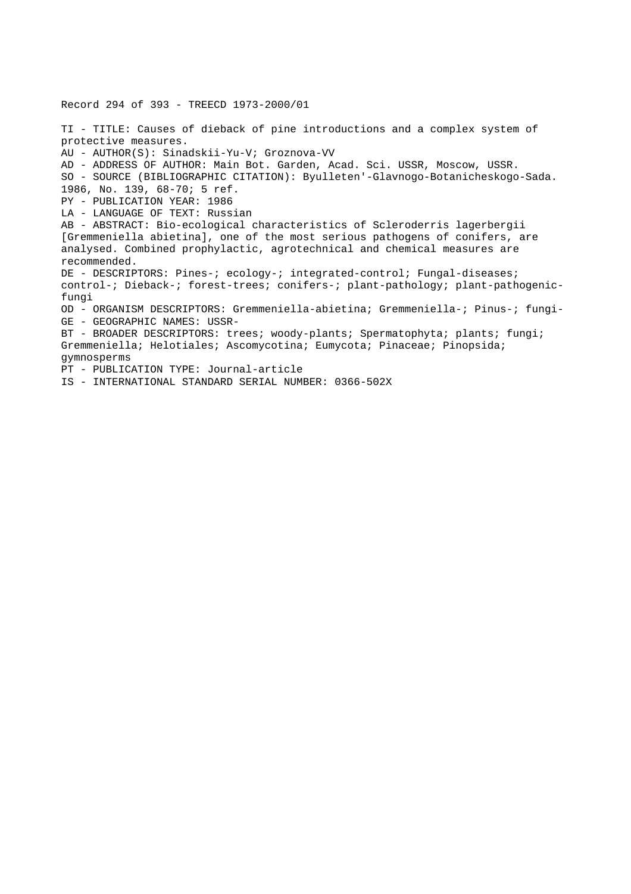Record 294 of 393 - TREECD 1973-2000/01

TI - TITLE: Causes of dieback of pine introductions and a complex system of protective measures.
AU - AUTHOR(S): Sinadskii-Yu-V; Groznova-VV
AD - ADDRESS OF AUTHOR: Main Bot. Garden, Acad. Sci. USSR, Moscow, USSR.
SO - SOURCE (BIBLIOGRAPHIC CITATION): Byulleten'-Glavnogo-Botanicheskogo-Sada. 1986, No. 139, 68-70; 5 ref.
PY - PUBLICATION YEAR: 1986
LA - LANGUAGE OF TEXT: Russian
AB - ABSTRACT: Bio-ecological characteristics of Scleroderris lagerbergii [Gremmeniella abietina], one of the most serious pathogens of conifers, are analysed. Combined prophylactic, agrotechnical and chemical measures are recommended.
DE - DESCRIPTORS: Pines-; ecology-; integrated-control; Fungal-diseases; control-; Dieback-; forest-trees; conifers-; plant-pathology; plant-pathogenic-fungi
OD - ORGANISM DESCRIPTORS: Gremmeniella-abietina; Gremmeniella-; Pinus-; fungi-
GE - GEOGRAPHIC NAMES: USSR-
BT - BROADER DESCRIPTORS: trees; woody-plants; Spermatophyta; plants; fungi; Gremmeniella; Helotiales; Ascomycotina; Eumycota; Pinaceae; Pinopsida; gymnosperms
PT - PUBLICATION TYPE: Journal-article
IS - INTERNATIONAL STANDARD SERIAL NUMBER: 0366-502X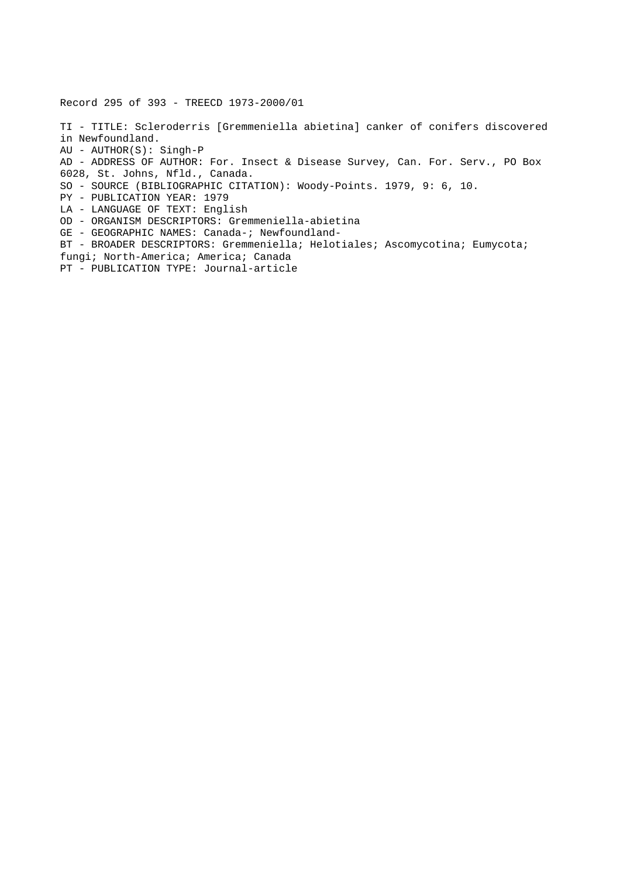Record 295 of 393 - TREECD 1973-2000/01

TI - TITLE: Scleroderris [Gremmeniella abietina] canker of conifers discovered in Newfoundland.
AU - AUTHOR(S): Singh-P
AD - ADDRESS OF AUTHOR: For. Insect & Disease Survey, Can. For. Serv., PO Box 6028, St. Johns, Nfld., Canada.
SO - SOURCE (BIBLIOGRAPHIC CITATION): Woody-Points. 1979, 9: 6, 10.
PY - PUBLICATION YEAR: 1979
LA - LANGUAGE OF TEXT: English
OD - ORGANISM DESCRIPTORS: Gremmeniella-abietina
GE - GEOGRAPHIC NAMES: Canada-; Newfoundland-
BT - BROADER DESCRIPTORS: Gremmeniella; Helotiales; Ascomycotina; Eumycota; fungi; North-America; America; Canada
PT - PUBLICATION TYPE: Journal-article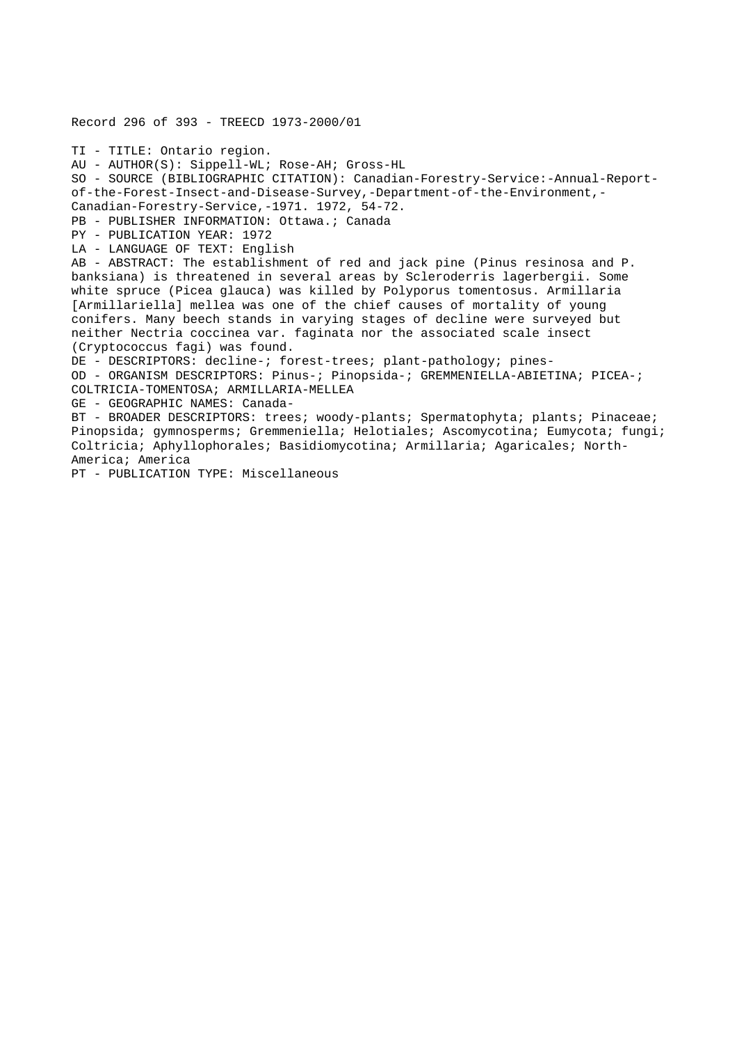Record 296 of 393 - TREECD 1973-2000/01

TI - TITLE: Ontario region.
AU - AUTHOR(S): Sippell-WL; Rose-AH; Gross-HL
SO - SOURCE (BIBLIOGRAPHIC CITATION): Canadian-Forestry-Service:-Annual-Report-of-the-Forest-Insect-and-Disease-Survey,-Department-of-the-Environment,-Canadian-Forestry-Service,-1971. 1972, 54-72.
PB - PUBLISHER INFORMATION: Ottawa.; Canada
PY - PUBLICATION YEAR: 1972
LA - LANGUAGE OF TEXT: English
AB - ABSTRACT: The establishment of red and jack pine (Pinus resinosa and P. banksiana) is threatened in several areas by Scleroderris lagerbergii. Some white spruce (Picea glauca) was killed by Polyporus tomentosus. Armillaria [Armillariella] mellea was one of the chief causes of mortality of young conifers. Many beech stands in varying stages of decline were surveyed but neither Nectria coccinea var. faginata nor the associated scale insect (Cryptococcus fagi) was found.
DE - DESCRIPTORS: decline-; forest-trees; plant-pathology; pines-
OD - ORGANISM DESCRIPTORS: Pinus-; Pinopsida-; GREMMENIELLA-ABIETINA; PICEA-; COLTRICIA-TOMENTOSA; ARMILLARIA-MELLEA
GE - GEOGRAPHIC NAMES: Canada-
BT - BROADER DESCRIPTORS: trees; woody-plants; Spermatophyta; plants; Pinaceae; Pinopsida; gymnosperms; Gremmeniella; Helotiales; Ascomycotina; Eumycota; fungi; Coltricia; Aphyllophorales; Basidiomycotina; Armillaria; Agaricales; North-America; America
PT - PUBLICATION TYPE: Miscellaneous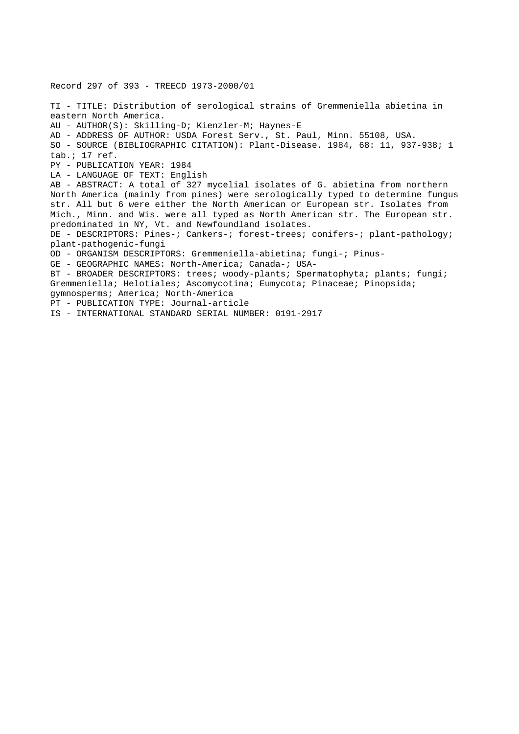Record 297 of 393 - TREECD 1973-2000/01

TI - TITLE: Distribution of serological strains of Gremmeniella abietina in eastern North America.
AU - AUTHOR(S): Skilling-D; Kienzler-M; Haynes-E
AD - ADDRESS OF AUTHOR: USDA Forest Serv., St. Paul, Minn. 55108, USA.
SO - SOURCE (BIBLIOGRAPHIC CITATION): Plant-Disease. 1984, 68: 11, 937-938; 1 tab.; 17 ref.
PY - PUBLICATION YEAR: 1984
LA - LANGUAGE OF TEXT: English
AB - ABSTRACT: A total of 327 mycelial isolates of G. abietina from northern North America (mainly from pines) were serologically typed to determine fungus str. All but 6 were either the North American or European str. Isolates from Mich., Minn. and Wis. were all typed as North American str. The European str. predominated in NY, Vt. and Newfoundland isolates.
DE - DESCRIPTORS: Pines-; Cankers-; forest-trees; conifers-; plant-pathology; plant-pathogenic-fungi
OD - ORGANISM DESCRIPTORS: Gremmeniella-abietina; fungi-; Pinus-
GE - GEOGRAPHIC NAMES: North-America; Canada-; USA-
BT - BROADER DESCRIPTORS: trees; woody-plants; Spermatophyta; plants; fungi; Gremmeniella; Helotiales; Ascomycotina; Eumycota; Pinaceae; Pinopsida; gymnosperms; America; North-America
PT - PUBLICATION TYPE: Journal-article
IS - INTERNATIONAL STANDARD SERIAL NUMBER: 0191-2917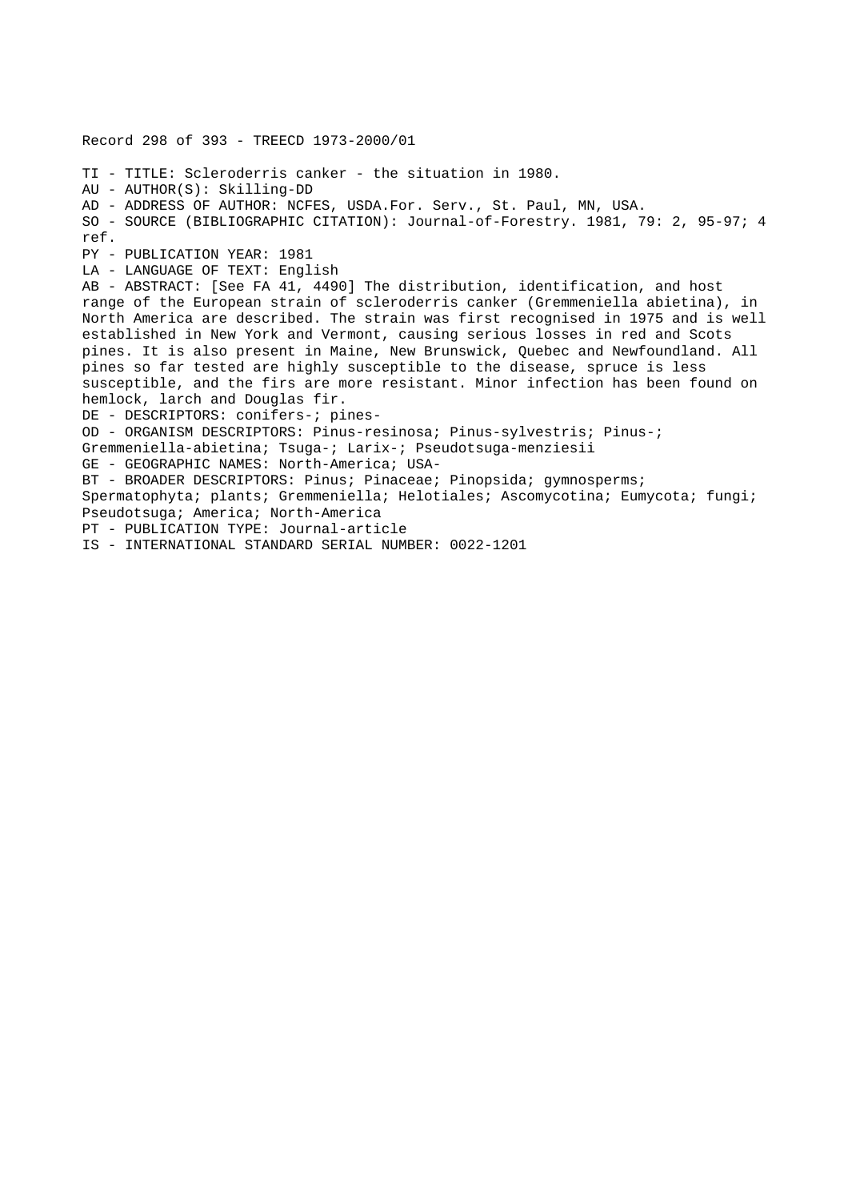Record 298 of 393 - TREECD 1973-2000/01

TI - TITLE: Scleroderris canker - the situation in 1980.
AU - AUTHOR(S): Skilling-DD
AD - ADDRESS OF AUTHOR: NCFES, USDA.For. Serv., St. Paul, MN, USA.
SO - SOURCE (BIBLIOGRAPHIC CITATION): Journal-of-Forestry. 1981, 79: 2, 95-97; 4 ref.
PY - PUBLICATION YEAR: 1981
LA - LANGUAGE OF TEXT: English
AB - ABSTRACT: [See FA 41, 4490] The distribution, identification, and host range of the European strain of scleroderris canker (Gremmeniella abietina), in North America are described. The strain was first recognised in 1975 and is well established in New York and Vermont, causing serious losses in red and Scots pines. It is also present in Maine, New Brunswick, Quebec and Newfoundland. All pines so far tested are highly susceptible to the disease, spruce is less susceptible, and the firs are more resistant. Minor infection has been found on hemlock, larch and Douglas fir.
DE - DESCRIPTORS: conifers-; pines-
OD - ORGANISM DESCRIPTORS: Pinus-resinosa; Pinus-sylvestris; Pinus-; Gremmeniella-abietina; Tsuga-; Larix-; Pseudotsuga-menziesii
GE - GEOGRAPHIC NAMES: North-America; USA-
BT - BROADER DESCRIPTORS: Pinus; Pinaceae; Pinopsida; gymnosperms; Spermatophyta; plants; Gremmeniella; Helotiales; Ascomycotina; Eumycota; fungi; Pseudotsuga; America; North-America
PT - PUBLICATION TYPE: Journal-article
IS - INTERNATIONAL STANDARD SERIAL NUMBER: 0022-1201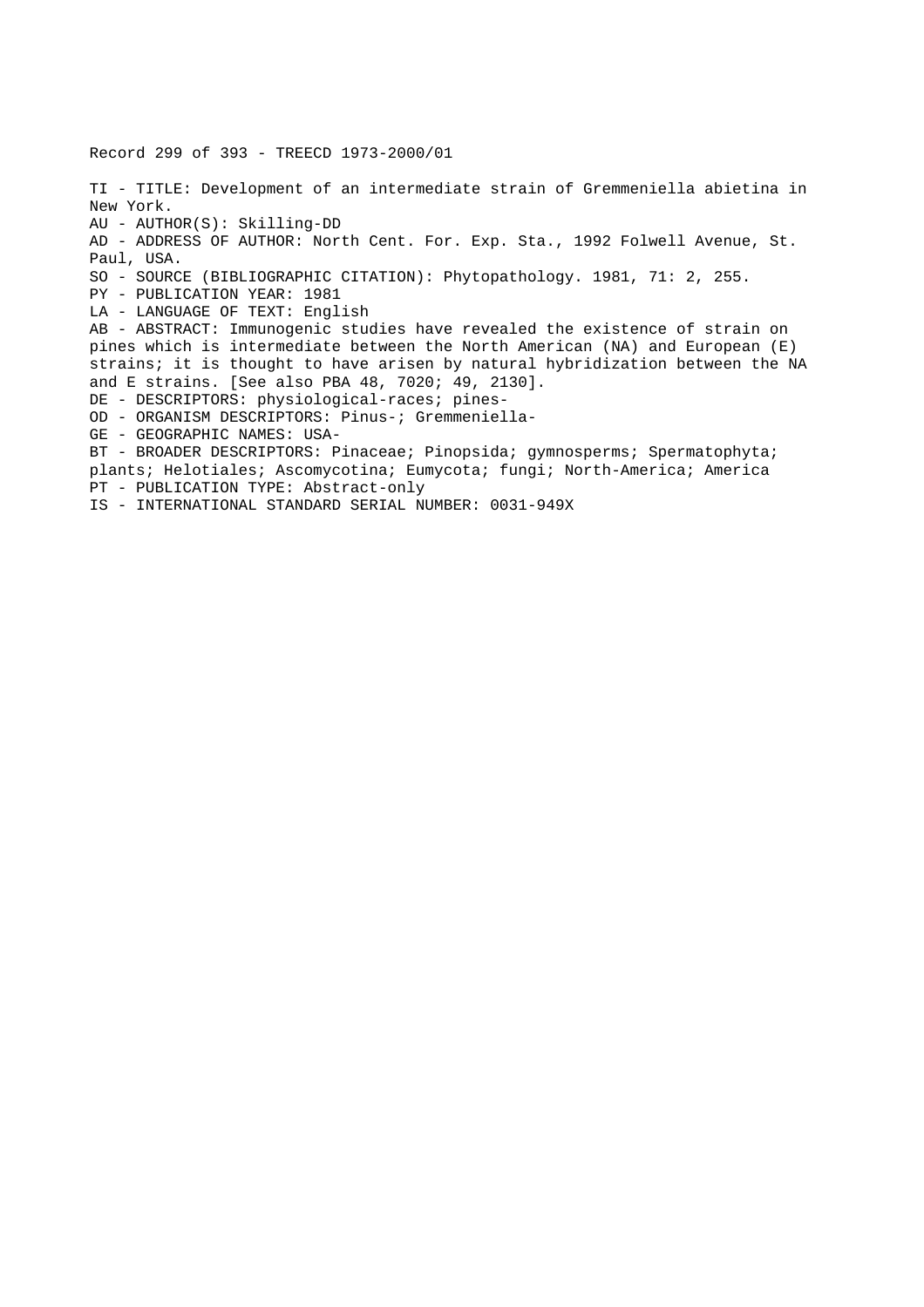Record 299 of 393 - TREECD 1973-2000/01

TI - TITLE: Development of an intermediate strain of Gremmeniella abietina in New York.
AU - AUTHOR(S): Skilling-DD
AD - ADDRESS OF AUTHOR: North Cent. For. Exp. Sta., 1992 Folwell Avenue, St. Paul, USA.
SO - SOURCE (BIBLIOGRAPHIC CITATION): Phytopathology. 1981, 71: 2, 255.
PY - PUBLICATION YEAR: 1981
LA - LANGUAGE OF TEXT: English
AB - ABSTRACT: Immunogenic studies have revealed the existence of strain on pines which is intermediate between the North American (NA) and European (E) strains; it is thought to have arisen by natural hybridization between the NA and E strains. [See also PBA 48, 7020; 49, 2130].
DE - DESCRIPTORS: physiological-races; pines-
OD - ORGANISM DESCRIPTORS: Pinus-; Gremmeniella-
GE - GEOGRAPHIC NAMES: USA-
BT - BROADER DESCRIPTORS: Pinaceae; Pinopsida; gymnosperms; Spermatophyta; plants; Helotiales; Ascomycotina; Eumycota; fungi; North-America; America
PT - PUBLICATION TYPE: Abstract-only
IS - INTERNATIONAL STANDARD SERIAL NUMBER: 0031-949X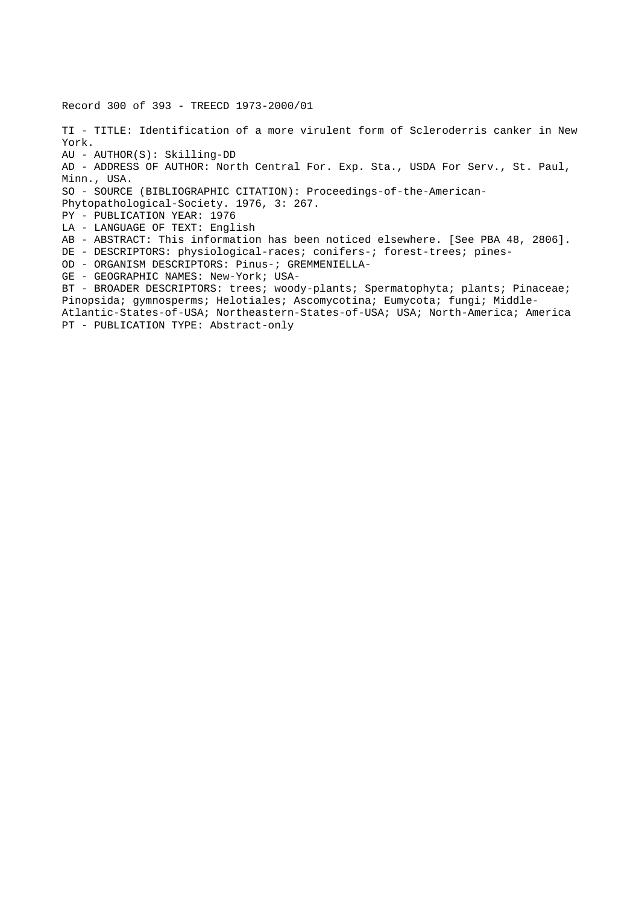Record 300 of 393 - TREECD 1973-2000/01

TI - TITLE: Identification of a more virulent form of Scleroderris canker in New York.
AU - AUTHOR(S): Skilling-DD
AD - ADDRESS OF AUTHOR: North Central For. Exp. Sta., USDA For Serv., St. Paul, Minn., USA.
SO - SOURCE (BIBLIOGRAPHIC CITATION): Proceedings-of-the-American-Phytopathological-Society. 1976, 3: 267.
PY - PUBLICATION YEAR: 1976
LA - LANGUAGE OF TEXT: English
AB - ABSTRACT: This information has been noticed elsewhere. [See PBA 48, 2806].
DE - DESCRIPTORS: physiological-races; conifers-; forest-trees; pines-
OD - ORGANISM DESCRIPTORS: Pinus-; GREMMENIELLA-
GE - GEOGRAPHIC NAMES: New-York; USA-
BT - BROADER DESCRIPTORS: trees; woody-plants; Spermatophyta; plants; Pinaceae; Pinopsida; gymnosperms; Helotiales; Ascomycotina; Eumycota; fungi; Middle-Atlantic-States-of-USA; Northeastern-States-of-USA; USA; North-America; America
PT - PUBLICATION TYPE: Abstract-only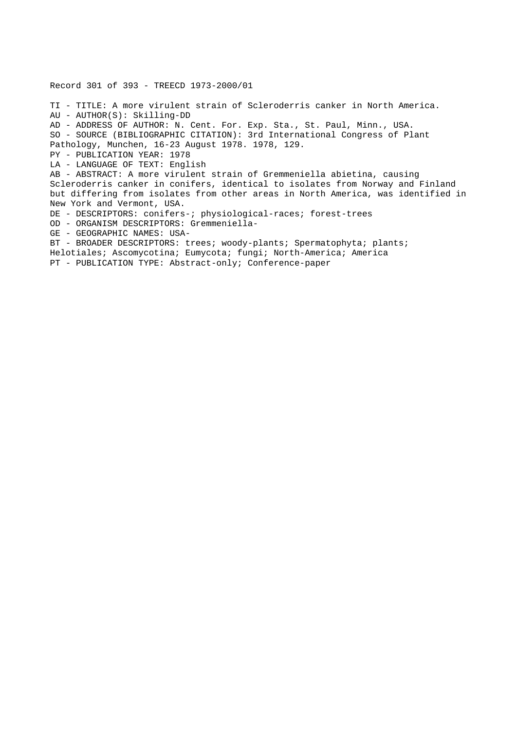Record 301 of 393 - TREECD 1973-2000/01

TI - TITLE: A more virulent strain of Scleroderris canker in North America.
AU - AUTHOR(S): Skilling-DD
AD - ADDRESS OF AUTHOR: N. Cent. For. Exp. Sta., St. Paul, Minn., USA.
SO - SOURCE (BIBLIOGRAPHIC CITATION): 3rd International Congress of Plant Pathology, Munchen, 16-23 August 1978. 1978, 129.
PY - PUBLICATION YEAR: 1978
LA - LANGUAGE OF TEXT: English
AB - ABSTRACT: A more virulent strain of Gremmeniella abietina, causing Scleroderris canker in conifers, identical to isolates from Norway and Finland but differing from isolates from other areas in North America, was identified in New York and Vermont, USA.
DE - DESCRIPTORS: conifers-; physiological-races; forest-trees
OD - ORGANISM DESCRIPTORS: Gremmeniella-
GE - GEOGRAPHIC NAMES: USA-
BT - BROADER DESCRIPTORS: trees; woody-plants; Spermatophyta; plants; Helotiales; Ascomycotina; Eumycota; fungi; North-America; America
PT - PUBLICATION TYPE: Abstract-only; Conference-paper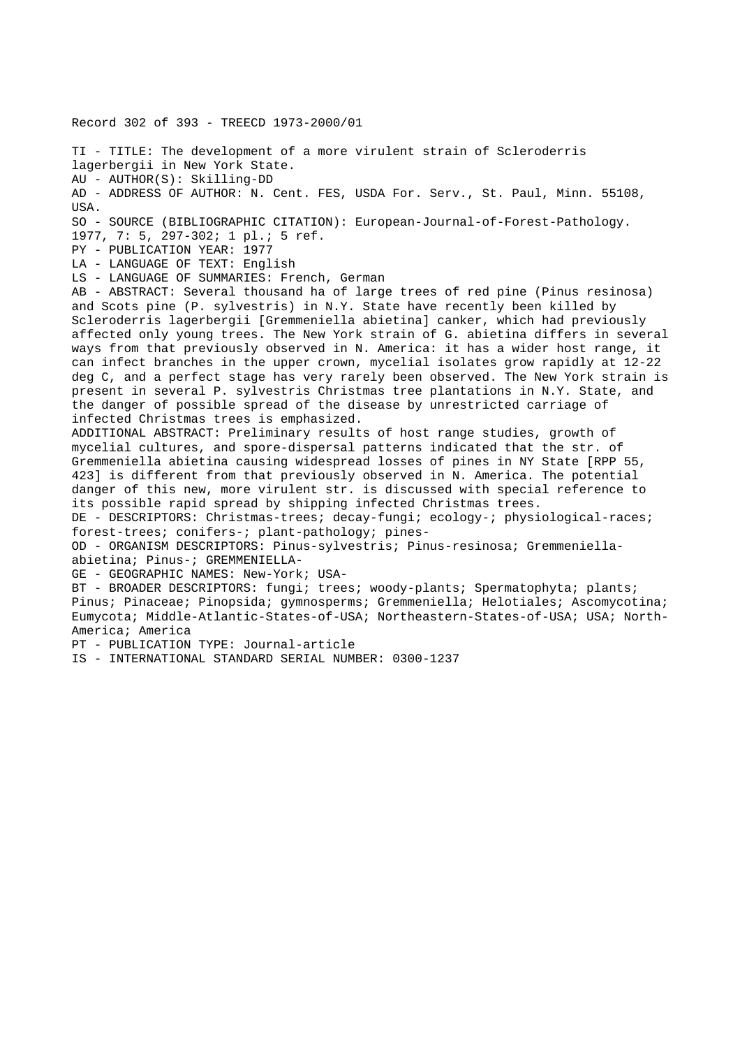Record 302 of 393 - TREECD 1973-2000/01

TI - TITLE: The development of a more virulent strain of Scleroderris lagerbergii in New York State.
AU - AUTHOR(S): Skilling-DD
AD - ADDRESS OF AUTHOR: N. Cent. FES, USDA For. Serv., St. Paul, Minn. 55108, USA.
SO - SOURCE (BIBLIOGRAPHIC CITATION): European-Journal-of-Forest-Pathology. 1977, 7: 5, 297-302; 1 pl.; 5 ref.
PY - PUBLICATION YEAR: 1977
LA - LANGUAGE OF TEXT: English
LS - LANGUAGE OF SUMMARIES: French, German
AB - ABSTRACT: Several thousand ha of large trees of red pine (Pinus resinosa) and Scots pine (P. sylvestris) in N.Y. State have recently been killed by Scleroderris lagerbergii [Gremmeniella abietina] canker, which had previously affected only young trees. The New York strain of G. abietina differs in several ways from that previously observed in N. America: it has a wider host range, it can infect branches in the upper crown, mycelial isolates grow rapidly at 12-22 deg C, and a perfect stage has very rarely been observed. The New York strain is present in several P. sylvestris Christmas tree plantations in N.Y. State, and the danger of possible spread of the disease by unrestricted carriage of infected Christmas trees is emphasized.
ADDITIONAL ABSTRACT: Preliminary results of host range studies, growth of mycelial cultures, and spore-dispersal patterns indicated that the str. of Gremmeniella abietina causing widespread losses of pines in NY State [RPP 55, 423] is different from that previously observed in N. America. The potential danger of this new, more virulent str. is discussed with special reference to its possible rapid spread by shipping infected Christmas trees.
DE - DESCRIPTORS: Christmas-trees; decay-fungi; ecology-; physiological-races; forest-trees; conifers-; plant-pathology; pines-
OD - ORGANISM DESCRIPTORS: Pinus-sylvestris; Pinus-resinosa; Gremmeniella-abietina; Pinus-; GREMMENIELLA-
GE - GEOGRAPHIC NAMES: New-York; USA-
BT - BROADER DESCRIPTORS: fungi; trees; woody-plants; Spermatophyta; plants; Pinus; Pinaceae; Pinopsida; gymnosperms; Gremmeniella; Helotiales; Ascomycotina; Eumycota; Middle-Atlantic-States-of-USA; Northeastern-States-of-USA; USA; North-America; America
PT - PUBLICATION TYPE: Journal-article
IS - INTERNATIONAL STANDARD SERIAL NUMBER: 0300-1237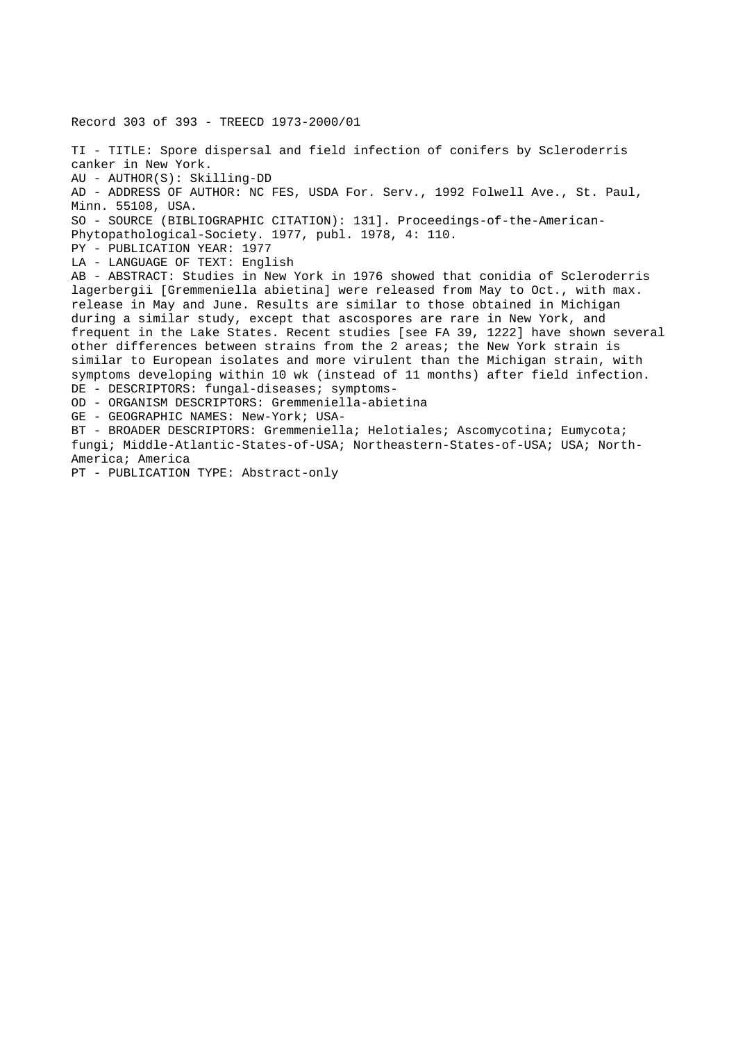Record 303 of 393 - TREECD 1973-2000/01

TI - TITLE: Spore dispersal and field infection of conifers by Scleroderris canker in New York.
AU - AUTHOR(S): Skilling-DD
AD - ADDRESS OF AUTHOR: NC FES, USDA For. Serv., 1992 Folwell Ave., St. Paul, Minn. 55108, USA.
SO - SOURCE (BIBLIOGRAPHIC CITATION): 131]. Proceedings-of-the-American-Phytopathological-Society. 1977, publ. 1978, 4: 110.
PY - PUBLICATION YEAR: 1977
LA - LANGUAGE OF TEXT: English
AB - ABSTRACT: Studies in New York in 1976 showed that conidia of Scleroderris lagerbergii [Gremmeniella abietina] were released from May to Oct., with max. release in May and June. Results are similar to those obtained in Michigan during a similar study, except that ascospores are rare in New York, and frequent in the Lake States. Recent studies [see FA 39, 1222] have shown several other differences between strains from the 2 areas; the New York strain is similar to European isolates and more virulent than the Michigan strain, with symptoms developing within 10 wk (instead of 11 months) after field infection.
DE - DESCRIPTORS: fungal-diseases; symptoms-
OD - ORGANISM DESCRIPTORS: Gremmeniella-abietina
GE - GEOGRAPHIC NAMES: New-York; USA-
BT - BROADER DESCRIPTORS: Gremmeniella; Helotiales; Ascomycotina; Eumycota; fungi; Middle-Atlantic-States-of-USA; Northeastern-States-of-USA; USA; North-America; America
PT - PUBLICATION TYPE: Abstract-only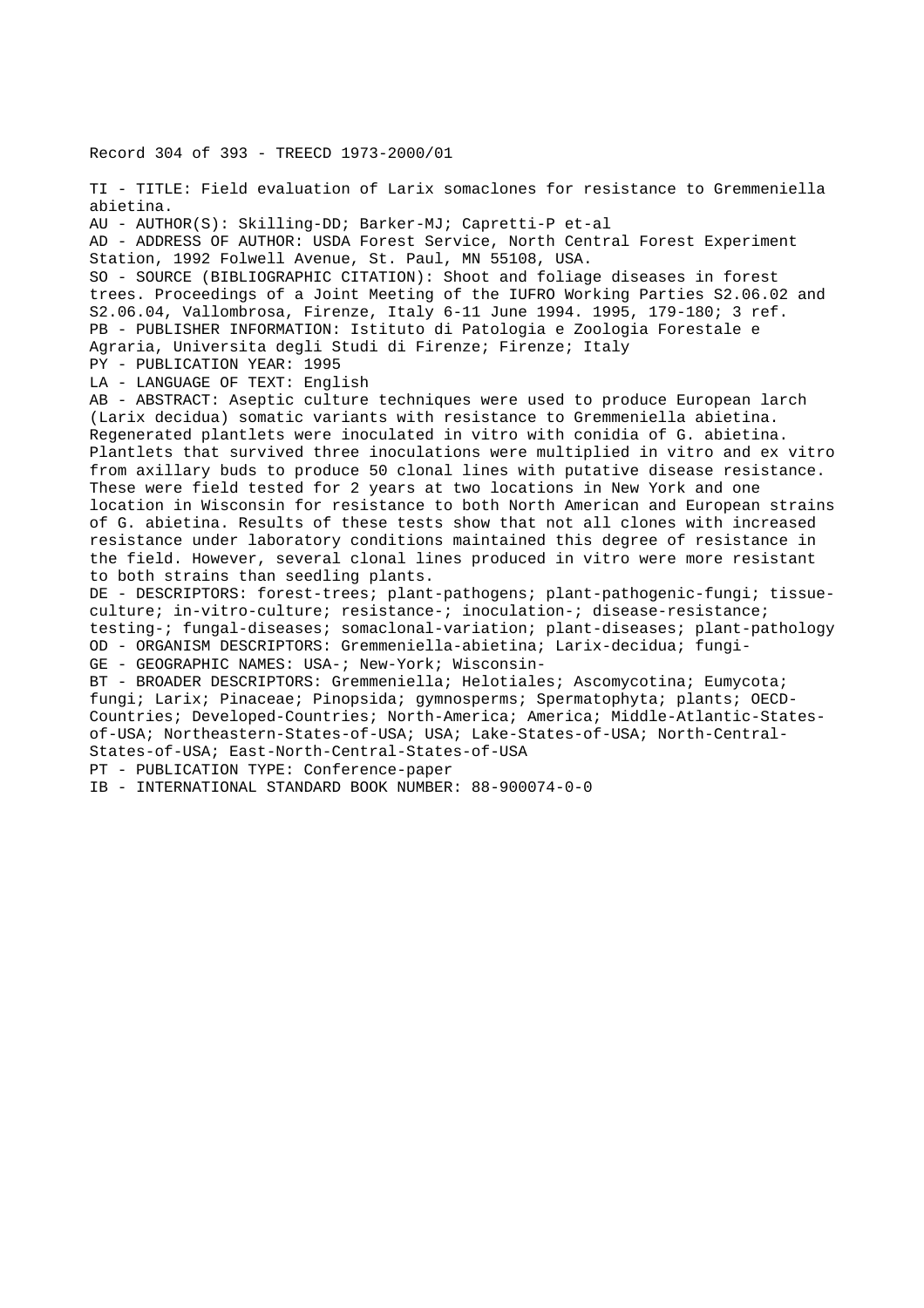Record 304 of 393 - TREECD 1973-2000/01

TI - TITLE: Field evaluation of Larix somaclones for resistance to Gremmeniella abietina.

AU - AUTHOR(S): Skilling-DD; Barker-MJ; Capretti-P et-al

AD - ADDRESS OF AUTHOR: USDA Forest Service, North Central Forest Experiment Station, 1992 Folwell Avenue, St. Paul, MN 55108, USA.

SO - SOURCE (BIBLIOGRAPHIC CITATION): Shoot and foliage diseases in forest trees. Proceedings of a Joint Meeting of the IUFRO Working Parties S2.06.02 and S2.06.04, Vallombrosa, Firenze, Italy 6-11 June 1994. 1995, 179-180; 3 ref.

PB - PUBLISHER INFORMATION: Istituto di Patologia e Zoologia Forestale e Agraria, Universita degli Studi di Firenze; Firenze; Italy

PY - PUBLICATION YEAR: 1995

LA - LANGUAGE OF TEXT: English

AB - ABSTRACT: Aseptic culture techniques were used to produce European larch (Larix decidua) somatic variants with resistance to Gremmeniella abietina. Regenerated plantlets were inoculated in vitro with conidia of G. abietina. Plantlets that survived three inoculations were multiplied in vitro and ex vitro from axillary buds to produce 50 clonal lines with putative disease resistance. These were field tested for 2 years at two locations in New York and one location in Wisconsin for resistance to both North American and European strains of G. abietina. Results of these tests show that not all clones with increased resistance under laboratory conditions maintained this degree of resistance in the field. However, several clonal lines produced in vitro were more resistant to both strains than seedling plants.

DE - DESCRIPTORS: forest-trees; plant-pathogens; plant-pathogenic-fungi; tissue-culture; in-vitro-culture; resistance-; inoculation-; disease-resistance; testing-; fungal-diseases; somaclonal-variation; plant-diseases; plant-pathology

OD - ORGANISM DESCRIPTORS: Gremmeniella-abietina; Larix-decidua; fungi-

GE - GEOGRAPHIC NAMES: USA-; New-York; Wisconsin-

BT - BROADER DESCRIPTORS: Gremmeniella; Helotiales; Ascomycotina; Eumycota; fungi; Larix; Pinaceae; Pinopsida; gymnosperms; Spermatophyta; plants; OECD-Countries; Developed-Countries; North-America; America; Middle-Atlantic-States-of-USA; Northeastern-States-of-USA; USA; Lake-States-of-USA; North-Central-States-of-USA; East-North-Central-States-of-USA

PT - PUBLICATION TYPE: Conference-paper

IB - INTERNATIONAL STANDARD BOOK NUMBER: 88-900074-0-0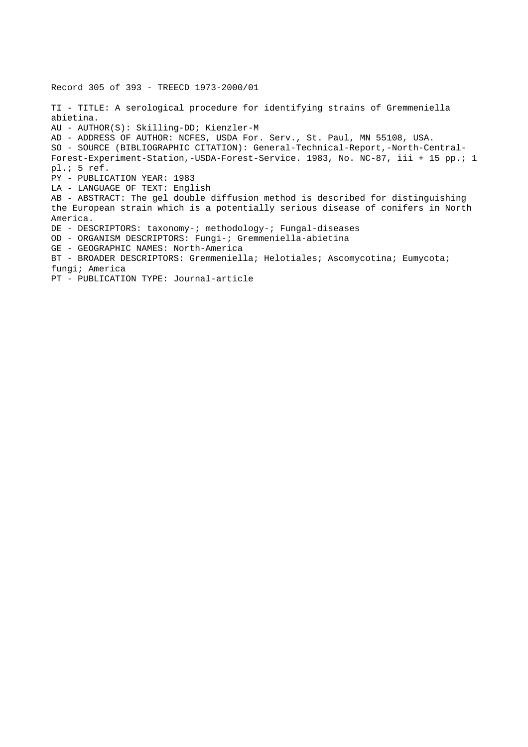Record 305 of 393 - TREECD 1973-2000/01

TI - TITLE: A serological procedure for identifying strains of Gremmeniella abietina.

AU - AUTHOR(S): Skilling-DD; Kienzler-M

AD - ADDRESS OF AUTHOR: NCFES, USDA For. Serv., St. Paul, MN 55108, USA.

SO - SOURCE (BIBLIOGRAPHIC CITATION): General-Technical-Report,-North-Central-Forest-Experiment-Station,-USDA-Forest-Service. 1983, No. NC-87, iii + 15 pp.; 1 pl.; 5 ref.

PY - PUBLICATION YEAR: 1983

LA - LANGUAGE OF TEXT: English

AB - ABSTRACT: The gel double diffusion method is described for distinguishing the European strain which is a potentially serious disease of conifers in North America.

DE - DESCRIPTORS: taxonomy-; methodology-; Fungal-diseases

OD - ORGANISM DESCRIPTORS: Fungi-; Gremmeniella-abietina

GE - GEOGRAPHIC NAMES: North-America

BT - BROADER DESCRIPTORS: Gremmeniella; Helotiales; Ascomycotina; Eumycota; fungi; America

PT - PUBLICATION TYPE: Journal-article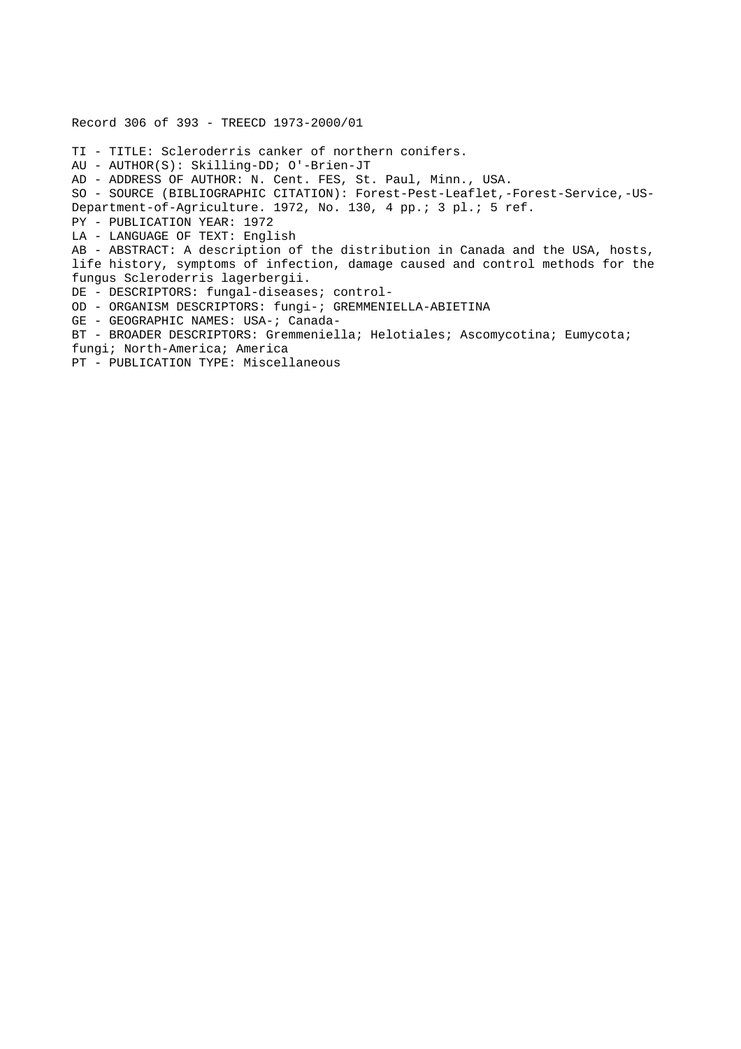Record 306 of 393 - TREECD 1973-2000/01

TI - TITLE: Scleroderris canker of northern conifers.
AU - AUTHOR(S): Skilling-DD; O'-Brien-JT
AD - ADDRESS OF AUTHOR: N. Cent. FES, St. Paul, Minn., USA.
SO - SOURCE (BIBLIOGRAPHIC CITATION): Forest-Pest-Leaflet,-Forest-Service,-US-Department-of-Agriculture. 1972, No. 130, 4 pp.; 3 pl.; 5 ref.
PY - PUBLICATION YEAR: 1972
LA - LANGUAGE OF TEXT: English
AB - ABSTRACT: A description of the distribution in Canada and the USA, hosts, life history, symptoms of infection, damage caused and control methods for the fungus Scleroderris lagerbergii.
DE - DESCRIPTORS: fungal-diseases; control-
OD - ORGANISM DESCRIPTORS: fungi-; GREMMENIELLA-ABIETINA
GE - GEOGRAPHIC NAMES: USA-; Canada-
BT - BROADER DESCRIPTORS: Gremmeniella; Helotiales; Ascomycotina; Eumycota; fungi; North-America; America
PT - PUBLICATION TYPE: Miscellaneous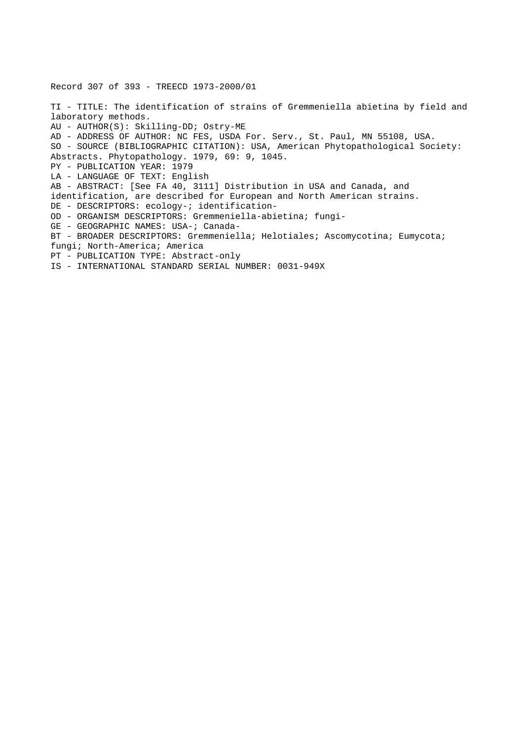Record 307 of 393 - TREECD 1973-2000/01

TI - TITLE: The identification of strains of Gremmeniella abietina by field and laboratory methods.
AU - AUTHOR(S): Skilling-DD; Ostry-ME
AD - ADDRESS OF AUTHOR: NC FES, USDA For. Serv., St. Paul, MN 55108, USA.
SO - SOURCE (BIBLIOGRAPHIC CITATION): USA, American Phytopathological Society: Abstracts. Phytopathology. 1979, 69: 9, 1045.
PY - PUBLICATION YEAR: 1979
LA - LANGUAGE OF TEXT: English
AB - ABSTRACT: [See FA 40, 3111] Distribution in USA and Canada, and identification, are described for European and North American strains.
DE - DESCRIPTORS: ecology-; identification-
OD - ORGANISM DESCRIPTORS: Gremmeniella-abietina; fungi-
GE - GEOGRAPHIC NAMES: USA-; Canada-
BT - BROADER DESCRIPTORS: Gremmeniella; Helotiales; Ascomycotina; Eumycota; fungi; North-America; America
PT - PUBLICATION TYPE: Abstract-only
IS - INTERNATIONAL STANDARD SERIAL NUMBER: 0031-949X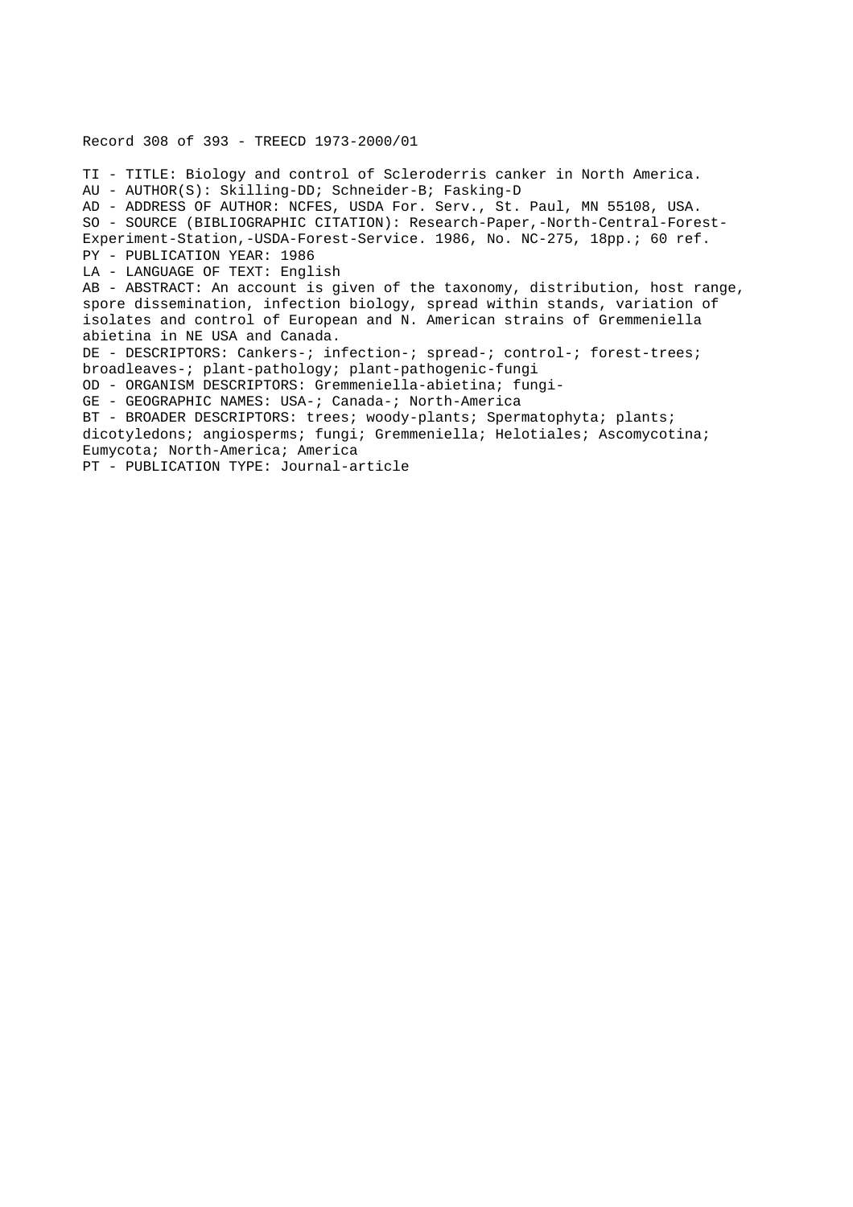Record 308 of 393 - TREECD 1973-2000/01

TI - TITLE: Biology and control of Scleroderris canker in North America.
AU - AUTHOR(S): Skilling-DD; Schneider-B; Fasking-D
AD - ADDRESS OF AUTHOR: NCFES, USDA For. Serv., St. Paul, MN 55108, USA.
SO - SOURCE (BIBLIOGRAPHIC CITATION): Research-Paper,-North-Central-Forest-Experiment-Station,-USDA-Forest-Service. 1986, No. NC-275, 18pp.; 60 ref.
PY - PUBLICATION YEAR: 1986
LA - LANGUAGE OF TEXT: English
AB - ABSTRACT: An account is given of the taxonomy, distribution, host range, spore dissemination, infection biology, spread within stands, variation of isolates and control of European and N. American strains of Gremmeniella abietina in NE USA and Canada.
DE - DESCRIPTORS: Cankers-; infection-; spread-; control-; forest-trees; broadleaves-; plant-pathology; plant-pathogenic-fungi
OD - ORGANISM DESCRIPTORS: Gremmeniella-abietina; fungi-
GE - GEOGRAPHIC NAMES: USA-; Canada-; North-America
BT - BROADER DESCRIPTORS: trees; woody-plants; Spermatophyta; plants; dicotyledons; angiosperms; fungi; Gremmeniella; Helotiales; Ascomycotina; Eumycota; North-America; America
PT - PUBLICATION TYPE: Journal-article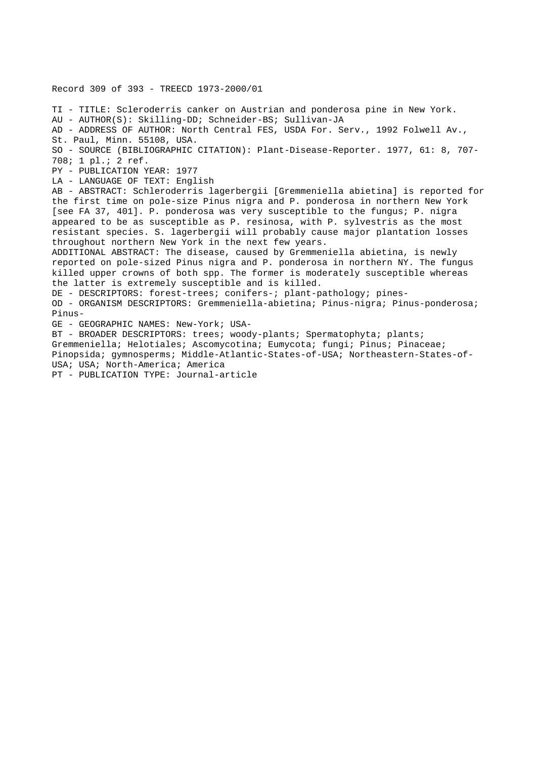Record 309 of 393 - TREECD 1973-2000/01

TI - TITLE: Scleroderris canker on Austrian and ponderosa pine in New York.
AU - AUTHOR(S): Skilling-DD; Schneider-BS; Sullivan-JA
AD - ADDRESS OF AUTHOR: North Central FES, USDA For. Serv., 1992 Folwell Av., St. Paul, Minn. 55108, USA.
SO - SOURCE (BIBLIOGRAPHIC CITATION): Plant-Disease-Reporter. 1977, 61: 8, 707-708; 1 pl.; 2 ref.
PY - PUBLICATION YEAR: 1977
LA - LANGUAGE OF TEXT: English
AB - ABSTRACT: Schleroderris lagerbergii [Gremmeniella abietina] is reported for the first time on pole-size Pinus nigra and P. ponderosa in northern New York [see FA 37, 401]. P. ponderosa was very susceptible to the fungus; P. nigra appeared to be as susceptible as P. resinosa, with P. sylvestris as the most resistant species. S. lagerbergii will probably cause major plantation losses throughout northern New York in the next few years.
ADDITIONAL ABSTRACT: The disease, caused by Gremmeniella abietina, is newly reported on pole-sized Pinus nigra and P. ponderosa in northern NY. The fungus killed upper crowns of both spp. The former is moderately susceptible whereas the latter is extremely susceptible and is killed.
DE - DESCRIPTORS: forest-trees; conifers-; plant-pathology; pines-
OD - ORGANISM DESCRIPTORS: Gremmeniella-abietina; Pinus-nigra; Pinus-ponderosa; Pinus-
GE - GEOGRAPHIC NAMES: New-York; USA-
BT - BROADER DESCRIPTORS: trees; woody-plants; Spermatophyta; plants; Gremmeniella; Helotiales; Ascomycotina; Eumycota; fungi; Pinus; Pinaceae; Pinopsida; gymnosperms; Middle-Atlantic-States-of-USA; Northeastern-States-of-USA; USA; North-America; America
PT - PUBLICATION TYPE: Journal-article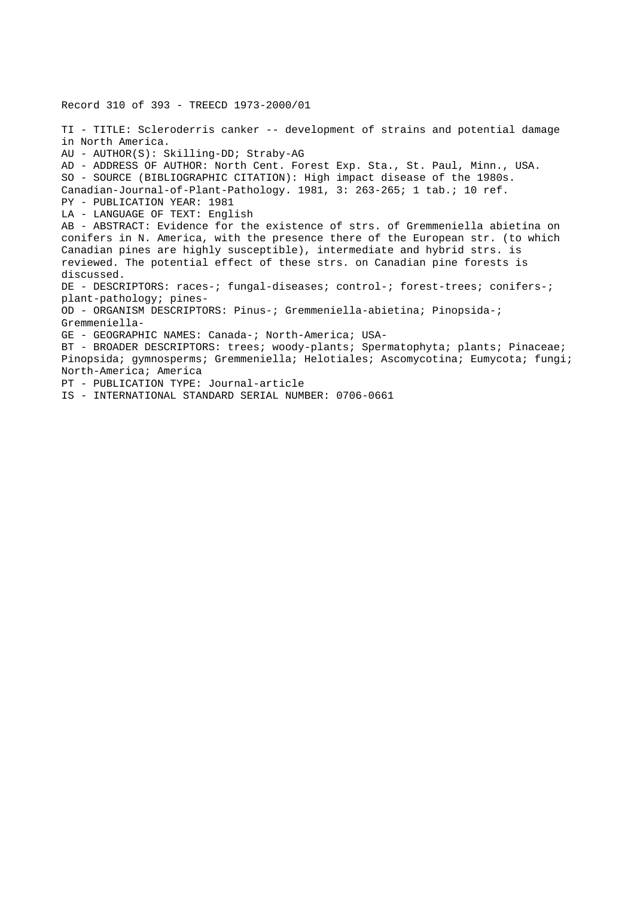Record 310 of 393 - TREECD 1973-2000/01

TI - TITLE: Scleroderris canker -- development of strains and potential damage in North America.

AU - AUTHOR(S): Skilling-DD; Straby-AG

AD - ADDRESS OF AUTHOR: North Cent. Forest Exp. Sta., St. Paul, Minn., USA.

SO - SOURCE (BIBLIOGRAPHIC CITATION): High impact disease of the 1980s. Canadian-Journal-of-Plant-Pathology. 1981, 3: 263-265; 1 tab.; 10 ref.

PY - PUBLICATION YEAR: 1981

LA - LANGUAGE OF TEXT: English

AB - ABSTRACT: Evidence for the existence of strs. of Gremmeniella abietina on conifers in N. America, with the presence there of the European str. (to which Canadian pines are highly susceptible), intermediate and hybrid strs. is reviewed. The potential effect of these strs. on Canadian pine forests is discussed.

DE - DESCRIPTORS: races-; fungal-diseases; control-; forest-trees; conifers-; plant-pathology; pines-

OD - ORGANISM DESCRIPTORS: Pinus-; Gremmeniella-abietina; Pinopsida-; Gremmeniella-

GE - GEOGRAPHIC NAMES: Canada-; North-America; USA-

BT - BROADER DESCRIPTORS: trees; woody-plants; Spermatophyta; plants; Pinaceae; Pinopsida; gymnosperms; Gremmeniella; Helotiales; Ascomycotina; Eumycota; fungi; North-America; America

PT - PUBLICATION TYPE: Journal-article

IS - INTERNATIONAL STANDARD SERIAL NUMBER: 0706-0661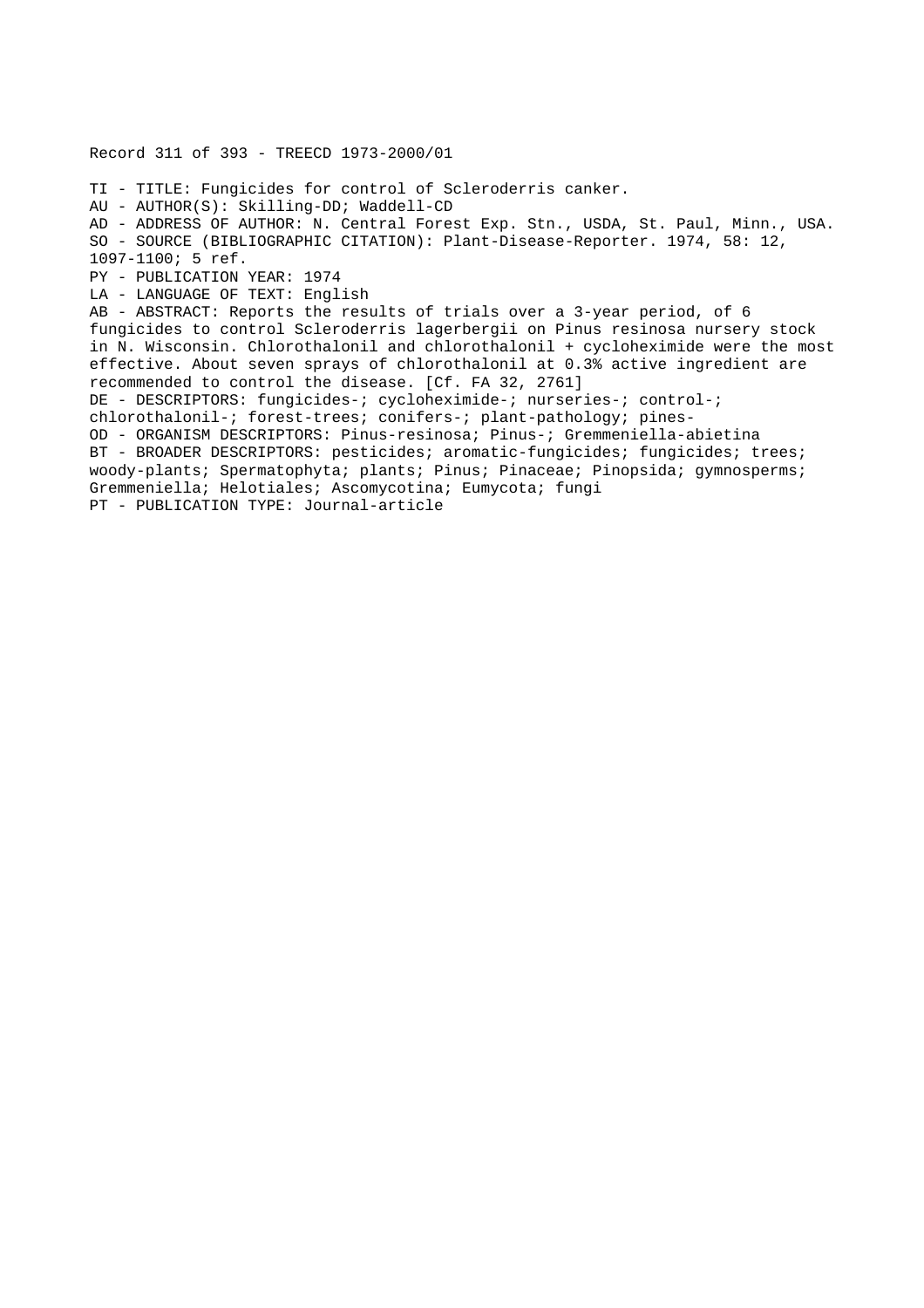Record 311 of 393 - TREECD 1973-2000/01

TI - TITLE: Fungicides for control of Scleroderris canker.
AU - AUTHOR(S): Skilling-DD; Waddell-CD
AD - ADDRESS OF AUTHOR: N. Central Forest Exp. Stn., USDA, St. Paul, Minn., USA.
SO - SOURCE (BIBLIOGRAPHIC CITATION): Plant-Disease-Reporter. 1974, 58: 12, 1097-1100; 5 ref.
PY - PUBLICATION YEAR: 1974
LA - LANGUAGE OF TEXT: English
AB - ABSTRACT: Reports the results of trials over a 3-year period, of 6 fungicides to control Scleroderris lagerbergii on Pinus resinosa nursery stock in N. Wisconsin. Chlorothalonil and chlorothalonil + cycloheximide were the most effective. About seven sprays of chlorothalonil at 0.3% active ingredient are recommended to control the disease. [Cf. FA 32, 2761]
DE - DESCRIPTORS: fungicides-; cycloheximide-; nurseries-; control-; chlorothalonil-; forest-trees; conifers-; plant-pathology; pines-
OD - ORGANISM DESCRIPTORS: Pinus-resinosa; Pinus-; Gremmeniella-abietina
BT - BROADER DESCRIPTORS: pesticides; aromatic-fungicides; fungicides; trees; woody-plants; Spermatophyta; plants; Pinus; Pinaceae; Pinopsida; gymnosperms; Gremmeniella; Helotiales; Ascomycotina; Eumycota; fungi
PT - PUBLICATION TYPE: Journal-article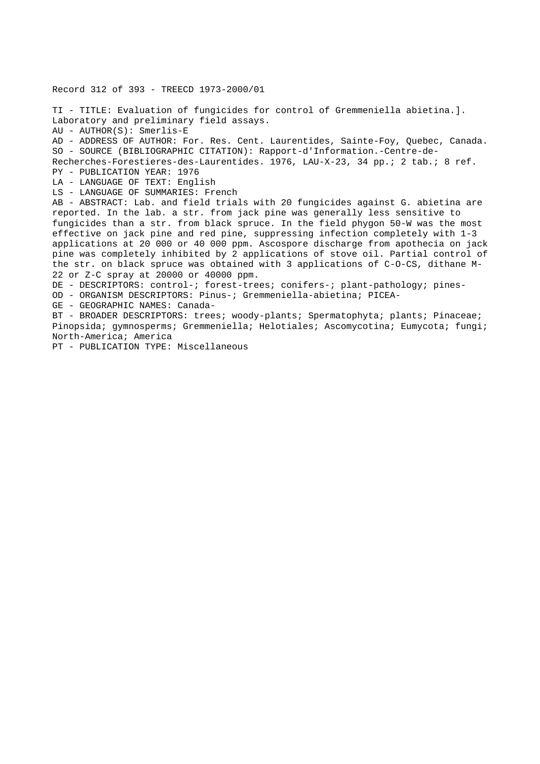Record 312 of 393 - TREECD 1973-2000/01

TI - TITLE: Evaluation of fungicides for control of Gremmeniella abietina.]. Laboratory and preliminary field assays.

AU - AUTHOR(S): Smerlis-E

AD - ADDRESS OF AUTHOR: For. Res. Cent. Laurentides, Sainte-Foy, Quebec, Canada.

SO - SOURCE (BIBLIOGRAPHIC CITATION): Rapport-d'Information.-Centre-de-Recherches-Forestieres-des-Laurentides. 1976, LAU-X-23, 34 pp.; 2 tab.; 8 ref.

PY - PUBLICATION YEAR: 1976

LA - LANGUAGE OF TEXT: English

LS - LANGUAGE OF SUMMARIES: French

AB - ABSTRACT: Lab. and field trials with 20 fungicides against G. abietina are reported. In the lab. a str. from jack pine was generally less sensitive to fungicides than a str. from black spruce. In the field phygon 50-W was the most effective on jack pine and red pine, suppressing infection completely with 1-3 applications at 20 000 or 40 000 ppm. Ascospore discharge from apothecia on jack pine was completely inhibited by 2 applications of stove oil. Partial control of the str. on black spruce was obtained with 3 applications of C-O-CS, dithane M-22 or Z-C spray at 20000 or 40000 ppm.

DE - DESCRIPTORS: control-; forest-trees; conifers-; plant-pathology; pines-

OD - ORGANISM DESCRIPTORS: Pinus-; Gremmeniella-abietina; PICEA-

GE - GEOGRAPHIC NAMES: Canada-

BT - BROADER DESCRIPTORS: trees; woody-plants; Spermatophyta; plants; Pinaceae; Pinopsida; gymnosperms; Gremmeniella; Helotiales; Ascomycotina; Eumycota; fungi; North-America; America

PT - PUBLICATION TYPE: Miscellaneous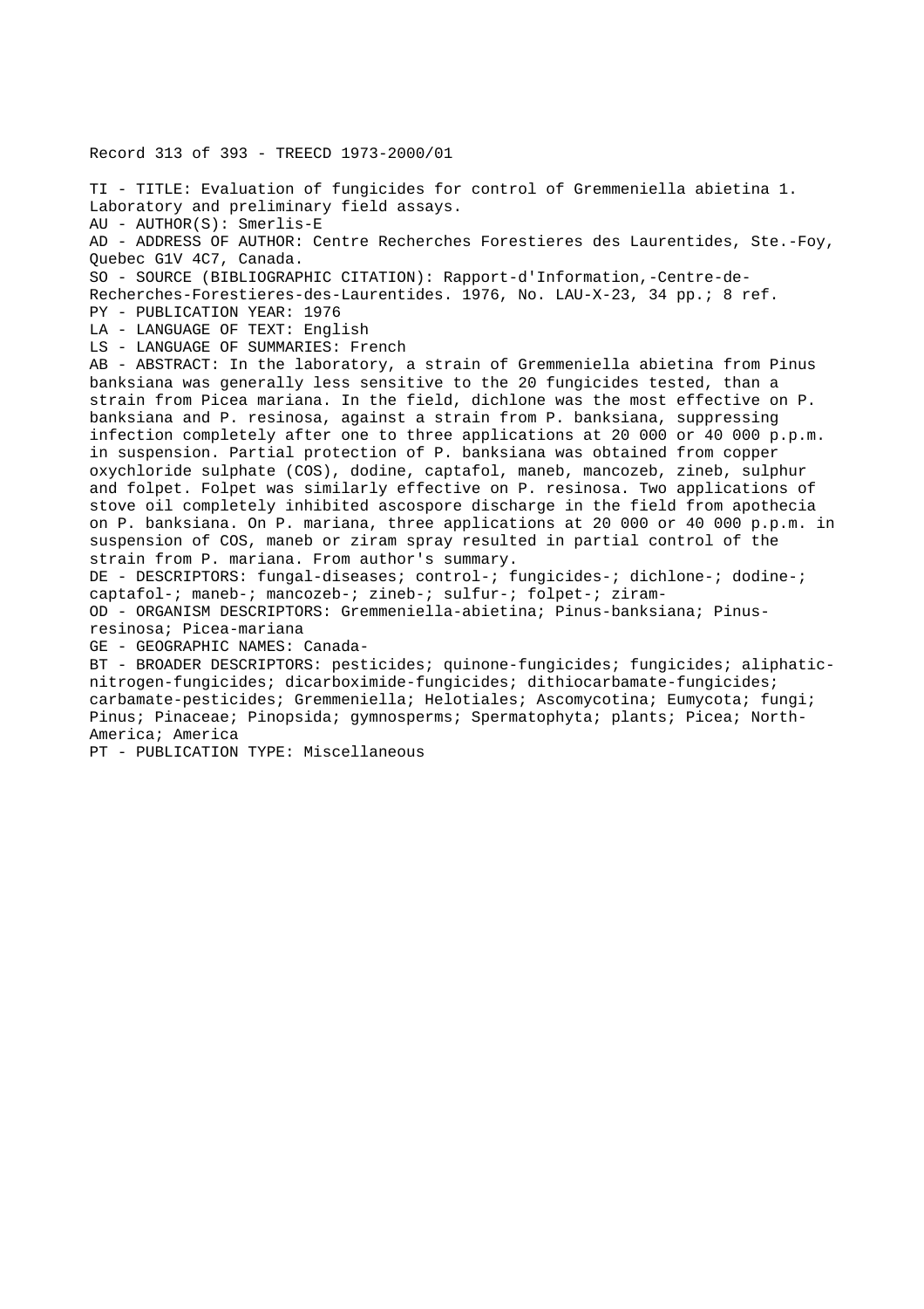Record 313 of 393 - TREECD 1973-2000/01

TI - TITLE: Evaluation of fungicides for control of Gremmeniella abietina 1. Laboratory and preliminary field assays.
AU - AUTHOR(S): Smerlis-E
AD - ADDRESS OF AUTHOR: Centre Recherches Forestieres des Laurentides, Ste.-Foy, Quebec G1V 4C7, Canada.
SO - SOURCE (BIBLIOGRAPHIC CITATION): Rapport-d'Information,-Centre-de-Recherches-Forestieres-des-Laurentides. 1976, No. LAU-X-23, 34 pp.; 8 ref.
PY - PUBLICATION YEAR: 1976
LA - LANGUAGE OF TEXT: English
LS - LANGUAGE OF SUMMARIES: French
AB - ABSTRACT: In the laboratory, a strain of Gremmeniella abietina from Pinus banksiana was generally less sensitive to the 20 fungicides tested, than a strain from Picea mariana. In the field, dichlone was the most effective on P. banksiana and P. resinosa, against a strain from P. banksiana, suppressing infection completely after one to three applications at 20 000 or 40 000 p.p.m. in suspension. Partial protection of P. banksiana was obtained from copper oxychloride sulphate (COS), dodine, captafol, maneb, mancozeb, zineb, sulphur and folpet. Folpet was similarly effective on P. resinosa. Two applications of stove oil completely inhibited ascospore discharge in the field from apothecia on P. banksiana. On P. mariana, three applications at 20 000 or 40 000 p.p.m. in suspension of COS, maneb or ziram spray resulted in partial control of the strain from P. mariana. From author's summary.
DE - DESCRIPTORS: fungal-diseases; control-; fungicides-; dichlone-; dodine-; captafol-; maneb-; mancozeb-; zineb-; sulfur-; folpet-; ziram-
OD - ORGANISM DESCRIPTORS: Gremmeniella-abietina; Pinus-banksiana; Pinus-resinosa; Picea-mariana
GE - GEOGRAPHIC NAMES: Canada-
BT - BROADER DESCRIPTORS: pesticides; quinone-fungicides; fungicides; aliphatic-nitrogen-fungicides; dicarboximide-fungicides; dithiocarbamate-fungicides; carbamate-pesticides; Gremmeniella; Helotiales; Ascomycotina; Eumycota; fungi; Pinus; Pinaceae; Pinopsida; gymnosperms; Spermatophyta; plants; Picea; North-America; America
PT - PUBLICATION TYPE: Miscellaneous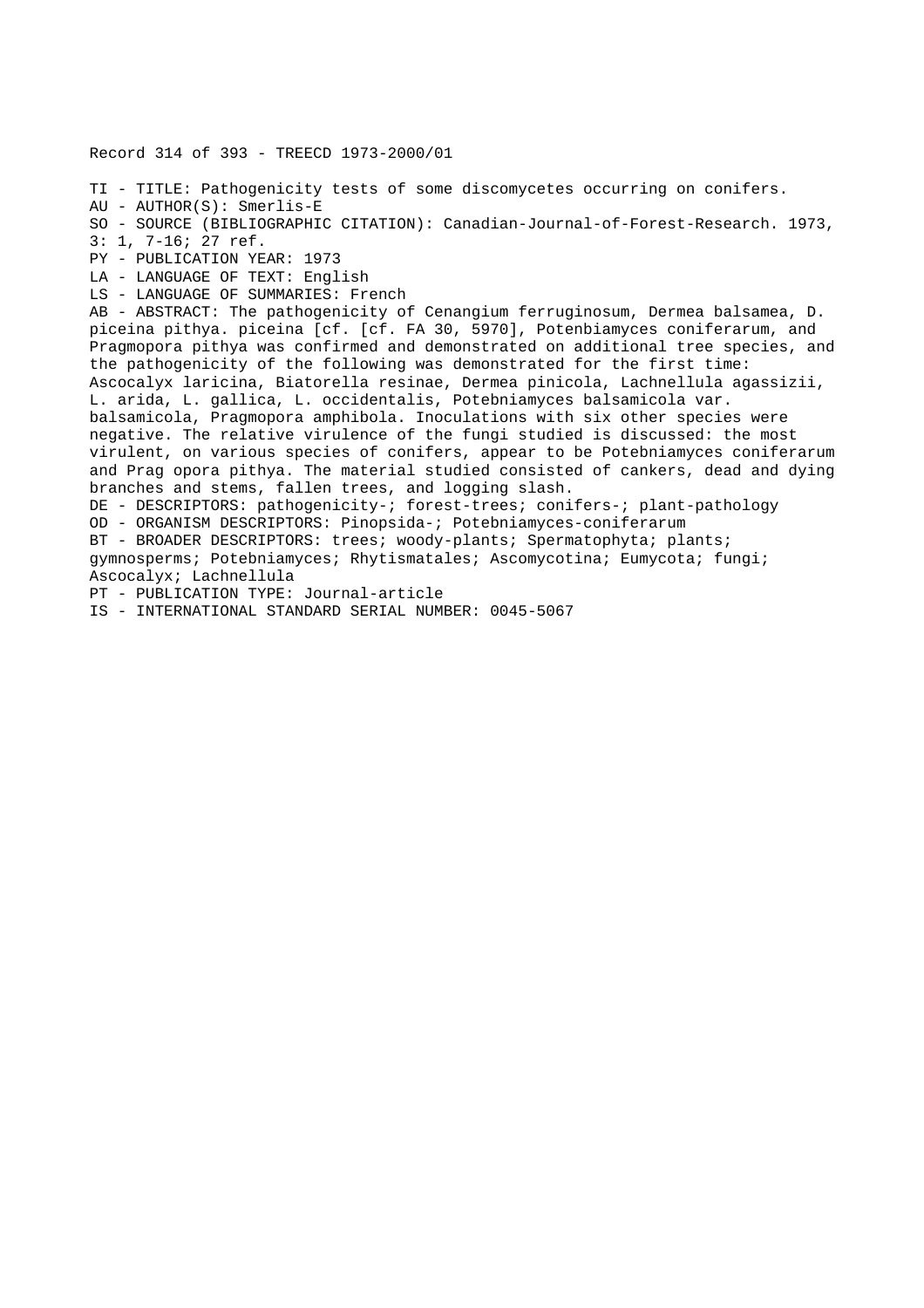Record 314 of 393 - TREECD 1973-2000/01

TI - TITLE: Pathogenicity tests of some discomycetes occurring on conifers.
AU - AUTHOR(S): Smerlis-E
SO - SOURCE (BIBLIOGRAPHIC CITATION): Canadian-Journal-of-Forest-Research. 1973, 3: 1, 7-16; 27 ref.
PY - PUBLICATION YEAR: 1973
LA - LANGUAGE OF TEXT: English
LS - LANGUAGE OF SUMMARIES: French
AB - ABSTRACT: The pathogenicity of Cenangium ferruginosum, Dermea balsamea, D. piceina pithya. piceina [cf. [cf. FA 30, 5970], Potenbiamyces coniferarum, and Pragmopora pithya was confirmed and demonstrated on additional tree species, and the pathogenicity of the following was demonstrated for the first time: Ascocalyx laricina, Biatorella resinae, Dermea pinicola, Lachnellula agassizii, L. arida, L. gallica, L. occidentalis, Potebniamyces balsamicola var. balsamicola, Pragmopora amphibola. Inoculations with six other species were negative. The relative virulence of the fungi studied is discussed: the most virulent, on various species of conifers, appear to be Potebniamyces coniferarum and Prag opora pithya. The material studied consisted of cankers, dead and dying branches and stems, fallen trees, and logging slash.
DE - DESCRIPTORS: pathogenicity-; forest-trees; conifers-; plant-pathology
OD - ORGANISM DESCRIPTORS: Pinopsida-; Potebniamyces-coniferarum
BT - BROADER DESCRIPTORS: trees; woody-plants; Spermatophyta; plants; gymnosperms; Potebniamyces; Rhytismatales; Ascomycotina; Eumycota; fungi; Ascocalyx; Lachnellula
PT - PUBLICATION TYPE: Journal-article
IS - INTERNATIONAL STANDARD SERIAL NUMBER: 0045-5067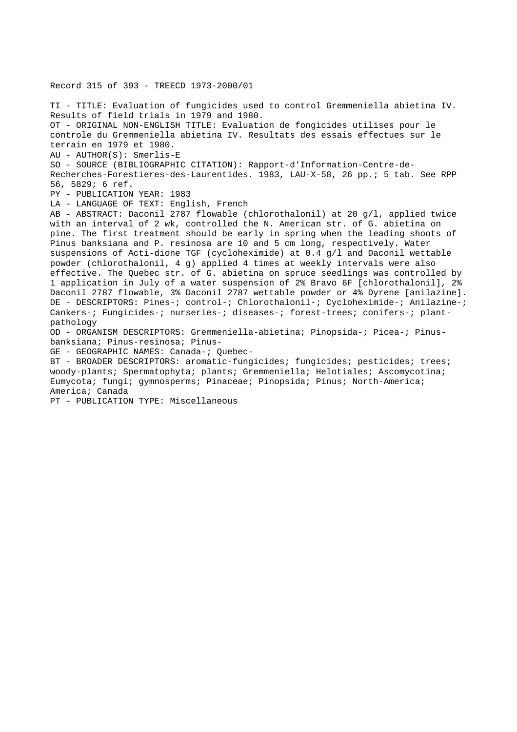Record 315 of 393 - TREECD 1973-2000/01

TI - TITLE: Evaluation of fungicides used to control Gremmeniella abietina IV. Results of field trials in 1979 and 1980.

OT - ORIGINAL NON-ENGLISH TITLE: Evaluation de fongicides utilises pour le controle du Gremmeniella abietina IV. Resultats des essais effectues sur le terrain en 1979 et 1980.

AU - AUTHOR(S): Smerlis-E

SO - SOURCE (BIBLIOGRAPHIC CITATION): Rapport-d'Information-Centre-de-Recherches-Forestieres-des-Laurentides. 1983, LAU-X-58, 26 pp.; 5 tab. See RPP 56, 5829; 6 ref.

PY - PUBLICATION YEAR: 1983

LA - LANGUAGE OF TEXT: English, French

AB - ABSTRACT: Daconil 2787 flowable (chlorothalonil) at 20 g/l, applied twice with an interval of 2 wk, controlled the N. American str. of G. abietina on pine. The first treatment should be early in spring when the leading shoots of Pinus banksiana and P. resinosa are 10 and 5 cm long, respectively. Water suspensions of Acti-dione TGF (cycloheximide) at 0.4 g/l and Daconil wettable powder (chlorothalonil, 4 g) applied 4 times at weekly intervals were also effective. The Quebec str. of G. abietina on spruce seedlings was controlled by 1 application in July of a water suspension of 2% Bravo 6F [chlorothalonil], 2% Daconil 2787 flowable, 3% Daconil 2787 wettable powder or 4% Dyrene [anilazine].

DE - DESCRIPTORS: Pines-; control-; Chlorothalonil-; Cycloheximide-; Anilazine-; Cankers-; Fungicides-; nurseries-; diseases-; forest-trees; conifers-; plant-pathology

OD - ORGANISM DESCRIPTORS: Gremmeniella-abietina; Pinopsida-; Picea-; Pinus-banksiana; Pinus-resinosa; Pinus-

GE - GEOGRAPHIC NAMES: Canada-; Quebec-

BT - BROADER DESCRIPTORS: aromatic-fungicides; fungicides; pesticides; trees; woody-plants; Spermatophyta; plants; Gremmeniella; Helotiales; Ascomycotina; Eumycota; fungi; gymnosperms; Pinaceae; Pinopsida; Pinus; North-America; America; Canada

PT - PUBLICATION TYPE: Miscellaneous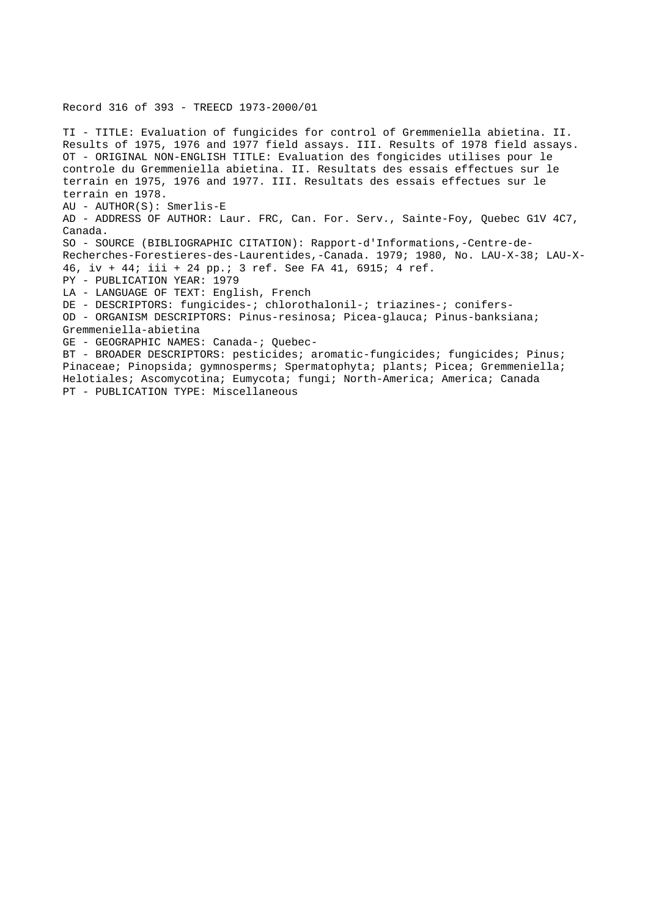Record 316 of 393 - TREECD 1973-2000/01

TI - TITLE: Evaluation of fungicides for control of Gremmeniella abietina. II. Results of 1975, 1976 and 1977 field assays. III. Results of 1978 field assays.
OT - ORIGINAL NON-ENGLISH TITLE: Evaluation des fongicides utilises pour le controle du Gremmeniella abietina. II. Resultats des essais effectues sur le terrain en 1975, 1976 and 1977. III. Resultats des essais effectues sur le terrain en 1978.
AU - AUTHOR(S): Smerlis-E
AD - ADDRESS OF AUTHOR: Laur. FRC, Can. For. Serv., Sainte-Foy, Quebec G1V 4C7, Canada.
SO - SOURCE (BIBLIOGRAPHIC CITATION): Rapport-d'Informations,-Centre-de-Recherches-Forestieres-des-Laurentides,-Canada. 1979; 1980, No. LAU-X-38; LAU-X-46, iv + 44; iii + 24 pp.; 3 ref. See FA 41, 6915; 4 ref.
PY - PUBLICATION YEAR: 1979
LA - LANGUAGE OF TEXT: English, French
DE - DESCRIPTORS: fungicides-; chlorothalonil-; triazines-; conifers-
OD - ORGANISM DESCRIPTORS: Pinus-resinosa; Picea-glauca; Pinus-banksiana; Gremmeniella-abietina
GE - GEOGRAPHIC NAMES: Canada-; Quebec-
BT - BROADER DESCRIPTORS: pesticides; aromatic-fungicides; fungicides; Pinus; Pinaceae; Pinopsida; gymnosperms; Spermatophyta; plants; Picea; Gremmeniella; Helotiales; Ascomycotina; Eumycota; fungi; North-America; America; Canada
PT - PUBLICATION TYPE: Miscellaneous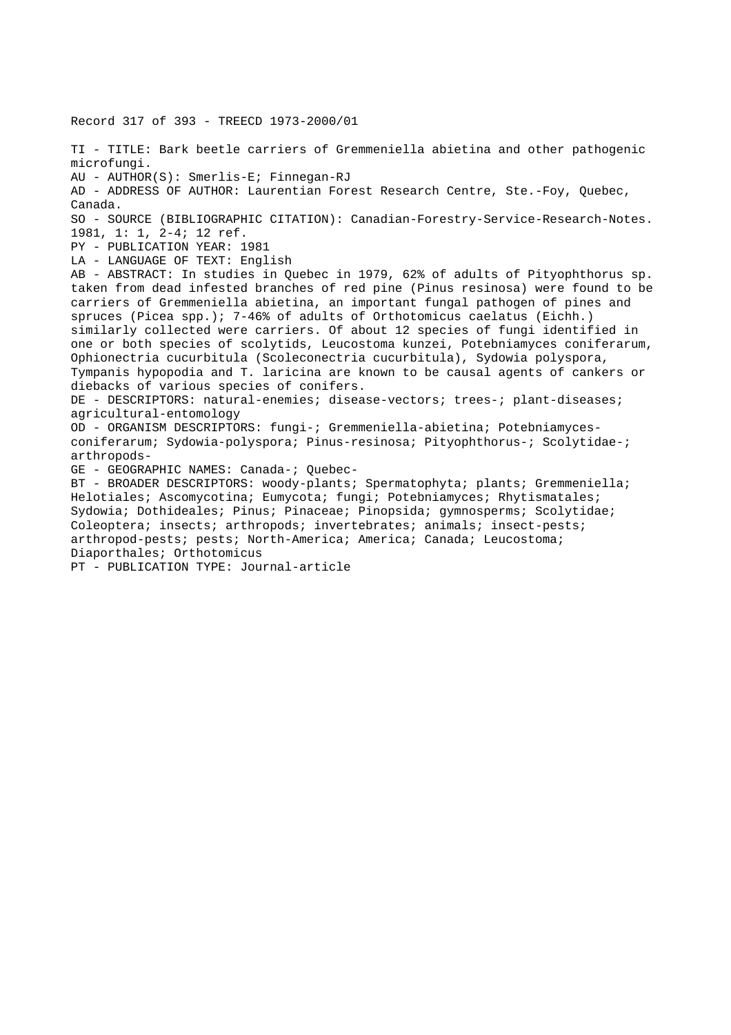Record 317 of 393 - TREECD 1973-2000/01

TI - TITLE: Bark beetle carriers of Gremmeniella abietina and other pathogenic microfungi.
AU - AUTHOR(S): Smerlis-E; Finnegan-RJ
AD - ADDRESS OF AUTHOR: Laurentian Forest Research Centre, Ste.-Foy, Quebec, Canada.
SO - SOURCE (BIBLIOGRAPHIC CITATION): Canadian-Forestry-Service-Research-Notes. 1981, 1: 1, 2-4; 12 ref.
PY - PUBLICATION YEAR: 1981
LA - LANGUAGE OF TEXT: English
AB - ABSTRACT: In studies in Quebec in 1979, 62% of adults of Pityophthorus sp. taken from dead infested branches of red pine (Pinus resinosa) were found to be carriers of Gremmeniella abietina, an important fungal pathogen of pines and spruces (Picea spp.); 7-46% of adults of Orthotomicus caelatus (Eichh.) similarly collected were carriers. Of about 12 species of fungi identified in one or both species of scolytids, Leucostoma kunzei, Potebniamyces coniferarum, Ophionectria cucurbitula (Scoleconectria cucurbitula), Sydowia polyspora, Tympanis hypopodia and T. laricina are known to be causal agents of cankers or diebacks of various species of conifers.
DE - DESCRIPTORS: natural-enemies; disease-vectors; trees-; plant-diseases; agricultural-entomology
OD - ORGANISM DESCRIPTORS: fungi-; Gremmeniella-abietina; Potebniamyces-coniferarum; Sydowia-polyspora; Pinus-resinosa; Pityophthorus-; Scolytidae-; arthropods-
GE - GEOGRAPHIC NAMES: Canada-; Quebec-
BT - BROADER DESCRIPTORS: woody-plants; Spermatophyta; plants; Gremmeniella; Helotiales; Ascomycotina; Eumycota; fungi; Potebniamyces; Rhytismatales; Sydowia; Dothideales; Pinus; Pinaceae; Pinopsida; gymnosperms; Scolytidae; Coleoptera; insects; arthropods; invertebrates; animals; insect-pests; arthropod-pests; pests; North-America; America; Canada; Leucostoma; Diaporthales; Orthotomicus
PT - PUBLICATION TYPE: Journal-article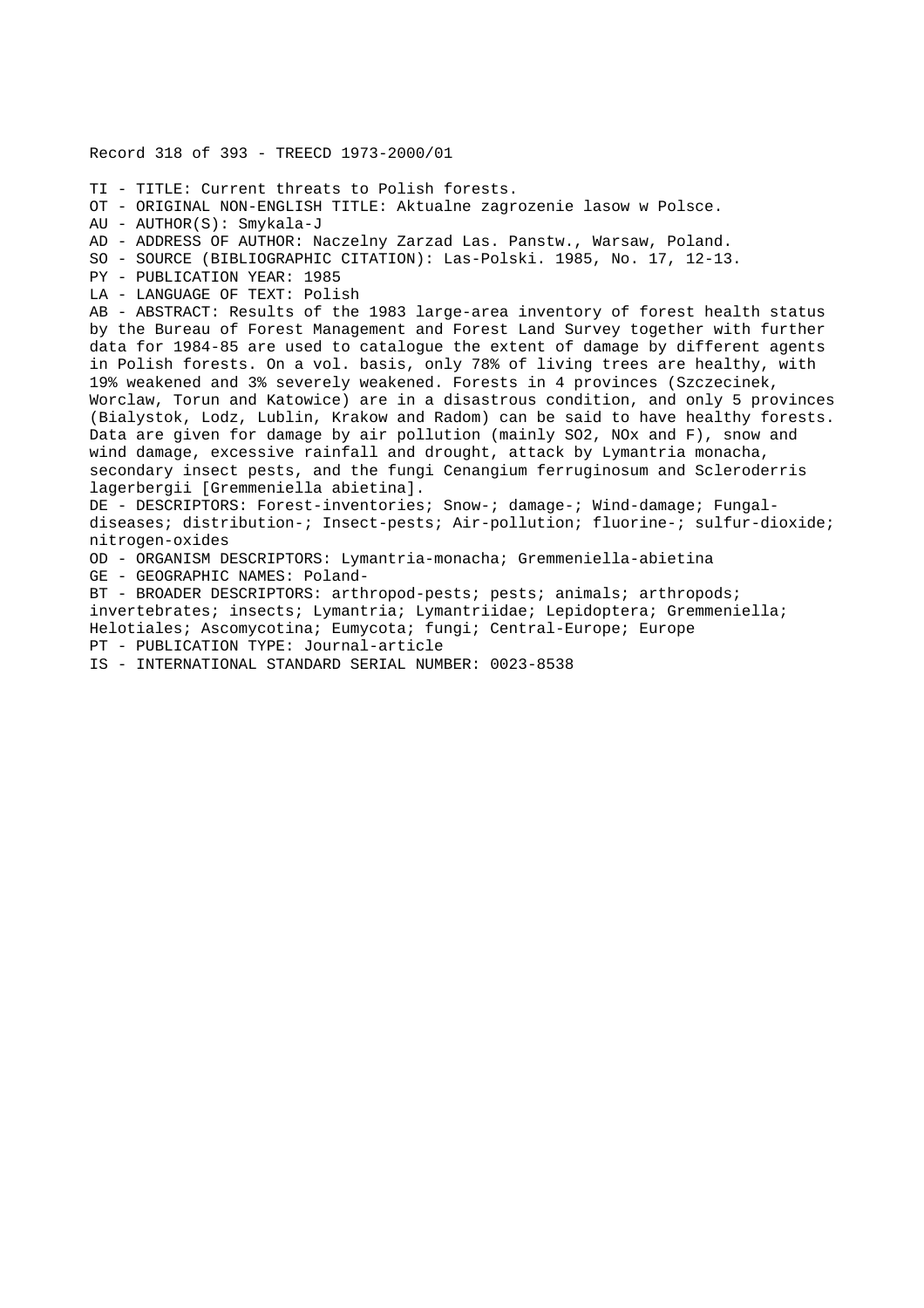Record 318 of 393 - TREECD 1973-2000/01

TI - TITLE: Current threats to Polish forests.
OT - ORIGINAL NON-ENGLISH TITLE: Aktualne zagrozenie lasow w Polsce.
AU - AUTHOR(S): Smykala-J
AD - ADDRESS OF AUTHOR: Naczelny Zarzad Las. Panstw., Warsaw, Poland.
SO - SOURCE (BIBLIOGRAPHIC CITATION): Las-Polski. 1985, No. 17, 12-13.
PY - PUBLICATION YEAR: 1985
LA - LANGUAGE OF TEXT: Polish
AB - ABSTRACT: Results of the 1983 large-area inventory of forest health status by the Bureau of Forest Management and Forest Land Survey together with further data for 1984-85 are used to catalogue the extent of damage by different agents in Polish forests. On a vol. basis, only 78% of living trees are healthy, with 19% weakened and 3% severely weakened. Forests in 4 provinces (Szczecinek, Worclaw, Torun and Katowice) are in a disastrous condition, and only 5 provinces (Bialystok, Lodz, Lublin, Krakow and Radom) can be said to have healthy forests. Data are given for damage by air pollution (mainly $SO_2$, $NO_x$ and F), snow and wind damage, excessive rainfall and drought, attack by Lymantria monacha, secondary insect pests, and the fungi Cenangium ferruginosum and Scleroderris lagerbergii [Gremmeniella abietina].
DE - DESCRIPTORS: Forest-inventories; Snow-; damage-; Wind-damage; Fungal-diseases; distribution-; Insect-pests; Air-pollution; fluorine-; sulfur-dioxide; nitrogen-oxides
OD - ORGANISM DESCRIPTORS: Lymantria-monacha; Gremmeniella-abietina
GE - GEOGRAPHIC NAMES: Poland-
BT - BROADER DESCRIPTORS: arthropod-pests; pests; animals; arthropods; invertebrates; insects; Lymantria; Lymantriidae; Lepidoptera; Gremmeniella; Helotiales; Ascomycotina; Eumycota; fungi; Central-Europe; Europe
PT - PUBLICATION TYPE: Journal-article
IS - INTERNATIONAL STANDARD SERIAL NUMBER: 0023-8538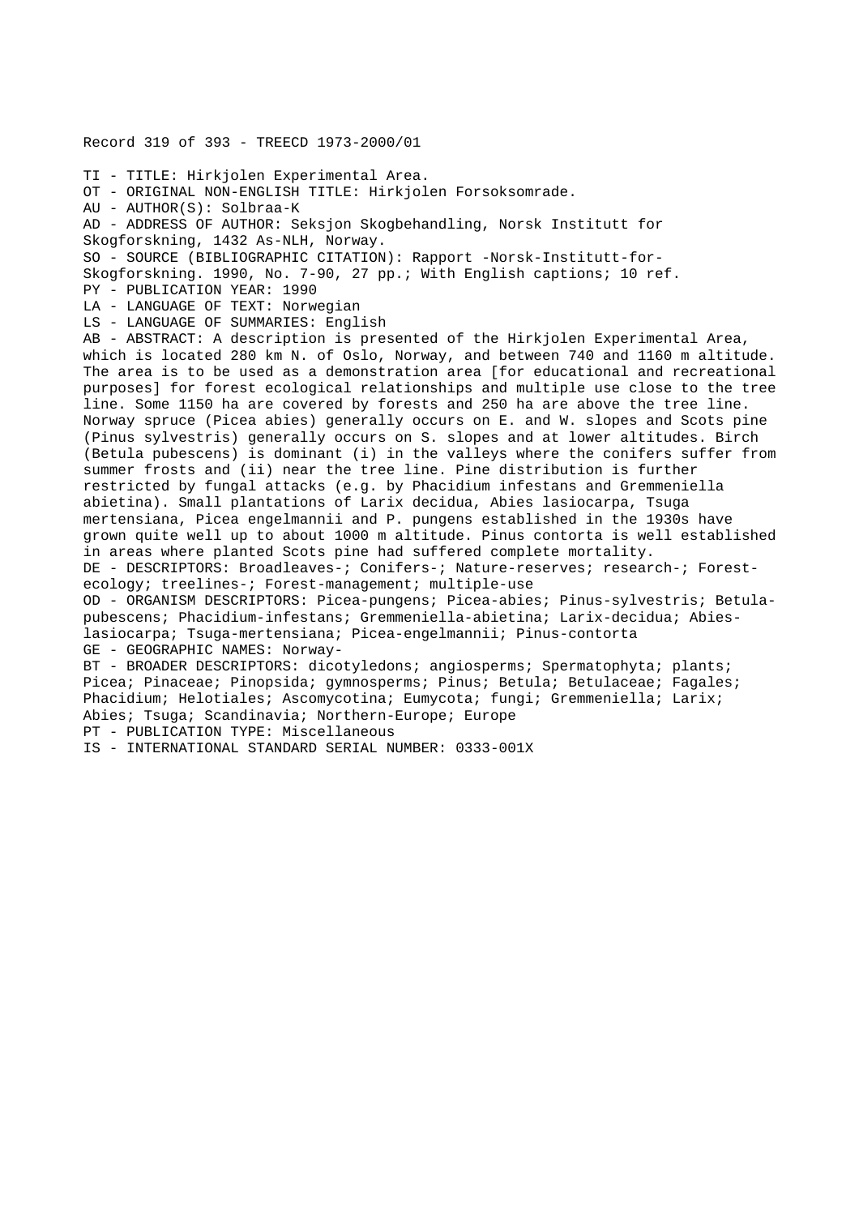Record 319 of 393 - TREECD 1973-2000/01

TI - TITLE: Hirkjolen Experimental Area.
OT - ORIGINAL NON-ENGLISH TITLE: Hirkjolen Forsoksomrade.
AU - AUTHOR(S): Solbraa-K
AD - ADDRESS OF AUTHOR: Seksjon Skogbehandling, Norsk Institutt for Skogforskning, 1432 As-NLH, Norway.
SO - SOURCE (BIBLIOGRAPHIC CITATION): Rapport -Norsk-Institutt-for-Skogforskning. 1990, No. 7-90, 27 pp.; With English captions; 10 ref.
PY - PUBLICATION YEAR: 1990
LA - LANGUAGE OF TEXT: Norwegian
LS - LANGUAGE OF SUMMARIES: English
AB - ABSTRACT: A description is presented of the Hirkjolen Experimental Area, which is located 280 km N. of Oslo, Norway, and between 740 and 1160 m altitude. The area is to be used as a demonstration area [for educational and recreational purposes] for forest ecological relationships and multiple use close to the tree line. Some 1150 ha are covered by forests and 250 ha are above the tree line. Norway spruce (Picea abies) generally occurs on E. and W. slopes and Scots pine (Pinus sylvestris) generally occurs on S. slopes and at lower altitudes. Birch (Betula pubescens) is dominant (i) in the valleys where the conifers suffer from summer frosts and (ii) near the tree line. Pine distribution is further restricted by fungal attacks (e.g. by Phacidium infestans and Gremmeniella abietina). Small plantations of Larix decidua, Abies lasiocarpa, Tsuga mertensiana, Picea engelmannii and P. pungens established in the 1930s have grown quite well up to about 1000 m altitude. Pinus contorta is well established in areas where planted Scots pine had suffered complete mortality.
DE - DESCRIPTORS: Broadleaves-; Conifers-; Nature-reserves; research-; Forest-ecology; treelines-; Forest-management; multiple-use
OD - ORGANISM DESCRIPTORS: Picea-pungens; Picea-abies; Pinus-sylvestris; Betula-pubescens; Phacidium-infestans; Gremmeniella-abietina; Larix-decidua; Abies-lasiocarpa; Tsuga-mertensiana; Picea-engelmannii; Pinus-contorta
GE - GEOGRAPHIC NAMES: Norway-
BT - BROADER DESCRIPTORS: dicotyledons; angiosperms; Spermatophyta; plants; Picea; Pinaceae; Pinopsida; gymnosperms; Pinus; Betula; Betulaceae; Fagales; Phacidium; Helotiales; Ascomycotina; Eumycota; fungi; Gremmeniella; Larix; Abies; Tsuga; Scandinavia; Northern-Europe; Europe
PT - PUBLICATION TYPE: Miscellaneous
IS - INTERNATIONAL STANDARD SERIAL NUMBER: 0333-001X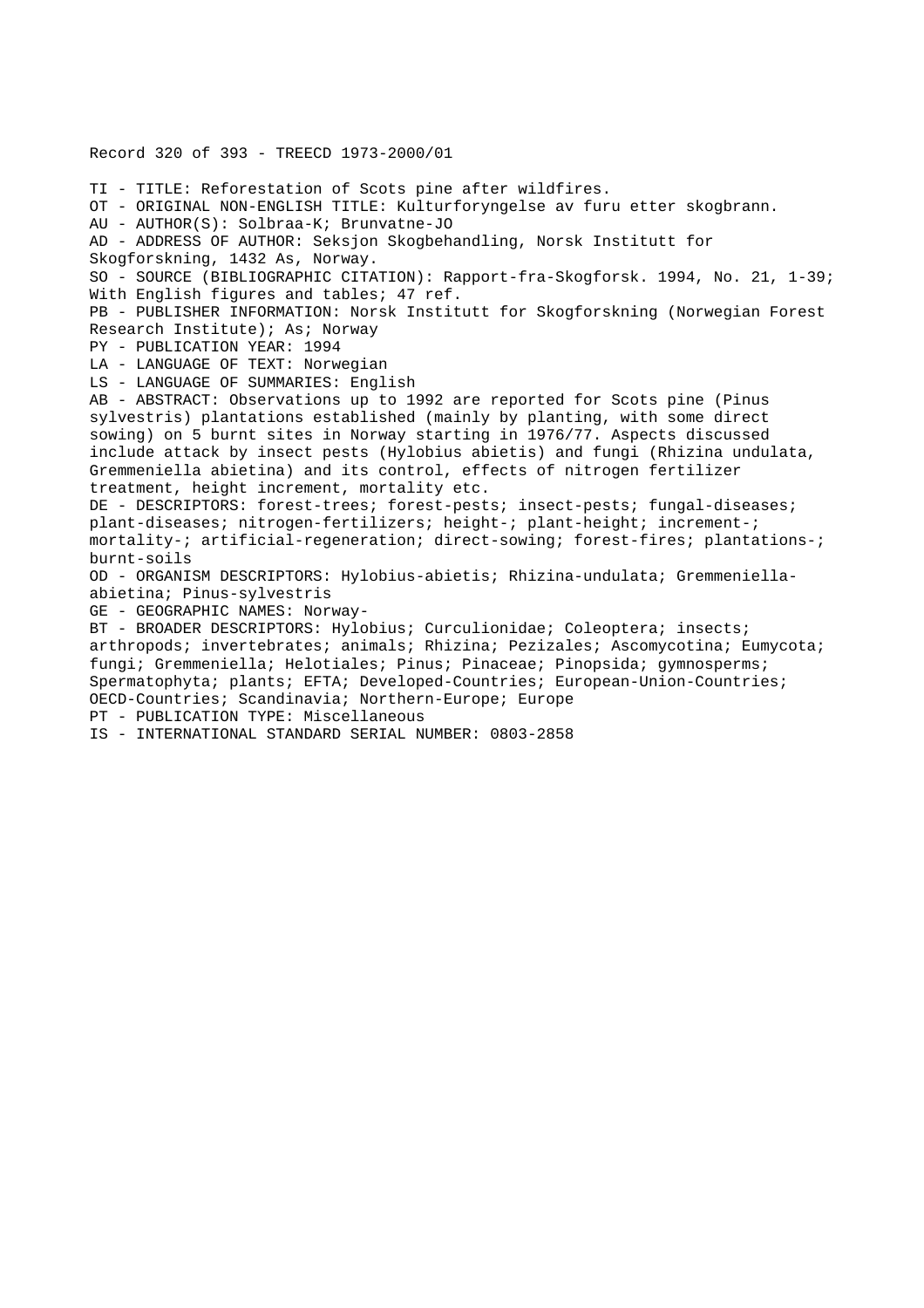Record 320 of 393 - TREECD 1973-2000/01

TI - TITLE: Reforestation of Scots pine after wildfires.
OT - ORIGINAL NON-ENGLISH TITLE: Kulturforyngelse av furu etter skogbrann.
AU - AUTHOR(S): Solbraa-K; Brunvatne-JO
AD - ADDRESS OF AUTHOR: Seksjon Skogbehandling, Norsk Institutt for Skogforskning, 1432 As, Norway.
SO - SOURCE (BIBLIOGRAPHIC CITATION): Rapport-fra-Skogforsk. 1994, No. 21, 1-39; With English figures and tables; 47 ref.
PB - PUBLISHER INFORMATION: Norsk Institutt for Skogforskning (Norwegian Forest Research Institute); As; Norway
PY - PUBLICATION YEAR: 1994
LA - LANGUAGE OF TEXT: Norwegian
LS - LANGUAGE OF SUMMARIES: English
AB - ABSTRACT: Observations up to 1992 are reported for Scots pine (Pinus sylvestris) plantations established (mainly by planting, with some direct sowing) on 5 burnt sites in Norway starting in 1976/77. Aspects discussed include attack by insect pests (Hylobius abietis) and fungi (Rhizina undulata, Gremmeniella abietina) and its control, effects of nitrogen fertilizer treatment, height increment, mortality etc.
DE - DESCRIPTORS: forest-trees; forest-pests; insect-pests; fungal-diseases; plant-diseases; nitrogen-fertilizers; height-; plant-height; increment-; mortality-; artificial-regeneration; direct-sowing; forest-fires; plantations-; burnt-soils
OD - ORGANISM DESCRIPTORS: Hylobius-abietis; Rhizina-undulata; Gremmeniella-abietina; Pinus-sylvestris
GE - GEOGRAPHIC NAMES: Norway-
BT - BROADER DESCRIPTORS: Hylobius; Curculionidae; Coleoptera; insects; arthropods; invertebrates; animals; Rhizina; Pezizales; Ascomycotina; Eumycota; fungi; Gremmeniella; Helotiales; Pinus; Pinaceae; Pinopsida; gymnosperms; Spermatophyta; plants; EFTA; Developed-Countries; European-Union-Countries; OECD-Countries; Scandinavia; Northern-Europe; Europe
PT - PUBLICATION TYPE: Miscellaneous
IS - INTERNATIONAL STANDARD SERIAL NUMBER: 0803-2858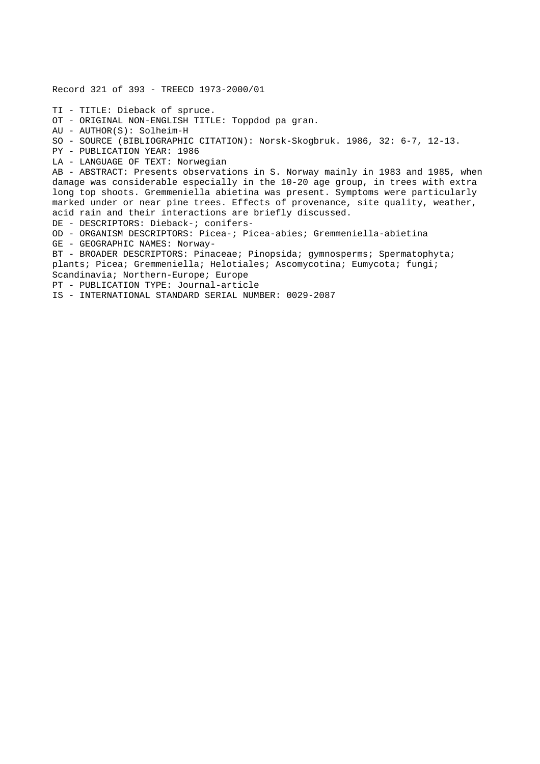Record 321 of 393 - TREECD 1973-2000/01

TI - TITLE: Dieback of spruce.
OT - ORIGINAL NON-ENGLISH TITLE: Toppdod pa gran.
AU - AUTHOR(S): Solheim-H
SO - SOURCE (BIBLIOGRAPHIC CITATION): Norsk-Skogbruk. 1986, 32: 6-7, 12-13.
PY - PUBLICATION YEAR: 1986
LA - LANGUAGE OF TEXT: Norwegian
AB - ABSTRACT: Presents observations in S. Norway mainly in 1983 and 1985, when damage was considerable especially in the 10-20 age group, in trees with extra long top shoots. Gremmeniella abietina was present. Symptoms were particularly marked under or near pine trees. Effects of provenance, site quality, weather, acid rain and their interactions are briefly discussed.
DE - DESCRIPTORS: Dieback-; conifers-
OD - ORGANISM DESCRIPTORS: Picea-; Picea-abies; Gremmeniella-abietina
GE - GEOGRAPHIC NAMES: Norway-
BT - BROADER DESCRIPTORS: Pinaceae; Pinopsida; gymnosperms; Spermatophyta; plants; Picea; Gremmeniella; Helotiales; Ascomycotina; Eumycota; fungi; Scandinavia; Northern-Europe; Europe
PT - PUBLICATION TYPE: Journal-article
IS - INTERNATIONAL STANDARD SERIAL NUMBER: 0029-2087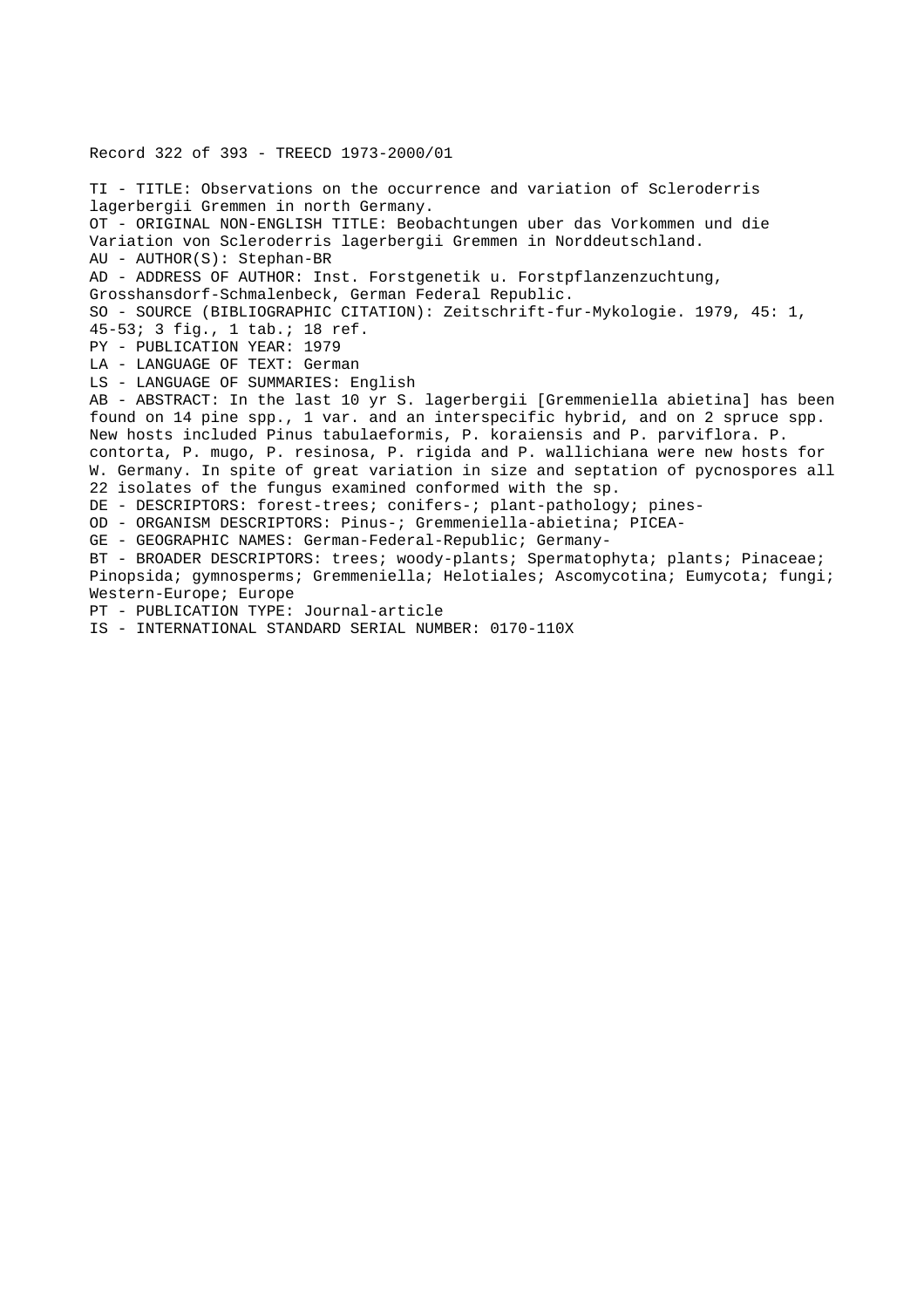Record 322 of 393 - TREECD 1973-2000/01

TI - TITLE: Observations on the occurrence and variation of Scleroderris lagerbergii Gremmen in north Germany.
OT - ORIGINAL NON-ENGLISH TITLE: Beobachtungen uber das Vorkommen und die Variation von Scleroderris lagerbergii Gremmen in Norddeutschland.
AU - AUTHOR(S): Stephan-BR
AD - ADDRESS OF AUTHOR: Inst. Forstgenetik u. Forstpflanzenzuchtung, Grosshansdorf-Schmalenbeck, German Federal Republic.
SO - SOURCE (BIBLIOGRAPHIC CITATION): Zeitschrift-fur-Mykologie. 1979, 45: 1, 45-53; 3 fig., 1 tab.; 18 ref.
PY - PUBLICATION YEAR: 1979
LA - LANGUAGE OF TEXT: German
LS - LANGUAGE OF SUMMARIES: English
AB - ABSTRACT: In the last 10 yr S. lagerbergii [Gremmeniella abietina] has been found on 14 pine spp., 1 var. and an interspecific hybrid, and on 2 spruce spp. New hosts included Pinus tabulaeformis, P. koraiensis and P. parviflora. P. contorta, P. mugo, P. resinosa, P. rigida and P. wallichiana were new hosts for W. Germany. In spite of great variation in size and septation of pycnospores all 22 isolates of the fungus examined conformed with the sp.
DE - DESCRIPTORS: forest-trees; conifers-; plant-pathology; pines-
OD - ORGANISM DESCRIPTORS: Pinus-; Gremmeniella-abietina; PICEA-
GE - GEOGRAPHIC NAMES: German-Federal-Republic; Germany-
BT - BROADER DESCRIPTORS: trees; woody-plants; Spermatophyta; plants; Pinaceae; Pinopsida; gymnosperms; Gremmeniella; Helotiales; Ascomycotina; Eumycota; fungi; Western-Europe; Europe
PT - PUBLICATION TYPE: Journal-article
IS - INTERNATIONAL STANDARD SERIAL NUMBER: 0170-110X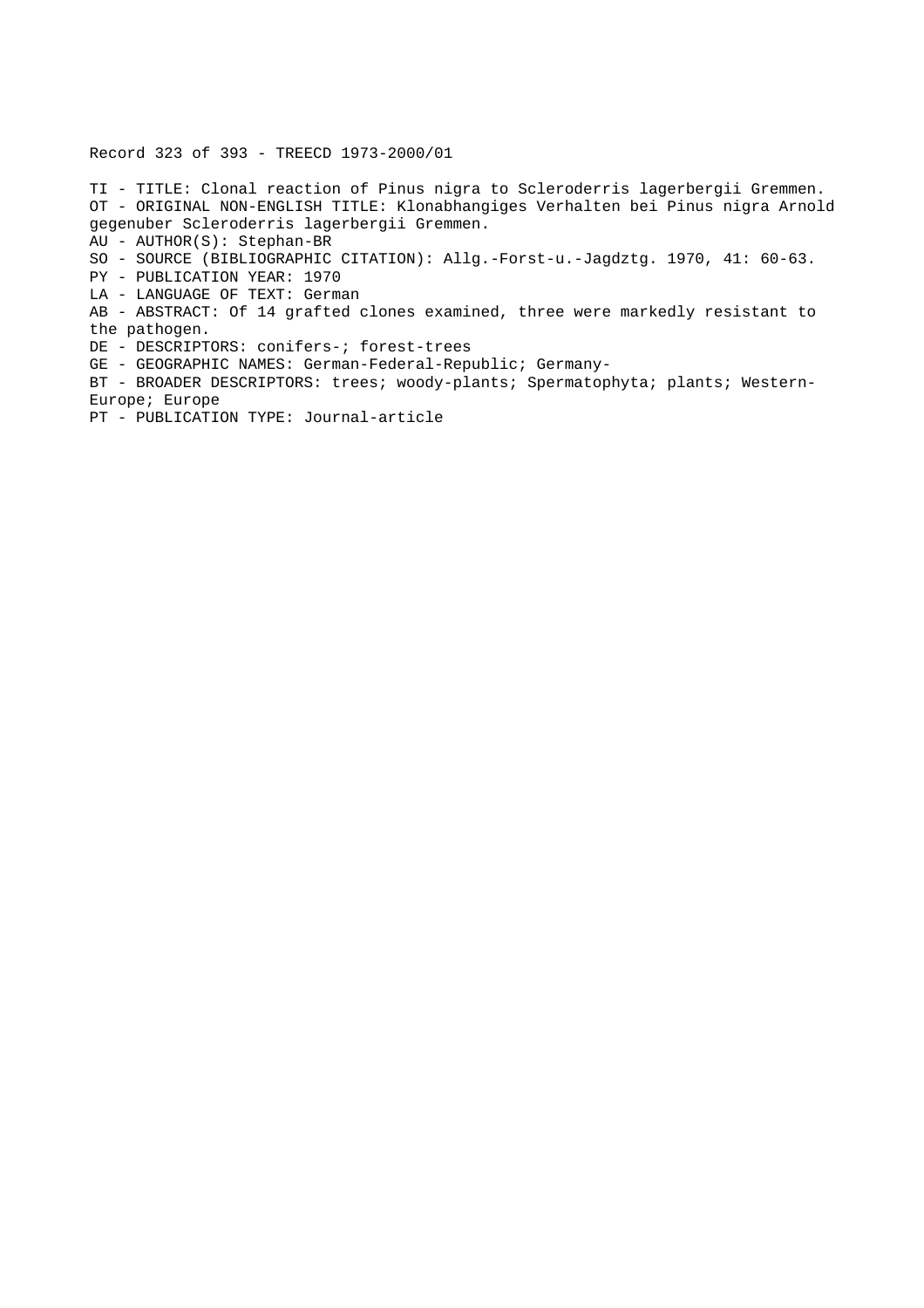Record 323 of 393 - TREECD 1973-2000/01

TI - TITLE: Clonal reaction of Pinus nigra to Scleroderris lagerbergii Gremmen.
OT - ORIGINAL NON-ENGLISH TITLE: Klonabhangiges Verhalten bei Pinus nigra Arnold gegenuber Scleroderris lagerbergii Gremmen.
AU - AUTHOR(S): Stephan-BR
SO - SOURCE (BIBLIOGRAPHIC CITATION): Allg.-Forst-u.-Jagdztg. 1970, 41: 60-63.
PY - PUBLICATION YEAR: 1970
LA - LANGUAGE OF TEXT: German
AB - ABSTRACT: Of 14 grafted clones examined, three were markedly resistant to the pathogen.
DE - DESCRIPTORS: conifers-; forest-trees
GE - GEOGRAPHIC NAMES: German-Federal-Republic; Germany-
BT - BROADER DESCRIPTORS: trees; woody-plants; Spermatophyta; plants; Western-Europe; Europe
PT - PUBLICATION TYPE: Journal-article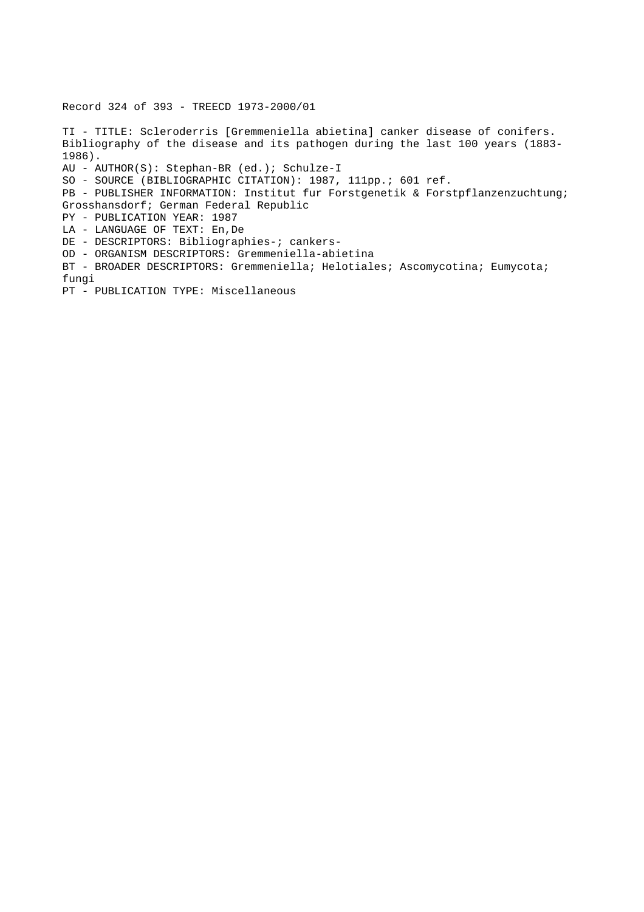Record 324 of 393 - TREECD 1973-2000/01

TI - TITLE: Scleroderris [Gremmeniella abietina] canker disease of conifers. Bibliography of the disease and its pathogen during the last 100 years (1883-1986).

AU - AUTHOR(S): Stephan-BR (ed.); Schulze-I

SO - SOURCE (BIBLIOGRAPHIC CITATION): 1987, 111pp.; 601 ref.

PB - PUBLISHER INFORMATION: Institut fur Forstgenetik & Forstpflanzenzuchtung; Grosshansdorf; German Federal Republic

PY - PUBLICATION YEAR: 1987

LA - LANGUAGE OF TEXT: En,De

DE - DESCRIPTORS: Bibliographies-; cankers-

OD - ORGANISM DESCRIPTORS: Gremmeniella-abietina

BT - BROADER DESCRIPTORS: Gremmeniella; Helotiales; Ascomycotina; Eumycota; fungi

PT - PUBLICATION TYPE: Miscellaneous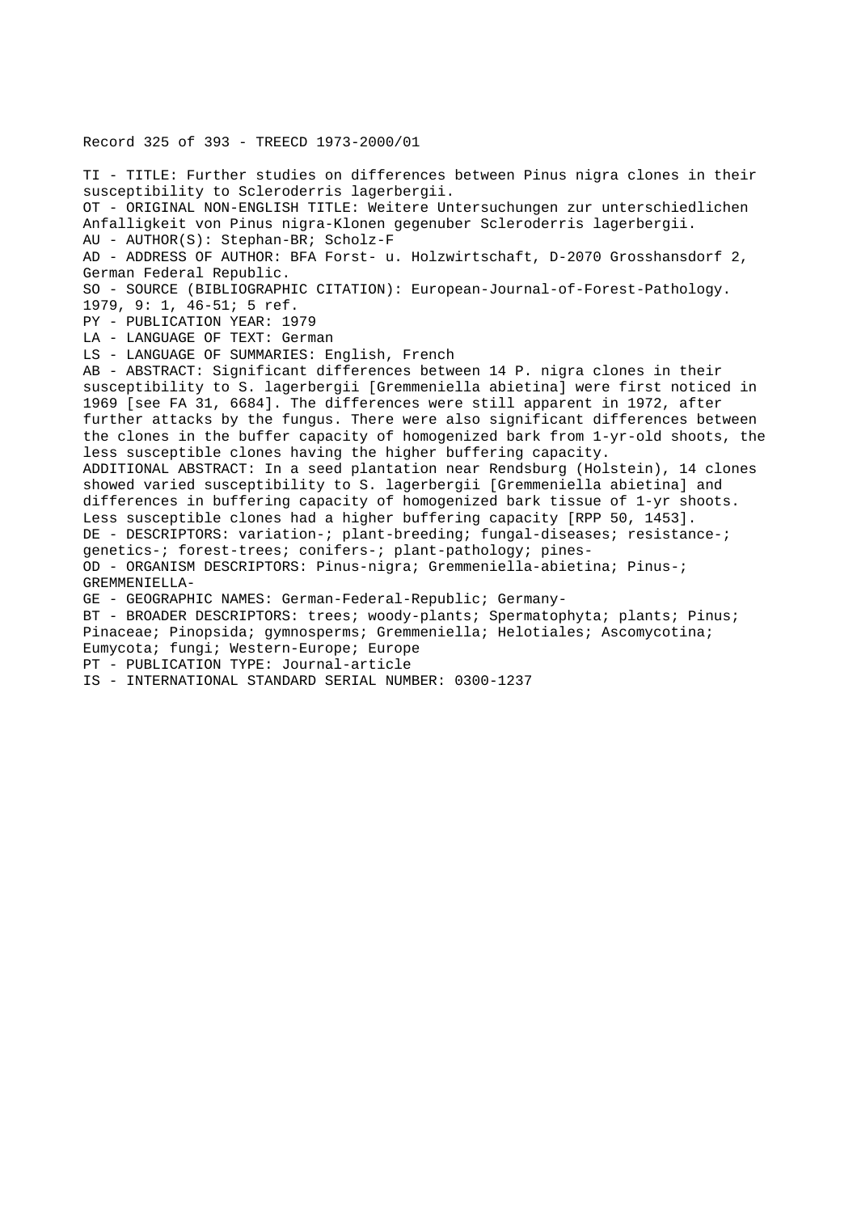Record 325 of 393 - TREECD 1973-2000/01

TI - TITLE: Further studies on differences between Pinus nigra clones in their susceptibility to Scleroderris lagerbergii.
OT - ORIGINAL NON-ENGLISH TITLE: Weitere Untersuchungen zur unterschiedlichen Anfalligkeit von Pinus nigra-Klonen gegenuber Scleroderris lagerbergii.
AU - AUTHOR(S): Stephan-BR; Scholz-F
AD - ADDRESS OF AUTHOR: BFA Forst- u. Holzwirtschaft, D-2070 Grosshansdorf 2, German Federal Republic.
SO - SOURCE (BIBLIOGRAPHIC CITATION): European-Journal-of-Forest-Pathology. 1979, 9: 1, 46-51; 5 ref.
PY - PUBLICATION YEAR: 1979
LA - LANGUAGE OF TEXT: German
LS - LANGUAGE OF SUMMARIES: English, French
AB - ABSTRACT: Significant differences between 14 P. nigra clones in their susceptibility to S. lagerbergii [Gremmeniella abietina] were first noticed in 1969 [see FA 31, 6684]. The differences were still apparent in 1972, after further attacks by the fungus. There were also significant differences between the clones in the buffer capacity of homogenized bark from 1-yr-old shoots, the less susceptible clones having the higher buffering capacity.
ADDITIONAL ABSTRACT: In a seed plantation near Rendsburg (Holstein), 14 clones showed varied susceptibility to S. lagerbergii [Gremmeniella abietina] and differences in buffering capacity of homogenized bark tissue of 1-yr shoots. Less susceptible clones had a higher buffering capacity [RPP 50, 1453].
DE - DESCRIPTORS: variation-; plant-breeding; fungal-diseases; resistance-; genetics-; forest-trees; conifers-; plant-pathology; pines-
OD - ORGANISM DESCRIPTORS: Pinus-nigra; Gremmeniella-abietina; Pinus-; GREMMENIELLA-
GE - GEOGRAPHIC NAMES: German-Federal-Republic; Germany-
BT - BROADER DESCRIPTORS: trees; woody-plants; Spermatophyta; plants; Pinus; Pinaceae; Pinopsida; gymnosperms; Gremmeniella; Helotiales; Ascomycotina; Eumycota; fungi; Western-Europe; Europe
PT - PUBLICATION TYPE: Journal-article
IS - INTERNATIONAL STANDARD SERIAL NUMBER: 0300-1237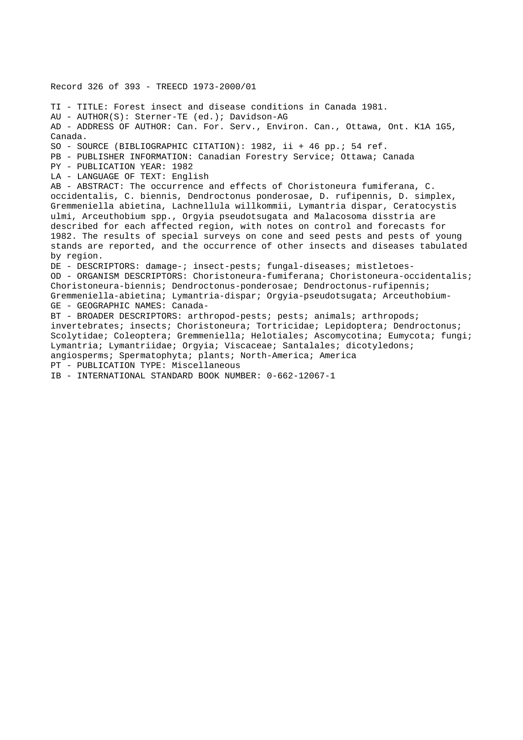Record 326 of 393 - TREECD 1973-2000/01

TI - TITLE: Forest insect and disease conditions in Canada 1981.
AU - AUTHOR(S): Sterner-TE (ed.); Davidson-AG
AD - ADDRESS OF AUTHOR: Can. For. Serv., Environ. Can., Ottawa, Ont. K1A 1G5, Canada.
SO - SOURCE (BIBLIOGRAPHIC CITATION): 1982, ii + 46 pp.; 54 ref.
PB - PUBLISHER INFORMATION: Canadian Forestry Service; Ottawa; Canada
PY - PUBLICATION YEAR: 1982
LA - LANGUAGE OF TEXT: English
AB - ABSTRACT: The occurrence and effects of Choristoneura fumiferana, C. occidentalis, C. biennis, Dendroctonus ponderosae, D. rufipennis, D. simplex, Gremmeniella abietina, Lachnellula willkommii, Lymantria dispar, Ceratocystis ulmi, Arceuthobium spp., Orgyia pseudotsugata and Malacosoma disstria are described for each affected region, with notes on control and forecasts for 1982. The results of special surveys on cone and seed pests and pests of young stands are reported, and the occurrence of other insects and diseases tabulated by region.
DE - DESCRIPTORS: damage-; insect-pests; fungal-diseases; mistletoes-
OD - ORGANISM DESCRIPTORS: Choristoneura-fumiferana; Choristoneura-occidentalis; Choristoneura-biennis; Dendroctonus-ponderosae; Dendroctonus-rufipennis; Gremmeniella-abietina; Lymantria-dispar; Orgyia-pseudotsugata; Arceuthobium-
GE - GEOGRAPHIC NAMES: Canada-
BT - BROADER DESCRIPTORS: arthropod-pests; pests; animals; arthropods; invertebrates; insects; Choristoneura; Tortricidae; Lepidoptera; Dendroctonus; Scolytidae; Coleoptera; Gremmeniella; Helotiales; Ascomycotina; Eumycota; fungi; Lymantria; Lymantriidae; Orgyia; Viscaceae; Santalales; dicotyledons; angiosperms; Spermatophyta; plants; North-America; America
PT - PUBLICATION TYPE: Miscellaneous
IB - INTERNATIONAL STANDARD BOOK NUMBER: 0-662-12067-1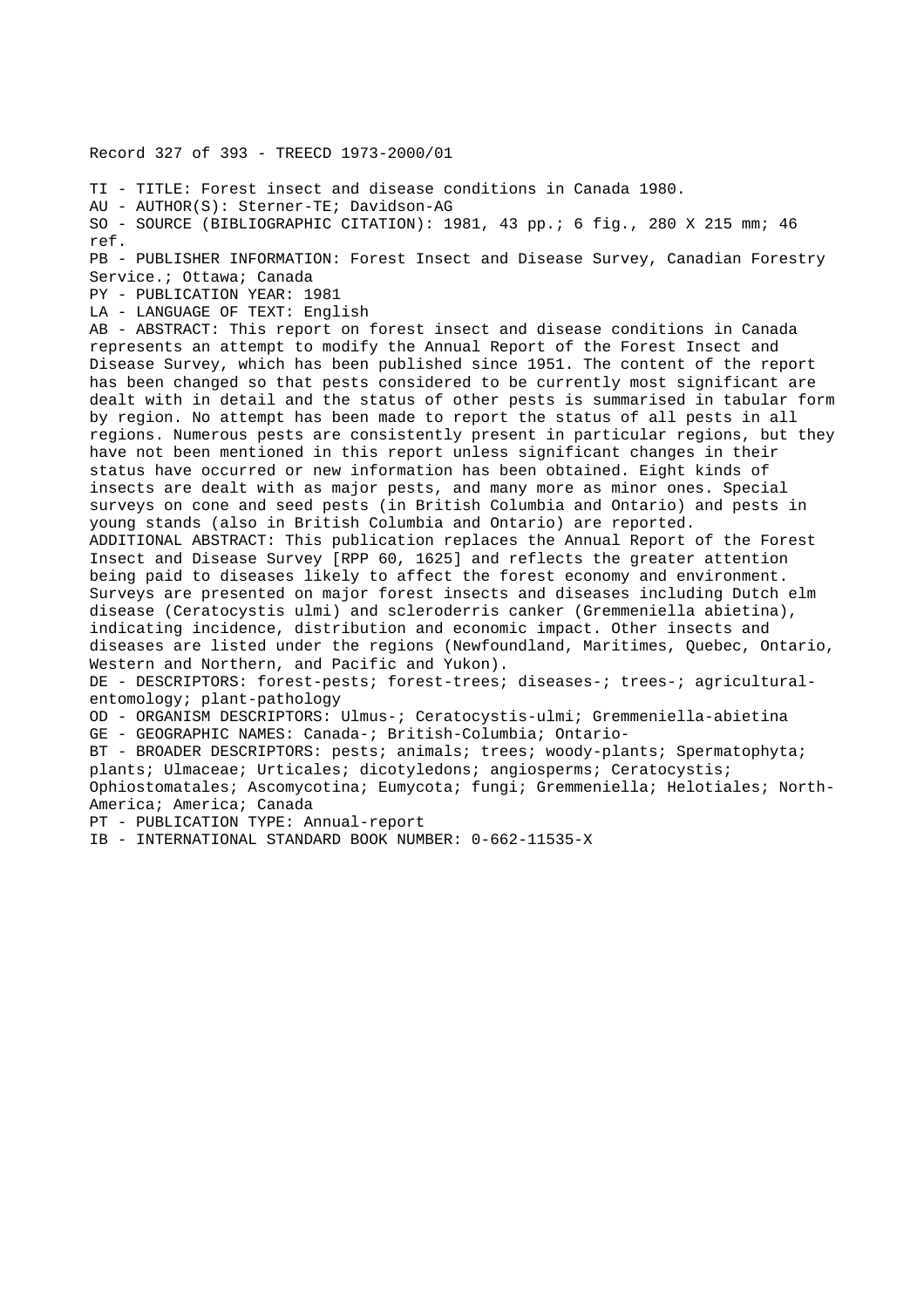Record 327 of 393 - TREECD 1973-2000/01

TI - TITLE: Forest insect and disease conditions in Canada 1980.
AU - AUTHOR(S): Sterner-TE; Davidson-AG
SO - SOURCE (BIBLIOGRAPHIC CITATION): 1981, 43 pp.; 6 fig., 280 X 215 mm; 46 ref.
PB - PUBLISHER INFORMATION: Forest Insect and Disease Survey, Canadian Forestry Service.; Ottawa; Canada
PY - PUBLICATION YEAR: 1981
LA - LANGUAGE OF TEXT: English
AB - ABSTRACT: This report on forest insect and disease conditions in Canada represents an attempt to modify the Annual Report of the Forest Insect and Disease Survey, which has been published since 1951. The content of the report has been changed so that pests considered to be currently most significant are dealt with in detail and the status of other pests is summarised in tabular form by region. No attempt has been made to report the status of all pests in all regions. Numerous pests are consistently present in particular regions, but they have not been mentioned in this report unless significant changes in their status have occurred or new information has been obtained. Eight kinds of insects are dealt with as major pests, and many more as minor ones. Special surveys on cone and seed pests (in British Columbia and Ontario) and pests in young stands (also in British Columbia and Ontario) are reported.
ADDITIONAL ABSTRACT: This publication replaces the Annual Report of the Forest Insect and Disease Survey [RPP 60, 1625] and reflects the greater attention being paid to diseases likely to affect the forest economy and environment. Surveys are presented on major forest insects and diseases including Dutch elm disease (Ceratocystis ulmi) and scleroderris canker (Gremmeniella abietina), indicating incidence, distribution and economic impact. Other insects and diseases are listed under the regions (Newfoundland, Maritimes, Quebec, Ontario, Western and Northern, and Pacific and Yukon).
DE - DESCRIPTORS: forest-pests; forest-trees; diseases-; trees-; agricultural-entomology; plant-pathology
OD - ORGANISM DESCRIPTORS: Ulmus-; Ceratocystis-ulmi; Gremmeniella-abietina
GE - GEOGRAPHIC NAMES: Canada-; British-Columbia; Ontario-
BT - BROADER DESCRIPTORS: pests; animals; trees; woody-plants; Spermatophyta; plants; Ulmaceae; Urticales; dicotyledons; angiosperms; Ceratocystis; Ophiostomatales; Ascomycotina; Eumycota; fungi; Gremmeniella; Helotiales; North-America; America; Canada
PT - PUBLICATION TYPE: Annual-report
IB - INTERNATIONAL STANDARD BOOK NUMBER: 0-662-11535-X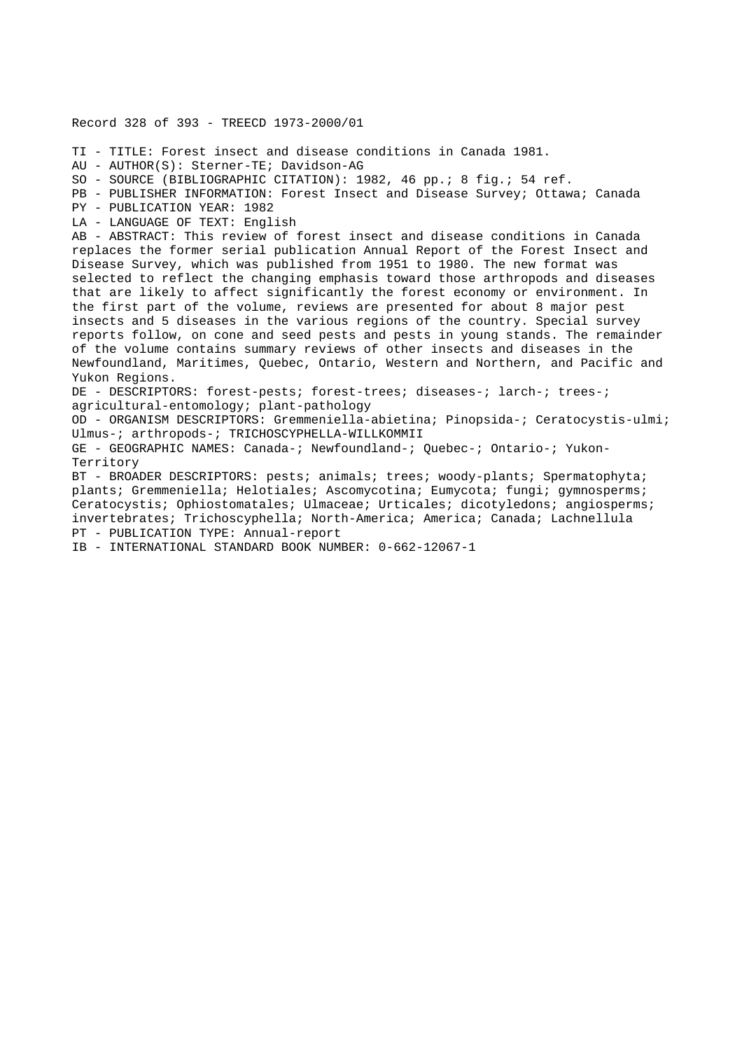Record 328 of 393 - TREECD 1973-2000/01

TI - TITLE: Forest insect and disease conditions in Canada 1981.
AU - AUTHOR(S): Sterner-TE; Davidson-AG
SO - SOURCE (BIBLIOGRAPHIC CITATION): 1982, 46 pp.; 8 fig.; 54 ref.
PB - PUBLISHER INFORMATION: Forest Insect and Disease Survey; Ottawa; Canada
PY - PUBLICATION YEAR: 1982
LA - LANGUAGE OF TEXT: English
AB - ABSTRACT: This review of forest insect and disease conditions in Canada replaces the former serial publication Annual Report of the Forest Insect and Disease Survey, which was published from 1951 to 1980. The new format was selected to reflect the changing emphasis toward those arthropods and diseases that are likely to affect significantly the forest economy or environment. In the first part of the volume, reviews are presented for about 8 major pest insects and 5 diseases in the various regions of the country. Special survey reports follow, on cone and seed pests and pests in young stands. The remainder of the volume contains summary reviews of other insects and diseases in the Newfoundland, Maritimes, Quebec, Ontario, Western and Northern, and Pacific and Yukon Regions.
DE - DESCRIPTORS: forest-pests; forest-trees; diseases-; larch-; trees-; agricultural-entomology; plant-pathology
OD - ORGANISM DESCRIPTORS: Gremmeniella-abietina; Pinopsida-; Ceratocystis-ulmi; Ulmus-; arthropods-; TRICHOSCYPHELLA-WILLKOMMII
GE - GEOGRAPHIC NAMES: Canada-; Newfoundland-; Quebec-; Ontario-; Yukon-Territory
BT - BROADER DESCRIPTORS: pests; animals; trees; woody-plants; Spermatophyta; plants; Gremmeniella; Helotiales; Ascomycotina; Eumycota; fungi; gymnosperms; Ceratocystis; Ophiostomatales; Ulmaceae; Urticales; dicotyledons; angiosperms; invertebrates; Trichoscyphella; North-America; America; Canada; Lachnellula
PT - PUBLICATION TYPE: Annual-report
IB - INTERNATIONAL STANDARD BOOK NUMBER: 0-662-12067-1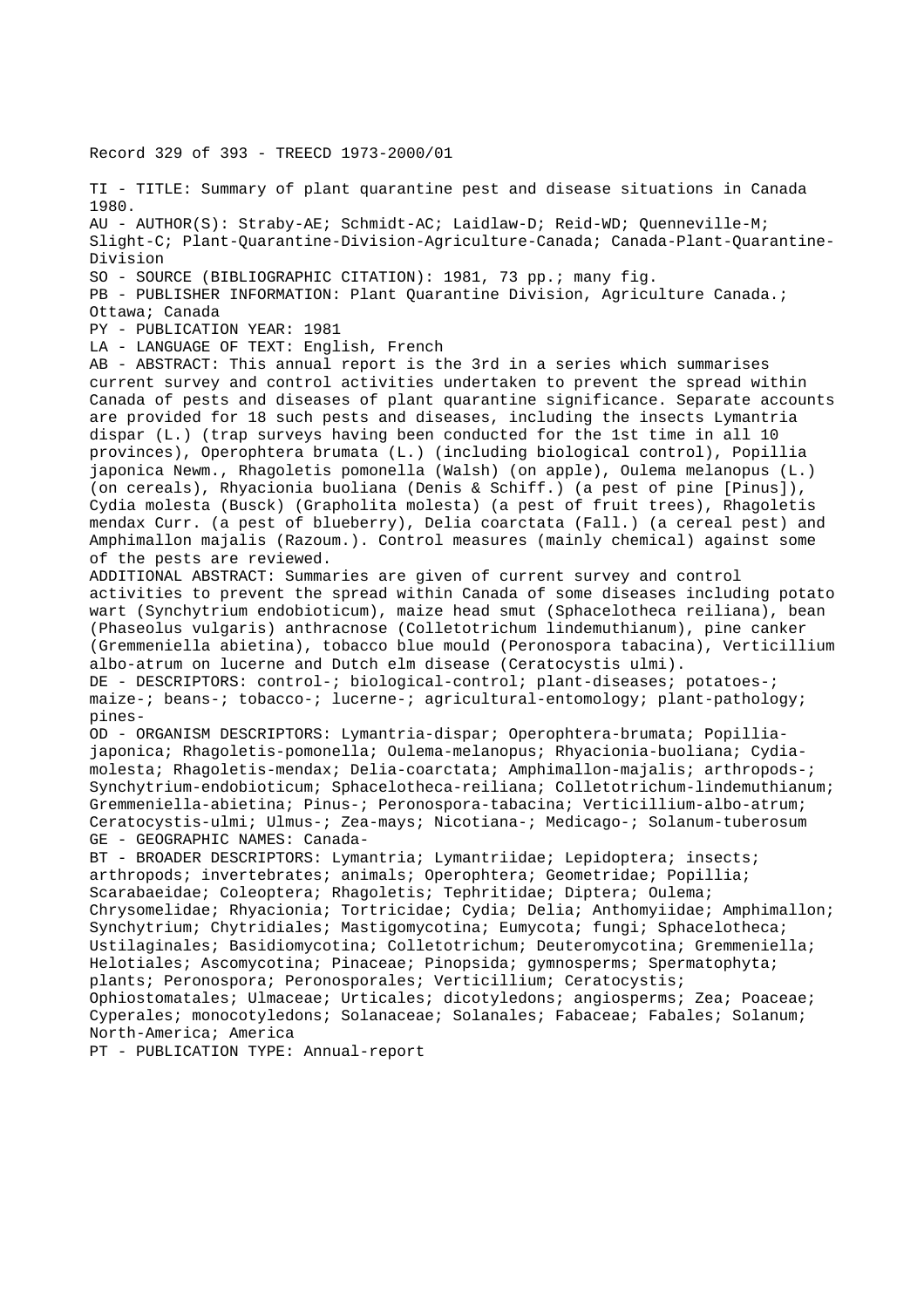Record 329 of 393 - TREECD 1973-2000/01

TI - TITLE: Summary of plant quarantine pest and disease situations in Canada 1980.
AU - AUTHOR(S): Straby-AE; Schmidt-AC; Laidlaw-D; Reid-WD; Quenneville-M; Slight-C; Plant-Quarantine-Division-Agriculture-Canada; Canada-Plant-Quarantine-Division
SO - SOURCE (BIBLIOGRAPHIC CITATION): 1981, 73 pp.; many fig.
PB - PUBLISHER INFORMATION: Plant Quarantine Division, Agriculture Canada.; Ottawa; Canada
PY - PUBLICATION YEAR: 1981
LA - LANGUAGE OF TEXT: English, French
AB - ABSTRACT: This annual report is the 3rd in a series which summarises current survey and control activities undertaken to prevent the spread within Canada of pests and diseases of plant quarantine significance. Separate accounts are provided for 18 such pests and diseases, including the insects Lymantria dispar (L.) (trap surveys having been conducted for the 1st time in all 10 provinces), Operophtera brumata (L.) (including biological control), Popillia japonica Newm., Rhagoletis pomonella (Walsh) (on apple), Oulema melanopus (L.) (on cereals), Rhyacionia buoliana (Denis & Schiff.) (a pest of pine [Pinus]), Cydia molesta (Busck) (Grapholita molesta) (a pest of fruit trees), Rhagoletis mendax Curr. (a pest of blueberry), Delia coarctata (Fall.) (a cereal pest) and Amphimallon majalis (Razoum.). Control measures (mainly chemical) against some of the pests are reviewed.
ADDITIONAL ABSTRACT: Summaries are given of current survey and control activities to prevent the spread within Canada of some diseases including potato wart (Synchytrium endobioticum), maize head smut (Sphacelotheca reiliana), bean (Phaseolus vulgaris) anthracnose (Colletotrichum lindemuthianum), pine canker (Gremmeniella abietina), tobacco blue mould (Peronospora tabacina), Verticillium albo-atrum on lucerne and Dutch elm disease (Ceratocystis ulmi).
DE - DESCRIPTORS: control-; biological-control; plant-diseases; potatoes-; maize-; beans-; tobacco-; lucerne-; agricultural-entomology; plant-pathology; pines-
OD - ORGANISM DESCRIPTORS: Lymantria-dispar; Operophtera-brumata; Popillia-japonica; Rhagoletis-pomonella; Oulema-melanopus; Rhyacionia-buoliana; Cydia-molesta; Rhagoletis-mendax; Delia-coarctata; Amphimallon-majalis; arthropods-; Synchytrium-endobioticum; Sphacelotheca-reiliana; Colletotrichum-lindemuthianum; Gremmeniella-abietina; Pinus-; Peronospora-tabacina; Verticillium-albo-atrum; Ceratocystis-ulmi; Ulmus-; Zea-mays; Nicotiana-; Medicago-; Solanum-tuberosum
GE - GEOGRAPHIC NAMES: Canada-
BT - BROADER DESCRIPTORS: Lymantria; Lymantriidae; Lepidoptera; insects; arthropods; invertebrates; animals; Operophtera; Geometridae; Popillia; Scarabaeidae; Coleoptera; Rhagoletis; Tephritidae; Diptera; Oulema; Chrysomelidae; Rhyacionia; Tortricidae; Cydia; Delia; Anthomyiidae; Amphimallon; Synchytrium; Chytridiales; Mastigomycotina; Eumycota; fungi; Sphacelotheca; Ustilaginales; Basidiomycotina; Colletotrichum; Deuteromycotina; Gremmeniella; Helotiales; Ascomycotina; Pinaceae; Pinopsida; gymnosperms; Spermatophyta; plants; Peronospora; Peronosporales; Verticillium; Ceratocystis; Ophiostomatales; Ulmaceae; Urticales; dicotyledons; angiosperms; Zea; Poaceae; Cyperales; monocotyledons; Solanaceae; Solanales; Fabaceae; Fabales; Solanum; North-America; America
PT - PUBLICATION TYPE: Annual-report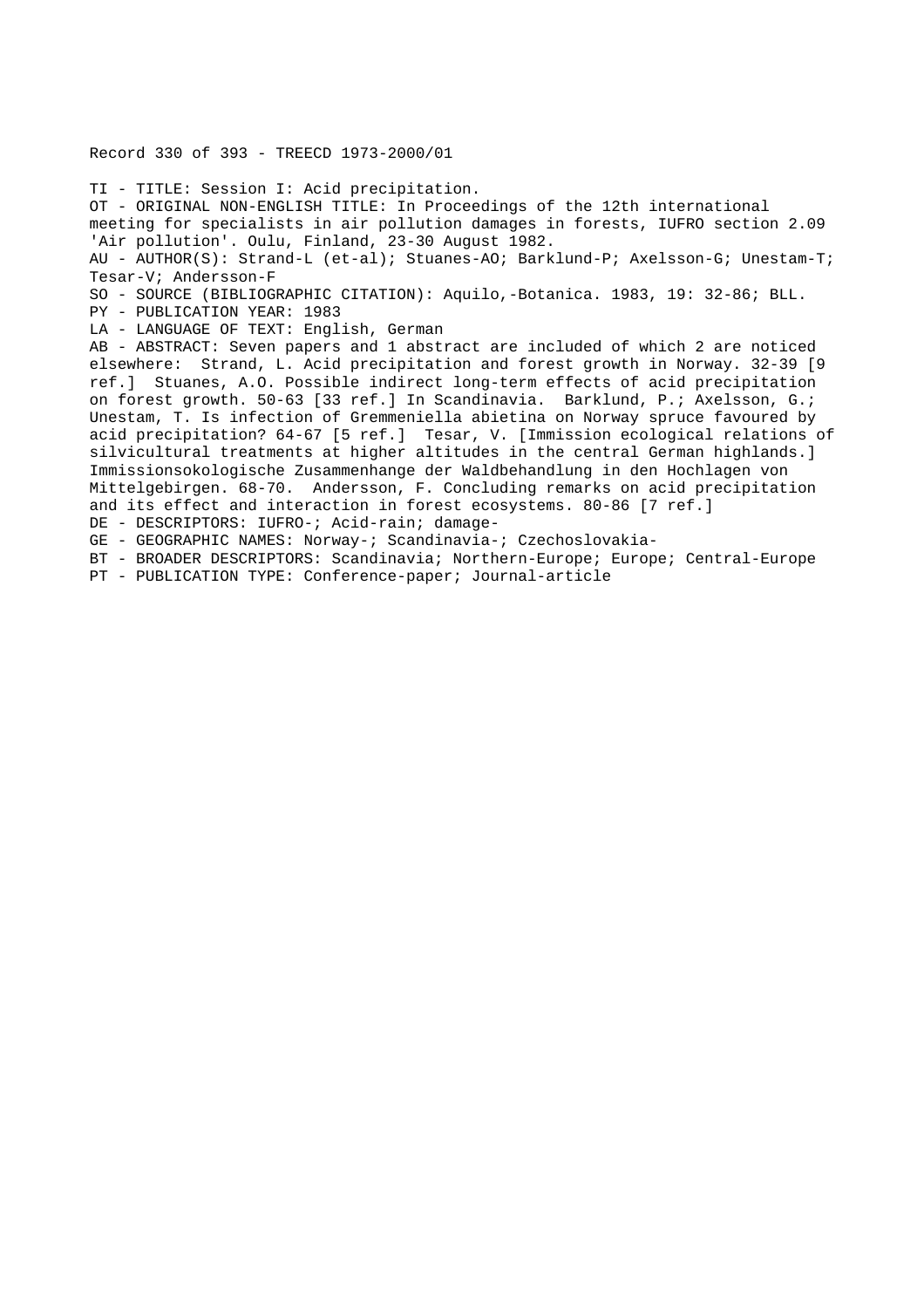Record 330 of 393 - TREECD 1973-2000/01

TI - TITLE: Session I: Acid precipitation.
OT - ORIGINAL NON-ENGLISH TITLE: In Proceedings of the 12th international meeting for specialists in air pollution damages in forests, IUFRO section 2.09 'Air pollution'. Oulu, Finland, 23-30 August 1982.
AU - AUTHOR(S): Strand-L (et-al); Stuanes-AO; Barklund-P; Axelsson-G; Unestam-T; Tesar-V; Andersson-F
SO - SOURCE (BIBLIOGRAPHIC CITATION): Aquilo,-Botanica. 1983, 19: 32-86; BLL.
PY - PUBLICATION YEAR: 1983
LA - LANGUAGE OF TEXT: English, German
AB - ABSTRACT: Seven papers and 1 abstract are included of which 2 are noticed elsewhere: Strand, L. Acid precipitation and forest growth in Norway. 32-39 [9 ref.] Stuanes, A.O. Possible indirect long-term effects of acid precipitation on forest growth. 50-63 [33 ref.] In Scandinavia. Barklund, P.; Axelsson, G.; Unestam, T. Is infection of Gremmeniella abietina on Norway spruce favoured by acid precipitation? 64-67 [5 ref.] Tesar, V. [Immission ecological relations of silvicultural treatments at higher altitudes in the central German highlands.] Immissionsokologische Zusammenhange der Waldbehandlung in den Hochlagen von Mittelgebirgen. 68-70. Andersson, F. Concluding remarks on acid precipitation and its effect and interaction in forest ecosystems. 80-86 [7 ref.]
DE - DESCRIPTORS: IUFRO-; Acid-rain; damage-
GE - GEOGRAPHIC NAMES: Norway-; Scandinavia-; Czechoslovakia-
BT - BROADER DESCRIPTORS: Scandinavia; Northern-Europe; Europe; Central-Europe
PT - PUBLICATION TYPE: Conference-paper; Journal-article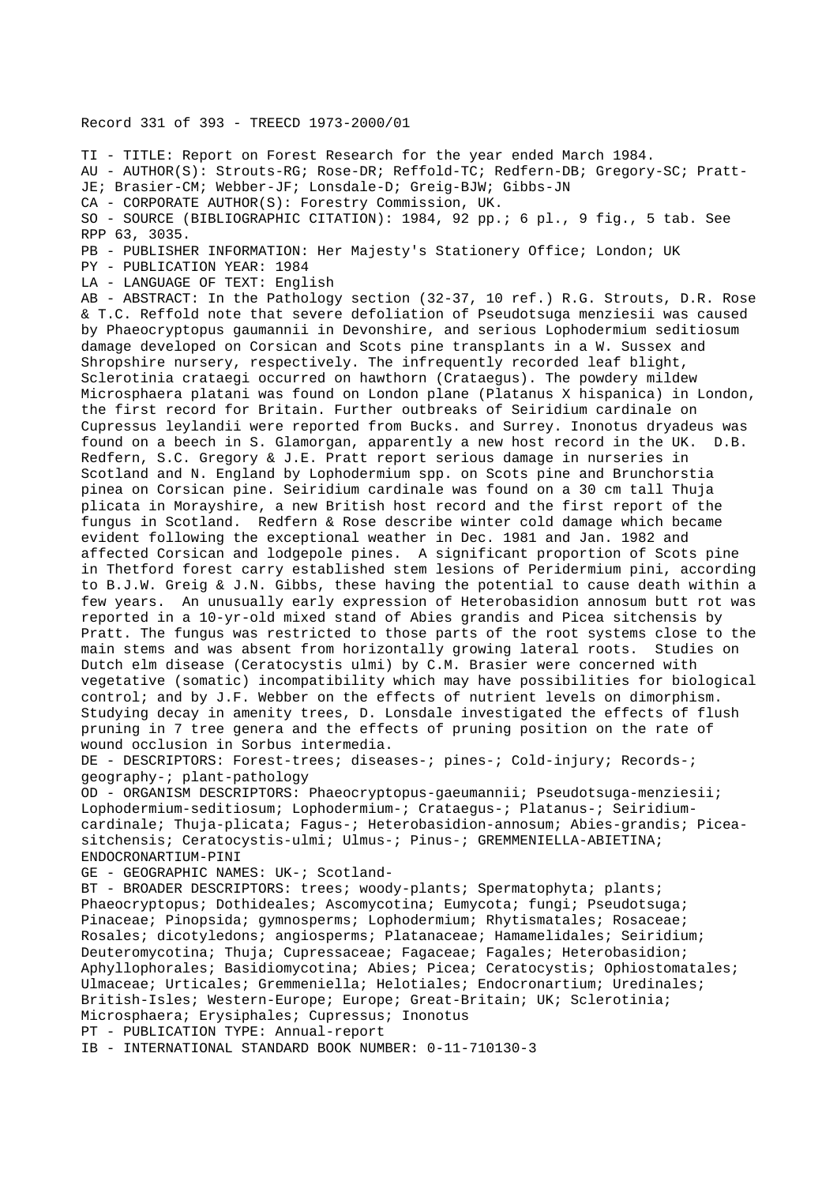Record 331 of 393 - TREECD 1973-2000/01

TI - TITLE: Report on Forest Research for the year ended March 1984.
AU - AUTHOR(S): Strouts-RG; Rose-DR; Reffold-TC; Redfern-DB; Gregory-SC; Pratt-JE; Brasier-CM; Webber-JF; Lonsdale-D; Greig-BJW; Gibbs-JN
CA - CORPORATE AUTHOR(S): Forestry Commission, UK.
SO - SOURCE (BIBLIOGRAPHIC CITATION): 1984, 92 pp.; 6 pl., 9 fig., 5 tab. See RPP 63, 3035.
PB - PUBLISHER INFORMATION: Her Majesty's Stationery Office; London; UK
PY - PUBLICATION YEAR: 1984
LA - LANGUAGE OF TEXT: English
AB - ABSTRACT: In the Pathology section (32-37, 10 ref.) R.G. Strouts, D.R. Rose & T.C. Reffold note that severe defoliation of Pseudotsuga menziesii was caused by Phaeocryptopus gaumannii in Devonshire, and serious Lophodermium seditiosum damage developed on Corsican and Scots pine transplants in a W. Sussex and Shropshire nursery, respectively. The infrequently recorded leaf blight, Sclerotinia crataegi occurred on hawthorn (Crataegus). The powdery mildew Microsphaera platani was found on London plane (Platanus X hispanica) in London, the first record for Britain. Further outbreaks of Seiridium cardinale on Cupressus leylandii were reported from Bucks. and Surrey. Inonotus dryadeus was found on a beech in S. Glamorgan, apparently a new host record in the UK. D.B. Redfern, S.C. Gregory & J.E. Pratt report serious damage in nurseries in Scotland and N. England by Lophodermium spp. on Scots pine and Brunchorstia pinea on Corsican pine. Seiridium cardinale was found on a 30 cm tall Thuja plicata in Morayshire, a new British host record and the first report of the fungus in Scotland. Redfern & Rose describe winter cold damage which became evident following the exceptional weather in Dec. 1981 and Jan. 1982 and affected Corsican and lodgepole pines. A significant proportion of Scots pine in Thetford forest carry established stem lesions of Peridermium pini, according to B.J.W. Greig & J.N. Gibbs, these having the potential to cause death within a few years. An unusually early expression of Heterobasidion annosum butt rot was reported in a 10-yr-old mixed stand of Abies grandis and Picea sitchensis by Pratt. The fungus was restricted to those parts of the root systems close to the main stems and was absent from horizontally growing lateral roots. Studies on Dutch elm disease (Ceratocystis ulmi) by C.M. Brasier were concerned with vegetative (somatic) incompatibility which may have possibilities for biological control; and by J.F. Webber on the effects of nutrient levels on dimorphism. Studying decay in amenity trees, D. Lonsdale investigated the effects of flush pruning in 7 tree genera and the effects of pruning position on the rate of wound occlusion in Sorbus intermedia.
DE - DESCRIPTORS: Forest-trees; diseases-; pines-; Cold-injury; Records-; geography-; plant-pathology
OD - ORGANISM DESCRIPTORS: Phaeocryptopus-gaeumannii; Pseudotsuga-menziesii; Lophodermium-seditiosum; Lophodermium-; Crataegus-; Platanus-; Seiridium-cardinale; Thuja-plicata; Fagus-; Heterobasidion-annosum; Abies-grandis; Picea-sitchensis; Ceratocystis-ulmi; Ulmus-; Pinus-; GREMMENIELLA-ABIETINA; ENDOCRONARTIUM-PINI
GE - GEOGRAPHIC NAMES: UK-; Scotland-
BT - BROADER DESCRIPTORS: trees; woody-plants; Spermatophyta; plants; Phaeocryptopus; Dothideales; Ascomycotina; Eumycota; fungi; Pseudotsuga; Pinaceae; Pinopsida; gymnosperms; Lophodermium; Rhytismatales; Rosaceae; Rosales; dicotyledons; angiosperms; Platanaceae; Hamamelidales; Seiridium; Deuteromycotina; Thuja; Cupressaceae; Fagaceae; Fagales; Heterobasidion; Aphyllophorales; Basidiomycotina; Abies; Picea; Ceratocystis; Ophiostomatales; Ulmaceae; Urticales; Gremmeniella; Helotiales; Endocronartium; Uredinales; British-Isles; Western-Europe; Europe; Great-Britain; UK; Sclerotinia; Microsphaera; Erysiphales; Cupressus; Inonotus
PT - PUBLICATION TYPE: Annual-report
IB - INTERNATIONAL STANDARD BOOK NUMBER: 0-11-710130-3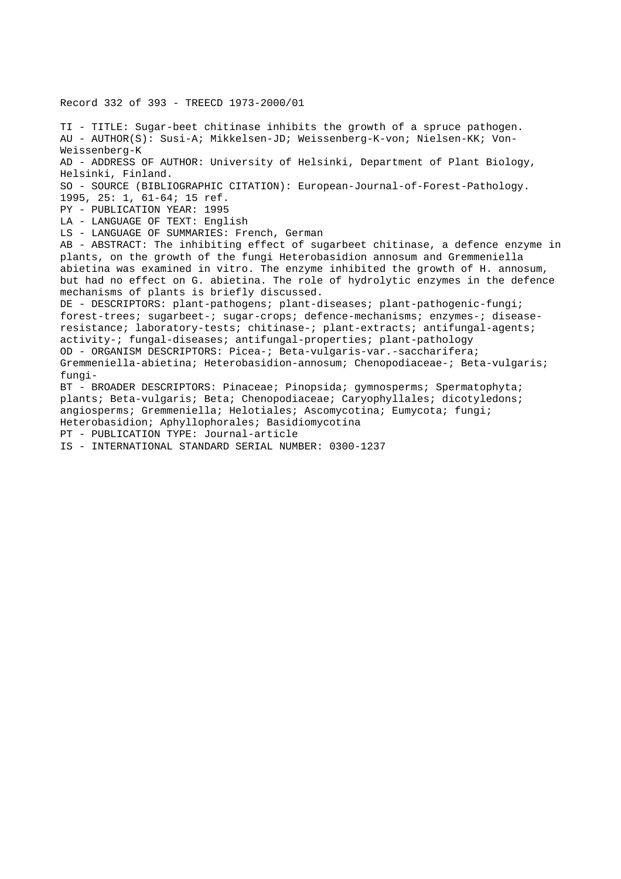Record 332 of 393 - TREECD 1973-2000/01

TI - TITLE: Sugar-beet chitinase inhibits the growth of a spruce pathogen.
AU - AUTHOR(S): Susi-A; Mikkelsen-JD; Weissenberg-K-von; Nielsen-KK; Von-Weissenberg-K
AD - ADDRESS OF AUTHOR: University of Helsinki, Department of Plant Biology, Helsinki, Finland.
SO - SOURCE (BIBLIOGRAPHIC CITATION): European-Journal-of-Forest-Pathology. 1995, 25: 1, 61-64; 15 ref.
PY - PUBLICATION YEAR: 1995
LA - LANGUAGE OF TEXT: English
LS - LANGUAGE OF SUMMARIES: French, German
AB - ABSTRACT: The inhibiting effect of sugarbeet chitinase, a defence enzyme in plants, on the growth of the fungi Heterobasidion annosum and Gremmeniella abietina was examined in vitro. The enzyme inhibited the growth of H. annosum, but had no effect on G. abietina. The role of hydrolytic enzymes in the defence mechanisms of plants is briefly discussed.
DE - DESCRIPTORS: plant-pathogens; plant-diseases; plant-pathogenic-fungi; forest-trees; sugarbeet-; sugar-crops; defence-mechanisms; enzymes-; disease-resistance; laboratory-tests; chitinase-; plant-extracts; antifungal-agents; activity-; fungal-diseases; antifungal-properties; plant-pathology
OD - ORGANISM DESCRIPTORS: Picea-; Beta-vulgaris-var.-saccharifera; Gremmeniella-abietina; Heterobasidion-annosum; Chenopodiaceae-; Beta-vulgaris; fungi-
BT - BROADER DESCRIPTORS: Pinaceae; Pinopsida; gymnosperms; Spermatophyta; plants; Beta-vulgaris; Beta; Chenopodiaceae; Caryophyllales; dicotyledons; angiosperms; Gremmeniella; Helotiales; Ascomycotina; Eumycota; fungi; Heterobasidion; Aphyllophorales; Basidiomycotina
PT - PUBLICATION TYPE: Journal-article
IS - INTERNATIONAL STANDARD SERIAL NUMBER: 0300-1237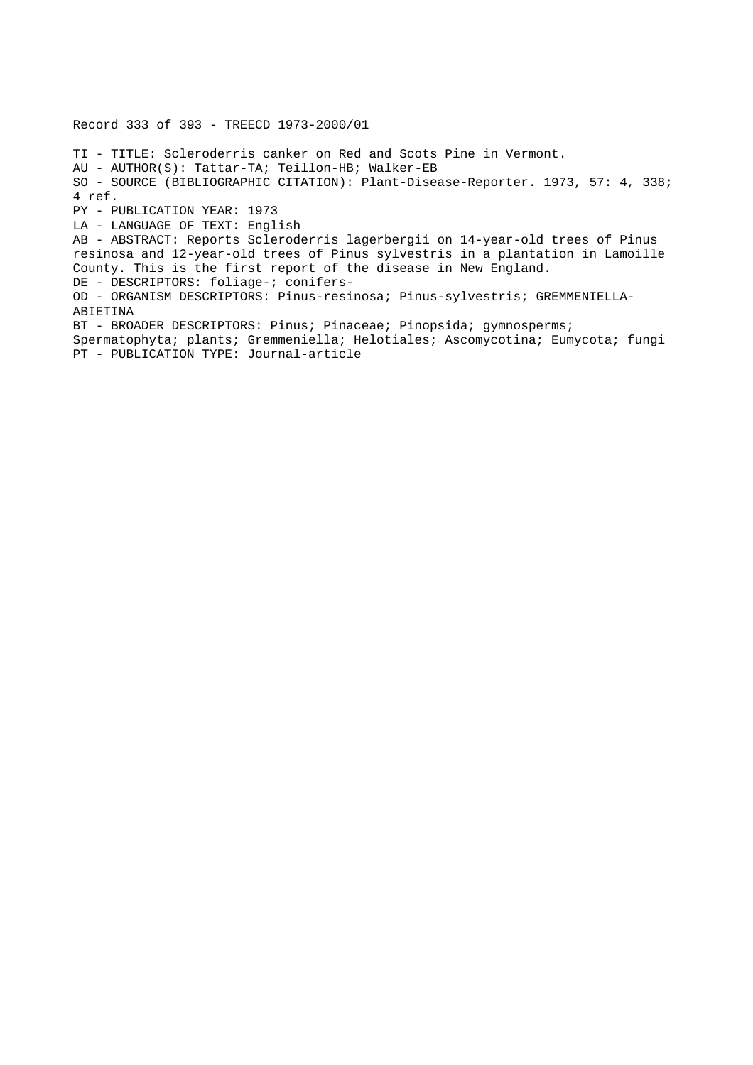Record 333 of 393 - TREECD 1973-2000/01

TI - TITLE: Scleroderris canker on Red and Scots Pine in Vermont.
AU - AUTHOR(S): Tattar-TA; Teillon-HB; Walker-EB
SO - SOURCE (BIBLIOGRAPHIC CITATION): Plant-Disease-Reporter. 1973, 57: 4, 338; 4 ref.
PY - PUBLICATION YEAR: 1973
LA - LANGUAGE OF TEXT: English
AB - ABSTRACT: Reports Scleroderris lagerbergii on 14-year-old trees of Pinus resinosa and 12-year-old trees of Pinus sylvestris in a plantation in Lamoille County. This is the first report of the disease in New England.
DE - DESCRIPTORS: foliage-; conifers-
OD - ORGANISM DESCRIPTORS: Pinus-resinosa; Pinus-sylvestris; GREMMENIELLA-ABIETINA
BT - BROADER DESCRIPTORS: Pinus; Pinaceae; Pinopsida; gymnosperms; Spermatophyta; plants; Gremmeniella; Helotiales; Ascomycotina; Eumycota; fungi
PT - PUBLICATION TYPE: Journal-article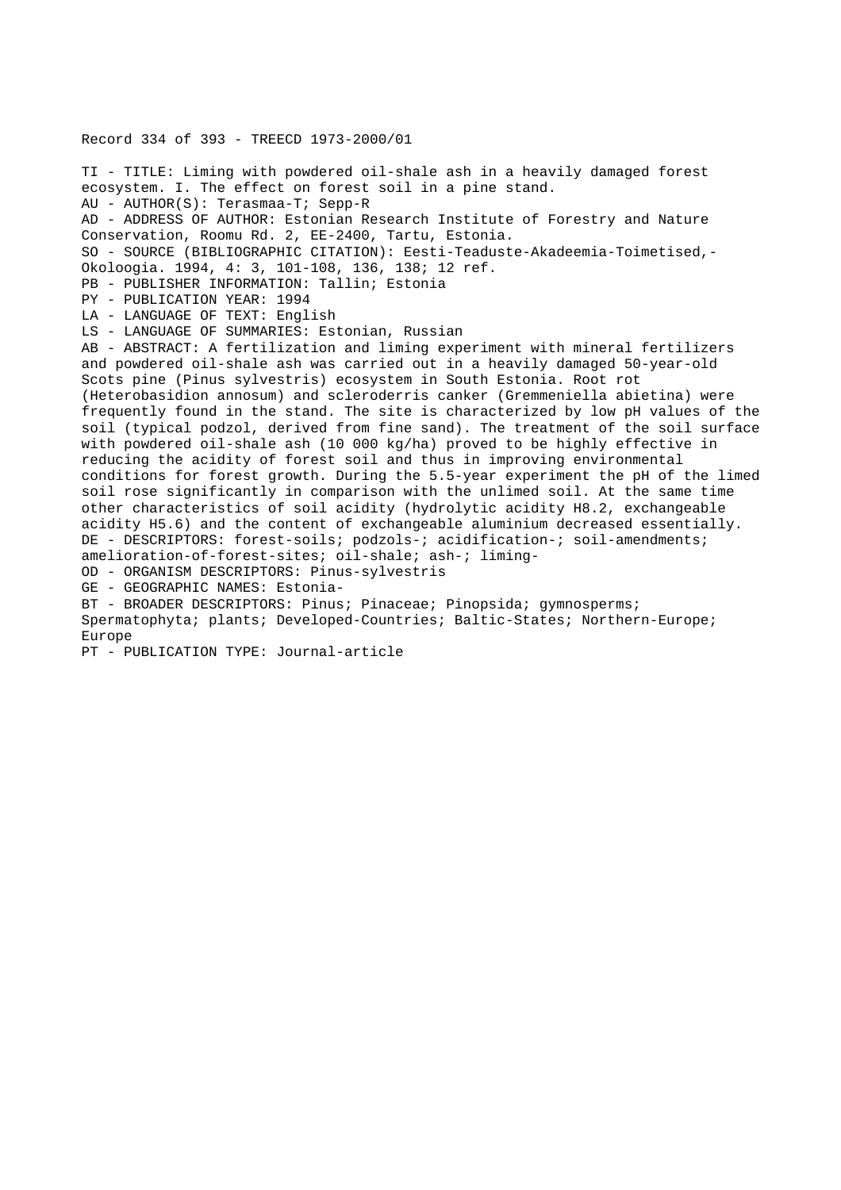Record 334 of 393 - TREECD 1973-2000/01

TI - TITLE: Liming with powdered oil-shale ash in a heavily damaged forest ecosystem. I. The effect on forest soil in a pine stand.
AU - AUTHOR(S): Terasmaa-T; Sepp-R
AD - ADDRESS OF AUTHOR: Estonian Research Institute of Forestry and Nature Conservation, Roomu Rd. 2, EE-2400, Tartu, Estonia.
SO - SOURCE (BIBLIOGRAPHIC CITATION): Eesti-Teaduste-Akadeemia-Toimetised,-Okoloogia. 1994, 4: 3, 101-108, 136, 138; 12 ref.
PB - PUBLISHER INFORMATION: Tallin; Estonia
PY - PUBLICATION YEAR: 1994
LA - LANGUAGE OF TEXT: English
LS - LANGUAGE OF SUMMARIES: Estonian, Russian
AB - ABSTRACT: A fertilization and liming experiment with mineral fertilizers and powdered oil-shale ash was carried out in a heavily damaged 50-year-old Scots pine (Pinus sylvestris) ecosystem in South Estonia. Root rot (Heterobasidion annosum) and scleroderris canker (Gremmeniella abietina) were frequently found in the stand. The site is characterized by low pH values of the soil (typical podzol, derived from fine sand). The treatment of the soil surface with powdered oil-shale ash (10 000 kg/ha) proved to be highly effective in reducing the acidity of forest soil and thus in improving environmental conditions for forest growth. During the 5.5-year experiment the pH of the limed soil rose significantly in comparison with the unlimed soil. At the same time other characteristics of soil acidity (hydrolytic acidity H8.2, exchangeable acidity H5.6) and the content of exchangeable aluminium decreased essentially.
DE - DESCRIPTORS: forest-soils; podzols-; acidification-; soil-amendments; amelioration-of-forest-sites; oil-shale; ash-; liming-
OD - ORGANISM DESCRIPTORS: Pinus-sylvestris
GE - GEOGRAPHIC NAMES: Estonia-
BT - BROADER DESCRIPTORS: Pinus; Pinaceae; Pinopsida; gymnosperms; Spermatophyta; plants; Developed-Countries; Baltic-States; Northern-Europe; Europe
PT - PUBLICATION TYPE: Journal-article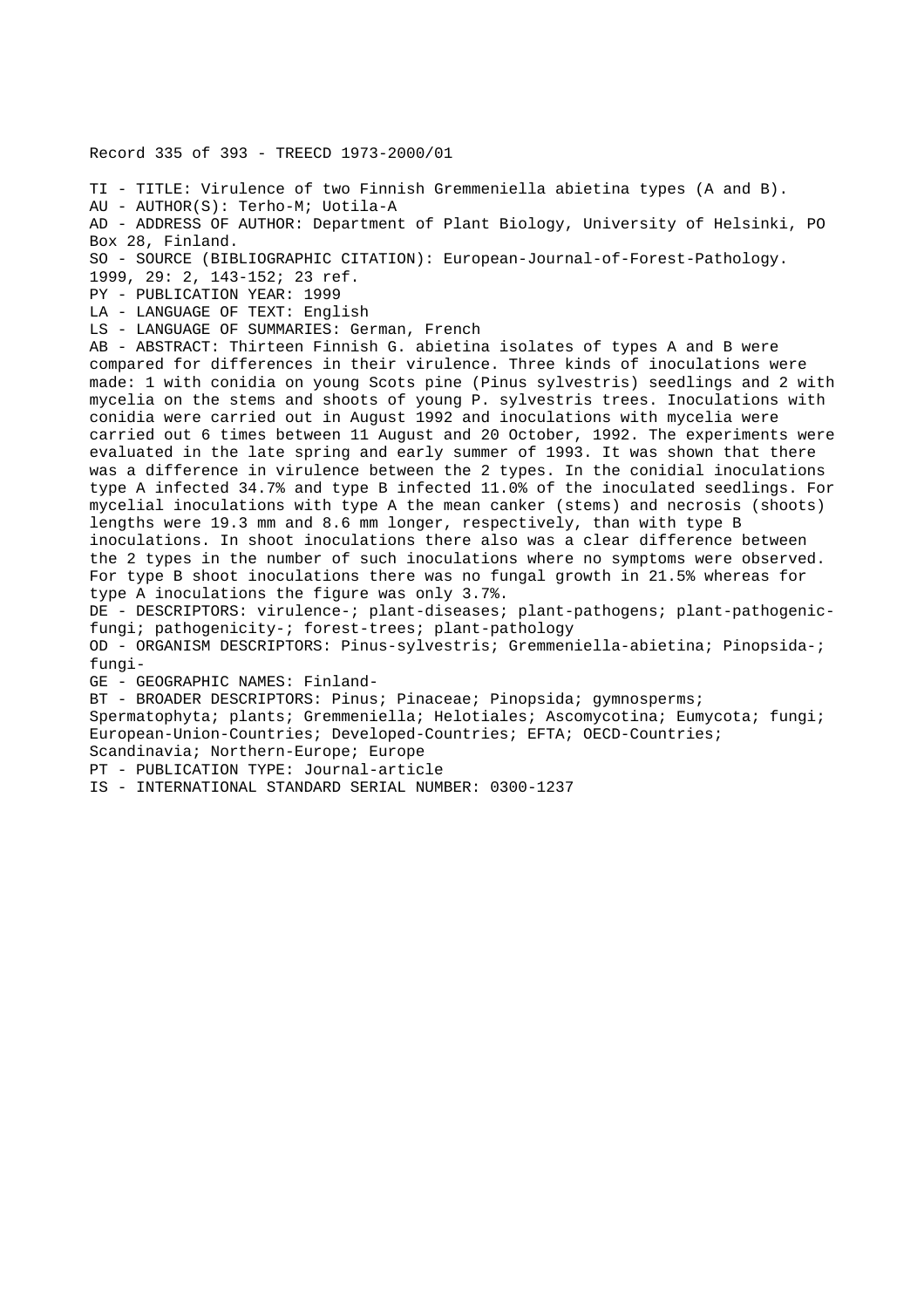Record 335 of 393 - TREECD 1973-2000/01

TI - TITLE: Virulence of two Finnish Gremmeniella abietina types (A and B).
AU - AUTHOR(S): Terho-M; Uotila-A
AD - ADDRESS OF AUTHOR: Department of Plant Biology, University of Helsinki, PO Box 28, Finland.
SO - SOURCE (BIBLIOGRAPHIC CITATION): European-Journal-of-Forest-Pathology. 1999, 29: 2, 143-152; 23 ref.
PY - PUBLICATION YEAR: 1999
LA - LANGUAGE OF TEXT: English
LS - LANGUAGE OF SUMMARIES: German, French
AB - ABSTRACT: Thirteen Finnish G. abietina isolates of types A and B were compared for differences in their virulence. Three kinds of inoculations were made: 1 with conidia on young Scots pine (Pinus sylvestris) seedlings and 2 with mycelia on the stems and shoots of young P. sylvestris trees. Inoculations with conidia were carried out in August 1992 and inoculations with mycelia were carried out 6 times between 11 August and 20 October, 1992. The experiments were evaluated in the late spring and early summer of 1993. It was shown that there was a difference in virulence between the 2 types. In the conidial inoculations type A infected 34.7% and type B infected 11.0% of the inoculated seedlings. For mycelial inoculations with type A the mean canker (stems) and necrosis (shoots) lengths were 19.3 mm and 8.6 mm longer, respectively, than with type B inoculations. In shoot inoculations there also was a clear difference between the 2 types in the number of such inoculations where no symptoms were observed. For type B shoot inoculations there was no fungal growth in 21.5% whereas for type A inoculations the figure was only 3.7%.
DE - DESCRIPTORS: virulence-; plant-diseases; plant-pathogens; plant-pathogenic-fungi; pathogenicity-; forest-trees; plant-pathology
OD - ORGANISM DESCRIPTORS: Pinus-sylvestris; Gremmeniella-abietina; Pinopsida-; fungi-
GE - GEOGRAPHIC NAMES: Finland-
BT - BROADER DESCRIPTORS: Pinus; Pinaceae; Pinopsida; gymnosperms; Spermatophyta; plants; Gremmeniella; Helotiales; Ascomycotina; Eumycota; fungi; European-Union-Countries; Developed-Countries; EFTA; OECD-Countries; Scandinavia; Northern-Europe; Europe
PT - PUBLICATION TYPE: Journal-article
IS - INTERNATIONAL STANDARD SERIAL NUMBER: 0300-1237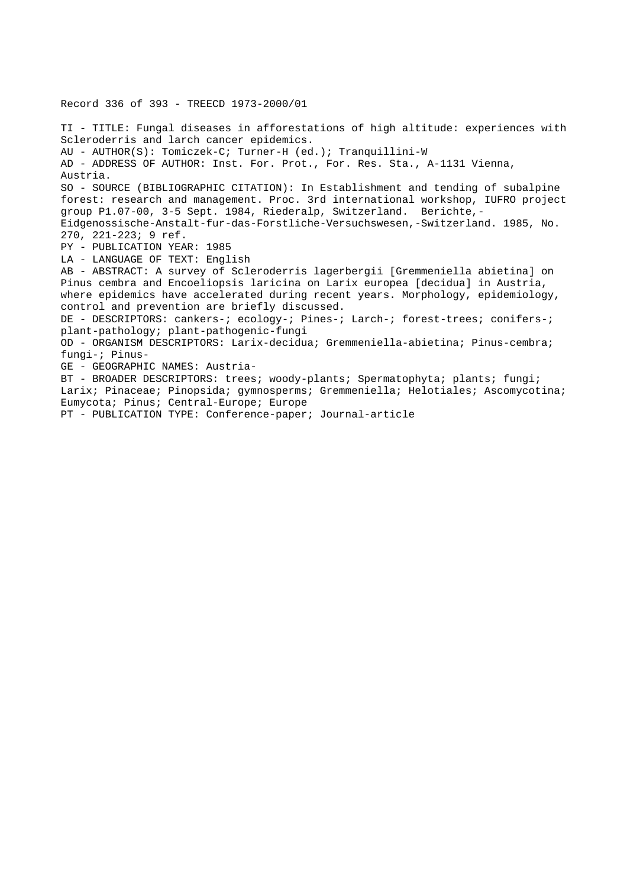Record 336 of 393 - TREECD 1973-2000/01

TI - TITLE: Fungal diseases in afforestations of high altitude: experiences with Scleroderris and larch cancer epidemics.
AU - AUTHOR(S): Tomiczek-C; Turner-H (ed.); Tranquillini-W
AD - ADDRESS OF AUTHOR: Inst. For. Prot., For. Res. Sta., A-1131 Vienna, Austria.
SO - SOURCE (BIBLIOGRAPHIC CITATION): In Establishment and tending of subalpine forest: research and management. Proc. 3rd international workshop, IUFRO project group P1.07-00, 3-5 Sept. 1984, Riederalp, Switzerland. Berichte,-Eidgenossische-Anstalt-fur-das-Forstliche-Versuchswesen,-Switzerland. 1985, No. 270, 221-223; 9 ref.
PY - PUBLICATION YEAR: 1985
LA - LANGUAGE OF TEXT: English
AB - ABSTRACT: A survey of Scleroderris lagerbergii [Gremmeniella abietina] on Pinus cembra and Encoeliopsis laricina on Larix europea [decidua] in Austria, where epidemics have accelerated during recent years. Morphology, epidemiology, control and prevention are briefly discussed.
DE - DESCRIPTORS: cankers-; ecology-; Pines-; Larch-; forest-trees; conifers-; plant-pathology; plant-pathogenic-fungi
OD - ORGANISM DESCRIPTORS: Larix-decidua; Gremmeniella-abietina; Pinus-cembra; fungi-; Pinus-
GE - GEOGRAPHIC NAMES: Austria-
BT - BROADER DESCRIPTORS: trees; woody-plants; Spermatophyta; plants; fungi; Larix; Pinaceae; Pinopsida; gymnosperms; Gremmeniella; Helotiales; Ascomycotina; Eumycota; Pinus; Central-Europe; Europe
PT - PUBLICATION TYPE: Conference-paper; Journal-article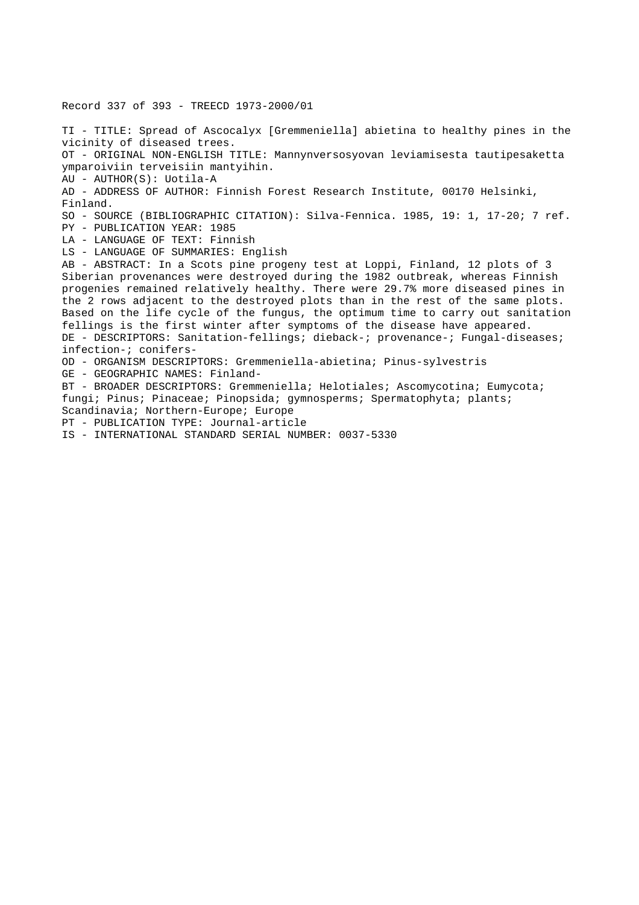Record 337 of 393 - TREECD 1973-2000/01

TI - TITLE: Spread of Ascocalyx [Gremmeniella] abietina to healthy pines in the vicinity of diseased trees.
OT - ORIGINAL NON-ENGLISH TITLE: Mannynversosyovan leviamisesta tautipesaketta ymparoiviin terveisiin mantyihin.
AU - AUTHOR(S): Uotila-A
AD - ADDRESS OF AUTHOR: Finnish Forest Research Institute, 00170 Helsinki, Finland.
SO - SOURCE (BIBLIOGRAPHIC CITATION): Silva-Fennica. 1985, 19: 1, 17-20; 7 ref.
PY - PUBLICATION YEAR: 1985
LA - LANGUAGE OF TEXT: Finnish
LS - LANGUAGE OF SUMMARIES: English
AB - ABSTRACT: In a Scots pine progeny test at Loppi, Finland, 12 plots of 3 Siberian provenances were destroyed during the 1982 outbreak, whereas Finnish progenies remained relatively healthy. There were 29.7% more diseased pines in the 2 rows adjacent to the destroyed plots than in the rest of the same plots. Based on the life cycle of the fungus, the optimum time to carry out sanitation fellings is the first winter after symptoms of the disease have appeared.
DE - DESCRIPTORS: Sanitation-fellings; dieback-; provenance-; Fungal-diseases; infection-; conifers-
OD - ORGANISM DESCRIPTORS: Gremmeniella-abietina; Pinus-sylvestris
GE - GEOGRAPHIC NAMES: Finland-
BT - BROADER DESCRIPTORS: Gremmeniella; Helotiales; Ascomycotina; Eumycota; fungi; Pinus; Pinaceae; Pinopsida; gymnosperms; Spermatophyta; plants; Scandinavia; Northern-Europe; Europe
PT - PUBLICATION TYPE: Journal-article
IS - INTERNATIONAL STANDARD SERIAL NUMBER: 0037-5330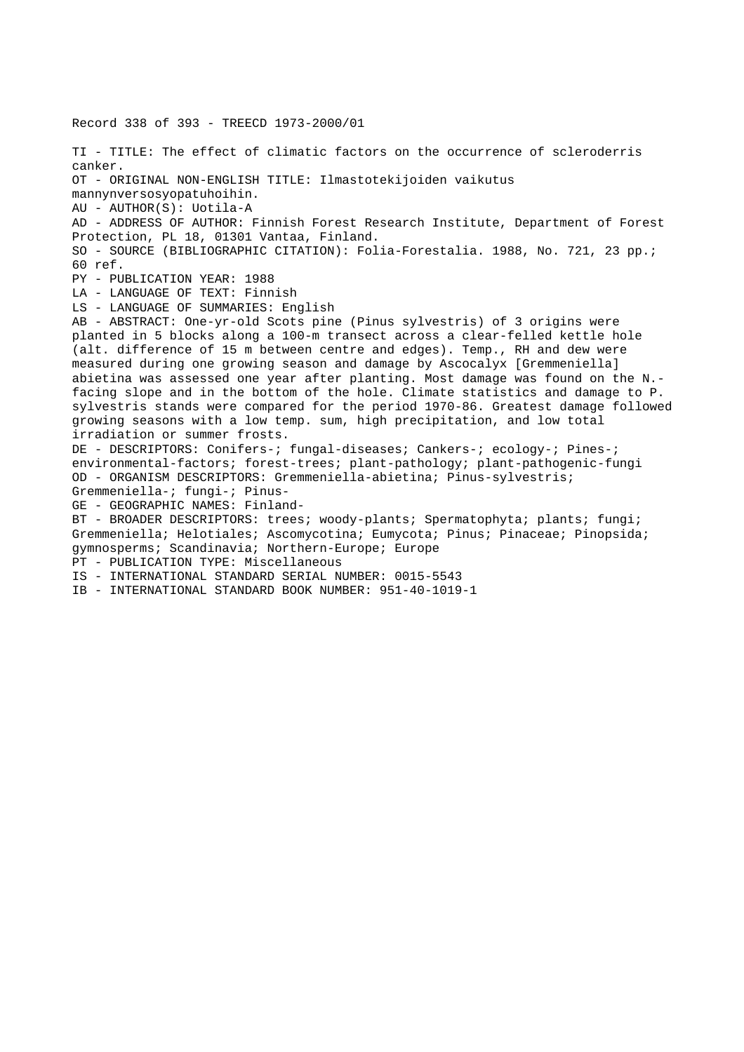Record 338 of 393 - TREECD 1973-2000/01

TI - TITLE: The effect of climatic factors on the occurrence of scleroderris canker.
OT - ORIGINAL NON-ENGLISH TITLE: Ilmastotekijoiden vaikutus mannynversosyopatuhoihin.
AU - AUTHOR(S): Uotila-A
AD - ADDRESS OF AUTHOR: Finnish Forest Research Institute, Department of Forest Protection, PL 18, 01301 Vantaa, Finland.
SO - SOURCE (BIBLIOGRAPHIC CITATION): Folia-Forestalia. 1988, No. 721, 23 pp.; 60 ref.
PY - PUBLICATION YEAR: 1988
LA - LANGUAGE OF TEXT: Finnish
LS - LANGUAGE OF SUMMARIES: English
AB - ABSTRACT: One-yr-old Scots pine (Pinus sylvestris) of 3 origins were planted in 5 blocks along a 100-m transect across a clear-felled kettle hole (alt. difference of 15 m between centre and edges). Temp., RH and dew were measured during one growing season and damage by Ascocalyx [Gremmeniella] abietina was assessed one year after planting. Most damage was found on the N.-facing slope and in the bottom of the hole. Climate statistics and damage to P. sylvestris stands were compared for the period 1970-86. Greatest damage followed growing seasons with a low temp. sum, high precipitation, and low total irradiation or summer frosts.
DE - DESCRIPTORS: Conifers-; fungal-diseases; Cankers-; ecology-; Pines-; environmental-factors; forest-trees; plant-pathology; plant-pathogenic-fungi
OD - ORGANISM DESCRIPTORS: Gremmeniella-abietina; Pinus-sylvestris; Gremmeniella-; fungi-; Pinus-
GE - GEOGRAPHIC NAMES: Finland-
BT - BROADER DESCRIPTORS: trees; woody-plants; Spermatophyta; plants; fungi; Gremmeniella; Helotiales; Ascomycotina; Eumycota; Pinus; Pinaceae; Pinopsida; gymnosperms; Scandinavia; Northern-Europe; Europe
PT - PUBLICATION TYPE: Miscellaneous
IS - INTERNATIONAL STANDARD SERIAL NUMBER: 0015-5543
IB - INTERNATIONAL STANDARD BOOK NUMBER: 951-40-1019-1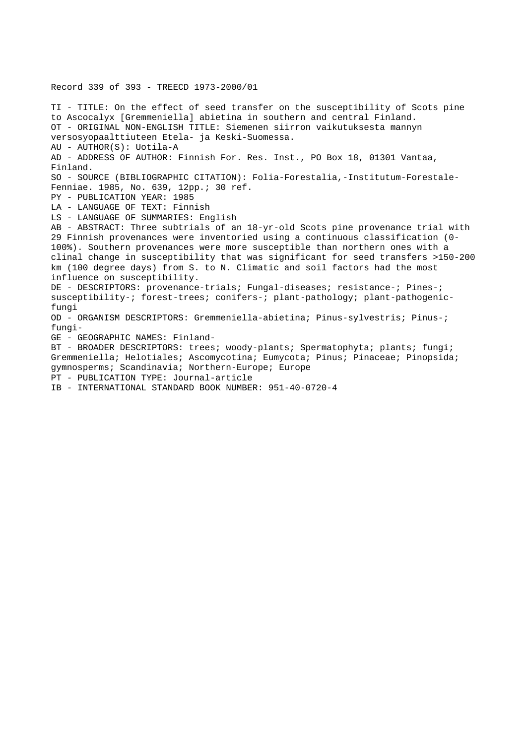Record 339 of 393 - TREECD 1973-2000/01

TI - TITLE: On the effect of seed transfer on the susceptibility of Scots pine to Ascocalyx [Gremmeniella] abietina in southern and central Finland.
OT - ORIGINAL NON-ENGLISH TITLE: Siemenen siirron vaikutuksesta mannyn versosyopaalttiuteen Etela- ja Keski-Suomessa.
AU - AUTHOR(S): Uotila-A
AD - ADDRESS OF AUTHOR: Finnish For. Res. Inst., PO Box 18, 01301 Vantaa, Finland.
SO - SOURCE (BIBLIOGRAPHIC CITATION): Folia-Forestalia,-Institutum-Forestale-Fenniae. 1985, No. 639, 12pp.; 30 ref.
PY - PUBLICATION YEAR: 1985
LA - LANGUAGE OF TEXT: Finnish
LS - LANGUAGE OF SUMMARIES: English
AB - ABSTRACT: Three subtrials of an 18-yr-old Scots pine provenance trial with 29 Finnish provenances were inventoried using a continuous classification (0-100%). Southern provenances were more susceptible than northern ones with a clinal change in susceptibility that was significant for seed transfers >150-200 km (100 degree days) from S. to N. Climatic and soil factors had the most influence on susceptibility.
DE - DESCRIPTORS: provenance-trials; Fungal-diseases; resistance-; Pines-; susceptibility-; forest-trees; conifers-; plant-pathology; plant-pathogenic-fungi
OD - ORGANISM DESCRIPTORS: Gremmeniella-abietina; Pinus-sylvestris; Pinus-; fungi-
GE - GEOGRAPHIC NAMES: Finland-
BT - BROADER DESCRIPTORS: trees; woody-plants; Spermatophyta; plants; fungi; Gremmeniella; Helotiales; Ascomycotina; Eumycota; Pinus; Pinaceae; Pinopsida; gymnosperms; Scandinavia; Northern-Europe; Europe
PT - PUBLICATION TYPE: Journal-article
IB - INTERNATIONAL STANDARD BOOK NUMBER: 951-40-0720-4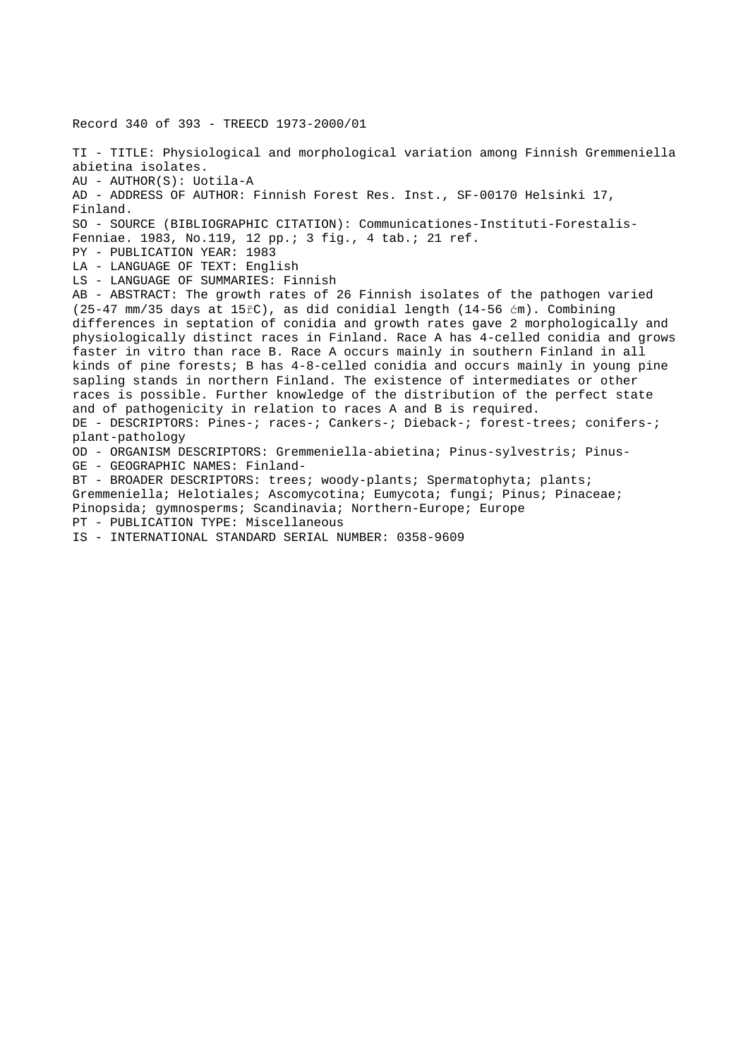Record 340 of 393 - TREECD 1973-2000/01

TI - TITLE: Physiological and morphological variation among Finnish Gremmeniella abietina isolates.
AU - AUTHOR(S): Uotila-A
AD - ADDRESS OF AUTHOR: Finnish Forest Res. Inst., SF-00170 Helsinki 17, Finland.
SO - SOURCE (BIBLIOGRAPHIC CITATION): Communicationes-Instituti-Forestalis-Fenniae. 1983, No.119, 12 pp.; 3 fig., 4 tab.; 21 ref.
PY - PUBLICATION YEAR: 1983
LA - LANGUAGE OF TEXT: English
LS - LANGUAGE OF SUMMARIES: Finnish
AB - ABSTRACT: The growth rates of 26 Finnish isolates of the pathogen varied (25-47 mm/35 days at 15řC), as did conidial length (14-56 ćm). Combining differences in septation of conidia and growth rates gave 2 morphologically and physiologically distinct races in Finland. Race A has 4-celled conidia and grows faster in vitro than race B. Race A occurs mainly in southern Finland in all kinds of pine forests; B has 4-8-celled conidia and occurs mainly in young pine sapling stands in northern Finland. The existence of intermediates or other races is possible. Further knowledge of the distribution of the perfect state and of pathogenicity in relation to races A and B is required.
DE - DESCRIPTORS: Pines-; races-; Cankers-; Dieback-; forest-trees; conifers-; plant-pathology
OD - ORGANISM DESCRIPTORS: Gremmeniella-abietina; Pinus-sylvestris; Pinus-
GE - GEOGRAPHIC NAMES: Finland-
BT - BROADER DESCRIPTORS: trees; woody-plants; Spermatophyta; plants; Gremmeniella; Helotiales; Ascomycotina; Eumycota; fungi; Pinus; Pinaceae; Pinopsida; gymnosperms; Scandinavia; Northern-Europe; Europe
PT - PUBLICATION TYPE: Miscellaneous
IS - INTERNATIONAL STANDARD SERIAL NUMBER: 0358-9609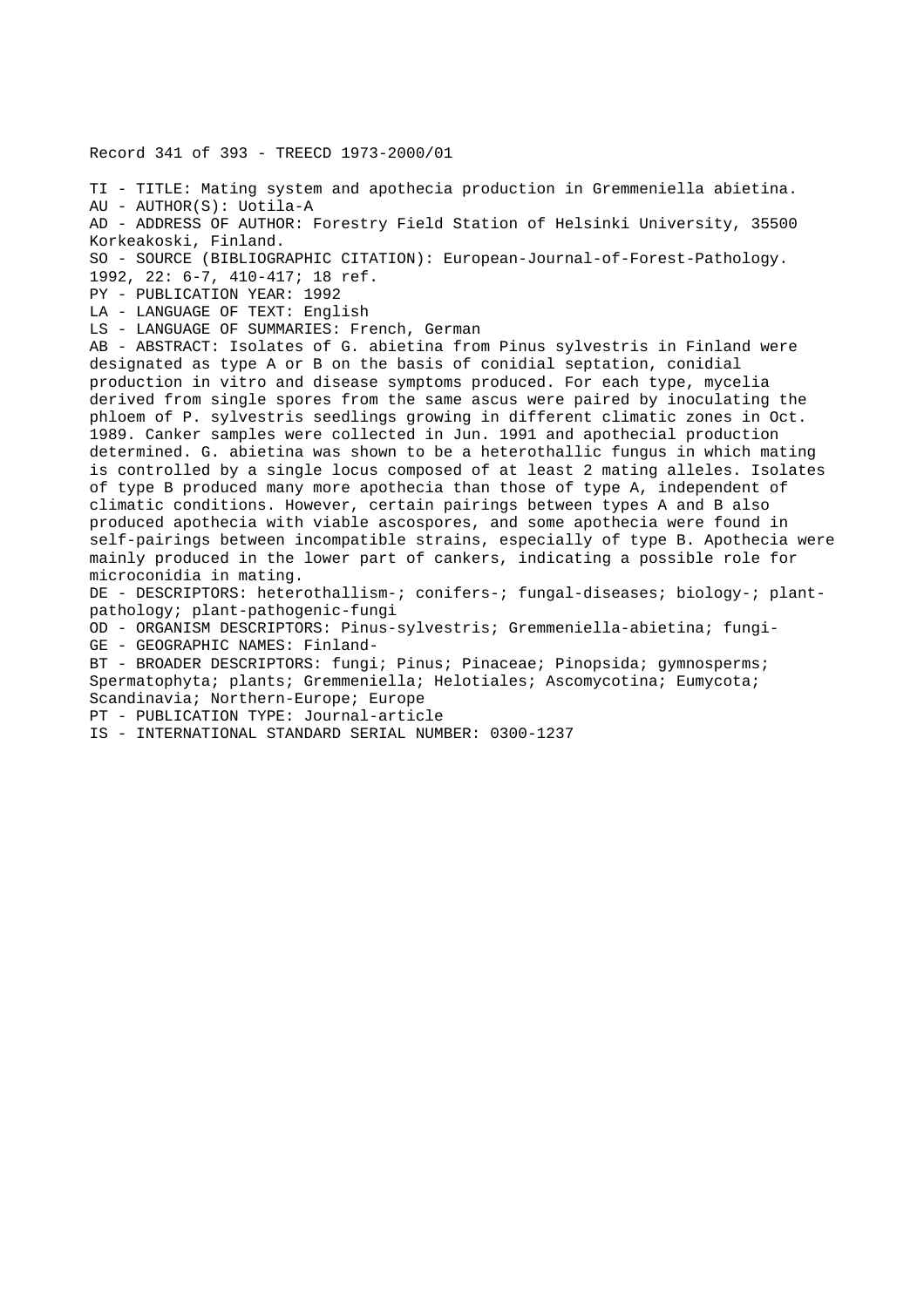Record 341 of 393 - TREECD 1973-2000/01

TI - TITLE: Mating system and apothecia production in Gremmeniella abietina.
AU - AUTHOR(S): Uotila-A
AD - ADDRESS OF AUTHOR: Forestry Field Station of Helsinki University, 35500 Korkeakoski, Finland.
SO - SOURCE (BIBLIOGRAPHIC CITATION): European-Journal-of-Forest-Pathology. 1992, 22: 6-7, 410-417; 18 ref.
PY - PUBLICATION YEAR: 1992
LA - LANGUAGE OF TEXT: English
LS - LANGUAGE OF SUMMARIES: French, German
AB - ABSTRACT: Isolates of G. abietina from Pinus sylvestris in Finland were designated as type A or B on the basis of conidial septation, conidial production in vitro and disease symptoms produced. For each type, mycelia derived from single spores from the same ascus were paired by inoculating the phloem of P. sylvestris seedlings growing in different climatic zones in Oct. 1989. Canker samples were collected in Jun. 1991 and apothecial production determined. G. abietina was shown to be a heterothallic fungus in which mating is controlled by a single locus composed of at least 2 mating alleles. Isolates of type B produced many more apothecia than those of type A, independent of climatic conditions. However, certain pairings between types A and B also produced apothecia with viable ascospores, and some apothecia were found in self-pairings between incompatible strains, especially of type B. Apothecia were mainly produced in the lower part of cankers, indicating a possible role for microconidia in mating.
DE - DESCRIPTORS: heterothallism-; conifers-; fungal-diseases; biology-; plant-pathology; plant-pathogenic-fungi
OD - ORGANISM DESCRIPTORS: Pinus-sylvestris; Gremmeniella-abietina; fungi-
GE - GEOGRAPHIC NAMES: Finland-
BT - BROADER DESCRIPTORS: fungi; Pinus; Pinaceae; Pinopsida; gymnosperms; Spermatophyta; plants; Gremmeniella; Helotiales; Ascomycotina; Eumycota; Scandinavia; Northern-Europe; Europe
PT - PUBLICATION TYPE: Journal-article
IS - INTERNATIONAL STANDARD SERIAL NUMBER: 0300-1237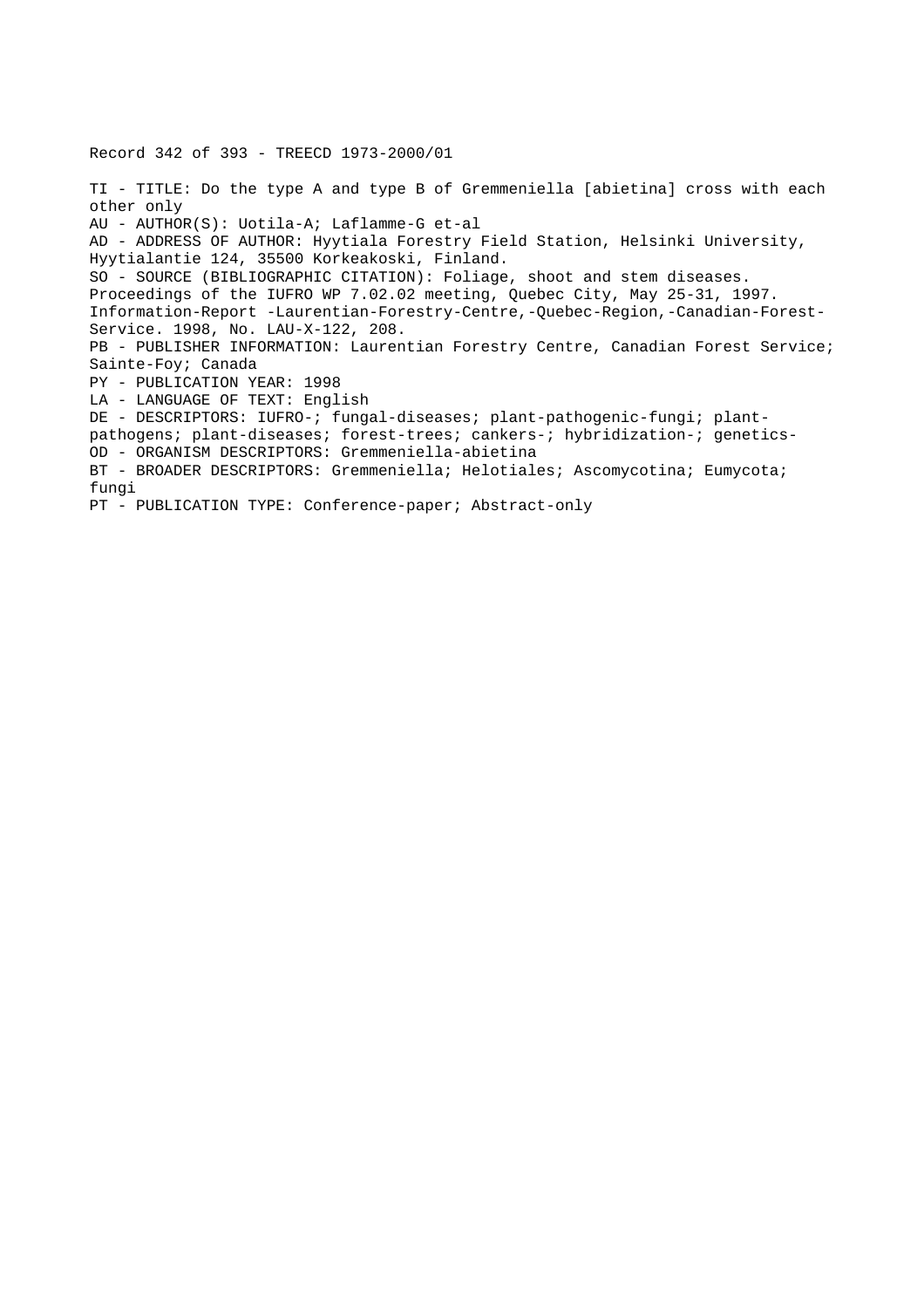Record 342 of 393 - TREECD 1973-2000/01

TI - TITLE: Do the type A and type B of Gremmeniella [abietina] cross with each other only

AU - AUTHOR(S): Uotila-A; Laflamme-G et-al

AD - ADDRESS OF AUTHOR: Hyytiala Forestry Field Station, Helsinki University, Hyytialantie 124, 35500 Korkeakoski, Finland.

SO - SOURCE (BIBLIOGRAPHIC CITATION): Foliage, shoot and stem diseases. Proceedings of the IUFRO WP 7.02.02 meeting, Quebec City, May 25-31, 1997. Information-Report -Laurentian-Forestry-Centre,-Quebec-Region,-Canadian-Forest-Service. 1998, No. LAU-X-122, 208.

PB - PUBLISHER INFORMATION: Laurentian Forestry Centre, Canadian Forest Service; Sainte-Foy; Canada

PY - PUBLICATION YEAR: 1998

LA - LANGUAGE OF TEXT: English

DE - DESCRIPTORS: IUFRO-; fungal-diseases; plant-pathogenic-fungi; plant-pathogens; plant-diseases; forest-trees; cankers-; hybridization-; genetics-

OD - ORGANISM DESCRIPTORS: Gremmeniella-abietina

BT - BROADER DESCRIPTORS: Gremmeniella; Helotiales; Ascomycotina; Eumycota; fungi

PT - PUBLICATION TYPE: Conference-paper; Abstract-only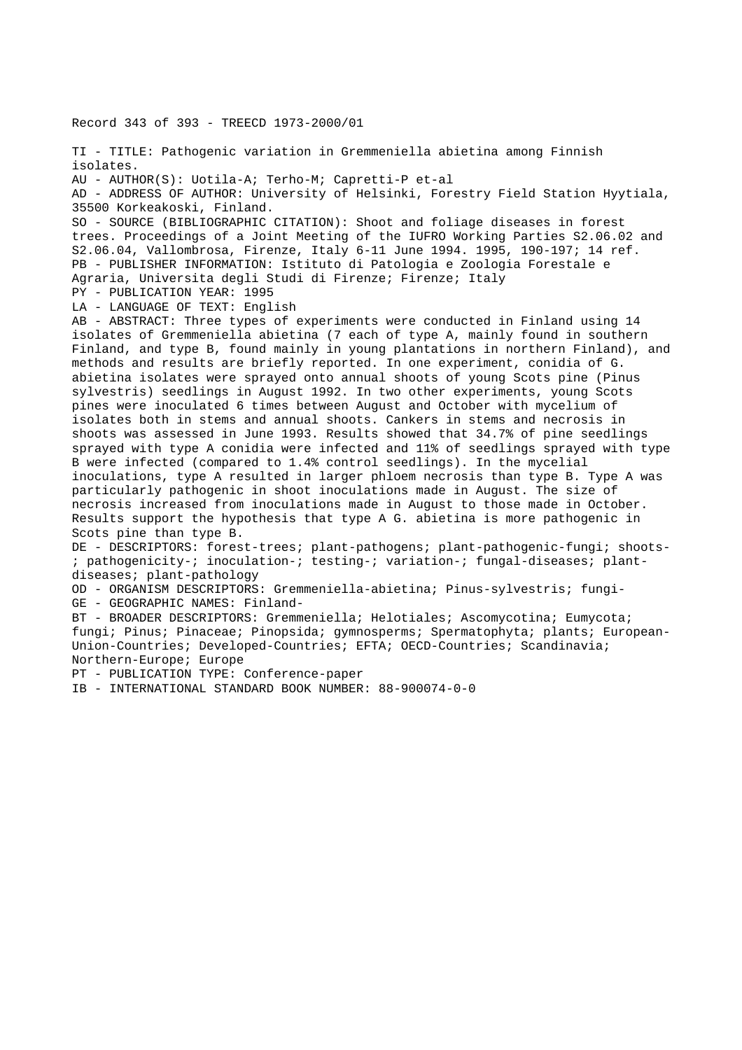Record 343 of 393 - TREECD 1973-2000/01

TI - TITLE: Pathogenic variation in Gremmeniella abietina among Finnish isolates.

AU - AUTHOR(S): Uotila-A; Terho-M; Capretti-P et-al

AD - ADDRESS OF AUTHOR: University of Helsinki, Forestry Field Station Hyytiala, 35500 Korkeakoski, Finland.

SO - SOURCE (BIBLIOGRAPHIC CITATION): Shoot and foliage diseases in forest trees. Proceedings of a Joint Meeting of the IUFRO Working Parties S2.06.02 and S2.06.04, Vallombrosa, Firenze, Italy 6-11 June 1994. 1995, 190-197; 14 ref.

PB - PUBLISHER INFORMATION: Istituto di Patologia e Zoologia Forestale e Agraria, Universita degli Studi di Firenze; Firenze; Italy

PY - PUBLICATION YEAR: 1995

LA - LANGUAGE OF TEXT: English

AB - ABSTRACT: Three types of experiments were conducted in Finland using 14 isolates of Gremmeniella abietina (7 each of type A, mainly found in southern Finland, and type B, found mainly in young plantations in northern Finland), and methods and results are briefly reported. In one experiment, conidia of G. abietina isolates were sprayed onto annual shoots of young Scots pine (Pinus sylvestris) seedlings in August 1992. In two other experiments, young Scots pines were inoculated 6 times between August and October with mycelium of isolates both in stems and annual shoots. Cankers in stems and necrosis in shoots was assessed in June 1993. Results showed that 34.7% of pine seedlings sprayed with type A conidia were infected and 11% of seedlings sprayed with type B were infected (compared to 1.4% control seedlings). In the mycelial inoculations, type A resulted in larger phloem necrosis than type B. Type A was particularly pathogenic in shoot inoculations made in August. The size of necrosis increased from inoculations made in August to those made in October. Results support the hypothesis that type A G. abietina is more pathogenic in Scots pine than type B.

DE - DESCRIPTORS: forest-trees; plant-pathogens; plant-pathogenic-fungi; shoots-; pathogenicity-; inoculation-; testing-; variation-; fungal-diseases; plant-diseases; plant-pathology

OD - ORGANISM DESCRIPTORS: Gremmeniella-abietina; Pinus-sylvestris; fungi-

GE - GEOGRAPHIC NAMES: Finland-

BT - BROADER DESCRIPTORS: Gremmeniella; Helotiales; Ascomycotina; Eumycota; fungi; Pinus; Pinaceae; Pinopsida; gymnosperms; Spermatophyta; plants; European-Union-Countries; Developed-Countries; EFTA; OECD-Countries; Scandinavia; Northern-Europe; Europe

PT - PUBLICATION TYPE: Conference-paper

IB - INTERNATIONAL STANDARD BOOK NUMBER: 88-900074-0-0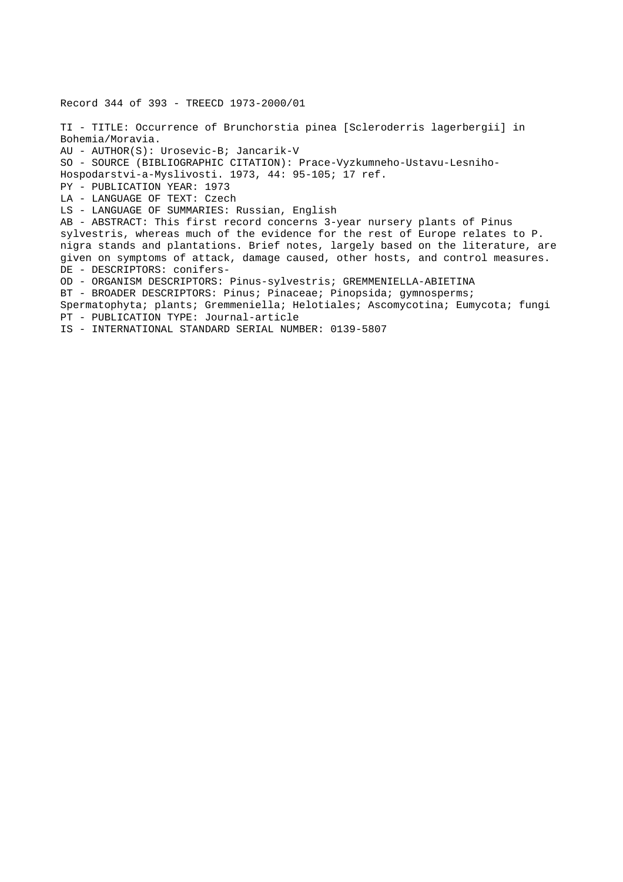Record 344 of 393 - TREECD 1973-2000/01

TI - TITLE: Occurrence of Brunchorstia pinea [Scleroderris lagerbergii] in Bohemia/Moravia.
AU - AUTHOR(S): Urosevic-B; Jancarik-V
SO - SOURCE (BIBLIOGRAPHIC CITATION): Prace-Vyzkumneho-Ustavu-Lesniho-Hospodarstvi-a-Myslivosti. 1973, 44: 95-105; 17 ref.
PY - PUBLICATION YEAR: 1973
LA - LANGUAGE OF TEXT: Czech
LS - LANGUAGE OF SUMMARIES: Russian, English
AB - ABSTRACT: This first record concerns 3-year nursery plants of Pinus sylvestris, whereas much of the evidence for the rest of Europe relates to P. nigra stands and plantations. Brief notes, largely based on the literature, are given on symptoms of attack, damage caused, other hosts, and control measures.
DE - DESCRIPTORS: conifers-
OD - ORGANISM DESCRIPTORS: Pinus-sylvestris; GREMMENIELLA-ABIETINA
BT - BROADER DESCRIPTORS: Pinus; Pinaceae; Pinopsida; gymnosperms; Spermatophyta; plants; Gremmeniella; Helotiales; Ascomycotina; Eumycota; fungi
PT - PUBLICATION TYPE: Journal-article
IS - INTERNATIONAL STANDARD SERIAL NUMBER: 0139-5807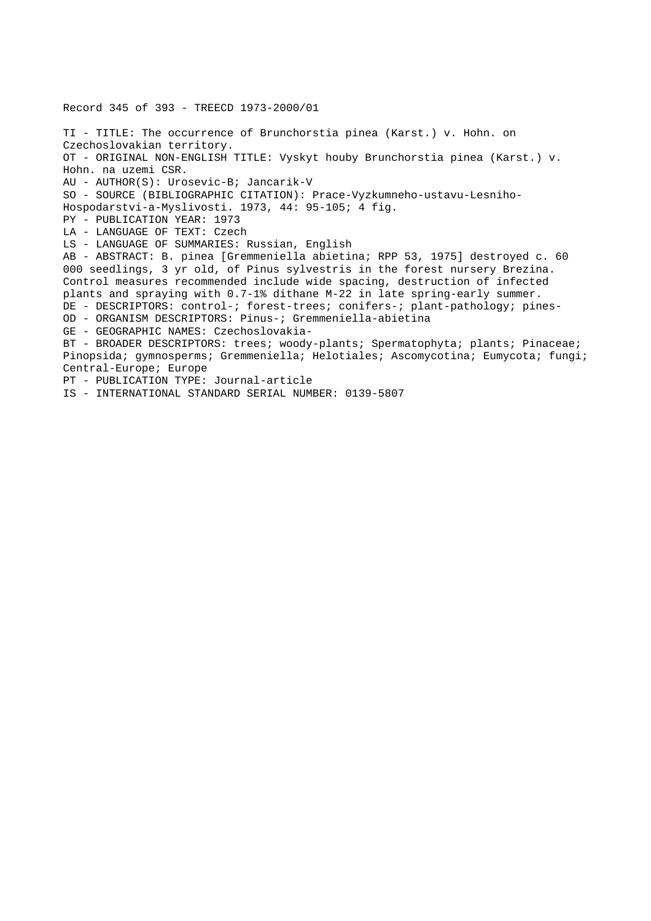Record 345 of 393 - TREECD 1973-2000/01

TI - TITLE: The occurrence of Brunchorstia pinea (Karst.) v. Hohn. on Czechoslovakian territory.
OT - ORIGINAL NON-ENGLISH TITLE: Vyskyt houby Brunchorstia pinea (Karst.) v. Hohn. na uzemi CSR.
AU - AUTHOR(S): Urosevic-B; Jancarik-V
SO - SOURCE (BIBLIOGRAPHIC CITATION): Prace-Vyzkumneho-ustavu-Lesniho-Hospodarstvi-a-Myslivosti. 1973, 44: 95-105; 4 fig.
PY - PUBLICATION YEAR: 1973
LA - LANGUAGE OF TEXT: Czech
LS - LANGUAGE OF SUMMARIES: Russian, English
AB - ABSTRACT: B. pinea [Gremmeniella abietina; RPP 53, 1975] destroyed c. 60 000 seedlings, 3 yr old, of Pinus sylvestris in the forest nursery Brezina. Control measures recommended include wide spacing, destruction of infected plants and spraying with 0.7-1% dithane M-22 in late spring-early summer.
DE - DESCRIPTORS: control-; forest-trees; conifers-; plant-pathology; pines-
OD - ORGANISM DESCRIPTORS: Pinus-; Gremmeniella-abietina
GE - GEOGRAPHIC NAMES: Czechoslovakia-
BT - BROADER DESCRIPTORS: trees; woody-plants; Spermatophyta; plants; Pinaceae; Pinopsida; gymnosperms; Gremmeniella; Helotiales; Ascomycotina; Eumycota; fungi; Central-Europe; Europe
PT - PUBLICATION TYPE: Journal-article
IS - INTERNATIONAL STANDARD SERIAL NUMBER: 0139-5807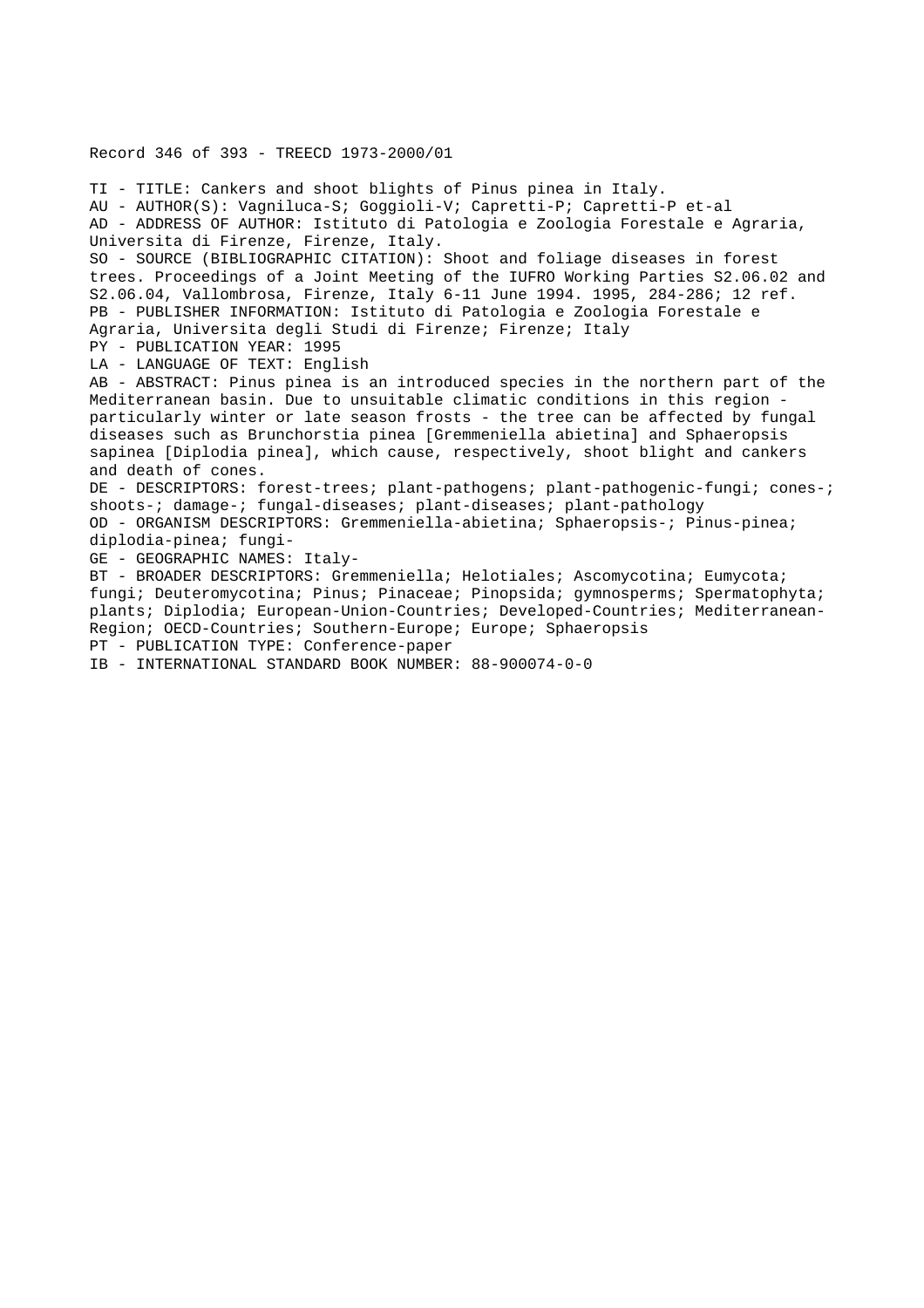Record 346 of 393 - TREECD 1973-2000/01

TI - TITLE: Cankers and shoot blights of Pinus pinea in Italy.
AU - AUTHOR(S): Vagniluca-S; Goggioli-V; Capretti-P; Capretti-P et-al
AD - ADDRESS OF AUTHOR: Istituto di Patologia e Zoologia Forestale e Agraria, Universita di Firenze, Firenze, Italy.
SO - SOURCE (BIBLIOGRAPHIC CITATION): Shoot and foliage diseases in forest trees. Proceedings of a Joint Meeting of the IUFRO Working Parties S2.06.02 and S2.06.04, Vallombrosa, Firenze, Italy 6-11 June 1994. 1995, 284-286; 12 ref.
PB - PUBLISHER INFORMATION: Istituto di Patologia e Zoologia Forestale e Agraria, Universita degli Studi di Firenze; Firenze; Italy
PY - PUBLICATION YEAR: 1995
LA - LANGUAGE OF TEXT: English
AB - ABSTRACT: Pinus pinea is an introduced species in the northern part of the Mediterranean basin. Due to unsuitable climatic conditions in this region - particularly winter or late season frosts - the tree can be affected by fungal diseases such as Brunchorstia pinea [Gremmeniella abietina] and Sphaeropsis sapinea [Diplodia pinea], which cause, respectively, shoot blight and cankers and death of cones.
DE - DESCRIPTORS: forest-trees; plant-pathogens; plant-pathogenic-fungi; cones-; shoots-; damage-; fungal-diseases; plant-diseases; plant-pathology
OD - ORGANISM DESCRIPTORS: Gremmeniella-abietina; Sphaeropsis-; Pinus-pinea; diplodia-pinea; fungi-
GE - GEOGRAPHIC NAMES: Italy-
BT - BROADER DESCRIPTORS: Gremmeniella; Helotiales; Ascomycotina; Eumycota; fungi; Deuteromycotina; Pinus; Pinaceae; Pinopsida; gymnosperms; Spermatophyta; plants; Diplodia; European-Union-Countries; Developed-Countries; Mediterranean-Region; OECD-Countries; Southern-Europe; Europe; Sphaeropsis
PT - PUBLICATION TYPE: Conference-paper
IB - INTERNATIONAL STANDARD BOOK NUMBER: 88-900074-0-0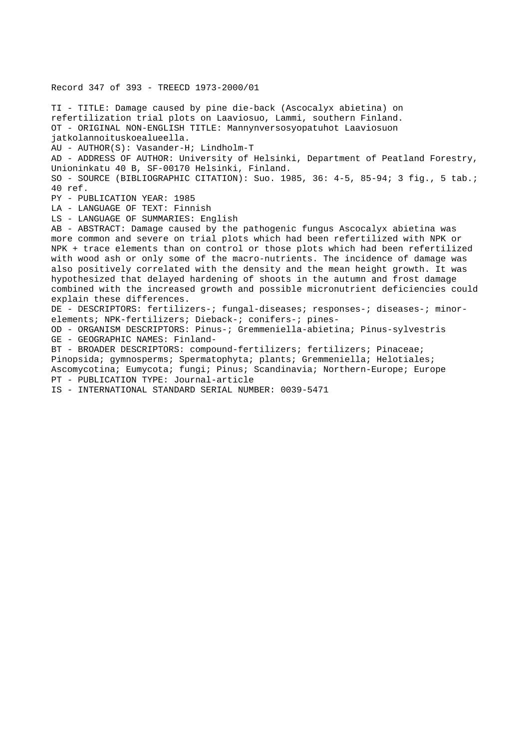Record 347 of 393 - TREECD 1973-2000/01

TI - TITLE: Damage caused by pine die-back (Ascocalyx abietina) on refertilization trial plots on Laaviosuo, Lammi, southern Finland.
OT - ORIGINAL NON-ENGLISH TITLE: Mannynversosyopatuhot Laaviosuon jatkolannoituskoealueella.
AU - AUTHOR(S): Vasander-H; Lindholm-T
AD - ADDRESS OF AUTHOR: University of Helsinki, Department of Peatland Forestry, Unioninkatu 40 B, SF-00170 Helsinki, Finland.
SO - SOURCE (BIBLIOGRAPHIC CITATION): Suo. 1985, 36: 4-5, 85-94; 3 fig., 5 tab.; 40 ref.
PY - PUBLICATION YEAR: 1985
LA - LANGUAGE OF TEXT: Finnish
LS - LANGUAGE OF SUMMARIES: English
AB - ABSTRACT: Damage caused by the pathogenic fungus Ascocalyx abietina was more common and severe on trial plots which had been refertilized with NPK or NPK + trace elements than on control or those plots which had been refertilized with wood ash or only some of the macro-nutrients. The incidence of damage was also positively correlated with the density and the mean height growth. It was hypothesized that delayed hardening of shoots in the autumn and frost damage combined with the increased growth and possible micronutrient deficiencies could explain these differences.
DE - DESCRIPTORS: fertilizers-; fungal-diseases; responses-; diseases-; minor-elements; NPK-fertilizers; Dieback-; conifers-; pines-
OD - ORGANISM DESCRIPTORS: Pinus-; Gremmeniella-abietina; Pinus-sylvestris
GE - GEOGRAPHIC NAMES: Finland-
BT - BROADER DESCRIPTORS: compound-fertilizers; fertilizers; Pinaceae; Pinopsida; gymnosperms; Spermatophyta; plants; Gremmeniella; Helotiales; Ascomycotina; Eumycota; fungi; Pinus; Scandinavia; Northern-Europe; Europe
PT - PUBLICATION TYPE: Journal-article
IS - INTERNATIONAL STANDARD SERIAL NUMBER: 0039-5471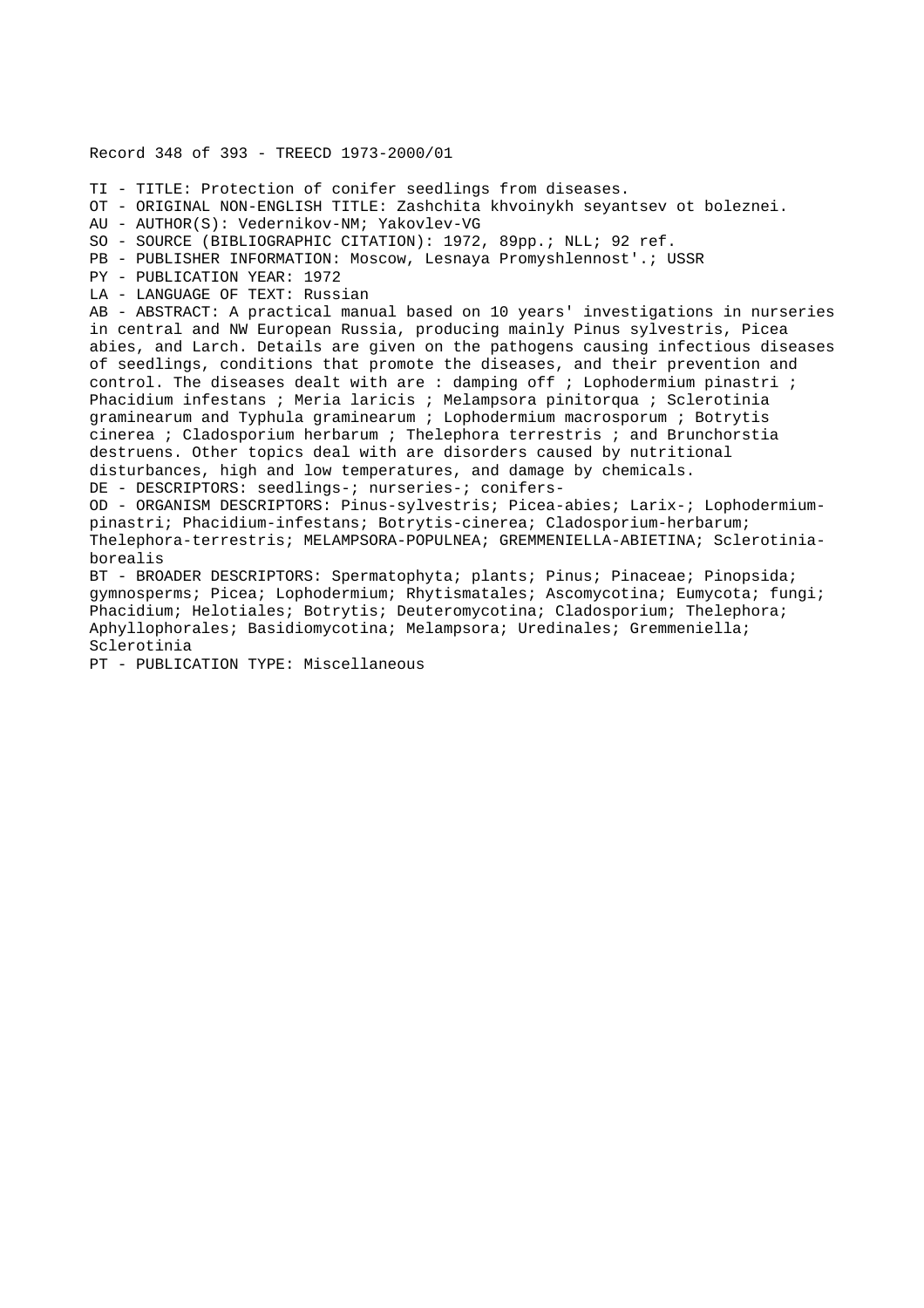Record 348 of 393 - TREECD 1973-2000/01

TI - TITLE: Protection of conifer seedlings from diseases.
OT - ORIGINAL NON-ENGLISH TITLE: Zashchita khvoinykh seyantsev ot boleznei.
AU - AUTHOR(S): Vedernikov-NM; Yakovlev-VG
SO - SOURCE (BIBLIOGRAPHIC CITATION): 1972, 89pp.; NLL; 92 ref.
PB - PUBLISHER INFORMATION: Moscow, Lesnaya Promyshlennost'.; USSR
PY - PUBLICATION YEAR: 1972
LA - LANGUAGE OF TEXT: Russian
AB - ABSTRACT: A practical manual based on 10 years' investigations in nurseries in central and NW European Russia, producing mainly Pinus sylvestris, Picea abies, and Larch. Details are given on the pathogens causing infectious diseases of seedlings, conditions that promote the diseases, and their prevention and control. The diseases dealt with are : damping off ; Lophodermium pinastri ; Phacidium infestans ; Meria laricis ; Melampsora pinitorqua ; Sclerotinia graminearum and Typhula graminearum ; Lophodermium macrosporum ; Botrytis cinerea ; Cladosporium herbarum ; Thelephora terrestris ; and Brunchorstia destruens. Other topics deal with are disorders caused by nutritional disturbances, high and low temperatures, and damage by chemicals.
DE - DESCRIPTORS: seedlings-; nurseries-; conifers-
OD - ORGANISM DESCRIPTORS: Pinus-sylvestris; Picea-abies; Larix-; Lophodermium-pinastri; Phacidium-infestans; Botrytis-cinerea; Cladosporium-herbarum; Thelephora-terrestris; MELAMPSORA-POPULNEA; GREMMENIELLA-ABIETINA; Sclerotinia-borealis
BT - BROADER DESCRIPTORS: Spermatophyta; plants; Pinus; Pinaceae; Pinopsida; gymnosperms; Picea; Lophodermium; Rhytismatales; Ascomycotina; Eumycota; fungi; Phacidium; Helotiales; Botrytis; Deuteromycotina; Cladosporium; Thelephora; Aphyllophorales; Basidiomycotina; Melampsora; Uredinales; Gremmeniella; Sclerotinia
PT - PUBLICATION TYPE: Miscellaneous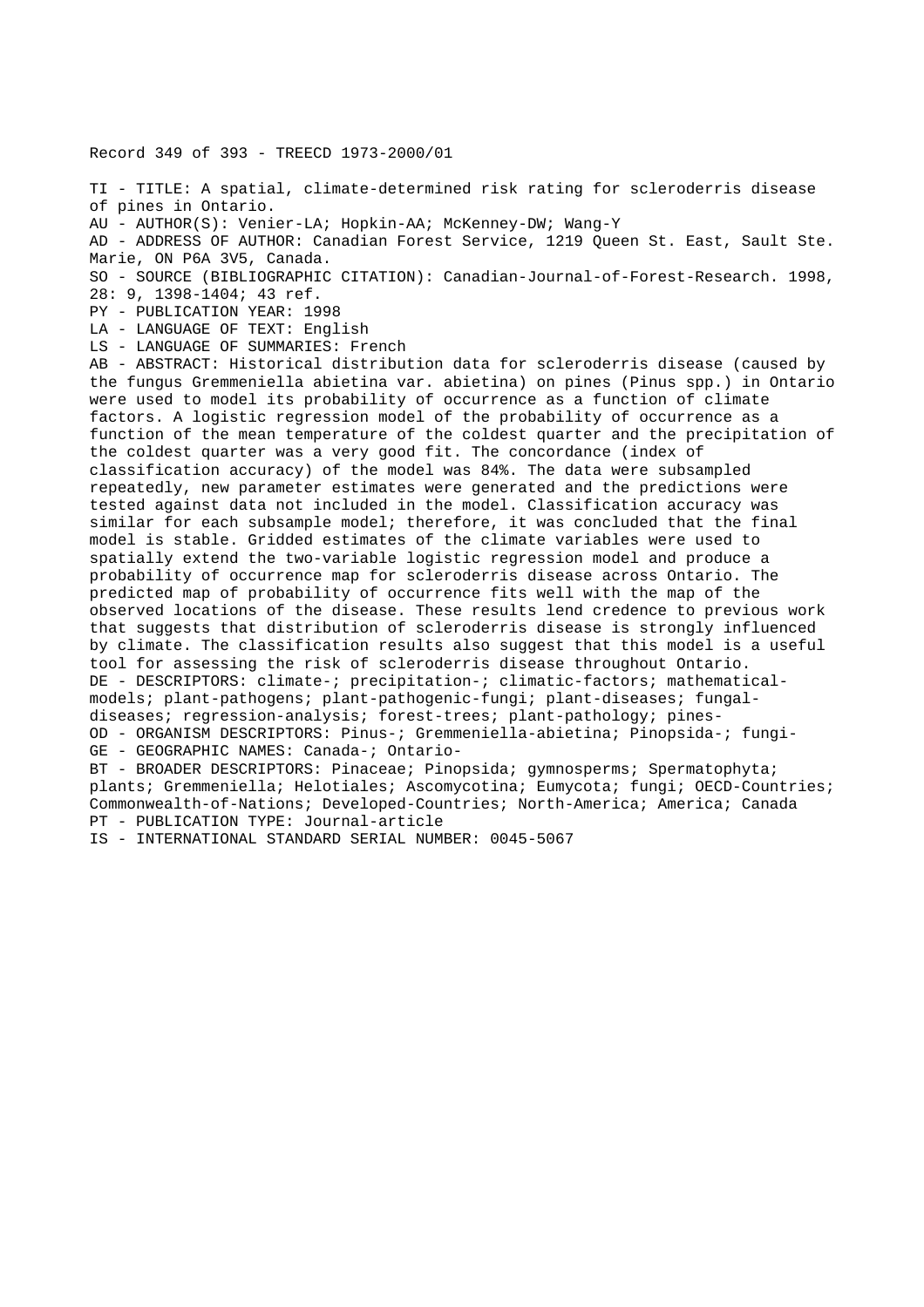Record 349 of 393 - TREECD 1973-2000/01

TI - TITLE: A spatial, climate-determined risk rating for scleroderris disease of pines in Ontario.
AU - AUTHOR(S): Venier-LA; Hopkin-AA; McKenney-DW; Wang-Y
AD - ADDRESS OF AUTHOR: Canadian Forest Service, 1219 Queen St. East, Sault Ste. Marie, ON P6A 3V5, Canada.
SO - SOURCE (BIBLIOGRAPHIC CITATION): Canadian-Journal-of-Forest-Research. 1998, 28: 9, 1398-1404; 43 ref.
PY - PUBLICATION YEAR: 1998
LA - LANGUAGE OF TEXT: English
LS - LANGUAGE OF SUMMARIES: French
AB - ABSTRACT: Historical distribution data for scleroderris disease (caused by the fungus Gremmeniella abietina var. abietina) on pines (Pinus spp.) in Ontario were used to model its probability of occurrence as a function of climate factors. A logistic regression model of the probability of occurrence as a function of the mean temperature of the coldest quarter and the precipitation of the coldest quarter was a very good fit. The concordance (index of classification accuracy) of the model was 84%. The data were subsampled repeatedly, new parameter estimates were generated and the predictions were tested against data not included in the model. Classification accuracy was similar for each subsample model; therefore, it was concluded that the final model is stable. Gridded estimates of the climate variables were used to spatially extend the two-variable logistic regression model and produce a probability of occurrence map for scleroderris disease across Ontario. The predicted map of probability of occurrence fits well with the map of the observed locations of the disease. These results lend credence to previous work that suggests that distribution of scleroderris disease is strongly influenced by climate. The classification results also suggest that this model is a useful tool for assessing the risk of scleroderris disease throughout Ontario.
DE - DESCRIPTORS: climate-; precipitation-; climatic-factors; mathematical-models; plant-pathogens; plant-pathogenic-fungi; plant-diseases; fungal-diseases; regression-analysis; forest-trees; plant-pathology; pines-
OD - ORGANISM DESCRIPTORS: Pinus-; Gremmeniella-abietina; Pinopsida-; fungi-
GE - GEOGRAPHIC NAMES: Canada-; Ontario-
BT - BROADER DESCRIPTORS: Pinaceae; Pinopsida; gymnosperms; Spermatophyta; plants; Gremmeniella; Helotiales; Ascomycotina; Eumycota; fungi; OECD-Countries; Commonwealth-of-Nations; Developed-Countries; North-America; America; Canada
PT - PUBLICATION TYPE: Journal-article
IS - INTERNATIONAL STANDARD SERIAL NUMBER: 0045-5067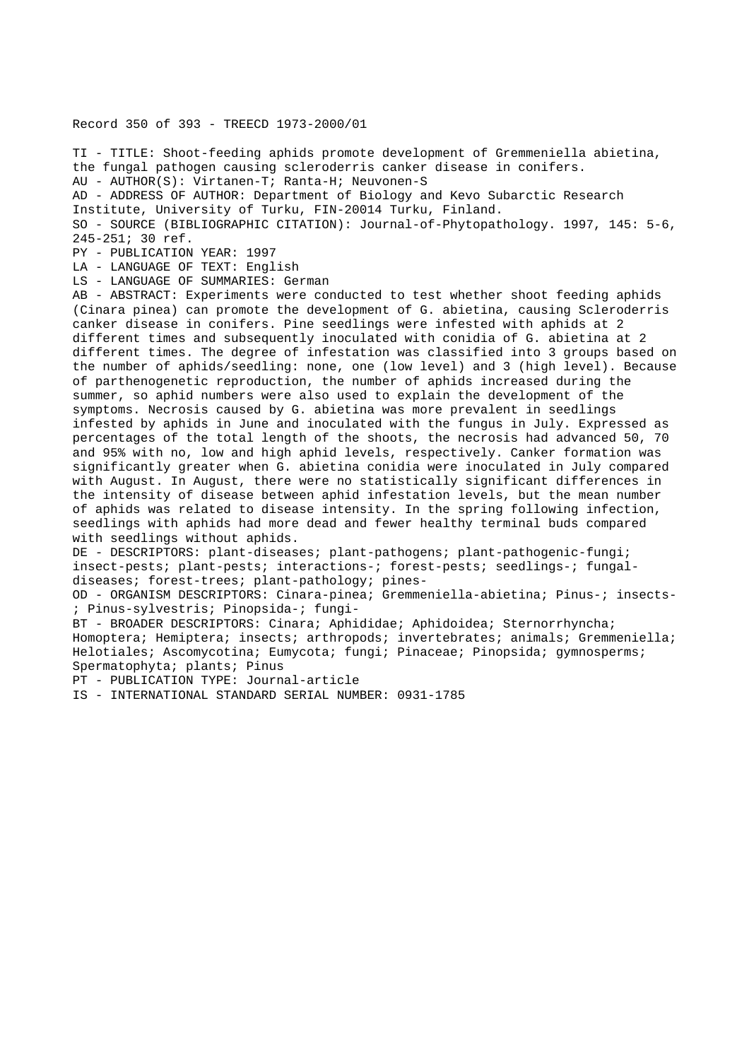Record 350 of 393 - TREECD 1973-2000/01

TI - TITLE: Shoot-feeding aphids promote development of Gremmeniella abietina, the fungal pathogen causing scleroderris canker disease in conifers.
AU - AUTHOR(S): Virtanen-T; Ranta-H; Neuvonen-S
AD - ADDRESS OF AUTHOR: Department of Biology and Kevo Subarctic Research Institute, University of Turku, FIN-20014 Turku, Finland.
SO - SOURCE (BIBLIOGRAPHIC CITATION): Journal-of-Phytopathology. 1997, 145: 5-6, 245-251; 30 ref.
PY - PUBLICATION YEAR: 1997
LA - LANGUAGE OF TEXT: English
LS - LANGUAGE OF SUMMARIES: German
AB - ABSTRACT: Experiments were conducted to test whether shoot feeding aphids (Cinara pinea) can promote the development of G. abietina, causing Scleroderris canker disease in conifers. Pine seedlings were infested with aphids at 2 different times and subsequently inoculated with conidia of G. abietina at 2 different times. The degree of infestation was classified into 3 groups based on the number of aphids/seedling: none, one (low level) and 3 (high level). Because of parthenogenetic reproduction, the number of aphids increased during the summer, so aphid numbers were also used to explain the development of the symptoms. Necrosis caused by G. abietina was more prevalent in seedlings infested by aphids in June and inoculated with the fungus in July. Expressed as percentages of the total length of the shoots, the necrosis had advanced 50, 70 and 95% with no, low and high aphid levels, respectively. Canker formation was significantly greater when G. abietina conidia were inoculated in July compared with August. In August, there were no statistically significant differences in the intensity of disease between aphid infestation levels, but the mean number of aphids was related to disease intensity. In the spring following infection, seedlings with aphids had more dead and fewer healthy terminal buds compared with seedlings without aphids.
DE - DESCRIPTORS: plant-diseases; plant-pathogens; plant-pathogenic-fungi; insect-pests; plant-pests; interactions-; forest-pests; seedlings-; fungal-diseases; forest-trees; plant-pathology; pines-
OD - ORGANISM DESCRIPTORS: Cinara-pinea; Gremmeniella-abietina; Pinus-; insects-; Pinus-sylvestris; Pinopsida-; fungi-
BT - BROADER DESCRIPTORS: Cinara; Aphididae; Aphidoidea; Sternorrhyncha; Homoptera; Hemiptera; insects; arthropods; invertebrates; animals; Gremmeniella; Helotiales; Ascomycotina; Eumycota; fungi; Pinaceae; Pinopsida; gymnosperms; Spermatophyta; plants; Pinus
PT - PUBLICATION TYPE: Journal-article
IS - INTERNATIONAL STANDARD SERIAL NUMBER: 0931-1785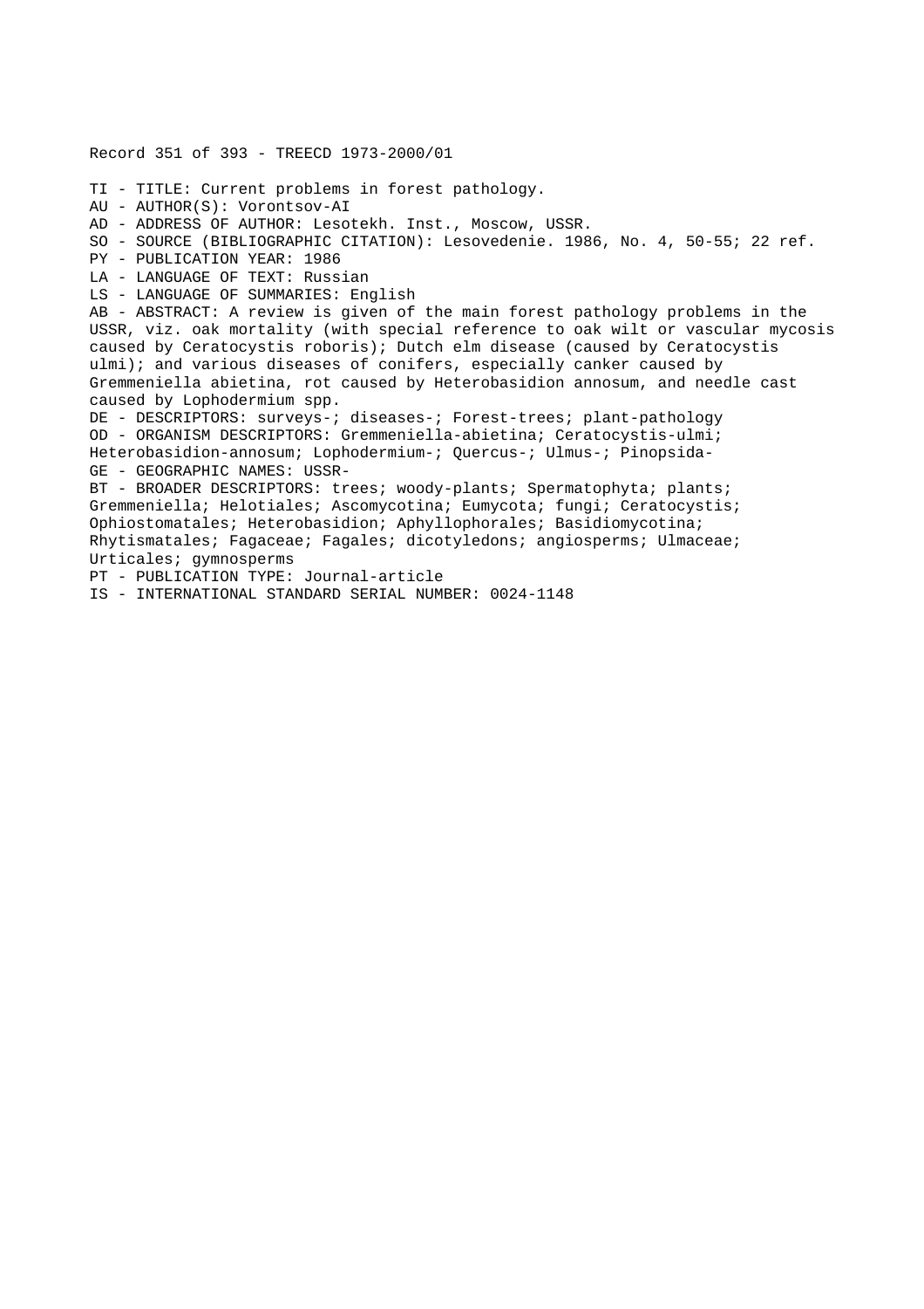Record 351 of 393 - TREECD 1973-2000/01

TI - TITLE: Current problems in forest pathology.
AU - AUTHOR(S): Vorontsov-AI
AD - ADDRESS OF AUTHOR: Lesotekh. Inst., Moscow, USSR.
SO - SOURCE (BIBLIOGRAPHIC CITATION): Lesovedenie. 1986, No. 4, 50-55; 22 ref.
PY - PUBLICATION YEAR: 1986
LA - LANGUAGE OF TEXT: Russian
LS - LANGUAGE OF SUMMARIES: English
AB - ABSTRACT: A review is given of the main forest pathology problems in the USSR, viz. oak mortality (with special reference to oak wilt or vascular mycosis caused by Ceratocystis roboris); Dutch elm disease (caused by Ceratocystis ulmi); and various diseases of conifers, especially canker caused by Gremmeniella abietina, rot caused by Heterobasidion annosum, and needle cast caused by Lophodermium spp.
DE - DESCRIPTORS: surveys-; diseases-; Forest-trees; plant-pathology
OD - ORGANISM DESCRIPTORS: Gremmeniella-abietina; Ceratocystis-ulmi; Heterobasidion-annosum; Lophodermium-; Quercus-; Ulmus-; Pinopsida-
GE - GEOGRAPHIC NAMES: USSR-
BT - BROADER DESCRIPTORS: trees; woody-plants; Spermatophyta; plants; Gremmeniella; Helotiales; Ascomycotina; Eumycota; fungi; Ceratocystis; Ophiostomatales; Heterobasidion; Aphyllophorales; Basidiomycotina; Rhytismatales; Fagaceae; Fagales; dicotyledons; angiosperms; Ulmaceae; Urticales; gymnosperms
PT - PUBLICATION TYPE: Journal-article
IS - INTERNATIONAL STANDARD SERIAL NUMBER: 0024-1148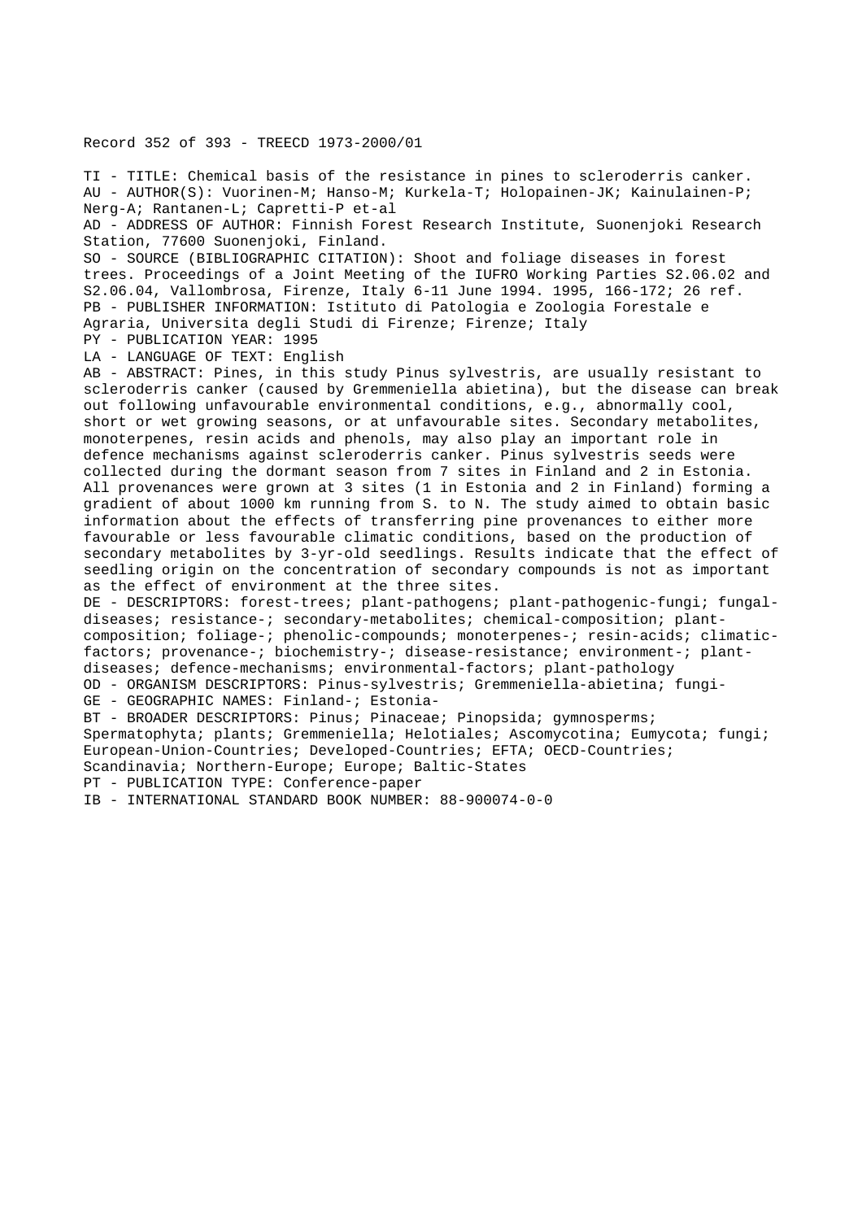Record 352 of 393 - TREECD 1973-2000/01

TI - TITLE: Chemical basis of the resistance in pines to scleroderris canker.
AU - AUTHOR(S): Vuorinen-M; Hanso-M; Kurkela-T; Holopainen-JK; Kainulainen-P; Nerg-A; Rantanen-L; Capretti-P et-al
AD - ADDRESS OF AUTHOR: Finnish Forest Research Institute, Suonenjoki Research Station, 77600 Suonenjoki, Finland.
SO - SOURCE (BIBLIOGRAPHIC CITATION): Shoot and foliage diseases in forest trees. Proceedings of a Joint Meeting of the IUFRO Working Parties S2.06.02 and S2.06.04, Vallombrosa, Firenze, Italy 6-11 June 1994. 1995, 166-172; 26 ref.
PB - PUBLISHER INFORMATION: Istituto di Patologia e Zoologia Forestale e Agraria, Universita degli Studi di Firenze; Firenze; Italy
PY - PUBLICATION YEAR: 1995
LA - LANGUAGE OF TEXT: English
AB - ABSTRACT: Pines, in this study Pinus sylvestris, are usually resistant to scleroderris canker (caused by Gremmeniella abietina), but the disease can break out following unfavourable environmental conditions, e.g., abnormally cool, short or wet growing seasons, or at unfavourable sites. Secondary metabolites, monoterpenes, resin acids and phenols, may also play an important role in defence mechanisms against scleroderris canker. Pinus sylvestris seeds were collected during the dormant season from 7 sites in Finland and 2 in Estonia. All provenances were grown at 3 sites (1 in Estonia and 2 in Finland) forming a gradient of about 1000 km running from S. to N. The study aimed to obtain basic information about the effects of transferring pine provenances to either more favourable or less favourable climatic conditions, based on the production of secondary metabolites by 3-yr-old seedlings. Results indicate that the effect of seedling origin on the concentration of secondary compounds is not as important as the effect of environment at the three sites.
DE - DESCRIPTORS: forest-trees; plant-pathogens; plant-pathogenic-fungi; fungal-diseases; resistance-; secondary-metabolites; chemical-composition; plant-composition; foliage-; phenolic-compounds; monoterpenes-; resin-acids; climatic-factors; provenance-; biochemistry-; disease-resistance; environment-; plant-diseases; defence-mechanisms; environmental-factors; plant-pathology
OD - ORGANISM DESCRIPTORS: Pinus-sylvestris; Gremmeniella-abietina; fungi-
GE - GEOGRAPHIC NAMES: Finland-; Estonia-
BT - BROADER DESCRIPTORS: Pinus; Pinaceae; Pinopsida; gymnosperms; Spermatophyta; plants; Gremmeniella; Helotiales; Ascomycotina; Eumycota; fungi; European-Union-Countries; Developed-Countries; EFTA; OECD-Countries; Scandinavia; Northern-Europe; Europe; Baltic-States
PT - PUBLICATION TYPE: Conference-paper
IB - INTERNATIONAL STANDARD BOOK NUMBER: 88-900074-0-0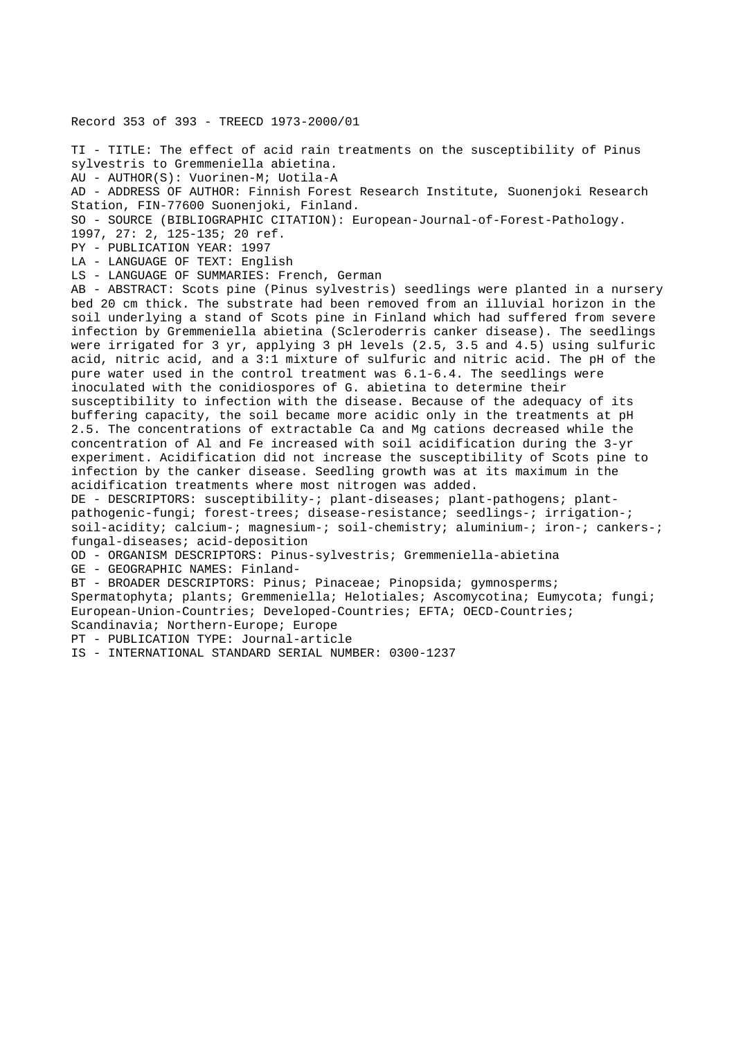Record 353 of 393 - TREECD 1973-2000/01

TI - TITLE: The effect of acid rain treatments on the susceptibility of Pinus sylvestris to Gremmeniella abietina.
AU - AUTHOR(S): Vuorinen-M; Uotila-A
AD - ADDRESS OF AUTHOR: Finnish Forest Research Institute, Suonenjoki Research Station, FIN-77600 Suonenjoki, Finland.
SO - SOURCE (BIBLIOGRAPHIC CITATION): European-Journal-of-Forest-Pathology. 1997, 27: 2, 125-135; 20 ref.
PY - PUBLICATION YEAR: 1997
LA - LANGUAGE OF TEXT: English
LS - LANGUAGE OF SUMMARIES: French, German
AB - ABSTRACT: Scots pine (Pinus sylvestris) seedlings were planted in a nursery bed 20 cm thick. The substrate had been removed from an illuvial horizon in the soil underlying a stand of Scots pine in Finland which had suffered from severe infection by Gremmeniella abietina (Scleroderris canker disease). The seedlings were irrigated for 3 yr, applying 3 pH levels (2.5, 3.5 and 4.5) using sulfuric acid, nitric acid, and a 3:1 mixture of sulfuric and nitric acid. The pH of the pure water used in the control treatment was 6.1-6.4. The seedlings were inoculated with the conidiospores of G. abietina to determine their susceptibility to infection with the disease. Because of the adequacy of its buffering capacity, the soil became more acidic only in the treatments at pH 2.5. The concentrations of extractable Ca and Mg cations decreased while the concentration of Al and Fe increased with soil acidification during the 3-yr experiment. Acidification did not increase the susceptibility of Scots pine to infection by the canker disease. Seedling growth was at its maximum in the acidification treatments where most nitrogen was added.
DE - DESCRIPTORS: susceptibility-; plant-diseases; plant-pathogens; plant-pathogenic-fungi; forest-trees; disease-resistance; seedlings-; irrigation-; soil-acidity; calcium-; magnesium-; soil-chemistry; aluminium-; iron-; cankers-; fungal-diseases; acid-deposition
OD - ORGANISM DESCRIPTORS: Pinus-sylvestris; Gremmeniella-abietina
GE - GEOGRAPHIC NAMES: Finland-
BT - BROADER DESCRIPTORS: Pinus; Pinaceae; Pinopsida; gymnosperms; Spermatophyta; plants; Gremmeniella; Helotiales; Ascomycotina; Eumycota; fungi; European-Union-Countries; Developed-Countries; EFTA; OECD-Countries; Scandinavia; Northern-Europe; Europe
PT - PUBLICATION TYPE: Journal-article
IS - INTERNATIONAL STANDARD SERIAL NUMBER: 0300-1237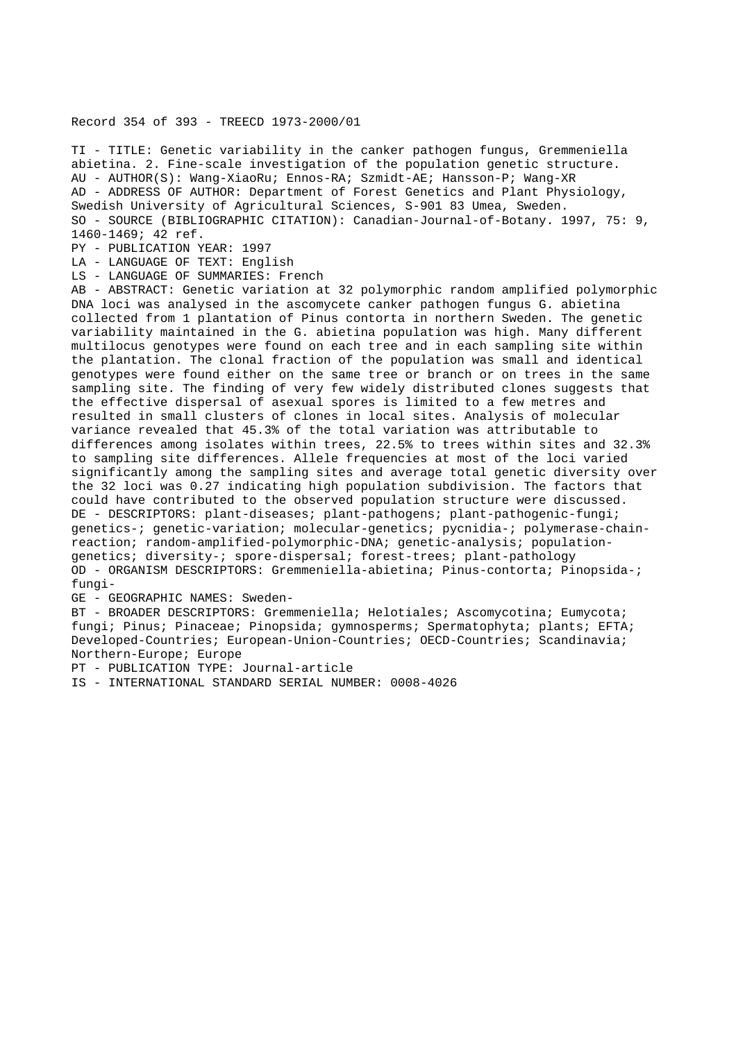Record 354 of 393 - TREECD 1973-2000/01

TI - TITLE: Genetic variability in the canker pathogen fungus, Gremmeniella abietina. 2. Fine-scale investigation of the population genetic structure.
AU - AUTHOR(S): Wang-XiaoRu; Ennos-RA; Szmidt-AE; Hansson-P; Wang-XR
AD - ADDRESS OF AUTHOR: Department of Forest Genetics and Plant Physiology, Swedish University of Agricultural Sciences, S-901 83 Umea, Sweden.
SO - SOURCE (BIBLIOGRAPHIC CITATION): Canadian-Journal-of-Botany. 1997, 75: 9, 1460-1469; 42 ref.
PY - PUBLICATION YEAR: 1997
LA - LANGUAGE OF TEXT: English
LS - LANGUAGE OF SUMMARIES: French
AB - ABSTRACT: Genetic variation at 32 polymorphic random amplified polymorphic DNA loci was analysed in the ascomycete canker pathogen fungus G. abietina collected from 1 plantation of Pinus contorta in northern Sweden. The genetic variability maintained in the G. abietina population was high. Many different multilocus genotypes were found on each tree and in each sampling site within the plantation. The clonal fraction of the population was small and identical genotypes were found either on the same tree or branch or on trees in the same sampling site. The finding of very few widely distributed clones suggests that the effective dispersal of asexual spores is limited to a few metres and resulted in small clusters of clones in local sites. Analysis of molecular variance revealed that 45.3% of the total variation was attributable to differences among isolates within trees, 22.5% to trees within sites and 32.3% to sampling site differences. Allele frequencies at most of the loci varied significantly among the sampling sites and average total genetic diversity over the 32 loci was 0.27 indicating high population subdivision. The factors that could have contributed to the observed population structure were discussed.
DE - DESCRIPTORS: plant-diseases; plant-pathogens; plant-pathogenic-fungi; genetics-; genetic-variation; molecular-genetics; pycnidia-; polymerase-chain-reaction; random-amplified-polymorphic-DNA; genetic-analysis; population-genetics; diversity-; spore-dispersal; forest-trees; plant-pathology
OD - ORGANISM DESCRIPTORS: Gremmeniella-abietina; Pinus-contorta; Pinopsida-; fungi-
GE - GEOGRAPHIC NAMES: Sweden-
BT - BROADER DESCRIPTORS: Gremmeniella; Helotiales; Ascomycotina; Eumycota; fungi; Pinus; Pinaceae; Pinopsida; gymnosperms; Spermatophyta; plants; EFTA; Developed-Countries; European-Union-Countries; OECD-Countries; Scandinavia; Northern-Europe; Europe
PT - PUBLICATION TYPE: Journal-article
IS - INTERNATIONAL STANDARD SERIAL NUMBER: 0008-4026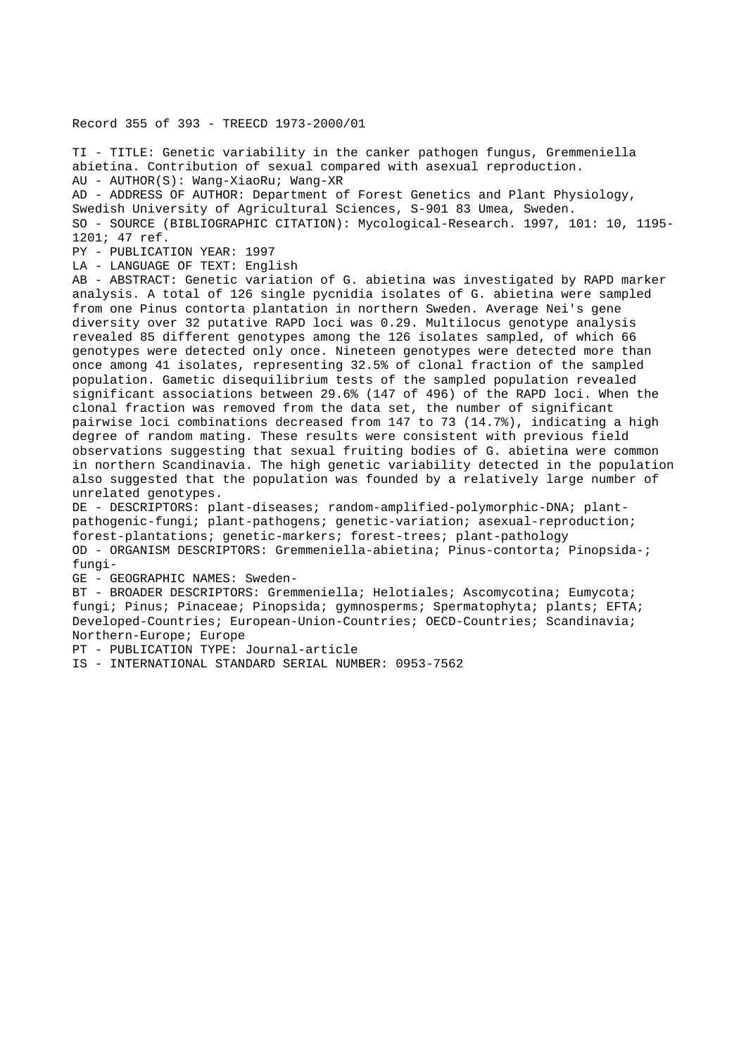Record 355 of 393 - TREECD 1973-2000/01

TI - TITLE: Genetic variability in the canker pathogen fungus, Gremmeniella abietina. Contribution of sexual compared with asexual reproduction.
AU - AUTHOR(S): Wang-XiaoRu; Wang-XR
AD - ADDRESS OF AUTHOR: Department of Forest Genetics and Plant Physiology, Swedish University of Agricultural Sciences, S-901 83 Umea, Sweden.
SO - SOURCE (BIBLIOGRAPHIC CITATION): Mycological-Research. 1997, 101: 10, 1195-1201; 47 ref.
PY - PUBLICATION YEAR: 1997
LA - LANGUAGE OF TEXT: English
AB - ABSTRACT: Genetic variation of G. abietina was investigated by RAPD marker analysis. A total of 126 single pycnidia isolates of G. abietina were sampled from one Pinus contorta plantation in northern Sweden. Average Nei's gene diversity over 32 putative RAPD loci was 0.29. Multilocus genotype analysis revealed 85 different genotypes among the 126 isolates sampled, of which 66 genotypes were detected only once. Nineteen genotypes were detected more than once among 41 isolates, representing 32.5% of clonal fraction of the sampled population. Gametic disequilibrium tests of the sampled population revealed significant associations between 29.6% (147 of 496) of the RAPD loci. When the clonal fraction was removed from the data set, the number of significant pairwise loci combinations decreased from 147 to 73 (14.7%), indicating a high degree of random mating. These results were consistent with previous field observations suggesting that sexual fruiting bodies of G. abietina were common in northern Scandinavia. The high genetic variability detected in the population also suggested that the population was founded by a relatively large number of unrelated genotypes.
DE - DESCRIPTORS: plant-diseases; random-amplified-polymorphic-DNA; plant-pathogenic-fungi; plant-pathogens; genetic-variation; asexual-reproduction; forest-plantations; genetic-markers; forest-trees; plant-pathology
OD - ORGANISM DESCRIPTORS: Gremmeniella-abietina; Pinus-contorta; Pinopsida-; fungi-
GE - GEOGRAPHIC NAMES: Sweden-
BT - BROADER DESCRIPTORS: Gremmeniella; Helotiales; Ascomycotina; Eumycota; fungi; Pinus; Pinaceae; Pinopsida; gymnosperms; Spermatophyta; plants; EFTA; Developed-Countries; European-Union-Countries; OECD-Countries; Scandinavia; Northern-Europe; Europe
PT - PUBLICATION TYPE: Journal-article
IS - INTERNATIONAL STANDARD SERIAL NUMBER: 0953-7562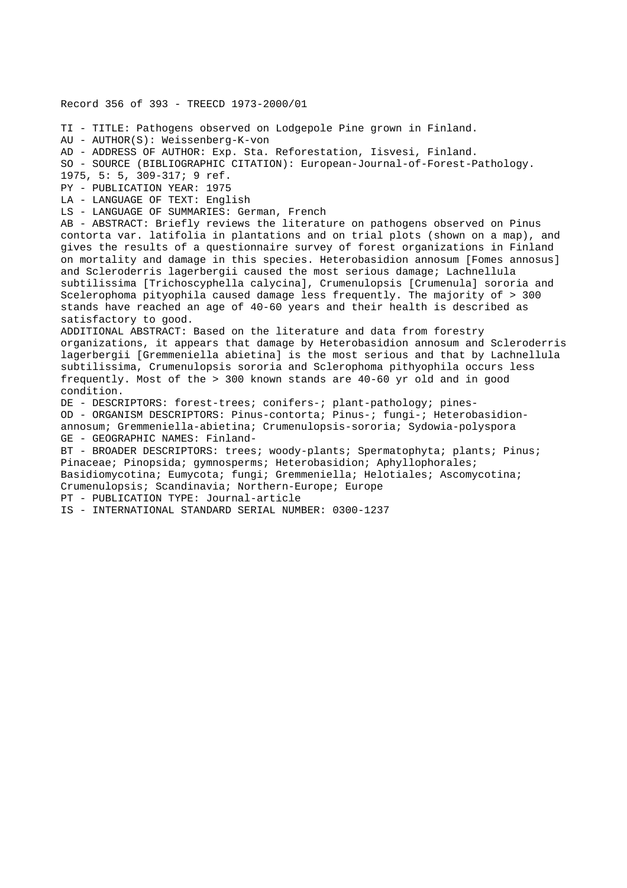Record 356 of 393 - TREECD 1973-2000/01

TI - TITLE: Pathogens observed on Lodgepole Pine grown in Finland.
AU - AUTHOR(S): Weissenberg-K-von
AD - ADDRESS OF AUTHOR: Exp. Sta. Reforestation, Iisvesi, Finland.
SO - SOURCE (BIBLIOGRAPHIC CITATION): European-Journal-of-Forest-Pathology. 1975, 5: 5, 309-317; 9 ref.
PY - PUBLICATION YEAR: 1975
LA - LANGUAGE OF TEXT: English
LS - LANGUAGE OF SUMMARIES: German, French
AB - ABSTRACT: Briefly reviews the literature on pathogens observed on Pinus contorta var. latifolia in plantations and on trial plots (shown on a map), and gives the results of a questionnaire survey of forest organizations in Finland on mortality and damage in this species. Heterobasidion annosum [Fomes annosus] and Scleroderris lagerbergii caused the most serious damage; Lachnellula subtilissima [Trichoscyphella calycina], Crumenulopsis [Crumenula] sororia and Scelerophoma pityophila caused damage less frequently. The majority of > 300 stands have reached an age of 40-60 years and their health is described as satisfactory to good.
ADDITIONAL ABSTRACT: Based on the literature and data from forestry organizations, it appears that damage by Heterobasidion annosum and Scleroderris lagerbergii [Gremmeniella abietina] is the most serious and that by Lachnellula subtilissima, Crumenulopsis sororia and Sclerophoma pithyophila occurs less frequently. Most of the > 300 known stands are 40-60 yr old and in good condition.
DE - DESCRIPTORS: forest-trees; conifers-; plant-pathology; pines-
OD - ORGANISM DESCRIPTORS: Pinus-contorta; Pinus-; fungi-; Heterobasidion-annosum; Gremmeniella-abietina; Crumenulopsis-sororia; Sydowia-polyspora
GE - GEOGRAPHIC NAMES: Finland-
BT - BROADER DESCRIPTORS: trees; woody-plants; Spermatophyta; plants; Pinus; Pinaceae; Pinopsida; gymnosperms; Heterobasidion; Aphyllophorales; Basidiomycotina; Eumycota; fungi; Gremmeniella; Helotiales; Ascomycotina; Crumenulopsis; Scandinavia; Northern-Europe; Europe
PT - PUBLICATION TYPE: Journal-article
IS - INTERNATIONAL STANDARD SERIAL NUMBER: 0300-1237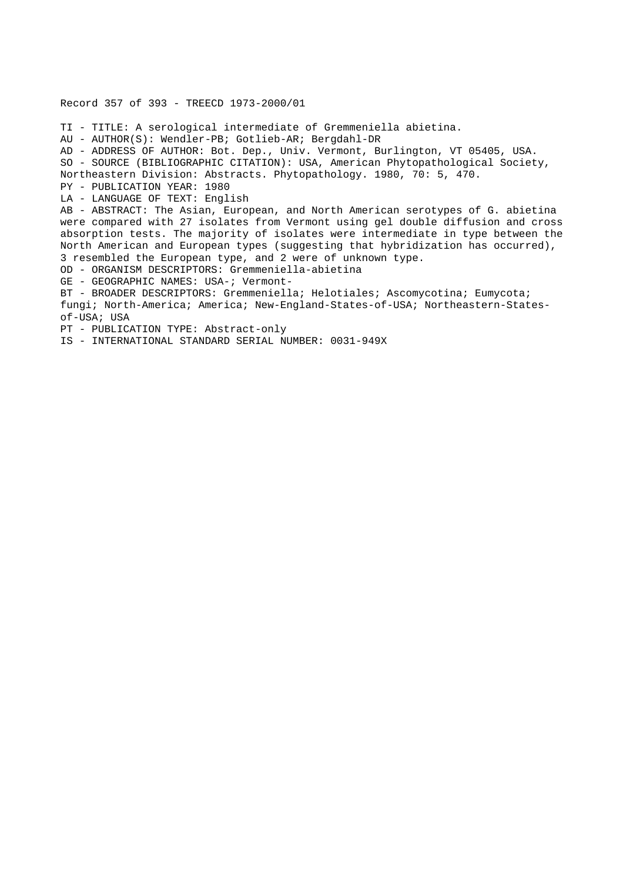Record 357 of 393 - TREECD 1973-2000/01

TI - TITLE: A serological intermediate of Gremmeniella abietina.
AU - AUTHOR(S): Wendler-PB; Gotlieb-AR; Bergdahl-DR
AD - ADDRESS OF AUTHOR: Bot. Dep., Univ. Vermont, Burlington, VT 05405, USA.
SO - SOURCE (BIBLIOGRAPHIC CITATION): USA, American Phytopathological Society, Northeastern Division: Abstracts. Phytopathology. 1980, 70: 5, 470.
PY - PUBLICATION YEAR: 1980
LA - LANGUAGE OF TEXT: English
AB - ABSTRACT: The Asian, European, and North American serotypes of G. abietina were compared with 27 isolates from Vermont using gel double diffusion and cross absorption tests. The majority of isolates were intermediate in type between the North American and European types (suggesting that hybridization has occurred), 3 resembled the European type, and 2 were of unknown type.
OD - ORGANISM DESCRIPTORS: Gremmeniella-abietina
GE - GEOGRAPHIC NAMES: USA-; Vermont-
BT - BROADER DESCRIPTORS: Gremmeniella; Helotiales; Ascomycotina; Eumycota; fungi; North-America; America; New-England-States-of-USA; Northeastern-States-of-USA; USA
PT - PUBLICATION TYPE: Abstract-only
IS - INTERNATIONAL STANDARD SERIAL NUMBER: 0031-949X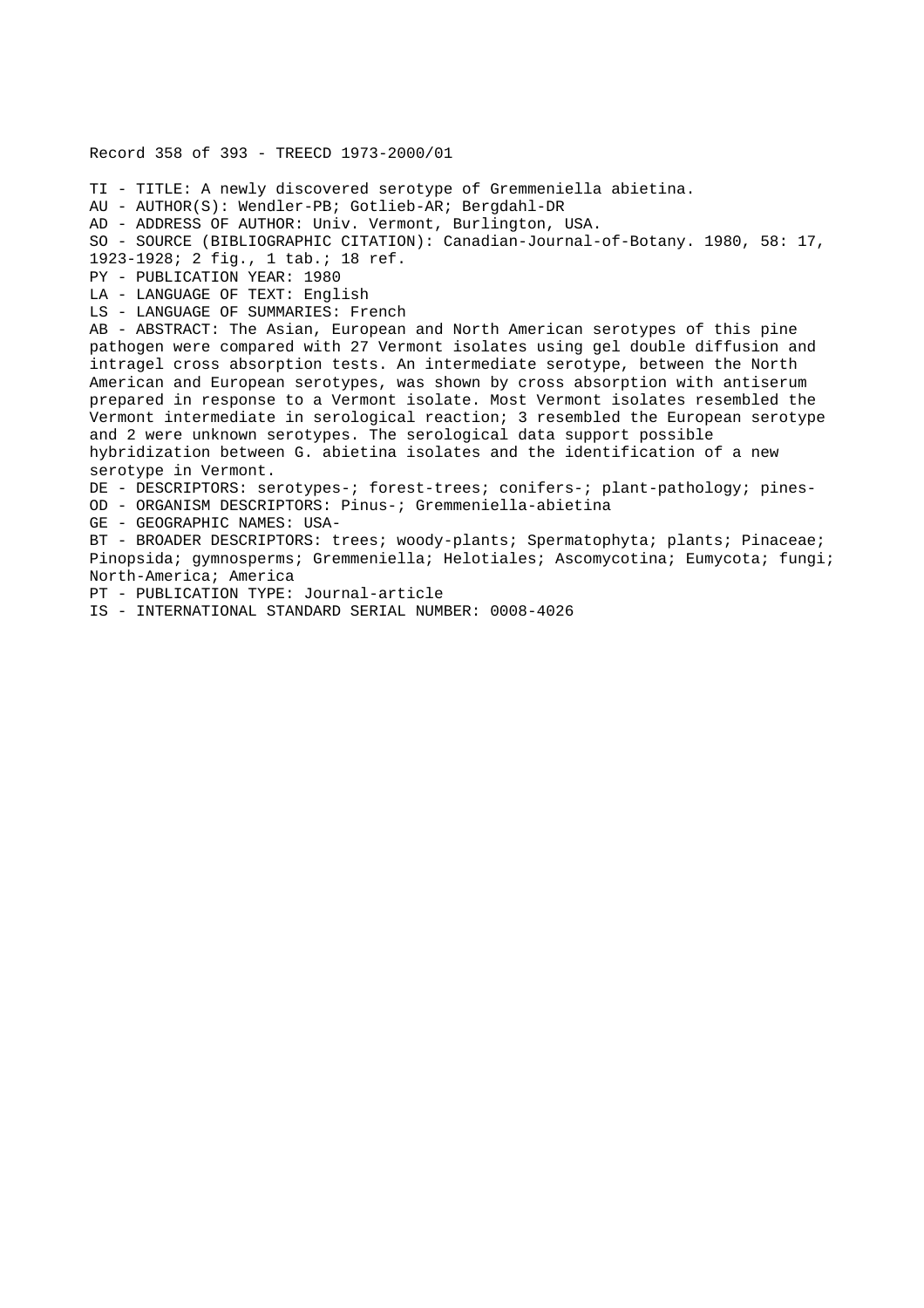Record 358 of 393 - TREECD 1973-2000/01

TI - TITLE: A newly discovered serotype of Gremmeniella abietina.
AU - AUTHOR(S): Wendler-PB; Gotlieb-AR; Bergdahl-DR
AD - ADDRESS OF AUTHOR: Univ. Vermont, Burlington, USA.
SO - SOURCE (BIBLIOGRAPHIC CITATION): Canadian-Journal-of-Botany. 1980, 58: 17, 1923-1928; 2 fig., 1 tab.; 18 ref.
PY - PUBLICATION YEAR: 1980
LA - LANGUAGE OF TEXT: English
LS - LANGUAGE OF SUMMARIES: French
AB - ABSTRACT: The Asian, European and North American serotypes of this pine pathogen were compared with 27 Vermont isolates using gel double diffusion and intragel cross absorption tests. An intermediate serotype, between the North American and European serotypes, was shown by cross absorption with antiserum prepared in response to a Vermont isolate. Most Vermont isolates resembled the Vermont intermediate in serological reaction; 3 resembled the European serotype and 2 were unknown serotypes. The serological data support possible hybridization between G. abietina isolates and the identification of a new serotype in Vermont.
DE - DESCRIPTORS: serotypes-; forest-trees; conifers-; plant-pathology; pines-
OD - ORGANISM DESCRIPTORS: Pinus-; Gremmeniella-abietina
GE - GEOGRAPHIC NAMES: USA-
BT - BROADER DESCRIPTORS: trees; woody-plants; Spermatophyta; plants; Pinaceae; Pinopsida; gymnosperms; Gremmeniella; Helotiales; Ascomycotina; Eumycota; fungi; North-America; America
PT - PUBLICATION TYPE: Journal-article
IS - INTERNATIONAL STANDARD SERIAL NUMBER: 0008-4026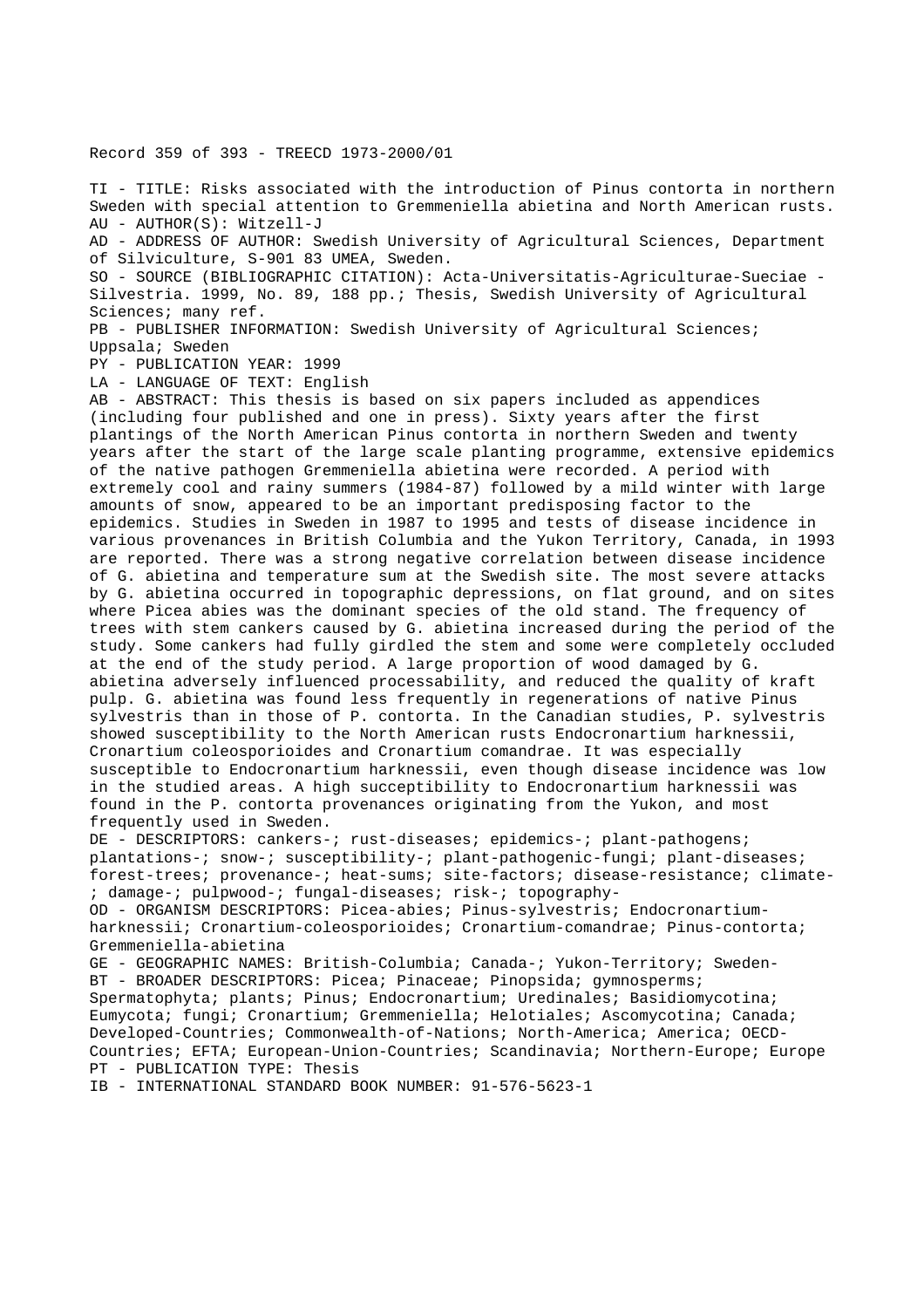Record 359 of 393 - TREECD 1973-2000/01

TI - TITLE: Risks associated with the introduction of Pinus contorta in northern Sweden with special attention to Gremmeniella abietina and North American rusts.
AU - AUTHOR(S): Witzell-J
AD - ADDRESS OF AUTHOR: Swedish University of Agricultural Sciences, Department of Silviculture, S-901 83 UMEA, Sweden.
SO - SOURCE (BIBLIOGRAPHIC CITATION): Acta-Universitatis-Agriculturae-Sueciae - Silvestria. 1999, No. 89, 188 pp.; Thesis, Swedish University of Agricultural Sciences; many ref.
PB - PUBLISHER INFORMATION: Swedish University of Agricultural Sciences; Uppsala; Sweden
PY - PUBLICATION YEAR: 1999
LA - LANGUAGE OF TEXT: English
AB - ABSTRACT: This thesis is based on six papers included as appendices (including four published and one in press). Sixty years after the first plantings of the North American Pinus contorta in northern Sweden and twenty years after the start of the large scale planting programme, extensive epidemics of the native pathogen Gremmeniella abietina were recorded. A period with extremely cool and rainy summers (1984-87) followed by a mild winter with large amounts of snow, appeared to be an important predisposing factor to the epidemics. Studies in Sweden in 1987 to 1995 and tests of disease incidence in various provenances in British Columbia and the Yukon Territory, Canada, in 1993 are reported. There was a strong negative correlation between disease incidence of G. abietina and temperature sum at the Swedish site. The most severe attacks by G. abietina occurred in topographic depressions, on flat ground, and on sites where Picea abies was the dominant species of the old stand. The frequency of trees with stem cankers caused by G. abietina increased during the period of the study. Some cankers had fully girdled the stem and some were completely occluded at the end of the study period. A large proportion of wood damaged by G. abietina adversely influenced processability, and reduced the quality of kraft pulp. G. abietina was found less frequently in regenerations of native Pinus sylvestris than in those of P. contorta. In the Canadian studies, P. sylvestris showed susceptibility to the North American rusts Endocronartium harknessii, Cronartium coleosporioides and Cronartium comandrae. It was especially susceptible to Endocronartium harknessii, even though disease incidence was low in the studied areas. A high succeptibility to Endocronartium harknessii was found in the P. contorta provenances originating from the Yukon, and most frequently used in Sweden.
DE - DESCRIPTORS: cankers-; rust-diseases; epidemics-; plant-pathogens; plantations-; snow-; susceptibility-; plant-pathogenic-fungi; plant-diseases; forest-trees; provenance-; heat-sums; site-factors; disease-resistance; climate-; damage-; pulpwood-; fungal-diseases; risk-; topography-
OD - ORGANISM DESCRIPTORS: Picea-abies; Pinus-sylvestris; Endocronartium-harknessii; Cronartium-coleosporioides; Cronartium-comandrae; Pinus-contorta; Gremmeniella-abietina
GE - GEOGRAPHIC NAMES: British-Columbia; Canada-; Yukon-Territory; Sweden-
BT - BROADER DESCRIPTORS: Picea; Pinaceae; Pinopsida; gymnosperms; Spermatophyta; plants; Pinus; Endocronartium; Uredinales; Basidiomycotina; Eumycota; fungi; Cronartium; Gremmeniella; Helotiales; Ascomycotina; Canada; Developed-Countries; Commonwealth-of-Nations; North-America; America; OECD-Countries; EFTA; European-Union-Countries; Scandinavia; Northern-Europe; Europe
PT - PUBLICATION TYPE: Thesis
IB - INTERNATIONAL STANDARD BOOK NUMBER: 91-576-5623-1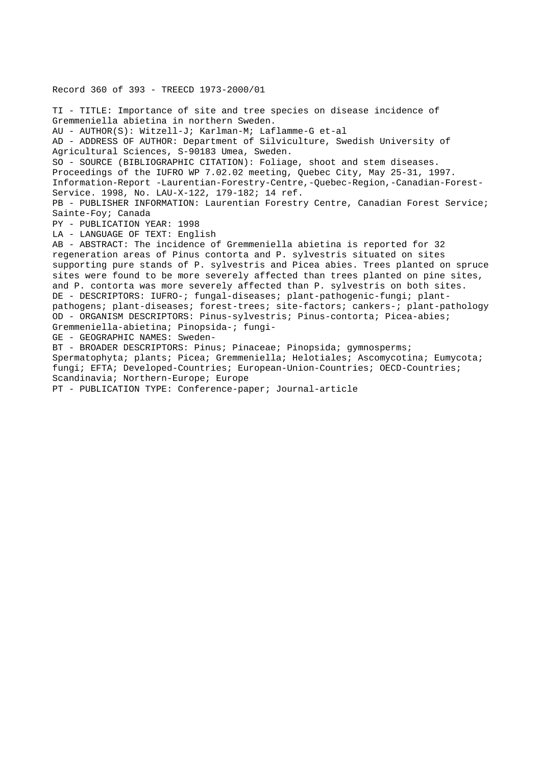Record 360 of 393 - TREECD 1973-2000/01

TI - TITLE: Importance of site and tree species on disease incidence of Gremmeniella abietina in northern Sweden.
AU - AUTHOR(S): Witzell-J; Karlman-M; Laflamme-G et-al
AD - ADDRESS OF AUTHOR: Department of Silviculture, Swedish University of Agricultural Sciences, S-90183 Umea, Sweden.
SO - SOURCE (BIBLIOGRAPHIC CITATION): Foliage, shoot and stem diseases. Proceedings of the IUFRO WP 7.02.02 meeting, Quebec City, May 25-31, 1997. Information-Report -Laurentian-Forestry-Centre,-Quebec-Region,-Canadian-Forest-Service. 1998, No. LAU-X-122, 179-182; 14 ref.
PB - PUBLISHER INFORMATION: Laurentian Forestry Centre, Canadian Forest Service; Sainte-Foy; Canada
PY - PUBLICATION YEAR: 1998
LA - LANGUAGE OF TEXT: English
AB - ABSTRACT: The incidence of Gremmeniella abietina is reported for 32 regeneration areas of Pinus contorta and P. sylvestris situated on sites supporting pure stands of P. sylvestris and Picea abies. Trees planted on spruce sites were found to be more severely affected than trees planted on pine sites, and P. contorta was more severely affected than P. sylvestris on both sites.
DE - DESCRIPTORS: IUFRO-; fungal-diseases; plant-pathogenic-fungi; plant-pathogens; plant-diseases; forest-trees; site-factors; cankers-; plant-pathology
OD - ORGANISM DESCRIPTORS: Pinus-sylvestris; Pinus-contorta; Picea-abies; Gremmeniella-abietina; Pinopsida-; fungi-
GE - GEOGRAPHIC NAMES: Sweden-
BT - BROADER DESCRIPTORS: Pinus; Pinaceae; Pinopsida; gymnosperms; Spermatophyta; plants; Picea; Gremmeniella; Helotiales; Ascomycotina; Eumycota; fungi; EFTA; Developed-Countries; European-Union-Countries; OECD-Countries; Scandinavia; Northern-Europe; Europe
PT - PUBLICATION TYPE: Conference-paper; Journal-article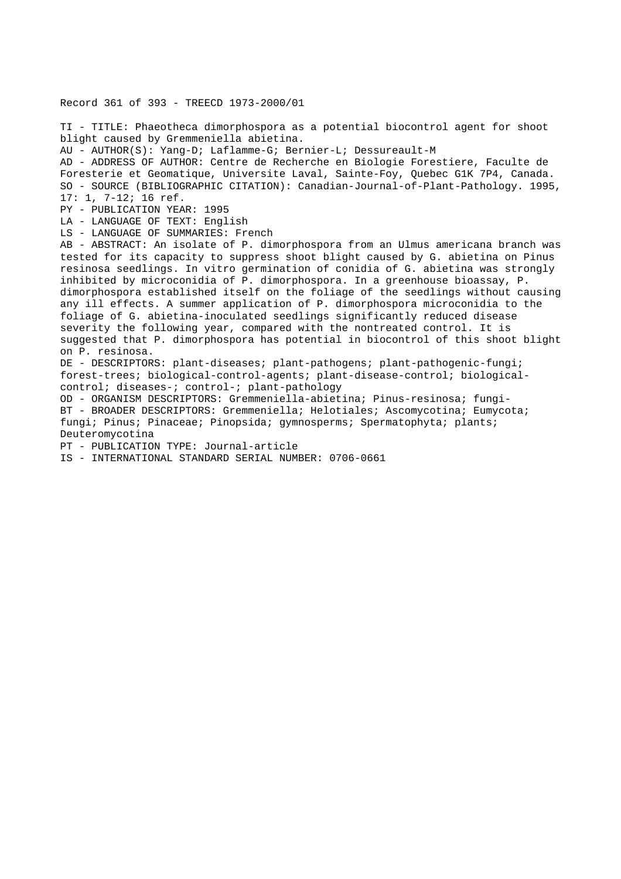Record 361 of 393 - TREECD 1973-2000/01

TI - TITLE: Phaeotheca dimorphospora as a potential biocontrol agent for shoot blight caused by Gremmeniella abietina.
AU - AUTHOR(S): Yang-D; Laflamme-G; Bernier-L; Dessureault-M
AD - ADDRESS OF AUTHOR: Centre de Recherche en Biologie Forestiere, Faculte de Foresterie et Geomatique, Universite Laval, Sainte-Foy, Quebec G1K 7P4, Canada.
SO - SOURCE (BIBLIOGRAPHIC CITATION): Canadian-Journal-of-Plant-Pathology. 1995, 17: 1, 7-12; 16 ref.
PY - PUBLICATION YEAR: 1995
LA - LANGUAGE OF TEXT: English
LS - LANGUAGE OF SUMMARIES: French
AB - ABSTRACT: An isolate of P. dimorphospora from an Ulmus americana branch was tested for its capacity to suppress shoot blight caused by G. abietina on Pinus resinosa seedlings. In vitro germination of conidia of G. abietina was strongly inhibited by microconidia of P. dimorphospora. In a greenhouse bioassay, P. dimorphospora established itself on the foliage of the seedlings without causing any ill effects. A summer application of P. dimorphospora microconidia to the foliage of G. abietina-inoculated seedlings significantly reduced disease severity the following year, compared with the nontreated control. It is suggested that P. dimorphospora has potential in biocontrol of this shoot blight on P. resinosa.
DE - DESCRIPTORS: plant-diseases; plant-pathogens; plant-pathogenic-fungi; forest-trees; biological-control-agents; plant-disease-control; biological-control; diseases-; control-; plant-pathology
OD - ORGANISM DESCRIPTORS: Gremmeniella-abietina; Pinus-resinosa; fungi-
BT - BROADER DESCRIPTORS: Gremmeniella; Helotiales; Ascomycotina; Eumycota; fungi; Pinus; Pinaceae; Pinopsida; gymnosperms; Spermatophyta; plants; Deuteromycotina
PT - PUBLICATION TYPE: Journal-article
IS - INTERNATIONAL STANDARD SERIAL NUMBER: 0706-0661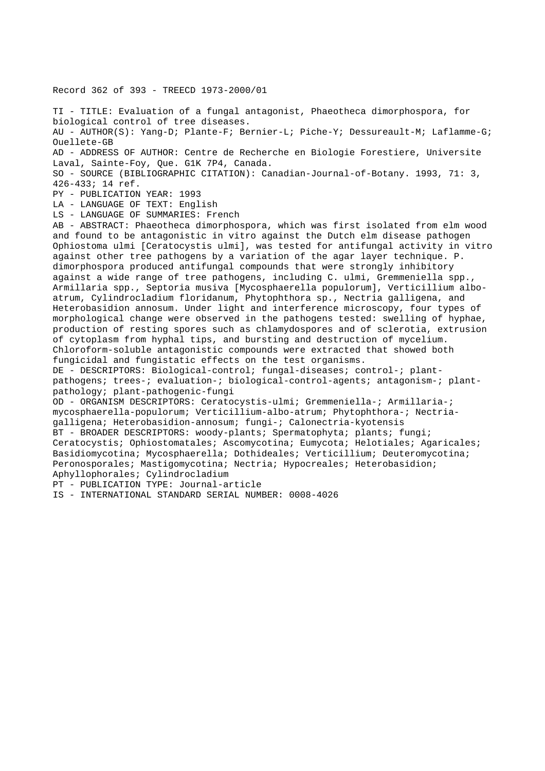Record 362 of 393 - TREECD 1973-2000/01

TI - TITLE: Evaluation of a fungal antagonist, Phaeotheca dimorphospora, for biological control of tree diseases.
AU - AUTHOR(S): Yang-D; Plante-F; Bernier-L; Piche-Y; Dessureault-M; Laflamme-G; Ouellete-GB
AD - ADDRESS OF AUTHOR: Centre de Recherche en Biologie Forestiere, Universite Laval, Sainte-Foy, Que. G1K 7P4, Canada.
SO - SOURCE (BIBLIOGRAPHIC CITATION): Canadian-Journal-of-Botany. 1993, 71: 3, 426-433; 14 ref.
PY - PUBLICATION YEAR: 1993
LA - LANGUAGE OF TEXT: English
LS - LANGUAGE OF SUMMARIES: French
AB - ABSTRACT: Phaeotheca dimorphospora, which was first isolated from elm wood and found to be antagonistic in vitro against the Dutch elm disease pathogen Ophiostoma ulmi [Ceratocystis ulmi], was tested for antifungal activity in vitro against other tree pathogens by a variation of the agar layer technique. P. dimorphospora produced antifungal compounds that were strongly inhibitory against a wide range of tree pathogens, including C. ulmi, Gremmeniella spp., Armillaria spp., Septoria musiva [Mycosphaerella populorum], Verticillium albo-atrum, Cylindrocladium floridanum, Phytophthora sp., Nectria galligena, and Heterobasidion annosum. Under light and interference microscopy, four types of morphological change were observed in the pathogens tested: swelling of hyphae, production of resting spores such as chlamydospores and of sclerotia, extrusion of cytoplasm from hyphal tips, and bursting and destruction of mycelium. Chloroform-soluble antagonistic compounds were extracted that showed both fungicidal and fungistatic effects on the test organisms.
DE - DESCRIPTORS: Biological-control; fungal-diseases; control-; plant-pathogens; trees-; evaluation-; biological-control-agents; antagonism-; plant-pathology; plant-pathogenic-fungi
OD - ORGANISM DESCRIPTORS: Ceratocystis-ulmi; Gremmeniella-; Armillaria-; mycosphaerella-populorum; Verticillium-albo-atrum; Phytophthora-; Nectria-galligena; Heterobasidion-annosum; fungi-; Calonectria-kyotensis
BT - BROADER DESCRIPTORS: woody-plants; Spermatophyta; plants; fungi; Ceratocystis; Ophiostomatales; Ascomycotina; Eumycota; Helotiales; Agaricales; Basidiomycotina; Mycosphaerella; Dothideales; Verticillium; Deuteromycotina; Peronosporales; Mastigomycotina; Nectria; Hypocreales; Heterobasidion; Aphyllophorales; Cylindrocladium
PT - PUBLICATION TYPE: Journal-article
IS - INTERNATIONAL STANDARD SERIAL NUMBER: 0008-4026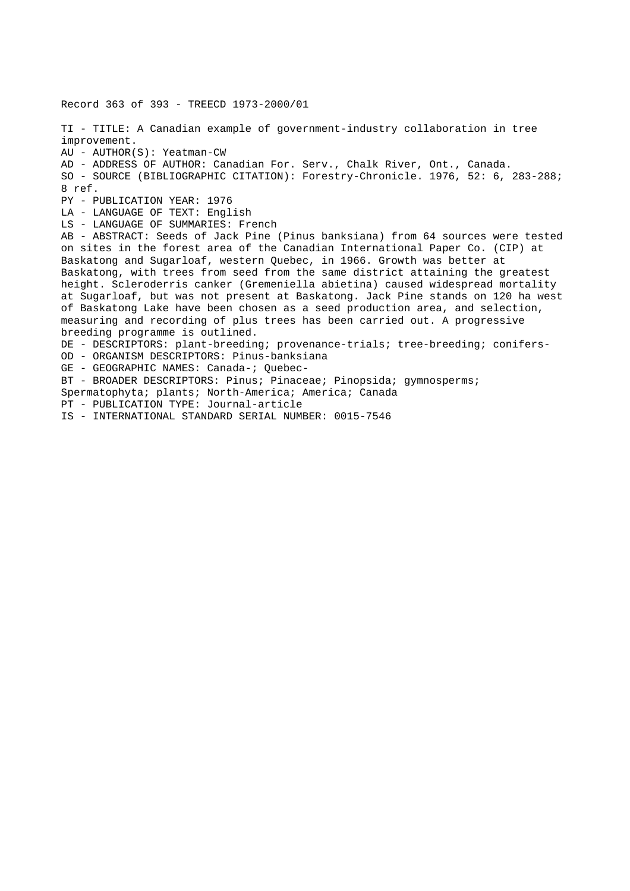Record 363 of 393 - TREECD 1973-2000/01

TI - TITLE: A Canadian example of government-industry collaboration in tree improvement.
AU - AUTHOR(S): Yeatman-CW
AD - ADDRESS OF AUTHOR: Canadian For. Serv., Chalk River, Ont., Canada.
SO - SOURCE (BIBLIOGRAPHIC CITATION): Forestry-Chronicle. 1976, 52: 6, 283-288; 8 ref.
PY - PUBLICATION YEAR: 1976
LA - LANGUAGE OF TEXT: English
LS - LANGUAGE OF SUMMARIES: French
AB - ABSTRACT: Seeds of Jack Pine (Pinus banksiana) from 64 sources were tested on sites in the forest area of the Canadian International Paper Co. (CIP) at Baskatong and Sugarloaf, western Quebec, in 1966. Growth was better at Baskatong, with trees from seed from the same district attaining the greatest height. Scleroderris canker (Gremeniella abietina) caused widespread mortality at Sugarloaf, but was not present at Baskatong. Jack Pine stands on 120 ha west of Baskatong Lake have been chosen as a seed production area, and selection, measuring and recording of plus trees has been carried out. A progressive breeding programme is outlined.
DE - DESCRIPTORS: plant-breeding; provenance-trials; tree-breeding; conifers-
OD - ORGANISM DESCRIPTORS: Pinus-banksiana
GE - GEOGRAPHIC NAMES: Canada-; Quebec-
BT - BROADER DESCRIPTORS: Pinus; Pinaceae; Pinopsida; gymnosperms; Spermatophyta; plants; North-America; America; Canada
PT - PUBLICATION TYPE: Journal-article
IS - INTERNATIONAL STANDARD SERIAL NUMBER: 0015-7546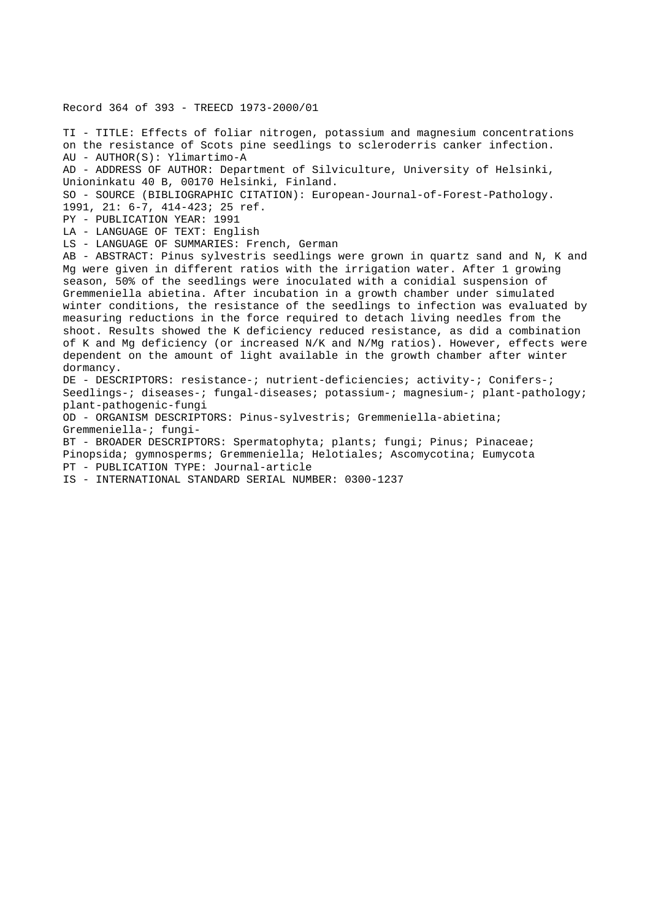Record 364 of 393 - TREECD 1973-2000/01

TI - TITLE: Effects of foliar nitrogen, potassium and magnesium concentrations on the resistance of Scots pine seedlings to scleroderris canker infection.
AU - AUTHOR(S): Ylimartimo-A
AD - ADDRESS OF AUTHOR: Department of Silviculture, University of Helsinki, Unioninkatu 40 B, 00170 Helsinki, Finland.
SO - SOURCE (BIBLIOGRAPHIC CITATION): European-Journal-of-Forest-Pathology. 1991, 21: 6-7, 414-423; 25 ref.
PY - PUBLICATION YEAR: 1991
LA - LANGUAGE OF TEXT: English
LS - LANGUAGE OF SUMMARIES: French, German
AB - ABSTRACT: Pinus sylvestris seedlings were grown in quartz sand and N, K and Mg were given in different ratios with the irrigation water. After 1 growing season, 50% of the seedlings were inoculated with a conidial suspension of Gremmeniella abietina. After incubation in a growth chamber under simulated winter conditions, the resistance of the seedlings to infection was evaluated by measuring reductions in the force required to detach living needles from the shoot. Results showed the K deficiency reduced resistance, as did a combination of K and Mg deficiency (or increased N/K and N/Mg ratios). However, effects were dependent on the amount of light available in the growth chamber after winter dormancy.
DE - DESCRIPTORS: resistance-; nutrient-deficiencies; activity-; Conifers-; Seedlings-; diseases-; fungal-diseases; potassium-; magnesium-; plant-pathology; plant-pathogenic-fungi
OD - ORGANISM DESCRIPTORS: Pinus-sylvestris; Gremmeniella-abietina; Gremmeniella-; fungi-
BT - BROADER DESCRIPTORS: Spermatophyta; plants; fungi; Pinus; Pinaceae; Pinopsida; gymnosperms; Gremmeniella; Helotiales; Ascomycotina; Eumycota
PT - PUBLICATION TYPE: Journal-article
IS - INTERNATIONAL STANDARD SERIAL NUMBER: 0300-1237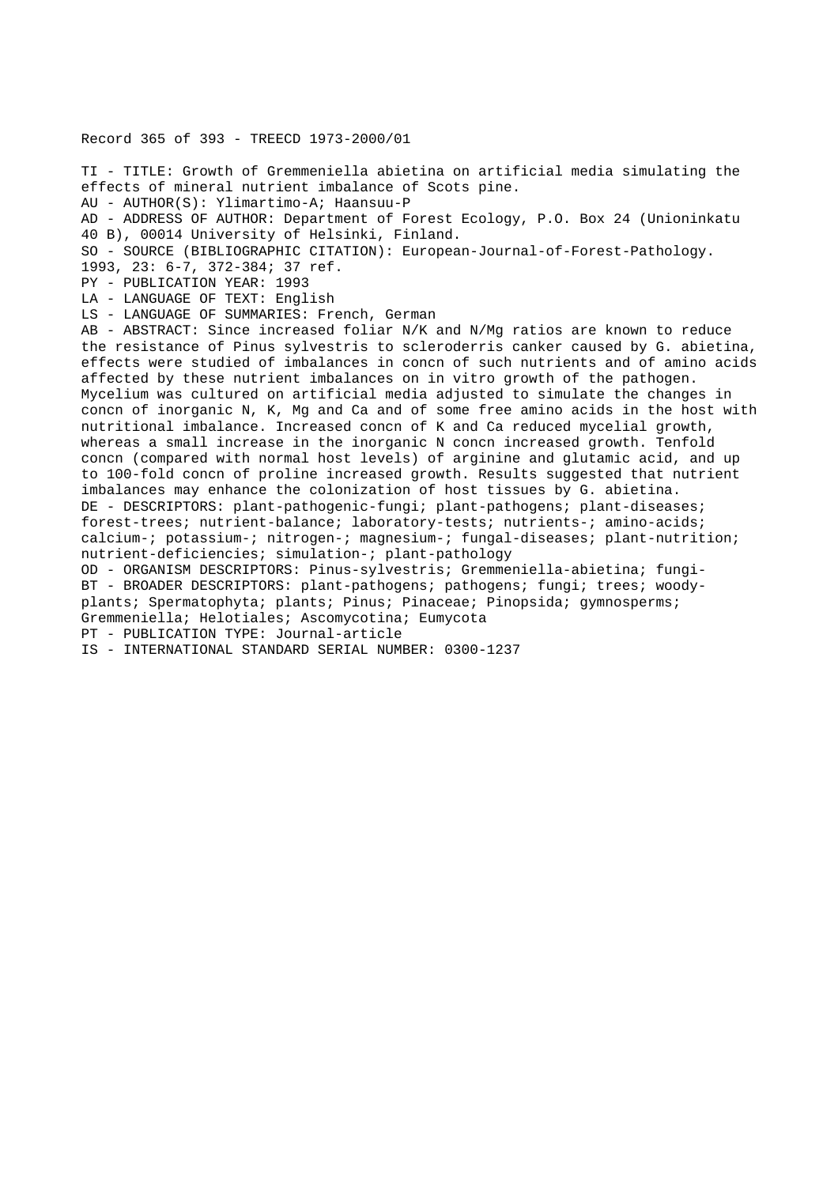Record 365 of 393 - TREECD 1973-2000/01

TI - TITLE: Growth of Gremmeniella abietina on artificial media simulating the effects of mineral nutrient imbalance of Scots pine.
AU - AUTHOR(S): Ylimartimo-A; Haansuu-P
AD - ADDRESS OF AUTHOR: Department of Forest Ecology, P.O. Box 24 (Unioninkatu 40 B), 00014 University of Helsinki, Finland.
SO - SOURCE (BIBLIOGRAPHIC CITATION): European-Journal-of-Forest-Pathology. 1993, 23: 6-7, 372-384; 37 ref.
PY - PUBLICATION YEAR: 1993
LA - LANGUAGE OF TEXT: English
LS - LANGUAGE OF SUMMARIES: French, German
AB - ABSTRACT: Since increased foliar N/K and N/Mg ratios are known to reduce the resistance of Pinus sylvestris to scleroderris canker caused by G. abietina, effects were studied of imbalances in concn of such nutrients and of amino acids affected by these nutrient imbalances on in vitro growth of the pathogen. Mycelium was cultured on artificial media adjusted to simulate the changes in concn of inorganic N, K, Mg and Ca and of some free amino acids in the host with nutritional imbalance. Increased concn of K and Ca reduced mycelial growth, whereas a small increase in the inorganic N concn increased growth. Tenfold concn (compared with normal host levels) of arginine and glutamic acid, and up to 100-fold concn of proline increased growth. Results suggested that nutrient imbalances may enhance the colonization of host tissues by G. abietina.
DE - DESCRIPTORS: plant-pathogenic-fungi; plant-pathogens; plant-diseases; forest-trees; nutrient-balance; laboratory-tests; nutrients-; amino-acids; calcium-; potassium-; nitrogen-; magnesium-; fungal-diseases; plant-nutrition; nutrient-deficiencies; simulation-; plant-pathology
OD - ORGANISM DESCRIPTORS: Pinus-sylvestris; Gremmeniella-abietina; fungi-
BT - BROADER DESCRIPTORS: plant-pathogens; pathogens; fungi; trees; woody-plants; Spermatophyta; plants; Pinus; Pinaceae; Pinopsida; gymnosperms; Gremmeniella; Helotiales; Ascomycotina; Eumycota
PT - PUBLICATION TYPE: Journal-article
IS - INTERNATIONAL STANDARD SERIAL NUMBER: 0300-1237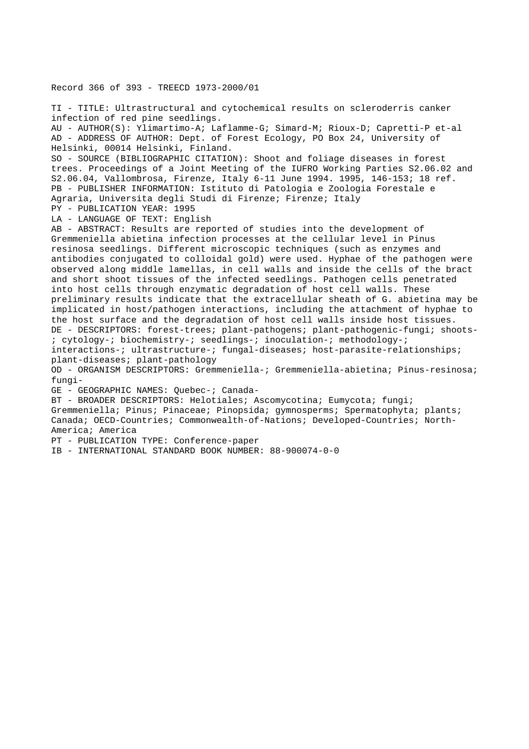Record 366 of 393 - TREECD 1973-2000/01

TI - TITLE: Ultrastructural and cytochemical results on scleroderris canker infection of red pine seedlings.
AU - AUTHOR(S): Ylimartimo-A; Laflamme-G; Simard-M; Rioux-D; Capretti-P et-al
AD - ADDRESS OF AUTHOR: Dept. of Forest Ecology, PO Box 24, University of Helsinki, 00014 Helsinki, Finland.
SO - SOURCE (BIBLIOGRAPHIC CITATION): Shoot and foliage diseases in forest trees. Proceedings of a Joint Meeting of the IUFRO Working Parties S2.06.02 and S2.06.04, Vallombrosa, Firenze, Italy 6-11 June 1994. 1995, 146-153; 18 ref.
PB - PUBLISHER INFORMATION: Istituto di Patologia e Zoologia Forestale e Agraria, Universita degli Studi di Firenze; Firenze; Italy
PY - PUBLICATION YEAR: 1995
LA - LANGUAGE OF TEXT: English
AB - ABSTRACT: Results are reported of studies into the development of Gremmeniella abietina infection processes at the cellular level in Pinus resinosa seedlings. Different microscopic techniques (such as enzymes and antibodies conjugated to colloidal gold) were used. Hyphae of the pathogen were observed along middle lamellas, in cell walls and inside the cells of the bract and short shoot tissues of the infected seedlings. Pathogen cells penetrated into host cells through enzymatic degradation of host cell walls. These preliminary results indicate that the extracellular sheath of G. abietina may be implicated in host/pathogen interactions, including the attachment of hyphae to the host surface and the degradation of host cell walls inside host tissues.
DE - DESCRIPTORS: forest-trees; plant-pathogens; plant-pathogenic-fungi; shoots-; cytology-; biochemistry-; seedlings-; inoculation-; methodology-; interactions-; ultrastructure-; fungal-diseases; host-parasite-relationships; plant-diseases; plant-pathology
OD - ORGANISM DESCRIPTORS: Gremmeniella-; Gremmeniella-abietina; Pinus-resinosa; fungi-
GE - GEOGRAPHIC NAMES: Quebec-; Canada-
BT - BROADER DESCRIPTORS: Helotiales; Ascomycotina; Eumycota; fungi; Gremmeniella; Pinus; Pinaceae; Pinopsida; gymnosperms; Spermatophyta; plants; Canada; OECD-Countries; Commonwealth-of-Nations; Developed-Countries; North-America; America
PT - PUBLICATION TYPE: Conference-paper
IB - INTERNATIONAL STANDARD BOOK NUMBER: 88-900074-0-0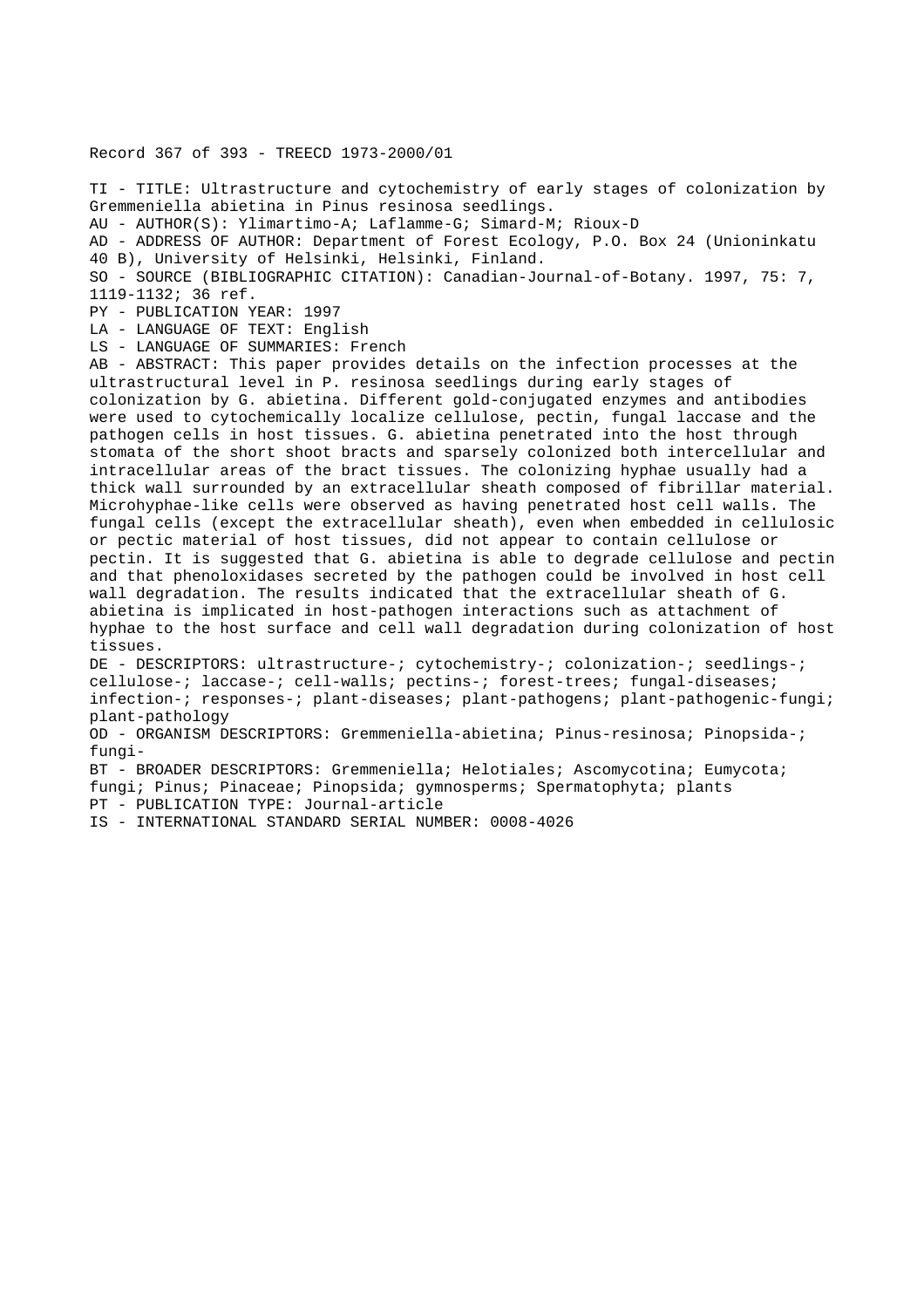Record 367 of 393 - TREECD 1973-2000/01

TI - TITLE: Ultrastructure and cytochemistry of early stages of colonization by Gremmeniella abietina in Pinus resinosa seedlings.
AU - AUTHOR(S): Ylimartimo-A; Laflamme-G; Simard-M; Rioux-D
AD - ADDRESS OF AUTHOR: Department of Forest Ecology, P.O. Box 24 (Unioninkatu 40 B), University of Helsinki, Helsinki, Finland.
SO - SOURCE (BIBLIOGRAPHIC CITATION): Canadian-Journal-of-Botany. 1997, 75: 7, 1119-1132; 36 ref.
PY - PUBLICATION YEAR: 1997
LA - LANGUAGE OF TEXT: English
LS - LANGUAGE OF SUMMARIES: French
AB - ABSTRACT: This paper provides details on the infection processes at the ultrastructural level in P. resinosa seedlings during early stages of colonization by G. abietina. Different gold-conjugated enzymes and antibodies were used to cytochemically localize cellulose, pectin, fungal laccase and the pathogen cells in host tissues. G. abietina penetrated into the host through stomata of the short shoot bracts and sparsely colonized both intercellular and intracellular areas of the bract tissues. The colonizing hyphae usually had a thick wall surrounded by an extracellular sheath composed of fibrillar material. Microhyphae-like cells were observed as having penetrated host cell walls. The fungal cells (except the extracellular sheath), even when embedded in cellulosic or pectic material of host tissues, did not appear to contain cellulose or pectin. It is suggested that G. abietina is able to degrade cellulose and pectin and that phenoloxidases secreted by the pathogen could be involved in host cell wall degradation. The results indicated that the extracellular sheath of G. abietina is implicated in host-pathogen interactions such as attachment of hyphae to the host surface and cell wall degradation during colonization of host tissues.
DE - DESCRIPTORS: ultrastructure-; cytochemistry-; colonization-; seedlings-; cellulose-; laccase-; cell-walls; pectins-; forest-trees; fungal-diseases; infection-; responses-; plant-diseases; plant-pathogens; plant-pathogenic-fungi; plant-pathology
OD - ORGANISM DESCRIPTORS: Gremmeniella-abietina; Pinus-resinosa; Pinopsida-; fungi-
BT - BROADER DESCRIPTORS: Gremmeniella; Helotiales; Ascomycotina; Eumycota; fungi; Pinus; Pinaceae; Pinopsida; gymnosperms; Spermatophyta; plants
PT - PUBLICATION TYPE: Journal-article
IS - INTERNATIONAL STANDARD SERIAL NUMBER: 0008-4026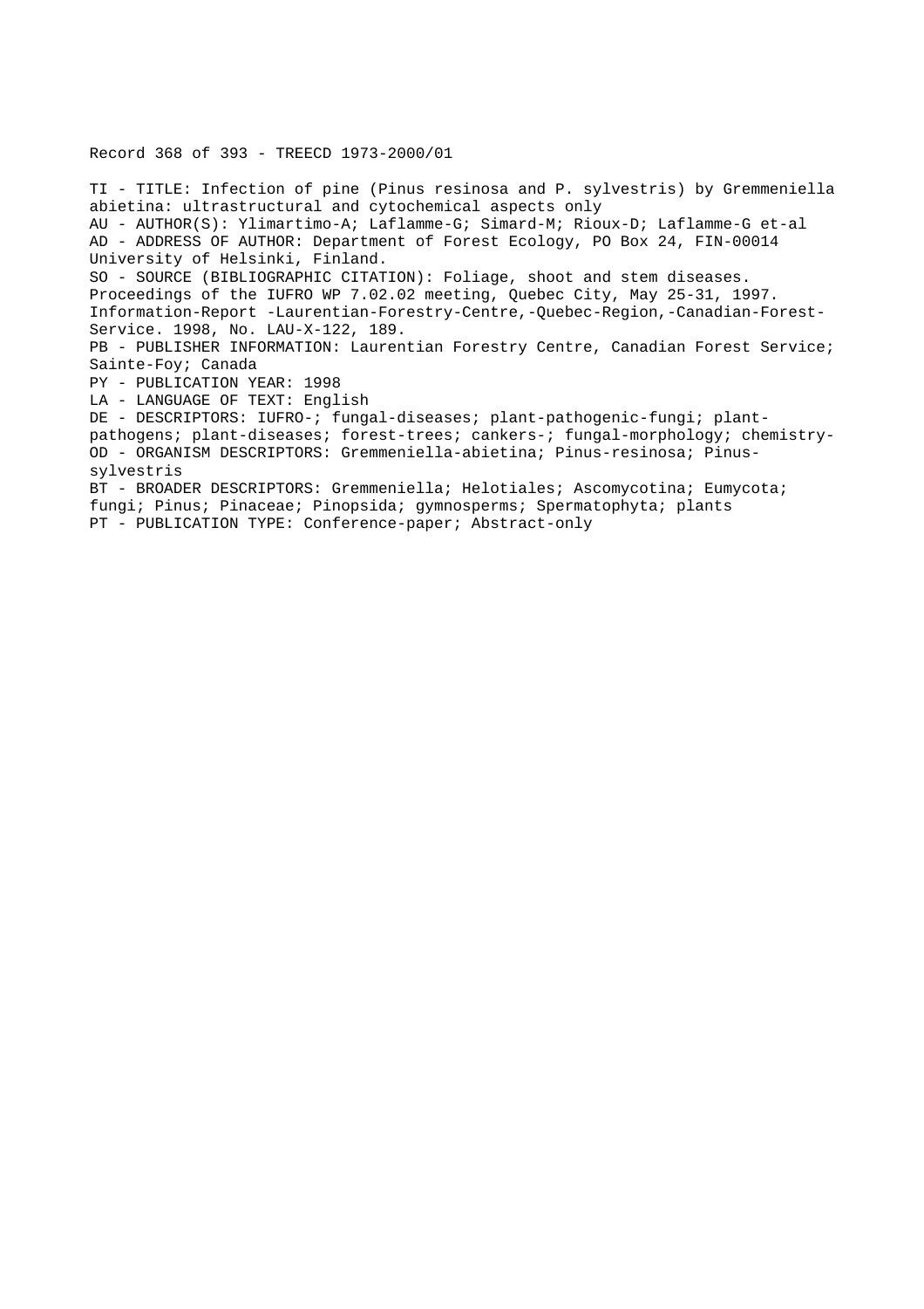Record 368 of 393 - TREECD 1973-2000/01

TI - TITLE: Infection of pine (Pinus resinosa and P. sylvestris) by Gremmeniella abietina: ultrastructural and cytochemical aspects only
AU - AUTHOR(S): Ylimartimo-A; Laflamme-G; Simard-M; Rioux-D; Laflamme-G et-al
AD - ADDRESS OF AUTHOR: Department of Forest Ecology, PO Box 24, FIN-00014 University of Helsinki, Finland.
SO - SOURCE (BIBLIOGRAPHIC CITATION): Foliage, shoot and stem diseases. Proceedings of the IUFRO WP 7.02.02 meeting, Quebec City, May 25-31, 1997. Information-Report -Laurentian-Forestry-Centre,-Quebec-Region,-Canadian-Forest-Service. 1998, No. LAU-X-122, 189.
PB - PUBLISHER INFORMATION: Laurentian Forestry Centre, Canadian Forest Service; Sainte-Foy; Canada
PY - PUBLICATION YEAR: 1998
LA - LANGUAGE OF TEXT: English
DE - DESCRIPTORS: IUFRO-; fungal-diseases; plant-pathogenic-fungi; plant-pathogens; plant-diseases; forest-trees; cankers-; fungal-morphology; chemistry-
OD - ORGANISM DESCRIPTORS: Gremmeniella-abietina; Pinus-resinosa; Pinus-sylvestris
BT - BROADER DESCRIPTORS: Gremmeniella; Helotiales; Ascomycotina; Eumycota; fungi; Pinus; Pinaceae; Pinopsida; gymnosperms; Spermatophyta; plants
PT - PUBLICATION TYPE: Conference-paper; Abstract-only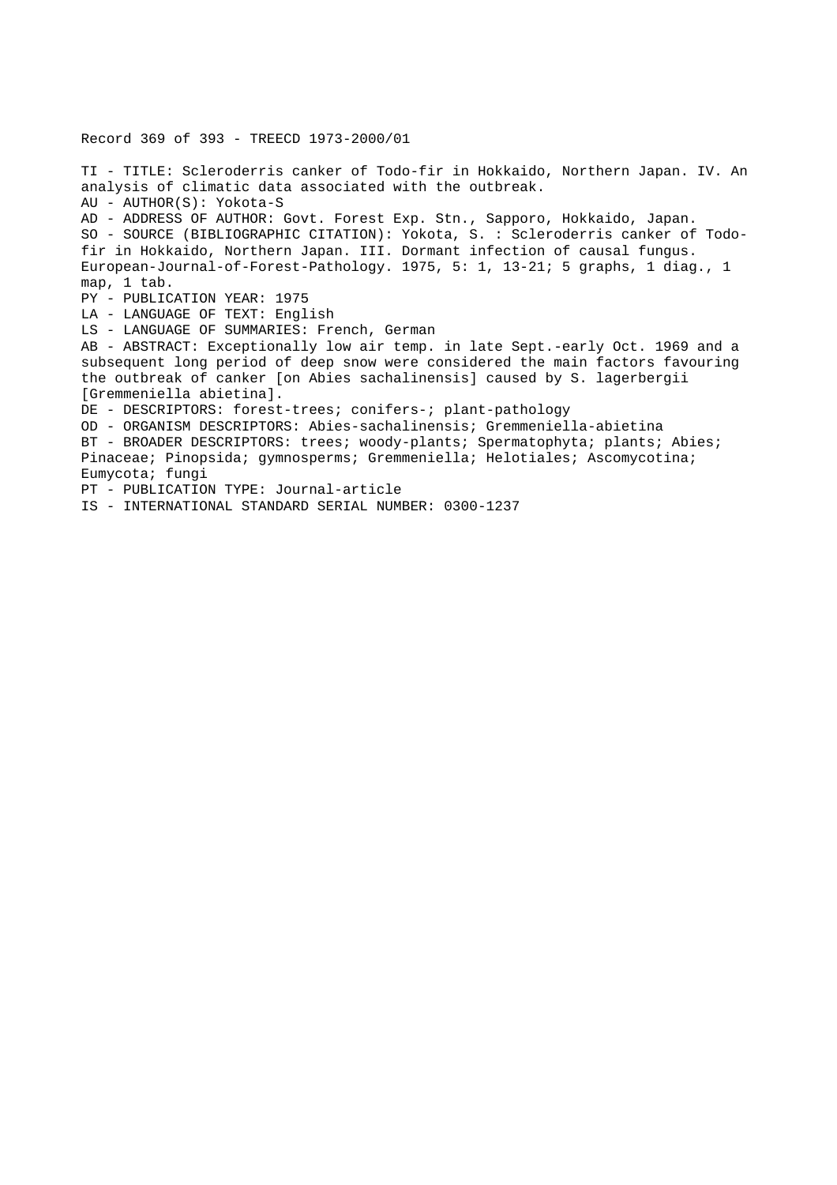Record 369 of 393 - TREECD 1973-2000/01

TI - TITLE: Scleroderris canker of Todo-fir in Hokkaido, Northern Japan. IV. An analysis of climatic data associated with the outbreak.
AU - AUTHOR(S): Yokota-S
AD - ADDRESS OF AUTHOR: Govt. Forest Exp. Stn., Sapporo, Hokkaido, Japan.
SO - SOURCE (BIBLIOGRAPHIC CITATION): Yokota, S. : Scleroderris canker of Todo-fir in Hokkaido, Northern Japan. III. Dormant infection of causal fungus. European-Journal-of-Forest-Pathology. 1975, 5: 1, 13-21; 5 graphs, 1 diag., 1 map, 1 tab.
PY - PUBLICATION YEAR: 1975
LA - LANGUAGE OF TEXT: English
LS - LANGUAGE OF SUMMARIES: French, German
AB - ABSTRACT: Exceptionally low air temp. in late Sept.-early Oct. 1969 and a subsequent long period of deep snow were considered the main factors favouring the outbreak of canker [on Abies sachalinensis] caused by S. lagerbergii [Gremmeniella abietina].
DE - DESCRIPTORS: forest-trees; conifers-; plant-pathology
OD - ORGANISM DESCRIPTORS: Abies-sachalinensis; Gremmeniella-abietina
BT - BROADER DESCRIPTORS: trees; woody-plants; Spermatophyta; plants; Abies; Pinaceae; Pinopsida; gymnosperms; Gremmeniella; Helotiales; Ascomycotina; Eumycota; fungi
PT - PUBLICATION TYPE: Journal-article
IS - INTERNATIONAL STANDARD SERIAL NUMBER: 0300-1237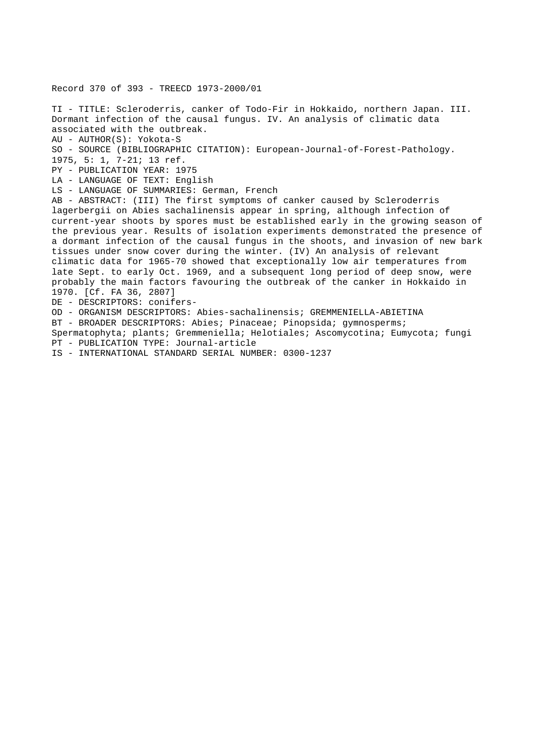Record 370 of 393 - TREECD 1973-2000/01

TI - TITLE: Scleroderris, canker of Todo-Fir in Hokkaido, northern Japan. III. Dormant infection of the causal fungus. IV. An analysis of climatic data associated with the outbreak.
AU - AUTHOR(S): Yokota-S
SO - SOURCE (BIBLIOGRAPHIC CITATION): European-Journal-of-Forest-Pathology. 1975, 5: 1, 7-21; 13 ref.
PY - PUBLICATION YEAR: 1975
LA - LANGUAGE OF TEXT: English
LS - LANGUAGE OF SUMMARIES: German, French
AB - ABSTRACT: (III) The first symptoms of canker caused by Scleroderris lagerbergii on Abies sachalinensis appear in spring, although infection of current-year shoots by spores must be established early in the growing season of the previous year. Results of isolation experiments demonstrated the presence of a dormant infection of the causal fungus in the shoots, and invasion of new bark tissues under snow cover during the winter. (IV) An analysis of relevant climatic data for 1965-70 showed that exceptionally low air temperatures from late Sept. to early Oct. 1969, and a subsequent long period of deep snow, were probably the main factors favouring the outbreak of the canker in Hokkaido in 1970. [Cf. FA 36, 2807]
DE - DESCRIPTORS: conifers-
OD - ORGANISM DESCRIPTORS: Abies-sachalinensis; GREMMENIELLA-ABIETINA
BT - BROADER DESCRIPTORS: Abies; Pinaceae; Pinopsida; gymnosperms; Spermatophyta; plants; Gremmeniella; Helotiales; Ascomycotina; Eumycota; fungi
PT - PUBLICATION TYPE: Journal-article
IS - INTERNATIONAL STANDARD SERIAL NUMBER: 0300-1237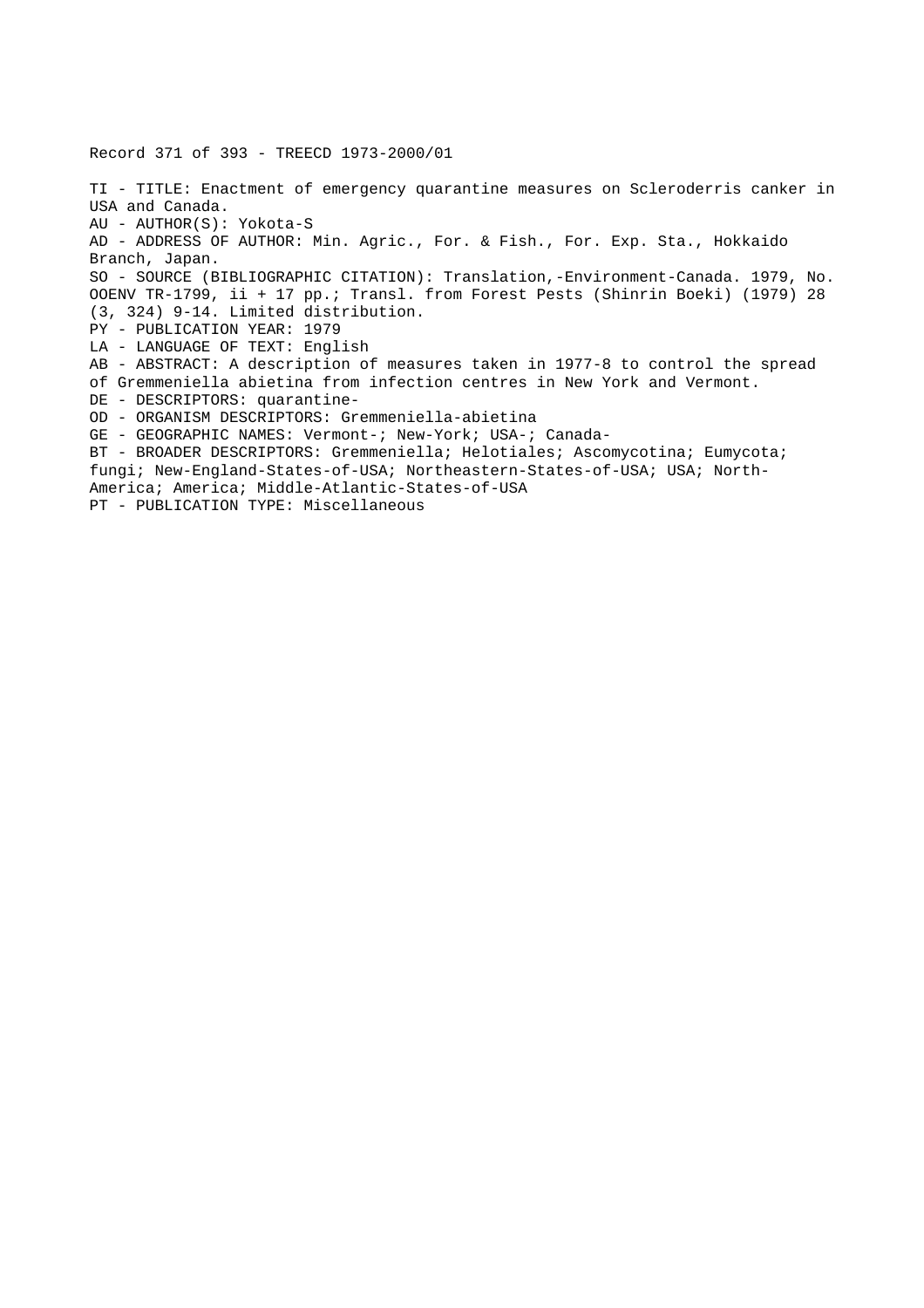Record 371 of 393 - TREECD 1973-2000/01

TI - TITLE: Enactment of emergency quarantine measures on Scleroderris canker in USA and Canada.
AU - AUTHOR(S): Yokota-S
AD - ADDRESS OF AUTHOR: Min. Agric., For. & Fish., For. Exp. Sta., Hokkaido Branch, Japan.
SO - SOURCE (BIBLIOGRAPHIC CITATION): Translation,-Environment-Canada. 1979, No. OOENV TR-1799, ii + 17 pp.; Transl. from Forest Pests (Shinrin Boeki) (1979) 28 (3, 324) 9-14. Limited distribution.
PY - PUBLICATION YEAR: 1979
LA - LANGUAGE OF TEXT: English
AB - ABSTRACT: A description of measures taken in 1977-8 to control the spread of Gremmeniella abietina from infection centres in New York and Vermont.
DE - DESCRIPTORS: quarantine-
OD - ORGANISM DESCRIPTORS: Gremmeniella-abietina
GE - GEOGRAPHIC NAMES: Vermont-; New-York; USA-; Canada-
BT - BROADER DESCRIPTORS: Gremmeniella; Helotiales; Ascomycotina; Eumycota; fungi; New-England-States-of-USA; Northeastern-States-of-USA; USA; North-America; America; Middle-Atlantic-States-of-USA
PT - PUBLICATION TYPE: Miscellaneous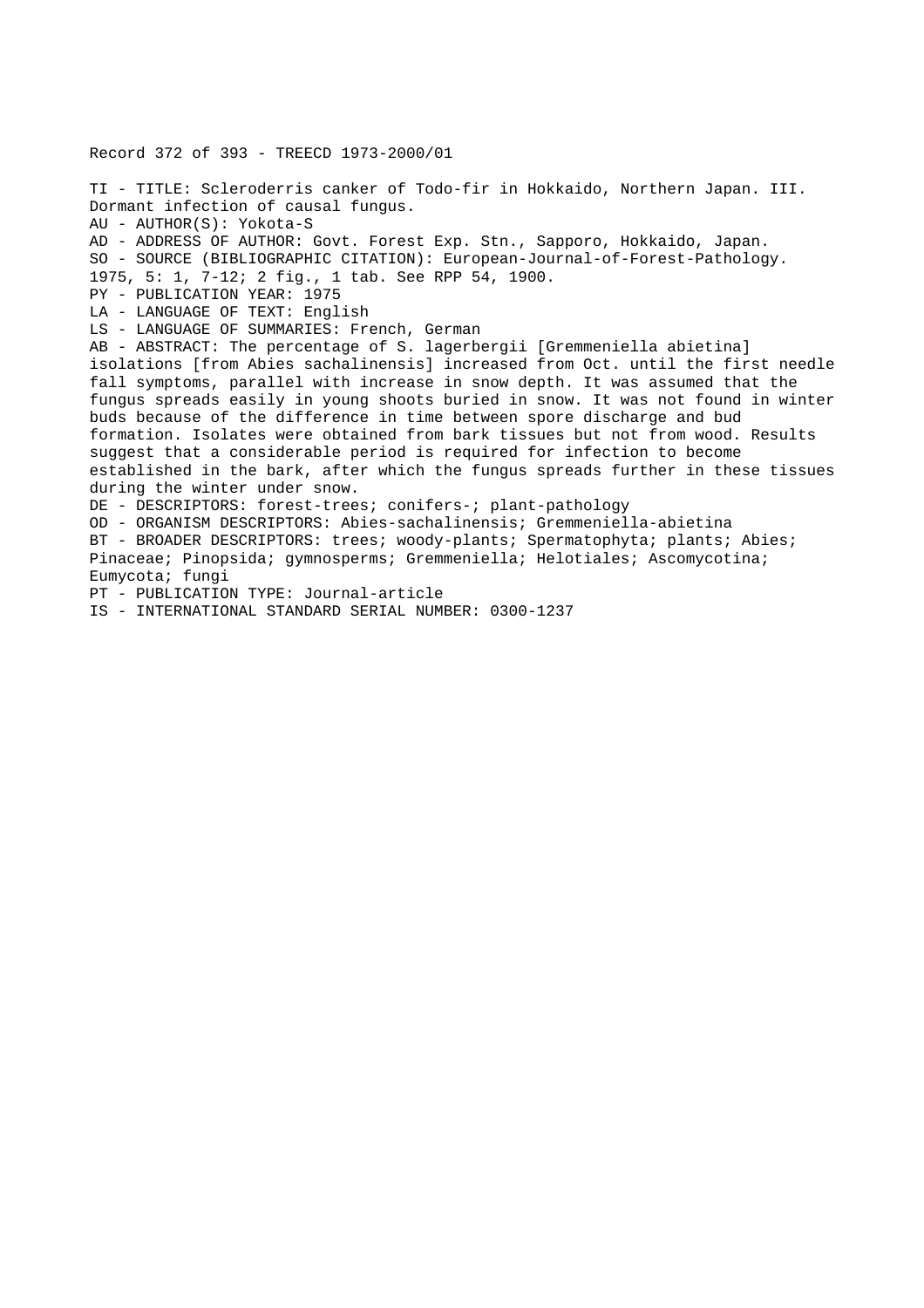Record 372 of 393 - TREECD 1973-2000/01

TI - TITLE: Scleroderris canker of Todo-fir in Hokkaido, Northern Japan. III. Dormant infection of causal fungus.
AU - AUTHOR(S): Yokota-S
AD - ADDRESS OF AUTHOR: Govt. Forest Exp. Stn., Sapporo, Hokkaido, Japan.
SO - SOURCE (BIBLIOGRAPHIC CITATION): European-Journal-of-Forest-Pathology. 1975, 5: 1, 7-12; 2 fig., 1 tab. See RPP 54, 1900.
PY - PUBLICATION YEAR: 1975
LA - LANGUAGE OF TEXT: English
LS - LANGUAGE OF SUMMARIES: French, German
AB - ABSTRACT: The percentage of S. lagerbergii [Gremmeniella abietina] isolations [from Abies sachalinensis] increased from Oct. until the first needle fall symptoms, parallel with increase in snow depth. It was assumed that the fungus spreads easily in young shoots buried in snow. It was not found in winter buds because of the difference in time between spore discharge and bud formation. Isolates were obtained from bark tissues but not from wood. Results suggest that a considerable period is required for infection to become established in the bark, after which the fungus spreads further in these tissues during the winter under snow.
DE - DESCRIPTORS: forest-trees; conifers-; plant-pathology
OD - ORGANISM DESCRIPTORS: Abies-sachalinensis; Gremmeniella-abietina
BT - BROADER DESCRIPTORS: trees; woody-plants; Spermatophyta; plants; Abies; Pinaceae; Pinopsida; gymnosperms; Gremmeniella; Helotiales; Ascomycotina; Eumycota; fungi
PT - PUBLICATION TYPE: Journal-article
IS - INTERNATIONAL STANDARD SERIAL NUMBER: 0300-1237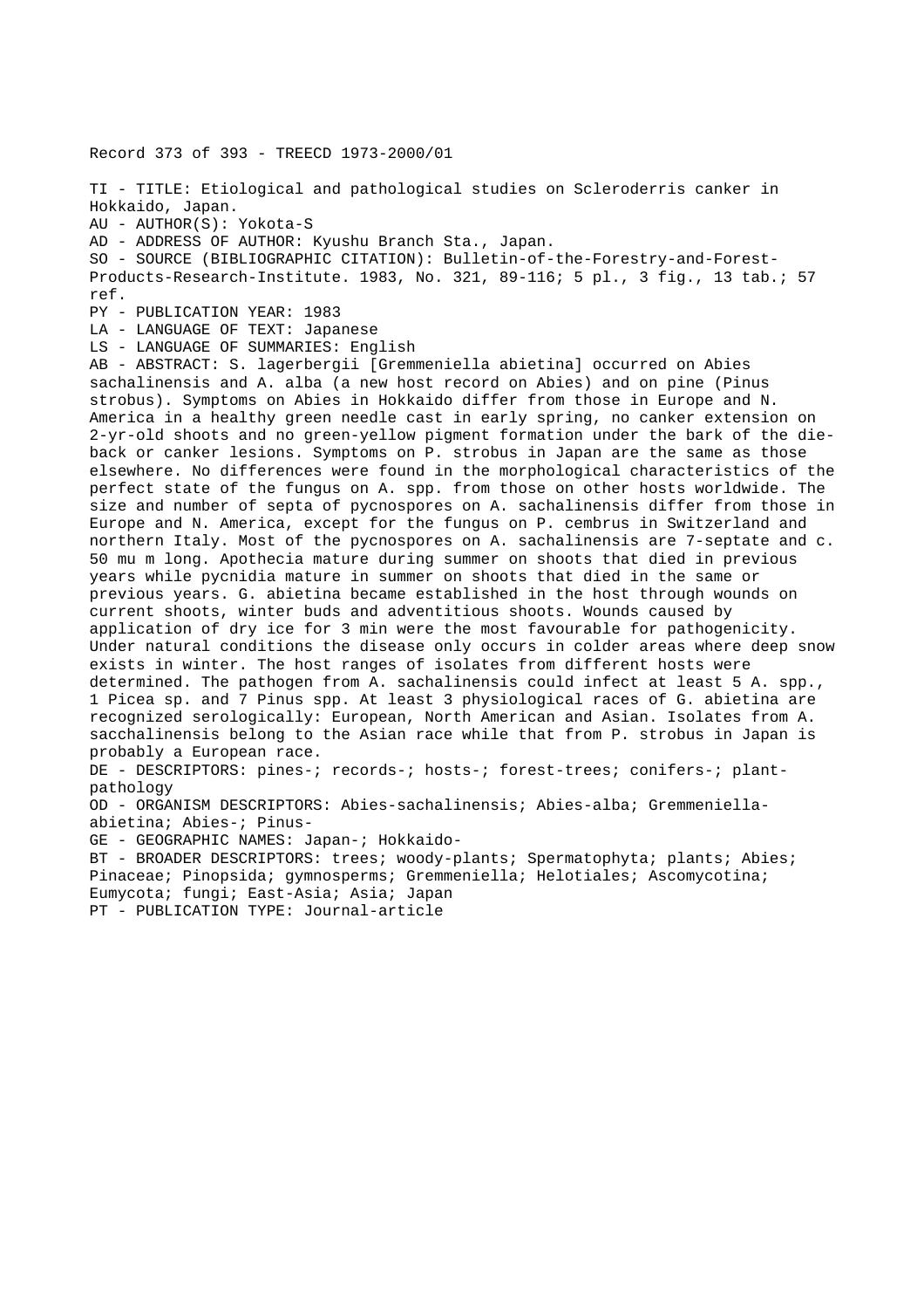Record 373 of 393 - TREECD 1973-2000/01

TI - TITLE: Etiological and pathological studies on Scleroderris canker in Hokkaido, Japan.
AU - AUTHOR(S): Yokota-S
AD - ADDRESS OF AUTHOR: Kyushu Branch Sta., Japan.
SO - SOURCE (BIBLIOGRAPHIC CITATION): Bulletin-of-the-Forestry-and-Forest-Products-Research-Institute. 1983, No. 321, 89-116; 5 pl., 3 fig., 13 tab.; 57 ref.
PY - PUBLICATION YEAR: 1983
LA - LANGUAGE OF TEXT: Japanese
LS - LANGUAGE OF SUMMARIES: English
AB - ABSTRACT: S. lagerbergii [Gremmeniella abietina] occurred on Abies sachalinensis and A. alba (a new host record on Abies) and on pine (Pinus strobus). Symptoms on Abies in Hokkaido differ from those in Europe and N. America in a healthy green needle cast in early spring, no canker extension on 2-yr-old shoots and no green-yellow pigment formation under the bark of the die-back or canker lesions. Symptoms on P. strobus in Japan are the same as those elsewhere. No differences were found in the morphological characteristics of the perfect state of the fungus on A. spp. from those on other hosts worldwide. The size and number of septa of pycnospores on A. sachalinensis differ from those in Europe and N. America, except for the fungus on P. cembrus in Switzerland and northern Italy. Most of the pycnospores on A. sachalinensis are 7-septate and c. 50 mu m long. Apothecia mature during summer on shoots that died in previous years while pycnidia mature in summer on shoots that died in the same or previous years. G. abietina became established in the host through wounds on current shoots, winter buds and adventitious shoots. Wounds caused by application of dry ice for 3 min were the most favourable for pathogenicity. Under natural conditions the disease only occurs in colder areas where deep snow exists in winter. The host ranges of isolates from different hosts were determined. The pathogen from A. sachalinensis could infect at least 5 A. spp., 1 Picea sp. and 7 Pinus spp. At least 3 physiological races of G. abietina are recognized serologically: European, North American and Asian. Isolates from A. sacchalinensis belong to the Asian race while that from P. strobus in Japan is probably a European race.
DE - DESCRIPTORS: pines-; records-; hosts-; forest-trees; conifers-; plant-pathology
OD - ORGANISM DESCRIPTORS: Abies-sachalinensis; Abies-alba; Gremmeniella-abietina; Abies-; Pinus-
GE - GEOGRAPHIC NAMES: Japan-; Hokkaido-
BT - BROADER DESCRIPTORS: trees; woody-plants; Spermatophyta; plants; Abies; Pinaceae; Pinopsida; gymnosperms; Gremmeniella; Helotiales; Ascomycotina; Eumycota; fungi; East-Asia; Asia; Japan
PT - PUBLICATION TYPE: Journal-article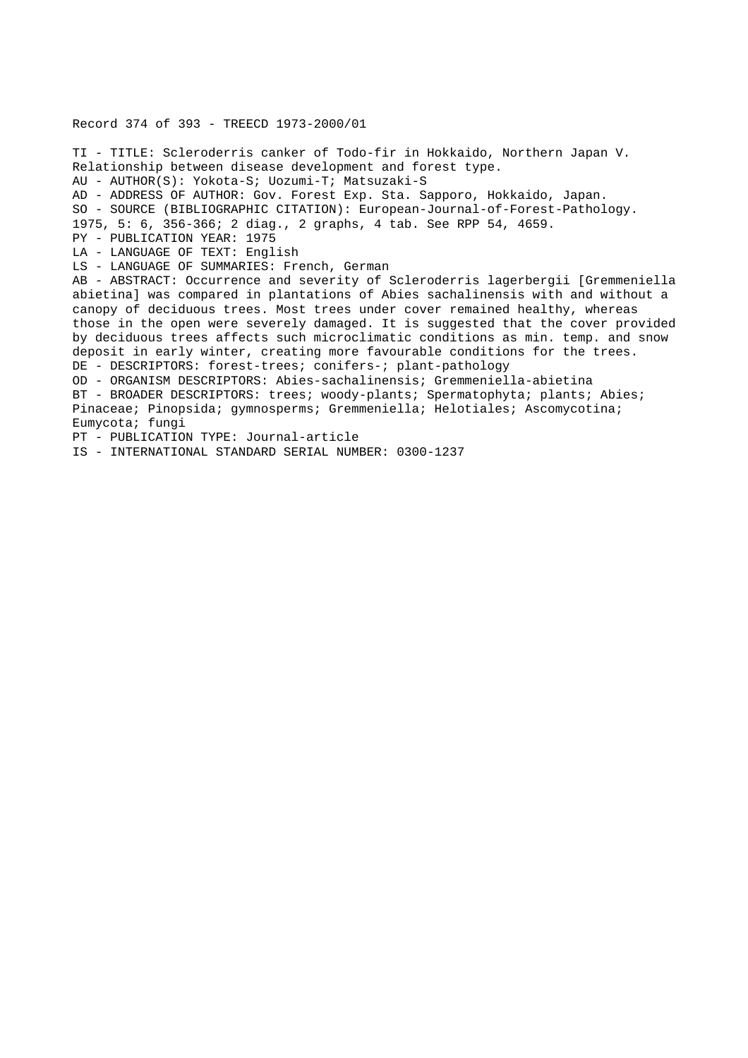Record 374 of 393 - TREECD 1973-2000/01

TI - TITLE: Scleroderris canker of Todo-fir in Hokkaido, Northern Japan V. Relationship between disease development and forest type.
AU - AUTHOR(S): Yokota-S; Uozumi-T; Matsuzaki-S
AD - ADDRESS OF AUTHOR: Gov. Forest Exp. Sta. Sapporo, Hokkaido, Japan.
SO - SOURCE (BIBLIOGRAPHIC CITATION): European-Journal-of-Forest-Pathology. 1975, 5: 6, 356-366; 2 diag., 2 graphs, 4 tab. See RPP 54, 4659.
PY - PUBLICATION YEAR: 1975
LA - LANGUAGE OF TEXT: English
LS - LANGUAGE OF SUMMARIES: French, German
AB - ABSTRACT: Occurrence and severity of Scleroderris lagerbergii [Gremmeniella abietina] was compared in plantations of Abies sachalinensis with and without a canopy of deciduous trees. Most trees under cover remained healthy, whereas those in the open were severely damaged. It is suggested that the cover provided by deciduous trees affects such microclimatic conditions as min. temp. and snow deposit in early winter, creating more favourable conditions for the trees.
DE - DESCRIPTORS: forest-trees; conifers-; plant-pathology
OD - ORGANISM DESCRIPTORS: Abies-sachalinensis; Gremmeniella-abietina
BT - BROADER DESCRIPTORS: trees; woody-plants; Spermatophyta; plants; Abies; Pinaceae; Pinopsida; gymnosperms; Gremmeniella; Helotiales; Ascomycotina; Eumycota; fungi
PT - PUBLICATION TYPE: Journal-article
IS - INTERNATIONAL STANDARD SERIAL NUMBER: 0300-1237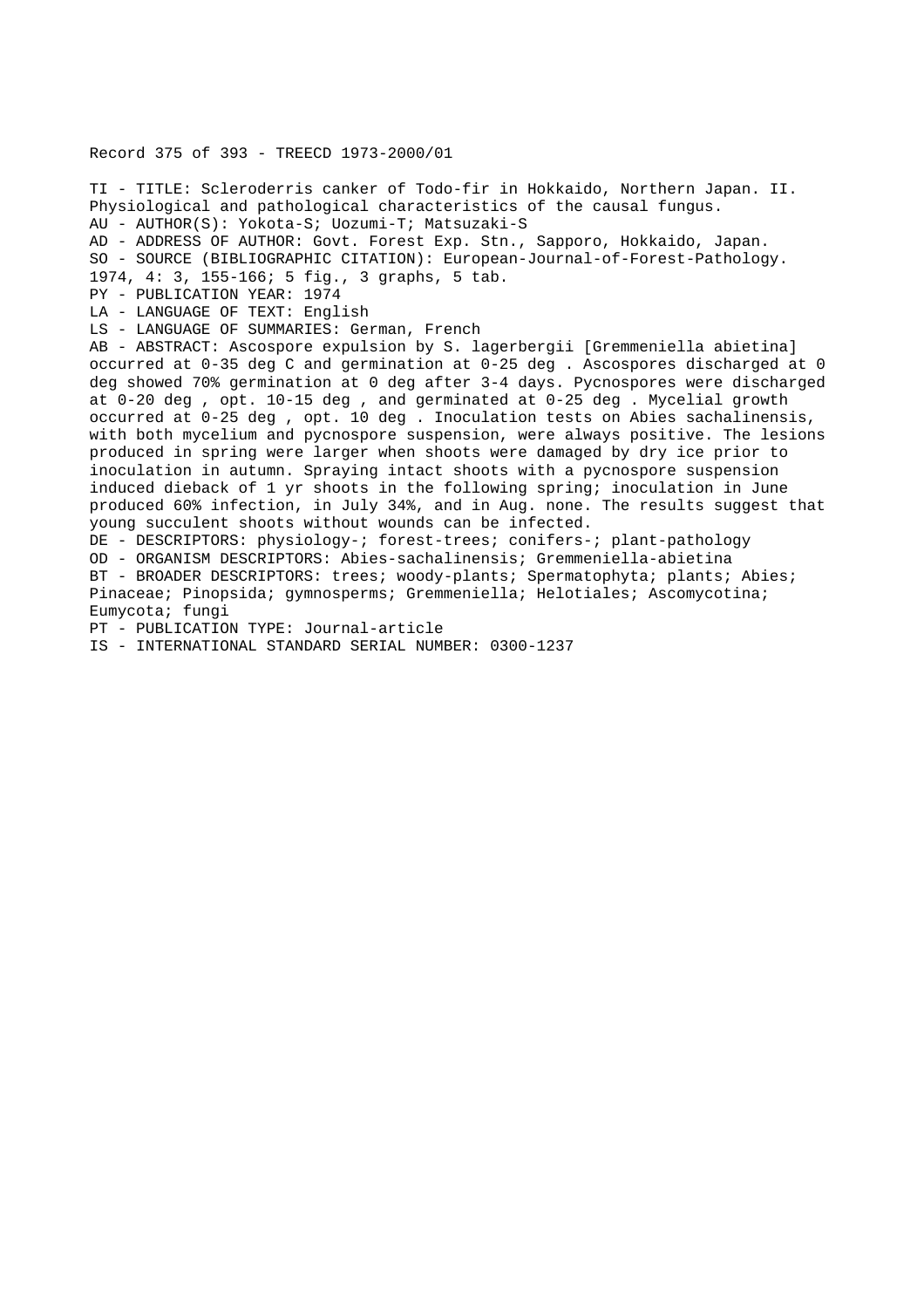Record 375 of 393 - TREECD 1973-2000/01

TI - TITLE: Scleroderris canker of Todo-fir in Hokkaido, Northern Japan. II. Physiological and pathological characteristics of the causal fungus.
AU - AUTHOR(S): Yokota-S; Uozumi-T; Matsuzaki-S
AD - ADDRESS OF AUTHOR: Govt. Forest Exp. Stn., Sapporo, Hokkaido, Japan.
SO - SOURCE (BIBLIOGRAPHIC CITATION): European-Journal-of-Forest-Pathology. 1974, 4: 3, 155-166; 5 fig., 3 graphs, 5 tab.
PY - PUBLICATION YEAR: 1974
LA - LANGUAGE OF TEXT: English
LS - LANGUAGE OF SUMMARIES: German, French
AB - ABSTRACT: Ascospore expulsion by S. lagerbergii [Gremmeniella abietina] occurred at 0-35 deg C and germination at 0-25 deg . Ascospores discharged at 0 deg showed 70% germination at 0 deg after 3-4 days. Pycnospores were discharged at 0-20 deg , opt. 10-15 deg , and germinated at 0-25 deg . Mycelial growth occurred at 0-25 deg , opt. 10 deg . Inoculation tests on Abies sachalinensis, with both mycelium and pycnospore suspension, were always positive. The lesions produced in spring were larger when shoots were damaged by dry ice prior to inoculation in autumn. Spraying intact shoots with a pycnospore suspension induced dieback of 1 yr shoots in the following spring; inoculation in June produced 60% infection, in July 34%, and in Aug. none. The results suggest that young succulent shoots without wounds can be infected.
DE - DESCRIPTORS: physiology-; forest-trees; conifers-; plant-pathology
OD - ORGANISM DESCRIPTORS: Abies-sachalinensis; Gremmeniella-abietina
BT - BROADER DESCRIPTORS: trees; woody-plants; Spermatophyta; plants; Abies; Pinaceae; Pinopsida; gymnosperms; Gremmeniella; Helotiales; Ascomycotina; Eumycota; fungi
PT - PUBLICATION TYPE: Journal-article
IS - INTERNATIONAL STANDARD SERIAL NUMBER: 0300-1237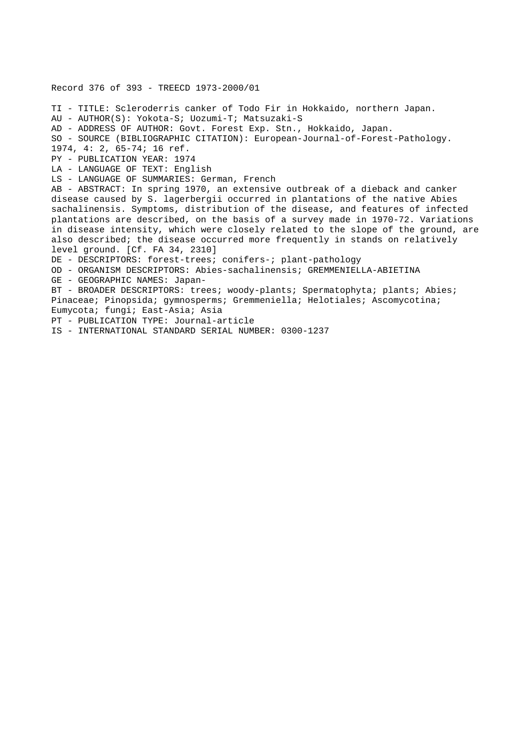Record 376 of 393 - TREECD 1973-2000/01

TI - TITLE: Scleroderris canker of Todo Fir in Hokkaido, northern Japan.
AU - AUTHOR(S): Yokota-S; Uozumi-T; Matsuzaki-S
AD - ADDRESS OF AUTHOR: Govt. Forest Exp. Stn., Hokkaido, Japan.
SO - SOURCE (BIBLIOGRAPHIC CITATION): European-Journal-of-Forest-Pathology. 1974, 4: 2, 65-74; 16 ref.
PY - PUBLICATION YEAR: 1974
LA - LANGUAGE OF TEXT: English
LS - LANGUAGE OF SUMMARIES: German, French
AB - ABSTRACT: In spring 1970, an extensive outbreak of a dieback and canker disease caused by S. lagerbergii occurred in plantations of the native Abies sachalinensis. Symptoms, distribution of the disease, and features of infected plantations are described, on the basis of a survey made in 1970-72. Variations in disease intensity, which were closely related to the slope of the ground, are also described; the disease occurred more frequently in stands on relatively level ground. [Cf. FA 34, 2310]
DE - DESCRIPTORS: forest-trees; conifers-; plant-pathology
OD - ORGANISM DESCRIPTORS: Abies-sachalinensis; GREMMENIELLA-ABIETINA
GE - GEOGRAPHIC NAMES: Japan-
BT - BROADER DESCRIPTORS: trees; woody-plants; Spermatophyta; plants; Abies; Pinaceae; Pinopsida; gymnosperms; Gremmeniella; Helotiales; Ascomycotina; Eumycota; fungi; East-Asia; Asia
PT - PUBLICATION TYPE: Journal-article
IS - INTERNATIONAL STANDARD SERIAL NUMBER: 0300-1237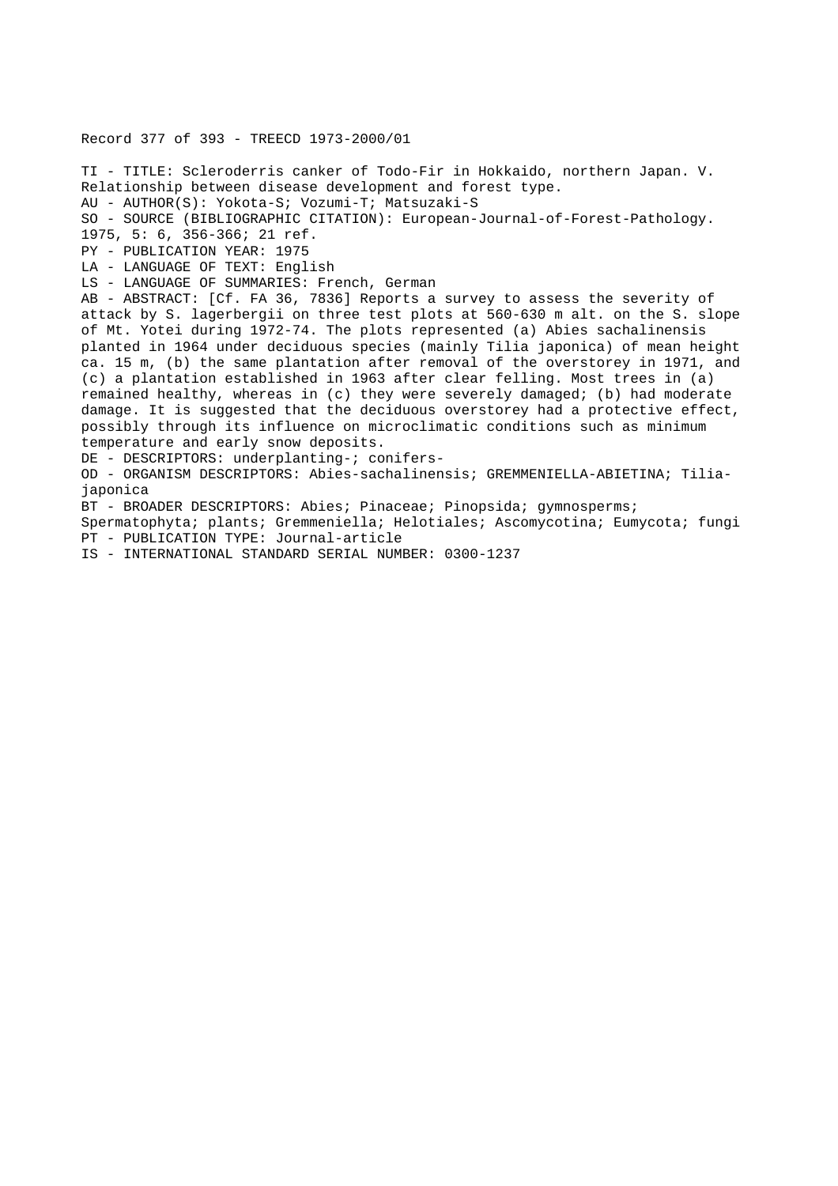Record 377 of 393 - TREECD 1973-2000/01

TI - TITLE: Scleroderris canker of Todo-Fir in Hokkaido, northern Japan. V. Relationship between disease development and forest type.
AU - AUTHOR(S): Yokota-S; Vozumi-T; Matsuzaki-S
SO - SOURCE (BIBLIOGRAPHIC CITATION): European-Journal-of-Forest-Pathology. 1975, 5: 6, 356-366; 21 ref.
PY - PUBLICATION YEAR: 1975
LA - LANGUAGE OF TEXT: English
LS - LANGUAGE OF SUMMARIES: French, German
AB - ABSTRACT: [Cf. FA 36, 7836] Reports a survey to assess the severity of attack by S. lagerbergii on three test plots at 560-630 m alt. on the S. slope of Mt. Yotei during 1972-74. The plots represented (a) Abies sachalinensis planted in 1964 under deciduous species (mainly Tilia japonica) of mean height ca. 15 m, (b) the same plantation after removal of the overstorey in 1971, and (c) a plantation established in 1963 after clear felling. Most trees in (a) remained healthy, whereas in (c) they were severely damaged; (b) had moderate damage. It is suggested that the deciduous overstorey had a protective effect, possibly through its influence on microclimatic conditions such as minimum temperature and early snow deposits.
DE - DESCRIPTORS: underplanting-; conifers-
OD - ORGANISM DESCRIPTORS: Abies-sachalinensis; GREMMENIELLA-ABIETINA; Tilia-japonica
BT - BROADER DESCRIPTORS: Abies; Pinaceae; Pinopsida; gymnosperms; Spermatophyta; plants; Gremmeniella; Helotiales; Ascomycotina; Eumycota; fungi
PT - PUBLICATION TYPE: Journal-article
IS - INTERNATIONAL STANDARD SERIAL NUMBER: 0300-1237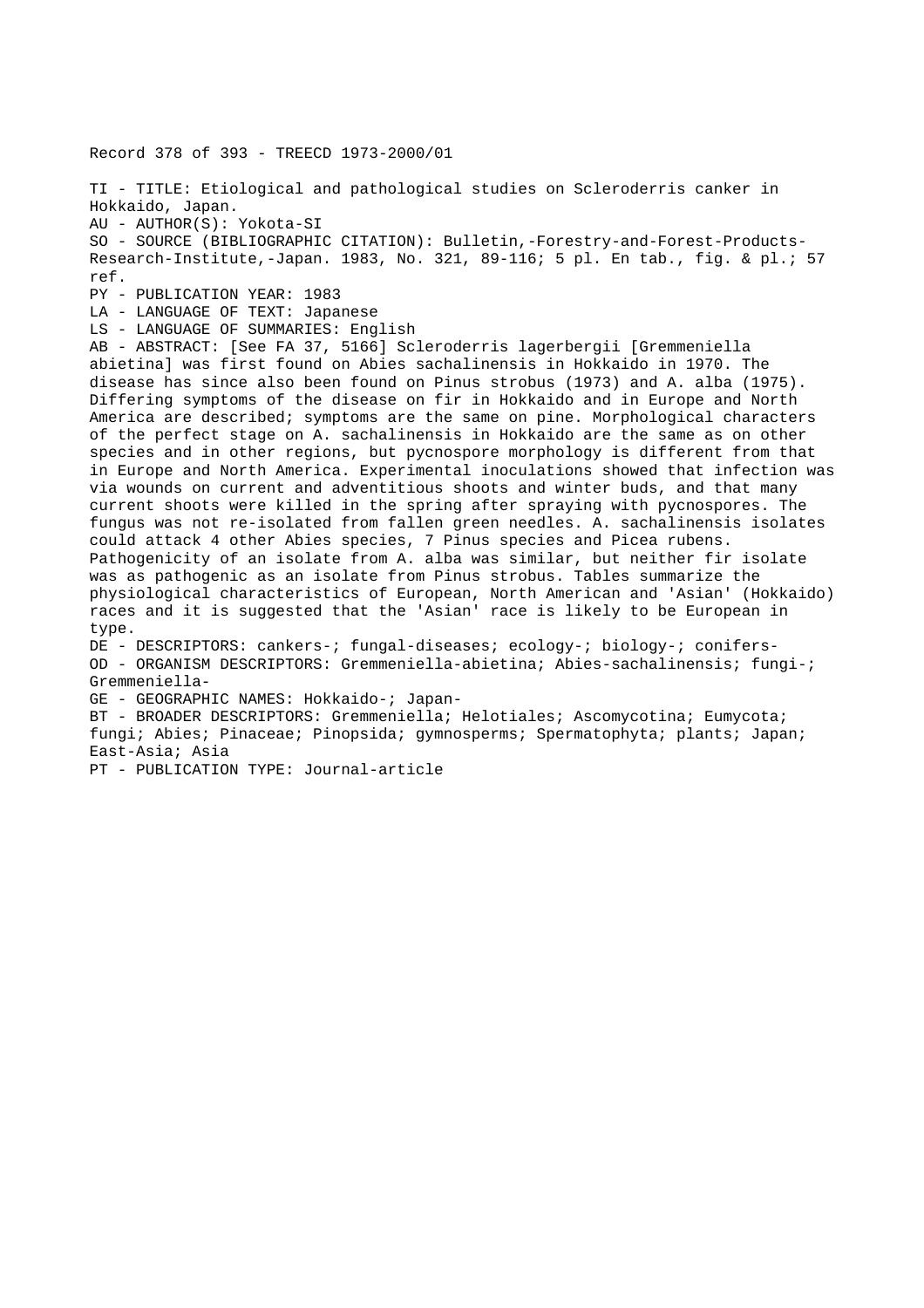Record 378 of 393 - TREECD 1973-2000/01

TI - TITLE: Etiological and pathological studies on Scleroderris canker in Hokkaido, Japan.
AU - AUTHOR(S): Yokota-SI
SO - SOURCE (BIBLIOGRAPHIC CITATION): Bulletin,-Forestry-and-Forest-Products-Research-Institute,-Japan. 1983, No. 321, 89-116; 5 pl. En tab., fig. & pl.; 57 ref.
PY - PUBLICATION YEAR: 1983
LA - LANGUAGE OF TEXT: Japanese
LS - LANGUAGE OF SUMMARIES: English
AB - ABSTRACT: [See FA 37, 5166] Scleroderris lagerbergii [Gremmeniella abietina] was first found on Abies sachalinensis in Hokkaido in 1970. The disease has since also been found on Pinus strobus (1973) and A. alba (1975). Differing symptoms of the disease on fir in Hokkaido and in Europe and North America are described; symptoms are the same on pine. Morphological characters of the perfect stage on A. sachalinensis in Hokkaido are the same as on other species and in other regions, but pycnospore morphology is different from that in Europe and North America. Experimental inoculations showed that infection was via wounds on current and adventitious shoots and winter buds, and that many current shoots were killed in the spring after spraying with pycnospores. The fungus was not re-isolated from fallen green needles. A. sachalinensis isolates could attack 4 other Abies species, 7 Pinus species and Picea rubens. Pathogenicity of an isolate from A. alba was similar, but neither fir isolate was as pathogenic as an isolate from Pinus strobus. Tables summarize the physiological characteristics of European, North American and 'Asian' (Hokkaido) races and it is suggested that the 'Asian' race is likely to be European in type.
DE - DESCRIPTORS: cankers-; fungal-diseases; ecology-; biology-; conifers-
OD - ORGANISM DESCRIPTORS: Gremmeniella-abietina; Abies-sachalinensis; fungi-; Gremmeniella-
GE - GEOGRAPHIC NAMES: Hokkaido-; Japan-
BT - BROADER DESCRIPTORS: Gremmeniella; Helotiales; Ascomycotina; Eumycota; fungi; Abies; Pinaceae; Pinopsida; gymnosperms; Spermatophyta; plants; Japan; East-Asia; Asia
PT - PUBLICATION TYPE: Journal-article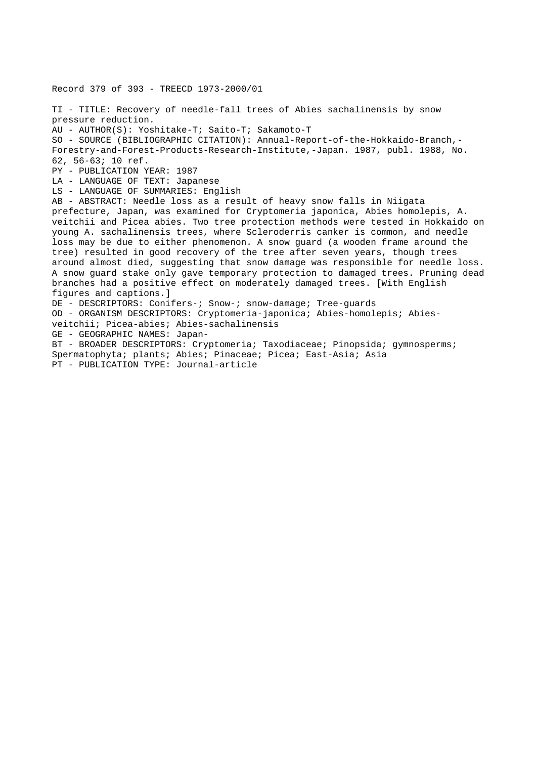Record 379 of 393 - TREECD 1973-2000/01

TI - TITLE: Recovery of needle-fall trees of Abies sachalinensis by snow pressure reduction.

AU - AUTHOR(S): Yoshitake-T; Saito-T; Sakamoto-T

SO - SOURCE (BIBLIOGRAPHIC CITATION): Annual-Report-of-the-Hokkaido-Branch,-Forestry-and-Forest-Products-Research-Institute,-Japan. 1987, publ. 1988, No. 62, 56-63; 10 ref.

PY - PUBLICATION YEAR: 1987

LA - LANGUAGE OF TEXT: Japanese

LS - LANGUAGE OF SUMMARIES: English

AB - ABSTRACT: Needle loss as a result of heavy snow falls in Niigata prefecture, Japan, was examined for Cryptomeria japonica, Abies homolepis, A. veitchii and Picea abies. Two tree protection methods were tested in Hokkaido on young A. sachalinensis trees, where Scleroderris canker is common, and needle loss may be due to either phenomenon. A snow guard (a wooden frame around the tree) resulted in good recovery of the tree after seven years, though trees around almost died, suggesting that snow damage was responsible for needle loss. A snow guard stake only gave temporary protection to damaged trees. Pruning dead branches had a positive effect on moderately damaged trees. [With English figures and captions.]

DE - DESCRIPTORS: Conifers-; Snow-; snow-damage; Tree-guards

OD - ORGANISM DESCRIPTORS: Cryptomeria-japonica; Abies-homolepis; Abies-veitchii; Picea-abies; Abies-sachalinensis

GE - GEOGRAPHIC NAMES: Japan-

BT - BROADER DESCRIPTORS: Cryptomeria; Taxodiaceae; Pinopsida; gymnosperms; Spermatophyta; plants; Abies; Pinaceae; Picea; East-Asia; Asia

PT - PUBLICATION TYPE: Journal-article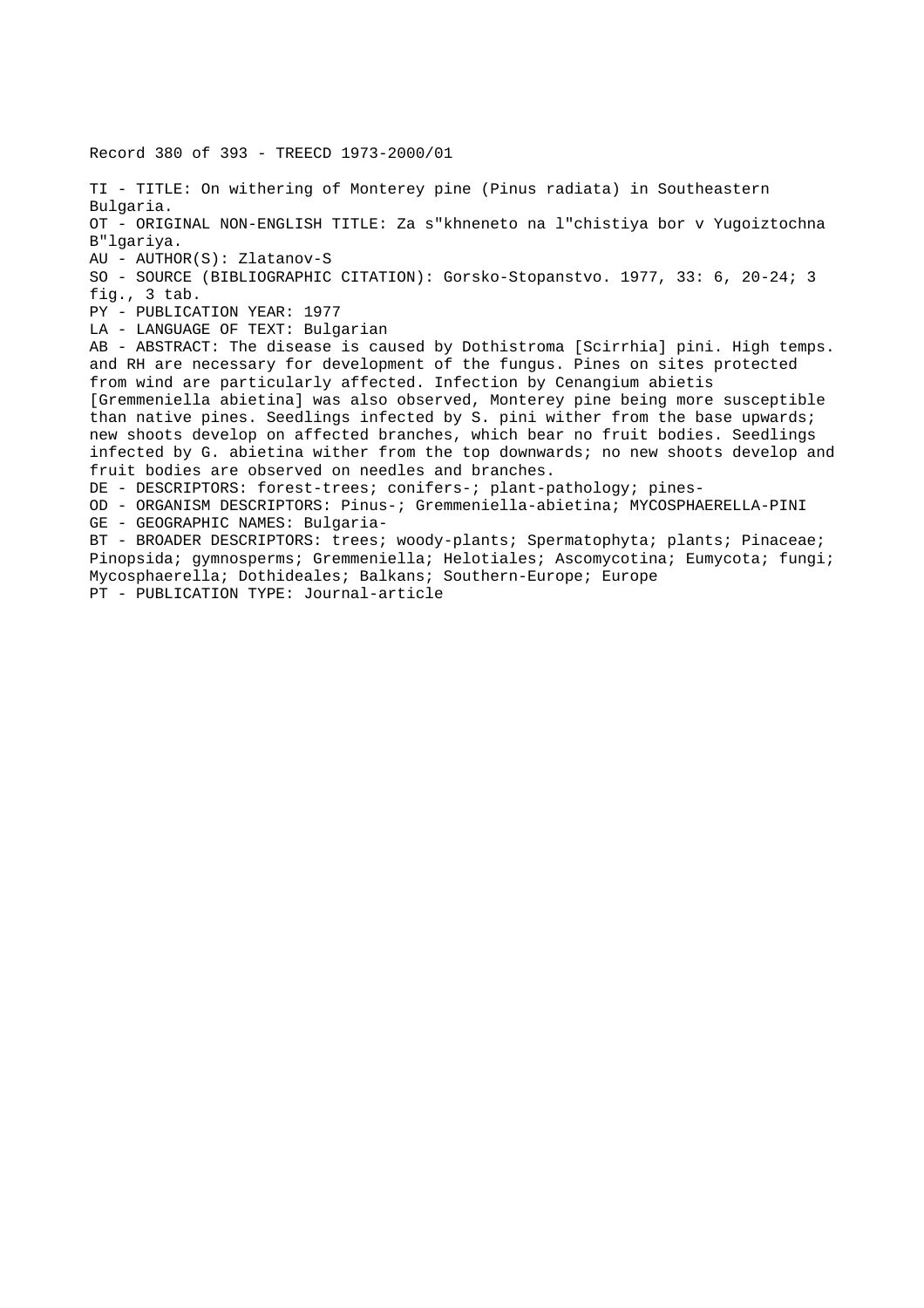Record 380 of 393 - TREECD 1973-2000/01

TI - TITLE: On withering of Monterey pine (Pinus radiata) in Southeastern Bulgaria.
OT - ORIGINAL NON-ENGLISH TITLE: Za s"khneneto na l"chistiya bor v Yugoiztochna B"lgariya.
AU - AUTHOR(S): Zlatanov-S
SO - SOURCE (BIBLIOGRAPHIC CITATION): Gorsko-Stopanstvo. 1977, 33: 6, 20-24; 3 fig., 3 tab.
PY - PUBLICATION YEAR: 1977
LA - LANGUAGE OF TEXT: Bulgarian
AB - ABSTRACT: The disease is caused by Dothistroma [Scirrhia] pini. High temps. and RH are necessary for development of the fungus. Pines on sites protected from wind are particularly affected. Infection by Cenangium abietis [Gremmeniella abietina] was also observed, Monterey pine being more susceptible than native pines. Seedlings infected by S. pini wither from the base upwards; new shoots develop on affected branches, which bear no fruit bodies. Seedlings infected by G. abietina wither from the top downwards; no new shoots develop and fruit bodies are observed on needles and branches.
DE - DESCRIPTORS: forest-trees; conifers-; plant-pathology; pines-
OD - ORGANISM DESCRIPTORS: Pinus-; Gremmeniella-abietina; MYCOSPHAERELLA-PINI
GE - GEOGRAPHIC NAMES: Bulgaria-
BT - BROADER DESCRIPTORS: trees; woody-plants; Spermatophyta; plants; Pinaceae; Pinopsida; gymnosperms; Gremmeniella; Helotiales; Ascomycotina; Eumycota; fungi; Mycosphaerella; Dothideales; Balkans; Southern-Europe; Europe
PT - PUBLICATION TYPE: Journal-article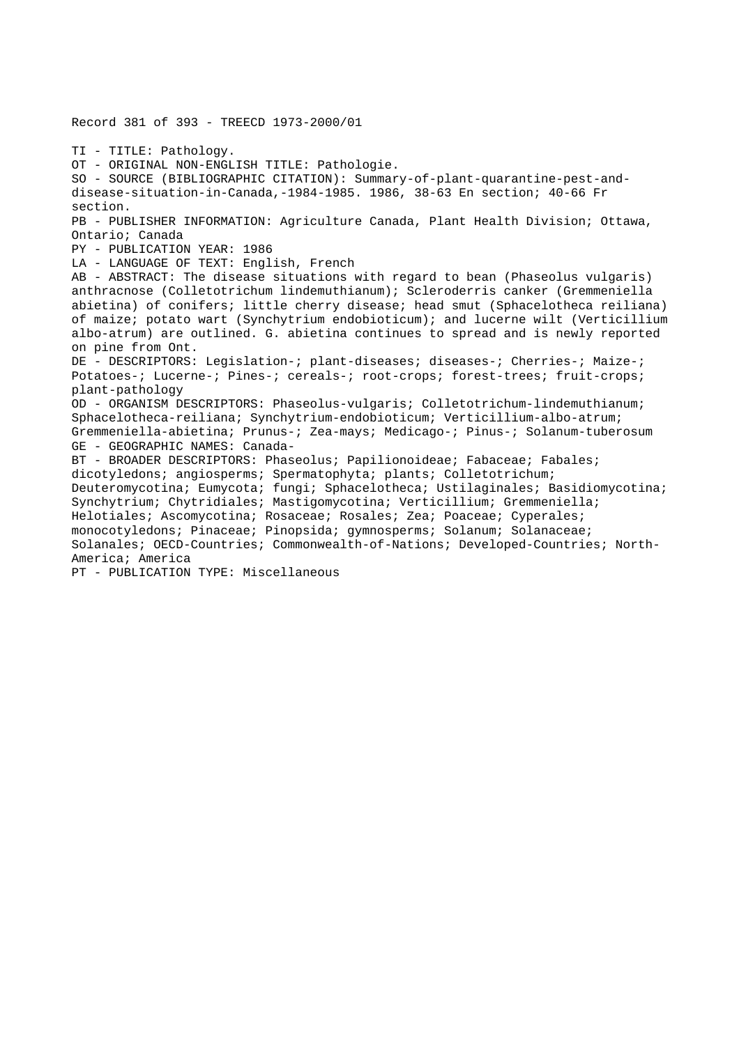Record 381 of 393 - TREECD 1973-2000/01

TI - TITLE: Pathology.
OT - ORIGINAL NON-ENGLISH TITLE: Pathologie.
SO - SOURCE (BIBLIOGRAPHIC CITATION): Summary-of-plant-quarantine-pest-and-disease-situation-in-Canada,-1984-1985. 1986, 38-63 En section; 40-66 Fr section.
PB - PUBLISHER INFORMATION: Agriculture Canada, Plant Health Division; Ottawa, Ontario; Canada
PY - PUBLICATION YEAR: 1986
LA - LANGUAGE OF TEXT: English, French
AB - ABSTRACT: The disease situations with regard to bean (Phaseolus vulgaris) anthracnose (Colletotrichum lindemuthianum); Scleroderris canker (Gremmeniella abietina) of conifers; little cherry disease; head smut (Sphacelotheca reiliana) of maize; potato wart (Synchytrium endobioticum); and lucerne wilt (Verticillium albo-atrum) are outlined. G. abietina continues to spread and is newly reported on pine from Ont.
DE - DESCRIPTORS: Legislation-; plant-diseases; diseases-; Cherries-; Maize-; Potatoes-; Lucerne-; Pines-; cereals-; root-crops; forest-trees; fruit-crops; plant-pathology
OD - ORGANISM DESCRIPTORS: Phaseolus-vulgaris; Colletotrichum-lindemuthianum; Sphacelotheca-reiliana; Synchytrium-endobioticum; Verticillium-albo-atrum; Gremmeniella-abietina; Prunus-; Zea-mays; Medicago-; Pinus-; Solanum-tuberosum
GE - GEOGRAPHIC NAMES: Canada-
BT - BROADER DESCRIPTORS: Phaseolus; Papilionoideae; Fabaceae; Fabales; dicotyledons; angiosperms; Spermatophyta; plants; Colletotrichum; Deuteromycotina; Eumycota; fungi; Sphacelotheca; Ustilaginales; Basidiomycotina; Synchytrium; Chytridiales; Mastigomycotina; Verticillium; Gremmeniella; Helotiales; Ascomycotina; Rosaceae; Rosales; Zea; Poaceae; Cyperales; monocotyledons; Pinaceae; Pinopsida; gymnosperms; Solanum; Solanaceae; Solanales; OECD-Countries; Commonwealth-of-Nations; Developed-Countries; North-America; America
PT - PUBLICATION TYPE: Miscellaneous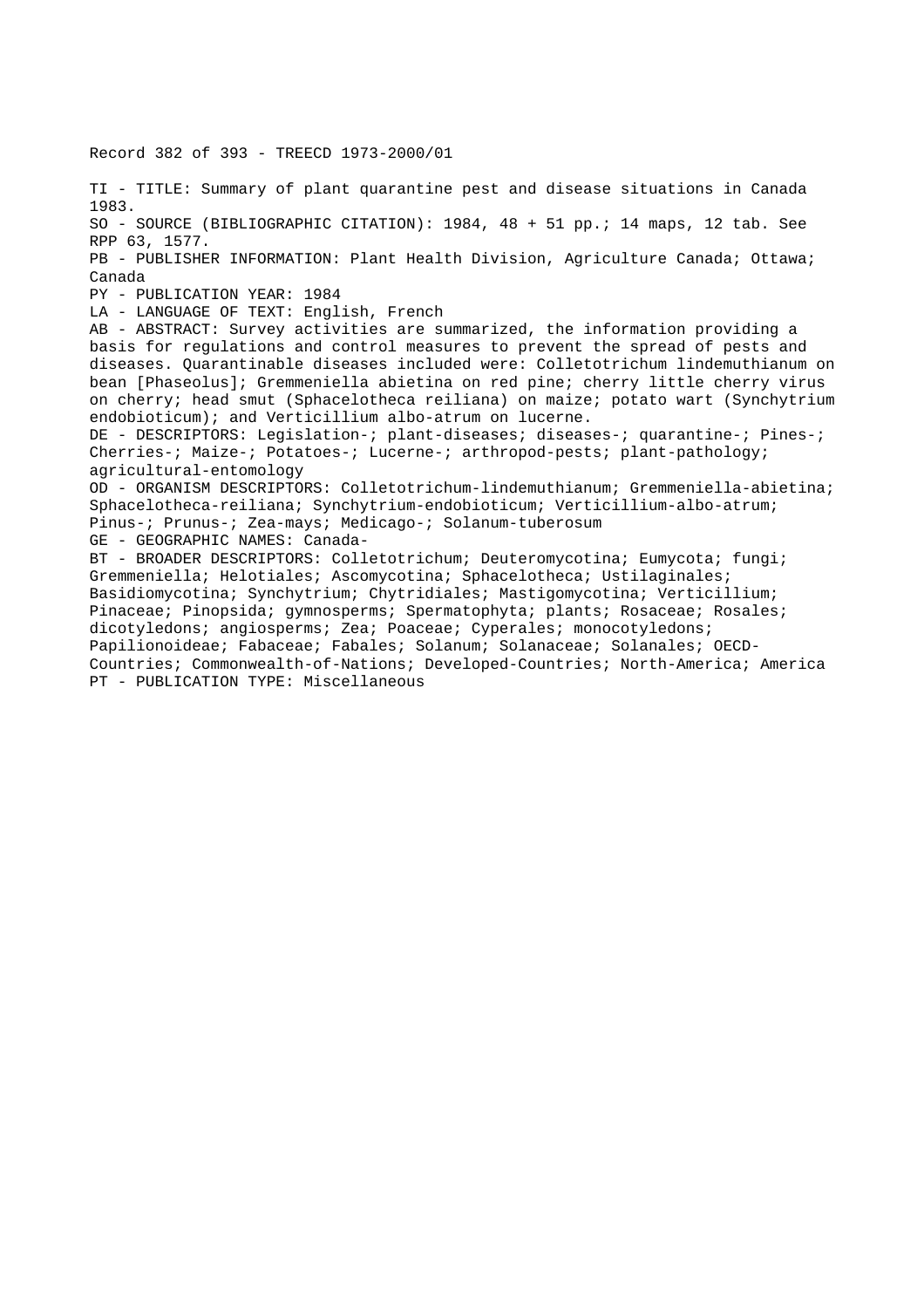Record 382 of 393 - TREECD 1973-2000/01

TI - TITLE: Summary of plant quarantine pest and disease situations in Canada 1983.
SO - SOURCE (BIBLIOGRAPHIC CITATION): 1984, 48 + 51 pp.; 14 maps, 12 tab. See RPP 63, 1577.
PB - PUBLISHER INFORMATION: Plant Health Division, Agriculture Canada; Ottawa; Canada
PY - PUBLICATION YEAR: 1984
LA - LANGUAGE OF TEXT: English, French
AB - ABSTRACT: Survey activities are summarized, the information providing a basis for regulations and control measures to prevent the spread of pests and diseases. Quarantinable diseases included were: Colletotrichum lindemuthianum on bean [Phaseolus]; Gremmeniella abietina on red pine; cherry little cherry virus on cherry; head smut (Sphacelotheca reiliana) on maize; potato wart (Synchytrium endobioticum); and Verticillium albo-atrum on lucerne.
DE - DESCRIPTORS: Legislation-; plant-diseases; diseases-; quarantine-; Pines-; Cherries-; Maize-; Potatoes-; Lucerne-; arthropod-pests; plant-pathology; agricultural-entomology
OD - ORGANISM DESCRIPTORS: Colletotrichum-lindemuthianum; Gremmeniella-abietina; Sphacelotheca-reiliana; Synchytrium-endobioticum; Verticillium-albo-atrum; Pinus-; Prunus-; Zea-mays; Medicago-; Solanum-tuberosum
GE - GEOGRAPHIC NAMES: Canada-
BT - BROADER DESCRIPTORS: Colletotrichum; Deuteromycotina; Eumycota; fungi; Gremmeniella; Helotiales; Ascomycotina; Sphacelotheca; Ustilaginales; Basidiomycotina; Synchytrium; Chytridiales; Mastigomycotina; Verticillium; Pinaceae; Pinopsida; gymnosperms; Spermatophyta; plants; Rosaceae; Rosales; dicotyledons; angiosperms; Zea; Poaceae; Cyperales; monocotyledons; Papilionoideae; Fabaceae; Fabales; Solanum; Solanaceae; Solanales; OECD-Countries; Commonwealth-of-Nations; Developed-Countries; North-America; America
PT - PUBLICATION TYPE: Miscellaneous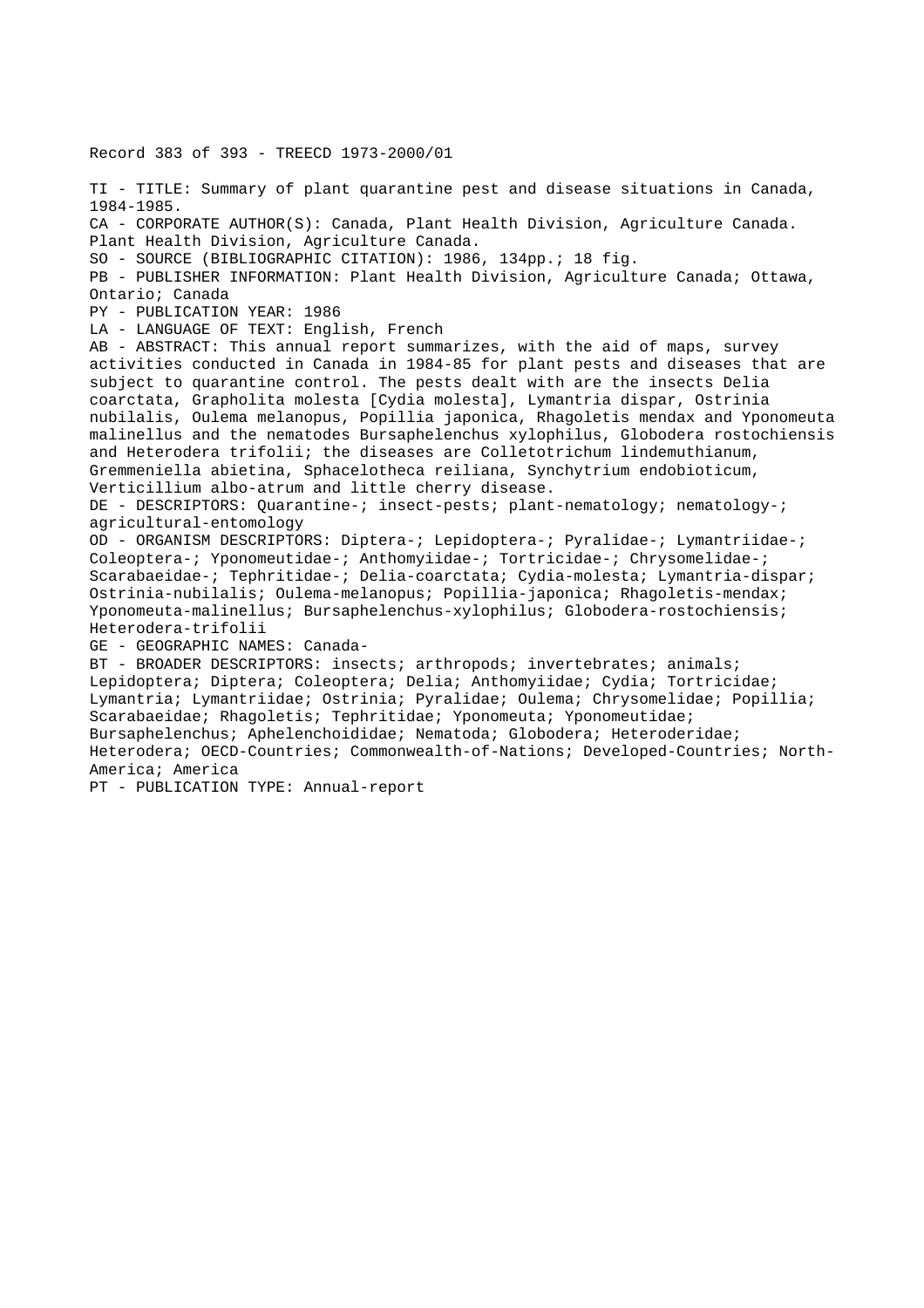Record 383 of 393 - TREECD 1973-2000/01

TI - TITLE: Summary of plant quarantine pest and disease situations in Canada, 1984-1985.
CA - CORPORATE AUTHOR(S): Canada, Plant Health Division, Agriculture Canada. Plant Health Division, Agriculture Canada.
SO - SOURCE (BIBLIOGRAPHIC CITATION): 1986, 134pp.; 18 fig.
PB - PUBLISHER INFORMATION: Plant Health Division, Agriculture Canada; Ottawa, Ontario; Canada
PY - PUBLICATION YEAR: 1986
LA - LANGUAGE OF TEXT: English, French
AB - ABSTRACT: This annual report summarizes, with the aid of maps, survey activities conducted in Canada in 1984-85 for plant pests and diseases that are subject to quarantine control. The pests dealt with are the insects Delia coarctata, Grapholita molesta [Cydia molesta], Lymantria dispar, Ostrinia nubilalis, Oulema melanopus, Popillia japonica, Rhagoletis mendax and Yponomeuta malinellus and the nematodes Bursaphelenchus xylophilus, Globodera rostochiensis and Heterodera trifolii; the diseases are Colletotrichum lindemuthianum, Gremmeniella abietina, Sphacelotheca reiliana, Synchytrium endobioticum, Verticillium albo-atrum and little cherry disease.
DE - DESCRIPTORS: Quarantine-; insect-pests; plant-nematology; nematology-; agricultural-entomology
OD - ORGANISM DESCRIPTORS: Diptera-; Lepidoptera-; Pyralidae-; Lymantriidae-; Coleoptera-; Yponomeutidae-; Anthomyiidae-; Tortricidae-; Chrysomelidae-; Scarabaeidae-; Tephritidae-; Delia-coarctata; Cydia-molesta; Lymantria-dispar; Ostrinia-nubilalis; Oulema-melanopus; Popillia-japonica; Rhagoletis-mendax; Yponomeuta-malinellus; Bursaphelenchus-xylophilus; Globodera-rostochiensis; Heterodera-trifolii
GE - GEOGRAPHIC NAMES: Canada-
BT - BROADER DESCRIPTORS: insects; arthropods; invertebrates; animals; Lepidoptera; Diptera; Coleoptera; Delia; Anthomyiidae; Cydia; Tortricidae; Lymantria; Lymantriidae; Ostrinia; Pyralidae; Oulema; Chrysomelidae; Popillia; Scarabaeidae; Rhagoletis; Tephritidae; Yponomeuta; Yponomeutidae; Bursaphelenchus; Aphelenchoididae; Nematoda; Globodera; Heteroderidae; Heterodera; OECD-Countries; Commonwealth-of-Nations; Developed-Countries; North-America; America
PT - PUBLICATION TYPE: Annual-report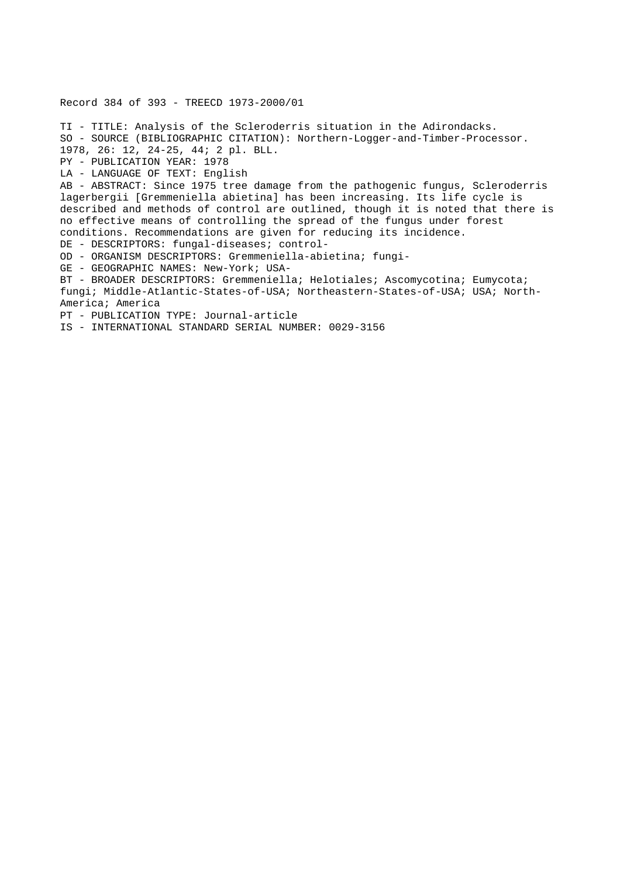Record 384 of 393 - TREECD 1973-2000/01

TI - TITLE: Analysis of the Scleroderris situation in the Adirondacks.
SO - SOURCE (BIBLIOGRAPHIC CITATION): Northern-Logger-and-Timber-Processor. 1978, 26: 12, 24-25, 44; 2 pl. BLL.
PY - PUBLICATION YEAR: 1978
LA - LANGUAGE OF TEXT: English
AB - ABSTRACT: Since 1975 tree damage from the pathogenic fungus, Scleroderris lagerbergii [Gremmeniella abietina] has been increasing. Its life cycle is described and methods of control are outlined, though it is noted that there is no effective means of controlling the spread of the fungus under forest conditions. Recommendations are given for reducing its incidence.
DE - DESCRIPTORS: fungal-diseases; control-
OD - ORGANISM DESCRIPTORS: Gremmeniella-abietina; fungi-
GE - GEOGRAPHIC NAMES: New-York; USA-
BT - BROADER DESCRIPTORS: Gremmeniella; Helotiales; Ascomycotina; Eumycota; fungi; Middle-Atlantic-States-of-USA; Northeastern-States-of-USA; USA; North-America; America
PT - PUBLICATION TYPE: Journal-article
IS - INTERNATIONAL STANDARD SERIAL NUMBER: 0029-3156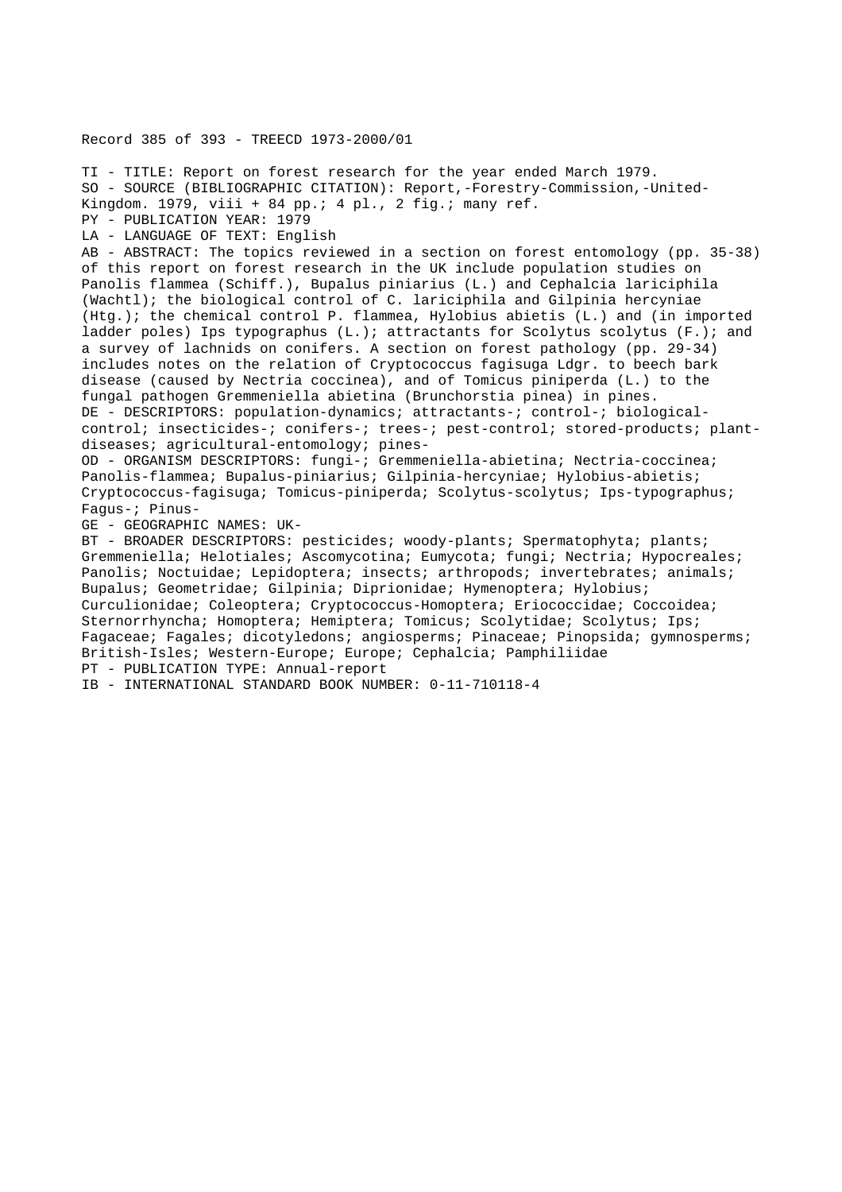Record 385 of 393 - TREECD 1973-2000/01

TI - TITLE: Report on forest research for the year ended March 1979.
SO - SOURCE (BIBLIOGRAPHIC CITATION): Report,-Forestry-Commission,-United-Kingdom. 1979, viii + 84 pp.; 4 pl., 2 fig.; many ref.
PY - PUBLICATION YEAR: 1979
LA - LANGUAGE OF TEXT: English
AB - ABSTRACT: The topics reviewed in a section on forest entomology (pp. 35-38) of this report on forest research in the UK include population studies on Panolis flammea (Schiff.), Bupalus piniarius (L.) and Cephalcia lariciphila (Wachtl); the biological control of C. lariciphila and Gilpinia hercyniae (Htg.); the chemical control P. flammea, Hylobius abietis (L.) and (in imported ladder poles) Ips typographus (L.); attractants for Scolytus scolytus (F.); and a survey of lachnids on conifers. A section on forest pathology (pp. 29-34) includes notes on the relation of Cryptococcus fagisuga Ldgr. to beech bark disease (caused by Nectria coccinea), and of Tomicus piniperda (L.) to the fungal pathogen Gremmeniella abietina (Brunchorstia pinea) in pines.
DE - DESCRIPTORS: population-dynamics; attractants-; control-; biological-control; insecticides-; conifers-; trees-; pest-control; stored-products; plant-diseases; agricultural-entomology; pines-
OD - ORGANISM DESCRIPTORS: fungi-; Gremmeniella-abietina; Nectria-coccinea; Panolis-flammea; Bupalus-piniarius; Gilpinia-hercyniae; Hylobius-abietis; Cryptococcus-fagisuga; Tomicus-piniperda; Scolytus-scolytus; Ips-typographus; Fagus-; Pinus-
GE - GEOGRAPHIC NAMES: UK-
BT - BROADER DESCRIPTORS: pesticides; woody-plants; Spermatophyta; plants; Gremmeniella; Helotiales; Ascomycotina; Eumycota; fungi; Nectria; Hypocreales; Panolis; Noctuidae; Lepidoptera; insects; arthropods; invertebrates; animals; Bupalus; Geometridae; Gilpinia; Diprionidae; Hymenoptera; Hylobius; Curculionidae; Coleoptera; Cryptococcus-Homoptera; Eriococcidae; Coccoidea; Sternorrhyncha; Homoptera; Hemiptera; Tomicus; Scolytidae; Scolytus; Ips; Fagaceae; Fagales; dicotyledons; angiosperms; Pinaceae; Pinopsida; gymnosperms; British-Isles; Western-Europe; Europe; Cephalcia; Pamphiliidae
PT - PUBLICATION TYPE: Annual-report
IB - INTERNATIONAL STANDARD BOOK NUMBER: 0-11-710118-4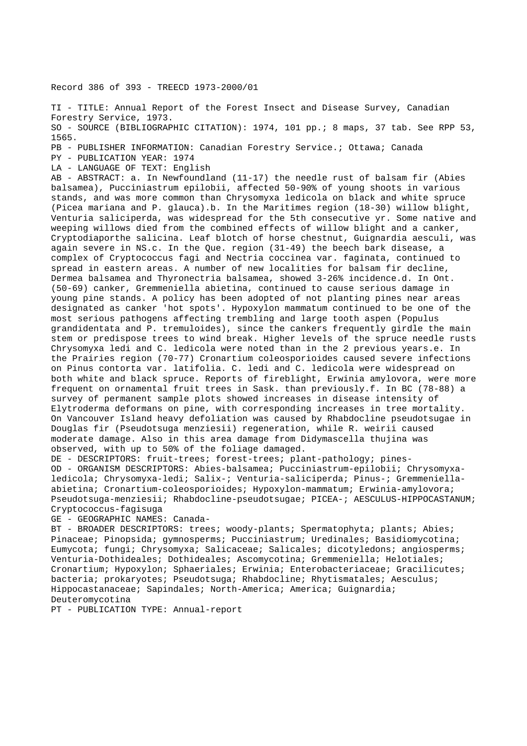Record 386 of 393 - TREECD 1973-2000/01

TI - TITLE: Annual Report of the Forest Insect and Disease Survey, Canadian Forestry Service, 1973.
SO - SOURCE (BIBLIOGRAPHIC CITATION): 1974, 101 pp.; 8 maps, 37 tab. See RPP 53, 1565.
PB - PUBLISHER INFORMATION: Canadian Forestry Service.; Ottawa; Canada
PY - PUBLICATION YEAR: 1974
LA - LANGUAGE OF TEXT: English
AB - ABSTRACT: a. In Newfoundland (11-17) the needle rust of balsam fir (Abies balsamea), Pucciniastrum epilobii, affected 50-90% of young shoots in various stands, and was more common than Chrysomyxa ledicola on black and white spruce (Picea mariana and P. glauca).b. In the Maritimes region (18-30) willow blight, Venturia saliciperda, was widespread for the 5th consecutive yr. Some native and weeping willows died from the combined effects of willow blight and a canker, Cryptodiaporthe salicina. Leaf blotch of horse chestnut, Guignardia aesculi, was again severe in NS.c. In the Que. region (31-49) the beech bark disease, a complex of Cryptococcus fagi and Nectria coccinea var. faginata, continued to spread in eastern areas. A number of new localities for balsam fir decline, Dermea balsamea and Thyronectria balsamea, showed 3-26% incidence.d. In Ont. (50-69) canker, Gremmeniella abietina, continued to cause serious damage in young pine stands. A policy has been adopted of not planting pines near areas designated as canker 'hot spots'. Hypoxylon mammatum continued to be one of the most serious pathogens affecting trembling and large tooth aspen (Populus grandidentata and P. tremuloides), since the cankers frequently girdle the main stem or predispose trees to wind break. Higher levels of the spruce needle rusts Chrysomyxa ledi and C. ledicola were noted than in the 2 previous years.e. In the Prairies region (70-77) Cronartium coleosporioides caused severe infections on Pinus contorta var. latifolia. C. ledi and C. ledicola were widespread on both white and black spruce. Reports of fireblight, Erwinia amylovora, were more frequent on ornamental fruit trees in Sask. than previously.f. In BC (78-88) a survey of permanent sample plots showed increases in disease intensity of Elytroderma deformans on pine, with corresponding increases in tree mortality. On Vancouver Island heavy defoliation was caused by Rhabdocline pseudotsugae in Douglas fir (Pseudotsuga menziesii) regeneration, while R. weirii caused moderate damage. Also in this area damage from Didymascella thujina was observed, with up to 50% of the foliage damaged.
DE - DESCRIPTORS: fruit-trees; forest-trees; plant-pathology; pines-
OD - ORGANISM DESCRIPTORS: Abies-balsamea; Pucciniastrum-epilobii; Chrysomyxa-ledicola; Chrysomyxa-ledi; Salix-; Venturia-saliciperda; Pinus-; Gremmeniella-abietina; Cronartium-coleosporioides; Hypoxylon-mammatum; Erwinia-amylovora; Pseudotsuga-menziesii; Rhabdocline-pseudotsugae; PICEA-; AESCULUS-HIPPOCASTANUM; Cryptococcus-fagisuga
GE - GEOGRAPHIC NAMES: Canada-
BT - BROADER DESCRIPTORS: trees; woody-plants; Spermatophyta; plants; Abies; Pinaceae; Pinopsida; gymnosperms; Pucciniastrum; Uredinales; Basidiomycotina; Eumycota; fungi; Chrysomyxa; Salicaceae; Salicales; dicotyledons; angiosperms; Venturia-Dothideales; Dothideales; Ascomycotina; Gremmeniella; Helotiales; Cronartium; Hypoxylon; Sphaeriales; Erwinia; Enterobacteriaceae; Gracilicutes; bacteria; prokaryotes; Pseudotsuga; Rhabdocline; Rhytismatales; Aesculus; Hippocastanaceae; Sapindales; North-America; America; Guignardia; Deuteromycotina
PT - PUBLICATION TYPE: Annual-report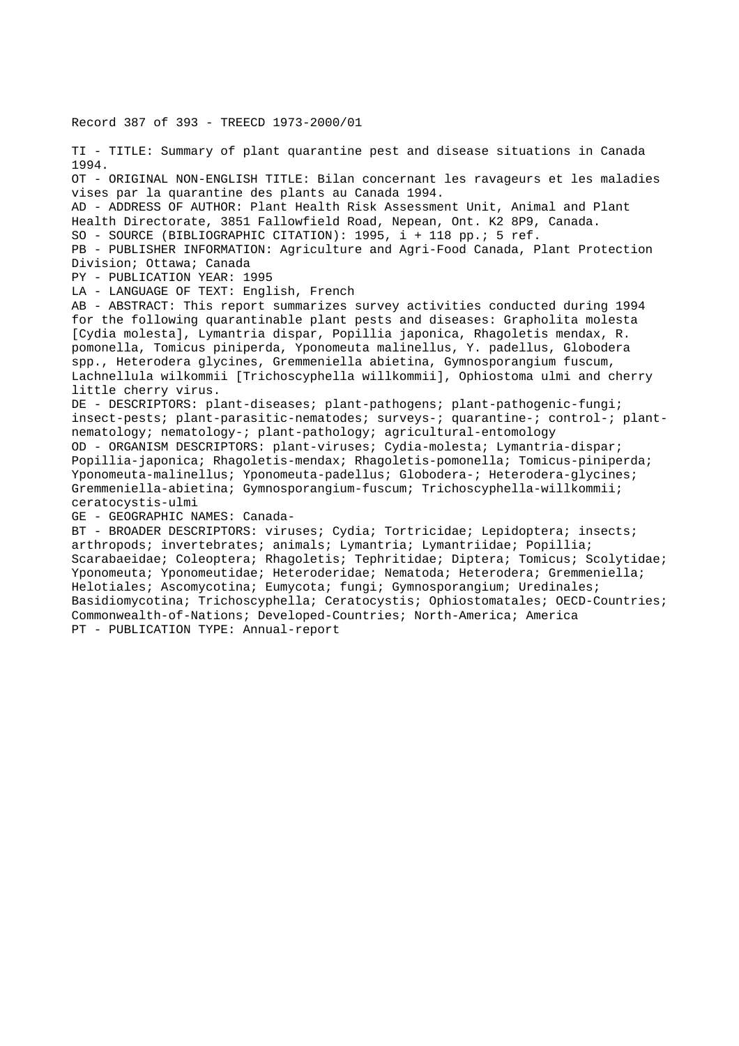Record 387 of 393 - TREECD 1973-2000/01

TI - TITLE: Summary of plant quarantine pest and disease situations in Canada 1994.

OT - ORIGINAL NON-ENGLISH TITLE: Bilan concernant les ravageurs et les maladies vises par la quarantine des plants au Canada 1994.

AD - ADDRESS OF AUTHOR: Plant Health Risk Assessment Unit, Animal and Plant Health Directorate, 3851 Fallowfield Road, Nepean, Ont. K2 8P9, Canada.

SO - SOURCE (BIBLIOGRAPHIC CITATION): 1995, i + 118 pp.; 5 ref.

PB - PUBLISHER INFORMATION: Agriculture and Agri-Food Canada, Plant Protection Division; Ottawa; Canada

PY - PUBLICATION YEAR: 1995

LA - LANGUAGE OF TEXT: English, French

AB - ABSTRACT: This report summarizes survey activities conducted during 1994 for the following quarantinable plant pests and diseases: Grapholita molesta [Cydia molesta], Lymantria dispar, Popillia japonica, Rhagoletis mendax, R. pomonella, Tomicus piniperda, Yponomeuta malinellus, Y. padellus, Globodera spp., Heterodera glycines, Gremmeniella abietina, Gymnosporangium fuscum, Lachnellula wilkommii [Trichoscyphella willkommii], Ophiostoma ulmi and cherry little cherry virus.

DE - DESCRIPTORS: plant-diseases; plant-pathogens; plant-pathogenic-fungi; insect-pests; plant-parasitic-nematodes; surveys-; quarantine-; control-; plant-nematology; nematology-; plant-pathology; agricultural-entomology

OD - ORGANISM DESCRIPTORS: plant-viruses; Cydia-molesta; Lymantria-dispar; Popillia-japonica; Rhagoletis-mendax; Rhagoletis-pomonella; Tomicus-piniperda; Yponomeuta-malinellus; Yponomeuta-padellus; Globodera-; Heterodera-glycines; Gremmeniella-abietina; Gymnosporangium-fuscum; Trichoscyphella-willkommii; ceratocystis-ulmi

GE - GEOGRAPHIC NAMES: Canada-

BT - BROADER DESCRIPTORS: viruses; Cydia; Tortricidae; Lepidoptera; insects; arthropods; invertebrates; animals; Lymantria; Lymantriidae; Popillia; Scarabaeidae; Coleoptera; Rhagoletis; Tephritidae; Diptera; Tomicus; Scolytidae; Yponomeuta; Yponomeutidae; Heteroderidae; Nematoda; Heterodera; Gremmeniella; Helotiales; Ascomycotina; Eumycota; fungi; Gymnosporangium; Uredinales; Basidiomycotina; Trichoscyphella; Ceratocystis; Ophiostomatales; OECD-Countries; Commonwealth-of-Nations; Developed-Countries; North-America; America

PT - PUBLICATION TYPE: Annual-report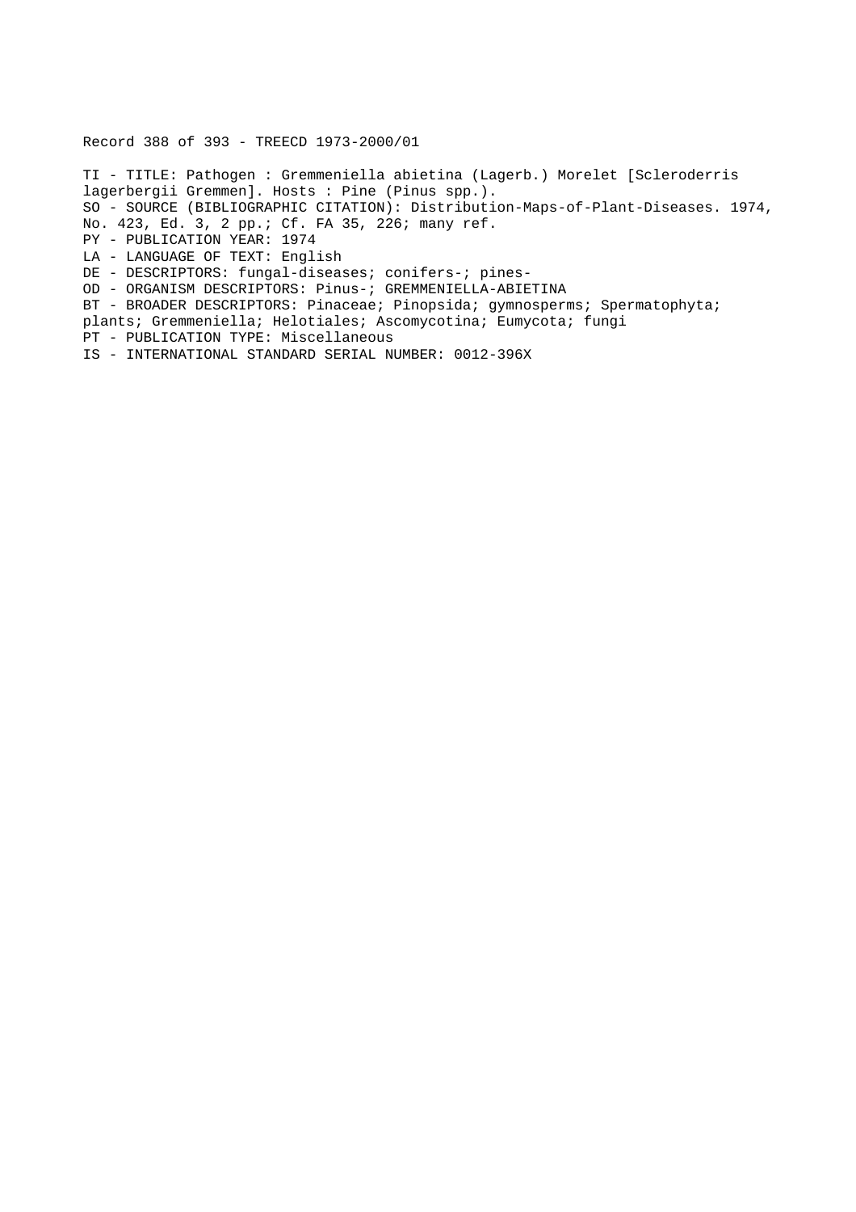Record 388 of 393 - TREECD 1973-2000/01

TI - TITLE: Pathogen : Gremmeniella abietina (Lagerb.) Morelet [Scleroderris lagerbergii Gremmen]. Hosts : Pine (Pinus spp.).
SO - SOURCE (BIBLIOGRAPHIC CITATION): Distribution-Maps-of-Plant-Diseases. 1974, No. 423, Ed. 3, 2 pp.; Cf. FA 35, 226; many ref.
PY - PUBLICATION YEAR: 1974
LA - LANGUAGE OF TEXT: English
DE - DESCRIPTORS: fungal-diseases; conifers-; pines-
OD - ORGANISM DESCRIPTORS: Pinus-; GREMMENIELLA-ABIETINA
BT - BROADER DESCRIPTORS: Pinaceae; Pinopsida; gymnosperms; Spermatophyta; plants; Gremmeniella; Helotiales; Ascomycotina; Eumycota; fungi
PT - PUBLICATION TYPE: Miscellaneous
IS - INTERNATIONAL STANDARD SERIAL NUMBER: 0012-396X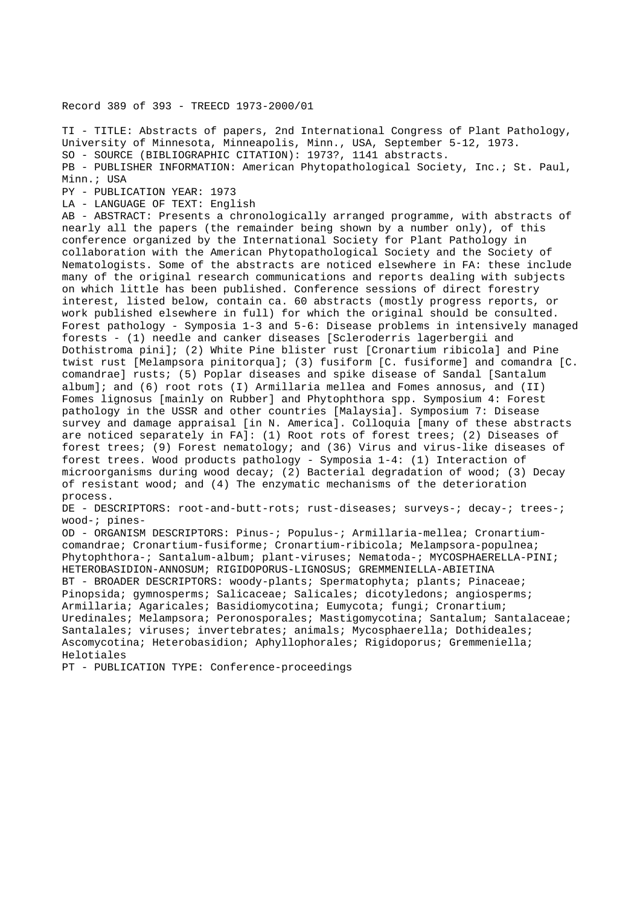Record 389 of 393 - TREECD 1973-2000/01

TI - TITLE: Abstracts of papers, 2nd International Congress of Plant Pathology, University of Minnesota, Minneapolis, Minn., USA, September 5-12, 1973.
SO - SOURCE (BIBLIOGRAPHIC CITATION): 1973?, 1141 abstracts.
PB - PUBLISHER INFORMATION: American Phytopathological Society, Inc.; St. Paul, Minn.; USA
PY - PUBLICATION YEAR: 1973
LA - LANGUAGE OF TEXT: English
AB - ABSTRACT: Presents a chronologically arranged programme, with abstracts of nearly all the papers (the remainder being shown by a number only), of this conference organized by the International Society for Plant Pathology in collaboration with the American Phytopathological Society and the Society of Nematologists. Some of the abstracts are noticed elsewhere in FA: these include many of the original research communications and reports dealing with subjects on which little has been published. Conference sessions of direct forestry interest, listed below, contain ca. 60 abstracts (mostly progress reports, or work published elsewhere in full) for which the original should be consulted. Forest pathology - Symposia 1-3 and 5-6: Disease problems in intensively managed forests - (1) needle and canker diseases [Scleroderris lagerbergii and Dothistroma pini]; (2) White Pine blister rust [Cronartium ribicola] and Pine twist rust [Melampsora pinitorqua]; (3) fusiform [C. fusiforme] and comandra [C. comandrae] rusts; (5) Poplar diseases and spike disease of Sandal [Santalum album]; and (6) root rots (I) Armillaria mellea and Fomes annosus, and (II) Fomes lignosus [mainly on Rubber] and Phytophthora spp. Symposium 4: Forest pathology in the USSR and other countries [Malaysia]. Symposium 7: Disease survey and damage appraisal [in N. America]. Colloquia [many of these abstracts are noticed separately in FA]: (1) Root rots of forest trees; (2) Diseases of forest trees; (9) Forest nematology; and (36) Virus and virus-like diseases of forest trees. Wood products pathology - Symposia 1-4: (1) Interaction of microorganisms during wood decay; (2) Bacterial degradation of wood; (3) Decay of resistant wood; and (4) The enzymatic mechanisms of the deterioration process.
DE - DESCRIPTORS: root-and-butt-rots; rust-diseases; surveys-; decay-; trees-; wood-; pines-
OD - ORGANISM DESCRIPTORS: Pinus-; Populus-; Armillaria-mellea; Cronartium-comandrae; Cronartium-fusiforme; Cronartium-ribicola; Melampsora-populnea; Phytophthora-; Santalum-album; plant-viruses; Nematoda-; MYCOSPHAERELLA-PINI; HETEROBASIDION-ANNOSUM; RIGIDOPORUS-LIGNOSUS; GREMMENIELLA-ABIETINA
BT - BROADER DESCRIPTORS: woody-plants; Spermatophyta; plants; Pinaceae; Pinopsida; gymnosperms; Salicaceae; Salicales; dicotyledons; angiosperms; Armillaria; Agaricales; Basidiomycotina; Eumycota; fungi; Cronartium; Uredinales; Melampsora; Peronosporales; Mastigomycotina; Santalum; Santalaceae; Santalales; viruses; invertebrates; animals; Mycosphaerella; Dothideales; Ascomycotina; Heterobasidion; Aphyllophorales; Rigidoporus; Gremmeniella; Helotiales
PT - PUBLICATION TYPE: Conference-proceedings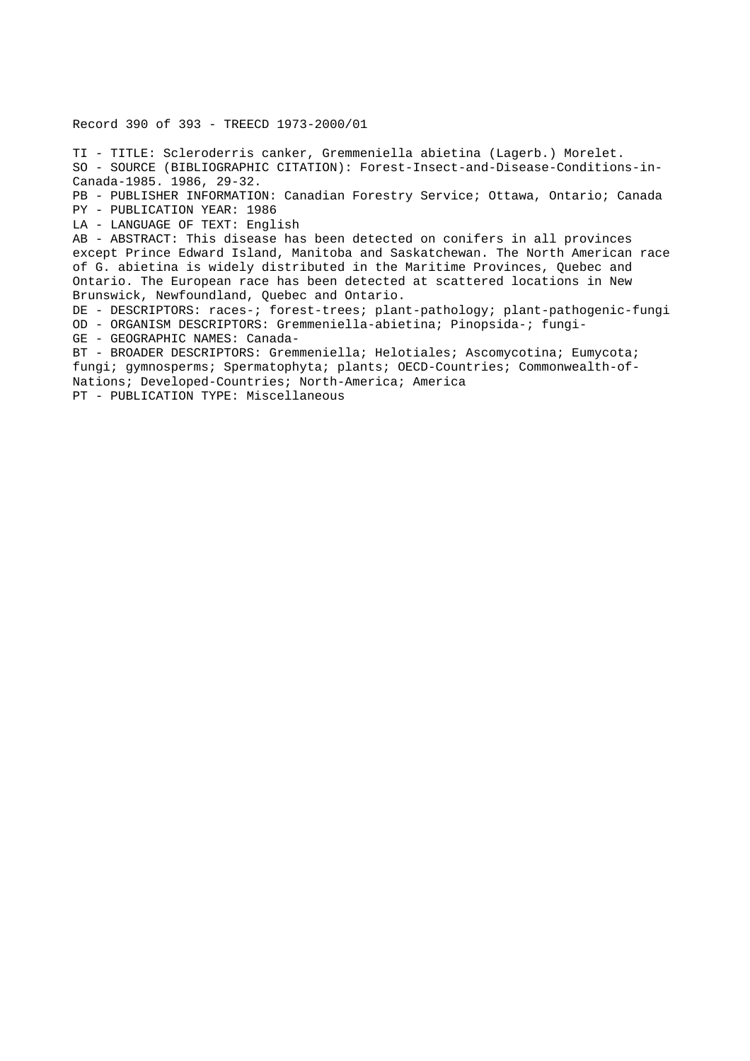Record 390 of 393 - TREECD 1973-2000/01

TI - TITLE: Scleroderris canker, Gremmeniella abietina (Lagerb.) Morelet.
SO - SOURCE (BIBLIOGRAPHIC CITATION): Forest-Insect-and-Disease-Conditions-in-Canada-1985. 1986, 29-32.
PB - PUBLISHER INFORMATION: Canadian Forestry Service; Ottawa, Ontario; Canada
PY - PUBLICATION YEAR: 1986
LA - LANGUAGE OF TEXT: English
AB - ABSTRACT: This disease has been detected on conifers in all provinces except Prince Edward Island, Manitoba and Saskatchewan. The North American race of G. abietina is widely distributed in the Maritime Provinces, Quebec and Ontario. The European race has been detected at scattered locations in New Brunswick, Newfoundland, Quebec and Ontario.
DE - DESCRIPTORS: races-; forest-trees; plant-pathology; plant-pathogenic-fungi
OD - ORGANISM DESCRIPTORS: Gremmeniella-abietina; Pinopsida-; fungi-
GE - GEOGRAPHIC NAMES: Canada-
BT - BROADER DESCRIPTORS: Gremmeniella; Helotiales; Ascomycotina; Eumycota; fungi; gymnosperms; Spermatophyta; plants; OECD-Countries; Commonwealth-of-Nations; Developed-Countries; North-America; America
PT - PUBLICATION TYPE: Miscellaneous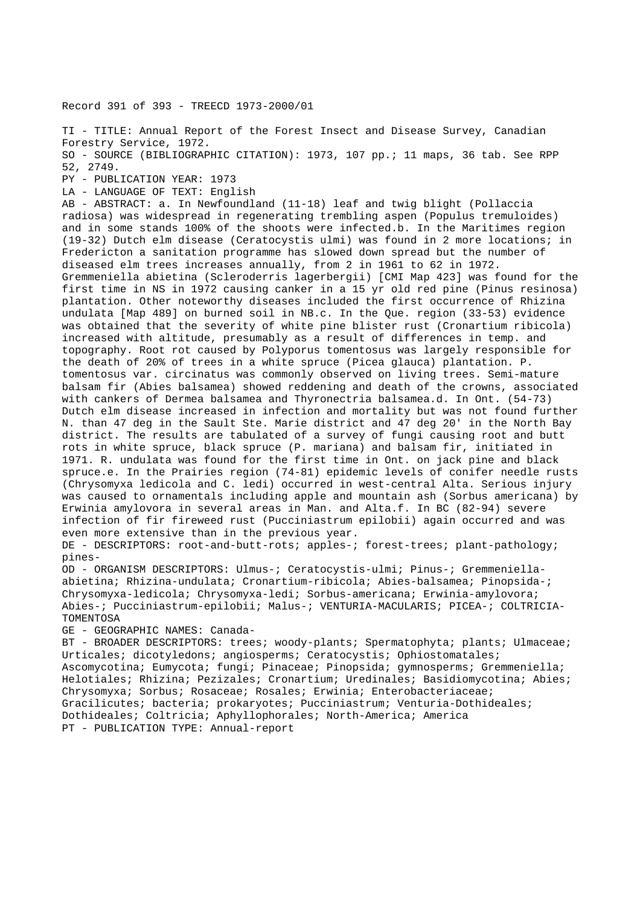Record 391 of 393 - TREECD 1973-2000/01

TI - TITLE: Annual Report of the Forest Insect and Disease Survey, Canadian Forestry Service, 1972.

SO - SOURCE (BIBLIOGRAPHIC CITATION): 1973, 107 pp.; 11 maps, 36 tab. See RPP 52, 2749.

PY - PUBLICATION YEAR: 1973

LA - LANGUAGE OF TEXT: English

AB - ABSTRACT: a. In Newfoundland (11-18) leaf and twig blight (Pollaccia radiosa) was widespread in regenerating trembling aspen (Populus tremuloides) and in some stands 100% of the shoots were infected.b. In the Maritimes region (19-32) Dutch elm disease (Ceratocystis ulmi) was found in 2 more locations; in Fredericton a sanitation programme has slowed down spread but the number of diseased elm trees increases annually, from 2 in 1961 to 62 in 1972. Gremmeniella abietina (Scleroderris lagerbergii) [CMI Map 423] was found for the first time in NS in 1972 causing canker in a 15 yr old red pine (Pinus resinosa) plantation. Other noteworthy diseases included the first occurrence of Rhizina undulata [Map 489] on burned soil in NB.c. In the Que. region (33-53) evidence was obtained that the severity of white pine blister rust (Cronartium ribicola) increased with altitude, presumably as a result of differences in temp. and topography. Root rot caused by Polyporus tomentosus was largely responsible for the death of 20% of trees in a white spruce (Picea glauca) plantation. P. tomentosus var. circinatus was commonly observed on living trees. Semi-mature balsam fir (Abies balsamea) showed reddening and death of the crowns, associated with cankers of Dermea balsamea and Thyronectria balsamea.d. In Ont. (54-73) Dutch elm disease increased in infection and mortality but was not found further N. than 47 deg in the Sault Ste. Marie district and 47 deg 20' in the North Bay district. The results are tabulated of a survey of fungi causing root and butt rots in white spruce, black spruce (P. mariana) and balsam fir, initiated in 1971. R. undulata was found for the first time in Ont. on jack pine and black spruce.e. In the Prairies region (74-81) epidemic levels of conifer needle rusts (Chrysomyxa ledicola and C. ledi) occurred in west-central Alta. Serious injury was caused to ornamentals including apple and mountain ash (Sorbus americana) by Erwinia amylovora in several areas in Man. and Alta.f. In BC (82-94) severe infection of fir fireweed rust (Pucciniastrum epilobii) again occurred and was even more extensive than in the previous year.

DE - DESCRIPTORS: root-and-butt-rots; apples-; forest-trees; plant-pathology; pines-

OD - ORGANISM DESCRIPTORS: Ulmus-; Ceratocystis-ulmi; Pinus-; Gremmeniella-abietina; Rhizina-undulata; Cronartium-ribicola; Abies-balsamea; Pinopsida-; Chrysomyxa-ledicola; Chrysomyxa-ledi; Sorbus-americana; Erwinia-amylovora; Abies-; Pucciniastrum-epilobii; Malus-; VENTURIA-MACULARIS; PICEA-; COLTRICIA-TOMENTOSA

GE - GEOGRAPHIC NAMES: Canada-

BT - BROADER DESCRIPTORS: trees; woody-plants; Spermatophyta; plants; Ulmaceae; Urticales; dicotyledons; angiosperms; Ceratocystis; Ophiostomatales; Ascomycotina; Eumycota; fungi; Pinaceae; Pinopsida; gymnosperms; Gremmeniella; Helotiales; Rhizina; Pezizales; Cronartium; Uredinales; Basidiomycotina; Abies; Chrysomyxa; Sorbus; Rosaceae; Rosales; Erwinia; Enterobacteriaceae; Gracilicutes; bacteria; prokaryotes; Pucciniastrum; Venturia-Dothideales; Dothideales; Coltricia; Aphyllophorales; North-America; America

PT - PUBLICATION TYPE: Annual-report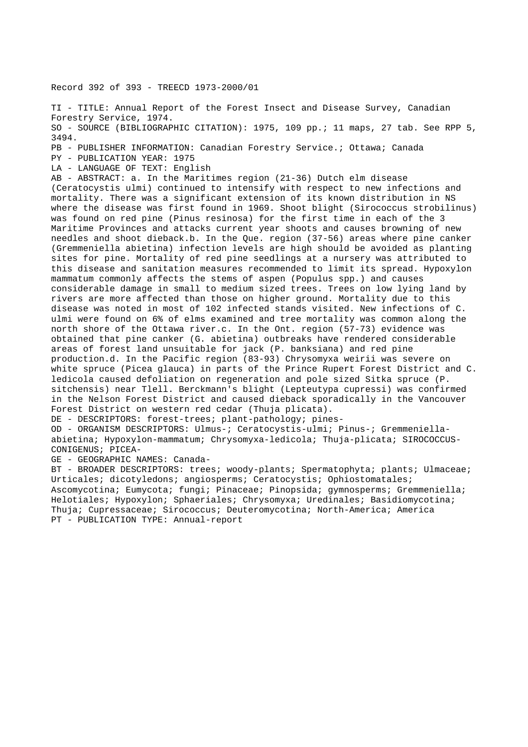Record 392 of 393 - TREECD 1973-2000/01

TI - TITLE: Annual Report of the Forest Insect and Disease Survey, Canadian Forestry Service, 1974.
SO - SOURCE (BIBLIOGRAPHIC CITATION): 1975, 109 pp.; 11 maps, 27 tab. See RPP 5, 3494.
PB - PUBLISHER INFORMATION: Canadian Forestry Service.; Ottawa; Canada
PY - PUBLICATION YEAR: 1975
LA - LANGUAGE OF TEXT: English
AB - ABSTRACT: a. In the Maritimes region (21-36) Dutch elm disease (Ceratocystis ulmi) continued to intensify with respect to new infections and mortality. There was a significant extension of its known distribution in NS where the disease was first found in 1969. Shoot blight (Sirococcus strobilinus) was found on red pine (Pinus resinosa) for the first time in each of the 3 Maritime Provinces and attacks current year shoots and causes browning of new needles and shoot dieback.b. In the Que. region (37-56) areas where pine canker (Gremmeniella abietina) infection levels are high should be avoided as planting sites for pine. Mortality of red pine seedlings at a nursery was attributed to this disease and sanitation measures recommended to limit its spread. Hypoxylon mammatum commonly affects the stems of aspen (Populus spp.) and causes considerable damage in small to medium sized trees. Trees on low lying land by rivers are more affected than those on higher ground. Mortality due to this disease was noted in most of 102 infected stands visited. New infections of C. ulmi were found on 6% of elms examined and tree mortality was common along the north shore of the Ottawa river.c. In the Ont. region (57-73) evidence was obtained that pine canker (G. abietina) outbreaks have rendered considerable areas of forest land unsuitable for jack (P. banksiana) and red pine production.d. In the Pacific region (83-93) Chrysomyxa weirii was severe on white spruce (Picea glauca) in parts of the Prince Rupert Forest District and C. ledicola caused defoliation on regeneration and pole sized Sitka spruce (P. sitchensis) near Tlell. Berckmann's blight (Lepteutypa cupressi) was confirmed in the Nelson Forest District and caused dieback sporadically in the Vancouver Forest District on western red cedar (Thuja plicata).
DE - DESCRIPTORS: forest-trees; plant-pathology; pines-
OD - ORGANISM DESCRIPTORS: Ulmus-; Ceratocystis-ulmi; Pinus-; Gremmeniella-abietina; Hypoxylon-mammatum; Chrysomyxa-ledicola; Thuja-plicata; SIROCOCCUS-CONIGENUS; PICEA-
GE - GEOGRAPHIC NAMES: Canada-
BT - BROADER DESCRIPTORS: trees; woody-plants; Spermatophyta; plants; Ulmaceae; Urticales; dicotyledons; angiosperms; Ceratocystis; Ophiostomatales; Ascomycotina; Eumycota; fungi; Pinaceae; Pinopsida; gymnosperms; Gremmeniella; Helotiales; Hypoxylon; Sphaeriales; Chrysomyxa; Uredinales; Basidiomycotina; Thuja; Cupressaceae; Sirococcus; Deuteromycotina; North-America; America
PT - PUBLICATION TYPE: Annual-report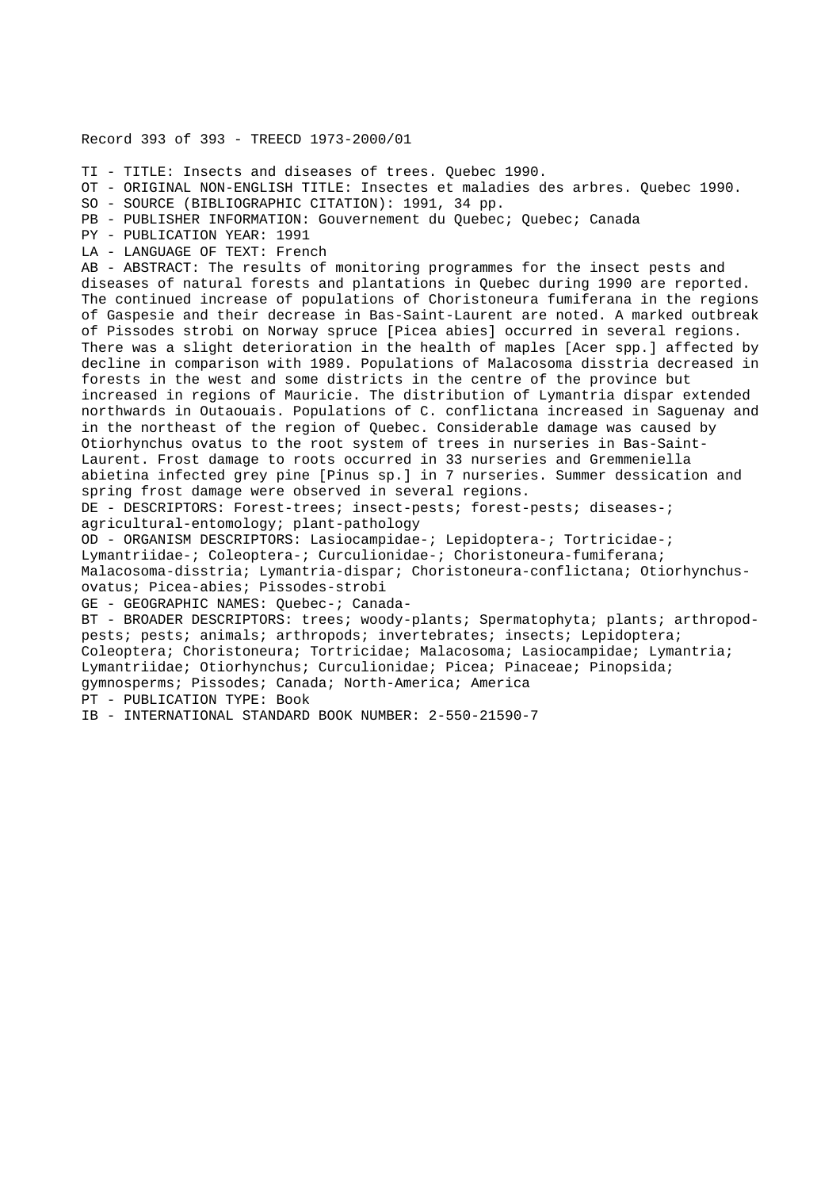Record 393 of 393 - TREECD 1973-2000/01

TI - TITLE: Insects and diseases of trees. Quebec 1990.
OT - ORIGINAL NON-ENGLISH TITLE: Insectes et maladies des arbres. Quebec 1990.
SO - SOURCE (BIBLIOGRAPHIC CITATION): 1991, 34 pp.
PB - PUBLISHER INFORMATION: Gouvernement du Quebec; Quebec; Canada
PY - PUBLICATION YEAR: 1991
LA - LANGUAGE OF TEXT: French
AB - ABSTRACT: The results of monitoring programmes for the insect pests and diseases of natural forests and plantations in Quebec during 1990 are reported. The continued increase of populations of Choristoneura fumiferana in the regions of Gaspesie and their decrease in Bas-Saint-Laurent are noted. A marked outbreak of Pissodes strobi on Norway spruce [Picea abies] occurred in several regions. There was a slight deterioration in the health of maples [Acer spp.] affected by decline in comparison with 1989. Populations of Malacosoma disstria decreased in forests in the west and some districts in the centre of the province but increased in regions of Mauricie. The distribution of Lymantria dispar extended northwards in Outaouais. Populations of C. conflictana increased in Saguenay and in the northeast of the region of Quebec. Considerable damage was caused by Otiorhynchus ovatus to the root system of trees in nurseries in Bas-Saint-Laurent. Frost damage to roots occurred in 33 nurseries and Gremmeniella abietina infected grey pine [Pinus sp.] in 7 nurseries. Summer dessication and spring frost damage were observed in several regions.
DE - DESCRIPTORS: Forest-trees; insect-pests; forest-pests; diseases-; agricultural-entomology; plant-pathology
OD - ORGANISM DESCRIPTORS: Lasiocampidae-; Lepidoptera-; Tortricidae-; Lymantriidae-; Coleoptera-; Curculionidae-; Choristoneura-fumiferana; Malacosoma-disstria; Lymantria-dispar; Choristoneura-conflictana; Otiorhynchus-ovatus; Picea-abies; Pissodes-strobi
GE - GEOGRAPHIC NAMES: Quebec-; Canada-
BT - BROADER DESCRIPTORS: trees; woody-plants; Spermatophyta; plants; arthropod-pests; pests; animals; arthropods; invertebrates; insects; Lepidoptera; Coleoptera; Choristoneura; Tortricidae; Malacosoma; Lasiocampidae; Lymantria; Lymantriidae; Otiorhynchus; Curculionidae; Picea; Pinaceae; Pinopsida; gymnosperms; Pissodes; Canada; North-America; America
PT - PUBLICATION TYPE: Book
IB - INTERNATIONAL STANDARD BOOK NUMBER: 2-550-21590-7